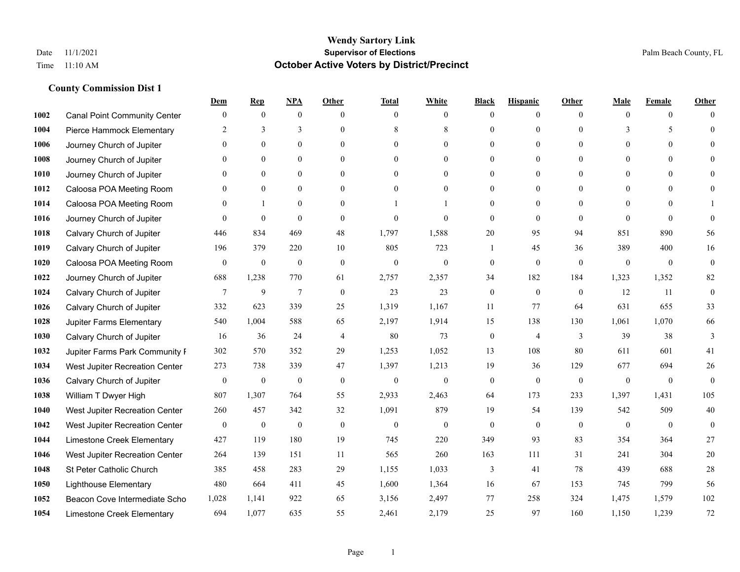# Wendy Sartory Link

**Supervisor of Elections**

**October Active Voters by District/Precinct**

Date 11/1/2021

Time 11:10 AM

Palm Beach County, FL

### County Commission Dist 1

| | | Dem | Rep | NPA | Other | Total | White | Black | Hispanic | Other | Male | Female | Other |
|---|---|---|---|---|---|---|---|---|---|---|---|---|---|
| 1002 | Canal Point Community Center | 0 | 0 | 0 | 0 | 0 | 0 | 0 | 0 | 0 | 0 | 0 | 0 |
| 1004 | Pierce Hammock Elementary | 2 | 3 | 3 | 0 | 8 | 8 | 0 | 0 | 0 | 3 | 5 | 0 |
| 1006 | Journey Church of Jupiter | 0 | 0 | 0 | 0 | 0 | 0 | 0 | 0 | 0 | 0 | 0 | 0 |
| 1008 | Journey Church of Jupiter | 0 | 0 | 0 | 0 | 0 | 0 | 0 | 0 | 0 | 0 | 0 | 0 |
| 1010 | Journey Church of Jupiter | 0 | 0 | 0 | 0 | 0 | 0 | 0 | 0 | 0 | 0 | 0 | 0 |
| 1012 | Caloosa POA Meeting Room | 0 | 0 | 0 | 0 | 0 | 0 | 0 | 0 | 0 | 0 | 0 | 0 |
| 1014 | Caloosa POA Meeting Room | 0 | 1 | 0 | 0 | 1 | 1 | 0 | 0 | 0 | 0 | 0 | 1 |
| 1016 | Journey Church of Jupiter | 0 | 0 | 0 | 0 | 0 | 0 | 0 | 0 | 0 | 0 | 0 | 0 |
| 1018 | Calvary Church of Jupiter | 446 | 834 | 469 | 48 | 1,797 | 1,588 | 20 | 95 | 94 | 851 | 890 | 56 |
| 1019 | Calvary Church of Jupiter | 196 | 379 | 220 | 10 | 805 | 723 | 1 | 45 | 36 | 389 | 400 | 16 |
| 1020 | Caloosa POA Meeting Room | 0 | 0 | 0 | 0 | 0 | 0 | 0 | 0 | 0 | 0 | 0 | 0 |
| 1022 | Journey Church of Jupiter | 688 | 1,238 | 770 | 61 | 2,757 | 2,357 | 34 | 182 | 184 | 1,323 | 1,352 | 82 |
| 1024 | Calvary Church of Jupiter | 7 | 9 | 7 | 0 | 23 | 23 | 0 | 0 | 0 | 12 | 11 | 0 |
| 1026 | Calvary Church of Jupiter | 332 | 623 | 339 | 25 | 1,319 | 1,167 | 11 | 77 | 64 | 631 | 655 | 33 |
| 1028 | Jupiter Farms Elementary | 540 | 1,004 | 588 | 65 | 2,197 | 1,914 | 15 | 138 | 130 | 1,061 | 1,070 | 66 |
| 1030 | Calvary Church of Jupiter | 16 | 36 | 24 | 4 | 80 | 73 | 0 | 4 | 3 | 39 | 38 | 3 |
| 1032 | Jupiter Farms Park Community F | 302 | 570 | 352 | 29 | 1,253 | 1,052 | 13 | 108 | 80 | 611 | 601 | 41 |
| 1034 | West Jupiter Recreation Center | 273 | 738 | 339 | 47 | 1,397 | 1,213 | 19 | 36 | 129 | 677 | 694 | 26 |
| 1036 | Calvary Church of Jupiter | 0 | 0 | 0 | 0 | 0 | 0 | 0 | 0 | 0 | 0 | 0 | 0 |
| 1038 | William T Dwyer High | 807 | 1,307 | 764 | 55 | 2,933 | 2,463 | 64 | 173 | 233 | 1,397 | 1,431 | 105 |
| 1040 | West Jupiter Recreation Center | 260 | 457 | 342 | 32 | 1,091 | 879 | 19 | 54 | 139 | 542 | 509 | 40 |
| 1042 | West Jupiter Recreation Center | 0 | 0 | 0 | 0 | 0 | 0 | 0 | 0 | 0 | 0 | 0 | 0 |
| 1044 | Limestone Creek Elementary | 427 | 119 | 180 | 19 | 745 | 220 | 349 | 93 | 83 | 354 | 364 | 27 |
| 1046 | West Jupiter Recreation Center | 264 | 139 | 151 | 11 | 565 | 260 | 163 | 111 | 31 | 241 | 304 | 20 |
| 1048 | St Peter Catholic Church | 385 | 458 | 283 | 29 | 1,155 | 1,033 | 3 | 41 | 78 | 439 | 688 | 28 |
| 1050 | Lighthouse Elementary | 480 | 664 | 411 | 45 | 1,600 | 1,364 | 16 | 67 | 153 | 745 | 799 | 56 |
| 1052 | Beacon Cove Intermediate Scho | 1,028 | 1,141 | 922 | 65 | 3,156 | 2,497 | 77 | 258 | 324 | 1,475 | 1,579 | 102 |
| 1054 | Limestone Creek Elementary | 694 | 1,077 | 635 | 55 | 2,461 | 2,179 | 25 | 97 | 160 | 1,150 | 1,239 | 72 |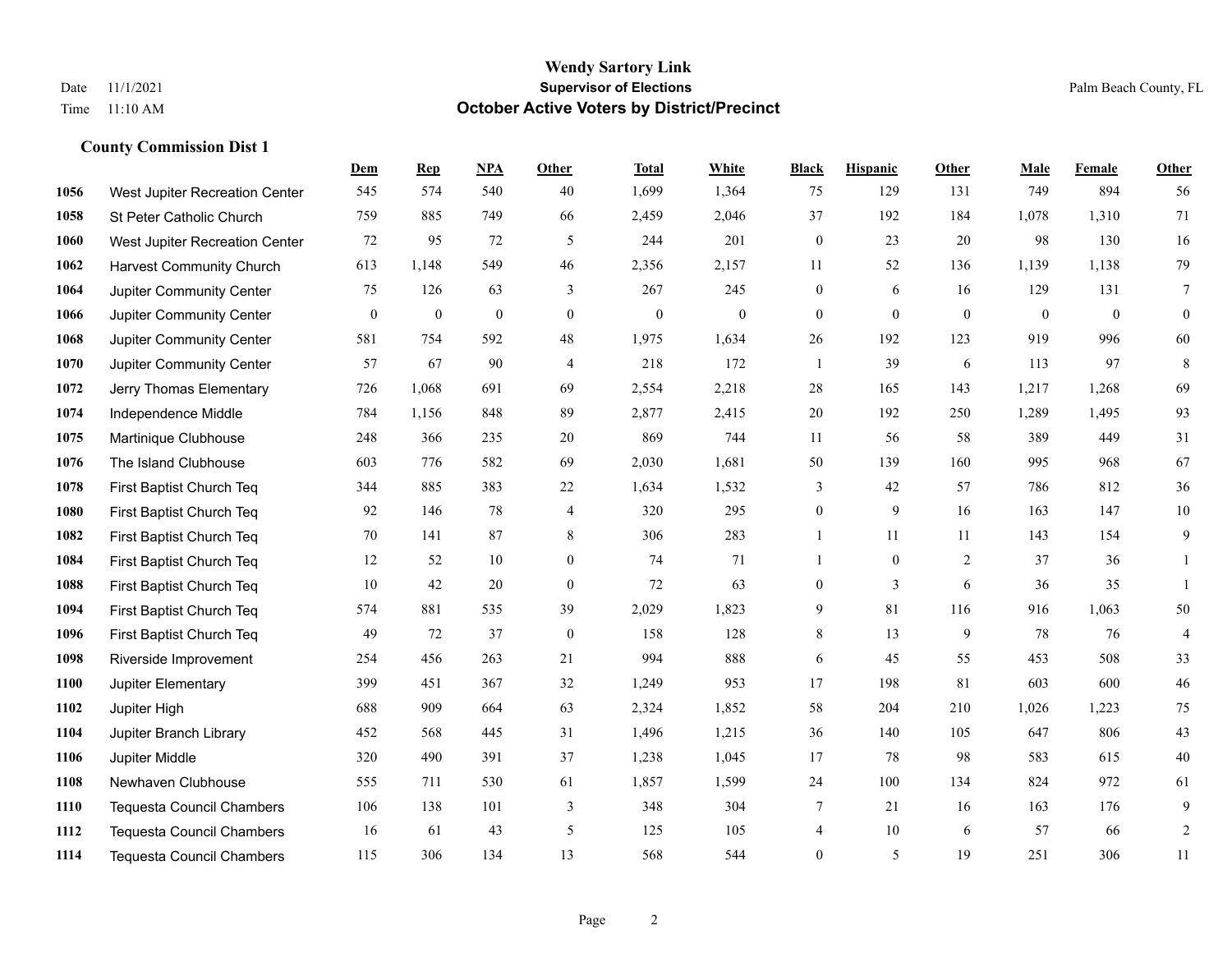# Wendy Sartory Link

**Supervisor of Elections**

**October Active Voters by District/Precinct**

Date 11/1/2021

Time 11:10 AM

Palm Beach County, FL

## County Commission Dist 1

| | | Dem | Rep | NPA | Other | Total | White | Black | Hispanic | Other | Male | Female | Other |
|---|---|---|---|---|---|---|---|---|---|---|---|---|---|
| 1056 | West Jupiter Recreation Center | 545 | 574 | 540 | 40 | 1,699 | 1,364 | 75 | 129 | 131 | 749 | 894 | 56 |
| 1058 | St Peter Catholic Church | 759 | 885 | 749 | 66 | 2,459 | 2,046 | 37 | 192 | 184 | 1,078 | 1,310 | 71 |
| 1060 | West Jupiter Recreation Center | 72 | 95 | 72 | 5 | 244 | 201 | 0 | 23 | 20 | 98 | 130 | 16 |
| 1062 | Harvest Community Church | 613 | 1,148 | 549 | 46 | 2,356 | 2,157 | 11 | 52 | 136 | 1,139 | 1,138 | 79 |
| 1064 | Jupiter Community Center | 75 | 126 | 63 | 3 | 267 | 245 | 0 | 6 | 16 | 129 | 131 | 7 |
| 1066 | Jupiter Community Center | 0 | 0 | 0 | 0 | 0 | 0 | 0 | 0 | 0 | 0 | 0 | 0 |
| 1068 | Jupiter Community Center | 581 | 754 | 592 | 48 | 1,975 | 1,634 | 26 | 192 | 123 | 919 | 996 | 60 |
| 1070 | Jupiter Community Center | 57 | 67 | 90 | 4 | 218 | 172 | 1 | 39 | 6 | 113 | 97 | 8 |
| 1072 | Jerry Thomas Elementary | 726 | 1,068 | 691 | 69 | 2,554 | 2,218 | 28 | 165 | 143 | 1,217 | 1,268 | 69 |
| 1074 | Independence Middle | 784 | 1,156 | 848 | 89 | 2,877 | 2,415 | 20 | 192 | 250 | 1,289 | 1,495 | 93 |
| 1075 | Martinique Clubhouse | 248 | 366 | 235 | 20 | 869 | 744 | 11 | 56 | 58 | 389 | 449 | 31 |
| 1076 | The Island Clubhouse | 603 | 776 | 582 | 69 | 2,030 | 1,681 | 50 | 139 | 160 | 995 | 968 | 67 |
| 1078 | First Baptist Church Teq | 344 | 885 | 383 | 22 | 1,634 | 1,532 | 3 | 42 | 57 | 786 | 812 | 36 |
| 1080 | First Baptist Church Teq | 92 | 146 | 78 | 4 | 320 | 295 | 0 | 9 | 16 | 163 | 147 | 10 |
| 1082 | First Baptist Church Teq | 70 | 141 | 87 | 8 | 306 | 283 | 1 | 11 | 11 | 143 | 154 | 9 |
| 1084 | First Baptist Church Teq | 12 | 52 | 10 | 0 | 74 | 71 | 1 | 0 | 2 | 37 | 36 | 1 |
| 1088 | First Baptist Church Teq | 10 | 42 | 20 | 0 | 72 | 63 | 0 | 3 | 6 | 36 | 35 | 1 |
| 1094 | First Baptist Church Teq | 574 | 881 | 535 | 39 | 2,029 | 1,823 | 9 | 81 | 116 | 916 | 1,063 | 50 |
| 1096 | First Baptist Church Teq | 49 | 72 | 37 | 0 | 158 | 128 | 8 | 13 | 9 | 78 | 76 | 4 |
| 1098 | Riverside Improvement | 254 | 456 | 263 | 21 | 994 | 888 | 6 | 45 | 55 | 453 | 508 | 33 |
| 1100 | Jupiter Elementary | 399 | 451 | 367 | 32 | 1,249 | 953 | 17 | 198 | 81 | 603 | 600 | 46 |
| 1102 | Jupiter High | 688 | 909 | 664 | 63 | 2,324 | 1,852 | 58 | 204 | 210 | 1,026 | 1,223 | 75 |
| 1104 | Jupiter Branch Library | 452 | 568 | 445 | 31 | 1,496 | 1,215 | 36 | 140 | 105 | 647 | 806 | 43 |
| 1106 | Jupiter Middle | 320 | 490 | 391 | 37 | 1,238 | 1,045 | 17 | 78 | 98 | 583 | 615 | 40 |
| 1108 | Newhaven Clubhouse | 555 | 711 | 530 | 61 | 1,857 | 1,599 | 24 | 100 | 134 | 824 | 972 | 61 |
| 1110 | Tequesta Council Chambers | 106 | 138 | 101 | 3 | 348 | 304 | 7 | 21 | 16 | 163 | 176 | 9 |
| 1112 | Tequesta Council Chambers | 16 | 61 | 43 | 5 | 125 | 105 | 4 | 10 | 6 | 57 | 66 | 2 |
| 1114 | Tequesta Council Chambers | 115 | 306 | 134 | 13 | 568 | 544 | 0 | 5 | 19 | 251 | 306 | 11 |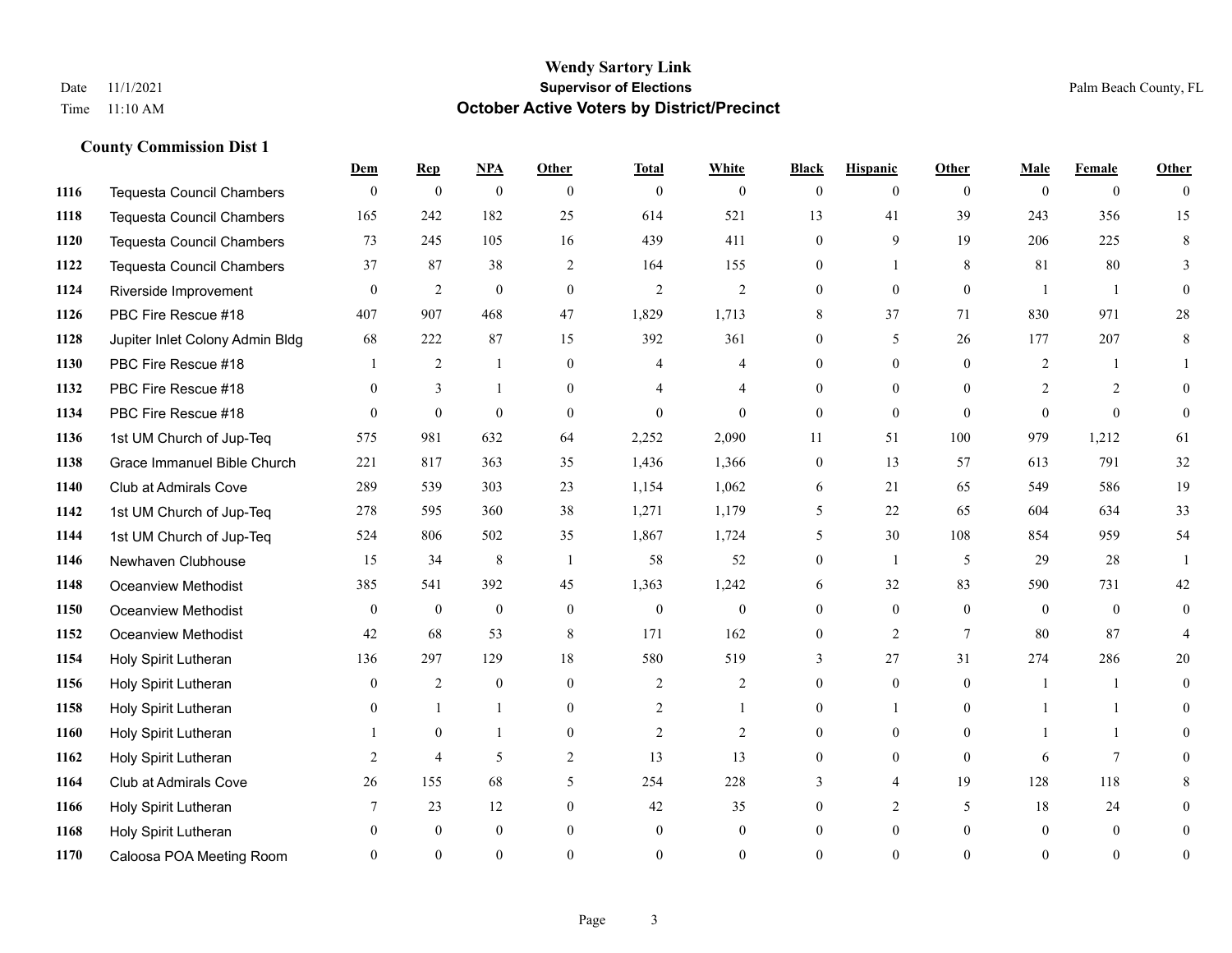# Wendy Sartory Link
## Supervisor of Elections
## October Active Voters by District/Precinct

Date 11/1/2021
Time 11:10 AM

Palm Beach County, FL

### County Commission Dist 1

| | | Dem | Rep | NPA | Other | Total | White | Black | Hispanic | Other | Male | Female | Other |
|---|---|---|---|---|---|---|---|---|---|---|---|---|---|
| 1116 | Tequesta Council Chambers | 0 | 0 | 0 | 0 | 0 | 0 | 0 | 0 | 0 | 0 | 0 | 0 |
| 1118 | Tequesta Council Chambers | 165 | 242 | 182 | 25 | 614 | 521 | 13 | 41 | 39 | 243 | 356 | 15 |
| 1120 | Tequesta Council Chambers | 73 | 245 | 105 | 16 | 439 | 411 | 0 | 9 | 19 | 206 | 225 | 8 |
| 1122 | Tequesta Council Chambers | 37 | 87 | 38 | 2 | 164 | 155 | 0 | 1 | 8 | 81 | 80 | 3 |
| 1124 | Riverside Improvement | 0 | 2 | 0 | 0 | 2 | 2 | 0 | 0 | 0 | 1 | 1 | 0 |
| 1126 | PBC Fire Rescue #18 | 407 | 907 | 468 | 47 | 1,829 | 1,713 | 8 | 37 | 71 | 830 | 971 | 28 |
| 1128 | Jupiter Inlet Colony Admin Bldg | 68 | 222 | 87 | 15 | 392 | 361 | 0 | 5 | 26 | 177 | 207 | 8 |
| 1130 | PBC Fire Rescue #18 | 1 | 2 | 1 | 0 | 4 | 4 | 0 | 0 | 0 | 2 | 1 | 1 |
| 1132 | PBC Fire Rescue #18 | 0 | 3 | 1 | 0 | 4 | 4 | 0 | 0 | 0 | 2 | 2 | 0 |
| 1134 | PBC Fire Rescue #18 | 0 | 0 | 0 | 0 | 0 | 0 | 0 | 0 | 0 | 0 | 0 | 0 |
| 1136 | 1st UM Church of Jup-Teq | 575 | 981 | 632 | 64 | 2,252 | 2,090 | 11 | 51 | 100 | 979 | 1,212 | 61 |
| 1138 | Grace Immanuel Bible Church | 221 | 817 | 363 | 35 | 1,436 | 1,366 | 0 | 13 | 57 | 613 | 791 | 32 |
| 1140 | Club at Admirals Cove | 289 | 539 | 303 | 23 | 1,154 | 1,062 | 6 | 21 | 65 | 549 | 586 | 19 |
| 1142 | 1st UM Church of Jup-Teq | 278 | 595 | 360 | 38 | 1,271 | 1,179 | 5 | 22 | 65 | 604 | 634 | 33 |
| 1144 | 1st UM Church of Jup-Teq | 524 | 806 | 502 | 35 | 1,867 | 1,724 | 5 | 30 | 108 | 854 | 959 | 54 |
| 1146 | Newhaven Clubhouse | 15 | 34 | 8 | 1 | 58 | 52 | 0 | 1 | 5 | 29 | 28 | 1 |
| 1148 | Oceanview Methodist | 385 | 541 | 392 | 45 | 1,363 | 1,242 | 6 | 32 | 83 | 590 | 731 | 42 |
| 1150 | Oceanview Methodist | 0 | 0 | 0 | 0 | 0 | 0 | 0 | 0 | 0 | 0 | 0 | 0 |
| 1152 | Oceanview Methodist | 42 | 68 | 53 | 8 | 171 | 162 | 0 | 2 | 7 | 80 | 87 | 4 |
| 1154 | Holy Spirit Lutheran | 136 | 297 | 129 | 18 | 580 | 519 | 3 | 27 | 31 | 274 | 286 | 20 |
| 1156 | Holy Spirit Lutheran | 0 | 2 | 0 | 0 | 2 | 2 | 0 | 0 | 0 | 1 | 1 | 0 |
| 1158 | Holy Spirit Lutheran | 0 | 1 | 1 | 0 | 2 | 1 | 0 | 1 | 0 | 1 | 1 | 0 |
| 1160 | Holy Spirit Lutheran | 1 | 0 | 1 | 0 | 2 | 2 | 0 | 0 | 0 | 1 | 1 | 0 |
| 1162 | Holy Spirit Lutheran | 2 | 4 | 5 | 2 | 13 | 13 | 0 | 0 | 0 | 6 | 7 | 0 |
| 1164 | Club at Admirals Cove | 26 | 155 | 68 | 5 | 254 | 228 | 3 | 4 | 19 | 128 | 118 | 8 |
| 1166 | Holy Spirit Lutheran | 7 | 23 | 12 | 0 | 42 | 35 | 0 | 2 | 5 | 18 | 24 | 0 |
| 1168 | Holy Spirit Lutheran | 0 | 0 | 0 | 0 | 0 | 0 | 0 | 0 | 0 | 0 | 0 | 0 |
| 1170 | Caloosa POA Meeting Room | 0 | 0 | 0 | 0 | 0 | 0 | 0 | 0 | 0 | 0 | 0 | 0 |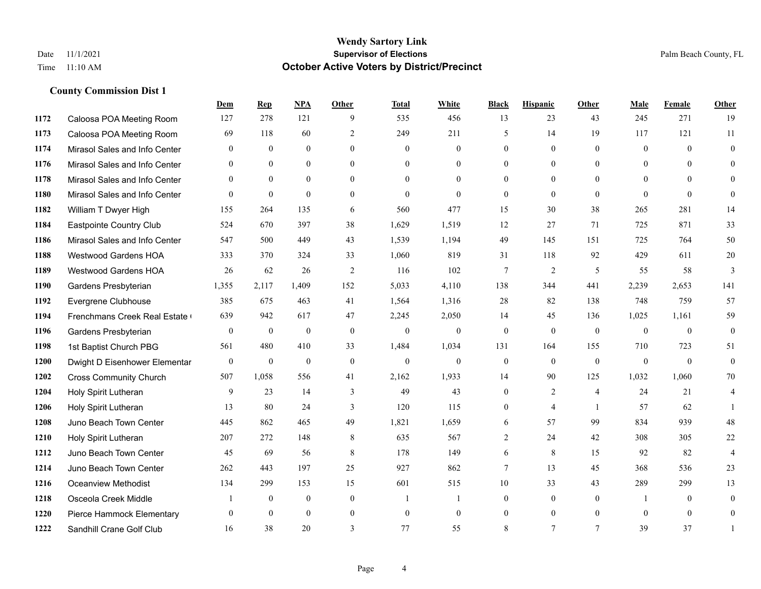# Wendy Sartory Link
## Supervisor of Elections
## October Active Voters by District/Precinct

Date 11/1/2021
Time 11:10 AM

Palm Beach County, FL

### County Commission Dist 1

| | | Dem | Rep | NPA | Other | Total | White | Black | Hispanic | Other | Male | Female | Other |
|---|---|---|---|---|---|---|---|---|---|---|---|---|---|
| 1172 | Caloosa POA Meeting Room | 127 | 278 | 121 | 9 | 535 | 456 | 13 | 23 | 43 | 245 | 271 | 19 |
| 1173 | Caloosa POA Meeting Room | 69 | 118 | 60 | 2 | 249 | 211 | 5 | 14 | 19 | 117 | 121 | 11 |
| 1174 | Mirasol Sales and Info Center | 0 | 0 | 0 | 0 | 0 | 0 | 0 | 0 | 0 | 0 | 0 | 0 |
| 1176 | Mirasol Sales and Info Center | 0 | 0 | 0 | 0 | 0 | 0 | 0 | 0 | 0 | 0 | 0 | 0 |
| 1178 | Mirasol Sales and Info Center | 0 | 0 | 0 | 0 | 0 | 0 | 0 | 0 | 0 | 0 | 0 | 0 |
| 1180 | Mirasol Sales and Info Center | 0 | 0 | 0 | 0 | 0 | 0 | 0 | 0 | 0 | 0 | 0 | 0 |
| 1182 | William T Dwyer High | 155 | 264 | 135 | 6 | 560 | 477 | 15 | 30 | 38 | 265 | 281 | 14 |
| 1184 | Eastpointe Country Club | 524 | 670 | 397 | 38 | 1,629 | 1,519 | 12 | 27 | 71 | 725 | 871 | 33 |
| 1186 | Mirasol Sales and Info Center | 547 | 500 | 449 | 43 | 1,539 | 1,194 | 49 | 145 | 151 | 725 | 764 | 50 |
| 1188 | Westwood Gardens HOA | 333 | 370 | 324 | 33 | 1,060 | 819 | 31 | 118 | 92 | 429 | 611 | 20 |
| 1189 | Westwood Gardens HOA | 26 | 62 | 26 | 2 | 116 | 102 | 7 | 2 | 5 | 55 | 58 | 3 |
| 1190 | Gardens Presbyterian | 1,355 | 2,117 | 1,409 | 152 | 5,033 | 4,110 | 138 | 344 | 441 | 2,239 | 2,653 | 141 |
| 1192 | Evergrene Clubhouse | 385 | 675 | 463 | 41 | 1,564 | 1,316 | 28 | 82 | 138 | 748 | 759 | 57 |
| 1194 | Frenchmans Creek Real Estate ( | 639 | 942 | 617 | 47 | 2,245 | 2,050 | 14 | 45 | 136 | 1,025 | 1,161 | 59 |
| 1196 | Gardens Presbyterian | 0 | 0 | 0 | 0 | 0 | 0 | 0 | 0 | 0 | 0 | 0 | 0 |
| 1198 | 1st Baptist Church PBG | 561 | 480 | 410 | 33 | 1,484 | 1,034 | 131 | 164 | 155 | 710 | 723 | 51 |
| 1200 | Dwight D Eisenhower Elementar | 0 | 0 | 0 | 0 | 0 | 0 | 0 | 0 | 0 | 0 | 0 | 0 |
| 1202 | Cross Community Church | 507 | 1,058 | 556 | 41 | 2,162 | 1,933 | 14 | 90 | 125 | 1,032 | 1,060 | 70 |
| 1204 | Holy Spirit Lutheran | 9 | 23 | 14 | 3 | 49 | 43 | 0 | 2 | 4 | 24 | 21 | 4 |
| 1206 | Holy Spirit Lutheran | 13 | 80 | 24 | 3 | 120 | 115 | 0 | 4 | 1 | 57 | 62 | 1 |
| 1208 | Juno Beach Town Center | 445 | 862 | 465 | 49 | 1,821 | 1,659 | 6 | 57 | 99 | 834 | 939 | 48 |
| 1210 | Holy Spirit Lutheran | 207 | 272 | 148 | 8 | 635 | 567 | 2 | 24 | 42 | 308 | 305 | 22 |
| 1212 | Juno Beach Town Center | 45 | 69 | 56 | 8 | 178 | 149 | 6 | 8 | 15 | 92 | 82 | 4 |
| 1214 | Juno Beach Town Center | 262 | 443 | 197 | 25 | 927 | 862 | 7 | 13 | 45 | 368 | 536 | 23 |
| 1216 | Oceanview Methodist | 134 | 299 | 153 | 15 | 601 | 515 | 10 | 33 | 43 | 289 | 299 | 13 |
| 1218 | Osceola Creek Middle | 1 | 0 | 0 | 0 | 1 | 1 | 0 | 0 | 0 | 1 | 0 | 0 |
| 1220 | Pierce Hammock Elementary | 0 | 0 | 0 | 0 | 0 | 0 | 0 | 0 | 0 | 0 | 0 | 0 |
| 1222 | Sandhill Crane Golf Club | 16 | 38 | 20 | 3 | 77 | 55 | 8 | 7 | 7 | 39 | 37 | 1 |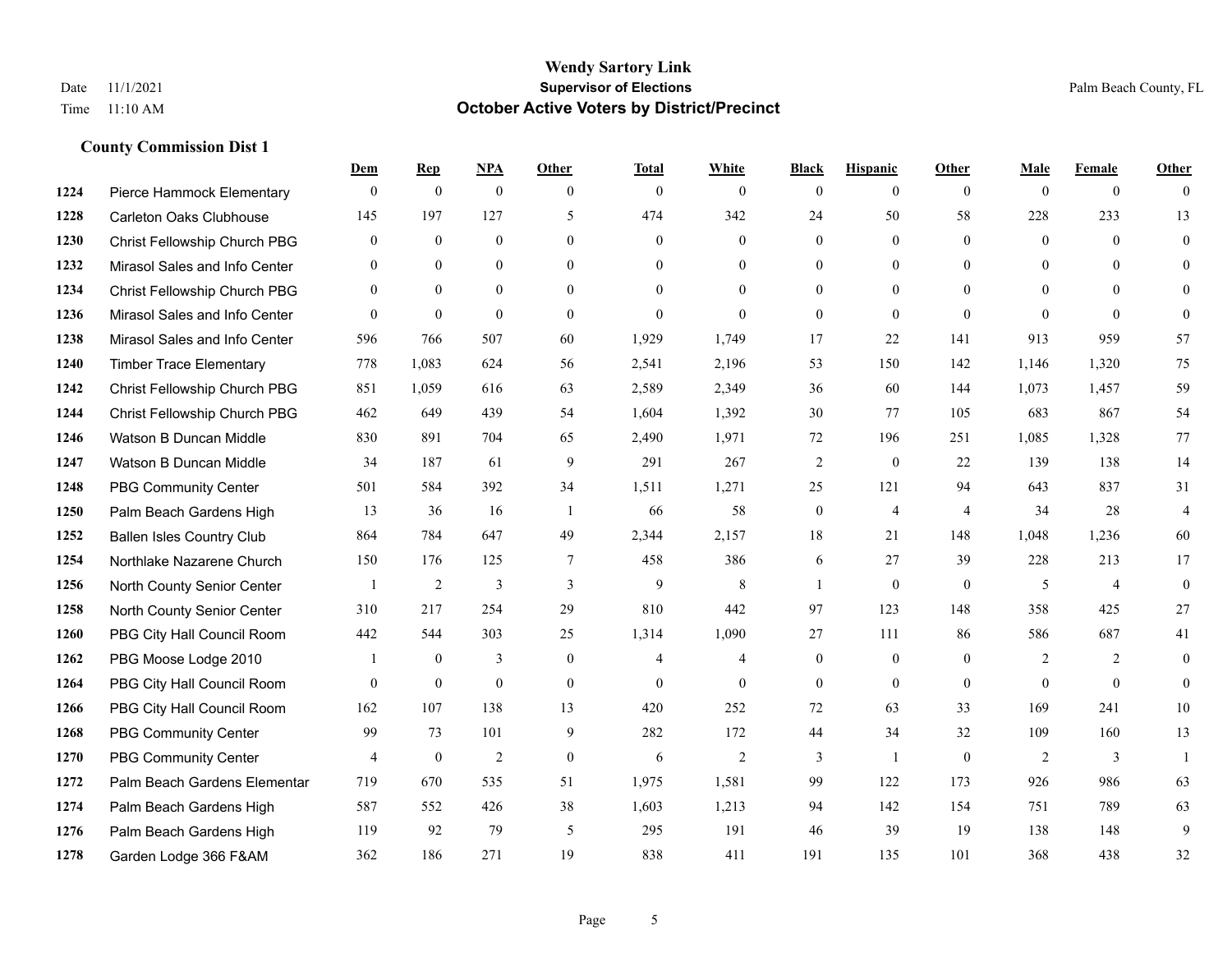# Wendy Sartory Link
## Supervisor of Elections
## October Active Voters by District/Precinct

Date 11/1/2021
Time 11:10 AM

Palm Beach County, FL

### County Commission Dist 1

| | | Dem | Rep | NPA | Other | Total | White | Black | Hispanic | Other | Male | Female | Other |
|---|---|---|---|---|---|---|---|---|---|---|---|---|---|
| 1224 | Pierce Hammock Elementary | 0 | 0 | 0 | 0 | 0 | 0 | 0 | 0 | 0 | 0 | 0 | 0 |
| 1228 | Carleton Oaks Clubhouse | 145 | 197 | 127 | 5 | 474 | 342 | 24 | 50 | 58 | 228 | 233 | 13 |
| 1230 | Christ Fellowship Church PBG | 0 | 0 | 0 | 0 | 0 | 0 | 0 | 0 | 0 | 0 | 0 | 0 |
| 1232 | Mirasol Sales and Info Center | 0 | 0 | 0 | 0 | 0 | 0 | 0 | 0 | 0 | 0 | 0 | 0 |
| 1234 | Christ Fellowship Church PBG | 0 | 0 | 0 | 0 | 0 | 0 | 0 | 0 | 0 | 0 | 0 | 0 |
| 1236 | Mirasol Sales and Info Center | 0 | 0 | 0 | 0 | 0 | 0 | 0 | 0 | 0 | 0 | 0 | 0 |
| 1238 | Mirasol Sales and Info Center | 596 | 766 | 507 | 60 | 1,929 | 1,749 | 17 | 22 | 141 | 913 | 959 | 57 |
| 1240 | Timber Trace Elementary | 778 | 1,083 | 624 | 56 | 2,541 | 2,196 | 53 | 150 | 142 | 1,146 | 1,320 | 75 |
| 1242 | Christ Fellowship Church PBG | 851 | 1,059 | 616 | 63 | 2,589 | 2,349 | 36 | 60 | 144 | 1,073 | 1,457 | 59 |
| 1244 | Christ Fellowship Church PBG | 462 | 649 | 439 | 54 | 1,604 | 1,392 | 30 | 77 | 105 | 683 | 867 | 54 |
| 1246 | Watson B Duncan Middle | 830 | 891 | 704 | 65 | 2,490 | 1,971 | 72 | 196 | 251 | 1,085 | 1,328 | 77 |
| 1247 | Watson B Duncan Middle | 34 | 187 | 61 | 9 | 291 | 267 | 2 | 0 | 22 | 139 | 138 | 14 |
| 1248 | PBG Community Center | 501 | 584 | 392 | 34 | 1,511 | 1,271 | 25 | 121 | 94 | 643 | 837 | 31 |
| 1250 | Palm Beach Gardens High | 13 | 36 | 16 | 1 | 66 | 58 | 0 | 4 | 4 | 34 | 28 | 4 |
| 1252 | Ballen Isles Country Club | 864 | 784 | 647 | 49 | 2,344 | 2,157 | 18 | 21 | 148 | 1,048 | 1,236 | 60 |
| 1254 | Northlake Nazarene Church | 150 | 176 | 125 | 7 | 458 | 386 | 6 | 27 | 39 | 228 | 213 | 17 |
| 1256 | North County Senior Center | 1 | 2 | 3 | 3 | 9 | 8 | 1 | 0 | 0 | 5 | 4 | 0 |
| 1258 | North County Senior Center | 310 | 217 | 254 | 29 | 810 | 442 | 97 | 123 | 148 | 358 | 425 | 27 |
| 1260 | PBG City Hall Council Room | 442 | 544 | 303 | 25 | 1,314 | 1,090 | 27 | 111 | 86 | 586 | 687 | 41 |
| 1262 | PBG Moose Lodge 2010 | 1 | 0 | 3 | 0 | 4 | 4 | 0 | 0 | 0 | 2 | 2 | 0 |
| 1264 | PBG City Hall Council Room | 0 | 0 | 0 | 0 | 0 | 0 | 0 | 0 | 0 | 0 | 0 | 0 |
| 1266 | PBG City Hall Council Room | 162 | 107 | 138 | 13 | 420 | 252 | 72 | 63 | 33 | 169 | 241 | 10 |
| 1268 | PBG Community Center | 99 | 73 | 101 | 9 | 282 | 172 | 44 | 34 | 32 | 109 | 160 | 13 |
| 1270 | PBG Community Center | 4 | 0 | 2 | 0 | 6 | 2 | 3 | 1 | 0 | 2 | 3 | 1 |
| 1272 | Palm Beach Gardens Elementar | 719 | 670 | 535 | 51 | 1,975 | 1,581 | 99 | 122 | 173 | 926 | 986 | 63 |
| 1274 | Palm Beach Gardens High | 587 | 552 | 426 | 38 | 1,603 | 1,213 | 94 | 142 | 154 | 751 | 789 | 63 |
| 1276 | Palm Beach Gardens High | 119 | 92 | 79 | 5 | 295 | 191 | 46 | 39 | 19 | 138 | 148 | 9 |
| 1278 | Garden Lodge 366 F&AM | 362 | 186 | 271 | 19 | 838 | 411 | 191 | 135 | 101 | 368 | 438 | 32 |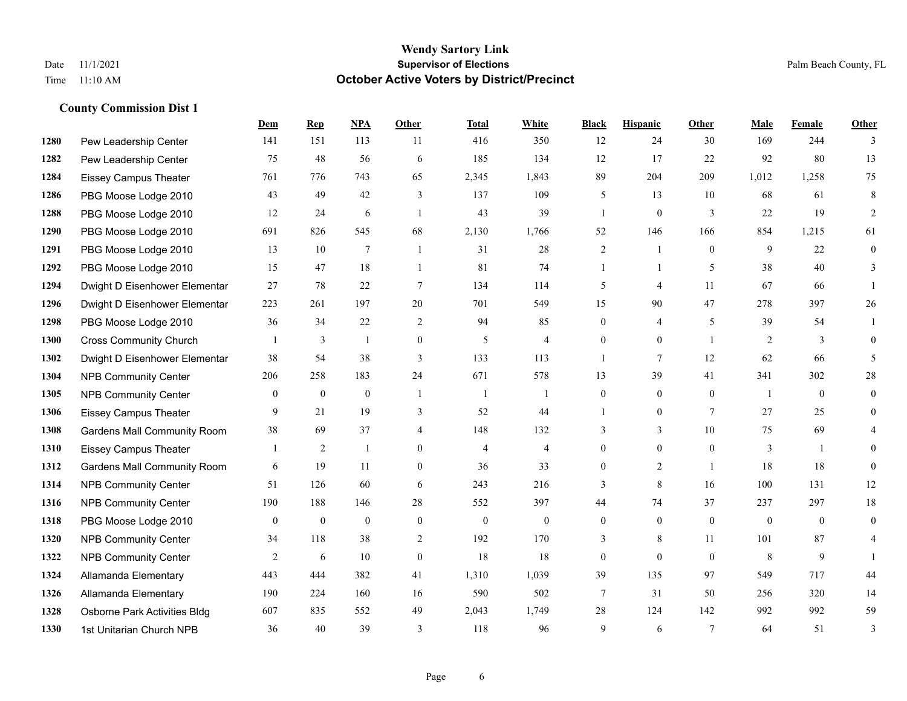# Wendy Sartory Link
## Supervisor of Elections
## October Active Voters by District/Precinct

Date 11/1/2021
Time 11:10 AM

Palm Beach County, FL

### County Commission Dist 1

| | | Dem | Rep | NPA | Other | Total | White | Black | Hispanic | Other | Male | Female | Other |
|---|---|---|---|---|---|---|---|---|---|---|---|---|---|
| 1280 | Pew Leadership Center | 141 | 151 | 113 | 11 | 416 | 350 | 12 | 24 | 30 | 169 | 244 | 3 |
| 1282 | Pew Leadership Center | 75 | 48 | 56 | 6 | 185 | 134 | 12 | 17 | 22 | 92 | 80 | 13 |
| 1284 | Eissey Campus Theater | 761 | 776 | 743 | 65 | 2,345 | 1,843 | 89 | 204 | 209 | 1,012 | 1,258 | 75 |
| 1286 | PBG Moose Lodge 2010 | 43 | 49 | 42 | 3 | 137 | 109 | 5 | 13 | 10 | 68 | 61 | 8 |
| 1288 | PBG Moose Lodge 2010 | 12 | 24 | 6 | 1 | 43 | 39 | 1 | 0 | 3 | 22 | 19 | 2 |
| 1290 | PBG Moose Lodge 2010 | 691 | 826 | 545 | 68 | 2,130 | 1,766 | 52 | 146 | 166 | 854 | 1,215 | 61 |
| 1291 | PBG Moose Lodge 2010 | 13 | 10 | 7 | 1 | 31 | 28 | 2 | 1 | 0 | 9 | 22 | 0 |
| 1292 | PBG Moose Lodge 2010 | 15 | 47 | 18 | 1 | 81 | 74 | 1 | 1 | 5 | 38 | 40 | 3 |
| 1294 | Dwight D Eisenhower Elementar | 27 | 78 | 22 | 7 | 134 | 114 | 5 | 4 | 11 | 67 | 66 | 1 |
| 1296 | Dwight D Eisenhower Elementar | 223 | 261 | 197 | 20 | 701 | 549 | 15 | 90 | 47 | 278 | 397 | 26 |
| 1298 | PBG Moose Lodge 2010 | 36 | 34 | 22 | 2 | 94 | 85 | 0 | 4 | 5 | 39 | 54 | 1 |
| 1300 | Cross Community Church | 1 | 3 | 1 | 0 | 5 | 4 | 0 | 0 | 1 | 2 | 3 | 0 |
| 1302 | Dwight D Eisenhower Elementar | 38 | 54 | 38 | 3 | 133 | 113 | 1 | 7 | 12 | 62 | 66 | 5 |
| 1304 | NPB Community Center | 206 | 258 | 183 | 24 | 671 | 578 | 13 | 39 | 41 | 341 | 302 | 28 |
| 1305 | NPB Community Center | 0 | 0 | 0 | 1 | 1 | 1 | 0 | 0 | 0 | 1 | 0 | 0 |
| 1306 | Eissey Campus Theater | 9 | 21 | 19 | 3 | 52 | 44 | 1 | 0 | 7 | 27 | 25 | 0 |
| 1308 | Gardens Mall Community Room | 38 | 69 | 37 | 4 | 148 | 132 | 3 | 3 | 10 | 75 | 69 | 4 |
| 1310 | Eissey Campus Theater | 1 | 2 | 1 | 0 | 4 | 4 | 0 | 0 | 0 | 3 | 1 | 0 |
| 1312 | Gardens Mall Community Room | 6 | 19 | 11 | 0 | 36 | 33 | 0 | 2 | 1 | 18 | 18 | 0 |
| 1314 | NPB Community Center | 51 | 126 | 60 | 6 | 243 | 216 | 3 | 8 | 16 | 100 | 131 | 12 |
| 1316 | NPB Community Center | 190 | 188 | 146 | 28 | 552 | 397 | 44 | 74 | 37 | 237 | 297 | 18 |
| 1318 | PBG Moose Lodge 2010 | 0 | 0 | 0 | 0 | 0 | 0 | 0 | 0 | 0 | 0 | 0 | 0 |
| 1320 | NPB Community Center | 34 | 118 | 38 | 2 | 192 | 170 | 3 | 8 | 11 | 101 | 87 | 4 |
| 1322 | NPB Community Center | 2 | 6 | 10 | 0 | 18 | 18 | 0 | 0 | 0 | 8 | 9 | 1 |
| 1324 | Allamanda Elementary | 443 | 444 | 382 | 41 | 1,310 | 1,039 | 39 | 135 | 97 | 549 | 717 | 44 |
| 1326 | Allamanda Elementary | 190 | 224 | 160 | 16 | 590 | 502 | 7 | 31 | 50 | 256 | 320 | 14 |
| 1328 | Osborne Park Activities Bldg | 607 | 835 | 552 | 49 | 2,043 | 1,749 | 28 | 124 | 142 | 992 | 992 | 59 |
| 1330 | 1st Unitarian Church NPB | 36 | 40 | 39 | 3 | 118 | 96 | 9 | 6 | 7 | 64 | 51 | 3 |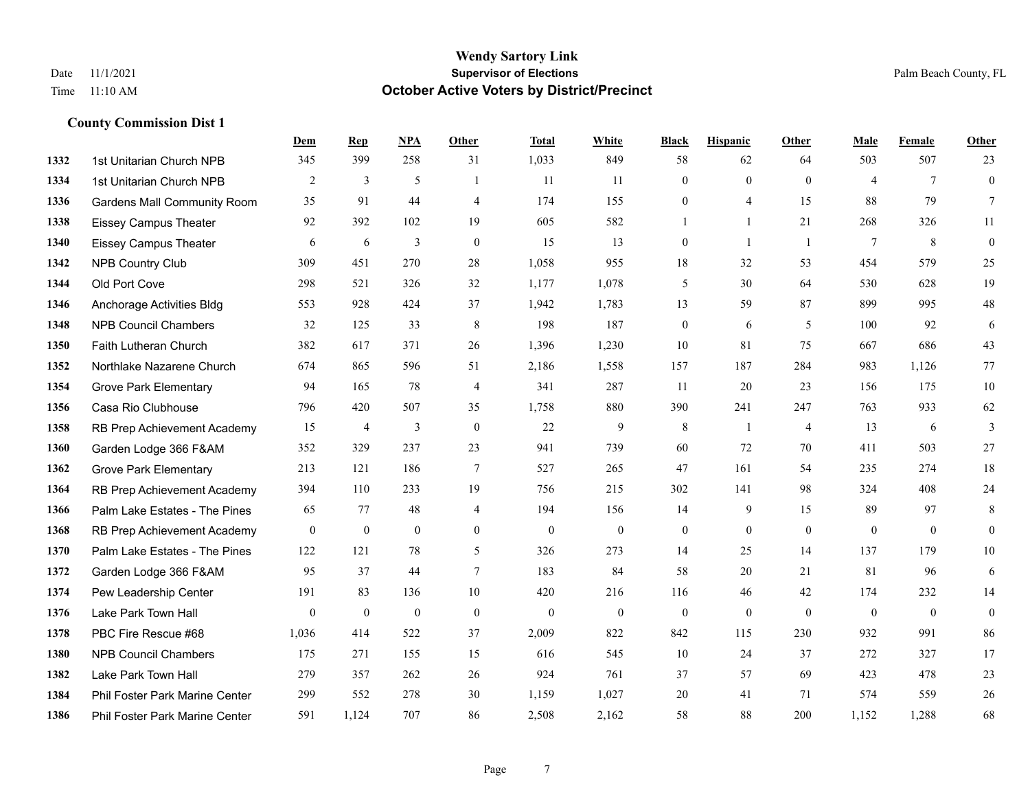# Wendy Sartory Link

**Supervisor of Elections**

**October Active Voters by District/Precinct**

Date 11/1/2021
Time 11:10 AM

Palm Beach County, FL

### County Commission Dist 1

| | | Dem | Rep | NPA | Other | Total | White | Black | Hispanic | Other | Male | Female | Other |
|---|---|---|---|---|---|---|---|---|---|---|---|---|---|
| 1332 | 1st Unitarian Church NPB | 345 | 399 | 258 | 31 | 1,033 | 849 | 58 | 62 | 64 | 503 | 507 | 23 |
| 1334 | 1st Unitarian Church NPB | 2 | 3 | 5 | 1 | 11 | 11 | 0 | 0 | 0 | 4 | 7 | 0 |
| 1336 | Gardens Mall Community Room | 35 | 91 | 44 | 4 | 174 | 155 | 0 | 4 | 15 | 88 | 79 | 7 |
| 1338 | Eissey Campus Theater | 92 | 392 | 102 | 19 | 605 | 582 | 1 | 1 | 21 | 268 | 326 | 11 |
| 1340 | Eissey Campus Theater | 6 | 6 | 3 | 0 | 15 | 13 | 0 | 1 | 1 | 7 | 8 | 0 |
| 1342 | NPB Country Club | 309 | 451 | 270 | 28 | 1,058 | 955 | 18 | 32 | 53 | 454 | 579 | 25 |
| 1344 | Old Port Cove | 298 | 521 | 326 | 32 | 1,177 | 1,078 | 5 | 30 | 64 | 530 | 628 | 19 |
| 1346 | Anchorage Activities Bldg | 553 | 928 | 424 | 37 | 1,942 | 1,783 | 13 | 59 | 87 | 899 | 995 | 48 |
| 1348 | NPB Council Chambers | 32 | 125 | 33 | 8 | 198 | 187 | 0 | 6 | 5 | 100 | 92 | 6 |
| 1350 | Faith Lutheran Church | 382 | 617 | 371 | 26 | 1,396 | 1,230 | 10 | 81 | 75 | 667 | 686 | 43 |
| 1352 | Northlake Nazarene Church | 674 | 865 | 596 | 51 | 2,186 | 1,558 | 157 | 187 | 284 | 983 | 1,126 | 77 |
| 1354 | Grove Park Elementary | 94 | 165 | 78 | 4 | 341 | 287 | 11 | 20 | 23 | 156 | 175 | 10 |
| 1356 | Casa Rio Clubhouse | 796 | 420 | 507 | 35 | 1,758 | 880 | 390 | 241 | 247 | 763 | 933 | 62 |
| 1358 | RB Prep Achievement Academy | 15 | 4 | 3 | 0 | 22 | 9 | 8 | 1 | 4 | 13 | 6 | 3 |
| 1360 | Garden Lodge 366 F&AM | 352 | 329 | 237 | 23 | 941 | 739 | 60 | 72 | 70 | 411 | 503 | 27 |
| 1362 | Grove Park Elementary | 213 | 121 | 186 | 7 | 527 | 265 | 47 | 161 | 54 | 235 | 274 | 18 |
| 1364 | RB Prep Achievement Academy | 394 | 110 | 233 | 19 | 756 | 215 | 302 | 141 | 98 | 324 | 408 | 24 |
| 1366 | Palm Lake Estates - The Pines | 65 | 77 | 48 | 4 | 194 | 156 | 14 | 9 | 15 | 89 | 97 | 8 |
| 1368 | RB Prep Achievement Academy | 0 | 0 | 0 | 0 | 0 | 0 | 0 | 0 | 0 | 0 | 0 | 0 |
| 1370 | Palm Lake Estates - The Pines | 122 | 121 | 78 | 5 | 326 | 273 | 14 | 25 | 14 | 137 | 179 | 10 |
| 1372 | Garden Lodge 366 F&AM | 95 | 37 | 44 | 7 | 183 | 84 | 58 | 20 | 21 | 81 | 96 | 6 |
| 1374 | Pew Leadership Center | 191 | 83 | 136 | 10 | 420 | 216 | 116 | 46 | 42 | 174 | 232 | 14 |
| 1376 | Lake Park Town Hall | 0 | 0 | 0 | 0 | 0 | 0 | 0 | 0 | 0 | 0 | 0 | 0 |
| 1378 | PBC Fire Rescue #68 | 1,036 | 414 | 522 | 37 | 2,009 | 822 | 842 | 115 | 230 | 932 | 991 | 86 |
| 1380 | NPB Council Chambers | 175 | 271 | 155 | 15 | 616 | 545 | 10 | 24 | 37 | 272 | 327 | 17 |
| 1382 | Lake Park Town Hall | 279 | 357 | 262 | 26 | 924 | 761 | 37 | 57 | 69 | 423 | 478 | 23 |
| 1384 | Phil Foster Park Marine Center | 299 | 552 | 278 | 30 | 1,159 | 1,027 | 20 | 41 | 71 | 574 | 559 | 26 |
| 1386 | Phil Foster Park Marine Center | 591 | 1,124 | 707 | 86 | 2,508 | 2,162 | 58 | 88 | 200 | 1,152 | 1,288 | 68 |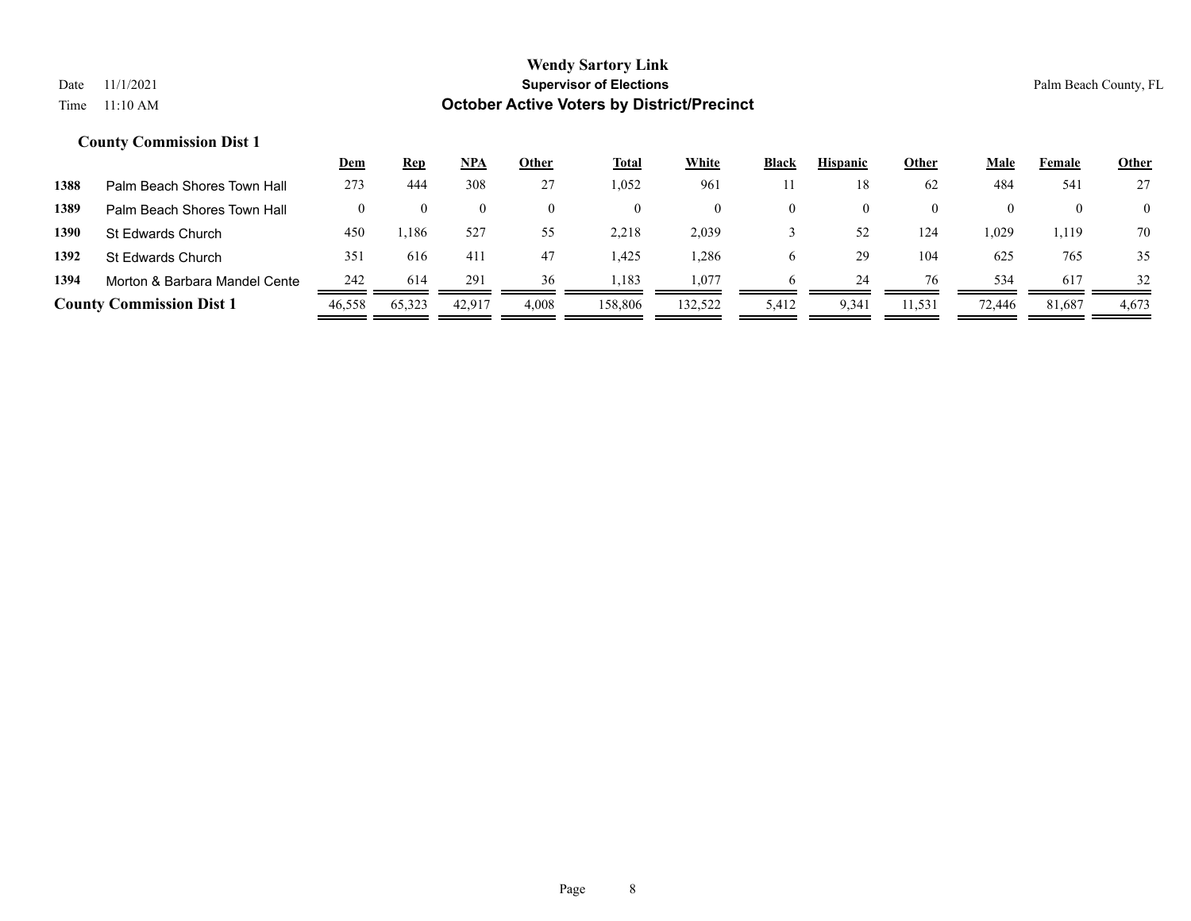**Wendy Sartory Link**
**Supervisor of Elections**
**October Active Voters by District/Precinct**

Date 11/1/2021
Time 11:10 AM

Palm Beach County, FL

### County Commission Dist 1

| | | Dem | Rep | NPA | Other | Total | White | Black | Hispanic | Other | Male | Female | Other |
|---|---|---|---|---|---|---|---|---|---|---|---|---|---|
| 1388 | Palm Beach Shores Town Hall | 273 | 444 | 308 | 27 | 1,052 | 961 | 11 | 18 | 62 | 484 | 541 | 27 |
| 1389 | Palm Beach Shores Town Hall | 0 | 0 | 0 | 0 | 0 | 0 | 0 | 0 | 0 | 0 | 0 | 0 |
| 1390 | St Edwards Church | 450 | 1,186 | 527 | 55 | 2,218 | 2,039 | 3 | 52 | 124 | 1,029 | 1,119 | 70 |
| 1392 | St Edwards Church | 351 | 616 | 411 | 47 | 1,425 | 1,286 | 6 | 29 | 104 | 625 | 765 | 35 |
| 1394 | Morton & Barbara Mandel Cente | 242 | 614 | 291 | 36 | 1,183 | 1,077 | 6 | 24 | 76 | 534 | 617 | 32 |
| **County Commission Dist 1** | | 46,558 | 65,323 | 42,917 | 4,008 | 158,806 | 132,522 | 5,412 | 9,341 | 11,531 | 72,446 | 81,687 | 4,673 |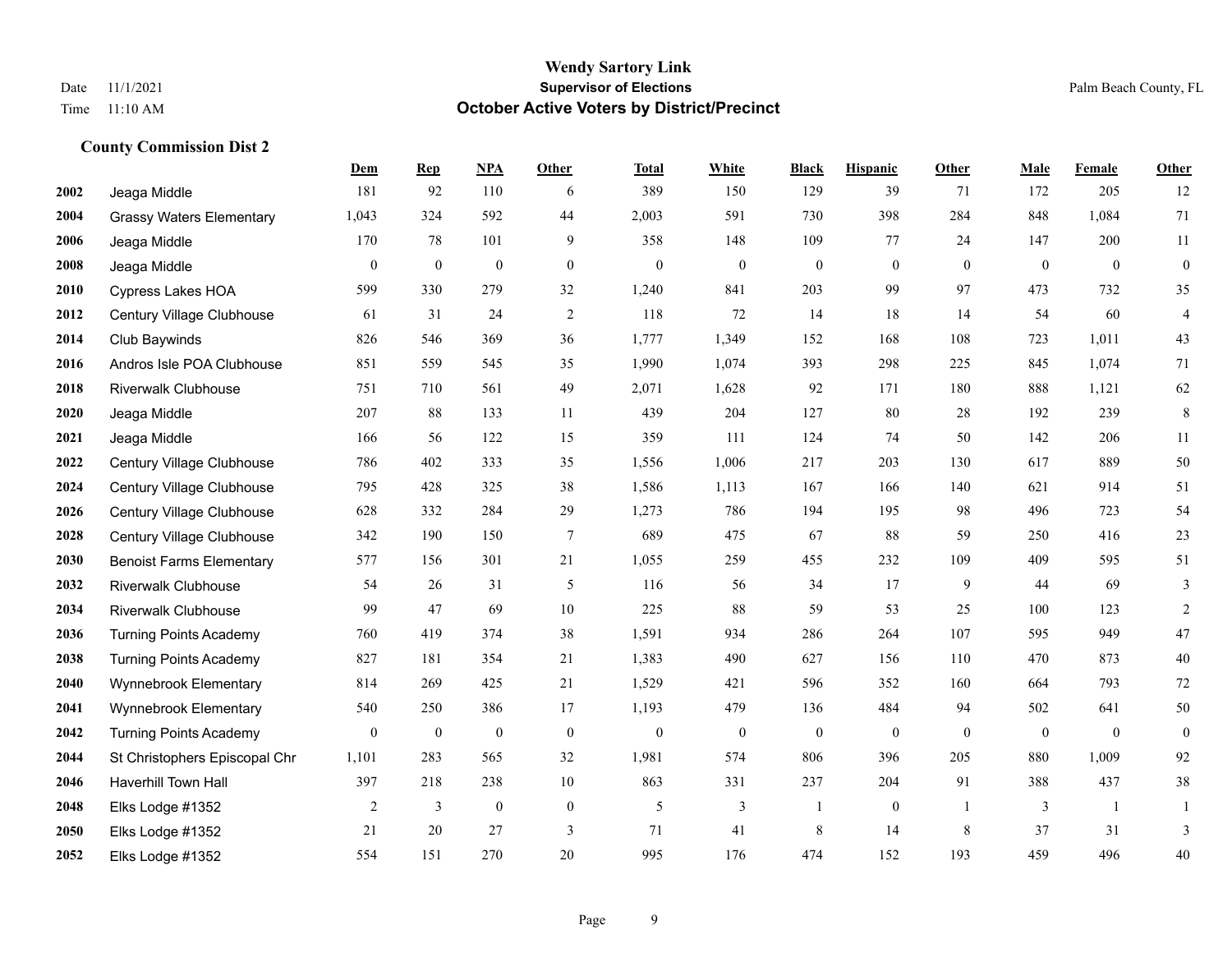# Wendy Sartory Link
## Supervisor of Elections
## October Active Voters by District/Precinct

Date 11/1/2021
Time 11:10 AM

Palm Beach County, FL

### County Commission Dist 2

| | | Dem | Rep | NPA | Other | Total | White | Black | Hispanic | Other | Male | Female | Other |
|---|---|---|---|---|---|---|---|---|---|---|---|---|---|
| 2002 | Jeaga Middle | 181 | 92 | 110 | 6 | 389 | 150 | 129 | 39 | 71 | 172 | 205 | 12 |
| 2004 | Grassy Waters Elementary | 1,043 | 324 | 592 | 44 | 2,003 | 591 | 730 | 398 | 284 | 848 | 1,084 | 71 |
| 2006 | Jeaga Middle | 170 | 78 | 101 | 9 | 358 | 148 | 109 | 77 | 24 | 147 | 200 | 11 |
| 2008 | Jeaga Middle | 0 | 0 | 0 | 0 | 0 | 0 | 0 | 0 | 0 | 0 | 0 | 0 |
| 2010 | Cypress Lakes HOA | 599 | 330 | 279 | 32 | 1,240 | 841 | 203 | 99 | 97 | 473 | 732 | 35 |
| 2012 | Century Village Clubhouse | 61 | 31 | 24 | 2 | 118 | 72 | 14 | 18 | 14 | 54 | 60 | 4 |
| 2014 | Club Baywinds | 826 | 546 | 369 | 36 | 1,777 | 1,349 | 152 | 168 | 108 | 723 | 1,011 | 43 |
| 2016 | Andros Isle POA Clubhouse | 851 | 559 | 545 | 35 | 1,990 | 1,074 | 393 | 298 | 225 | 845 | 1,074 | 71 |
| 2018 | Riverwalk Clubhouse | 751 | 710 | 561 | 49 | 2,071 | 1,628 | 92 | 171 | 180 | 888 | 1,121 | 62 |
| 2020 | Jeaga Middle | 207 | 88 | 133 | 11 | 439 | 204 | 127 | 80 | 28 | 192 | 239 | 8 |
| 2021 | Jeaga Middle | 166 | 56 | 122 | 15 | 359 | 111 | 124 | 74 | 50 | 142 | 206 | 11 |
| 2022 | Century Village Clubhouse | 786 | 402 | 333 | 35 | 1,556 | 1,006 | 217 | 203 | 130 | 617 | 889 | 50 |
| 2024 | Century Village Clubhouse | 795 | 428 | 325 | 38 | 1,586 | 1,113 | 167 | 166 | 140 | 621 | 914 | 51 |
| 2026 | Century Village Clubhouse | 628 | 332 | 284 | 29 | 1,273 | 786 | 194 | 195 | 98 | 496 | 723 | 54 |
| 2028 | Century Village Clubhouse | 342 | 190 | 150 | 7 | 689 | 475 | 67 | 88 | 59 | 250 | 416 | 23 |
| 2030 | Benoist Farms Elementary | 577 | 156 | 301 | 21 | 1,055 | 259 | 455 | 232 | 109 | 409 | 595 | 51 |
| 2032 | Riverwalk Clubhouse | 54 | 26 | 31 | 5 | 116 | 56 | 34 | 17 | 9 | 44 | 69 | 3 |
| 2034 | Riverwalk Clubhouse | 99 | 47 | 69 | 10 | 225 | 88 | 59 | 53 | 25 | 100 | 123 | 2 |
| 2036 | Turning Points Academy | 760 | 419 | 374 | 38 | 1,591 | 934 | 286 | 264 | 107 | 595 | 949 | 47 |
| 2038 | Turning Points Academy | 827 | 181 | 354 | 21 | 1,383 | 490 | 627 | 156 | 110 | 470 | 873 | 40 |
| 2040 | Wynnebrook Elementary | 814 | 269 | 425 | 21 | 1,529 | 421 | 596 | 352 | 160 | 664 | 793 | 72 |
| 2041 | Wynnebrook Elementary | 540 | 250 | 386 | 17 | 1,193 | 479 | 136 | 484 | 94 | 502 | 641 | 50 |
| 2042 | Turning Points Academy | 0 | 0 | 0 | 0 | 0 | 0 | 0 | 0 | 0 | 0 | 0 | 0 |
| 2044 | St Christophers Episcopal Chr | 1,101 | 283 | 565 | 32 | 1,981 | 574 | 806 | 396 | 205 | 880 | 1,009 | 92 |
| 2046 | Haverhill Town Hall | 397 | 218 | 238 | 10 | 863 | 331 | 237 | 204 | 91 | 388 | 437 | 38 |
| 2048 | Elks Lodge #1352 | 2 | 3 | 0 | 0 | 5 | 3 | 1 | 0 | 1 | 3 | 1 | 1 |
| 2050 | Elks Lodge #1352 | 21 | 20 | 27 | 3 | 71 | 41 | 8 | 14 | 8 | 37 | 31 | 3 |
| 2052 | Elks Lodge #1352 | 554 | 151 | 270 | 20 | 995 | 176 | 474 | 152 | 193 | 459 | 496 | 40 |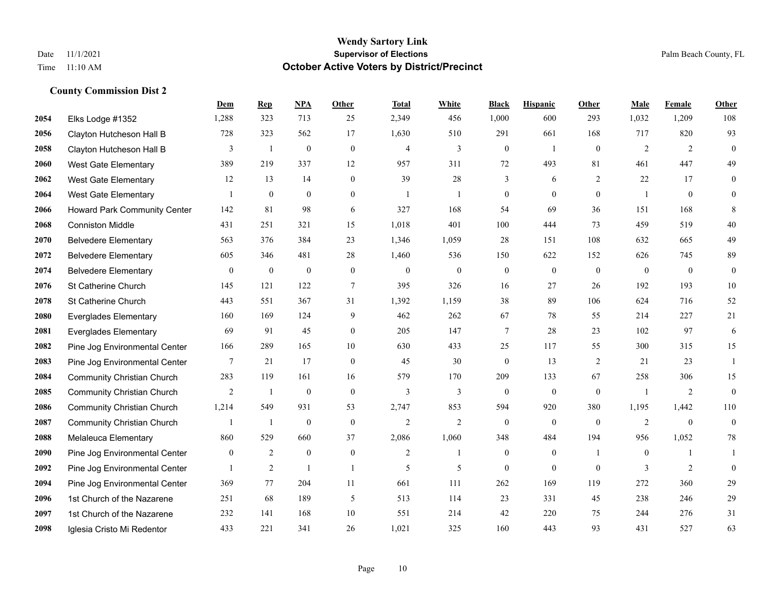# Wendy Sartory Link

**Supervisor of Elections**

**October Active Voters by District/Precinct**

Date 11/1/2021

Time 11:10 AM

Palm Beach County, FL

### County Commission Dist 2

| | | Dem | Rep | NPA | Other | Total | White | Black | Hispanic | Other | Male | Female | Other |
|---|---|---|---|---|---|---|---|---|---|---|---|---|---|
| 2054 | Elks Lodge #1352 | 1,288 | 323 | 713 | 25 | 2,349 | 456 | 1,000 | 600 | 293 | 1,032 | 1,209 | 108 |
| 2056 | Clayton Hutcheson Hall B | 728 | 323 | 562 | 17 | 1,630 | 510 | 291 | 661 | 168 | 717 | 820 | 93 |
| 2058 | Clayton Hutcheson Hall B | 3 | 1 | 0 | 0 | 4 | 3 | 0 | 1 | 0 | 2 | 2 | 0 |
| 2060 | West Gate Elementary | 389 | 219 | 337 | 12 | 957 | 311 | 72 | 493 | 81 | 461 | 447 | 49 |
| 2062 | West Gate Elementary | 12 | 13 | 14 | 0 | 39 | 28 | 3 | 6 | 2 | 22 | 17 | 0 |
| 2064 | West Gate Elementary | 1 | 0 | 0 | 0 | 1 | 1 | 0 | 0 | 0 | 1 | 0 | 0 |
| 2066 | Howard Park Community Center | 142 | 81 | 98 | 6 | 327 | 168 | 54 | 69 | 36 | 151 | 168 | 8 |
| 2068 | Conniston Middle | 431 | 251 | 321 | 15 | 1,018 | 401 | 100 | 444 | 73 | 459 | 519 | 40 |
| 2070 | Belvedere Elementary | 563 | 376 | 384 | 23 | 1,346 | 1,059 | 28 | 151 | 108 | 632 | 665 | 49 |
| 2072 | Belvedere Elementary | 605 | 346 | 481 | 28 | 1,460 | 536 | 150 | 622 | 152 | 626 | 745 | 89 |
| 2074 | Belvedere Elementary | 0 | 0 | 0 | 0 | 0 | 0 | 0 | 0 | 0 | 0 | 0 | 0 |
| 2076 | St Catherine Church | 145 | 121 | 122 | 7 | 395 | 326 | 16 | 27 | 26 | 192 | 193 | 10 |
| 2078 | St Catherine Church | 443 | 551 | 367 | 31 | 1,392 | 1,159 | 38 | 89 | 106 | 624 | 716 | 52 |
| 2080 | Everglades Elementary | 160 | 169 | 124 | 9 | 462 | 262 | 67 | 78 | 55 | 214 | 227 | 21 |
| 2081 | Everglades Elementary | 69 | 91 | 45 | 0 | 205 | 147 | 7 | 28 | 23 | 102 | 97 | 6 |
| 2082 | Pine Jog Environmental Center | 166 | 289 | 165 | 10 | 630 | 433 | 25 | 117 | 55 | 300 | 315 | 15 |
| 2083 | Pine Jog Environmental Center | 7 | 21 | 17 | 0 | 45 | 30 | 0 | 13 | 2 | 21 | 23 | 1 |
| 2084 | Community Christian Church | 283 | 119 | 161 | 16 | 579 | 170 | 209 | 133 | 67 | 258 | 306 | 15 |
| 2085 | Community Christian Church | 2 | 1 | 0 | 0 | 3 | 3 | 0 | 0 | 0 | 1 | 2 | 0 |
| 2086 | Community Christian Church | 1,214 | 549 | 931 | 53 | 2,747 | 853 | 594 | 920 | 380 | 1,195 | 1,442 | 110 |
| 2087 | Community Christian Church | 1 | 1 | 0 | 0 | 2 | 2 | 0 | 0 | 0 | 2 | 0 | 0 |
| 2088 | Melaleuca Elementary | 860 | 529 | 660 | 37 | 2,086 | 1,060 | 348 | 484 | 194 | 956 | 1,052 | 78 |
| 2090 | Pine Jog Environmental Center | 0 | 2 | 0 | 0 | 2 | 1 | 0 | 0 | 1 | 0 | 1 | 1 |
| 2092 | Pine Jog Environmental Center | 1 | 2 | 1 | 1 | 5 | 5 | 0 | 0 | 0 | 3 | 2 | 0 |
| 2094 | Pine Jog Environmental Center | 369 | 77 | 204 | 11 | 661 | 111 | 262 | 169 | 119 | 272 | 360 | 29 |
| 2096 | 1st Church of the Nazarene | 251 | 68 | 189 | 5 | 513 | 114 | 23 | 331 | 45 | 238 | 246 | 29 |
| 2097 | 1st Church of the Nazarene | 232 | 141 | 168 | 10 | 551 | 214 | 42 | 220 | 75 | 244 | 276 | 31 |
| 2098 | Iglesia Cristo Mi Redentor | 433 | 221 | 341 | 26 | 1,021 | 325 | 160 | 443 | 93 | 431 | 527 | 63 |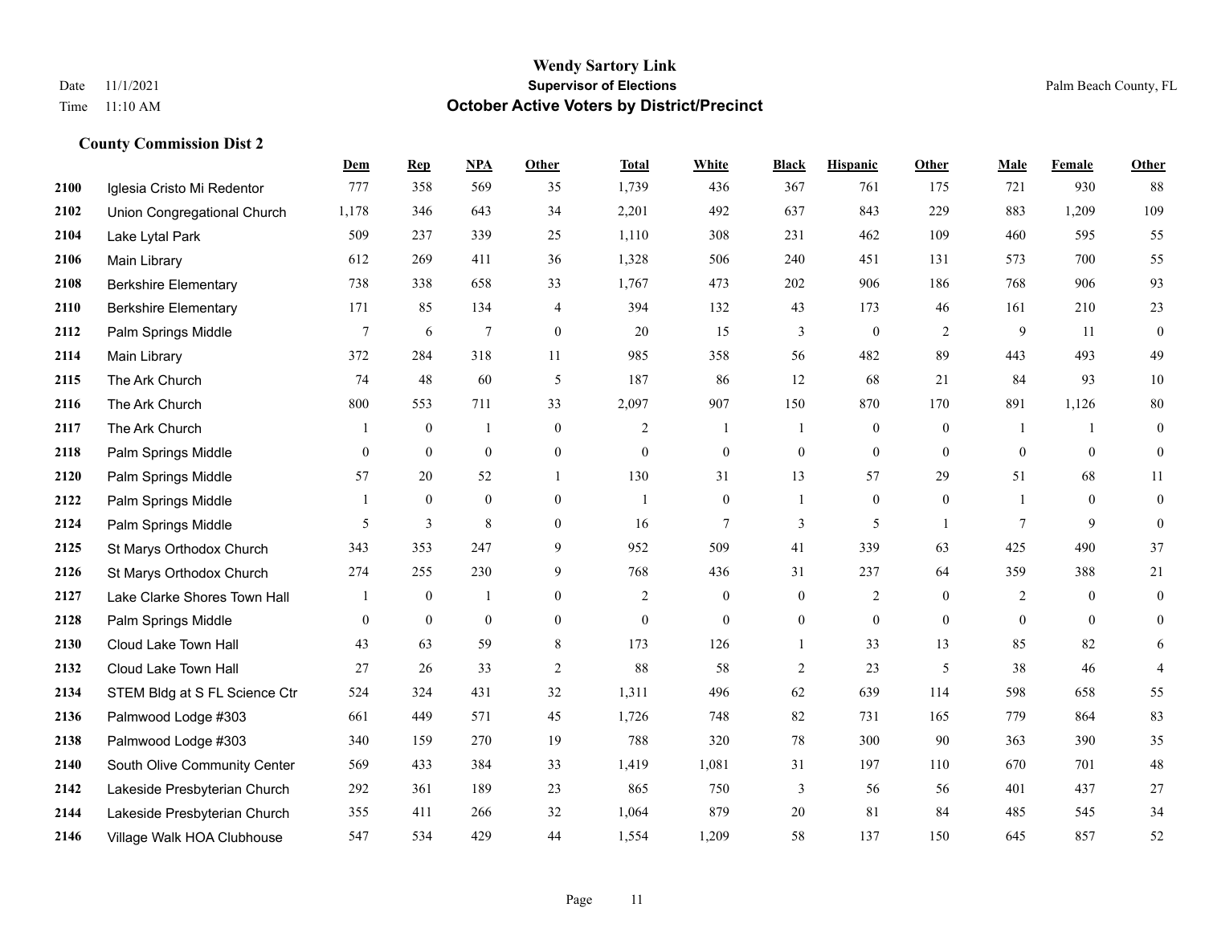# Wendy Sartory Link
## Supervisor of Elections
## October Active Voters by District/Precinct

Date 11/1/2021
Time 11:10 AM

Palm Beach County, FL

### County Commission Dist 2

| | | Dem | Rep | NPA | Other | Total | White | Black | Hispanic | Other | Male | Female | Other |
|---|---|---|---|---|---|---|---|---|---|---|---|---|---|
| 2100 | Iglesia Cristo Mi Redentor | 777 | 358 | 569 | 35 | 1,739 | 436 | 367 | 761 | 175 | 721 | 930 | 88 |
| 2102 | Union Congregational Church | 1,178 | 346 | 643 | 34 | 2,201 | 492 | 637 | 843 | 229 | 883 | 1,209 | 109 |
| 2104 | Lake Lytal Park | 509 | 237 | 339 | 25 | 1,110 | 308 | 231 | 462 | 109 | 460 | 595 | 55 |
| 2106 | Main Library | 612 | 269 | 411 | 36 | 1,328 | 506 | 240 | 451 | 131 | 573 | 700 | 55 |
| 2108 | Berkshire Elementary | 738 | 338 | 658 | 33 | 1,767 | 473 | 202 | 906 | 186 | 768 | 906 | 93 |
| 2110 | Berkshire Elementary | 171 | 85 | 134 | 4 | 394 | 132 | 43 | 173 | 46 | 161 | 210 | 23 |
| 2112 | Palm Springs Middle | 7 | 6 | 7 | 0 | 20 | 15 | 3 | 0 | 2 | 9 | 11 | 0 |
| 2114 | Main Library | 372 | 284 | 318 | 11 | 985 | 358 | 56 | 482 | 89 | 443 | 493 | 49 |
| 2115 | The Ark Church | 74 | 48 | 60 | 5 | 187 | 86 | 12 | 68 | 21 | 84 | 93 | 10 |
| 2116 | The Ark Church | 800 | 553 | 711 | 33 | 2,097 | 907 | 150 | 870 | 170 | 891 | 1,126 | 80 |
| 2117 | The Ark Church | 1 | 0 | 1 | 0 | 2 | 1 | 1 | 0 | 0 | 1 | 1 | 0 |
| 2118 | Palm Springs Middle | 0 | 0 | 0 | 0 | 0 | 0 | 0 | 0 | 0 | 0 | 0 | 0 |
| 2120 | Palm Springs Middle | 57 | 20 | 52 | 1 | 130 | 31 | 13 | 57 | 29 | 51 | 68 | 11 |
| 2122 | Palm Springs Middle | 1 | 0 | 0 | 0 | 1 | 0 | 1 | 0 | 0 | 1 | 0 | 0 |
| 2124 | Palm Springs Middle | 5 | 3 | 8 | 0 | 16 | 7 | 3 | 5 | 1 | 7 | 9 | 0 |
| 2125 | St Marys Orthodox Church | 343 | 353 | 247 | 9 | 952 | 509 | 41 | 339 | 63 | 425 | 490 | 37 |
| 2126 | St Marys Orthodox Church | 274 | 255 | 230 | 9 | 768 | 436 | 31 | 237 | 64 | 359 | 388 | 21 |
| 2127 | Lake Clarke Shores Town Hall | 1 | 0 | 1 | 0 | 2 | 0 | 0 | 2 | 0 | 2 | 0 | 0 |
| 2128 | Palm Springs Middle | 0 | 0 | 0 | 0 | 0 | 0 | 0 | 0 | 0 | 0 | 0 | 0 |
| 2130 | Cloud Lake Town Hall | 43 | 63 | 59 | 8 | 173 | 126 | 1 | 33 | 13 | 85 | 82 | 6 |
| 2132 | Cloud Lake Town Hall | 27 | 26 | 33 | 2 | 88 | 58 | 2 | 23 | 5 | 38 | 46 | 4 |
| 2134 | STEM Bldg at S FL Science Ctr | 524 | 324 | 431 | 32 | 1,311 | 496 | 62 | 639 | 114 | 598 | 658 | 55 |
| 2136 | Palmwood Lodge #303 | 661 | 449 | 571 | 45 | 1,726 | 748 | 82 | 731 | 165 | 779 | 864 | 83 |
| 2138 | Palmwood Lodge #303 | 340 | 159 | 270 | 19 | 788 | 320 | 78 | 300 | 90 | 363 | 390 | 35 |
| 2140 | South Olive Community Center | 569 | 433 | 384 | 33 | 1,419 | 1,081 | 31 | 197 | 110 | 670 | 701 | 48 |
| 2142 | Lakeside Presbyterian Church | 292 | 361 | 189 | 23 | 865 | 750 | 3 | 56 | 56 | 401 | 437 | 27 |
| 2144 | Lakeside Presbyterian Church | 355 | 411 | 266 | 32 | 1,064 | 879 | 20 | 81 | 84 | 485 | 545 | 34 |
| 2146 | Village Walk HOA Clubhouse | 547 | 534 | 429 | 44 | 1,554 | 1,209 | 58 | 137 | 150 | 645 | 857 | 52 |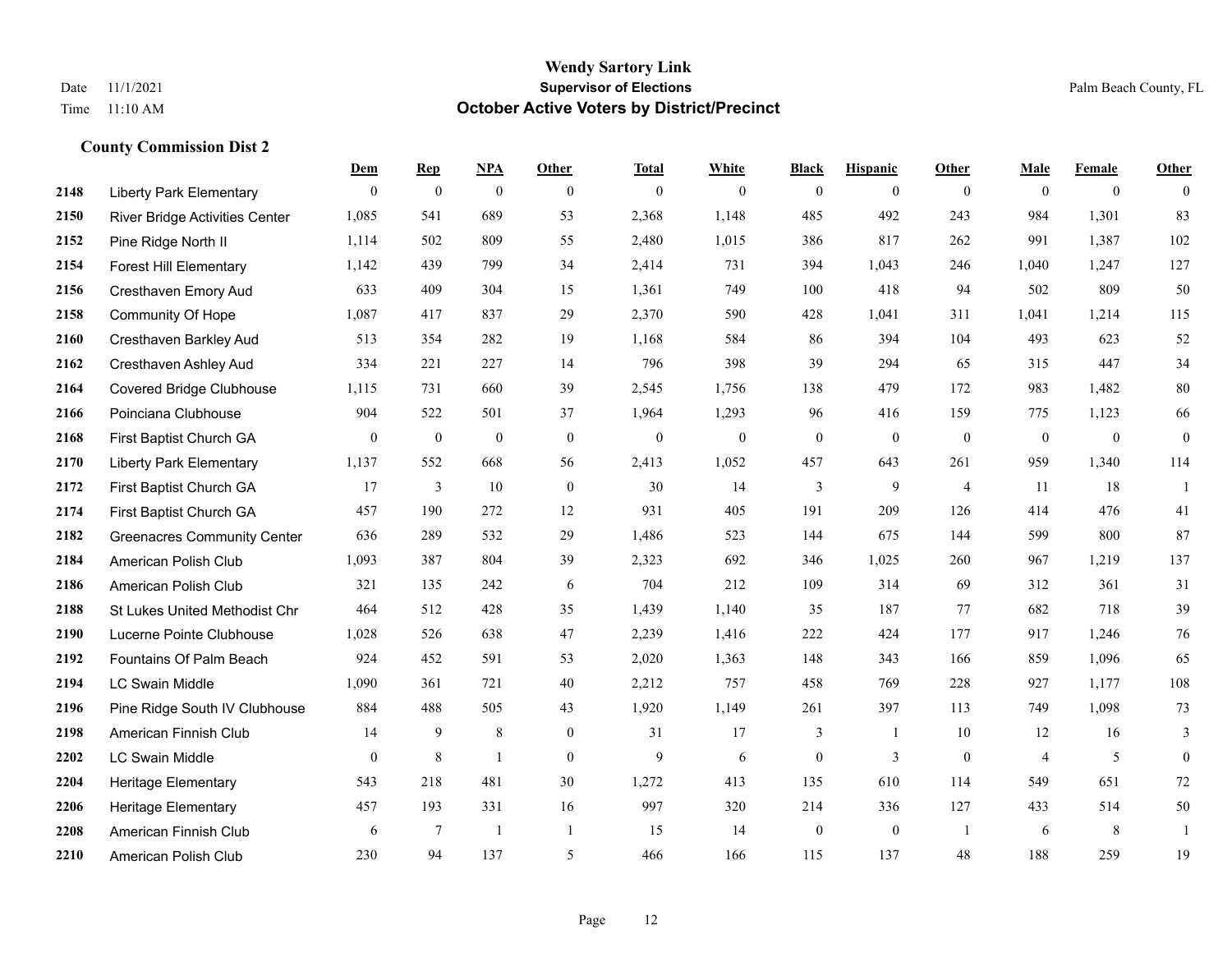# Wendy Sartory Link

**Supervisor of Elections**

**October Active Voters by District/Precinct**

Date 11/1/2021
Time 11:10 AM

Palm Beach County, FL

### County Commission Dist 2

| | | Dem | Rep | NPA | Other | Total | White | Black | Hispanic | Other | Male | Female | Other |
|---|---|---|---|---|---|---|---|---|---|---|---|---|---|
| 2148 | Liberty Park Elementary | 0 | 0 | 0 | 0 | 0 | 0 | 0 | 0 | 0 | 0 | 0 | 0 |
| 2150 | River Bridge Activities Center | 1,085 | 541 | 689 | 53 | 2,368 | 1,148 | 485 | 492 | 243 | 984 | 1,301 | 83 |
| 2152 | Pine Ridge North II | 1,114 | 502 | 809 | 55 | 2,480 | 1,015 | 386 | 817 | 262 | 991 | 1,387 | 102 |
| 2154 | Forest Hill Elementary | 1,142 | 439 | 799 | 34 | 2,414 | 731 | 394 | 1,043 | 246 | 1,040 | 1,247 | 127 |
| 2156 | Cresthaven Emory Aud | 633 | 409 | 304 | 15 | 1,361 | 749 | 100 | 418 | 94 | 502 | 809 | 50 |
| 2158 | Community Of Hope | 1,087 | 417 | 837 | 29 | 2,370 | 590 | 428 | 1,041 | 311 | 1,041 | 1,214 | 115 |
| 2160 | Cresthaven Barkley Aud | 513 | 354 | 282 | 19 | 1,168 | 584 | 86 | 394 | 104 | 493 | 623 | 52 |
| 2162 | Cresthaven Ashley Aud | 334 | 221 | 227 | 14 | 796 | 398 | 39 | 294 | 65 | 315 | 447 | 34 |
| 2164 | Covered Bridge Clubhouse | 1,115 | 731 | 660 | 39 | 2,545 | 1,756 | 138 | 479 | 172 | 983 | 1,482 | 80 |
| 2166 | Poinciana Clubhouse | 904 | 522 | 501 | 37 | 1,964 | 1,293 | 96 | 416 | 159 | 775 | 1,123 | 66 |
| 2168 | First Baptist Church GA | 0 | 0 | 0 | 0 | 0 | 0 | 0 | 0 | 0 | 0 | 0 | 0 |
| 2170 | Liberty Park Elementary | 1,137 | 552 | 668 | 56 | 2,413 | 1,052 | 457 | 643 | 261 | 959 | 1,340 | 114 |
| 2172 | First Baptist Church GA | 17 | 3 | 10 | 0 | 30 | 14 | 3 | 9 | 4 | 11 | 18 | 1 |
| 2174 | First Baptist Church GA | 457 | 190 | 272 | 12 | 931 | 405 | 191 | 209 | 126 | 414 | 476 | 41 |
| 2182 | Greenacres Community Center | 636 | 289 | 532 | 29 | 1,486 | 523 | 144 | 675 | 144 | 599 | 800 | 87 |
| 2184 | American Polish Club | 1,093 | 387 | 804 | 39 | 2,323 | 692 | 346 | 1,025 | 260 | 967 | 1,219 | 137 |
| 2186 | American Polish Club | 321 | 135 | 242 | 6 | 704 | 212 | 109 | 314 | 69 | 312 | 361 | 31 |
| 2188 | St Lukes United Methodist Chr | 464 | 512 | 428 | 35 | 1,439 | 1,140 | 35 | 187 | 77 | 682 | 718 | 39 |
| 2190 | Lucerne Pointe Clubhouse | 1,028 | 526 | 638 | 47 | 2,239 | 1,416 | 222 | 424 | 177 | 917 | 1,246 | 76 |
| 2192 | Fountains Of Palm Beach | 924 | 452 | 591 | 53 | 2,020 | 1,363 | 148 | 343 | 166 | 859 | 1,096 | 65 |
| 2194 | LC Swain Middle | 1,090 | 361 | 721 | 40 | 2,212 | 757 | 458 | 769 | 228 | 927 | 1,177 | 108 |
| 2196 | Pine Ridge South IV Clubhouse | 884 | 488 | 505 | 43 | 1,920 | 1,149 | 261 | 397 | 113 | 749 | 1,098 | 73 |
| 2198 | American Finnish Club | 14 | 9 | 8 | 0 | 31 | 17 | 3 | 1 | 10 | 12 | 16 | 3 |
| 2202 | LC Swain Middle | 0 | 8 | 1 | 0 | 9 | 6 | 0 | 3 | 0 | 4 | 5 | 0 |
| 2204 | Heritage Elementary | 543 | 218 | 481 | 30 | 1,272 | 413 | 135 | 610 | 114 | 549 | 651 | 72 |
| 2206 | Heritage Elementary | 457 | 193 | 331 | 16 | 997 | 320 | 214 | 336 | 127 | 433 | 514 | 50 |
| 2208 | American Finnish Club | 6 | 7 | 1 | 1 | 15 | 14 | 0 | 0 | 1 | 6 | 8 | 1 |
| 2210 | American Polish Club | 230 | 94 | 137 | 5 | 466 | 166 | 115 | 137 | 48 | 188 | 259 | 19 |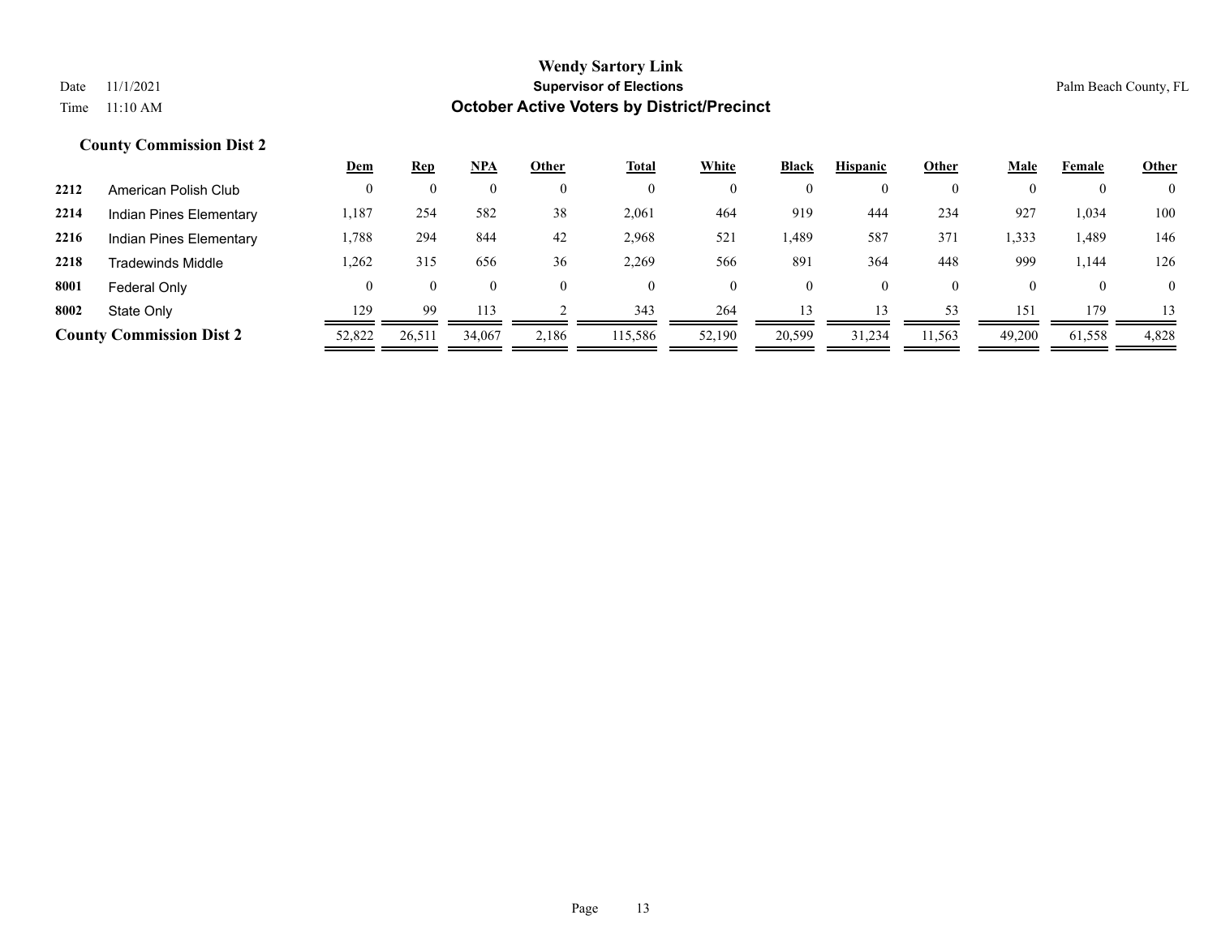# Wendy Sartory Link

## Supervisor of Elections

## October Active Voters by District/Precinct

Date 11/1/2021

Time 11:10 AM

Palm Beach County, FL

### County Commission Dist 2

| | | Dem | Rep | NPA | Other | Total | White | Black | Hispanic | Other | Male | Female | Other |
|---|---|---|---|---|---|---|---|---|---|---|---|---|---|
| 2212 | American Polish Club | 0 | 0 | 0 | 0 | 0 | 0 | 0 | 0 | 0 | 0 | 0 | 0 |
| 2214 | Indian Pines Elementary | 1,187 | 254 | 582 | 38 | 2,061 | 464 | 919 | 444 | 234 | 927 | 1,034 | 100 |
| 2216 | Indian Pines Elementary | 1,788 | 294 | 844 | 42 | 2,968 | 521 | 1,489 | 587 | 371 | 1,333 | 1,489 | 146 |
| 2218 | Tradewinds Middle | 1,262 | 315 | 656 | 36 | 2,269 | 566 | 891 | 364 | 448 | 999 | 1,144 | 126 |
| 8001 | Federal Only | 0 | 0 | 0 | 0 | 0 | 0 | 0 | 0 | 0 | 0 | 0 | 0 |
| 8002 | State Only | 129 | 99 | 113 | 2 | 343 | 264 | 13 | 13 | 53 | 151 | 179 | 13 |
| **County Commission Dist 2** | | 52,822 | 26,511 | 34,067 | 2,186 | 115,586 | 52,190 | 20,599 | 31,234 | 11,563 | 49,200 | 61,558 | 4,828 |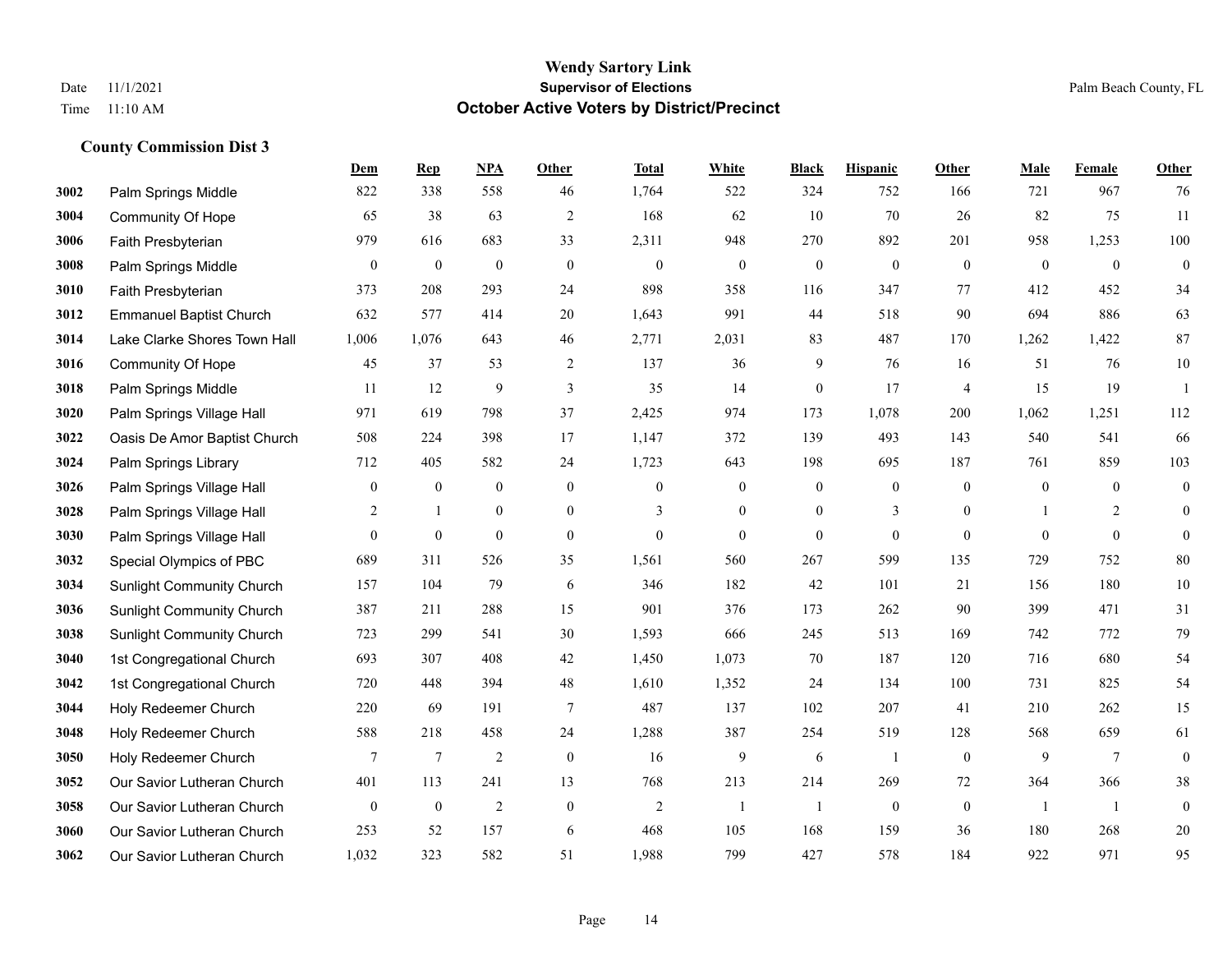# Wendy Sartory Link

**Supervisor of Elections**

**October Active Voters by District/Precinct**

Date 11/1/2021
Time 11:10 AM

Palm Beach County, FL

### County Commission Dist 3

| | | Dem | Rep | NPA | Other | Total | White | Black | Hispanic | Other | Male | Female | Other |
|---|---|---|---|---|---|---|---|---|---|---|---|---|---|
| 3002 | Palm Springs Middle | 822 | 338 | 558 | 46 | 1,764 | 522 | 324 | 752 | 166 | 721 | 967 | 76 |
| 3004 | Community Of Hope | 65 | 38 | 63 | 2 | 168 | 62 | 10 | 70 | 26 | 82 | 75 | 11 |
| 3006 | Faith Presbyterian | 979 | 616 | 683 | 33 | 2,311 | 948 | 270 | 892 | 201 | 958 | 1,253 | 100 |
| 3008 | Palm Springs Middle | 0 | 0 | 0 | 0 | 0 | 0 | 0 | 0 | 0 | 0 | 0 | 0 |
| 3010 | Faith Presbyterian | 373 | 208 | 293 | 24 | 898 | 358 | 116 | 347 | 77 | 412 | 452 | 34 |
| 3012 | Emmanuel Baptist Church | 632 | 577 | 414 | 20 | 1,643 | 991 | 44 | 518 | 90 | 694 | 886 | 63 |
| 3014 | Lake Clarke Shores Town Hall | 1,006 | 1,076 | 643 | 46 | 2,771 | 2,031 | 83 | 487 | 170 | 1,262 | 1,422 | 87 |
| 3016 | Community Of Hope | 45 | 37 | 53 | 2 | 137 | 36 | 9 | 76 | 16 | 51 | 76 | 10 |
| 3018 | Palm Springs Middle | 11 | 12 | 9 | 3 | 35 | 14 | 0 | 17 | 4 | 15 | 19 | 1 |
| 3020 | Palm Springs Village Hall | 971 | 619 | 798 | 37 | 2,425 | 974 | 173 | 1,078 | 200 | 1,062 | 1,251 | 112 |
| 3022 | Oasis De Amor Baptist Church | 508 | 224 | 398 | 17 | 1,147 | 372 | 139 | 493 | 143 | 540 | 541 | 66 |
| 3024 | Palm Springs Library | 712 | 405 | 582 | 24 | 1,723 | 643 | 198 | 695 | 187 | 761 | 859 | 103 |
| 3026 | Palm Springs Village Hall | 0 | 0 | 0 | 0 | 0 | 0 | 0 | 0 | 0 | 0 | 0 | 0 |
| 3028 | Palm Springs Village Hall | 2 | 1 | 0 | 0 | 3 | 0 | 0 | 3 | 0 | 1 | 2 | 0 |
| 3030 | Palm Springs Village Hall | 0 | 0 | 0 | 0 | 0 | 0 | 0 | 0 | 0 | 0 | 0 | 0 |
| 3032 | Special Olympics of PBC | 689 | 311 | 526 | 35 | 1,561 | 560 | 267 | 599 | 135 | 729 | 752 | 80 |
| 3034 | Sunlight Community Church | 157 | 104 | 79 | 6 | 346 | 182 | 42 | 101 | 21 | 156 | 180 | 10 |
| 3036 | Sunlight Community Church | 387 | 211 | 288 | 15 | 901 | 376 | 173 | 262 | 90 | 399 | 471 | 31 |
| 3038 | Sunlight Community Church | 723 | 299 | 541 | 30 | 1,593 | 666 | 245 | 513 | 169 | 742 | 772 | 79 |
| 3040 | 1st Congregational Church | 693 | 307 | 408 | 42 | 1,450 | 1,073 | 70 | 187 | 120 | 716 | 680 | 54 |
| 3042 | 1st Congregational Church | 720 | 448 | 394 | 48 | 1,610 | 1,352 | 24 | 134 | 100 | 731 | 825 | 54 |
| 3044 | Holy Redeemer Church | 220 | 69 | 191 | 7 | 487 | 137 | 102 | 207 | 41 | 210 | 262 | 15 |
| 3048 | Holy Redeemer Church | 588 | 218 | 458 | 24 | 1,288 | 387 | 254 | 519 | 128 | 568 | 659 | 61 |
| 3050 | Holy Redeemer Church | 7 | 7 | 2 | 0 | 16 | 9 | 6 | 1 | 0 | 9 | 7 | 0 |
| 3052 | Our Savior Lutheran Church | 401 | 113 | 241 | 13 | 768 | 213 | 214 | 269 | 72 | 364 | 366 | 38 |
| 3058 | Our Savior Lutheran Church | 0 | 0 | 2 | 0 | 2 | 1 | 1 | 0 | 0 | 1 | 1 | 0 |
| 3060 | Our Savior Lutheran Church | 253 | 52 | 157 | 6 | 468 | 105 | 168 | 159 | 36 | 180 | 268 | 20 |
| 3062 | Our Savior Lutheran Church | 1,032 | 323 | 582 | 51 | 1,988 | 799 | 427 | 578 | 184 | 922 | 971 | 95 |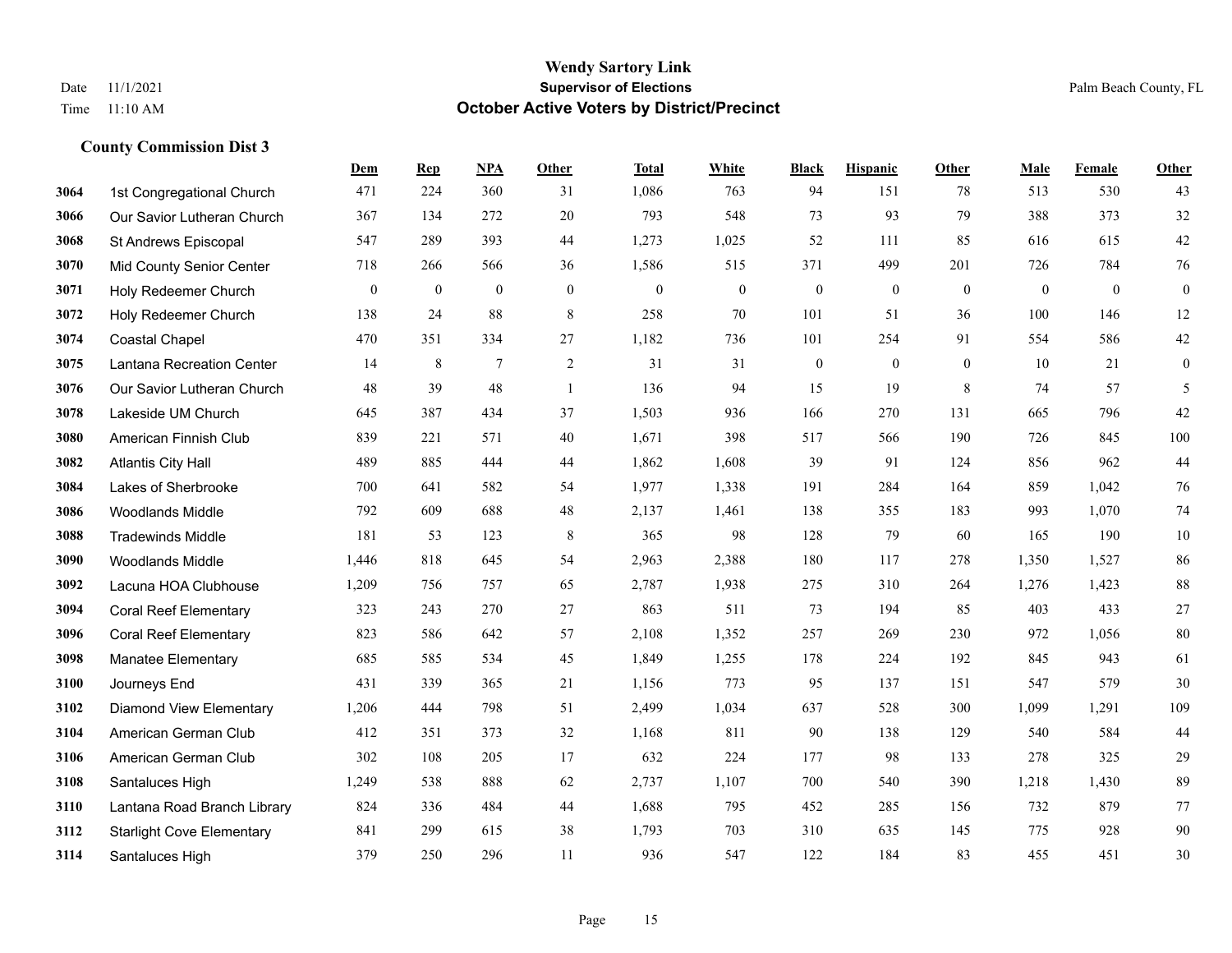# Wendy Sartory Link
## Supervisor of Elections
## October Active Voters by District/Precinct

Date 11/1/2021
Time 11:10 AM

Palm Beach County, FL

### County Commission Dist 3

| | | Dem | Rep | NPA | Other | Total | White | Black | Hispanic | Other | Male | Female | Other |
|---|---|---|---|---|---|---|---|---|---|---|---|---|---|
| 3064 | 1st Congregational Church | 471 | 224 | 360 | 31 | 1,086 | 763 | 94 | 151 | 78 | 513 | 530 | 43 |
| 3066 | Our Savior Lutheran Church | 367 | 134 | 272 | 20 | 793 | 548 | 73 | 93 | 79 | 388 | 373 | 32 |
| 3068 | St Andrews Episcopal | 547 | 289 | 393 | 44 | 1,273 | 1,025 | 52 | 111 | 85 | 616 | 615 | 42 |
| 3070 | Mid County Senior Center | 718 | 266 | 566 | 36 | 1,586 | 515 | 371 | 499 | 201 | 726 | 784 | 76 |
| 3071 | Holy Redeemer Church | 0 | 0 | 0 | 0 | 0 | 0 | 0 | 0 | 0 | 0 | 0 | 0 |
| 3072 | Holy Redeemer Church | 138 | 24 | 88 | 8 | 258 | 70 | 101 | 51 | 36 | 100 | 146 | 12 |
| 3074 | Coastal Chapel | 470 | 351 | 334 | 27 | 1,182 | 736 | 101 | 254 | 91 | 554 | 586 | 42 |
| 3075 | Lantana Recreation Center | 14 | 8 | 7 | 2 | 31 | 31 | 0 | 0 | 0 | 10 | 21 | 0 |
| 3076 | Our Savior Lutheran Church | 48 | 39 | 48 | 1 | 136 | 94 | 15 | 19 | 8 | 74 | 57 | 5 |
| 3078 | Lakeside UM Church | 645 | 387 | 434 | 37 | 1,503 | 936 | 166 | 270 | 131 | 665 | 796 | 42 |
| 3080 | American Finnish Club | 839 | 221 | 571 | 40 | 1,671 | 398 | 517 | 566 | 190 | 726 | 845 | 100 |
| 3082 | Atlantis City Hall | 489 | 885 | 444 | 44 | 1,862 | 1,608 | 39 | 91 | 124 | 856 | 962 | 44 |
| 3084 | Lakes of Sherbrooke | 700 | 641 | 582 | 54 | 1,977 | 1,338 | 191 | 284 | 164 | 859 | 1,042 | 76 |
| 3086 | Woodlands Middle | 792 | 609 | 688 | 48 | 2,137 | 1,461 | 138 | 355 | 183 | 993 | 1,070 | 74 |
| 3088 | Tradewinds Middle | 181 | 53 | 123 | 8 | 365 | 98 | 128 | 79 | 60 | 165 | 190 | 10 |
| 3090 | Woodlands Middle | 1,446 | 818 | 645 | 54 | 2,963 | 2,388 | 180 | 117 | 278 | 1,350 | 1,527 | 86 |
| 3092 | Lacuna HOA Clubhouse | 1,209 | 756 | 757 | 65 | 2,787 | 1,938 | 275 | 310 | 264 | 1,276 | 1,423 | 88 |
| 3094 | Coral Reef Elementary | 323 | 243 | 270 | 27 | 863 | 511 | 73 | 194 | 85 | 403 | 433 | 27 |
| 3096 | Coral Reef Elementary | 823 | 586 | 642 | 57 | 2,108 | 1,352 | 257 | 269 | 230 | 972 | 1,056 | 80 |
| 3098 | Manatee Elementary | 685 | 585 | 534 | 45 | 1,849 | 1,255 | 178 | 224 | 192 | 845 | 943 | 61 |
| 3100 | Journeys End | 431 | 339 | 365 | 21 | 1,156 | 773 | 95 | 137 | 151 | 547 | 579 | 30 |
| 3102 | Diamond View Elementary | 1,206 | 444 | 798 | 51 | 2,499 | 1,034 | 637 | 528 | 300 | 1,099 | 1,291 | 109 |
| 3104 | American German Club | 412 | 351 | 373 | 32 | 1,168 | 811 | 90 | 138 | 129 | 540 | 584 | 44 |
| 3106 | American German Club | 302 | 108 | 205 | 17 | 632 | 224 | 177 | 98 | 133 | 278 | 325 | 29 |
| 3108 | Santaluces High | 1,249 | 538 | 888 | 62 | 2,737 | 1,107 | 700 | 540 | 390 | 1,218 | 1,430 | 89 |
| 3110 | Lantana Road Branch Library | 824 | 336 | 484 | 44 | 1,688 | 795 | 452 | 285 | 156 | 732 | 879 | 77 |
| 3112 | Starlight Cove Elementary | 841 | 299 | 615 | 38 | 1,793 | 703 | 310 | 635 | 145 | 775 | 928 | 90 |
| 3114 | Santaluces High | 379 | 250 | 296 | 11 | 936 | 547 | 122 | 184 | 83 | 455 | 451 | 30 |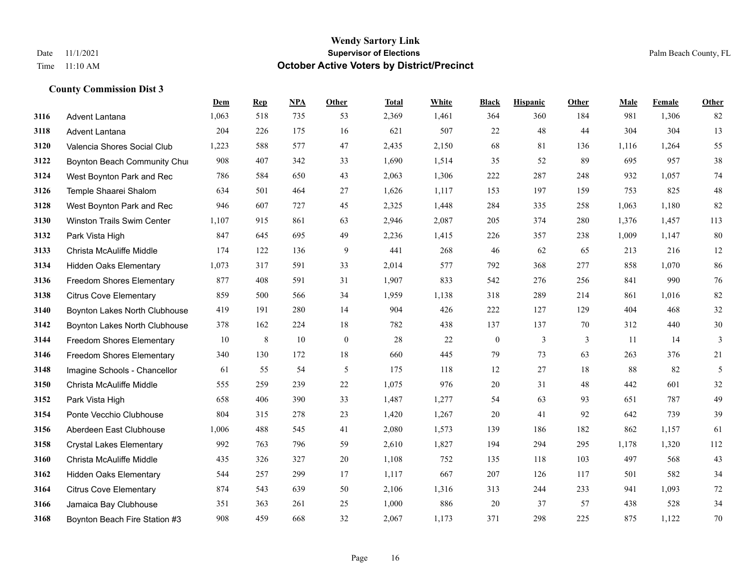# Wendy Sartory Link
## Supervisor of Elections
## October Active Voters by District/Precinct

Date 11/1/2021
Time 11:10 AM

Palm Beach County, FL

### County Commission Dist 3

| | | Dem | Rep | NPA | Other | Total | White | Black | Hispanic | Other | Male | Female | Other |
|---|---|---|---|---|---|---|---|---|---|---|---|---|---|
| 3116 | Advent Lantana | 1,063 | 518 | 735 | 53 | 2,369 | 1,461 | 364 | 360 | 184 | 981 | 1,306 | 82 |
| 3118 | Advent Lantana | 204 | 226 | 175 | 16 | 621 | 507 | 22 | 48 | 44 | 304 | 304 | 13 |
| 3120 | Valencia Shores Social Club | 1,223 | 588 | 577 | 47 | 2,435 | 2,150 | 68 | 81 | 136 | 1,116 | 1,264 | 55 |
| 3122 | Boynton Beach Community Chu | 908 | 407 | 342 | 33 | 1,690 | 1,514 | 35 | 52 | 89 | 695 | 957 | 38 |
| 3124 | West Boynton Park and Rec | 786 | 584 | 650 | 43 | 2,063 | 1,306 | 222 | 287 | 248 | 932 | 1,057 | 74 |
| 3126 | Temple Shaarei Shalom | 634 | 501 | 464 | 27 | 1,626 | 1,117 | 153 | 197 | 159 | 753 | 825 | 48 |
| 3128 | West Boynton Park and Rec | 946 | 607 | 727 | 45 | 2,325 | 1,448 | 284 | 335 | 258 | 1,063 | 1,180 | 82 |
| 3130 | Winston Trails Swim Center | 1,107 | 915 | 861 | 63 | 2,946 | 2,087 | 205 | 374 | 280 | 1,376 | 1,457 | 113 |
| 3132 | Park Vista High | 847 | 645 | 695 | 49 | 2,236 | 1,415 | 226 | 357 | 238 | 1,009 | 1,147 | 80 |
| 3133 | Christa McAuliffe Middle | 174 | 122 | 136 | 9 | 441 | 268 | 46 | 62 | 65 | 213 | 216 | 12 |
| 3134 | Hidden Oaks Elementary | 1,073 | 317 | 591 | 33 | 2,014 | 577 | 792 | 368 | 277 | 858 | 1,070 | 86 |
| 3136 | Freedom Shores Elementary | 877 | 408 | 591 | 31 | 1,907 | 833 | 542 | 276 | 256 | 841 | 990 | 76 |
| 3138 | Citrus Cove Elementary | 859 | 500 | 566 | 34 | 1,959 | 1,138 | 318 | 289 | 214 | 861 | 1,016 | 82 |
| 3140 | Boynton Lakes North Clubhouse | 419 | 191 | 280 | 14 | 904 | 426 | 222 | 127 | 129 | 404 | 468 | 32 |
| 3142 | Boynton Lakes North Clubhouse | 378 | 162 | 224 | 18 | 782 | 438 | 137 | 137 | 70 | 312 | 440 | 30 |
| 3144 | Freedom Shores Elementary | 10 | 8 | 10 | 0 | 28 | 22 | 0 | 3 | 3 | 11 | 14 | 3 |
| 3146 | Freedom Shores Elementary | 340 | 130 | 172 | 18 | 660 | 445 | 79 | 73 | 63 | 263 | 376 | 21 |
| 3148 | Imagine Schools - Chancellor | 61 | 55 | 54 | 5 | 175 | 118 | 12 | 27 | 18 | 88 | 82 | 5 |
| 3150 | Christa McAuliffe Middle | 555 | 259 | 239 | 22 | 1,075 | 976 | 20 | 31 | 48 | 442 | 601 | 32 |
| 3152 | Park Vista High | 658 | 406 | 390 | 33 | 1,487 | 1,277 | 54 | 63 | 93 | 651 | 787 | 49 |
| 3154 | Ponte Vecchio Clubhouse | 804 | 315 | 278 | 23 | 1,420 | 1,267 | 20 | 41 | 92 | 642 | 739 | 39 |
| 3156 | Aberdeen East Clubhouse | 1,006 | 488 | 545 | 41 | 2,080 | 1,573 | 139 | 186 | 182 | 862 | 1,157 | 61 |
| 3158 | Crystal Lakes Elementary | 992 | 763 | 796 | 59 | 2,610 | 1,827 | 194 | 294 | 295 | 1,178 | 1,320 | 112 |
| 3160 | Christa McAuliffe Middle | 435 | 326 | 327 | 20 | 1,108 | 752 | 135 | 118 | 103 | 497 | 568 | 43 |
| 3162 | Hidden Oaks Elementary | 544 | 257 | 299 | 17 | 1,117 | 667 | 207 | 126 | 117 | 501 | 582 | 34 |
| 3164 | Citrus Cove Elementary | 874 | 543 | 639 | 50 | 2,106 | 1,316 | 313 | 244 | 233 | 941 | 1,093 | 72 |
| 3166 | Jamaica Bay Clubhouse | 351 | 363 | 261 | 25 | 1,000 | 886 | 20 | 37 | 57 | 438 | 528 | 34 |
| 3168 | Boynton Beach Fire Station #3 | 908 | 459 | 668 | 32 | 2,067 | 1,173 | 371 | 298 | 225 | 875 | 1,122 | 70 |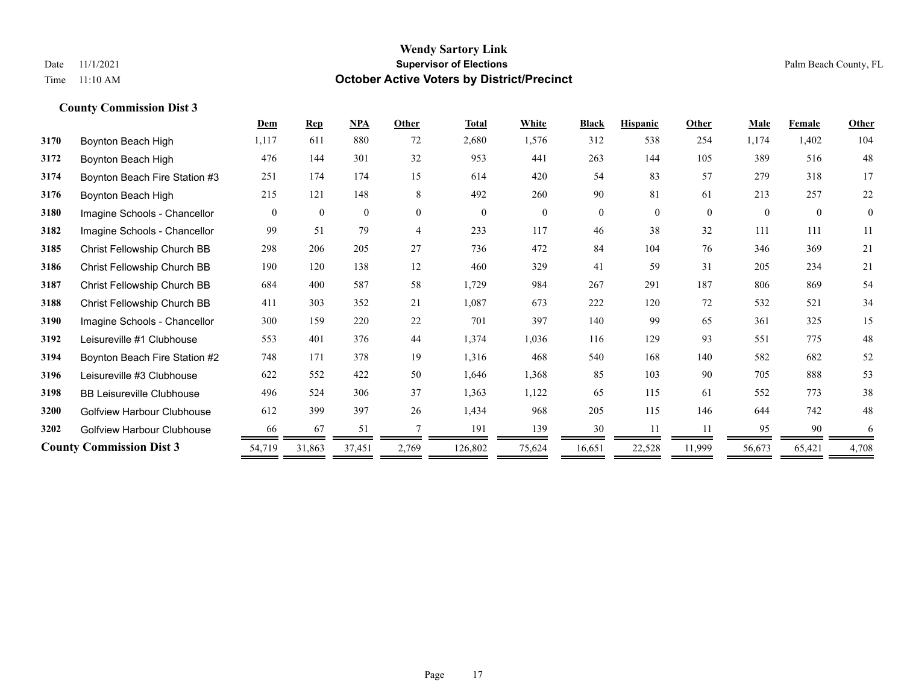# Wendy Sartory Link

**Supervisor of Elections**

**October Active Voters by District/Precinct**

Date 11/1/2021
Time 11:10 AM

Palm Beach County, FL

## County Commission Dist 3

| | | Dem | Rep | NPA | Other | Total | White | Black | Hispanic | Other | Male | Female | Other |
|---|---|---|---|---|---|---|---|---|---|---|---|---|---|
| 3170 | Boynton Beach High | 1,117 | 611 | 880 | 72 | 2,680 | 1,576 | 312 | 538 | 254 | 1,174 | 1,402 | 104 |
| 3172 | Boynton Beach High | 476 | 144 | 301 | 32 | 953 | 441 | 263 | 144 | 105 | 389 | 516 | 48 |
| 3174 | Boynton Beach Fire Station #3 | 251 | 174 | 174 | 15 | 614 | 420 | 54 | 83 | 57 | 279 | 318 | 17 |
| 3176 | Boynton Beach High | 215 | 121 | 148 | 8 | 492 | 260 | 90 | 81 | 61 | 213 | 257 | 22 |
| 3180 | Imagine Schools - Chancellor | 0 | 0 | 0 | 0 | 0 | 0 | 0 | 0 | 0 | 0 | 0 | 0 |
| 3182 | Imagine Schools - Chancellor | 99 | 51 | 79 | 4 | 233 | 117 | 46 | 38 | 32 | 111 | 111 | 11 |
| 3185 | Christ Fellowship Church BB | 298 | 206 | 205 | 27 | 736 | 472 | 84 | 104 | 76 | 346 | 369 | 21 |
| 3186 | Christ Fellowship Church BB | 190 | 120 | 138 | 12 | 460 | 329 | 41 | 59 | 31 | 205 | 234 | 21 |
| 3187 | Christ Fellowship Church BB | 684 | 400 | 587 | 58 | 1,729 | 984 | 267 | 291 | 187 | 806 | 869 | 54 |
| 3188 | Christ Fellowship Church BB | 411 | 303 | 352 | 21 | 1,087 | 673 | 222 | 120 | 72 | 532 | 521 | 34 |
| 3190 | Imagine Schools - Chancellor | 300 | 159 | 220 | 22 | 701 | 397 | 140 | 99 | 65 | 361 | 325 | 15 |
| 3192 | Leisureville #1 Clubhouse | 553 | 401 | 376 | 44 | 1,374 | 1,036 | 116 | 129 | 93 | 551 | 775 | 48 |
| 3194 | Boynton Beach Fire Station #2 | 748 | 171 | 378 | 19 | 1,316 | 468 | 540 | 168 | 140 | 582 | 682 | 52 |
| 3196 | Leisureville #3 Clubhouse | 622 | 552 | 422 | 50 | 1,646 | 1,368 | 85 | 103 | 90 | 705 | 888 | 53 |
| 3198 | BB Leisureville Clubhouse | 496 | 524 | 306 | 37 | 1,363 | 1,122 | 65 | 115 | 61 | 552 | 773 | 38 |
| 3200 | Golfview Harbour Clubhouse | 612 | 399 | 397 | 26 | 1,434 | 968 | 205 | 115 | 146 | 644 | 742 | 48 |
| 3202 | Golfview Harbour Clubhouse | 66 | 67 | 51 | 7 | 191 | 139 | 30 | 11 | 11 | 95 | 90 | 6 |
| **County Commission Dist 3** | | 54,719 | 31,863 | 37,451 | 2,769 | 126,802 | 75,624 | 16,651 | 22,528 | 11,999 | 56,673 | 65,421 | 4,708 |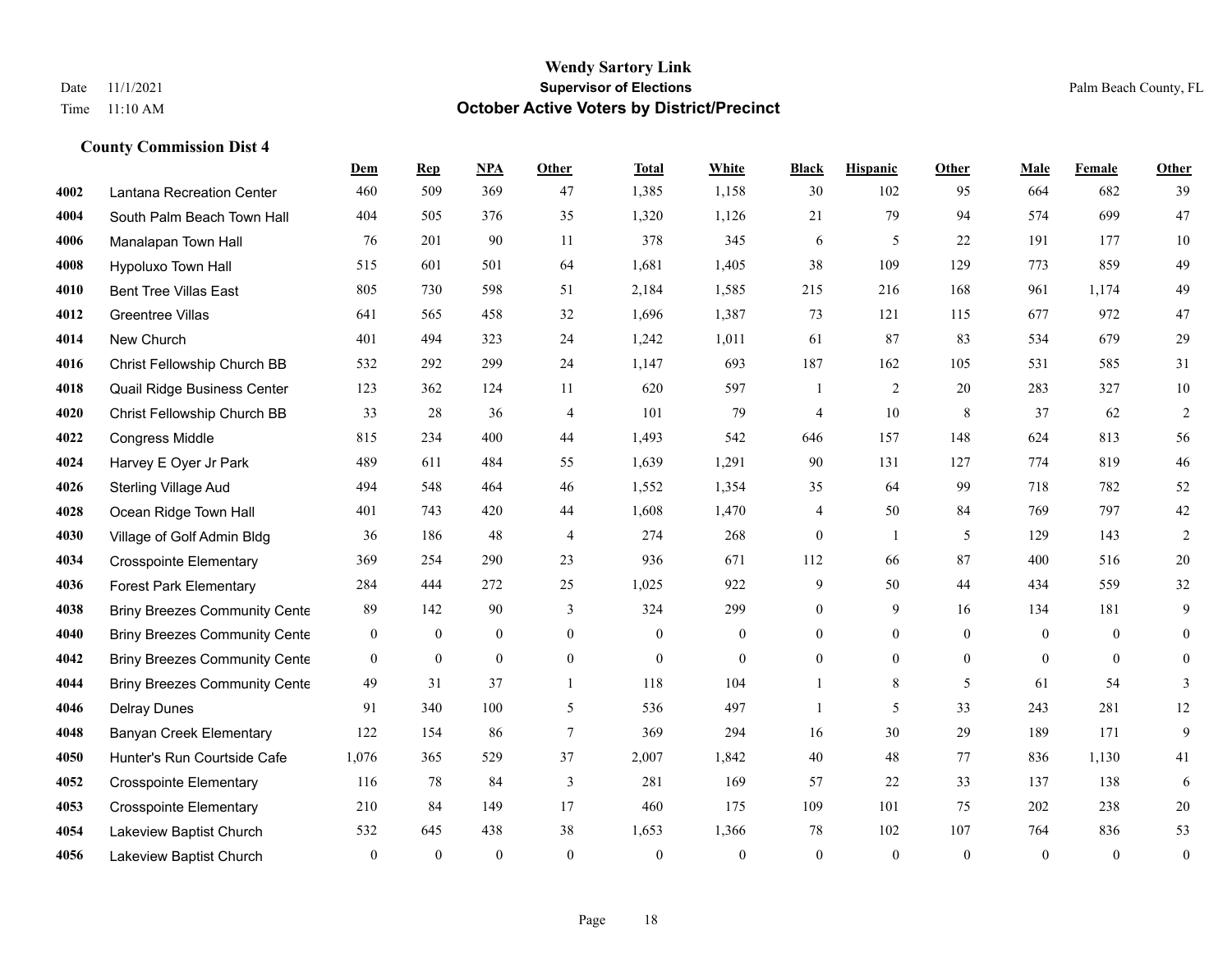# Wendy Sartory Link

**Supervisor of Elections**

**October Active Voters by District/Precinct**

Date 11/1/2021

Time 11:10 AM

Palm Beach County, FL

## County Commission Dist 4

| | | Dem | Rep | NPA | Other | Total | White | Black | Hispanic | Other | Male | Female | Other |
|---|---|---|---|---|---|---|---|---|---|---|---|---|---|
| 4002 | Lantana Recreation Center | 460 | 509 | 369 | 47 | 1,385 | 1,158 | 30 | 102 | 95 | 664 | 682 | 39 |
| 4004 | South Palm Beach Town Hall | 404 | 505 | 376 | 35 | 1,320 | 1,126 | 21 | 79 | 94 | 574 | 699 | 47 |
| 4006 | Manalapan Town Hall | 76 | 201 | 90 | 11 | 378 | 345 | 6 | 5 | 22 | 191 | 177 | 10 |
| 4008 | Hypoluxo Town Hall | 515 | 601 | 501 | 64 | 1,681 | 1,405 | 38 | 109 | 129 | 773 | 859 | 49 |
| 4010 | Bent Tree Villas East | 805 | 730 | 598 | 51 | 2,184 | 1,585 | 215 | 216 | 168 | 961 | 1,174 | 49 |
| 4012 | Greentree Villas | 641 | 565 | 458 | 32 | 1,696 | 1,387 | 73 | 121 | 115 | 677 | 972 | 47 |
| 4014 | New Church | 401 | 494 | 323 | 24 | 1,242 | 1,011 | 61 | 87 | 83 | 534 | 679 | 29 |
| 4016 | Christ Fellowship Church BB | 532 | 292 | 299 | 24 | 1,147 | 693 | 187 | 162 | 105 | 531 | 585 | 31 |
| 4018 | Quail Ridge Business Center | 123 | 362 | 124 | 11 | 620 | 597 | 1 | 2 | 20 | 283 | 327 | 10 |
| 4020 | Christ Fellowship Church BB | 33 | 28 | 36 | 4 | 101 | 79 | 4 | 10 | 8 | 37 | 62 | 2 |
| 4022 | Congress Middle | 815 | 234 | 400 | 44 | 1,493 | 542 | 646 | 157 | 148 | 624 | 813 | 56 |
| 4024 | Harvey E Oyer Jr Park | 489 | 611 | 484 | 55 | 1,639 | 1,291 | 90 | 131 | 127 | 774 | 819 | 46 |
| 4026 | Sterling Village Aud | 494 | 548 | 464 | 46 | 1,552 | 1,354 | 35 | 64 | 99 | 718 | 782 | 52 |
| 4028 | Ocean Ridge Town Hall | 401 | 743 | 420 | 44 | 1,608 | 1,470 | 4 | 50 | 84 | 769 | 797 | 42 |
| 4030 | Village of Golf Admin Bldg | 36 | 186 | 48 | 4 | 274 | 268 | 0 | 1 | 5 | 129 | 143 | 2 |
| 4034 | Crosspointe Elementary | 369 | 254 | 290 | 23 | 936 | 671 | 112 | 66 | 87 | 400 | 516 | 20 |
| 4036 | Forest Park Elementary | 284 | 444 | 272 | 25 | 1,025 | 922 | 9 | 50 | 44 | 434 | 559 | 32 |
| 4038 | Briny Breezes Community Cente | 89 | 142 | 90 | 3 | 324 | 299 | 0 | 9 | 16 | 134 | 181 | 9 |
| 4040 | Briny Breezes Community Cente | 0 | 0 | 0 | 0 | 0 | 0 | 0 | 0 | 0 | 0 | 0 | 0 |
| 4042 | Briny Breezes Community Cente | 0 | 0 | 0 | 0 | 0 | 0 | 0 | 0 | 0 | 0 | 0 | 0 |
| 4044 | Briny Breezes Community Cente | 49 | 31 | 37 | 1 | 118 | 104 | 1 | 8 | 5 | 61 | 54 | 3 |
| 4046 | Delray Dunes | 91 | 340 | 100 | 5 | 536 | 497 | 1 | 5 | 33 | 243 | 281 | 12 |
| 4048 | Banyan Creek Elementary | 122 | 154 | 86 | 7 | 369 | 294 | 16 | 30 | 29 | 189 | 171 | 9 |
| 4050 | Hunter's Run Courtside Cafe | 1,076 | 365 | 529 | 37 | 2,007 | 1,842 | 40 | 48 | 77 | 836 | 1,130 | 41 |
| 4052 | Crosspointe Elementary | 116 | 78 | 84 | 3 | 281 | 169 | 57 | 22 | 33 | 137 | 138 | 6 |
| 4053 | Crosspointe Elementary | 210 | 84 | 149 | 17 | 460 | 175 | 109 | 101 | 75 | 202 | 238 | 20 |
| 4054 | Lakeview Baptist Church | 532 | 645 | 438 | 38 | 1,653 | 1,366 | 78 | 102 | 107 | 764 | 836 | 53 |
| 4056 | Lakeview Baptist Church | 0 | 0 | 0 | 0 | 0 | 0 | 0 | 0 | 0 | 0 | 0 | 0 |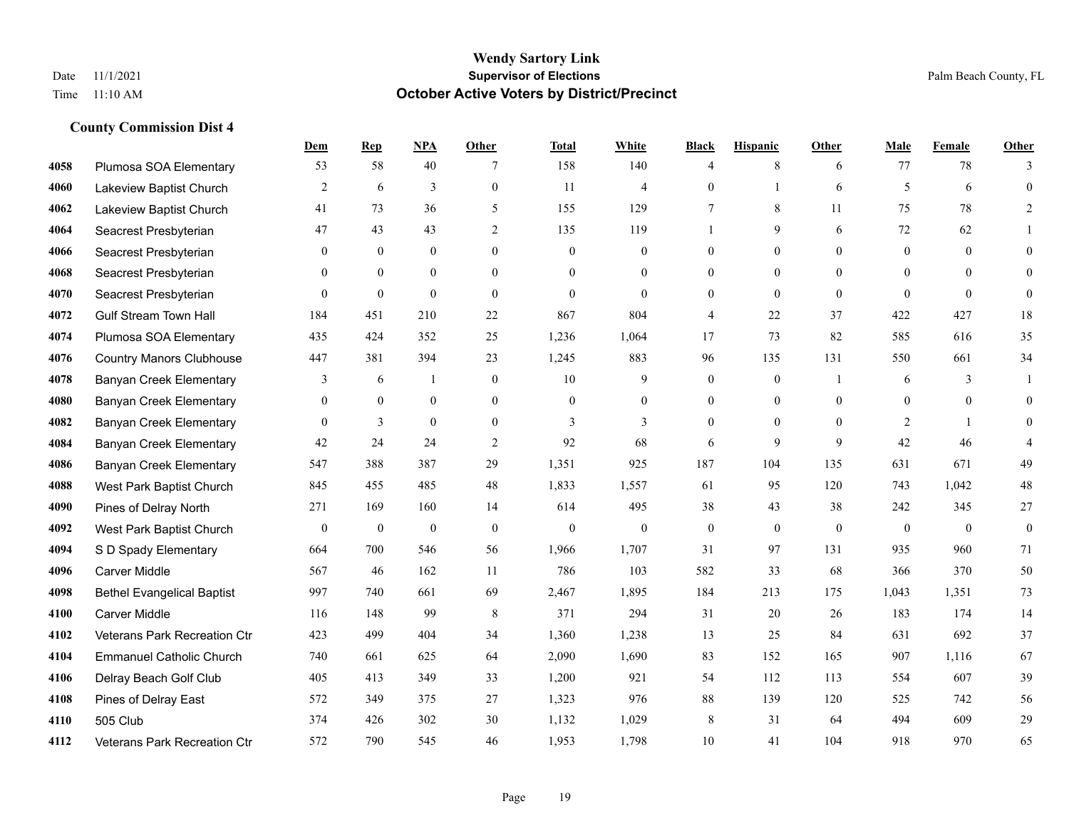# Wendy Sartory Link
## Supervisor of Elections
## October Active Voters by District/Precinct

Date 11/1/2021
Time 11:10 AM

Palm Beach County, FL

### County Commission Dist 4

| | | Dem | Rep | NPA | Other | Total | White | Black | Hispanic | Other | Male | Female | Other |
|---|---|---|---|---|---|---|---|---|---|---|---|---|---|
| 4058 | Plumosa SOA Elementary | 53 | 58 | 40 | 7 | 158 | 140 | 4 | 8 | 6 | 77 | 78 | 3 |
| 4060 | Lakeview Baptist Church | 2 | 6 | 3 | 0 | 11 | 4 | 0 | 1 | 6 | 5 | 6 | 0 |
| 4062 | Lakeview Baptist Church | 41 | 73 | 36 | 5 | 155 | 129 | 7 | 8 | 11 | 75 | 78 | 2 |
| 4064 | Seacrest Presbyterian | 47 | 43 | 43 | 2 | 135 | 119 | 1 | 9 | 6 | 72 | 62 | 1 |
| 4066 | Seacrest Presbyterian | 0 | 0 | 0 | 0 | 0 | 0 | 0 | 0 | 0 | 0 | 0 | 0 |
| 4068 | Seacrest Presbyterian | 0 | 0 | 0 | 0 | 0 | 0 | 0 | 0 | 0 | 0 | 0 | 0 |
| 4070 | Seacrest Presbyterian | 0 | 0 | 0 | 0 | 0 | 0 | 0 | 0 | 0 | 0 | 0 | 0 |
| 4072 | Gulf Stream Town Hall | 184 | 451 | 210 | 22 | 867 | 804 | 4 | 22 | 37 | 422 | 427 | 18 |
| 4074 | Plumosa SOA Elementary | 435 | 424 | 352 | 25 | 1,236 | 1,064 | 17 | 73 | 82 | 585 | 616 | 35 |
| 4076 | Country Manors Clubhouse | 447 | 381 | 394 | 23 | 1,245 | 883 | 96 | 135 | 131 | 550 | 661 | 34 |
| 4078 | Banyan Creek Elementary | 3 | 6 | 1 | 0 | 10 | 9 | 0 | 0 | 1 | 6 | 3 | 1 |
| 4080 | Banyan Creek Elementary | 0 | 0 | 0 | 0 | 0 | 0 | 0 | 0 | 0 | 0 | 0 | 0 |
| 4082 | Banyan Creek Elementary | 0 | 3 | 0 | 0 | 3 | 3 | 0 | 0 | 0 | 2 | 1 | 0 |
| 4084 | Banyan Creek Elementary | 42 | 24 | 24 | 2 | 92 | 68 | 6 | 9 | 9 | 42 | 46 | 4 |
| 4086 | Banyan Creek Elementary | 547 | 388 | 387 | 29 | 1,351 | 925 | 187 | 104 | 135 | 631 | 671 | 49 |
| 4088 | West Park Baptist Church | 845 | 455 | 485 | 48 | 1,833 | 1,557 | 61 | 95 | 120 | 743 | 1,042 | 48 |
| 4090 | Pines of Delray North | 271 | 169 | 160 | 14 | 614 | 495 | 38 | 43 | 38 | 242 | 345 | 27 |
| 4092 | West Park Baptist Church | 0 | 0 | 0 | 0 | 0 | 0 | 0 | 0 | 0 | 0 | 0 | 0 |
| 4094 | S D Spady Elementary | 664 | 700 | 546 | 56 | 1,966 | 1,707 | 31 | 97 | 131 | 935 | 960 | 71 |
| 4096 | Carver Middle | 567 | 46 | 162 | 11 | 786 | 103 | 582 | 33 | 68 | 366 | 370 | 50 |
| 4098 | Bethel Evangelical Baptist | 997 | 740 | 661 | 69 | 2,467 | 1,895 | 184 | 213 | 175 | 1,043 | 1,351 | 73 |
| 4100 | Carver Middle | 116 | 148 | 99 | 8 | 371 | 294 | 31 | 20 | 26 | 183 | 174 | 14 |
| 4102 | Veterans Park Recreation Ctr | 423 | 499 | 404 | 34 | 1,360 | 1,238 | 13 | 25 | 84 | 631 | 692 | 37 |
| 4104 | Emmanuel Catholic Church | 740 | 661 | 625 | 64 | 2,090 | 1,690 | 83 | 152 | 165 | 907 | 1,116 | 67 |
| 4106 | Delray Beach Golf Club | 405 | 413 | 349 | 33 | 1,200 | 921 | 54 | 112 | 113 | 554 | 607 | 39 |
| 4108 | Pines of Delray East | 572 | 349 | 375 | 27 | 1,323 | 976 | 88 | 139 | 120 | 525 | 742 | 56 |
| 4110 | 505 Club | 374 | 426 | 302 | 30 | 1,132 | 1,029 | 8 | 31 | 64 | 494 | 609 | 29 |
| 4112 | Veterans Park Recreation Ctr | 572 | 790 | 545 | 46 | 1,953 | 1,798 | 10 | 41 | 104 | 918 | 970 | 65 |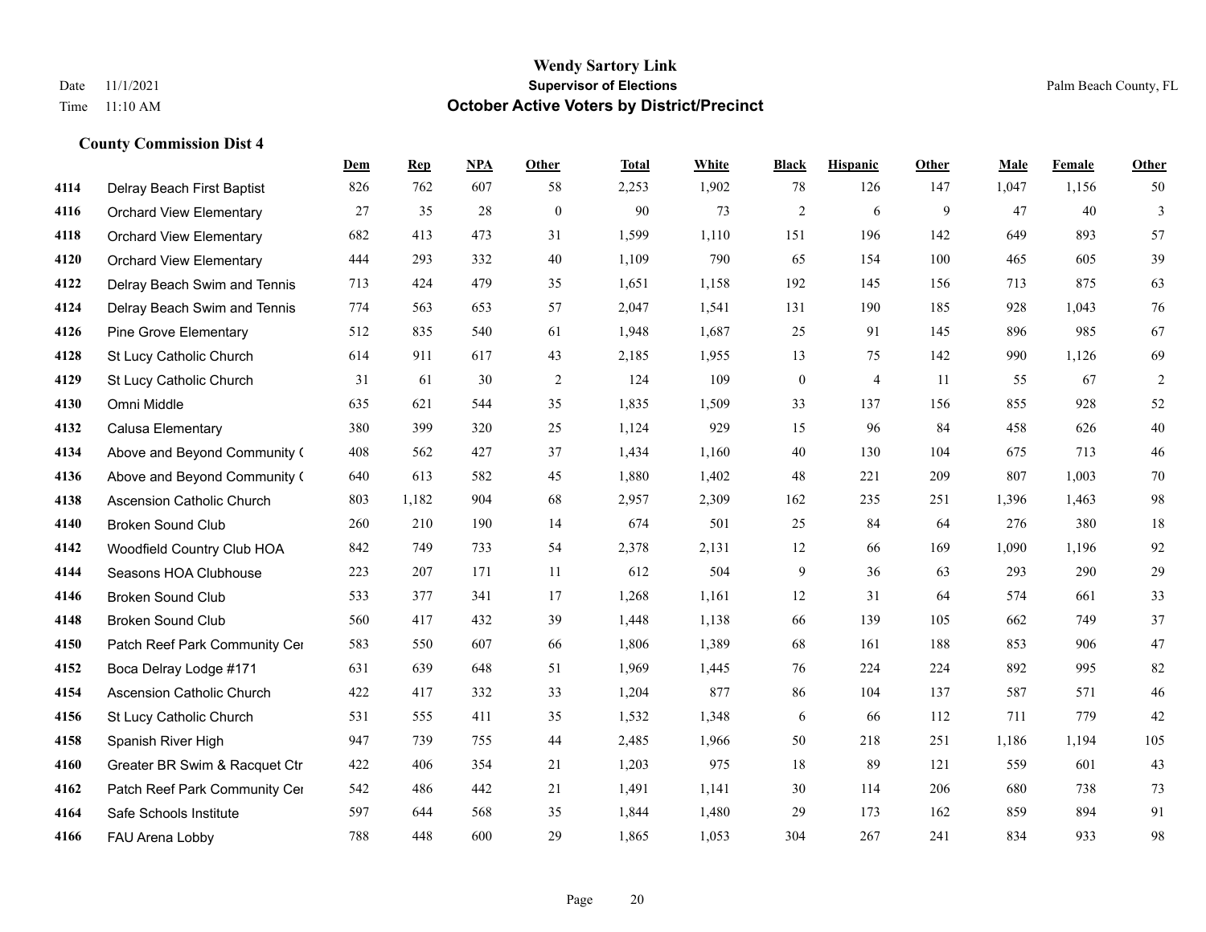# Wendy Sartory Link
## Supervisor of Elections
## October Active Voters by District/Precinct

Date 11/1/2021
Time 11:10 AM

Palm Beach County, FL

### County Commission Dist 4

| | | Dem | Rep | NPA | Other | Total | White | Black | Hispanic | Other | Male | Female | Other |
|---|---|---|---|---|---|---|---|---|---|---|---|---|---|
| 4114 | Delray Beach First Baptist | 826 | 762 | 607 | 58 | 2,253 | 1,902 | 78 | 126 | 147 | 1,047 | 1,156 | 50 |
| 4116 | Orchard View Elementary | 27 | 35 | 28 | 0 | 90 | 73 | 2 | 6 | 9 | 47 | 40 | 3 |
| 4118 | Orchard View Elementary | 682 | 413 | 473 | 31 | 1,599 | 1,110 | 151 | 196 | 142 | 649 | 893 | 57 |
| 4120 | Orchard View Elementary | 444 | 293 | 332 | 40 | 1,109 | 790 | 65 | 154 | 100 | 465 | 605 | 39 |
| 4122 | Delray Beach Swim and Tennis | 713 | 424 | 479 | 35 | 1,651 | 1,158 | 192 | 145 | 156 | 713 | 875 | 63 |
| 4124 | Delray Beach Swim and Tennis | 774 | 563 | 653 | 57 | 2,047 | 1,541 | 131 | 190 | 185 | 928 | 1,043 | 76 |
| 4126 | Pine Grove Elementary | 512 | 835 | 540 | 61 | 1,948 | 1,687 | 25 | 91 | 145 | 896 | 985 | 67 |
| 4128 | St Lucy Catholic Church | 614 | 911 | 617 | 43 | 2,185 | 1,955 | 13 | 75 | 142 | 990 | 1,126 | 69 |
| 4129 | St Lucy Catholic Church | 31 | 61 | 30 | 2 | 124 | 109 | 0 | 4 | 11 | 55 | 67 | 2 |
| 4130 | Omni Middle | 635 | 621 | 544 | 35 | 1,835 | 1,509 | 33 | 137 | 156 | 855 | 928 | 52 |
| 4132 | Calusa Elementary | 380 | 399 | 320 | 25 | 1,124 | 929 | 15 | 96 | 84 | 458 | 626 | 40 |
| 4134 | Above and Beyond Community ( | 408 | 562 | 427 | 37 | 1,434 | 1,160 | 40 | 130 | 104 | 675 | 713 | 46 |
| 4136 | Above and Beyond Community ( | 640 | 613 | 582 | 45 | 1,880 | 1,402 | 48 | 221 | 209 | 807 | 1,003 | 70 |
| 4138 | Ascension Catholic Church | 803 | 1,182 | 904 | 68 | 2,957 | 2,309 | 162 | 235 | 251 | 1,396 | 1,463 | 98 |
| 4140 | Broken Sound Club | 260 | 210 | 190 | 14 | 674 | 501 | 25 | 84 | 64 | 276 | 380 | 18 |
| 4142 | Woodfield Country Club HOA | 842 | 749 | 733 | 54 | 2,378 | 2,131 | 12 | 66 | 169 | 1,090 | 1,196 | 92 |
| 4144 | Seasons HOA Clubhouse | 223 | 207 | 171 | 11 | 612 | 504 | 9 | 36 | 63 | 293 | 290 | 29 |
| 4146 | Broken Sound Club | 533 | 377 | 341 | 17 | 1,268 | 1,161 | 12 | 31 | 64 | 574 | 661 | 33 |
| 4148 | Broken Sound Club | 560 | 417 | 432 | 39 | 1,448 | 1,138 | 66 | 139 | 105 | 662 | 749 | 37 |
| 4150 | Patch Reef Park Community Cer | 583 | 550 | 607 | 66 | 1,806 | 1,389 | 68 | 161 | 188 | 853 | 906 | 47 |
| 4152 | Boca Delray Lodge #171 | 631 | 639 | 648 | 51 | 1,969 | 1,445 | 76 | 224 | 224 | 892 | 995 | 82 |
| 4154 | Ascension Catholic Church | 422 | 417 | 332 | 33 | 1,204 | 877 | 86 | 104 | 137 | 587 | 571 | 46 |
| 4156 | St Lucy Catholic Church | 531 | 555 | 411 | 35 | 1,532 | 1,348 | 6 | 66 | 112 | 711 | 779 | 42 |
| 4158 | Spanish River High | 947 | 739 | 755 | 44 | 2,485 | 1,966 | 50 | 218 | 251 | 1,186 | 1,194 | 105 |
| 4160 | Greater BR Swim & Racquet Ctr | 422 | 406 | 354 | 21 | 1,203 | 975 | 18 | 89 | 121 | 559 | 601 | 43 |
| 4162 | Patch Reef Park Community Cer | 542 | 486 | 442 | 21 | 1,491 | 1,141 | 30 | 114 | 206 | 680 | 738 | 73 |
| 4164 | Safe Schools Institute | 597 | 644 | 568 | 35 | 1,844 | 1,480 | 29 | 173 | 162 | 859 | 894 | 91 |
| 4166 | FAU Arena Lobby | 788 | 448 | 600 | 29 | 1,865 | 1,053 | 304 | 267 | 241 | 834 | 933 | 98 |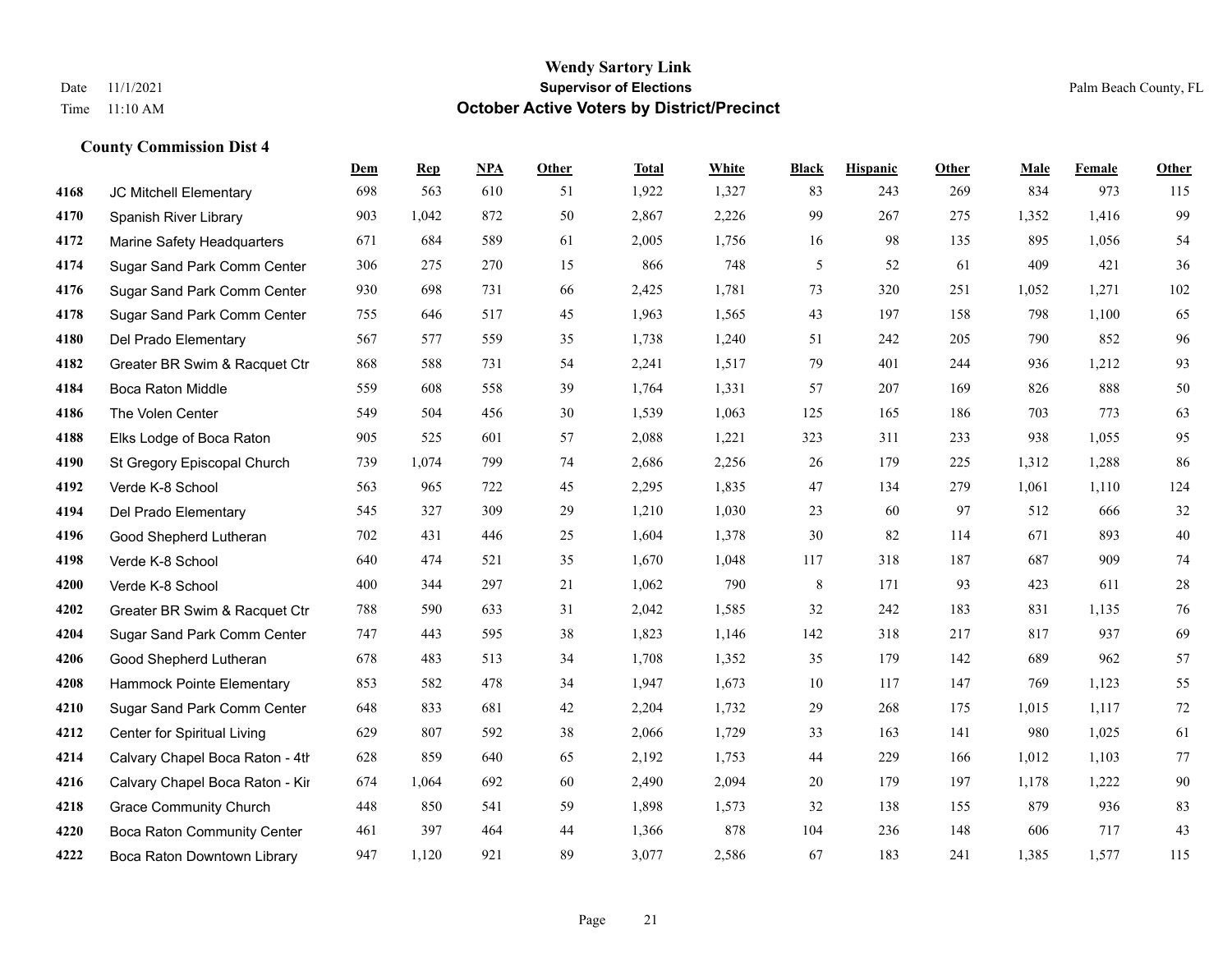# Wendy Sartory Link

## Supervisor of Elections

## October Active Voters by District/Precinct

Date 11/1/2021
Time 11:10 AM

Palm Beach County, FL

### County Commission Dist 4

| | | Dem | Rep | NPA | Other | Total | White | Black | Hispanic | Other | Male | Female | Other |
|---|---|---|---|---|---|---|---|---|---|---|---|---|---|
| 4168 | JC Mitchell Elementary | 698 | 563 | 610 | 51 | 1,922 | 1,327 | 83 | 243 | 269 | 834 | 973 | 115 |
| 4170 | Spanish River Library | 903 | 1,042 | 872 | 50 | 2,867 | 2,226 | 99 | 267 | 275 | 1,352 | 1,416 | 99 |
| 4172 | Marine Safety Headquarters | 671 | 684 | 589 | 61 | 2,005 | 1,756 | 16 | 98 | 135 | 895 | 1,056 | 54 |
| 4174 | Sugar Sand Park Comm Center | 306 | 275 | 270 | 15 | 866 | 748 | 5 | 52 | 61 | 409 | 421 | 36 |
| 4176 | Sugar Sand Park Comm Center | 930 | 698 | 731 | 66 | 2,425 | 1,781 | 73 | 320 | 251 | 1,052 | 1,271 | 102 |
| 4178 | Sugar Sand Park Comm Center | 755 | 646 | 517 | 45 | 1,963 | 1,565 | 43 | 197 | 158 | 798 | 1,100 | 65 |
| 4180 | Del Prado Elementary | 567 | 577 | 559 | 35 | 1,738 | 1,240 | 51 | 242 | 205 | 790 | 852 | 96 |
| 4182 | Greater BR Swim & Racquet Ctr | 868 | 588 | 731 | 54 | 2,241 | 1,517 | 79 | 401 | 244 | 936 | 1,212 | 93 |
| 4184 | Boca Raton Middle | 559 | 608 | 558 | 39 | 1,764 | 1,331 | 57 | 207 | 169 | 826 | 888 | 50 |
| 4186 | The Volen Center | 549 | 504 | 456 | 30 | 1,539 | 1,063 | 125 | 165 | 186 | 703 | 773 | 63 |
| 4188 | Elks Lodge of Boca Raton | 905 | 525 | 601 | 57 | 2,088 | 1,221 | 323 | 311 | 233 | 938 | 1,055 | 95 |
| 4190 | St Gregory Episcopal Church | 739 | 1,074 | 799 | 74 | 2,686 | 2,256 | 26 | 179 | 225 | 1,312 | 1,288 | 86 |
| 4192 | Verde K-8 School | 563 | 965 | 722 | 45 | 2,295 | 1,835 | 47 | 134 | 279 | 1,061 | 1,110 | 124 |
| 4194 | Del Prado Elementary | 545 | 327 | 309 | 29 | 1,210 | 1,030 | 23 | 60 | 97 | 512 | 666 | 32 |
| 4196 | Good Shepherd Lutheran | 702 | 431 | 446 | 25 | 1,604 | 1,378 | 30 | 82 | 114 | 671 | 893 | 40 |
| 4198 | Verde K-8 School | 640 | 474 | 521 | 35 | 1,670 | 1,048 | 117 | 318 | 187 | 687 | 909 | 74 |
| 4200 | Verde K-8 School | 400 | 344 | 297 | 21 | 1,062 | 790 | 8 | 171 | 93 | 423 | 611 | 28 |
| 4202 | Greater BR Swim & Racquet Ctr | 788 | 590 | 633 | 31 | 2,042 | 1,585 | 32 | 242 | 183 | 831 | 1,135 | 76 |
| 4204 | Sugar Sand Park Comm Center | 747 | 443 | 595 | 38 | 1,823 | 1,146 | 142 | 318 | 217 | 817 | 937 | 69 |
| 4206 | Good Shepherd Lutheran | 678 | 483 | 513 | 34 | 1,708 | 1,352 | 35 | 179 | 142 | 689 | 962 | 57 |
| 4208 | Hammock Pointe Elementary | 853 | 582 | 478 | 34 | 1,947 | 1,673 | 10 | 117 | 147 | 769 | 1,123 | 55 |
| 4210 | Sugar Sand Park Comm Center | 648 | 833 | 681 | 42 | 2,204 | 1,732 | 29 | 268 | 175 | 1,015 | 1,117 | 72 |
| 4212 | Center for Spiritual Living | 629 | 807 | 592 | 38 | 2,066 | 1,729 | 33 | 163 | 141 | 980 | 1,025 | 61 |
| 4214 | Calvary Chapel Boca Raton - 4th | 628 | 859 | 640 | 65 | 2,192 | 1,753 | 44 | 229 | 166 | 1,012 | 1,103 | 77 |
| 4216 | Calvary Chapel Boca Raton - Kir | 674 | 1,064 | 692 | 60 | 2,490 | 2,094 | 20 | 179 | 197 | 1,178 | 1,222 | 90 |
| 4218 | Grace Community Church | 448 | 850 | 541 | 59 | 1,898 | 1,573 | 32 | 138 | 155 | 879 | 936 | 83 |
| 4220 | Boca Raton Community Center | 461 | 397 | 464 | 44 | 1,366 | 878 | 104 | 236 | 148 | 606 | 717 | 43 |
| 4222 | Boca Raton Downtown Library | 947 | 1,120 | 921 | 89 | 3,077 | 2,586 | 67 | 183 | 241 | 1,385 | 1,577 | 115 |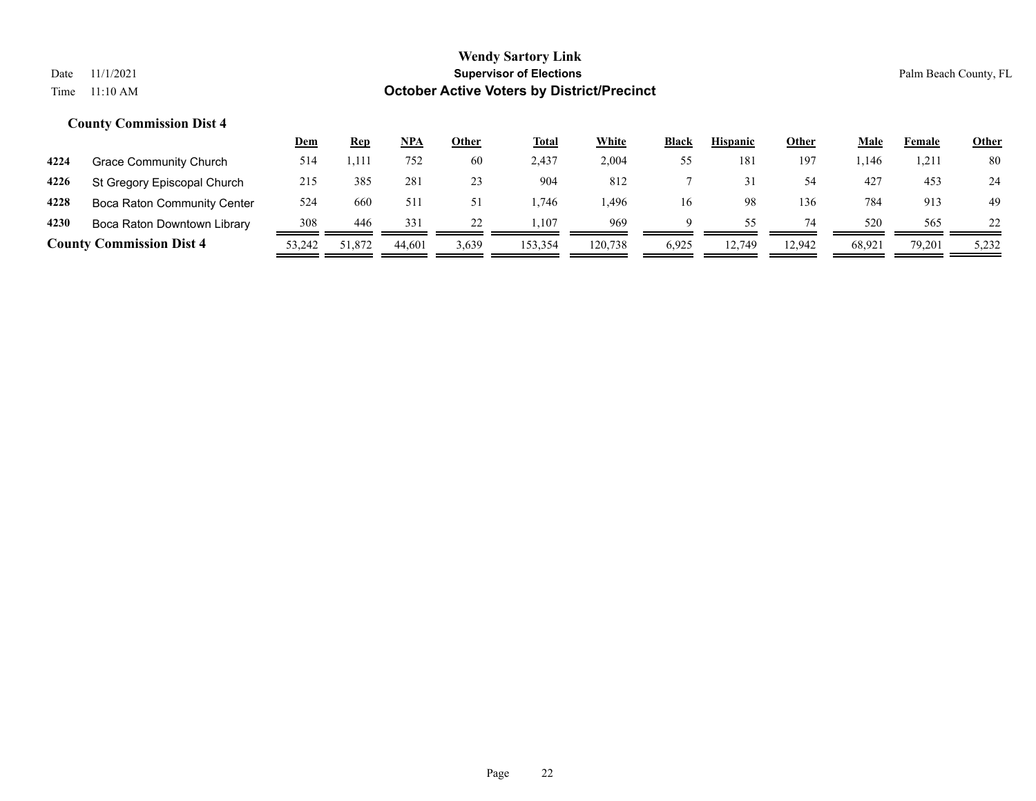# Wendy Sartory Link

## Supervisor of Elections

## October Active Voters by District/Precinct

Date 11/1/2021
Time 11:10 AM

Palm Beach County, FL

### County Commission Dist 4

| | | Dem | Rep | NPA | Other | Total | White | Black | Hispanic | Other | Male | Female | Other |
|---|---|---|---|---|---|---|---|---|---|---|---|---|---|
| 4224 | Grace Community Church | 514 | 1,111 | 752 | 60 | 2,437 | 2,004 | 55 | 181 | 197 | 1,146 | 1,211 | 80 |
| 4226 | St Gregory Episcopal Church | 215 | 385 | 281 | 23 | 904 | 812 | 7 | 31 | 54 | 427 | 453 | 24 |
| 4228 | Boca Raton Community Center | 524 | 660 | 511 | 51 | 1,746 | 1,496 | 16 | 98 | 136 | 784 | 913 | 49 |
| 4230 | Boca Raton Downtown Library | 308 | 446 | 331 | 22 | 1,107 | 969 | 9 | 55 | 74 | 520 | 565 | 22 |
| **County Commission Dist 4** | | 53,242 | 51,872 | 44,601 | 3,639 | 153,354 | 120,738 | 6,925 | 12,749 | 12,942 | 68,921 | 79,201 | 5,232 |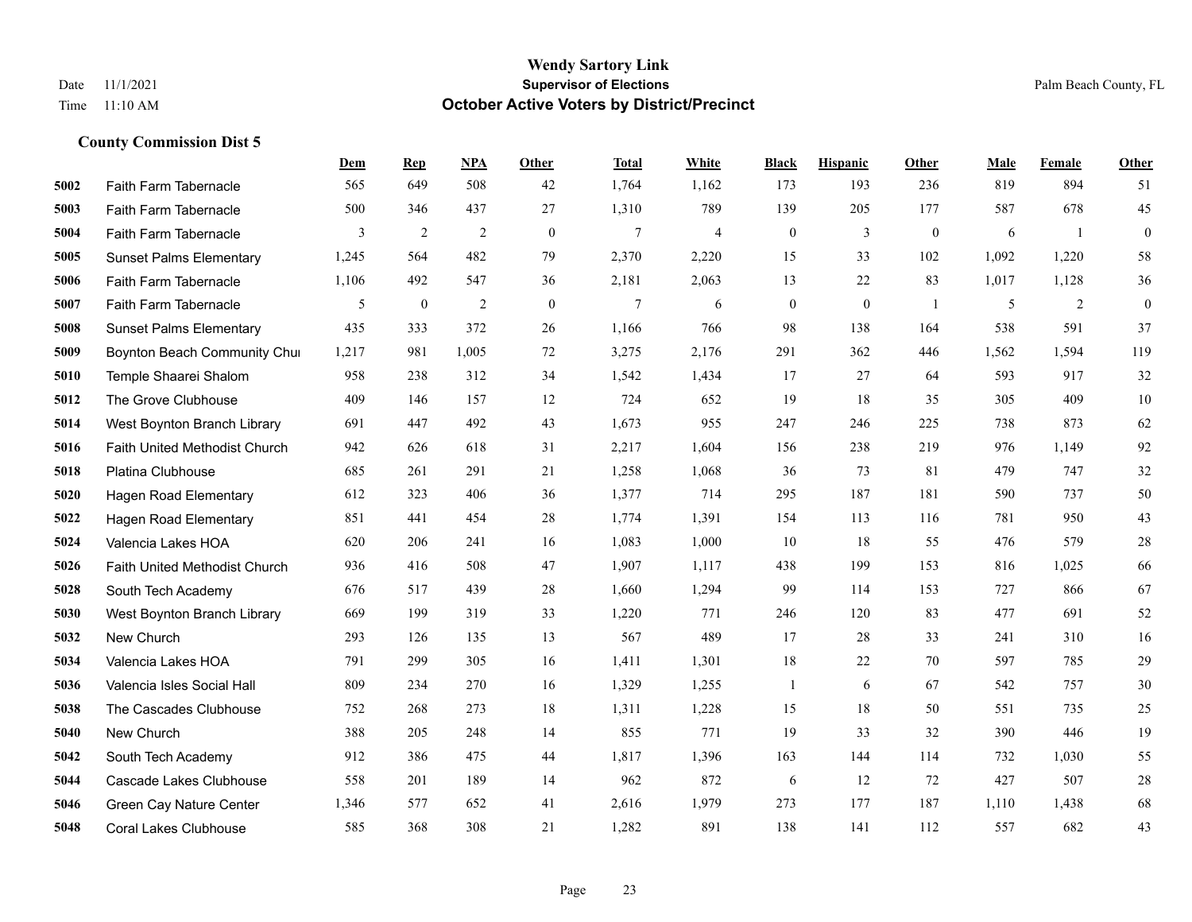**Wendy Sartory Link**
**Supervisor of Elections**
**October Active Voters by District/Precinct**

Date 11/1/2021
Time 11:10 AM

Palm Beach County, FL

### County Commission Dist 5

| | | Dem | Rep | NPA | Other | Total | White | Black | Hispanic | Other | Male | Female | Other |
|---|---|---|---|---|---|---|---|---|---|---|---|---|---|
| 5002 | Faith Farm Tabernacle | 565 | 649 | 508 | 42 | 1,764 | 1,162 | 173 | 193 | 236 | 819 | 894 | 51 |
| 5003 | Faith Farm Tabernacle | 500 | 346 | 437 | 27 | 1,310 | 789 | 139 | 205 | 177 | 587 | 678 | 45 |
| 5004 | Faith Farm Tabernacle | 3 | 2 | 2 | 0 | 7 | 4 | 0 | 3 | 0 | 6 | 1 | 0 |
| 5005 | Sunset Palms Elementary | 1,245 | 564 | 482 | 79 | 2,370 | 2,220 | 15 | 33 | 102 | 1,092 | 1,220 | 58 |
| 5006 | Faith Farm Tabernacle | 1,106 | 492 | 547 | 36 | 2,181 | 2,063 | 13 | 22 | 83 | 1,017 | 1,128 | 36 |
| 5007 | Faith Farm Tabernacle | 5 | 0 | 2 | 0 | 7 | 6 | 0 | 0 | 1 | 5 | 2 | 0 |
| 5008 | Sunset Palms Elementary | 435 | 333 | 372 | 26 | 1,166 | 766 | 98 | 138 | 164 | 538 | 591 | 37 |
| 5009 | Boynton Beach Community Chur | 1,217 | 981 | 1,005 | 72 | 3,275 | 2,176 | 291 | 362 | 446 | 1,562 | 1,594 | 119 |
| 5010 | Temple Shaarei Shalom | 958 | 238 | 312 | 34 | 1,542 | 1,434 | 17 | 27 | 64 | 593 | 917 | 32 |
| 5012 | The Grove Clubhouse | 409 | 146 | 157 | 12 | 724 | 652 | 19 | 18 | 35 | 305 | 409 | 10 |
| 5014 | West Boynton Branch Library | 691 | 447 | 492 | 43 | 1,673 | 955 | 247 | 246 | 225 | 738 | 873 | 62 |
| 5016 | Faith United Methodist Church | 942 | 626 | 618 | 31 | 2,217 | 1,604 | 156 | 238 | 219 | 976 | 1,149 | 92 |
| 5018 | Platina Clubhouse | 685 | 261 | 291 | 21 | 1,258 | 1,068 | 36 | 73 | 81 | 479 | 747 | 32 |
| 5020 | Hagen Road Elementary | 612 | 323 | 406 | 36 | 1,377 | 714 | 295 | 187 | 181 | 590 | 737 | 50 |
| 5022 | Hagen Road Elementary | 851 | 441 | 454 | 28 | 1,774 | 1,391 | 154 | 113 | 116 | 781 | 950 | 43 |
| 5024 | Valencia Lakes HOA | 620 | 206 | 241 | 16 | 1,083 | 1,000 | 10 | 18 | 55 | 476 | 579 | 28 |
| 5026 | Faith United Methodist Church | 936 | 416 | 508 | 47 | 1,907 | 1,117 | 438 | 199 | 153 | 816 | 1,025 | 66 |
| 5028 | South Tech Academy | 676 | 517 | 439 | 28 | 1,660 | 1,294 | 99 | 114 | 153 | 727 | 866 | 67 |
| 5030 | West Boynton Branch Library | 669 | 199 | 319 | 33 | 1,220 | 771 | 246 | 120 | 83 | 477 | 691 | 52 |
| 5032 | New Church | 293 | 126 | 135 | 13 | 567 | 489 | 17 | 28 | 33 | 241 | 310 | 16 |
| 5034 | Valencia Lakes HOA | 791 | 299 | 305 | 16 | 1,411 | 1,301 | 18 | 22 | 70 | 597 | 785 | 29 |
| 5036 | Valencia Isles Social Hall | 809 | 234 | 270 | 16 | 1,329 | 1,255 | 1 | 6 | 67 | 542 | 757 | 30 |
| 5038 | The Cascades Clubhouse | 752 | 268 | 273 | 18 | 1,311 | 1,228 | 15 | 18 | 50 | 551 | 735 | 25 |
| 5040 | New Church | 388 | 205 | 248 | 14 | 855 | 771 | 19 | 33 | 32 | 390 | 446 | 19 |
| 5042 | South Tech Academy | 912 | 386 | 475 | 44 | 1,817 | 1,396 | 163 | 144 | 114 | 732 | 1,030 | 55 |
| 5044 | Cascade Lakes Clubhouse | 558 | 201 | 189 | 14 | 962 | 872 | 6 | 12 | 72 | 427 | 507 | 28 |
| 5046 | Green Cay Nature Center | 1,346 | 577 | 652 | 41 | 2,616 | 1,979 | 273 | 177 | 187 | 1,110 | 1,438 | 68 |
| 5048 | Coral Lakes Clubhouse | 585 | 368 | 308 | 21 | 1,282 | 891 | 138 | 141 | 112 | 557 | 682 | 43 |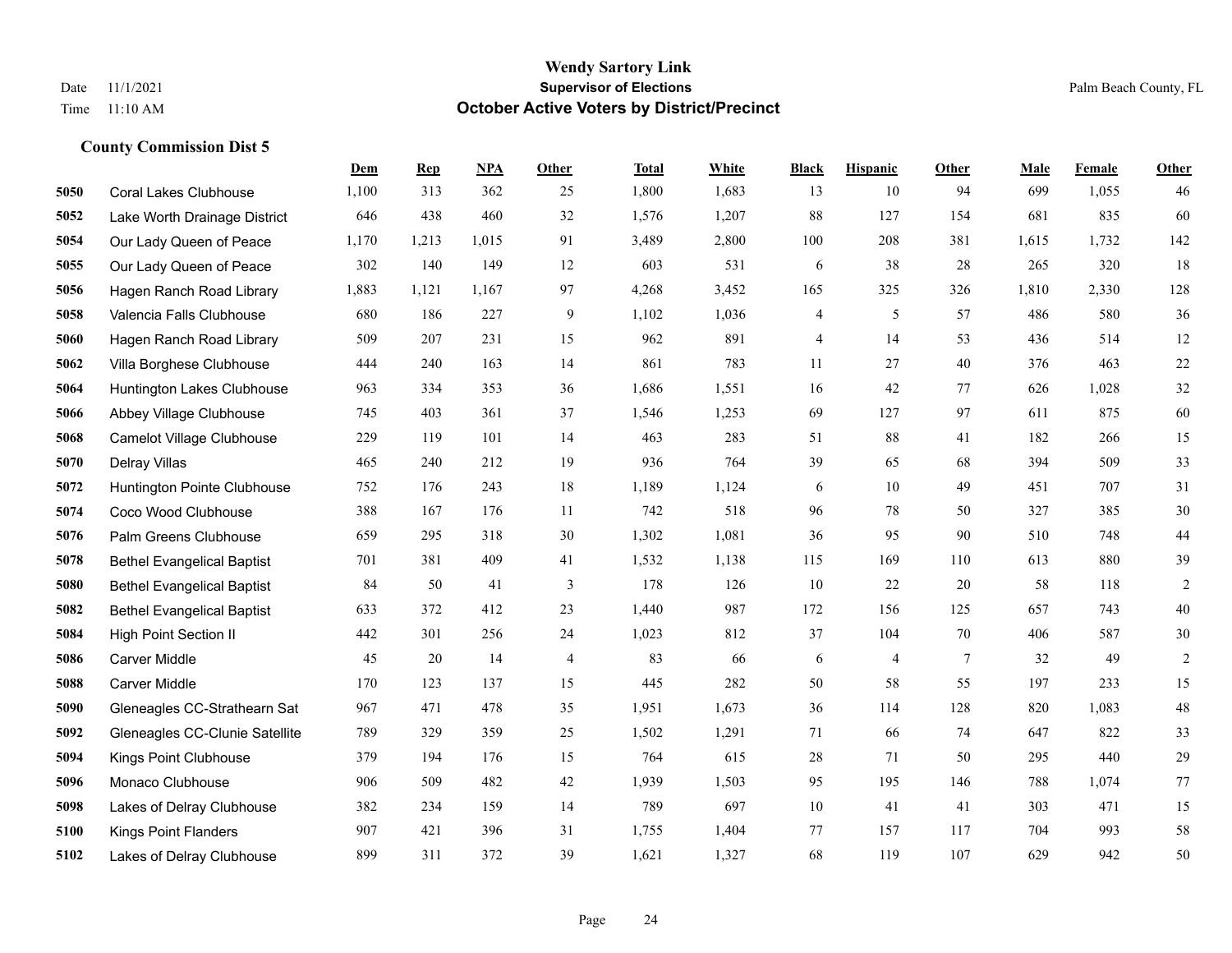# Wendy Sartory Link

**Supervisor of Elections**

**October Active Voters by District/Precinct**

Date 11/1/2021

Time 11:10 AM

Palm Beach County, FL

### County Commission Dist 5

| | | Dem | Rep | NPA | Other | Total | White | Black | Hispanic | Other | Male | Female | Other |
|---|---|---|---|---|---|---|---|---|---|---|---|---|---|
| **5050** | Coral Lakes Clubhouse | 1,100 | 313 | 362 | 25 | 1,800 | 1,683 | 13 | 10 | 94 | 699 | 1,055 | 46 |
| **5052** | Lake Worth Drainage District | 646 | 438 | 460 | 32 | 1,576 | 1,207 | 88 | 127 | 154 | 681 | 835 | 60 |
| **5054** | Our Lady Queen of Peace | 1,170 | 1,213 | 1,015 | 91 | 3,489 | 2,800 | 100 | 208 | 381 | 1,615 | 1,732 | 142 |
| **5055** | Our Lady Queen of Peace | 302 | 140 | 149 | 12 | 603 | 531 | 6 | 38 | 28 | 265 | 320 | 18 |
| **5056** | Hagen Ranch Road Library | 1,883 | 1,121 | 1,167 | 97 | 4,268 | 3,452 | 165 | 325 | 326 | 1,810 | 2,330 | 128 |
| **5058** | Valencia Falls Clubhouse | 680 | 186 | 227 | 9 | 1,102 | 1,036 | 4 | 5 | 57 | 486 | 580 | 36 |
| **5060** | Hagen Ranch Road Library | 509 | 207 | 231 | 15 | 962 | 891 | 4 | 14 | 53 | 436 | 514 | 12 |
| **5062** | Villa Borghese Clubhouse | 444 | 240 | 163 | 14 | 861 | 783 | 11 | 27 | 40 | 376 | 463 | 22 |
| **5064** | Huntington Lakes Clubhouse | 963 | 334 | 353 | 36 | 1,686 | 1,551 | 16 | 42 | 77 | 626 | 1,028 | 32 |
| **5066** | Abbey Village Clubhouse | 745 | 403 | 361 | 37 | 1,546 | 1,253 | 69 | 127 | 97 | 611 | 875 | 60 |
| **5068** | Camelot Village Clubhouse | 229 | 119 | 101 | 14 | 463 | 283 | 51 | 88 | 41 | 182 | 266 | 15 |
| **5070** | Delray Villas | 465 | 240 | 212 | 19 | 936 | 764 | 39 | 65 | 68 | 394 | 509 | 33 |
| **5072** | Huntington Pointe Clubhouse | 752 | 176 | 243 | 18 | 1,189 | 1,124 | 6 | 10 | 49 | 451 | 707 | 31 |
| **5074** | Coco Wood Clubhouse | 388 | 167 | 176 | 11 | 742 | 518 | 96 | 78 | 50 | 327 | 385 | 30 |
| **5076** | Palm Greens Clubhouse | 659 | 295 | 318 | 30 | 1,302 | 1,081 | 36 | 95 | 90 | 510 | 748 | 44 |
| **5078** | Bethel Evangelical Baptist | 701 | 381 | 409 | 41 | 1,532 | 1,138 | 115 | 169 | 110 | 613 | 880 | 39 |
| **5080** | Bethel Evangelical Baptist | 84 | 50 | 41 | 3 | 178 | 126 | 10 | 22 | 20 | 58 | 118 | 2 |
| **5082** | Bethel Evangelical Baptist | 633 | 372 | 412 | 23 | 1,440 | 987 | 172 | 156 | 125 | 657 | 743 | 40 |
| **5084** | High Point Section II | 442 | 301 | 256 | 24 | 1,023 | 812 | 37 | 104 | 70 | 406 | 587 | 30 |
| **5086** | Carver Middle | 45 | 20 | 14 | 4 | 83 | 66 | 6 | 4 | 7 | 32 | 49 | 2 |
| **5088** | Carver Middle | 170 | 123 | 137 | 15 | 445 | 282 | 50 | 58 | 55 | 197 | 233 | 15 |
| **5090** | Gleneagles CC-Strathearn Sat | 967 | 471 | 478 | 35 | 1,951 | 1,673 | 36 | 114 | 128 | 820 | 1,083 | 48 |
| **5092** | Gleneagles CC-Clunie Satellite | 789 | 329 | 359 | 25 | 1,502 | 1,291 | 71 | 66 | 74 | 647 | 822 | 33 |
| **5094** | Kings Point Clubhouse | 379 | 194 | 176 | 15 | 764 | 615 | 28 | 71 | 50 | 295 | 440 | 29 |
| **5096** | Monaco Clubhouse | 906 | 509 | 482 | 42 | 1,939 | 1,503 | 95 | 195 | 146 | 788 | 1,074 | 77 |
| **5098** | Lakes of Delray Clubhouse | 382 | 234 | 159 | 14 | 789 | 697 | 10 | 41 | 41 | 303 | 471 | 15 |
| **5100** | Kings Point Flanders | 907 | 421 | 396 | 31 | 1,755 | 1,404 | 77 | 157 | 117 | 704 | 993 | 58 |
| **5102** | Lakes of Delray Clubhouse | 899 | 311 | 372 | 39 | 1,621 | 1,327 | 68 | 119 | 107 | 629 | 942 | 50 |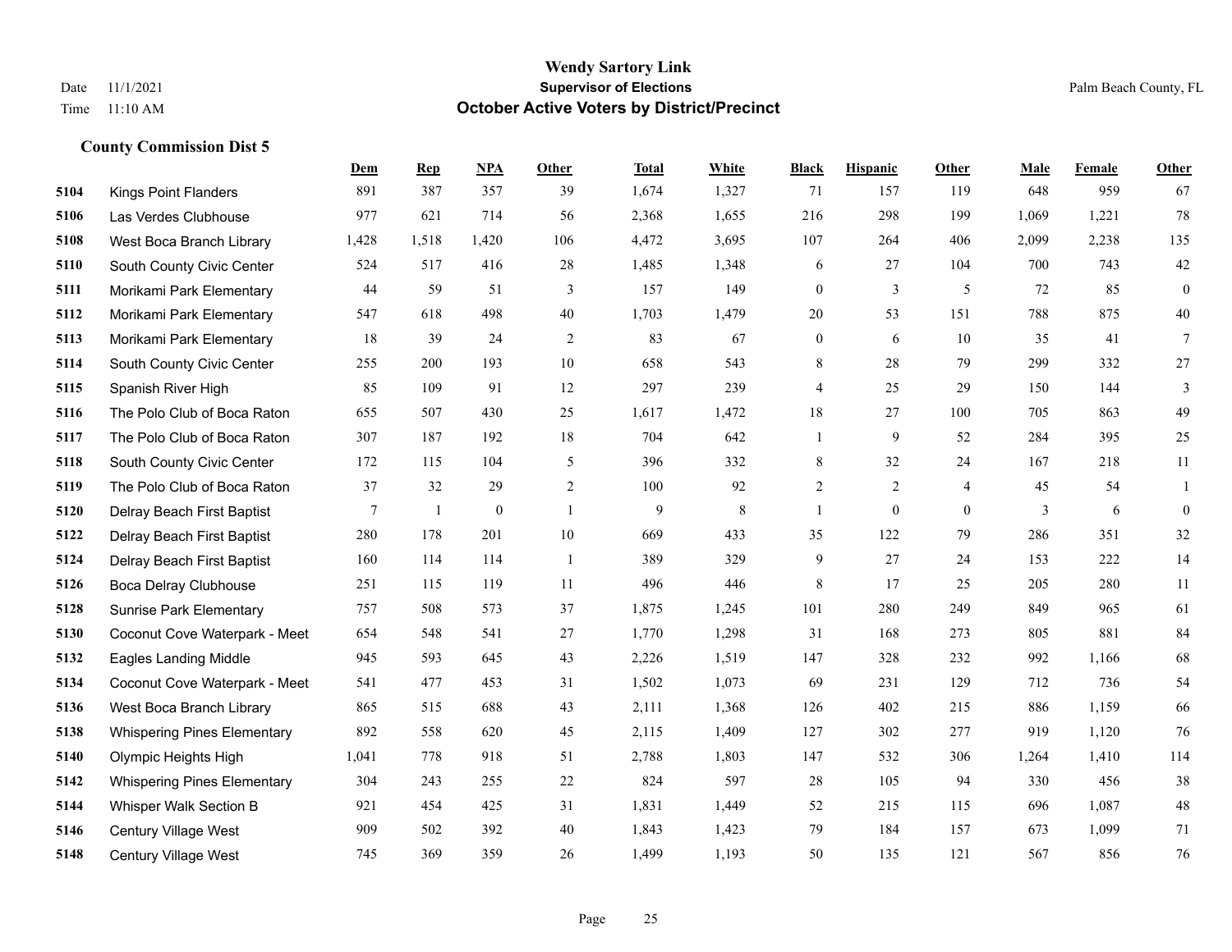# Wendy Sartory Link

**Supervisor of Elections**

**October Active Voters by District/Precinct**

Date 11/1/2021
Time 11:10 AM

Palm Beach County, FL

## County Commission Dist 5

| | | Dem | Rep | NPA | Other | Total | White | Black | Hispanic | Other | Male | Female | Other |
|---|---|---|---|---|---|---|---|---|---|---|---|---|---|
| 5104 | Kings Point Flanders | 891 | 387 | 357 | 39 | 1,674 | 1,327 | 71 | 157 | 119 | 648 | 959 | 67 |
| 5106 | Las Verdes Clubhouse | 977 | 621 | 714 | 56 | 2,368 | 1,655 | 216 | 298 | 199 | 1,069 | 1,221 | 78 |
| 5108 | West Boca Branch Library | 1,428 | 1,518 | 1,420 | 106 | 4,472 | 3,695 | 107 | 264 | 406 | 2,099 | 2,238 | 135 |
| 5110 | South County Civic Center | 524 | 517 | 416 | 28 | 1,485 | 1,348 | 6 | 27 | 104 | 700 | 743 | 42 |
| 5111 | Morikami Park Elementary | 44 | 59 | 51 | 3 | 157 | 149 | 0 | 3 | 5 | 72 | 85 | 0 |
| 5112 | Morikami Park Elementary | 547 | 618 | 498 | 40 | 1,703 | 1,479 | 20 | 53 | 151 | 788 | 875 | 40 |
| 5113 | Morikami Park Elementary | 18 | 39 | 24 | 2 | 83 | 67 | 0 | 6 | 10 | 35 | 41 | 7 |
| 5114 | South County Civic Center | 255 | 200 | 193 | 10 | 658 | 543 | 8 | 28 | 79 | 299 | 332 | 27 |
| 5115 | Spanish River High | 85 | 109 | 91 | 12 | 297 | 239 | 4 | 25 | 29 | 150 | 144 | 3 |
| 5116 | The Polo Club of Boca Raton | 655 | 507 | 430 | 25 | 1,617 | 1,472 | 18 | 27 | 100 | 705 | 863 | 49 |
| 5117 | The Polo Club of Boca Raton | 307 | 187 | 192 | 18 | 704 | 642 | 1 | 9 | 52 | 284 | 395 | 25 |
| 5118 | South County Civic Center | 172 | 115 | 104 | 5 | 396 | 332 | 8 | 32 | 24 | 167 | 218 | 11 |
| 5119 | The Polo Club of Boca Raton | 37 | 32 | 29 | 2 | 100 | 92 | 2 | 2 | 4 | 45 | 54 | 1 |
| 5120 | Delray Beach First Baptist | 7 | 1 | 0 | 1 | 9 | 8 | 1 | 0 | 0 | 3 | 6 | 0 |
| 5122 | Delray Beach First Baptist | 280 | 178 | 201 | 10 | 669 | 433 | 35 | 122 | 79 | 286 | 351 | 32 |
| 5124 | Delray Beach First Baptist | 160 | 114 | 114 | 1 | 389 | 329 | 9 | 27 | 24 | 153 | 222 | 14 |
| 5126 | Boca Delray Clubhouse | 251 | 115 | 119 | 11 | 496 | 446 | 8 | 17 | 25 | 205 | 280 | 11 |
| 5128 | Sunrise Park Elementary | 757 | 508 | 573 | 37 | 1,875 | 1,245 | 101 | 280 | 249 | 849 | 965 | 61 |
| 5130 | Coconut Cove Waterpark - Meet | 654 | 548 | 541 | 27 | 1,770 | 1,298 | 31 | 168 | 273 | 805 | 881 | 84 |
| 5132 | Eagles Landing Middle | 945 | 593 | 645 | 43 | 2,226 | 1,519 | 147 | 328 | 232 | 992 | 1,166 | 68 |
| 5134 | Coconut Cove Waterpark - Meet | 541 | 477 | 453 | 31 | 1,502 | 1,073 | 69 | 231 | 129 | 712 | 736 | 54 |
| 5136 | West Boca Branch Library | 865 | 515 | 688 | 43 | 2,111 | 1,368 | 126 | 402 | 215 | 886 | 1,159 | 66 |
| 5138 | Whispering Pines Elementary | 892 | 558 | 620 | 45 | 2,115 | 1,409 | 127 | 302 | 277 | 919 | 1,120 | 76 |
| 5140 | Olympic Heights High | 1,041 | 778 | 918 | 51 | 2,788 | 1,803 | 147 | 532 | 306 | 1,264 | 1,410 | 114 |
| 5142 | Whispering Pines Elementary | 304 | 243 | 255 | 22 | 824 | 597 | 28 | 105 | 94 | 330 | 456 | 38 |
| 5144 | Whisper Walk Section B | 921 | 454 | 425 | 31 | 1,831 | 1,449 | 52 | 215 | 115 | 696 | 1,087 | 48 |
| 5146 | Century Village West | 909 | 502 | 392 | 40 | 1,843 | 1,423 | 79 | 184 | 157 | 673 | 1,099 | 71 |
| 5148 | Century Village West | 745 | 369 | 359 | 26 | 1,499 | 1,193 | 50 | 135 | 121 | 567 | 856 | 76 |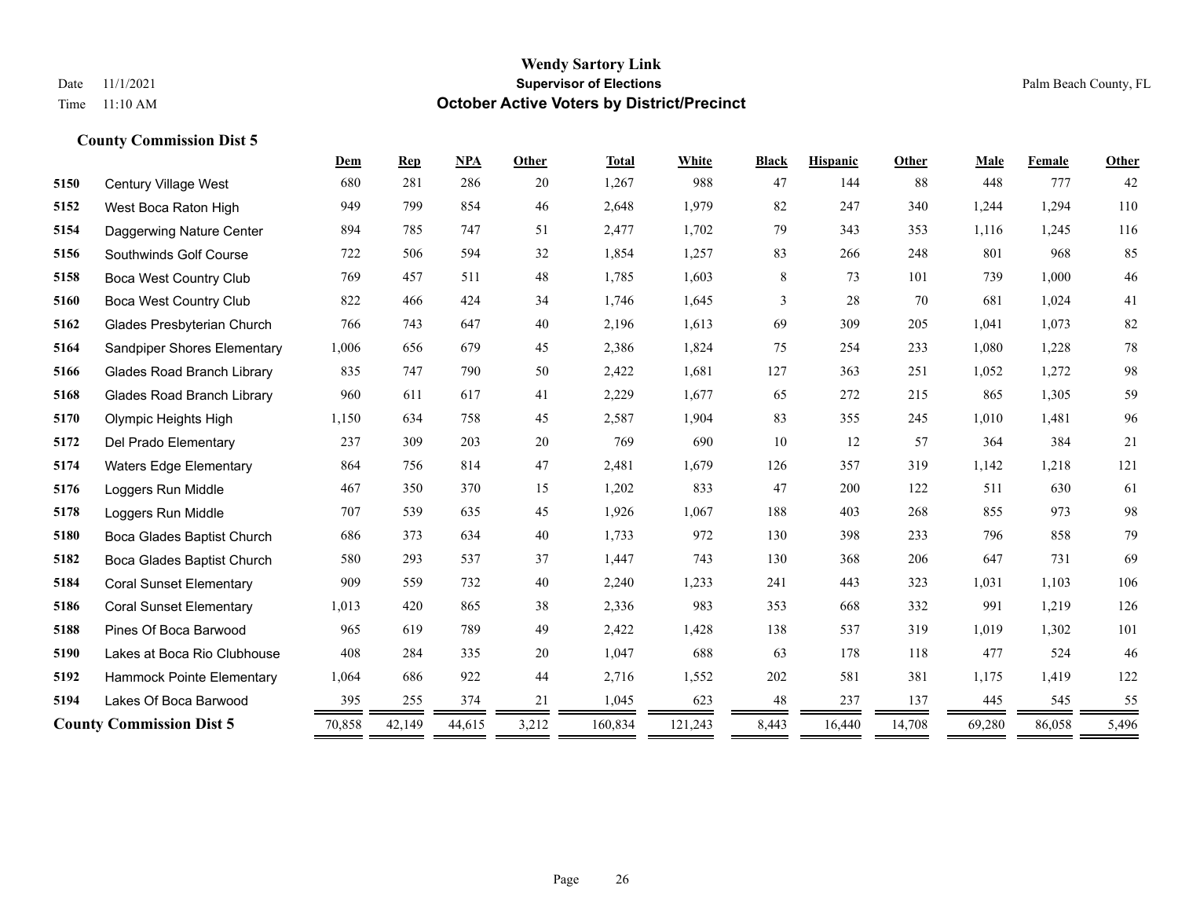# Wendy Sartory Link

**Supervisor of Elections**

**October Active Voters by District/Precinct**

Date 11/1/2021 Time 11:10 AM Palm Beach County, FL

### County Commission Dist 5

| | | Dem | Rep | NPA | Other | Total | White | Black | Hispanic | Other | Male | Female | Other |
|---|---|---|---|---|---|---|---|---|---|---|---|---|---|
| 5150 | Century Village West | 680 | 281 | 286 | 20 | 1,267 | 988 | 47 | 144 | 88 | 448 | 777 | 42 |
| 5152 | West Boca Raton High | 949 | 799 | 854 | 46 | 2,648 | 1,979 | 82 | 247 | 340 | 1,244 | 1,294 | 110 |
| 5154 | Daggerwing Nature Center | 894 | 785 | 747 | 51 | 2,477 | 1,702 | 79 | 343 | 353 | 1,116 | 1,245 | 116 |
| 5156 | Southwinds Golf Course | 722 | 506 | 594 | 32 | 1,854 | 1,257 | 83 | 266 | 248 | 801 | 968 | 85 |
| 5158 | Boca West Country Club | 769 | 457 | 511 | 48 | 1,785 | 1,603 | 8 | 73 | 101 | 739 | 1,000 | 46 |
| 5160 | Boca West Country Club | 822 | 466 | 424 | 34 | 1,746 | 1,645 | 3 | 28 | 70 | 681 | 1,024 | 41 |
| 5162 | Glades Presbyterian Church | 766 | 743 | 647 | 40 | 2,196 | 1,613 | 69 | 309 | 205 | 1,041 | 1,073 | 82 |
| 5164 | Sandpiper Shores Elementary | 1,006 | 656 | 679 | 45 | 2,386 | 1,824 | 75 | 254 | 233 | 1,080 | 1,228 | 78 |
| 5166 | Glades Road Branch Library | 835 | 747 | 790 | 50 | 2,422 | 1,681 | 127 | 363 | 251 | 1,052 | 1,272 | 98 |
| 5168 | Glades Road Branch Library | 960 | 611 | 617 | 41 | 2,229 | 1,677 | 65 | 272 | 215 | 865 | 1,305 | 59 |
| 5170 | Olympic Heights High | 1,150 | 634 | 758 | 45 | 2,587 | 1,904 | 83 | 355 | 245 | 1,010 | 1,481 | 96 |
| 5172 | Del Prado Elementary | 237 | 309 | 203 | 20 | 769 | 690 | 10 | 12 | 57 | 364 | 384 | 21 |
| 5174 | Waters Edge Elementary | 864 | 756 | 814 | 47 | 2,481 | 1,679 | 126 | 357 | 319 | 1,142 | 1,218 | 121 |
| 5176 | Loggers Run Middle | 467 | 350 | 370 | 15 | 1,202 | 833 | 47 | 200 | 122 | 511 | 630 | 61 |
| 5178 | Loggers Run Middle | 707 | 539 | 635 | 45 | 1,926 | 1,067 | 188 | 403 | 268 | 855 | 973 | 98 |
| 5180 | Boca Glades Baptist Church | 686 | 373 | 634 | 40 | 1,733 | 972 | 130 | 398 | 233 | 796 | 858 | 79 |
| 5182 | Boca Glades Baptist Church | 580 | 293 | 537 | 37 | 1,447 | 743 | 130 | 368 | 206 | 647 | 731 | 69 |
| 5184 | Coral Sunset Elementary | 909 | 559 | 732 | 40 | 2,240 | 1,233 | 241 | 443 | 323 | 1,031 | 1,103 | 106 |
| 5186 | Coral Sunset Elementary | 1,013 | 420 | 865 | 38 | 2,336 | 983 | 353 | 668 | 332 | 991 | 1,219 | 126 |
| 5188 | Pines Of Boca Barwood | 965 | 619 | 789 | 49 | 2,422 | 1,428 | 138 | 537 | 319 | 1,019 | 1,302 | 101 |
| 5190 | Lakes at Boca Rio Clubhouse | 408 | 284 | 335 | 20 | 1,047 | 688 | 63 | 178 | 118 | 477 | 524 | 46 |
| 5192 | Hammock Pointe Elementary | 1,064 | 686 | 922 | 44 | 2,716 | 1,552 | 202 | 581 | 381 | 1,175 | 1,419 | 122 |
| 5194 | Lakes Of Boca Barwood | 395 | 255 | 374 | 21 | 1,045 | 623 | 48 | 237 | 137 | 445 | 545 | 55 |
| **County Commission Dist 5** | | 70,858 | 42,149 | 44,615 | 3,212 | 160,834 | 121,243 | 8,443 | 16,440 | 14,708 | 69,280 | 86,058 | 5,496 |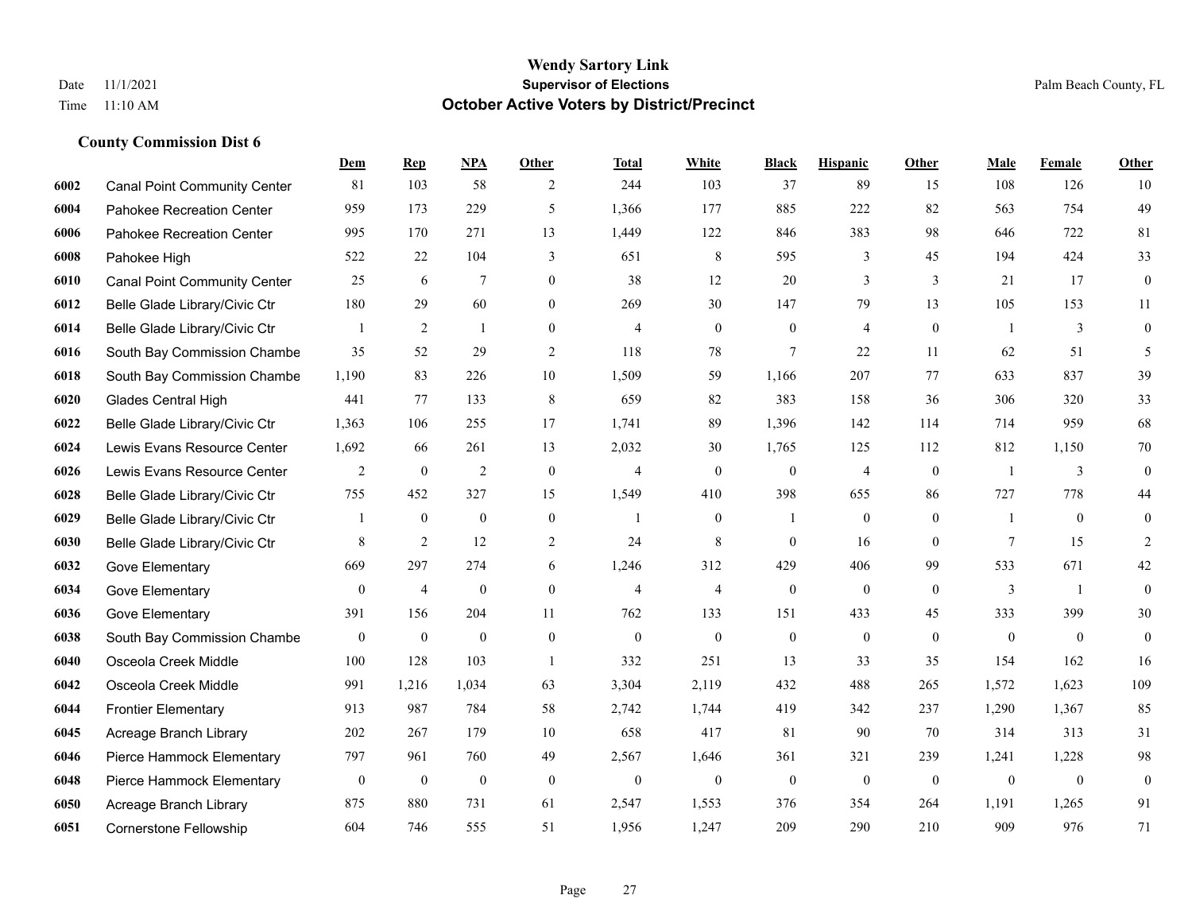# Wendy Sartory Link
## Supervisor of Elections
## October Active Voters by District/Precinct

Date 11/1/2021
Time 11:10 AM

Palm Beach County, FL

### County Commission Dist 6

| | | Dem | Rep | NPA | Other | Total | White | Black | Hispanic | Other | Male | Female | Other |
|---|---|---|---|---|---|---|---|---|---|---|---|---|---|
| 6002 | Canal Point Community Center | 81 | 103 | 58 | 2 | 244 | 103 | 37 | 89 | 15 | 108 | 126 | 10 |
| 6004 | Pahokee Recreation Center | 959 | 173 | 229 | 5 | 1,366 | 177 | 885 | 222 | 82 | 563 | 754 | 49 |
| 6006 | Pahokee Recreation Center | 995 | 170 | 271 | 13 | 1,449 | 122 | 846 | 383 | 98 | 646 | 722 | 81 |
| 6008 | Pahokee High | 522 | 22 | 104 | 3 | 651 | 8 | 595 | 3 | 45 | 194 | 424 | 33 |
| 6010 | Canal Point Community Center | 25 | 6 | 7 | 0 | 38 | 12 | 20 | 3 | 3 | 21 | 17 | 0 |
| 6012 | Belle Glade Library/Civic Ctr | 180 | 29 | 60 | 0 | 269 | 30 | 147 | 79 | 13 | 105 | 153 | 11 |
| 6014 | Belle Glade Library/Civic Ctr | 1 | 2 | 1 | 0 | 4 | 0 | 0 | 4 | 0 | 1 | 3 | 0 |
| 6016 | South Bay Commission Chambe | 35 | 52 | 29 | 2 | 118 | 78 | 7 | 22 | 11 | 62 | 51 | 5 |
| 6018 | South Bay Commission Chambe | 1,190 | 83 | 226 | 10 | 1,509 | 59 | 1,166 | 207 | 77 | 633 | 837 | 39 |
| 6020 | Glades Central High | 441 | 77 | 133 | 8 | 659 | 82 | 383 | 158 | 36 | 306 | 320 | 33 |
| 6022 | Belle Glade Library/Civic Ctr | 1,363 | 106 | 255 | 17 | 1,741 | 89 | 1,396 | 142 | 114 | 714 | 959 | 68 |
| 6024 | Lewis Evans Resource Center | 1,692 | 66 | 261 | 13 | 2,032 | 30 | 1,765 | 125 | 112 | 812 | 1,150 | 70 |
| 6026 | Lewis Evans Resource Center | 2 | 0 | 2 | 0 | 4 | 0 | 0 | 4 | 0 | 1 | 3 | 0 |
| 6028 | Belle Glade Library/Civic Ctr | 755 | 452 | 327 | 15 | 1,549 | 410 | 398 | 655 | 86 | 727 | 778 | 44 |
| 6029 | Belle Glade Library/Civic Ctr | 1 | 0 | 0 | 0 | 1 | 0 | 1 | 0 | 0 | 1 | 0 | 0 |
| 6030 | Belle Glade Library/Civic Ctr | 8 | 2 | 12 | 2 | 24 | 8 | 0 | 16 | 0 | 7 | 15 | 2 |
| 6032 | Gove Elementary | 669 | 297 | 274 | 6 | 1,246 | 312 | 429 | 406 | 99 | 533 | 671 | 42 |
| 6034 | Gove Elementary | 0 | 4 | 0 | 0 | 4 | 4 | 0 | 0 | 0 | 3 | 1 | 0 |
| 6036 | Gove Elementary | 391 | 156 | 204 | 11 | 762 | 133 | 151 | 433 | 45 | 333 | 399 | 30 |
| 6038 | South Bay Commission Chambe | 0 | 0 | 0 | 0 | 0 | 0 | 0 | 0 | 0 | 0 | 0 | 0 |
| 6040 | Osceola Creek Middle | 100 | 128 | 103 | 1 | 332 | 251 | 13 | 33 | 35 | 154 | 162 | 16 |
| 6042 | Osceola Creek Middle | 991 | 1,216 | 1,034 | 63 | 3,304 | 2,119 | 432 | 488 | 265 | 1,572 | 1,623 | 109 |
| 6044 | Frontier Elementary | 913 | 987 | 784 | 58 | 2,742 | 1,744 | 419 | 342 | 237 | 1,290 | 1,367 | 85 |
| 6045 | Acreage Branch Library | 202 | 267 | 179 | 10 | 658 | 417 | 81 | 90 | 70 | 314 | 313 | 31 |
| 6046 | Pierce Hammock Elementary | 797 | 961 | 760 | 49 | 2,567 | 1,646 | 361 | 321 | 239 | 1,241 | 1,228 | 98 |
| 6048 | Pierce Hammock Elementary | 0 | 0 | 0 | 0 | 0 | 0 | 0 | 0 | 0 | 0 | 0 | 0 |
| 6050 | Acreage Branch Library | 875 | 880 | 731 | 61 | 2,547 | 1,553 | 376 | 354 | 264 | 1,191 | 1,265 | 91 |
| 6051 | Cornerstone Fellowship | 604 | 746 | 555 | 51 | 1,956 | 1,247 | 209 | 290 | 210 | 909 | 976 | 71 |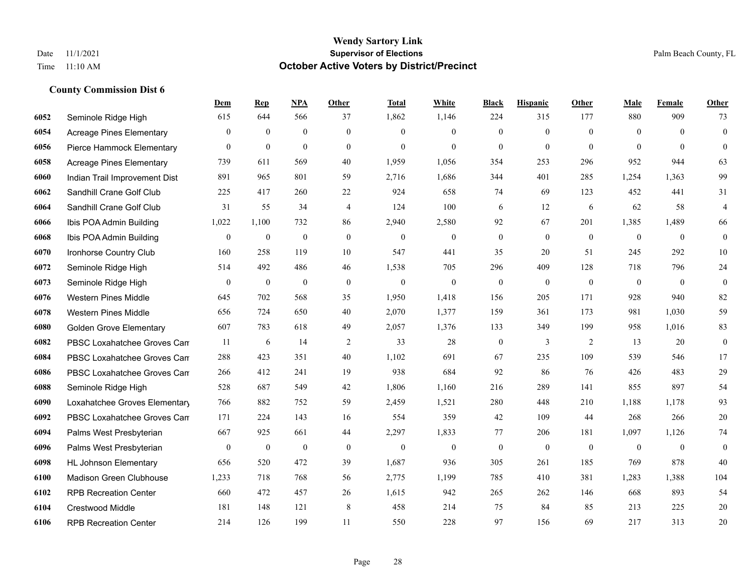# Wendy Sartory Link
## Supervisor of Elections
## October Active Voters by District/Precinct

Date 11/1/2021
Time 11:10 AM

Palm Beach County, FL

### County Commission Dist 6

| | | Dem | Rep | NPA | Other | Total | White | Black | Hispanic | Other | Male | Female | Other |
|---|---|---|---|---|---|---|---|---|---|---|---|---|---|
| 6052 | Seminole Ridge High | 615 | 644 | 566 | 37 | 1,862 | 1,146 | 224 | 315 | 177 | 880 | 909 | 73 |
| 6054 | Acreage Pines Elementary | 0 | 0 | 0 | 0 | 0 | 0 | 0 | 0 | 0 | 0 | 0 | 0 |
| 6056 | Pierce Hammock Elementary | 0 | 0 | 0 | 0 | 0 | 0 | 0 | 0 | 0 | 0 | 0 | 0 |
| 6058 | Acreage Pines Elementary | 739 | 611 | 569 | 40 | 1,959 | 1,056 | 354 | 253 | 296 | 952 | 944 | 63 |
| 6060 | Indian Trail Improvement Dist | 891 | 965 | 801 | 59 | 2,716 | 1,686 | 344 | 401 | 285 | 1,254 | 1,363 | 99 |
| 6062 | Sandhill Crane Golf Club | 225 | 417 | 260 | 22 | 924 | 658 | 74 | 69 | 123 | 452 | 441 | 31 |
| 6064 | Sandhill Crane Golf Club | 31 | 55 | 34 | 4 | 124 | 100 | 6 | 12 | 6 | 62 | 58 | 4 |
| 6066 | Ibis POA Admin Building | 1,022 | 1,100 | 732 | 86 | 2,940 | 2,580 | 92 | 67 | 201 | 1,385 | 1,489 | 66 |
| 6068 | Ibis POA Admin Building | 0 | 0 | 0 | 0 | 0 | 0 | 0 | 0 | 0 | 0 | 0 | 0 |
| 6070 | Ironhorse Country Club | 160 | 258 | 119 | 10 | 547 | 441 | 35 | 20 | 51 | 245 | 292 | 10 |
| 6072 | Seminole Ridge High | 514 | 492 | 486 | 46 | 1,538 | 705 | 296 | 409 | 128 | 718 | 796 | 24 |
| 6073 | Seminole Ridge High | 0 | 0 | 0 | 0 | 0 | 0 | 0 | 0 | 0 | 0 | 0 | 0 |
| 6076 | Western Pines Middle | 645 | 702 | 568 | 35 | 1,950 | 1,418 | 156 | 205 | 171 | 928 | 940 | 82 |
| 6078 | Western Pines Middle | 656 | 724 | 650 | 40 | 2,070 | 1,377 | 159 | 361 | 173 | 981 | 1,030 | 59 |
| 6080 | Golden Grove Elementary | 607 | 783 | 618 | 49 | 2,057 | 1,376 | 133 | 349 | 199 | 958 | 1,016 | 83 |
| 6082 | PBSC Loxahatchee Groves Cam | 11 | 6 | 14 | 2 | 33 | 28 | 0 | 3 | 2 | 13 | 20 | 0 |
| 6084 | PBSC Loxahatchee Groves Cam | 288 | 423 | 351 | 40 | 1,102 | 691 | 67 | 235 | 109 | 539 | 546 | 17 |
| 6086 | PBSC Loxahatchee Groves Cam | 266 | 412 | 241 | 19 | 938 | 684 | 92 | 86 | 76 | 426 | 483 | 29 |
| 6088 | Seminole Ridge High | 528 | 687 | 549 | 42 | 1,806 | 1,160 | 216 | 289 | 141 | 855 | 897 | 54 |
| 6090 | Loxahatchee Groves Elementary | 766 | 882 | 752 | 59 | 2,459 | 1,521 | 280 | 448 | 210 | 1,188 | 1,178 | 93 |
| 6092 | PBSC Loxahatchee Groves Cam | 171 | 224 | 143 | 16 | 554 | 359 | 42 | 109 | 44 | 268 | 266 | 20 |
| 6094 | Palms West Presbyterian | 667 | 925 | 661 | 44 | 2,297 | 1,833 | 77 | 206 | 181 | 1,097 | 1,126 | 74 |
| 6096 | Palms West Presbyterian | 0 | 0 | 0 | 0 | 0 | 0 | 0 | 0 | 0 | 0 | 0 | 0 |
| 6098 | HL Johnson Elementary | 656 | 520 | 472 | 39 | 1,687 | 936 | 305 | 261 | 185 | 769 | 878 | 40 |
| 6100 | Madison Green Clubhouse | 1,233 | 718 | 768 | 56 | 2,775 | 1,199 | 785 | 410 | 381 | 1,283 | 1,388 | 104 |
| 6102 | RPB Recreation Center | 660 | 472 | 457 | 26 | 1,615 | 942 | 265 | 262 | 146 | 668 | 893 | 54 |
| 6104 | Crestwood Middle | 181 | 148 | 121 | 8 | 458 | 214 | 75 | 84 | 85 | 213 | 225 | 20 |
| 6106 | RPB Recreation Center | 214 | 126 | 199 | 11 | 550 | 228 | 97 | 156 | 69 | 217 | 313 | 20 |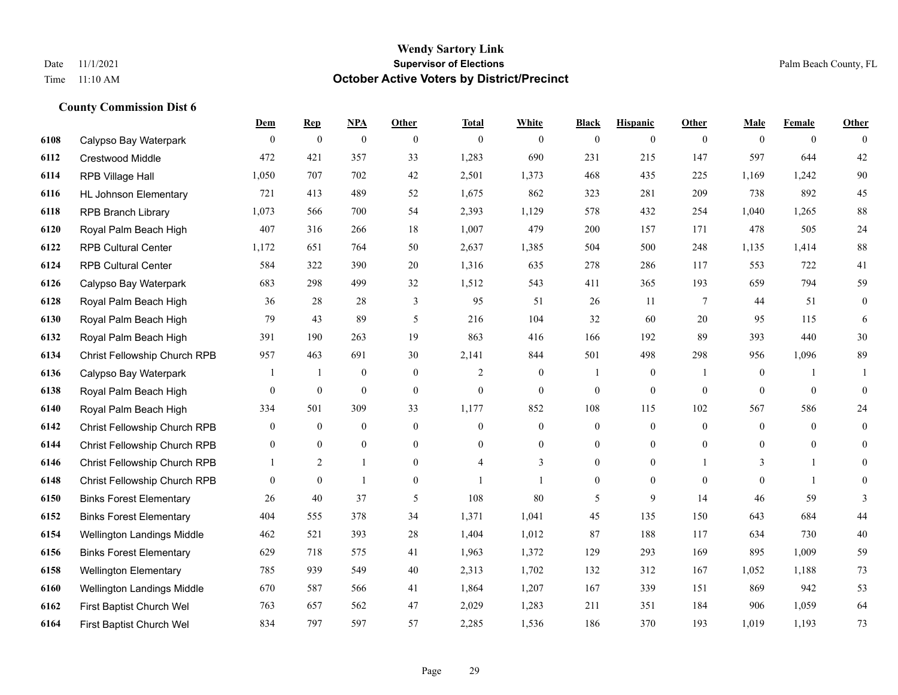# Wendy Sartory Link
## Supervisor of Elections
## October Active Voters by District/Precinct

Date 11/1/2021
Time 11:10 AM

Palm Beach County, FL

### County Commission Dist 6

| | | Dem | Rep | NPA | Other | Total | White | Black | Hispanic | Other | Male | Female | Other |
|---|---|---|---|---|---|---|---|---|---|---|---|---|---|
| 6108 | Calypso Bay Waterpark | 0 | 0 | 0 | 0 | 0 | 0 | 0 | 0 | 0 | 0 | 0 | 0 |
| 6112 | Crestwood Middle | 472 | 421 | 357 | 33 | 1,283 | 690 | 231 | 215 | 147 | 597 | 644 | 42 |
| 6114 | RPB Village Hall | 1,050 | 707 | 702 | 42 | 2,501 | 1,373 | 468 | 435 | 225 | 1,169 | 1,242 | 90 |
| 6116 | HL Johnson Elementary | 721 | 413 | 489 | 52 | 1,675 | 862 | 323 | 281 | 209 | 738 | 892 | 45 |
| 6118 | RPB Branch Library | 1,073 | 566 | 700 | 54 | 2,393 | 1,129 | 578 | 432 | 254 | 1,040 | 1,265 | 88 |
| 6120 | Royal Palm Beach High | 407 | 316 | 266 | 18 | 1,007 | 479 | 200 | 157 | 171 | 478 | 505 | 24 |
| 6122 | RPB Cultural Center | 1,172 | 651 | 764 | 50 | 2,637 | 1,385 | 504 | 500 | 248 | 1,135 | 1,414 | 88 |
| 6124 | RPB Cultural Center | 584 | 322 | 390 | 20 | 1,316 | 635 | 278 | 286 | 117 | 553 | 722 | 41 |
| 6126 | Calypso Bay Waterpark | 683 | 298 | 499 | 32 | 1,512 | 543 | 411 | 365 | 193 | 659 | 794 | 59 |
| 6128 | Royal Palm Beach High | 36 | 28 | 28 | 3 | 95 | 51 | 26 | 11 | 7 | 44 | 51 | 0 |
| 6130 | Royal Palm Beach High | 79 | 43 | 89 | 5 | 216 | 104 | 32 | 60 | 20 | 95 | 115 | 6 |
| 6132 | Royal Palm Beach High | 391 | 190 | 263 | 19 | 863 | 416 | 166 | 192 | 89 | 393 | 440 | 30 |
| 6134 | Christ Fellowship Church RPB | 957 | 463 | 691 | 30 | 2,141 | 844 | 501 | 498 | 298 | 956 | 1,096 | 89 |
| 6136 | Calypso Bay Waterpark | 1 | 1 | 0 | 0 | 2 | 0 | 1 | 0 | 1 | 0 | 1 | 1 |
| 6138 | Royal Palm Beach High | 0 | 0 | 0 | 0 | 0 | 0 | 0 | 0 | 0 | 0 | 0 | 0 |
| 6140 | Royal Palm Beach High | 334 | 501 | 309 | 33 | 1,177 | 852 | 108 | 115 | 102 | 567 | 586 | 24 |
| 6142 | Christ Fellowship Church RPB | 0 | 0 | 0 | 0 | 0 | 0 | 0 | 0 | 0 | 0 | 0 | 0 |
| 6144 | Christ Fellowship Church RPB | 0 | 0 | 0 | 0 | 0 | 0 | 0 | 0 | 0 | 0 | 0 | 0 |
| 6146 | Christ Fellowship Church RPB | 1 | 2 | 1 | 0 | 4 | 3 | 0 | 0 | 1 | 3 | 1 | 0 |
| 6148 | Christ Fellowship Church RPB | 0 | 0 | 1 | 0 | 1 | 1 | 0 | 0 | 0 | 0 | 1 | 0 |
| 6150 | Binks Forest Elementary | 26 | 40 | 37 | 5 | 108 | 80 | 5 | 9 | 14 | 46 | 59 | 3 |
| 6152 | Binks Forest Elementary | 404 | 555 | 378 | 34 | 1,371 | 1,041 | 45 | 135 | 150 | 643 | 684 | 44 |
| 6154 | Wellington Landings Middle | 462 | 521 | 393 | 28 | 1,404 | 1,012 | 87 | 188 | 117 | 634 | 730 | 40 |
| 6156 | Binks Forest Elementary | 629 | 718 | 575 | 41 | 1,963 | 1,372 | 129 | 293 | 169 | 895 | 1,009 | 59 |
| 6158 | Wellington Elementary | 785 | 939 | 549 | 40 | 2,313 | 1,702 | 132 | 312 | 167 | 1,052 | 1,188 | 73 |
| 6160 | Wellington Landings Middle | 670 | 587 | 566 | 41 | 1,864 | 1,207 | 167 | 339 | 151 | 869 | 942 | 53 |
| 6162 | First Baptist Church Wel | 763 | 657 | 562 | 47 | 2,029 | 1,283 | 211 | 351 | 184 | 906 | 1,059 | 64 |
| 6164 | First Baptist Church Wel | 834 | 797 | 597 | 57 | 2,285 | 1,536 | 186 | 370 | 193 | 1,019 | 1,193 | 73 |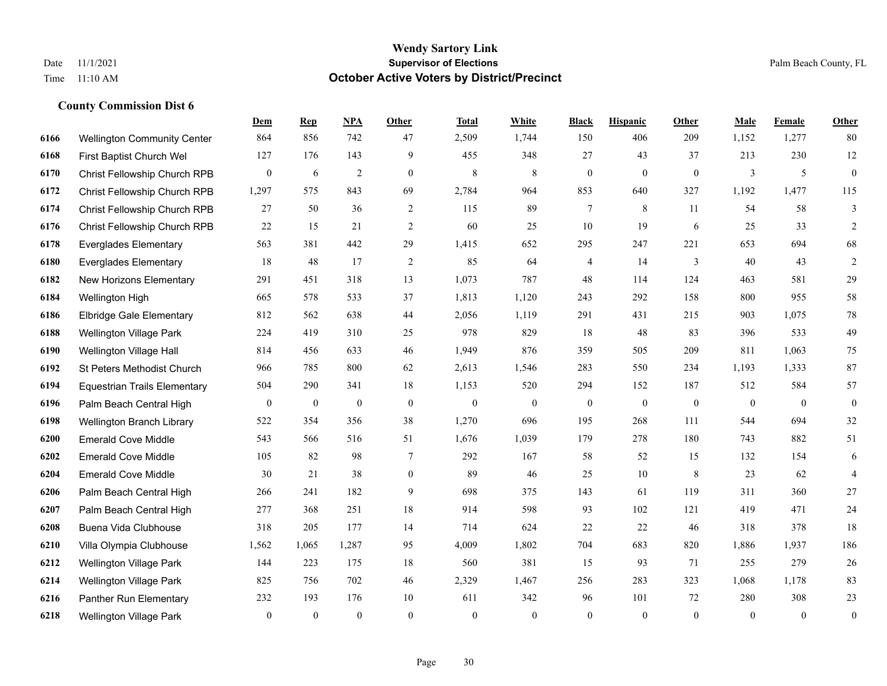# Wendy Sartory Link

## Supervisor of Elections

## October Active Voters by District/Precinct

Date 11/1/2021
Time 11:10 AM

Palm Beach County, FL

### County Commission Dist 6

| | | Dem | Rep | NPA | Other | Total | White | Black | Hispanic | Other | Male | Female | Other |
|---|---|---|---|---|---|---|---|---|---|---|---|---|---|
| 6166 | Wellington Community Center | 864 | 856 | 742 | 47 | 2,509 | 1,744 | 150 | 406 | 209 | 1,152 | 1,277 | 80 |
| 6168 | First Baptist Church Wel | 127 | 176 | 143 | 9 | 455 | 348 | 27 | 43 | 37 | 213 | 230 | 12 |
| 6170 | Christ Fellowship Church RPB | 0 | 6 | 2 | 0 | 8 | 8 | 0 | 0 | 0 | 3 | 5 | 0 |
| 6172 | Christ Fellowship Church RPB | 1,297 | 575 | 843 | 69 | 2,784 | 964 | 853 | 640 | 327 | 1,192 | 1,477 | 115 |
| 6174 | Christ Fellowship Church RPB | 27 | 50 | 36 | 2 | 115 | 89 | 7 | 8 | 11 | 54 | 58 | 3 |
| 6176 | Christ Fellowship Church RPB | 22 | 15 | 21 | 2 | 60 | 25 | 10 | 19 | 6 | 25 | 33 | 2 |
| 6178 | Everglades Elementary | 563 | 381 | 442 | 29 | 1,415 | 652 | 295 | 247 | 221 | 653 | 694 | 68 |
| 6180 | Everglades Elementary | 18 | 48 | 17 | 2 | 85 | 64 | 4 | 14 | 3 | 40 | 43 | 2 |
| 6182 | New Horizons Elementary | 291 | 451 | 318 | 13 | 1,073 | 787 | 48 | 114 | 124 | 463 | 581 | 29 |
| 6184 | Wellington High | 665 | 578 | 533 | 37 | 1,813 | 1,120 | 243 | 292 | 158 | 800 | 955 | 58 |
| 6186 | Elbridge Gale Elementary | 812 | 562 | 638 | 44 | 2,056 | 1,119 | 291 | 431 | 215 | 903 | 1,075 | 78 |
| 6188 | Wellington Village Park | 224 | 419 | 310 | 25 | 978 | 829 | 18 | 48 | 83 | 396 | 533 | 49 |
| 6190 | Wellington Village Hall | 814 | 456 | 633 | 46 | 1,949 | 876 | 359 | 505 | 209 | 811 | 1,063 | 75 |
| 6192 | St Peters Methodist Church | 966 | 785 | 800 | 62 | 2,613 | 1,546 | 283 | 550 | 234 | 1,193 | 1,333 | 87 |
| 6194 | Equestrian Trails Elementary | 504 | 290 | 341 | 18 | 1,153 | 520 | 294 | 152 | 187 | 512 | 584 | 57 |
| 6196 | Palm Beach Central High | 0 | 0 | 0 | 0 | 0 | 0 | 0 | 0 | 0 | 0 | 0 | 0 |
| 6198 | Wellington Branch Library | 522 | 354 | 356 | 38 | 1,270 | 696 | 195 | 268 | 111 | 544 | 694 | 32 |
| 6200 | Emerald Cove Middle | 543 | 566 | 516 | 51 | 1,676 | 1,039 | 179 | 278 | 180 | 743 | 882 | 51 |
| 6202 | Emerald Cove Middle | 105 | 82 | 98 | 7 | 292 | 167 | 58 | 52 | 15 | 132 | 154 | 6 |
| 6204 | Emerald Cove Middle | 30 | 21 | 38 | 0 | 89 | 46 | 25 | 10 | 8 | 23 | 62 | 4 |
| 6206 | Palm Beach Central High | 266 | 241 | 182 | 9 | 698 | 375 | 143 | 61 | 119 | 311 | 360 | 27 |
| 6207 | Palm Beach Central High | 277 | 368 | 251 | 18 | 914 | 598 | 93 | 102 | 121 | 419 | 471 | 24 |
| 6208 | Buena Vida Clubhouse | 318 | 205 | 177 | 14 | 714 | 624 | 22 | 22 | 46 | 318 | 378 | 18 |
| 6210 | Villa Olympia Clubhouse | 1,562 | 1,065 | 1,287 | 95 | 4,009 | 1,802 | 704 | 683 | 820 | 1,886 | 1,937 | 186 |
| 6212 | Wellington Village Park | 144 | 223 | 175 | 18 | 560 | 381 | 15 | 93 | 71 | 255 | 279 | 26 |
| 6214 | Wellington Village Park | 825 | 756 | 702 | 46 | 2,329 | 1,467 | 256 | 283 | 323 | 1,068 | 1,178 | 83 |
| 6216 | Panther Run Elementary | 232 | 193 | 176 | 10 | 611 | 342 | 96 | 101 | 72 | 280 | 308 | 23 |
| 6218 | Wellington Village Park | 0 | 0 | 0 | 0 | 0 | 0 | 0 | 0 | 0 | 0 | 0 | 0 |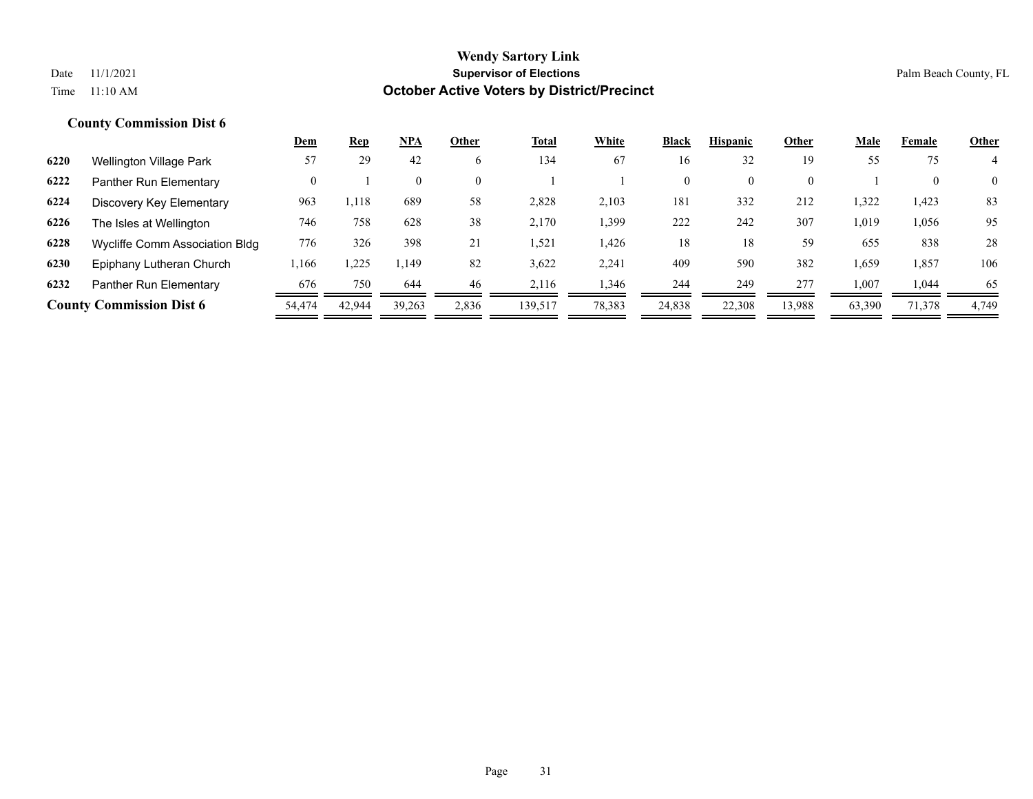# Wendy Sartory Link

## Supervisor of Elections

## October Active Voters by District/Precinct

Date 11/1/2021
Time 11:10 AM

Palm Beach County, FL

### County Commission Dist 6

| | | Dem | Rep | NPA | Other | Total | White | Black | Hispanic | Other | Male | Female | Other |
|---|---|---|---|---|---|---|---|---|---|---|---|---|---|
| 6220 | Wellington Village Park | 57 | 29 | 42 | 6 | 134 | 67 | 16 | 32 | 19 | 55 | 75 | 4 |
| 6222 | Panther Run Elementary | 0 | 1 | 0 | 0 | 1 | 1 | 0 | 0 | 0 | 1 | 0 | 0 |
| 6224 | Discovery Key Elementary | 963 | 1,118 | 689 | 58 | 2,828 | 2,103 | 181 | 332 | 212 | 1,322 | 1,423 | 83 |
| 6226 | The Isles at Wellington | 746 | 758 | 628 | 38 | 2,170 | 1,399 | 222 | 242 | 307 | 1,019 | 1,056 | 95 |
| 6228 | Wycliffe Comm Association Bldg | 776 | 326 | 398 | 21 | 1,521 | 1,426 | 18 | 18 | 59 | 655 | 838 | 28 |
| 6230 | Epiphany Lutheran Church | 1,166 | 1,225 | 1,149 | 82 | 3,622 | 2,241 | 409 | 590 | 382 | 1,659 | 1,857 | 106 |
| 6232 | Panther Run Elementary | 676 | 750 | 644 | 46 | 2,116 | 1,346 | 244 | 249 | 277 | 1,007 | 1,044 | 65 |
| **County Commission Dist 6** | | 54,474 | 42,944 | 39,263 | 2,836 | 139,517 | 78,383 | 24,838 | 22,308 | 13,988 | 63,390 | 71,378 | 4,749 |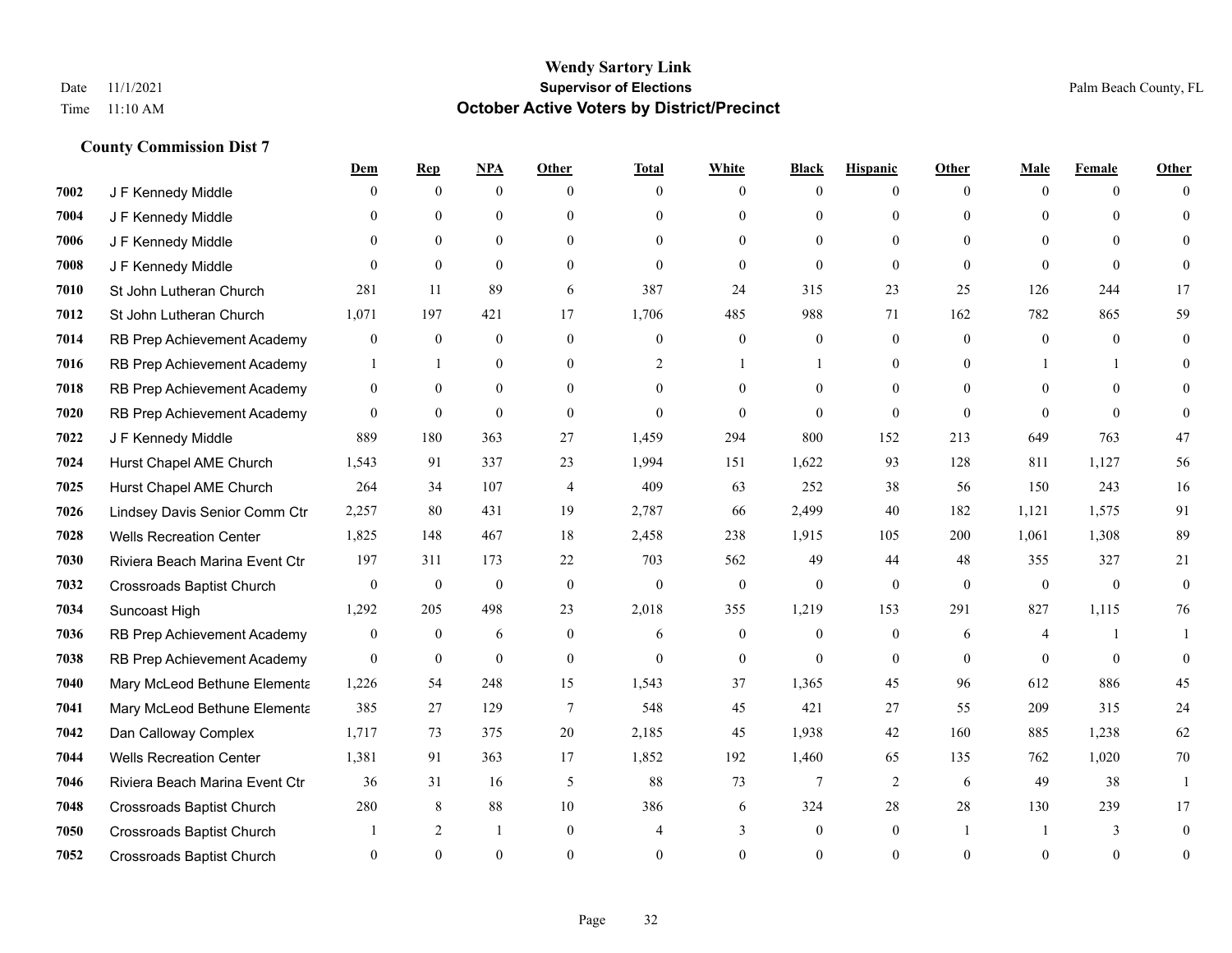# Wendy Sartory Link

**Supervisor of Elections**

**October Active Voters by District/Precinct**

Date 11/1/2021
Time 11:10 AM

Palm Beach County, FL

## County Commission Dist 7

| | | Dem | Rep | NPA | Other | Total | White | Black | Hispanic | Other | Male | Female | Other |
|---|---|---|---|---|---|---|---|---|---|---|---|---|---|
| 7002 | J F Kennedy Middle | 0 | 0 | 0 | 0 | 0 | 0 | 0 | 0 | 0 | 0 | 0 | 0 |
| 7004 | J F Kennedy Middle | 0 | 0 | 0 | 0 | 0 | 0 | 0 | 0 | 0 | 0 | 0 | 0 |
| 7006 | J F Kennedy Middle | 0 | 0 | 0 | 0 | 0 | 0 | 0 | 0 | 0 | 0 | 0 | 0 |
| 7008 | J F Kennedy Middle | 0 | 0 | 0 | 0 | 0 | 0 | 0 | 0 | 0 | 0 | 0 | 0 |
| 7010 | St John Lutheran Church | 281 | 11 | 89 | 6 | 387 | 24 | 315 | 23 | 25 | 126 | 244 | 17 |
| 7012 | St John Lutheran Church | 1,071 | 197 | 421 | 17 | 1,706 | 485 | 988 | 71 | 162 | 782 | 865 | 59 |
| 7014 | RB Prep Achievement Academy | 0 | 0 | 0 | 0 | 0 | 0 | 0 | 0 | 0 | 0 | 0 | 0 |
| 7016 | RB Prep Achievement Academy | 1 | 1 | 0 | 0 | 2 | 1 | 1 | 0 | 0 | 1 | 1 | 0 |
| 7018 | RB Prep Achievement Academy | 0 | 0 | 0 | 0 | 0 | 0 | 0 | 0 | 0 | 0 | 0 | 0 |
| 7020 | RB Prep Achievement Academy | 0 | 0 | 0 | 0 | 0 | 0 | 0 | 0 | 0 | 0 | 0 | 0 |
| 7022 | J F Kennedy Middle | 889 | 180 | 363 | 27 | 1,459 | 294 | 800 | 152 | 213 | 649 | 763 | 47 |
| 7024 | Hurst Chapel AME Church | 1,543 | 91 | 337 | 23 | 1,994 | 151 | 1,622 | 93 | 128 | 811 | 1,127 | 56 |
| 7025 | Hurst Chapel AME Church | 264 | 34 | 107 | 4 | 409 | 63 | 252 | 38 | 56 | 150 | 243 | 16 |
| 7026 | Lindsey Davis Senior Comm Ctr | 2,257 | 80 | 431 | 19 | 2,787 | 66 | 2,499 | 40 | 182 | 1,121 | 1,575 | 91 |
| 7028 | Wells Recreation Center | 1,825 | 148 | 467 | 18 | 2,458 | 238 | 1,915 | 105 | 200 | 1,061 | 1,308 | 89 |
| 7030 | Riviera Beach Marina Event Ctr | 197 | 311 | 173 | 22 | 703 | 562 | 49 | 44 | 48 | 355 | 327 | 21 |
| 7032 | Crossroads Baptist Church | 0 | 0 | 0 | 0 | 0 | 0 | 0 | 0 | 0 | 0 | 0 | 0 |
| 7034 | Suncoast High | 1,292 | 205 | 498 | 23 | 2,018 | 355 | 1,219 | 153 | 291 | 827 | 1,115 | 76 |
| 7036 | RB Prep Achievement Academy | 0 | 0 | 6 | 0 | 6 | 0 | 0 | 0 | 6 | 4 | 1 | 1 |
| 7038 | RB Prep Achievement Academy | 0 | 0 | 0 | 0 | 0 | 0 | 0 | 0 | 0 | 0 | 0 | 0 |
| 7040 | Mary McLeod Bethune Elementa | 1,226 | 54 | 248 | 15 | 1,543 | 37 | 1,365 | 45 | 96 | 612 | 886 | 45 |
| 7041 | Mary McLeod Bethune Elementa | 385 | 27 | 129 | 7 | 548 | 45 | 421 | 27 | 55 | 209 | 315 | 24 |
| 7042 | Dan Calloway Complex | 1,717 | 73 | 375 | 20 | 2,185 | 45 | 1,938 | 42 | 160 | 885 | 1,238 | 62 |
| 7044 | Wells Recreation Center | 1,381 | 91 | 363 | 17 | 1,852 | 192 | 1,460 | 65 | 135 | 762 | 1,020 | 70 |
| 7046 | Riviera Beach Marina Event Ctr | 36 | 31 | 16 | 5 | 88 | 73 | 7 | 2 | 6 | 49 | 38 | 1 |
| 7048 | Crossroads Baptist Church | 280 | 8 | 88 | 10 | 386 | 6 | 324 | 28 | 28 | 130 | 239 | 17 |
| 7050 | Crossroads Baptist Church | 1 | 2 | 1 | 0 | 4 | 3 | 0 | 0 | 1 | 1 | 3 | 0 |
| 7052 | Crossroads Baptist Church | 0 | 0 | 0 | 0 | 0 | 0 | 0 | 0 | 0 | 0 | 0 | 0 |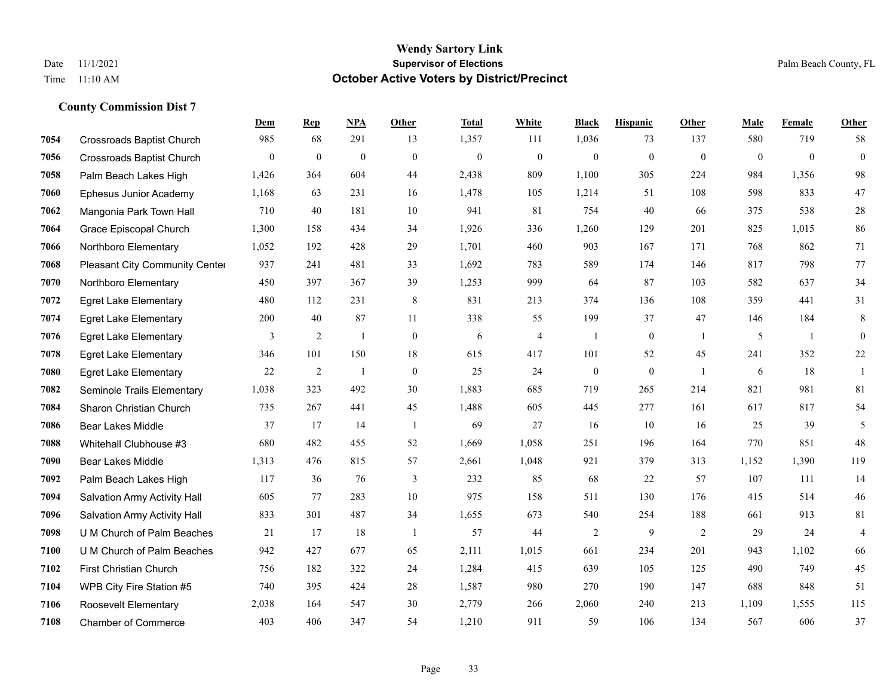**Wendy Sartory Link**
**Supervisor of Elections**
**October Active Voters by District/Precinct**

Date 11/1/2021
Time 11:10 AM

Palm Beach County, FL

### County Commission Dist 7

| | | Dem | Rep | NPA | Other | Total | White | Black | Hispanic | Other | Male | Female | Other |
|---|---|---|---|---|---|---|---|---|---|---|---|---|---|
| 7054 | Crossroads Baptist Church | 985 | 68 | 291 | 13 | 1,357 | 111 | 1,036 | 73 | 137 | 580 | 719 | 58 |
| 7056 | Crossroads Baptist Church | 0 | 0 | 0 | 0 | 0 | 0 | 0 | 0 | 0 | 0 | 0 | 0 |
| 7058 | Palm Beach Lakes High | 1,426 | 364 | 604 | 44 | 2,438 | 809 | 1,100 | 305 | 224 | 984 | 1,356 | 98 |
| 7060 | Ephesus Junior Academy | 1,168 | 63 | 231 | 16 | 1,478 | 105 | 1,214 | 51 | 108 | 598 | 833 | 47 |
| 7062 | Mangonia Park Town Hall | 710 | 40 | 181 | 10 | 941 | 81 | 754 | 40 | 66 | 375 | 538 | 28 |
| 7064 | Grace Episcopal Church | 1,300 | 158 | 434 | 34 | 1,926 | 336 | 1,260 | 129 | 201 | 825 | 1,015 | 86 |
| 7066 | Northboro Elementary | 1,052 | 192 | 428 | 29 | 1,701 | 460 | 903 | 167 | 171 | 768 | 862 | 71 |
| 7068 | Pleasant City Community Center | 937 | 241 | 481 | 33 | 1,692 | 783 | 589 | 174 | 146 | 817 | 798 | 77 |
| 7070 | Northboro Elementary | 450 | 397 | 367 | 39 | 1,253 | 999 | 64 | 87 | 103 | 582 | 637 | 34 |
| 7072 | Egret Lake Elementary | 480 | 112 | 231 | 8 | 831 | 213 | 374 | 136 | 108 | 359 | 441 | 31 |
| 7074 | Egret Lake Elementary | 200 | 40 | 87 | 11 | 338 | 55 | 199 | 37 | 47 | 146 | 184 | 8 |
| 7076 | Egret Lake Elementary | 3 | 2 | 1 | 0 | 6 | 4 | 1 | 0 | 1 | 5 | 1 | 0 |
| 7078 | Egret Lake Elementary | 346 | 101 | 150 | 18 | 615 | 417 | 101 | 52 | 45 | 241 | 352 | 22 |
| 7080 | Egret Lake Elementary | 22 | 2 | 1 | 0 | 25 | 24 | 0 | 0 | 1 | 6 | 18 | 1 |
| 7082 | Seminole Trails Elementary | 1,038 | 323 | 492 | 30 | 1,883 | 685 | 719 | 265 | 214 | 821 | 981 | 81 |
| 7084 | Sharon Christian Church | 735 | 267 | 441 | 45 | 1,488 | 605 | 445 | 277 | 161 | 617 | 817 | 54 |
| 7086 | Bear Lakes Middle | 37 | 17 | 14 | 1 | 69 | 27 | 16 | 10 | 16 | 25 | 39 | 5 |
| 7088 | Whitehall Clubhouse #3 | 680 | 482 | 455 | 52 | 1,669 | 1,058 | 251 | 196 | 164 | 770 | 851 | 48 |
| 7090 | Bear Lakes Middle | 1,313 | 476 | 815 | 57 | 2,661 | 1,048 | 921 | 379 | 313 | 1,152 | 1,390 | 119 |
| 7092 | Palm Beach Lakes High | 117 | 36 | 76 | 3 | 232 | 85 | 68 | 22 | 57 | 107 | 111 | 14 |
| 7094 | Salvation Army Activity Hall | 605 | 77 | 283 | 10 | 975 | 158 | 511 | 130 | 176 | 415 | 514 | 46 |
| 7096 | Salvation Army Activity Hall | 833 | 301 | 487 | 34 | 1,655 | 673 | 540 | 254 | 188 | 661 | 913 | 81 |
| 7098 | U M Church of Palm Beaches | 21 | 17 | 18 | 1 | 57 | 44 | 2 | 9 | 2 | 29 | 24 | 4 |
| 7100 | U M Church of Palm Beaches | 942 | 427 | 677 | 65 | 2,111 | 1,015 | 661 | 234 | 201 | 943 | 1,102 | 66 |
| 7102 | First Christian Church | 756 | 182 | 322 | 24 | 1,284 | 415 | 639 | 105 | 125 | 490 | 749 | 45 |
| 7104 | WPB City Fire Station #5 | 740 | 395 | 424 | 28 | 1,587 | 980 | 270 | 190 | 147 | 688 | 848 | 51 |
| 7106 | Roosevelt Elementary | 2,038 | 164 | 547 | 30 | 2,779 | 266 | 2,060 | 240 | 213 | 1,109 | 1,555 | 115 |
| 7108 | Chamber of Commerce | 403 | 406 | 347 | 54 | 1,210 | 911 | 59 | 106 | 134 | 567 | 606 | 37 |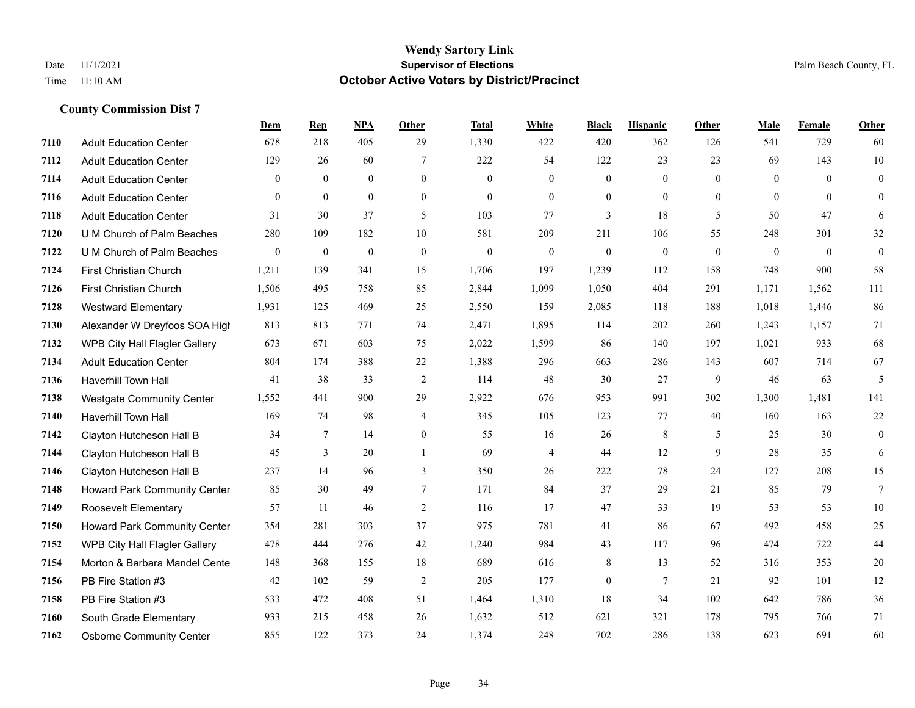# Wendy Sartory Link
## Supervisor of Elections
## October Active Voters by District/Precinct

Date 11/1/2021
Time 11:10 AM

Palm Beach County, FL

### County Commission Dist 7

| | | Dem | Rep | NPA | Other | Total | White | Black | Hispanic | Other | Male | Female | Other |
|---|---|---|---|---|---|---|---|---|---|---|---|---|---|
| 7110 | Adult Education Center | 678 | 218 | 405 | 29 | 1,330 | 422 | 420 | 362 | 126 | 541 | 729 | 60 |
| 7112 | Adult Education Center | 129 | 26 | 60 | 7 | 222 | 54 | 122 | 23 | 23 | 69 | 143 | 10 |
| 7114 | Adult Education Center | 0 | 0 | 0 | 0 | 0 | 0 | 0 | 0 | 0 | 0 | 0 | 0 |
| 7116 | Adult Education Center | 0 | 0 | 0 | 0 | 0 | 0 | 0 | 0 | 0 | 0 | 0 | 0 |
| 7118 | Adult Education Center | 31 | 30 | 37 | 5 | 103 | 77 | 3 | 18 | 5 | 50 | 47 | 6 |
| 7120 | U M Church of Palm Beaches | 280 | 109 | 182 | 10 | 581 | 209 | 211 | 106 | 55 | 248 | 301 | 32 |
| 7122 | U M Church of Palm Beaches | 0 | 0 | 0 | 0 | 0 | 0 | 0 | 0 | 0 | 0 | 0 | 0 |
| 7124 | First Christian Church | 1,211 | 139 | 341 | 15 | 1,706 | 197 | 1,239 | 112 | 158 | 748 | 900 | 58 |
| 7126 | First Christian Church | 1,506 | 495 | 758 | 85 | 2,844 | 1,099 | 1,050 | 404 | 291 | 1,171 | 1,562 | 111 |
| 7128 | Westward Elementary | 1,931 | 125 | 469 | 25 | 2,550 | 159 | 2,085 | 118 | 188 | 1,018 | 1,446 | 86 |
| 7130 | Alexander W Dreyfoos SOA High | 813 | 813 | 771 | 74 | 2,471 | 1,895 | 114 | 202 | 260 | 1,243 | 1,157 | 71 |
| 7132 | WPB City Hall Flagler Gallery | 673 | 671 | 603 | 75 | 2,022 | 1,599 | 86 | 140 | 197 | 1,021 | 933 | 68 |
| 7134 | Adult Education Center | 804 | 174 | 388 | 22 | 1,388 | 296 | 663 | 286 | 143 | 607 | 714 | 67 |
| 7136 | Haverhill Town Hall | 41 | 38 | 33 | 2 | 114 | 48 | 30 | 27 | 9 | 46 | 63 | 5 |
| 7138 | Westgate Community Center | 1,552 | 441 | 900 | 29 | 2,922 | 676 | 953 | 991 | 302 | 1,300 | 1,481 | 141 |
| 7140 | Haverhill Town Hall | 169 | 74 | 98 | 4 | 345 | 105 | 123 | 77 | 40 | 160 | 163 | 22 |
| 7142 | Clayton Hutcheson Hall B | 34 | 7 | 14 | 0 | 55 | 16 | 26 | 8 | 5 | 25 | 30 | 0 |
| 7144 | Clayton Hutcheson Hall B | 45 | 3 | 20 | 1 | 69 | 4 | 44 | 12 | 9 | 28 | 35 | 6 |
| 7146 | Clayton Hutcheson Hall B | 237 | 14 | 96 | 3 | 350 | 26 | 222 | 78 | 24 | 127 | 208 | 15 |
| 7148 | Howard Park Community Center | 85 | 30 | 49 | 7 | 171 | 84 | 37 | 29 | 21 | 85 | 79 | 7 |
| 7149 | Roosevelt Elementary | 57 | 11 | 46 | 2 | 116 | 17 | 47 | 33 | 19 | 53 | 53 | 10 |
| 7150 | Howard Park Community Center | 354 | 281 | 303 | 37 | 975 | 781 | 41 | 86 | 67 | 492 | 458 | 25 |
| 7152 | WPB City Hall Flagler Gallery | 478 | 444 | 276 | 42 | 1,240 | 984 | 43 | 117 | 96 | 474 | 722 | 44 |
| 7154 | Morton & Barbara Mandel Cente | 148 | 368 | 155 | 18 | 689 | 616 | 8 | 13 | 52 | 316 | 353 | 20 |
| 7156 | PB Fire Station #3 | 42 | 102 | 59 | 2 | 205 | 177 | 0 | 7 | 21 | 92 | 101 | 12 |
| 7158 | PB Fire Station #3 | 533 | 472 | 408 | 51 | 1,464 | 1,310 | 18 | 34 | 102 | 642 | 786 | 36 |
| 7160 | South Grade Elementary | 933 | 215 | 458 | 26 | 1,632 | 512 | 621 | 321 | 178 | 795 | 766 | 71 |
| 7162 | Osborne Community Center | 855 | 122 | 373 | 24 | 1,374 | 248 | 702 | 286 | 138 | 623 | 691 | 60 |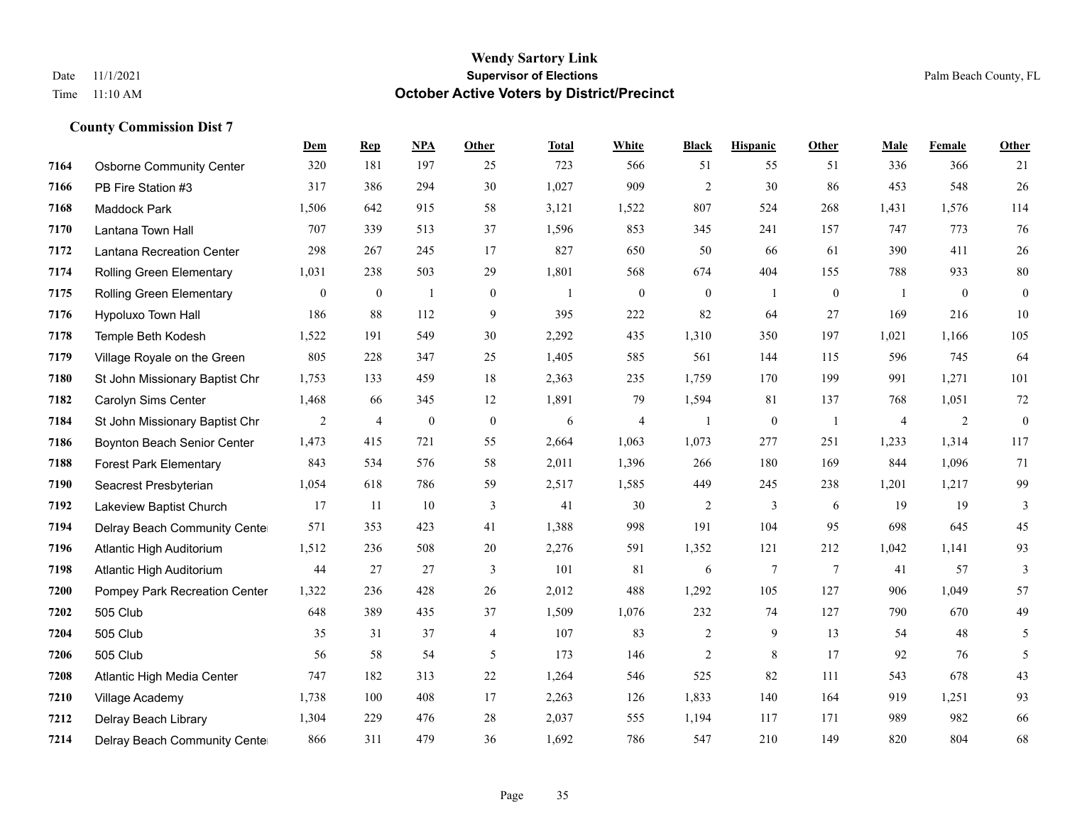# Wendy Sartory Link
## Supervisor of Elections
## October Active Voters by District/Precinct

Date 11/1/2021
Time 11:10 AM

Palm Beach County, FL

### County Commission Dist 7

| | | Dem | Rep | NPA | Other | Total | White | Black | Hispanic | Other | Male | Female | Other |
|---|---|---|---|---|---|---|---|---|---|---|---|---|---|
| 7164 | Osborne Community Center | 320 | 181 | 197 | 25 | 723 | 566 | 51 | 55 | 51 | 336 | 366 | 21 |
| 7166 | PB Fire Station #3 | 317 | 386 | 294 | 30 | 1,027 | 909 | 2 | 30 | 86 | 453 | 548 | 26 |
| 7168 | Maddock Park | 1,506 | 642 | 915 | 58 | 3,121 | 1,522 | 807 | 524 | 268 | 1,431 | 1,576 | 114 |
| 7170 | Lantana Town Hall | 707 | 339 | 513 | 37 | 1,596 | 853 | 345 | 241 | 157 | 747 | 773 | 76 |
| 7172 | Lantana Recreation Center | 298 | 267 | 245 | 17 | 827 | 650 | 50 | 66 | 61 | 390 | 411 | 26 |
| 7174 | Rolling Green Elementary | 1,031 | 238 | 503 | 29 | 1,801 | 568 | 674 | 404 | 155 | 788 | 933 | 80 |
| 7175 | Rolling Green Elementary | 0 | 0 | 1 | 0 | 1 | 0 | 0 | 1 | 0 | 1 | 0 | 0 |
| 7176 | Hypoluxo Town Hall | 186 | 88 | 112 | 9 | 395 | 222 | 82 | 64 | 27 | 169 | 216 | 10 |
| 7178 | Temple Beth Kodesh | 1,522 | 191 | 549 | 30 | 2,292 | 435 | 1,310 | 350 | 197 | 1,021 | 1,166 | 105 |
| 7179 | Village Royale on the Green | 805 | 228 | 347 | 25 | 1,405 | 585 | 561 | 144 | 115 | 596 | 745 | 64 |
| 7180 | St John Missionary Baptist Chr | 1,753 | 133 | 459 | 18 | 2,363 | 235 | 1,759 | 170 | 199 | 991 | 1,271 | 101 |
| 7182 | Carolyn Sims Center | 1,468 | 66 | 345 | 12 | 1,891 | 79 | 1,594 | 81 | 137 | 768 | 1,051 | 72 |
| 7184 | St John Missionary Baptist Chr | 2 | 4 | 0 | 0 | 6 | 4 | 1 | 0 | 1 | 4 | 2 | 0 |
| 7186 | Boynton Beach Senior Center | 1,473 | 415 | 721 | 55 | 2,664 | 1,063 | 1,073 | 277 | 251 | 1,233 | 1,314 | 117 |
| 7188 | Forest Park Elementary | 843 | 534 | 576 | 58 | 2,011 | 1,396 | 266 | 180 | 169 | 844 | 1,096 | 71 |
| 7190 | Seacrest Presbyterian | 1,054 | 618 | 786 | 59 | 2,517 | 1,585 | 449 | 245 | 238 | 1,201 | 1,217 | 99 |
| 7192 | Lakeview Baptist Church | 17 | 11 | 10 | 3 | 41 | 30 | 2 | 3 | 6 | 19 | 19 | 3 |
| 7194 | Delray Beach Community Center | 571 | 353 | 423 | 41 | 1,388 | 998 | 191 | 104 | 95 | 698 | 645 | 45 |
| 7196 | Atlantic High Auditorium | 1,512 | 236 | 508 | 20 | 2,276 | 591 | 1,352 | 121 | 212 | 1,042 | 1,141 | 93 |
| 7198 | Atlantic High Auditorium | 44 | 27 | 27 | 3 | 101 | 81 | 6 | 7 | 7 | 41 | 57 | 3 |
| 7200 | Pompey Park Recreation Center | 1,322 | 236 | 428 | 26 | 2,012 | 488 | 1,292 | 105 | 127 | 906 | 1,049 | 57 |
| 7202 | 505 Club | 648 | 389 | 435 | 37 | 1,509 | 1,076 | 232 | 74 | 127 | 790 | 670 | 49 |
| 7204 | 505 Club | 35 | 31 | 37 | 4 | 107 | 83 | 2 | 9 | 13 | 54 | 48 | 5 |
| 7206 | 505 Club | 56 | 58 | 54 | 5 | 173 | 146 | 2 | 8 | 17 | 92 | 76 | 5 |
| 7208 | Atlantic High Media Center | 747 | 182 | 313 | 22 | 1,264 | 546 | 525 | 82 | 111 | 543 | 678 | 43 |
| 7210 | Village Academy | 1,738 | 100 | 408 | 17 | 2,263 | 126 | 1,833 | 140 | 164 | 919 | 1,251 | 93 |
| 7212 | Delray Beach Library | 1,304 | 229 | 476 | 28 | 2,037 | 555 | 1,194 | 117 | 171 | 989 | 982 | 66 |
| 7214 | Delray Beach Community Center | 866 | 311 | 479 | 36 | 1,692 | 786 | 547 | 210 | 149 | 820 | 804 | 68 |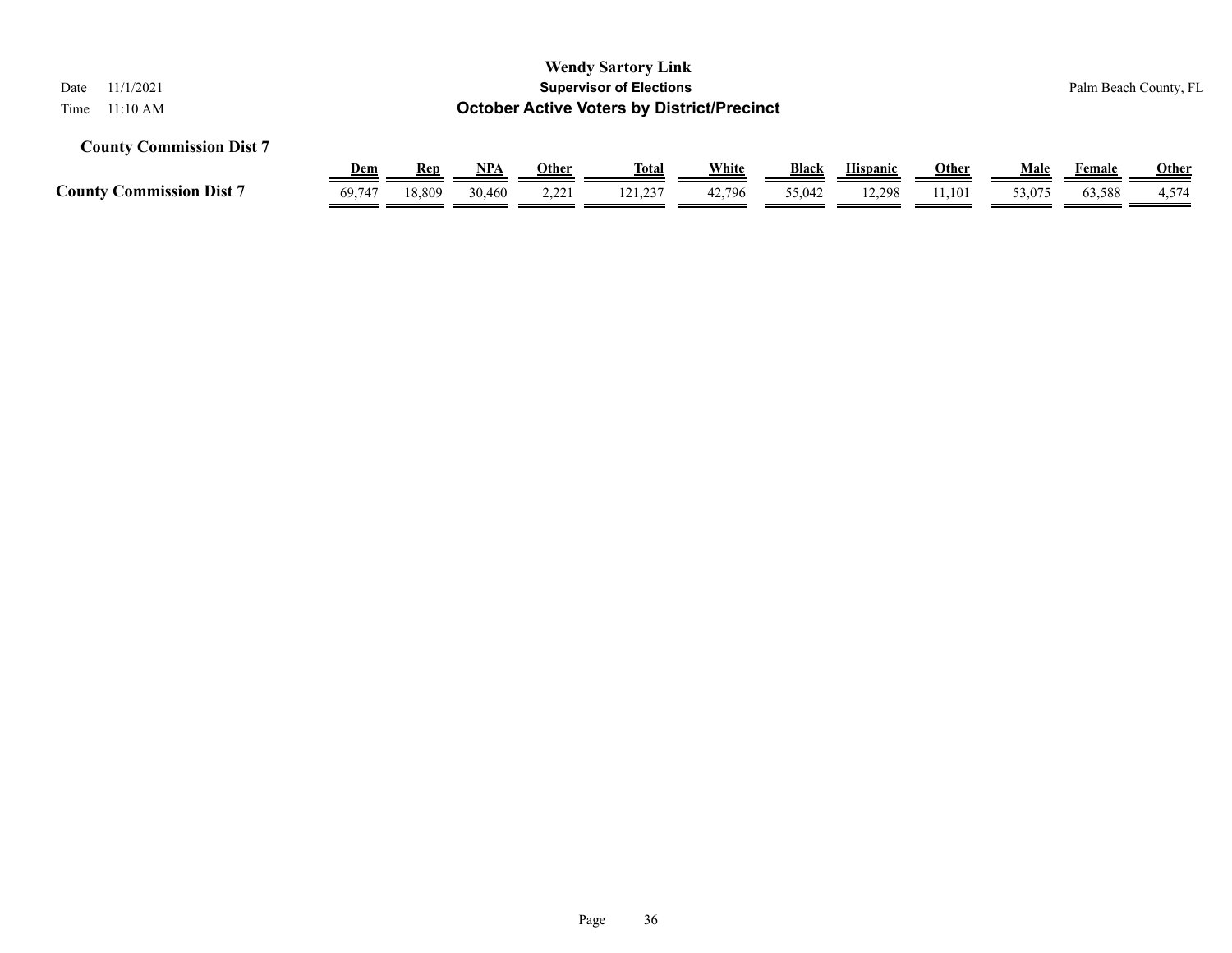**Wendy Sartory Link**
**Supervisor of Elections**
**October Active Voters by District/Precinct**

Date 11/1/2021
Time 11:10 AM

Palm Beach County, FL

### County Commission Dist 7

| | Dem | Rep | NPA | Other | Total | White | Black | Hispanic | Other | Male | Female | Other |
|---|---|---|---|---|---|---|---|---|---|---|---|---|
| **County Commission Dist 7** | 69,747 | 18,809 | 30,460 | 2,221 | 121,237 | 42,796 | 55,042 | 12,298 | 11,101 | 53,075 | 63,588 | 4,574 |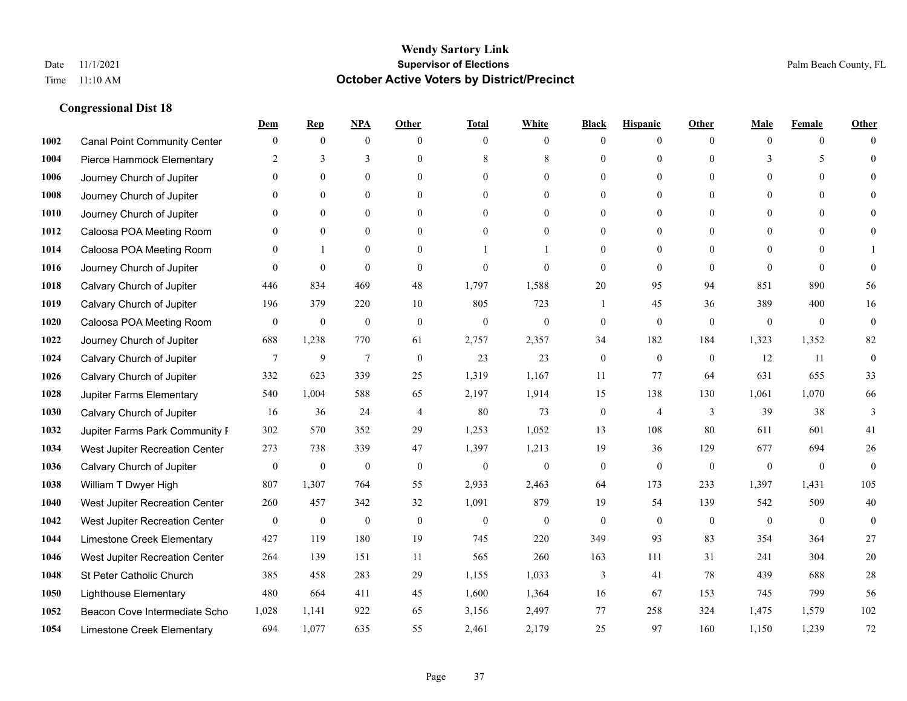# Wendy Sartory Link

**Supervisor of Elections**

**October Active Voters by District/Precinct**

Date 11/1/2021

Time 11:10 AM

Palm Beach County, FL

### Congressional Dist 18

| | | Dem | Rep | NPA | Other | Total | White | Black | Hispanic | Other | Male | Female | Other |
|---|---|---|---|---|---|---|---|---|---|---|---|---|---|
| 1002 | Canal Point Community Center | 0 | 0 | 0 | 0 | 0 | 0 | 0 | 0 | 0 | 0 | 0 | 0 |
| 1004 | Pierce Hammock Elementary | 2 | 3 | 3 | 0 | 8 | 8 | 0 | 0 | 0 | 3 | 5 | 0 |
| 1006 | Journey Church of Jupiter | 0 | 0 | 0 | 0 | 0 | 0 | 0 | 0 | 0 | 0 | 0 | 0 |
| 1008 | Journey Church of Jupiter | 0 | 0 | 0 | 0 | 0 | 0 | 0 | 0 | 0 | 0 | 0 | 0 |
| 1010 | Journey Church of Jupiter | 0 | 0 | 0 | 0 | 0 | 0 | 0 | 0 | 0 | 0 | 0 | 0 |
| 1012 | Caloosa POA Meeting Room | 0 | 0 | 0 | 0 | 0 | 0 | 0 | 0 | 0 | 0 | 0 | 0 |
| 1014 | Caloosa POA Meeting Room | 0 | 1 | 0 | 0 | 1 | 1 | 0 | 0 | 0 | 0 | 0 | 1 |
| 1016 | Journey Church of Jupiter | 0 | 0 | 0 | 0 | 0 | 0 | 0 | 0 | 0 | 0 | 0 | 0 |
| 1018 | Calvary Church of Jupiter | 446 | 834 | 469 | 48 | 1,797 | 1,588 | 20 | 95 | 94 | 851 | 890 | 56 |
| 1019 | Calvary Church of Jupiter | 196 | 379 | 220 | 10 | 805 | 723 | 1 | 45 | 36 | 389 | 400 | 16 |
| 1020 | Caloosa POA Meeting Room | 0 | 0 | 0 | 0 | 0 | 0 | 0 | 0 | 0 | 0 | 0 | 0 |
| 1022 | Journey Church of Jupiter | 688 | 1,238 | 770 | 61 | 2,757 | 2,357 | 34 | 182 | 184 | 1,323 | 1,352 | 82 |
| 1024 | Calvary Church of Jupiter | 7 | 9 | 7 | 0 | 23 | 23 | 0 | 0 | 0 | 12 | 11 | 0 |
| 1026 | Calvary Church of Jupiter | 332 | 623 | 339 | 25 | 1,319 | 1,167 | 11 | 77 | 64 | 631 | 655 | 33 |
| 1028 | Jupiter Farms Elementary | 540 | 1,004 | 588 | 65 | 2,197 | 1,914 | 15 | 138 | 130 | 1,061 | 1,070 | 66 |
| 1030 | Calvary Church of Jupiter | 16 | 36 | 24 | 4 | 80 | 73 | 0 | 4 | 3 | 39 | 38 | 3 |
| 1032 | Jupiter Farms Park Community F | 302 | 570 | 352 | 29 | 1,253 | 1,052 | 13 | 108 | 80 | 611 | 601 | 41 |
| 1034 | West Jupiter Recreation Center | 273 | 738 | 339 | 47 | 1,397 | 1,213 | 19 | 36 | 129 | 677 | 694 | 26 |
| 1036 | Calvary Church of Jupiter | 0 | 0 | 0 | 0 | 0 | 0 | 0 | 0 | 0 | 0 | 0 | 0 |
| 1038 | William T Dwyer High | 807 | 1,307 | 764 | 55 | 2,933 | 2,463 | 64 | 173 | 233 | 1,397 | 1,431 | 105 |
| 1040 | West Jupiter Recreation Center | 260 | 457 | 342 | 32 | 1,091 | 879 | 19 | 54 | 139 | 542 | 509 | 40 |
| 1042 | West Jupiter Recreation Center | 0 | 0 | 0 | 0 | 0 | 0 | 0 | 0 | 0 | 0 | 0 | 0 |
| 1044 | Limestone Creek Elementary | 427 | 119 | 180 | 19 | 745 | 220 | 349 | 93 | 83 | 354 | 364 | 27 |
| 1046 | West Jupiter Recreation Center | 264 | 139 | 151 | 11 | 565 | 260 | 163 | 111 | 31 | 241 | 304 | 20 |
| 1048 | St Peter Catholic Church | 385 | 458 | 283 | 29 | 1,155 | 1,033 | 3 | 41 | 78 | 439 | 688 | 28 |
| 1050 | Lighthouse Elementary | 480 | 664 | 411 | 45 | 1,600 | 1,364 | 16 | 67 | 153 | 745 | 799 | 56 |
| 1052 | Beacon Cove Intermediate Scho | 1,028 | 1,141 | 922 | 65 | 3,156 | 2,497 | 77 | 258 | 324 | 1,475 | 1,579 | 102 |
| 1054 | Limestone Creek Elementary | 694 | 1,077 | 635 | 55 | 2,461 | 2,179 | 25 | 97 | 160 | 1,150 | 1,239 | 72 |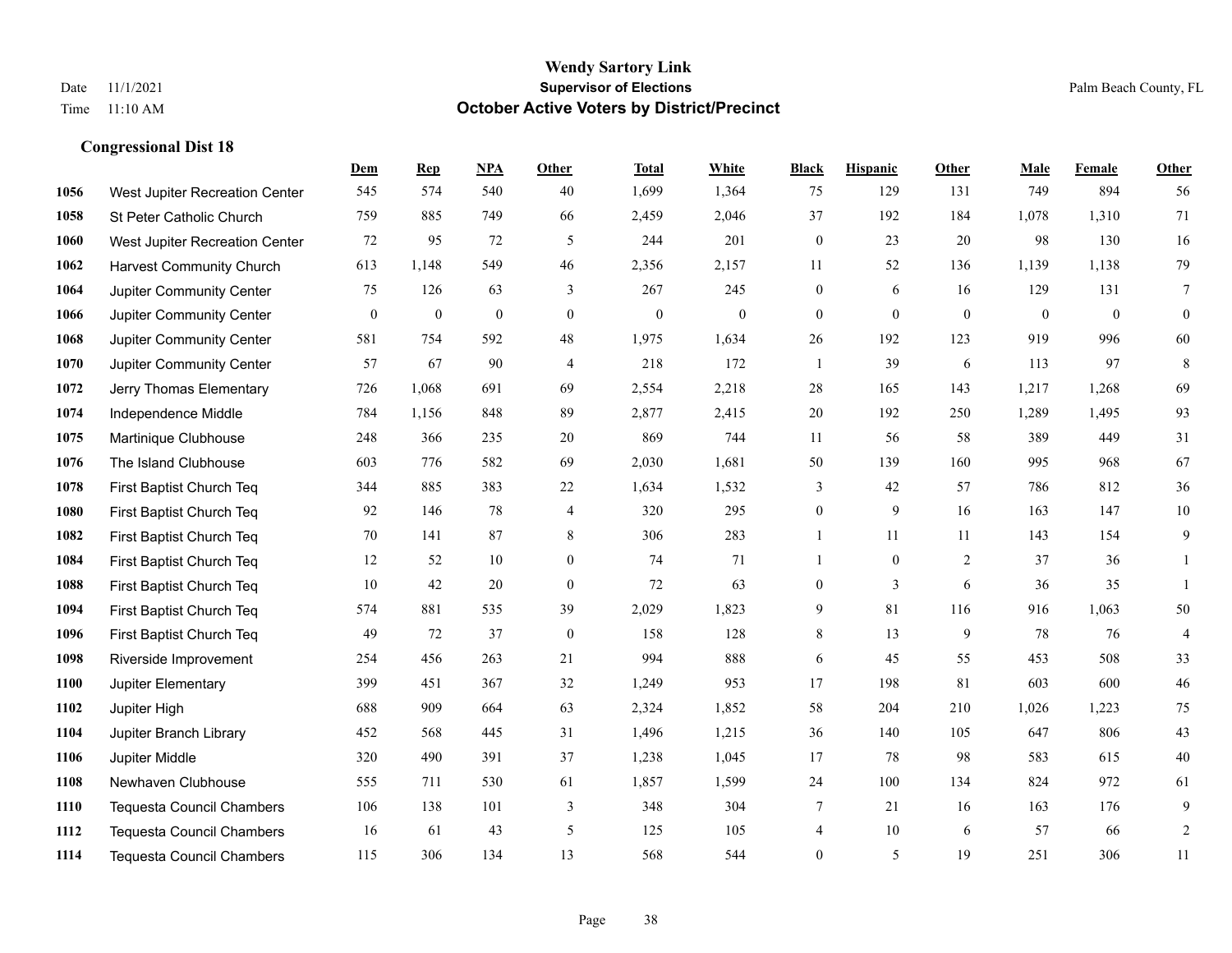**Wendy Sartory Link**
**Supervisor of Elections**
**October Active Voters by District/Precinct**

Date 11/1/2021
Time 11:10 AM

Palm Beach County, FL

### Congressional Dist 18

| | | Dem | Rep | NPA | Other | Total | White | Black | Hispanic | Other | Male | Female | Other |
|---|---|---|---|---|---|---|---|---|---|---|---|---|---|
| 1056 | West Jupiter Recreation Center | 545 | 574 | 540 | 40 | 1,699 | 1,364 | 75 | 129 | 131 | 749 | 894 | 56 |
| 1058 | St Peter Catholic Church | 759 | 885 | 749 | 66 | 2,459 | 2,046 | 37 | 192 | 184 | 1,078 | 1,310 | 71 |
| 1060 | West Jupiter Recreation Center | 72 | 95 | 72 | 5 | 244 | 201 | 0 | 23 | 20 | 98 | 130 | 16 |
| 1062 | Harvest Community Church | 613 | 1,148 | 549 | 46 | 2,356 | 2,157 | 11 | 52 | 136 | 1,139 | 1,138 | 79 |
| 1064 | Jupiter Community Center | 75 | 126 | 63 | 3 | 267 | 245 | 0 | 6 | 16 | 129 | 131 | 7 |
| 1066 | Jupiter Community Center | 0 | 0 | 0 | 0 | 0 | 0 | 0 | 0 | 0 | 0 | 0 | 0 |
| 1068 | Jupiter Community Center | 581 | 754 | 592 | 48 | 1,975 | 1,634 | 26 | 192 | 123 | 919 | 996 | 60 |
| 1070 | Jupiter Community Center | 57 | 67 | 90 | 4 | 218 | 172 | 1 | 39 | 6 | 113 | 97 | 8 |
| 1072 | Jerry Thomas Elementary | 726 | 1,068 | 691 | 69 | 2,554 | 2,218 | 28 | 165 | 143 | 1,217 | 1,268 | 69 |
| 1074 | Independence Middle | 784 | 1,156 | 848 | 89 | 2,877 | 2,415 | 20 | 192 | 250 | 1,289 | 1,495 | 93 |
| 1075 | Martinique Clubhouse | 248 | 366 | 235 | 20 | 869 | 744 | 11 | 56 | 58 | 389 | 449 | 31 |
| 1076 | The Island Clubhouse | 603 | 776 | 582 | 69 | 2,030 | 1,681 | 50 | 139 | 160 | 995 | 968 | 67 |
| 1078 | First Baptist Church Teq | 344 | 885 | 383 | 22 | 1,634 | 1,532 | 3 | 42 | 57 | 786 | 812 | 36 |
| 1080 | First Baptist Church Teq | 92 | 146 | 78 | 4 | 320 | 295 | 0 | 9 | 16 | 163 | 147 | 10 |
| 1082 | First Baptist Church Teq | 70 | 141 | 87 | 8 | 306 | 283 | 1 | 11 | 11 | 143 | 154 | 9 |
| 1084 | First Baptist Church Teq | 12 | 52 | 10 | 0 | 74 | 71 | 1 | 0 | 2 | 37 | 36 | 1 |
| 1088 | First Baptist Church Teq | 10 | 42 | 20 | 0 | 72 | 63 | 0 | 3 | 6 | 36 | 35 | 1 |
| 1094 | First Baptist Church Teq | 574 | 881 | 535 | 39 | 2,029 | 1,823 | 9 | 81 | 116 | 916 | 1,063 | 50 |
| 1096 | First Baptist Church Teq | 49 | 72 | 37 | 0 | 158 | 128 | 8 | 13 | 9 | 78 | 76 | 4 |
| 1098 | Riverside Improvement | 254 | 456 | 263 | 21 | 994 | 888 | 6 | 45 | 55 | 453 | 508 | 33 |
| 1100 | Jupiter Elementary | 399 | 451 | 367 | 32 | 1,249 | 953 | 17 | 198 | 81 | 603 | 600 | 46 |
| 1102 | Jupiter High | 688 | 909 | 664 | 63 | 2,324 | 1,852 | 58 | 204 | 210 | 1,026 | 1,223 | 75 |
| 1104 | Jupiter Branch Library | 452 | 568 | 445 | 31 | 1,496 | 1,215 | 36 | 140 | 105 | 647 | 806 | 43 |
| 1106 | Jupiter Middle | 320 | 490 | 391 | 37 | 1,238 | 1,045 | 17 | 78 | 98 | 583 | 615 | 40 |
| 1108 | Newhaven Clubhouse | 555 | 711 | 530 | 61 | 1,857 | 1,599 | 24 | 100 | 134 | 824 | 972 | 61 |
| 1110 | Tequesta Council Chambers | 106 | 138 | 101 | 3 | 348 | 304 | 7 | 21 | 16 | 163 | 176 | 9 |
| 1112 | Tequesta Council Chambers | 16 | 61 | 43 | 5 | 125 | 105 | 4 | 10 | 6 | 57 | 66 | 2 |
| 1114 | Tequesta Council Chambers | 115 | 306 | 134 | 13 | 568 | 544 | 0 | 5 | 19 | 251 | 306 | 11 |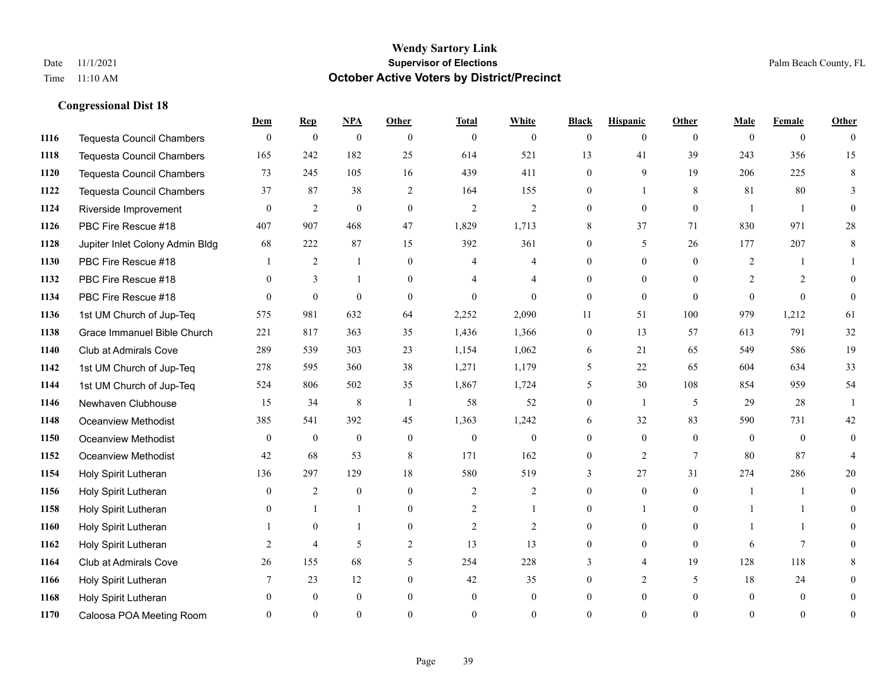# Wendy Sartory Link
## Supervisor of Elections
## October Active Voters by District/Precinct

Date 11/1/2021
Time 11:10 AM

Palm Beach County, FL

### Congressional Dist 18

| | | Dem | Rep | NPA | Other | Total | White | Black | Hispanic | Other | Male | Female | Other |
|---|---|---|---|---|---|---|---|---|---|---|---|---|---|
| 1116 | Tequesta Council Chambers | 0 | 0 | 0 | 0 | 0 | 0 | 0 | 0 | 0 | 0 | 0 | 0 |
| 1118 | Tequesta Council Chambers | 165 | 242 | 182 | 25 | 614 | 521 | 13 | 41 | 39 | 243 | 356 | 15 |
| 1120 | Tequesta Council Chambers | 73 | 245 | 105 | 16 | 439 | 411 | 0 | 9 | 19 | 206 | 225 | 8 |
| 1122 | Tequesta Council Chambers | 37 | 87 | 38 | 2 | 164 | 155 | 0 | 1 | 8 | 81 | 80 | 3 |
| 1124 | Riverside Improvement | 0 | 2 | 0 | 0 | 2 | 2 | 0 | 0 | 0 | 1 | 1 | 0 |
| 1126 | PBC Fire Rescue #18 | 407 | 907 | 468 | 47 | 1,829 | 1,713 | 8 | 37 | 71 | 830 | 971 | 28 |
| 1128 | Jupiter Inlet Colony Admin Bldg | 68 | 222 | 87 | 15 | 392 | 361 | 0 | 5 | 26 | 177 | 207 | 8 |
| 1130 | PBC Fire Rescue #18 | 1 | 2 | 1 | 0 | 4 | 4 | 0 | 0 | 0 | 2 | 1 | 1 |
| 1132 | PBC Fire Rescue #18 | 0 | 3 | 1 | 0 | 4 | 4 | 0 | 0 | 0 | 2 | 2 | 0 |
| 1134 | PBC Fire Rescue #18 | 0 | 0 | 0 | 0 | 0 | 0 | 0 | 0 | 0 | 0 | 0 | 0 |
| 1136 | 1st UM Church of Jup-Teq | 575 | 981 | 632 | 64 | 2,252 | 2,090 | 11 | 51 | 100 | 979 | 1,212 | 61 |
| 1138 | Grace Immanuel Bible Church | 221 | 817 | 363 | 35 | 1,436 | 1,366 | 0 | 13 | 57 | 613 | 791 | 32 |
| 1140 | Club at Admirals Cove | 289 | 539 | 303 | 23 | 1,154 | 1,062 | 6 | 21 | 65 | 549 | 586 | 19 |
| 1142 | 1st UM Church of Jup-Teq | 278 | 595 | 360 | 38 | 1,271 | 1,179 | 5 | 22 | 65 | 604 | 634 | 33 |
| 1144 | 1st UM Church of Jup-Teq | 524 | 806 | 502 | 35 | 1,867 | 1,724 | 5 | 30 | 108 | 854 | 959 | 54 |
| 1146 | Newhaven Clubhouse | 15 | 34 | 8 | 1 | 58 | 52 | 0 | 1 | 5 | 29 | 28 | 1 |
| 1148 | Oceanview Methodist | 385 | 541 | 392 | 45 | 1,363 | 1,242 | 6 | 32 | 83 | 590 | 731 | 42 |
| 1150 | Oceanview Methodist | 0 | 0 | 0 | 0 | 0 | 0 | 0 | 0 | 0 | 0 | 0 | 0 |
| 1152 | Oceanview Methodist | 42 | 68 | 53 | 8 | 171 | 162 | 0 | 2 | 7 | 80 | 87 | 4 |
| 1154 | Holy Spirit Lutheran | 136 | 297 | 129 | 18 | 580 | 519 | 3 | 27 | 31 | 274 | 286 | 20 |
| 1156 | Holy Spirit Lutheran | 0 | 2 | 0 | 0 | 2 | 2 | 0 | 0 | 0 | 1 | 1 | 0 |
| 1158 | Holy Spirit Lutheran | 0 | 1 | 1 | 0 | 2 | 1 | 0 | 1 | 0 | 1 | 1 | 0 |
| 1160 | Holy Spirit Lutheran | 1 | 0 | 1 | 0 | 2 | 2 | 0 | 0 | 0 | 1 | 1 | 0 |
| 1162 | Holy Spirit Lutheran | 2 | 4 | 5 | 2 | 13 | 13 | 0 | 0 | 0 | 6 | 7 | 0 |
| 1164 | Club at Admirals Cove | 26 | 155 | 68 | 5 | 254 | 228 | 3 | 4 | 19 | 128 | 118 | 8 |
| 1166 | Holy Spirit Lutheran | 7 | 23 | 12 | 0 | 42 | 35 | 0 | 2 | 5 | 18 | 24 | 0 |
| 1168 | Holy Spirit Lutheran | 0 | 0 | 0 | 0 | 0 | 0 | 0 | 0 | 0 | 0 | 0 | 0 |
| 1170 | Caloosa POA Meeting Room | 0 | 0 | 0 | 0 | 0 | 0 | 0 | 0 | 0 | 0 | 0 | 0 |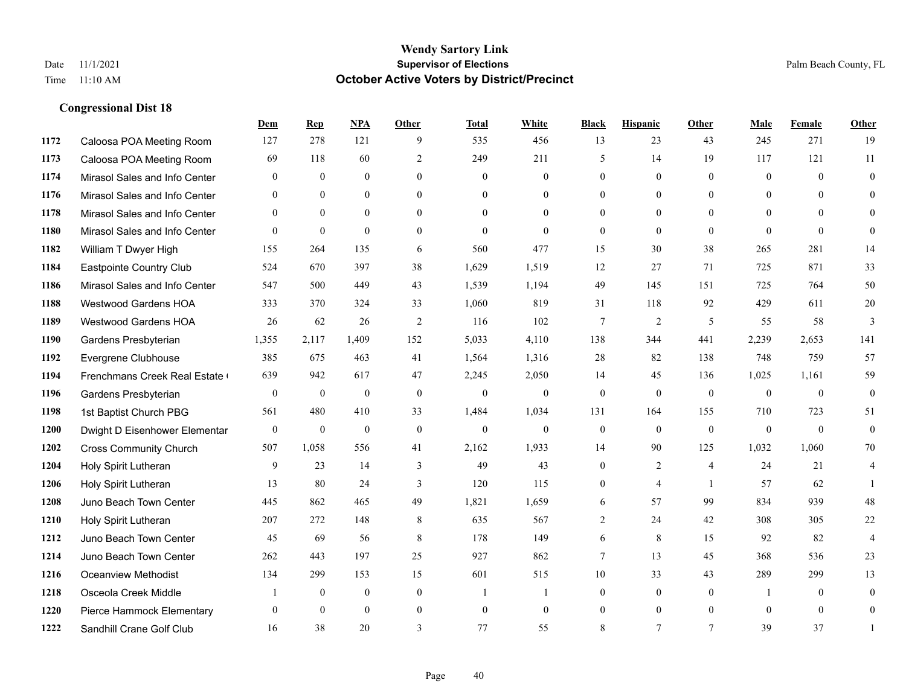# Wendy Sartory Link

**Supervisor of Elections**

**October Active Voters by District/Precinct**

Date 11/1/2021
Time 11:10 AM

Palm Beach County, FL

### Congressional Dist 18

| | | Dem | Rep | NPA | Other | Total | White | Black | Hispanic | Other | Male | Female | Other |
|---|---|---|---|---|---|---|---|---|---|---|---|---|---|
| 1172 | Caloosa POA Meeting Room | 127 | 278 | 121 | 9 | 535 | 456 | 13 | 23 | 43 | 245 | 271 | 19 |
| 1173 | Caloosa POA Meeting Room | 69 | 118 | 60 | 2 | 249 | 211 | 5 | 14 | 19 | 117 | 121 | 11 |
| 1174 | Mirasol Sales and Info Center | 0 | 0 | 0 | 0 | 0 | 0 | 0 | 0 | 0 | 0 | 0 | 0 |
| 1176 | Mirasol Sales and Info Center | 0 | 0 | 0 | 0 | 0 | 0 | 0 | 0 | 0 | 0 | 0 | 0 |
| 1178 | Mirasol Sales and Info Center | 0 | 0 | 0 | 0 | 0 | 0 | 0 | 0 | 0 | 0 | 0 | 0 |
| 1180 | Mirasol Sales and Info Center | 0 | 0 | 0 | 0 | 0 | 0 | 0 | 0 | 0 | 0 | 0 | 0 |
| 1182 | William T Dwyer High | 155 | 264 | 135 | 6 | 560 | 477 | 15 | 30 | 38 | 265 | 281 | 14 |
| 1184 | Eastpointe Country Club | 524 | 670 | 397 | 38 | 1,629 | 1,519 | 12 | 27 | 71 | 725 | 871 | 33 |
| 1186 | Mirasol Sales and Info Center | 547 | 500 | 449 | 43 | 1,539 | 1,194 | 49 | 145 | 151 | 725 | 764 | 50 |
| 1188 | Westwood Gardens HOA | 333 | 370 | 324 | 33 | 1,060 | 819 | 31 | 118 | 92 | 429 | 611 | 20 |
| 1189 | Westwood Gardens HOA | 26 | 62 | 26 | 2 | 116 | 102 | 7 | 2 | 5 | 55 | 58 | 3 |
| 1190 | Gardens Presbyterian | 1,355 | 2,117 | 1,409 | 152 | 5,033 | 4,110 | 138 | 344 | 441 | 2,239 | 2,653 | 141 |
| 1192 | Evergrene Clubhouse | 385 | 675 | 463 | 41 | 1,564 | 1,316 | 28 | 82 | 138 | 748 | 759 | 57 |
| 1194 | Frenchmans Creek Real Estate ( | 639 | 942 | 617 | 47 | 2,245 | 2,050 | 14 | 45 | 136 | 1,025 | 1,161 | 59 |
| 1196 | Gardens Presbyterian | 0 | 0 | 0 | 0 | 0 | 0 | 0 | 0 | 0 | 0 | 0 | 0 |
| 1198 | 1st Baptist Church PBG | 561 | 480 | 410 | 33 | 1,484 | 1,034 | 131 | 164 | 155 | 710 | 723 | 51 |
| 1200 | Dwight D Eisenhower Elementar | 0 | 0 | 0 | 0 | 0 | 0 | 0 | 0 | 0 | 0 | 0 | 0 |
| 1202 | Cross Community Church | 507 | 1,058 | 556 | 41 | 2,162 | 1,933 | 14 | 90 | 125 | 1,032 | 1,060 | 70 |
| 1204 | Holy Spirit Lutheran | 9 | 23 | 14 | 3 | 49 | 43 | 0 | 2 | 4 | 24 | 21 | 4 |
| 1206 | Holy Spirit Lutheran | 13 | 80 | 24 | 3 | 120 | 115 | 0 | 4 | 1 | 57 | 62 | 1 |
| 1208 | Juno Beach Town Center | 445 | 862 | 465 | 49 | 1,821 | 1,659 | 6 | 57 | 99 | 834 | 939 | 48 |
| 1210 | Holy Spirit Lutheran | 207 | 272 | 148 | 8 | 635 | 567 | 2 | 24 | 42 | 308 | 305 | 22 |
| 1212 | Juno Beach Town Center | 45 | 69 | 56 | 8 | 178 | 149 | 6 | 8 | 15 | 92 | 82 | 4 |
| 1214 | Juno Beach Town Center | 262 | 443 | 197 | 25 | 927 | 862 | 7 | 13 | 45 | 368 | 536 | 23 |
| 1216 | Oceanview Methodist | 134 | 299 | 153 | 15 | 601 | 515 | 10 | 33 | 43 | 289 | 299 | 13 |
| 1218 | Osceola Creek Middle | 1 | 0 | 0 | 0 | 1 | 1 | 0 | 0 | 0 | 1 | 0 | 0 |
| 1220 | Pierce Hammock Elementary | 0 | 0 | 0 | 0 | 0 | 0 | 0 | 0 | 0 | 0 | 0 | 0 |
| 1222 | Sandhill Crane Golf Club | 16 | 38 | 20 | 3 | 77 | 55 | 8 | 7 | 7 | 39 | 37 | 1 |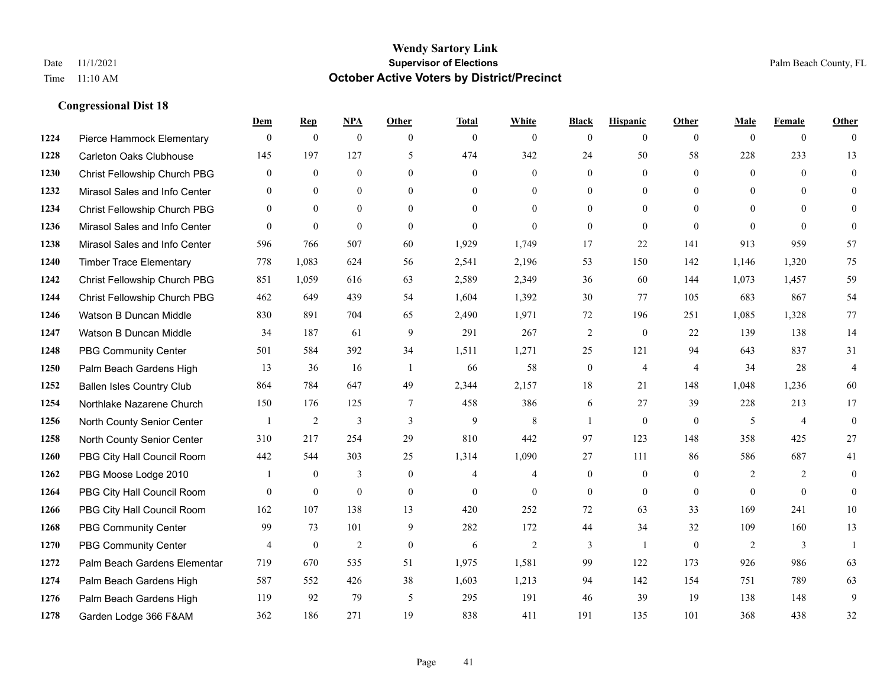# Wendy Sartory Link

## Supervisor of Elections

## October Active Voters by District/Precinct

Date 11/1/2021

Time 11:10 AM

Palm Beach County, FL

### Congressional Dist 18

| | | Dem | Rep | NPA | Other | Total | White | Black | Hispanic | Other | Male | Female | Other |
|---|---|---|---|---|---|---|---|---|---|---|---|---|---|
| 1224 | Pierce Hammock Elementary | 0 | 0 | 0 | 0 | 0 | 0 | 0 | 0 | 0 | 0 | 0 | 0 |
| 1228 | Carleton Oaks Clubhouse | 145 | 197 | 127 | 5 | 474 | 342 | 24 | 50 | 58 | 228 | 233 | 13 |
| 1230 | Christ Fellowship Church PBG | 0 | 0 | 0 | 0 | 0 | 0 | 0 | 0 | 0 | 0 | 0 | 0 |
| 1232 | Mirasol Sales and Info Center | 0 | 0 | 0 | 0 | 0 | 0 | 0 | 0 | 0 | 0 | 0 | 0 |
| 1234 | Christ Fellowship Church PBG | 0 | 0 | 0 | 0 | 0 | 0 | 0 | 0 | 0 | 0 | 0 | 0 |
| 1236 | Mirasol Sales and Info Center | 0 | 0 | 0 | 0 | 0 | 0 | 0 | 0 | 0 | 0 | 0 | 0 |
| 1238 | Mirasol Sales and Info Center | 596 | 766 | 507 | 60 | 1,929 | 1,749 | 17 | 22 | 141 | 913 | 959 | 57 |
| 1240 | Timber Trace Elementary | 778 | 1,083 | 624 | 56 | 2,541 | 2,196 | 53 | 150 | 142 | 1,146 | 1,320 | 75 |
| 1242 | Christ Fellowship Church PBG | 851 | 1,059 | 616 | 63 | 2,589 | 2,349 | 36 | 60 | 144 | 1,073 | 1,457 | 59 |
| 1244 | Christ Fellowship Church PBG | 462 | 649 | 439 | 54 | 1,604 | 1,392 | 30 | 77 | 105 | 683 | 867 | 54 |
| 1246 | Watson B Duncan Middle | 830 | 891 | 704 | 65 | 2,490 | 1,971 | 72 | 196 | 251 | 1,085 | 1,328 | 77 |
| 1247 | Watson B Duncan Middle | 34 | 187 | 61 | 9 | 291 | 267 | 2 | 0 | 22 | 139 | 138 | 14 |
| 1248 | PBG Community Center | 501 | 584 | 392 | 34 | 1,511 | 1,271 | 25 | 121 | 94 | 643 | 837 | 31 |
| 1250 | Palm Beach Gardens High | 13 | 36 | 16 | 1 | 66 | 58 | 0 | 4 | 4 | 34 | 28 | 4 |
| 1252 | Ballen Isles Country Club | 864 | 784 | 647 | 49 | 2,344 | 2,157 | 18 | 21 | 148 | 1,048 | 1,236 | 60 |
| 1254 | Northlake Nazarene Church | 150 | 176 | 125 | 7 | 458 | 386 | 6 | 27 | 39 | 228 | 213 | 17 |
| 1256 | North County Senior Center | 1 | 2 | 3 | 3 | 9 | 8 | 1 | 0 | 0 | 5 | 4 | 0 |
| 1258 | North County Senior Center | 310 | 217 | 254 | 29 | 810 | 442 | 97 | 123 | 148 | 358 | 425 | 27 |
| 1260 | PBG City Hall Council Room | 442 | 544 | 303 | 25 | 1,314 | 1,090 | 27 | 111 | 86 | 586 | 687 | 41 |
| 1262 | PBG Moose Lodge 2010 | 1 | 0 | 3 | 0 | 4 | 4 | 0 | 0 | 0 | 2 | 2 | 0 |
| 1264 | PBG City Hall Council Room | 0 | 0 | 0 | 0 | 0 | 0 | 0 | 0 | 0 | 0 | 0 | 0 |
| 1266 | PBG City Hall Council Room | 162 | 107 | 138 | 13 | 420 | 252 | 72 | 63 | 33 | 169 | 241 | 10 |
| 1268 | PBG Community Center | 99 | 73 | 101 | 9 | 282 | 172 | 44 | 34 | 32 | 109 | 160 | 13 |
| 1270 | PBG Community Center | 4 | 0 | 2 | 0 | 6 | 2 | 3 | 1 | 0 | 2 | 3 | 1 |
| 1272 | Palm Beach Gardens Elementar | 719 | 670 | 535 | 51 | 1,975 | 1,581 | 99 | 122 | 173 | 926 | 986 | 63 |
| 1274 | Palm Beach Gardens High | 587 | 552 | 426 | 38 | 1,603 | 1,213 | 94 | 142 | 154 | 751 | 789 | 63 |
| 1276 | Palm Beach Gardens High | 119 | 92 | 79 | 5 | 295 | 191 | 46 | 39 | 19 | 138 | 148 | 9 |
| 1278 | Garden Lodge 366 F&AM | 362 | 186 | 271 | 19 | 838 | 411 | 191 | 135 | 101 | 368 | 438 | 32 |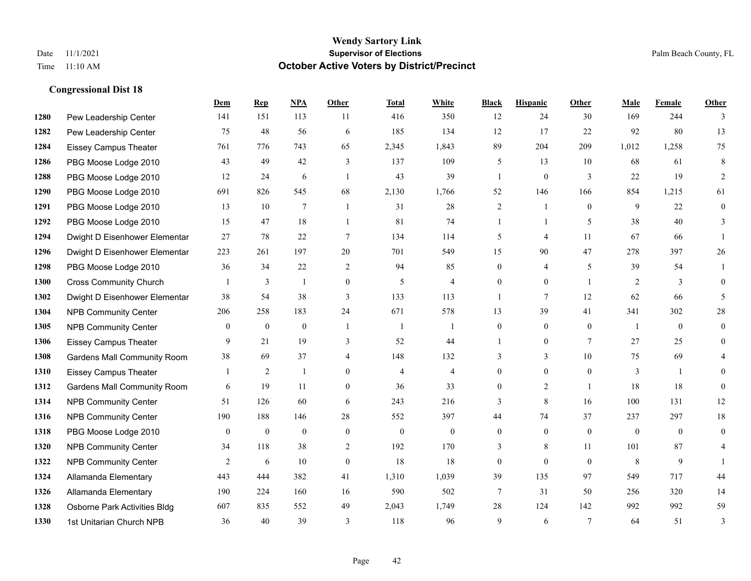# Wendy Sartory Link
## Supervisor of Elections
## October Active Voters by District/Precinct

Date 11/1/2021
Time 11:10 AM

Palm Beach County, FL

### Congressional Dist 18

| | | Dem | Rep | NPA | Other | Total | White | Black | Hispanic | Other | Male | Female | Other |
|---|---|---|---|---|---|---|---|---|---|---|---|---|---|
| 1280 | Pew Leadership Center | 141 | 151 | 113 | 11 | 416 | 350 | 12 | 24 | 30 | 169 | 244 | 3 |
| 1282 | Pew Leadership Center | 75 | 48 | 56 | 6 | 185 | 134 | 12 | 17 | 22 | 92 | 80 | 13 |
| 1284 | Eissey Campus Theater | 761 | 776 | 743 | 65 | 2,345 | 1,843 | 89 | 204 | 209 | 1,012 | 1,258 | 75 |
| 1286 | PBG Moose Lodge 2010 | 43 | 49 | 42 | 3 | 137 | 109 | 5 | 13 | 10 | 68 | 61 | 8 |
| 1288 | PBG Moose Lodge 2010 | 12 | 24 | 6 | 1 | 43 | 39 | 1 | 0 | 3 | 22 | 19 | 2 |
| 1290 | PBG Moose Lodge 2010 | 691 | 826 | 545 | 68 | 2,130 | 1,766 | 52 | 146 | 166 | 854 | 1,215 | 61 |
| 1291 | PBG Moose Lodge 2010 | 13 | 10 | 7 | 1 | 31 | 28 | 2 | 1 | 0 | 9 | 22 | 0 |
| 1292 | PBG Moose Lodge 2010 | 15 | 47 | 18 | 1 | 81 | 74 | 1 | 1 | 5 | 38 | 40 | 3 |
| 1294 | Dwight D Eisenhower Elementar | 27 | 78 | 22 | 7 | 134 | 114 | 5 | 4 | 11 | 67 | 66 | 1 |
| 1296 | Dwight D Eisenhower Elementar | 223 | 261 | 197 | 20 | 701 | 549 | 15 | 90 | 47 | 278 | 397 | 26 |
| 1298 | PBG Moose Lodge 2010 | 36 | 34 | 22 | 2 | 94 | 85 | 0 | 4 | 5 | 39 | 54 | 1 |
| 1300 | Cross Community Church | 1 | 3 | 1 | 0 | 5 | 4 | 0 | 0 | 1 | 2 | 3 | 0 |
| 1302 | Dwight D Eisenhower Elementar | 38 | 54 | 38 | 3 | 133 | 113 | 1 | 7 | 12 | 62 | 66 | 5 |
| 1304 | NPB Community Center | 206 | 258 | 183 | 24 | 671 | 578 | 13 | 39 | 41 | 341 | 302 | 28 |
| 1305 | NPB Community Center | 0 | 0 | 0 | 1 | 1 | 1 | 0 | 0 | 0 | 1 | 0 | 0 |
| 1306 | Eissey Campus Theater | 9 | 21 | 19 | 3 | 52 | 44 | 1 | 0 | 7 | 27 | 25 | 0 |
| 1308 | Gardens Mall Community Room | 38 | 69 | 37 | 4 | 148 | 132 | 3 | 3 | 10 | 75 | 69 | 4 |
| 1310 | Eissey Campus Theater | 1 | 2 | 1 | 0 | 4 | 4 | 0 | 0 | 0 | 3 | 1 | 0 |
| 1312 | Gardens Mall Community Room | 6 | 19 | 11 | 0 | 36 | 33 | 0 | 2 | 1 | 18 | 18 | 0 |
| 1314 | NPB Community Center | 51 | 126 | 60 | 6 | 243 | 216 | 3 | 8 | 16 | 100 | 131 | 12 |
| 1316 | NPB Community Center | 190 | 188 | 146 | 28 | 552 | 397 | 44 | 74 | 37 | 237 | 297 | 18 |
| 1318 | PBG Moose Lodge 2010 | 0 | 0 | 0 | 0 | 0 | 0 | 0 | 0 | 0 | 0 | 0 | 0 |
| 1320 | NPB Community Center | 34 | 118 | 38 | 2 | 192 | 170 | 3 | 8 | 11 | 101 | 87 | 4 |
| 1322 | NPB Community Center | 2 | 6 | 10 | 0 | 18 | 18 | 0 | 0 | 0 | 8 | 9 | 1 |
| 1324 | Allamanda Elementary | 443 | 444 | 382 | 41 | 1,310 | 1,039 | 39 | 135 | 97 | 549 | 717 | 44 |
| 1326 | Allamanda Elementary | 190 | 224 | 160 | 16 | 590 | 502 | 7 | 31 | 50 | 256 | 320 | 14 |
| 1328 | Osborne Park Activities Bldg | 607 | 835 | 552 | 49 | 2,043 | 1,749 | 28 | 124 | 142 | 992 | 992 | 59 |
| 1330 | 1st Unitarian Church NPB | 36 | 40 | 39 | 3 | 118 | 96 | 9 | 6 | 7 | 64 | 51 | 3 |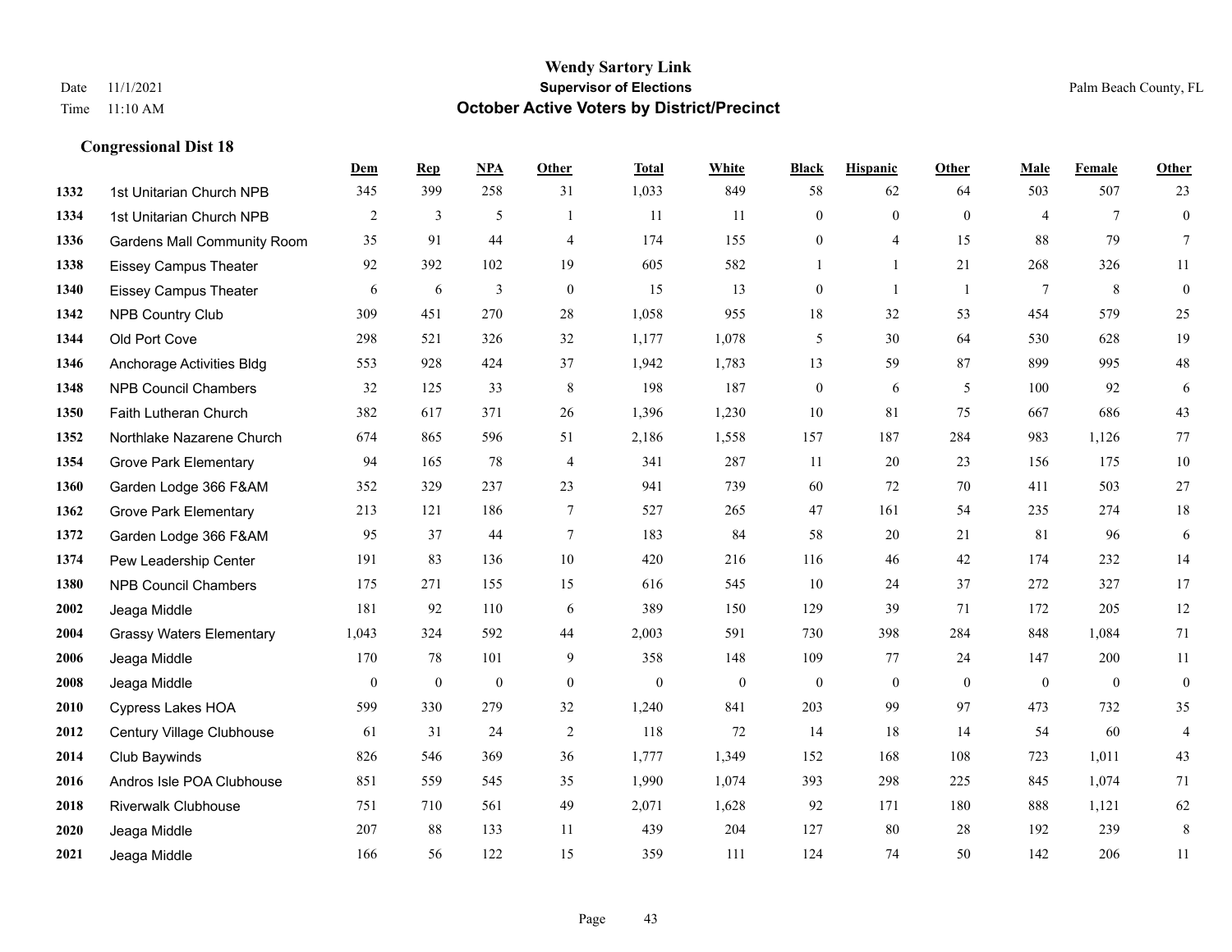# Wendy Sartory Link
## Supervisor of Elections
## October Active Voters by District/Precinct

Date 11/1/2021
Time 11:10 AM

Palm Beach County, FL

### Congressional Dist 18

| | | Dem | Rep | NPA | Other | Total | White | Black | Hispanic | Other | Male | Female | Other |
|---|---|---|---|---|---|---|---|---|---|---|---|---|---|
| 1332 | 1st Unitarian Church NPB | 345 | 399 | 258 | 31 | 1,033 | 849 | 58 | 62 | 64 | 503 | 507 | 23 |
| 1334 | 1st Unitarian Church NPB | 2 | 3 | 5 | 1 | 11 | 11 | 0 | 0 | 0 | 4 | 7 | 0 |
| 1336 | Gardens Mall Community Room | 35 | 91 | 44 | 4 | 174 | 155 | 0 | 4 | 15 | 88 | 79 | 7 |
| 1338 | Eissey Campus Theater | 92 | 392 | 102 | 19 | 605 | 582 | 1 | 1 | 21 | 268 | 326 | 11 |
| 1340 | Eissey Campus Theater | 6 | 6 | 3 | 0 | 15 | 13 | 0 | 1 | 1 | 7 | 8 | 0 |
| 1342 | NPB Country Club | 309 | 451 | 270 | 28 | 1,058 | 955 | 18 | 32 | 53 | 454 | 579 | 25 |
| 1344 | Old Port Cove | 298 | 521 | 326 | 32 | 1,177 | 1,078 | 5 | 30 | 64 | 530 | 628 | 19 |
| 1346 | Anchorage Activities Bldg | 553 | 928 | 424 | 37 | 1,942 | 1,783 | 13 | 59 | 87 | 899 | 995 | 48 |
| 1348 | NPB Council Chambers | 32 | 125 | 33 | 8 | 198 | 187 | 0 | 6 | 5 | 100 | 92 | 6 |
| 1350 | Faith Lutheran Church | 382 | 617 | 371 | 26 | 1,396 | 1,230 | 10 | 81 | 75 | 667 | 686 | 43 |
| 1352 | Northlake Nazarene Church | 674 | 865 | 596 | 51 | 2,186 | 1,558 | 157 | 187 | 284 | 983 | 1,126 | 77 |
| 1354 | Grove Park Elementary | 94 | 165 | 78 | 4 | 341 | 287 | 11 | 20 | 23 | 156 | 175 | 10 |
| 1360 | Garden Lodge 366 F&AM | 352 | 329 | 237 | 23 | 941 | 739 | 60 | 72 | 70 | 411 | 503 | 27 |
| 1362 | Grove Park Elementary | 213 | 121 | 186 | 7 | 527 | 265 | 47 | 161 | 54 | 235 | 274 | 18 |
| 1372 | Garden Lodge 366 F&AM | 95 | 37 | 44 | 7 | 183 | 84 | 58 | 20 | 21 | 81 | 96 | 6 |
| 1374 | Pew Leadership Center | 191 | 83 | 136 | 10 | 420 | 216 | 116 | 46 | 42 | 174 | 232 | 14 |
| 1380 | NPB Council Chambers | 175 | 271 | 155 | 15 | 616 | 545 | 10 | 24 | 37 | 272 | 327 | 17 |
| 2002 | Jeaga Middle | 181 | 92 | 110 | 6 | 389 | 150 | 129 | 39 | 71 | 172 | 205 | 12 |
| 2004 | Grassy Waters Elementary | 1,043 | 324 | 592 | 44 | 2,003 | 591 | 730 | 398 | 284 | 848 | 1,084 | 71 |
| 2006 | Jeaga Middle | 170 | 78 | 101 | 9 | 358 | 148 | 109 | 77 | 24 | 147 | 200 | 11 |
| 2008 | Jeaga Middle | 0 | 0 | 0 | 0 | 0 | 0 | 0 | 0 | 0 | 0 | 0 | 0 |
| 2010 | Cypress Lakes HOA | 599 | 330 | 279 | 32 | 1,240 | 841 | 203 | 99 | 97 | 473 | 732 | 35 |
| 2012 | Century Village Clubhouse | 61 | 31 | 24 | 2 | 118 | 72 | 14 | 18 | 14 | 54 | 60 | 4 |
| 2014 | Club Baywinds | 826 | 546 | 369 | 36 | 1,777 | 1,349 | 152 | 168 | 108 | 723 | 1,011 | 43 |
| 2016 | Andros Isle POA Clubhouse | 851 | 559 | 545 | 35 | 1,990 | 1,074 | 393 | 298 | 225 | 845 | 1,074 | 71 |
| 2018 | Riverwalk Clubhouse | 751 | 710 | 561 | 49 | 2,071 | 1,628 | 92 | 171 | 180 | 888 | 1,121 | 62 |
| 2020 | Jeaga Middle | 207 | 88 | 133 | 11 | 439 | 204 | 127 | 80 | 28 | 192 | 239 | 8 |
| 2021 | Jeaga Middle | 166 | 56 | 122 | 15 | 359 | 111 | 124 | 74 | 50 | 142 | 206 | 11 |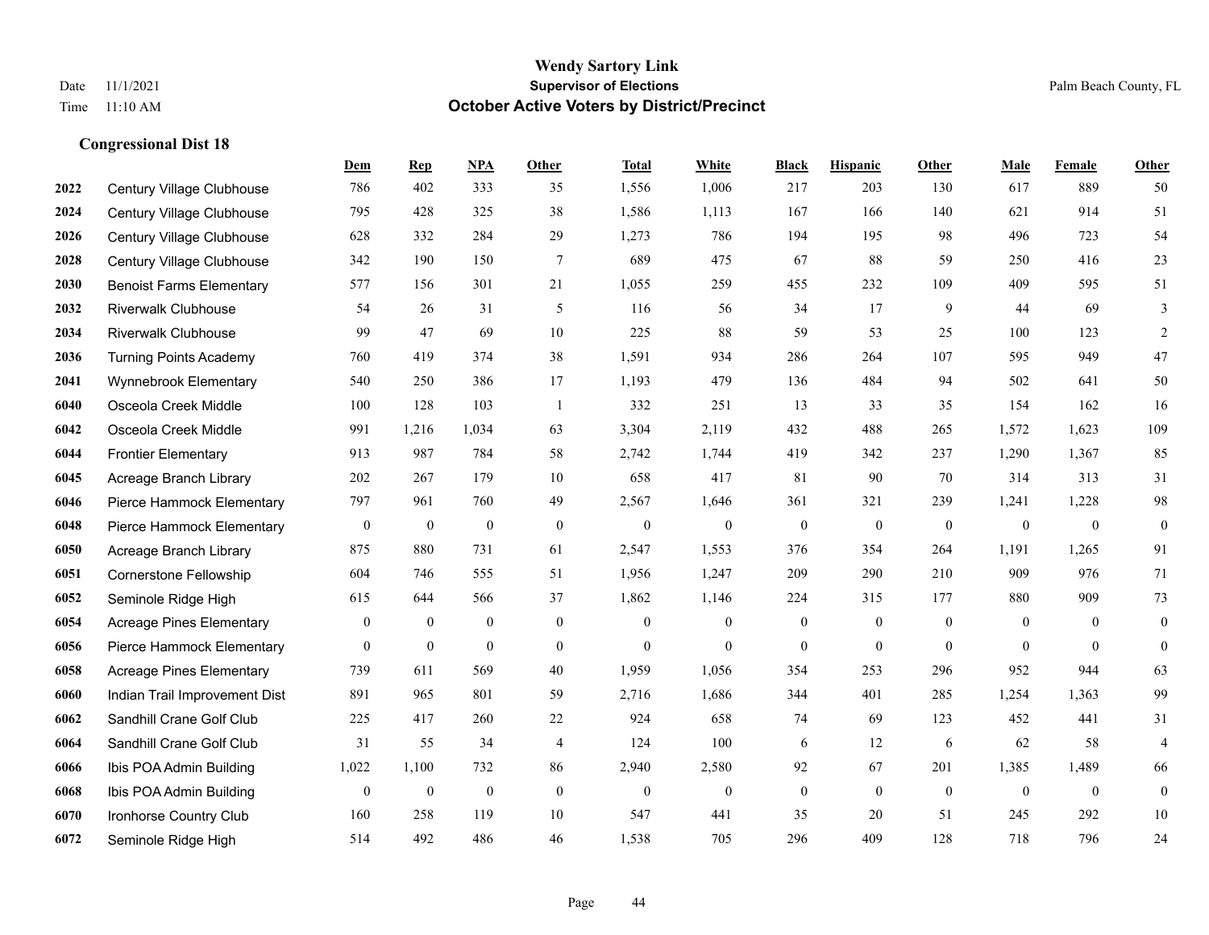# Wendy Sartory Link

**Supervisor of Elections**

**October Active Voters by District/Precinct**

Date 11/1/2021

Time 11:10 AM

Palm Beach County, FL

### Congressional Dist 18

| | | Dem | Rep | NPA | Other | Total | White | Black | Hispanic | Other | Male | Female | Other |
|---|---|---|---|---|---|---|---|---|---|---|---|---|---|
| 2022 | Century Village Clubhouse | 786 | 402 | 333 | 35 | 1,556 | 1,006 | 217 | 203 | 130 | 617 | 889 | 50 |
| 2024 | Century Village Clubhouse | 795 | 428 | 325 | 38 | 1,586 | 1,113 | 167 | 166 | 140 | 621 | 914 | 51 |
| 2026 | Century Village Clubhouse | 628 | 332 | 284 | 29 | 1,273 | 786 | 194 | 195 | 98 | 496 | 723 | 54 |
| 2028 | Century Village Clubhouse | 342 | 190 | 150 | 7 | 689 | 475 | 67 | 88 | 59 | 250 | 416 | 23 |
| 2030 | Benoist Farms Elementary | 577 | 156 | 301 | 21 | 1,055 | 259 | 455 | 232 | 109 | 409 | 595 | 51 |
| 2032 | Riverwalk Clubhouse | 54 | 26 | 31 | 5 | 116 | 56 | 34 | 17 | 9 | 44 | 69 | 3 |
| 2034 | Riverwalk Clubhouse | 99 | 47 | 69 | 10 | 225 | 88 | 59 | 53 | 25 | 100 | 123 | 2 |
| 2036 | Turning Points Academy | 760 | 419 | 374 | 38 | 1,591 | 934 | 286 | 264 | 107 | 595 | 949 | 47 |
| 2041 | Wynnebrook Elementary | 540 | 250 | 386 | 17 | 1,193 | 479 | 136 | 484 | 94 | 502 | 641 | 50 |
| 6040 | Osceola Creek Middle | 100 | 128 | 103 | 1 | 332 | 251 | 13 | 33 | 35 | 154 | 162 | 16 |
| 6042 | Osceola Creek Middle | 991 | 1,216 | 1,034 | 63 | 3,304 | 2,119 | 432 | 488 | 265 | 1,572 | 1,623 | 109 |
| 6044 | Frontier Elementary | 913 | 987 | 784 | 58 | 2,742 | 1,744 | 419 | 342 | 237 | 1,290 | 1,367 | 85 |
| 6045 | Acreage Branch Library | 202 | 267 | 179 | 10 | 658 | 417 | 81 | 90 | 70 | 314 | 313 | 31 |
| 6046 | Pierce Hammock Elementary | 797 | 961 | 760 | 49 | 2,567 | 1,646 | 361 | 321 | 239 | 1,241 | 1,228 | 98 |
| 6048 | Pierce Hammock Elementary | 0 | 0 | 0 | 0 | 0 | 0 | 0 | 0 | 0 | 0 | 0 | 0 |
| 6050 | Acreage Branch Library | 875 | 880 | 731 | 61 | 2,547 | 1,553 | 376 | 354 | 264 | 1,191 | 1,265 | 91 |
| 6051 | Cornerstone Fellowship | 604 | 746 | 555 | 51 | 1,956 | 1,247 | 209 | 290 | 210 | 909 | 976 | 71 |
| 6052 | Seminole Ridge High | 615 | 644 | 566 | 37 | 1,862 | 1,146 | 224 | 315 | 177 | 880 | 909 | 73 |
| 6054 | Acreage Pines Elementary | 0 | 0 | 0 | 0 | 0 | 0 | 0 | 0 | 0 | 0 | 0 | 0 |
| 6056 | Pierce Hammock Elementary | 0 | 0 | 0 | 0 | 0 | 0 | 0 | 0 | 0 | 0 | 0 | 0 |
| 6058 | Acreage Pines Elementary | 739 | 611 | 569 | 40 | 1,959 | 1,056 | 354 | 253 | 296 | 952 | 944 | 63 |
| 6060 | Indian Trail Improvement Dist | 891 | 965 | 801 | 59 | 2,716 | 1,686 | 344 | 401 | 285 | 1,254 | 1,363 | 99 |
| 6062 | Sandhill Crane Golf Club | 225 | 417 | 260 | 22 | 924 | 658 | 74 | 69 | 123 | 452 | 441 | 31 |
| 6064 | Sandhill Crane Golf Club | 31 | 55 | 34 | 4 | 124 | 100 | 6 | 12 | 6 | 62 | 58 | 4 |
| 6066 | Ibis POA Admin Building | 1,022 | 1,100 | 732 | 86 | 2,940 | 2,580 | 92 | 67 | 201 | 1,385 | 1,489 | 66 |
| 6068 | Ibis POA Admin Building | 0 | 0 | 0 | 0 | 0 | 0 | 0 | 0 | 0 | 0 | 0 | 0 |
| 6070 | Ironhorse Country Club | 160 | 258 | 119 | 10 | 547 | 441 | 35 | 20 | 51 | 245 | 292 | 10 |
| 6072 | Seminole Ridge High | 514 | 492 | 486 | 46 | 1,538 | 705 | 296 | 409 | 128 | 718 | 796 | 24 |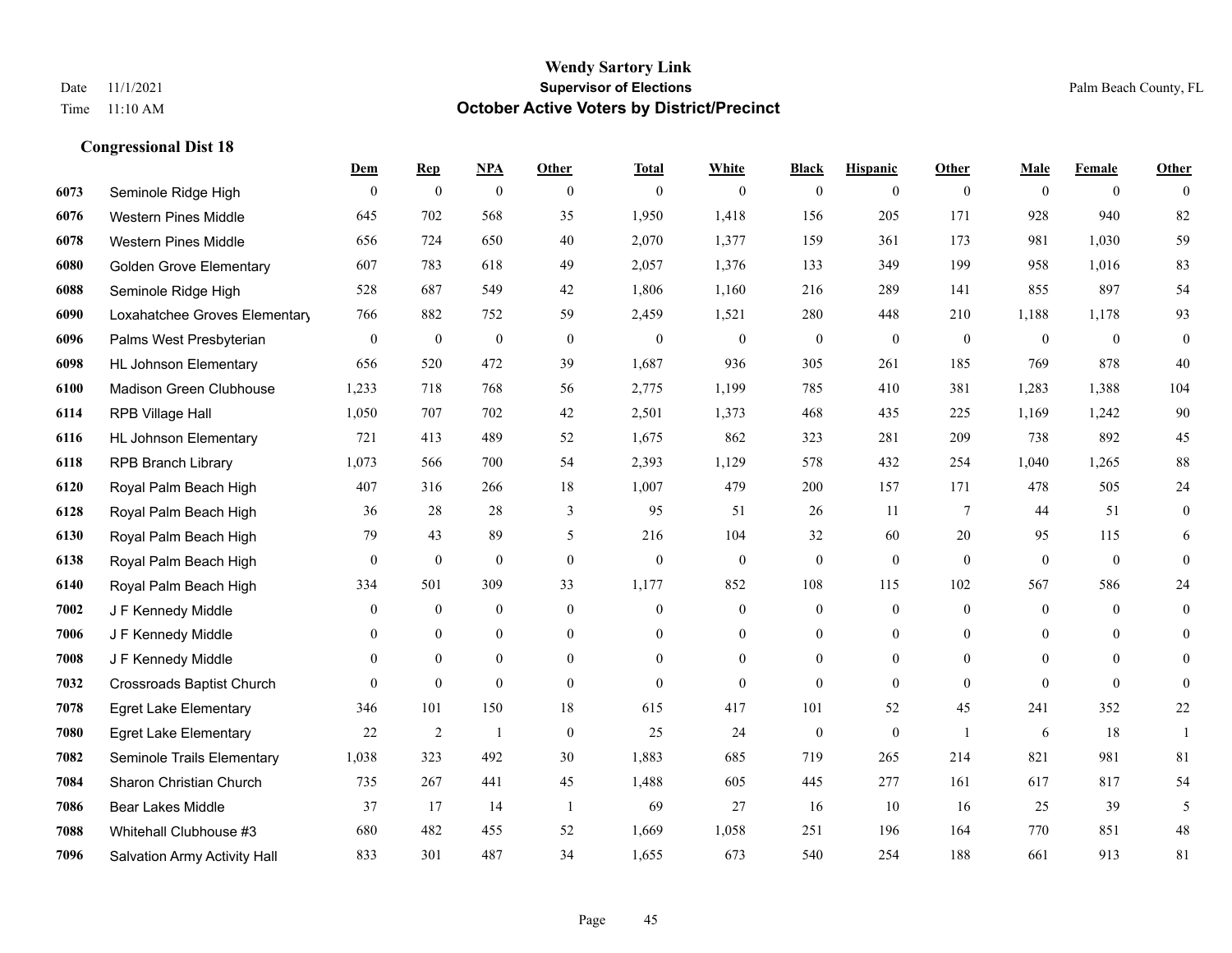# Wendy Sartory Link
## Supervisor of Elections
## October Active Voters by District/Precinct

Date 11/1/2021
Time 11:10 AM

Palm Beach County, FL

### Congressional Dist 18

| | | Dem | Rep | NPA | Other | Total | White | Black | Hispanic | Other | Male | Female | Other |
|---|---|---|---|---|---|---|---|---|---|---|---|---|---|
| 6073 | Seminole Ridge High | 0 | 0 | 0 | 0 | 0 | 0 | 0 | 0 | 0 | 0 | 0 | 0 |
| 6076 | Western Pines Middle | 645 | 702 | 568 | 35 | 1,950 | 1,418 | 156 | 205 | 171 | 928 | 940 | 82 |
| 6078 | Western Pines Middle | 656 | 724 | 650 | 40 | 2,070 | 1,377 | 159 | 361 | 173 | 981 | 1,030 | 59 |
| 6080 | Golden Grove Elementary | 607 | 783 | 618 | 49 | 2,057 | 1,376 | 133 | 349 | 199 | 958 | 1,016 | 83 |
| 6088 | Seminole Ridge High | 528 | 687 | 549 | 42 | 1,806 | 1,160 | 216 | 289 | 141 | 855 | 897 | 54 |
| 6090 | Loxahatchee Groves Elementary | 766 | 882 | 752 | 59 | 2,459 | 1,521 | 280 | 448 | 210 | 1,188 | 1,178 | 93 |
| 6096 | Palms West Presbyterian | 0 | 0 | 0 | 0 | 0 | 0 | 0 | 0 | 0 | 0 | 0 | 0 |
| 6098 | HL Johnson Elementary | 656 | 520 | 472 | 39 | 1,687 | 936 | 305 | 261 | 185 | 769 | 878 | 40 |
| 6100 | Madison Green Clubhouse | 1,233 | 718 | 768 | 56 | 2,775 | 1,199 | 785 | 410 | 381 | 1,283 | 1,388 | 104 |
| 6114 | RPB Village Hall | 1,050 | 707 | 702 | 42 | 2,501 | 1,373 | 468 | 435 | 225 | 1,169 | 1,242 | 90 |
| 6116 | HL Johnson Elementary | 721 | 413 | 489 | 52 | 1,675 | 862 | 323 | 281 | 209 | 738 | 892 | 45 |
| 6118 | RPB Branch Library | 1,073 | 566 | 700 | 54 | 2,393 | 1,129 | 578 | 432 | 254 | 1,040 | 1,265 | 88 |
| 6120 | Royal Palm Beach High | 407 | 316 | 266 | 18 | 1,007 | 479 | 200 | 157 | 171 | 478 | 505 | 24 |
| 6128 | Royal Palm Beach High | 36 | 28 | 28 | 3 | 95 | 51 | 26 | 11 | 7 | 44 | 51 | 0 |
| 6130 | Royal Palm Beach High | 79 | 43 | 89 | 5 | 216 | 104 | 32 | 60 | 20 | 95 | 115 | 6 |
| 6138 | Royal Palm Beach High | 0 | 0 | 0 | 0 | 0 | 0 | 0 | 0 | 0 | 0 | 0 | 0 |
| 6140 | Royal Palm Beach High | 334 | 501 | 309 | 33 | 1,177 | 852 | 108 | 115 | 102 | 567 | 586 | 24 |
| 7002 | J F Kennedy Middle | 0 | 0 | 0 | 0 | 0 | 0 | 0 | 0 | 0 | 0 | 0 | 0 |
| 7006 | J F Kennedy Middle | 0 | 0 | 0 | 0 | 0 | 0 | 0 | 0 | 0 | 0 | 0 | 0 |
| 7008 | J F Kennedy Middle | 0 | 0 | 0 | 0 | 0 | 0 | 0 | 0 | 0 | 0 | 0 | 0 |
| 7032 | Crossroads Baptist Church | 0 | 0 | 0 | 0 | 0 | 0 | 0 | 0 | 0 | 0 | 0 | 0 |
| 7078 | Egret Lake Elementary | 346 | 101 | 150 | 18 | 615 | 417 | 101 | 52 | 45 | 241 | 352 | 22 |
| 7080 | Egret Lake Elementary | 22 | 2 | 1 | 0 | 25 | 24 | 0 | 0 | 1 | 6 | 18 | 1 |
| 7082 | Seminole Trails Elementary | 1,038 | 323 | 492 | 30 | 1,883 | 685 | 719 | 265 | 214 | 821 | 981 | 81 |
| 7084 | Sharon Christian Church | 735 | 267 | 441 | 45 | 1,488 | 605 | 445 | 277 | 161 | 617 | 817 | 54 |
| 7086 | Bear Lakes Middle | 37 | 17 | 14 | 1 | 69 | 27 | 16 | 10 | 16 | 25 | 39 | 5 |
| 7088 | Whitehall Clubhouse #3 | 680 | 482 | 455 | 52 | 1,669 | 1,058 | 251 | 196 | 164 | 770 | 851 | 48 |
| 7096 | Salvation Army Activity Hall | 833 | 301 | 487 | 34 | 1,655 | 673 | 540 | 254 | 188 | 661 | 913 | 81 |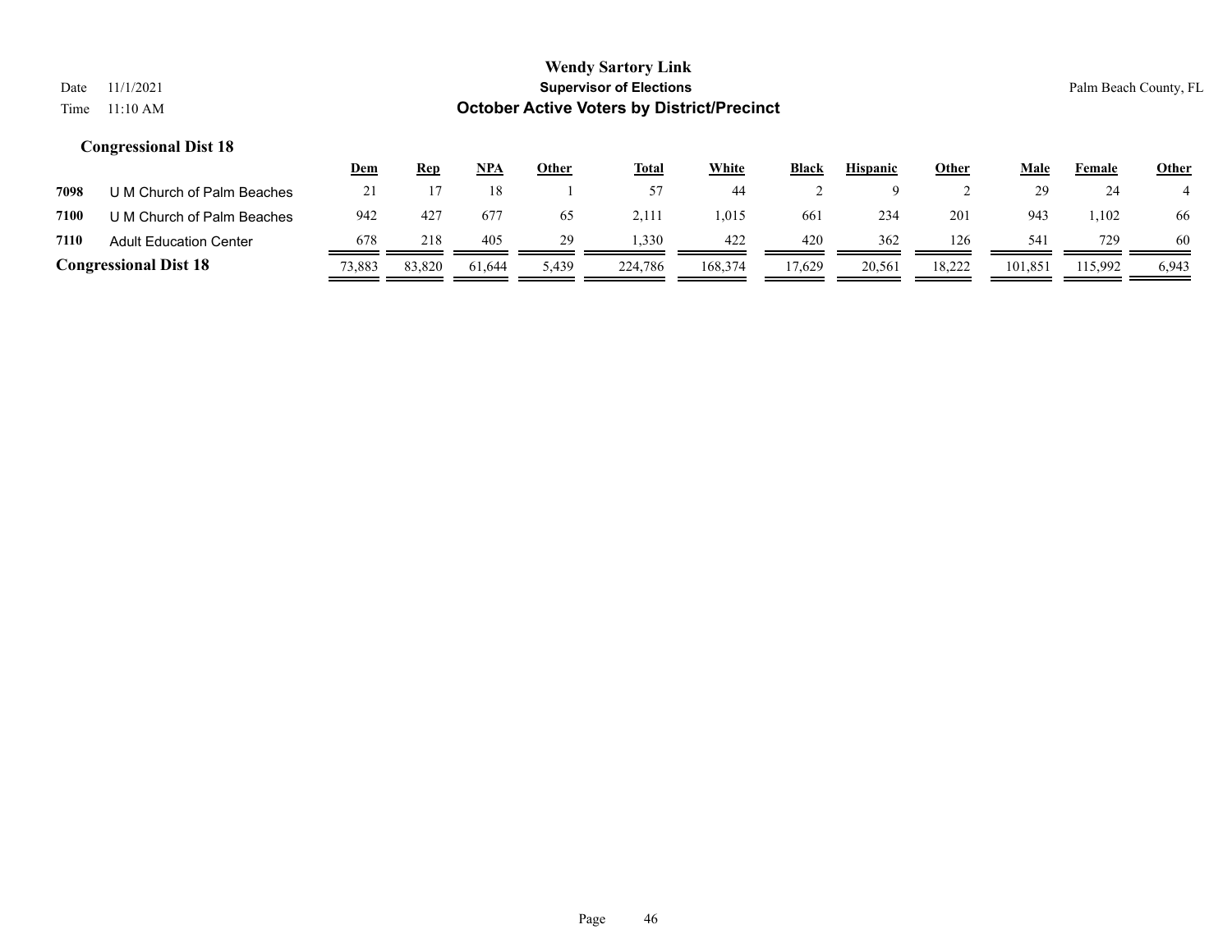# Wendy Sartory Link

**Supervisor of Elections**

**October Active Voters by District/Precinct**

Date 11/1/2021

Time 11:10 AM

Palm Beach County, FL

### Congressional Dist 18

| | | Dem | Rep | NPA | Other | Total | White | Black | Hispanic | Other | Male | Female | Other |
|---|---|---|---|---|---|---|---|---|---|---|---|---|---|
| **7098** | U M Church of Palm Beaches | 21 | 17 | 18 | 1 | 57 | 44 | 2 | 9 | 2 | 29 | 24 | 4 |
| **7100** | U M Church of Palm Beaches | 942 | 427 | 677 | 65 | 2,111 | 1,015 | 661 | 234 | 201 | 943 | 1,102 | 66 |
| **7110** | Adult Education Center | 678 | 218 | 405 | 29 | 1,330 | 422 | 420 | 362 | 126 | 541 | 729 | 60 |
| **Congressional Dist 18** | | 73,883 | 83,820 | 61,644 | 5,439 | 224,786 | 168,374 | 17,629 | 20,561 | 18,222 | 101,851 | 115,992 | 6,943 |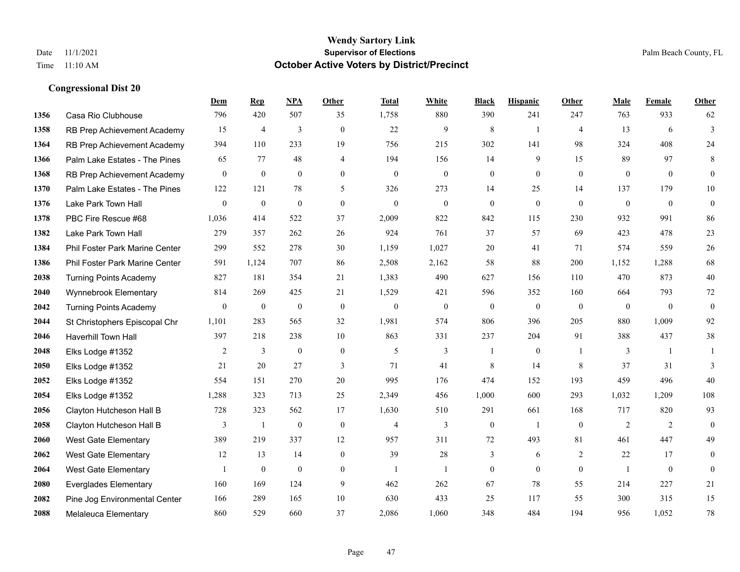**Wendy Sartory Link**
**Supervisor of Elections**
**October Active Voters by District/Precinct**

Date 11/1/2021
Time 11:10 AM

Palm Beach County, FL

### Congressional Dist 20

| | | Dem | Rep | NPA | Other | Total | White | Black | Hispanic | Other | Male | Female | Other |
|---|---|---|---|---|---|---|---|---|---|---|---|---|---|
| 1356 | Casa Rio Clubhouse | 796 | 420 | 507 | 35 | 1,758 | 880 | 390 | 241 | 247 | 763 | 933 | 62 |
| 1358 | RB Prep Achievement Academy | 15 | 4 | 3 | 0 | 22 | 9 | 8 | 1 | 4 | 13 | 6 | 3 |
| 1364 | RB Prep Achievement Academy | 394 | 110 | 233 | 19 | 756 | 215 | 302 | 141 | 98 | 324 | 408 | 24 |
| 1366 | Palm Lake Estates - The Pines | 65 | 77 | 48 | 4 | 194 | 156 | 14 | 9 | 15 | 89 | 97 | 8 |
| 1368 | RB Prep Achievement Academy | 0 | 0 | 0 | 0 | 0 | 0 | 0 | 0 | 0 | 0 | 0 | 0 |
| 1370 | Palm Lake Estates - The Pines | 122 | 121 | 78 | 5 | 326 | 273 | 14 | 25 | 14 | 137 | 179 | 10 |
| 1376 | Lake Park Town Hall | 0 | 0 | 0 | 0 | 0 | 0 | 0 | 0 | 0 | 0 | 0 | 0 |
| 1378 | PBC Fire Rescue #68 | 1,036 | 414 | 522 | 37 | 2,009 | 822 | 842 | 115 | 230 | 932 | 991 | 86 |
| 1382 | Lake Park Town Hall | 279 | 357 | 262 | 26 | 924 | 761 | 37 | 57 | 69 | 423 | 478 | 23 |
| 1384 | Phil Foster Park Marine Center | 299 | 552 | 278 | 30 | 1,159 | 1,027 | 20 | 41 | 71 | 574 | 559 | 26 |
| 1386 | Phil Foster Park Marine Center | 591 | 1,124 | 707 | 86 | 2,508 | 2,162 | 58 | 88 | 200 | 1,152 | 1,288 | 68 |
| 2038 | Turning Points Academy | 827 | 181 | 354 | 21 | 1,383 | 490 | 627 | 156 | 110 | 470 | 873 | 40 |
| 2040 | Wynnebrook Elementary | 814 | 269 | 425 | 21 | 1,529 | 421 | 596 | 352 | 160 | 664 | 793 | 72 |
| 2042 | Turning Points Academy | 0 | 0 | 0 | 0 | 0 | 0 | 0 | 0 | 0 | 0 | 0 | 0 |
| 2044 | St Christophers Episcopal Chr | 1,101 | 283 | 565 | 32 | 1,981 | 574 | 806 | 396 | 205 | 880 | 1,009 | 92 |
| 2046 | Haverhill Town Hall | 397 | 218 | 238 | 10 | 863 | 331 | 237 | 204 | 91 | 388 | 437 | 38 |
| 2048 | Elks Lodge #1352 | 2 | 3 | 0 | 0 | 5 | 3 | 1 | 0 | 1 | 3 | 1 | 1 |
| 2050 | Elks Lodge #1352 | 21 | 20 | 27 | 3 | 71 | 41 | 8 | 14 | 8 | 37 | 31 | 3 |
| 2052 | Elks Lodge #1352 | 554 | 151 | 270 | 20 | 995 | 176 | 474 | 152 | 193 | 459 | 496 | 40 |
| 2054 | Elks Lodge #1352 | 1,288 | 323 | 713 | 25 | 2,349 | 456 | 1,000 | 600 | 293 | 1,032 | 1,209 | 108 |
| 2056 | Clayton Hutcheson Hall B | 728 | 323 | 562 | 17 | 1,630 | 510 | 291 | 661 | 168 | 717 | 820 | 93 |
| 2058 | Clayton Hutcheson Hall B | 3 | 1 | 0 | 0 | 4 | 3 | 0 | 1 | 0 | 2 | 2 | 0 |
| 2060 | West Gate Elementary | 389 | 219 | 337 | 12 | 957 | 311 | 72 | 493 | 81 | 461 | 447 | 49 |
| 2062 | West Gate Elementary | 12 | 13 | 14 | 0 | 39 | 28 | 3 | 6 | 2 | 22 | 17 | 0 |
| 2064 | West Gate Elementary | 1 | 0 | 0 | 0 | 1 | 1 | 0 | 0 | 0 | 1 | 0 | 0 |
| 2080 | Everglades Elementary | 160 | 169 | 124 | 9 | 462 | 262 | 67 | 78 | 55 | 214 | 227 | 21 |
| 2082 | Pine Jog Environmental Center | 166 | 289 | 165 | 10 | 630 | 433 | 25 | 117 | 55 | 300 | 315 | 15 |
| 2088 | Melaleuca Elementary | 860 | 529 | 660 | 37 | 2,086 | 1,060 | 348 | 484 | 194 | 956 | 1,052 | 78 |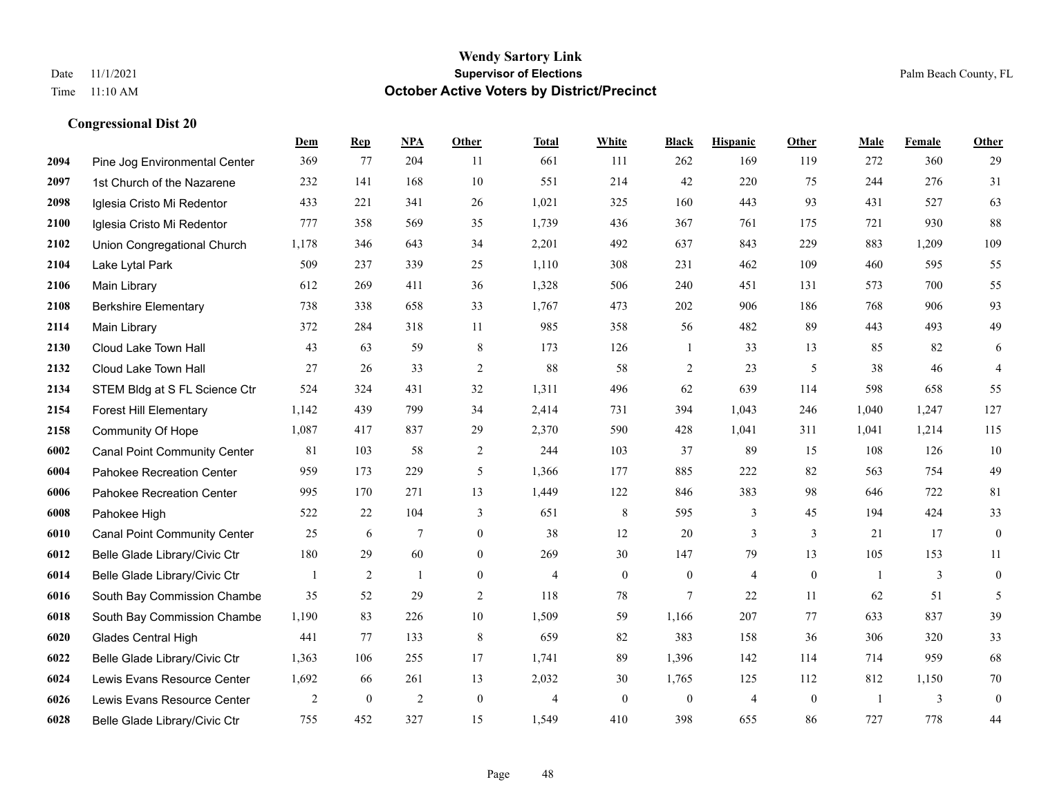# Wendy Sartory Link
## Supervisor of Elections
## October Active Voters by District/Precinct

Date 11/1/2021
Time 11:10 AM

Palm Beach County, FL

### Congressional Dist 20

| | | Dem | Rep | NPA | Other | Total | White | Black | Hispanic | Other | Male | Female | Other |
|---|---|---|---|---|---|---|---|---|---|---|---|---|---|
| 2094 | Pine Jog Environmental Center | 369 | 77 | 204 | 11 | 661 | 111 | 262 | 169 | 119 | 272 | 360 | 29 |
| 2097 | 1st Church of the Nazarene | 232 | 141 | 168 | 10 | 551 | 214 | 42 | 220 | 75 | 244 | 276 | 31 |
| 2098 | Iglesia Cristo Mi Redentor | 433 | 221 | 341 | 26 | 1,021 | 325 | 160 | 443 | 93 | 431 | 527 | 63 |
| 2100 | Iglesia Cristo Mi Redentor | 777 | 358 | 569 | 35 | 1,739 | 436 | 367 | 761 | 175 | 721 | 930 | 88 |
| 2102 | Union Congregational Church | 1,178 | 346 | 643 | 34 | 2,201 | 492 | 637 | 843 | 229 | 883 | 1,209 | 109 |
| 2104 | Lake Lytal Park | 509 | 237 | 339 | 25 | 1,110 | 308 | 231 | 462 | 109 | 460 | 595 | 55 |
| 2106 | Main Library | 612 | 269 | 411 | 36 | 1,328 | 506 | 240 | 451 | 131 | 573 | 700 | 55 |
| 2108 | Berkshire Elementary | 738 | 338 | 658 | 33 | 1,767 | 473 | 202 | 906 | 186 | 768 | 906 | 93 |
| 2114 | Main Library | 372 | 284 | 318 | 11 | 985 | 358 | 56 | 482 | 89 | 443 | 493 | 49 |
| 2130 | Cloud Lake Town Hall | 43 | 63 | 59 | 8 | 173 | 126 | 1 | 33 | 13 | 85 | 82 | 6 |
| 2132 | Cloud Lake Town Hall | 27 | 26 | 33 | 2 | 88 | 58 | 2 | 23 | 5 | 38 | 46 | 4 |
| 2134 | STEM Bldg at S FL Science Ctr | 524 | 324 | 431 | 32 | 1,311 | 496 | 62 | 639 | 114 | 598 | 658 | 55 |
| 2154 | Forest Hill Elementary | 1,142 | 439 | 799 | 34 | 2,414 | 731 | 394 | 1,043 | 246 | 1,040 | 1,247 | 127 |
| 2158 | Community Of Hope | 1,087 | 417 | 837 | 29 | 2,370 | 590 | 428 | 1,041 | 311 | 1,041 | 1,214 | 115 |
| 6002 | Canal Point Community Center | 81 | 103 | 58 | 2 | 244 | 103 | 37 | 89 | 15 | 108 | 126 | 10 |
| 6004 | Pahokee Recreation Center | 959 | 173 | 229 | 5 | 1,366 | 177 | 885 | 222 | 82 | 563 | 754 | 49 |
| 6006 | Pahokee Recreation Center | 995 | 170 | 271 | 13 | 1,449 | 122 | 846 | 383 | 98 | 646 | 722 | 81 |
| 6008 | Pahokee High | 522 | 22 | 104 | 3 | 651 | 8 | 595 | 3 | 45 | 194 | 424 | 33 |
| 6010 | Canal Point Community Center | 25 | 6 | 7 | 0 | 38 | 12 | 20 | 3 | 3 | 21 | 17 | 0 |
| 6012 | Belle Glade Library/Civic Ctr | 180 | 29 | 60 | 0 | 269 | 30 | 147 | 79 | 13 | 105 | 153 | 11 |
| 6014 | Belle Glade Library/Civic Ctr | 1 | 2 | 1 | 0 | 4 | 0 | 0 | 4 | 0 | 1 | 3 | 0 |
| 6016 | South Bay Commission Chambe | 35 | 52 | 29 | 2 | 118 | 78 | 7 | 22 | 11 | 62 | 51 | 5 |
| 6018 | South Bay Commission Chambe | 1,190 | 83 | 226 | 10 | 1,509 | 59 | 1,166 | 207 | 77 | 633 | 837 | 39 |
| 6020 | Glades Central High | 441 | 77 | 133 | 8 | 659 | 82 | 383 | 158 | 36 | 306 | 320 | 33 |
| 6022 | Belle Glade Library/Civic Ctr | 1,363 | 106 | 255 | 17 | 1,741 | 89 | 1,396 | 142 | 114 | 714 | 959 | 68 |
| 6024 | Lewis Evans Resource Center | 1,692 | 66 | 261 | 13 | 2,032 | 30 | 1,765 | 125 | 112 | 812 | 1,150 | 70 |
| 6026 | Lewis Evans Resource Center | 2 | 0 | 2 | 0 | 4 | 0 | 0 | 4 | 0 | 1 | 3 | 0 |
| 6028 | Belle Glade Library/Civic Ctr | 755 | 452 | 327 | 15 | 1,549 | 410 | 398 | 655 | 86 | 727 | 778 | 44 |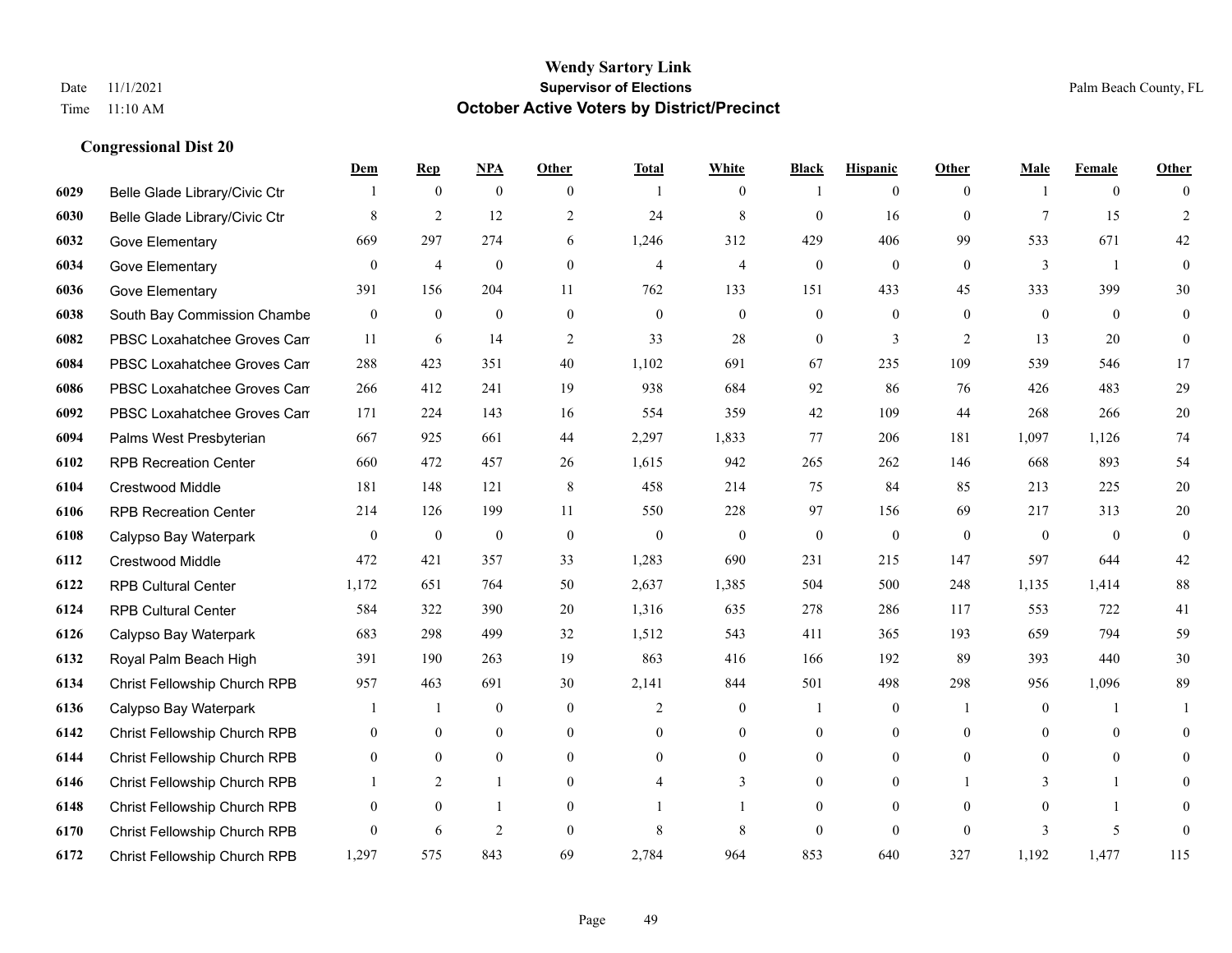**Wendy Sartory Link**
**Supervisor of Elections**
**October Active Voters by District/Precinct**

Date 11/1/2021
Time 11:10 AM

Palm Beach County, FL

### Congressional Dist 20

| | | Dem | Rep | NPA | Other | Total | White | Black | Hispanic | Other | Male | Female | Other |
|---|---|---|---|---|---|---|---|---|---|---|---|---|---|
| 6029 | Belle Glade Library/Civic Ctr | 1 | 0 | 0 | 0 | 1 | 0 | 1 | 0 | 0 | 1 | 0 | 0 |
| 6030 | Belle Glade Library/Civic Ctr | 8 | 2 | 12 | 2 | 24 | 8 | 0 | 16 | 0 | 7 | 15 | 2 |
| 6032 | Gove Elementary | 669 | 297 | 274 | 6 | 1,246 | 312 | 429 | 406 | 99 | 533 | 671 | 42 |
| 6034 | Gove Elementary | 0 | 4 | 0 | 0 | 4 | 4 | 0 | 0 | 0 | 3 | 1 | 0 |
| 6036 | Gove Elementary | 391 | 156 | 204 | 11 | 762 | 133 | 151 | 433 | 45 | 333 | 399 | 30 |
| 6038 | South Bay Commission Chambe | 0 | 0 | 0 | 0 | 0 | 0 | 0 | 0 | 0 | 0 | 0 | 0 |
| 6082 | PBSC Loxahatchee Groves Can | 11 | 6 | 14 | 2 | 33 | 28 | 0 | 3 | 2 | 13 | 20 | 0 |
| 6084 | PBSC Loxahatchee Groves Can | 288 | 423 | 351 | 40 | 1,102 | 691 | 67 | 235 | 109 | 539 | 546 | 17 |
| 6086 | PBSC Loxahatchee Groves Can | 266 | 412 | 241 | 19 | 938 | 684 | 92 | 86 | 76 | 426 | 483 | 29 |
| 6092 | PBSC Loxahatchee Groves Can | 171 | 224 | 143 | 16 | 554 | 359 | 42 | 109 | 44 | 268 | 266 | 20 |
| 6094 | Palms West Presbyterian | 667 | 925 | 661 | 44 | 2,297 | 1,833 | 77 | 206 | 181 | 1,097 | 1,126 | 74 |
| 6102 | RPB Recreation Center | 660 | 472 | 457 | 26 | 1,615 | 942 | 265 | 262 | 146 | 668 | 893 | 54 |
| 6104 | Crestwood Middle | 181 | 148 | 121 | 8 | 458 | 214 | 75 | 84 | 85 | 213 | 225 | 20 |
| 6106 | RPB Recreation Center | 214 | 126 | 199 | 11 | 550 | 228 | 97 | 156 | 69 | 217 | 313 | 20 |
| 6108 | Calypso Bay Waterpark | 0 | 0 | 0 | 0 | 0 | 0 | 0 | 0 | 0 | 0 | 0 | 0 |
| 6112 | Crestwood Middle | 472 | 421 | 357 | 33 | 1,283 | 690 | 231 | 215 | 147 | 597 | 644 | 42 |
| 6122 | RPB Cultural Center | 1,172 | 651 | 764 | 50 | 2,637 | 1,385 | 504 | 500 | 248 | 1,135 | 1,414 | 88 |
| 6124 | RPB Cultural Center | 584 | 322 | 390 | 20 | 1,316 | 635 | 278 | 286 | 117 | 553 | 722 | 41 |
| 6126 | Calypso Bay Waterpark | 683 | 298 | 499 | 32 | 1,512 | 543 | 411 | 365 | 193 | 659 | 794 | 59 |
| 6132 | Royal Palm Beach High | 391 | 190 | 263 | 19 | 863 | 416 | 166 | 192 | 89 | 393 | 440 | 30 |
| 6134 | Christ Fellowship Church RPB | 957 | 463 | 691 | 30 | 2,141 | 844 | 501 | 498 | 298 | 956 | 1,096 | 89 |
| 6136 | Calypso Bay Waterpark | 1 | 1 | 0 | 0 | 2 | 0 | 1 | 0 | 1 | 0 | 1 | 1 |
| 6142 | Christ Fellowship Church RPB | 0 | 0 | 0 | 0 | 0 | 0 | 0 | 0 | 0 | 0 | 0 | 0 |
| 6144 | Christ Fellowship Church RPB | 0 | 0 | 0 | 0 | 0 | 0 | 0 | 0 | 0 | 0 | 0 | 0 |
| 6146 | Christ Fellowship Church RPB | 1 | 2 | 1 | 0 | 4 | 3 | 0 | 0 | 1 | 3 | 1 | 0 |
| 6148 | Christ Fellowship Church RPB | 0 | 0 | 1 | 0 | 1 | 1 | 0 | 0 | 0 | 0 | 1 | 0 |
| 6170 | Christ Fellowship Church RPB | 0 | 6 | 2 | 0 | 8 | 8 | 0 | 0 | 0 | 3 | 5 | 0 |
| 6172 | Christ Fellowship Church RPB | 1,297 | 575 | 843 | 69 | 2,784 | 964 | 853 | 640 | 327 | 1,192 | 1,477 | 115 |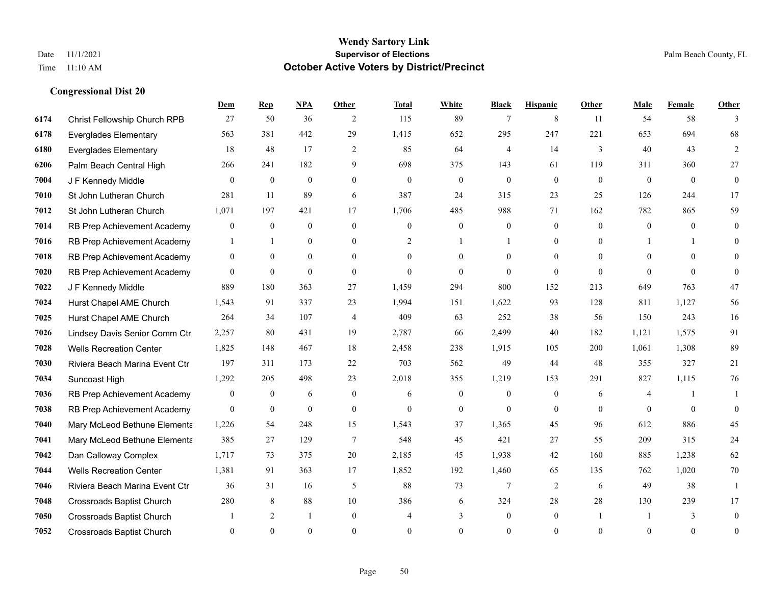# Wendy Sartory Link
## Supervisor of Elections
## October Active Voters by District/Precinct

Date 11/1/2021
Time 11:10 AM

Palm Beach County, FL

### Congressional Dist 20

| | | Dem | Rep | NPA | Other | Total | White | Black | Hispanic | Other | Male | Female | Other |
|---|---|---|---|---|---|---|---|---|---|---|---|---|---|
| 6174 | Christ Fellowship Church RPB | 27 | 50 | 36 | 2 | 115 | 89 | 7 | 8 | 11 | 54 | 58 | 3 |
| 6178 | Everglades Elementary | 563 | 381 | 442 | 29 | 1,415 | 652 | 295 | 247 | 221 | 653 | 694 | 68 |
| 6180 | Everglades Elementary | 18 | 48 | 17 | 2 | 85 | 64 | 4 | 14 | 3 | 40 | 43 | 2 |
| 6206 | Palm Beach Central High | 266 | 241 | 182 | 9 | 698 | 375 | 143 | 61 | 119 | 311 | 360 | 27 |
| 7004 | J F Kennedy Middle | 0 | 0 | 0 | 0 | 0 | 0 | 0 | 0 | 0 | 0 | 0 | 0 |
| 7010 | St John Lutheran Church | 281 | 11 | 89 | 6 | 387 | 24 | 315 | 23 | 25 | 126 | 244 | 17 |
| 7012 | St John Lutheran Church | 1,071 | 197 | 421 | 17 | 1,706 | 485 | 988 | 71 | 162 | 782 | 865 | 59 |
| 7014 | RB Prep Achievement Academy | 0 | 0 | 0 | 0 | 0 | 0 | 0 | 0 | 0 | 0 | 0 | 0 |
| 7016 | RB Prep Achievement Academy | 1 | 1 | 0 | 0 | 2 | 1 | 1 | 0 | 0 | 1 | 1 | 0 |
| 7018 | RB Prep Achievement Academy | 0 | 0 | 0 | 0 | 0 | 0 | 0 | 0 | 0 | 0 | 0 | 0 |
| 7020 | RB Prep Achievement Academy | 0 | 0 | 0 | 0 | 0 | 0 | 0 | 0 | 0 | 0 | 0 | 0 |
| 7022 | J F Kennedy Middle | 889 | 180 | 363 | 27 | 1,459 | 294 | 800 | 152 | 213 | 649 | 763 | 47 |
| 7024 | Hurst Chapel AME Church | 1,543 | 91 | 337 | 23 | 1,994 | 151 | 1,622 | 93 | 128 | 811 | 1,127 | 56 |
| 7025 | Hurst Chapel AME Church | 264 | 34 | 107 | 4 | 409 | 63 | 252 | 38 | 56 | 150 | 243 | 16 |
| 7026 | Lindsey Davis Senior Comm Ctr | 2,257 | 80 | 431 | 19 | 2,787 | 66 | 2,499 | 40 | 182 | 1,121 | 1,575 | 91 |
| 7028 | Wells Recreation Center | 1,825 | 148 | 467 | 18 | 2,458 | 238 | 1,915 | 105 | 200 | 1,061 | 1,308 | 89 |
| 7030 | Riviera Beach Marina Event Ctr | 197 | 311 | 173 | 22 | 703 | 562 | 49 | 44 | 48 | 355 | 327 | 21 |
| 7034 | Suncoast High | 1,292 | 205 | 498 | 23 | 2,018 | 355 | 1,219 | 153 | 291 | 827 | 1,115 | 76 |
| 7036 | RB Prep Achievement Academy | 0 | 0 | 6 | 0 | 6 | 0 | 0 | 0 | 6 | 4 | 1 | 1 |
| 7038 | RB Prep Achievement Academy | 0 | 0 | 0 | 0 | 0 | 0 | 0 | 0 | 0 | 0 | 0 | 0 |
| 7040 | Mary McLeod Bethune Elementa | 1,226 | 54 | 248 | 15 | 1,543 | 37 | 1,365 | 45 | 96 | 612 | 886 | 45 |
| 7041 | Mary McLeod Bethune Elementa | 385 | 27 | 129 | 7 | 548 | 45 | 421 | 27 | 55 | 209 | 315 | 24 |
| 7042 | Dan Calloway Complex | 1,717 | 73 | 375 | 20 | 2,185 | 45 | 1,938 | 42 | 160 | 885 | 1,238 | 62 |
| 7044 | Wells Recreation Center | 1,381 | 91 | 363 | 17 | 1,852 | 192 | 1,460 | 65 | 135 | 762 | 1,020 | 70 |
| 7046 | Riviera Beach Marina Event Ctr | 36 | 31 | 16 | 5 | 88 | 73 | 7 | 2 | 6 | 49 | 38 | 1 |
| 7048 | Crossroads Baptist Church | 280 | 8 | 88 | 10 | 386 | 6 | 324 | 28 | 28 | 130 | 239 | 17 |
| 7050 | Crossroads Baptist Church | 1 | 2 | 1 | 0 | 4 | 3 | 0 | 0 | 1 | 1 | 3 | 0 |
| 7052 | Crossroads Baptist Church | 0 | 0 | 0 | 0 | 0 | 0 | 0 | 0 | 0 | 0 | 0 | 0 |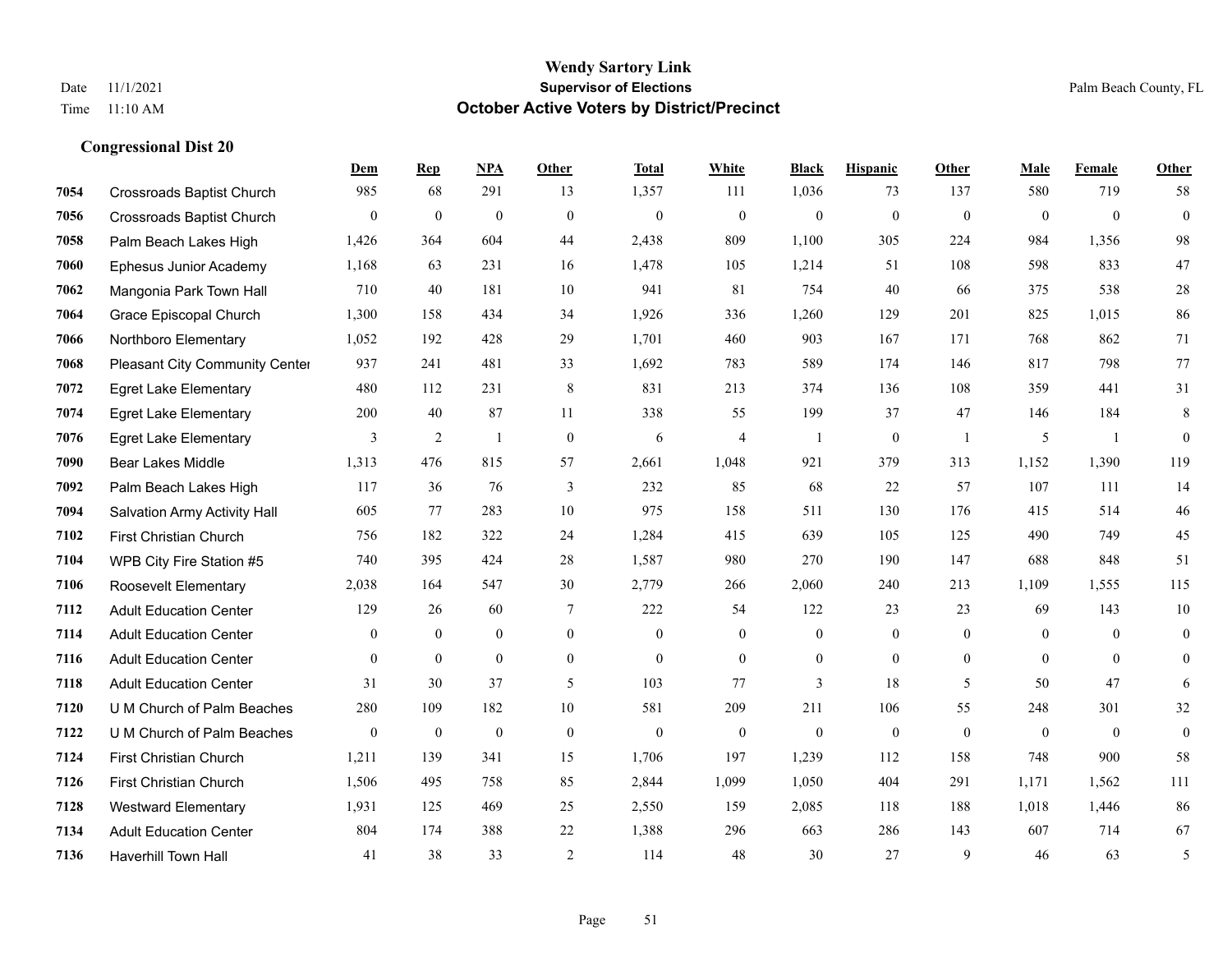# Wendy Sartory Link
## Supervisor of Elections
## October Active Voters by District/Precinct

Date 11/1/2021
Time 11:10 AM

Palm Beach County, FL

### Congressional Dist 20

| | | Dem | Rep | NPA | Other | Total | White | Black | Hispanic | Other | Male | Female | Other |
|---|---|---|---|---|---|---|---|---|---|---|---|---|---|
| 7054 | Crossroads Baptist Church | 985 | 68 | 291 | 13 | 1,357 | 111 | 1,036 | 73 | 137 | 580 | 719 | 58 |
| 7056 | Crossroads Baptist Church | 0 | 0 | 0 | 0 | 0 | 0 | 0 | 0 | 0 | 0 | 0 | 0 |
| 7058 | Palm Beach Lakes High | 1,426 | 364 | 604 | 44 | 2,438 | 809 | 1,100 | 305 | 224 | 984 | 1,356 | 98 |
| 7060 | Ephesus Junior Academy | 1,168 | 63 | 231 | 16 | 1,478 | 105 | 1,214 | 51 | 108 | 598 | 833 | 47 |
| 7062 | Mangonia Park Town Hall | 710 | 40 | 181 | 10 | 941 | 81 | 754 | 40 | 66 | 375 | 538 | 28 |
| 7064 | Grace Episcopal Church | 1,300 | 158 | 434 | 34 | 1,926 | 336 | 1,260 | 129 | 201 | 825 | 1,015 | 86 |
| 7066 | Northboro Elementary | 1,052 | 192 | 428 | 29 | 1,701 | 460 | 903 | 167 | 171 | 768 | 862 | 71 |
| 7068 | Pleasant City Community Center | 937 | 241 | 481 | 33 | 1,692 | 783 | 589 | 174 | 146 | 817 | 798 | 77 |
| 7072 | Egret Lake Elementary | 480 | 112 | 231 | 8 | 831 | 213 | 374 | 136 | 108 | 359 | 441 | 31 |
| 7074 | Egret Lake Elementary | 200 | 40 | 87 | 11 | 338 | 55 | 199 | 37 | 47 | 146 | 184 | 8 |
| 7076 | Egret Lake Elementary | 3 | 2 | 1 | 0 | 6 | 4 | 1 | 0 | 1 | 5 | 1 | 0 |
| 7090 | Bear Lakes Middle | 1,313 | 476 | 815 | 57 | 2,661 | 1,048 | 921 | 379 | 313 | 1,152 | 1,390 | 119 |
| 7092 | Palm Beach Lakes High | 117 | 36 | 76 | 3 | 232 | 85 | 68 | 22 | 57 | 107 | 111 | 14 |
| 7094 | Salvation Army Activity Hall | 605 | 77 | 283 | 10 | 975 | 158 | 511 | 130 | 176 | 415 | 514 | 46 |
| 7102 | First Christian Church | 756 | 182 | 322 | 24 | 1,284 | 415 | 639 | 105 | 125 | 490 | 749 | 45 |
| 7104 | WPB City Fire Station #5 | 740 | 395 | 424 | 28 | 1,587 | 980 | 270 | 190 | 147 | 688 | 848 | 51 |
| 7106 | Roosevelt Elementary | 2,038 | 164 | 547 | 30 | 2,779 | 266 | 2,060 | 240 | 213 | 1,109 | 1,555 | 115 |
| 7112 | Adult Education Center | 129 | 26 | 60 | 7 | 222 | 54 | 122 | 23 | 23 | 69 | 143 | 10 |
| 7114 | Adult Education Center | 0 | 0 | 0 | 0 | 0 | 0 | 0 | 0 | 0 | 0 | 0 | 0 |
| 7116 | Adult Education Center | 0 | 0 | 0 | 0 | 0 | 0 | 0 | 0 | 0 | 0 | 0 | 0 |
| 7118 | Adult Education Center | 31 | 30 | 37 | 5 | 103 | 77 | 3 | 18 | 5 | 50 | 47 | 6 |
| 7120 | U M Church of Palm Beaches | 280 | 109 | 182 | 10 | 581 | 209 | 211 | 106 | 55 | 248 | 301 | 32 |
| 7122 | U M Church of Palm Beaches | 0 | 0 | 0 | 0 | 0 | 0 | 0 | 0 | 0 | 0 | 0 | 0 |
| 7124 | First Christian Church | 1,211 | 139 | 341 | 15 | 1,706 | 197 | 1,239 | 112 | 158 | 748 | 900 | 58 |
| 7126 | First Christian Church | 1,506 | 495 | 758 | 85 | 2,844 | 1,099 | 1,050 | 404 | 291 | 1,171 | 1,562 | 111 |
| 7128 | Westward Elementary | 1,931 | 125 | 469 | 25 | 2,550 | 159 | 2,085 | 118 | 188 | 1,018 | 1,446 | 86 |
| 7134 | Adult Education Center | 804 | 174 | 388 | 22 | 1,388 | 296 | 663 | 286 | 143 | 607 | 714 | 67 |
| 7136 | Haverhill Town Hall | 41 | 38 | 33 | 2 | 114 | 48 | 30 | 27 | 9 | 46 | 63 | 5 |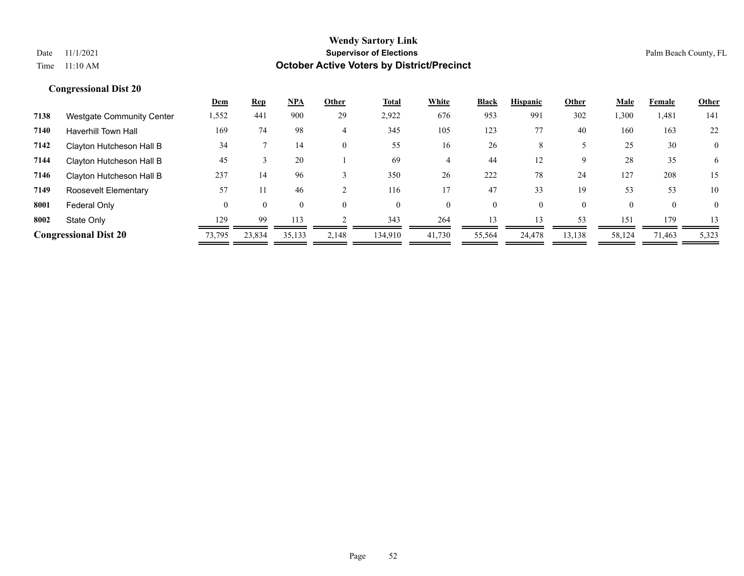**Wendy Sartory Link**
**Supervisor of Elections**
**October Active Voters by District/Precinct**

Date 11/1/2021
Time 11:10 AM

Palm Beach County, FL

### Congressional Dist 20

| | | Dem | Rep | NPA | Other | Total | White | Black | Hispanic | Other | Male | Female | Other |
|---|---|---|---|---|---|---|---|---|---|---|---|---|---|
| 7138 | Westgate Community Center | 1,552 | 441 | 900 | 29 | 2,922 | 676 | 953 | 991 | 302 | 1,300 | 1,481 | 141 |
| 7140 | Haverhill Town Hall | 169 | 74 | 98 | 4 | 345 | 105 | 123 | 77 | 40 | 160 | 163 | 22 |
| 7142 | Clayton Hutcheson Hall B | 34 | 7 | 14 | 0 | 55 | 16 | 26 | 8 | 5 | 25 | 30 | 0 |
| 7144 | Clayton Hutcheson Hall B | 45 | 3 | 20 | 1 | 69 | 4 | 44 | 12 | 9 | 28 | 35 | 6 |
| 7146 | Clayton Hutcheson Hall B | 237 | 14 | 96 | 3 | 350 | 26 | 222 | 78 | 24 | 127 | 208 | 15 |
| 7149 | Roosevelt Elementary | 57 | 11 | 46 | 2 | 116 | 17 | 47 | 33 | 19 | 53 | 53 | 10 |
| 8001 | Federal Only | 0 | 0 | 0 | 0 | 0 | 0 | 0 | 0 | 0 | 0 | 0 | 0 |
| 8002 | State Only | 129 | 99 | 113 | 2 | 343 | 264 | 13 | 13 | 53 | 151 | 179 | 13 |
| **Congressional Dist 20** | | 73,795 | 23,834 | 35,133 | 2,148 | 134,910 | 41,730 | 55,564 | 24,478 | 13,138 | 58,124 | 71,463 | 5,323 |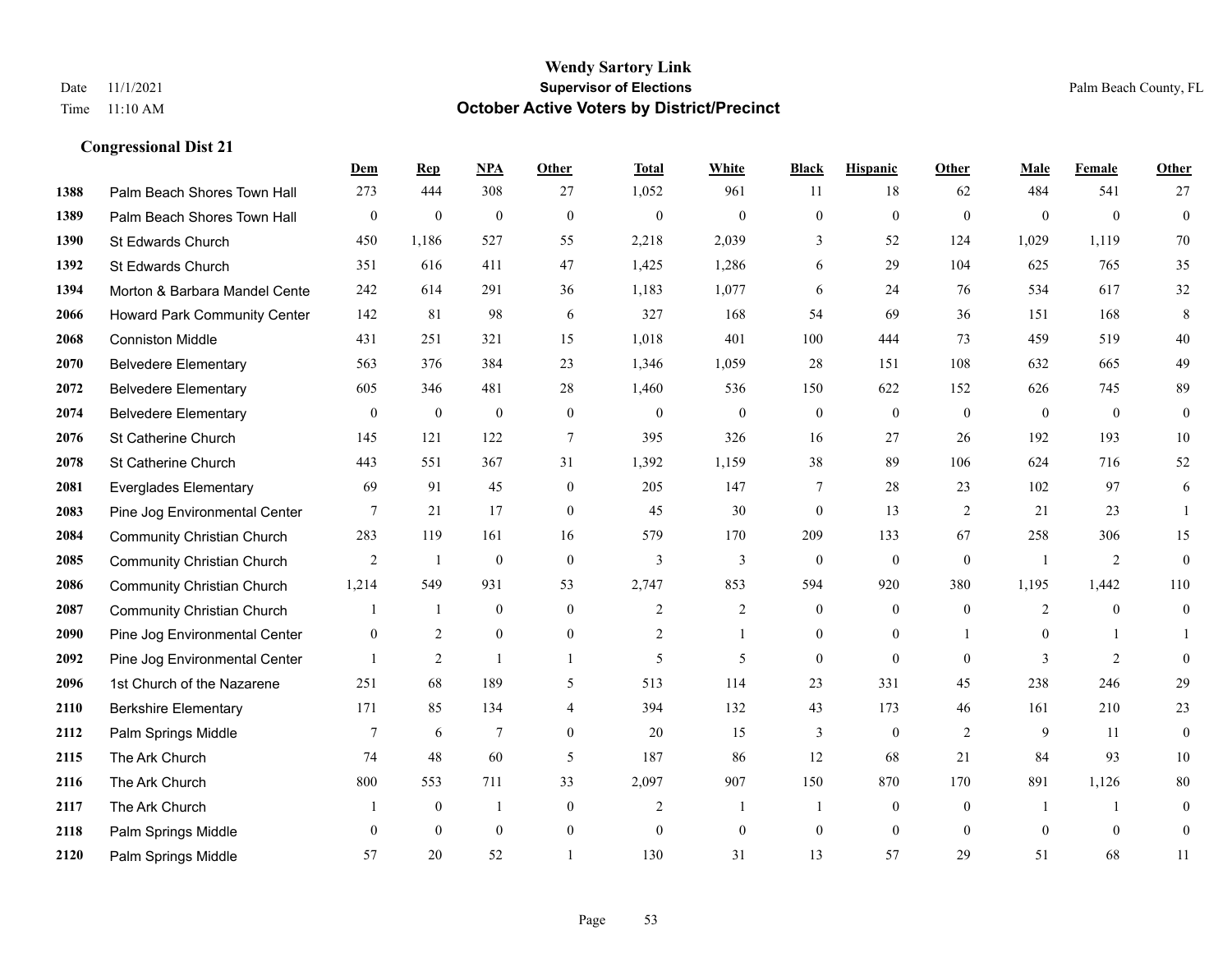# Wendy Sartory Link
## Supervisor of Elections
## October Active Voters by District/Precinct

Date 11/1/2021
Time 11:10 AM

Palm Beach County, FL

### Congressional Dist 21

| | | Dem | Rep | NPA | Other | Total | White | Black | Hispanic | Other | Male | Female | Other |
|---|---|---|---|---|---|---|---|---|---|---|---|---|---|
| 1388 | Palm Beach Shores Town Hall | 273 | 444 | 308 | 27 | 1,052 | 961 | 11 | 18 | 62 | 484 | 541 | 27 |
| 1389 | Palm Beach Shores Town Hall | 0 | 0 | 0 | 0 | 0 | 0 | 0 | 0 | 0 | 0 | 0 | 0 |
| 1390 | St Edwards Church | 450 | 1,186 | 527 | 55 | 2,218 | 2,039 | 3 | 52 | 124 | 1,029 | 1,119 | 70 |
| 1392 | St Edwards Church | 351 | 616 | 411 | 47 | 1,425 | 1,286 | 6 | 29 | 104 | 625 | 765 | 35 |
| 1394 | Morton & Barbara Mandel Cente | 242 | 614 | 291 | 36 | 1,183 | 1,077 | 6 | 24 | 76 | 534 | 617 | 32 |
| 2066 | Howard Park Community Center | 142 | 81 | 98 | 6 | 327 | 168 | 54 | 69 | 36 | 151 | 168 | 8 |
| 2068 | Conniston Middle | 431 | 251 | 321 | 15 | 1,018 | 401 | 100 | 444 | 73 | 459 | 519 | 40 |
| 2070 | Belvedere Elementary | 563 | 376 | 384 | 23 | 1,346 | 1,059 | 28 | 151 | 108 | 632 | 665 | 49 |
| 2072 | Belvedere Elementary | 605 | 346 | 481 | 28 | 1,460 | 536 | 150 | 622 | 152 | 626 | 745 | 89 |
| 2074 | Belvedere Elementary | 0 | 0 | 0 | 0 | 0 | 0 | 0 | 0 | 0 | 0 | 0 | 0 |
| 2076 | St Catherine Church | 145 | 121 | 122 | 7 | 395 | 326 | 16 | 27 | 26 | 192 | 193 | 10 |
| 2078 | St Catherine Church | 443 | 551 | 367 | 31 | 1,392 | 1,159 | 38 | 89 | 106 | 624 | 716 | 52 |
| 2081 | Everglades Elementary | 69 | 91 | 45 | 0 | 205 | 147 | 7 | 28 | 23 | 102 | 97 | 6 |
| 2083 | Pine Jog Environmental Center | 7 | 21 | 17 | 0 | 45 | 30 | 0 | 13 | 2 | 21 | 23 | 1 |
| 2084 | Community Christian Church | 283 | 119 | 161 | 16 | 579 | 170 | 209 | 133 | 67 | 258 | 306 | 15 |
| 2085 | Community Christian Church | 2 | 1 | 0 | 0 | 3 | 3 | 0 | 0 | 0 | 1 | 2 | 0 |
| 2086 | Community Christian Church | 1,214 | 549 | 931 | 53 | 2,747 | 853 | 594 | 920 | 380 | 1,195 | 1,442 | 110 |
| 2087 | Community Christian Church | 1 | 1 | 0 | 0 | 2 | 2 | 0 | 0 | 0 | 2 | 0 | 0 |
| 2090 | Pine Jog Environmental Center | 0 | 2 | 0 | 0 | 2 | 1 | 0 | 0 | 1 | 0 | 1 | 1 |
| 2092 | Pine Jog Environmental Center | 1 | 2 | 1 | 1 | 5 | 5 | 0 | 0 | 0 | 3 | 2 | 0 |
| 2096 | 1st Church of the Nazarene | 251 | 68 | 189 | 5 | 513 | 114 | 23 | 331 | 45 | 238 | 246 | 29 |
| 2110 | Berkshire Elementary | 171 | 85 | 134 | 4 | 394 | 132 | 43 | 173 | 46 | 161 | 210 | 23 |
| 2112 | Palm Springs Middle | 7 | 6 | 7 | 0 | 20 | 15 | 3 | 0 | 2 | 9 | 11 | 0 |
| 2115 | The Ark Church | 74 | 48 | 60 | 5 | 187 | 86 | 12 | 68 | 21 | 84 | 93 | 10 |
| 2116 | The Ark Church | 800 | 553 | 711 | 33 | 2,097 | 907 | 150 | 870 | 170 | 891 | 1,126 | 80 |
| 2117 | The Ark Church | 1 | 0 | 1 | 0 | 2 | 1 | 1 | 0 | 0 | 1 | 1 | 0 |
| 2118 | Palm Springs Middle | 0 | 0 | 0 | 0 | 0 | 0 | 0 | 0 | 0 | 0 | 0 | 0 |
| 2120 | Palm Springs Middle | 57 | 20 | 52 | 1 | 130 | 31 | 13 | 57 | 29 | 51 | 68 | 11 |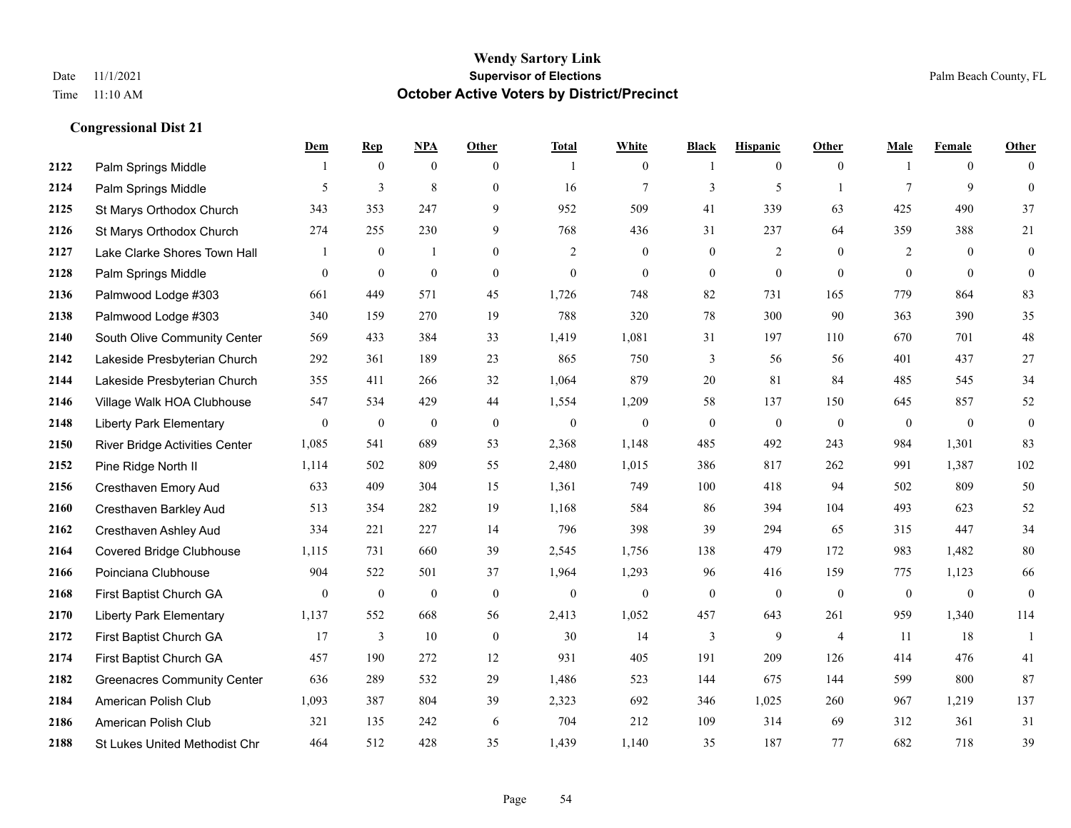# Wendy Sartory Link

**Supervisor of Elections**

**October Active Voters by District/Precinct**

Date 11/1/2021
Time 11:10 AM

Palm Beach County, FL

### Congressional Dist 21

| | | Dem | Rep | NPA | Other | Total | White | Black | Hispanic | Other | Male | Female | Other |
|---|---|---|---|---|---|---|---|---|---|---|---|---|---|
| 2122 | Palm Springs Middle | 1 | 0 | 0 | 0 | 1 | 0 | 1 | 0 | 0 | 1 | 0 | 0 |
| 2124 | Palm Springs Middle | 5 | 3 | 8 | 0 | 16 | 7 | 3 | 5 | 1 | 7 | 9 | 0 |
| 2125 | St Marys Orthodox Church | 343 | 353 | 247 | 9 | 952 | 509 | 41 | 339 | 63 | 425 | 490 | 37 |
| 2126 | St Marys Orthodox Church | 274 | 255 | 230 | 9 | 768 | 436 | 31 | 237 | 64 | 359 | 388 | 21 |
| 2127 | Lake Clarke Shores Town Hall | 1 | 0 | 1 | 0 | 2 | 0 | 0 | 2 | 0 | 2 | 0 | 0 |
| 2128 | Palm Springs Middle | 0 | 0 | 0 | 0 | 0 | 0 | 0 | 0 | 0 | 0 | 0 | 0 |
| 2136 | Palmwood Lodge #303 | 661 | 449 | 571 | 45 | 1,726 | 748 | 82 | 731 | 165 | 779 | 864 | 83 |
| 2138 | Palmwood Lodge #303 | 340 | 159 | 270 | 19 | 788 | 320 | 78 | 300 | 90 | 363 | 390 | 35 |
| 2140 | South Olive Community Center | 569 | 433 | 384 | 33 | 1,419 | 1,081 | 31 | 197 | 110 | 670 | 701 | 48 |
| 2142 | Lakeside Presbyterian Church | 292 | 361 | 189 | 23 | 865 | 750 | 3 | 56 | 56 | 401 | 437 | 27 |
| 2144 | Lakeside Presbyterian Church | 355 | 411 | 266 | 32 | 1,064 | 879 | 20 | 81 | 84 | 485 | 545 | 34 |
| 2146 | Village Walk HOA Clubhouse | 547 | 534 | 429 | 44 | 1,554 | 1,209 | 58 | 137 | 150 | 645 | 857 | 52 |
| 2148 | Liberty Park Elementary | 0 | 0 | 0 | 0 | 0 | 0 | 0 | 0 | 0 | 0 | 0 | 0 |
| 2150 | River Bridge Activities Center | 1,085 | 541 | 689 | 53 | 2,368 | 1,148 | 485 | 492 | 243 | 984 | 1,301 | 83 |
| 2152 | Pine Ridge North II | 1,114 | 502 | 809 | 55 | 2,480 | 1,015 | 386 | 817 | 262 | 991 | 1,387 | 102 |
| 2156 | Cresthaven Emory Aud | 633 | 409 | 304 | 15 | 1,361 | 749 | 100 | 418 | 94 | 502 | 809 | 50 |
| 2160 | Cresthaven Barkley Aud | 513 | 354 | 282 | 19 | 1,168 | 584 | 86 | 394 | 104 | 493 | 623 | 52 |
| 2162 | Cresthaven Ashley Aud | 334 | 221 | 227 | 14 | 796 | 398 | 39 | 294 | 65 | 315 | 447 | 34 |
| 2164 | Covered Bridge Clubhouse | 1,115 | 731 | 660 | 39 | 2,545 | 1,756 | 138 | 479 | 172 | 983 | 1,482 | 80 |
| 2166 | Poinciana Clubhouse | 904 | 522 | 501 | 37 | 1,964 | 1,293 | 96 | 416 | 159 | 775 | 1,123 | 66 |
| 2168 | First Baptist Church GA | 0 | 0 | 0 | 0 | 0 | 0 | 0 | 0 | 0 | 0 | 0 | 0 |
| 2170 | Liberty Park Elementary | 1,137 | 552 | 668 | 56 | 2,413 | 1,052 | 457 | 643 | 261 | 959 | 1,340 | 114 |
| 2172 | First Baptist Church GA | 17 | 3 | 10 | 0 | 30 | 14 | 3 | 9 | 4 | 11 | 18 | 1 |
| 2174 | First Baptist Church GA | 457 | 190 | 272 | 12 | 931 | 405 | 191 | 209 | 126 | 414 | 476 | 41 |
| 2182 | Greenacres Community Center | 636 | 289 | 532 | 29 | 1,486 | 523 | 144 | 675 | 144 | 599 | 800 | 87 |
| 2184 | American Polish Club | 1,093 | 387 | 804 | 39 | 2,323 | 692 | 346 | 1,025 | 260 | 967 | 1,219 | 137 |
| 2186 | American Polish Club | 321 | 135 | 242 | 6 | 704 | 212 | 109 | 314 | 69 | 312 | 361 | 31 |
| 2188 | St Lukes United Methodist Chr | 464 | 512 | 428 | 35 | 1,439 | 1,140 | 35 | 187 | 77 | 682 | 718 | 39 |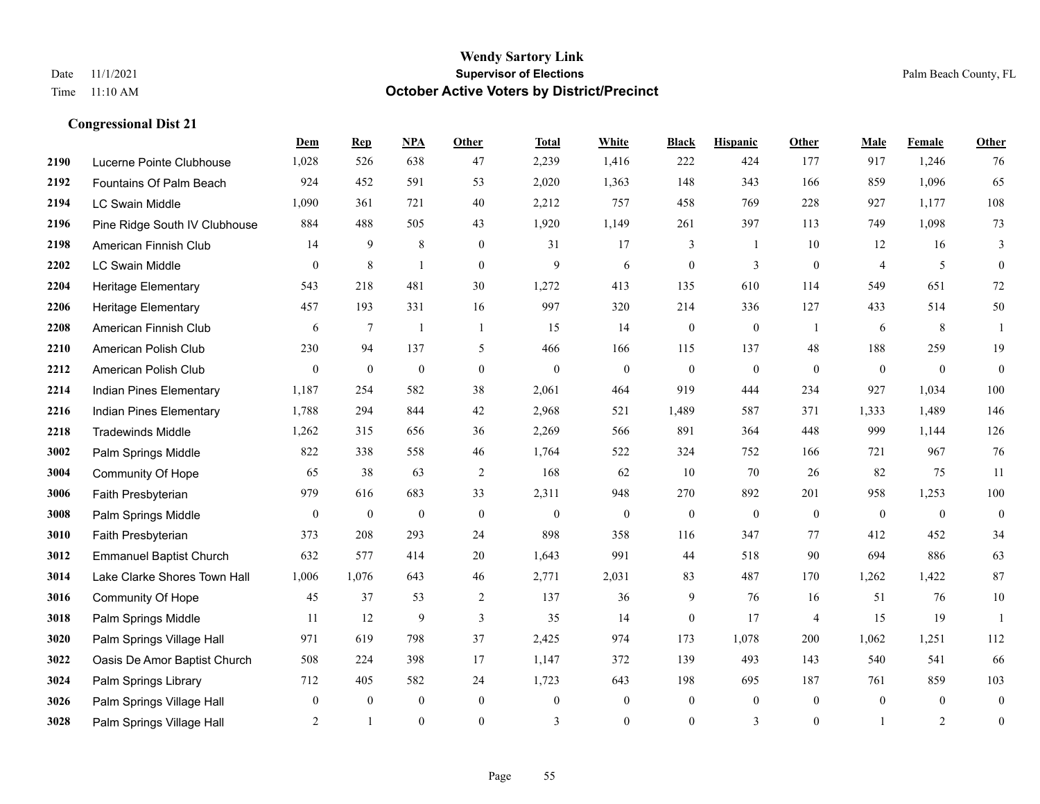# Wendy Sartory Link
## Supervisor of Elections
## October Active Voters by District/Precinct

Date 11/1/2021
Time 11:10 AM

Palm Beach County, FL

### Congressional Dist 21

| | | Dem | Rep | NPA | Other | Total | White | Black | Hispanic | Other | Male | Female | Other |
|---|---|---|---|---|---|---|---|---|---|---|---|---|---|
| 2190 | Lucerne Pointe Clubhouse | 1,028 | 526 | 638 | 47 | 2,239 | 1,416 | 222 | 424 | 177 | 917 | 1,246 | 76 |
| 2192 | Fountains Of Palm Beach | 924 | 452 | 591 | 53 | 2,020 | 1,363 | 148 | 343 | 166 | 859 | 1,096 | 65 |
| 2194 | LC Swain Middle | 1,090 | 361 | 721 | 40 | 2,212 | 757 | 458 | 769 | 228 | 927 | 1,177 | 108 |
| 2196 | Pine Ridge South IV Clubhouse | 884 | 488 | 505 | 43 | 1,920 | 1,149 | 261 | 397 | 113 | 749 | 1,098 | 73 |
| 2198 | American Finnish Club | 14 | 9 | 8 | 0 | 31 | 17 | 3 | 1 | 10 | 12 | 16 | 3 |
| 2202 | LC Swain Middle | 0 | 8 | 1 | 0 | 9 | 6 | 0 | 3 | 0 | 4 | 5 | 0 |
| 2204 | Heritage Elementary | 543 | 218 | 481 | 30 | 1,272 | 413 | 135 | 610 | 114 | 549 | 651 | 72 |
| 2206 | Heritage Elementary | 457 | 193 | 331 | 16 | 997 | 320 | 214 | 336 | 127 | 433 | 514 | 50 |
| 2208 | American Finnish Club | 6 | 7 | 1 | 1 | 15 | 14 | 0 | 0 | 1 | 6 | 8 | 1 |
| 2210 | American Polish Club | 230 | 94 | 137 | 5 | 466 | 166 | 115 | 137 | 48 | 188 | 259 | 19 |
| 2212 | American Polish Club | 0 | 0 | 0 | 0 | 0 | 0 | 0 | 0 | 0 | 0 | 0 | 0 |
| 2214 | Indian Pines Elementary | 1,187 | 254 | 582 | 38 | 2,061 | 464 | 919 | 444 | 234 | 927 | 1,034 | 100 |
| 2216 | Indian Pines Elementary | 1,788 | 294 | 844 | 42 | 2,968 | 521 | 1,489 | 587 | 371 | 1,333 | 1,489 | 146 |
| 2218 | Tradewinds Middle | 1,262 | 315 | 656 | 36 | 2,269 | 566 | 891 | 364 | 448 | 999 | 1,144 | 126 |
| 3002 | Palm Springs Middle | 822 | 338 | 558 | 46 | 1,764 | 522 | 324 | 752 | 166 | 721 | 967 | 76 |
| 3004 | Community Of Hope | 65 | 38 | 63 | 2 | 168 | 62 | 10 | 70 | 26 | 82 | 75 | 11 |
| 3006 | Faith Presbyterian | 979 | 616 | 683 | 33 | 2,311 | 948 | 270 | 892 | 201 | 958 | 1,253 | 100 |
| 3008 | Palm Springs Middle | 0 | 0 | 0 | 0 | 0 | 0 | 0 | 0 | 0 | 0 | 0 | 0 |
| 3010 | Faith Presbyterian | 373 | 208 | 293 | 24 | 898 | 358 | 116 | 347 | 77 | 412 | 452 | 34 |
| 3012 | Emmanuel Baptist Church | 632 | 577 | 414 | 20 | 1,643 | 991 | 44 | 518 | 90 | 694 | 886 | 63 |
| 3014 | Lake Clarke Shores Town Hall | 1,006 | 1,076 | 643 | 46 | 2,771 | 2,031 | 83 | 487 | 170 | 1,262 | 1,422 | 87 |
| 3016 | Community Of Hope | 45 | 37 | 53 | 2 | 137 | 36 | 9 | 76 | 16 | 51 | 76 | 10 |
| 3018 | Palm Springs Middle | 11 | 12 | 9 | 3 | 35 | 14 | 0 | 17 | 4 | 15 | 19 | 1 |
| 3020 | Palm Springs Village Hall | 971 | 619 | 798 | 37 | 2,425 | 974 | 173 | 1,078 | 200 | 1,062 | 1,251 | 112 |
| 3022 | Oasis De Amor Baptist Church | 508 | 224 | 398 | 17 | 1,147 | 372 | 139 | 493 | 143 | 540 | 541 | 66 |
| 3024 | Palm Springs Library | 712 | 405 | 582 | 24 | 1,723 | 643 | 198 | 695 | 187 | 761 | 859 | 103 |
| 3026 | Palm Springs Village Hall | 0 | 0 | 0 | 0 | 0 | 0 | 0 | 0 | 0 | 0 | 0 | 0 |
| 3028 | Palm Springs Village Hall | 2 | 1 | 0 | 0 | 3 | 0 | 0 | 3 | 0 | 1 | 2 | 0 |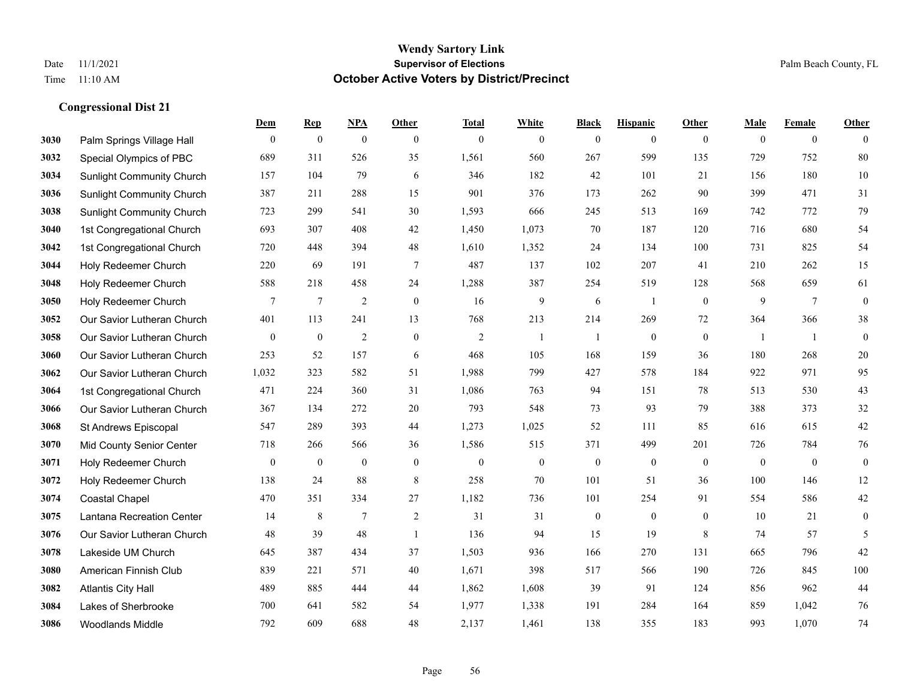# Wendy Sartory Link

**Supervisor of Elections**

**October Active Voters by District/Precinct**

Date 11/1/2021
Time 11:10 AM

Palm Beach County, FL

### Congressional Dist 21

| | | Dem | Rep | NPA | Other | Total | White | Black | Hispanic | Other | Male | Female | Other |
|---|---|---|---|---|---|---|---|---|---|---|---|---|---|
| 3030 | Palm Springs Village Hall | 0 | 0 | 0 | 0 | 0 | 0 | 0 | 0 | 0 | 0 | 0 | 0 |
| 3032 | Special Olympics of PBC | 689 | 311 | 526 | 35 | 1,561 | 560 | 267 | 599 | 135 | 729 | 752 | 80 |
| 3034 | Sunlight Community Church | 157 | 104 | 79 | 6 | 346 | 182 | 42 | 101 | 21 | 156 | 180 | 10 |
| 3036 | Sunlight Community Church | 387 | 211 | 288 | 15 | 901 | 376 | 173 | 262 | 90 | 399 | 471 | 31 |
| 3038 | Sunlight Community Church | 723 | 299 | 541 | 30 | 1,593 | 666 | 245 | 513 | 169 | 742 | 772 | 79 |
| 3040 | 1st Congregational Church | 693 | 307 | 408 | 42 | 1,450 | 1,073 | 70 | 187 | 120 | 716 | 680 | 54 |
| 3042 | 1st Congregational Church | 720 | 448 | 394 | 48 | 1,610 | 1,352 | 24 | 134 | 100 | 731 | 825 | 54 |
| 3044 | Holy Redeemer Church | 220 | 69 | 191 | 7 | 487 | 137 | 102 | 207 | 41 | 210 | 262 | 15 |
| 3048 | Holy Redeemer Church | 588 | 218 | 458 | 24 | 1,288 | 387 | 254 | 519 | 128 | 568 | 659 | 61 |
| 3050 | Holy Redeemer Church | 7 | 7 | 2 | 0 | 16 | 9 | 6 | 1 | 0 | 9 | 7 | 0 |
| 3052 | Our Savior Lutheran Church | 401 | 113 | 241 | 13 | 768 | 213 | 214 | 269 | 72 | 364 | 366 | 38 |
| 3058 | Our Savior Lutheran Church | 0 | 0 | 2 | 0 | 2 | 1 | 1 | 0 | 0 | 1 | 1 | 0 |
| 3060 | Our Savior Lutheran Church | 253 | 52 | 157 | 6 | 468 | 105 | 168 | 159 | 36 | 180 | 268 | 20 |
| 3062 | Our Savior Lutheran Church | 1,032 | 323 | 582 | 51 | 1,988 | 799 | 427 | 578 | 184 | 922 | 971 | 95 |
| 3064 | 1st Congregational Church | 471 | 224 | 360 | 31 | 1,086 | 763 | 94 | 151 | 78 | 513 | 530 | 43 |
| 3066 | Our Savior Lutheran Church | 367 | 134 | 272 | 20 | 793 | 548 | 73 | 93 | 79 | 388 | 373 | 32 |
| 3068 | St Andrews Episcopal | 547 | 289 | 393 | 44 | 1,273 | 1,025 | 52 | 111 | 85 | 616 | 615 | 42 |
| 3070 | Mid County Senior Center | 718 | 266 | 566 | 36 | 1,586 | 515 | 371 | 499 | 201 | 726 | 784 | 76 |
| 3071 | Holy Redeemer Church | 0 | 0 | 0 | 0 | 0 | 0 | 0 | 0 | 0 | 0 | 0 | 0 |
| 3072 | Holy Redeemer Church | 138 | 24 | 88 | 8 | 258 | 70 | 101 | 51 | 36 | 100 | 146 | 12 |
| 3074 | Coastal Chapel | 470 | 351 | 334 | 27 | 1,182 | 736 | 101 | 254 | 91 | 554 | 586 | 42 |
| 3075 | Lantana Recreation Center | 14 | 8 | 7 | 2 | 31 | 31 | 0 | 0 | 0 | 10 | 21 | 0 |
| 3076 | Our Savior Lutheran Church | 48 | 39 | 48 | 1 | 136 | 94 | 15 | 19 | 8 | 74 | 57 | 5 |
| 3078 | Lakeside UM Church | 645 | 387 | 434 | 37 | 1,503 | 936 | 166 | 270 | 131 | 665 | 796 | 42 |
| 3080 | American Finnish Club | 839 | 221 | 571 | 40 | 1,671 | 398 | 517 | 566 | 190 | 726 | 845 | 100 |
| 3082 | Atlantis City Hall | 489 | 885 | 444 | 44 | 1,862 | 1,608 | 39 | 91 | 124 | 856 | 962 | 44 |
| 3084 | Lakes of Sherbrooke | 700 | 641 | 582 | 54 | 1,977 | 1,338 | 191 | 284 | 164 | 859 | 1,042 | 76 |
| 3086 | Woodlands Middle | 792 | 609 | 688 | 48 | 2,137 | 1,461 | 138 | 355 | 183 | 993 | 1,070 | 74 |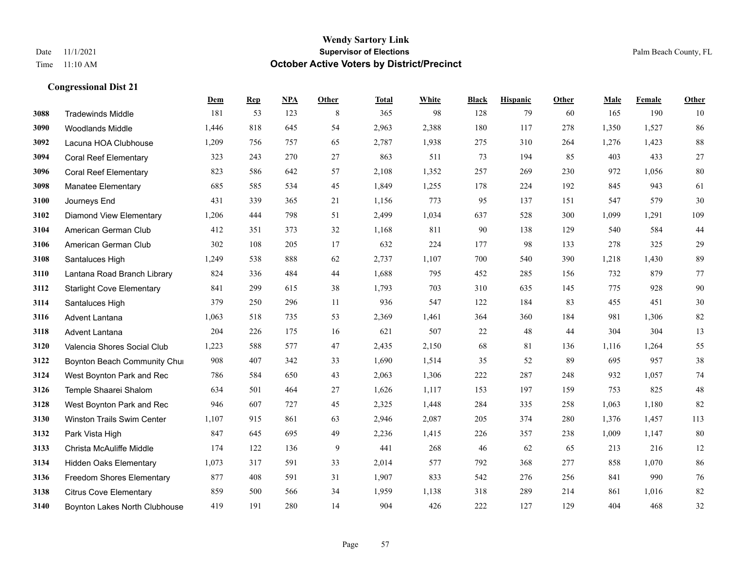# Wendy Sartory Link
## Supervisor of Elections
## October Active Voters by District/Precinct

Date 11/1/2021
Time 11:10 AM

Palm Beach County, FL

### Congressional Dist 21

| | | Dem | Rep | NPA | Other | Total | White | Black | Hispanic | Other | Male | Female | Other |
|---|---|---|---|---|---|---|---|---|---|---|---|---|---|
| 3088 | Tradewinds Middle | 181 | 53 | 123 | 8 | 365 | 98 | 128 | 79 | 60 | 165 | 190 | 10 |
| 3090 | Woodlands Middle | 1,446 | 818 | 645 | 54 | 2,963 | 2,388 | 180 | 117 | 278 | 1,350 | 1,527 | 86 |
| 3092 | Lacuna HOA Clubhouse | 1,209 | 756 | 757 | 65 | 2,787 | 1,938 | 275 | 310 | 264 | 1,276 | 1,423 | 88 |
| 3094 | Coral Reef Elementary | 323 | 243 | 270 | 27 | 863 | 511 | 73 | 194 | 85 | 403 | 433 | 27 |
| 3096 | Coral Reef Elementary | 823 | 586 | 642 | 57 | 2,108 | 1,352 | 257 | 269 | 230 | 972 | 1,056 | 80 |
| 3098 | Manatee Elementary | 685 | 585 | 534 | 45 | 1,849 | 1,255 | 178 | 224 | 192 | 845 | 943 | 61 |
| 3100 | Journeys End | 431 | 339 | 365 | 21 | 1,156 | 773 | 95 | 137 | 151 | 547 | 579 | 30 |
| 3102 | Diamond View Elementary | 1,206 | 444 | 798 | 51 | 2,499 | 1,034 | 637 | 528 | 300 | 1,099 | 1,291 | 109 |
| 3104 | American German Club | 412 | 351 | 373 | 32 | 1,168 | 811 | 90 | 138 | 129 | 540 | 584 | 44 |
| 3106 | American German Club | 302 | 108 | 205 | 17 | 632 | 224 | 177 | 98 | 133 | 278 | 325 | 29 |
| 3108 | Santaluces High | 1,249 | 538 | 888 | 62 | 2,737 | 1,107 | 700 | 540 | 390 | 1,218 | 1,430 | 89 |
| 3110 | Lantana Road Branch Library | 824 | 336 | 484 | 44 | 1,688 | 795 | 452 | 285 | 156 | 732 | 879 | 77 |
| 3112 | Starlight Cove Elementary | 841 | 299 | 615 | 38 | 1,793 | 703 | 310 | 635 | 145 | 775 | 928 | 90 |
| 3114 | Santaluces High | 379 | 250 | 296 | 11 | 936 | 547 | 122 | 184 | 83 | 455 | 451 | 30 |
| 3116 | Advent Lantana | 1,063 | 518 | 735 | 53 | 2,369 | 1,461 | 364 | 360 | 184 | 981 | 1,306 | 82 |
| 3118 | Advent Lantana | 204 | 226 | 175 | 16 | 621 | 507 | 22 | 48 | 44 | 304 | 304 | 13 |
| 3120 | Valencia Shores Social Club | 1,223 | 588 | 577 | 47 | 2,435 | 2,150 | 68 | 81 | 136 | 1,116 | 1,264 | 55 |
| 3122 | Boynton Beach Community Chur | 908 | 407 | 342 | 33 | 1,690 | 1,514 | 35 | 52 | 89 | 695 | 957 | 38 |
| 3124 | West Boynton Park and Rec | 786 | 584 | 650 | 43 | 2,063 | 1,306 | 222 | 287 | 248 | 932 | 1,057 | 74 |
| 3126 | Temple Shaarei Shalom | 634 | 501 | 464 | 27 | 1,626 | 1,117 | 153 | 197 | 159 | 753 | 825 | 48 |
| 3128 | West Boynton Park and Rec | 946 | 607 | 727 | 45 | 2,325 | 1,448 | 284 | 335 | 258 | 1,063 | 1,180 | 82 |
| 3130 | Winston Trails Swim Center | 1,107 | 915 | 861 | 63 | 2,946 | 2,087 | 205 | 374 | 280 | 1,376 | 1,457 | 113 |
| 3132 | Park Vista High | 847 | 645 | 695 | 49 | 2,236 | 1,415 | 226 | 357 | 238 | 1,009 | 1,147 | 80 |
| 3133 | Christa McAuliffe Middle | 174 | 122 | 136 | 9 | 441 | 268 | 46 | 62 | 65 | 213 | 216 | 12 |
| 3134 | Hidden Oaks Elementary | 1,073 | 317 | 591 | 33 | 2,014 | 577 | 792 | 368 | 277 | 858 | 1,070 | 86 |
| 3136 | Freedom Shores Elementary | 877 | 408 | 591 | 31 | 1,907 | 833 | 542 | 276 | 256 | 841 | 990 | 76 |
| 3138 | Citrus Cove Elementary | 859 | 500 | 566 | 34 | 1,959 | 1,138 | 318 | 289 | 214 | 861 | 1,016 | 82 |
| 3140 | Boynton Lakes North Clubhouse | 419 | 191 | 280 | 14 | 904 | 426 | 222 | 127 | 129 | 404 | 468 | 32 |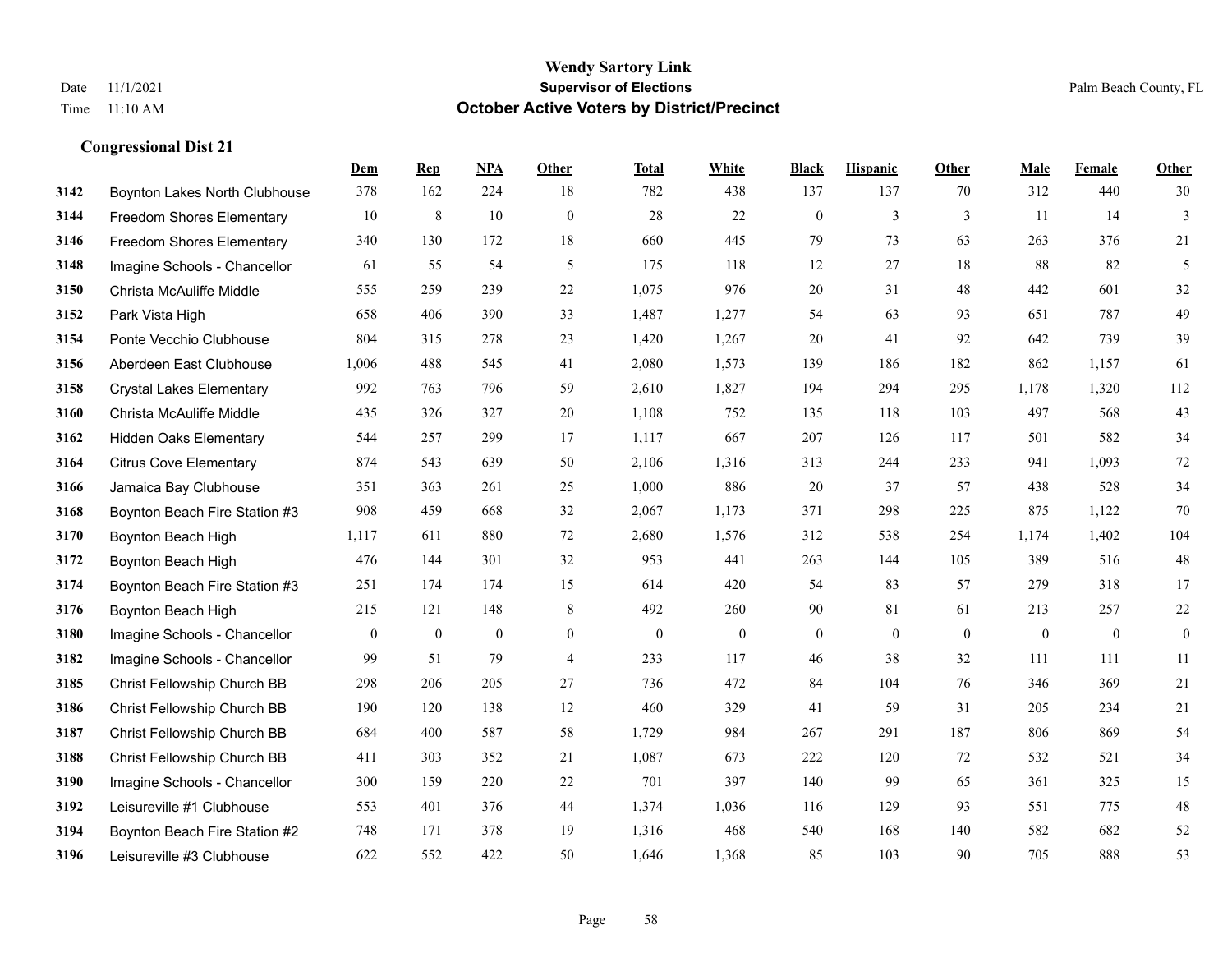**Wendy Sartory Link**
**Supervisor of Elections**
**October Active Voters by District/Precinct**

Date 11/1/2021
Time 11:10 AM

Palm Beach County, FL

## Congressional Dist 21

| | | Dem | Rep | NPA | Other | Total | White | Black | Hispanic | Other | Male | Female | Other |
|---|---|---|---|---|---|---|---|---|---|---|---|---|---|
| 3142 | Boynton Lakes North Clubhouse | 378 | 162 | 224 | 18 | 782 | 438 | 137 | 137 | 70 | 312 | 440 | 30 |
| 3144 | Freedom Shores Elementary | 10 | 8 | 10 | 0 | 28 | 22 | 0 | 3 | 3 | 11 | 14 | 3 |
| 3146 | Freedom Shores Elementary | 340 | 130 | 172 | 18 | 660 | 445 | 79 | 73 | 63 | 263 | 376 | 21 |
| 3148 | Imagine Schools - Chancellor | 61 | 55 | 54 | 5 | 175 | 118 | 12 | 27 | 18 | 88 | 82 | 5 |
| 3150 | Christa McAuliffe Middle | 555 | 259 | 239 | 22 | 1,075 | 976 | 20 | 31 | 48 | 442 | 601 | 32 |
| 3152 | Park Vista High | 658 | 406 | 390 | 33 | 1,487 | 1,277 | 54 | 63 | 93 | 651 | 787 | 49 |
| 3154 | Ponte Vecchio Clubhouse | 804 | 315 | 278 | 23 | 1,420 | 1,267 | 20 | 41 | 92 | 642 | 739 | 39 |
| 3156 | Aberdeen East Clubhouse | 1,006 | 488 | 545 | 41 | 2,080 | 1,573 | 139 | 186 | 182 | 862 | 1,157 | 61 |
| 3158 | Crystal Lakes Elementary | 992 | 763 | 796 | 59 | 2,610 | 1,827 | 194 | 294 | 295 | 1,178 | 1,320 | 112 |
| 3160 | Christa McAuliffe Middle | 435 | 326 | 327 | 20 | 1,108 | 752 | 135 | 118 | 103 | 497 | 568 | 43 |
| 3162 | Hidden Oaks Elementary | 544 | 257 | 299 | 17 | 1,117 | 667 | 207 | 126 | 117 | 501 | 582 | 34 |
| 3164 | Citrus Cove Elementary | 874 | 543 | 639 | 50 | 2,106 | 1,316 | 313 | 244 | 233 | 941 | 1,093 | 72 |
| 3166 | Jamaica Bay Clubhouse | 351 | 363 | 261 | 25 | 1,000 | 886 | 20 | 37 | 57 | 438 | 528 | 34 |
| 3168 | Boynton Beach Fire Station #3 | 908 | 459 | 668 | 32 | 2,067 | 1,173 | 371 | 298 | 225 | 875 | 1,122 | 70 |
| 3170 | Boynton Beach High | 1,117 | 611 | 880 | 72 | 2,680 | 1,576 | 312 | 538 | 254 | 1,174 | 1,402 | 104 |
| 3172 | Boynton Beach High | 476 | 144 | 301 | 32 | 953 | 441 | 263 | 144 | 105 | 389 | 516 | 48 |
| 3174 | Boynton Beach Fire Station #3 | 251 | 174 | 174 | 15 | 614 | 420 | 54 | 83 | 57 | 279 | 318 | 17 |
| 3176 | Boynton Beach High | 215 | 121 | 148 | 8 | 492 | 260 | 90 | 81 | 61 | 213 | 257 | 22 |
| 3180 | Imagine Schools - Chancellor | 0 | 0 | 0 | 0 | 0 | 0 | 0 | 0 | 0 | 0 | 0 | 0 |
| 3182 | Imagine Schools - Chancellor | 99 | 51 | 79 | 4 | 233 | 117 | 46 | 38 | 32 | 111 | 111 | 11 |
| 3185 | Christ Fellowship Church BB | 298 | 206 | 205 | 27 | 736 | 472 | 84 | 104 | 76 | 346 | 369 | 21 |
| 3186 | Christ Fellowship Church BB | 190 | 120 | 138 | 12 | 460 | 329 | 41 | 59 | 31 | 205 | 234 | 21 |
| 3187 | Christ Fellowship Church BB | 684 | 400 | 587 | 58 | 1,729 | 984 | 267 | 291 | 187 | 806 | 869 | 54 |
| 3188 | Christ Fellowship Church BB | 411 | 303 | 352 | 21 | 1,087 | 673 | 222 | 120 | 72 | 532 | 521 | 34 |
| 3190 | Imagine Schools - Chancellor | 300 | 159 | 220 | 22 | 701 | 397 | 140 | 99 | 65 | 361 | 325 | 15 |
| 3192 | Leisureville #1 Clubhouse | 553 | 401 | 376 | 44 | 1,374 | 1,036 | 116 | 129 | 93 | 551 | 775 | 48 |
| 3194 | Boynton Beach Fire Station #2 | 748 | 171 | 378 | 19 | 1,316 | 468 | 540 | 168 | 140 | 582 | 682 | 52 |
| 3196 | Leisureville #3 Clubhouse | 622 | 552 | 422 | 50 | 1,646 | 1,368 | 85 | 103 | 90 | 705 | 888 | 53 |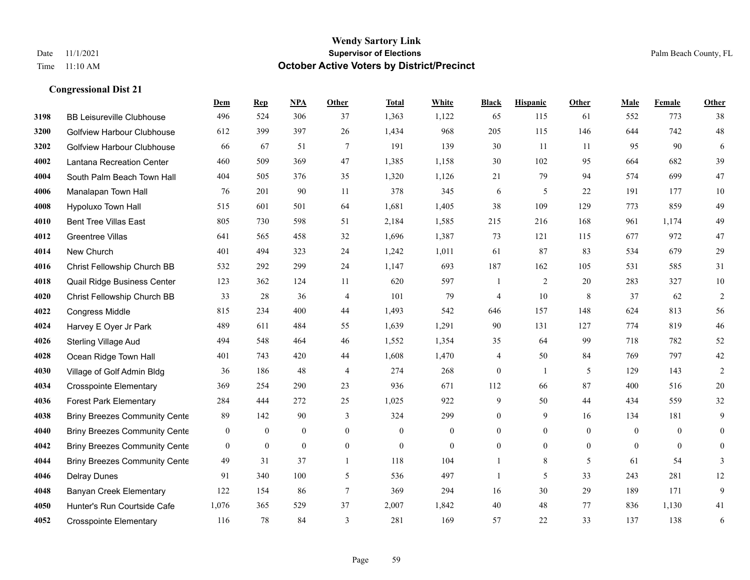**Wendy Sartory Link**
**Supervisor of Elections**
**October Active Voters by District/Precinct**

Date 11/1/2021
Time 11:10 AM

Palm Beach County, FL

### Congressional Dist 21

| | | Dem | Rep | NPA | Other | Total | White | Black | Hispanic | Other | Male | Female | Other |
|---|---|---|---|---|---|---|---|---|---|---|---|---|---|
| 3198 | BB Leisureville Clubhouse | 496 | 524 | 306 | 37 | 1,363 | 1,122 | 65 | 115 | 61 | 552 | 773 | 38 |
| 3200 | Golfview Harbour Clubhouse | 612 | 399 | 397 | 26 | 1,434 | 968 | 205 | 115 | 146 | 644 | 742 | 48 |
| 3202 | Golfview Harbour Clubhouse | 66 | 67 | 51 | 7 | 191 | 139 | 30 | 11 | 11 | 95 | 90 | 6 |
| 4002 | Lantana Recreation Center | 460 | 509 | 369 | 47 | 1,385 | 1,158 | 30 | 102 | 95 | 664 | 682 | 39 |
| 4004 | South Palm Beach Town Hall | 404 | 505 | 376 | 35 | 1,320 | 1,126 | 21 | 79 | 94 | 574 | 699 | 47 |
| 4006 | Manalapan Town Hall | 76 | 201 | 90 | 11 | 378 | 345 | 6 | 5 | 22 | 191 | 177 | 10 |
| 4008 | Hypoluxo Town Hall | 515 | 601 | 501 | 64 | 1,681 | 1,405 | 38 | 109 | 129 | 773 | 859 | 49 |
| 4010 | Bent Tree Villas East | 805 | 730 | 598 | 51 | 2,184 | 1,585 | 215 | 216 | 168 | 961 | 1,174 | 49 |
| 4012 | Greentree Villas | 641 | 565 | 458 | 32 | 1,696 | 1,387 | 73 | 121 | 115 | 677 | 972 | 47 |
| 4014 | New Church | 401 | 494 | 323 | 24 | 1,242 | 1,011 | 61 | 87 | 83 | 534 | 679 | 29 |
| 4016 | Christ Fellowship Church BB | 532 | 292 | 299 | 24 | 1,147 | 693 | 187 | 162 | 105 | 531 | 585 | 31 |
| 4018 | Quail Ridge Business Center | 123 | 362 | 124 | 11 | 620 | 597 | 1 | 2 | 20 | 283 | 327 | 10 |
| 4020 | Christ Fellowship Church BB | 33 | 28 | 36 | 4 | 101 | 79 | 4 | 10 | 8 | 37 | 62 | 2 |
| 4022 | Congress Middle | 815 | 234 | 400 | 44 | 1,493 | 542 | 646 | 157 | 148 | 624 | 813 | 56 |
| 4024 | Harvey E Oyer Jr Park | 489 | 611 | 484 | 55 | 1,639 | 1,291 | 90 | 131 | 127 | 774 | 819 | 46 |
| 4026 | Sterling Village Aud | 494 | 548 | 464 | 46 | 1,552 | 1,354 | 35 | 64 | 99 | 718 | 782 | 52 |
| 4028 | Ocean Ridge Town Hall | 401 | 743 | 420 | 44 | 1,608 | 1,470 | 4 | 50 | 84 | 769 | 797 | 42 |
| 4030 | Village of Golf Admin Bldg | 36 | 186 | 48 | 4 | 274 | 268 | 0 | 1 | 5 | 129 | 143 | 2 |
| 4034 | Crosspointe Elementary | 369 | 254 | 290 | 23 | 936 | 671 | 112 | 66 | 87 | 400 | 516 | 20 |
| 4036 | Forest Park Elementary | 284 | 444 | 272 | 25 | 1,025 | 922 | 9 | 50 | 44 | 434 | 559 | 32 |
| 4038 | Briny Breezes Community Cente | 89 | 142 | 90 | 3 | 324 | 299 | 0 | 9 | 16 | 134 | 181 | 9 |
| 4040 | Briny Breezes Community Cente | 0 | 0 | 0 | 0 | 0 | 0 | 0 | 0 | 0 | 0 | 0 | 0 |
| 4042 | Briny Breezes Community Cente | 0 | 0 | 0 | 0 | 0 | 0 | 0 | 0 | 0 | 0 | 0 | 0 |
| 4044 | Briny Breezes Community Cente | 49 | 31 | 37 | 1 | 118 | 104 | 1 | 8 | 5 | 61 | 54 | 3 |
| 4046 | Delray Dunes | 91 | 340 | 100 | 5 | 536 | 497 | 1 | 5 | 33 | 243 | 281 | 12 |
| 4048 | Banyan Creek Elementary | 122 | 154 | 86 | 7 | 369 | 294 | 16 | 30 | 29 | 189 | 171 | 9 |
| 4050 | Hunter's Run Courtside Cafe | 1,076 | 365 | 529 | 37 | 2,007 | 1,842 | 40 | 48 | 77 | 836 | 1,130 | 41 |
| 4052 | Crosspointe Elementary | 116 | 78 | 84 | 3 | 281 | 169 | 57 | 22 | 33 | 137 | 138 | 6 |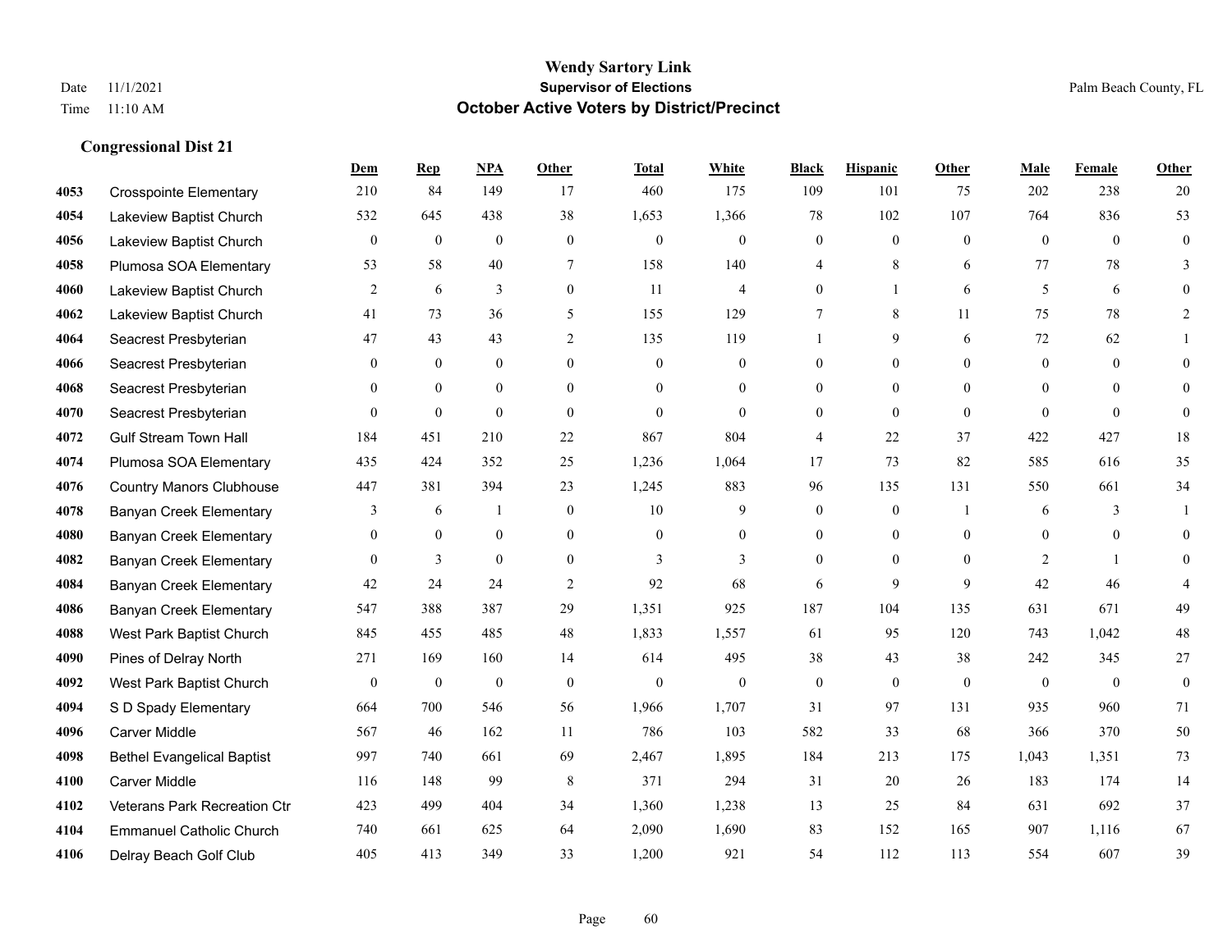# Wendy Sartory Link
## Supervisor of Elections
## October Active Voters by District/Precinct

Date 11/1/2021
Time 11:10 AM

Palm Beach County, FL

### Congressional Dist 21

| | | Dem | Rep | NPA | Other | Total | White | Black | Hispanic | Other | Male | Female | Other |
|---|---|---|---|---|---|---|---|---|---|---|---|---|---|
| 4053 | Crosspointe Elementary | 210 | 84 | 149 | 17 | 460 | 175 | 109 | 101 | 75 | 202 | 238 | 20 |
| 4054 | Lakeview Baptist Church | 532 | 645 | 438 | 38 | 1,653 | 1,366 | 78 | 102 | 107 | 764 | 836 | 53 |
| 4056 | Lakeview Baptist Church | 0 | 0 | 0 | 0 | 0 | 0 | 0 | 0 | 0 | 0 | 0 | 0 |
| 4058 | Plumosa SOA Elementary | 53 | 58 | 40 | 7 | 158 | 140 | 4 | 8 | 6 | 77 | 78 | 3 |
| 4060 | Lakeview Baptist Church | 2 | 6 | 3 | 0 | 11 | 4 | 0 | 1 | 6 | 5 | 6 | 0 |
| 4062 | Lakeview Baptist Church | 41 | 73 | 36 | 5 | 155 | 129 | 7 | 8 | 11 | 75 | 78 | 2 |
| 4064 | Seacrest Presbyterian | 47 | 43 | 43 | 2 | 135 | 119 | 1 | 9 | 6 | 72 | 62 | 1 |
| 4066 | Seacrest Presbyterian | 0 | 0 | 0 | 0 | 0 | 0 | 0 | 0 | 0 | 0 | 0 | 0 |
| 4068 | Seacrest Presbyterian | 0 | 0 | 0 | 0 | 0 | 0 | 0 | 0 | 0 | 0 | 0 | 0 |
| 4070 | Seacrest Presbyterian | 0 | 0 | 0 | 0 | 0 | 0 | 0 | 0 | 0 | 0 | 0 | 0 |
| 4072 | Gulf Stream Town Hall | 184 | 451 | 210 | 22 | 867 | 804 | 4 | 22 | 37 | 422 | 427 | 18 |
| 4074 | Plumosa SOA Elementary | 435 | 424 | 352 | 25 | 1,236 | 1,064 | 17 | 73 | 82 | 585 | 616 | 35 |
| 4076 | Country Manors Clubhouse | 447 | 381 | 394 | 23 | 1,245 | 883 | 96 | 135 | 131 | 550 | 661 | 34 |
| 4078 | Banyan Creek Elementary | 3 | 6 | 1 | 0 | 10 | 9 | 0 | 0 | 1 | 6 | 3 | 1 |
| 4080 | Banyan Creek Elementary | 0 | 0 | 0 | 0 | 0 | 0 | 0 | 0 | 0 | 0 | 0 | 0 |
| 4082 | Banyan Creek Elementary | 0 | 3 | 0 | 0 | 3 | 3 | 0 | 0 | 0 | 2 | 1 | 0 |
| 4084 | Banyan Creek Elementary | 42 | 24 | 24 | 2 | 92 | 68 | 6 | 9 | 9 | 42 | 46 | 4 |
| 4086 | Banyan Creek Elementary | 547 | 388 | 387 | 29 | 1,351 | 925 | 187 | 104 | 135 | 631 | 671 | 49 |
| 4088 | West Park Baptist Church | 845 | 455 | 485 | 48 | 1,833 | 1,557 | 61 | 95 | 120 | 743 | 1,042 | 48 |
| 4090 | Pines of Delray North | 271 | 169 | 160 | 14 | 614 | 495 | 38 | 43 | 38 | 242 | 345 | 27 |
| 4092 | West Park Baptist Church | 0 | 0 | 0 | 0 | 0 | 0 | 0 | 0 | 0 | 0 | 0 | 0 |
| 4094 | S D Spady Elementary | 664 | 700 | 546 | 56 | 1,966 | 1,707 | 31 | 97 | 131 | 935 | 960 | 71 |
| 4096 | Carver Middle | 567 | 46 | 162 | 11 | 786 | 103 | 582 | 33 | 68 | 366 | 370 | 50 |
| 4098 | Bethel Evangelical Baptist | 997 | 740 | 661 | 69 | 2,467 | 1,895 | 184 | 213 | 175 | 1,043 | 1,351 | 73 |
| 4100 | Carver Middle | 116 | 148 | 99 | 8 | 371 | 294 | 31 | 20 | 26 | 183 | 174 | 14 |
| 4102 | Veterans Park Recreation Ctr | 423 | 499 | 404 | 34 | 1,360 | 1,238 | 13 | 25 | 84 | 631 | 692 | 37 |
| 4104 | Emmanuel Catholic Church | 740 | 661 | 625 | 64 | 2,090 | 1,690 | 83 | 152 | 165 | 907 | 1,116 | 67 |
| 4106 | Delray Beach Golf Club | 405 | 413 | 349 | 33 | 1,200 | 921 | 54 | 112 | 113 | 554 | 607 | 39 |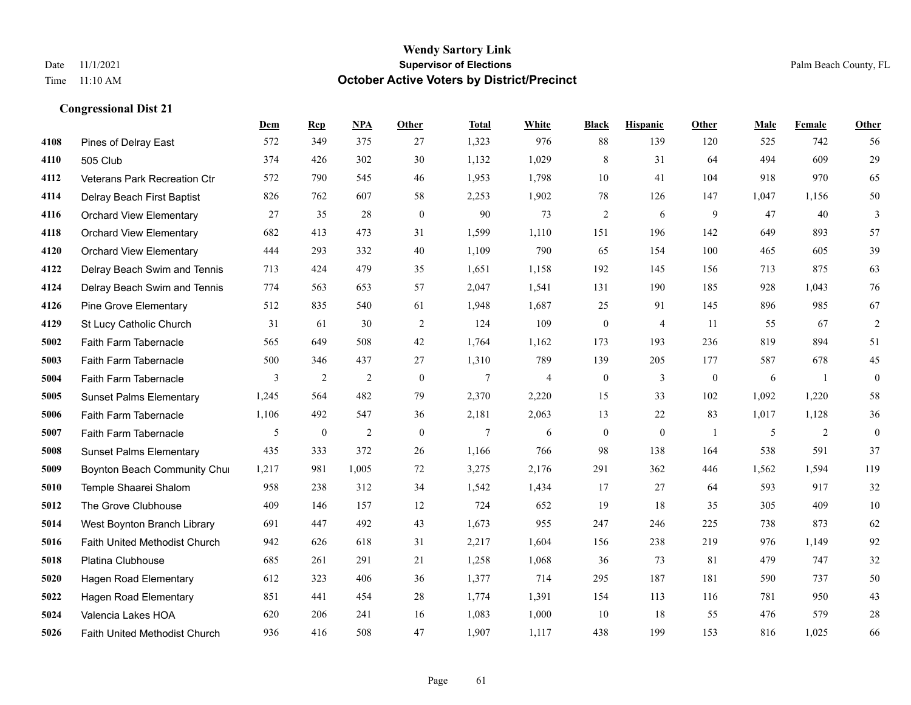# Wendy Sartory Link
## Supervisor of Elections
## October Active Voters by District/Precinct

Date 11/1/2021
Time 11:10 AM

Palm Beach County, FL

### Congressional Dist 21

| | | Dem | Rep | NPA | Other | Total | White | Black | Hispanic | Other | Male | Female | Other |
|---|---|---|---|---|---|---|---|---|---|---|---|---|---|
| 4108 | Pines of Delray East | 572 | 349 | 375 | 27 | 1,323 | 976 | 88 | 139 | 120 | 525 | 742 | 56 |
| 4110 | 505 Club | 374 | 426 | 302 | 30 | 1,132 | 1,029 | 8 | 31 | 64 | 494 | 609 | 29 |
| 4112 | Veterans Park Recreation Ctr | 572 | 790 | 545 | 46 | 1,953 | 1,798 | 10 | 41 | 104 | 918 | 970 | 65 |
| 4114 | Delray Beach First Baptist | 826 | 762 | 607 | 58 | 2,253 | 1,902 | 78 | 126 | 147 | 1,047 | 1,156 | 50 |
| 4116 | Orchard View Elementary | 27 | 35 | 28 | 0 | 90 | 73 | 2 | 6 | 9 | 47 | 40 | 3 |
| 4118 | Orchard View Elementary | 682 | 413 | 473 | 31 | 1,599 | 1,110 | 151 | 196 | 142 | 649 | 893 | 57 |
| 4120 | Orchard View Elementary | 444 | 293 | 332 | 40 | 1,109 | 790 | 65 | 154 | 100 | 465 | 605 | 39 |
| 4122 | Delray Beach Swim and Tennis | 713 | 424 | 479 | 35 | 1,651 | 1,158 | 192 | 145 | 156 | 713 | 875 | 63 |
| 4124 | Delray Beach Swim and Tennis | 774 | 563 | 653 | 57 | 2,047 | 1,541 | 131 | 190 | 185 | 928 | 1,043 | 76 |
| 4126 | Pine Grove Elementary | 512 | 835 | 540 | 61 | 1,948 | 1,687 | 25 | 91 | 145 | 896 | 985 | 67 |
| 4129 | St Lucy Catholic Church | 31 | 61 | 30 | 2 | 124 | 109 | 0 | 4 | 11 | 55 | 67 | 2 |
| 5002 | Faith Farm Tabernacle | 565 | 649 | 508 | 42 | 1,764 | 1,162 | 173 | 193 | 236 | 819 | 894 | 51 |
| 5003 | Faith Farm Tabernacle | 500 | 346 | 437 | 27 | 1,310 | 789 | 139 | 205 | 177 | 587 | 678 | 45 |
| 5004 | Faith Farm Tabernacle | 3 | 2 | 2 | 0 | 7 | 4 | 0 | 3 | 0 | 6 | 1 | 0 |
| 5005 | Sunset Palms Elementary | 1,245 | 564 | 482 | 79 | 2,370 | 2,220 | 15 | 33 | 102 | 1,092 | 1,220 | 58 |
| 5006 | Faith Farm Tabernacle | 1,106 | 492 | 547 | 36 | 2,181 | 2,063 | 13 | 22 | 83 | 1,017 | 1,128 | 36 |
| 5007 | Faith Farm Tabernacle | 5 | 0 | 2 | 0 | 7 | 6 | 0 | 0 | 1 | 5 | 2 | 0 |
| 5008 | Sunset Palms Elementary | 435 | 333 | 372 | 26 | 1,166 | 766 | 98 | 138 | 164 | 538 | 591 | 37 |
| 5009 | Boynton Beach Community Chui | 1,217 | 981 | 1,005 | 72 | 3,275 | 2,176 | 291 | 362 | 446 | 1,562 | 1,594 | 119 |
| 5010 | Temple Shaarei Shalom | 958 | 238 | 312 | 34 | 1,542 | 1,434 | 17 | 27 | 64 | 593 | 917 | 32 |
| 5012 | The Grove Clubhouse | 409 | 146 | 157 | 12 | 724 | 652 | 19 | 18 | 35 | 305 | 409 | 10 |
| 5014 | West Boynton Branch Library | 691 | 447 | 492 | 43 | 1,673 | 955 | 247 | 246 | 225 | 738 | 873 | 62 |
| 5016 | Faith United Methodist Church | 942 | 626 | 618 | 31 | 2,217 | 1,604 | 156 | 238 | 219 | 976 | 1,149 | 92 |
| 5018 | Platina Clubhouse | 685 | 261 | 291 | 21 | 1,258 | 1,068 | 36 | 73 | 81 | 479 | 747 | 32 |
| 5020 | Hagen Road Elementary | 612 | 323 | 406 | 36 | 1,377 | 714 | 295 | 187 | 181 | 590 | 737 | 50 |
| 5022 | Hagen Road Elementary | 851 | 441 | 454 | 28 | 1,774 | 1,391 | 154 | 113 | 116 | 781 | 950 | 43 |
| 5024 | Valencia Lakes HOA | 620 | 206 | 241 | 16 | 1,083 | 1,000 | 10 | 18 | 55 | 476 | 579 | 28 |
| 5026 | Faith United Methodist Church | 936 | 416 | 508 | 47 | 1,907 | 1,117 | 438 | 199 | 153 | 816 | 1,025 | 66 |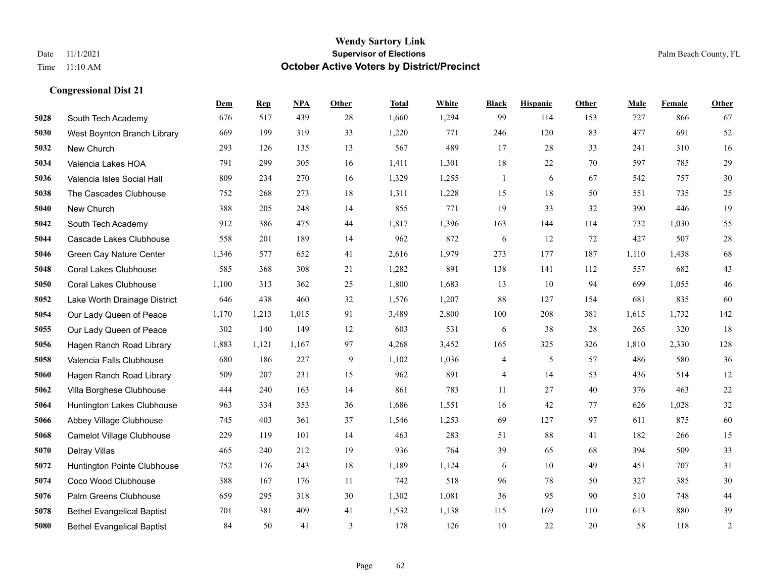**Wendy Sartory Link**
**Supervisor of Elections**
**October Active Voters by District/Precinct**

Date 11/1/2021
Time 11:10 AM

Palm Beach County, FL

**Congressional Dist 21**

| | | Dem | Rep | NPA | Other | Total | White | Black | Hispanic | Other | Male | Female | Other |
|---|---|---|---|---|---|---|---|---|---|---|---|---|---|
| 5028 | South Tech Academy | 676 | 517 | 439 | 28 | 1,660 | 1,294 | 99 | 114 | 153 | 727 | 866 | 67 |
| 5030 | West Boynton Branch Library | 669 | 199 | 319 | 33 | 1,220 | 771 | 246 | 120 | 83 | 477 | 691 | 52 |
| 5032 | New Church | 293 | 126 | 135 | 13 | 567 | 489 | 17 | 28 | 33 | 241 | 310 | 16 |
| 5034 | Valencia Lakes HOA | 791 | 299 | 305 | 16 | 1,411 | 1,301 | 18 | 22 | 70 | 597 | 785 | 29 |
| 5036 | Valencia Isles Social Hall | 809 | 234 | 270 | 16 | 1,329 | 1,255 | 1 | 6 | 67 | 542 | 757 | 30 |
| 5038 | The Cascades Clubhouse | 752 | 268 | 273 | 18 | 1,311 | 1,228 | 15 | 18 | 50 | 551 | 735 | 25 |
| 5040 | New Church | 388 | 205 | 248 | 14 | 855 | 771 | 19 | 33 | 32 | 390 | 446 | 19 |
| 5042 | South Tech Academy | 912 | 386 | 475 | 44 | 1,817 | 1,396 | 163 | 144 | 114 | 732 | 1,030 | 55 |
| 5044 | Cascade Lakes Clubhouse | 558 | 201 | 189 | 14 | 962 | 872 | 6 | 12 | 72 | 427 | 507 | 28 |
| 5046 | Green Cay Nature Center | 1,346 | 577 | 652 | 41 | 2,616 | 1,979 | 273 | 177 | 187 | 1,110 | 1,438 | 68 |
| 5048 | Coral Lakes Clubhouse | 585 | 368 | 308 | 21 | 1,282 | 891 | 138 | 141 | 112 | 557 | 682 | 43 |
| 5050 | Coral Lakes Clubhouse | 1,100 | 313 | 362 | 25 | 1,800 | 1,683 | 13 | 10 | 94 | 699 | 1,055 | 46 |
| 5052 | Lake Worth Drainage District | 646 | 438 | 460 | 32 | 1,576 | 1,207 | 88 | 127 | 154 | 681 | 835 | 60 |
| 5054 | Our Lady Queen of Peace | 1,170 | 1,213 | 1,015 | 91 | 3,489 | 2,800 | 100 | 208 | 381 | 1,615 | 1,732 | 142 |
| 5055 | Our Lady Queen of Peace | 302 | 140 | 149 | 12 | 603 | 531 | 6 | 38 | 28 | 265 | 320 | 18 |
| 5056 | Hagen Ranch Road Library | 1,883 | 1,121 | 1,167 | 97 | 4,268 | 3,452 | 165 | 325 | 326 | 1,810 | 2,330 | 128 |
| 5058 | Valencia Falls Clubhouse | 680 | 186 | 227 | 9 | 1,102 | 1,036 | 4 | 5 | 57 | 486 | 580 | 36 |
| 5060 | Hagen Ranch Road Library | 509 | 207 | 231 | 15 | 962 | 891 | 4 | 14 | 53 | 436 | 514 | 12 |
| 5062 | Villa Borghese Clubhouse | 444 | 240 | 163 | 14 | 861 | 783 | 11 | 27 | 40 | 376 | 463 | 22 |
| 5064 | Huntington Lakes Clubhouse | 963 | 334 | 353 | 36 | 1,686 | 1,551 | 16 | 42 | 77 | 626 | 1,028 | 32 |
| 5066 | Abbey Village Clubhouse | 745 | 403 | 361 | 37 | 1,546 | 1,253 | 69 | 127 | 97 | 611 | 875 | 60 |
| 5068 | Camelot Village Clubhouse | 229 | 119 | 101 | 14 | 463 | 283 | 51 | 88 | 41 | 182 | 266 | 15 |
| 5070 | Delray Villas | 465 | 240 | 212 | 19 | 936 | 764 | 39 | 65 | 68 | 394 | 509 | 33 |
| 5072 | Huntington Pointe Clubhouse | 752 | 176 | 243 | 18 | 1,189 | 1,124 | 6 | 10 | 49 | 451 | 707 | 31 |
| 5074 | Coco Wood Clubhouse | 388 | 167 | 176 | 11 | 742 | 518 | 96 | 78 | 50 | 327 | 385 | 30 |
| 5076 | Palm Greens Clubhouse | 659 | 295 | 318 | 30 | 1,302 | 1,081 | 36 | 95 | 90 | 510 | 748 | 44 |
| 5078 | Bethel Evangelical Baptist | 701 | 381 | 409 | 41 | 1,532 | 1,138 | 115 | 169 | 110 | 613 | 880 | 39 |
| 5080 | Bethel Evangelical Baptist | 84 | 50 | 41 | 3 | 178 | 126 | 10 | 22 | 20 | 58 | 118 | 2 |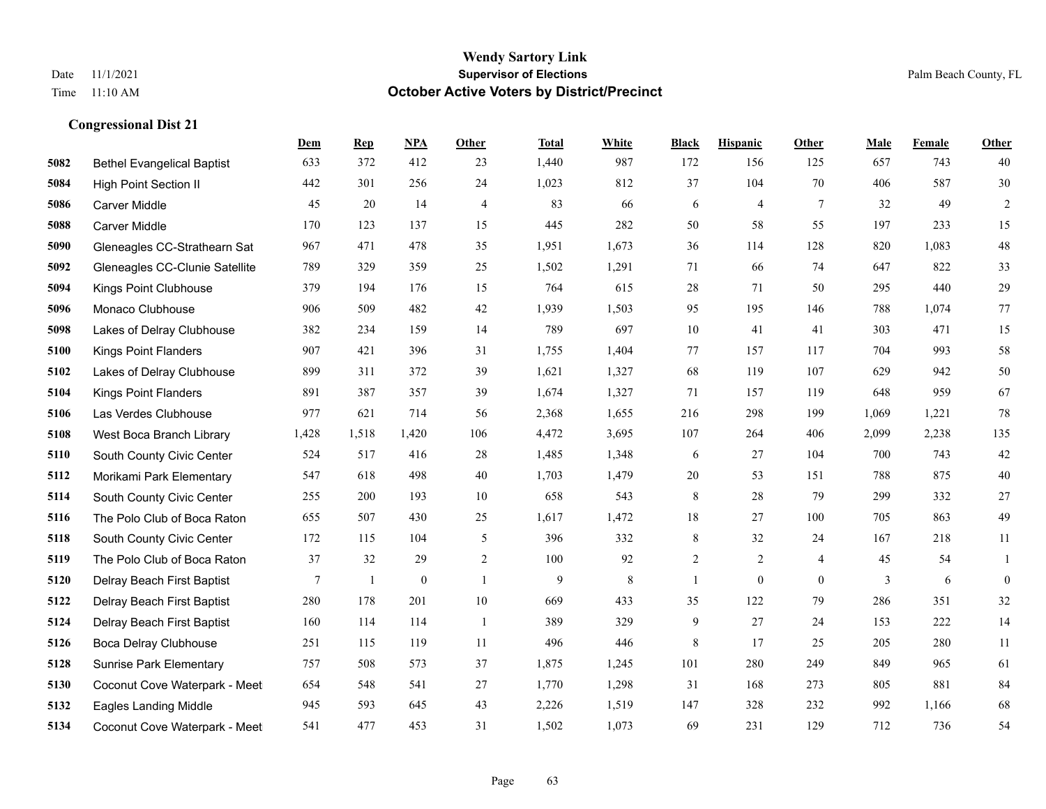# Wendy Sartory Link
## Supervisor of Elections
## October Active Voters by District/Precinct

Date 11/1/2021
Time 11:10 AM

Palm Beach County, FL

### Congressional Dist 21

| | | Dem | Rep | NPA | Other | Total | White | Black | Hispanic | Other | Male | Female | Other |
|---|---|---|---|---|---|---|---|---|---|---|---|---|---|
| 5082 | Bethel Evangelical Baptist | 633 | 372 | 412 | 23 | 1,440 | 987 | 172 | 156 | 125 | 657 | 743 | 40 |
| 5084 | High Point Section II | 442 | 301 | 256 | 24 | 1,023 | 812 | 37 | 104 | 70 | 406 | 587 | 30 |
| 5086 | Carver Middle | 45 | 20 | 14 | 4 | 83 | 66 | 6 | 4 | 7 | 32 | 49 | 2 |
| 5088 | Carver Middle | 170 | 123 | 137 | 15 | 445 | 282 | 50 | 58 | 55 | 197 | 233 | 15 |
| 5090 | Gleneagles CC-Strathearn Sat | 967 | 471 | 478 | 35 | 1,951 | 1,673 | 36 | 114 | 128 | 820 | 1,083 | 48 |
| 5092 | Gleneagles CC-Clunie Satellite | 789 | 329 | 359 | 25 | 1,502 | 1,291 | 71 | 66 | 74 | 647 | 822 | 33 |
| 5094 | Kings Point Clubhouse | 379 | 194 | 176 | 15 | 764 | 615 | 28 | 71 | 50 | 295 | 440 | 29 |
| 5096 | Monaco Clubhouse | 906 | 509 | 482 | 42 | 1,939 | 1,503 | 95 | 195 | 146 | 788 | 1,074 | 77 |
| 5098 | Lakes of Delray Clubhouse | 382 | 234 | 159 | 14 | 789 | 697 | 10 | 41 | 41 | 303 | 471 | 15 |
| 5100 | Kings Point Flanders | 907 | 421 | 396 | 31 | 1,755 | 1,404 | 77 | 157 | 117 | 704 | 993 | 58 |
| 5102 | Lakes of Delray Clubhouse | 899 | 311 | 372 | 39 | 1,621 | 1,327 | 68 | 119 | 107 | 629 | 942 | 50 |
| 5104 | Kings Point Flanders | 891 | 387 | 357 | 39 | 1,674 | 1,327 | 71 | 157 | 119 | 648 | 959 | 67 |
| 5106 | Las Verdes Clubhouse | 977 | 621 | 714 | 56 | 2,368 | 1,655 | 216 | 298 | 199 | 1,069 | 1,221 | 78 |
| 5108 | West Boca Branch Library | 1,428 | 1,518 | 1,420 | 106 | 4,472 | 3,695 | 107 | 264 | 406 | 2,099 | 2,238 | 135 |
| 5110 | South County Civic Center | 524 | 517 | 416 | 28 | 1,485 | 1,348 | 6 | 27 | 104 | 700 | 743 | 42 |
| 5112 | Morikami Park Elementary | 547 | 618 | 498 | 40 | 1,703 | 1,479 | 20 | 53 | 151 | 788 | 875 | 40 |
| 5114 | South County Civic Center | 255 | 200 | 193 | 10 | 658 | 543 | 8 | 28 | 79 | 299 | 332 | 27 |
| 5116 | The Polo Club of Boca Raton | 655 | 507 | 430 | 25 | 1,617 | 1,472 | 18 | 27 | 100 | 705 | 863 | 49 |
| 5118 | South County Civic Center | 172 | 115 | 104 | 5 | 396 | 332 | 8 | 32 | 24 | 167 | 218 | 11 |
| 5119 | The Polo Club of Boca Raton | 37 | 32 | 29 | 2 | 100 | 92 | 2 | 2 | 4 | 45 | 54 | 1 |
| 5120 | Delray Beach First Baptist | 7 | 1 | 0 | 1 | 9 | 8 | 1 | 0 | 0 | 3 | 6 | 0 |
| 5122 | Delray Beach First Baptist | 280 | 178 | 201 | 10 | 669 | 433 | 35 | 122 | 79 | 286 | 351 | 32 |
| 5124 | Delray Beach First Baptist | 160 | 114 | 114 | 1 | 389 | 329 | 9 | 27 | 24 | 153 | 222 | 14 |
| 5126 | Boca Delray Clubhouse | 251 | 115 | 119 | 11 | 496 | 446 | 8 | 17 | 25 | 205 | 280 | 11 |
| 5128 | Sunrise Park Elementary | 757 | 508 | 573 | 37 | 1,875 | 1,245 | 101 | 280 | 249 | 849 | 965 | 61 |
| 5130 | Coconut Cove Waterpark - Meet | 654 | 548 | 541 | 27 | 1,770 | 1,298 | 31 | 168 | 273 | 805 | 881 | 84 |
| 5132 | Eagles Landing Middle | 945 | 593 | 645 | 43 | 2,226 | 1,519 | 147 | 328 | 232 | 992 | 1,166 | 68 |
| 5134 | Coconut Cove Waterpark - Meet | 541 | 477 | 453 | 31 | 1,502 | 1,073 | 69 | 231 | 129 | 712 | 736 | 54 |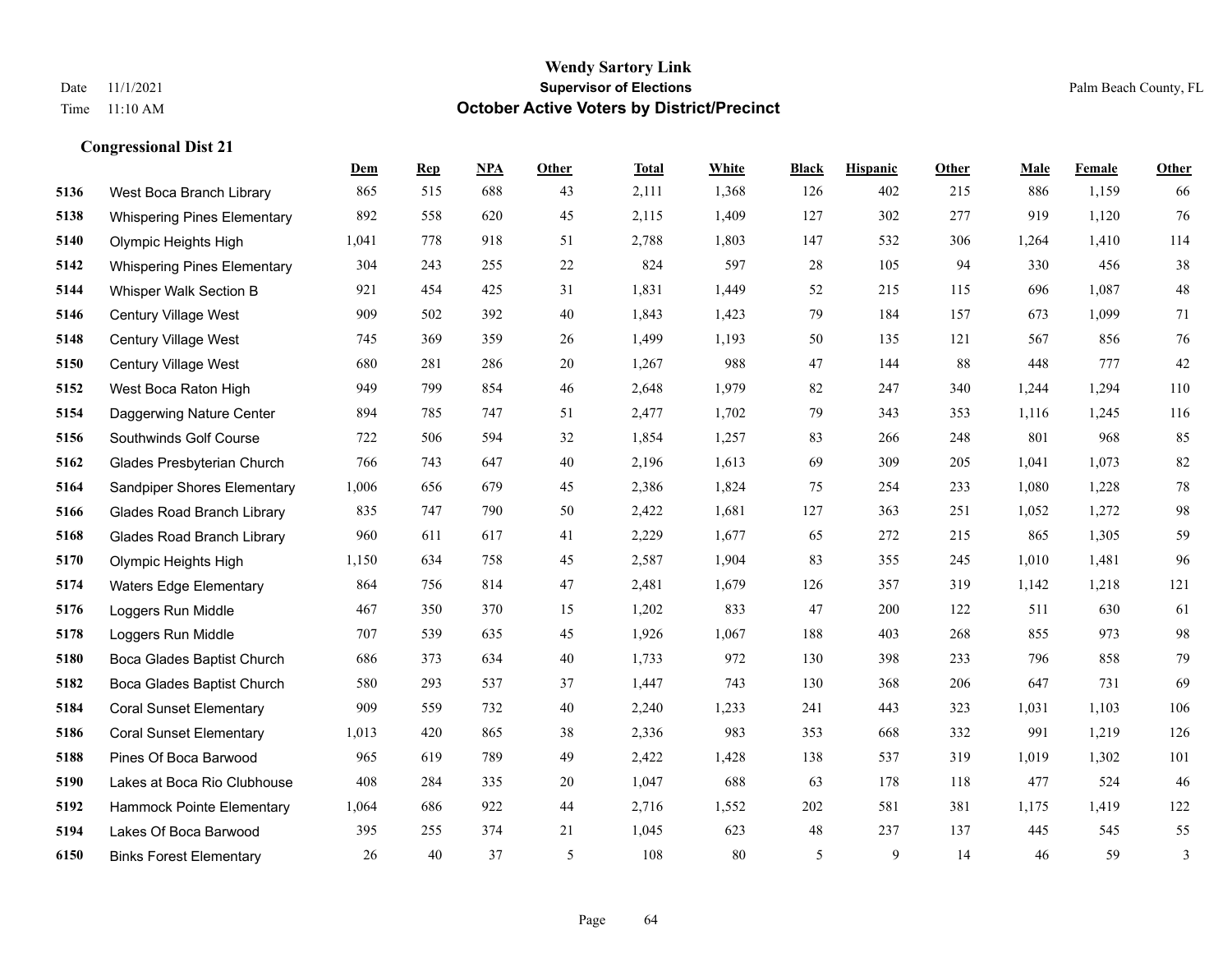**Wendy Sartory Link**

Date 11/1/2021 **Supervisor of Elections** Palm Beach County, FL

Time 11:10 AM **October Active Voters by District/Precinct**

### Congressional Dist 21

| | | Dem | Rep | NPA | Other | Total | White | Black | Hispanic | Other | Male | Female | Other |
|---|---|---|---|---|---|---|---|---|---|---|---|---|---|
| 5136 | West Boca Branch Library | 865 | 515 | 688 | 43 | 2,111 | 1,368 | 126 | 402 | 215 | 886 | 1,159 | 66 |
| 5138 | Whispering Pines Elementary | 892 | 558 | 620 | 45 | 2,115 | 1,409 | 127 | 302 | 277 | 919 | 1,120 | 76 |
| 5140 | Olympic Heights High | 1,041 | 778 | 918 | 51 | 2,788 | 1,803 | 147 | 532 | 306 | 1,264 | 1,410 | 114 |
| 5142 | Whispering Pines Elementary | 304 | 243 | 255 | 22 | 824 | 597 | 28 | 105 | 94 | 330 | 456 | 38 |
| 5144 | Whisper Walk Section B | 921 | 454 | 425 | 31 | 1,831 | 1,449 | 52 | 215 | 115 | 696 | 1,087 | 48 |
| 5146 | Century Village West | 909 | 502 | 392 | 40 | 1,843 | 1,423 | 79 | 184 | 157 | 673 | 1,099 | 71 |
| 5148 | Century Village West | 745 | 369 | 359 | 26 | 1,499 | 1,193 | 50 | 135 | 121 | 567 | 856 | 76 |
| 5150 | Century Village West | 680 | 281 | 286 | 20 | 1,267 | 988 | 47 | 144 | 88 | 448 | 777 | 42 |
| 5152 | West Boca Raton High | 949 | 799 | 854 | 46 | 2,648 | 1,979 | 82 | 247 | 340 | 1,244 | 1,294 | 110 |
| 5154 | Daggerwing Nature Center | 894 | 785 | 747 | 51 | 2,477 | 1,702 | 79 | 343 | 353 | 1,116 | 1,245 | 116 |
| 5156 | Southwinds Golf Course | 722 | 506 | 594 | 32 | 1,854 | 1,257 | 83 | 266 | 248 | 801 | 968 | 85 |
| 5162 | Glades Presbyterian Church | 766 | 743 | 647 | 40 | 2,196 | 1,613 | 69 | 309 | 205 | 1,041 | 1,073 | 82 |
| 5164 | Sandpiper Shores Elementary | 1,006 | 656 | 679 | 45 | 2,386 | 1,824 | 75 | 254 | 233 | 1,080 | 1,228 | 78 |
| 5166 | Glades Road Branch Library | 835 | 747 | 790 | 50 | 2,422 | 1,681 | 127 | 363 | 251 | 1,052 | 1,272 | 98 |
| 5168 | Glades Road Branch Library | 960 | 611 | 617 | 41 | 2,229 | 1,677 | 65 | 272 | 215 | 865 | 1,305 | 59 |
| 5170 | Olympic Heights High | 1,150 | 634 | 758 | 45 | 2,587 | 1,904 | 83 | 355 | 245 | 1,010 | 1,481 | 96 |
| 5174 | Waters Edge Elementary | 864 | 756 | 814 | 47 | 2,481 | 1,679 | 126 | 357 | 319 | 1,142 | 1,218 | 121 |
| 5176 | Loggers Run Middle | 467 | 350 | 370 | 15 | 1,202 | 833 | 47 | 200 | 122 | 511 | 630 | 61 |
| 5178 | Loggers Run Middle | 707 | 539 | 635 | 45 | 1,926 | 1,067 | 188 | 403 | 268 | 855 | 973 | 98 |
| 5180 | Boca Glades Baptist Church | 686 | 373 | 634 | 40 | 1,733 | 972 | 130 | 398 | 233 | 796 | 858 | 79 |
| 5182 | Boca Glades Baptist Church | 580 | 293 | 537 | 37 | 1,447 | 743 | 130 | 368 | 206 | 647 | 731 | 69 |
| 5184 | Coral Sunset Elementary | 909 | 559 | 732 | 40 | 2,240 | 1,233 | 241 | 443 | 323 | 1,031 | 1,103 | 106 |
| 5186 | Coral Sunset Elementary | 1,013 | 420 | 865 | 38 | 2,336 | 983 | 353 | 668 | 332 | 991 | 1,219 | 126 |
| 5188 | Pines Of Boca Barwood | 965 | 619 | 789 | 49 | 2,422 | 1,428 | 138 | 537 | 319 | 1,019 | 1,302 | 101 |
| 5190 | Lakes at Boca Rio Clubhouse | 408 | 284 | 335 | 20 | 1,047 | 688 | 63 | 178 | 118 | 477 | 524 | 46 |
| 5192 | Hammock Pointe Elementary | 1,064 | 686 | 922 | 44 | 2,716 | 1,552 | 202 | 581 | 381 | 1,175 | 1,419 | 122 |
| 5194 | Lakes Of Boca Barwood | 395 | 255 | 374 | 21 | 1,045 | 623 | 48 | 237 | 137 | 445 | 545 | 55 |
| 6150 | Binks Forest Elementary | 26 | 40 | 37 | 5 | 108 | 80 | 5 | 9 | 14 | 46 | 59 | 3 |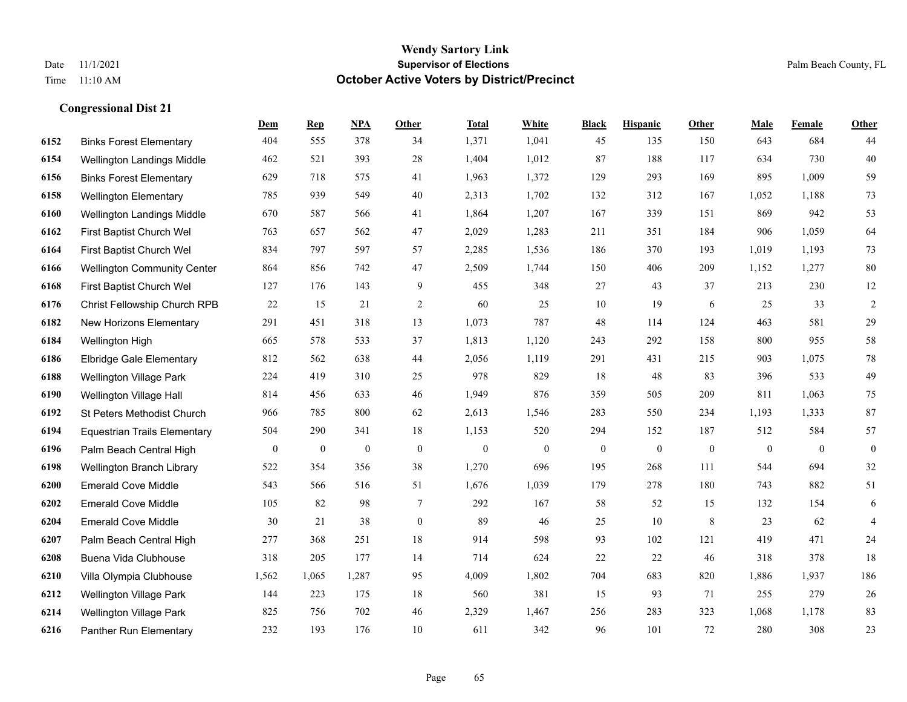# Wendy Sartory Link

**Supervisor of Elections**

**October Active Voters by District/Precinct**

Date 11/1/2021
Time 11:10 AM

Palm Beach County, FL

### Congressional Dist 21

| | | Dem | Rep | NPA | Other | Total | White | Black | Hispanic | Other | Male | Female | Other |
|---|---|---|---|---|---|---|---|---|---|---|---|---|---|
| 6152 | Binks Forest Elementary | 404 | 555 | 378 | 34 | 1,371 | 1,041 | 45 | 135 | 150 | 643 | 684 | 44 |
| 6154 | Wellington Landings Middle | 462 | 521 | 393 | 28 | 1,404 | 1,012 | 87 | 188 | 117 | 634 | 730 | 40 |
| 6156 | Binks Forest Elementary | 629 | 718 | 575 | 41 | 1,963 | 1,372 | 129 | 293 | 169 | 895 | 1,009 | 59 |
| 6158 | Wellington Elementary | 785 | 939 | 549 | 40 | 2,313 | 1,702 | 132 | 312 | 167 | 1,052 | 1,188 | 73 |
| 6160 | Wellington Landings Middle | 670 | 587 | 566 | 41 | 1,864 | 1,207 | 167 | 339 | 151 | 869 | 942 | 53 |
| 6162 | First Baptist Church Wel | 763 | 657 | 562 | 47 | 2,029 | 1,283 | 211 | 351 | 184 | 906 | 1,059 | 64 |
| 6164 | First Baptist Church Wel | 834 | 797 | 597 | 57 | 2,285 | 1,536 | 186 | 370 | 193 | 1,019 | 1,193 | 73 |
| 6166 | Wellington Community Center | 864 | 856 | 742 | 47 | 2,509 | 1,744 | 150 | 406 | 209 | 1,152 | 1,277 | 80 |
| 6168 | First Baptist Church Wel | 127 | 176 | 143 | 9 | 455 | 348 | 27 | 43 | 37 | 213 | 230 | 12 |
| 6176 | Christ Fellowship Church RPB | 22 | 15 | 21 | 2 | 60 | 25 | 10 | 19 | 6 | 25 | 33 | 2 |
| 6182 | New Horizons Elementary | 291 | 451 | 318 | 13 | 1,073 | 787 | 48 | 114 | 124 | 463 | 581 | 29 |
| 6184 | Wellington High | 665 | 578 | 533 | 37 | 1,813 | 1,120 | 243 | 292 | 158 | 800 | 955 | 58 |
| 6186 | Elbridge Gale Elementary | 812 | 562 | 638 | 44 | 2,056 | 1,119 | 291 | 431 | 215 | 903 | 1,075 | 78 |
| 6188 | Wellington Village Park | 224 | 419 | 310 | 25 | 978 | 829 | 18 | 48 | 83 | 396 | 533 | 49 |
| 6190 | Wellington Village Hall | 814 | 456 | 633 | 46 | 1,949 | 876 | 359 | 505 | 209 | 811 | 1,063 | 75 |
| 6192 | St Peters Methodist Church | 966 | 785 | 800 | 62 | 2,613 | 1,546 | 283 | 550 | 234 | 1,193 | 1,333 | 87 |
| 6194 | Equestrian Trails Elementary | 504 | 290 | 341 | 18 | 1,153 | 520 | 294 | 152 | 187 | 512 | 584 | 57 |
| 6196 | Palm Beach Central High | 0 | 0 | 0 | 0 | 0 | 0 | 0 | 0 | 0 | 0 | 0 | 0 |
| 6198 | Wellington Branch Library | 522 | 354 | 356 | 38 | 1,270 | 696 | 195 | 268 | 111 | 544 | 694 | 32 |
| 6200 | Emerald Cove Middle | 543 | 566 | 516 | 51 | 1,676 | 1,039 | 179 | 278 | 180 | 743 | 882 | 51 |
| 6202 | Emerald Cove Middle | 105 | 82 | 98 | 7 | 292 | 167 | 58 | 52 | 15 | 132 | 154 | 6 |
| 6204 | Emerald Cove Middle | 30 | 21 | 38 | 0 | 89 | 46 | 25 | 10 | 8 | 23 | 62 | 4 |
| 6207 | Palm Beach Central High | 277 | 368 | 251 | 18 | 914 | 598 | 93 | 102 | 121 | 419 | 471 | 24 |
| 6208 | Buena Vida Clubhouse | 318 | 205 | 177 | 14 | 714 | 624 | 22 | 22 | 46 | 318 | 378 | 18 |
| 6210 | Villa Olympia Clubhouse | 1,562 | 1,065 | 1,287 | 95 | 4,009 | 1,802 | 704 | 683 | 820 | 1,886 | 1,937 | 186 |
| 6212 | Wellington Village Park | 144 | 223 | 175 | 18 | 560 | 381 | 15 | 93 | 71 | 255 | 279 | 26 |
| 6214 | Wellington Village Park | 825 | 756 | 702 | 46 | 2,329 | 1,467 | 256 | 283 | 323 | 1,068 | 1,178 | 83 |
| 6216 | Panther Run Elementary | 232 | 193 | 176 | 10 | 611 | 342 | 96 | 101 | 72 | 280 | 308 | 23 |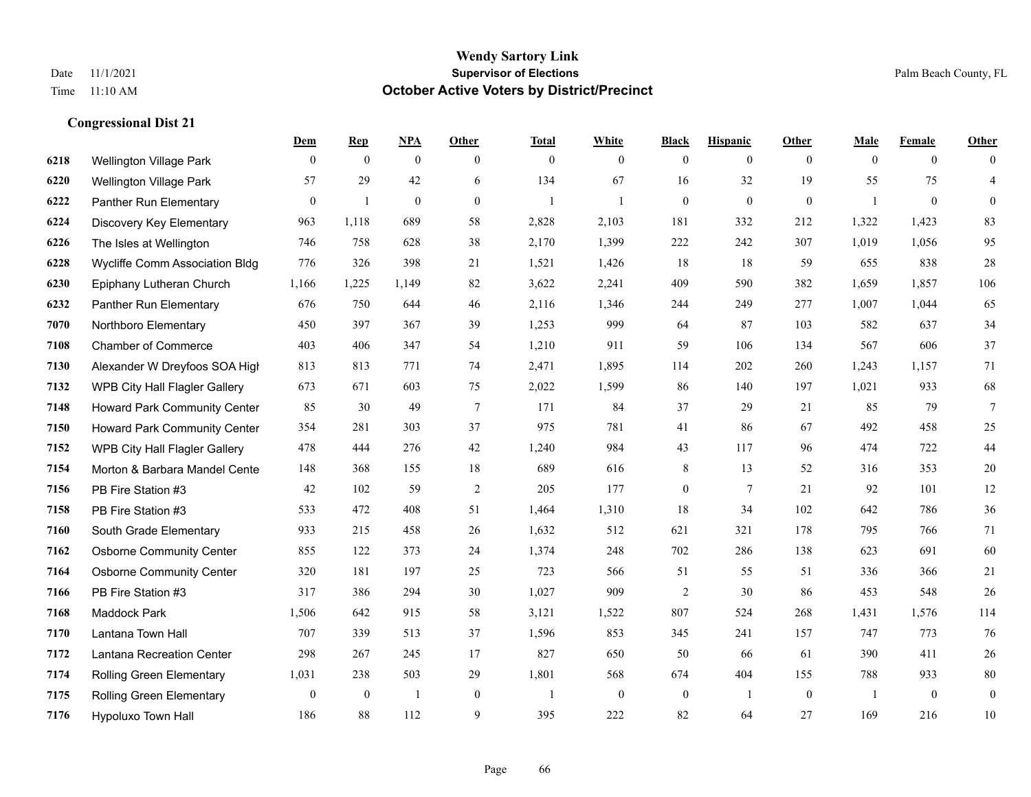# Wendy Sartory Link
## Supervisor of Elections
## October Active Voters by District/Precinct

Date 11/1/2021
Time 11:10 AM

Palm Beach County, FL

### Congressional Dist 21

| | | Dem | Rep | NPA | Other | Total | White | Black | Hispanic | Other | Male | Female | Other |
|---|---|---|---|---|---|---|---|---|---|---|---|---|---|
| 6218 | Wellington Village Park | 0 | 0 | 0 | 0 | 0 | 0 | 0 | 0 | 0 | 0 | 0 | 0 |
| 6220 | Wellington Village Park | 57 | 29 | 42 | 6 | 134 | 67 | 16 | 32 | 19 | 55 | 75 | 4 |
| 6222 | Panther Run Elementary | 0 | 1 | 0 | 0 | 1 | 1 | 0 | 0 | 0 | 1 | 0 | 0 |
| 6224 | Discovery Key Elementary | 963 | 1,118 | 689 | 58 | 2,828 | 2,103 | 181 | 332 | 212 | 1,322 | 1,423 | 83 |
| 6226 | The Isles at Wellington | 746 | 758 | 628 | 38 | 2,170 | 1,399 | 222 | 242 | 307 | 1,019 | 1,056 | 95 |
| 6228 | Wycliffe Comm Association Bldg | 776 | 326 | 398 | 21 | 1,521 | 1,426 | 18 | 18 | 59 | 655 | 838 | 28 |
| 6230 | Epiphany Lutheran Church | 1,166 | 1,225 | 1,149 | 82 | 3,622 | 2,241 | 409 | 590 | 382 | 1,659 | 1,857 | 106 |
| 6232 | Panther Run Elementary | 676 | 750 | 644 | 46 | 2,116 | 1,346 | 244 | 249 | 277 | 1,007 | 1,044 | 65 |
| 7070 | Northboro Elementary | 450 | 397 | 367 | 39 | 1,253 | 999 | 64 | 87 | 103 | 582 | 637 | 34 |
| 7108 | Chamber of Commerce | 403 | 406 | 347 | 54 | 1,210 | 911 | 59 | 106 | 134 | 567 | 606 | 37 |
| 7130 | Alexander W Dreyfoos SOA High | 813 | 813 | 771 | 74 | 2,471 | 1,895 | 114 | 202 | 260 | 1,243 | 1,157 | 71 |
| 7132 | WPB City Hall Flagler Gallery | 673 | 671 | 603 | 75 | 2,022 | 1,599 | 86 | 140 | 197 | 1,021 | 933 | 68 |
| 7148 | Howard Park Community Center | 85 | 30 | 49 | 7 | 171 | 84 | 37 | 29 | 21 | 85 | 79 | 7 |
| 7150 | Howard Park Community Center | 354 | 281 | 303 | 37 | 975 | 781 | 41 | 86 | 67 | 492 | 458 | 25 |
| 7152 | WPB City Hall Flagler Gallery | 478 | 444 | 276 | 42 | 1,240 | 984 | 43 | 117 | 96 | 474 | 722 | 44 |
| 7154 | Morton & Barbara Mandel Cente | 148 | 368 | 155 | 18 | 689 | 616 | 8 | 13 | 52 | 316 | 353 | 20 |
| 7156 | PB Fire Station #3 | 42 | 102 | 59 | 2 | 205 | 177 | 0 | 7 | 21 | 92 | 101 | 12 |
| 7158 | PB Fire Station #3 | 533 | 472 | 408 | 51 | 1,464 | 1,310 | 18 | 34 | 102 | 642 | 786 | 36 |
| 7160 | South Grade Elementary | 933 | 215 | 458 | 26 | 1,632 | 512 | 621 | 321 | 178 | 795 | 766 | 71 |
| 7162 | Osborne Community Center | 855 | 122 | 373 | 24 | 1,374 | 248 | 702 | 286 | 138 | 623 | 691 | 60 |
| 7164 | Osborne Community Center | 320 | 181 | 197 | 25 | 723 | 566 | 51 | 55 | 51 | 336 | 366 | 21 |
| 7166 | PB Fire Station #3 | 317 | 386 | 294 | 30 | 1,027 | 909 | 2 | 30 | 86 | 453 | 548 | 26 |
| 7168 | Maddock Park | 1,506 | 642 | 915 | 58 | 3,121 | 1,522 | 807 | 524 | 268 | 1,431 | 1,576 | 114 |
| 7170 | Lantana Town Hall | 707 | 339 | 513 | 37 | 1,596 | 853 | 345 | 241 | 157 | 747 | 773 | 76 |
| 7172 | Lantana Recreation Center | 298 | 267 | 245 | 17 | 827 | 650 | 50 | 66 | 61 | 390 | 411 | 26 |
| 7174 | Rolling Green Elementary | 1,031 | 238 | 503 | 29 | 1,801 | 568 | 674 | 404 | 155 | 788 | 933 | 80 |
| 7175 | Rolling Green Elementary | 0 | 0 | 1 | 0 | 1 | 0 | 0 | 1 | 0 | 1 | 0 | 0 |
| 7176 | Hypoluxo Town Hall | 186 | 88 | 112 | 9 | 395 | 222 | 82 | 64 | 27 | 169 | 216 | 10 |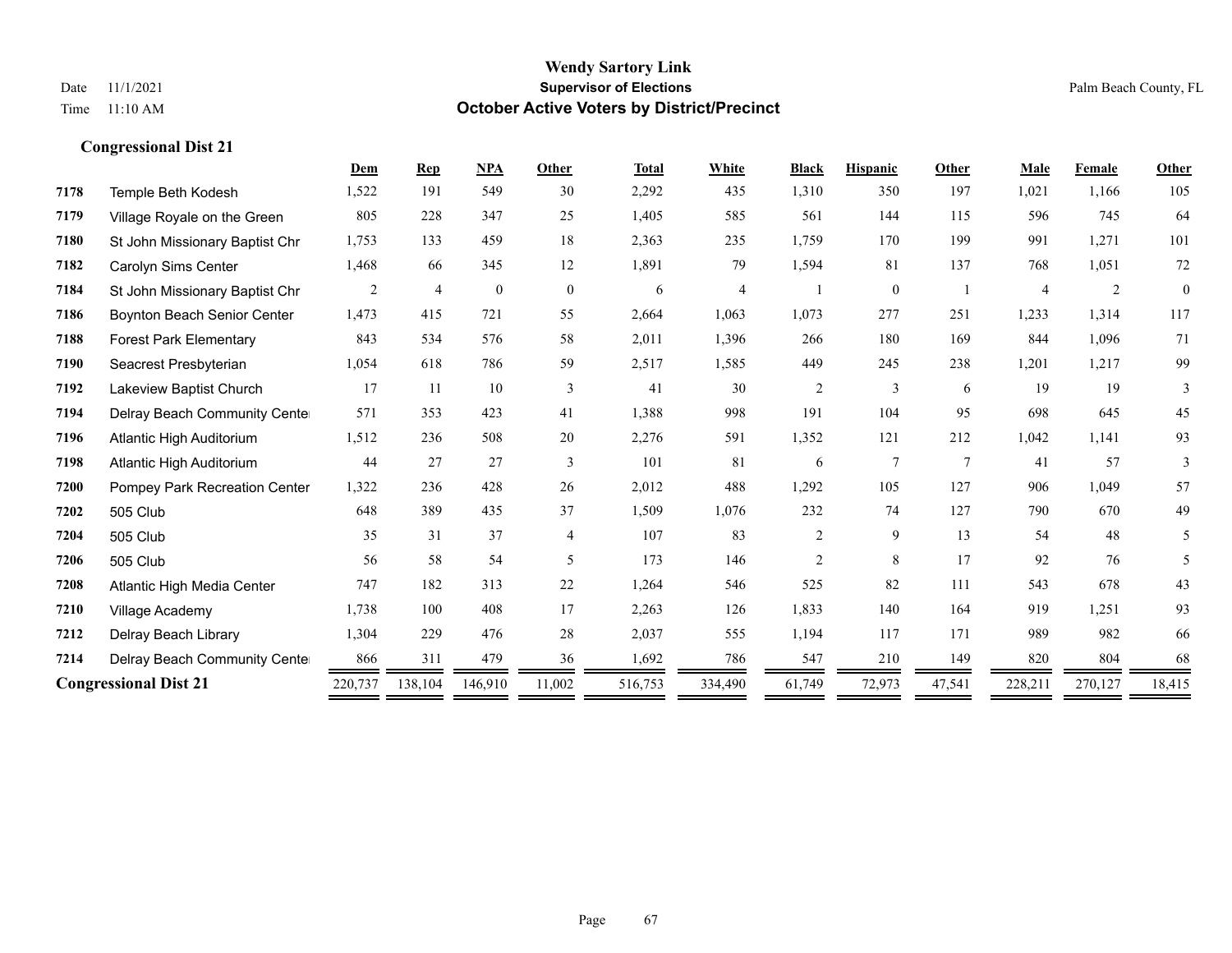# Wendy Sartory Link

**Supervisor of Elections**

**October Active Voters by District/Precinct**

Date 11/1/2021
Time 11:10 AM

Palm Beach County, FL

### Congressional Dist 21

| | | Dem | Rep | NPA | Other | Total | White | Black | Hispanic | Other | Male | Female | Other |
|---|---|---|---|---|---|---|---|---|---|---|---|---|---|
| 7178 | Temple Beth Kodesh | 1,522 | 191 | 549 | 30 | 2,292 | 435 | 1,310 | 350 | 197 | 1,021 | 1,166 | 105 |
| 7179 | Village Royale on the Green | 805 | 228 | 347 | 25 | 1,405 | 585 | 561 | 144 | 115 | 596 | 745 | 64 |
| 7180 | St John Missionary Baptist Chr | 1,753 | 133 | 459 | 18 | 2,363 | 235 | 1,759 | 170 | 199 | 991 | 1,271 | 101 |
| 7182 | Carolyn Sims Center | 1,468 | 66 | 345 | 12 | 1,891 | 79 | 1,594 | 81 | 137 | 768 | 1,051 | 72 |
| 7184 | St John Missionary Baptist Chr | 2 | 4 | 0 | 0 | 6 | 4 | 1 | 0 | 1 | 4 | 2 | 0 |
| 7186 | Boynton Beach Senior Center | 1,473 | 415 | 721 | 55 | 2,664 | 1,063 | 1,073 | 277 | 251 | 1,233 | 1,314 | 117 |
| 7188 | Forest Park Elementary | 843 | 534 | 576 | 58 | 2,011 | 1,396 | 266 | 180 | 169 | 844 | 1,096 | 71 |
| 7190 | Seacrest Presbyterian | 1,054 | 618 | 786 | 59 | 2,517 | 1,585 | 449 | 245 | 238 | 1,201 | 1,217 | 99 |
| 7192 | Lakeview Baptist Church | 17 | 11 | 10 | 3 | 41 | 30 | 2 | 3 | 6 | 19 | 19 | 3 |
| 7194 | Delray Beach Community Center | 571 | 353 | 423 | 41 | 1,388 | 998 | 191 | 104 | 95 | 698 | 645 | 45 |
| 7196 | Atlantic High Auditorium | 1,512 | 236 | 508 | 20 | 2,276 | 591 | 1,352 | 121 | 212 | 1,042 | 1,141 | 93 |
| 7198 | Atlantic High Auditorium | 44 | 27 | 27 | 3 | 101 | 81 | 6 | 7 | 7 | 41 | 57 | 3 |
| 7200 | Pompey Park Recreation Center | 1,322 | 236 | 428 | 26 | 2,012 | 488 | 1,292 | 105 | 127 | 906 | 1,049 | 57 |
| 7202 | 505 Club | 648 | 389 | 435 | 37 | 1,509 | 1,076 | 232 | 74 | 127 | 790 | 670 | 49 |
| 7204 | 505 Club | 35 | 31 | 37 | 4 | 107 | 83 | 2 | 9 | 13 | 54 | 48 | 5 |
| 7206 | 505 Club | 56 | 58 | 54 | 5 | 173 | 146 | 2 | 8 | 17 | 92 | 76 | 5 |
| 7208 | Atlantic High Media Center | 747 | 182 | 313 | 22 | 1,264 | 546 | 525 | 82 | 111 | 543 | 678 | 43 |
| 7210 | Village Academy | 1,738 | 100 | 408 | 17 | 2,263 | 126 | 1,833 | 140 | 164 | 919 | 1,251 | 93 |
| 7212 | Delray Beach Library | 1,304 | 229 | 476 | 28 | 2,037 | 555 | 1,194 | 117 | 171 | 989 | 982 | 66 |
| 7214 | Delray Beach Community Center | 866 | 311 | 479 | 36 | 1,692 | 786 | 547 | 210 | 149 | 820 | 804 | 68 |
| **Congressional Dist 21** | | 220,737 | 138,104 | 146,910 | 11,002 | 516,753 | 334,490 | 61,749 | 72,973 | 47,541 | 228,211 | 270,127 | 18,415 |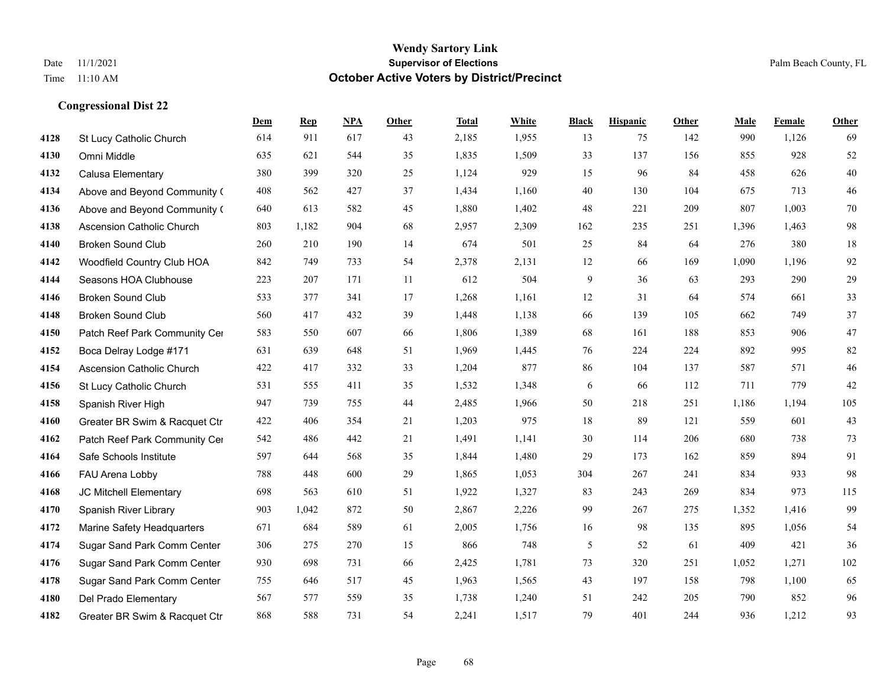# Wendy Sartory Link

## Supervisor of Elections

## October Active Voters by District/Precinct

Date 11/1/2021
Time 11:10 AM

Palm Beach County, FL

### Congressional Dist 22

| | | Dem | Rep | NPA | Other | Total | White | Black | Hispanic | Other | Male | Female | Other |
|---|---|---|---|---|---|---|---|---|---|---|---|---|---|
| 4128 | St Lucy Catholic Church | 614 | 911 | 617 | 43 | 2,185 | 1,955 | 13 | 75 | 142 | 990 | 1,126 | 69 |
| 4130 | Omni Middle | 635 | 621 | 544 | 35 | 1,835 | 1,509 | 33 | 137 | 156 | 855 | 928 | 52 |
| 4132 | Calusa Elementary | 380 | 399 | 320 | 25 | 1,124 | 929 | 15 | 96 | 84 | 458 | 626 | 40 |
| 4134 | Above and Beyond Community ( | 408 | 562 | 427 | 37 | 1,434 | 1,160 | 40 | 130 | 104 | 675 | 713 | 46 |
| 4136 | Above and Beyond Community ( | 640 | 613 | 582 | 45 | 1,880 | 1,402 | 48 | 221 | 209 | 807 | 1,003 | 70 |
| 4138 | Ascension Catholic Church | 803 | 1,182 | 904 | 68 | 2,957 | 2,309 | 162 | 235 | 251 | 1,396 | 1,463 | 98 |
| 4140 | Broken Sound Club | 260 | 210 | 190 | 14 | 674 | 501 | 25 | 84 | 64 | 276 | 380 | 18 |
| 4142 | Woodfield Country Club HOA | 842 | 749 | 733 | 54 | 2,378 | 2,131 | 12 | 66 | 169 | 1,090 | 1,196 | 92 |
| 4144 | Seasons HOA Clubhouse | 223 | 207 | 171 | 11 | 612 | 504 | 9 | 36 | 63 | 293 | 290 | 29 |
| 4146 | Broken Sound Club | 533 | 377 | 341 | 17 | 1,268 | 1,161 | 12 | 31 | 64 | 574 | 661 | 33 |
| 4148 | Broken Sound Club | 560 | 417 | 432 | 39 | 1,448 | 1,138 | 66 | 139 | 105 | 662 | 749 | 37 |
| 4150 | Patch Reef Park Community Cer | 583 | 550 | 607 | 66 | 1,806 | 1,389 | 68 | 161 | 188 | 853 | 906 | 47 |
| 4152 | Boca Delray Lodge #171 | 631 | 639 | 648 | 51 | 1,969 | 1,445 | 76 | 224 | 224 | 892 | 995 | 82 |
| 4154 | Ascension Catholic Church | 422 | 417 | 332 | 33 | 1,204 | 877 | 86 | 104 | 137 | 587 | 571 | 46 |
| 4156 | St Lucy Catholic Church | 531 | 555 | 411 | 35 | 1,532 | 1,348 | 6 | 66 | 112 | 711 | 779 | 42 |
| 4158 | Spanish River High | 947 | 739 | 755 | 44 | 2,485 | 1,966 | 50 | 218 | 251 | 1,186 | 1,194 | 105 |
| 4160 | Greater BR Swim & Racquet Ctr | 422 | 406 | 354 | 21 | 1,203 | 975 | 18 | 89 | 121 | 559 | 601 | 43 |
| 4162 | Patch Reef Park Community Cer | 542 | 486 | 442 | 21 | 1,491 | 1,141 | 30 | 114 | 206 | 680 | 738 | 73 |
| 4164 | Safe Schools Institute | 597 | 644 | 568 | 35 | 1,844 | 1,480 | 29 | 173 | 162 | 859 | 894 | 91 |
| 4166 | FAU Arena Lobby | 788 | 448 | 600 | 29 | 1,865 | 1,053 | 304 | 267 | 241 | 834 | 933 | 98 |
| 4168 | JC Mitchell Elementary | 698 | 563 | 610 | 51 | 1,922 | 1,327 | 83 | 243 | 269 | 834 | 973 | 115 |
| 4170 | Spanish River Library | 903 | 1,042 | 872 | 50 | 2,867 | 2,226 | 99 | 267 | 275 | 1,352 | 1,416 | 99 |
| 4172 | Marine Safety Headquarters | 671 | 684 | 589 | 61 | 2,005 | 1,756 | 16 | 98 | 135 | 895 | 1,056 | 54 |
| 4174 | Sugar Sand Park Comm Center | 306 | 275 | 270 | 15 | 866 | 748 | 5 | 52 | 61 | 409 | 421 | 36 |
| 4176 | Sugar Sand Park Comm Center | 930 | 698 | 731 | 66 | 2,425 | 1,781 | 73 | 320 | 251 | 1,052 | 1,271 | 102 |
| 4178 | Sugar Sand Park Comm Center | 755 | 646 | 517 | 45 | 1,963 | 1,565 | 43 | 197 | 158 | 798 | 1,100 | 65 |
| 4180 | Del Prado Elementary | 567 | 577 | 559 | 35 | 1,738 | 1,240 | 51 | 242 | 205 | 790 | 852 | 96 |
| 4182 | Greater BR Swim & Racquet Ctr | 868 | 588 | 731 | 54 | 2,241 | 1,517 | 79 | 401 | 244 | 936 | 1,212 | 93 |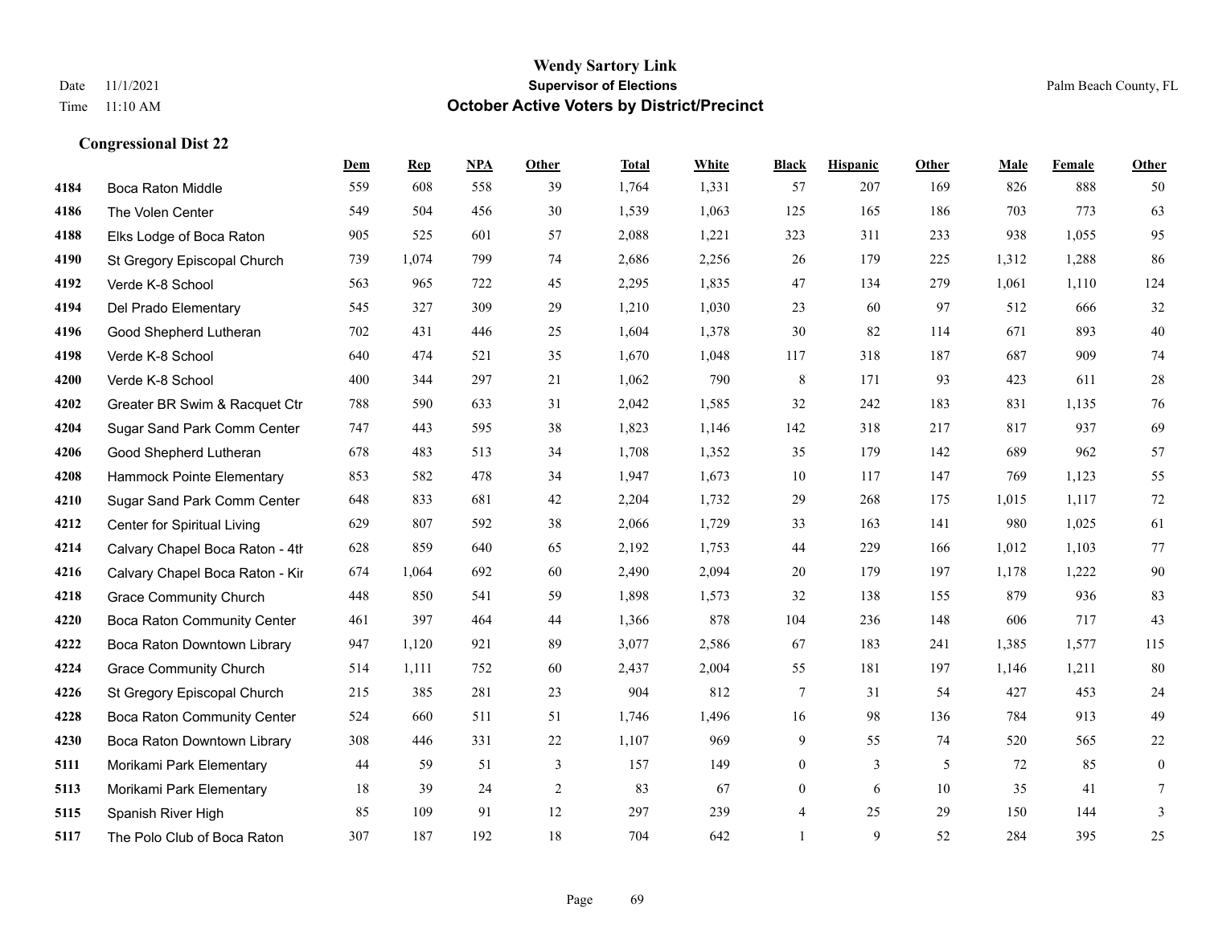# Wendy Sartory Link

**Supervisor of Elections**

**October Active Voters by District/Precinct**

Date 11/1/2021
Time 11:10 AM

Palm Beach County, FL

## Congressional Dist 22

| | | Dem | Rep | NPA | Other | Total | White | Black | Hispanic | Other | Male | Female | Other |
|---|---|---|---|---|---|---|---|---|---|---|---|---|---|
| 4184 | Boca Raton Middle | 559 | 608 | 558 | 39 | 1,764 | 1,331 | 57 | 207 | 169 | 826 | 888 | 50 |
| 4186 | The Volen Center | 549 | 504 | 456 | 30 | 1,539 | 1,063 | 125 | 165 | 186 | 703 | 773 | 63 |
| 4188 | Elks Lodge of Boca Raton | 905 | 525 | 601 | 57 | 2,088 | 1,221 | 323 | 311 | 233 | 938 | 1,055 | 95 |
| 4190 | St Gregory Episcopal Church | 739 | 1,074 | 799 | 74 | 2,686 | 2,256 | 26 | 179 | 225 | 1,312 | 1,288 | 86 |
| 4192 | Verde K-8 School | 563 | 965 | 722 | 45 | 2,295 | 1,835 | 47 | 134 | 279 | 1,061 | 1,110 | 124 |
| 4194 | Del Prado Elementary | 545 | 327 | 309 | 29 | 1,210 | 1,030 | 23 | 60 | 97 | 512 | 666 | 32 |
| 4196 | Good Shepherd Lutheran | 702 | 431 | 446 | 25 | 1,604 | 1,378 | 30 | 82 | 114 | 671 | 893 | 40 |
| 4198 | Verde K-8 School | 640 | 474 | 521 | 35 | 1,670 | 1,048 | 117 | 318 | 187 | 687 | 909 | 74 |
| 4200 | Verde K-8 School | 400 | 344 | 297 | 21 | 1,062 | 790 | 8 | 171 | 93 | 423 | 611 | 28 |
| 4202 | Greater BR Swim & Racquet Ctr | 788 | 590 | 633 | 31 | 2,042 | 1,585 | 32 | 242 | 183 | 831 | 1,135 | 76 |
| 4204 | Sugar Sand Park Comm Center | 747 | 443 | 595 | 38 | 1,823 | 1,146 | 142 | 318 | 217 | 817 | 937 | 69 |
| 4206 | Good Shepherd Lutheran | 678 | 483 | 513 | 34 | 1,708 | 1,352 | 35 | 179 | 142 | 689 | 962 | 57 |
| 4208 | Hammock Pointe Elementary | 853 | 582 | 478 | 34 | 1,947 | 1,673 | 10 | 117 | 147 | 769 | 1,123 | 55 |
| 4210 | Sugar Sand Park Comm Center | 648 | 833 | 681 | 42 | 2,204 | 1,732 | 29 | 268 | 175 | 1,015 | 1,117 | 72 |
| 4212 | Center for Spiritual Living | 629 | 807 | 592 | 38 | 2,066 | 1,729 | 33 | 163 | 141 | 980 | 1,025 | 61 |
| 4214 | Calvary Chapel Boca Raton - 4th | 628 | 859 | 640 | 65 | 2,192 | 1,753 | 44 | 229 | 166 | 1,012 | 1,103 | 77 |
| 4216 | Calvary Chapel Boca Raton - Kir | 674 | 1,064 | 692 | 60 | 2,490 | 2,094 | 20 | 179 | 197 | 1,178 | 1,222 | 90 |
| 4218 | Grace Community Church | 448 | 850 | 541 | 59 | 1,898 | 1,573 | 32 | 138 | 155 | 879 | 936 | 83 |
| 4220 | Boca Raton Community Center | 461 | 397 | 464 | 44 | 1,366 | 878 | 104 | 236 | 148 | 606 | 717 | 43 |
| 4222 | Boca Raton Downtown Library | 947 | 1,120 | 921 | 89 | 3,077 | 2,586 | 67 | 183 | 241 | 1,385 | 1,577 | 115 |
| 4224 | Grace Community Church | 514 | 1,111 | 752 | 60 | 2,437 | 2,004 | 55 | 181 | 197 | 1,146 | 1,211 | 80 |
| 4226 | St Gregory Episcopal Church | 215 | 385 | 281 | 23 | 904 | 812 | 7 | 31 | 54 | 427 | 453 | 24 |
| 4228 | Boca Raton Community Center | 524 | 660 | 511 | 51 | 1,746 | 1,496 | 16 | 98 | 136 | 784 | 913 | 49 |
| 4230 | Boca Raton Downtown Library | 308 | 446 | 331 | 22 | 1,107 | 969 | 9 | 55 | 74 | 520 | 565 | 22 |
| 5111 | Morikami Park Elementary | 44 | 59 | 51 | 3 | 157 | 149 | 0 | 3 | 5 | 72 | 85 | 0 |
| 5113 | Morikami Park Elementary | 18 | 39 | 24 | 2 | 83 | 67 | 0 | 6 | 10 | 35 | 41 | 7 |
| 5115 | Spanish River High | 85 | 109 | 91 | 12 | 297 | 239 | 4 | 25 | 29 | 150 | 144 | 3 |
| 5117 | The Polo Club of Boca Raton | 307 | 187 | 192 | 18 | 704 | 642 | 1 | 9 | 52 | 284 | 395 | 25 |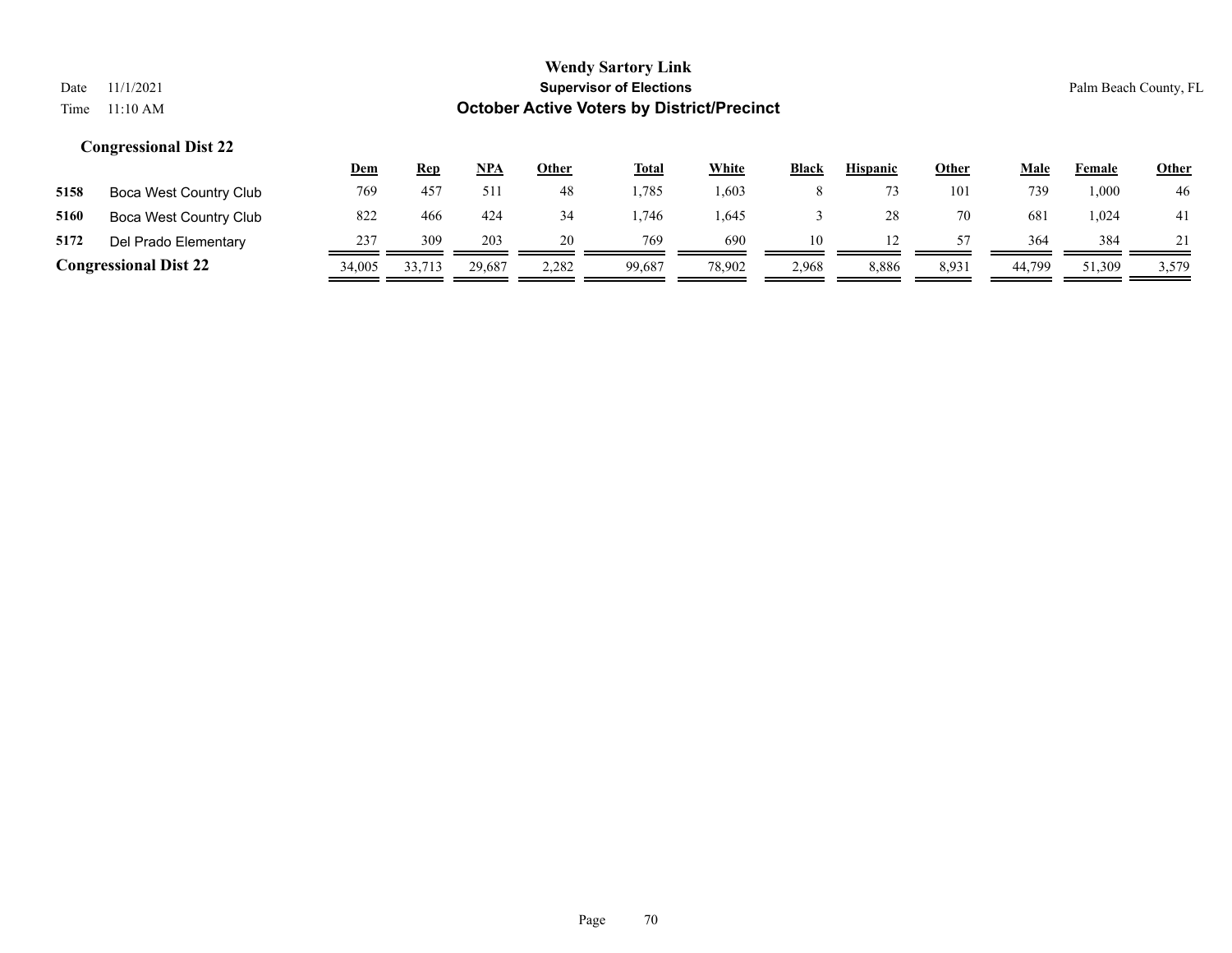**Wendy Sartory Link**
**Supervisor of Elections**
**October Active Voters by District/Precinct**

Date 11/1/2021
Time 11:10 AM

Palm Beach County, FL

### Congressional Dist 22

| | | Dem | Rep | NPA | Other | Total | White | Black | Hispanic | Other | Male | Female | Other |
|---|---|---|---|---|---|---|---|---|---|---|---|---|---|
| 5158 | Boca West Country Club | 769 | 457 | 511 | 48 | 1,785 | 1,603 | 8 | 73 | 101 | 739 | 1,000 | 46 |
| 5160 | Boca West Country Club | 822 | 466 | 424 | 34 | 1,746 | 1,645 | 3 | 28 | 70 | 681 | 1,024 | 41 |
| 5172 | Del Prado Elementary | 237 | 309 | 203 | 20 | 769 | 690 | 10 | 12 | 57 | 364 | 384 | 21 |
| **Congressional Dist 22** | | 34,005 | 33,713 | 29,687 | 2,282 | 99,687 | 78,902 | 2,968 | 8,886 | 8,931 | 44,799 | 51,309 | 3,579 |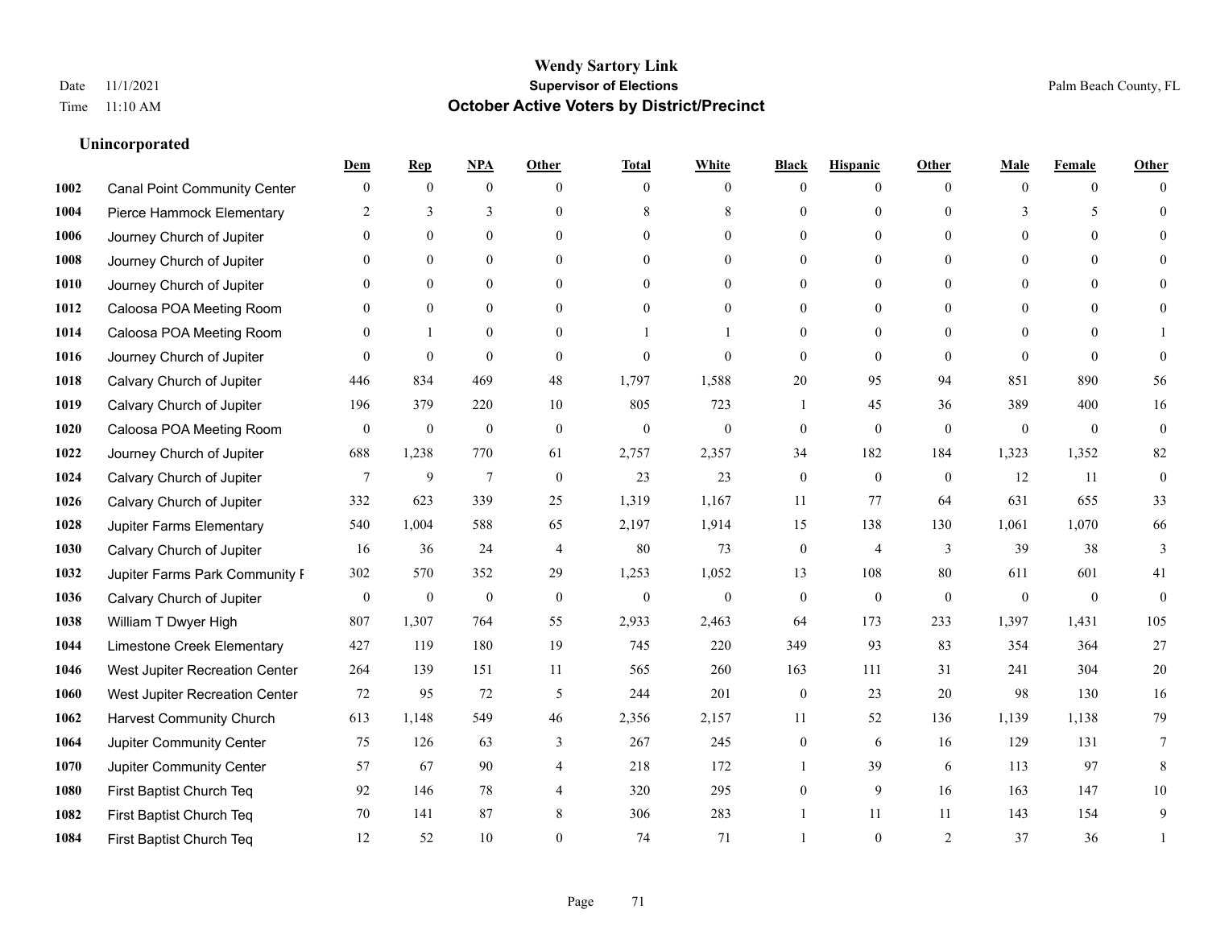# Wendy Sartory Link

**Supervisor of Elections**

**October Active Voters by District/Precinct**

Date 11/1/2021
Time 11:10 AM

Palm Beach County, FL

### Unincorporated

| | | Dem | Rep | NPA | Other | Total | White | Black | Hispanic | Other | Male | Female | Other |
|---|---|---|---|---|---|---|---|---|---|---|---|---|---|
| 1002 | Canal Point Community Center | 0 | 0 | 0 | 0 | 0 | 0 | 0 | 0 | 0 | 0 | 0 | 0 |
| 1004 | Pierce Hammock Elementary | 2 | 3 | 3 | 0 | 8 | 8 | 0 | 0 | 0 | 3 | 5 | 0 |
| 1006 | Journey Church of Jupiter | 0 | 0 | 0 | 0 | 0 | 0 | 0 | 0 | 0 | 0 | 0 | 0 |
| 1008 | Journey Church of Jupiter | 0 | 0 | 0 | 0 | 0 | 0 | 0 | 0 | 0 | 0 | 0 | 0 |
| 1010 | Journey Church of Jupiter | 0 | 0 | 0 | 0 | 0 | 0 | 0 | 0 | 0 | 0 | 0 | 0 |
| 1012 | Caloosa POA Meeting Room | 0 | 0 | 0 | 0 | 0 | 0 | 0 | 0 | 0 | 0 | 0 | 0 |
| 1014 | Caloosa POA Meeting Room | 0 | 1 | 0 | 0 | 1 | 1 | 0 | 0 | 0 | 0 | 0 | 1 |
| 1016 | Journey Church of Jupiter | 0 | 0 | 0 | 0 | 0 | 0 | 0 | 0 | 0 | 0 | 0 | 0 |
| 1018 | Calvary Church of Jupiter | 446 | 834 | 469 | 48 | 1,797 | 1,588 | 20 | 95 | 94 | 851 | 890 | 56 |
| 1019 | Calvary Church of Jupiter | 196 | 379 | 220 | 10 | 805 | 723 | 1 | 45 | 36 | 389 | 400 | 16 |
| 1020 | Caloosa POA Meeting Room | 0 | 0 | 0 | 0 | 0 | 0 | 0 | 0 | 0 | 0 | 0 | 0 |
| 1022 | Journey Church of Jupiter | 688 | 1,238 | 770 | 61 | 2,757 | 2,357 | 34 | 182 | 184 | 1,323 | 1,352 | 82 |
| 1024 | Calvary Church of Jupiter | 7 | 9 | 7 | 0 | 23 | 23 | 0 | 0 | 0 | 12 | 11 | 0 |
| 1026 | Calvary Church of Jupiter | 332 | 623 | 339 | 25 | 1,319 | 1,167 | 11 | 77 | 64 | 631 | 655 | 33 |
| 1028 | Jupiter Farms Elementary | 540 | 1,004 | 588 | 65 | 2,197 | 1,914 | 15 | 138 | 130 | 1,061 | 1,070 | 66 |
| 1030 | Calvary Church of Jupiter | 16 | 36 | 24 | 4 | 80 | 73 | 0 | 4 | 3 | 39 | 38 | 3 |
| 1032 | Jupiter Farms Park Community F | 302 | 570 | 352 | 29 | 1,253 | 1,052 | 13 | 108 | 80 | 611 | 601 | 41 |
| 1036 | Calvary Church of Jupiter | 0 | 0 | 0 | 0 | 0 | 0 | 0 | 0 | 0 | 0 | 0 | 0 |
| 1038 | William T Dwyer High | 807 | 1,307 | 764 | 55 | 2,933 | 2,463 | 64 | 173 | 233 | 1,397 | 1,431 | 105 |
| 1044 | Limestone Creek Elementary | 427 | 119 | 180 | 19 | 745 | 220 | 349 | 93 | 83 | 354 | 364 | 27 |
| 1046 | West Jupiter Recreation Center | 264 | 139 | 151 | 11 | 565 | 260 | 163 | 111 | 31 | 241 | 304 | 20 |
| 1060 | West Jupiter Recreation Center | 72 | 95 | 72 | 5 | 244 | 201 | 0 | 23 | 20 | 98 | 130 | 16 |
| 1062 | Harvest Community Church | 613 | 1,148 | 549 | 46 | 2,356 | 2,157 | 11 | 52 | 136 | 1,139 | 1,138 | 79 |
| 1064 | Jupiter Community Center | 75 | 126 | 63 | 3 | 267 | 245 | 0 | 6 | 16 | 129 | 131 | 7 |
| 1070 | Jupiter Community Center | 57 | 67 | 90 | 4 | 218 | 172 | 1 | 39 | 6 | 113 | 97 | 8 |
| 1080 | First Baptist Church Teq | 92 | 146 | 78 | 4 | 320 | 295 | 0 | 9 | 16 | 163 | 147 | 10 |
| 1082 | First Baptist Church Teq | 70 | 141 | 87 | 8 | 306 | 283 | 1 | 11 | 11 | 143 | 154 | 9 |
| 1084 | First Baptist Church Teq | 12 | 52 | 10 | 0 | 74 | 71 | 1 | 0 | 2 | 37 | 36 | 1 |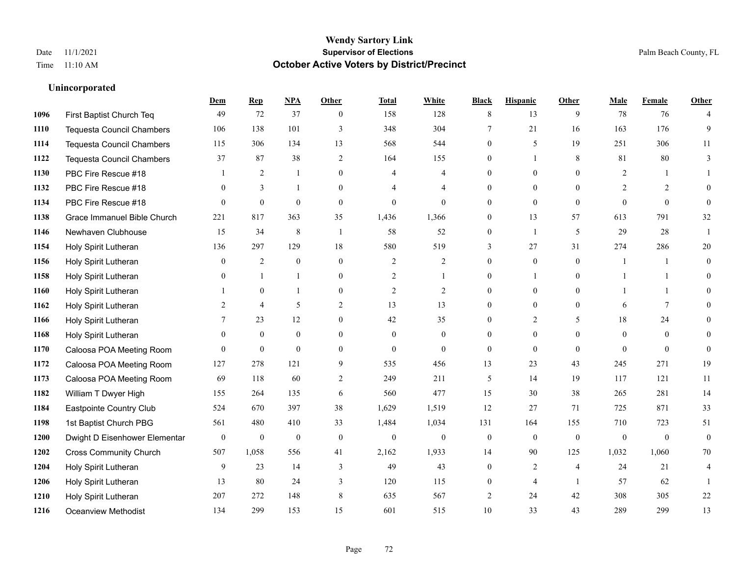# Wendy Sartory Link

**Supervisor of Elections**

**October Active Voters by District/Precinct**

Date 11/1/2021
Time 11:10 AM

Palm Beach County, FL

### Unincorporated

| | | Dem | Rep | NPA | Other | Total | White | Black | Hispanic | Other | Male | Female | Other |
|---|---|---|---|---|---|---|---|---|---|---|---|---|---|
| 1096 | First Baptist Church Teq | 49 | 72 | 37 | 0 | 158 | 128 | 8 | 13 | 9 | 78 | 76 | 4 |
| 1110 | Tequesta Council Chambers | 106 | 138 | 101 | 3 | 348 | 304 | 7 | 21 | 16 | 163 | 176 | 9 |
| 1114 | Tequesta Council Chambers | 115 | 306 | 134 | 13 | 568 | 544 | 0 | 5 | 19 | 251 | 306 | 11 |
| 1122 | Tequesta Council Chambers | 37 | 87 | 38 | 2 | 164 | 155 | 0 | 1 | 8 | 81 | 80 | 3 |
| 1130 | PBC Fire Rescue #18 | 1 | 2 | 1 | 0 | 4 | 4 | 0 | 0 | 0 | 2 | 1 | 1 |
| 1132 | PBC Fire Rescue #18 | 0 | 3 | 1 | 0 | 4 | 4 | 0 | 0 | 0 | 2 | 2 | 0 |
| 1134 | PBC Fire Rescue #18 | 0 | 0 | 0 | 0 | 0 | 0 | 0 | 0 | 0 | 0 | 0 | 0 |
| 1138 | Grace Immanuel Bible Church | 221 | 817 | 363 | 35 | 1,436 | 1,366 | 0 | 13 | 57 | 613 | 791 | 32 |
| 1146 | Newhaven Clubhouse | 15 | 34 | 8 | 1 | 58 | 52 | 0 | 1 | 5 | 29 | 28 | 1 |
| 1154 | Holy Spirit Lutheran | 136 | 297 | 129 | 18 | 580 | 519 | 3 | 27 | 31 | 274 | 286 | 20 |
| 1156 | Holy Spirit Lutheran | 0 | 2 | 0 | 0 | 2 | 2 | 0 | 0 | 0 | 1 | 1 | 0 |
| 1158 | Holy Spirit Lutheran | 0 | 1 | 1 | 0 | 2 | 1 | 0 | 1 | 0 | 1 | 1 | 0 |
| 1160 | Holy Spirit Lutheran | 1 | 0 | 1 | 0 | 2 | 2 | 0 | 0 | 0 | 1 | 1 | 0 |
| 1162 | Holy Spirit Lutheran | 2 | 4 | 5 | 2 | 13 | 13 | 0 | 0 | 0 | 6 | 7 | 0 |
| 1166 | Holy Spirit Lutheran | 7 | 23 | 12 | 0 | 42 | 35 | 0 | 2 | 5 | 18 | 24 | 0 |
| 1168 | Holy Spirit Lutheran | 0 | 0 | 0 | 0 | 0 | 0 | 0 | 0 | 0 | 0 | 0 | 0 |
| 1170 | Caloosa POA Meeting Room | 0 | 0 | 0 | 0 | 0 | 0 | 0 | 0 | 0 | 0 | 0 | 0 |
| 1172 | Caloosa POA Meeting Room | 127 | 278 | 121 | 9 | 535 | 456 | 13 | 23 | 43 | 245 | 271 | 19 |
| 1173 | Caloosa POA Meeting Room | 69 | 118 | 60 | 2 | 249 | 211 | 5 | 14 | 19 | 117 | 121 | 11 |
| 1182 | William T Dwyer High | 155 | 264 | 135 | 6 | 560 | 477 | 15 | 30 | 38 | 265 | 281 | 14 |
| 1184 | Eastpointe Country Club | 524 | 670 | 397 | 38 | 1,629 | 1,519 | 12 | 27 | 71 | 725 | 871 | 33 |
| 1198 | 1st Baptist Church PBG | 561 | 480 | 410 | 33 | 1,484 | 1,034 | 131 | 164 | 155 | 710 | 723 | 51 |
| 1200 | Dwight D Eisenhower Elementar | 0 | 0 | 0 | 0 | 0 | 0 | 0 | 0 | 0 | 0 | 0 | 0 |
| 1202 | Cross Community Church | 507 | 1,058 | 556 | 41 | 2,162 | 1,933 | 14 | 90 | 125 | 1,032 | 1,060 | 70 |
| 1204 | Holy Spirit Lutheran | 9 | 23 | 14 | 3 | 49 | 43 | 0 | 2 | 4 | 24 | 21 | 4 |
| 1206 | Holy Spirit Lutheran | 13 | 80 | 24 | 3 | 120 | 115 | 0 | 4 | 1 | 57 | 62 | 1 |
| 1210 | Holy Spirit Lutheran | 207 | 272 | 148 | 8 | 635 | 567 | 2 | 24 | 42 | 308 | 305 | 22 |
| 1216 | Oceanview Methodist | 134 | 299 | 153 | 15 | 601 | 515 | 10 | 33 | 43 | 289 | 299 | 13 |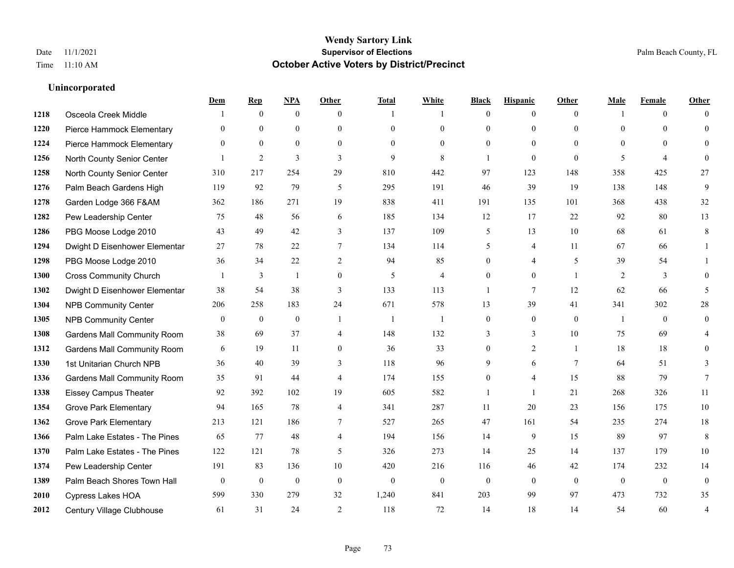# Wendy Sartory Link
## Supervisor of Elections
## October Active Voters by District/Precinct

Date 11/1/2021
Time 11:10 AM

Palm Beach County, FL

### Unincorporated

| | | Dem | Rep | NPA | Other | Total | White | Black | Hispanic | Other | Male | Female | Other |
|---|---|---|---|---|---|---|---|---|---|---|---|---|---|
| 1218 | Osceola Creek Middle | 1 | 0 | 0 | 0 | 1 | 1 | 0 | 0 | 0 | 1 | 0 | 0 |
| 1220 | Pierce Hammock Elementary | 0 | 0 | 0 | 0 | 0 | 0 | 0 | 0 | 0 | 0 | 0 | 0 |
| 1224 | Pierce Hammock Elementary | 0 | 0 | 0 | 0 | 0 | 0 | 0 | 0 | 0 | 0 | 0 | 0 |
| 1256 | North County Senior Center | 1 | 2 | 3 | 3 | 9 | 8 | 1 | 0 | 0 | 5 | 4 | 0 |
| 1258 | North County Senior Center | 310 | 217 | 254 | 29 | 810 | 442 | 97 | 123 | 148 | 358 | 425 | 27 |
| 1276 | Palm Beach Gardens High | 119 | 92 | 79 | 5 | 295 | 191 | 46 | 39 | 19 | 138 | 148 | 9 |
| 1278 | Garden Lodge 366 F&AM | 362 | 186 | 271 | 19 | 838 | 411 | 191 | 135 | 101 | 368 | 438 | 32 |
| 1282 | Pew Leadership Center | 75 | 48 | 56 | 6 | 185 | 134 | 12 | 17 | 22 | 92 | 80 | 13 |
| 1286 | PBG Moose Lodge 2010 | 43 | 49 | 42 | 3 | 137 | 109 | 5 | 13 | 10 | 68 | 61 | 8 |
| 1294 | Dwight D Eisenhower Elementar | 27 | 78 | 22 | 7 | 134 | 114 | 5 | 4 | 11 | 67 | 66 | 1 |
| 1298 | PBG Moose Lodge 2010 | 36 | 34 | 22 | 2 | 94 | 85 | 0 | 4 | 5 | 39 | 54 | 1 |
| 1300 | Cross Community Church | 1 | 3 | 1 | 0 | 5 | 4 | 0 | 0 | 1 | 2 | 3 | 0 |
| 1302 | Dwight D Eisenhower Elementar | 38 | 54 | 38 | 3 | 133 | 113 | 1 | 7 | 12 | 62 | 66 | 5 |
| 1304 | NPB Community Center | 206 | 258 | 183 | 24 | 671 | 578 | 13 | 39 | 41 | 341 | 302 | 28 |
| 1305 | NPB Community Center | 0 | 0 | 0 | 1 | 1 | 1 | 0 | 0 | 0 | 1 | 0 | 0 |
| 1308 | Gardens Mall Community Room | 38 | 69 | 37 | 4 | 148 | 132 | 3 | 3 | 10 | 75 | 69 | 4 |
| 1312 | Gardens Mall Community Room | 6 | 19 | 11 | 0 | 36 | 33 | 0 | 2 | 1 | 18 | 18 | 0 |
| 1330 | 1st Unitarian Church NPB | 36 | 40 | 39 | 3 | 118 | 96 | 9 | 6 | 7 | 64 | 51 | 3 |
| 1336 | Gardens Mall Community Room | 35 | 91 | 44 | 4 | 174 | 155 | 0 | 4 | 15 | 88 | 79 | 7 |
| 1338 | Eissey Campus Theater | 92 | 392 | 102 | 19 | 605 | 582 | 1 | 1 | 21 | 268 | 326 | 11 |
| 1354 | Grove Park Elementary | 94 | 165 | 78 | 4 | 341 | 287 | 11 | 20 | 23 | 156 | 175 | 10 |
| 1362 | Grove Park Elementary | 213 | 121 | 186 | 7 | 527 | 265 | 47 | 161 | 54 | 235 | 274 | 18 |
| 1366 | Palm Lake Estates - The Pines | 65 | 77 | 48 | 4 | 194 | 156 | 14 | 9 | 15 | 89 | 97 | 8 |
| 1370 | Palm Lake Estates - The Pines | 122 | 121 | 78 | 5 | 326 | 273 | 14 | 25 | 14 | 137 | 179 | 10 |
| 1374 | Pew Leadership Center | 191 | 83 | 136 | 10 | 420 | 216 | 116 | 46 | 42 | 174 | 232 | 14 |
| 1389 | Palm Beach Shores Town Hall | 0 | 0 | 0 | 0 | 0 | 0 | 0 | 0 | 0 | 0 | 0 | 0 |
| 2010 | Cypress Lakes HOA | 599 | 330 | 279 | 32 | 1,240 | 841 | 203 | 99 | 97 | 473 | 732 | 35 |
| 2012 | Century Village Clubhouse | 61 | 31 | 24 | 2 | 118 | 72 | 14 | 18 | 14 | 54 | 60 | 4 |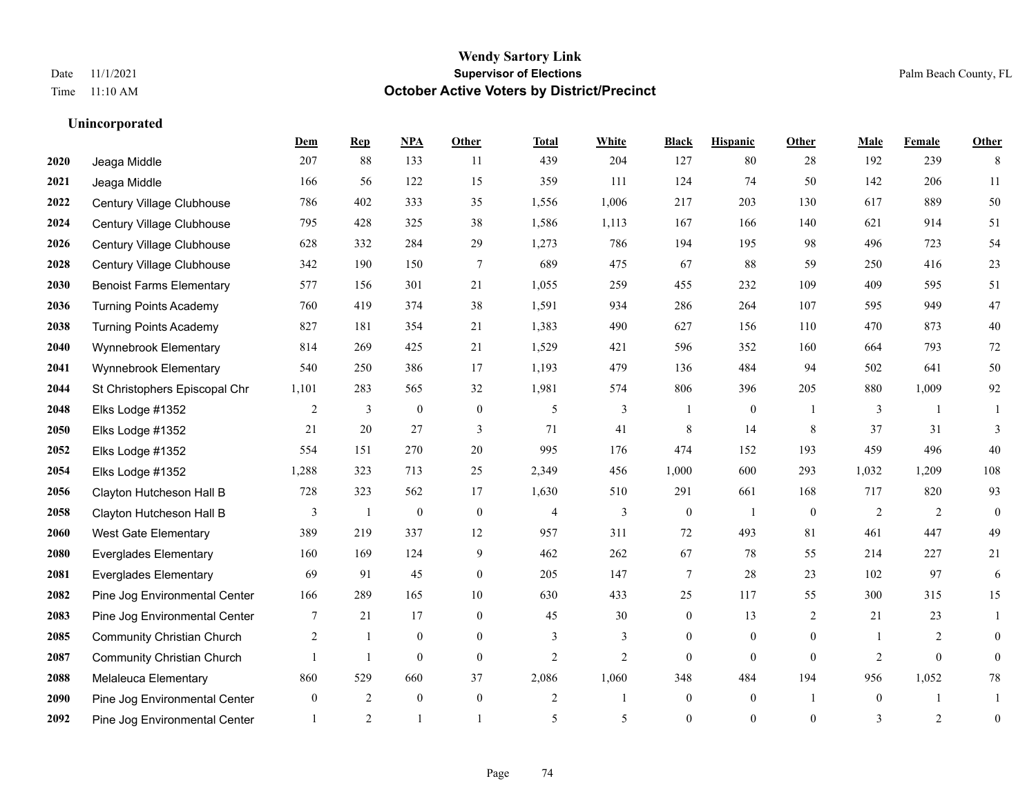# Wendy Sartory Link

## Supervisor of Elections

## October Active Voters by District/Precinct

Date 11/1/2021
Time 11:10 AM

Palm Beach County, FL

### Unincorporated

| | | Dem | Rep | NPA | Other | Total | White | Black | Hispanic | Other | Male | Female | Other |
|---|---|---|---|---|---|---|---|---|---|---|---|---|---|
| 2020 | Jeaga Middle | 207 | 88 | 133 | 11 | 439 | 204 | 127 | 80 | 28 | 192 | 239 | 8 |
| 2021 | Jeaga Middle | 166 | 56 | 122 | 15 | 359 | 111 | 124 | 74 | 50 | 142 | 206 | 11 |
| 2022 | Century Village Clubhouse | 786 | 402 | 333 | 35 | 1,556 | 1,006 | 217 | 203 | 130 | 617 | 889 | 50 |
| 2024 | Century Village Clubhouse | 795 | 428 | 325 | 38 | 1,586 | 1,113 | 167 | 166 | 140 | 621 | 914 | 51 |
| 2026 | Century Village Clubhouse | 628 | 332 | 284 | 29 | 1,273 | 786 | 194 | 195 | 98 | 496 | 723 | 54 |
| 2028 | Century Village Clubhouse | 342 | 190 | 150 | 7 | 689 | 475 | 67 | 88 | 59 | 250 | 416 | 23 |
| 2030 | Benoist Farms Elementary | 577 | 156 | 301 | 21 | 1,055 | 259 | 455 | 232 | 109 | 409 | 595 | 51 |
| 2036 | Turning Points Academy | 760 | 419 | 374 | 38 | 1,591 | 934 | 286 | 264 | 107 | 595 | 949 | 47 |
| 2038 | Turning Points Academy | 827 | 181 | 354 | 21 | 1,383 | 490 | 627 | 156 | 110 | 470 | 873 | 40 |
| 2040 | Wynnebrook Elementary | 814 | 269 | 425 | 21 | 1,529 | 421 | 596 | 352 | 160 | 664 | 793 | 72 |
| 2041 | Wynnebrook Elementary | 540 | 250 | 386 | 17 | 1,193 | 479 | 136 | 484 | 94 | 502 | 641 | 50 |
| 2044 | St Christophers Episcopal Chr | 1,101 | 283 | 565 | 32 | 1,981 | 574 | 806 | 396 | 205 | 880 | 1,009 | 92 |
| 2048 | Elks Lodge #1352 | 2 | 3 | 0 | 0 | 5 | 3 | 1 | 0 | 1 | 3 | 1 | 1 |
| 2050 | Elks Lodge #1352 | 21 | 20 | 27 | 3 | 71 | 41 | 8 | 14 | 8 | 37 | 31 | 3 |
| 2052 | Elks Lodge #1352 | 554 | 151 | 270 | 20 | 995 | 176 | 474 | 152 | 193 | 459 | 496 | 40 |
| 2054 | Elks Lodge #1352 | 1,288 | 323 | 713 | 25 | 2,349 | 456 | 1,000 | 600 | 293 | 1,032 | 1,209 | 108 |
| 2056 | Clayton Hutcheson Hall B | 728 | 323 | 562 | 17 | 1,630 | 510 | 291 | 661 | 168 | 717 | 820 | 93 |
| 2058 | Clayton Hutcheson Hall B | 3 | 1 | 0 | 0 | 4 | 3 | 0 | 1 | 0 | 2 | 2 | 0 |
| 2060 | West Gate Elementary | 389 | 219 | 337 | 12 | 957 | 311 | 72 | 493 | 81 | 461 | 447 | 49 |
| 2080 | Everglades Elementary | 160 | 169 | 124 | 9 | 462 | 262 | 67 | 78 | 55 | 214 | 227 | 21 |
| 2081 | Everglades Elementary | 69 | 91 | 45 | 0 | 205 | 147 | 7 | 28 | 23 | 102 | 97 | 6 |
| 2082 | Pine Jog Environmental Center | 166 | 289 | 165 | 10 | 630 | 433 | 25 | 117 | 55 | 300 | 315 | 15 |
| 2083 | Pine Jog Environmental Center | 7 | 21 | 17 | 0 | 45 | 30 | 0 | 13 | 2 | 21 | 23 | 1 |
| 2085 | Community Christian Church | 2 | 1 | 0 | 0 | 3 | 3 | 0 | 0 | 0 | 1 | 2 | 0 |
| 2087 | Community Christian Church | 1 | 1 | 0 | 0 | 2 | 2 | 0 | 0 | 0 | 2 | 0 | 0 |
| 2088 | Melaleuca Elementary | 860 | 529 | 660 | 37 | 2,086 | 1,060 | 348 | 484 | 194 | 956 | 1,052 | 78 |
| 2090 | Pine Jog Environmental Center | 0 | 2 | 0 | 0 | 2 | 1 | 0 | 0 | 1 | 0 | 1 | 1 |
| 2092 | Pine Jog Environmental Center | 1 | 2 | 1 | 1 | 5 | 5 | 0 | 0 | 0 | 3 | 2 | 0 |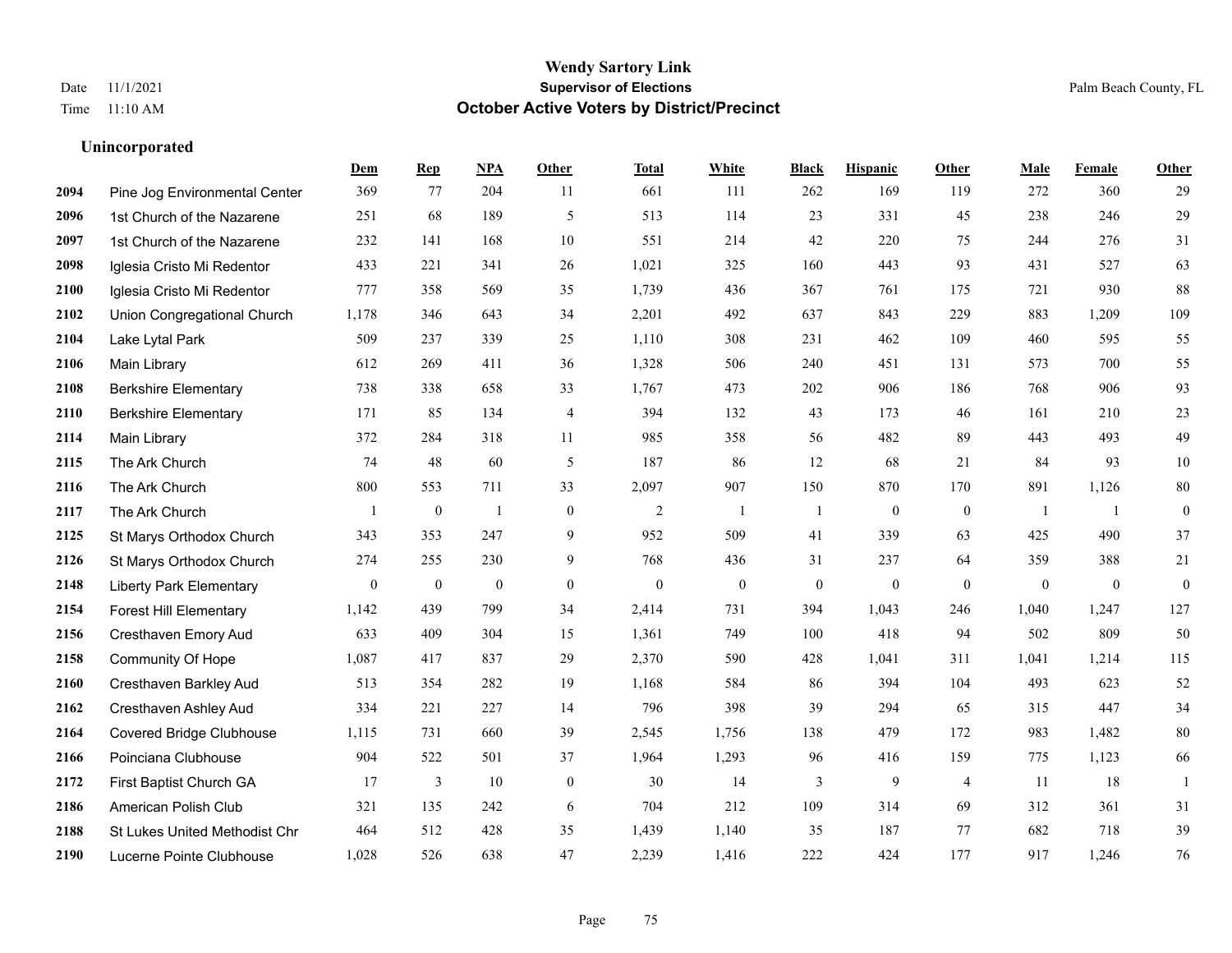# Wendy Sartory Link

**Supervisor of Elections**

**October Active Voters by District/Precinct**

Date 11/1/2021

Time 11:10 AM

Palm Beach County, FL

### Unincorporated

| | | Dem | Rep | NPA | Other | Total | White | Black | Hispanic | Other | Male | Female | Other |
|---|---|---|---|---|---|---|---|---|---|---|---|---|---|
| 2094 | Pine Jog Environmental Center | 369 | 77 | 204 | 11 | 661 | 111 | 262 | 169 | 119 | 272 | 360 | 29 |
| 2096 | 1st Church of the Nazarene | 251 | 68 | 189 | 5 | 513 | 114 | 23 | 331 | 45 | 238 | 246 | 29 |
| 2097 | 1st Church of the Nazarene | 232 | 141 | 168 | 10 | 551 | 214 | 42 | 220 | 75 | 244 | 276 | 31 |
| 2098 | Iglesia Cristo Mi Redentor | 433 | 221 | 341 | 26 | 1,021 | 325 | 160 | 443 | 93 | 431 | 527 | 63 |
| 2100 | Iglesia Cristo Mi Redentor | 777 | 358 | 569 | 35 | 1,739 | 436 | 367 | 761 | 175 | 721 | 930 | 88 |
| 2102 | Union Congregational Church | 1,178 | 346 | 643 | 34 | 2,201 | 492 | 637 | 843 | 229 | 883 | 1,209 | 109 |
| 2104 | Lake Lytal Park | 509 | 237 | 339 | 25 | 1,110 | 308 | 231 | 462 | 109 | 460 | 595 | 55 |
| 2106 | Main Library | 612 | 269 | 411 | 36 | 1,328 | 506 | 240 | 451 | 131 | 573 | 700 | 55 |
| 2108 | Berkshire Elementary | 738 | 338 | 658 | 33 | 1,767 | 473 | 202 | 906 | 186 | 768 | 906 | 93 |
| 2110 | Berkshire Elementary | 171 | 85 | 134 | 4 | 394 | 132 | 43 | 173 | 46 | 161 | 210 | 23 |
| 2114 | Main Library | 372 | 284 | 318 | 11 | 985 | 358 | 56 | 482 | 89 | 443 | 493 | 49 |
| 2115 | The Ark Church | 74 | 48 | 60 | 5 | 187 | 86 | 12 | 68 | 21 | 84 | 93 | 10 |
| 2116 | The Ark Church | 800 | 553 | 711 | 33 | 2,097 | 907 | 150 | 870 | 170 | 891 | 1,126 | 80 |
| 2117 | The Ark Church | 1 | 0 | 1 | 0 | 2 | 1 | 1 | 0 | 0 | 1 | 1 | 0 |
| 2125 | St Marys Orthodox Church | 343 | 353 | 247 | 9 | 952 | 509 | 41 | 339 | 63 | 425 | 490 | 37 |
| 2126 | St Marys Orthodox Church | 274 | 255 | 230 | 9 | 768 | 436 | 31 | 237 | 64 | 359 | 388 | 21 |
| 2148 | Liberty Park Elementary | 0 | 0 | 0 | 0 | 0 | 0 | 0 | 0 | 0 | 0 | 0 | 0 |
| 2154 | Forest Hill Elementary | 1,142 | 439 | 799 | 34 | 2,414 | 731 | 394 | 1,043 | 246 | 1,040 | 1,247 | 127 |
| 2156 | Cresthaven Emory Aud | 633 | 409 | 304 | 15 | 1,361 | 749 | 100 | 418 | 94 | 502 | 809 | 50 |
| 2158 | Community Of Hope | 1,087 | 417 | 837 | 29 | 2,370 | 590 | 428 | 1,041 | 311 | 1,041 | 1,214 | 115 |
| 2160 | Cresthaven Barkley Aud | 513 | 354 | 282 | 19 | 1,168 | 584 | 86 | 394 | 104 | 493 | 623 | 52 |
| 2162 | Cresthaven Ashley Aud | 334 | 221 | 227 | 14 | 796 | 398 | 39 | 294 | 65 | 315 | 447 | 34 |
| 2164 | Covered Bridge Clubhouse | 1,115 | 731 | 660 | 39 | 2,545 | 1,756 | 138 | 479 | 172 | 983 | 1,482 | 80 |
| 2166 | Poinciana Clubhouse | 904 | 522 | 501 | 37 | 1,964 | 1,293 | 96 | 416 | 159 | 775 | 1,123 | 66 |
| 2172 | First Baptist Church GA | 17 | 3 | 10 | 0 | 30 | 14 | 3 | 9 | 4 | 11 | 18 | 1 |
| 2186 | American Polish Club | 321 | 135 | 242 | 6 | 704 | 212 | 109 | 314 | 69 | 312 | 361 | 31 |
| 2188 | St Lukes United Methodist Chr | 464 | 512 | 428 | 35 | 1,439 | 1,140 | 35 | 187 | 77 | 682 | 718 | 39 |
| 2190 | Lucerne Pointe Clubhouse | 1,028 | 526 | 638 | 47 | 2,239 | 1,416 | 222 | 424 | 177 | 917 | 1,246 | 76 |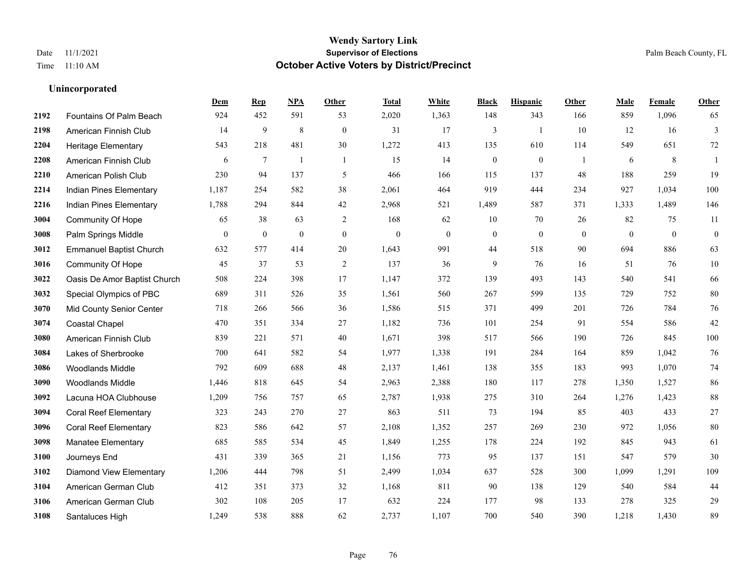**Wendy Sartory Link**
**Supervisor of Elections**
**October Active Voters by District/Precinct**

Date 11/1/2021
Time 11:10 AM

Palm Beach County, FL

### Unincorporated

| | | Dem | Rep | NPA | Other | Total | White | Black | Hispanic | Other | Male | Female | Other |
|---|---|---|---|---|---|---|---|---|---|---|---|---|---|
| **2192** | Fountains Of Palm Beach | 924 | 452 | 591 | 53 | 2,020 | 1,363 | 148 | 343 | 166 | 859 | 1,096 | 65 |
| **2198** | American Finnish Club | 14 | 9 | 8 | 0 | 31 | 17 | 3 | 1 | 10 | 12 | 16 | 3 |
| **2204** | Heritage Elementary | 543 | 218 | 481 | 30 | 1,272 | 413 | 135 | 610 | 114 | 549 | 651 | 72 |
| **2208** | American Finnish Club | 6 | 7 | 1 | 1 | 15 | 14 | 0 | 0 | 1 | 6 | 8 | 1 |
| **2210** | American Polish Club | 230 | 94 | 137 | 5 | 466 | 166 | 115 | 137 | 48 | 188 | 259 | 19 |
| **2214** | Indian Pines Elementary | 1,187 | 254 | 582 | 38 | 2,061 | 464 | 919 | 444 | 234 | 927 | 1,034 | 100 |
| **2216** | Indian Pines Elementary | 1,788 | 294 | 844 | 42 | 2,968 | 521 | 1,489 | 587 | 371 | 1,333 | 1,489 | 146 |
| **3004** | Community Of Hope | 65 | 38 | 63 | 2 | 168 | 62 | 10 | 70 | 26 | 82 | 75 | 11 |
| **3008** | Palm Springs Middle | 0 | 0 | 0 | 0 | 0 | 0 | 0 | 0 | 0 | 0 | 0 | 0 |
| **3012** | Emmanuel Baptist Church | 632 | 577 | 414 | 20 | 1,643 | 991 | 44 | 518 | 90 | 694 | 886 | 63 |
| **3016** | Community Of Hope | 45 | 37 | 53 | 2 | 137 | 36 | 9 | 76 | 16 | 51 | 76 | 10 |
| **3022** | Oasis De Amor Baptist Church | 508 | 224 | 398 | 17 | 1,147 | 372 | 139 | 493 | 143 | 540 | 541 | 66 |
| **3032** | Special Olympics of PBC | 689 | 311 | 526 | 35 | 1,561 | 560 | 267 | 599 | 135 | 729 | 752 | 80 |
| **3070** | Mid County Senior Center | 718 | 266 | 566 | 36 | 1,586 | 515 | 371 | 499 | 201 | 726 | 784 | 76 |
| **3074** | Coastal Chapel | 470 | 351 | 334 | 27 | 1,182 | 736 | 101 | 254 | 91 | 554 | 586 | 42 |
| **3080** | American Finnish Club | 839 | 221 | 571 | 40 | 1,671 | 398 | 517 | 566 | 190 | 726 | 845 | 100 |
| **3084** | Lakes of Sherbrooke | 700 | 641 | 582 | 54 | 1,977 | 1,338 | 191 | 284 | 164 | 859 | 1,042 | 76 |
| **3086** | Woodlands Middle | 792 | 609 | 688 | 48 | 2,137 | 1,461 | 138 | 355 | 183 | 993 | 1,070 | 74 |
| **3090** | Woodlands Middle | 1,446 | 818 | 645 | 54 | 2,963 | 2,388 | 180 | 117 | 278 | 1,350 | 1,527 | 86 |
| **3092** | Lacuna HOA Clubhouse | 1,209 | 756 | 757 | 65 | 2,787 | 1,938 | 275 | 310 | 264 | 1,276 | 1,423 | 88 |
| **3094** | Coral Reef Elementary | 323 | 243 | 270 | 27 | 863 | 511 | 73 | 194 | 85 | 403 | 433 | 27 |
| **3096** | Coral Reef Elementary | 823 | 586 | 642 | 57 | 2,108 | 1,352 | 257 | 269 | 230 | 972 | 1,056 | 80 |
| **3098** | Manatee Elementary | 685 | 585 | 534 | 45 | 1,849 | 1,255 | 178 | 224 | 192 | 845 | 943 | 61 |
| **3100** | Journeys End | 431 | 339 | 365 | 21 | 1,156 | 773 | 95 | 137 | 151 | 547 | 579 | 30 |
| **3102** | Diamond View Elementary | 1,206 | 444 | 798 | 51 | 2,499 | 1,034 | 637 | 528 | 300 | 1,099 | 1,291 | 109 |
| **3104** | American German Club | 412 | 351 | 373 | 32 | 1,168 | 811 | 90 | 138 | 129 | 540 | 584 | 44 |
| **3106** | American German Club | 302 | 108 | 205 | 17 | 632 | 224 | 177 | 98 | 133 | 278 | 325 | 29 |
| **3108** | Santaluces High | 1,249 | 538 | 888 | 62 | 2,737 | 1,107 | 700 | 540 | 390 | 1,218 | 1,430 | 89 |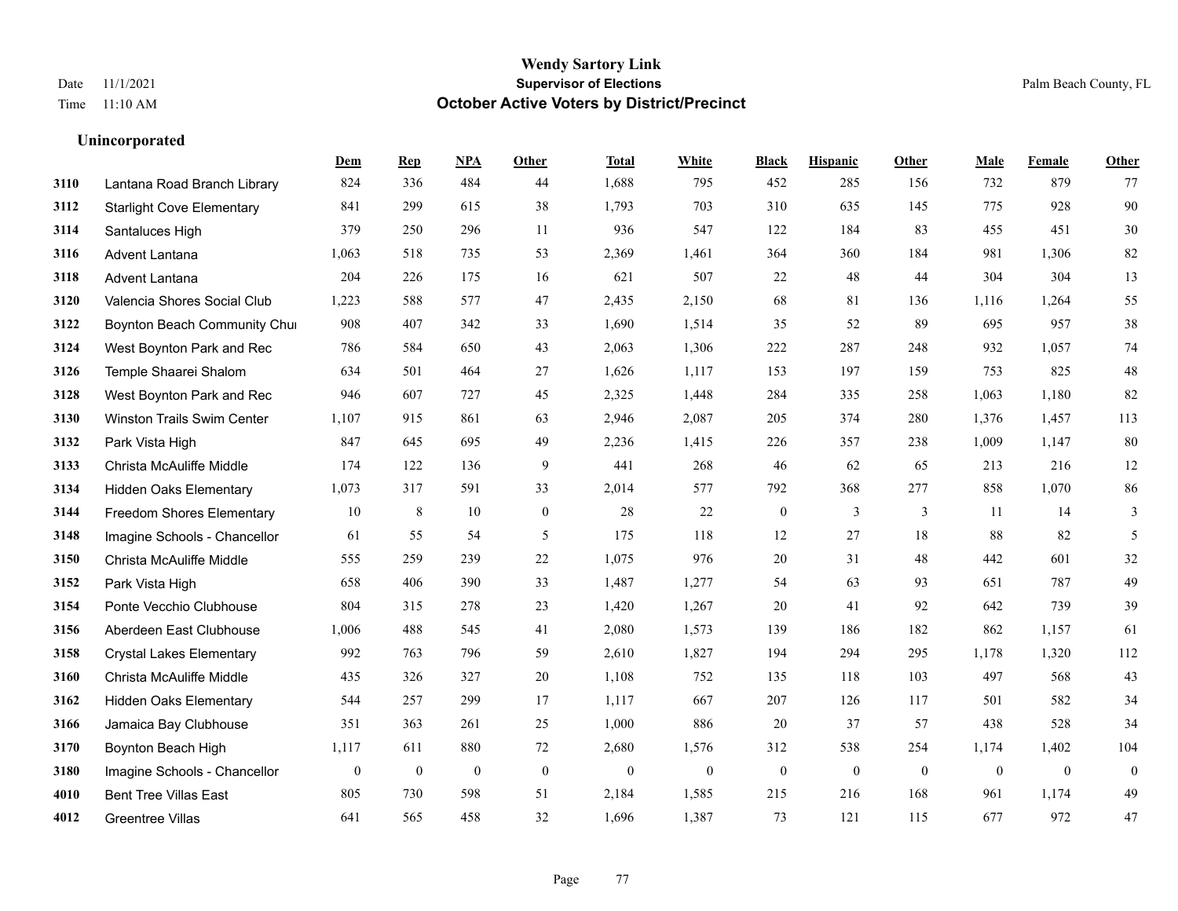## Unincorporated

| | | Dem | Rep | NPA | Other | Total | White | Black | Hispanic | Other | Male | Female | Other |
|---|---|---|---|---|---|---|---|---|---|---|---|---|---|
| 3110 | Lantana Road Branch Library | 824 | 336 | 484 | 44 | 1,688 | 795 | 452 | 285 | 156 | 732 | 879 | 77 |
| 3112 | Starlight Cove Elementary | 841 | 299 | 615 | 38 | 1,793 | 703 | 310 | 635 | 145 | 775 | 928 | 90 |
| 3114 | Santaluces High | 379 | 250 | 296 | 11 | 936 | 547 | 122 | 184 | 83 | 455 | 451 | 30 |
| 3116 | Advent Lantana | 1,063 | 518 | 735 | 53 | 2,369 | 1,461 | 364 | 360 | 184 | 981 | 1,306 | 82 |
| 3118 | Advent Lantana | 204 | 226 | 175 | 16 | 621 | 507 | 22 | 48 | 44 | 304 | 304 | 13 |
| 3120 | Valencia Shores Social Club | 1,223 | 588 | 577 | 47 | 2,435 | 2,150 | 68 | 81 | 136 | 1,116 | 1,264 | 55 |
| 3122 | Boynton Beach Community Chui | 908 | 407 | 342 | 33 | 1,690 | 1,514 | 35 | 52 | 89 | 695 | 957 | 38 |
| 3124 | West Boynton Park and Rec | 786 | 584 | 650 | 43 | 2,063 | 1,306 | 222 | 287 | 248 | 932 | 1,057 | 74 |
| 3126 | Temple Shaarei Shalom | 634 | 501 | 464 | 27 | 1,626 | 1,117 | 153 | 197 | 159 | 753 | 825 | 48 |
| 3128 | West Boynton Park and Rec | 946 | 607 | 727 | 45 | 2,325 | 1,448 | 284 | 335 | 258 | 1,063 | 1,180 | 82 |
| 3130 | Winston Trails Swim Center | 1,107 | 915 | 861 | 63 | 2,946 | 2,087 | 205 | 374 | 280 | 1,376 | 1,457 | 113 |
| 3132 | Park Vista High | 847 | 645 | 695 | 49 | 2,236 | 1,415 | 226 | 357 | 238 | 1,009 | 1,147 | 80 |
| 3133 | Christa McAuliffe Middle | 174 | 122 | 136 | 9 | 441 | 268 | 46 | 62 | 65 | 213 | 216 | 12 |
| 3134 | Hidden Oaks Elementary | 1,073 | 317 | 591 | 33 | 2,014 | 577 | 792 | 368 | 277 | 858 | 1,070 | 86 |
| 3144 | Freedom Shores Elementary | 10 | 8 | 10 | 0 | 28 | 22 | 0 | 3 | 3 | 11 | 14 | 3 |
| 3148 | Imagine Schools - Chancellor | 61 | 55 | 54 | 5 | 175 | 118 | 12 | 27 | 18 | 88 | 82 | 5 |
| 3150 | Christa McAuliffe Middle | 555 | 259 | 239 | 22 | 1,075 | 976 | 20 | 31 | 48 | 442 | 601 | 32 |
| 3152 | Park Vista High | 658 | 406 | 390 | 33 | 1,487 | 1,277 | 54 | 63 | 93 | 651 | 787 | 49 |
| 3154 | Ponte Vecchio Clubhouse | 804 | 315 | 278 | 23 | 1,420 | 1,267 | 20 | 41 | 92 | 642 | 739 | 39 |
| 3156 | Aberdeen East Clubhouse | 1,006 | 488 | 545 | 41 | 2,080 | 1,573 | 139 | 186 | 182 | 862 | 1,157 | 61 |
| 3158 | Crystal Lakes Elementary | 992 | 763 | 796 | 59 | 2,610 | 1,827 | 194 | 294 | 295 | 1,178 | 1,320 | 112 |
| 3160 | Christa McAuliffe Middle | 435 | 326 | 327 | 20 | 1,108 | 752 | 135 | 118 | 103 | 497 | 568 | 43 |
| 3162 | Hidden Oaks Elementary | 544 | 257 | 299 | 17 | 1,117 | 667 | 207 | 126 | 117 | 501 | 582 | 34 |
| 3166 | Jamaica Bay Clubhouse | 351 | 363 | 261 | 25 | 1,000 | 886 | 20 | 37 | 57 | 438 | 528 | 34 |
| 3170 | Boynton Beach High | 1,117 | 611 | 880 | 72 | 2,680 | 1,576 | 312 | 538 | 254 | 1,174 | 1,402 | 104 |
| 3180 | Imagine Schools - Chancellor | 0 | 0 | 0 | 0 | 0 | 0 | 0 | 0 | 0 | 0 | 0 | 0 |
| 4010 | Bent Tree Villas East | 805 | 730 | 598 | 51 | 2,184 | 1,585 | 215 | 216 | 168 | 961 | 1,174 | 49 |
| 4012 | Greentree Villas | 641 | 565 | 458 | 32 | 1,696 | 1,387 | 73 | 121 | 115 | 677 | 972 | 47 |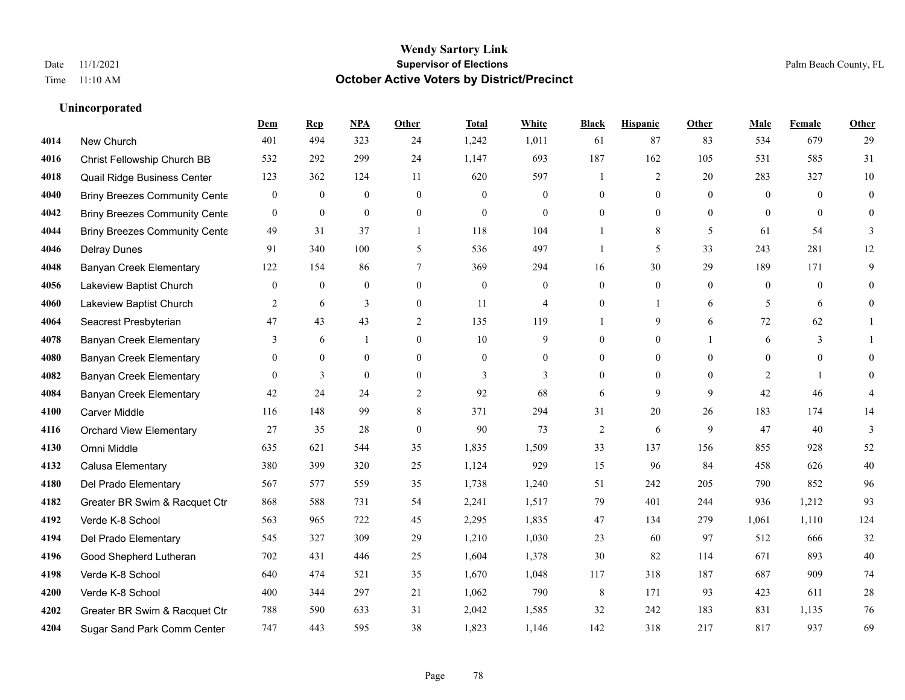# Wendy Sartory Link
## Supervisor of Elections
## October Active Voters by District/Precinct

Date 11/1/2021
Time 11:10 AM

Palm Beach County, FL

### Unincorporated

| | | Dem | Rep | NPA | Other | Total | White | Black | Hispanic | Other | Male | Female | Other |
|---|---|---|---|---|---|---|---|---|---|---|---|---|---|
| 4014 | New Church | 401 | 494 | 323 | 24 | 1,242 | 1,011 | 61 | 87 | 83 | 534 | 679 | 29 |
| 4016 | Christ Fellowship Church BB | 532 | 292 | 299 | 24 | 1,147 | 693 | 187 | 162 | 105 | 531 | 585 | 31 |
| 4018 | Quail Ridge Business Center | 123 | 362 | 124 | 11 | 620 | 597 | 1 | 2 | 20 | 283 | 327 | 10 |
| 4040 | Briny Breezes Community Cente | 0 | 0 | 0 | 0 | 0 | 0 | 0 | 0 | 0 | 0 | 0 | 0 |
| 4042 | Briny Breezes Community Cente | 0 | 0 | 0 | 0 | 0 | 0 | 0 | 0 | 0 | 0 | 0 | 0 |
| 4044 | Briny Breezes Community Cente | 49 | 31 | 37 | 1 | 118 | 104 | 1 | 8 | 5 | 61 | 54 | 3 |
| 4046 | Delray Dunes | 91 | 340 | 100 | 5 | 536 | 497 | 1 | 5 | 33 | 243 | 281 | 12 |
| 4048 | Banyan Creek Elementary | 122 | 154 | 86 | 7 | 369 | 294 | 16 | 30 | 29 | 189 | 171 | 9 |
| 4056 | Lakeview Baptist Church | 0 | 0 | 0 | 0 | 0 | 0 | 0 | 0 | 0 | 0 | 0 | 0 |
| 4060 | Lakeview Baptist Church | 2 | 6 | 3 | 0 | 11 | 4 | 0 | 1 | 6 | 5 | 6 | 0 |
| 4064 | Seacrest Presbyterian | 47 | 43 | 43 | 2 | 135 | 119 | 1 | 9 | 6 | 72 | 62 | 1 |
| 4078 | Banyan Creek Elementary | 3 | 6 | 1 | 0 | 10 | 9 | 0 | 0 | 1 | 6 | 3 | 1 |
| 4080 | Banyan Creek Elementary | 0 | 0 | 0 | 0 | 0 | 0 | 0 | 0 | 0 | 0 | 0 | 0 |
| 4082 | Banyan Creek Elementary | 0 | 3 | 0 | 0 | 3 | 3 | 0 | 0 | 0 | 2 | 1 | 0 |
| 4084 | Banyan Creek Elementary | 42 | 24 | 24 | 2 | 92 | 68 | 6 | 9 | 9 | 42 | 46 | 4 |
| 4100 | Carver Middle | 116 | 148 | 99 | 8 | 371 | 294 | 31 | 20 | 26 | 183 | 174 | 14 |
| 4116 | Orchard View Elementary | 27 | 35 | 28 | 0 | 90 | 73 | 2 | 6 | 9 | 47 | 40 | 3 |
| 4130 | Omni Middle | 635 | 621 | 544 | 35 | 1,835 | 1,509 | 33 | 137 | 156 | 855 | 928 | 52 |
| 4132 | Calusa Elementary | 380 | 399 | 320 | 25 | 1,124 | 929 | 15 | 96 | 84 | 458 | 626 | 40 |
| 4180 | Del Prado Elementary | 567 | 577 | 559 | 35 | 1,738 | 1,240 | 51 | 242 | 205 | 790 | 852 | 96 |
| 4182 | Greater BR Swim & Racquet Ctr | 868 | 588 | 731 | 54 | 2,241 | 1,517 | 79 | 401 | 244 | 936 | 1,212 | 93 |
| 4192 | Verde K-8 School | 563 | 965 | 722 | 45 | 2,295 | 1,835 | 47 | 134 | 279 | 1,061 | 1,110 | 124 |
| 4194 | Del Prado Elementary | 545 | 327 | 309 | 29 | 1,210 | 1,030 | 23 | 60 | 97 | 512 | 666 | 32 |
| 4196 | Good Shepherd Lutheran | 702 | 431 | 446 | 25 | 1,604 | 1,378 | 30 | 82 | 114 | 671 | 893 | 40 |
| 4198 | Verde K-8 School | 640 | 474 | 521 | 35 | 1,670 | 1,048 | 117 | 318 | 187 | 687 | 909 | 74 |
| 4200 | Verde K-8 School | 400 | 344 | 297 | 21 | 1,062 | 790 | 8 | 171 | 93 | 423 | 611 | 28 |
| 4202 | Greater BR Swim & Racquet Ctr | 788 | 590 | 633 | 31 | 2,042 | 1,585 | 32 | 242 | 183 | 831 | 1,135 | 76 |
| 4204 | Sugar Sand Park Comm Center | 747 | 443 | 595 | 38 | 1,823 | 1,146 | 142 | 318 | 217 | 817 | 937 | 69 |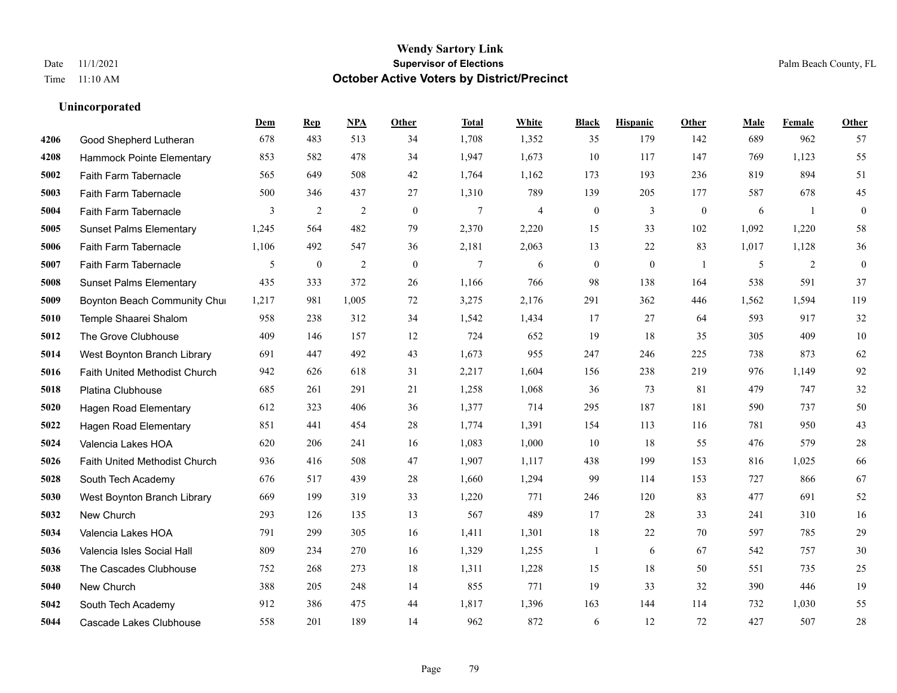# Wendy Sartory Link
## Supervisor of Elections
## October Active Voters by District/Precinct

Date 11/1/2021
Time 11:10 AM

Palm Beach County, FL

### Unincorporated

| | | Dem | Rep | NPA | Other | Total | White | Black | Hispanic | Other | Male | Female | Other |
|---|---|---|---|---|---|---|---|---|---|---|---|---|---|
| 4206 | Good Shepherd Lutheran | 678 | 483 | 513 | 34 | 1,708 | 1,352 | 35 | 179 | 142 | 689 | 962 | 57 |
| 4208 | Hammock Pointe Elementary | 853 | 582 | 478 | 34 | 1,947 | 1,673 | 10 | 117 | 147 | 769 | 1,123 | 55 |
| 5002 | Faith Farm Tabernacle | 565 | 649 | 508 | 42 | 1,764 | 1,162 | 173 | 193 | 236 | 819 | 894 | 51 |
| 5003 | Faith Farm Tabernacle | 500 | 346 | 437 | 27 | 1,310 | 789 | 139 | 205 | 177 | 587 | 678 | 45 |
| 5004 | Faith Farm Tabernacle | 3 | 2 | 2 | 0 | 7 | 4 | 0 | 3 | 0 | 6 | 1 | 0 |
| 5005 | Sunset Palms Elementary | 1,245 | 564 | 482 | 79 | 2,370 | 2,220 | 15 | 33 | 102 | 1,092 | 1,220 | 58 |
| 5006 | Faith Farm Tabernacle | 1,106 | 492 | 547 | 36 | 2,181 | 2,063 | 13 | 22 | 83 | 1,017 | 1,128 | 36 |
| 5007 | Faith Farm Tabernacle | 5 | 0 | 2 | 0 | 7 | 6 | 0 | 0 | 1 | 5 | 2 | 0 |
| 5008 | Sunset Palms Elementary | 435 | 333 | 372 | 26 | 1,166 | 766 | 98 | 138 | 164 | 538 | 591 | 37 |
| 5009 | Boynton Beach Community Chui | 1,217 | 981 | 1,005 | 72 | 3,275 | 2,176 | 291 | 362 | 446 | 1,562 | 1,594 | 119 |
| 5010 | Temple Shaarei Shalom | 958 | 238 | 312 | 34 | 1,542 | 1,434 | 17 | 27 | 64 | 593 | 917 | 32 |
| 5012 | The Grove Clubhouse | 409 | 146 | 157 | 12 | 724 | 652 | 19 | 18 | 35 | 305 | 409 | 10 |
| 5014 | West Boynton Branch Library | 691 | 447 | 492 | 43 | 1,673 | 955 | 247 | 246 | 225 | 738 | 873 | 62 |
| 5016 | Faith United Methodist Church | 942 | 626 | 618 | 31 | 2,217 | 1,604 | 156 | 238 | 219 | 976 | 1,149 | 92 |
| 5018 | Platina Clubhouse | 685 | 261 | 291 | 21 | 1,258 | 1,068 | 36 | 73 | 81 | 479 | 747 | 32 |
| 5020 | Hagen Road Elementary | 612 | 323 | 406 | 36 | 1,377 | 714 | 295 | 187 | 181 | 590 | 737 | 50 |
| 5022 | Hagen Road Elementary | 851 | 441 | 454 | 28 | 1,774 | 1,391 | 154 | 113 | 116 | 781 | 950 | 43 |
| 5024 | Valencia Lakes HOA | 620 | 206 | 241 | 16 | 1,083 | 1,000 | 10 | 18 | 55 | 476 | 579 | 28 |
| 5026 | Faith United Methodist Church | 936 | 416 | 508 | 47 | 1,907 | 1,117 | 438 | 199 | 153 | 816 | 1,025 | 66 |
| 5028 | South Tech Academy | 676 | 517 | 439 | 28 | 1,660 | 1,294 | 99 | 114 | 153 | 727 | 866 | 67 |
| 5030 | West Boynton Branch Library | 669 | 199 | 319 | 33 | 1,220 | 771 | 246 | 120 | 83 | 477 | 691 | 52 |
| 5032 | New Church | 293 | 126 | 135 | 13 | 567 | 489 | 17 | 28 | 33 | 241 | 310 | 16 |
| 5034 | Valencia Lakes HOA | 791 | 299 | 305 | 16 | 1,411 | 1,301 | 18 | 22 | 70 | 597 | 785 | 29 |
| 5036 | Valencia Isles Social Hall | 809 | 234 | 270 | 16 | 1,329 | 1,255 | 1 | 6 | 67 | 542 | 757 | 30 |
| 5038 | The Cascades Clubhouse | 752 | 268 | 273 | 18 | 1,311 | 1,228 | 15 | 18 | 50 | 551 | 735 | 25 |
| 5040 | New Church | 388 | 205 | 248 | 14 | 855 | 771 | 19 | 33 | 32 | 390 | 446 | 19 |
| 5042 | South Tech Academy | 912 | 386 | 475 | 44 | 1,817 | 1,396 | 163 | 144 | 114 | 732 | 1,030 | 55 |
| 5044 | Cascade Lakes Clubhouse | 558 | 201 | 189 | 14 | 962 | 872 | 6 | 12 | 72 | 427 | 507 | 28 |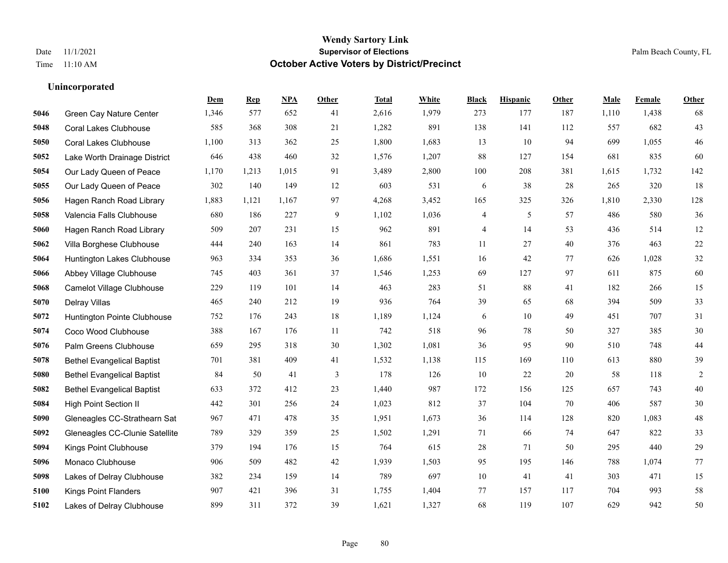# Wendy Sartory Link

**Supervisor of Elections**

**October Active Voters by District/Precinct**

Date 11/1/2021

Time 11:10 AM

Palm Beach County, FL

### Unincorporated

| | | Dem | Rep | NPA | Other | Total | White | Black | Hispanic | Other | Male | Female | Other |
|---|---|---|---|---|---|---|---|---|---|---|---|---|---|
| 5046 | Green Cay Nature Center | 1,346 | 577 | 652 | 41 | 2,616 | 1,979 | 273 | 177 | 187 | 1,110 | 1,438 | 68 |
| 5048 | Coral Lakes Clubhouse | 585 | 368 | 308 | 21 | 1,282 | 891 | 138 | 141 | 112 | 557 | 682 | 43 |
| 5050 | Coral Lakes Clubhouse | 1,100 | 313 | 362 | 25 | 1,800 | 1,683 | 13 | 10 | 94 | 699 | 1,055 | 46 |
| 5052 | Lake Worth Drainage District | 646 | 438 | 460 | 32 | 1,576 | 1,207 | 88 | 127 | 154 | 681 | 835 | 60 |
| 5054 | Our Lady Queen of Peace | 1,170 | 1,213 | 1,015 | 91 | 3,489 | 2,800 | 100 | 208 | 381 | 1,615 | 1,732 | 142 |
| 5055 | Our Lady Queen of Peace | 302 | 140 | 149 | 12 | 603 | 531 | 6 | 38 | 28 | 265 | 320 | 18 |
| 5056 | Hagen Ranch Road Library | 1,883 | 1,121 | 1,167 | 97 | 4,268 | 3,452 | 165 | 325 | 326 | 1,810 | 2,330 | 128 |
| 5058 | Valencia Falls Clubhouse | 680 | 186 | 227 | 9 | 1,102 | 1,036 | 4 | 5 | 57 | 486 | 580 | 36 |
| 5060 | Hagen Ranch Road Library | 509 | 207 | 231 | 15 | 962 | 891 | 4 | 14 | 53 | 436 | 514 | 12 |
| 5062 | Villa Borghese Clubhouse | 444 | 240 | 163 | 14 | 861 | 783 | 11 | 27 | 40 | 376 | 463 | 22 |
| 5064 | Huntington Lakes Clubhouse | 963 | 334 | 353 | 36 | 1,686 | 1,551 | 16 | 42 | 77 | 626 | 1,028 | 32 |
| 5066 | Abbey Village Clubhouse | 745 | 403 | 361 | 37 | 1,546 | 1,253 | 69 | 127 | 97 | 611 | 875 | 60 |
| 5068 | Camelot Village Clubhouse | 229 | 119 | 101 | 14 | 463 | 283 | 51 | 88 | 41 | 182 | 266 | 15 |
| 5070 | Delray Villas | 465 | 240 | 212 | 19 | 936 | 764 | 39 | 65 | 68 | 394 | 509 | 33 |
| 5072 | Huntington Pointe Clubhouse | 752 | 176 | 243 | 18 | 1,189 | 1,124 | 6 | 10 | 49 | 451 | 707 | 31 |
| 5074 | Coco Wood Clubhouse | 388 | 167 | 176 | 11 | 742 | 518 | 96 | 78 | 50 | 327 | 385 | 30 |
| 5076 | Palm Greens Clubhouse | 659 | 295 | 318 | 30 | 1,302 | 1,081 | 36 | 95 | 90 | 510 | 748 | 44 |
| 5078 | Bethel Evangelical Baptist | 701 | 381 | 409 | 41 | 1,532 | 1,138 | 115 | 169 | 110 | 613 | 880 | 39 |
| 5080 | Bethel Evangelical Baptist | 84 | 50 | 41 | 3 | 178 | 126 | 10 | 22 | 20 | 58 | 118 | 2 |
| 5082 | Bethel Evangelical Baptist | 633 | 372 | 412 | 23 | 1,440 | 987 | 172 | 156 | 125 | 657 | 743 | 40 |
| 5084 | High Point Section II | 442 | 301 | 256 | 24 | 1,023 | 812 | 37 | 104 | 70 | 406 | 587 | 30 |
| 5090 | Gleneagles CC-Strathearn Sat | 967 | 471 | 478 | 35 | 1,951 | 1,673 | 36 | 114 | 128 | 820 | 1,083 | 48 |
| 5092 | Gleneagles CC-Clunie Satellite | 789 | 329 | 359 | 25 | 1,502 | 1,291 | 71 | 66 | 74 | 647 | 822 | 33 |
| 5094 | Kings Point Clubhouse | 379 | 194 | 176 | 15 | 764 | 615 | 28 | 71 | 50 | 295 | 440 | 29 |
| 5096 | Monaco Clubhouse | 906 | 509 | 482 | 42 | 1,939 | 1,503 | 95 | 195 | 146 | 788 | 1,074 | 77 |
| 5098 | Lakes of Delray Clubhouse | 382 | 234 | 159 | 14 | 789 | 697 | 10 | 41 | 41 | 303 | 471 | 15 |
| 5100 | Kings Point Flanders | 907 | 421 | 396 | 31 | 1,755 | 1,404 | 77 | 157 | 117 | 704 | 993 | 58 |
| 5102 | Lakes of Delray Clubhouse | 899 | 311 | 372 | 39 | 1,621 | 1,327 | 68 | 119 | 107 | 629 | 942 | 50 |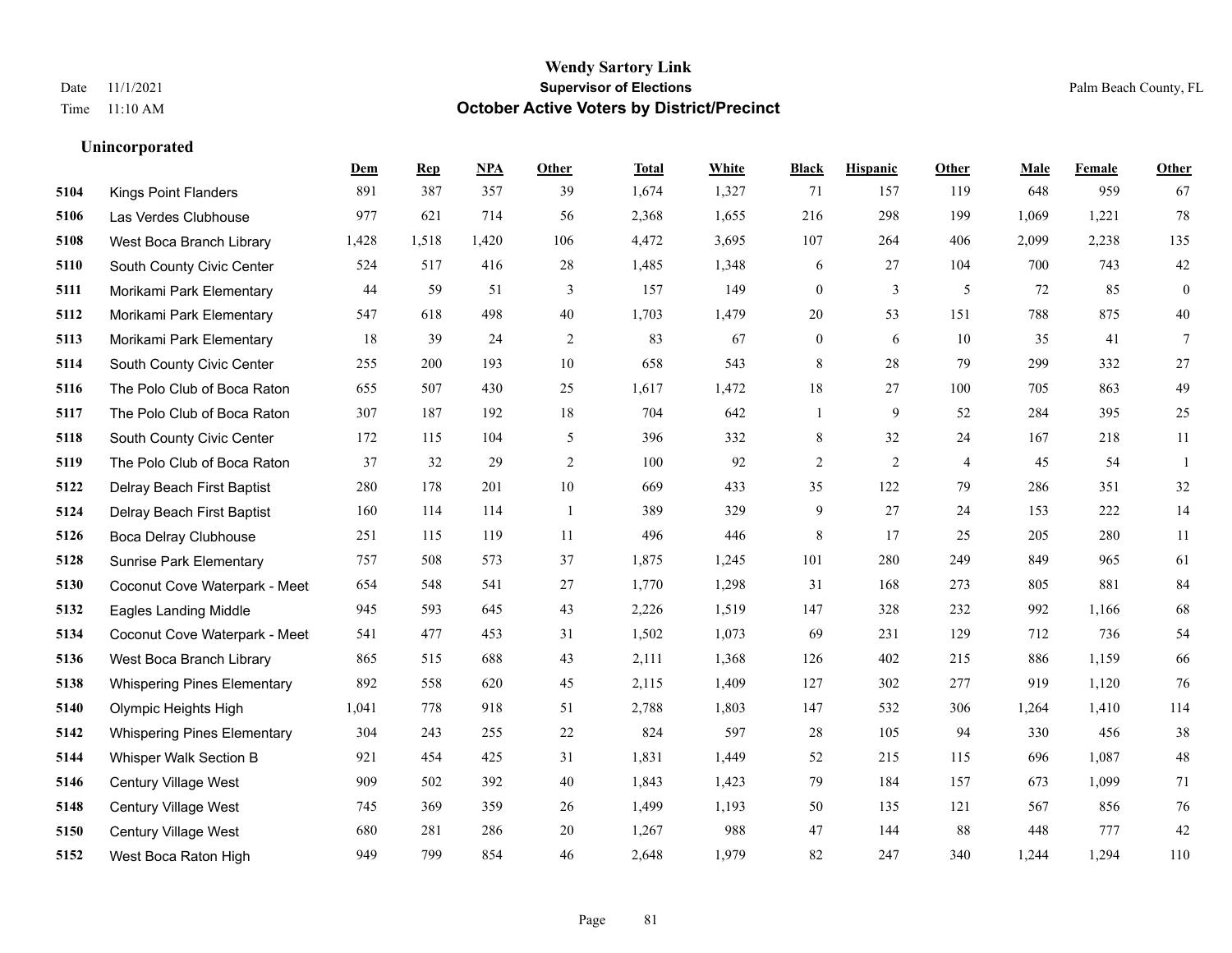## Wendy Sartory Link
**Supervisor of Elections**
**October Active Voters by District/Precinct**

Date 11/1/2021
Time 11:10 AM

Palm Beach County, FL

### Unincorporated

| | | Dem | Rep | NPA | Other | Total | White | Black | Hispanic | Other | Male | Female | Other |
|---|---|---|---|---|---|---|---|---|---|---|---|---|---|
| 5104 | Kings Point Flanders | 891 | 387 | 357 | 39 | 1,674 | 1,327 | 71 | 157 | 119 | 648 | 959 | 67 |
| 5106 | Las Verdes Clubhouse | 977 | 621 | 714 | 56 | 2,368 | 1,655 | 216 | 298 | 199 | 1,069 | 1,221 | 78 |
| 5108 | West Boca Branch Library | 1,428 | 1,518 | 1,420 | 106 | 4,472 | 3,695 | 107 | 264 | 406 | 2,099 | 2,238 | 135 |
| 5110 | South County Civic Center | 524 | 517 | 416 | 28 | 1,485 | 1,348 | 6 | 27 | 104 | 700 | 743 | 42 |
| 5111 | Morikami Park Elementary | 44 | 59 | 51 | 3 | 157 | 149 | 0 | 3 | 5 | 72 | 85 | 0 |
| 5112 | Morikami Park Elementary | 547 | 618 | 498 | 40 | 1,703 | 1,479 | 20 | 53 | 151 | 788 | 875 | 40 |
| 5113 | Morikami Park Elementary | 18 | 39 | 24 | 2 | 83 | 67 | 0 | 6 | 10 | 35 | 41 | 7 |
| 5114 | South County Civic Center | 255 | 200 | 193 | 10 | 658 | 543 | 8 | 28 | 79 | 299 | 332 | 27 |
| 5116 | The Polo Club of Boca Raton | 655 | 507 | 430 | 25 | 1,617 | 1,472 | 18 | 27 | 100 | 705 | 863 | 49 |
| 5117 | The Polo Club of Boca Raton | 307 | 187 | 192 | 18 | 704 | 642 | 1 | 9 | 52 | 284 | 395 | 25 |
| 5118 | South County Civic Center | 172 | 115 | 104 | 5 | 396 | 332 | 8 | 32 | 24 | 167 | 218 | 11 |
| 5119 | The Polo Club of Boca Raton | 37 | 32 | 29 | 2 | 100 | 92 | 2 | 2 | 4 | 45 | 54 | 1 |
| 5122 | Delray Beach First Baptist | 280 | 178 | 201 | 10 | 669 | 433 | 35 | 122 | 79 | 286 | 351 | 32 |
| 5124 | Delray Beach First Baptist | 160 | 114 | 114 | 1 | 389 | 329 | 9 | 27 | 24 | 153 | 222 | 14 |
| 5126 | Boca Delray Clubhouse | 251 | 115 | 119 | 11 | 496 | 446 | 8 | 17 | 25 | 205 | 280 | 11 |
| 5128 | Sunrise Park Elementary | 757 | 508 | 573 | 37 | 1,875 | 1,245 | 101 | 280 | 249 | 849 | 965 | 61 |
| 5130 | Coconut Cove Waterpark - Meet | 654 | 548 | 541 | 27 | 1,770 | 1,298 | 31 | 168 | 273 | 805 | 881 | 84 |
| 5132 | Eagles Landing Middle | 945 | 593 | 645 | 43 | 2,226 | 1,519 | 147 | 328 | 232 | 992 | 1,166 | 68 |
| 5134 | Coconut Cove Waterpark - Meet | 541 | 477 | 453 | 31 | 1,502 | 1,073 | 69 | 231 | 129 | 712 | 736 | 54 |
| 5136 | West Boca Branch Library | 865 | 515 | 688 | 43 | 2,111 | 1,368 | 126 | 402 | 215 | 886 | 1,159 | 66 |
| 5138 | Whispering Pines Elementary | 892 | 558 | 620 | 45 | 2,115 | 1,409 | 127 | 302 | 277 | 919 | 1,120 | 76 |
| 5140 | Olympic Heights High | 1,041 | 778 | 918 | 51 | 2,788 | 1,803 | 147 | 532 | 306 | 1,264 | 1,410 | 114 |
| 5142 | Whispering Pines Elementary | 304 | 243 | 255 | 22 | 824 | 597 | 28 | 105 | 94 | 330 | 456 | 38 |
| 5144 | Whisper Walk Section B | 921 | 454 | 425 | 31 | 1,831 | 1,449 | 52 | 215 | 115 | 696 | 1,087 | 48 |
| 5146 | Century Village West | 909 | 502 | 392 | 40 | 1,843 | 1,423 | 79 | 184 | 157 | 673 | 1,099 | 71 |
| 5148 | Century Village West | 745 | 369 | 359 | 26 | 1,499 | 1,193 | 50 | 135 | 121 | 567 | 856 | 76 |
| 5150 | Century Village West | 680 | 281 | 286 | 20 | 1,267 | 988 | 47 | 144 | 88 | 448 | 777 | 42 |
| 5152 | West Boca Raton High | 949 | 799 | 854 | 46 | 2,648 | 1,979 | 82 | 247 | 340 | 1,244 | 1,294 | 110 |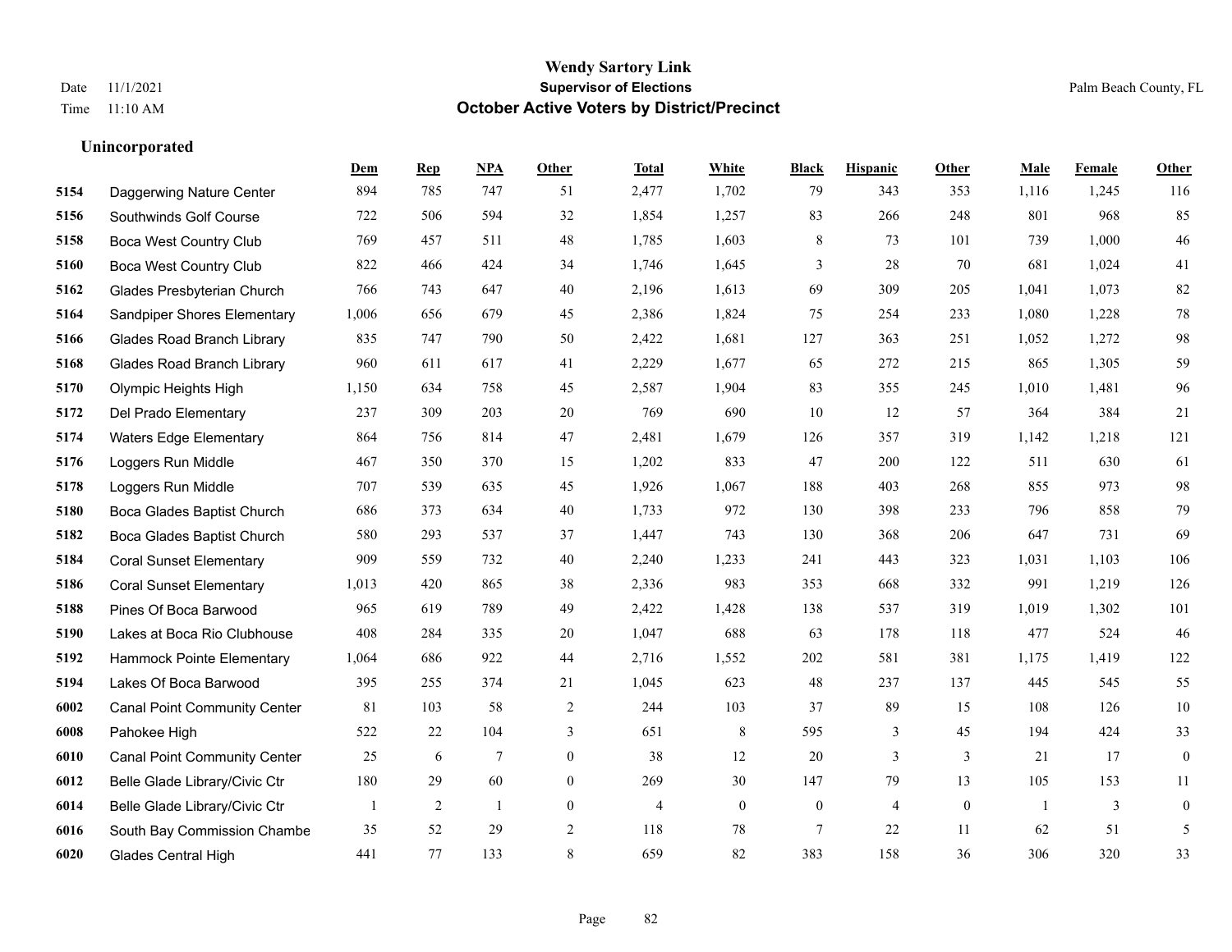# Wendy Sartory Link
## Supervisor of Elections
## October Active Voters by District/Precinct

Date 11/1/2021
Time 11:10 AM

Palm Beach County, FL

### Unincorporated

| | | Dem | Rep | NPA | Other | Total | White | Black | Hispanic | Other | Male | Female | Other |
|---|---|---|---|---|---|---|---|---|---|---|---|---|---|
| 5154 | Daggerwing Nature Center | 894 | 785 | 747 | 51 | 2,477 | 1,702 | 79 | 343 | 353 | 1,116 | 1,245 | 116 |
| 5156 | Southwinds Golf Course | 722 | 506 | 594 | 32 | 1,854 | 1,257 | 83 | 266 | 248 | 801 | 968 | 85 |
| 5158 | Boca West Country Club | 769 | 457 | 511 | 48 | 1,785 | 1,603 | 8 | 73 | 101 | 739 | 1,000 | 46 |
| 5160 | Boca West Country Club | 822 | 466 | 424 | 34 | 1,746 | 1,645 | 3 | 28 | 70 | 681 | 1,024 | 41 |
| 5162 | Glades Presbyterian Church | 766 | 743 | 647 | 40 | 2,196 | 1,613 | 69 | 309 | 205 | 1,041 | 1,073 | 82 |
| 5164 | Sandpiper Shores Elementary | 1,006 | 656 | 679 | 45 | 2,386 | 1,824 | 75 | 254 | 233 | 1,080 | 1,228 | 78 |
| 5166 | Glades Road Branch Library | 835 | 747 | 790 | 50 | 2,422 | 1,681 | 127 | 363 | 251 | 1,052 | 1,272 | 98 |
| 5168 | Glades Road Branch Library | 960 | 611 | 617 | 41 | 2,229 | 1,677 | 65 | 272 | 215 | 865 | 1,305 | 59 |
| 5170 | Olympic Heights High | 1,150 | 634 | 758 | 45 | 2,587 | 1,904 | 83 | 355 | 245 | 1,010 | 1,481 | 96 |
| 5172 | Del Prado Elementary | 237 | 309 | 203 | 20 | 769 | 690 | 10 | 12 | 57 | 364 | 384 | 21 |
| 5174 | Waters Edge Elementary | 864 | 756 | 814 | 47 | 2,481 | 1,679 | 126 | 357 | 319 | 1,142 | 1,218 | 121 |
| 5176 | Loggers Run Middle | 467 | 350 | 370 | 15 | 1,202 | 833 | 47 | 200 | 122 | 511 | 630 | 61 |
| 5178 | Loggers Run Middle | 707 | 539 | 635 | 45 | 1,926 | 1,067 | 188 | 403 | 268 | 855 | 973 | 98 |
| 5180 | Boca Glades Baptist Church | 686 | 373 | 634 | 40 | 1,733 | 972 | 130 | 398 | 233 | 796 | 858 | 79 |
| 5182 | Boca Glades Baptist Church | 580 | 293 | 537 | 37 | 1,447 | 743 | 130 | 368 | 206 | 647 | 731 | 69 |
| 5184 | Coral Sunset Elementary | 909 | 559 | 732 | 40 | 2,240 | 1,233 | 241 | 443 | 323 | 1,031 | 1,103 | 106 |
| 5186 | Coral Sunset Elementary | 1,013 | 420 | 865 | 38 | 2,336 | 983 | 353 | 668 | 332 | 991 | 1,219 | 126 |
| 5188 | Pines Of Boca Barwood | 965 | 619 | 789 | 49 | 2,422 | 1,428 | 138 | 537 | 319 | 1,019 | 1,302 | 101 |
| 5190 | Lakes at Boca Rio Clubhouse | 408 | 284 | 335 | 20 | 1,047 | 688 | 63 | 178 | 118 | 477 | 524 | 46 |
| 5192 | Hammock Pointe Elementary | 1,064 | 686 | 922 | 44 | 2,716 | 1,552 | 202 | 581 | 381 | 1,175 | 1,419 | 122 |
| 5194 | Lakes Of Boca Barwood | 395 | 255 | 374 | 21 | 1,045 | 623 | 48 | 237 | 137 | 445 | 545 | 55 |
| 6002 | Canal Point Community Center | 81 | 103 | 58 | 2 | 244 | 103 | 37 | 89 | 15 | 108 | 126 | 10 |
| 6008 | Pahokee High | 522 | 22 | 104 | 3 | 651 | 8 | 595 | 3 | 45 | 194 | 424 | 33 |
| 6010 | Canal Point Community Center | 25 | 6 | 7 | 0 | 38 | 12 | 20 | 3 | 3 | 21 | 17 | 0 |
| 6012 | Belle Glade Library/Civic Ctr | 180 | 29 | 60 | 0 | 269 | 30 | 147 | 79 | 13 | 105 | 153 | 11 |
| 6014 | Belle Glade Library/Civic Ctr | 1 | 2 | 1 | 0 | 4 | 0 | 0 | 4 | 0 | 1 | 3 | 0 |
| 6016 | South Bay Commission Chambe | 35 | 52 | 29 | 2 | 118 | 78 | 7 | 22 | 11 | 62 | 51 | 5 |
| 6020 | Glades Central High | 441 | 77 | 133 | 8 | 659 | 82 | 383 | 158 | 36 | 306 | 320 | 33 |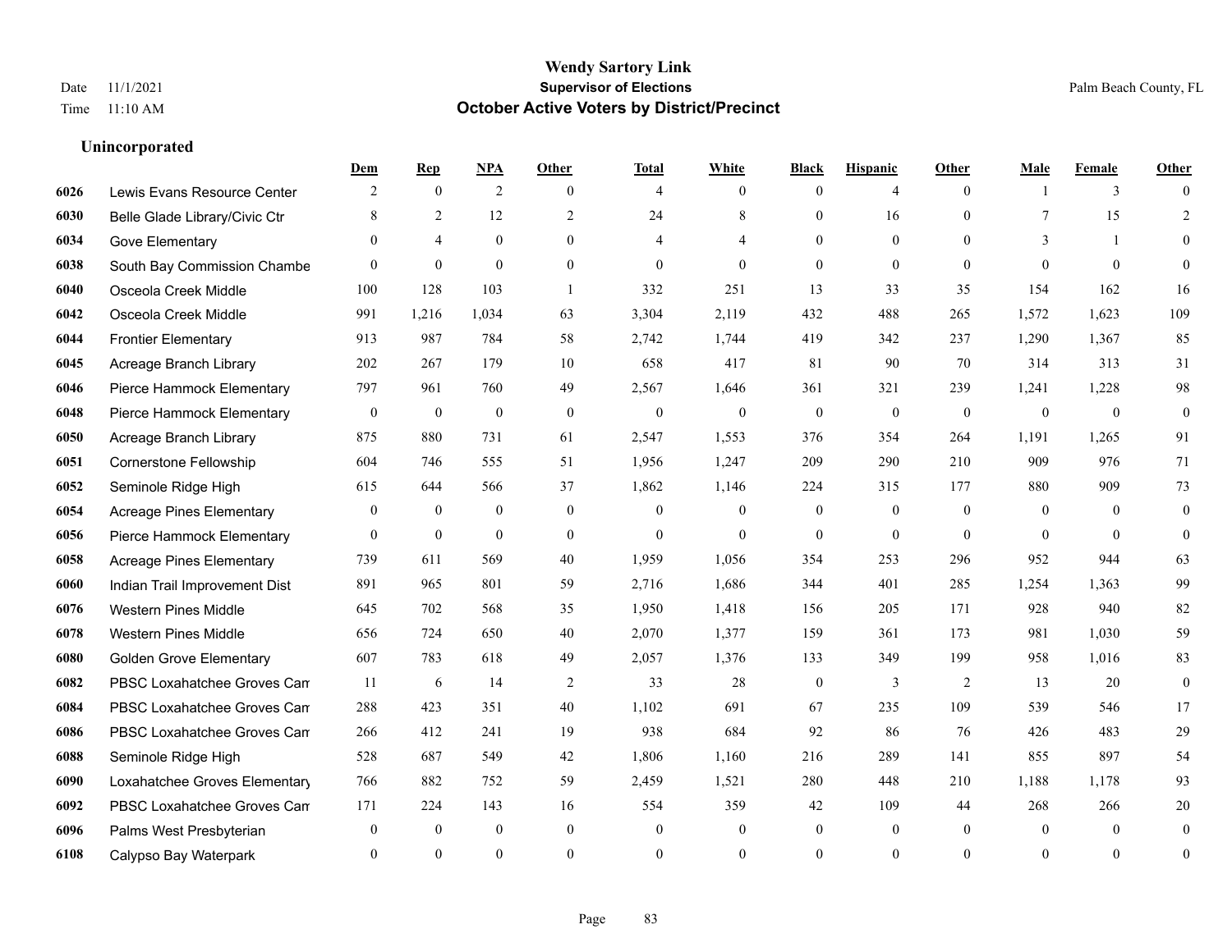# Wendy Sartory Link

Date 11/1/2021 **Supervisor of Elections** Palm Beach County, FL

Time 11:10 AM **October Active Voters by District/Precinct**

## Unincorporated

| | | Dem | Rep | NPA | Other | Total | White | Black | Hispanic | Other | Male | Female | Other |
|---|---|---|---|---|---|---|---|---|---|---|---|---|---|
| 6026 | Lewis Evans Resource Center | 2 | 0 | 2 | 0 | 4 | 0 | 0 | 4 | 0 | 1 | 3 | 0 |
| 6030 | Belle Glade Library/Civic Ctr | 8 | 2 | 12 | 2 | 24 | 8 | 0 | 16 | 0 | 7 | 15 | 2 |
| 6034 | Gove Elementary | 0 | 4 | 0 | 0 | 4 | 4 | 0 | 0 | 0 | 3 | 1 | 0 |
| 6038 | South Bay Commission Chambe | 0 | 0 | 0 | 0 | 0 | 0 | 0 | 0 | 0 | 0 | 0 | 0 |
| 6040 | Osceola Creek Middle | 100 | 128 | 103 | 1 | 332 | 251 | 13 | 33 | 35 | 154 | 162 | 16 |
| 6042 | Osceola Creek Middle | 991 | 1,216 | 1,034 | 63 | 3,304 | 2,119 | 432 | 488 | 265 | 1,572 | 1,623 | 109 |
| 6044 | Frontier Elementary | 913 | 987 | 784 | 58 | 2,742 | 1,744 | 419 | 342 | 237 | 1,290 | 1,367 | 85 |
| 6045 | Acreage Branch Library | 202 | 267 | 179 | 10 | 658 | 417 | 81 | 90 | 70 | 314 | 313 | 31 |
| 6046 | Pierce Hammock Elementary | 797 | 961 | 760 | 49 | 2,567 | 1,646 | 361 | 321 | 239 | 1,241 | 1,228 | 98 |
| 6048 | Pierce Hammock Elementary | 0 | 0 | 0 | 0 | 0 | 0 | 0 | 0 | 0 | 0 | 0 | 0 |
| 6050 | Acreage Branch Library | 875 | 880 | 731 | 61 | 2,547 | 1,553 | 376 | 354 | 264 | 1,191 | 1,265 | 91 |
| 6051 | Cornerstone Fellowship | 604 | 746 | 555 | 51 | 1,956 | 1,247 | 209 | 290 | 210 | 909 | 976 | 71 |
| 6052 | Seminole Ridge High | 615 | 644 | 566 | 37 | 1,862 | 1,146 | 224 | 315 | 177 | 880 | 909 | 73 |
| 6054 | Acreage Pines Elementary | 0 | 0 | 0 | 0 | 0 | 0 | 0 | 0 | 0 | 0 | 0 | 0 |
| 6056 | Pierce Hammock Elementary | 0 | 0 | 0 | 0 | 0 | 0 | 0 | 0 | 0 | 0 | 0 | 0 |
| 6058 | Acreage Pines Elementary | 739 | 611 | 569 | 40 | 1,959 | 1,056 | 354 | 253 | 296 | 952 | 944 | 63 |
| 6060 | Indian Trail Improvement Dist | 891 | 965 | 801 | 59 | 2,716 | 1,686 | 344 | 401 | 285 | 1,254 | 1,363 | 99 |
| 6076 | Western Pines Middle | 645 | 702 | 568 | 35 | 1,950 | 1,418 | 156 | 205 | 171 | 928 | 940 | 82 |
| 6078 | Western Pines Middle | 656 | 724 | 650 | 40 | 2,070 | 1,377 | 159 | 361 | 173 | 981 | 1,030 | 59 |
| 6080 | Golden Grove Elementary | 607 | 783 | 618 | 49 | 2,057 | 1,376 | 133 | 349 | 199 | 958 | 1,016 | 83 |
| 6082 | PBSC Loxahatchee Groves Cam | 11 | 6 | 14 | 2 | 33 | 28 | 0 | 3 | 2 | 13 | 20 | 0 |
| 6084 | PBSC Loxahatchee Groves Cam | 288 | 423 | 351 | 40 | 1,102 | 691 | 67 | 235 | 109 | 539 | 546 | 17 |
| 6086 | PBSC Loxahatchee Groves Cam | 266 | 412 | 241 | 19 | 938 | 684 | 92 | 86 | 76 | 426 | 483 | 29 |
| 6088 | Seminole Ridge High | 528 | 687 | 549 | 42 | 1,806 | 1,160 | 216 | 289 | 141 | 855 | 897 | 54 |
| 6090 | Loxahatchee Groves Elementary | 766 | 882 | 752 | 59 | 2,459 | 1,521 | 280 | 448 | 210 | 1,188 | 1,178 | 93 |
| 6092 | PBSC Loxahatchee Groves Cam | 171 | 224 | 143 | 16 | 554 | 359 | 42 | 109 | 44 | 268 | 266 | 20 |
| 6096 | Palms West Presbyterian | 0 | 0 | 0 | 0 | 0 | 0 | 0 | 0 | 0 | 0 | 0 | 0 |
| 6108 | Calypso Bay Waterpark | 0 | 0 | 0 | 0 | 0 | 0 | 0 | 0 | 0 | 0 | 0 | 0 |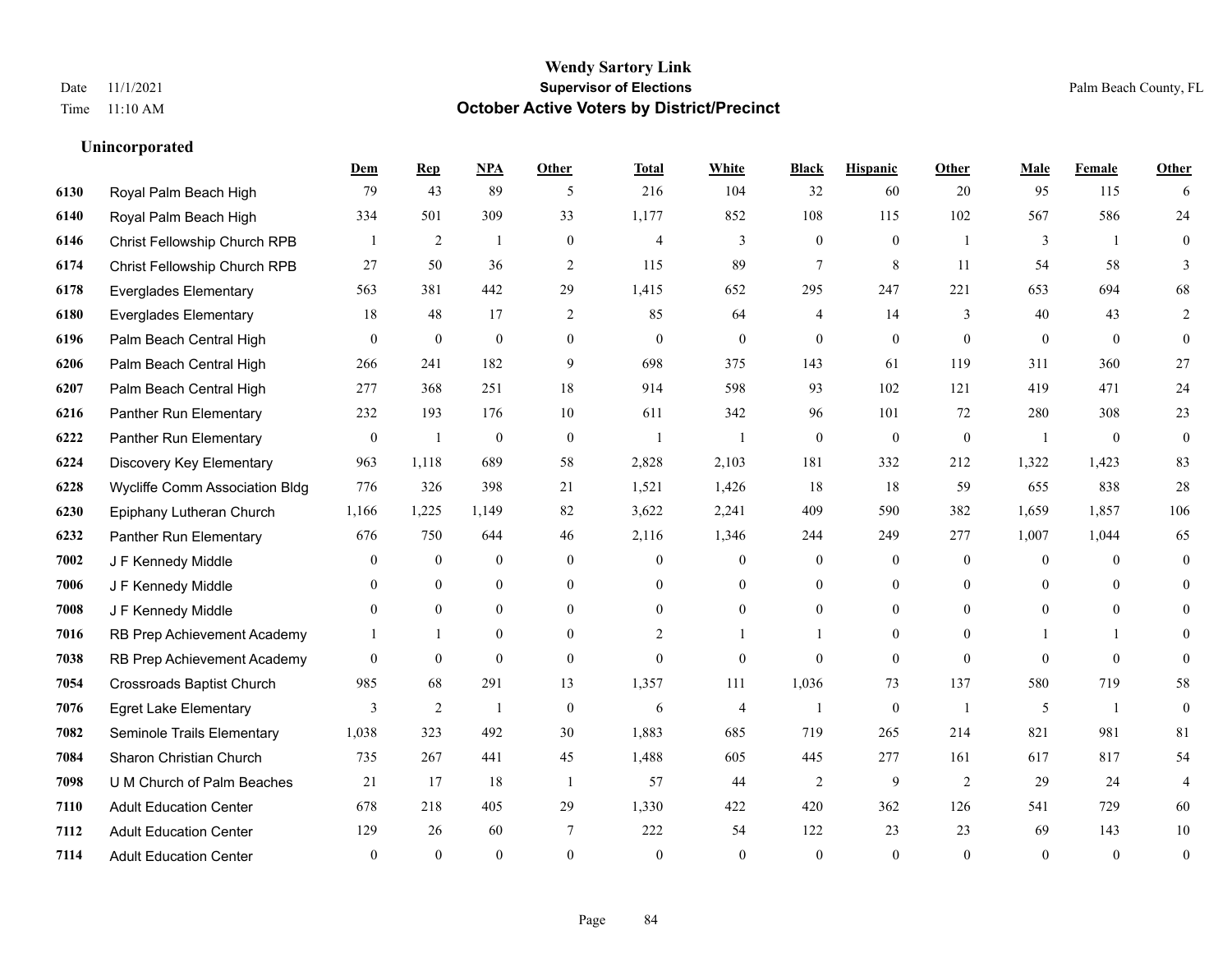**Wendy Sartory Link**
**Supervisor of Elections**
**October Active Voters by District/Precinct**

Date 11/1/2021
Time 11:10 AM

Palm Beach County, FL

### Unincorporated

| | | Dem | Rep | NPA | Other | Total | White | Black | Hispanic | Other | Male | Female | Other |
|---|---|---|---|---|---|---|---|---|---|---|---|---|---|
| 6130 | Royal Palm Beach High | 79 | 43 | 89 | 5 | 216 | 104 | 32 | 60 | 20 | 95 | 115 | 6 |
| 6140 | Royal Palm Beach High | 334 | 501 | 309 | 33 | 1,177 | 852 | 108 | 115 | 102 | 567 | 586 | 24 |
| 6146 | Christ Fellowship Church RPB | 1 | 2 | 1 | 0 | 4 | 3 | 0 | 0 | 1 | 3 | 1 | 0 |
| 6174 | Christ Fellowship Church RPB | 27 | 50 | 36 | 2 | 115 | 89 | 7 | 8 | 11 | 54 | 58 | 3 |
| 6178 | Everglades Elementary | 563 | 381 | 442 | 29 | 1,415 | 652 | 295 | 247 | 221 | 653 | 694 | 68 |
| 6180 | Everglades Elementary | 18 | 48 | 17 | 2 | 85 | 64 | 4 | 14 | 3 | 40 | 43 | 2 |
| 6196 | Palm Beach Central High | 0 | 0 | 0 | 0 | 0 | 0 | 0 | 0 | 0 | 0 | 0 | 0 |
| 6206 | Palm Beach Central High | 266 | 241 | 182 | 9 | 698 | 375 | 143 | 61 | 119 | 311 | 360 | 27 |
| 6207 | Palm Beach Central High | 277 | 368 | 251 | 18 | 914 | 598 | 93 | 102 | 121 | 419 | 471 | 24 |
| 6216 | Panther Run Elementary | 232 | 193 | 176 | 10 | 611 | 342 | 96 | 101 | 72 | 280 | 308 | 23 |
| 6222 | Panther Run Elementary | 0 | 1 | 0 | 0 | 1 | 1 | 0 | 0 | 0 | 1 | 0 | 0 |
| 6224 | Discovery Key Elementary | 963 | 1,118 | 689 | 58 | 2,828 | 2,103 | 181 | 332 | 212 | 1,322 | 1,423 | 83 |
| 6228 | Wycliffe Comm Association Bldg | 776 | 326 | 398 | 21 | 1,521 | 1,426 | 18 | 18 | 59 | 655 | 838 | 28 |
| 6230 | Epiphany Lutheran Church | 1,166 | 1,225 | 1,149 | 82 | 3,622 | 2,241 | 409 | 590 | 382 | 1,659 | 1,857 | 106 |
| 6232 | Panther Run Elementary | 676 | 750 | 644 | 46 | 2,116 | 1,346 | 244 | 249 | 277 | 1,007 | 1,044 | 65 |
| 7002 | J F Kennedy Middle | 0 | 0 | 0 | 0 | 0 | 0 | 0 | 0 | 0 | 0 | 0 | 0 |
| 7006 | J F Kennedy Middle | 0 | 0 | 0 | 0 | 0 | 0 | 0 | 0 | 0 | 0 | 0 | 0 |
| 7008 | J F Kennedy Middle | 0 | 0 | 0 | 0 | 0 | 0 | 0 | 0 | 0 | 0 | 0 | 0 |
| 7016 | RB Prep Achievement Academy | 1 | 1 | 0 | 0 | 2 | 1 | 1 | 0 | 0 | 1 | 1 | 0 |
| 7038 | RB Prep Achievement Academy | 0 | 0 | 0 | 0 | 0 | 0 | 0 | 0 | 0 | 0 | 0 | 0 |
| 7054 | Crossroads Baptist Church | 985 | 68 | 291 | 13 | 1,357 | 111 | 1,036 | 73 | 137 | 580 | 719 | 58 |
| 7076 | Egret Lake Elementary | 3 | 2 | 1 | 0 | 6 | 4 | 1 | 0 | 1 | 5 | 1 | 0 |
| 7082 | Seminole Trails Elementary | 1,038 | 323 | 492 | 30 | 1,883 | 685 | 719 | 265 | 214 | 821 | 981 | 81 |
| 7084 | Sharon Christian Church | 735 | 267 | 441 | 45 | 1,488 | 605 | 445 | 277 | 161 | 617 | 817 | 54 |
| 7098 | U M Church of Palm Beaches | 21 | 17 | 18 | 1 | 57 | 44 | 2 | 9 | 2 | 29 | 24 | 4 |
| 7110 | Adult Education Center | 678 | 218 | 405 | 29 | 1,330 | 422 | 420 | 362 | 126 | 541 | 729 | 60 |
| 7112 | Adult Education Center | 129 | 26 | 60 | 7 | 222 | 54 | 122 | 23 | 23 | 69 | 143 | 10 |
| 7114 | Adult Education Center | 0 | 0 | 0 | 0 | 0 | 0 | 0 | 0 | 0 | 0 | 0 | 0 |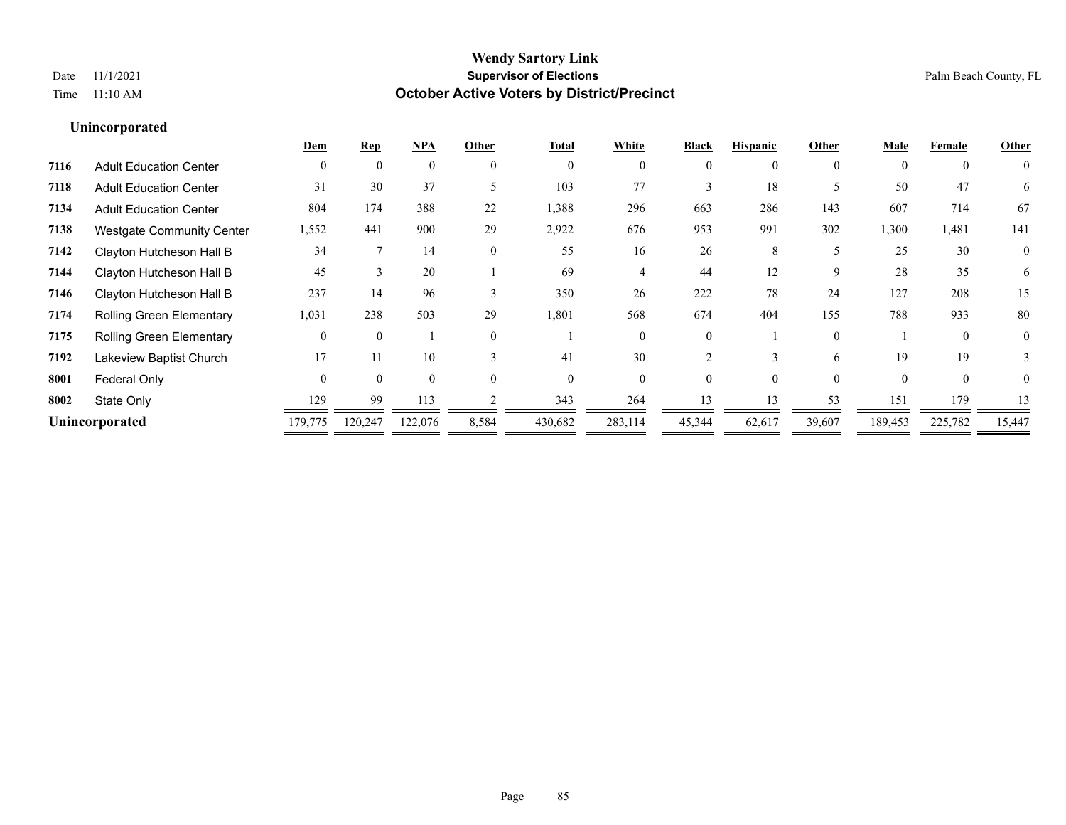**Unincorporated**

| | | Dem | Rep | NPA | Other | Total | White | Black | Hispanic | Other | Male | Female | Other |
|---|---|---|---|---|---|---|---|---|---|---|---|---|---|
| 7116 | Adult Education Center | 0 | 0 | 0 | 0 | 0 | 0 | 0 | 0 | 0 | 0 | 0 | 0 |
| 7118 | Adult Education Center | 31 | 30 | 37 | 5 | 103 | 77 | 3 | 18 | 5 | 50 | 47 | 6 |
| 7134 | Adult Education Center | 804 | 174 | 388 | 22 | 1,388 | 296 | 663 | 286 | 143 | 607 | 714 | 67 |
| 7138 | Westgate Community Center | 1,552 | 441 | 900 | 29 | 2,922 | 676 | 953 | 991 | 302 | 1,300 | 1,481 | 141 |
| 7142 | Clayton Hutcheson Hall B | 34 | 7 | 14 | 0 | 55 | 16 | 26 | 8 | 5 | 25 | 30 | 0 |
| 7144 | Clayton Hutcheson Hall B | 45 | 3 | 20 | 1 | 69 | 4 | 44 | 12 | 9 | 28 | 35 | 6 |
| 7146 | Clayton Hutcheson Hall B | 237 | 14 | 96 | 3 | 350 | 26 | 222 | 78 | 24 | 127 | 208 | 15 |
| 7174 | Rolling Green Elementary | 1,031 | 238 | 503 | 29 | 1,801 | 568 | 674 | 404 | 155 | 788 | 933 | 80 |
| 7175 | Rolling Green Elementary | 0 | 0 | 1 | 0 | 1 | 0 | 0 | 1 | 0 | 1 | 0 | 0 |
| 7192 | Lakeview Baptist Church | 17 | 11 | 10 | 3 | 41 | 30 | 2 | 3 | 6 | 19 | 19 | 3 |
| 8001 | Federal Only | 0 | 0 | 0 | 0 | 0 | 0 | 0 | 0 | 0 | 0 | 0 | 0 |
| 8002 | State Only | 129 | 99 | 113 | 2 | 343 | 264 | 13 | 13 | 53 | 151 | 179 | 13 |
| **Unincorporated** | | 179,775 | 120,247 | 122,076 | 8,584 | 430,682 | 283,114 | 45,344 | 62,617 | 39,607 | 189,453 | 225,782 | 15,447 |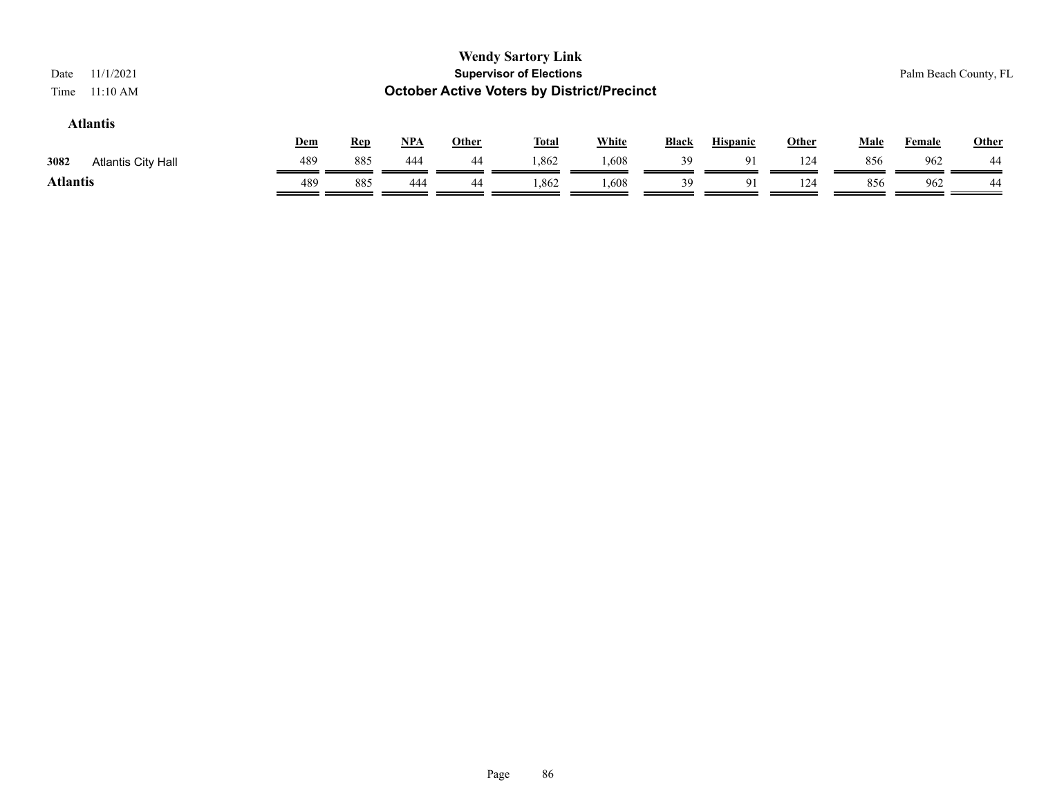# Wendy Sartory Link

**Supervisor of Elections**

**October Active Voters by District/Precinct**

Date 11/1/2021
Time 11:10 AM

Palm Beach County, FL

## Atlantis

| | | Dem | Rep | NPA | Other | Total | White | Black | Hispanic | Other | Male | Female | Other |
|---|---|---|---|---|---|---|---|---|---|---|---|---|---|
| 3082 | Atlantis City Hall | 489 | 885 | 444 | 44 | 1,862 | 1,608 | 39 | 91 | 124 | 856 | 962 | 44 |
| **Atlantis** | | 489 | 885 | 444 | 44 | 1,862 | 1,608 | 39 | 91 | 124 | 856 | 962 | 44 |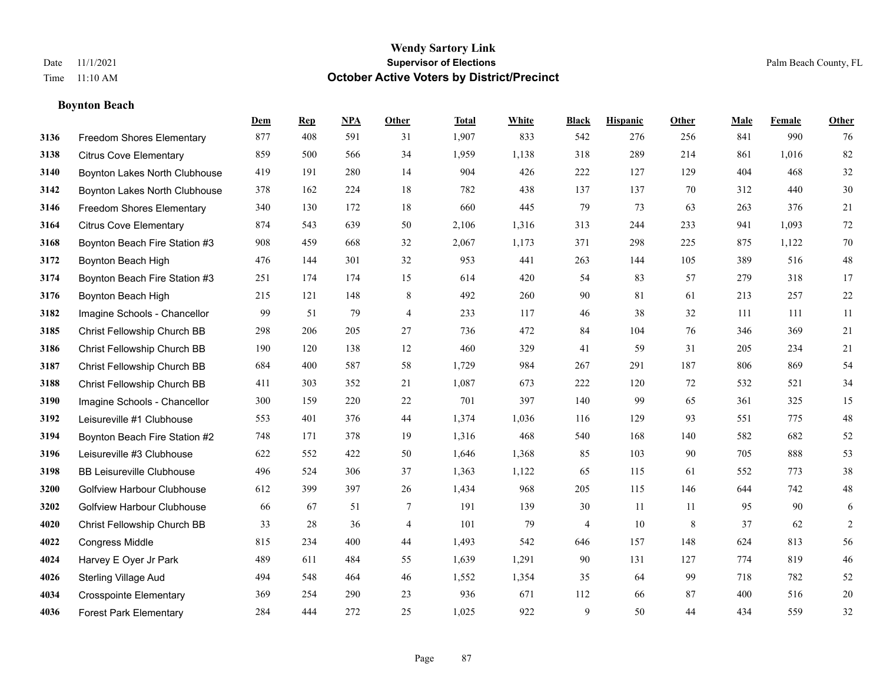**Wendy Sartory Link**

Date 11/1/2021 **Supervisor of Elections** Palm Beach County, FL

Time 11:10 AM **October Active Voters by District/Precinct**

**Boynton Beach**

| | | Dem | Rep | NPA | Other | Total | White | Black | Hispanic | Other | Male | Female | Other |
|---|---|---|---|---|---|---|---|---|---|---|---|---|---|
| 3136 | Freedom Shores Elementary | 877 | 408 | 591 | 31 | 1,907 | 833 | 542 | 276 | 256 | 841 | 990 | 76 |
| 3138 | Citrus Cove Elementary | 859 | 500 | 566 | 34 | 1,959 | 1,138 | 318 | 289 | 214 | 861 | 1,016 | 82 |
| 3140 | Boynton Lakes North Clubhouse | 419 | 191 | 280 | 14 | 904 | 426 | 222 | 127 | 129 | 404 | 468 | 32 |
| 3142 | Boynton Lakes North Clubhouse | 378 | 162 | 224 | 18 | 782 | 438 | 137 | 137 | 70 | 312 | 440 | 30 |
| 3146 | Freedom Shores Elementary | 340 | 130 | 172 | 18 | 660 | 445 | 79 | 73 | 63 | 263 | 376 | 21 |
| 3164 | Citrus Cove Elementary | 874 | 543 | 639 | 50 | 2,106 | 1,316 | 313 | 244 | 233 | 941 | 1,093 | 72 |
| 3168 | Boynton Beach Fire Station #3 | 908 | 459 | 668 | 32 | 2,067 | 1,173 | 371 | 298 | 225 | 875 | 1,122 | 70 |
| 3172 | Boynton Beach High | 476 | 144 | 301 | 32 | 953 | 441 | 263 | 144 | 105 | 389 | 516 | 48 |
| 3174 | Boynton Beach Fire Station #3 | 251 | 174 | 174 | 15 | 614 | 420 | 54 | 83 | 57 | 279 | 318 | 17 |
| 3176 | Boynton Beach High | 215 | 121 | 148 | 8 | 492 | 260 | 90 | 81 | 61 | 213 | 257 | 22 |
| 3182 | Imagine Schools - Chancellor | 99 | 51 | 79 | 4 | 233 | 117 | 46 | 38 | 32 | 111 | 111 | 11 |
| 3185 | Christ Fellowship Church BB | 298 | 206 | 205 | 27 | 736 | 472 | 84 | 104 | 76 | 346 | 369 | 21 |
| 3186 | Christ Fellowship Church BB | 190 | 120 | 138 | 12 | 460 | 329 | 41 | 59 | 31 | 205 | 234 | 21 |
| 3187 | Christ Fellowship Church BB | 684 | 400 | 587 | 58 | 1,729 | 984 | 267 | 291 | 187 | 806 | 869 | 54 |
| 3188 | Christ Fellowship Church BB | 411 | 303 | 352 | 21 | 1,087 | 673 | 222 | 120 | 72 | 532 | 521 | 34 |
| 3190 | Imagine Schools - Chancellor | 300 | 159 | 220 | 22 | 701 | 397 | 140 | 99 | 65 | 361 | 325 | 15 |
| 3192 | Leisureville #1 Clubhouse | 553 | 401 | 376 | 44 | 1,374 | 1,036 | 116 | 129 | 93 | 551 | 775 | 48 |
| 3194 | Boynton Beach Fire Station #2 | 748 | 171 | 378 | 19 | 1,316 | 468 | 540 | 168 | 140 | 582 | 682 | 52 |
| 3196 | Leisureville #3 Clubhouse | 622 | 552 | 422 | 50 | 1,646 | 1,368 | 85 | 103 | 90 | 705 | 888 | 53 |
| 3198 | BB Leisureville Clubhouse | 496 | 524 | 306 | 37 | 1,363 | 1,122 | 65 | 115 | 61 | 552 | 773 | 38 |
| 3200 | Golfview Harbour Clubhouse | 612 | 399 | 397 | 26 | 1,434 | 968 | 205 | 115 | 146 | 644 | 742 | 48 |
| 3202 | Golfview Harbour Clubhouse | 66 | 67 | 51 | 7 | 191 | 139 | 30 | 11 | 11 | 95 | 90 | 6 |
| 4020 | Christ Fellowship Church BB | 33 | 28 | 36 | 4 | 101 | 79 | 4 | 10 | 8 | 37 | 62 | 2 |
| 4022 | Congress Middle | 815 | 234 | 400 | 44 | 1,493 | 542 | 646 | 157 | 148 | 624 | 813 | 56 |
| 4024 | Harvey E Oyer Jr Park | 489 | 611 | 484 | 55 | 1,639 | 1,291 | 90 | 131 | 127 | 774 | 819 | 46 |
| 4026 | Sterling Village Aud | 494 | 548 | 464 | 46 | 1,552 | 1,354 | 35 | 64 | 99 | 718 | 782 | 52 |
| 4034 | Crosspointe Elementary | 369 | 254 | 290 | 23 | 936 | 671 | 112 | 66 | 87 | 400 | 516 | 20 |
| 4036 | Forest Park Elementary | 284 | 444 | 272 | 25 | 1,025 | 922 | 9 | 50 | 44 | 434 | 559 | 32 |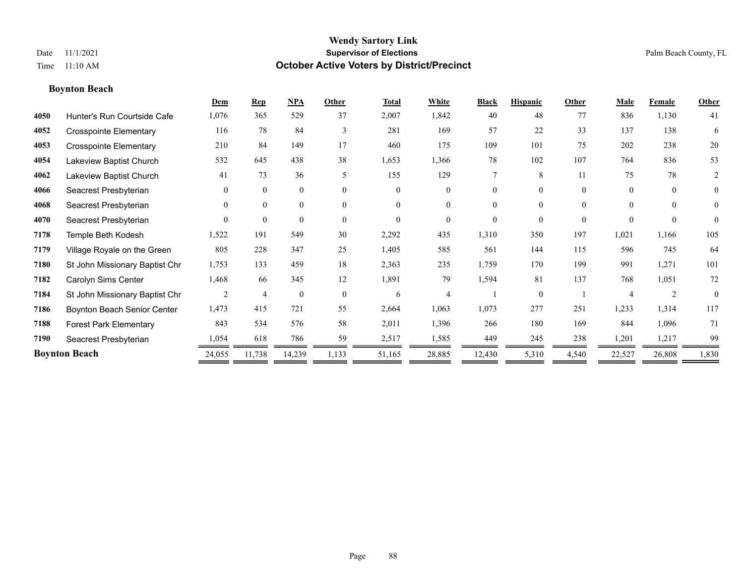**Wendy Sartory Link**
**Supervisor of Elections**
**October Active Voters by District/Precinct**

Date 11/1/2021
Time 11:10 AM

Palm Beach County, FL

**Boynton Beach**

| | | Dem | Rep | NPA | Other | Total | White | Black | Hispanic | Other | Male | Female | Other |
|---|---|---|---|---|---|---|---|---|---|---|---|---|---|
| 4050 | Hunter's Run Courtside Cafe | 1,076 | 365 | 529 | 37 | 2,007 | 1,842 | 40 | 48 | 77 | 836 | 1,130 | 41 |
| 4052 | Crosspointe Elementary | 116 | 78 | 84 | 3 | 281 | 169 | 57 | 22 | 33 | 137 | 138 | 6 |
| 4053 | Crosspointe Elementary | 210 | 84 | 149 | 17 | 460 | 175 | 109 | 101 | 75 | 202 | 238 | 20 |
| 4054 | Lakeview Baptist Church | 532 | 645 | 438 | 38 | 1,653 | 1,366 | 78 | 102 | 107 | 764 | 836 | 53 |
| 4062 | Lakeview Baptist Church | 41 | 73 | 36 | 5 | 155 | 129 | 7 | 8 | 11 | 75 | 78 | 2 |
| 4066 | Seacrest Presbyterian | 0 | 0 | 0 | 0 | 0 | 0 | 0 | 0 | 0 | 0 | 0 | 0 |
| 4068 | Seacrest Presbyterian | 0 | 0 | 0 | 0 | 0 | 0 | 0 | 0 | 0 | 0 | 0 | 0 |
| 4070 | Seacrest Presbyterian | 0 | 0 | 0 | 0 | 0 | 0 | 0 | 0 | 0 | 0 | 0 | 0 |
| 7178 | Temple Beth Kodesh | 1,522 | 191 | 549 | 30 | 2,292 | 435 | 1,310 | 350 | 197 | 1,021 | 1,166 | 105 |
| 7179 | Village Royale on the Green | 805 | 228 | 347 | 25 | 1,405 | 585 | 561 | 144 | 115 | 596 | 745 | 64 |
| 7180 | St John Missionary Baptist Chr | 1,753 | 133 | 459 | 18 | 2,363 | 235 | 1,759 | 170 | 199 | 991 | 1,271 | 101 |
| 7182 | Carolyn Sims Center | 1,468 | 66 | 345 | 12 | 1,891 | 79 | 1,594 | 81 | 137 | 768 | 1,051 | 72 |
| 7184 | St John Missionary Baptist Chr | 2 | 4 | 0 | 0 | 6 | 4 | 1 | 0 | 1 | 4 | 2 | 0 |
| 7186 | Boynton Beach Senior Center | 1,473 | 415 | 721 | 55 | 2,664 | 1,063 | 1,073 | 277 | 251 | 1,233 | 1,314 | 117 |
| 7188 | Forest Park Elementary | 843 | 534 | 576 | 58 | 2,011 | 1,396 | 266 | 180 | 169 | 844 | 1,096 | 71 |
| 7190 | Seacrest Presbyterian | 1,054 | 618 | 786 | 59 | 2,517 | 1,585 | 449 | 245 | 238 | 1,201 | 1,217 | 99 |
| **Boynton Beach** | | 24,055 | 11,738 | 14,239 | 1,133 | 51,165 | 28,885 | 12,430 | 5,310 | 4,540 | 22,527 | 26,808 | 1,830 |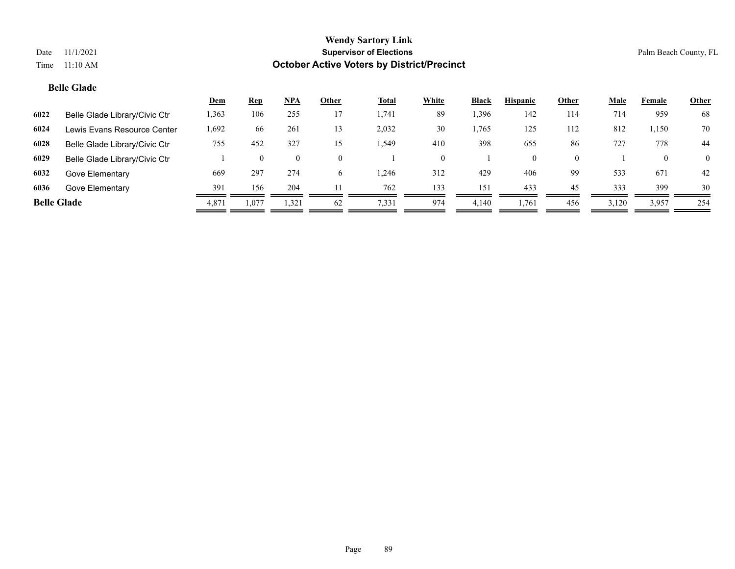**Wendy Sartory Link**

**Supervisor of Elections**

**October Active Voters by District/Precinct**

Date 11/1/2021

Time 11:10 AM

Palm Beach County, FL

### Belle Glade

| | | Dem | Rep | NPA | Other | Total | White | Black | Hispanic | Other | Male | Female | Other |
|---|---|---|---|---|---|---|---|---|---|---|---|---|---|
| 6022 | Belle Glade Library/Civic Ctr | 1,363 | 106 | 255 | 17 | 1,741 | 89 | 1,396 | 142 | 114 | 714 | 959 | 68 |
| 6024 | Lewis Evans Resource Center | 1,692 | 66 | 261 | 13 | 2,032 | 30 | 1,765 | 125 | 112 | 812 | 1,150 | 70 |
| 6028 | Belle Glade Library/Civic Ctr | 755 | 452 | 327 | 15 | 1,549 | 410 | 398 | 655 | 86 | 727 | 778 | 44 |
| 6029 | Belle Glade Library/Civic Ctr | 1 | 0 | 0 | 0 | 1 | 0 | 1 | 0 | 0 | 1 | 0 | 0 |
| 6032 | Gove Elementary | 669 | 297 | 274 | 6 | 1,246 | 312 | 429 | 406 | 99 | 533 | 671 | 42 |
| 6036 | Gove Elementary | 391 | 156 | 204 | 11 | 762 | 133 | 151 | 433 | 45 | 333 | 399 | 30 |
| **Belle Glade** | | 4,871 | 1,077 | 1,321 | 62 | 7,331 | 974 | 4,140 | 1,761 | 456 | 3,120 | 3,957 | 254 |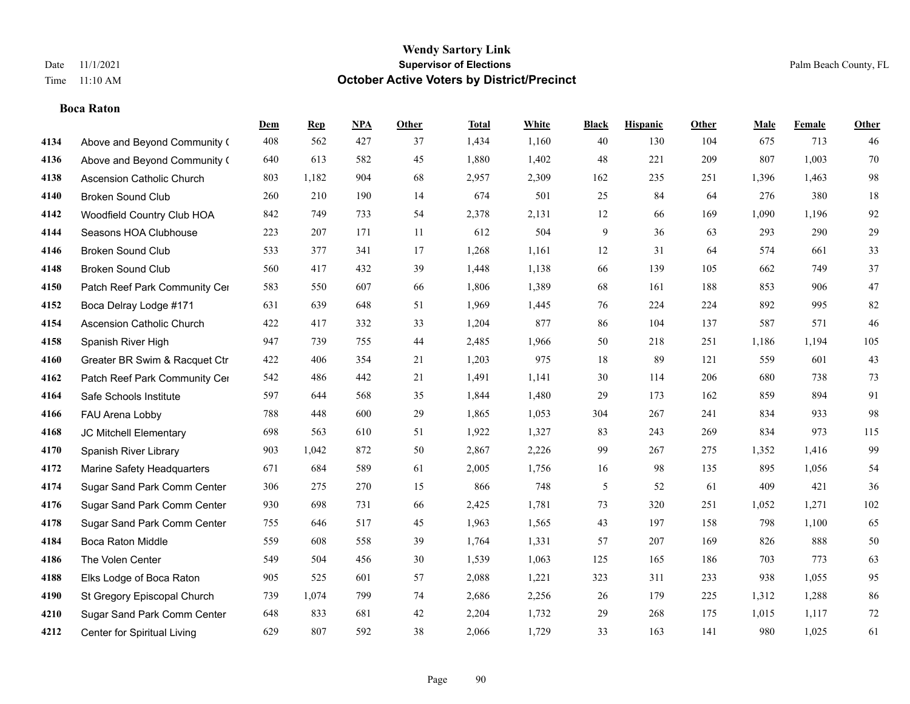# Wendy Sartory Link

**Supervisor of Elections**

**October Active Voters by District/Precinct**

Date 11/1/2021
Time 11:10 AM

Palm Beach County, FL

### Boca Raton

| | | Dem | Rep | NPA | Other | Total | White | Black | Hispanic | Other | Male | Female | Other |
|---|---|---|---|---|---|---|---|---|---|---|---|---|---|
| 4134 | Above and Beyond Community ( | 408 | 562 | 427 | 37 | 1,434 | 1,160 | 40 | 130 | 104 | 675 | 713 | 46 |
| 4136 | Above and Beyond Community ( | 640 | 613 | 582 | 45 | 1,880 | 1,402 | 48 | 221 | 209 | 807 | 1,003 | 70 |
| 4138 | Ascension Catholic Church | 803 | 1,182 | 904 | 68 | 2,957 | 2,309 | 162 | 235 | 251 | 1,396 | 1,463 | 98 |
| 4140 | Broken Sound Club | 260 | 210 | 190 | 14 | 674 | 501 | 25 | 84 | 64 | 276 | 380 | 18 |
| 4142 | Woodfield Country Club HOA | 842 | 749 | 733 | 54 | 2,378 | 2,131 | 12 | 66 | 169 | 1,090 | 1,196 | 92 |
| 4144 | Seasons HOA Clubhouse | 223 | 207 | 171 | 11 | 612 | 504 | 9 | 36 | 63 | 293 | 290 | 29 |
| 4146 | Broken Sound Club | 533 | 377 | 341 | 17 | 1,268 | 1,161 | 12 | 31 | 64 | 574 | 661 | 33 |
| 4148 | Broken Sound Club | 560 | 417 | 432 | 39 | 1,448 | 1,138 | 66 | 139 | 105 | 662 | 749 | 37 |
| 4150 | Patch Reef Park Community Cer | 583 | 550 | 607 | 66 | 1,806 | 1,389 | 68 | 161 | 188 | 853 | 906 | 47 |
| 4152 | Boca Delray Lodge #171 | 631 | 639 | 648 | 51 | 1,969 | 1,445 | 76 | 224 | 224 | 892 | 995 | 82 |
| 4154 | Ascension Catholic Church | 422 | 417 | 332 | 33 | 1,204 | 877 | 86 | 104 | 137 | 587 | 571 | 46 |
| 4158 | Spanish River High | 947 | 739 | 755 | 44 | 2,485 | 1,966 | 50 | 218 | 251 | 1,186 | 1,194 | 105 |
| 4160 | Greater BR Swim & Racquet Ctr | 422 | 406 | 354 | 21 | 1,203 | 975 | 18 | 89 | 121 | 559 | 601 | 43 |
| 4162 | Patch Reef Park Community Cer | 542 | 486 | 442 | 21 | 1,491 | 1,141 | 30 | 114 | 206 | 680 | 738 | 73 |
| 4164 | Safe Schools Institute | 597 | 644 | 568 | 35 | 1,844 | 1,480 | 29 | 173 | 162 | 859 | 894 | 91 |
| 4166 | FAU Arena Lobby | 788 | 448 | 600 | 29 | 1,865 | 1,053 | 304 | 267 | 241 | 834 | 933 | 98 |
| 4168 | JC Mitchell Elementary | 698 | 563 | 610 | 51 | 1,922 | 1,327 | 83 | 243 | 269 | 834 | 973 | 115 |
| 4170 | Spanish River Library | 903 | 1,042 | 872 | 50 | 2,867 | 2,226 | 99 | 267 | 275 | 1,352 | 1,416 | 99 |
| 4172 | Marine Safety Headquarters | 671 | 684 | 589 | 61 | 2,005 | 1,756 | 16 | 98 | 135 | 895 | 1,056 | 54 |
| 4174 | Sugar Sand Park Comm Center | 306 | 275 | 270 | 15 | 866 | 748 | 5 | 52 | 61 | 409 | 421 | 36 |
| 4176 | Sugar Sand Park Comm Center | 930 | 698 | 731 | 66 | 2,425 | 1,781 | 73 | 320 | 251 | 1,052 | 1,271 | 102 |
| 4178 | Sugar Sand Park Comm Center | 755 | 646 | 517 | 45 | 1,963 | 1,565 | 43 | 197 | 158 | 798 | 1,100 | 65 |
| 4184 | Boca Raton Middle | 559 | 608 | 558 | 39 | 1,764 | 1,331 | 57 | 207 | 169 | 826 | 888 | 50 |
| 4186 | The Volen Center | 549 | 504 | 456 | 30 | 1,539 | 1,063 | 125 | 165 | 186 | 703 | 773 | 63 |
| 4188 | Elks Lodge of Boca Raton | 905 | 525 | 601 | 57 | 2,088 | 1,221 | 323 | 311 | 233 | 938 | 1,055 | 95 |
| 4190 | St Gregory Episcopal Church | 739 | 1,074 | 799 | 74 | 2,686 | 2,256 | 26 | 179 | 225 | 1,312 | 1,288 | 86 |
| 4210 | Sugar Sand Park Comm Center | 648 | 833 | 681 | 42 | 2,204 | 1,732 | 29 | 268 | 175 | 1,015 | 1,117 | 72 |
| 4212 | Center for Spiritual Living | 629 | 807 | 592 | 38 | 2,066 | 1,729 | 33 | 163 | 141 | 980 | 1,025 | 61 |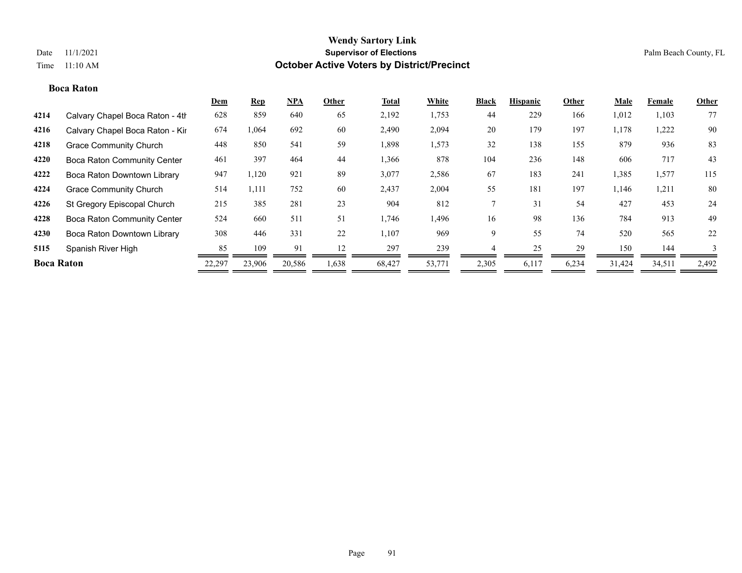**Wendy Sartory Link**

**Supervisor of Elections**

**October Active Voters by District/Precinct**

Date 11/1/2021

Time 11:10 AM

Palm Beach County, FL

**Boca Raton**

| | | Dem | Rep | NPA | Other | Total | White | Black | Hispanic | Other | Male | Female | Other |
|---|---|---|---|---|---|---|---|---|---|---|---|---|---|
| 4214 | Calvary Chapel Boca Raton - 4th | 628 | 859 | 640 | 65 | 2,192 | 1,753 | 44 | 229 | 166 | 1,012 | 1,103 | 77 |
| 4216 | Calvary Chapel Boca Raton - Kir | 674 | 1,064 | 692 | 60 | 2,490 | 2,094 | 20 | 179 | 197 | 1,178 | 1,222 | 90 |
| 4218 | Grace Community Church | 448 | 850 | 541 | 59 | 1,898 | 1,573 | 32 | 138 | 155 | 879 | 936 | 83 |
| 4220 | Boca Raton Community Center | 461 | 397 | 464 | 44 | 1,366 | 878 | 104 | 236 | 148 | 606 | 717 | 43 |
| 4222 | Boca Raton Downtown Library | 947 | 1,120 | 921 | 89 | 3,077 | 2,586 | 67 | 183 | 241 | 1,385 | 1,577 | 115 |
| 4224 | Grace Community Church | 514 | 1,111 | 752 | 60 | 2,437 | 2,004 | 55 | 181 | 197 | 1,146 | 1,211 | 80 |
| 4226 | St Gregory Episcopal Church | 215 | 385 | 281 | 23 | 904 | 812 | 7 | 31 | 54 | 427 | 453 | 24 |
| 4228 | Boca Raton Community Center | 524 | 660 | 511 | 51 | 1,746 | 1,496 | 16 | 98 | 136 | 784 | 913 | 49 |
| 4230 | Boca Raton Downtown Library | 308 | 446 | 331 | 22 | 1,107 | 969 | 9 | 55 | 74 | 520 | 565 | 22 |
| 5115 | Spanish River High | 85 | 109 | 91 | 12 | 297 | 239 | 4 | 25 | 29 | 150 | 144 | 3 |
| **Boca Raton** | | 22,297 | 23,906 | 20,586 | 1,638 | 68,427 | 53,771 | 2,305 | 6,117 | 6,234 | 31,424 | 34,511 | 2,492 |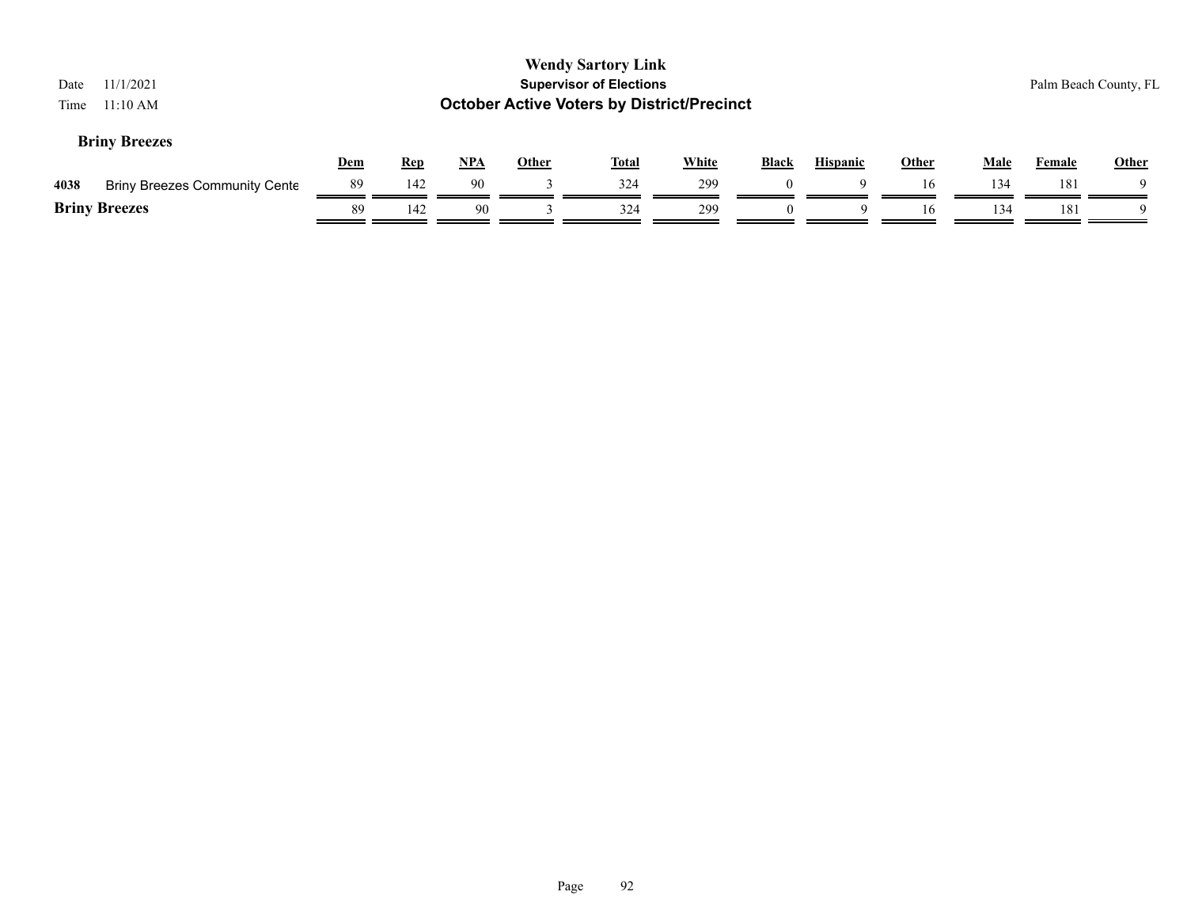# Wendy Sartory Link

## Supervisor of Elections

## October Active Voters by District/Precinct

Date 11/1/2021

Time 11:10 AM

Palm Beach County, FL

### Briny Breezes

| | | Dem | Rep | NPA | Other | Total | White | Black | Hispanic | Other | Male | Female | Other |
|---|---|---|---|---|---|---|---|---|---|---|---|---|---|
| 4038 | Briny Breezes Community Cente | 89 | 142 | 90 | 3 | 324 | 299 | 0 | 9 | 16 | 134 | 181 | 9 |
| **Briny Breezes** | | 89 | 142 | 90 | 3 | 324 | 299 | 0 | 9 | 16 | 134 | 181 | 9 |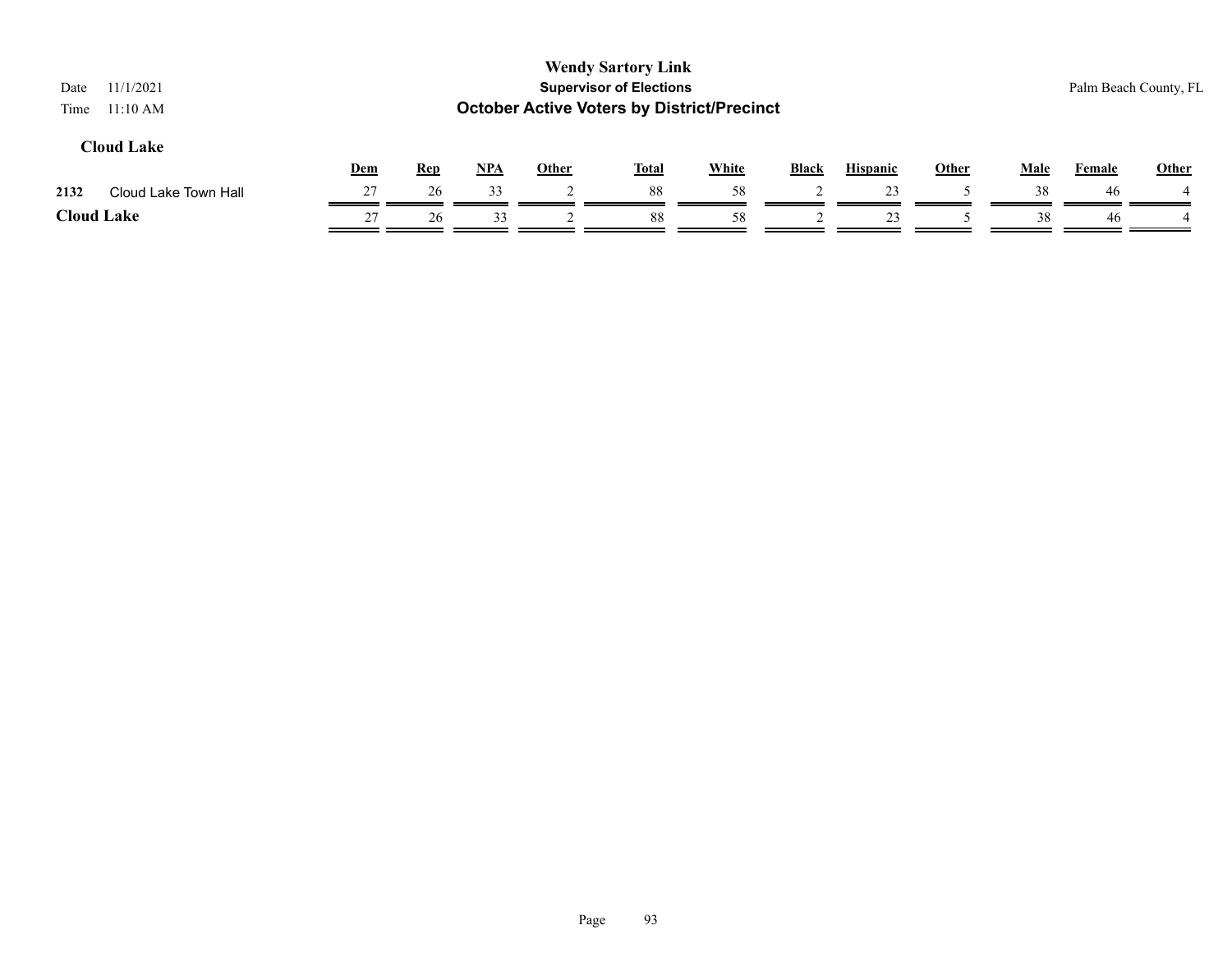# Wendy Sartory Link

## Supervisor of Elections

## October Active Voters by District/Precinct

Date 11/1/2021

Time 11:10 AM

Palm Beach County, FL

### Cloud Lake

| | | Dem | Rep | NPA | Other | Total | White | Black | Hispanic | Other | Male | Female | Other |
|---|---|---|---|---|---|---|---|---|---|---|---|---|---|
| 2132 | Cloud Lake Town Hall | 27 | 26 | 33 | 2 | 88 | 58 | 2 | 23 | 5 | 38 | 46 | 4 |
| **Cloud Lake** | | 27 | 26 | 33 | 2 | 88 | 58 | 2 | 23 | 5 | 38 | 46 | 4 |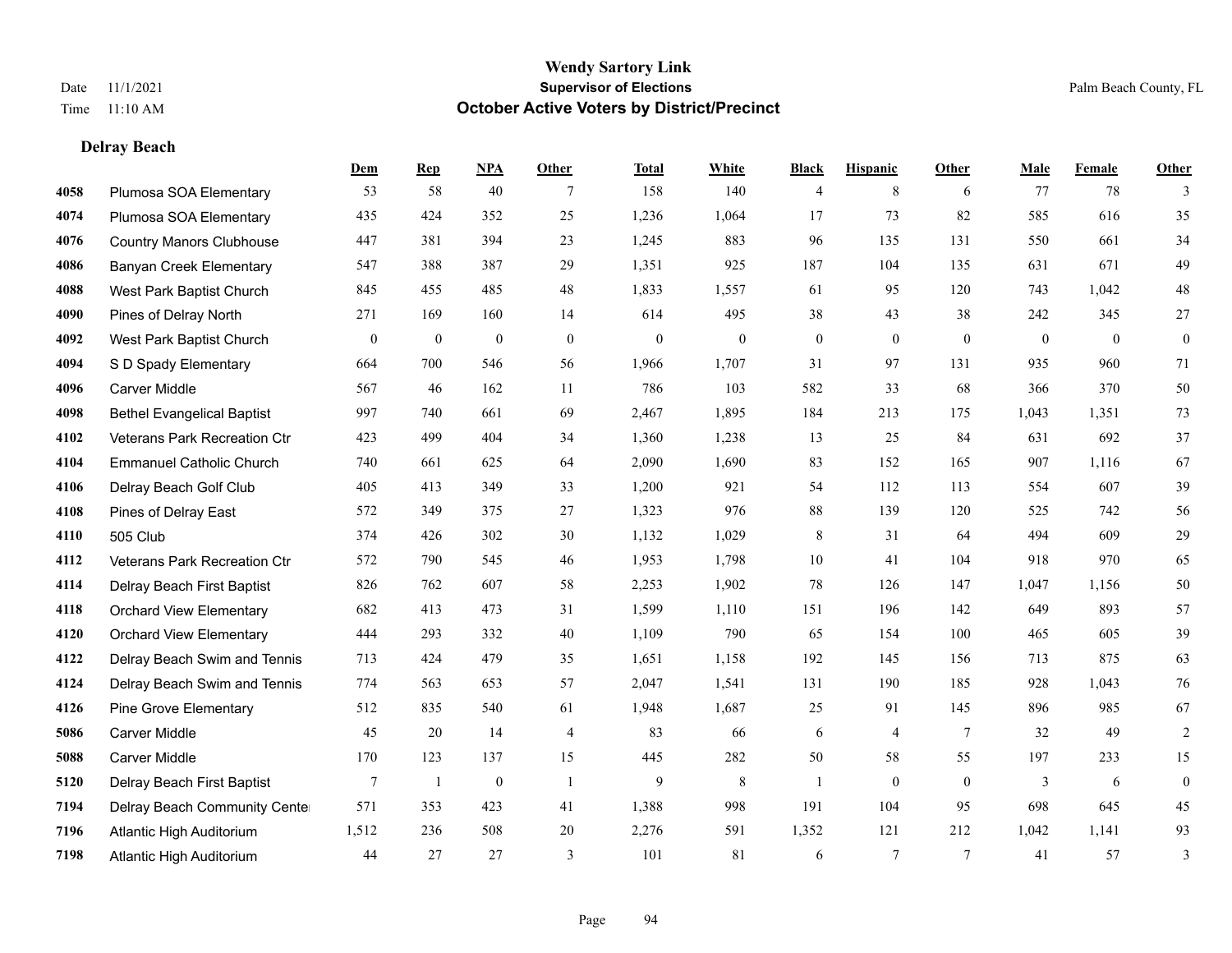# Wendy Sartory Link

**Supervisor of Elections**

**October Active Voters by District/Precinct**

Date 11/1/2021

Time 11:10 AM

Palm Beach County, FL

### Delray Beach

| | | Dem | Rep | NPA | Other | Total | White | Black | Hispanic | Other | Male | Female | Other |
|---|---|---|---|---|---|---|---|---|---|---|---|---|---|
| 4058 | Plumosa SOA Elementary | 53 | 58 | 40 | 7 | 158 | 140 | 4 | 8 | 6 | 77 | 78 | 3 |
| 4074 | Plumosa SOA Elementary | 435 | 424 | 352 | 25 | 1,236 | 1,064 | 17 | 73 | 82 | 585 | 616 | 35 |
| 4076 | Country Manors Clubhouse | 447 | 381 | 394 | 23 | 1,245 | 883 | 96 | 135 | 131 | 550 | 661 | 34 |
| 4086 | Banyan Creek Elementary | 547 | 388 | 387 | 29 | 1,351 | 925 | 187 | 104 | 135 | 631 | 671 | 49 |
| 4088 | West Park Baptist Church | 845 | 455 | 485 | 48 | 1,833 | 1,557 | 61 | 95 | 120 | 743 | 1,042 | 48 |
| 4090 | Pines of Delray North | 271 | 169 | 160 | 14 | 614 | 495 | 38 | 43 | 38 | 242 | 345 | 27 |
| 4092 | West Park Baptist Church | 0 | 0 | 0 | 0 | 0 | 0 | 0 | 0 | 0 | 0 | 0 | 0 |
| 4094 | S D Spady Elementary | 664 | 700 | 546 | 56 | 1,966 | 1,707 | 31 | 97 | 131 | 935 | 960 | 71 |
| 4096 | Carver Middle | 567 | 46 | 162 | 11 | 786 | 103 | 582 | 33 | 68 | 366 | 370 | 50 |
| 4098 | Bethel Evangelical Baptist | 997 | 740 | 661 | 69 | 2,467 | 1,895 | 184 | 213 | 175 | 1,043 | 1,351 | 73 |
| 4102 | Veterans Park Recreation Ctr | 423 | 499 | 404 | 34 | 1,360 | 1,238 | 13 | 25 | 84 | 631 | 692 | 37 |
| 4104 | Emmanuel Catholic Church | 740 | 661 | 625 | 64 | 2,090 | 1,690 | 83 | 152 | 165 | 907 | 1,116 | 67 |
| 4106 | Delray Beach Golf Club | 405 | 413 | 349 | 33 | 1,200 | 921 | 54 | 112 | 113 | 554 | 607 | 39 |
| 4108 | Pines of Delray East | 572 | 349 | 375 | 27 | 1,323 | 976 | 88 | 139 | 120 | 525 | 742 | 56 |
| 4110 | 505 Club | 374 | 426 | 302 | 30 | 1,132 | 1,029 | 8 | 31 | 64 | 494 | 609 | 29 |
| 4112 | Veterans Park Recreation Ctr | 572 | 790 | 545 | 46 | 1,953 | 1,798 | 10 | 41 | 104 | 918 | 970 | 65 |
| 4114 | Delray Beach First Baptist | 826 | 762 | 607 | 58 | 2,253 | 1,902 | 78 | 126 | 147 | 1,047 | 1,156 | 50 |
| 4118 | Orchard View Elementary | 682 | 413 | 473 | 31 | 1,599 | 1,110 | 151 | 196 | 142 | 649 | 893 | 57 |
| 4120 | Orchard View Elementary | 444 | 293 | 332 | 40 | 1,109 | 790 | 65 | 154 | 100 | 465 | 605 | 39 |
| 4122 | Delray Beach Swim and Tennis | 713 | 424 | 479 | 35 | 1,651 | 1,158 | 192 | 145 | 156 | 713 | 875 | 63 |
| 4124 | Delray Beach Swim and Tennis | 774 | 563 | 653 | 57 | 2,047 | 1,541 | 131 | 190 | 185 | 928 | 1,043 | 76 |
| 4126 | Pine Grove Elementary | 512 | 835 | 540 | 61 | 1,948 | 1,687 | 25 | 91 | 145 | 896 | 985 | 67 |
| 5086 | Carver Middle | 45 | 20 | 14 | 4 | 83 | 66 | 6 | 4 | 7 | 32 | 49 | 2 |
| 5088 | Carver Middle | 170 | 123 | 137 | 15 | 445 | 282 | 50 | 58 | 55 | 197 | 233 | 15 |
| 5120 | Delray Beach First Baptist | 7 | 1 | 0 | 1 | 9 | 8 | 1 | 0 | 0 | 3 | 6 | 0 |
| 7194 | Delray Beach Community Center | 571 | 353 | 423 | 41 | 1,388 | 998 | 191 | 104 | 95 | 698 | 645 | 45 |
| 7196 | Atlantic High Auditorium | 1,512 | 236 | 508 | 20 | 2,276 | 591 | 1,352 | 121 | 212 | 1,042 | 1,141 | 93 |
| 7198 | Atlantic High Auditorium | 44 | 27 | 27 | 3 | 101 | 81 | 6 | 7 | 7 | 41 | 57 | 3 |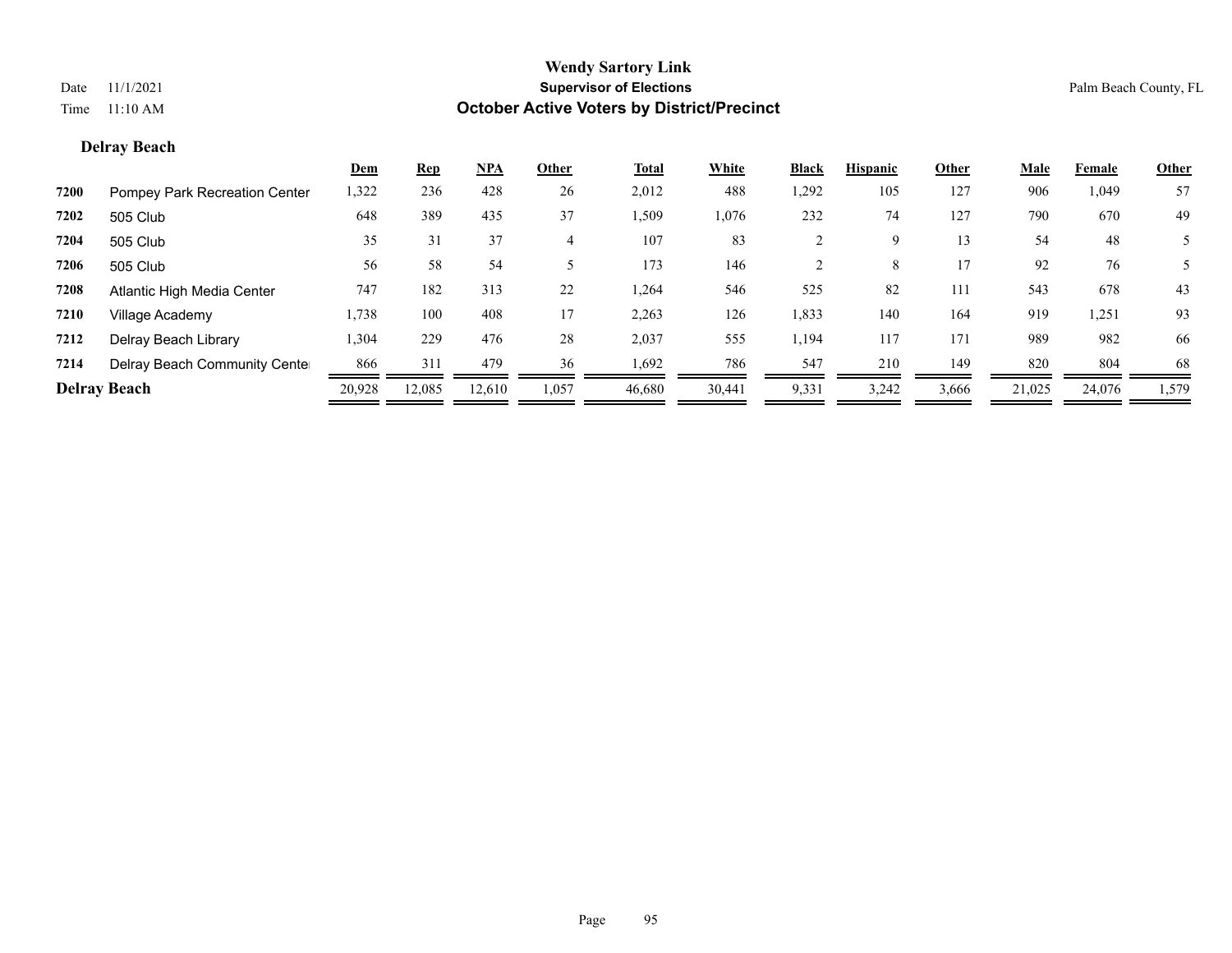# Wendy Sartory Link

**Supervisor of Elections**

**October Active Voters by District/Precinct**

Date 11/1/2021

Time 11:10 AM

Palm Beach County, FL

### Delray Beach

| | | Dem | Rep | NPA | Other | Total | White | Black | Hispanic | Other | Male | Female | Other |
|---|---|---|---|---|---|---|---|---|---|---|---|---|---|
| 7200 | Pompey Park Recreation Center | 1,322 | 236 | 428 | 26 | 2,012 | 488 | 1,292 | 105 | 127 | 906 | 1,049 | 57 |
| 7202 | 505 Club | 648 | 389 | 435 | 37 | 1,509 | 1,076 | 232 | 74 | 127 | 790 | 670 | 49 |
| 7204 | 505 Club | 35 | 31 | 37 | 4 | 107 | 83 | 2 | 9 | 13 | 54 | 48 | 5 |
| 7206 | 505 Club | 56 | 58 | 54 | 5 | 173 | 146 | 2 | 8 | 17 | 92 | 76 | 5 |
| 7208 | Atlantic High Media Center | 747 | 182 | 313 | 22 | 1,264 | 546 | 525 | 82 | 111 | 543 | 678 | 43 |
| 7210 | Village Academy | 1,738 | 100 | 408 | 17 | 2,263 | 126 | 1,833 | 140 | 164 | 919 | 1,251 | 93 |
| 7212 | Delray Beach Library | 1,304 | 229 | 476 | 28 | 2,037 | 555 | 1,194 | 117 | 171 | 989 | 982 | 66 |
| 7214 | Delray Beach Community Center | 866 | 311 | 479 | 36 | 1,692 | 786 | 547 | 210 | 149 | 820 | 804 | 68 |
| **Delray Beach** | | 20,928 | 12,085 | 12,610 | 1,057 | 46,680 | 30,441 | 9,331 | 3,242 | 3,666 | 21,025 | 24,076 | 1,579 |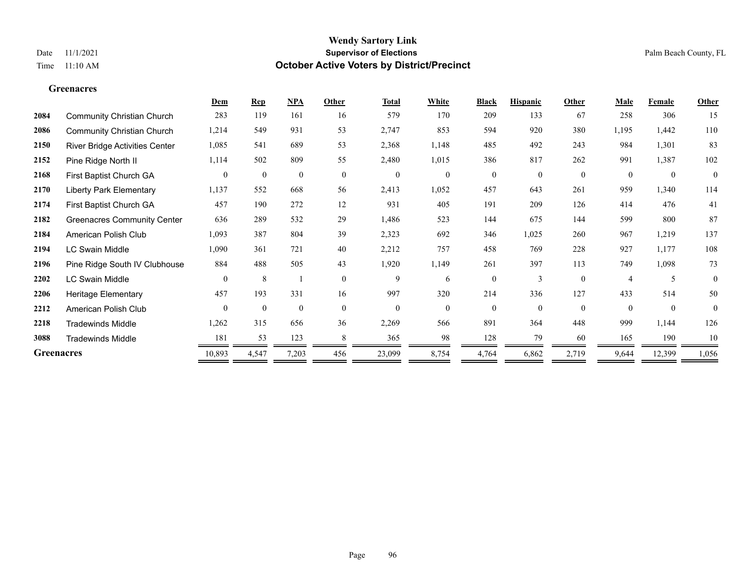# Wendy Sartory Link
## Supervisor of Elections
## October Active Voters by District/Precinct

Date 11/1/2021
Time 11:10 AM

Palm Beach County, FL

### Greenacres

| | | Dem | Rep | NPA | Other | Total | White | Black | Hispanic | Other | Male | Female | Other |
|---|---|---|---|---|---|---|---|---|---|---|---|---|---|
| 2084 | Community Christian Church | 283 | 119 | 161 | 16 | 579 | 170 | 209 | 133 | 67 | 258 | 306 | 15 |
| 2086 | Community Christian Church | 1,214 | 549 | 931 | 53 | 2,747 | 853 | 594 | 920 | 380 | 1,195 | 1,442 | 110 |
| 2150 | River Bridge Activities Center | 1,085 | 541 | 689 | 53 | 2,368 | 1,148 | 485 | 492 | 243 | 984 | 1,301 | 83 |
| 2152 | Pine Ridge North II | 1,114 | 502 | 809 | 55 | 2,480 | 1,015 | 386 | 817 | 262 | 991 | 1,387 | 102 |
| 2168 | First Baptist Church GA | 0 | 0 | 0 | 0 | 0 | 0 | 0 | 0 | 0 | 0 | 0 | 0 |
| 2170 | Liberty Park Elementary | 1,137 | 552 | 668 | 56 | 2,413 | 1,052 | 457 | 643 | 261 | 959 | 1,340 | 114 |
| 2174 | First Baptist Church GA | 457 | 190 | 272 | 12 | 931 | 405 | 191 | 209 | 126 | 414 | 476 | 41 |
| 2182 | Greenacres Community Center | 636 | 289 | 532 | 29 | 1,486 | 523 | 144 | 675 | 144 | 599 | 800 | 87 |
| 2184 | American Polish Club | 1,093 | 387 | 804 | 39 | 2,323 | 692 | 346 | 1,025 | 260 | 967 | 1,219 | 137 |
| 2194 | LC Swain Middle | 1,090 | 361 | 721 | 40 | 2,212 | 757 | 458 | 769 | 228 | 927 | 1,177 | 108 |
| 2196 | Pine Ridge South IV Clubhouse | 884 | 488 | 505 | 43 | 1,920 | 1,149 | 261 | 397 | 113 | 749 | 1,098 | 73 |
| 2202 | LC Swain Middle | 0 | 8 | 1 | 0 | 9 | 6 | 0 | 3 | 0 | 4 | 5 | 0 |
| 2206 | Heritage Elementary | 457 | 193 | 331 | 16 | 997 | 320 | 214 | 336 | 127 | 433 | 514 | 50 |
| 2212 | American Polish Club | 0 | 0 | 0 | 0 | 0 | 0 | 0 | 0 | 0 | 0 | 0 | 0 |
| 2218 | Tradewinds Middle | 1,262 | 315 | 656 | 36 | 2,269 | 566 | 891 | 364 | 448 | 999 | 1,144 | 126 |
| 3088 | Tradewinds Middle | 181 | 53 | 123 | 8 | 365 | 98 | 128 | 79 | 60 | 165 | 190 | 10 |
| **Greenacres** | | 10,893 | 4,547 | 7,203 | 456 | 23,099 | 8,754 | 4,764 | 6,862 | 2,719 | 9,644 | 12,399 | 1,056 |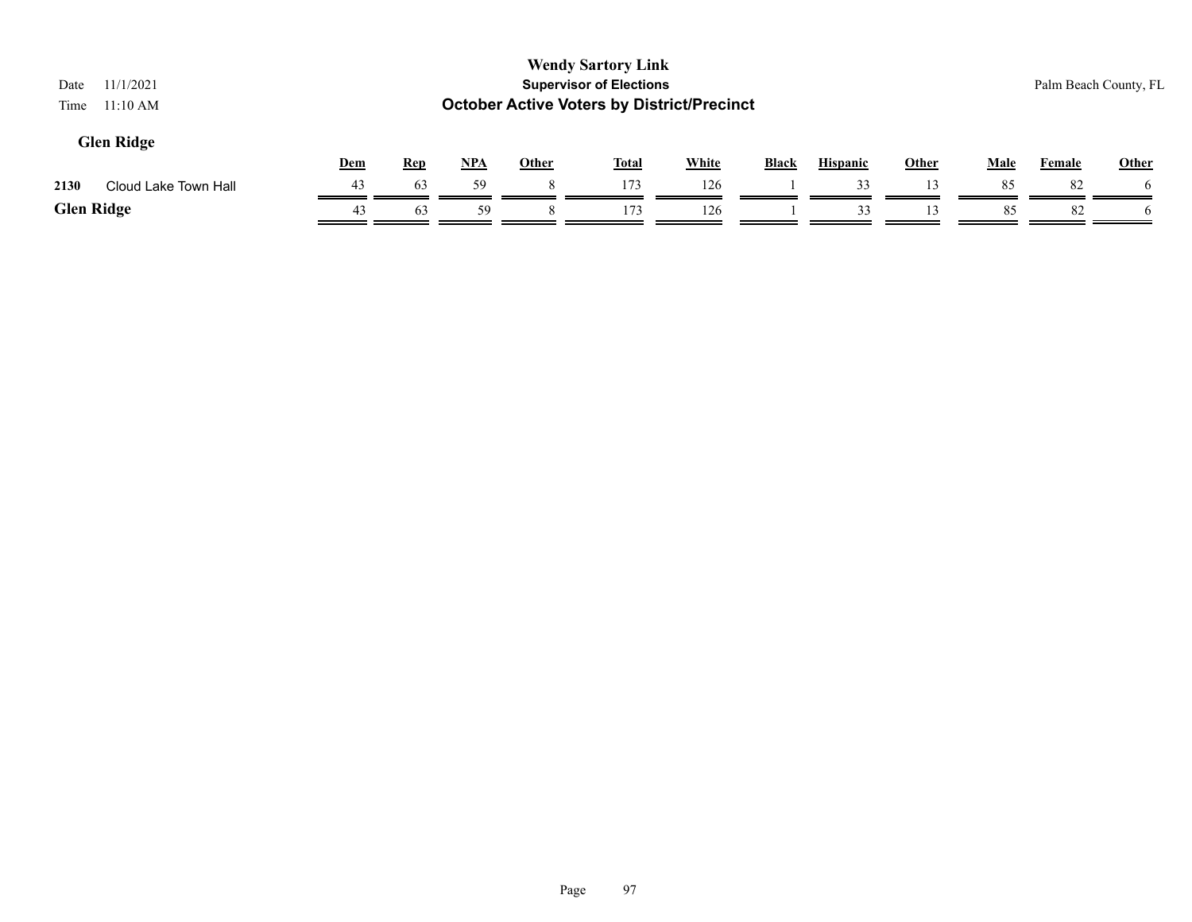# Wendy Sartory Link

## Supervisor of Elections

## October Active Voters by District/Precinct

Date 11/1/2021

Time 11:10 AM

Palm Beach County, FL

### Glen Ridge

| | | Dem | Rep | NPA | Other | Total | White | Black | Hispanic | Other | Male | Female | Other |
|---|---|---|---|---|---|---|---|---|---|---|---|---|---|
| 2130 | Cloud Lake Town Hall | 43 | 63 | 59 | 8 | 173 | 126 | 1 | 33 | 13 | 85 | 82 | 6 |
| **Glen Ridge** | | 43 | 63 | 59 | 8 | 173 | 126 | 1 | 33 | 13 | 85 | 82 | 6 |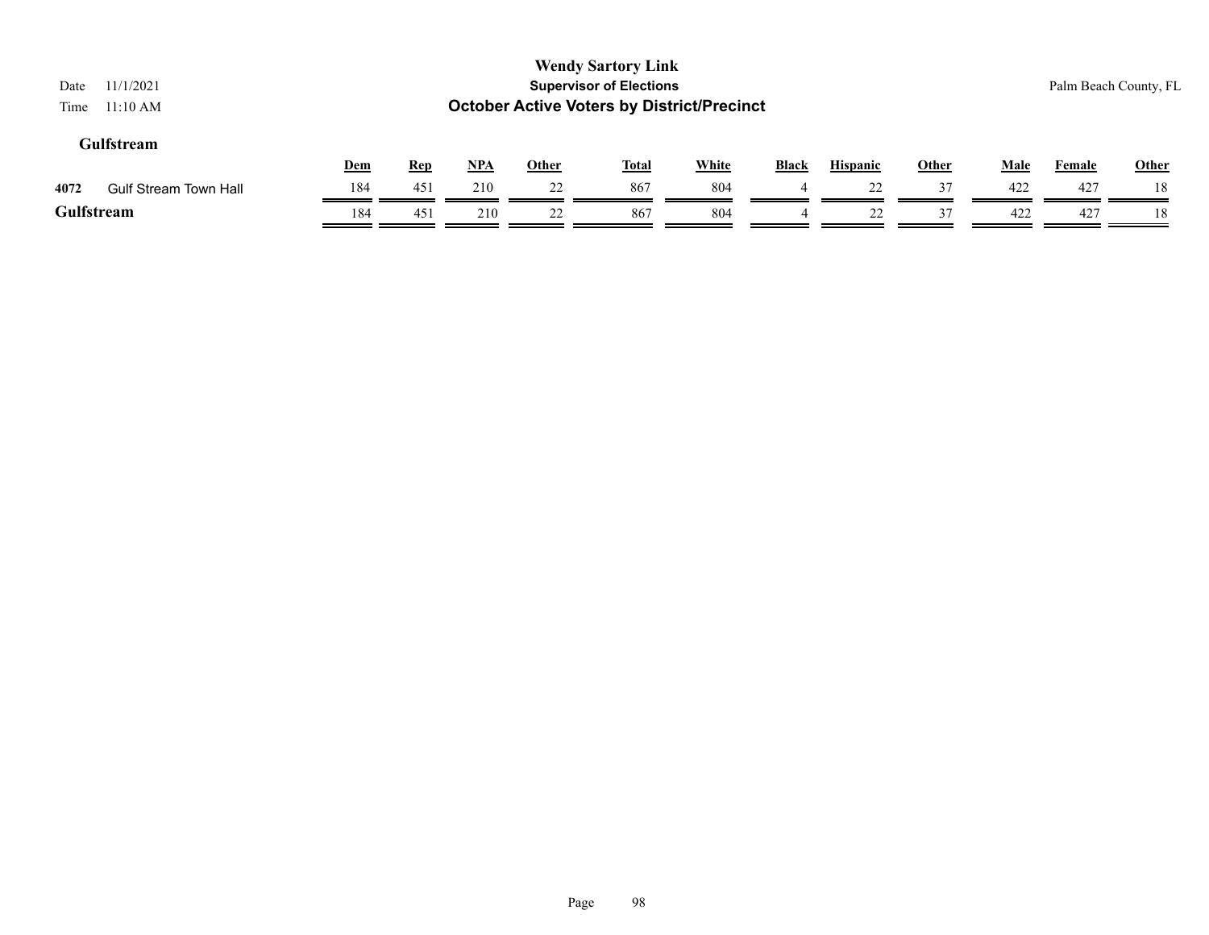**Wendy Sartory Link**
**Supervisor of Elections**
**October Active Voters by District/Precinct**

Date 11/1/2021
Time 11:10 AM

Palm Beach County, FL

### Gulfstream

| | | Dem | Rep | NPA | Other | Total | White | Black | Hispanic | Other | Male | Female | Other |
|---|---|---|---|---|---|---|---|---|---|---|---|---|---|
| 4072 | Gulf Stream Town Hall | 184 | 451 | 210 | 22 | 867 | 804 | 4 | 22 | 37 | 422 | 427 | 18 |
| **Gulfstream** | | 184 | 451 | 210 | 22 | 867 | 804 | 4 | 22 | 37 | 422 | 427 | 18 |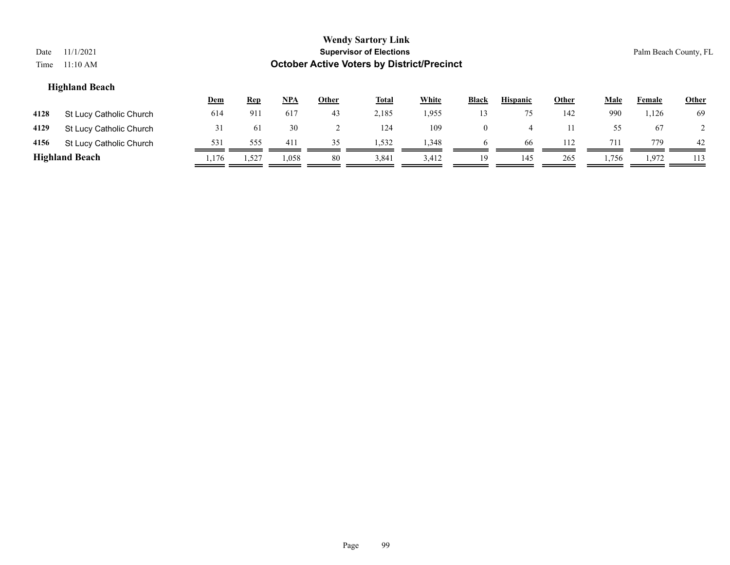**Wendy Sartory Link**
**Supervisor of Elections**
**October Active Voters by District/Precinct**

Date 11/1/2021
Time 11:10 AM

Palm Beach County, FL

## Highland Beach

| | | Dem | Rep | NPA | Other | Total | White | Black | Hispanic | Other | Male | Female | Other |
|---|---|---|---|---|---|---|---|---|---|---|---|---|---|
| 4128 | St Lucy Catholic Church | 614 | 911 | 617 | 43 | 2,185 | 1,955 | 13 | 75 | 142 | 990 | 1,126 | 69 |
| 4129 | St Lucy Catholic Church | 31 | 61 | 30 | 2 | 124 | 109 | 0 | 4 | 11 | 55 | 67 | 2 |
| 4156 | St Lucy Catholic Church | 531 | 555 | 411 | 35 | 1,532 | 1,348 | 6 | 66 | 112 | 711 | 779 | 42 |
| **Highland Beach** | | 1,176 | 1,527 | 1,058 | 80 | 3,841 | 3,412 | 19 | 145 | 265 | 1,756 | 1,972 | 113 |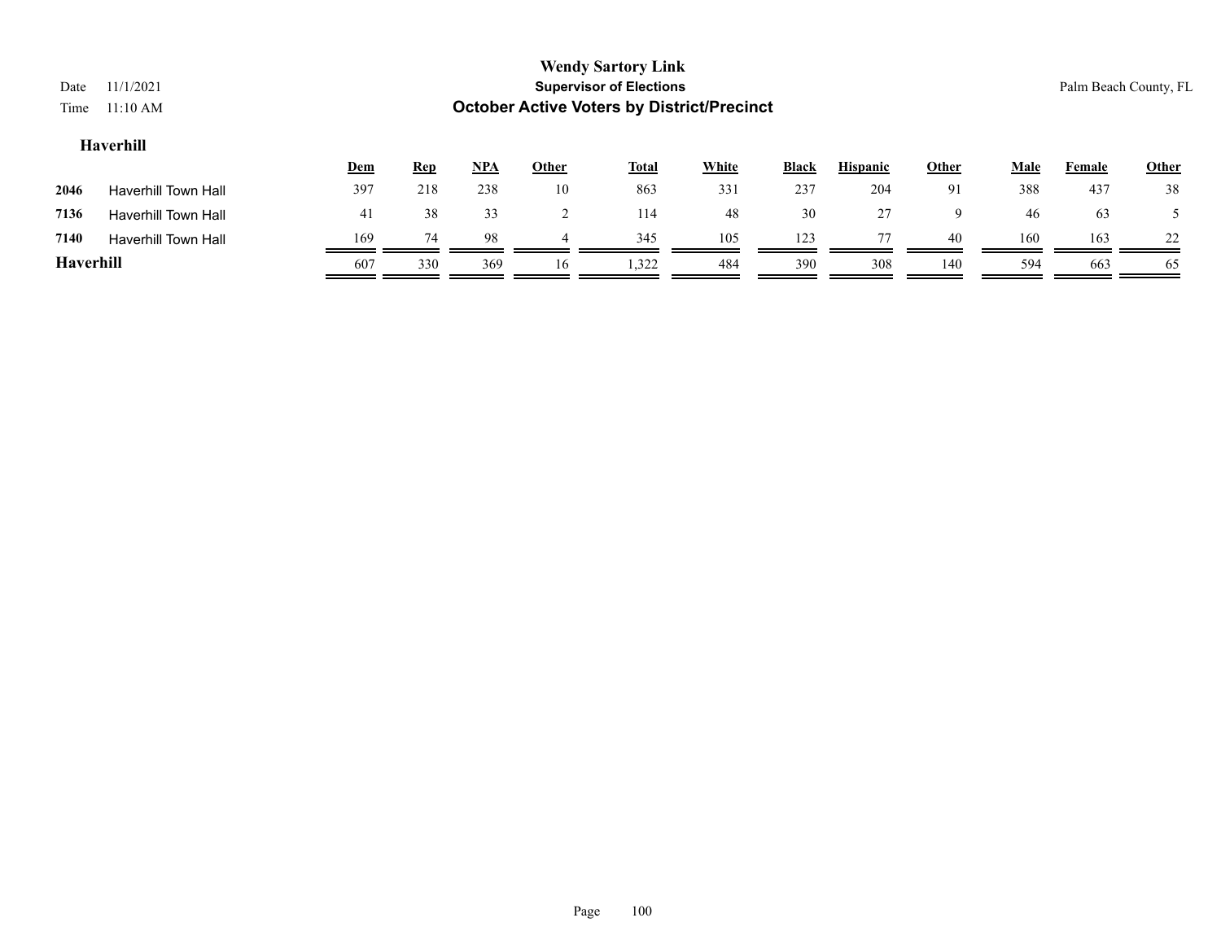**Wendy Sartory Link**
**Supervisor of Elections**
**October Active Voters by District/Precinct**

Date 11/1/2021
Time 11:10 AM

Palm Beach County, FL

### Haverhill

| | | Dem | Rep | NPA | Other | Total | White | Black | Hispanic | Other | Male | Female | Other |
|---|---|---|---|---|---|---|---|---|---|---|---|---|---|
| 2046 | Haverhill Town Hall | 397 | 218 | 238 | 10 | 863 | 331 | 237 | 204 | 91 | 388 | 437 | 38 |
| 7136 | Haverhill Town Hall | 41 | 38 | 33 | 2 | 114 | 48 | 30 | 27 | 9 | 46 | 63 | 5 |
| 7140 | Haverhill Town Hall | 169 | 74 | 98 | 4 | 345 | 105 | 123 | 77 | 40 | 160 | 163 | 22 |
| **Haverhill** | | 607 | 330 | 369 | 16 | 1,322 | 484 | 390 | 308 | 140 | 594 | 663 | 65 |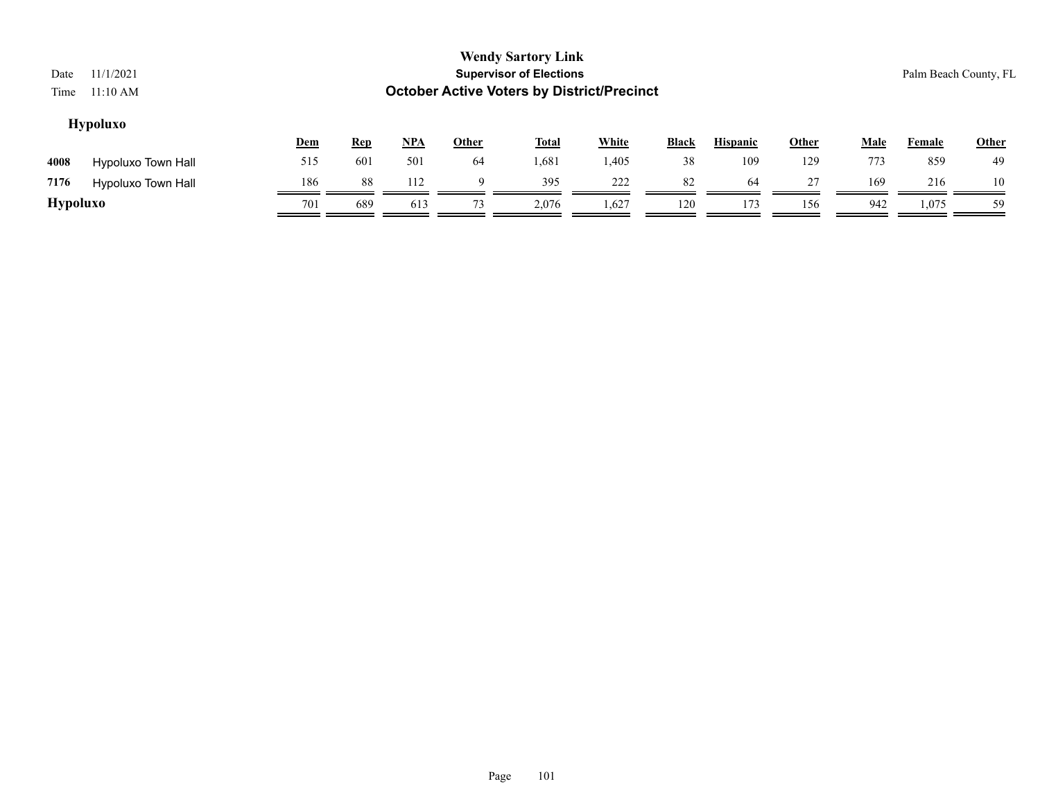**Wendy Sartory Link**
**Supervisor of Elections**
**October Active Voters by District/Precinct**

Date 11/1/2021
Time 11:10 AM

Palm Beach County, FL

### Hypoluxo

| | | Dem | Rep | NPA | Other | Total | White | Black | Hispanic | Other | Male | Female | Other |
|---|---|---|---|---|---|---|---|---|---|---|---|---|---|
| **4008** | Hypoluxo Town Hall | 515 | 601 | 501 | 64 | 1,681 | 1,405 | 38 | 109 | 129 | 773 | 859 | 49 |
| **7176** | Hypoluxo Town Hall | 186 | 88 | 112 | 9 | 395 | 222 | 82 | 64 | 27 | 169 | 216 | 10 |
| **Hypoluxo** | | 701 | 689 | 613 | 73 | 2,076 | 1,627 | 120 | 173 | 156 | 942 | 1,075 | 59 |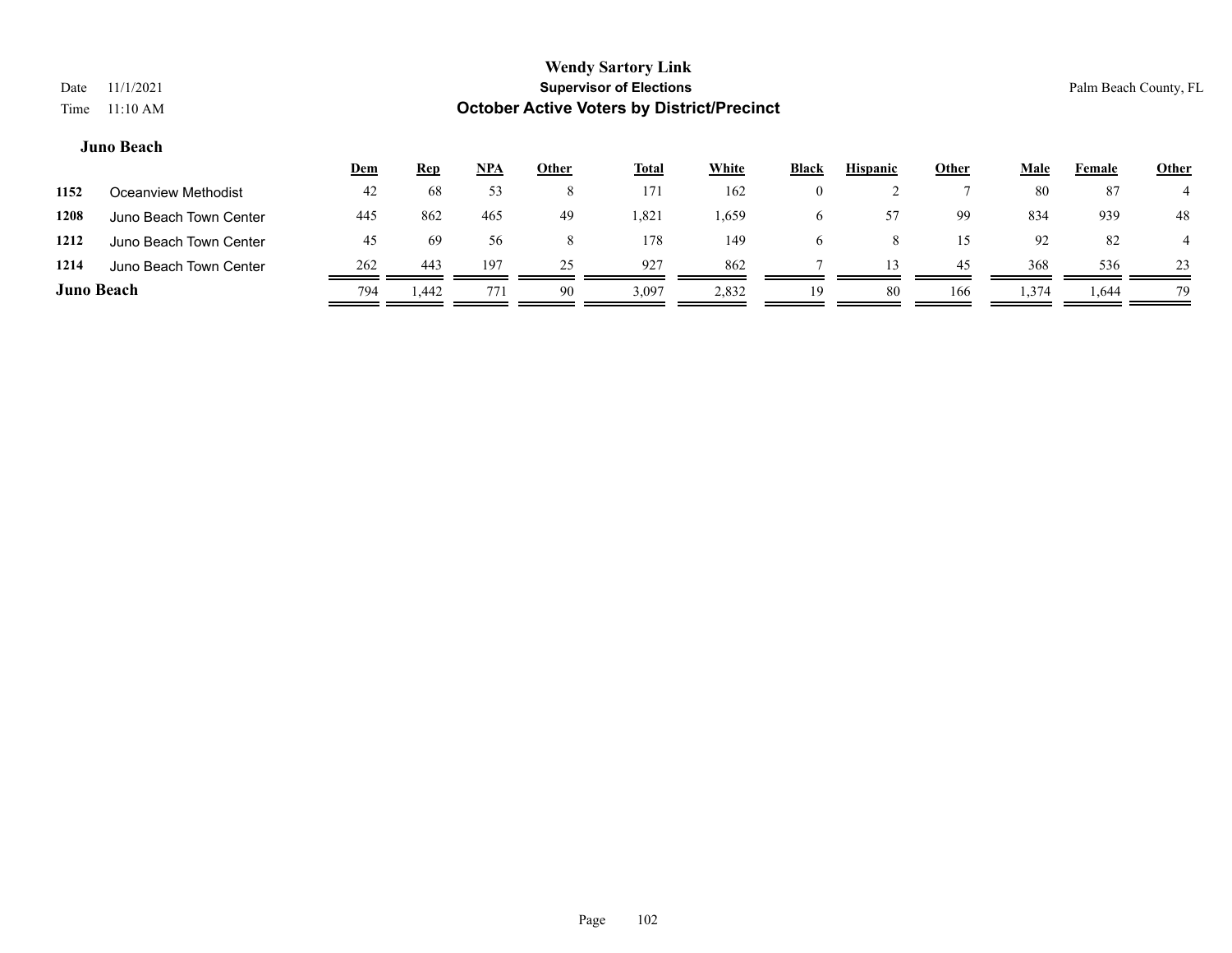**Wendy Sartory Link**
**Supervisor of Elections**
**October Active Voters by District/Precinct**

Date 11/1/2021
Time 11:10 AM

Palm Beach County, FL

**Juno Beach**

| | | Dem | Rep | NPA | Other | Total | White | Black | Hispanic | Other | Male | Female | Other |
|---|---|---|---|---|---|---|---|---|---|---|---|---|---|
| 1152 | Oceanview Methodist | 42 | 68 | 53 | 8 | 171 | 162 | 0 | 2 | 7 | 80 | 87 | 4 |
| 1208 | Juno Beach Town Center | 445 | 862 | 465 | 49 | 1,821 | 1,659 | 6 | 57 | 99 | 834 | 939 | 48 |
| 1212 | Juno Beach Town Center | 45 | 69 | 56 | 8 | 178 | 149 | 6 | 8 | 15 | 92 | 82 | 4 |
| 1214 | Juno Beach Town Center | 262 | 443 | 197 | 25 | 927 | 862 | 7 | 13 | 45 | 368 | 536 | 23 |
| **Juno Beach** | | 794 | 1,442 | 771 | 90 | 3,097 | 2,832 | 19 | 80 | 166 | 1,374 | 1,644 | 79 |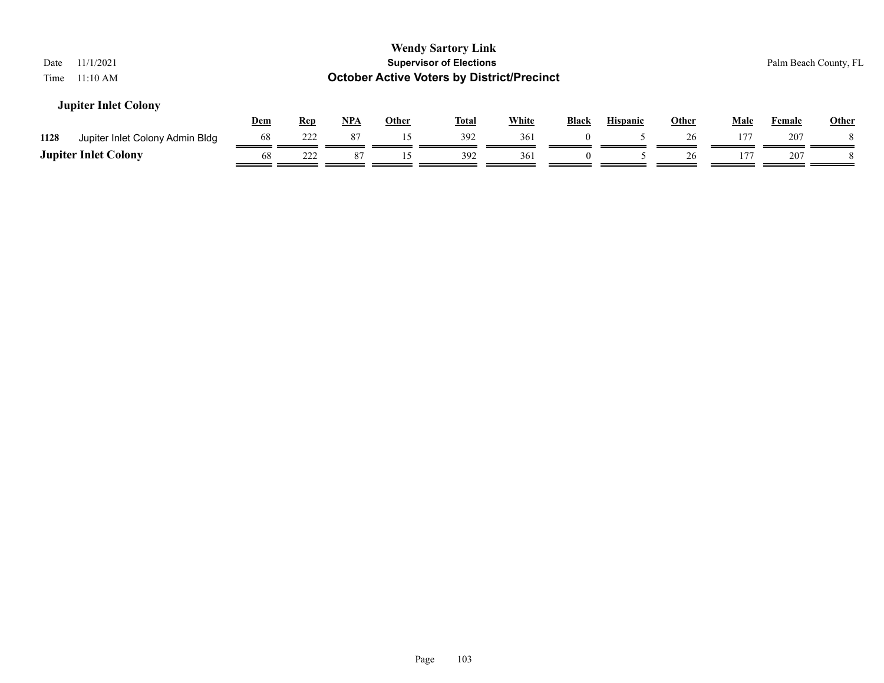**Wendy Sartory Link**
**Supervisor of Elections**
**October Active Voters by District/Precinct**

Date 11/1/2021
Time 11:10 AM

Palm Beach County, FL

### Jupiter Inlet Colony

| | | Dem | Rep | NPA | Other | Total | White | Black | Hispanic | Other | Male | Female | Other |
|---|---|---|---|---|---|---|---|---|---|---|---|---|---|
| 1128 | Jupiter Inlet Colony Admin Bldg | 68 | 222 | 87 | 15 | 392 | 361 | 0 | 5 | 26 | 177 | 207 | 8 |
| **Jupiter Inlet Colony** | | 68 | 222 | 87 | 15 | 392 | 361 | 0 | 5 | 26 | 177 | 207 | 8 |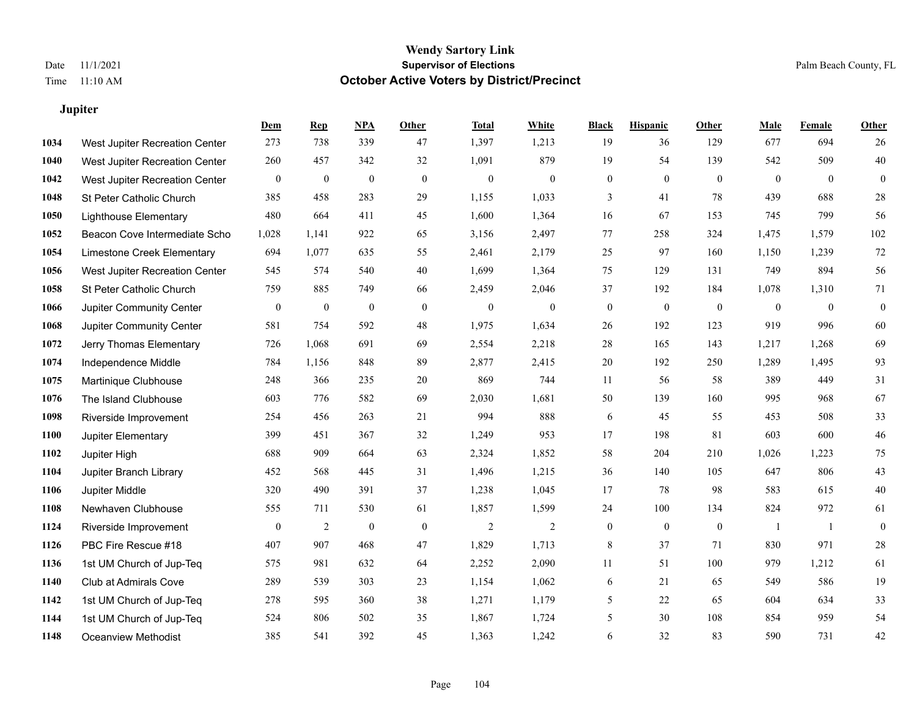# Wendy Sartory Link

**Supervisor of Elections**

**October Active Voters by District/Precinct**

Date 11/1/2021
Time 11:10 AM

Palm Beach County, FL

## Jupiter

| | | Dem | Rep | NPA | Other | Total | White | Black | Hispanic | Other | Male | Female | Other |
|---|---|---|---|---|---|---|---|---|---|---|---|---|---|
| 1034 | West Jupiter Recreation Center | 273 | 738 | 339 | 47 | 1,397 | 1,213 | 19 | 36 | 129 | 677 | 694 | 26 |
| 1040 | West Jupiter Recreation Center | 260 | 457 | 342 | 32 | 1,091 | 879 | 19 | 54 | 139 | 542 | 509 | 40 |
| 1042 | West Jupiter Recreation Center | 0 | 0 | 0 | 0 | 0 | 0 | 0 | 0 | 0 | 0 | 0 | 0 |
| 1048 | St Peter Catholic Church | 385 | 458 | 283 | 29 | 1,155 | 1,033 | 3 | 41 | 78 | 439 | 688 | 28 |
| 1050 | Lighthouse Elementary | 480 | 664 | 411 | 45 | 1,600 | 1,364 | 16 | 67 | 153 | 745 | 799 | 56 |
| 1052 | Beacon Cove Intermediate Scho | 1,028 | 1,141 | 922 | 65 | 3,156 | 2,497 | 77 | 258 | 324 | 1,475 | 1,579 | 102 |
| 1054 | Limestone Creek Elementary | 694 | 1,077 | 635 | 55 | 2,461 | 2,179 | 25 | 97 | 160 | 1,150 | 1,239 | 72 |
| 1056 | West Jupiter Recreation Center | 545 | 574 | 540 | 40 | 1,699 | 1,364 | 75 | 129 | 131 | 749 | 894 | 56 |
| 1058 | St Peter Catholic Church | 759 | 885 | 749 | 66 | 2,459 | 2,046 | 37 | 192 | 184 | 1,078 | 1,310 | 71 |
| 1066 | Jupiter Community Center | 0 | 0 | 0 | 0 | 0 | 0 | 0 | 0 | 0 | 0 | 0 | 0 |
| 1068 | Jupiter Community Center | 581 | 754 | 592 | 48 | 1,975 | 1,634 | 26 | 192 | 123 | 919 | 996 | 60 |
| 1072 | Jerry Thomas Elementary | 726 | 1,068 | 691 | 69 | 2,554 | 2,218 | 28 | 165 | 143 | 1,217 | 1,268 | 69 |
| 1074 | Independence Middle | 784 | 1,156 | 848 | 89 | 2,877 | 2,415 | 20 | 192 | 250 | 1,289 | 1,495 | 93 |
| 1075 | Martinique Clubhouse | 248 | 366 | 235 | 20 | 869 | 744 | 11 | 56 | 58 | 389 | 449 | 31 |
| 1076 | The Island Clubhouse | 603 | 776 | 582 | 69 | 2,030 | 1,681 | 50 | 139 | 160 | 995 | 968 | 67 |
| 1098 | Riverside Improvement | 254 | 456 | 263 | 21 | 994 | 888 | 6 | 45 | 55 | 453 | 508 | 33 |
| 1100 | Jupiter Elementary | 399 | 451 | 367 | 32 | 1,249 | 953 | 17 | 198 | 81 | 603 | 600 | 46 |
| 1102 | Jupiter High | 688 | 909 | 664 | 63 | 2,324 | 1,852 | 58 | 204 | 210 | 1,026 | 1,223 | 75 |
| 1104 | Jupiter Branch Library | 452 | 568 | 445 | 31 | 1,496 | 1,215 | 36 | 140 | 105 | 647 | 806 | 43 |
| 1106 | Jupiter Middle | 320 | 490 | 391 | 37 | 1,238 | 1,045 | 17 | 78 | 98 | 583 | 615 | 40 |
| 1108 | Newhaven Clubhouse | 555 | 711 | 530 | 61 | 1,857 | 1,599 | 24 | 100 | 134 | 824 | 972 | 61 |
| 1124 | Riverside Improvement | 0 | 2 | 0 | 0 | 2 | 2 | 0 | 0 | 0 | 1 | 1 | 0 |
| 1126 | PBC Fire Rescue #18 | 407 | 907 | 468 | 47 | 1,829 | 1,713 | 8 | 37 | 71 | 830 | 971 | 28 |
| 1136 | 1st UM Church of Jup-Teq | 575 | 981 | 632 | 64 | 2,252 | 2,090 | 11 | 51 | 100 | 979 | 1,212 | 61 |
| 1140 | Club at Admirals Cove | 289 | 539 | 303 | 23 | 1,154 | 1,062 | 6 | 21 | 65 | 549 | 586 | 19 |
| 1142 | 1st UM Church of Jup-Teq | 278 | 595 | 360 | 38 | 1,271 | 1,179 | 5 | 22 | 65 | 604 | 634 | 33 |
| 1144 | 1st UM Church of Jup-Teq | 524 | 806 | 502 | 35 | 1,867 | 1,724 | 5 | 30 | 108 | 854 | 959 | 54 |
| 1148 | Oceanview Methodist | 385 | 541 | 392 | 45 | 1,363 | 1,242 | 6 | 32 | 83 | 590 | 731 | 42 |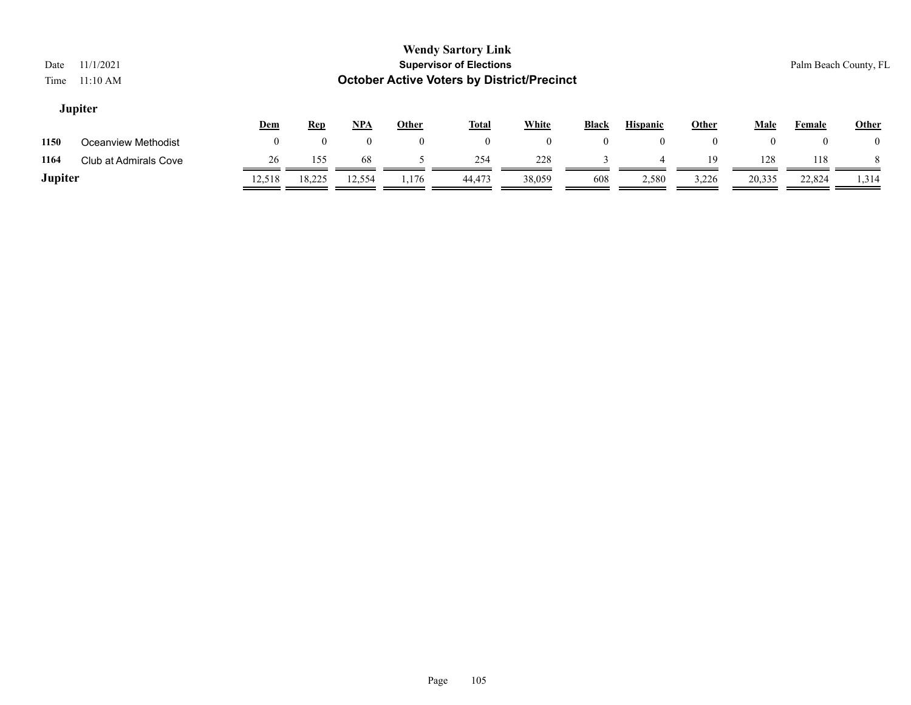**Wendy Sartory Link**

**Supervisor of Elections**

**October Active Voters by District/Precinct**

Date 11/1/2021

Time 11:10 AM

Palm Beach County, FL

## Jupiter

| | | Dem | Rep | NPA | Other | Total | White | Black | Hispanic | Other | Male | Female | Other |
|---|---|---|---|---|---|---|---|---|---|---|---|---|---|
| 1150 | Oceanview Methodist | 0 | 0 | 0 | 0 | 0 | 0 | 0 | 0 | 0 | 0 | 0 | 0 |
| 1164 | Club at Admirals Cove | 26 | 155 | 68 | 5 | 254 | 228 | 3 | 4 | 19 | 128 | 118 | 8 |
| **Jupiter** | | 12,518 | 18,225 | 12,554 | 1,176 | 44,473 | 38,059 | 608 | 2,580 | 3,226 | 20,335 | 22,824 | 1,314 |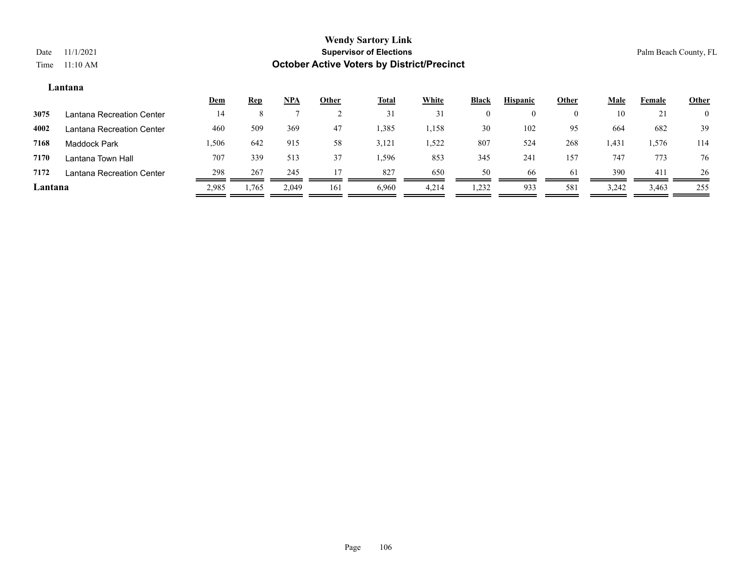# Wendy Sartory Link

**Supervisor of Elections**

**October Active Voters by District/Precinct**

Date 11/1/2021

Time 11:10 AM

Palm Beach County, FL

## Lantana

| | | Dem | Rep | NPA | Other | Total | White | Black | Hispanic | Other | Male | Female | Other |
|---|---|---|---|---|---|---|---|---|---|---|---|---|---|
| 3075 | Lantana Recreation Center | 14 | 8 | 7 | 2 | 31 | 31 | 0 | 0 | 0 | 10 | 21 | 0 |
| 4002 | Lantana Recreation Center | 460 | 509 | 369 | 47 | 1,385 | 1,158 | 30 | 102 | 95 | 664 | 682 | 39 |
| 7168 | Maddock Park | 1,506 | 642 | 915 | 58 | 3,121 | 1,522 | 807 | 524 | 268 | 1,431 | 1,576 | 114 |
| 7170 | Lantana Town Hall | 707 | 339 | 513 | 37 | 1,596 | 853 | 345 | 241 | 157 | 747 | 773 | 76 |
| 7172 | Lantana Recreation Center | 298 | 267 | 245 | 17 | 827 | 650 | 50 | 66 | 61 | 390 | 411 | 26 |
| **Lantana** | | 2,985 | 1,765 | 2,049 | 161 | 6,960 | 4,214 | 1,232 | 933 | 581 | 3,242 | 3,463 | 255 |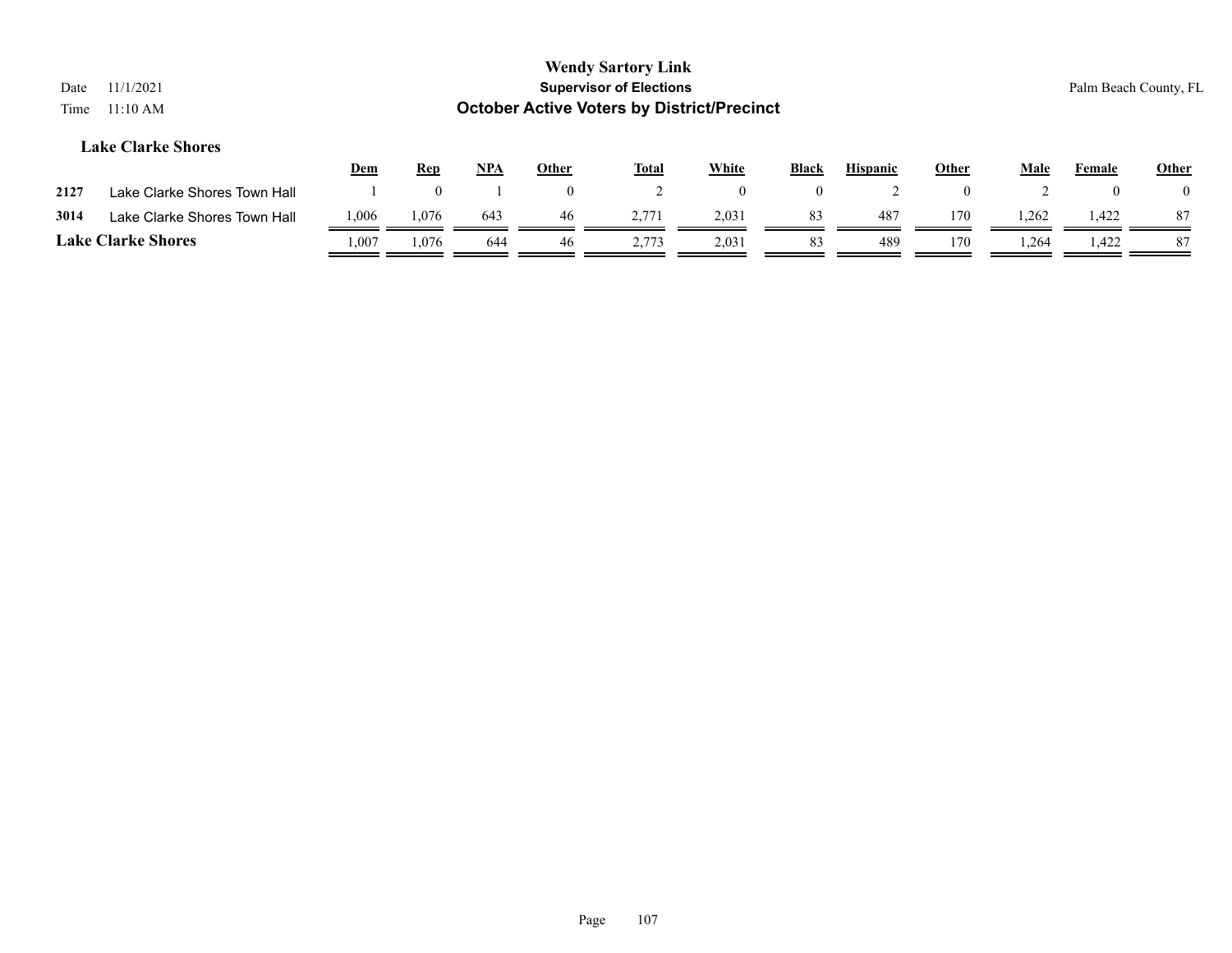**Wendy Sartory Link**
**Supervisor of Elections**
**October Active Voters by District/Precinct**

Date 11/1/2021
Time 11:10 AM

Palm Beach County, FL

### Lake Clarke Shores

| | | Dem | Rep | NPA | Other | Total | White | Black | Hispanic | Other | Male | Female | Other |
|---|---|---|---|---|---|---|---|---|---|---|---|---|---|
| 2127 | Lake Clarke Shores Town Hall | 1 | 0 | 1 | 0 | 2 | 0 | 0 | 2 | 0 | 2 | 0 | 0 |
| 3014 | Lake Clarke Shores Town Hall | 1,006 | 1,076 | 643 | 46 | 2,771 | 2,031 | 83 | 487 | 170 | 1,262 | 1,422 | 87 |
| **Lake Clarke Shores** | | 1,007 | 1,076 | 644 | 46 | 2,773 | 2,031 | 83 | 489 | 170 | 1,264 | 1,422 | 87 |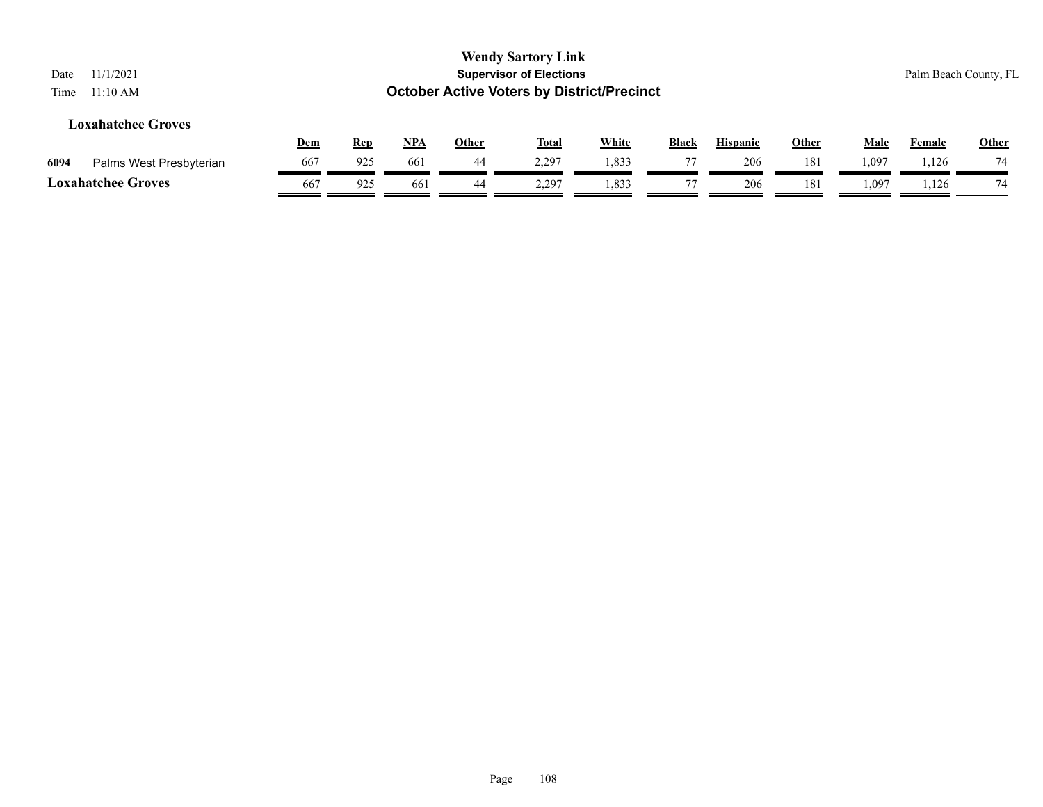# Wendy Sartory Link

## Supervisor of Elections

## October Active Voters by District/Precinct

Date 11/1/2021

Time 11:10 AM

Palm Beach County, FL

### Loxahatchee Groves

| | | Dem | Rep | NPA | Other | Total | White | Black | Hispanic | Other | Male | Female | Other |
|---|---|---|---|---|---|---|---|---|---|---|---|---|---|
| 6094 | Palms West Presbyterian | 667 | 925 | 661 | 44 | 2,297 | 1,833 | 77 | 206 | 181 | 1,097 | 1,126 | 74 |
| **Loxahatchee Groves** | | 667 | 925 | 661 | 44 | 2,297 | 1,833 | 77 | 206 | 181 | 1,097 | 1,126 | 74 |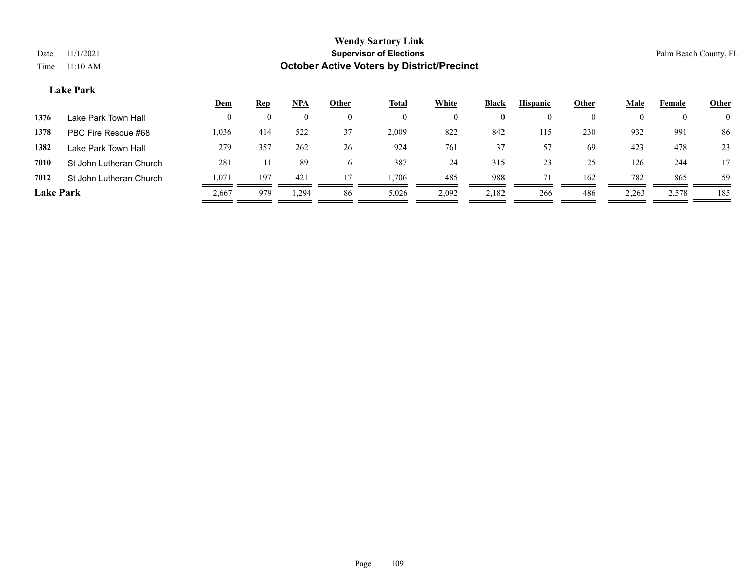# Wendy Sartory Link

**Supervisor of Elections**

**October Active Voters by District/Precinct**

Date 11/1/2021

Time 11:10 AM

Palm Beach County, FL

### Lake Park

| | | Dem | Rep | NPA | Other | Total | White | Black | Hispanic | Other | Male | Female | Other |
|---|---|---|---|---|---|---|---|---|---|---|---|---|---|
| 1376 | Lake Park Town Hall | 0 | 0 | 0 | 0 | 0 | 0 | 0 | 0 | 0 | 0 | 0 | 0 |
| 1378 | PBC Fire Rescue #68 | 1,036 | 414 | 522 | 37 | 2,009 | 822 | 842 | 115 | 230 | 932 | 991 | 86 |
| 1382 | Lake Park Town Hall | 279 | 357 | 262 | 26 | 924 | 761 | 37 | 57 | 69 | 423 | 478 | 23 |
| 7010 | St John Lutheran Church | 281 | 11 | 89 | 6 | 387 | 24 | 315 | 23 | 25 | 126 | 244 | 17 |
| 7012 | St John Lutheran Church | 1,071 | 197 | 421 | 17 | 1,706 | 485 | 988 | 71 | 162 | 782 | 865 | 59 |
| **Lake Park** | | 2,667 | 979 | 1,294 | 86 | 5,026 | 2,092 | 2,182 | 266 | 486 | 2,263 | 2,578 | 185 |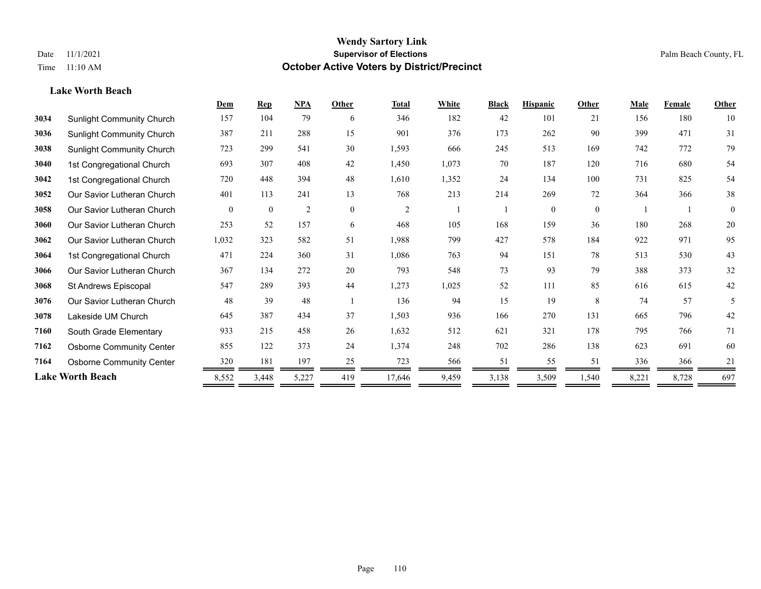# Wendy Sartory Link
## Supervisor of Elections
## October Active Voters by District/Precinct

Date 11/1/2021
Time 11:10 AM

Palm Beach County, FL

**Lake Worth Beach**

| | | Dem | Rep | NPA | Other | Total | White | Black | Hispanic | Other | Male | Female | Other |
|---|---|---|---|---|---|---|---|---|---|---|---|---|---|
| 3034 | Sunlight Community Church | 157 | 104 | 79 | 6 | 346 | 182 | 42 | 101 | 21 | 156 | 180 | 10 |
| 3036 | Sunlight Community Church | 387 | 211 | 288 | 15 | 901 | 376 | 173 | 262 | 90 | 399 | 471 | 31 |
| 3038 | Sunlight Community Church | 723 | 299 | 541 | 30 | 1,593 | 666 | 245 | 513 | 169 | 742 | 772 | 79 |
| 3040 | 1st Congregational Church | 693 | 307 | 408 | 42 | 1,450 | 1,073 | 70 | 187 | 120 | 716 | 680 | 54 |
| 3042 | 1st Congregational Church | 720 | 448 | 394 | 48 | 1,610 | 1,352 | 24 | 134 | 100 | 731 | 825 | 54 |
| 3052 | Our Savior Lutheran Church | 401 | 113 | 241 | 13 | 768 | 213 | 214 | 269 | 72 | 364 | 366 | 38 |
| 3058 | Our Savior Lutheran Church | 0 | 0 | 2 | 0 | 2 | 1 | 1 | 0 | 0 | 1 | 1 | 0 |
| 3060 | Our Savior Lutheran Church | 253 | 52 | 157 | 6 | 468 | 105 | 168 | 159 | 36 | 180 | 268 | 20 |
| 3062 | Our Savior Lutheran Church | 1,032 | 323 | 582 | 51 | 1,988 | 799 | 427 | 578 | 184 | 922 | 971 | 95 |
| 3064 | 1st Congregational Church | 471 | 224 | 360 | 31 | 1,086 | 763 | 94 | 151 | 78 | 513 | 530 | 43 |
| 3066 | Our Savior Lutheran Church | 367 | 134 | 272 | 20 | 793 | 548 | 73 | 93 | 79 | 388 | 373 | 32 |
| 3068 | St Andrews Episcopal | 547 | 289 | 393 | 44 | 1,273 | 1,025 | 52 | 111 | 85 | 616 | 615 | 42 |
| 3076 | Our Savior Lutheran Church | 48 | 39 | 48 | 1 | 136 | 94 | 15 | 19 | 8 | 74 | 57 | 5 |
| 3078 | Lakeside UM Church | 645 | 387 | 434 | 37 | 1,503 | 936 | 166 | 270 | 131 | 665 | 796 | 42 |
| 7160 | South Grade Elementary | 933 | 215 | 458 | 26 | 1,632 | 512 | 621 | 321 | 178 | 795 | 766 | 71 |
| 7162 | Osborne Community Center | 855 | 122 | 373 | 24 | 1,374 | 248 | 702 | 286 | 138 | 623 | 691 | 60 |
| 7164 | Osborne Community Center | 320 | 181 | 197 | 25 | 723 | 566 | 51 | 55 | 51 | 336 | 366 | 21 |
| **Lake Worth Beach** | | 8,552 | 3,448 | 5,227 | 419 | 17,646 | 9,459 | 3,138 | 3,509 | 1,540 | 8,221 | 8,728 | 697 |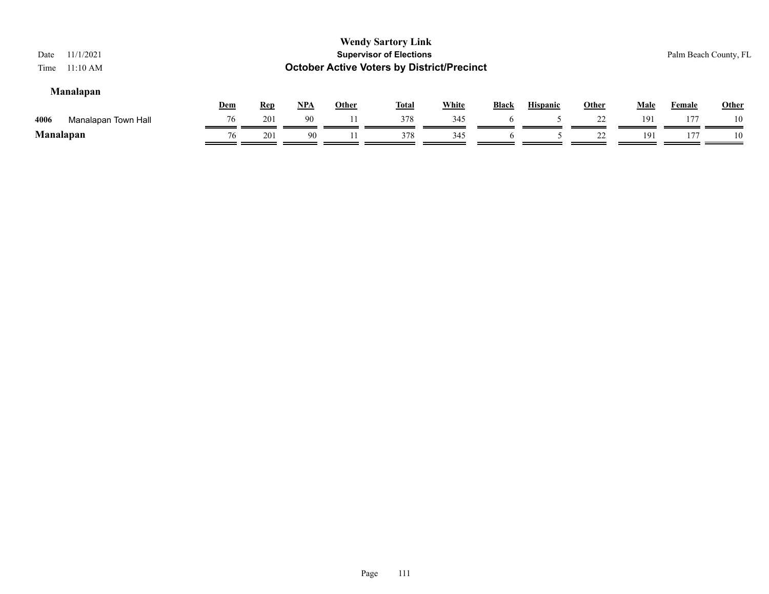# Wendy Sartory Link

## Supervisor of Elections

## October Active Voters by District/Precinct

Date 11/1/2021

Time 11:10 AM

Palm Beach County, FL

### Manalapan

| | | Dem | Rep | NPA | Other | Total | White | Black | Hispanic | Other | Male | Female | Other |
|---|---|---|---|---|---|---|---|---|---|---|---|---|---|
| 4006 | Manalapan Town Hall | 76 | 201 | 90 | 11 | 378 | 345 | 6 | 5 | 22 | 191 | 177 | 10 |
| **Manalapan** | | 76 | 201 | 90 | 11 | 378 | 345 | 6 | 5 | 22 | 191 | 177 | 10 |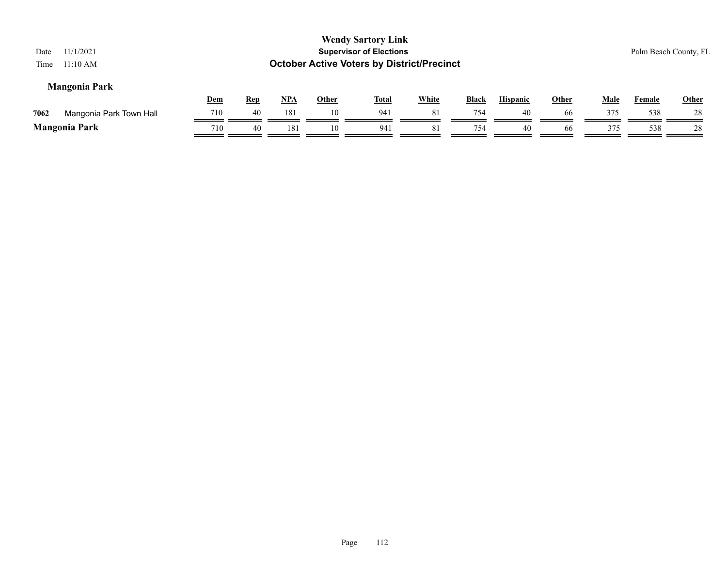# Wendy Sartory Link

## Supervisor of Elections

## October Active Voters by District/Precinct

Date 11/1/2021
Time 11:10 AM

Palm Beach County, FL

### Mangonia Park

| | | Dem | Rep | NPA | Other | Total | White | Black | Hispanic | Other | Male | Female | Other |
|---|---|---|---|---|---|---|---|---|---|---|---|---|---|
| 7062 | Mangonia Park Town Hall | 710 | 40 | 181 | 10 | 941 | 81 | 754 | 40 | 66 | 375 | 538 | 28 |
| **Mangonia Park** | | 710 | 40 | 181 | 10 | 941 | 81 | 754 | 40 | 66 | 375 | 538 | 28 |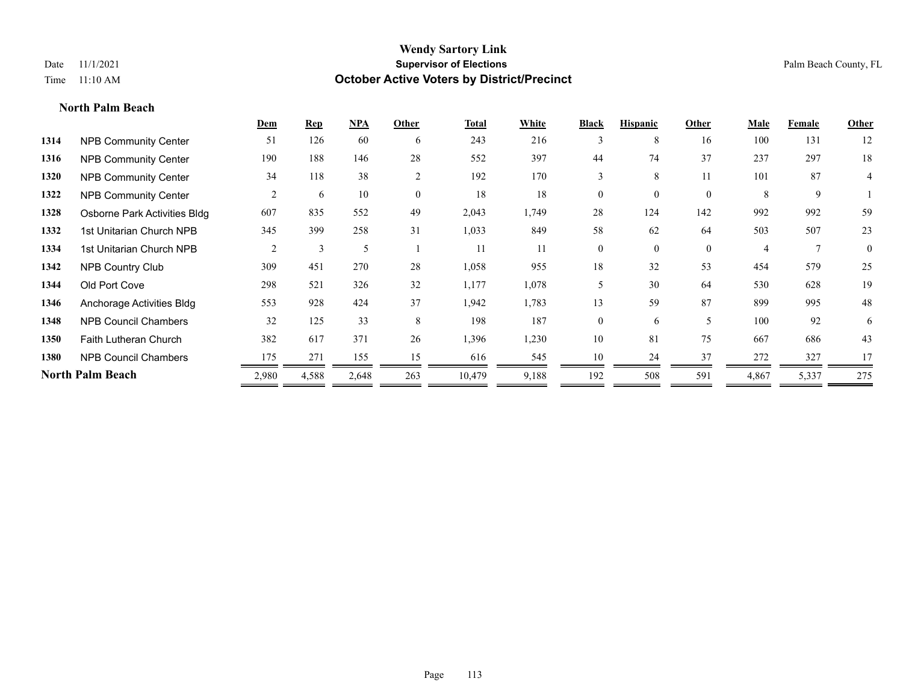**Wendy Sartory Link**

**Supervisor of Elections**

**October Active Voters by District/Precinct**

Date 11/1/2021

Time 11:10 AM

Palm Beach County, FL

### North Palm Beach

| | | Dem | Rep | NPA | Other | Total | White | Black | Hispanic | Other | Male | Female | Other |
|---|---|---|---|---|---|---|---|---|---|---|---|---|---|
| 1314 | NPB Community Center | 51 | 126 | 60 | 6 | 243 | 216 | 3 | 8 | 16 | 100 | 131 | 12 |
| 1316 | NPB Community Center | 190 | 188 | 146 | 28 | 552 | 397 | 44 | 74 | 37 | 237 | 297 | 18 |
| 1320 | NPB Community Center | 34 | 118 | 38 | 2 | 192 | 170 | 3 | 8 | 11 | 101 | 87 | 4 |
| 1322 | NPB Community Center | 2 | 6 | 10 | 0 | 18 | 18 | 0 | 0 | 0 | 8 | 9 | 1 |
| 1328 | Osborne Park Activities Bldg | 607 | 835 | 552 | 49 | 2,043 | 1,749 | 28 | 124 | 142 | 992 | 992 | 59 |
| 1332 | 1st Unitarian Church NPB | 345 | 399 | 258 | 31 | 1,033 | 849 | 58 | 62 | 64 | 503 | 507 | 23 |
| 1334 | 1st Unitarian Church NPB | 2 | 3 | 5 | 1 | 11 | 11 | 0 | 0 | 0 | 4 | 7 | 0 |
| 1342 | NPB Country Club | 309 | 451 | 270 | 28 | 1,058 | 955 | 18 | 32 | 53 | 454 | 579 | 25 |
| 1344 | Old Port Cove | 298 | 521 | 326 | 32 | 1,177 | 1,078 | 5 | 30 | 64 | 530 | 628 | 19 |
| 1346 | Anchorage Activities Bldg | 553 | 928 | 424 | 37 | 1,942 | 1,783 | 13 | 59 | 87 | 899 | 995 | 48 |
| 1348 | NPB Council Chambers | 32 | 125 | 33 | 8 | 198 | 187 | 0 | 6 | 5 | 100 | 92 | 6 |
| 1350 | Faith Lutheran Church | 382 | 617 | 371 | 26 | 1,396 | 1,230 | 10 | 81 | 75 | 667 | 686 | 43 |
| 1380 | NPB Council Chambers | 175 | 271 | 155 | 15 | 616 | 545 | 10 | 24 | 37 | 272 | 327 | 17 |
| **North Palm Beach** | | 2,980 | 4,588 | 2,648 | 263 | 10,479 | 9,188 | 192 | 508 | 591 | 4,867 | 5,337 | 275 |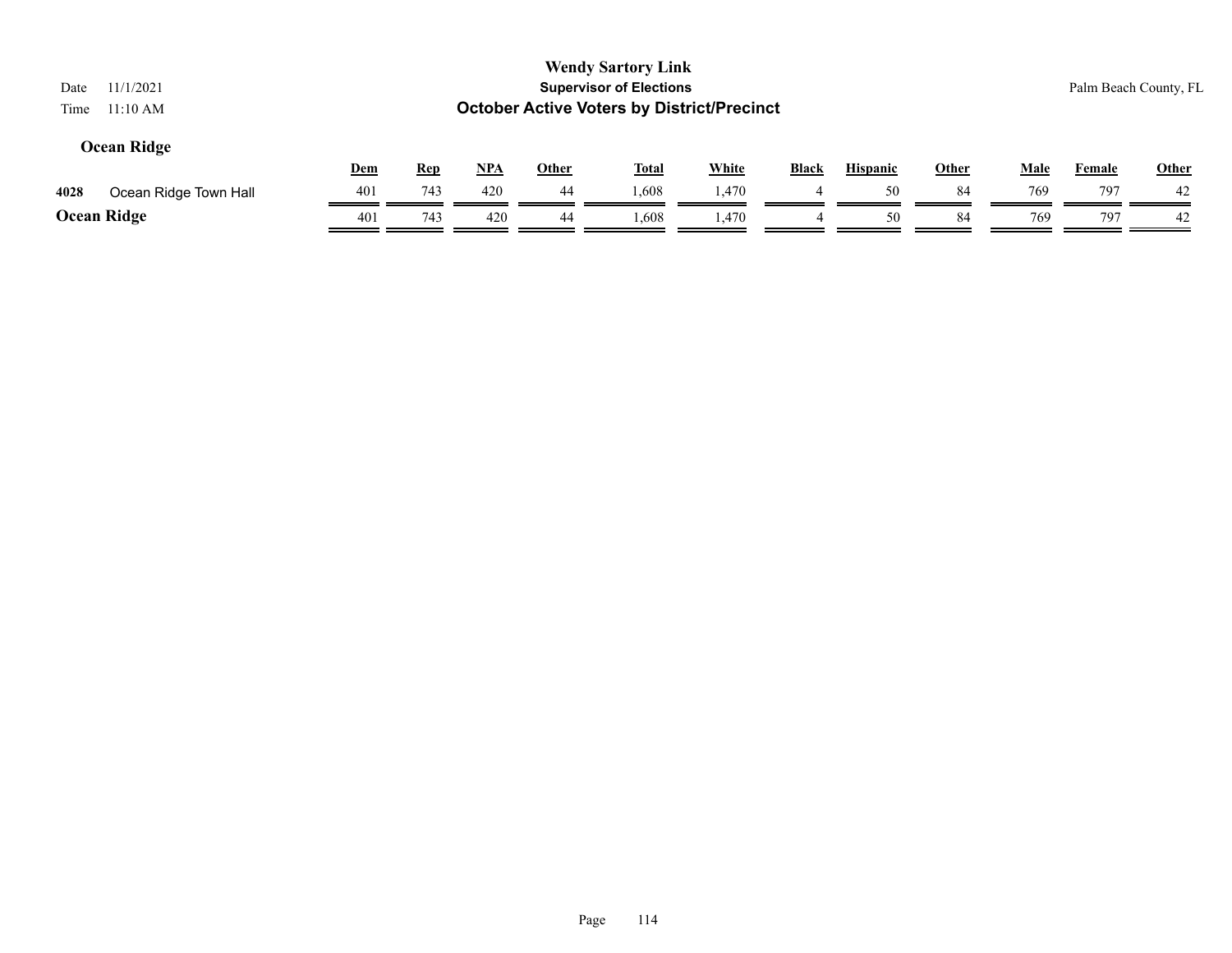**Wendy Sartory Link**
**Supervisor of Elections**
**October Active Voters by District/Precinct**

Date 11/1/2021
Time 11:10 AM

Palm Beach County, FL

### Ocean Ridge

| | | Dem | Rep | NPA | Other | Total | White | Black | Hispanic | Other | Male | Female | Other |
|---|---|---|---|---|---|---|---|---|---|---|---|---|---|
| 4028 | Ocean Ridge Town Hall | 401 | 743 | 420 | 44 | 1,608 | 1,470 | 4 | 50 | 84 | 769 | 797 | 42 |
| **Ocean Ridge** | | 401 | 743 | 420 | 44 | 1,608 | 1,470 | 4 | 50 | 84 | 769 | 797 | 42 |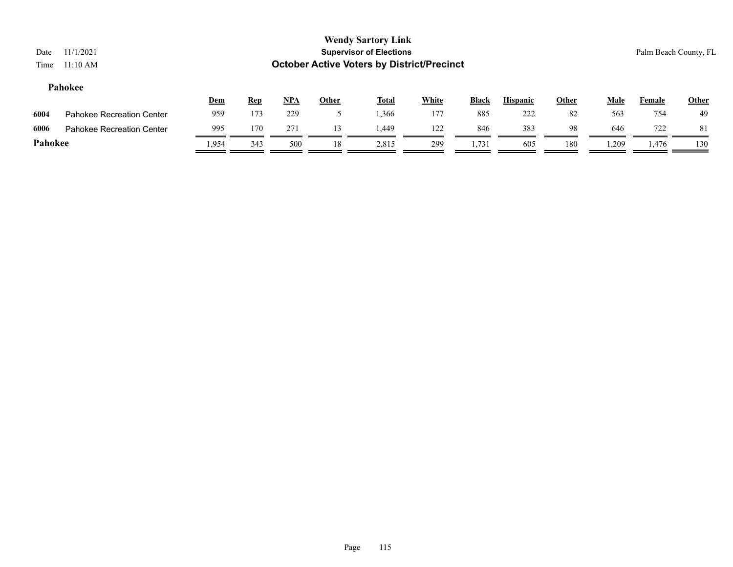# Wendy Sartory Link

## Supervisor of Elections

## October Active Voters by District/Precinct

Date 11/1/2021

Time 11:10 AM

Palm Beach County, FL

### Pahokee

| | | Dem | Rep | NPA | Other | Total | White | Black | Hispanic | Other | Male | Female | Other |
|---|---|---|---|---|---|---|---|---|---|---|---|---|---|
| 6004 | Pahokee Recreation Center | 959 | 173 | 229 | 5 | 1,366 | 177 | 885 | 222 | 82 | 563 | 754 | 49 |
| 6006 | Pahokee Recreation Center | 995 | 170 | 271 | 13 | 1,449 | 122 | 846 | 383 | 98 | 646 | 722 | 81 |
| **Pahokee** | | 1,954 | 343 | 500 | 18 | 2,815 | 299 | 1,731 | 605 | 180 | 1,209 | 1,476 | 130 |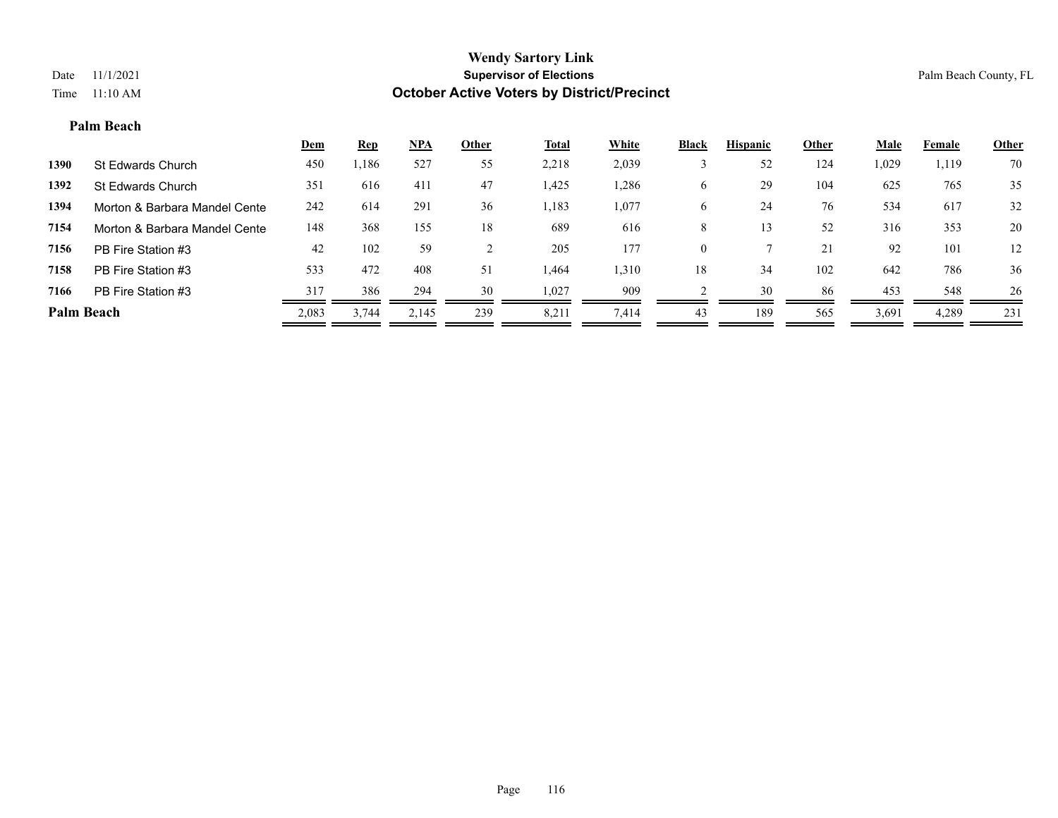# Wendy Sartory Link

## Supervisor of Elections

## October Active Voters by District/Precinct

Date 11/1/2021

Time 11:10 AM

Palm Beach County, FL

### Palm Beach

| | | Dem | Rep | NPA | Other | Total | White | Black | Hispanic | Other | Male | Female | Other |
|---|---|---|---|---|---|---|---|---|---|---|---|---|---|
| 1390 | St Edwards Church | 450 | 1,186 | 527 | 55 | 2,218 | 2,039 | 3 | 52 | 124 | 1,029 | 1,119 | 70 |
| 1392 | St Edwards Church | 351 | 616 | 411 | 47 | 1,425 | 1,286 | 6 | 29 | 104 | 625 | 765 | 35 |
| 1394 | Morton & Barbara Mandel Cente | 242 | 614 | 291 | 36 | 1,183 | 1,077 | 6 | 24 | 76 | 534 | 617 | 32 |
| 7154 | Morton & Barbara Mandel Cente | 148 | 368 | 155 | 18 | 689 | 616 | 8 | 13 | 52 | 316 | 353 | 20 |
| 7156 | PB Fire Station #3 | 42 | 102 | 59 | 2 | 205 | 177 | 0 | 7 | 21 | 92 | 101 | 12 |
| 7158 | PB Fire Station #3 | 533 | 472 | 408 | 51 | 1,464 | 1,310 | 18 | 34 | 102 | 642 | 786 | 36 |
| 7166 | PB Fire Station #3 | 317 | 386 | 294 | 30 | 1,027 | 909 | 2 | 30 | 86 | 453 | 548 | 26 |
| **Palm Beach** | | 2,083 | 3,744 | 2,145 | 239 | 8,211 | 7,414 | 43 | 189 | 565 | 3,691 | 4,289 | 231 |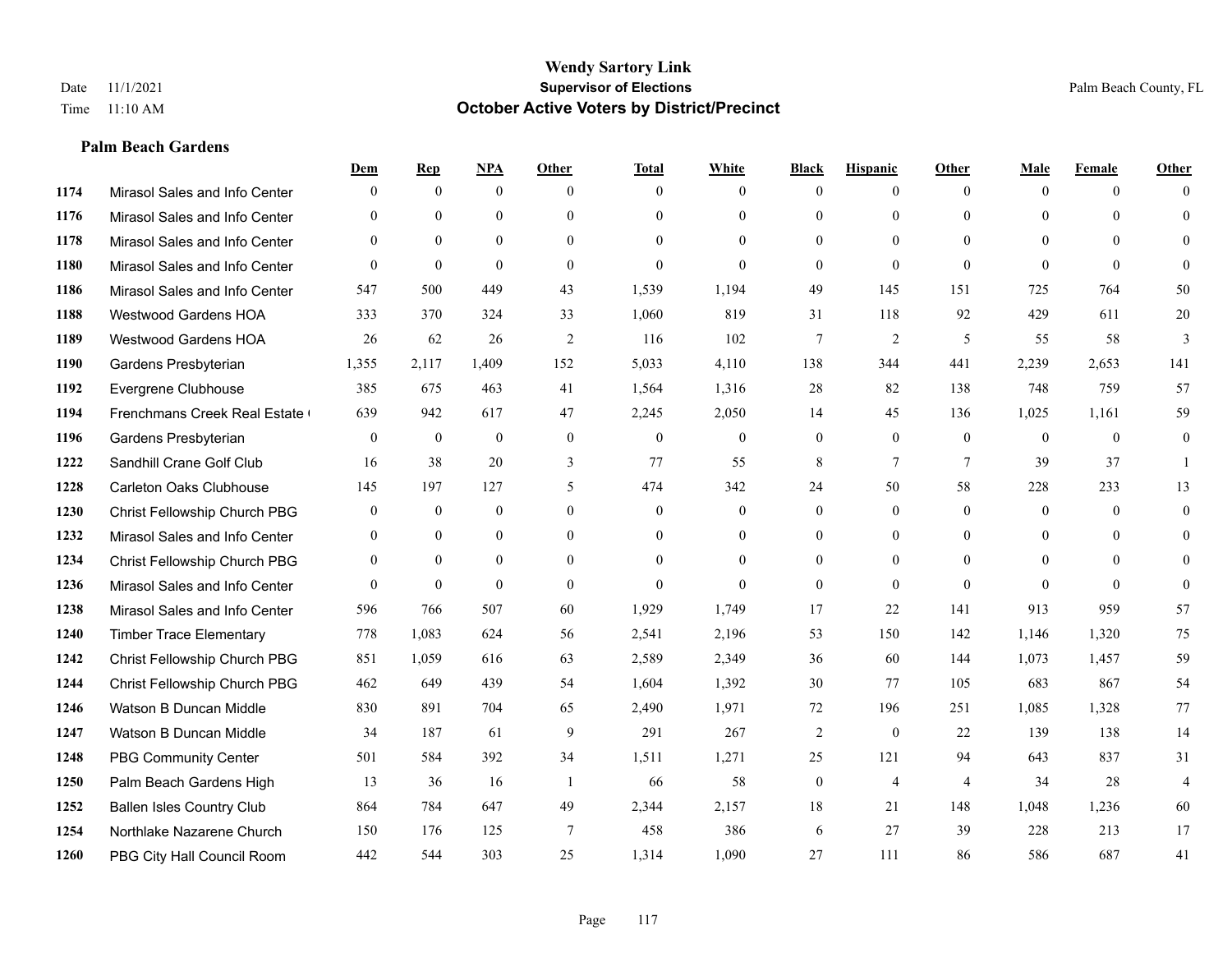# Wendy Sartory Link

**Supervisor of Elections**

**October Active Voters by District/Precinct**

Date 11/1/2021

Time 11:10 AM

Palm Beach County, FL

### Palm Beach Gardens

| | | Dem | Rep | NPA | Other | Total | White | Black | Hispanic | Other | Male | Female | Other |
|---|---|---|---|---|---|---|---|---|---|---|---|---|---|
| 1174 | Mirasol Sales and Info Center | 0 | 0 | 0 | 0 | 0 | 0 | 0 | 0 | 0 | 0 | 0 | 0 |
| 1176 | Mirasol Sales and Info Center | 0 | 0 | 0 | 0 | 0 | 0 | 0 | 0 | 0 | 0 | 0 | 0 |
| 1178 | Mirasol Sales and Info Center | 0 | 0 | 0 | 0 | 0 | 0 | 0 | 0 | 0 | 0 | 0 | 0 |
| 1180 | Mirasol Sales and Info Center | 0 | 0 | 0 | 0 | 0 | 0 | 0 | 0 | 0 | 0 | 0 | 0 |
| 1186 | Mirasol Sales and Info Center | 547 | 500 | 449 | 43 | 1,539 | 1,194 | 49 | 145 | 151 | 725 | 764 | 50 |
| 1188 | Westwood Gardens HOA | 333 | 370 | 324 | 33 | 1,060 | 819 | 31 | 118 | 92 | 429 | 611 | 20 |
| 1189 | Westwood Gardens HOA | 26 | 62 | 26 | 2 | 116 | 102 | 7 | 2 | 5 | 55 | 58 | 3 |
| 1190 | Gardens Presbyterian | 1,355 | 2,117 | 1,409 | 152 | 5,033 | 4,110 | 138 | 344 | 441 | 2,239 | 2,653 | 141 |
| 1192 | Evergrene Clubhouse | 385 | 675 | 463 | 41 | 1,564 | 1,316 | 28 | 82 | 138 | 748 | 759 | 57 |
| 1194 | Frenchmans Creek Real Estate ( | 639 | 942 | 617 | 47 | 2,245 | 2,050 | 14 | 45 | 136 | 1,025 | 1,161 | 59 |
| 1196 | Gardens Presbyterian | 0 | 0 | 0 | 0 | 0 | 0 | 0 | 0 | 0 | 0 | 0 | 0 |
| 1222 | Sandhill Crane Golf Club | 16 | 38 | 20 | 3 | 77 | 55 | 8 | 7 | 7 | 39 | 37 | 1 |
| 1228 | Carleton Oaks Clubhouse | 145 | 197 | 127 | 5 | 474 | 342 | 24 | 50 | 58 | 228 | 233 | 13 |
| 1230 | Christ Fellowship Church PBG | 0 | 0 | 0 | 0 | 0 | 0 | 0 | 0 | 0 | 0 | 0 | 0 |
| 1232 | Mirasol Sales and Info Center | 0 | 0 | 0 | 0 | 0 | 0 | 0 | 0 | 0 | 0 | 0 | 0 |
| 1234 | Christ Fellowship Church PBG | 0 | 0 | 0 | 0 | 0 | 0 | 0 | 0 | 0 | 0 | 0 | 0 |
| 1236 | Mirasol Sales and Info Center | 0 | 0 | 0 | 0 | 0 | 0 | 0 | 0 | 0 | 0 | 0 | 0 |
| 1238 | Mirasol Sales and Info Center | 596 | 766 | 507 | 60 | 1,929 | 1,749 | 17 | 22 | 141 | 913 | 959 | 57 |
| 1240 | Timber Trace Elementary | 778 | 1,083 | 624 | 56 | 2,541 | 2,196 | 53 | 150 | 142 | 1,146 | 1,320 | 75 |
| 1242 | Christ Fellowship Church PBG | 851 | 1,059 | 616 | 63 | 2,589 | 2,349 | 36 | 60 | 144 | 1,073 | 1,457 | 59 |
| 1244 | Christ Fellowship Church PBG | 462 | 649 | 439 | 54 | 1,604 | 1,392 | 30 | 77 | 105 | 683 | 867 | 54 |
| 1246 | Watson B Duncan Middle | 830 | 891 | 704 | 65 | 2,490 | 1,971 | 72 | 196 | 251 | 1,085 | 1,328 | 77 |
| 1247 | Watson B Duncan Middle | 34 | 187 | 61 | 9 | 291 | 267 | 2 | 0 | 22 | 139 | 138 | 14 |
| 1248 | PBG Community Center | 501 | 584 | 392 | 34 | 1,511 | 1,271 | 25 | 121 | 94 | 643 | 837 | 31 |
| 1250 | Palm Beach Gardens High | 13 | 36 | 16 | 1 | 66 | 58 | 0 | 4 | 4 | 34 | 28 | 4 |
| 1252 | Ballen Isles Country Club | 864 | 784 | 647 | 49 | 2,344 | 2,157 | 18 | 21 | 148 | 1,048 | 1,236 | 60 |
| 1254 | Northlake Nazarene Church | 150 | 176 | 125 | 7 | 458 | 386 | 6 | 27 | 39 | 228 | 213 | 17 |
| 1260 | PBG City Hall Council Room | 442 | 544 | 303 | 25 | 1,314 | 1,090 | 27 | 111 | 86 | 586 | 687 | 41 |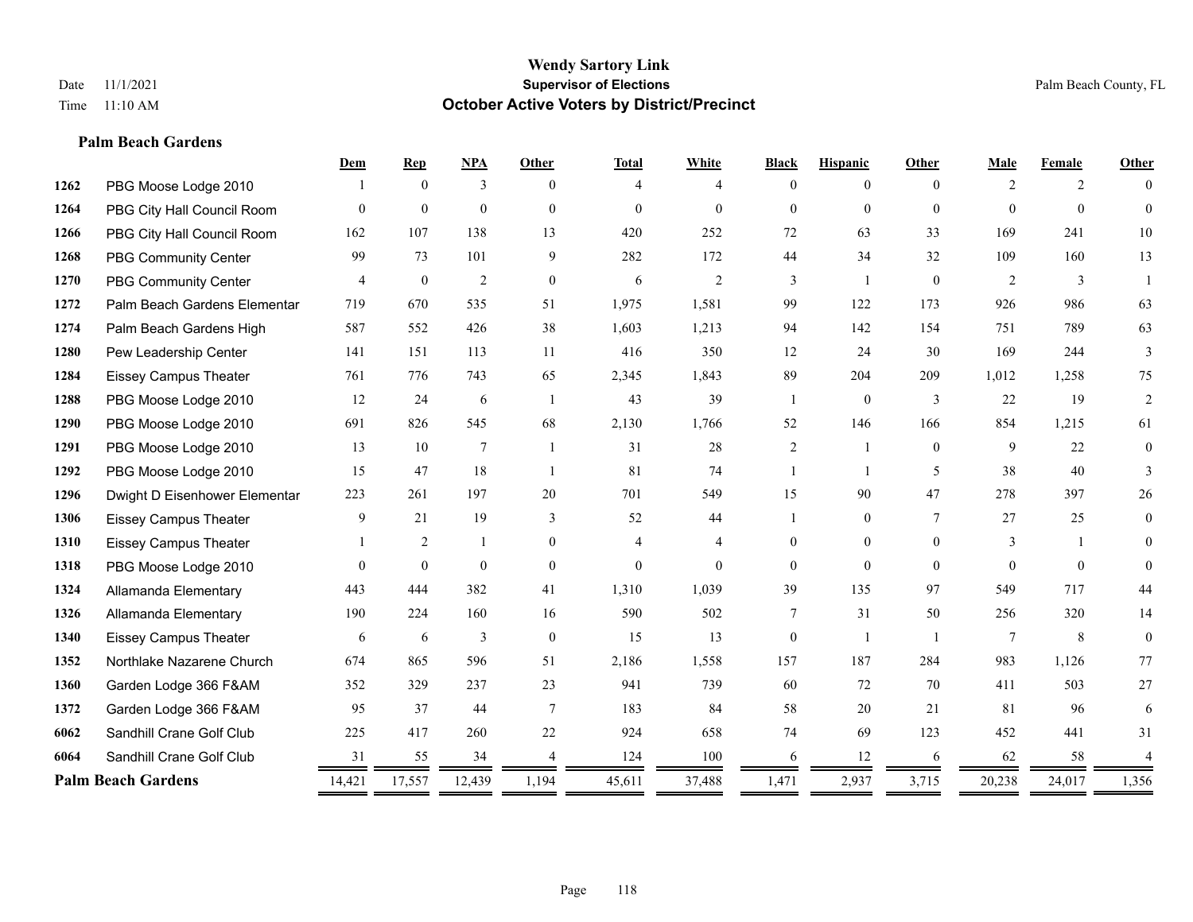**Wendy Sartory Link**
**Supervisor of Elections**
**October Active Voters by District/Precinct**

Date 11/1/2021
Time 11:10 AM

Palm Beach County, FL

### Palm Beach Gardens

| | | Dem | Rep | NPA | Other | Total | White | Black | Hispanic | Other | Male | Female | Other |
|---|---|---|---|---|---|---|---|---|---|---|---|---|---|
| 1262 | PBG Moose Lodge 2010 | 1 | 0 | 3 | 0 | 4 | 4 | 0 | 0 | 0 | 2 | 2 | 0 |
| 1264 | PBG City Hall Council Room | 0 | 0 | 0 | 0 | 0 | 0 | 0 | 0 | 0 | 0 | 0 | 0 |
| 1266 | PBG City Hall Council Room | 162 | 107 | 138 | 13 | 420 | 252 | 72 | 63 | 33 | 169 | 241 | 10 |
| 1268 | PBG Community Center | 99 | 73 | 101 | 9 | 282 | 172 | 44 | 34 | 32 | 109 | 160 | 13 |
| 1270 | PBG Community Center | 4 | 0 | 2 | 0 | 6 | 2 | 3 | 1 | 0 | 2 | 3 | 1 |
| 1272 | Palm Beach Gardens Elementar | 719 | 670 | 535 | 51 | 1,975 | 1,581 | 99 | 122 | 173 | 926 | 986 | 63 |
| 1274 | Palm Beach Gardens High | 587 | 552 | 426 | 38 | 1,603 | 1,213 | 94 | 142 | 154 | 751 | 789 | 63 |
| 1280 | Pew Leadership Center | 141 | 151 | 113 | 11 | 416 | 350 | 12 | 24 | 30 | 169 | 244 | 3 |
| 1284 | Eissey Campus Theater | 761 | 776 | 743 | 65 | 2,345 | 1,843 | 89 | 204 | 209 | 1,012 | 1,258 | 75 |
| 1288 | PBG Moose Lodge 2010 | 12 | 24 | 6 | 1 | 43 | 39 | 1 | 0 | 3 | 22 | 19 | 2 |
| 1290 | PBG Moose Lodge 2010 | 691 | 826 | 545 | 68 | 2,130 | 1,766 | 52 | 146 | 166 | 854 | 1,215 | 61 |
| 1291 | PBG Moose Lodge 2010 | 13 | 10 | 7 | 1 | 31 | 28 | 2 | 1 | 0 | 9 | 22 | 0 |
| 1292 | PBG Moose Lodge 2010 | 15 | 47 | 18 | 1 | 81 | 74 | 1 | 1 | 5 | 38 | 40 | 3 |
| 1296 | Dwight D Eisenhower Elementar | 223 | 261 | 197 | 20 | 701 | 549 | 15 | 90 | 47 | 278 | 397 | 26 |
| 1306 | Eissey Campus Theater | 9 | 21 | 19 | 3 | 52 | 44 | 1 | 0 | 7 | 27 | 25 | 0 |
| 1310 | Eissey Campus Theater | 1 | 2 | 1 | 0 | 4 | 4 | 0 | 0 | 0 | 3 | 1 | 0 |
| 1318 | PBG Moose Lodge 2010 | 0 | 0 | 0 | 0 | 0 | 0 | 0 | 0 | 0 | 0 | 0 | 0 |
| 1324 | Allamanda Elementary | 443 | 444 | 382 | 41 | 1,310 | 1,039 | 39 | 135 | 97 | 549 | 717 | 44 |
| 1326 | Allamanda Elementary | 190 | 224 | 160 | 16 | 590 | 502 | 7 | 31 | 50 | 256 | 320 | 14 |
| 1340 | Eissey Campus Theater | 6 | 6 | 3 | 0 | 15 | 13 | 0 | 1 | 1 | 7 | 8 | 0 |
| 1352 | Northlake Nazarene Church | 674 | 865 | 596 | 51 | 2,186 | 1,558 | 157 | 187 | 284 | 983 | 1,126 | 77 |
| 1360 | Garden Lodge 366 F&AM | 352 | 329 | 237 | 23 | 941 | 739 | 60 | 72 | 70 | 411 | 503 | 27 |
| 1372 | Garden Lodge 366 F&AM | 95 | 37 | 44 | 7 | 183 | 84 | 58 | 20 | 21 | 81 | 96 | 6 |
| 6062 | Sandhill Crane Golf Club | 225 | 417 | 260 | 22 | 924 | 658 | 74 | 69 | 123 | 452 | 441 | 31 |
| 6064 | Sandhill Crane Golf Club | 31 | 55 | 34 | 4 | 124 | 100 | 6 | 12 | 6 | 62 | 58 | 4 |
| **Palm Beach Gardens** | | 14,421 | 17,557 | 12,439 | 1,194 | 45,611 | 37,488 | 1,471 | 2,937 | 3,715 | 20,238 | 24,017 | 1,356 |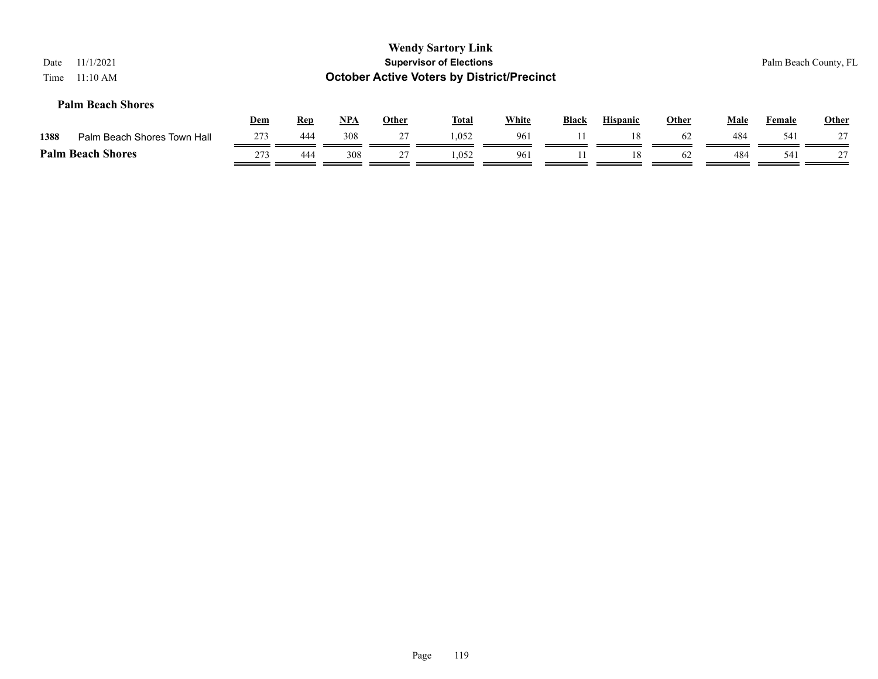# Wendy Sartory Link

**Supervisor of Elections**

**October Active Voters by District/Precinct**

Date 11/1/2021

Time 11:10 AM

Palm Beach County, FL

### Palm Beach Shores

| | | Dem | Rep | NPA | Other | Total | White | Black | Hispanic | Other | Male | Female | Other |
|---|---|---|---|---|---|---|---|---|---|---|---|---|---|
| 1388 | Palm Beach Shores Town Hall | 273 | 444 | 308 | 27 | 1,052 | 961 | 11 | 18 | 62 | 484 | 541 | 27 |
| **Palm Beach Shores** | | 273 | 444 | 308 | 27 | 1,052 | 961 | 11 | 18 | 62 | 484 | 541 | 27 |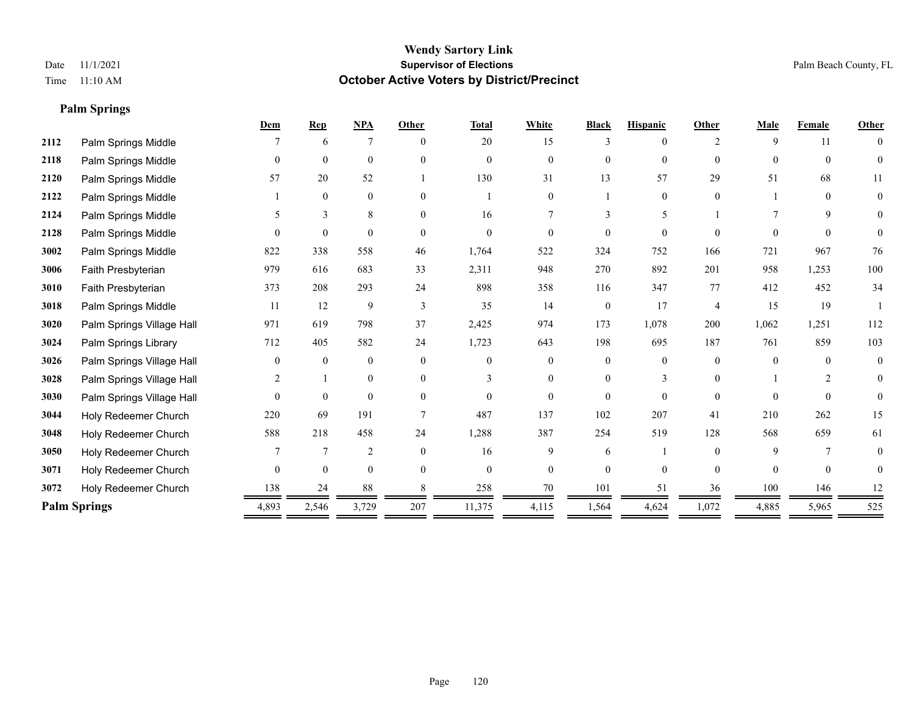# Wendy Sartory Link

**Supervisor of Elections**

**October Active Voters by District/Precinct**

Date 11/1/2021

Time 11:10 AM

Palm Beach County, FL

## Palm Springs

| | | Dem | Rep | NPA | Other | Total | White | Black | Hispanic | Other | Male | Female | Other |
|---|---|---|---|---|---|---|---|---|---|---|---|---|---|
| 2112 | Palm Springs Middle | 7 | 6 | 7 | 0 | 20 | 15 | 3 | 0 | 2 | 9 | 11 | 0 |
| 2118 | Palm Springs Middle | 0 | 0 | 0 | 0 | 0 | 0 | 0 | 0 | 0 | 0 | 0 | 0 |
| 2120 | Palm Springs Middle | 57 | 20 | 52 | 1 | 130 | 31 | 13 | 57 | 29 | 51 | 68 | 11 |
| 2122 | Palm Springs Middle | 1 | 0 | 0 | 0 | 1 | 0 | 1 | 0 | 0 | 1 | 0 | 0 |
| 2124 | Palm Springs Middle | 5 | 3 | 8 | 0 | 16 | 7 | 3 | 5 | 1 | 7 | 9 | 0 |
| 2128 | Palm Springs Middle | 0 | 0 | 0 | 0 | 0 | 0 | 0 | 0 | 0 | 0 | 0 | 0 |
| 3002 | Palm Springs Middle | 822 | 338 | 558 | 46 | 1,764 | 522 | 324 | 752 | 166 | 721 | 967 | 76 |
| 3006 | Faith Presbyterian | 979 | 616 | 683 | 33 | 2,311 | 948 | 270 | 892 | 201 | 958 | 1,253 | 100 |
| 3010 | Faith Presbyterian | 373 | 208 | 293 | 24 | 898 | 358 | 116 | 347 | 77 | 412 | 452 | 34 |
| 3018 | Palm Springs Middle | 11 | 12 | 9 | 3 | 35 | 14 | 0 | 17 | 4 | 15 | 19 | 1 |
| 3020 | Palm Springs Village Hall | 971 | 619 | 798 | 37 | 2,425 | 974 | 173 | 1,078 | 200 | 1,062 | 1,251 | 112 |
| 3024 | Palm Springs Library | 712 | 405 | 582 | 24 | 1,723 | 643 | 198 | 695 | 187 | 761 | 859 | 103 |
| 3026 | Palm Springs Village Hall | 0 | 0 | 0 | 0 | 0 | 0 | 0 | 0 | 0 | 0 | 0 | 0 |
| 3028 | Palm Springs Village Hall | 2 | 1 | 0 | 0 | 3 | 0 | 0 | 3 | 0 | 1 | 2 | 0 |
| 3030 | Palm Springs Village Hall | 0 | 0 | 0 | 0 | 0 | 0 | 0 | 0 | 0 | 0 | 0 | 0 |
| 3044 | Holy Redeemer Church | 220 | 69 | 191 | 7 | 487 | 137 | 102 | 207 | 41 | 210 | 262 | 15 |
| 3048 | Holy Redeemer Church | 588 | 218 | 458 | 24 | 1,288 | 387 | 254 | 519 | 128 | 568 | 659 | 61 |
| 3050 | Holy Redeemer Church | 7 | 7 | 2 | 0 | 16 | 9 | 6 | 1 | 0 | 9 | 7 | 0 |
| 3071 | Holy Redeemer Church | 0 | 0 | 0 | 0 | 0 | 0 | 0 | 0 | 0 | 0 | 0 | 0 |
| 3072 | Holy Redeemer Church | 138 | 24 | 88 | 8 | 258 | 70 | 101 | 51 | 36 | 100 | 146 | 12 |
| **Palm Springs** | | 4,893 | 2,546 | 3,729 | 207 | 11,375 | 4,115 | 1,564 | 4,624 | 1,072 | 4,885 | 5,965 | 525 |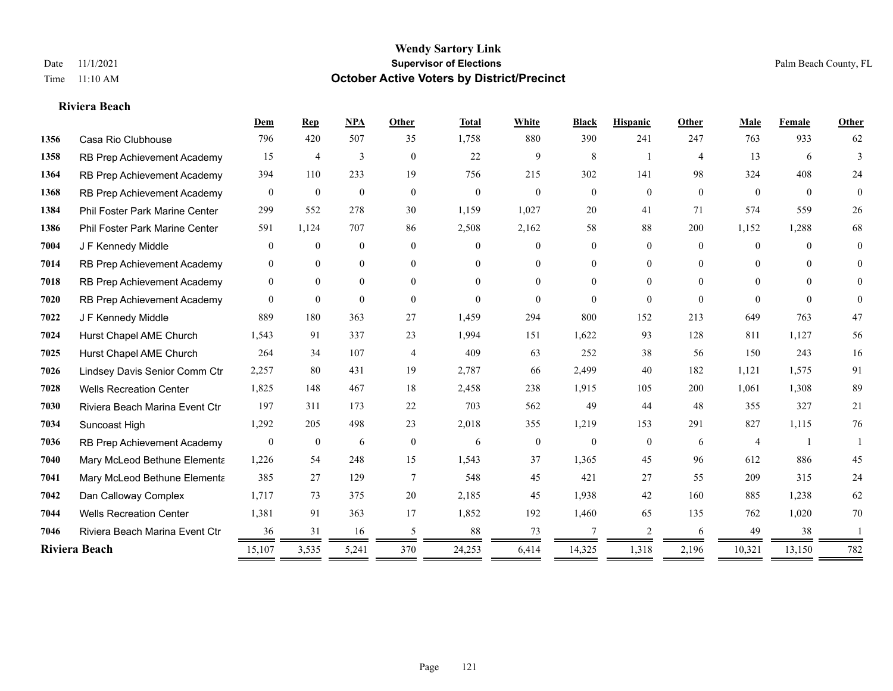# Wendy Sartory Link

**Supervisor of Elections**

**October Active Voters by District/Precinct**

Date 11/1/2021
Time 11:10 AM

Palm Beach County, FL

### Riviera Beach

| | | Dem | Rep | NPA | Other | Total | White | Black | Hispanic | Other | Male | Female | Other |
|---|---|---|---|---|---|---|---|---|---|---|---|---|---|
| 1356 | Casa Rio Clubhouse | 796 | 420 | 507 | 35 | 1,758 | 880 | 390 | 241 | 247 | 763 | 933 | 62 |
| 1358 | RB Prep Achievement Academy | 15 | 4 | 3 | 0 | 22 | 9 | 8 | 1 | 4 | 13 | 6 | 3 |
| 1364 | RB Prep Achievement Academy | 394 | 110 | 233 | 19 | 756 | 215 | 302 | 141 | 98 | 324 | 408 | 24 |
| 1368 | RB Prep Achievement Academy | 0 | 0 | 0 | 0 | 0 | 0 | 0 | 0 | 0 | 0 | 0 | 0 |
| 1384 | Phil Foster Park Marine Center | 299 | 552 | 278 | 30 | 1,159 | 1,027 | 20 | 41 | 71 | 574 | 559 | 26 |
| 1386 | Phil Foster Park Marine Center | 591 | 1,124 | 707 | 86 | 2,508 | 2,162 | 58 | 88 | 200 | 1,152 | 1,288 | 68 |
| 7004 | J F Kennedy Middle | 0 | 0 | 0 | 0 | 0 | 0 | 0 | 0 | 0 | 0 | 0 | 0 |
| 7014 | RB Prep Achievement Academy | 0 | 0 | 0 | 0 | 0 | 0 | 0 | 0 | 0 | 0 | 0 | 0 |
| 7018 | RB Prep Achievement Academy | 0 | 0 | 0 | 0 | 0 | 0 | 0 | 0 | 0 | 0 | 0 | 0 |
| 7020 | RB Prep Achievement Academy | 0 | 0 | 0 | 0 | 0 | 0 | 0 | 0 | 0 | 0 | 0 | 0 |
| 7022 | J F Kennedy Middle | 889 | 180 | 363 | 27 | 1,459 | 294 | 800 | 152 | 213 | 649 | 763 | 47 |
| 7024 | Hurst Chapel AME Church | 1,543 | 91 | 337 | 23 | 1,994 | 151 | 1,622 | 93 | 128 | 811 | 1,127 | 56 |
| 7025 | Hurst Chapel AME Church | 264 | 34 | 107 | 4 | 409 | 63 | 252 | 38 | 56 | 150 | 243 | 16 |
| 7026 | Lindsey Davis Senior Comm Ctr | 2,257 | 80 | 431 | 19 | 2,787 | 66 | 2,499 | 40 | 182 | 1,121 | 1,575 | 91 |
| 7028 | Wells Recreation Center | 1,825 | 148 | 467 | 18 | 2,458 | 238 | 1,915 | 105 | 200 | 1,061 | 1,308 | 89 |
| 7030 | Riviera Beach Marina Event Ctr | 197 | 311 | 173 | 22 | 703 | 562 | 49 | 44 | 48 | 355 | 327 | 21 |
| 7034 | Suncoast High | 1,292 | 205 | 498 | 23 | 2,018 | 355 | 1,219 | 153 | 291 | 827 | 1,115 | 76 |
| 7036 | RB Prep Achievement Academy | 0 | 0 | 6 | 0 | 6 | 0 | 0 | 0 | 6 | 4 | 1 | 1 |
| 7040 | Mary McLeod Bethune Elementa | 1,226 | 54 | 248 | 15 | 1,543 | 37 | 1,365 | 45 | 96 | 612 | 886 | 45 |
| 7041 | Mary McLeod Bethune Elementa | 385 | 27 | 129 | 7 | 548 | 45 | 421 | 27 | 55 | 209 | 315 | 24 |
| 7042 | Dan Calloway Complex | 1,717 | 73 | 375 | 20 | 2,185 | 45 | 1,938 | 42 | 160 | 885 | 1,238 | 62 |
| 7044 | Wells Recreation Center | 1,381 | 91 | 363 | 17 | 1,852 | 192 | 1,460 | 65 | 135 | 762 | 1,020 | 70 |
| 7046 | Riviera Beach Marina Event Ctr | 36 | 31 | 16 | 5 | 88 | 73 | 7 | 2 | 6 | 49 | 38 | 1 |
| **Riviera Beach** | | 15,107 | 3,535 | 5,241 | 370 | 24,253 | 6,414 | 14,325 | 1,318 | 2,196 | 10,321 | 13,150 | 782 |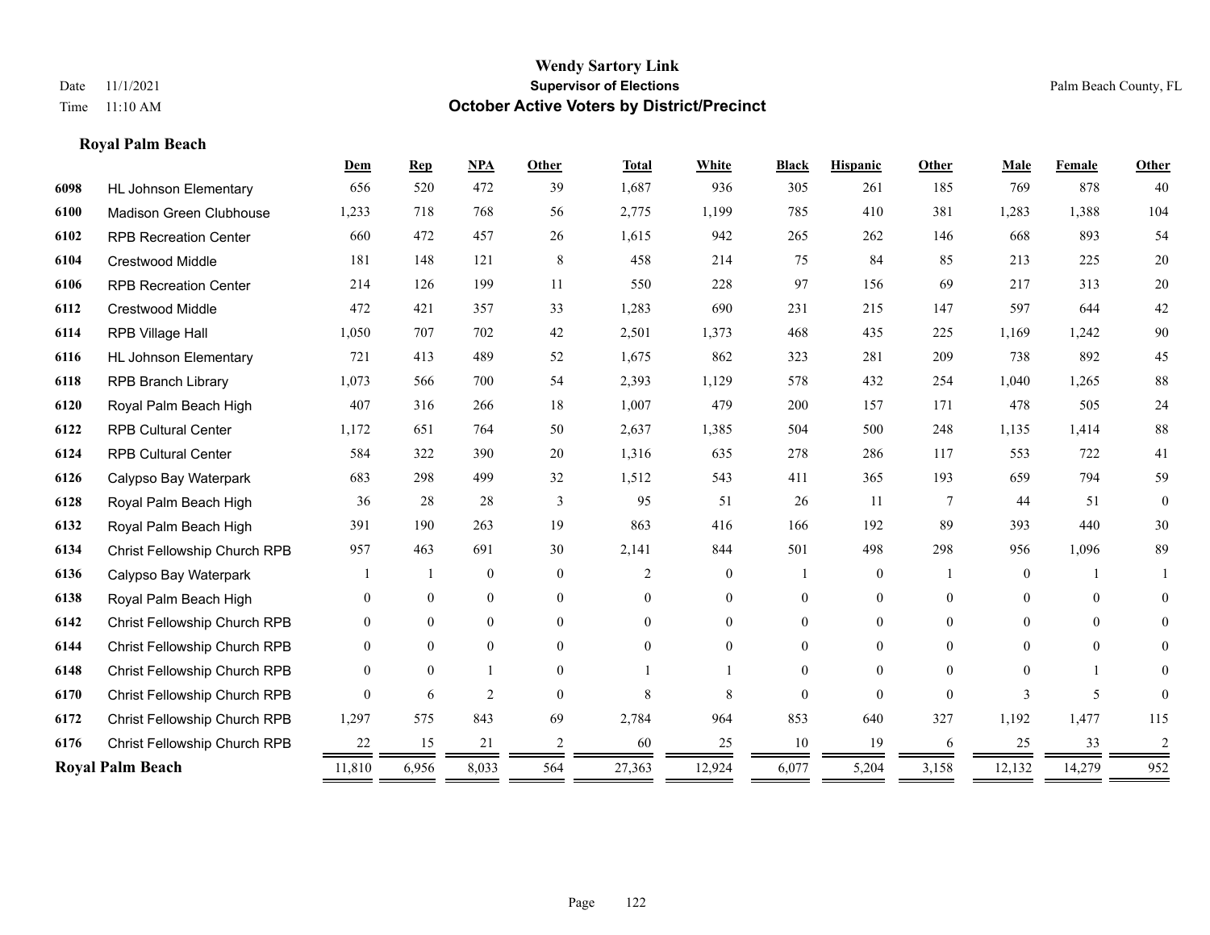**Wendy Sartory Link**

**Supervisor of Elections**

**October Active Voters by District/Precinct**

Date 11/1/2021

Time 11:10 AM

Palm Beach County, FL

**Royal Palm Beach**

| | | Dem | Rep | NPA | Other | Total | White | Black | Hispanic | Other | Male | Female | Other |
|---|---|---|---|---|---|---|---|---|---|---|---|---|---|
| 6098 | HL Johnson Elementary | 656 | 520 | 472 | 39 | 1,687 | 936 | 305 | 261 | 185 | 769 | 878 | 40 |
| 6100 | Madison Green Clubhouse | 1,233 | 718 | 768 | 56 | 2,775 | 1,199 | 785 | 410 | 381 | 1,283 | 1,388 | 104 |
| 6102 | RPB Recreation Center | 660 | 472 | 457 | 26 | 1,615 | 942 | 265 | 262 | 146 | 668 | 893 | 54 |
| 6104 | Crestwood Middle | 181 | 148 | 121 | 8 | 458 | 214 | 75 | 84 | 85 | 213 | 225 | 20 |
| 6106 | RPB Recreation Center | 214 | 126 | 199 | 11 | 550 | 228 | 97 | 156 | 69 | 217 | 313 | 20 |
| 6112 | Crestwood Middle | 472 | 421 | 357 | 33 | 1,283 | 690 | 231 | 215 | 147 | 597 | 644 | 42 |
| 6114 | RPB Village Hall | 1,050 | 707 | 702 | 42 | 2,501 | 1,373 | 468 | 435 | 225 | 1,169 | 1,242 | 90 |
| 6116 | HL Johnson Elementary | 721 | 413 | 489 | 52 | 1,675 | 862 | 323 | 281 | 209 | 738 | 892 | 45 |
| 6118 | RPB Branch Library | 1,073 | 566 | 700 | 54 | 2,393 | 1,129 | 578 | 432 | 254 | 1,040 | 1,265 | 88 |
| 6120 | Royal Palm Beach High | 407 | 316 | 266 | 18 | 1,007 | 479 | 200 | 157 | 171 | 478 | 505 | 24 |
| 6122 | RPB Cultural Center | 1,172 | 651 | 764 | 50 | 2,637 | 1,385 | 504 | 500 | 248 | 1,135 | 1,414 | 88 |
| 6124 | RPB Cultural Center | 584 | 322 | 390 | 20 | 1,316 | 635 | 278 | 286 | 117 | 553 | 722 | 41 |
| 6126 | Calypso Bay Waterpark | 683 | 298 | 499 | 32 | 1,512 | 543 | 411 | 365 | 193 | 659 | 794 | 59 |
| 6128 | Royal Palm Beach High | 36 | 28 | 28 | 3 | 95 | 51 | 26 | 11 | 7 | 44 | 51 | 0 |
| 6132 | Royal Palm Beach High | 391 | 190 | 263 | 19 | 863 | 416 | 166 | 192 | 89 | 393 | 440 | 30 |
| 6134 | Christ Fellowship Church RPB | 957 | 463 | 691 | 30 | 2,141 | 844 | 501 | 498 | 298 | 956 | 1,096 | 89 |
| 6136 | Calypso Bay Waterpark | 1 | 1 | 0 | 0 | 2 | 0 | 1 | 0 | 1 | 0 | 1 | 1 |
| 6138 | Royal Palm Beach High | 0 | 0 | 0 | 0 | 0 | 0 | 0 | 0 | 0 | 0 | 0 | 0 |
| 6142 | Christ Fellowship Church RPB | 0 | 0 | 0 | 0 | 0 | 0 | 0 | 0 | 0 | 0 | 0 | 0 |
| 6144 | Christ Fellowship Church RPB | 0 | 0 | 0 | 0 | 0 | 0 | 0 | 0 | 0 | 0 | 0 | 0 |
| 6148 | Christ Fellowship Church RPB | 0 | 0 | 1 | 0 | 1 | 1 | 0 | 0 | 0 | 0 | 1 | 0 |
| 6170 | Christ Fellowship Church RPB | 0 | 6 | 2 | 0 | 8 | 8 | 0 | 0 | 0 | 3 | 5 | 0 |
| 6172 | Christ Fellowship Church RPB | 1,297 | 575 | 843 | 69 | 2,784 | 964 | 853 | 640 | 327 | 1,192 | 1,477 | 115 |
| 6176 | Christ Fellowship Church RPB | 22 | 15 | 21 | 2 | 60 | 25 | 10 | 19 | 6 | 25 | 33 | 2 |
| **Royal Palm Beach** | | 11,810 | 6,956 | 8,033 | 564 | 27,363 | 12,924 | 6,077 | 5,204 | 3,158 | 12,132 | 14,279 | 952 |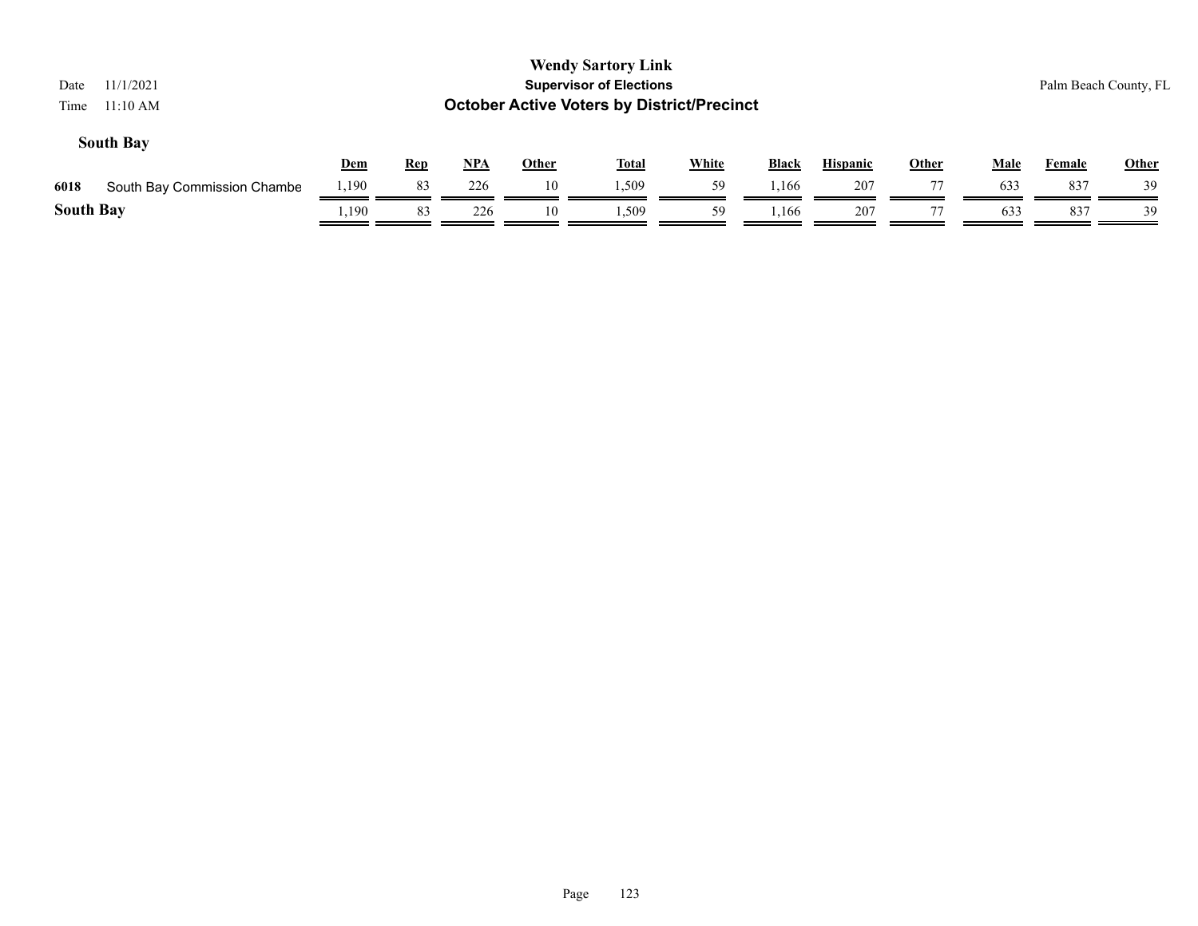**Wendy Sartory Link**
**Supervisor of Elections**
**October Active Voters by District/Precinct**

Date 11/1/2021
Time 11:10 AM

Palm Beach County, FL

### South Bay

| | | Dem | Rep | NPA | Other | Total | White | Black | Hispanic | Other | Male | Female | Other |
|---|---|---|---|---|---|---|---|---|---|---|---|---|---|
| 6018 | South Bay Commission Chambe | 1,190 | 83 | 226 | 10 | 1,509 | 59 | 1,166 | 207 | 77 | 633 | 837 | 39 |
| **South Bay** | | 1,190 | 83 | 226 | 10 | 1,509 | 59 | 1,166 | 207 | 77 | 633 | 837 | 39 |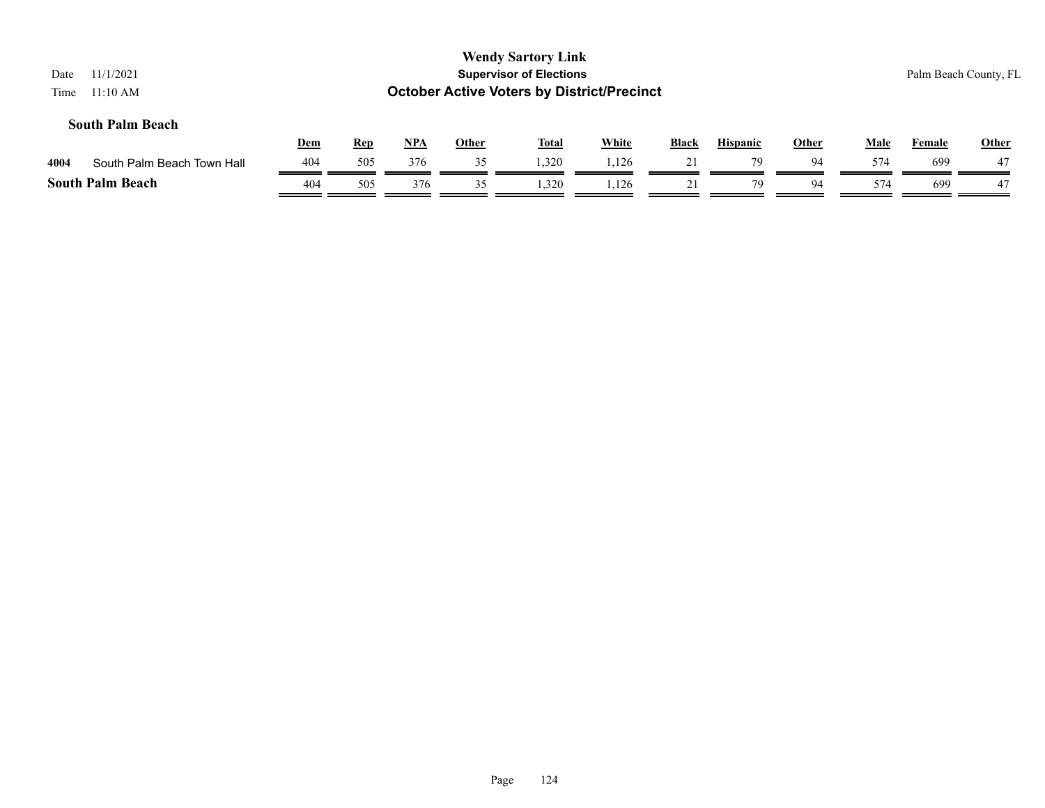# Wendy Sartory Link

**Supervisor of Elections**

**October Active Voters by District/Precinct**

Date 11/1/2021

Time 11:10 AM

Palm Beach County, FL

### South Palm Beach

| | | Dem | Rep | NPA | Other | Total | White | Black | Hispanic | Other | Male | Female | Other |
|---|---|---|---|---|---|---|---|---|---|---|---|---|---|
| 4004 | South Palm Beach Town Hall | 404 | 505 | 376 | 35 | 1,320 | 1,126 | 21 | 79 | 94 | 574 | 699 | 47 |
| **South Palm Beach** | | 404 | 505 | 376 | 35 | 1,320 | 1,126 | 21 | 79 | 94 | 574 | 699 | 47 |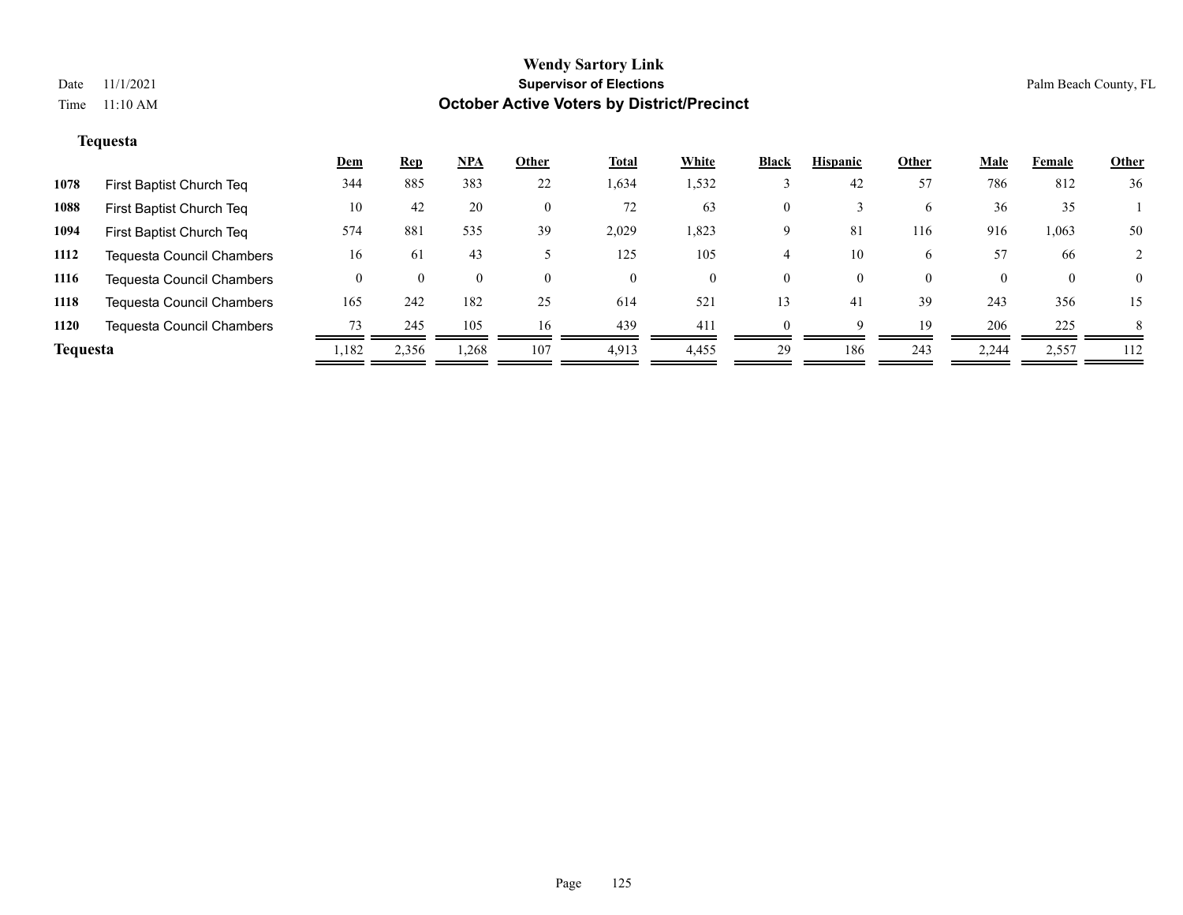# Wendy Sartory Link
## Supervisor of Elections
## October Active Voters by District/Precinct

Date 11/1/2021
Time 11:10 AM

Palm Beach County, FL

### Tequesta

| | | Dem | Rep | NPA | Other | Total | White | Black | Hispanic | Other | Male | Female | Other |
|---|---|---|---|---|---|---|---|---|---|---|---|---|---|
| 1078 | First Baptist Church Teq | 344 | 885 | 383 | 22 | 1,634 | 1,532 | 3 | 42 | 57 | 786 | 812 | 36 |
| 1088 | First Baptist Church Teq | 10 | 42 | 20 | 0 | 72 | 63 | 0 | 3 | 6 | 36 | 35 | 1 |
| 1094 | First Baptist Church Teq | 574 | 881 | 535 | 39 | 2,029 | 1,823 | 9 | 81 | 116 | 916 | 1,063 | 50 |
| 1112 | Tequesta Council Chambers | 16 | 61 | 43 | 5 | 125 | 105 | 4 | 10 | 6 | 57 | 66 | 2 |
| 1116 | Tequesta Council Chambers | 0 | 0 | 0 | 0 | 0 | 0 | 0 | 0 | 0 | 0 | 0 | 0 |
| 1118 | Tequesta Council Chambers | 165 | 242 | 182 | 25 | 614 | 521 | 13 | 41 | 39 | 243 | 356 | 15 |
| 1120 | Tequesta Council Chambers | 73 | 245 | 105 | 16 | 439 | 411 | 0 | 9 | 19 | 206 | 225 | 8 |
| **Tequesta** | | 1,182 | 2,356 | 1,268 | 107 | 4,913 | 4,455 | 29 | 186 | 243 | 2,244 | 2,557 | 112 |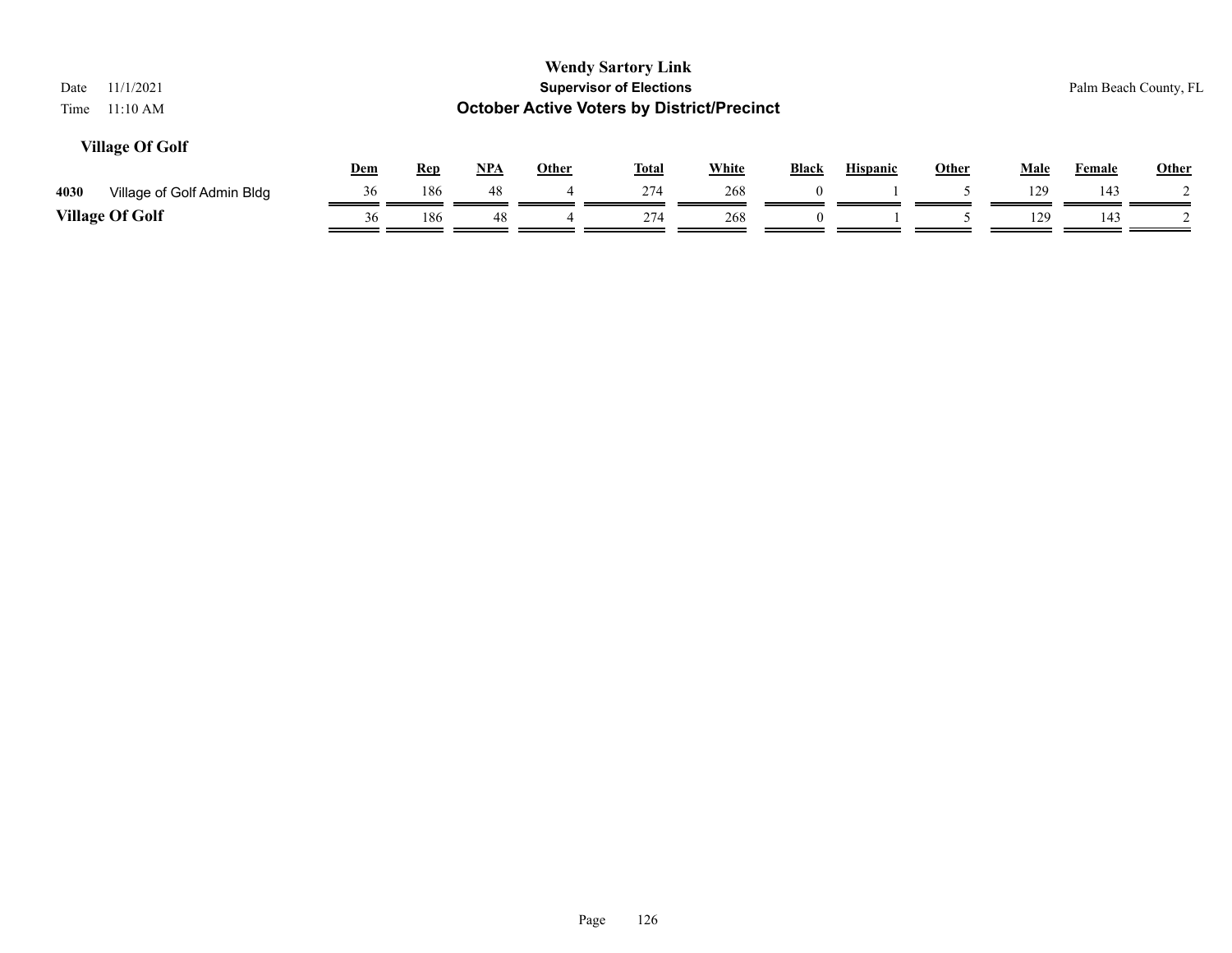## Village Of Golf

| | | Dem | Rep | NPA | Other | Total | White | Black | Hispanic | Other | Male | Female | Other |
|---|---|---|---|---|---|---|---|---|---|---|---|---|---|
| 4030 | Village of Golf Admin Bldg | 36 | 186 | 48 | 4 | 274 | 268 | 0 | 1 | 5 | 129 | 143 | 2 |
| **Village Of Golf** | | 36 | 186 | 48 | 4 | 274 | 268 | 0 | 1 | 5 | 129 | 143 | 2 |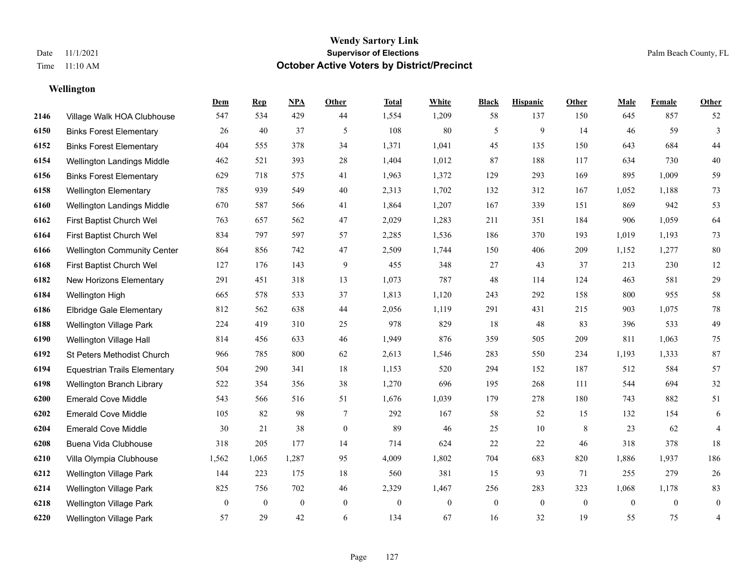# Wendy Sartory Link
## Supervisor of Elections
## October Active Voters by District/Precinct

Date 11/1/2021
Time 11:10 AM

Palm Beach County, FL

### Wellington

| | | Dem | Rep | NPA | Other | Total | White | Black | Hispanic | Other | Male | Female | Other |
|---|---|---|---|---|---|---|---|---|---|---|---|---|---|
| 2146 | Village Walk HOA Clubhouse | 547 | 534 | 429 | 44 | 1,554 | 1,209 | 58 | 137 | 150 | 645 | 857 | 52 |
| 6150 | Binks Forest Elementary | 26 | 40 | 37 | 5 | 108 | 80 | 5 | 9 | 14 | 46 | 59 | 3 |
| 6152 | Binks Forest Elementary | 404 | 555 | 378 | 34 | 1,371 | 1,041 | 45 | 135 | 150 | 643 | 684 | 44 |
| 6154 | Wellington Landings Middle | 462 | 521 | 393 | 28 | 1,404 | 1,012 | 87 | 188 | 117 | 634 | 730 | 40 |
| 6156 | Binks Forest Elementary | 629 | 718 | 575 | 41 | 1,963 | 1,372 | 129 | 293 | 169 | 895 | 1,009 | 59 |
| 6158 | Wellington Elementary | 785 | 939 | 549 | 40 | 2,313 | 1,702 | 132 | 312 | 167 | 1,052 | 1,188 | 73 |
| 6160 | Wellington Landings Middle | 670 | 587 | 566 | 41 | 1,864 | 1,207 | 167 | 339 | 151 | 869 | 942 | 53 |
| 6162 | First Baptist Church Wel | 763 | 657 | 562 | 47 | 2,029 | 1,283 | 211 | 351 | 184 | 906 | 1,059 | 64 |
| 6164 | First Baptist Church Wel | 834 | 797 | 597 | 57 | 2,285 | 1,536 | 186 | 370 | 193 | 1,019 | 1,193 | 73 |
| 6166 | Wellington Community Center | 864 | 856 | 742 | 47 | 2,509 | 1,744 | 150 | 406 | 209 | 1,152 | 1,277 | 80 |
| 6168 | First Baptist Church Wel | 127 | 176 | 143 | 9 | 455 | 348 | 27 | 43 | 37 | 213 | 230 | 12 |
| 6182 | New Horizons Elementary | 291 | 451 | 318 | 13 | 1,073 | 787 | 48 | 114 | 124 | 463 | 581 | 29 |
| 6184 | Wellington High | 665 | 578 | 533 | 37 | 1,813 | 1,120 | 243 | 292 | 158 | 800 | 955 | 58 |
| 6186 | Elbridge Gale Elementary | 812 | 562 | 638 | 44 | 2,056 | 1,119 | 291 | 431 | 215 | 903 | 1,075 | 78 |
| 6188 | Wellington Village Park | 224 | 419 | 310 | 25 | 978 | 829 | 18 | 48 | 83 | 396 | 533 | 49 |
| 6190 | Wellington Village Hall | 814 | 456 | 633 | 46 | 1,949 | 876 | 359 | 505 | 209 | 811 | 1,063 | 75 |
| 6192 | St Peters Methodist Church | 966 | 785 | 800 | 62 | 2,613 | 1,546 | 283 | 550 | 234 | 1,193 | 1,333 | 87 |
| 6194 | Equestrian Trails Elementary | 504 | 290 | 341 | 18 | 1,153 | 520 | 294 | 152 | 187 | 512 | 584 | 57 |
| 6198 | Wellington Branch Library | 522 | 354 | 356 | 38 | 1,270 | 696 | 195 | 268 | 111 | 544 | 694 | 32 |
| 6200 | Emerald Cove Middle | 543 | 566 | 516 | 51 | 1,676 | 1,039 | 179 | 278 | 180 | 743 | 882 | 51 |
| 6202 | Emerald Cove Middle | 105 | 82 | 98 | 7 | 292 | 167 | 58 | 52 | 15 | 132 | 154 | 6 |
| 6204 | Emerald Cove Middle | 30 | 21 | 38 | 0 | 89 | 46 | 25 | 10 | 8 | 23 | 62 | 4 |
| 6208 | Buena Vida Clubhouse | 318 | 205 | 177 | 14 | 714 | 624 | 22 | 22 | 46 | 318 | 378 | 18 |
| 6210 | Villa Olympia Clubhouse | 1,562 | 1,065 | 1,287 | 95 | 4,009 | 1,802 | 704 | 683 | 820 | 1,886 | 1,937 | 186 |
| 6212 | Wellington Village Park | 144 | 223 | 175 | 18 | 560 | 381 | 15 | 93 | 71 | 255 | 279 | 26 |
| 6214 | Wellington Village Park | 825 | 756 | 702 | 46 | 2,329 | 1,467 | 256 | 283 | 323 | 1,068 | 1,178 | 83 |
| 6218 | Wellington Village Park | 0 | 0 | 0 | 0 | 0 | 0 | 0 | 0 | 0 | 0 | 0 | 0 |
| 6220 | Wellington Village Park | 57 | 29 | 42 | 6 | 134 | 67 | 16 | 32 | 19 | 55 | 75 | 4 |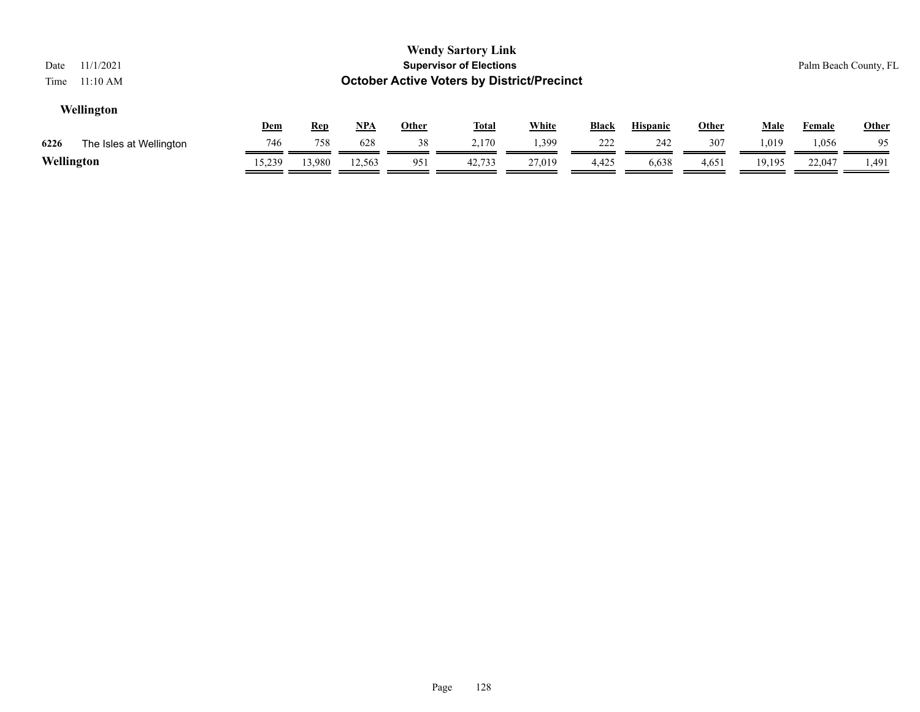## Wellington

| | | Dem | Rep | NPA | Other | Total | White | Black | Hispanic | Other | Male | Female | Other |
|---|---|---|---|---|---|---|---|---|---|---|---|---|---|
| 6226 | The Isles at Wellington | 746 | 758 | 628 | 38 | 2,170 | 1,399 | 222 | 242 | 307 | 1,019 | 1,056 | 95 |
| **Wellington** | | 15,239 | 13,980 | 12,563 | 951 | 42,733 | 27,019 | 4,425 | 6,638 | 4,651 | 19,195 | 22,047 | 1,491 |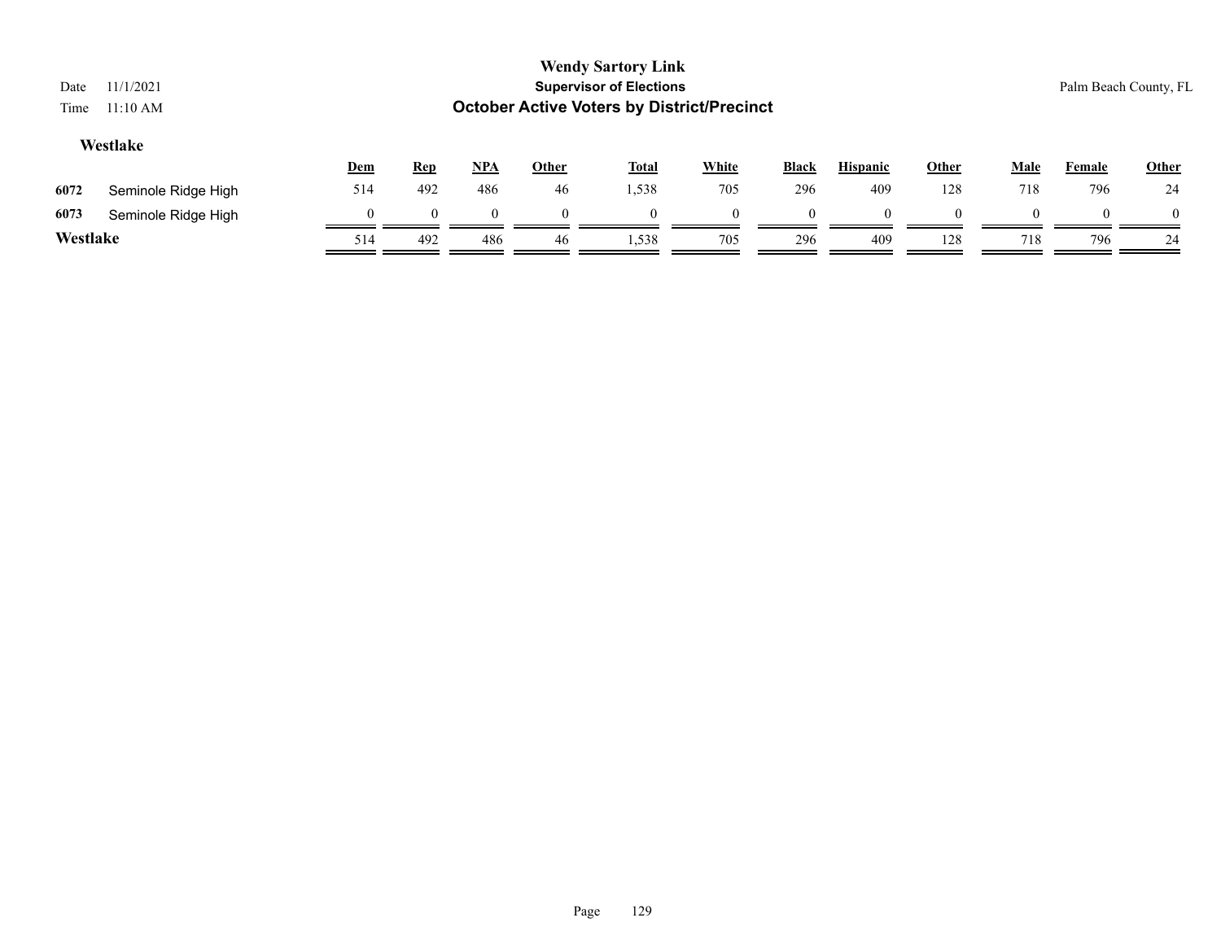**Wendy Sartory Link**
**Supervisor of Elections**
**October Active Voters by District/Precinct**

Date 11/1/2021
Time 11:10 AM

Palm Beach County, FL

### Westlake

| | | Dem | Rep | NPA | Other | Total | White | Black | Hispanic | Other | Male | Female | Other |
|---|---|---|---|---|---|---|---|---|---|---|---|---|---|
| 6072 | Seminole Ridge High | 514 | 492 | 486 | 46 | 1,538 | 705 | 296 | 409 | 128 | 718 | 796 | 24 |
| 6073 | Seminole Ridge High | 0 | 0 | 0 | 0 | 0 | 0 | 0 | 0 | 0 | 0 | 0 | 0 |
| **Westlake** | | 514 | 492 | 486 | 46 | 1,538 | 705 | 296 | 409 | 128 | 718 | 796 | 24 |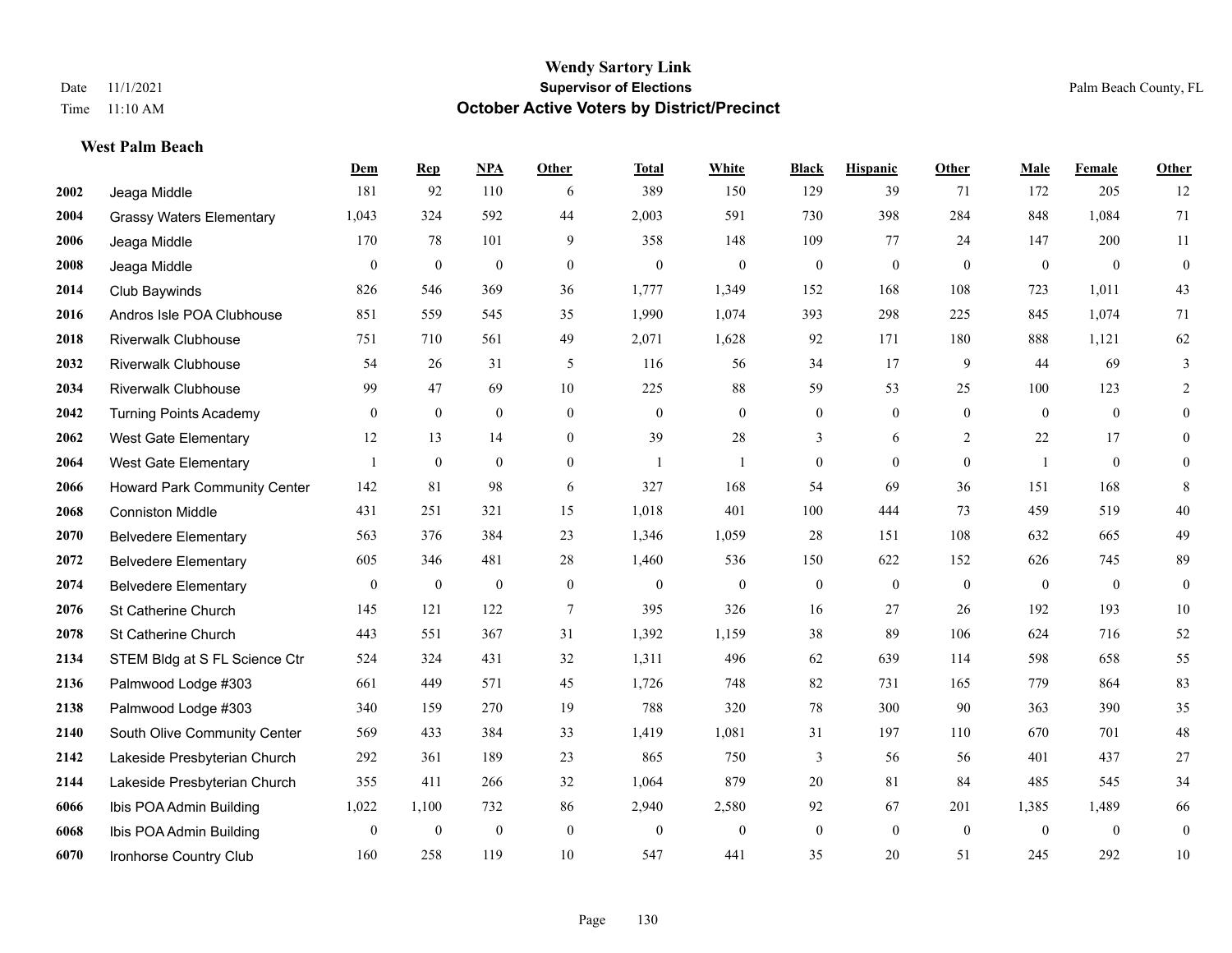**Wendy Sartory Link**
**Supervisor of Elections**
**October Active Voters by District/Precinct**

Date 11/1/2021
Time 11:10 AM

Palm Beach County, FL

### West Palm Beach

| | | Dem | Rep | NPA | Other | Total | White | Black | Hispanic | Other | Male | Female | Other |
|---|---|---|---|---|---|---|---|---|---|---|---|---|---|
| 2002 | Jeaga Middle | 181 | 92 | 110 | 6 | 389 | 150 | 129 | 39 | 71 | 172 | 205 | 12 |
| 2004 | Grassy Waters Elementary | 1,043 | 324 | 592 | 44 | 2,003 | 591 | 730 | 398 | 284 | 848 | 1,084 | 71 |
| 2006 | Jeaga Middle | 170 | 78 | 101 | 9 | 358 | 148 | 109 | 77 | 24 | 147 | 200 | 11 |
| 2008 | Jeaga Middle | 0 | 0 | 0 | 0 | 0 | 0 | 0 | 0 | 0 | 0 | 0 | 0 |
| 2014 | Club Baywinds | 826 | 546 | 369 | 36 | 1,777 | 1,349 | 152 | 168 | 108 | 723 | 1,011 | 43 |
| 2016 | Andros Isle POA Clubhouse | 851 | 559 | 545 | 35 | 1,990 | 1,074 | 393 | 298 | 225 | 845 | 1,074 | 71 |
| 2018 | Riverwalk Clubhouse | 751 | 710 | 561 | 49 | 2,071 | 1,628 | 92 | 171 | 180 | 888 | 1,121 | 62 |
| 2032 | Riverwalk Clubhouse | 54 | 26 | 31 | 5 | 116 | 56 | 34 | 17 | 9 | 44 | 69 | 3 |
| 2034 | Riverwalk Clubhouse | 99 | 47 | 69 | 10 | 225 | 88 | 59 | 53 | 25 | 100 | 123 | 2 |
| 2042 | Turning Points Academy | 0 | 0 | 0 | 0 | 0 | 0 | 0 | 0 | 0 | 0 | 0 | 0 |
| 2062 | West Gate Elementary | 12 | 13 | 14 | 0 | 39 | 28 | 3 | 6 | 2 | 22 | 17 | 0 |
| 2064 | West Gate Elementary | 1 | 0 | 0 | 0 | 1 | 1 | 0 | 0 | 0 | 1 | 0 | 0 |
| 2066 | Howard Park Community Center | 142 | 81 | 98 | 6 | 327 | 168 | 54 | 69 | 36 | 151 | 168 | 8 |
| 2068 | Conniston Middle | 431 | 251 | 321 | 15 | 1,018 | 401 | 100 | 444 | 73 | 459 | 519 | 40 |
| 2070 | Belvedere Elementary | 563 | 376 | 384 | 23 | 1,346 | 1,059 | 28 | 151 | 108 | 632 | 665 | 49 |
| 2072 | Belvedere Elementary | 605 | 346 | 481 | 28 | 1,460 | 536 | 150 | 622 | 152 | 626 | 745 | 89 |
| 2074 | Belvedere Elementary | 0 | 0 | 0 | 0 | 0 | 0 | 0 | 0 | 0 | 0 | 0 | 0 |
| 2076 | St Catherine Church | 145 | 121 | 122 | 7 | 395 | 326 | 16 | 27 | 26 | 192 | 193 | 10 |
| 2078 | St Catherine Church | 443 | 551 | 367 | 31 | 1,392 | 1,159 | 38 | 89 | 106 | 624 | 716 | 52 |
| 2134 | STEM Bldg at S FL Science Ctr | 524 | 324 | 431 | 32 | 1,311 | 496 | 62 | 639 | 114 | 598 | 658 | 55 |
| 2136 | Palmwood Lodge #303 | 661 | 449 | 571 | 45 | 1,726 | 748 | 82 | 731 | 165 | 779 | 864 | 83 |
| 2138 | Palmwood Lodge #303 | 340 | 159 | 270 | 19 | 788 | 320 | 78 | 300 | 90 | 363 | 390 | 35 |
| 2140 | South Olive Community Center | 569 | 433 | 384 | 33 | 1,419 | 1,081 | 31 | 197 | 110 | 670 | 701 | 48 |
| 2142 | Lakeside Presbyterian Church | 292 | 361 | 189 | 23 | 865 | 750 | 3 | 56 | 56 | 401 | 437 | 27 |
| 2144 | Lakeside Presbyterian Church | 355 | 411 | 266 | 32 | 1,064 | 879 | 20 | 81 | 84 | 485 | 545 | 34 |
| 6066 | Ibis POA Admin Building | 1,022 | 1,100 | 732 | 86 | 2,940 | 2,580 | 92 | 67 | 201 | 1,385 | 1,489 | 66 |
| 6068 | Ibis POA Admin Building | 0 | 0 | 0 | 0 | 0 | 0 | 0 | 0 | 0 | 0 | 0 | 0 |
| 6070 | Ironhorse Country Club | 160 | 258 | 119 | 10 | 547 | 441 | 35 | 20 | 51 | 245 | 292 | 10 |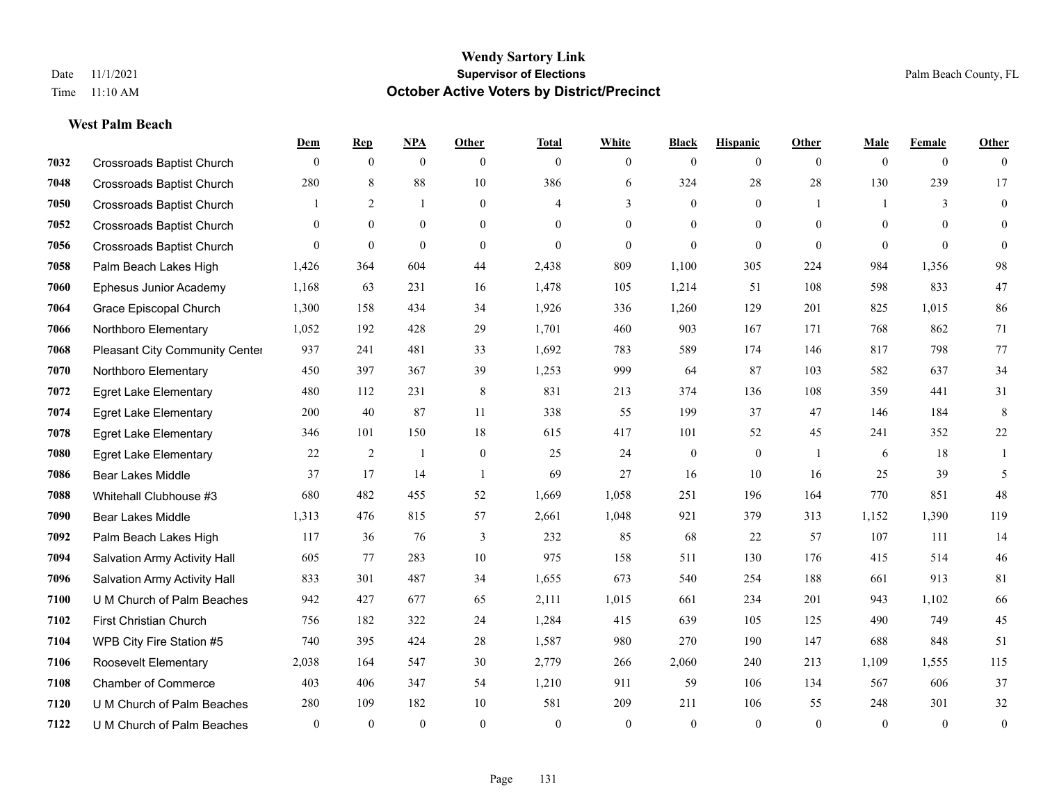# Wendy Sartory Link
## Supervisor of Elections
## October Active Voters by District/Precinct

Date 11/1/2021
Time 11:10 AM

Palm Beach County, FL

**West Palm Beach**

| | | Dem | Rep | NPA | Other | Total | White | Black | Hispanic | Other | Male | Female | Other |
|---|---|---|---|---|---|---|---|---|---|---|---|---|---|
| 7032 | Crossroads Baptist Church | 0 | 0 | 0 | 0 | 0 | 0 | 0 | 0 | 0 | 0 | 0 | 0 |
| 7048 | Crossroads Baptist Church | 280 | 8 | 88 | 10 | 386 | 6 | 324 | 28 | 28 | 130 | 239 | 17 |
| 7050 | Crossroads Baptist Church | 1 | 2 | 1 | 0 | 4 | 3 | 0 | 0 | 1 | 1 | 3 | 0 |
| 7052 | Crossroads Baptist Church | 0 | 0 | 0 | 0 | 0 | 0 | 0 | 0 | 0 | 0 | 0 | 0 |
| 7056 | Crossroads Baptist Church | 0 | 0 | 0 | 0 | 0 | 0 | 0 | 0 | 0 | 0 | 0 | 0 |
| 7058 | Palm Beach Lakes High | 1,426 | 364 | 604 | 44 | 2,438 | 809 | 1,100 | 305 | 224 | 984 | 1,356 | 98 |
| 7060 | Ephesus Junior Academy | 1,168 | 63 | 231 | 16 | 1,478 | 105 | 1,214 | 51 | 108 | 598 | 833 | 47 |
| 7064 | Grace Episcopal Church | 1,300 | 158 | 434 | 34 | 1,926 | 336 | 1,260 | 129 | 201 | 825 | 1,015 | 86 |
| 7066 | Northboro Elementary | 1,052 | 192 | 428 | 29 | 1,701 | 460 | 903 | 167 | 171 | 768 | 862 | 71 |
| 7068 | Pleasant City Community Center | 937 | 241 | 481 | 33 | 1,692 | 783 | 589 | 174 | 146 | 817 | 798 | 77 |
| 7070 | Northboro Elementary | 450 | 397 | 367 | 39 | 1,253 | 999 | 64 | 87 | 103 | 582 | 637 | 34 |
| 7072 | Egret Lake Elementary | 480 | 112 | 231 | 8 | 831 | 213 | 374 | 136 | 108 | 359 | 441 | 31 |
| 7074 | Egret Lake Elementary | 200 | 40 | 87 | 11 | 338 | 55 | 199 | 37 | 47 | 146 | 184 | 8 |
| 7078 | Egret Lake Elementary | 346 | 101 | 150 | 18 | 615 | 417 | 101 | 52 | 45 | 241 | 352 | 22 |
| 7080 | Egret Lake Elementary | 22 | 2 | 1 | 0 | 25 | 24 | 0 | 0 | 1 | 6 | 18 | 1 |
| 7086 | Bear Lakes Middle | 37 | 17 | 14 | 1 | 69 | 27 | 16 | 10 | 16 | 25 | 39 | 5 |
| 7088 | Whitehall Clubhouse #3 | 680 | 482 | 455 | 52 | 1,669 | 1,058 | 251 | 196 | 164 | 770 | 851 | 48 |
| 7090 | Bear Lakes Middle | 1,313 | 476 | 815 | 57 | 2,661 | 1,048 | 921 | 379 | 313 | 1,152 | 1,390 | 119 |
| 7092 | Palm Beach Lakes High | 117 | 36 | 76 | 3 | 232 | 85 | 68 | 22 | 57 | 107 | 111 | 14 |
| 7094 | Salvation Army Activity Hall | 605 | 77 | 283 | 10 | 975 | 158 | 511 | 130 | 176 | 415 | 514 | 46 |
| 7096 | Salvation Army Activity Hall | 833 | 301 | 487 | 34 | 1,655 | 673 | 540 | 254 | 188 | 661 | 913 | 81 |
| 7100 | U M Church of Palm Beaches | 942 | 427 | 677 | 65 | 2,111 | 1,015 | 661 | 234 | 201 | 943 | 1,102 | 66 |
| 7102 | First Christian Church | 756 | 182 | 322 | 24 | 1,284 | 415 | 639 | 105 | 125 | 490 | 749 | 45 |
| 7104 | WPB City Fire Station #5 | 740 | 395 | 424 | 28 | 1,587 | 980 | 270 | 190 | 147 | 688 | 848 | 51 |
| 7106 | Roosevelt Elementary | 2,038 | 164 | 547 | 30 | 2,779 | 266 | 2,060 | 240 | 213 | 1,109 | 1,555 | 115 |
| 7108 | Chamber of Commerce | 403 | 406 | 347 | 54 | 1,210 | 911 | 59 | 106 | 134 | 567 | 606 | 37 |
| 7120 | U M Church of Palm Beaches | 280 | 109 | 182 | 10 | 581 | 209 | 211 | 106 | 55 | 248 | 301 | 32 |
| 7122 | U M Church of Palm Beaches | 0 | 0 | 0 | 0 | 0 | 0 | 0 | 0 | 0 | 0 | 0 | 0 |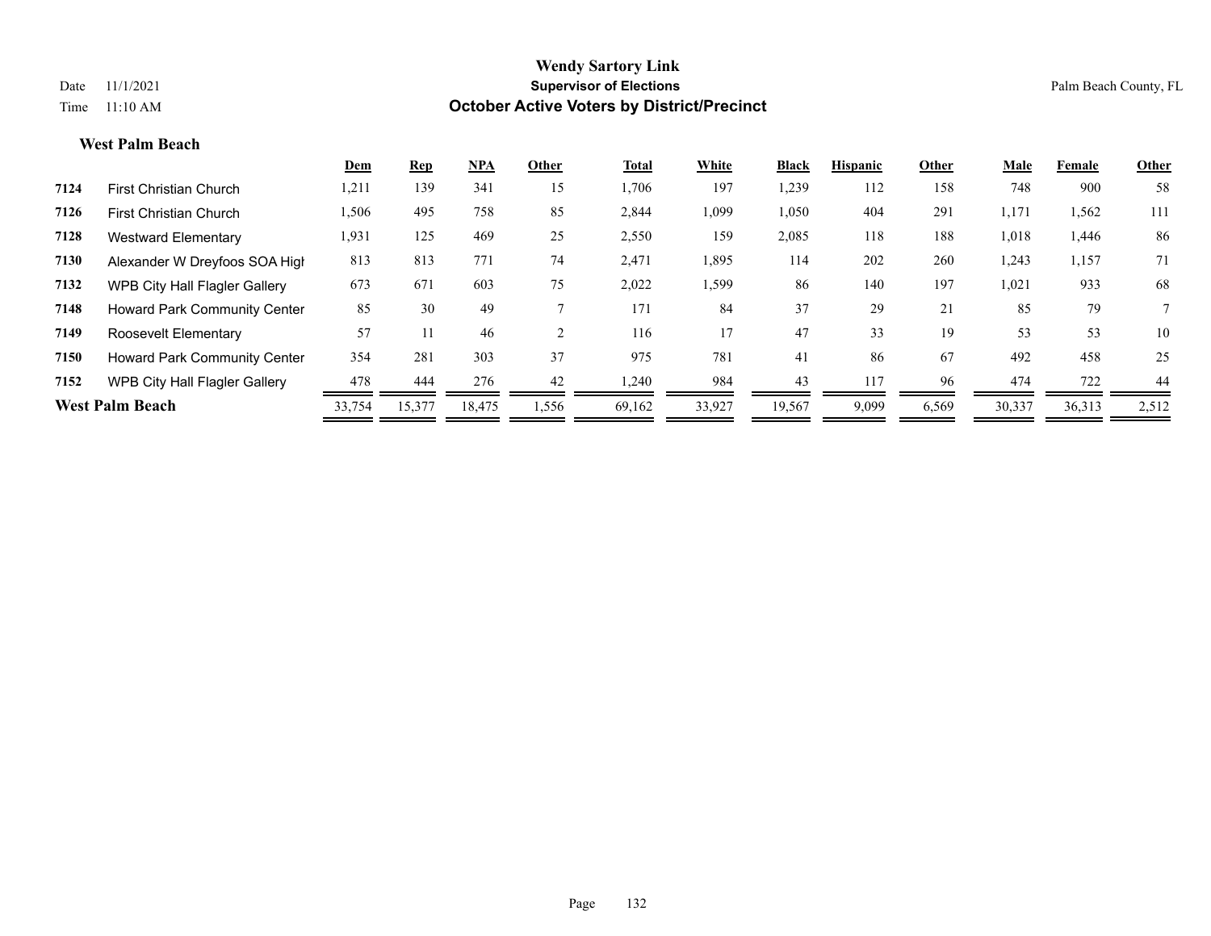# Wendy Sartory Link

**Supervisor of Elections**

**October Active Voters by District/Precinct**

Date 11/1/2021

Time 11:10 AM

Palm Beach County, FL

### West Palm Beach

| | | Dem | Rep | NPA | Other | Total | White | Black | Hispanic | Other | Male | Female | Other |
|---|---|---|---|---|---|---|---|---|---|---|---|---|---|
| 7124 | First Christian Church | 1,211 | 139 | 341 | 15 | 1,706 | 197 | 1,239 | 112 | 158 | 748 | 900 | 58 |
| 7126 | First Christian Church | 1,506 | 495 | 758 | 85 | 2,844 | 1,099 | 1,050 | 404 | 291 | 1,171 | 1,562 | 111 |
| 7128 | Westward Elementary | 1,931 | 125 | 469 | 25 | 2,550 | 159 | 2,085 | 118 | 188 | 1,018 | 1,446 | 86 |
| 7130 | Alexander W Dreyfoos SOA High | 813 | 813 | 771 | 74 | 2,471 | 1,895 | 114 | 202 | 260 | 1,243 | 1,157 | 71 |
| 7132 | WPB City Hall Flagler Gallery | 673 | 671 | 603 | 75 | 2,022 | 1,599 | 86 | 140 | 197 | 1,021 | 933 | 68 |
| 7148 | Howard Park Community Center | 85 | 30 | 49 | 7 | 171 | 84 | 37 | 29 | 21 | 85 | 79 | 7 |
| 7149 | Roosevelt Elementary | 57 | 11 | 46 | 2 | 116 | 17 | 47 | 33 | 19 | 53 | 53 | 10 |
| 7150 | Howard Park Community Center | 354 | 281 | 303 | 37 | 975 | 781 | 41 | 86 | 67 | 492 | 458 | 25 |
| 7152 | WPB City Hall Flagler Gallery | 478 | 444 | 276 | 42 | 1,240 | 984 | 43 | 117 | 96 | 474 | 722 | 44 |
| **West Palm Beach** | | 33,754 | 15,377 | 18,475 | 1,556 | 69,162 | 33,927 | 19,567 | 9,099 | 6,569 | 30,337 | 36,313 | 2,512 |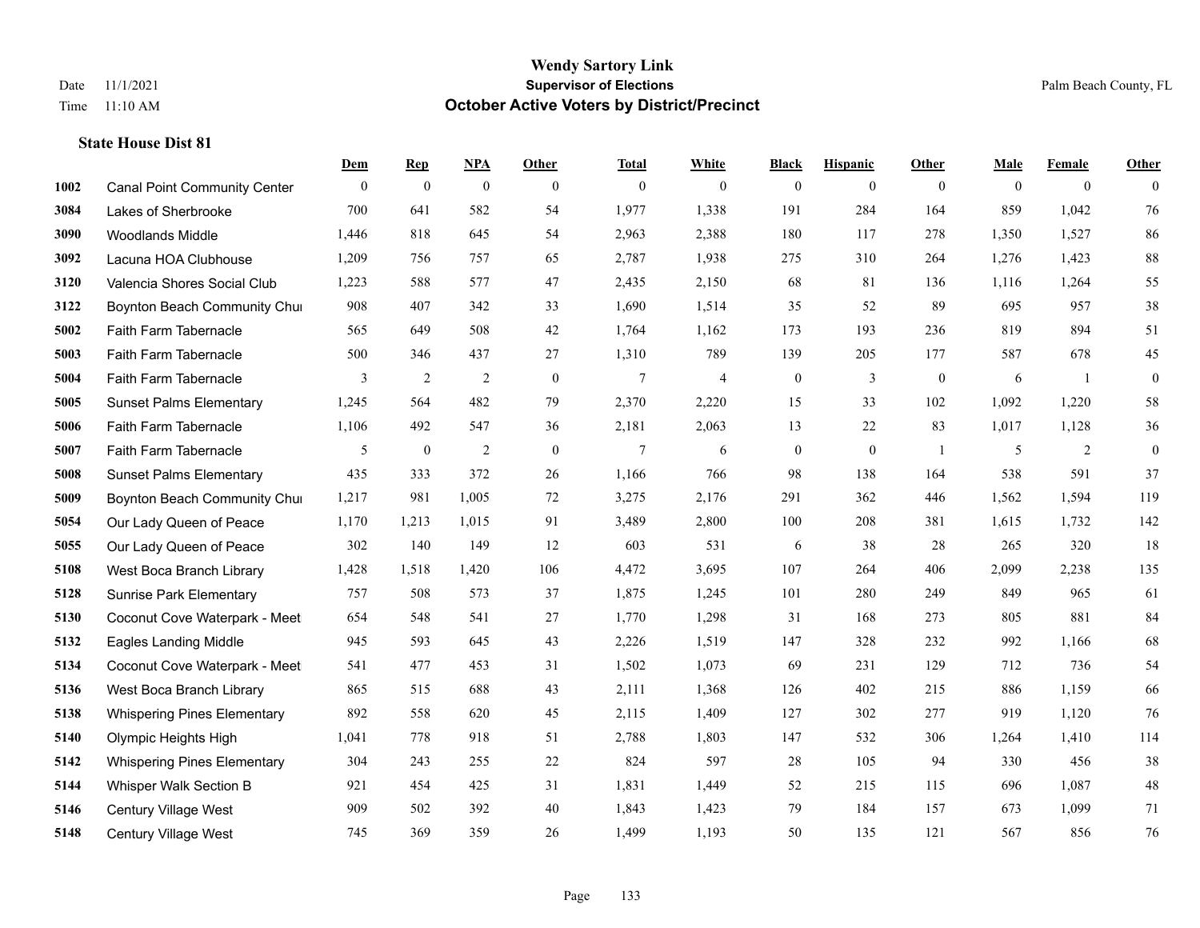# Wendy Sartory Link

**Supervisor of Elections**

**October Active Voters by District/Precinct**

Date 11/1/2021

Time 11:10 AM

Palm Beach County, FL

### State House Dist 81

| | | Dem | Rep | NPA | Other | Total | White | Black | Hispanic | Other | Male | Female | Other |
|---|---|---|---|---|---|---|---|---|---|---|---|---|---|
| 1002 | Canal Point Community Center | 0 | 0 | 0 | 0 | 0 | 0 | 0 | 0 | 0 | 0 | 0 | 0 |
| 3084 | Lakes of Sherbrooke | 700 | 641 | 582 | 54 | 1,977 | 1,338 | 191 | 284 | 164 | 859 | 1,042 | 76 |
| 3090 | Woodlands Middle | 1,446 | 818 | 645 | 54 | 2,963 | 2,388 | 180 | 117 | 278 | 1,350 | 1,527 | 86 |
| 3092 | Lacuna HOA Clubhouse | 1,209 | 756 | 757 | 65 | 2,787 | 1,938 | 275 | 310 | 264 | 1,276 | 1,423 | 88 |
| 3120 | Valencia Shores Social Club | 1,223 | 588 | 577 | 47 | 2,435 | 2,150 | 68 | 81 | 136 | 1,116 | 1,264 | 55 |
| 3122 | Boynton Beach Community Chui | 908 | 407 | 342 | 33 | 1,690 | 1,514 | 35 | 52 | 89 | 695 | 957 | 38 |
| 5002 | Faith Farm Tabernacle | 565 | 649 | 508 | 42 | 1,764 | 1,162 | 173 | 193 | 236 | 819 | 894 | 51 |
| 5003 | Faith Farm Tabernacle | 500 | 346 | 437 | 27 | 1,310 | 789 | 139 | 205 | 177 | 587 | 678 | 45 |
| 5004 | Faith Farm Tabernacle | 3 | 2 | 2 | 0 | 7 | 4 | 0 | 3 | 0 | 6 | 1 | 0 |
| 5005 | Sunset Palms Elementary | 1,245 | 564 | 482 | 79 | 2,370 | 2,220 | 15 | 33 | 102 | 1,092 | 1,220 | 58 |
| 5006 | Faith Farm Tabernacle | 1,106 | 492 | 547 | 36 | 2,181 | 2,063 | 13 | 22 | 83 | 1,017 | 1,128 | 36 |
| 5007 | Faith Farm Tabernacle | 5 | 0 | 2 | 0 | 7 | 6 | 0 | 0 | 1 | 5 | 2 | 0 |
| 5008 | Sunset Palms Elementary | 435 | 333 | 372 | 26 | 1,166 | 766 | 98 | 138 | 164 | 538 | 591 | 37 |
| 5009 | Boynton Beach Community Chui | 1,217 | 981 | 1,005 | 72 | 3,275 | 2,176 | 291 | 362 | 446 | 1,562 | 1,594 | 119 |
| 5054 | Our Lady Queen of Peace | 1,170 | 1,213 | 1,015 | 91 | 3,489 | 2,800 | 100 | 208 | 381 | 1,615 | 1,732 | 142 |
| 5055 | Our Lady Queen of Peace | 302 | 140 | 149 | 12 | 603 | 531 | 6 | 38 | 28 | 265 | 320 | 18 |
| 5108 | West Boca Branch Library | 1,428 | 1,518 | 1,420 | 106 | 4,472 | 3,695 | 107 | 264 | 406 | 2,099 | 2,238 | 135 |
| 5128 | Sunrise Park Elementary | 757 | 508 | 573 | 37 | 1,875 | 1,245 | 101 | 280 | 249 | 849 | 965 | 61 |
| 5130 | Coconut Cove Waterpark - Meet | 654 | 548 | 541 | 27 | 1,770 | 1,298 | 31 | 168 | 273 | 805 | 881 | 84 |
| 5132 | Eagles Landing Middle | 945 | 593 | 645 | 43 | 2,226 | 1,519 | 147 | 328 | 232 | 992 | 1,166 | 68 |
| 5134 | Coconut Cove Waterpark - Meet | 541 | 477 | 453 | 31 | 1,502 | 1,073 | 69 | 231 | 129 | 712 | 736 | 54 |
| 5136 | West Boca Branch Library | 865 | 515 | 688 | 43 | 2,111 | 1,368 | 126 | 402 | 215 | 886 | 1,159 | 66 |
| 5138 | Whispering Pines Elementary | 892 | 558 | 620 | 45 | 2,115 | 1,409 | 127 | 302 | 277 | 919 | 1,120 | 76 |
| 5140 | Olympic Heights High | 1,041 | 778 | 918 | 51 | 2,788 | 1,803 | 147 | 532 | 306 | 1,264 | 1,410 | 114 |
| 5142 | Whispering Pines Elementary | 304 | 243 | 255 | 22 | 824 | 597 | 28 | 105 | 94 | 330 | 456 | 38 |
| 5144 | Whisper Walk Section B | 921 | 454 | 425 | 31 | 1,831 | 1,449 | 52 | 215 | 115 | 696 | 1,087 | 48 |
| 5146 | Century Village West | 909 | 502 | 392 | 40 | 1,843 | 1,423 | 79 | 184 | 157 | 673 | 1,099 | 71 |
| 5148 | Century Village West | 745 | 369 | 359 | 26 | 1,499 | 1,193 | 50 | 135 | 121 | 567 | 856 | 76 |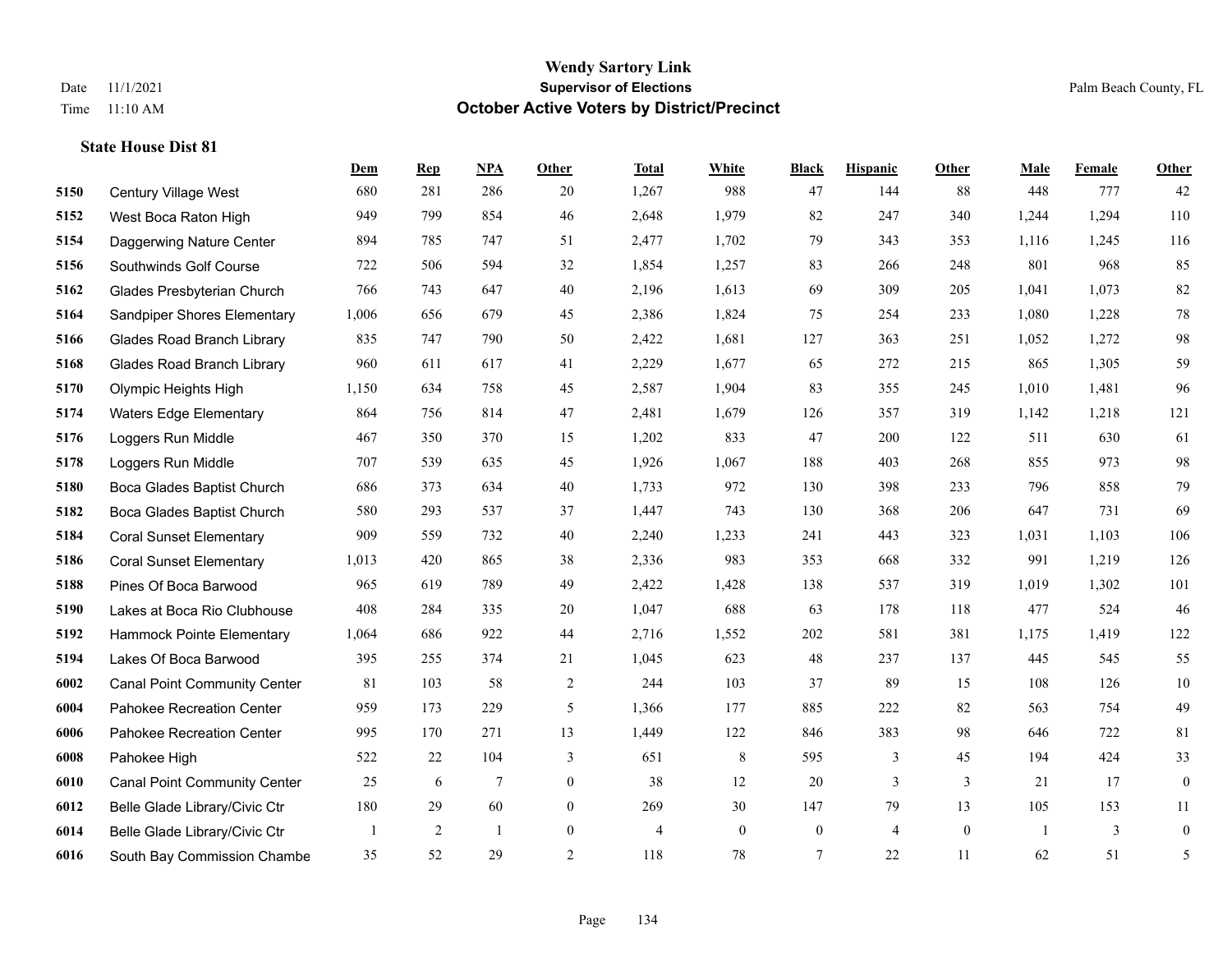# Wendy Sartory Link

**Supervisor of Elections**

**October Active Voters by District/Precinct**

Date 11/1/2021
Time 11:10 AM

Palm Beach County, FL

### State House Dist 81

| | | Dem | Rep | NPA | Other | Total | White | Black | Hispanic | Other | Male | Female | Other |
|---|---|---|---|---|---|---|---|---|---|---|---|---|---|
| 5150 | Century Village West | 680 | 281 | 286 | 20 | 1,267 | 988 | 47 | 144 | 88 | 448 | 777 | 42 |
| 5152 | West Boca Raton High | 949 | 799 | 854 | 46 | 2,648 | 1,979 | 82 | 247 | 340 | 1,244 | 1,294 | 110 |
| 5154 | Daggerwing Nature Center | 894 | 785 | 747 | 51 | 2,477 | 1,702 | 79 | 343 | 353 | 1,116 | 1,245 | 116 |
| 5156 | Southwinds Golf Course | 722 | 506 | 594 | 32 | 1,854 | 1,257 | 83 | 266 | 248 | 801 | 968 | 85 |
| 5162 | Glades Presbyterian Church | 766 | 743 | 647 | 40 | 2,196 | 1,613 | 69 | 309 | 205 | 1,041 | 1,073 | 82 |
| 5164 | Sandpiper Shores Elementary | 1,006 | 656 | 679 | 45 | 2,386 | 1,824 | 75 | 254 | 233 | 1,080 | 1,228 | 78 |
| 5166 | Glades Road Branch Library | 835 | 747 | 790 | 50 | 2,422 | 1,681 | 127 | 363 | 251 | 1,052 | 1,272 | 98 |
| 5168 | Glades Road Branch Library | 960 | 611 | 617 | 41 | 2,229 | 1,677 | 65 | 272 | 215 | 865 | 1,305 | 59 |
| 5170 | Olympic Heights High | 1,150 | 634 | 758 | 45 | 2,587 | 1,904 | 83 | 355 | 245 | 1,010 | 1,481 | 96 |
| 5174 | Waters Edge Elementary | 864 | 756 | 814 | 47 | 2,481 | 1,679 | 126 | 357 | 319 | 1,142 | 1,218 | 121 |
| 5176 | Loggers Run Middle | 467 | 350 | 370 | 15 | 1,202 | 833 | 47 | 200 | 122 | 511 | 630 | 61 |
| 5178 | Loggers Run Middle | 707 | 539 | 635 | 45 | 1,926 | 1,067 | 188 | 403 | 268 | 855 | 973 | 98 |
| 5180 | Boca Glades Baptist Church | 686 | 373 | 634 | 40 | 1,733 | 972 | 130 | 398 | 233 | 796 | 858 | 79 |
| 5182 | Boca Glades Baptist Church | 580 | 293 | 537 | 37 | 1,447 | 743 | 130 | 368 | 206 | 647 | 731 | 69 |
| 5184 | Coral Sunset Elementary | 909 | 559 | 732 | 40 | 2,240 | 1,233 | 241 | 443 | 323 | 1,031 | 1,103 | 106 |
| 5186 | Coral Sunset Elementary | 1,013 | 420 | 865 | 38 | 2,336 | 983 | 353 | 668 | 332 | 991 | 1,219 | 126 |
| 5188 | Pines Of Boca Barwood | 965 | 619 | 789 | 49 | 2,422 | 1,428 | 138 | 537 | 319 | 1,019 | 1,302 | 101 |
| 5190 | Lakes at Boca Rio Clubhouse | 408 | 284 | 335 | 20 | 1,047 | 688 | 63 | 178 | 118 | 477 | 524 | 46 |
| 5192 | Hammock Pointe Elementary | 1,064 | 686 | 922 | 44 | 2,716 | 1,552 | 202 | 581 | 381 | 1,175 | 1,419 | 122 |
| 5194 | Lakes Of Boca Barwood | 395 | 255 | 374 | 21 | 1,045 | 623 | 48 | 237 | 137 | 445 | 545 | 55 |
| 6002 | Canal Point Community Center | 81 | 103 | 58 | 2 | 244 | 103 | 37 | 89 | 15 | 108 | 126 | 10 |
| 6004 | Pahokee Recreation Center | 959 | 173 | 229 | 5 | 1,366 | 177 | 885 | 222 | 82 | 563 | 754 | 49 |
| 6006 | Pahokee Recreation Center | 995 | 170 | 271 | 13 | 1,449 | 122 | 846 | 383 | 98 | 646 | 722 | 81 |
| 6008 | Pahokee High | 522 | 22 | 104 | 3 | 651 | 8 | 595 | 3 | 45 | 194 | 424 | 33 |
| 6010 | Canal Point Community Center | 25 | 6 | 7 | 0 | 38 | 12 | 20 | 3 | 3 | 21 | 17 | 0 |
| 6012 | Belle Glade Library/Civic Ctr | 180 | 29 | 60 | 0 | 269 | 30 | 147 | 79 | 13 | 105 | 153 | 11 |
| 6014 | Belle Glade Library/Civic Ctr | 1 | 2 | 1 | 0 | 4 | 0 | 0 | 4 | 0 | 1 | 3 | 0 |
| 6016 | South Bay Commission Chambe | 35 | 52 | 29 | 2 | 118 | 78 | 7 | 22 | 11 | 62 | 51 | 5 |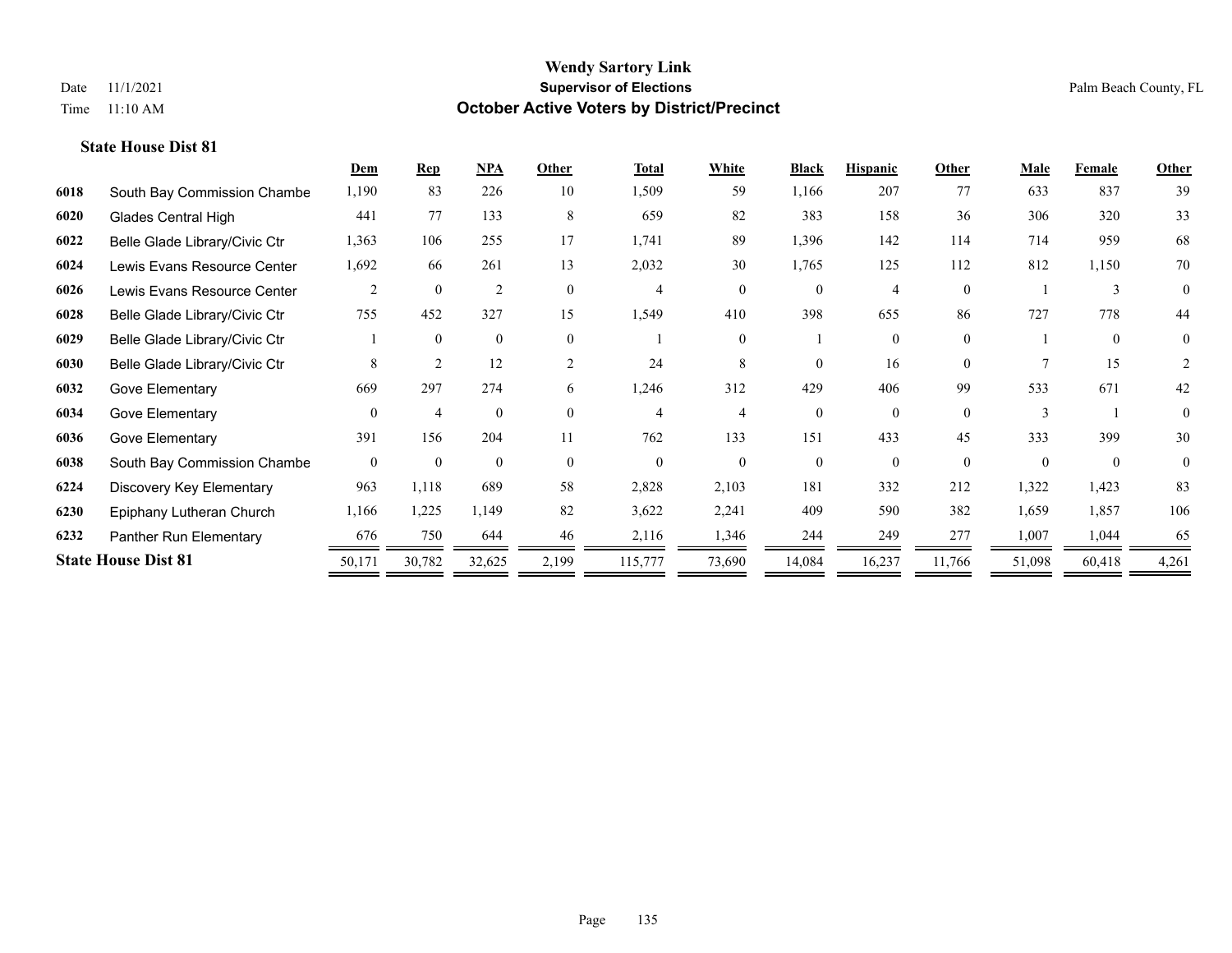# Wendy Sartory Link

## Supervisor of Elections

## October Active Voters by District/Precinct

Date 11/1/2021
Time 11:10 AM

Palm Beach County, FL

### State House Dist 81

| | | Dem | Rep | NPA | Other | Total | White | Black | Hispanic | Other | Male | Female | Other |
|---|---|---|---|---|---|---|---|---|---|---|---|---|---|
| 6018 | South Bay Commission Chambe | 1,190 | 83 | 226 | 10 | 1,509 | 59 | 1,166 | 207 | 77 | 633 | 837 | 39 |
| 6020 | Glades Central High | 441 | 77 | 133 | 8 | 659 | 82 | 383 | 158 | 36 | 306 | 320 | 33 |
| 6022 | Belle Glade Library/Civic Ctr | 1,363 | 106 | 255 | 17 | 1,741 | 89 | 1,396 | 142 | 114 | 714 | 959 | 68 |
| 6024 | Lewis Evans Resource Center | 1,692 | 66 | 261 | 13 | 2,032 | 30 | 1,765 | 125 | 112 | 812 | 1,150 | 70 |
| 6026 | Lewis Evans Resource Center | 2 | 0 | 2 | 0 | 4 | 0 | 0 | 4 | 0 | 1 | 3 | 0 |
| 6028 | Belle Glade Library/Civic Ctr | 755 | 452 | 327 | 15 | 1,549 | 410 | 398 | 655 | 86 | 727 | 778 | 44 |
| 6029 | Belle Glade Library/Civic Ctr | 1 | 0 | 0 | 0 | 1 | 0 | 1 | 0 | 0 | 1 | 0 | 0 |
| 6030 | Belle Glade Library/Civic Ctr | 8 | 2 | 12 | 2 | 24 | 8 | 0 | 16 | 0 | 7 | 15 | 2 |
| 6032 | Gove Elementary | 669 | 297 | 274 | 6 | 1,246 | 312 | 429 | 406 | 99 | 533 | 671 | 42 |
| 6034 | Gove Elementary | 0 | 4 | 0 | 0 | 4 | 4 | 0 | 0 | 0 | 3 | 1 | 0 |
| 6036 | Gove Elementary | 391 | 156 | 204 | 11 | 762 | 133 | 151 | 433 | 45 | 333 | 399 | 30 |
| 6038 | South Bay Commission Chambe | 0 | 0 | 0 | 0 | 0 | 0 | 0 | 0 | 0 | 0 | 0 | 0 |
| 6224 | Discovery Key Elementary | 963 | 1,118 | 689 | 58 | 2,828 | 2,103 | 181 | 332 | 212 | 1,322 | 1,423 | 83 |
| 6230 | Epiphany Lutheran Church | 1,166 | 1,225 | 1,149 | 82 | 3,622 | 2,241 | 409 | 590 | 382 | 1,659 | 1,857 | 106 |
| 6232 | Panther Run Elementary | 676 | 750 | 644 | 46 | 2,116 | 1,346 | 244 | 249 | 277 | 1,007 | 1,044 | 65 |
| **State House Dist 81** | | 50,171 | 30,782 | 32,625 | 2,199 | 115,777 | 73,690 | 14,084 | 16,237 | 11,766 | 51,098 | 60,418 | 4,261 |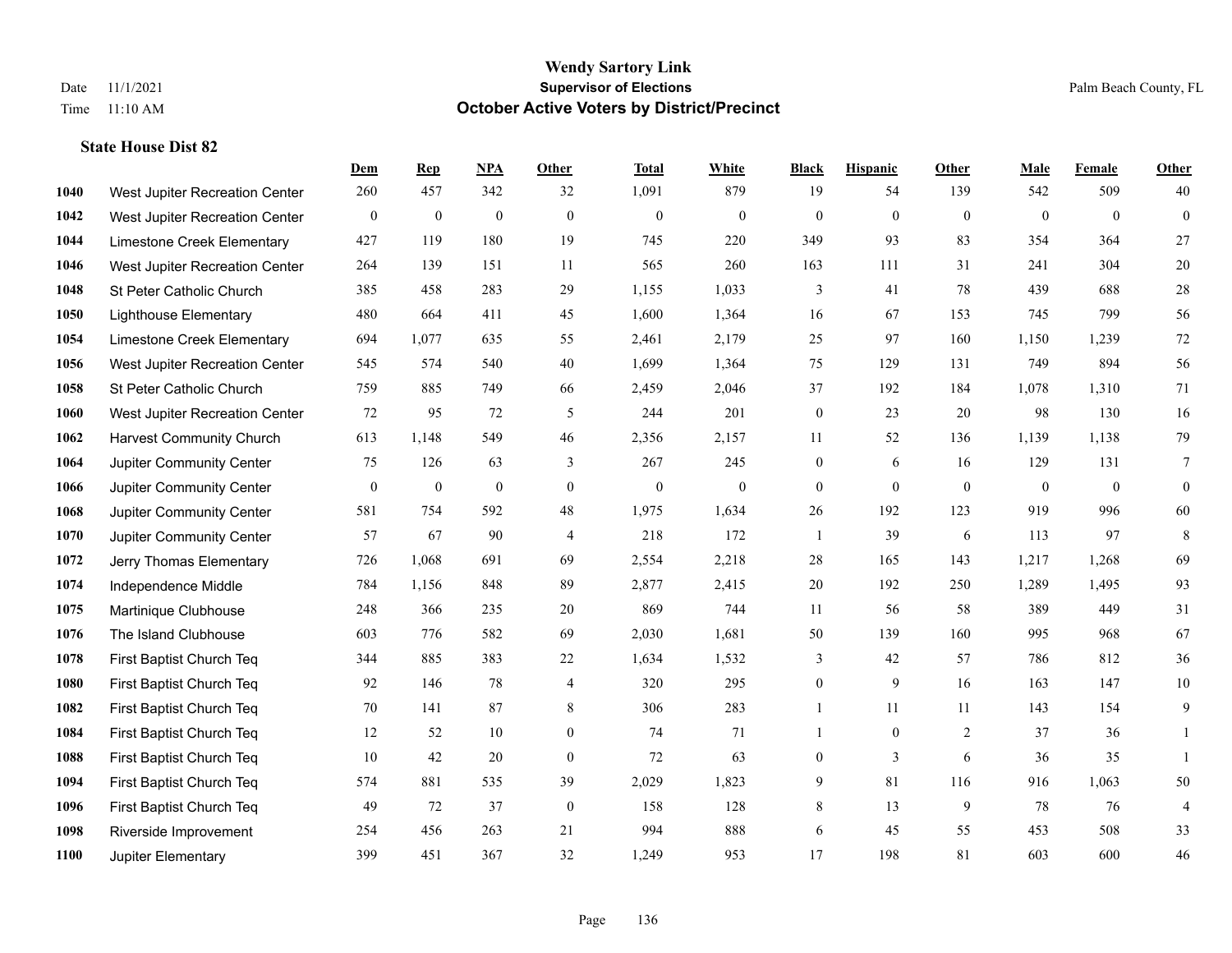# Wendy Sartory Link

**Supervisor of Elections**

**October Active Voters by District/Precinct**

Date 11/1/2021

Time 11:10 AM

Palm Beach County, FL

### State House Dist 82

| | | Dem | Rep | NPA | Other | Total | White | Black | Hispanic | Other | Male | Female | Other |
|---|---|---|---|---|---|---|---|---|---|---|---|---|---|
| 1040 | West Jupiter Recreation Center | 260 | 457 | 342 | 32 | 1,091 | 879 | 19 | 54 | 139 | 542 | 509 | 40 |
| 1042 | West Jupiter Recreation Center | 0 | 0 | 0 | 0 | 0 | 0 | 0 | 0 | 0 | 0 | 0 | 0 |
| 1044 | Limestone Creek Elementary | 427 | 119 | 180 | 19 | 745 | 220 | 349 | 93 | 83 | 354 | 364 | 27 |
| 1046 | West Jupiter Recreation Center | 264 | 139 | 151 | 11 | 565 | 260 | 163 | 111 | 31 | 241 | 304 | 20 |
| 1048 | St Peter Catholic Church | 385 | 458 | 283 | 29 | 1,155 | 1,033 | 3 | 41 | 78 | 439 | 688 | 28 |
| 1050 | Lighthouse Elementary | 480 | 664 | 411 | 45 | 1,600 | 1,364 | 16 | 67 | 153 | 745 | 799 | 56 |
| 1054 | Limestone Creek Elementary | 694 | 1,077 | 635 | 55 | 2,461 | 2,179 | 25 | 97 | 160 | 1,150 | 1,239 | 72 |
| 1056 | West Jupiter Recreation Center | 545 | 574 | 540 | 40 | 1,699 | 1,364 | 75 | 129 | 131 | 749 | 894 | 56 |
| 1058 | St Peter Catholic Church | 759 | 885 | 749 | 66 | 2,459 | 2,046 | 37 | 192 | 184 | 1,078 | 1,310 | 71 |
| 1060 | West Jupiter Recreation Center | 72 | 95 | 72 | 5 | 244 | 201 | 0 | 23 | 20 | 98 | 130 | 16 |
| 1062 | Harvest Community Church | 613 | 1,148 | 549 | 46 | 2,356 | 2,157 | 11 | 52 | 136 | 1,139 | 1,138 | 79 |
| 1064 | Jupiter Community Center | 75 | 126 | 63 | 3 | 267 | 245 | 0 | 6 | 16 | 129 | 131 | 7 |
| 1066 | Jupiter Community Center | 0 | 0 | 0 | 0 | 0 | 0 | 0 | 0 | 0 | 0 | 0 | 0 |
| 1068 | Jupiter Community Center | 581 | 754 | 592 | 48 | 1,975 | 1,634 | 26 | 192 | 123 | 919 | 996 | 60 |
| 1070 | Jupiter Community Center | 57 | 67 | 90 | 4 | 218 | 172 | 1 | 39 | 6 | 113 | 97 | 8 |
| 1072 | Jerry Thomas Elementary | 726 | 1,068 | 691 | 69 | 2,554 | 2,218 | 28 | 165 | 143 | 1,217 | 1,268 | 69 |
| 1074 | Independence Middle | 784 | 1,156 | 848 | 89 | 2,877 | 2,415 | 20 | 192 | 250 | 1,289 | 1,495 | 93 |
| 1075 | Martinique Clubhouse | 248 | 366 | 235 | 20 | 869 | 744 | 11 | 56 | 58 | 389 | 449 | 31 |
| 1076 | The Island Clubhouse | 603 | 776 | 582 | 69 | 2,030 | 1,681 | 50 | 139 | 160 | 995 | 968 | 67 |
| 1078 | First Baptist Church Teq | 344 | 885 | 383 | 22 | 1,634 | 1,532 | 3 | 42 | 57 | 786 | 812 | 36 |
| 1080 | First Baptist Church Teq | 92 | 146 | 78 | 4 | 320 | 295 | 0 | 9 | 16 | 163 | 147 | 10 |
| 1082 | First Baptist Church Teq | 70 | 141 | 87 | 8 | 306 | 283 | 1 | 11 | 11 | 143 | 154 | 9 |
| 1084 | First Baptist Church Teq | 12 | 52 | 10 | 0 | 74 | 71 | 1 | 0 | 2 | 37 | 36 | 1 |
| 1088 | First Baptist Church Teq | 10 | 42 | 20 | 0 | 72 | 63 | 0 | 3 | 6 | 36 | 35 | 1 |
| 1094 | First Baptist Church Teq | 574 | 881 | 535 | 39 | 2,029 | 1,823 | 9 | 81 | 116 | 916 | 1,063 | 50 |
| 1096 | First Baptist Church Teq | 49 | 72 | 37 | 0 | 158 | 128 | 8 | 13 | 9 | 78 | 76 | 4 |
| 1098 | Riverside Improvement | 254 | 456 | 263 | 21 | 994 | 888 | 6 | 45 | 55 | 453 | 508 | 33 |
| 1100 | Jupiter Elementary | 399 | 451 | 367 | 32 | 1,249 | 953 | 17 | 198 | 81 | 603 | 600 | 46 |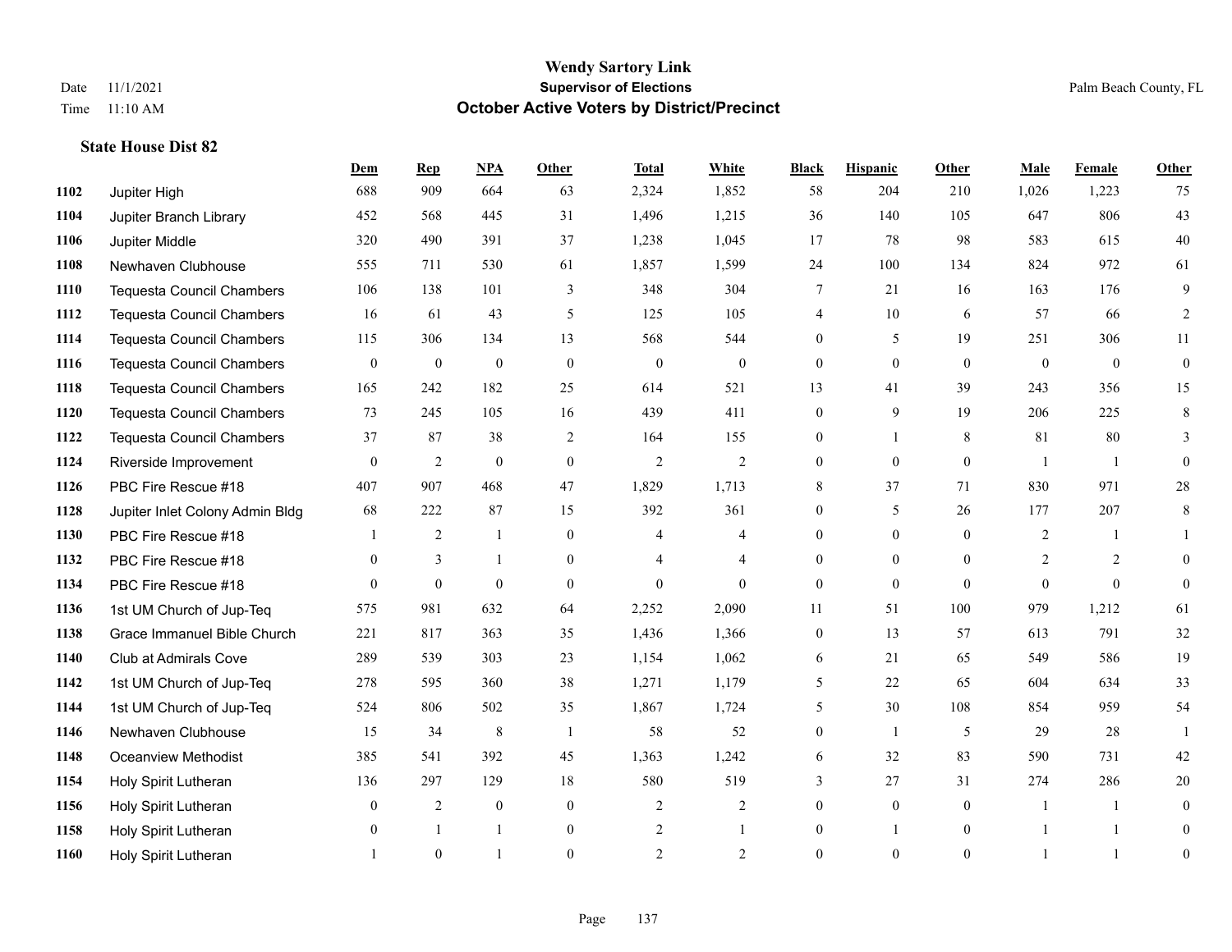# Wendy Sartory Link

**Supervisor of Elections**

**October Active Voters by District/Precinct**

Date 11/1/2021
Time 11:10 AM

Palm Beach County, FL

### State House Dist 82

| | | Dem | Rep | NPA | Other | Total | White | Black | Hispanic | Other | Male | Female | Other |
|---|---|---|---|---|---|---|---|---|---|---|---|---|---|
| 1102 | Jupiter High | 688 | 909 | 664 | 63 | 2,324 | 1,852 | 58 | 204 | 210 | 1,026 | 1,223 | 75 |
| 1104 | Jupiter Branch Library | 452 | 568 | 445 | 31 | 1,496 | 1,215 | 36 | 140 | 105 | 647 | 806 | 43 |
| 1106 | Jupiter Middle | 320 | 490 | 391 | 37 | 1,238 | 1,045 | 17 | 78 | 98 | 583 | 615 | 40 |
| 1108 | Newhaven Clubhouse | 555 | 711 | 530 | 61 | 1,857 | 1,599 | 24 | 100 | 134 | 824 | 972 | 61 |
| 1110 | Tequesta Council Chambers | 106 | 138 | 101 | 3 | 348 | 304 | 7 | 21 | 16 | 163 | 176 | 9 |
| 1112 | Tequesta Council Chambers | 16 | 61 | 43 | 5 | 125 | 105 | 4 | 10 | 6 | 57 | 66 | 2 |
| 1114 | Tequesta Council Chambers | 115 | 306 | 134 | 13 | 568 | 544 | 0 | 5 | 19 | 251 | 306 | 11 |
| 1116 | Tequesta Council Chambers | 0 | 0 | 0 | 0 | 0 | 0 | 0 | 0 | 0 | 0 | 0 | 0 |
| 1118 | Tequesta Council Chambers | 165 | 242 | 182 | 25 | 614 | 521 | 13 | 41 | 39 | 243 | 356 | 15 |
| 1120 | Tequesta Council Chambers | 73 | 245 | 105 | 16 | 439 | 411 | 0 | 9 | 19 | 206 | 225 | 8 |
| 1122 | Tequesta Council Chambers | 37 | 87 | 38 | 2 | 164 | 155 | 0 | 1 | 8 | 81 | 80 | 3 |
| 1124 | Riverside Improvement | 0 | 2 | 0 | 0 | 2 | 2 | 0 | 0 | 0 | 1 | 1 | 0 |
| 1126 | PBC Fire Rescue #18 | 407 | 907 | 468 | 47 | 1,829 | 1,713 | 8 | 37 | 71 | 830 | 971 | 28 |
| 1128 | Jupiter Inlet Colony Admin Bldg | 68 | 222 | 87 | 15 | 392 | 361 | 0 | 5 | 26 | 177 | 207 | 8 |
| 1130 | PBC Fire Rescue #18 | 1 | 2 | 1 | 0 | 4 | 4 | 0 | 0 | 0 | 2 | 1 | 1 |
| 1132 | PBC Fire Rescue #18 | 0 | 3 | 1 | 0 | 4 | 4 | 0 | 0 | 0 | 2 | 2 | 0 |
| 1134 | PBC Fire Rescue #18 | 0 | 0 | 0 | 0 | 0 | 0 | 0 | 0 | 0 | 0 | 0 | 0 |
| 1136 | 1st UM Church of Jup-Teq | 575 | 981 | 632 | 64 | 2,252 | 2,090 | 11 | 51 | 100 | 979 | 1,212 | 61 |
| 1138 | Grace Immanuel Bible Church | 221 | 817 | 363 | 35 | 1,436 | 1,366 | 0 | 13 | 57 | 613 | 791 | 32 |
| 1140 | Club at Admirals Cove | 289 | 539 | 303 | 23 | 1,154 | 1,062 | 6 | 21 | 65 | 549 | 586 | 19 |
| 1142 | 1st UM Church of Jup-Teq | 278 | 595 | 360 | 38 | 1,271 | 1,179 | 5 | 22 | 65 | 604 | 634 | 33 |
| 1144 | 1st UM Church of Jup-Teq | 524 | 806 | 502 | 35 | 1,867 | 1,724 | 5 | 30 | 108 | 854 | 959 | 54 |
| 1146 | Newhaven Clubhouse | 15 | 34 | 8 | 1 | 58 | 52 | 0 | 1 | 5 | 29 | 28 | 1 |
| 1148 | Oceanview Methodist | 385 | 541 | 392 | 45 | 1,363 | 1,242 | 6 | 32 | 83 | 590 | 731 | 42 |
| 1154 | Holy Spirit Lutheran | 136 | 297 | 129 | 18 | 580 | 519 | 3 | 27 | 31 | 274 | 286 | 20 |
| 1156 | Holy Spirit Lutheran | 0 | 2 | 0 | 0 | 2 | 2 | 0 | 0 | 0 | 1 | 1 | 0 |
| 1158 | Holy Spirit Lutheran | 0 | 1 | 1 | 0 | 2 | 1 | 0 | 1 | 0 | 1 | 1 | 0 |
| 1160 | Holy Spirit Lutheran | 1 | 0 | 1 | 0 | 2 | 2 | 0 | 0 | 0 | 1 | 1 | 0 |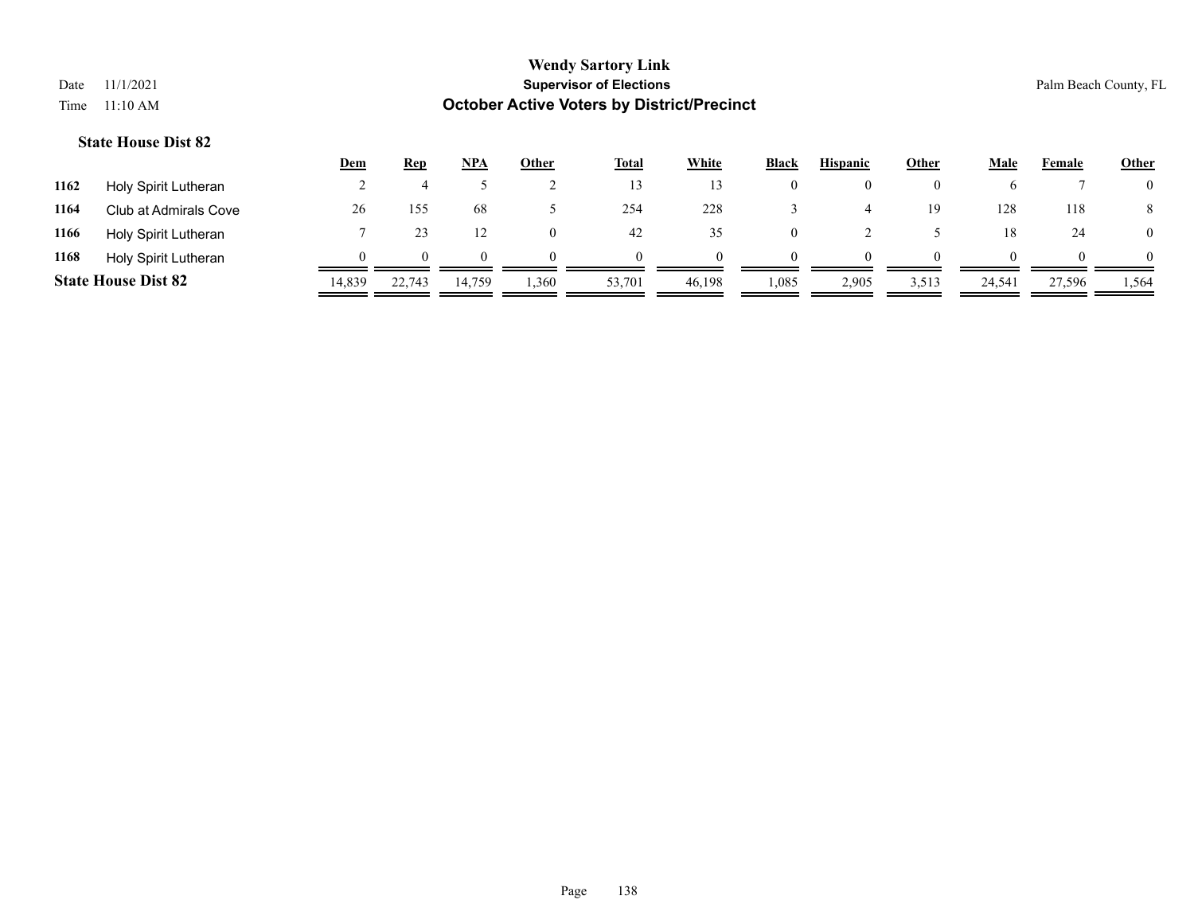# Wendy Sartory Link

## Supervisor of Elections

## October Active Voters by District/Precinct

Date 11/1/2021

Time 11:10 AM

Palm Beach County, FL

### State House Dist 82

| | | Dem | Rep | NPA | Other | Total | White | Black | Hispanic | Other | Male | Female | Other |
|---|---|---|---|---|---|---|---|---|---|---|---|---|---|
| 1162 | Holy Spirit Lutheran | 2 | 4 | 5 | 2 | 13 | 13 | 0 | 0 | 0 | 6 | 7 | 0 |
| 1164 | Club at Admirals Cove | 26 | 155 | 68 | 5 | 254 | 228 | 3 | 4 | 19 | 128 | 118 | 8 |
| 1166 | Holy Spirit Lutheran | 7 | 23 | 12 | 0 | 42 | 35 | 0 | 2 | 5 | 18 | 24 | 0 |
| 1168 | Holy Spirit Lutheran | 0 | 0 | 0 | 0 | 0 | 0 | 0 | 0 | 0 | 0 | 0 | 0 |
| **State House Dist 82** | | 14,839 | 22,743 | 14,759 | 1,360 | 53,701 | 46,198 | 1,085 | 2,905 | 3,513 | 24,541 | 27,596 | 1,564 |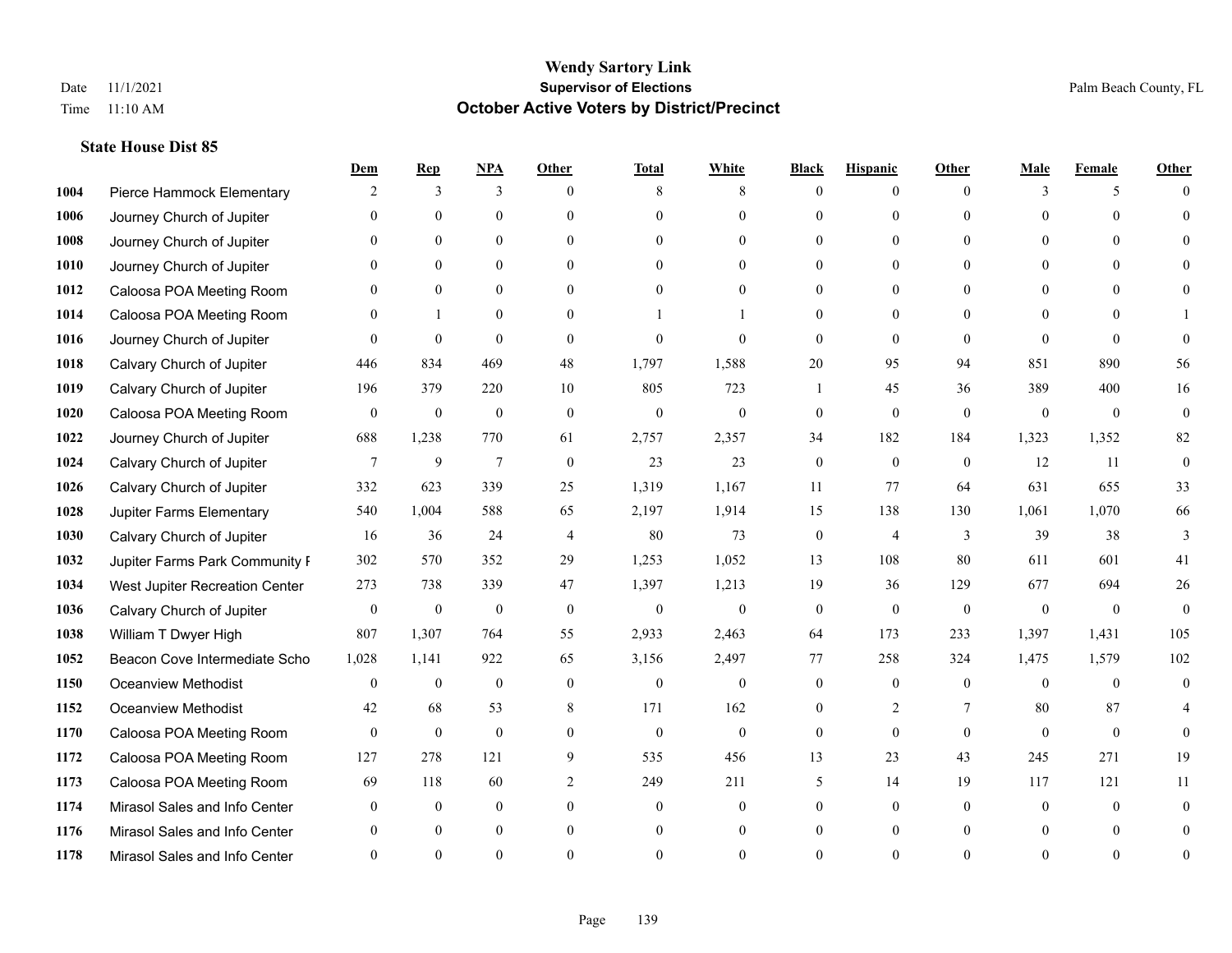# Wendy Sartory Link
## Supervisor of Elections
## October Active Voters by District/Precinct

Date 11/1/2021
Time 11:10 AM
Palm Beach County, FL

### State House Dist 85

| | | Dem | Rep | NPA | Other | Total | White | Black | Hispanic | Other | Male | Female | Other |
|---|---|---|---|---|---|---|---|---|---|---|---|---|---|
| 1004 | Pierce Hammock Elementary | 2 | 3 | 3 | 0 | 8 | 8 | 0 | 0 | 0 | 3 | 5 | 0 |
| 1006 | Journey Church of Jupiter | 0 | 0 | 0 | 0 | 0 | 0 | 0 | 0 | 0 | 0 | 0 | 0 |
| 1008 | Journey Church of Jupiter | 0 | 0 | 0 | 0 | 0 | 0 | 0 | 0 | 0 | 0 | 0 | 0 |
| 1010 | Journey Church of Jupiter | 0 | 0 | 0 | 0 | 0 | 0 | 0 | 0 | 0 | 0 | 0 | 0 |
| 1012 | Caloosa POA Meeting Room | 0 | 0 | 0 | 0 | 0 | 0 | 0 | 0 | 0 | 0 | 0 | 0 |
| 1014 | Caloosa POA Meeting Room | 0 | 1 | 0 | 0 | 1 | 1 | 0 | 0 | 0 | 0 | 0 | 1 |
| 1016 | Journey Church of Jupiter | 0 | 0 | 0 | 0 | 0 | 0 | 0 | 0 | 0 | 0 | 0 | 0 |
| 1018 | Calvary Church of Jupiter | 446 | 834 | 469 | 48 | 1,797 | 1,588 | 20 | 95 | 94 | 851 | 890 | 56 |
| 1019 | Calvary Church of Jupiter | 196 | 379 | 220 | 10 | 805 | 723 | 1 | 45 | 36 | 389 | 400 | 16 |
| 1020 | Caloosa POA Meeting Room | 0 | 0 | 0 | 0 | 0 | 0 | 0 | 0 | 0 | 0 | 0 | 0 |
| 1022 | Journey Church of Jupiter | 688 | 1,238 | 770 | 61 | 2,757 | 2,357 | 34 | 182 | 184 | 1,323 | 1,352 | 82 |
| 1024 | Calvary Church of Jupiter | 7 | 9 | 7 | 0 | 23 | 23 | 0 | 0 | 0 | 12 | 11 | 0 |
| 1026 | Calvary Church of Jupiter | 332 | 623 | 339 | 25 | 1,319 | 1,167 | 11 | 77 | 64 | 631 | 655 | 33 |
| 1028 | Jupiter Farms Elementary | 540 | 1,004 | 588 | 65 | 2,197 | 1,914 | 15 | 138 | 130 | 1,061 | 1,070 | 66 |
| 1030 | Calvary Church of Jupiter | 16 | 36 | 24 | 4 | 80 | 73 | 0 | 4 | 3 | 39 | 38 | 3 |
| 1032 | Jupiter Farms Park Community F | 302 | 570 | 352 | 29 | 1,253 | 1,052 | 13 | 108 | 80 | 611 | 601 | 41 |
| 1034 | West Jupiter Recreation Center | 273 | 738 | 339 | 47 | 1,397 | 1,213 | 19 | 36 | 129 | 677 | 694 | 26 |
| 1036 | Calvary Church of Jupiter | 0 | 0 | 0 | 0 | 0 | 0 | 0 | 0 | 0 | 0 | 0 | 0 |
| 1038 | William T Dwyer High | 807 | 1,307 | 764 | 55 | 2,933 | 2,463 | 64 | 173 | 233 | 1,397 | 1,431 | 105 |
| 1052 | Beacon Cove Intermediate Scho | 1,028 | 1,141 | 922 | 65 | 3,156 | 2,497 | 77 | 258 | 324 | 1,475 | 1,579 | 102 |
| 1150 | Oceanview Methodist | 0 | 0 | 0 | 0 | 0 | 0 | 0 | 0 | 0 | 0 | 0 | 0 |
| 1152 | Oceanview Methodist | 42 | 68 | 53 | 8 | 171 | 162 | 0 | 2 | 7 | 80 | 87 | 4 |
| 1170 | Caloosa POA Meeting Room | 0 | 0 | 0 | 0 | 0 | 0 | 0 | 0 | 0 | 0 | 0 | 0 |
| 1172 | Caloosa POA Meeting Room | 127 | 278 | 121 | 9 | 535 | 456 | 13 | 23 | 43 | 245 | 271 | 19 |
| 1173 | Caloosa POA Meeting Room | 69 | 118 | 60 | 2 | 249 | 211 | 5 | 14 | 19 | 117 | 121 | 11 |
| 1174 | Mirasol Sales and Info Center | 0 | 0 | 0 | 0 | 0 | 0 | 0 | 0 | 0 | 0 | 0 | 0 |
| 1176 | Mirasol Sales and Info Center | 0 | 0 | 0 | 0 | 0 | 0 | 0 | 0 | 0 | 0 | 0 | 0 |
| 1178 | Mirasol Sales and Info Center | 0 | 0 | 0 | 0 | 0 | 0 | 0 | 0 | 0 | 0 | 0 | 0 |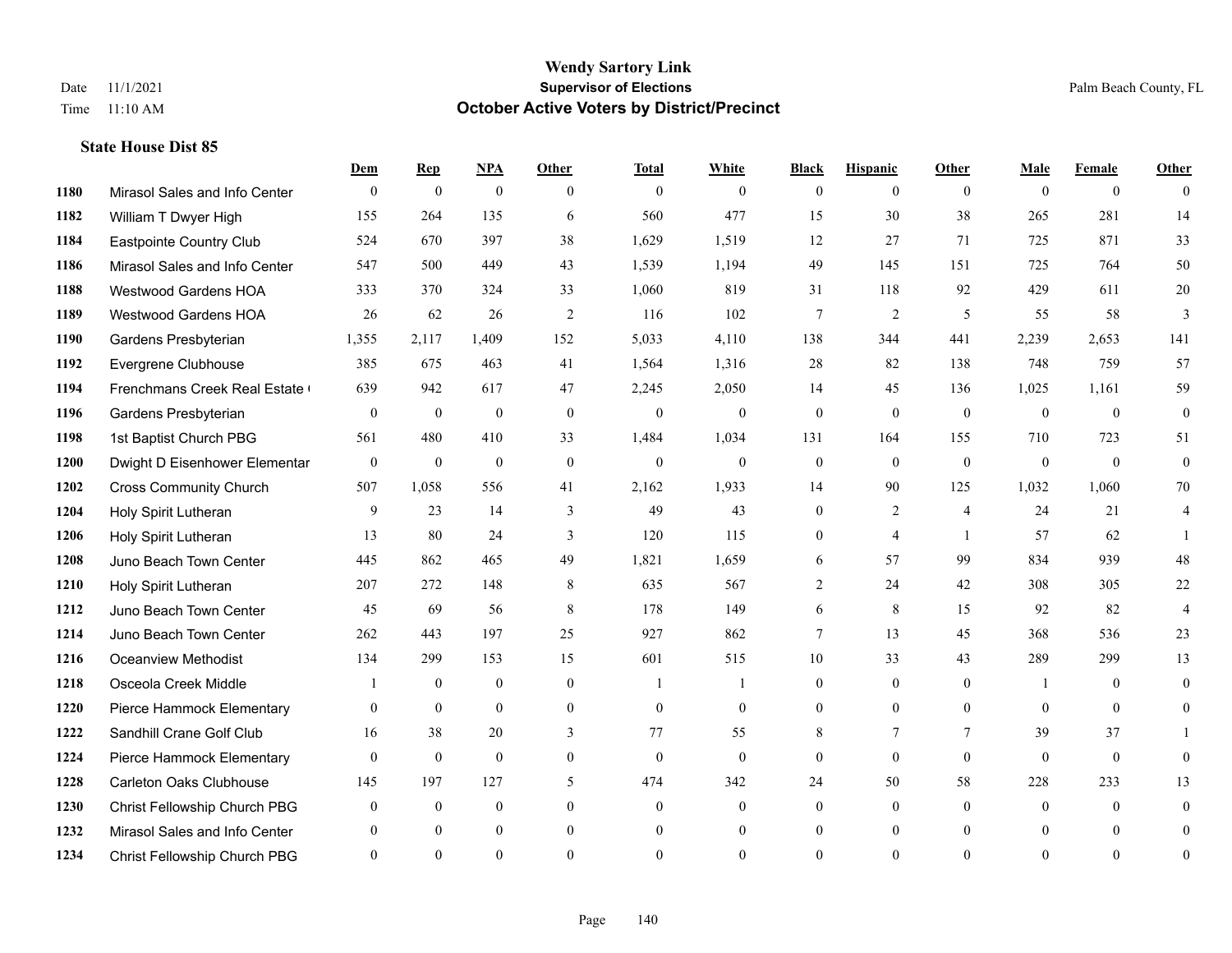# Wendy Sartory Link
## Supervisor of Elections
## October Active Voters by District/Precinct

Date 11/1/2021
Time 11:10 AM

Palm Beach County, FL

### State House Dist 85

| | | Dem | Rep | NPA | Other | Total | White | Black | Hispanic | Other | Male | Female | Other |
|---|---|---|---|---|---|---|---|---|---|---|---|---|---|
| 1180 | Mirasol Sales and Info Center | 0 | 0 | 0 | 0 | 0 | 0 | 0 | 0 | 0 | 0 | 0 | 0 |
| 1182 | William T Dwyer High | 155 | 264 | 135 | 6 | 560 | 477 | 15 | 30 | 38 | 265 | 281 | 14 |
| 1184 | Eastpointe Country Club | 524 | 670 | 397 | 38 | 1,629 | 1,519 | 12 | 27 | 71 | 725 | 871 | 33 |
| 1186 | Mirasol Sales and Info Center | 547 | 500 | 449 | 43 | 1,539 | 1,194 | 49 | 145 | 151 | 725 | 764 | 50 |
| 1188 | Westwood Gardens HOA | 333 | 370 | 324 | 33 | 1,060 | 819 | 31 | 118 | 92 | 429 | 611 | 20 |
| 1189 | Westwood Gardens HOA | 26 | 62 | 26 | 2 | 116 | 102 | 7 | 2 | 5 | 55 | 58 | 3 |
| 1190 | Gardens Presbyterian | 1,355 | 2,117 | 1,409 | 152 | 5,033 | 4,110 | 138 | 344 | 441 | 2,239 | 2,653 | 141 |
| 1192 | Evergrene Clubhouse | 385 | 675 | 463 | 41 | 1,564 | 1,316 | 28 | 82 | 138 | 748 | 759 | 57 |
| 1194 | Frenchmans Creek Real Estate ( | 639 | 942 | 617 | 47 | 2,245 | 2,050 | 14 | 45 | 136 | 1,025 | 1,161 | 59 |
| 1196 | Gardens Presbyterian | 0 | 0 | 0 | 0 | 0 | 0 | 0 | 0 | 0 | 0 | 0 | 0 |
| 1198 | 1st Baptist Church PBG | 561 | 480 | 410 | 33 | 1,484 | 1,034 | 131 | 164 | 155 | 710 | 723 | 51 |
| 1200 | Dwight D Eisenhower Elementar | 0 | 0 | 0 | 0 | 0 | 0 | 0 | 0 | 0 | 0 | 0 | 0 |
| 1202 | Cross Community Church | 507 | 1,058 | 556 | 41 | 2,162 | 1,933 | 14 | 90 | 125 | 1,032 | 1,060 | 70 |
| 1204 | Holy Spirit Lutheran | 9 | 23 | 14 | 3 | 49 | 43 | 0 | 2 | 4 | 24 | 21 | 4 |
| 1206 | Holy Spirit Lutheran | 13 | 80 | 24 | 3 | 120 | 115 | 0 | 4 | 1 | 57 | 62 | 1 |
| 1208 | Juno Beach Town Center | 445 | 862 | 465 | 49 | 1,821 | 1,659 | 6 | 57 | 99 | 834 | 939 | 48 |
| 1210 | Holy Spirit Lutheran | 207 | 272 | 148 | 8 | 635 | 567 | 2 | 24 | 42 | 308 | 305 | 22 |
| 1212 | Juno Beach Town Center | 45 | 69 | 56 | 8 | 178 | 149 | 6 | 8 | 15 | 92 | 82 | 4 |
| 1214 | Juno Beach Town Center | 262 | 443 | 197 | 25 | 927 | 862 | 7 | 13 | 45 | 368 | 536 | 23 |
| 1216 | Oceanview Methodist | 134 | 299 | 153 | 15 | 601 | 515 | 10 | 33 | 43 | 289 | 299 | 13 |
| 1218 | Osceola Creek Middle | 1 | 0 | 0 | 0 | 1 | 1 | 0 | 0 | 0 | 1 | 0 | 0 |
| 1220 | Pierce Hammock Elementary | 0 | 0 | 0 | 0 | 0 | 0 | 0 | 0 | 0 | 0 | 0 | 0 |
| 1222 | Sandhill Crane Golf Club | 16 | 38 | 20 | 3 | 77 | 55 | 8 | 7 | 7 | 39 | 37 | 1 |
| 1224 | Pierce Hammock Elementary | 0 | 0 | 0 | 0 | 0 | 0 | 0 | 0 | 0 | 0 | 0 | 0 |
| 1228 | Carleton Oaks Clubhouse | 145 | 197 | 127 | 5 | 474 | 342 | 24 | 50 | 58 | 228 | 233 | 13 |
| 1230 | Christ Fellowship Church PBG | 0 | 0 | 0 | 0 | 0 | 0 | 0 | 0 | 0 | 0 | 0 | 0 |
| 1232 | Mirasol Sales and Info Center | 0 | 0 | 0 | 0 | 0 | 0 | 0 | 0 | 0 | 0 | 0 | 0 |
| 1234 | Christ Fellowship Church PBG | 0 | 0 | 0 | 0 | 0 | 0 | 0 | 0 | 0 | 0 | 0 | 0 |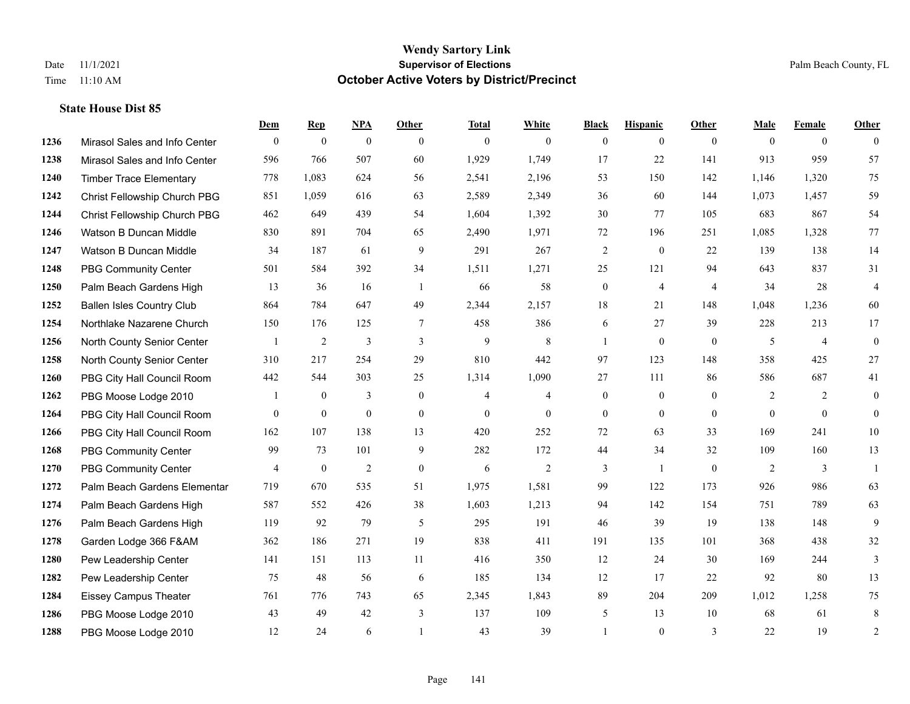# Wendy Sartory Link

**Supervisor of Elections**

**October Active Voters by District/Precinct**

Date 11/1/2021
Time 11:10 AM

Palm Beach County, FL

### State House Dist 85

| | | Dem | Rep | NPA | Other | Total | White | Black | Hispanic | Other | Male | Female | Other |
|---|---|---|---|---|---|---|---|---|---|---|---|---|---|
| 1236 | Mirasol Sales and Info Center | 0 | 0 | 0 | 0 | 0 | 0 | 0 | 0 | 0 | 0 | 0 | 0 |
| 1238 | Mirasol Sales and Info Center | 596 | 766 | 507 | 60 | 1,929 | 1,749 | 17 | 22 | 141 | 913 | 959 | 57 |
| 1240 | Timber Trace Elementary | 778 | 1,083 | 624 | 56 | 2,541 | 2,196 | 53 | 150 | 142 | 1,146 | 1,320 | 75 |
| 1242 | Christ Fellowship Church PBG | 851 | 1,059 | 616 | 63 | 2,589 | 2,349 | 36 | 60 | 144 | 1,073 | 1,457 | 59 |
| 1244 | Christ Fellowship Church PBG | 462 | 649 | 439 | 54 | 1,604 | 1,392 | 30 | 77 | 105 | 683 | 867 | 54 |
| 1246 | Watson B Duncan Middle | 830 | 891 | 704 | 65 | 2,490 | 1,971 | 72 | 196 | 251 | 1,085 | 1,328 | 77 |
| 1247 | Watson B Duncan Middle | 34 | 187 | 61 | 9 | 291 | 267 | 2 | 0 | 22 | 139 | 138 | 14 |
| 1248 | PBG Community Center | 501 | 584 | 392 | 34 | 1,511 | 1,271 | 25 | 121 | 94 | 643 | 837 | 31 |
| 1250 | Palm Beach Gardens High | 13 | 36 | 16 | 1 | 66 | 58 | 0 | 4 | 4 | 34 | 28 | 4 |
| 1252 | Ballen Isles Country Club | 864 | 784 | 647 | 49 | 2,344 | 2,157 | 18 | 21 | 148 | 1,048 | 1,236 | 60 |
| 1254 | Northlake Nazarene Church | 150 | 176 | 125 | 7 | 458 | 386 | 6 | 27 | 39 | 228 | 213 | 17 |
| 1256 | North County Senior Center | 1 | 2 | 3 | 3 | 9 | 8 | 1 | 0 | 0 | 5 | 4 | 0 |
| 1258 | North County Senior Center | 310 | 217 | 254 | 29 | 810 | 442 | 97 | 123 | 148 | 358 | 425 | 27 |
| 1260 | PBG City Hall Council Room | 442 | 544 | 303 | 25 | 1,314 | 1,090 | 27 | 111 | 86 | 586 | 687 | 41 |
| 1262 | PBG Moose Lodge 2010 | 1 | 0 | 3 | 0 | 4 | 4 | 0 | 0 | 0 | 2 | 2 | 0 |
| 1264 | PBG City Hall Council Room | 0 | 0 | 0 | 0 | 0 | 0 | 0 | 0 | 0 | 0 | 0 | 0 |
| 1266 | PBG City Hall Council Room | 162 | 107 | 138 | 13 | 420 | 252 | 72 | 63 | 33 | 169 | 241 | 10 |
| 1268 | PBG Community Center | 99 | 73 | 101 | 9 | 282 | 172 | 44 | 34 | 32 | 109 | 160 | 13 |
| 1270 | PBG Community Center | 4 | 0 | 2 | 0 | 6 | 2 | 3 | 1 | 0 | 2 | 3 | 1 |
| 1272 | Palm Beach Gardens Elementar | 719 | 670 | 535 | 51 | 1,975 | 1,581 | 99 | 122 | 173 | 926 | 986 | 63 |
| 1274 | Palm Beach Gardens High | 587 | 552 | 426 | 38 | 1,603 | 1,213 | 94 | 142 | 154 | 751 | 789 | 63 |
| 1276 | Palm Beach Gardens High | 119 | 92 | 79 | 5 | 295 | 191 | 46 | 39 | 19 | 138 | 148 | 9 |
| 1278 | Garden Lodge 366 F&AM | 362 | 186 | 271 | 19 | 838 | 411 | 191 | 135 | 101 | 368 | 438 | 32 |
| 1280 | Pew Leadership Center | 141 | 151 | 113 | 11 | 416 | 350 | 12 | 24 | 30 | 169 | 244 | 3 |
| 1282 | Pew Leadership Center | 75 | 48 | 56 | 6 | 185 | 134 | 12 | 17 | 22 | 92 | 80 | 13 |
| 1284 | Eissey Campus Theater | 761 | 776 | 743 | 65 | 2,345 | 1,843 | 89 | 204 | 209 | 1,012 | 1,258 | 75 |
| 1286 | PBG Moose Lodge 2010 | 43 | 49 | 42 | 3 | 137 | 109 | 5 | 13 | 10 | 68 | 61 | 8 |
| 1288 | PBG Moose Lodge 2010 | 12 | 24 | 6 | 1 | 43 | 39 | 1 | 0 | 3 | 22 | 19 | 2 |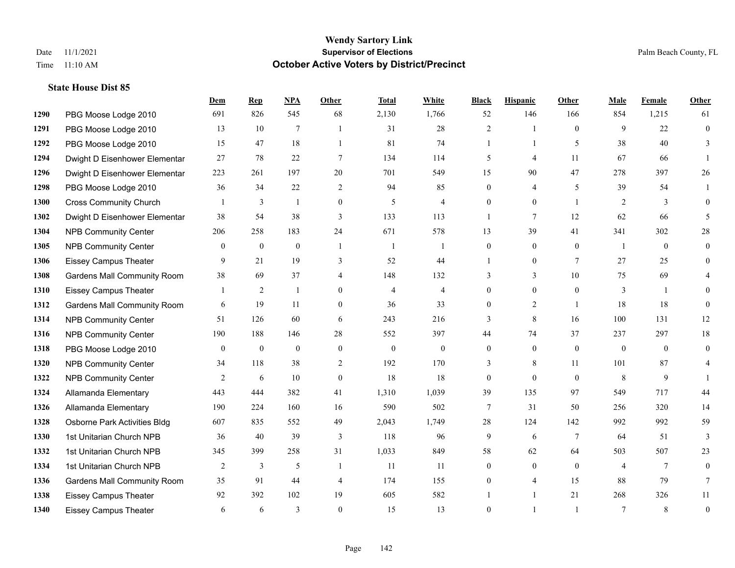# Wendy Sartory Link
## Supervisor of Elections
## October Active Voters by District/Precinct

Date 11/1/2021
Time 11:10 AM

Palm Beach County, FL

### State House Dist 85

| | | Dem | Rep | NPA | Other | Total | White | Black | Hispanic | Other | Male | Female | Other |
|---|---|---|---|---|---|---|---|---|---|---|---|---|---|
| 1290 | PBG Moose Lodge 2010 | 691 | 826 | 545 | 68 | 2,130 | 1,766 | 52 | 146 | 166 | 854 | 1,215 | 61 |
| 1291 | PBG Moose Lodge 2010 | 13 | 10 | 7 | 1 | 31 | 28 | 2 | 1 | 0 | 9 | 22 | 0 |
| 1292 | PBG Moose Lodge 2010 | 15 | 47 | 18 | 1 | 81 | 74 | 1 | 1 | 5 | 38 | 40 | 3 |
| 1294 | Dwight D Eisenhower Elementar | 27 | 78 | 22 | 7 | 134 | 114 | 5 | 4 | 11 | 67 | 66 | 1 |
| 1296 | Dwight D Eisenhower Elementar | 223 | 261 | 197 | 20 | 701 | 549 | 15 | 90 | 47 | 278 | 397 | 26 |
| 1298 | PBG Moose Lodge 2010 | 36 | 34 | 22 | 2 | 94 | 85 | 0 | 4 | 5 | 39 | 54 | 1 |
| 1300 | Cross Community Church | 1 | 3 | 1 | 0 | 5 | 4 | 0 | 0 | 1 | 2 | 3 | 0 |
| 1302 | Dwight D Eisenhower Elementar | 38 | 54 | 38 | 3 | 133 | 113 | 1 | 7 | 12 | 62 | 66 | 5 |
| 1304 | NPB Community Center | 206 | 258 | 183 | 24 | 671 | 578 | 13 | 39 | 41 | 341 | 302 | 28 |
| 1305 | NPB Community Center | 0 | 0 | 0 | 1 | 1 | 1 | 0 | 0 | 0 | 1 | 0 | 0 |
| 1306 | Eissey Campus Theater | 9 | 21 | 19 | 3 | 52 | 44 | 1 | 0 | 7 | 27 | 25 | 0 |
| 1308 | Gardens Mall Community Room | 38 | 69 | 37 | 4 | 148 | 132 | 3 | 3 | 10 | 75 | 69 | 4 |
| 1310 | Eissey Campus Theater | 1 | 2 | 1 | 0 | 4 | 4 | 0 | 0 | 0 | 3 | 1 | 0 |
| 1312 | Gardens Mall Community Room | 6 | 19 | 11 | 0 | 36 | 33 | 0 | 2 | 1 | 18 | 18 | 0 |
| 1314 | NPB Community Center | 51 | 126 | 60 | 6 | 243 | 216 | 3 | 8 | 16 | 100 | 131 | 12 |
| 1316 | NPB Community Center | 190 | 188 | 146 | 28 | 552 | 397 | 44 | 74 | 37 | 237 | 297 | 18 |
| 1318 | PBG Moose Lodge 2010 | 0 | 0 | 0 | 0 | 0 | 0 | 0 | 0 | 0 | 0 | 0 | 0 |
| 1320 | NPB Community Center | 34 | 118 | 38 | 2 | 192 | 170 | 3 | 8 | 11 | 101 | 87 | 4 |
| 1322 | NPB Community Center | 2 | 6 | 10 | 0 | 18 | 18 | 0 | 0 | 0 | 8 | 9 | 1 |
| 1324 | Allamanda Elementary | 443 | 444 | 382 | 41 | 1,310 | 1,039 | 39 | 135 | 97 | 549 | 717 | 44 |
| 1326 | Allamanda Elementary | 190 | 224 | 160 | 16 | 590 | 502 | 7 | 31 | 50 | 256 | 320 | 14 |
| 1328 | Osborne Park Activities Bldg | 607 | 835 | 552 | 49 | 2,043 | 1,749 | 28 | 124 | 142 | 992 | 992 | 59 |
| 1330 | 1st Unitarian Church NPB | 36 | 40 | 39 | 3 | 118 | 96 | 9 | 6 | 7 | 64 | 51 | 3 |
| 1332 | 1st Unitarian Church NPB | 345 | 399 | 258 | 31 | 1,033 | 849 | 58 | 62 | 64 | 503 | 507 | 23 |
| 1334 | 1st Unitarian Church NPB | 2 | 3 | 5 | 1 | 11 | 11 | 0 | 0 | 0 | 4 | 7 | 0 |
| 1336 | Gardens Mall Community Room | 35 | 91 | 44 | 4 | 174 | 155 | 0 | 4 | 15 | 88 | 79 | 7 |
| 1338 | Eissey Campus Theater | 92 | 392 | 102 | 19 | 605 | 582 | 1 | 1 | 21 | 268 | 326 | 11 |
| 1340 | Eissey Campus Theater | 6 | 6 | 3 | 0 | 15 | 13 | 0 | 1 | 1 | 7 | 8 | 0 |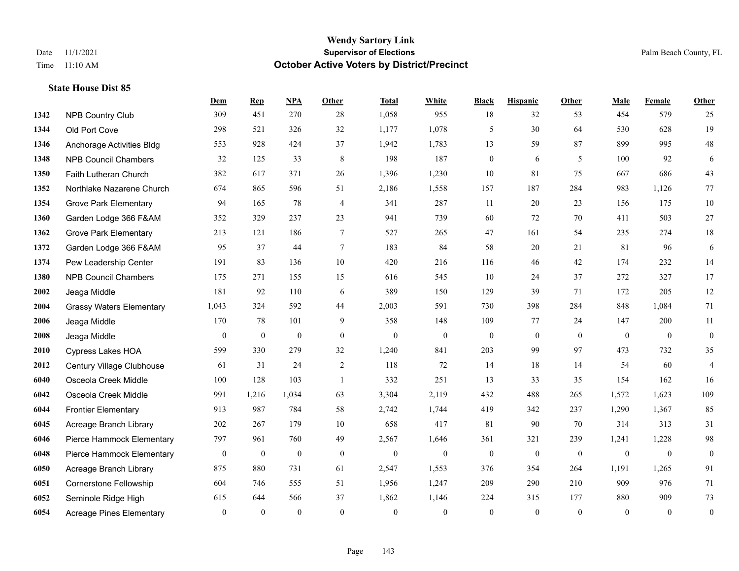# Wendy Sartory Link
## Supervisor of Elections
## October Active Voters by District/Precinct

Date 11/1/2021
Time 11:10 AM

Palm Beach County, FL

### State House Dist 85

| | | Dem | Rep | NPA | Other | Total | White | Black | Hispanic | Other | Male | Female | Other |
|---|---|---|---|---|---|---|---|---|---|---|---|---|---|
| 1342 | NPB Country Club | 309 | 451 | 270 | 28 | 1,058 | 955 | 18 | 32 | 53 | 454 | 579 | 25 |
| 1344 | Old Port Cove | 298 | 521 | 326 | 32 | 1,177 | 1,078 | 5 | 30 | 64 | 530 | 628 | 19 |
| 1346 | Anchorage Activities Bldg | 553 | 928 | 424 | 37 | 1,942 | 1,783 | 13 | 59 | 87 | 899 | 995 | 48 |
| 1348 | NPB Council Chambers | 32 | 125 | 33 | 8 | 198 | 187 | 0 | 6 | 5 | 100 | 92 | 6 |
| 1350 | Faith Lutheran Church | 382 | 617 | 371 | 26 | 1,396 | 1,230 | 10 | 81 | 75 | 667 | 686 | 43 |
| 1352 | Northlake Nazarene Church | 674 | 865 | 596 | 51 | 2,186 | 1,558 | 157 | 187 | 284 | 983 | 1,126 | 77 |
| 1354 | Grove Park Elementary | 94 | 165 | 78 | 4 | 341 | 287 | 11 | 20 | 23 | 156 | 175 | 10 |
| 1360 | Garden Lodge 366 F&AM | 352 | 329 | 237 | 23 | 941 | 739 | 60 | 72 | 70 | 411 | 503 | 27 |
| 1362 | Grove Park Elementary | 213 | 121 | 186 | 7 | 527 | 265 | 47 | 161 | 54 | 235 | 274 | 18 |
| 1372 | Garden Lodge 366 F&AM | 95 | 37 | 44 | 7 | 183 | 84 | 58 | 20 | 21 | 81 | 96 | 6 |
| 1374 | Pew Leadership Center | 191 | 83 | 136 | 10 | 420 | 216 | 116 | 46 | 42 | 174 | 232 | 14 |
| 1380 | NPB Council Chambers | 175 | 271 | 155 | 15 | 616 | 545 | 10 | 24 | 37 | 272 | 327 | 17 |
| 2002 | Jeaga Middle | 181 | 92 | 110 | 6 | 389 | 150 | 129 | 39 | 71 | 172 | 205 | 12 |
| 2004 | Grassy Waters Elementary | 1,043 | 324 | 592 | 44 | 2,003 | 591 | 730 | 398 | 284 | 848 | 1,084 | 71 |
| 2006 | Jeaga Middle | 170 | 78 | 101 | 9 | 358 | 148 | 109 | 77 | 24 | 147 | 200 | 11 |
| 2008 | Jeaga Middle | 0 | 0 | 0 | 0 | 0 | 0 | 0 | 0 | 0 | 0 | 0 | 0 |
| 2010 | Cypress Lakes HOA | 599 | 330 | 279 | 32 | 1,240 | 841 | 203 | 99 | 97 | 473 | 732 | 35 |
| 2012 | Century Village Clubhouse | 61 | 31 | 24 | 2 | 118 | 72 | 14 | 18 | 14 | 54 | 60 | 4 |
| 6040 | Osceola Creek Middle | 100 | 128 | 103 | 1 | 332 | 251 | 13 | 33 | 35 | 154 | 162 | 16 |
| 6042 | Osceola Creek Middle | 991 | 1,216 | 1,034 | 63 | 3,304 | 2,119 | 432 | 488 | 265 | 1,572 | 1,623 | 109 |
| 6044 | Frontier Elementary | 913 | 987 | 784 | 58 | 2,742 | 1,744 | 419 | 342 | 237 | 1,290 | 1,367 | 85 |
| 6045 | Acreage Branch Library | 202 | 267 | 179 | 10 | 658 | 417 | 81 | 90 | 70 | 314 | 313 | 31 |
| 6046 | Pierce Hammock Elementary | 797 | 961 | 760 | 49 | 2,567 | 1,646 | 361 | 321 | 239 | 1,241 | 1,228 | 98 |
| 6048 | Pierce Hammock Elementary | 0 | 0 | 0 | 0 | 0 | 0 | 0 | 0 | 0 | 0 | 0 | 0 |
| 6050 | Acreage Branch Library | 875 | 880 | 731 | 61 | 2,547 | 1,553 | 376 | 354 | 264 | 1,191 | 1,265 | 91 |
| 6051 | Cornerstone Fellowship | 604 | 746 | 555 | 51 | 1,956 | 1,247 | 209 | 290 | 210 | 909 | 976 | 71 |
| 6052 | Seminole Ridge High | 615 | 644 | 566 | 37 | 1,862 | 1,146 | 224 | 315 | 177 | 880 | 909 | 73 |
| 6054 | Acreage Pines Elementary | 0 | 0 | 0 | 0 | 0 | 0 | 0 | 0 | 0 | 0 | 0 | 0 |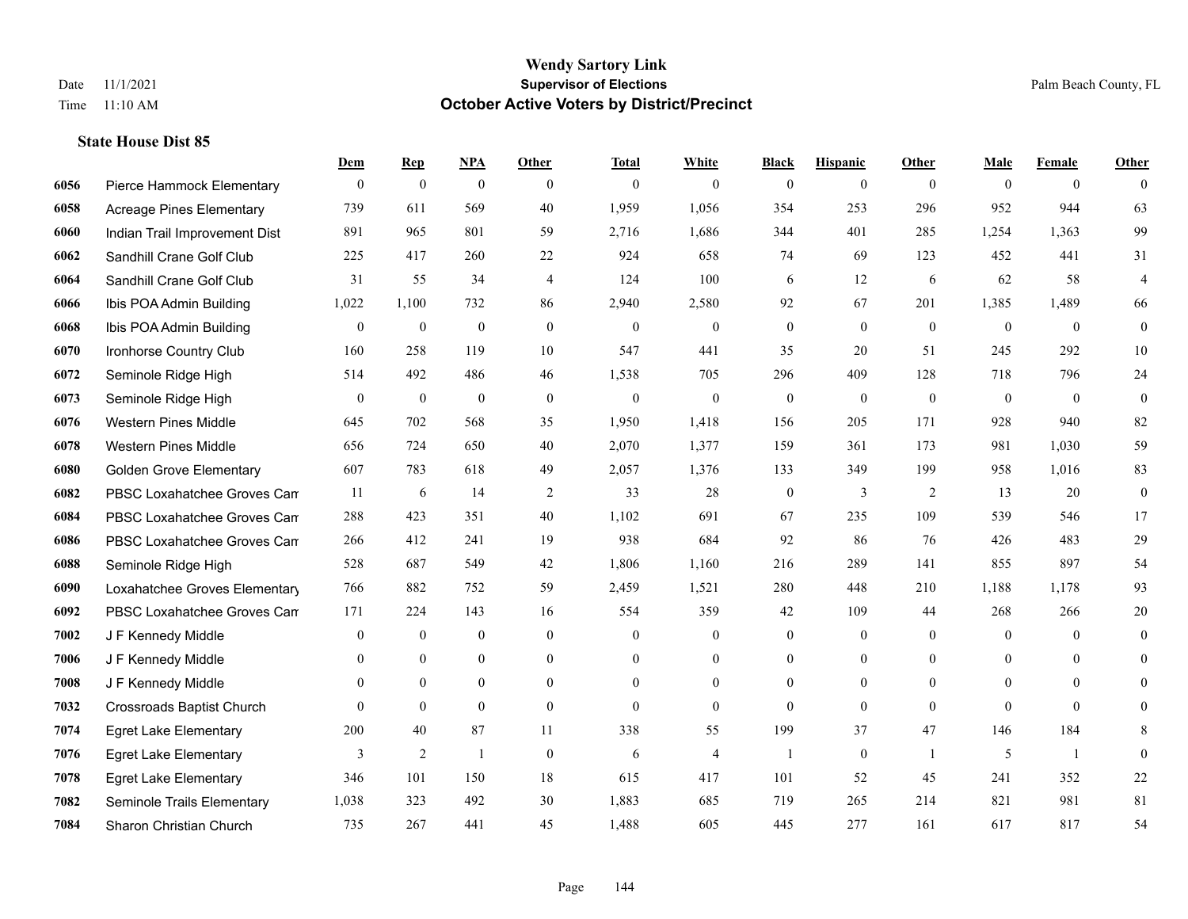# Wendy Sartory Link
## Supervisor of Elections
## October Active Voters by District/Precinct

Date 11/1/2021
Time 11:10 AM
Palm Beach County, FL

### State House Dist 85

| | | Dem | Rep | NPA | Other | Total | White | Black | Hispanic | Other | Male | Female | Other |
|---|---|---|---|---|---|---|---|---|---|---|---|---|---|
| 6056 | Pierce Hammock Elementary | 0 | 0 | 0 | 0 | 0 | 0 | 0 | 0 | 0 | 0 | 0 | 0 |
| 6058 | Acreage Pines Elementary | 739 | 611 | 569 | 40 | 1,959 | 1,056 | 354 | 253 | 296 | 952 | 944 | 63 |
| 6060 | Indian Trail Improvement Dist | 891 | 965 | 801 | 59 | 2,716 | 1,686 | 344 | 401 | 285 | 1,254 | 1,363 | 99 |
| 6062 | Sandhill Crane Golf Club | 225 | 417 | 260 | 22 | 924 | 658 | 74 | 69 | 123 | 452 | 441 | 31 |
| 6064 | Sandhill Crane Golf Club | 31 | 55 | 34 | 4 | 124 | 100 | 6 | 12 | 6 | 62 | 58 | 4 |
| 6066 | Ibis POA Admin Building | 1,022 | 1,100 | 732 | 86 | 2,940 | 2,580 | 92 | 67 | 201 | 1,385 | 1,489 | 66 |
| 6068 | Ibis POA Admin Building | 0 | 0 | 0 | 0 | 0 | 0 | 0 | 0 | 0 | 0 | 0 | 0 |
| 6070 | Ironhorse Country Club | 160 | 258 | 119 | 10 | 547 | 441 | 35 | 20 | 51 | 245 | 292 | 10 |
| 6072 | Seminole Ridge High | 514 | 492 | 486 | 46 | 1,538 | 705 | 296 | 409 | 128 | 718 | 796 | 24 |
| 6073 | Seminole Ridge High | 0 | 0 | 0 | 0 | 0 | 0 | 0 | 0 | 0 | 0 | 0 | 0 |
| 6076 | Western Pines Middle | 645 | 702 | 568 | 35 | 1,950 | 1,418 | 156 | 205 | 171 | 928 | 940 | 82 |
| 6078 | Western Pines Middle | 656 | 724 | 650 | 40 | 2,070 | 1,377 | 159 | 361 | 173 | 981 | 1,030 | 59 |
| 6080 | Golden Grove Elementary | 607 | 783 | 618 | 49 | 2,057 | 1,376 | 133 | 349 | 199 | 958 | 1,016 | 83 |
| 6082 | PBSC Loxahatchee Groves Can | 11 | 6 | 14 | 2 | 33 | 28 | 0 | 3 | 2 | 13 | 20 | 0 |
| 6084 | PBSC Loxahatchee Groves Can | 288 | 423 | 351 | 40 | 1,102 | 691 | 67 | 235 | 109 | 539 | 546 | 17 |
| 6086 | PBSC Loxahatchee Groves Can | 266 | 412 | 241 | 19 | 938 | 684 | 92 | 86 | 76 | 426 | 483 | 29 |
| 6088 | Seminole Ridge High | 528 | 687 | 549 | 42 | 1,806 | 1,160 | 216 | 289 | 141 | 855 | 897 | 54 |
| 6090 | Loxahatchee Groves Elementary | 766 | 882 | 752 | 59 | 2,459 | 1,521 | 280 | 448 | 210 | 1,188 | 1,178 | 93 |
| 6092 | PBSC Loxahatchee Groves Can | 171 | 224 | 143 | 16 | 554 | 359 | 42 | 109 | 44 | 268 | 266 | 20 |
| 7002 | J F Kennedy Middle | 0 | 0 | 0 | 0 | 0 | 0 | 0 | 0 | 0 | 0 | 0 | 0 |
| 7006 | J F Kennedy Middle | 0 | 0 | 0 | 0 | 0 | 0 | 0 | 0 | 0 | 0 | 0 | 0 |
| 7008 | J F Kennedy Middle | 0 | 0 | 0 | 0 | 0 | 0 | 0 | 0 | 0 | 0 | 0 | 0 |
| 7032 | Crossroads Baptist Church | 0 | 0 | 0 | 0 | 0 | 0 | 0 | 0 | 0 | 0 | 0 | 0 |
| 7074 | Egret Lake Elementary | 200 | 40 | 87 | 11 | 338 | 55 | 199 | 37 | 47 | 146 | 184 | 8 |
| 7076 | Egret Lake Elementary | 3 | 2 | 1 | 0 | 6 | 4 | 1 | 0 | 1 | 5 | 1 | 0 |
| 7078 | Egret Lake Elementary | 346 | 101 | 150 | 18 | 615 | 417 | 101 | 52 | 45 | 241 | 352 | 22 |
| 7082 | Seminole Trails Elementary | 1,038 | 323 | 492 | 30 | 1,883 | 685 | 719 | 265 | 214 | 821 | 981 | 81 |
| 7084 | Sharon Christian Church | 735 | 267 | 441 | 45 | 1,488 | 605 | 445 | 277 | 161 | 617 | 817 | 54 |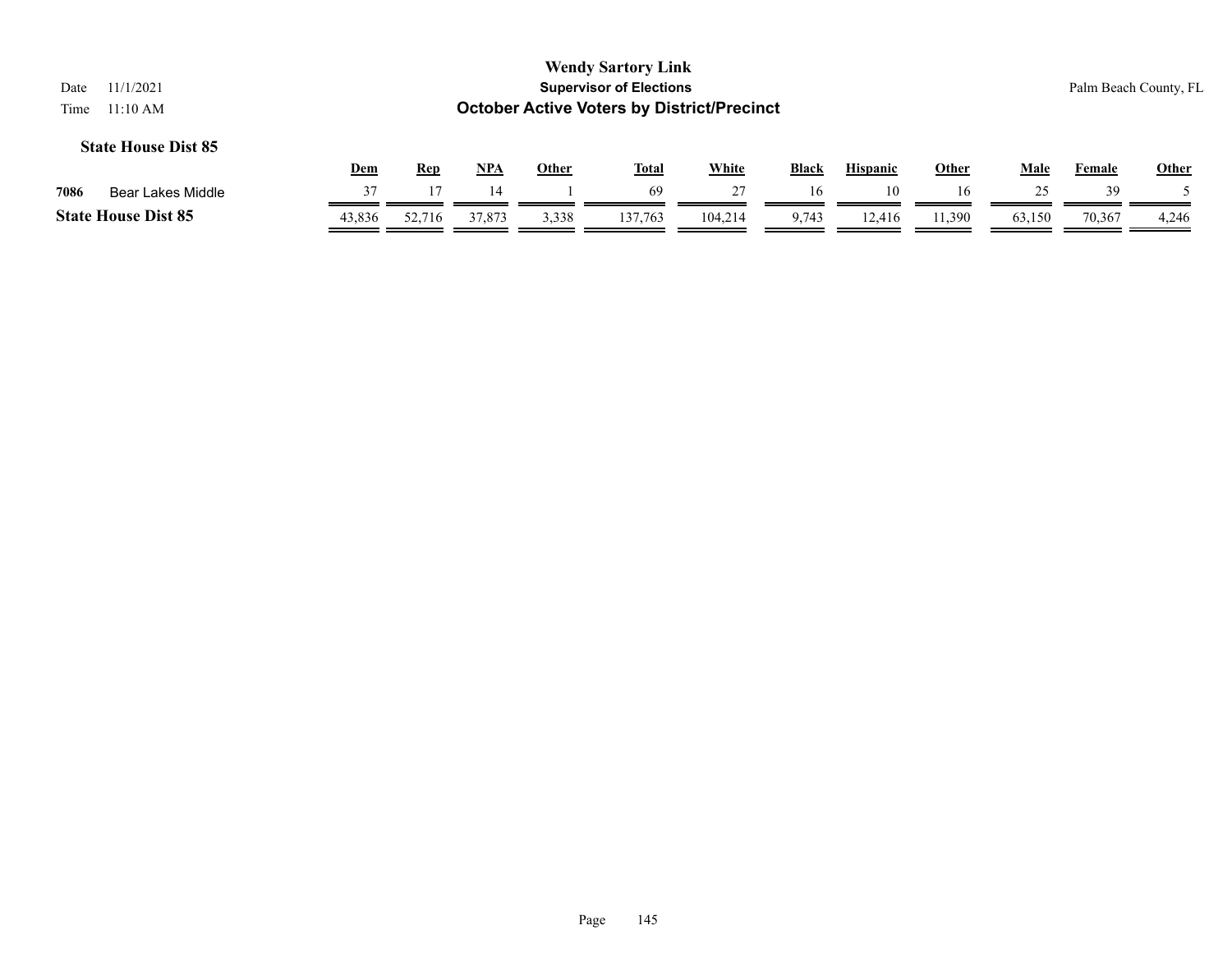**Wendy Sartory Link**
**Supervisor of Elections**
**October Active Voters by District/Precinct**

Date 11/1/2021
Time 11:10 AM

Palm Beach County, FL

## State House Dist 85

| | | Dem | Rep | NPA | Other | Total | White | Black | Hispanic | Other | Male | Female | Other |
|---|---|---|---|---|---|---|---|---|---|---|---|---|---|
| 7086 | Bear Lakes Middle | 37 | 17 | 14 | 1 | 69 | 27 | 16 | 10 | 16 | 25 | 39 | 5 |
| **State House Dist 85** | | 43,836 | 52,716 | 37,873 | 3,338 | 137,763 | 104,214 | 9,743 | 12,416 | 11,390 | 63,150 | 70,367 | 4,246 |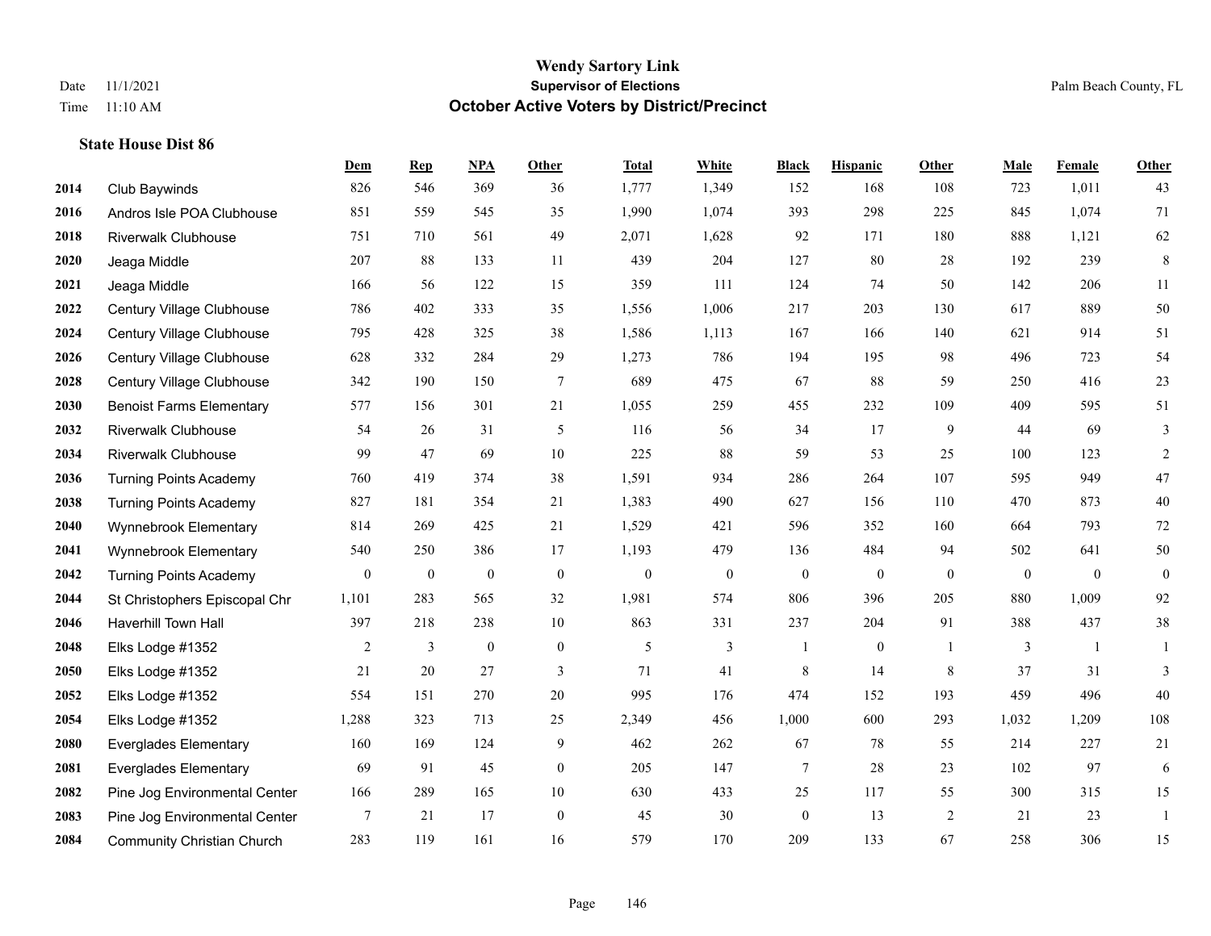**Wendy Sartory Link**
**Supervisor of Elections**
**October Active Voters by District/Precinct**

Date 11/1/2021
Time 11:10 AM

Palm Beach County, FL

### State House Dist 86

| | | Dem | Rep | NPA | Other | Total | White | Black | Hispanic | Other | Male | Female | Other |
|---|---|---|---|---|---|---|---|---|---|---|---|---|---|
| 2014 | Club Baywinds | 826 | 546 | 369 | 36 | 1,777 | 1,349 | 152 | 168 | 108 | 723 | 1,011 | 43 |
| 2016 | Andros Isle POA Clubhouse | 851 | 559 | 545 | 35 | 1,990 | 1,074 | 393 | 298 | 225 | 845 | 1,074 | 71 |
| 2018 | Riverwalk Clubhouse | 751 | 710 | 561 | 49 | 2,071 | 1,628 | 92 | 171 | 180 | 888 | 1,121 | 62 |
| 2020 | Jeaga Middle | 207 | 88 | 133 | 11 | 439 | 204 | 127 | 80 | 28 | 192 | 239 | 8 |
| 2021 | Jeaga Middle | 166 | 56 | 122 | 15 | 359 | 111 | 124 | 74 | 50 | 142 | 206 | 11 |
| 2022 | Century Village Clubhouse | 786 | 402 | 333 | 35 | 1,556 | 1,006 | 217 | 203 | 130 | 617 | 889 | 50 |
| 2024 | Century Village Clubhouse | 795 | 428 | 325 | 38 | 1,586 | 1,113 | 167 | 166 | 140 | 621 | 914 | 51 |
| 2026 | Century Village Clubhouse | 628 | 332 | 284 | 29 | 1,273 | 786 | 194 | 195 | 98 | 496 | 723 | 54 |
| 2028 | Century Village Clubhouse | 342 | 190 | 150 | 7 | 689 | 475 | 67 | 88 | 59 | 250 | 416 | 23 |
| 2030 | Benoist Farms Elementary | 577 | 156 | 301 | 21 | 1,055 | 259 | 455 | 232 | 109 | 409 | 595 | 51 |
| 2032 | Riverwalk Clubhouse | 54 | 26 | 31 | 5 | 116 | 56 | 34 | 17 | 9 | 44 | 69 | 3 |
| 2034 | Riverwalk Clubhouse | 99 | 47 | 69 | 10 | 225 | 88 | 59 | 53 | 25 | 100 | 123 | 2 |
| 2036 | Turning Points Academy | 760 | 419 | 374 | 38 | 1,591 | 934 | 286 | 264 | 107 | 595 | 949 | 47 |
| 2038 | Turning Points Academy | 827 | 181 | 354 | 21 | 1,383 | 490 | 627 | 156 | 110 | 470 | 873 | 40 |
| 2040 | Wynnebrook Elementary | 814 | 269 | 425 | 21 | 1,529 | 421 | 596 | 352 | 160 | 664 | 793 | 72 |
| 2041 | Wynnebrook Elementary | 540 | 250 | 386 | 17 | 1,193 | 479 | 136 | 484 | 94 | 502 | 641 | 50 |
| 2042 | Turning Points Academy | 0 | 0 | 0 | 0 | 0 | 0 | 0 | 0 | 0 | 0 | 0 | 0 |
| 2044 | St Christophers Episcopal Chr | 1,101 | 283 | 565 | 32 | 1,981 | 574 | 806 | 396 | 205 | 880 | 1,009 | 92 |
| 2046 | Haverhill Town Hall | 397 | 218 | 238 | 10 | 863 | 331 | 237 | 204 | 91 | 388 | 437 | 38 |
| 2048 | Elks Lodge #1352 | 2 | 3 | 0 | 0 | 5 | 3 | 1 | 0 | 1 | 3 | 1 | 1 |
| 2050 | Elks Lodge #1352 | 21 | 20 | 27 | 3 | 71 | 41 | 8 | 14 | 8 | 37 | 31 | 3 |
| 2052 | Elks Lodge #1352 | 554 | 151 | 270 | 20 | 995 | 176 | 474 | 152 | 193 | 459 | 496 | 40 |
| 2054 | Elks Lodge #1352 | 1,288 | 323 | 713 | 25 | 2,349 | 456 | 1,000 | 600 | 293 | 1,032 | 1,209 | 108 |
| 2080 | Everglades Elementary | 160 | 169 | 124 | 9 | 462 | 262 | 67 | 78 | 55 | 214 | 227 | 21 |
| 2081 | Everglades Elementary | 69 | 91 | 45 | 0 | 205 | 147 | 7 | 28 | 23 | 102 | 97 | 6 |
| 2082 | Pine Jog Environmental Center | 166 | 289 | 165 | 10 | 630 | 433 | 25 | 117 | 55 | 300 | 315 | 15 |
| 2083 | Pine Jog Environmental Center | 7 | 21 | 17 | 0 | 45 | 30 | 0 | 13 | 2 | 21 | 23 | 1 |
| 2084 | Community Christian Church | 283 | 119 | 161 | 16 | 579 | 170 | 209 | 133 | 67 | 258 | 306 | 15 |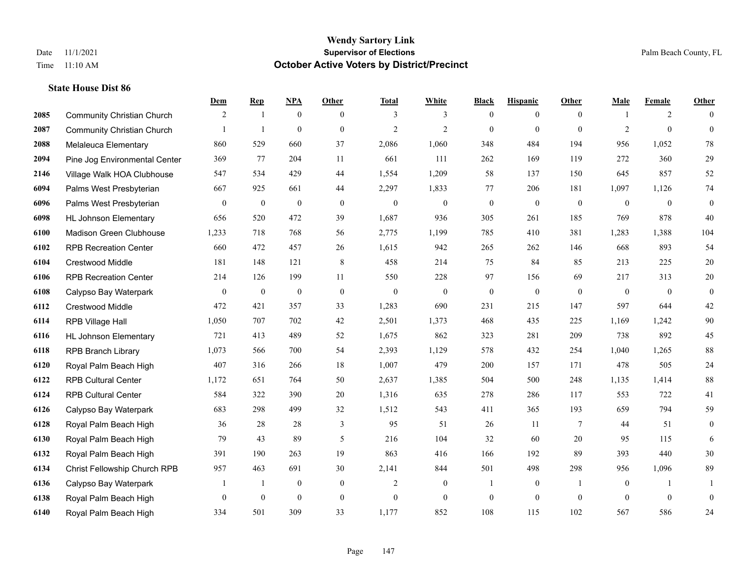# Wendy Sartory Link
## Supervisor of Elections
## October Active Voters by District/Precinct

Date 11/1/2021
Time 11:10 AM

Palm Beach County, FL

### State House Dist 86

| | | Dem | Rep | NPA | Other | Total | White | Black | Hispanic | Other | Male | Female | Other |
|---|---|---|---|---|---|---|---|---|---|---|---|---|---|
| 2085 | Community Christian Church | 2 | 1 | 0 | 0 | 3 | 3 | 0 | 0 | 0 | 1 | 2 | 0 |
| 2087 | Community Christian Church | 1 | 1 | 0 | 0 | 2 | 2 | 0 | 0 | 0 | 2 | 0 | 0 |
| 2088 | Melaleuca Elementary | 860 | 529 | 660 | 37 | 2,086 | 1,060 | 348 | 484 | 194 | 956 | 1,052 | 78 |
| 2094 | Pine Jog Environmental Center | 369 | 77 | 204 | 11 | 661 | 111 | 262 | 169 | 119 | 272 | 360 | 29 |
| 2146 | Village Walk HOA Clubhouse | 547 | 534 | 429 | 44 | 1,554 | 1,209 | 58 | 137 | 150 | 645 | 857 | 52 |
| 6094 | Palms West Presbyterian | 667 | 925 | 661 | 44 | 2,297 | 1,833 | 77 | 206 | 181 | 1,097 | 1,126 | 74 |
| 6096 | Palms West Presbyterian | 0 | 0 | 0 | 0 | 0 | 0 | 0 | 0 | 0 | 0 | 0 | 0 |
| 6098 | HL Johnson Elementary | 656 | 520 | 472 | 39 | 1,687 | 936 | 305 | 261 | 185 | 769 | 878 | 40 |
| 6100 | Madison Green Clubhouse | 1,233 | 718 | 768 | 56 | 2,775 | 1,199 | 785 | 410 | 381 | 1,283 | 1,388 | 104 |
| 6102 | RPB Recreation Center | 660 | 472 | 457 | 26 | 1,615 | 942 | 265 | 262 | 146 | 668 | 893 | 54 |
| 6104 | Crestwood Middle | 181 | 148 | 121 | 8 | 458 | 214 | 75 | 84 | 85 | 213 | 225 | 20 |
| 6106 | RPB Recreation Center | 214 | 126 | 199 | 11 | 550 | 228 | 97 | 156 | 69 | 217 | 313 | 20 |
| 6108 | Calypso Bay Waterpark | 0 | 0 | 0 | 0 | 0 | 0 | 0 | 0 | 0 | 0 | 0 | 0 |
| 6112 | Crestwood Middle | 472 | 421 | 357 | 33 | 1,283 | 690 | 231 | 215 | 147 | 597 | 644 | 42 |
| 6114 | RPB Village Hall | 1,050 | 707 | 702 | 42 | 2,501 | 1,373 | 468 | 435 | 225 | 1,169 | 1,242 | 90 |
| 6116 | HL Johnson Elementary | 721 | 413 | 489 | 52 | 1,675 | 862 | 323 | 281 | 209 | 738 | 892 | 45 |
| 6118 | RPB Branch Library | 1,073 | 566 | 700 | 54 | 2,393 | 1,129 | 578 | 432 | 254 | 1,040 | 1,265 | 88 |
| 6120 | Royal Palm Beach High | 407 | 316 | 266 | 18 | 1,007 | 479 | 200 | 157 | 171 | 478 | 505 | 24 |
| 6122 | RPB Cultural Center | 1,172 | 651 | 764 | 50 | 2,637 | 1,385 | 504 | 500 | 248 | 1,135 | 1,414 | 88 |
| 6124 | RPB Cultural Center | 584 | 322 | 390 | 20 | 1,316 | 635 | 278 | 286 | 117 | 553 | 722 | 41 |
| 6126 | Calypso Bay Waterpark | 683 | 298 | 499 | 32 | 1,512 | 543 | 411 | 365 | 193 | 659 | 794 | 59 |
| 6128 | Royal Palm Beach High | 36 | 28 | 28 | 3 | 95 | 51 | 26 | 11 | 7 | 44 | 51 | 0 |
| 6130 | Royal Palm Beach High | 79 | 43 | 89 | 5 | 216 | 104 | 32 | 60 | 20 | 95 | 115 | 6 |
| 6132 | Royal Palm Beach High | 391 | 190 | 263 | 19 | 863 | 416 | 166 | 192 | 89 | 393 | 440 | 30 |
| 6134 | Christ Fellowship Church RPB | 957 | 463 | 691 | 30 | 2,141 | 844 | 501 | 498 | 298 | 956 | 1,096 | 89 |
| 6136 | Calypso Bay Waterpark | 1 | 1 | 0 | 0 | 2 | 0 | 1 | 0 | 1 | 0 | 1 | 1 |
| 6138 | Royal Palm Beach High | 0 | 0 | 0 | 0 | 0 | 0 | 0 | 0 | 0 | 0 | 0 | 0 |
| 6140 | Royal Palm Beach High | 334 | 501 | 309 | 33 | 1,177 | 852 | 108 | 115 | 102 | 567 | 586 | 24 |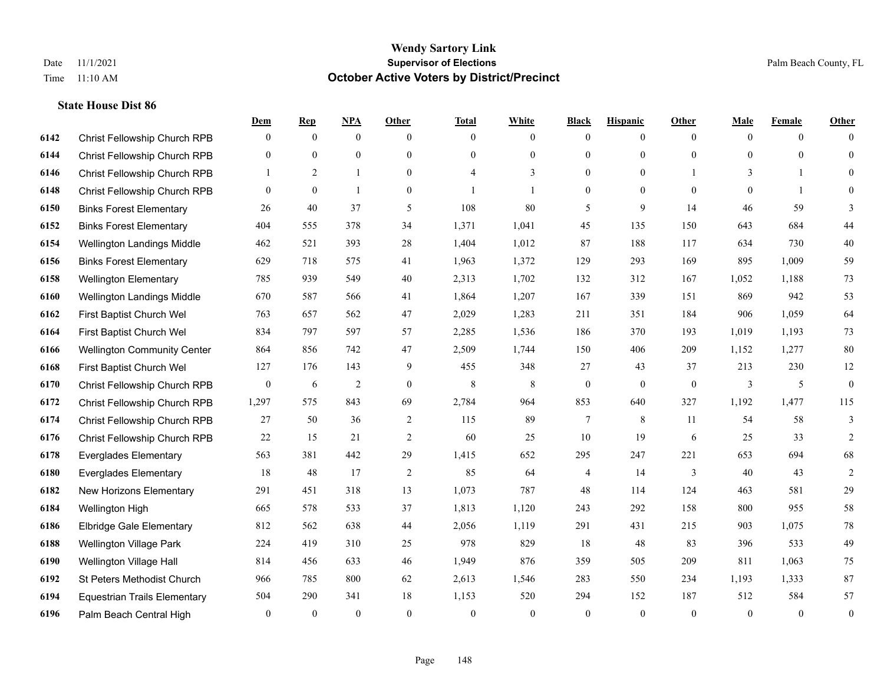# Wendy Sartory Link

**Supervisor of Elections**

**October Active Voters by District/Precinct**

Date 11/1/2021
Time 11:10 AM

Palm Beach County, FL

### State House Dist 86

| | | Dem | Rep | NPA | Other | Total | White | Black | Hispanic | Other | Male | Female | Other |
|---|---|---|---|---|---|---|---|---|---|---|---|---|---|
| 6142 | Christ Fellowship Church RPB | 0 | 0 | 0 | 0 | 0 | 0 | 0 | 0 | 0 | 0 | 0 | 0 |
| 6144 | Christ Fellowship Church RPB | 0 | 0 | 0 | 0 | 0 | 0 | 0 | 0 | 0 | 0 | 0 | 0 |
| 6146 | Christ Fellowship Church RPB | 1 | 2 | 1 | 0 | 4 | 3 | 0 | 0 | 1 | 3 | 1 | 0 |
| 6148 | Christ Fellowship Church RPB | 0 | 0 | 1 | 0 | 1 | 1 | 0 | 0 | 0 | 0 | 1 | 0 |
| 6150 | Binks Forest Elementary | 26 | 40 | 37 | 5 | 108 | 80 | 5 | 9 | 14 | 46 | 59 | 3 |
| 6152 | Binks Forest Elementary | 404 | 555 | 378 | 34 | 1,371 | 1,041 | 45 | 135 | 150 | 643 | 684 | 44 |
| 6154 | Wellington Landings Middle | 462 | 521 | 393 | 28 | 1,404 | 1,012 | 87 | 188 | 117 | 634 | 730 | 40 |
| 6156 | Binks Forest Elementary | 629 | 718 | 575 | 41 | 1,963 | 1,372 | 129 | 293 | 169 | 895 | 1,009 | 59 |
| 6158 | Wellington Elementary | 785 | 939 | 549 | 40 | 2,313 | 1,702 | 132 | 312 | 167 | 1,052 | 1,188 | 73 |
| 6160 | Wellington Landings Middle | 670 | 587 | 566 | 41 | 1,864 | 1,207 | 167 | 339 | 151 | 869 | 942 | 53 |
| 6162 | First Baptist Church Wel | 763 | 657 | 562 | 47 | 2,029 | 1,283 | 211 | 351 | 184 | 906 | 1,059 | 64 |
| 6164 | First Baptist Church Wel | 834 | 797 | 597 | 57 | 2,285 | 1,536 | 186 | 370 | 193 | 1,019 | 1,193 | 73 |
| 6166 | Wellington Community Center | 864 | 856 | 742 | 47 | 2,509 | 1,744 | 150 | 406 | 209 | 1,152 | 1,277 | 80 |
| 6168 | First Baptist Church Wel | 127 | 176 | 143 | 9 | 455 | 348 | 27 | 43 | 37 | 213 | 230 | 12 |
| 6170 | Christ Fellowship Church RPB | 0 | 6 | 2 | 0 | 8 | 8 | 0 | 0 | 0 | 3 | 5 | 0 |
| 6172 | Christ Fellowship Church RPB | 1,297 | 575 | 843 | 69 | 2,784 | 964 | 853 | 640 | 327 | 1,192 | 1,477 | 115 |
| 6174 | Christ Fellowship Church RPB | 27 | 50 | 36 | 2 | 115 | 89 | 7 | 8 | 11 | 54 | 58 | 3 |
| 6176 | Christ Fellowship Church RPB | 22 | 15 | 21 | 2 | 60 | 25 | 10 | 19 | 6 | 25 | 33 | 2 |
| 6178 | Everglades Elementary | 563 | 381 | 442 | 29 | 1,415 | 652 | 295 | 247 | 221 | 653 | 694 | 68 |
| 6180 | Everglades Elementary | 18 | 48 | 17 | 2 | 85 | 64 | 4 | 14 | 3 | 40 | 43 | 2 |
| 6182 | New Horizons Elementary | 291 | 451 | 318 | 13 | 1,073 | 787 | 48 | 114 | 124 | 463 | 581 | 29 |
| 6184 | Wellington High | 665 | 578 | 533 | 37 | 1,813 | 1,120 | 243 | 292 | 158 | 800 | 955 | 58 |
| 6186 | Elbridge Gale Elementary | 812 | 562 | 638 | 44 | 2,056 | 1,119 | 291 | 431 | 215 | 903 | 1,075 | 78 |
| 6188 | Wellington Village Park | 224 | 419 | 310 | 25 | 978 | 829 | 18 | 48 | 83 | 396 | 533 | 49 |
| 6190 | Wellington Village Hall | 814 | 456 | 633 | 46 | 1,949 | 876 | 359 | 505 | 209 | 811 | 1,063 | 75 |
| 6192 | St Peters Methodist Church | 966 | 785 | 800 | 62 | 2,613 | 1,546 | 283 | 550 | 234 | 1,193 | 1,333 | 87 |
| 6194 | Equestrian Trails Elementary | 504 | 290 | 341 | 18 | 1,153 | 520 | 294 | 152 | 187 | 512 | 584 | 57 |
| 6196 | Palm Beach Central High | 0 | 0 | 0 | 0 | 0 | 0 | 0 | 0 | 0 | 0 | 0 | 0 |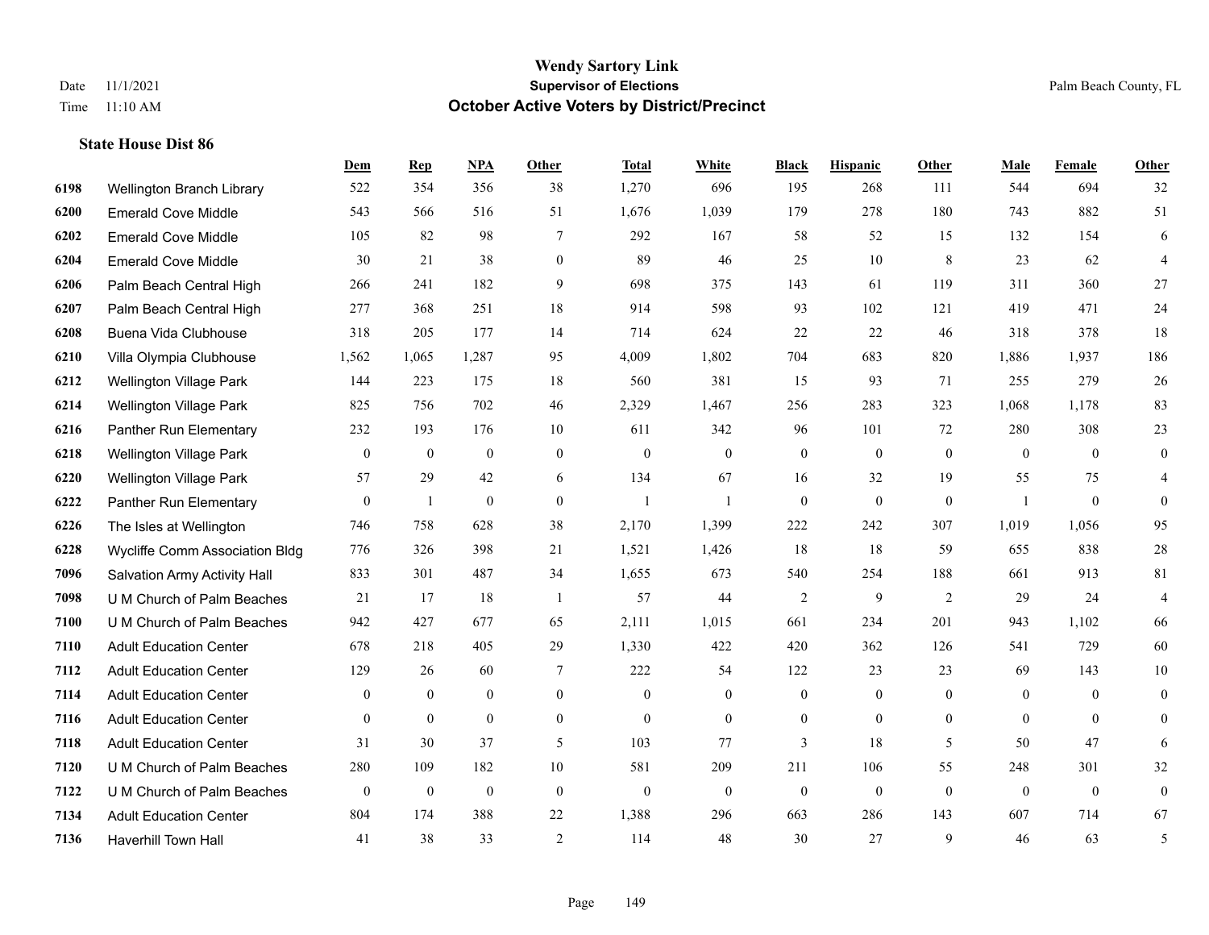# Wendy Sartory Link
## Supervisor of Elections
## October Active Voters by District/Precinct

Date 11/1/2021
Time 11:10 AM

Palm Beach County, FL

### State House Dist 86

| | | Dem | Rep | NPA | Other | Total | White | Black | Hispanic | Other | Male | Female | Other |
|---|---|---|---|---|---|---|---|---|---|---|---|---|---|
| 6198 | Wellington Branch Library | 522 | 354 | 356 | 38 | 1,270 | 696 | 195 | 268 | 111 | 544 | 694 | 32 |
| 6200 | Emerald Cove Middle | 543 | 566 | 516 | 51 | 1,676 | 1,039 | 179 | 278 | 180 | 743 | 882 | 51 |
| 6202 | Emerald Cove Middle | 105 | 82 | 98 | 7 | 292 | 167 | 58 | 52 | 15 | 132 | 154 | 6 |
| 6204 | Emerald Cove Middle | 30 | 21 | 38 | 0 | 89 | 46 | 25 | 10 | 8 | 23 | 62 | 4 |
| 6206 | Palm Beach Central High | 266 | 241 | 182 | 9 | 698 | 375 | 143 | 61 | 119 | 311 | 360 | 27 |
| 6207 | Palm Beach Central High | 277 | 368 | 251 | 18 | 914 | 598 | 93 | 102 | 121 | 419 | 471 | 24 |
| 6208 | Buena Vida Clubhouse | 318 | 205 | 177 | 14 | 714 | 624 | 22 | 22 | 46 | 318 | 378 | 18 |
| 6210 | Villa Olympia Clubhouse | 1,562 | 1,065 | 1,287 | 95 | 4,009 | 1,802 | 704 | 683 | 820 | 1,886 | 1,937 | 186 |
| 6212 | Wellington Village Park | 144 | 223 | 175 | 18 | 560 | 381 | 15 | 93 | 71 | 255 | 279 | 26 |
| 6214 | Wellington Village Park | 825 | 756 | 702 | 46 | 2,329 | 1,467 | 256 | 283 | 323 | 1,068 | 1,178 | 83 |
| 6216 | Panther Run Elementary | 232 | 193 | 176 | 10 | 611 | 342 | 96 | 101 | 72 | 280 | 308 | 23 |
| 6218 | Wellington Village Park | 0 | 0 | 0 | 0 | 0 | 0 | 0 | 0 | 0 | 0 | 0 | 0 |
| 6220 | Wellington Village Park | 57 | 29 | 42 | 6 | 134 | 67 | 16 | 32 | 19 | 55 | 75 | 4 |
| 6222 | Panther Run Elementary | 0 | 1 | 0 | 0 | 1 | 1 | 0 | 0 | 0 | 1 | 0 | 0 |
| 6226 | The Isles at Wellington | 746 | 758 | 628 | 38 | 2,170 | 1,399 | 222 | 242 | 307 | 1,019 | 1,056 | 95 |
| 6228 | Wycliffe Comm Association Bldg | 776 | 326 | 398 | 21 | 1,521 | 1,426 | 18 | 18 | 59 | 655 | 838 | 28 |
| 7096 | Salvation Army Activity Hall | 833 | 301 | 487 | 34 | 1,655 | 673 | 540 | 254 | 188 | 661 | 913 | 81 |
| 7098 | U M Church of Palm Beaches | 21 | 17 | 18 | 1 | 57 | 44 | 2 | 9 | 2 | 29 | 24 | 4 |
| 7100 | U M Church of Palm Beaches | 942 | 427 | 677 | 65 | 2,111 | 1,015 | 661 | 234 | 201 | 943 | 1,102 | 66 |
| 7110 | Adult Education Center | 678 | 218 | 405 | 29 | 1,330 | 422 | 420 | 362 | 126 | 541 | 729 | 60 |
| 7112 | Adult Education Center | 129 | 26 | 60 | 7 | 222 | 54 | 122 | 23 | 23 | 69 | 143 | 10 |
| 7114 | Adult Education Center | 0 | 0 | 0 | 0 | 0 | 0 | 0 | 0 | 0 | 0 | 0 | 0 |
| 7116 | Adult Education Center | 0 | 0 | 0 | 0 | 0 | 0 | 0 | 0 | 0 | 0 | 0 | 0 |
| 7118 | Adult Education Center | 31 | 30 | 37 | 5 | 103 | 77 | 3 | 18 | 5 | 50 | 47 | 6 |
| 7120 | U M Church of Palm Beaches | 280 | 109 | 182 | 10 | 581 | 209 | 211 | 106 | 55 | 248 | 301 | 32 |
| 7122 | U M Church of Palm Beaches | 0 | 0 | 0 | 0 | 0 | 0 | 0 | 0 | 0 | 0 | 0 | 0 |
| 7134 | Adult Education Center | 804 | 174 | 388 | 22 | 1,388 | 296 | 663 | 286 | 143 | 607 | 714 | 67 |
| 7136 | Haverhill Town Hall | 41 | 38 | 33 | 2 | 114 | 48 | 30 | 27 | 9 | 46 | 63 | 5 |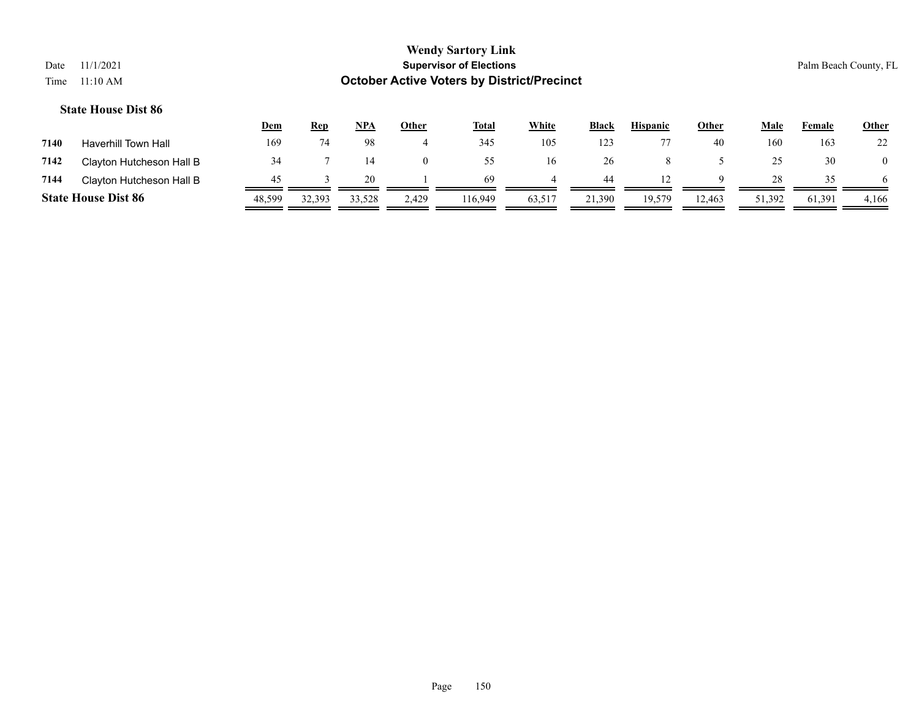# Wendy Sartory Link

**Supervisor of Elections**

**October Active Voters by District/Precinct**

Date 11/1/2021

Time 11:10 AM

Palm Beach County, FL

### State House Dist 86

| | | Dem | Rep | NPA | Other | Total | White | Black | Hispanic | Other | Male | Female | Other |
|---|---|---|---|---|---|---|---|---|---|---|---|---|---|
| 7140 | Haverhill Town Hall | 169 | 74 | 98 | 4 | 345 | 105 | 123 | 77 | 40 | 160 | 163 | 22 |
| 7142 | Clayton Hutcheson Hall B | 34 | 7 | 14 | 0 | 55 | 16 | 26 | 8 | 5 | 25 | 30 | 0 |
| 7144 | Clayton Hutcheson Hall B | 45 | 3 | 20 | 1 | 69 | 4 | 44 | 12 | 9 | 28 | 35 | 6 |
| **State House Dist 86** | | 48,599 | 32,393 | 33,528 | 2,429 | 116,949 | 63,517 | 21,390 | 19,579 | 12,463 | 51,392 | 61,391 | 4,166 |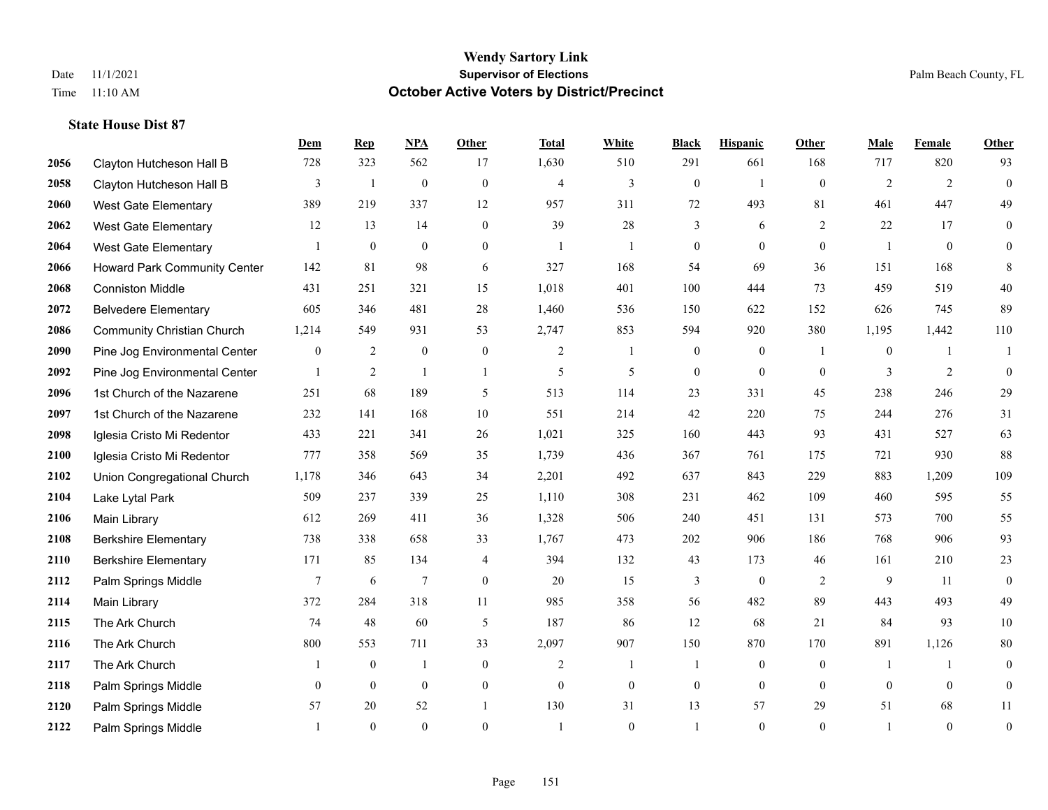# Wendy Sartory Link
## Supervisor of Elections
## October Active Voters by District/Precinct

Date 11/1/2021 | Time 11:10 AM | Palm Beach County, FL

### State House Dist 87

| | | Dem | Rep | NPA | Other | Total | White | Black | Hispanic | Other | Male | Female | Other |
|---|---|---|---|---|---|---|---|---|---|---|---|---|---|
| 2056 | Clayton Hutcheson Hall B | 728 | 323 | 562 | 17 | 1,630 | 510 | 291 | 661 | 168 | 717 | 820 | 93 |
| 2058 | Clayton Hutcheson Hall B | 3 | 1 | 0 | 0 | 4 | 3 | 0 | 1 | 0 | 2 | 2 | 0 |
| 2060 | West Gate Elementary | 389 | 219 | 337 | 12 | 957 | 311 | 72 | 493 | 81 | 461 | 447 | 49 |
| 2062 | West Gate Elementary | 12 | 13 | 14 | 0 | 39 | 28 | 3 | 6 | 2 | 22 | 17 | 0 |
| 2064 | West Gate Elementary | 1 | 0 | 0 | 0 | 1 | 1 | 0 | 0 | 0 | 1 | 0 | 0 |
| 2066 | Howard Park Community Center | 142 | 81 | 98 | 6 | 327 | 168 | 54 | 69 | 36 | 151 | 168 | 8 |
| 2068 | Conniston Middle | 431 | 251 | 321 | 15 | 1,018 | 401 | 100 | 444 | 73 | 459 | 519 | 40 |
| 2072 | Belvedere Elementary | 605 | 346 | 481 | 28 | 1,460 | 536 | 150 | 622 | 152 | 626 | 745 | 89 |
| 2086 | Community Christian Church | 1,214 | 549 | 931 | 53 | 2,747 | 853 | 594 | 920 | 380 | 1,195 | 1,442 | 110 |
| 2090 | Pine Jog Environmental Center | 0 | 2 | 0 | 0 | 2 | 1 | 0 | 0 | 1 | 0 | 1 | 1 |
| 2092 | Pine Jog Environmental Center | 1 | 2 | 1 | 1 | 5 | 5 | 0 | 0 | 0 | 3 | 2 | 0 |
| 2096 | 1st Church of the Nazarene | 251 | 68 | 189 | 5 | 513 | 114 | 23 | 331 | 45 | 238 | 246 | 29 |
| 2097 | 1st Church of the Nazarene | 232 | 141 | 168 | 10 | 551 | 214 | 42 | 220 | 75 | 244 | 276 | 31 |
| 2098 | Iglesia Cristo Mi Redentor | 433 | 221 | 341 | 26 | 1,021 | 325 | 160 | 443 | 93 | 431 | 527 | 63 |
| 2100 | Iglesia Cristo Mi Redentor | 777 | 358 | 569 | 35 | 1,739 | 436 | 367 | 761 | 175 | 721 | 930 | 88 |
| 2102 | Union Congregational Church | 1,178 | 346 | 643 | 34 | 2,201 | 492 | 637 | 843 | 229 | 883 | 1,209 | 109 |
| 2104 | Lake Lytal Park | 509 | 237 | 339 | 25 | 1,110 | 308 | 231 | 462 | 109 | 460 | 595 | 55 |
| 2106 | Main Library | 612 | 269 | 411 | 36 | 1,328 | 506 | 240 | 451 | 131 | 573 | 700 | 55 |
| 2108 | Berkshire Elementary | 738 | 338 | 658 | 33 | 1,767 | 473 | 202 | 906 | 186 | 768 | 906 | 93 |
| 2110 | Berkshire Elementary | 171 | 85 | 134 | 4 | 394 | 132 | 43 | 173 | 46 | 161 | 210 | 23 |
| 2112 | Palm Springs Middle | 7 | 6 | 7 | 0 | 20 | 15 | 3 | 0 | 2 | 9 | 11 | 0 |
| 2114 | Main Library | 372 | 284 | 318 | 11 | 985 | 358 | 56 | 482 | 89 | 443 | 493 | 49 |
| 2115 | The Ark Church | 74 | 48 | 60 | 5 | 187 | 86 | 12 | 68 | 21 | 84 | 93 | 10 |
| 2116 | The Ark Church | 800 | 553 | 711 | 33 | 2,097 | 907 | 150 | 870 | 170 | 891 | 1,126 | 80 |
| 2117 | The Ark Church | 1 | 0 | 1 | 0 | 2 | 1 | 1 | 0 | 0 | 1 | 1 | 0 |
| 2118 | Palm Springs Middle | 0 | 0 | 0 | 0 | 0 | 0 | 0 | 0 | 0 | 0 | 0 | 0 |
| 2120 | Palm Springs Middle | 57 | 20 | 52 | 1 | 130 | 31 | 13 | 57 | 29 | 51 | 68 | 11 |
| 2122 | Palm Springs Middle | 1 | 0 | 0 | 0 | 1 | 0 | 1 | 0 | 0 | 1 | 0 | 0 |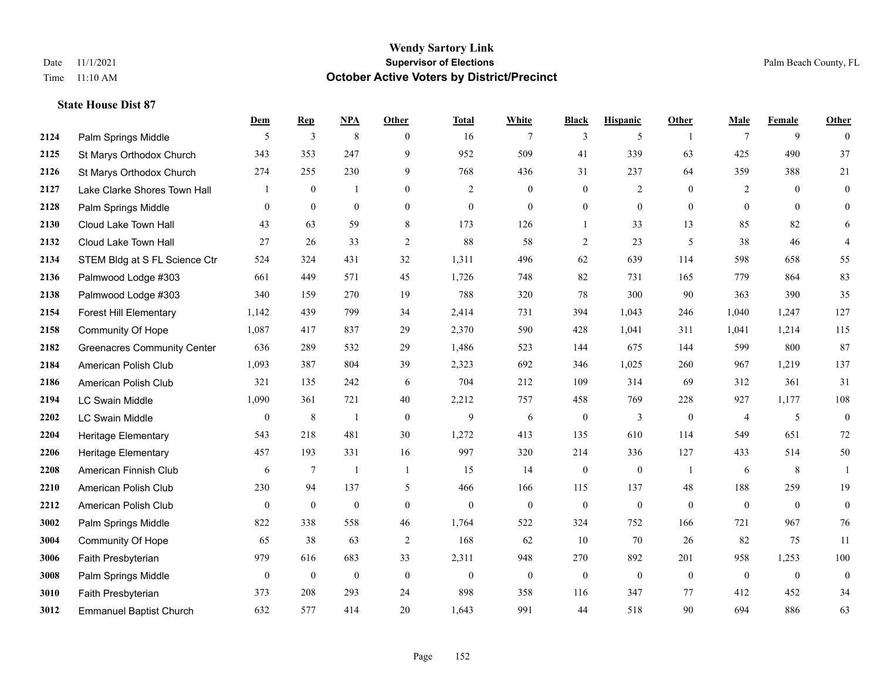**Wendy Sartory Link**
**Supervisor of Elections**
**October Active Voters by District/Precinct**

Date 11/1/2021
Time 11:10 AM

Palm Beach County, FL

### State House Dist 87

| | | Dem | Rep | NPA | Other | Total | White | Black | Hispanic | Other | Male | Female | Other |
|---|---|---|---|---|---|---|---|---|---|---|---|---|---|
| 2124 | Palm Springs Middle | 5 | 3 | 8 | 0 | 16 | 7 | 3 | 5 | 1 | 7 | 9 | 0 |
| 2125 | St Marys Orthodox Church | 343 | 353 | 247 | 9 | 952 | 509 | 41 | 339 | 63 | 425 | 490 | 37 |
| 2126 | St Marys Orthodox Church | 274 | 255 | 230 | 9 | 768 | 436 | 31 | 237 | 64 | 359 | 388 | 21 |
| 2127 | Lake Clarke Shores Town Hall | 1 | 0 | 1 | 0 | 2 | 0 | 0 | 2 | 0 | 2 | 0 | 0 |
| 2128 | Palm Springs Middle | 0 | 0 | 0 | 0 | 0 | 0 | 0 | 0 | 0 | 0 | 0 | 0 |
| 2130 | Cloud Lake Town Hall | 43 | 63 | 59 | 8 | 173 | 126 | 1 | 33 | 13 | 85 | 82 | 6 |
| 2132 | Cloud Lake Town Hall | 27 | 26 | 33 | 2 | 88 | 58 | 2 | 23 | 5 | 38 | 46 | 4 |
| 2134 | STEM Bldg at S FL Science Ctr | 524 | 324 | 431 | 32 | 1,311 | 496 | 62 | 639 | 114 | 598 | 658 | 55 |
| 2136 | Palmwood Lodge #303 | 661 | 449 | 571 | 45 | 1,726 | 748 | 82 | 731 | 165 | 779 | 864 | 83 |
| 2138 | Palmwood Lodge #303 | 340 | 159 | 270 | 19 | 788 | 320 | 78 | 300 | 90 | 363 | 390 | 35 |
| 2154 | Forest Hill Elementary | 1,142 | 439 | 799 | 34 | 2,414 | 731 | 394 | 1,043 | 246 | 1,040 | 1,247 | 127 |
| 2158 | Community Of Hope | 1,087 | 417 | 837 | 29 | 2,370 | 590 | 428 | 1,041 | 311 | 1,041 | 1,214 | 115 |
| 2182 | Greenacres Community Center | 636 | 289 | 532 | 29 | 1,486 | 523 | 144 | 675 | 144 | 599 | 800 | 87 |
| 2184 | American Polish Club | 1,093 | 387 | 804 | 39 | 2,323 | 692 | 346 | 1,025 | 260 | 967 | 1,219 | 137 |
| 2186 | American Polish Club | 321 | 135 | 242 | 6 | 704 | 212 | 109 | 314 | 69 | 312 | 361 | 31 |
| 2194 | LC Swain Middle | 1,090 | 361 | 721 | 40 | 2,212 | 757 | 458 | 769 | 228 | 927 | 1,177 | 108 |
| 2202 | LC Swain Middle | 0 | 8 | 1 | 0 | 9 | 6 | 0 | 3 | 0 | 4 | 5 | 0 |
| 2204 | Heritage Elementary | 543 | 218 | 481 | 30 | 1,272 | 413 | 135 | 610 | 114 | 549 | 651 | 72 |
| 2206 | Heritage Elementary | 457 | 193 | 331 | 16 | 997 | 320 | 214 | 336 | 127 | 433 | 514 | 50 |
| 2208 | American Finnish Club | 6 | 7 | 1 | 1 | 15 | 14 | 0 | 0 | 1 | 6 | 8 | 1 |
| 2210 | American Polish Club | 230 | 94 | 137 | 5 | 466 | 166 | 115 | 137 | 48 | 188 | 259 | 19 |
| 2212 | American Polish Club | 0 | 0 | 0 | 0 | 0 | 0 | 0 | 0 | 0 | 0 | 0 | 0 |
| 3002 | Palm Springs Middle | 822 | 338 | 558 | 46 | 1,764 | 522 | 324 | 752 | 166 | 721 | 967 | 76 |
| 3004 | Community Of Hope | 65 | 38 | 63 | 2 | 168 | 62 | 10 | 70 | 26 | 82 | 75 | 11 |
| 3006 | Faith Presbyterian | 979 | 616 | 683 | 33 | 2,311 | 948 | 270 | 892 | 201 | 958 | 1,253 | 100 |
| 3008 | Palm Springs Middle | 0 | 0 | 0 | 0 | 0 | 0 | 0 | 0 | 0 | 0 | 0 | 0 |
| 3010 | Faith Presbyterian | 373 | 208 | 293 | 24 | 898 | 358 | 116 | 347 | 77 | 412 | 452 | 34 |
| 3012 | Emmanuel Baptist Church | 632 | 577 | 414 | 20 | 1,643 | 991 | 44 | 518 | 90 | 694 | 886 | 63 |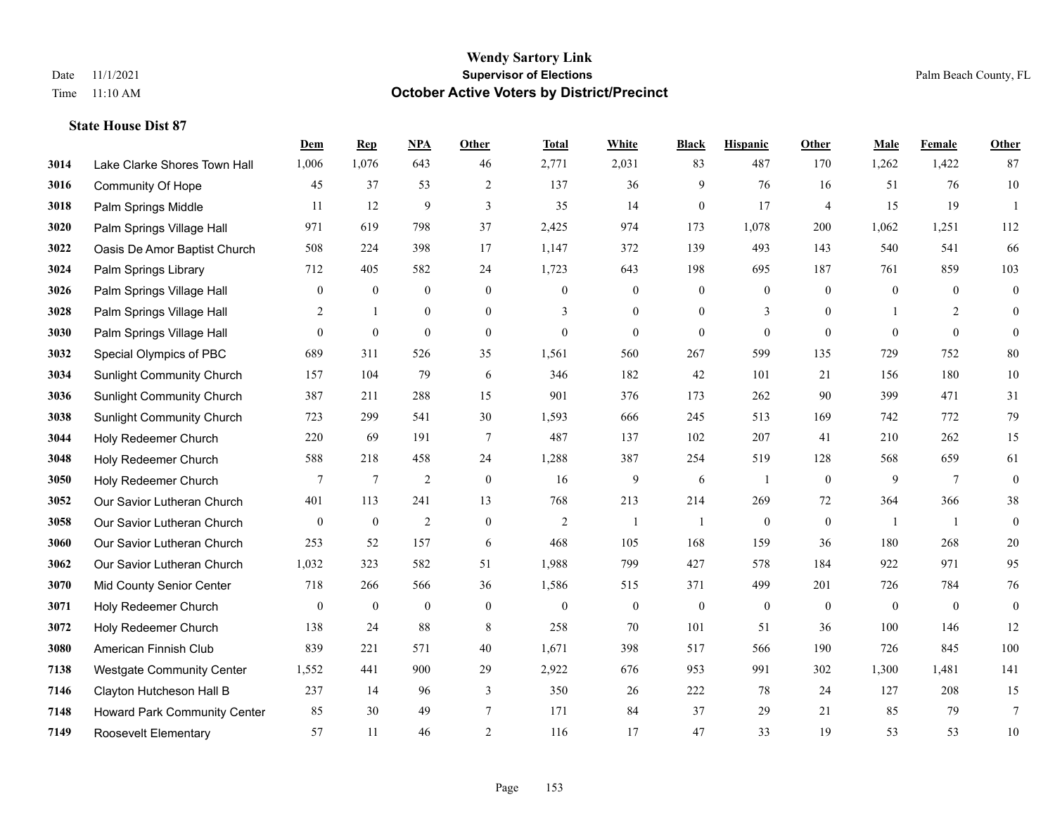# Wendy Sartory Link
## Supervisor of Elections
## October Active Voters by District/Precinct

Date 11/1/2021
Time 11:10 AM

Palm Beach County, FL

### State House Dist 87

| | | Dem | Rep | NPA | Other | Total | White | Black | Hispanic | Other | Male | Female | Other |
|---|---|---|---|---|---|---|---|---|---|---|---|---|---|
| 3014 | Lake Clarke Shores Town Hall | 1,006 | 1,076 | 643 | 46 | 2,771 | 2,031 | 83 | 487 | 170 | 1,262 | 1,422 | 87 |
| 3016 | Community Of Hope | 45 | 37 | 53 | 2 | 137 | 36 | 9 | 76 | 16 | 51 | 76 | 10 |
| 3018 | Palm Springs Middle | 11 | 12 | 9 | 3 | 35 | 14 | 0 | 17 | 4 | 15 | 19 | 1 |
| 3020 | Palm Springs Village Hall | 971 | 619 | 798 | 37 | 2,425 | 974 | 173 | 1,078 | 200 | 1,062 | 1,251 | 112 |
| 3022 | Oasis De Amor Baptist Church | 508 | 224 | 398 | 17 | 1,147 | 372 | 139 | 493 | 143 | 540 | 541 | 66 |
| 3024 | Palm Springs Library | 712 | 405 | 582 | 24 | 1,723 | 643 | 198 | 695 | 187 | 761 | 859 | 103 |
| 3026 | Palm Springs Village Hall | 0 | 0 | 0 | 0 | 0 | 0 | 0 | 0 | 0 | 0 | 0 | 0 |
| 3028 | Palm Springs Village Hall | 2 | 1 | 0 | 0 | 3 | 0 | 0 | 3 | 0 | 1 | 2 | 0 |
| 3030 | Palm Springs Village Hall | 0 | 0 | 0 | 0 | 0 | 0 | 0 | 0 | 0 | 0 | 0 | 0 |
| 3032 | Special Olympics of PBC | 689 | 311 | 526 | 35 | 1,561 | 560 | 267 | 599 | 135 | 729 | 752 | 80 |
| 3034 | Sunlight Community Church | 157 | 104 | 79 | 6 | 346 | 182 | 42 | 101 | 21 | 156 | 180 | 10 |
| 3036 | Sunlight Community Church | 387 | 211 | 288 | 15 | 901 | 376 | 173 | 262 | 90 | 399 | 471 | 31 |
| 3038 | Sunlight Community Church | 723 | 299 | 541 | 30 | 1,593 | 666 | 245 | 513 | 169 | 742 | 772 | 79 |
| 3044 | Holy Redeemer Church | 220 | 69 | 191 | 7 | 487 | 137 | 102 | 207 | 41 | 210 | 262 | 15 |
| 3048 | Holy Redeemer Church | 588 | 218 | 458 | 24 | 1,288 | 387 | 254 | 519 | 128 | 568 | 659 | 61 |
| 3050 | Holy Redeemer Church | 7 | 7 | 2 | 0 | 16 | 9 | 6 | 1 | 0 | 9 | 7 | 0 |
| 3052 | Our Savior Lutheran Church | 401 | 113 | 241 | 13 | 768 | 213 | 214 | 269 | 72 | 364 | 366 | 38 |
| 3058 | Our Savior Lutheran Church | 0 | 0 | 2 | 0 | 2 | 1 | 1 | 0 | 0 | 1 | 1 | 0 |
| 3060 | Our Savior Lutheran Church | 253 | 52 | 157 | 6 | 468 | 105 | 168 | 159 | 36 | 180 | 268 | 20 |
| 3062 | Our Savior Lutheran Church | 1,032 | 323 | 582 | 51 | 1,988 | 799 | 427 | 578 | 184 | 922 | 971 | 95 |
| 3070 | Mid County Senior Center | 718 | 266 | 566 | 36 | 1,586 | 515 | 371 | 499 | 201 | 726 | 784 | 76 |
| 3071 | Holy Redeemer Church | 0 | 0 | 0 | 0 | 0 | 0 | 0 | 0 | 0 | 0 | 0 | 0 |
| 3072 | Holy Redeemer Church | 138 | 24 | 88 | 8 | 258 | 70 | 101 | 51 | 36 | 100 | 146 | 12 |
| 3080 | American Finnish Club | 839 | 221 | 571 | 40 | 1,671 | 398 | 517 | 566 | 190 | 726 | 845 | 100 |
| 7138 | Westgate Community Center | 1,552 | 441 | 900 | 29 | 2,922 | 676 | 953 | 991 | 302 | 1,300 | 1,481 | 141 |
| 7146 | Clayton Hutcheson Hall B | 237 | 14 | 96 | 3 | 350 | 26 | 222 | 78 | 24 | 127 | 208 | 15 |
| 7148 | Howard Park Community Center | 85 | 30 | 49 | 7 | 171 | 84 | 37 | 29 | 21 | 85 | 79 | 7 |
| 7149 | Roosevelt Elementary | 57 | 11 | 46 | 2 | 116 | 17 | 47 | 33 | 19 | 53 | 53 | 10 |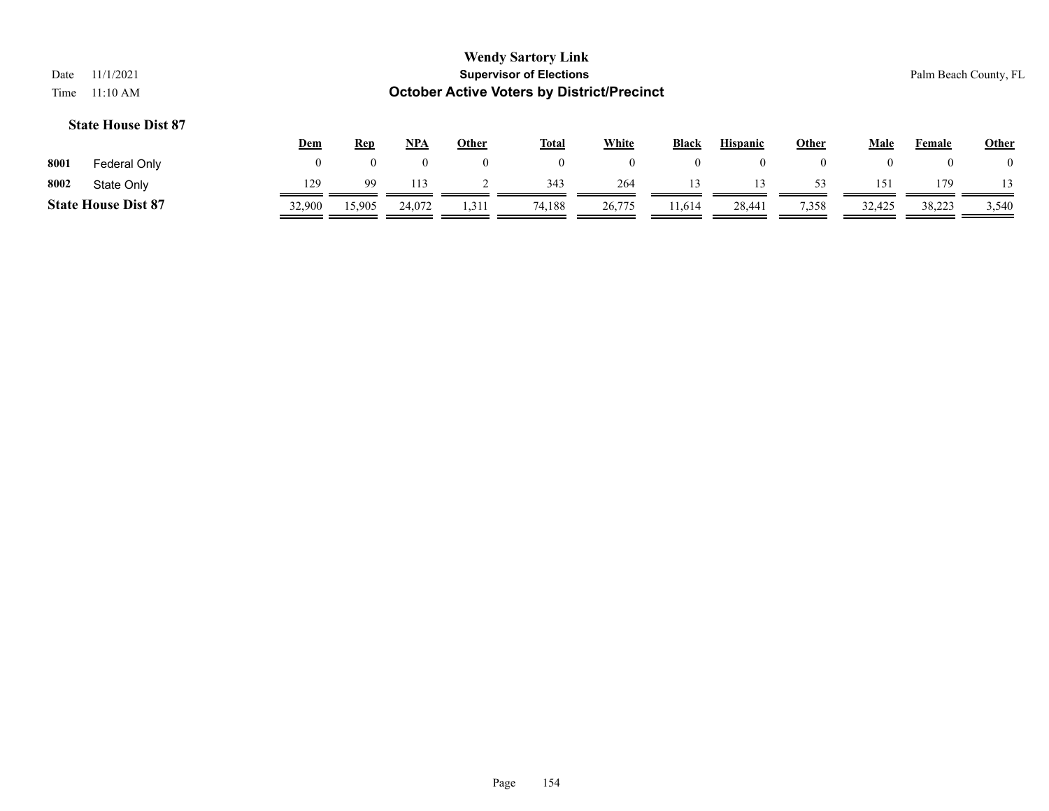**Wendy Sartory Link**
**Supervisor of Elections**
**October Active Voters by District/Precinct**

Date 11/1/2021
Time 11:10 AM

Palm Beach County, FL

### State House Dist 87

| | | Dem | Rep | NPA | Other | Total | White | Black | Hispanic | Other | Male | Female | Other |
|---|---|---|---|---|---|---|---|---|---|---|---|---|---|
| 8001 | Federal Only | 0 | 0 | 0 | 0 | 0 | 0 | 0 | 0 | 0 | 0 | 0 | 0 |
| 8002 | State Only | 129 | 99 | 113 | 2 | 343 | 264 | 13 | 13 | 53 | 151 | 179 | 13 |
| **State House Dist 87** | | 32,900 | 15,905 | 24,072 | 1,311 | 74,188 | 26,775 | 11,614 | 28,441 | 7,358 | 32,425 | 38,223 | 3,540 |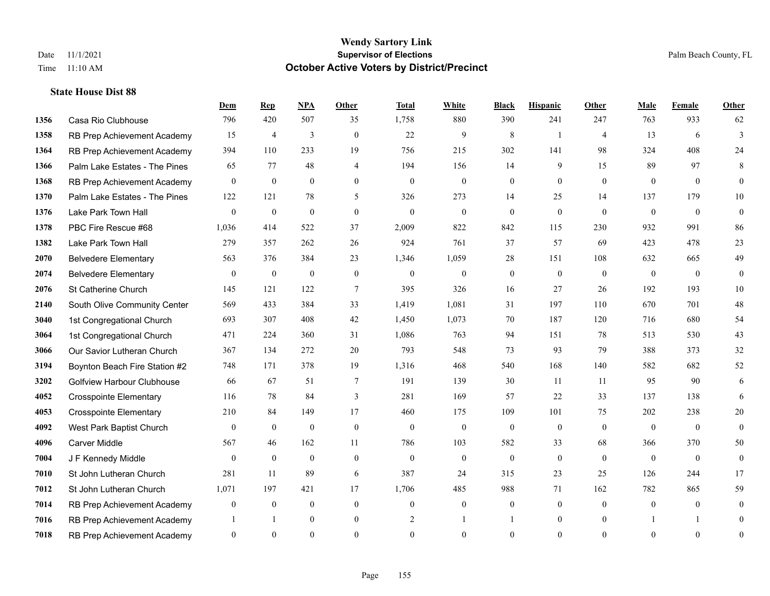# Wendy Sartory Link
## Supervisor of Elections
## October Active Voters by District/Precinct

Date 11/1/2021
Time 11:10 AM

Palm Beach County, FL

### State House Dist 88

| | | Dem | Rep | NPA | Other | Total | White | Black | Hispanic | Other | Male | Female | Other |
|---|---|---|---|---|---|---|---|---|---|---|---|---|---|
| 1356 | Casa Rio Clubhouse | 796 | 420 | 507 | 35 | 1,758 | 880 | 390 | 241 | 247 | 763 | 933 | 62 |
| 1358 | RB Prep Achievement Academy | 15 | 4 | 3 | 0 | 22 | 9 | 8 | 1 | 4 | 13 | 6 | 3 |
| 1364 | RB Prep Achievement Academy | 394 | 110 | 233 | 19 | 756 | 215 | 302 | 141 | 98 | 324 | 408 | 24 |
| 1366 | Palm Lake Estates - The Pines | 65 | 77 | 48 | 4 | 194 | 156 | 14 | 9 | 15 | 89 | 97 | 8 |
| 1368 | RB Prep Achievement Academy | 0 | 0 | 0 | 0 | 0 | 0 | 0 | 0 | 0 | 0 | 0 | 0 |
| 1370 | Palm Lake Estates - The Pines | 122 | 121 | 78 | 5 | 326 | 273 | 14 | 25 | 14 | 137 | 179 | 10 |
| 1376 | Lake Park Town Hall | 0 | 0 | 0 | 0 | 0 | 0 | 0 | 0 | 0 | 0 | 0 | 0 |
| 1378 | PBC Fire Rescue #68 | 1,036 | 414 | 522 | 37 | 2,009 | 822 | 842 | 115 | 230 | 932 | 991 | 86 |
| 1382 | Lake Park Town Hall | 279 | 357 | 262 | 26 | 924 | 761 | 37 | 57 | 69 | 423 | 478 | 23 |
| 2070 | Belvedere Elementary | 563 | 376 | 384 | 23 | 1,346 | 1,059 | 28 | 151 | 108 | 632 | 665 | 49 |
| 2074 | Belvedere Elementary | 0 | 0 | 0 | 0 | 0 | 0 | 0 | 0 | 0 | 0 | 0 | 0 |
| 2076 | St Catherine Church | 145 | 121 | 122 | 7 | 395 | 326 | 16 | 27 | 26 | 192 | 193 | 10 |
| 2140 | South Olive Community Center | 569 | 433 | 384 | 33 | 1,419 | 1,081 | 31 | 197 | 110 | 670 | 701 | 48 |
| 3040 | 1st Congregational Church | 693 | 307 | 408 | 42 | 1,450 | 1,073 | 70 | 187 | 120 | 716 | 680 | 54 |
| 3064 | 1st Congregational Church | 471 | 224 | 360 | 31 | 1,086 | 763 | 94 | 151 | 78 | 513 | 530 | 43 |
| 3066 | Our Savior Lutheran Church | 367 | 134 | 272 | 20 | 793 | 548 | 73 | 93 | 79 | 388 | 373 | 32 |
| 3194 | Boynton Beach Fire Station #2 | 748 | 171 | 378 | 19 | 1,316 | 468 | 540 | 168 | 140 | 582 | 682 | 52 |
| 3202 | Golfview Harbour Clubhouse | 66 | 67 | 51 | 7 | 191 | 139 | 30 | 11 | 11 | 95 | 90 | 6 |
| 4052 | Crosspointe Elementary | 116 | 78 | 84 | 3 | 281 | 169 | 57 | 22 | 33 | 137 | 138 | 6 |
| 4053 | Crosspointe Elementary | 210 | 84 | 149 | 17 | 460 | 175 | 109 | 101 | 75 | 202 | 238 | 20 |
| 4092 | West Park Baptist Church | 0 | 0 | 0 | 0 | 0 | 0 | 0 | 0 | 0 | 0 | 0 | 0 |
| 4096 | Carver Middle | 567 | 46 | 162 | 11 | 786 | 103 | 582 | 33 | 68 | 366 | 370 | 50 |
| 7004 | J F Kennedy Middle | 0 | 0 | 0 | 0 | 0 | 0 | 0 | 0 | 0 | 0 | 0 | 0 |
| 7010 | St John Lutheran Church | 281 | 11 | 89 | 6 | 387 | 24 | 315 | 23 | 25 | 126 | 244 | 17 |
| 7012 | St John Lutheran Church | 1,071 | 197 | 421 | 17 | 1,706 | 485 | 988 | 71 | 162 | 782 | 865 | 59 |
| 7014 | RB Prep Achievement Academy | 0 | 0 | 0 | 0 | 0 | 0 | 0 | 0 | 0 | 0 | 0 | 0 |
| 7016 | RB Prep Achievement Academy | 1 | 1 | 0 | 0 | 2 | 1 | 1 | 0 | 0 | 1 | 1 | 0 |
| 7018 | RB Prep Achievement Academy | 0 | 0 | 0 | 0 | 0 | 0 | 0 | 0 | 0 | 0 | 0 | 0 |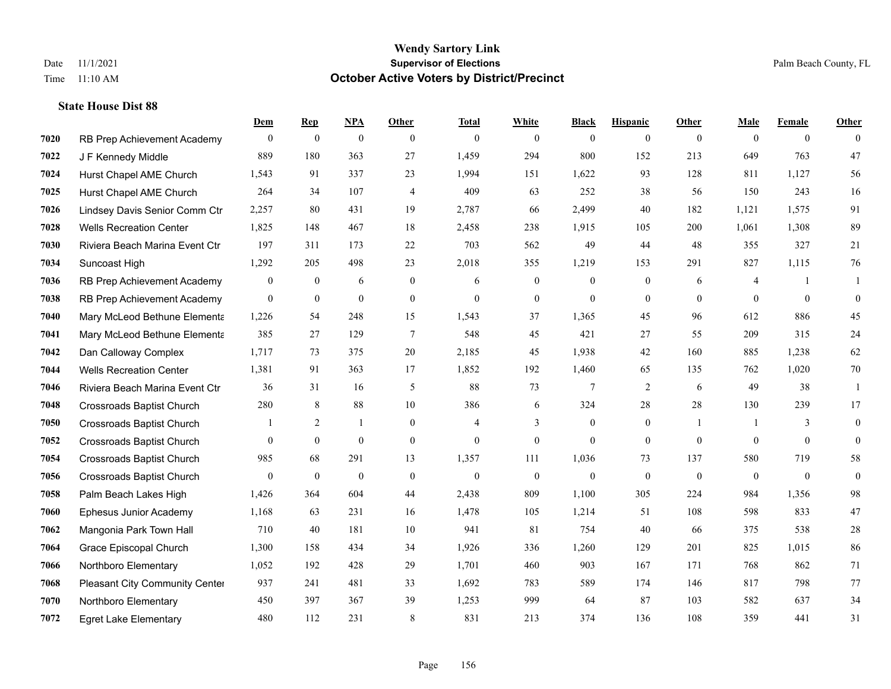# Wendy Sartory Link
## Supervisor of Elections
## October Active Voters by District/Precinct

Date 11/1/2021
Time 11:10 AM

Palm Beach County, FL

### State House Dist 88

| | | Dem | Rep | NPA | Other | Total | White | Black | Hispanic | Other | Male | Female | Other |
|---|---|---|---|---|---|---|---|---|---|---|---|---|---|
| 7020 | RB Prep Achievement Academy | 0 | 0 | 0 | 0 | 0 | 0 | 0 | 0 | 0 | 0 | 0 | 0 |
| 7022 | J F Kennedy Middle | 889 | 180 | 363 | 27 | 1,459 | 294 | 800 | 152 | 213 | 649 | 763 | 47 |
| 7024 | Hurst Chapel AME Church | 1,543 | 91 | 337 | 23 | 1,994 | 151 | 1,622 | 93 | 128 | 811 | 1,127 | 56 |
| 7025 | Hurst Chapel AME Church | 264 | 34 | 107 | 4 | 409 | 63 | 252 | 38 | 56 | 150 | 243 | 16 |
| 7026 | Lindsey Davis Senior Comm Ctr | 2,257 | 80 | 431 | 19 | 2,787 | 66 | 2,499 | 40 | 182 | 1,121 | 1,575 | 91 |
| 7028 | Wells Recreation Center | 1,825 | 148 | 467 | 18 | 2,458 | 238 | 1,915 | 105 | 200 | 1,061 | 1,308 | 89 |
| 7030 | Riviera Beach Marina Event Ctr | 197 | 311 | 173 | 22 | 703 | 562 | 49 | 44 | 48 | 355 | 327 | 21 |
| 7034 | Suncoast High | 1,292 | 205 | 498 | 23 | 2,018 | 355 | 1,219 | 153 | 291 | 827 | 1,115 | 76 |
| 7036 | RB Prep Achievement Academy | 0 | 0 | 6 | 0 | 6 | 0 | 0 | 0 | 6 | 4 | 1 | 1 |
| 7038 | RB Prep Achievement Academy | 0 | 0 | 0 | 0 | 0 | 0 | 0 | 0 | 0 | 0 | 0 | 0 |
| 7040 | Mary McLeod Bethune Elementa | 1,226 | 54 | 248 | 15 | 1,543 | 37 | 1,365 | 45 | 96 | 612 | 886 | 45 |
| 7041 | Mary McLeod Bethune Elementa | 385 | 27 | 129 | 7 | 548 | 45 | 421 | 27 | 55 | 209 | 315 | 24 |
| 7042 | Dan Calloway Complex | 1,717 | 73 | 375 | 20 | 2,185 | 45 | 1,938 | 42 | 160 | 885 | 1,238 | 62 |
| 7044 | Wells Recreation Center | 1,381 | 91 | 363 | 17 | 1,852 | 192 | 1,460 | 65 | 135 | 762 | 1,020 | 70 |
| 7046 | Riviera Beach Marina Event Ctr | 36 | 31 | 16 | 5 | 88 | 73 | 7 | 2 | 6 | 49 | 38 | 1 |
| 7048 | Crossroads Baptist Church | 280 | 8 | 88 | 10 | 386 | 6 | 324 | 28 | 28 | 130 | 239 | 17 |
| 7050 | Crossroads Baptist Church | 1 | 2 | 1 | 0 | 4 | 3 | 0 | 0 | 1 | 1 | 3 | 0 |
| 7052 | Crossroads Baptist Church | 0 | 0 | 0 | 0 | 0 | 0 | 0 | 0 | 0 | 0 | 0 | 0 |
| 7054 | Crossroads Baptist Church | 985 | 68 | 291 | 13 | 1,357 | 111 | 1,036 | 73 | 137 | 580 | 719 | 58 |
| 7056 | Crossroads Baptist Church | 0 | 0 | 0 | 0 | 0 | 0 | 0 | 0 | 0 | 0 | 0 | 0 |
| 7058 | Palm Beach Lakes High | 1,426 | 364 | 604 | 44 | 2,438 | 809 | 1,100 | 305 | 224 | 984 | 1,356 | 98 |
| 7060 | Ephesus Junior Academy | 1,168 | 63 | 231 | 16 | 1,478 | 105 | 1,214 | 51 | 108 | 598 | 833 | 47 |
| 7062 | Mangonia Park Town Hall | 710 | 40 | 181 | 10 | 941 | 81 | 754 | 40 | 66 | 375 | 538 | 28 |
| 7064 | Grace Episcopal Church | 1,300 | 158 | 434 | 34 | 1,926 | 336 | 1,260 | 129 | 201 | 825 | 1,015 | 86 |
| 7066 | Northboro Elementary | 1,052 | 192 | 428 | 29 | 1,701 | 460 | 903 | 167 | 171 | 768 | 862 | 71 |
| 7068 | Pleasant City Community Center | 937 | 241 | 481 | 33 | 1,692 | 783 | 589 | 174 | 146 | 817 | 798 | 77 |
| 7070 | Northboro Elementary | 450 | 397 | 367 | 39 | 1,253 | 999 | 64 | 87 | 103 | 582 | 637 | 34 |
| 7072 | Egret Lake Elementary | 480 | 112 | 231 | 8 | 831 | 213 | 374 | 136 | 108 | 359 | 441 | 31 |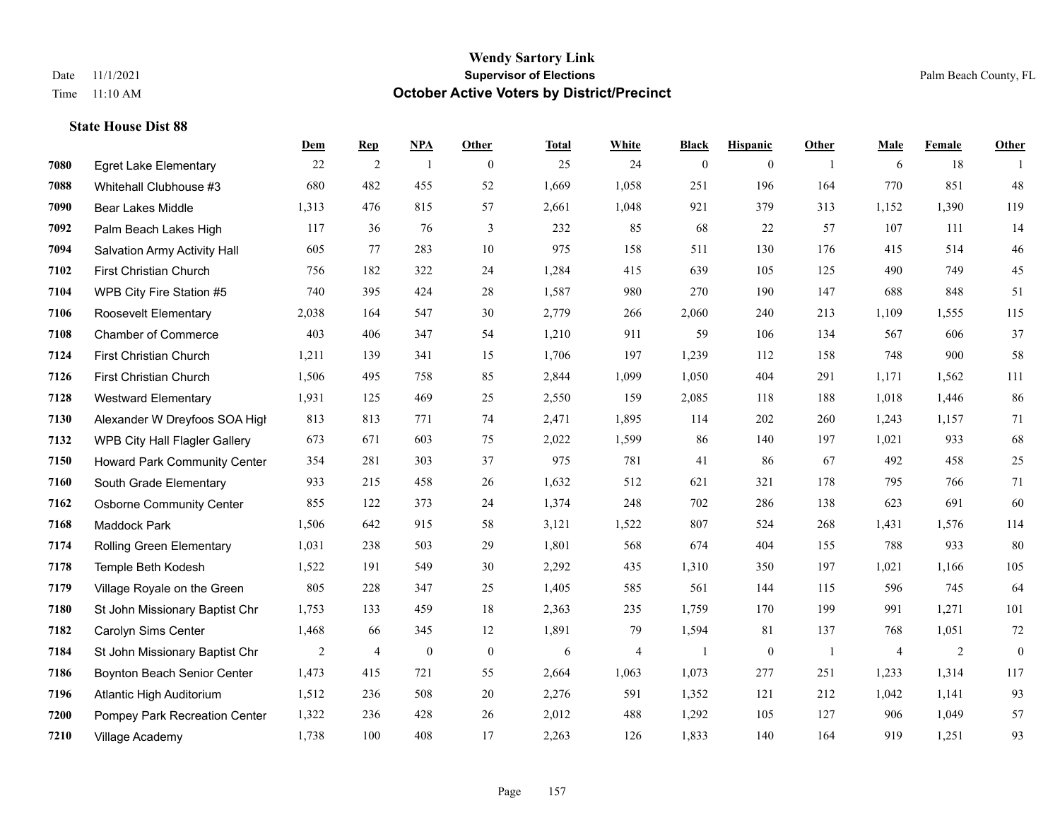Wendy Sartory Link
Supervisor of Elections
October Active Voters by District/Precinct

Date 11/1/2021
Time 11:10 AM

Palm Beach County, FL

**State House Dist 88**

| | | Dem | Rep | NPA | Other | Total | White | Black | Hispanic | Other | Male | Female | Other |
|---|---|---|---|---|---|---|---|---|---|---|---|---|---|
| 7080 | Egret Lake Elementary | 22 | 2 | 1 | 0 | 25 | 24 | 0 | 0 | 1 | 6 | 18 | 1 |
| 7088 | Whitehall Clubhouse #3 | 680 | 482 | 455 | 52 | 1,669 | 1,058 | 251 | 196 | 164 | 770 | 851 | 48 |
| 7090 | Bear Lakes Middle | 1,313 | 476 | 815 | 57 | 2,661 | 1,048 | 921 | 379 | 313 | 1,152 | 1,390 | 119 |
| 7092 | Palm Beach Lakes High | 117 | 36 | 76 | 3 | 232 | 85 | 68 | 22 | 57 | 107 | 111 | 14 |
| 7094 | Salvation Army Activity Hall | 605 | 77 | 283 | 10 | 975 | 158 | 511 | 130 | 176 | 415 | 514 | 46 |
| 7102 | First Christian Church | 756 | 182 | 322 | 24 | 1,284 | 415 | 639 | 105 | 125 | 490 | 749 | 45 |
| 7104 | WPB City Fire Station #5 | 740 | 395 | 424 | 28 | 1,587 | 980 | 270 | 190 | 147 | 688 | 848 | 51 |
| 7106 | Roosevelt Elementary | 2,038 | 164 | 547 | 30 | 2,779 | 266 | 2,060 | 240 | 213 | 1,109 | 1,555 | 115 |
| 7108 | Chamber of Commerce | 403 | 406 | 347 | 54 | 1,210 | 911 | 59 | 106 | 134 | 567 | 606 | 37 |
| 7124 | First Christian Church | 1,211 | 139 | 341 | 15 | 1,706 | 197 | 1,239 | 112 | 158 | 748 | 900 | 58 |
| 7126 | First Christian Church | 1,506 | 495 | 758 | 85 | 2,844 | 1,099 | 1,050 | 404 | 291 | 1,171 | 1,562 | 111 |
| 7128 | Westward Elementary | 1,931 | 125 | 469 | 25 | 2,550 | 159 | 2,085 | 118 | 188 | 1,018 | 1,446 | 86 |
| 7130 | Alexander W Dreyfoos SOA High | 813 | 813 | 771 | 74 | 2,471 | 1,895 | 114 | 202 | 260 | 1,243 | 1,157 | 71 |
| 7132 | WPB City Hall Flagler Gallery | 673 | 671 | 603 | 75 | 2,022 | 1,599 | 86 | 140 | 197 | 1,021 | 933 | 68 |
| 7150 | Howard Park Community Center | 354 | 281 | 303 | 37 | 975 | 781 | 41 | 86 | 67 | 492 | 458 | 25 |
| 7160 | South Grade Elementary | 933 | 215 | 458 | 26 | 1,632 | 512 | 621 | 321 | 178 | 795 | 766 | 71 |
| 7162 | Osborne Community Center | 855 | 122 | 373 | 24 | 1,374 | 248 | 702 | 286 | 138 | 623 | 691 | 60 |
| 7168 | Maddock Park | 1,506 | 642 | 915 | 58 | 3,121 | 1,522 | 807 | 524 | 268 | 1,431 | 1,576 | 114 |
| 7174 | Rolling Green Elementary | 1,031 | 238 | 503 | 29 | 1,801 | 568 | 674 | 404 | 155 | 788 | 933 | 80 |
| 7178 | Temple Beth Kodesh | 1,522 | 191 | 549 | 30 | 2,292 | 435 | 1,310 | 350 | 197 | 1,021 | 1,166 | 105 |
| 7179 | Village Royale on the Green | 805 | 228 | 347 | 25 | 1,405 | 585 | 561 | 144 | 115 | 596 | 745 | 64 |
| 7180 | St John Missionary Baptist Chr | 1,753 | 133 | 459 | 18 | 2,363 | 235 | 1,759 | 170 | 199 | 991 | 1,271 | 101 |
| 7182 | Carolyn Sims Center | 1,468 | 66 | 345 | 12 | 1,891 | 79 | 1,594 | 81 | 137 | 768 | 1,051 | 72 |
| 7184 | St John Missionary Baptist Chr | 2 | 4 | 0 | 0 | 6 | 4 | 1 | 0 | 1 | 4 | 2 | 0 |
| 7186 | Boynton Beach Senior Center | 1,473 | 415 | 721 | 55 | 2,664 | 1,063 | 1,073 | 277 | 251 | 1,233 | 1,314 | 117 |
| 7196 | Atlantic High Auditorium | 1,512 | 236 | 508 | 20 | 2,276 | 591 | 1,352 | 121 | 212 | 1,042 | 1,141 | 93 |
| 7200 | Pompey Park Recreation Center | 1,322 | 236 | 428 | 26 | 2,012 | 488 | 1,292 | 105 | 127 | 906 | 1,049 | 57 |
| 7210 | Village Academy | 1,738 | 100 | 408 | 17 | 2,263 | 126 | 1,833 | 140 | 164 | 919 | 1,251 | 93 |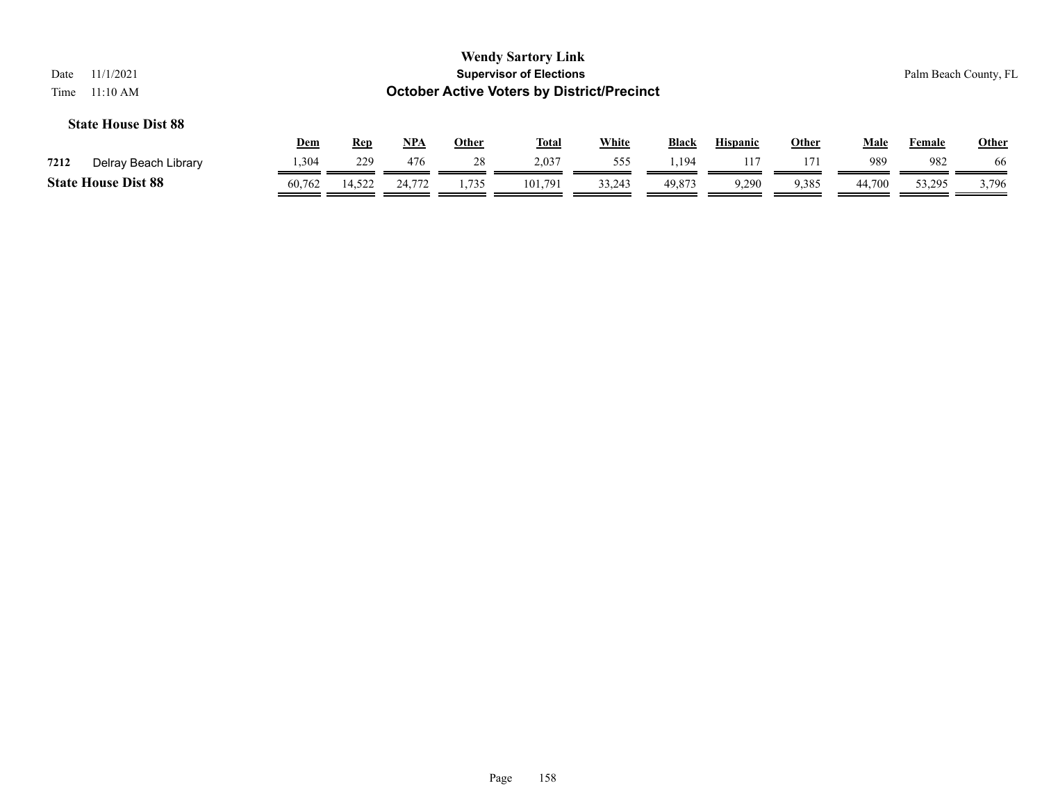# Wendy Sartory Link
## Supervisor of Elections
## October Active Voters by District/Precinct

Date 11/1/2021
Time 11:10 AM

Palm Beach County, FL

### State House Dist 88

| | | Dem | Rep | NPA | Other | Total | White | Black | Hispanic | Other | Male | Female | Other |
|---|---|---|---|---|---|---|---|---|---|---|---|---|---|
| 7212 | Delray Beach Library | 1,304 | 229 | 476 | 28 | 2,037 | 555 | 1,194 | 117 | 171 | 989 | 982 | 66 |
| **State House Dist 88** | | 60,762 | 14,522 | 24,772 | 1,735 | 101,791 | 33,243 | 49,873 | 9,290 | 9,385 | 44,700 | 53,295 | 3,796 |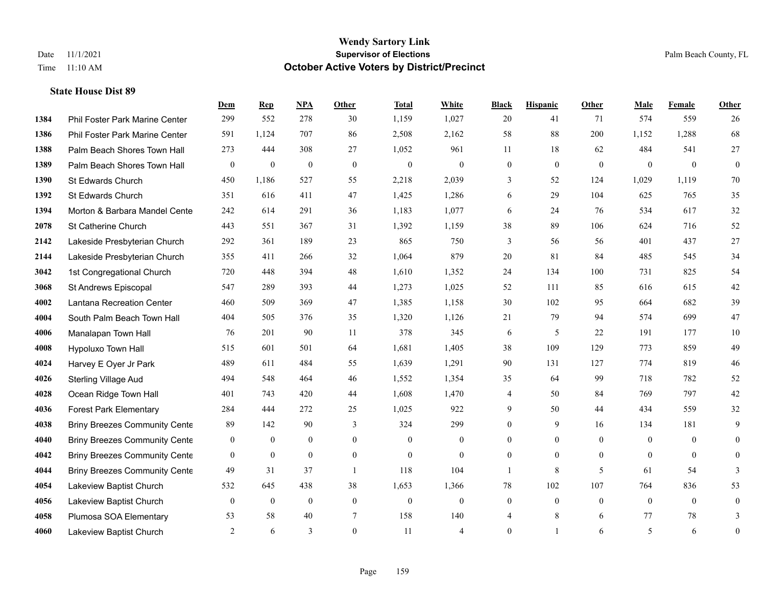# Wendy Sartory Link
## Supervisor of Elections
## October Active Voters by District/Precinct

Date 11/1/2021
Time 11:10 AM

Palm Beach County, FL

### State House Dist 89

| | | Dem | Rep | NPA | Other | Total | White | Black | Hispanic | Other | Male | Female | Other |
|---|---|---|---|---|---|---|---|---|---|---|---|---|---|
| 1384 | Phil Foster Park Marine Center | 299 | 552 | 278 | 30 | 1,159 | 1,027 | 20 | 41 | 71 | 574 | 559 | 26 |
| 1386 | Phil Foster Park Marine Center | 591 | 1,124 | 707 | 86 | 2,508 | 2,162 | 58 | 88 | 200 | 1,152 | 1,288 | 68 |
| 1388 | Palm Beach Shores Town Hall | 273 | 444 | 308 | 27 | 1,052 | 961 | 11 | 18 | 62 | 484 | 541 | 27 |
| 1389 | Palm Beach Shores Town Hall | 0 | 0 | 0 | 0 | 0 | 0 | 0 | 0 | 0 | 0 | 0 | 0 |
| 1390 | St Edwards Church | 450 | 1,186 | 527 | 55 | 2,218 | 2,039 | 3 | 52 | 124 | 1,029 | 1,119 | 70 |
| 1392 | St Edwards Church | 351 | 616 | 411 | 47 | 1,425 | 1,286 | 6 | 29 | 104 | 625 | 765 | 35 |
| 1394 | Morton & Barbara Mandel Cente | 242 | 614 | 291 | 36 | 1,183 | 1,077 | 6 | 24 | 76 | 534 | 617 | 32 |
| 2078 | St Catherine Church | 443 | 551 | 367 | 31 | 1,392 | 1,159 | 38 | 89 | 106 | 624 | 716 | 52 |
| 2142 | Lakeside Presbyterian Church | 292 | 361 | 189 | 23 | 865 | 750 | 3 | 56 | 56 | 401 | 437 | 27 |
| 2144 | Lakeside Presbyterian Church | 355 | 411 | 266 | 32 | 1,064 | 879 | 20 | 81 | 84 | 485 | 545 | 34 |
| 3042 | 1st Congregational Church | 720 | 448 | 394 | 48 | 1,610 | 1,352 | 24 | 134 | 100 | 731 | 825 | 54 |
| 3068 | St Andrews Episcopal | 547 | 289 | 393 | 44 | 1,273 | 1,025 | 52 | 111 | 85 | 616 | 615 | 42 |
| 4002 | Lantana Recreation Center | 460 | 509 | 369 | 47 | 1,385 | 1,158 | 30 | 102 | 95 | 664 | 682 | 39 |
| 4004 | South Palm Beach Town Hall | 404 | 505 | 376 | 35 | 1,320 | 1,126 | 21 | 79 | 94 | 574 | 699 | 47 |
| 4006 | Manalapan Town Hall | 76 | 201 | 90 | 11 | 378 | 345 | 6 | 5 | 22 | 191 | 177 | 10 |
| 4008 | Hypoluxo Town Hall | 515 | 601 | 501 | 64 | 1,681 | 1,405 | 38 | 109 | 129 | 773 | 859 | 49 |
| 4024 | Harvey E Oyer Jr Park | 489 | 611 | 484 | 55 | 1,639 | 1,291 | 90 | 131 | 127 | 774 | 819 | 46 |
| 4026 | Sterling Village Aud | 494 | 548 | 464 | 46 | 1,552 | 1,354 | 35 | 64 | 99 | 718 | 782 | 52 |
| 4028 | Ocean Ridge Town Hall | 401 | 743 | 420 | 44 | 1,608 | 1,470 | 4 | 50 | 84 | 769 | 797 | 42 |
| 4036 | Forest Park Elementary | 284 | 444 | 272 | 25 | 1,025 | 922 | 9 | 50 | 44 | 434 | 559 | 32 |
| 4038 | Briny Breezes Community Cente | 89 | 142 | 90 | 3 | 324 | 299 | 0 | 9 | 16 | 134 | 181 | 9 |
| 4040 | Briny Breezes Community Cente | 0 | 0 | 0 | 0 | 0 | 0 | 0 | 0 | 0 | 0 | 0 | 0 |
| 4042 | Briny Breezes Community Cente | 0 | 0 | 0 | 0 | 0 | 0 | 0 | 0 | 0 | 0 | 0 | 0 |
| 4044 | Briny Breezes Community Cente | 49 | 31 | 37 | 1 | 118 | 104 | 1 | 8 | 5 | 61 | 54 | 3 |
| 4054 | Lakeview Baptist Church | 532 | 645 | 438 | 38 | 1,653 | 1,366 | 78 | 102 | 107 | 764 | 836 | 53 |
| 4056 | Lakeview Baptist Church | 0 | 0 | 0 | 0 | 0 | 0 | 0 | 0 | 0 | 0 | 0 | 0 |
| 4058 | Plumosa SOA Elementary | 53 | 58 | 40 | 7 | 158 | 140 | 4 | 8 | 6 | 77 | 78 | 3 |
| 4060 | Lakeview Baptist Church | 2 | 6 | 3 | 0 | 11 | 4 | 0 | 1 | 6 | 5 | 6 | 0 |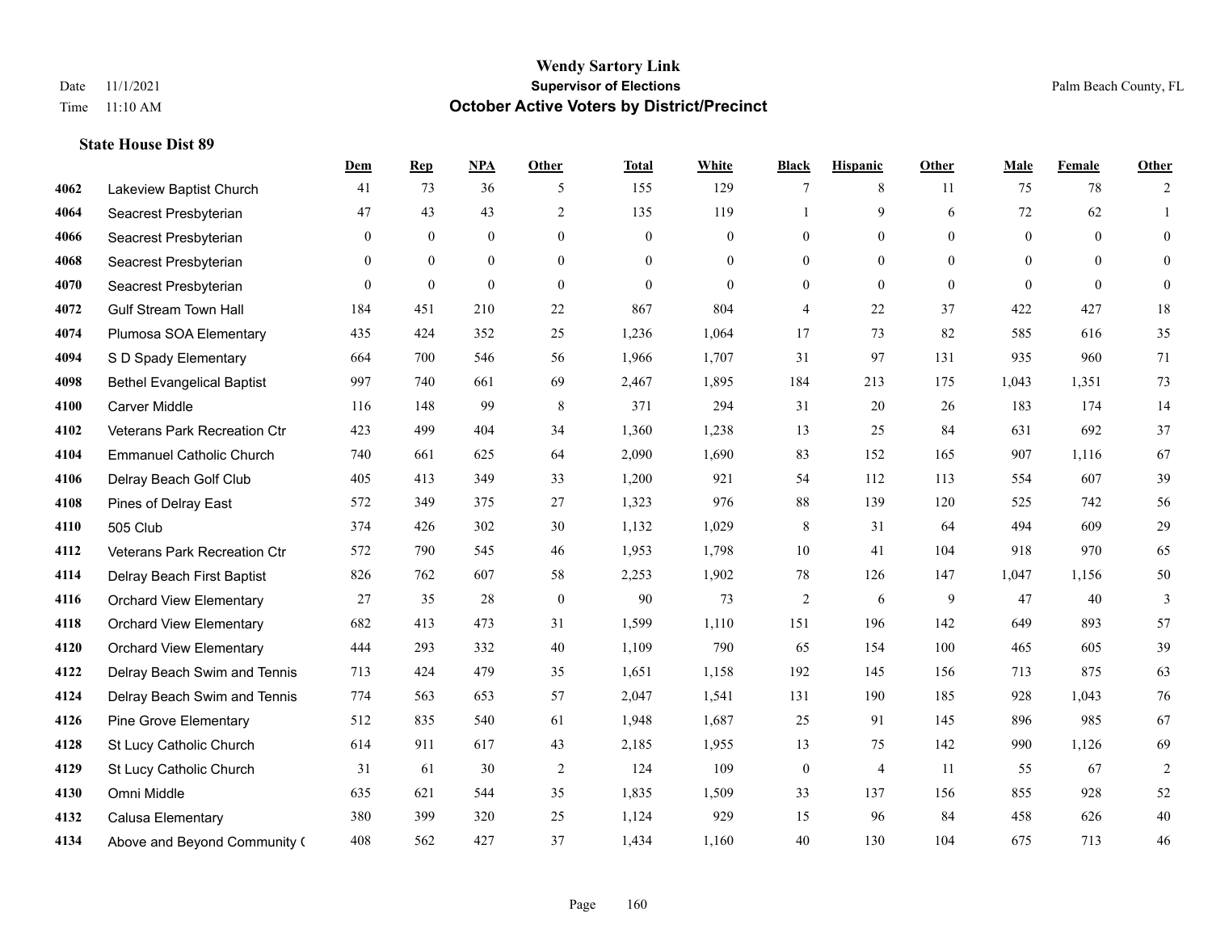# Wendy Sartory Link
**Supervisor of Elections**
**October Active Voters by District/Precinct**

Date 11/1/2021
Time 11:10 AM

Palm Beach County, FL

### State House Dist 89

| | | Dem | Rep | NPA | Other | Total | White | Black | Hispanic | Other | Male | Female | Other |
|---|---|---|---|---|---|---|---|---|---|---|---|---|---|
| 4062 | Lakeview Baptist Church | 41 | 73 | 36 | 5 | 155 | 129 | 7 | 8 | 11 | 75 | 78 | 2 |
| 4064 | Seacrest Presbyterian | 47 | 43 | 43 | 2 | 135 | 119 | 1 | 9 | 6 | 72 | 62 | 1 |
| 4066 | Seacrest Presbyterian | 0 | 0 | 0 | 0 | 0 | 0 | 0 | 0 | 0 | 0 | 0 | 0 |
| 4068 | Seacrest Presbyterian | 0 | 0 | 0 | 0 | 0 | 0 | 0 | 0 | 0 | 0 | 0 | 0 |
| 4070 | Seacrest Presbyterian | 0 | 0 | 0 | 0 | 0 | 0 | 0 | 0 | 0 | 0 | 0 | 0 |
| 4072 | Gulf Stream Town Hall | 184 | 451 | 210 | 22 | 867 | 804 | 4 | 22 | 37 | 422 | 427 | 18 |
| 4074 | Plumosa SOA Elementary | 435 | 424 | 352 | 25 | 1,236 | 1,064 | 17 | 73 | 82 | 585 | 616 | 35 |
| 4094 | S D Spady Elementary | 664 | 700 | 546 | 56 | 1,966 | 1,707 | 31 | 97 | 131 | 935 | 960 | 71 |
| 4098 | Bethel Evangelical Baptist | 997 | 740 | 661 | 69 | 2,467 | 1,895 | 184 | 213 | 175 | 1,043 | 1,351 | 73 |
| 4100 | Carver Middle | 116 | 148 | 99 | 8 | 371 | 294 | 31 | 20 | 26 | 183 | 174 | 14 |
| 4102 | Veterans Park Recreation Ctr | 423 | 499 | 404 | 34 | 1,360 | 1,238 | 13 | 25 | 84 | 631 | 692 | 37 |
| 4104 | Emmanuel Catholic Church | 740 | 661 | 625 | 64 | 2,090 | 1,690 | 83 | 152 | 165 | 907 | 1,116 | 67 |
| 4106 | Delray Beach Golf Club | 405 | 413 | 349 | 33 | 1,200 | 921 | 54 | 112 | 113 | 554 | 607 | 39 |
| 4108 | Pines of Delray East | 572 | 349 | 375 | 27 | 1,323 | 976 | 88 | 139 | 120 | 525 | 742 | 56 |
| 4110 | 505 Club | 374 | 426 | 302 | 30 | 1,132 | 1,029 | 8 | 31 | 64 | 494 | 609 | 29 |
| 4112 | Veterans Park Recreation Ctr | 572 | 790 | 545 | 46 | 1,953 | 1,798 | 10 | 41 | 104 | 918 | 970 | 65 |
| 4114 | Delray Beach First Baptist | 826 | 762 | 607 | 58 | 2,253 | 1,902 | 78 | 126 | 147 | 1,047 | 1,156 | 50 |
| 4116 | Orchard View Elementary | 27 | 35 | 28 | 0 | 90 | 73 | 2 | 6 | 9 | 47 | 40 | 3 |
| 4118 | Orchard View Elementary | 682 | 413 | 473 | 31 | 1,599 | 1,110 | 151 | 196 | 142 | 649 | 893 | 57 |
| 4120 | Orchard View Elementary | 444 | 293 | 332 | 40 | 1,109 | 790 | 65 | 154 | 100 | 465 | 605 | 39 |
| 4122 | Delray Beach Swim and Tennis | 713 | 424 | 479 | 35 | 1,651 | 1,158 | 192 | 145 | 156 | 713 | 875 | 63 |
| 4124 | Delray Beach Swim and Tennis | 774 | 563 | 653 | 57 | 2,047 | 1,541 | 131 | 190 | 185 | 928 | 1,043 | 76 |
| 4126 | Pine Grove Elementary | 512 | 835 | 540 | 61 | 1,948 | 1,687 | 25 | 91 | 145 | 896 | 985 | 67 |
| 4128 | St Lucy Catholic Church | 614 | 911 | 617 | 43 | 2,185 | 1,955 | 13 | 75 | 142 | 990 | 1,126 | 69 |
| 4129 | St Lucy Catholic Church | 31 | 61 | 30 | 2 | 124 | 109 | 0 | 4 | 11 | 55 | 67 | 2 |
| 4130 | Omni Middle | 635 | 621 | 544 | 35 | 1,835 | 1,509 | 33 | 137 | 156 | 855 | 928 | 52 |
| 4132 | Calusa Elementary | 380 | 399 | 320 | 25 | 1,124 | 929 | 15 | 96 | 84 | 458 | 626 | 40 |
| 4134 | Above and Beyond Community ( | 408 | 562 | 427 | 37 | 1,434 | 1,160 | 40 | 130 | 104 | 675 | 713 | 46 |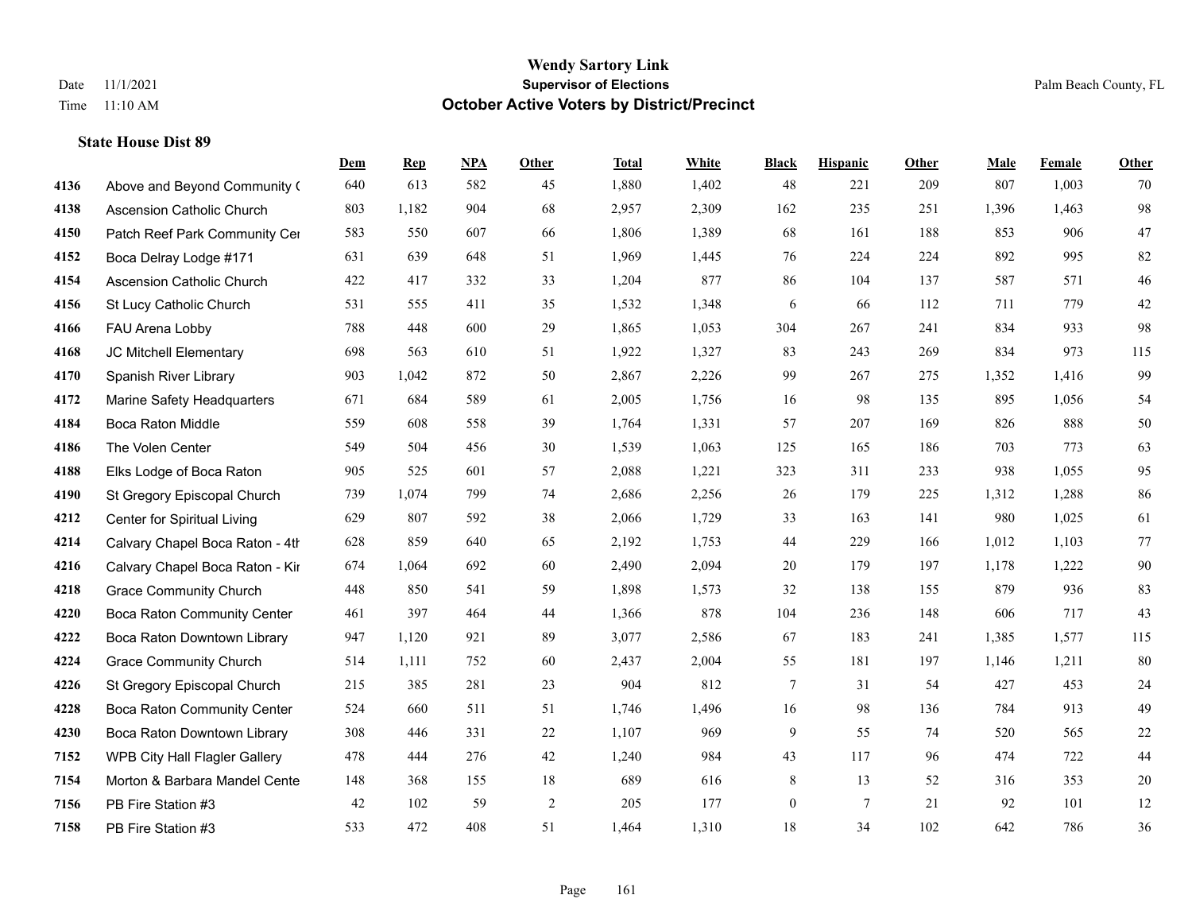# Wendy Sartory Link

**Supervisor of Elections**

**October Active Voters by District/Precinct**

Date 11/1/2021
Time 11:10 AM

Palm Beach County, FL

### State House Dist 89

| | | Dem | Rep | NPA | Other | Total | White | Black | Hispanic | Other | Male | Female | Other |
|---|---|---|---|---|---|---|---|---|---|---|---|---|---|
| 4136 | Above and Beyond Community ( | 640 | 613 | 582 | 45 | 1,880 | 1,402 | 48 | 221 | 209 | 807 | 1,003 | 70 |
| 4138 | Ascension Catholic Church | 803 | 1,182 | 904 | 68 | 2,957 | 2,309 | 162 | 235 | 251 | 1,396 | 1,463 | 98 |
| 4150 | Patch Reef Park Community Cer | 583 | 550 | 607 | 66 | 1,806 | 1,389 | 68 | 161 | 188 | 853 | 906 | 47 |
| 4152 | Boca Delray Lodge #171 | 631 | 639 | 648 | 51 | 1,969 | 1,445 | 76 | 224 | 224 | 892 | 995 | 82 |
| 4154 | Ascension Catholic Church | 422 | 417 | 332 | 33 | 1,204 | 877 | 86 | 104 | 137 | 587 | 571 | 46 |
| 4156 | St Lucy Catholic Church | 531 | 555 | 411 | 35 | 1,532 | 1,348 | 6 | 66 | 112 | 711 | 779 | 42 |
| 4166 | FAU Arena Lobby | 788 | 448 | 600 | 29 | 1,865 | 1,053 | 304 | 267 | 241 | 834 | 933 | 98 |
| 4168 | JC Mitchell Elementary | 698 | 563 | 610 | 51 | 1,922 | 1,327 | 83 | 243 | 269 | 834 | 973 | 115 |
| 4170 | Spanish River Library | 903 | 1,042 | 872 | 50 | 2,867 | 2,226 | 99 | 267 | 275 | 1,352 | 1,416 | 99 |
| 4172 | Marine Safety Headquarters | 671 | 684 | 589 | 61 | 2,005 | 1,756 | 16 | 98 | 135 | 895 | 1,056 | 54 |
| 4184 | Boca Raton Middle | 559 | 608 | 558 | 39 | 1,764 | 1,331 | 57 | 207 | 169 | 826 | 888 | 50 |
| 4186 | The Volen Center | 549 | 504 | 456 | 30 | 1,539 | 1,063 | 125 | 165 | 186 | 703 | 773 | 63 |
| 4188 | Elks Lodge of Boca Raton | 905 | 525 | 601 | 57 | 2,088 | 1,221 | 323 | 311 | 233 | 938 | 1,055 | 95 |
| 4190 | St Gregory Episcopal Church | 739 | 1,074 | 799 | 74 | 2,686 | 2,256 | 26 | 179 | 225 | 1,312 | 1,288 | 86 |
| 4212 | Center for Spiritual Living | 629 | 807 | 592 | 38 | 2,066 | 1,729 | 33 | 163 | 141 | 980 | 1,025 | 61 |
| 4214 | Calvary Chapel Boca Raton - 4th | 628 | 859 | 640 | 65 | 2,192 | 1,753 | 44 | 229 | 166 | 1,012 | 1,103 | 77 |
| 4216 | Calvary Chapel Boca Raton - Kir | 674 | 1,064 | 692 | 60 | 2,490 | 2,094 | 20 | 179 | 197 | 1,178 | 1,222 | 90 |
| 4218 | Grace Community Church | 448 | 850 | 541 | 59 | 1,898 | 1,573 | 32 | 138 | 155 | 879 | 936 | 83 |
| 4220 | Boca Raton Community Center | 461 | 397 | 464 | 44 | 1,366 | 878 | 104 | 236 | 148 | 606 | 717 | 43 |
| 4222 | Boca Raton Downtown Library | 947 | 1,120 | 921 | 89 | 3,077 | 2,586 | 67 | 183 | 241 | 1,385 | 1,577 | 115 |
| 4224 | Grace Community Church | 514 | 1,111 | 752 | 60 | 2,437 | 2,004 | 55 | 181 | 197 | 1,146 | 1,211 | 80 |
| 4226 | St Gregory Episcopal Church | 215 | 385 | 281 | 23 | 904 | 812 | 7 | 31 | 54 | 427 | 453 | 24 |
| 4228 | Boca Raton Community Center | 524 | 660 | 511 | 51 | 1,746 | 1,496 | 16 | 98 | 136 | 784 | 913 | 49 |
| 4230 | Boca Raton Downtown Library | 308 | 446 | 331 | 22 | 1,107 | 969 | 9 | 55 | 74 | 520 | 565 | 22 |
| 7152 | WPB City Hall Flagler Gallery | 478 | 444 | 276 | 42 | 1,240 | 984 | 43 | 117 | 96 | 474 | 722 | 44 |
| 7154 | Morton & Barbara Mandel Cente | 148 | 368 | 155 | 18 | 689 | 616 | 8 | 13 | 52 | 316 | 353 | 20 |
| 7156 | PB Fire Station #3 | 42 | 102 | 59 | 2 | 205 | 177 | 0 | 7 | 21 | 92 | 101 | 12 |
| 7158 | PB Fire Station #3 | 533 | 472 | 408 | 51 | 1,464 | 1,310 | 18 | 34 | 102 | 642 | 786 | 36 |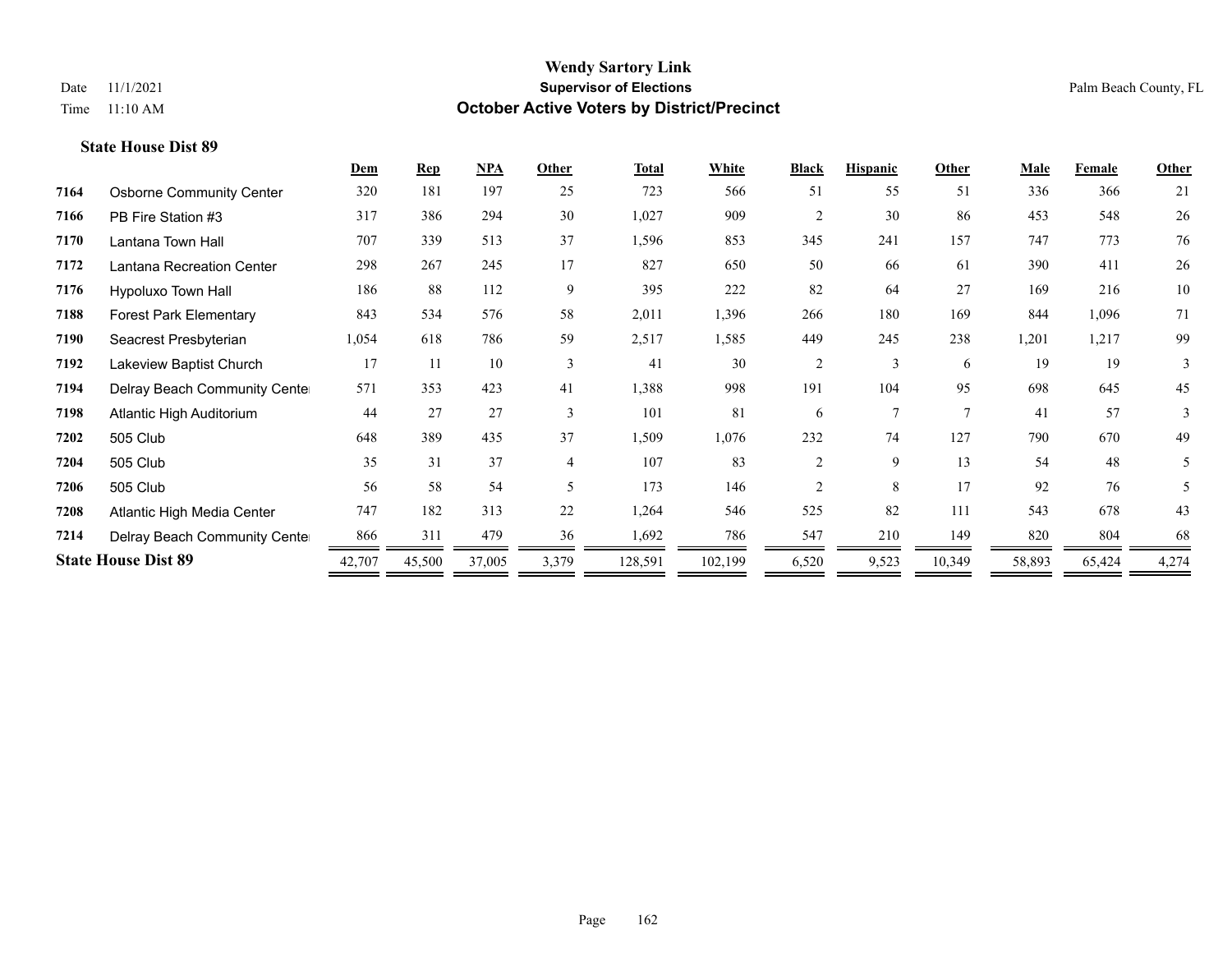# Wendy Sartory Link
## Supervisor of Elections
## October Active Voters by District/Precinct

Date 11/1/2021
Time 11:10 AM

Palm Beach County, FL

**State House Dist 89**

| | | Dem | Rep | NPA | Other | Total | White | Black | Hispanic | Other | Male | Female | Other |
|---|---|---|---|---|---|---|---|---|---|---|---|---|---|
| 7164 | Osborne Community Center | 320 | 181 | 197 | 25 | 723 | 566 | 51 | 55 | 51 | 336 | 366 | 21 |
| 7166 | PB Fire Station #3 | 317 | 386 | 294 | 30 | 1,027 | 909 | 2 | 30 | 86 | 453 | 548 | 26 |
| 7170 | Lantana Town Hall | 707 | 339 | 513 | 37 | 1,596 | 853 | 345 | 241 | 157 | 747 | 773 | 76 |
| 7172 | Lantana Recreation Center | 298 | 267 | 245 | 17 | 827 | 650 | 50 | 66 | 61 | 390 | 411 | 26 |
| 7176 | Hypoluxo Town Hall | 186 | 88 | 112 | 9 | 395 | 222 | 82 | 64 | 27 | 169 | 216 | 10 |
| 7188 | Forest Park Elementary | 843 | 534 | 576 | 58 | 2,011 | 1,396 | 266 | 180 | 169 | 844 | 1,096 | 71 |
| 7190 | Seacrest Presbyterian | 1,054 | 618 | 786 | 59 | 2,517 | 1,585 | 449 | 245 | 238 | 1,201 | 1,217 | 99 |
| 7192 | Lakeview Baptist Church | 17 | 11 | 10 | 3 | 41 | 30 | 2 | 3 | 6 | 19 | 19 | 3 |
| 7194 | Delray Beach Community Center | 571 | 353 | 423 | 41 | 1,388 | 998 | 191 | 104 | 95 | 698 | 645 | 45 |
| 7198 | Atlantic High Auditorium | 44 | 27 | 27 | 3 | 101 | 81 | 6 | 7 | 7 | 41 | 57 | 3 |
| 7202 | 505 Club | 648 | 389 | 435 | 37 | 1,509 | 1,076 | 232 | 74 | 127 | 790 | 670 | 49 |
| 7204 | 505 Club | 35 | 31 | 37 | 4 | 107 | 83 | 2 | 9 | 13 | 54 | 48 | 5 |
| 7206 | 505 Club | 56 | 58 | 54 | 5 | 173 | 146 | 2 | 8 | 17 | 92 | 76 | 5 |
| 7208 | Atlantic High Media Center | 747 | 182 | 313 | 22 | 1,264 | 546 | 525 | 82 | 111 | 543 | 678 | 43 |
| 7214 | Delray Beach Community Center | 866 | 311 | 479 | 36 | 1,692 | 786 | 547 | 210 | 149 | 820 | 804 | 68 |
| **State House Dist 89** | | 42,707 | 45,500 | 37,005 | 3,379 | 128,591 | 102,199 | 6,520 | 9,523 | 10,349 | 58,893 | 65,424 | 4,274 |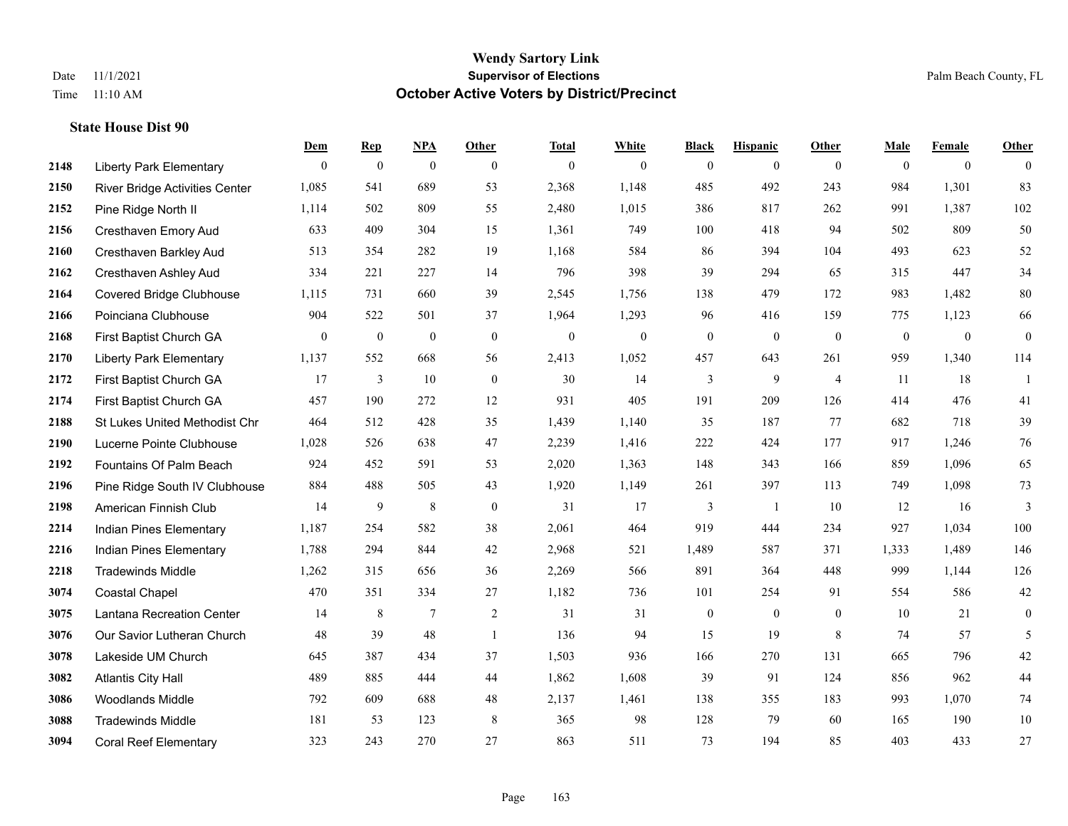# Wendy Sartory Link
## Supervisor of Elections
## October Active Voters by District/Precinct

Date 11/1/2021
Time 11:10 AM

Palm Beach County, FL

### State House Dist 90

| | | Dem | Rep | NPA | Other | Total | White | Black | Hispanic | Other | Male | Female | Other |
|---|---|---|---|---|---|---|---|---|---|---|---|---|---|
| 2148 | Liberty Park Elementary | 0 | 0 | 0 | 0 | 0 | 0 | 0 | 0 | 0 | 0 | 0 | 0 |
| 2150 | River Bridge Activities Center | 1,085 | 541 | 689 | 53 | 2,368 | 1,148 | 485 | 492 | 243 | 984 | 1,301 | 83 |
| 2152 | Pine Ridge North II | 1,114 | 502 | 809 | 55 | 2,480 | 1,015 | 386 | 817 | 262 | 991 | 1,387 | 102 |
| 2156 | Cresthaven Emory Aud | 633 | 409 | 304 | 15 | 1,361 | 749 | 100 | 418 | 94 | 502 | 809 | 50 |
| 2160 | Cresthaven Barkley Aud | 513 | 354 | 282 | 19 | 1,168 | 584 | 86 | 394 | 104 | 493 | 623 | 52 |
| 2162 | Cresthaven Ashley Aud | 334 | 221 | 227 | 14 | 796 | 398 | 39 | 294 | 65 | 315 | 447 | 34 |
| 2164 | Covered Bridge Clubhouse | 1,115 | 731 | 660 | 39 | 2,545 | 1,756 | 138 | 479 | 172 | 983 | 1,482 | 80 |
| 2166 | Poinciana Clubhouse | 904 | 522 | 501 | 37 | 1,964 | 1,293 | 96 | 416 | 159 | 775 | 1,123 | 66 |
| 2168 | First Baptist Church GA | 0 | 0 | 0 | 0 | 0 | 0 | 0 | 0 | 0 | 0 | 0 | 0 |
| 2170 | Liberty Park Elementary | 1,137 | 552 | 668 | 56 | 2,413 | 1,052 | 457 | 643 | 261 | 959 | 1,340 | 114 |
| 2172 | First Baptist Church GA | 17 | 3 | 10 | 0 | 30 | 14 | 3 | 9 | 4 | 11 | 18 | 1 |
| 2174 | First Baptist Church GA | 457 | 190 | 272 | 12 | 931 | 405 | 191 | 209 | 126 | 414 | 476 | 41 |
| 2188 | St Lukes United Methodist Chr | 464 | 512 | 428 | 35 | 1,439 | 1,140 | 35 | 187 | 77 | 682 | 718 | 39 |
| 2190 | Lucerne Pointe Clubhouse | 1,028 | 526 | 638 | 47 | 2,239 | 1,416 | 222 | 424 | 177 | 917 | 1,246 | 76 |
| 2192 | Fountains Of Palm Beach | 924 | 452 | 591 | 53 | 2,020 | 1,363 | 148 | 343 | 166 | 859 | 1,096 | 65 |
| 2196 | Pine Ridge South IV Clubhouse | 884 | 488 | 505 | 43 | 1,920 | 1,149 | 261 | 397 | 113 | 749 | 1,098 | 73 |
| 2198 | American Finnish Club | 14 | 9 | 8 | 0 | 31 | 17 | 3 | 1 | 10 | 12 | 16 | 3 |
| 2214 | Indian Pines Elementary | 1,187 | 254 | 582 | 38 | 2,061 | 464 | 919 | 444 | 234 | 927 | 1,034 | 100 |
| 2216 | Indian Pines Elementary | 1,788 | 294 | 844 | 42 | 2,968 | 521 | 1,489 | 587 | 371 | 1,333 | 1,489 | 146 |
| 2218 | Tradewinds Middle | 1,262 | 315 | 656 | 36 | 2,269 | 566 | 891 | 364 | 448 | 999 | 1,144 | 126 |
| 3074 | Coastal Chapel | 470 | 351 | 334 | 27 | 1,182 | 736 | 101 | 254 | 91 | 554 | 586 | 42 |
| 3075 | Lantana Recreation Center | 14 | 8 | 7 | 2 | 31 | 31 | 0 | 0 | 0 | 10 | 21 | 0 |
| 3076 | Our Savior Lutheran Church | 48 | 39 | 48 | 1 | 136 | 94 | 15 | 19 | 8 | 74 | 57 | 5 |
| 3078 | Lakeside UM Church | 645 | 387 | 434 | 37 | 1,503 | 936 | 166 | 270 | 131 | 665 | 796 | 42 |
| 3082 | Atlantis City Hall | 489 | 885 | 444 | 44 | 1,862 | 1,608 | 39 | 91 | 124 | 856 | 962 | 44 |
| 3086 | Woodlands Middle | 792 | 609 | 688 | 48 | 2,137 | 1,461 | 138 | 355 | 183 | 993 | 1,070 | 74 |
| 3088 | Tradewinds Middle | 181 | 53 | 123 | 8 | 365 | 98 | 128 | 79 | 60 | 165 | 190 | 10 |
| 3094 | Coral Reef Elementary | 323 | 243 | 270 | 27 | 863 | 511 | 73 | 194 | 85 | 403 | 433 | 27 |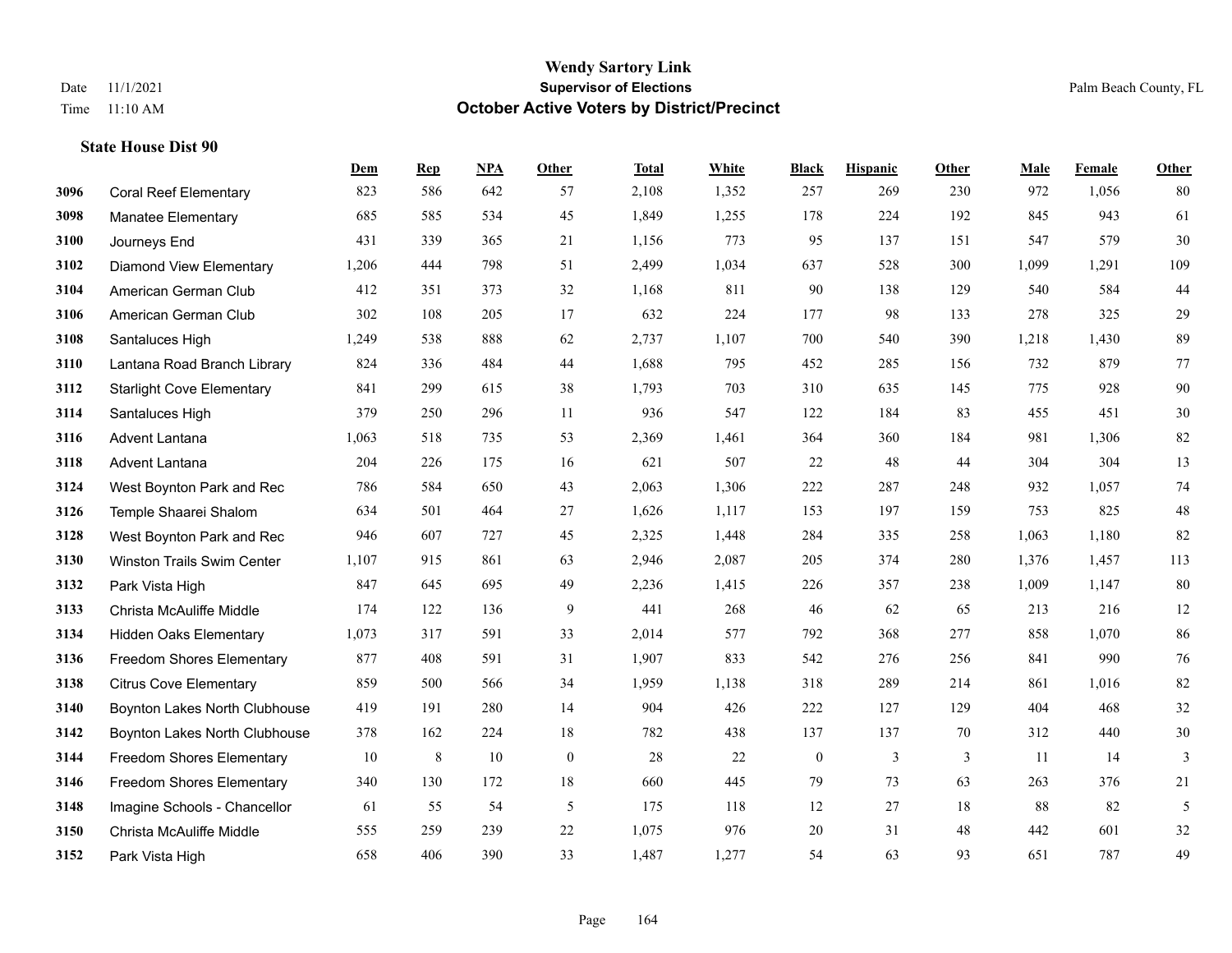# Wendy Sartory Link

**Supervisor of Elections**

**October Active Voters by District/Precinct**

Date 11/1/2021
Time 11:10 AM

Palm Beach County, FL

### State House Dist 90

| | | Dem | Rep | NPA | Other | Total | White | Black | Hispanic | Other | Male | Female | Other |
|---|---|---|---|---|---|---|---|---|---|---|---|---|---|
| 3096 | Coral Reef Elementary | 823 | 586 | 642 | 57 | 2,108 | 1,352 | 257 | 269 | 230 | 972 | 1,056 | 80 |
| 3098 | Manatee Elementary | 685 | 585 | 534 | 45 | 1,849 | 1,255 | 178 | 224 | 192 | 845 | 943 | 61 |
| 3100 | Journeys End | 431 | 339 | 365 | 21 | 1,156 | 773 | 95 | 137 | 151 | 547 | 579 | 30 |
| 3102 | Diamond View Elementary | 1,206 | 444 | 798 | 51 | 2,499 | 1,034 | 637 | 528 | 300 | 1,099 | 1,291 | 109 |
| 3104 | American German Club | 412 | 351 | 373 | 32 | 1,168 | 811 | 90 | 138 | 129 | 540 | 584 | 44 |
| 3106 | American German Club | 302 | 108 | 205 | 17 | 632 | 224 | 177 | 98 | 133 | 278 | 325 | 29 |
| 3108 | Santaluces High | 1,249 | 538 | 888 | 62 | 2,737 | 1,107 | 700 | 540 | 390 | 1,218 | 1,430 | 89 |
| 3110 | Lantana Road Branch Library | 824 | 336 | 484 | 44 | 1,688 | 795 | 452 | 285 | 156 | 732 | 879 | 77 |
| 3112 | Starlight Cove Elementary | 841 | 299 | 615 | 38 | 1,793 | 703 | 310 | 635 | 145 | 775 | 928 | 90 |
| 3114 | Santaluces High | 379 | 250 | 296 | 11 | 936 | 547 | 122 | 184 | 83 | 455 | 451 | 30 |
| 3116 | Advent Lantana | 1,063 | 518 | 735 | 53 | 2,369 | 1,461 | 364 | 360 | 184 | 981 | 1,306 | 82 |
| 3118 | Advent Lantana | 204 | 226 | 175 | 16 | 621 | 507 | 22 | 48 | 44 | 304 | 304 | 13 |
| 3124 | West Boynton Park and Rec | 786 | 584 | 650 | 43 | 2,063 | 1,306 | 222 | 287 | 248 | 932 | 1,057 | 74 |
| 3126 | Temple Shaarei Shalom | 634 | 501 | 464 | 27 | 1,626 | 1,117 | 153 | 197 | 159 | 753 | 825 | 48 |
| 3128 | West Boynton Park and Rec | 946 | 607 | 727 | 45 | 2,325 | 1,448 | 284 | 335 | 258 | 1,063 | 1,180 | 82 |
| 3130 | Winston Trails Swim Center | 1,107 | 915 | 861 | 63 | 2,946 | 2,087 | 205 | 374 | 280 | 1,376 | 1,457 | 113 |
| 3132 | Park Vista High | 847 | 645 | 695 | 49 | 2,236 | 1,415 | 226 | 357 | 238 | 1,009 | 1,147 | 80 |
| 3133 | Christa McAuliffe Middle | 174 | 122 | 136 | 9 | 441 | 268 | 46 | 62 | 65 | 213 | 216 | 12 |
| 3134 | Hidden Oaks Elementary | 1,073 | 317 | 591 | 33 | 2,014 | 577 | 792 | 368 | 277 | 858 | 1,070 | 86 |
| 3136 | Freedom Shores Elementary | 877 | 408 | 591 | 31 | 1,907 | 833 | 542 | 276 | 256 | 841 | 990 | 76 |
| 3138 | Citrus Cove Elementary | 859 | 500 | 566 | 34 | 1,959 | 1,138 | 318 | 289 | 214 | 861 | 1,016 | 82 |
| 3140 | Boynton Lakes North Clubhouse | 419 | 191 | 280 | 14 | 904 | 426 | 222 | 127 | 129 | 404 | 468 | 32 |
| 3142 | Boynton Lakes North Clubhouse | 378 | 162 | 224 | 18 | 782 | 438 | 137 | 137 | 70 | 312 | 440 | 30 |
| 3144 | Freedom Shores Elementary | 10 | 8 | 10 | 0 | 28 | 22 | 0 | 3 | 3 | 11 | 14 | 3 |
| 3146 | Freedom Shores Elementary | 340 | 130 | 172 | 18 | 660 | 445 | 79 | 73 | 63 | 263 | 376 | 21 |
| 3148 | Imagine Schools - Chancellor | 61 | 55 | 54 | 5 | 175 | 118 | 12 | 27 | 18 | 88 | 82 | 5 |
| 3150 | Christa McAuliffe Middle | 555 | 259 | 239 | 22 | 1,075 | 976 | 20 | 31 | 48 | 442 | 601 | 32 |
| 3152 | Park Vista High | 658 | 406 | 390 | 33 | 1,487 | 1,277 | 54 | 63 | 93 | 651 | 787 | 49 |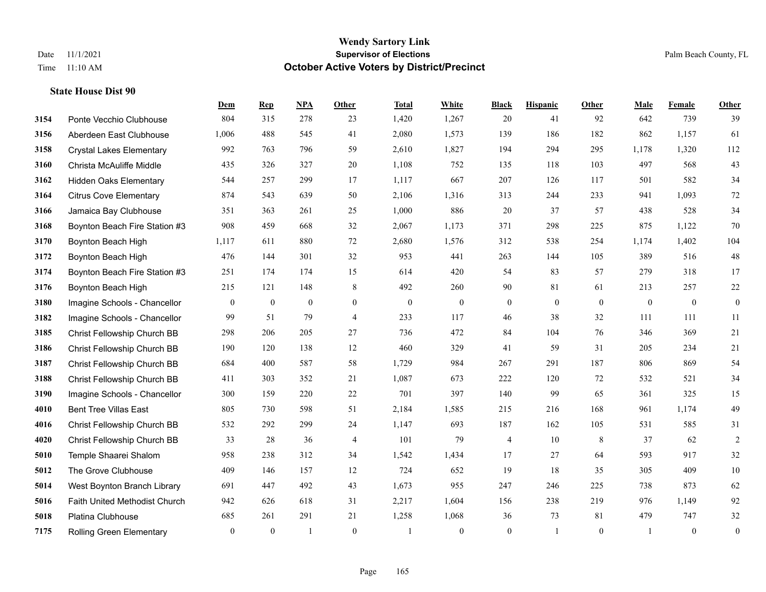# Wendy Sartory Link
## Supervisor of Elections
## October Active Voters by District/Precinct

Date 11/1/2021
Time 11:10 AM

Palm Beach County, FL

### State House Dist 90

| | | Dem | Rep | NPA | Other | Total | White | Black | Hispanic | Other | Male | Female | Other |
|---|---|---|---|---|---|---|---|---|---|---|---|---|---|
| 3154 | Ponte Vecchio Clubhouse | 804 | 315 | 278 | 23 | 1,420 | 1,267 | 20 | 41 | 92 | 642 | 739 | 39 |
| 3156 | Aberdeen East Clubhouse | 1,006 | 488 | 545 | 41 | 2,080 | 1,573 | 139 | 186 | 182 | 862 | 1,157 | 61 |
| 3158 | Crystal Lakes Elementary | 992 | 763 | 796 | 59 | 2,610 | 1,827 | 194 | 294 | 295 | 1,178 | 1,320 | 112 |
| 3160 | Christa McAuliffe Middle | 435 | 326 | 327 | 20 | 1,108 | 752 | 135 | 118 | 103 | 497 | 568 | 43 |
| 3162 | Hidden Oaks Elementary | 544 | 257 | 299 | 17 | 1,117 | 667 | 207 | 126 | 117 | 501 | 582 | 34 |
| 3164 | Citrus Cove Elementary | 874 | 543 | 639 | 50 | 2,106 | 1,316 | 313 | 244 | 233 | 941 | 1,093 | 72 |
| 3166 | Jamaica Bay Clubhouse | 351 | 363 | 261 | 25 | 1,000 | 886 | 20 | 37 | 57 | 438 | 528 | 34 |
| 3168 | Boynton Beach Fire Station #3 | 908 | 459 | 668 | 32 | 2,067 | 1,173 | 371 | 298 | 225 | 875 | 1,122 | 70 |
| 3170 | Boynton Beach High | 1,117 | 611 | 880 | 72 | 2,680 | 1,576 | 312 | 538 | 254 | 1,174 | 1,402 | 104 |
| 3172 | Boynton Beach High | 476 | 144 | 301 | 32 | 953 | 441 | 263 | 144 | 105 | 389 | 516 | 48 |
| 3174 | Boynton Beach Fire Station #3 | 251 | 174 | 174 | 15 | 614 | 420 | 54 | 83 | 57 | 279 | 318 | 17 |
| 3176 | Boynton Beach High | 215 | 121 | 148 | 8 | 492 | 260 | 90 | 81 | 61 | 213 | 257 | 22 |
| 3180 | Imagine Schools - Chancellor | 0 | 0 | 0 | 0 | 0 | 0 | 0 | 0 | 0 | 0 | 0 | 0 |
| 3182 | Imagine Schools - Chancellor | 99 | 51 | 79 | 4 | 233 | 117 | 46 | 38 | 32 | 111 | 111 | 11 |
| 3185 | Christ Fellowship Church BB | 298 | 206 | 205 | 27 | 736 | 472 | 84 | 104 | 76 | 346 | 369 | 21 |
| 3186 | Christ Fellowship Church BB | 190 | 120 | 138 | 12 | 460 | 329 | 41 | 59 | 31 | 205 | 234 | 21 |
| 3187 | Christ Fellowship Church BB | 684 | 400 | 587 | 58 | 1,729 | 984 | 267 | 291 | 187 | 806 | 869 | 54 |
| 3188 | Christ Fellowship Church BB | 411 | 303 | 352 | 21 | 1,087 | 673 | 222 | 120 | 72 | 532 | 521 | 34 |
| 3190 | Imagine Schools - Chancellor | 300 | 159 | 220 | 22 | 701 | 397 | 140 | 99 | 65 | 361 | 325 | 15 |
| 4010 | Bent Tree Villas East | 805 | 730 | 598 | 51 | 2,184 | 1,585 | 215 | 216 | 168 | 961 | 1,174 | 49 |
| 4016 | Christ Fellowship Church BB | 532 | 292 | 299 | 24 | 1,147 | 693 | 187 | 162 | 105 | 531 | 585 | 31 |
| 4020 | Christ Fellowship Church BB | 33 | 28 | 36 | 4 | 101 | 79 | 4 | 10 | 8 | 37 | 62 | 2 |
| 5010 | Temple Shaarei Shalom | 958 | 238 | 312 | 34 | 1,542 | 1,434 | 17 | 27 | 64 | 593 | 917 | 32 |
| 5012 | The Grove Clubhouse | 409 | 146 | 157 | 12 | 724 | 652 | 19 | 18 | 35 | 305 | 409 | 10 |
| 5014 | West Boynton Branch Library | 691 | 447 | 492 | 43 | 1,673 | 955 | 247 | 246 | 225 | 738 | 873 | 62 |
| 5016 | Faith United Methodist Church | 942 | 626 | 618 | 31 | 2,217 | 1,604 | 156 | 238 | 219 | 976 | 1,149 | 92 |
| 5018 | Platina Clubhouse | 685 | 261 | 291 | 21 | 1,258 | 1,068 | 36 | 73 | 81 | 479 | 747 | 32 |
| 7175 | Rolling Green Elementary | 0 | 0 | 1 | 0 | 1 | 0 | 0 | 1 | 0 | 1 | 0 | 0 |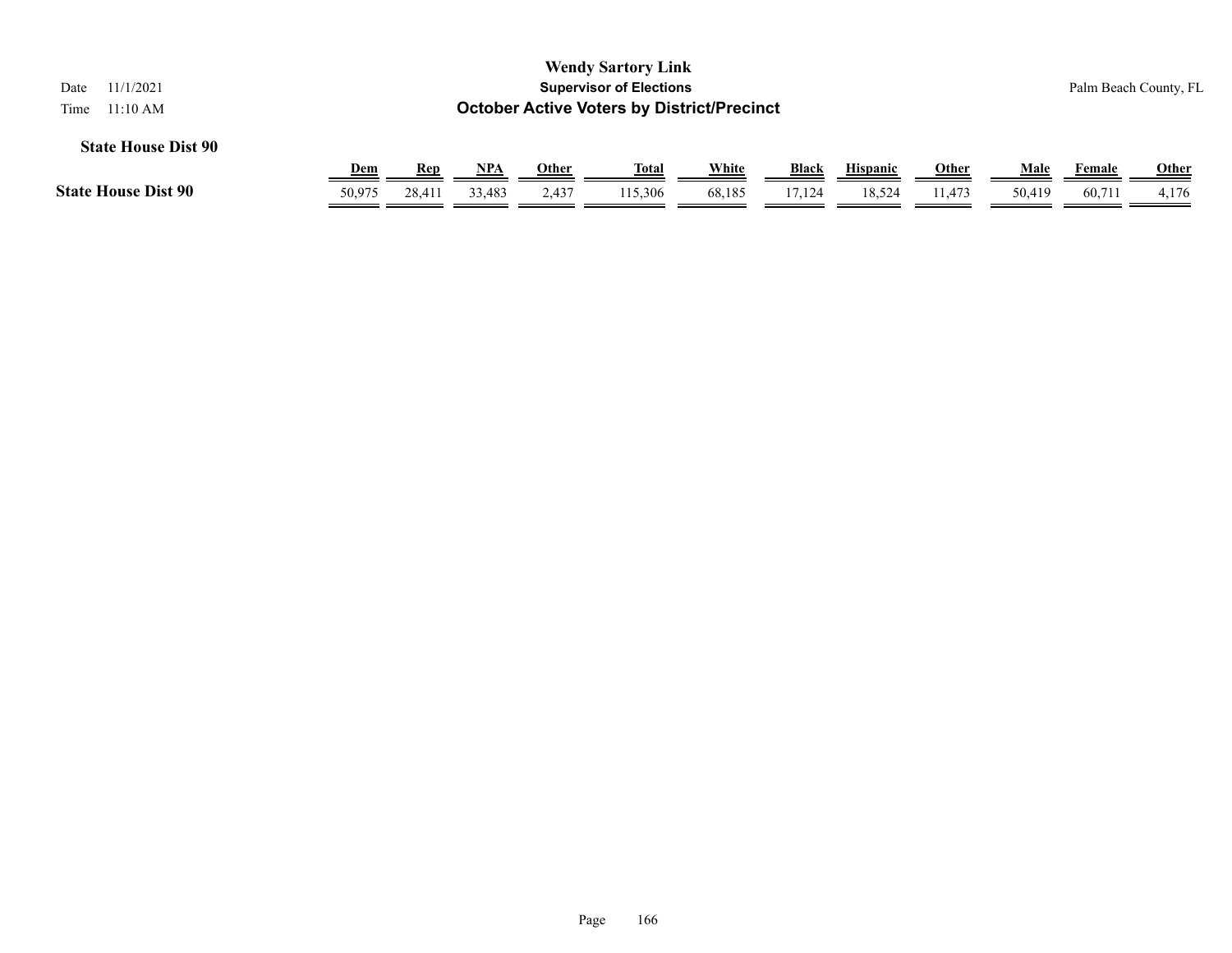Wendy Sartory Link

**Supervisor of Elections**

**October Active Voters by District/Precinct**

Date 11/1/2021

Time 11:10 AM

Palm Beach County, FL

### State House Dist 90

| | Dem | Rep | NPA | Other | Total | White | Black | Hispanic | Other | Male | Female | Other |
|---|---|---|---|---|---|---|---|---|---|---|---|---|
| **State House Dist 90** | 50,975 | 28,411 | 33,483 | 2,437 | 115,306 | 68,185 | 17,124 | 18,524 | 11,473 | 50,419 | 60,711 | 4,176 |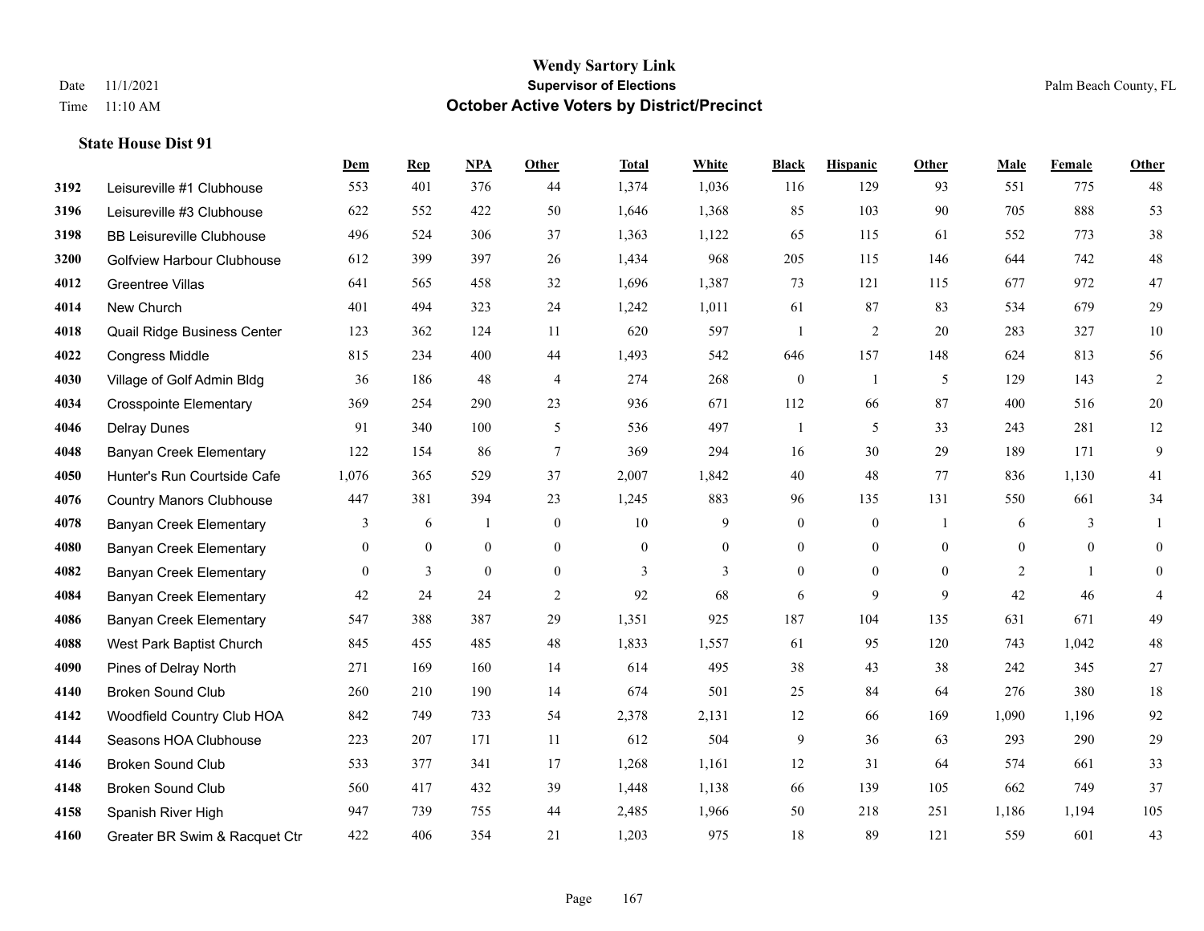# Wendy Sartory Link

## Supervisor of Elections

## October Active Voters by District/Precinct

Date 11/1/2021
Time 11:10 AM

Palm Beach County, FL

### State House Dist 91

| | | Dem | Rep | NPA | Other | Total | White | Black | Hispanic | Other | Male | Female | Other |
|---|---|---|---|---|---|---|---|---|---|---|---|---|---|
| 3192 | Leisureville #1 Clubhouse | 553 | 401 | 376 | 44 | 1,374 | 1,036 | 116 | 129 | 93 | 551 | 775 | 48 |
| 3196 | Leisureville #3 Clubhouse | 622 | 552 | 422 | 50 | 1,646 | 1,368 | 85 | 103 | 90 | 705 | 888 | 53 |
| 3198 | BB Leisureville Clubhouse | 496 | 524 | 306 | 37 | 1,363 | 1,122 | 65 | 115 | 61 | 552 | 773 | 38 |
| 3200 | Golfview Harbour Clubhouse | 612 | 399 | 397 | 26 | 1,434 | 968 | 205 | 115 | 146 | 644 | 742 | 48 |
| 4012 | Greentree Villas | 641 | 565 | 458 | 32 | 1,696 | 1,387 | 73 | 121 | 115 | 677 | 972 | 47 |
| 4014 | New Church | 401 | 494 | 323 | 24 | 1,242 | 1,011 | 61 | 87 | 83 | 534 | 679 | 29 |
| 4018 | Quail Ridge Business Center | 123 | 362 | 124 | 11 | 620 | 597 | 1 | 2 | 20 | 283 | 327 | 10 |
| 4022 | Congress Middle | 815 | 234 | 400 | 44 | 1,493 | 542 | 646 | 157 | 148 | 624 | 813 | 56 |
| 4030 | Village of Golf Admin Bldg | 36 | 186 | 48 | 4 | 274 | 268 | 0 | 1 | 5 | 129 | 143 | 2 |
| 4034 | Crosspointe Elementary | 369 | 254 | 290 | 23 | 936 | 671 | 112 | 66 | 87 | 400 | 516 | 20 |
| 4046 | Delray Dunes | 91 | 340 | 100 | 5 | 536 | 497 | 1 | 5 | 33 | 243 | 281 | 12 |
| 4048 | Banyan Creek Elementary | 122 | 154 | 86 | 7 | 369 | 294 | 16 | 30 | 29 | 189 | 171 | 9 |
| 4050 | Hunter's Run Courtside Cafe | 1,076 | 365 | 529 | 37 | 2,007 | 1,842 | 40 | 48 | 77 | 836 | 1,130 | 41 |
| 4076 | Country Manors Clubhouse | 447 | 381 | 394 | 23 | 1,245 | 883 | 96 | 135 | 131 | 550 | 661 | 34 |
| 4078 | Banyan Creek Elementary | 3 | 6 | 1 | 0 | 10 | 9 | 0 | 0 | 1 | 6 | 3 | 1 |
| 4080 | Banyan Creek Elementary | 0 | 0 | 0 | 0 | 0 | 0 | 0 | 0 | 0 | 0 | 0 | 0 |
| 4082 | Banyan Creek Elementary | 0 | 3 | 0 | 0 | 3 | 3 | 0 | 0 | 0 | 2 | 1 | 0 |
| 4084 | Banyan Creek Elementary | 42 | 24 | 24 | 2 | 92 | 68 | 6 | 9 | 9 | 42 | 46 | 4 |
| 4086 | Banyan Creek Elementary | 547 | 388 | 387 | 29 | 1,351 | 925 | 187 | 104 | 135 | 631 | 671 | 49 |
| 4088 | West Park Baptist Church | 845 | 455 | 485 | 48 | 1,833 | 1,557 | 61 | 95 | 120 | 743 | 1,042 | 48 |
| 4090 | Pines of Delray North | 271 | 169 | 160 | 14 | 614 | 495 | 38 | 43 | 38 | 242 | 345 | 27 |
| 4140 | Broken Sound Club | 260 | 210 | 190 | 14 | 674 | 501 | 25 | 84 | 64 | 276 | 380 | 18 |
| 4142 | Woodfield Country Club HOA | 842 | 749 | 733 | 54 | 2,378 | 2,131 | 12 | 66 | 169 | 1,090 | 1,196 | 92 |
| 4144 | Seasons HOA Clubhouse | 223 | 207 | 171 | 11 | 612 | 504 | 9 | 36 | 63 | 293 | 290 | 29 |
| 4146 | Broken Sound Club | 533 | 377 | 341 | 17 | 1,268 | 1,161 | 12 | 31 | 64 | 574 | 661 | 33 |
| 4148 | Broken Sound Club | 560 | 417 | 432 | 39 | 1,448 | 1,138 | 66 | 139 | 105 | 662 | 749 | 37 |
| 4158 | Spanish River High | 947 | 739 | 755 | 44 | 2,485 | 1,966 | 50 | 218 | 251 | 1,186 | 1,194 | 105 |
| 4160 | Greater BR Swim & Racquet Ctr | 422 | 406 | 354 | 21 | 1,203 | 975 | 18 | 89 | 121 | 559 | 601 | 43 |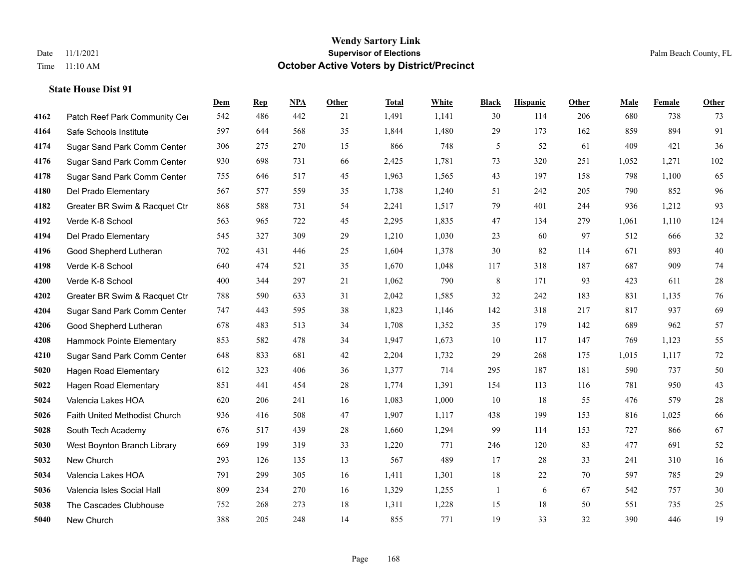# Wendy Sartory Link
## Supervisor of Elections
## October Active Voters by District/Precinct

Date 11/1/2021
Time 11:10 AM

Palm Beach County, FL

**State House Dist 91**

| | | Dem | Rep | NPA | Other | Total | White | Black | Hispanic | Other | Male | Female | Other |
|---|---|---|---|---|---|---|---|---|---|---|---|---|---|
| 4162 | Patch Reef Park Community Cer | 542 | 486 | 442 | 21 | 1,491 | 1,141 | 30 | 114 | 206 | 680 | 738 | 73 |
| 4164 | Safe Schools Institute | 597 | 644 | 568 | 35 | 1,844 | 1,480 | 29 | 173 | 162 | 859 | 894 | 91 |
| 4174 | Sugar Sand Park Comm Center | 306 | 275 | 270 | 15 | 866 | 748 | 5 | 52 | 61 | 409 | 421 | 36 |
| 4176 | Sugar Sand Park Comm Center | 930 | 698 | 731 | 66 | 2,425 | 1,781 | 73 | 320 | 251 | 1,052 | 1,271 | 102 |
| 4178 | Sugar Sand Park Comm Center | 755 | 646 | 517 | 45 | 1,963 | 1,565 | 43 | 197 | 158 | 798 | 1,100 | 65 |
| 4180 | Del Prado Elementary | 567 | 577 | 559 | 35 | 1,738 | 1,240 | 51 | 242 | 205 | 790 | 852 | 96 |
| 4182 | Greater BR Swim & Racquet Ctr | 868 | 588 | 731 | 54 | 2,241 | 1,517 | 79 | 401 | 244 | 936 | 1,212 | 93 |
| 4192 | Verde K-8 School | 563 | 965 | 722 | 45 | 2,295 | 1,835 | 47 | 134 | 279 | 1,061 | 1,110 | 124 |
| 4194 | Del Prado Elementary | 545 | 327 | 309 | 29 | 1,210 | 1,030 | 23 | 60 | 97 | 512 | 666 | 32 |
| 4196 | Good Shepherd Lutheran | 702 | 431 | 446 | 25 | 1,604 | 1,378 | 30 | 82 | 114 | 671 | 893 | 40 |
| 4198 | Verde K-8 School | 640 | 474 | 521 | 35 | 1,670 | 1,048 | 117 | 318 | 187 | 687 | 909 | 74 |
| 4200 | Verde K-8 School | 400 | 344 | 297 | 21 | 1,062 | 790 | 8 | 171 | 93 | 423 | 611 | 28 |
| 4202 | Greater BR Swim & Racquet Ctr | 788 | 590 | 633 | 31 | 2,042 | 1,585 | 32 | 242 | 183 | 831 | 1,135 | 76 |
| 4204 | Sugar Sand Park Comm Center | 747 | 443 | 595 | 38 | 1,823 | 1,146 | 142 | 318 | 217 | 817 | 937 | 69 |
| 4206 | Good Shepherd Lutheran | 678 | 483 | 513 | 34 | 1,708 | 1,352 | 35 | 179 | 142 | 689 | 962 | 57 |
| 4208 | Hammock Pointe Elementary | 853 | 582 | 478 | 34 | 1,947 | 1,673 | 10 | 117 | 147 | 769 | 1,123 | 55 |
| 4210 | Sugar Sand Park Comm Center | 648 | 833 | 681 | 42 | 2,204 | 1,732 | 29 | 268 | 175 | 1,015 | 1,117 | 72 |
| 5020 | Hagen Road Elementary | 612 | 323 | 406 | 36 | 1,377 | 714 | 295 | 187 | 181 | 590 | 737 | 50 |
| 5022 | Hagen Road Elementary | 851 | 441 | 454 | 28 | 1,774 | 1,391 | 154 | 113 | 116 | 781 | 950 | 43 |
| 5024 | Valencia Lakes HOA | 620 | 206 | 241 | 16 | 1,083 | 1,000 | 10 | 18 | 55 | 476 | 579 | 28 |
| 5026 | Faith United Methodist Church | 936 | 416 | 508 | 47 | 1,907 | 1,117 | 438 | 199 | 153 | 816 | 1,025 | 66 |
| 5028 | South Tech Academy | 676 | 517 | 439 | 28 | 1,660 | 1,294 | 99 | 114 | 153 | 727 | 866 | 67 |
| 5030 | West Boynton Branch Library | 669 | 199 | 319 | 33 | 1,220 | 771 | 246 | 120 | 83 | 477 | 691 | 52 |
| 5032 | New Church | 293 | 126 | 135 | 13 | 567 | 489 | 17 | 28 | 33 | 241 | 310 | 16 |
| 5034 | Valencia Lakes HOA | 791 | 299 | 305 | 16 | 1,411 | 1,301 | 18 | 22 | 70 | 597 | 785 | 29 |
| 5036 | Valencia Isles Social Hall | 809 | 234 | 270 | 16 | 1,329 | 1,255 | 1 | 6 | 67 | 542 | 757 | 30 |
| 5038 | The Cascades Clubhouse | 752 | 268 | 273 | 18 | 1,311 | 1,228 | 15 | 18 | 50 | 551 | 735 | 25 |
| 5040 | New Church | 388 | 205 | 248 | 14 | 855 | 771 | 19 | 33 | 32 | 390 | 446 | 19 |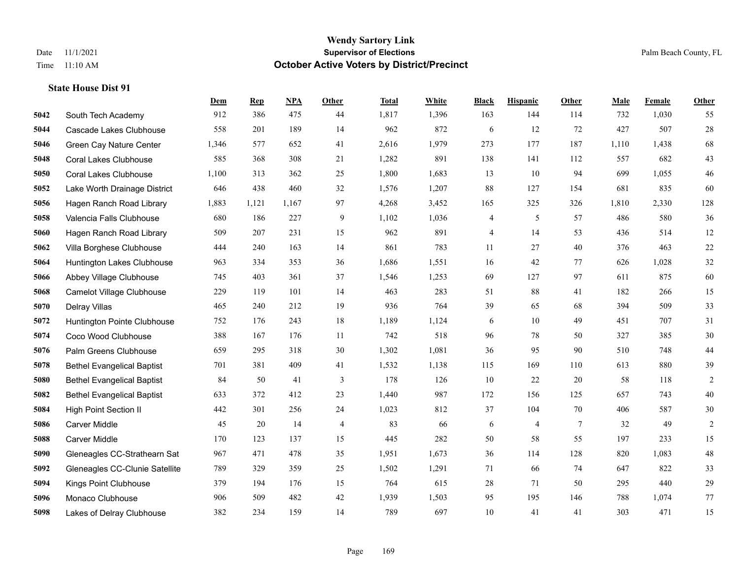# Wendy Sartory Link

**Supervisor of Elections**

**October Active Voters by District/Precinct**

Date 11/1/2021
Time 11:10 AM

Palm Beach County, FL

### State House Dist 91

| | | Dem | Rep | NPA | Other | Total | White | Black | Hispanic | Other | Male | Female | Other |
|---|---|---|---|---|---|---|---|---|---|---|---|---|---|
| 5042 | South Tech Academy | 912 | 386 | 475 | 44 | 1,817 | 1,396 | 163 | 144 | 114 | 732 | 1,030 | 55 |
| 5044 | Cascade Lakes Clubhouse | 558 | 201 | 189 | 14 | 962 | 872 | 6 | 12 | 72 | 427 | 507 | 28 |
| 5046 | Green Cay Nature Center | 1,346 | 577 | 652 | 41 | 2,616 | 1,979 | 273 | 177 | 187 | 1,110 | 1,438 | 68 |
| 5048 | Coral Lakes Clubhouse | 585 | 368 | 308 | 21 | 1,282 | 891 | 138 | 141 | 112 | 557 | 682 | 43 |
| 5050 | Coral Lakes Clubhouse | 1,100 | 313 | 362 | 25 | 1,800 | 1,683 | 13 | 10 | 94 | 699 | 1,055 | 46 |
| 5052 | Lake Worth Drainage District | 646 | 438 | 460 | 32 | 1,576 | 1,207 | 88 | 127 | 154 | 681 | 835 | 60 |
| 5056 | Hagen Ranch Road Library | 1,883 | 1,121 | 1,167 | 97 | 4,268 | 3,452 | 165 | 325 | 326 | 1,810 | 2,330 | 128 |
| 5058 | Valencia Falls Clubhouse | 680 | 186 | 227 | 9 | 1,102 | 1,036 | 4 | 5 | 57 | 486 | 580 | 36 |
| 5060 | Hagen Ranch Road Library | 509 | 207 | 231 | 15 | 962 | 891 | 4 | 14 | 53 | 436 | 514 | 12 |
| 5062 | Villa Borghese Clubhouse | 444 | 240 | 163 | 14 | 861 | 783 | 11 | 27 | 40 | 376 | 463 | 22 |
| 5064 | Huntington Lakes Clubhouse | 963 | 334 | 353 | 36 | 1,686 | 1,551 | 16 | 42 | 77 | 626 | 1,028 | 32 |
| 5066 | Abbey Village Clubhouse | 745 | 403 | 361 | 37 | 1,546 | 1,253 | 69 | 127 | 97 | 611 | 875 | 60 |
| 5068 | Camelot Village Clubhouse | 229 | 119 | 101 | 14 | 463 | 283 | 51 | 88 | 41 | 182 | 266 | 15 |
| 5070 | Delray Villas | 465 | 240 | 212 | 19 | 936 | 764 | 39 | 65 | 68 | 394 | 509 | 33 |
| 5072 | Huntington Pointe Clubhouse | 752 | 176 | 243 | 18 | 1,189 | 1,124 | 6 | 10 | 49 | 451 | 707 | 31 |
| 5074 | Coco Wood Clubhouse | 388 | 167 | 176 | 11 | 742 | 518 | 96 | 78 | 50 | 327 | 385 | 30 |
| 5076 | Palm Greens Clubhouse | 659 | 295 | 318 | 30 | 1,302 | 1,081 | 36 | 95 | 90 | 510 | 748 | 44 |
| 5078 | Bethel Evangelical Baptist | 701 | 381 | 409 | 41 | 1,532 | 1,138 | 115 | 169 | 110 | 613 | 880 | 39 |
| 5080 | Bethel Evangelical Baptist | 84 | 50 | 41 | 3 | 178 | 126 | 10 | 22 | 20 | 58 | 118 | 2 |
| 5082 | Bethel Evangelical Baptist | 633 | 372 | 412 | 23 | 1,440 | 987 | 172 | 156 | 125 | 657 | 743 | 40 |
| 5084 | High Point Section II | 442 | 301 | 256 | 24 | 1,023 | 812 | 37 | 104 | 70 | 406 | 587 | 30 |
| 5086 | Carver Middle | 45 | 20 | 14 | 4 | 83 | 66 | 6 | 4 | 7 | 32 | 49 | 2 |
| 5088 | Carver Middle | 170 | 123 | 137 | 15 | 445 | 282 | 50 | 58 | 55 | 197 | 233 | 15 |
| 5090 | Gleneagles CC-Strathearn Sat | 967 | 471 | 478 | 35 | 1,951 | 1,673 | 36 | 114 | 128 | 820 | 1,083 | 48 |
| 5092 | Gleneagles CC-Clunie Satellite | 789 | 329 | 359 | 25 | 1,502 | 1,291 | 71 | 66 | 74 | 647 | 822 | 33 |
| 5094 | Kings Point Clubhouse | 379 | 194 | 176 | 15 | 764 | 615 | 28 | 71 | 50 | 295 | 440 | 29 |
| 5096 | Monaco Clubhouse | 906 | 509 | 482 | 42 | 1,939 | 1,503 | 95 | 195 | 146 | 788 | 1,074 | 77 |
| 5098 | Lakes of Delray Clubhouse | 382 | 234 | 159 | 14 | 789 | 697 | 10 | 41 | 41 | 303 | 471 | 15 |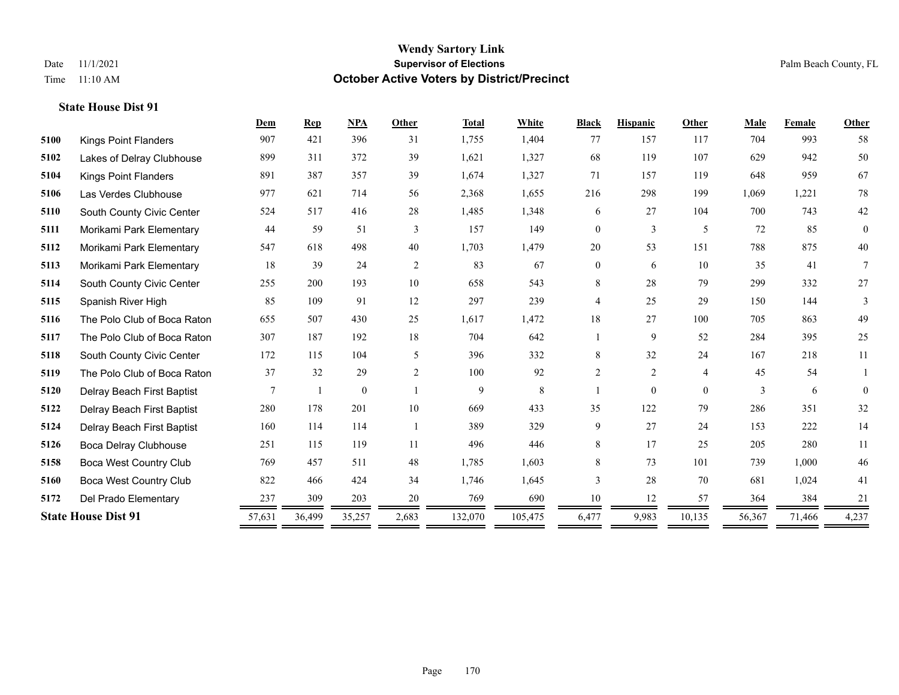# Wendy Sartory Link

## Supervisor of Elections

## October Active Voters by District/Precinct

Date 11/1/2021
Time 11:10 AM

Palm Beach County, FL

**State House Dist 91**

| | | Dem | Rep | NPA | Other | Total | White | Black | Hispanic | Other | Male | Female | Other |
|---|---|---|---|---|---|---|---|---|---|---|---|---|---|
| 5100 | Kings Point Flanders | 907 | 421 | 396 | 31 | 1,755 | 1,404 | 77 | 157 | 117 | 704 | 993 | 58 |
| 5102 | Lakes of Delray Clubhouse | 899 | 311 | 372 | 39 | 1,621 | 1,327 | 68 | 119 | 107 | 629 | 942 | 50 |
| 5104 | Kings Point Flanders | 891 | 387 | 357 | 39 | 1,674 | 1,327 | 71 | 157 | 119 | 648 | 959 | 67 |
| 5106 | Las Verdes Clubhouse | 977 | 621 | 714 | 56 | 2,368 | 1,655 | 216 | 298 | 199 | 1,069 | 1,221 | 78 |
| 5110 | South County Civic Center | 524 | 517 | 416 | 28 | 1,485 | 1,348 | 6 | 27 | 104 | 700 | 743 | 42 |
| 5111 | Morikami Park Elementary | 44 | 59 | 51 | 3 | 157 | 149 | 0 | 3 | 5 | 72 | 85 | 0 |
| 5112 | Morikami Park Elementary | 547 | 618 | 498 | 40 | 1,703 | 1,479 | 20 | 53 | 151 | 788 | 875 | 40 |
| 5113 | Morikami Park Elementary | 18 | 39 | 24 | 2 | 83 | 67 | 0 | 6 | 10 | 35 | 41 | 7 |
| 5114 | South County Civic Center | 255 | 200 | 193 | 10 | 658 | 543 | 8 | 28 | 79 | 299 | 332 | 27 |
| 5115 | Spanish River High | 85 | 109 | 91 | 12 | 297 | 239 | 4 | 25 | 29 | 150 | 144 | 3 |
| 5116 | The Polo Club of Boca Raton | 655 | 507 | 430 | 25 | 1,617 | 1,472 | 18 | 27 | 100 | 705 | 863 | 49 |
| 5117 | The Polo Club of Boca Raton | 307 | 187 | 192 | 18 | 704 | 642 | 1 | 9 | 52 | 284 | 395 | 25 |
| 5118 | South County Civic Center | 172 | 115 | 104 | 5 | 396 | 332 | 8 | 32 | 24 | 167 | 218 | 11 |
| 5119 | The Polo Club of Boca Raton | 37 | 32 | 29 | 2 | 100 | 92 | 2 | 2 | 4 | 45 | 54 | 1 |
| 5120 | Delray Beach First Baptist | 7 | 1 | 0 | 1 | 9 | 8 | 1 | 0 | 0 | 3 | 6 | 0 |
| 5122 | Delray Beach First Baptist | 280 | 178 | 201 | 10 | 669 | 433 | 35 | 122 | 79 | 286 | 351 | 32 |
| 5124 | Delray Beach First Baptist | 160 | 114 | 114 | 1 | 389 | 329 | 9 | 27 | 24 | 153 | 222 | 14 |
| 5126 | Boca Delray Clubhouse | 251 | 115 | 119 | 11 | 496 | 446 | 8 | 17 | 25 | 205 | 280 | 11 |
| 5158 | Boca West Country Club | 769 | 457 | 511 | 48 | 1,785 | 1,603 | 8 | 73 | 101 | 739 | 1,000 | 46 |
| 5160 | Boca West Country Club | 822 | 466 | 424 | 34 | 1,746 | 1,645 | 3 | 28 | 70 | 681 | 1,024 | 41 |
| 5172 | Del Prado Elementary | 237 | 309 | 203 | 20 | 769 | 690 | 10 | 12 | 57 | 364 | 384 | 21 |
| **State House Dist 91** | | 57,631 | 36,499 | 35,257 | 2,683 | 132,070 | 105,475 | 6,477 | 9,983 | 10,135 | 56,367 | 71,466 | 4,237 |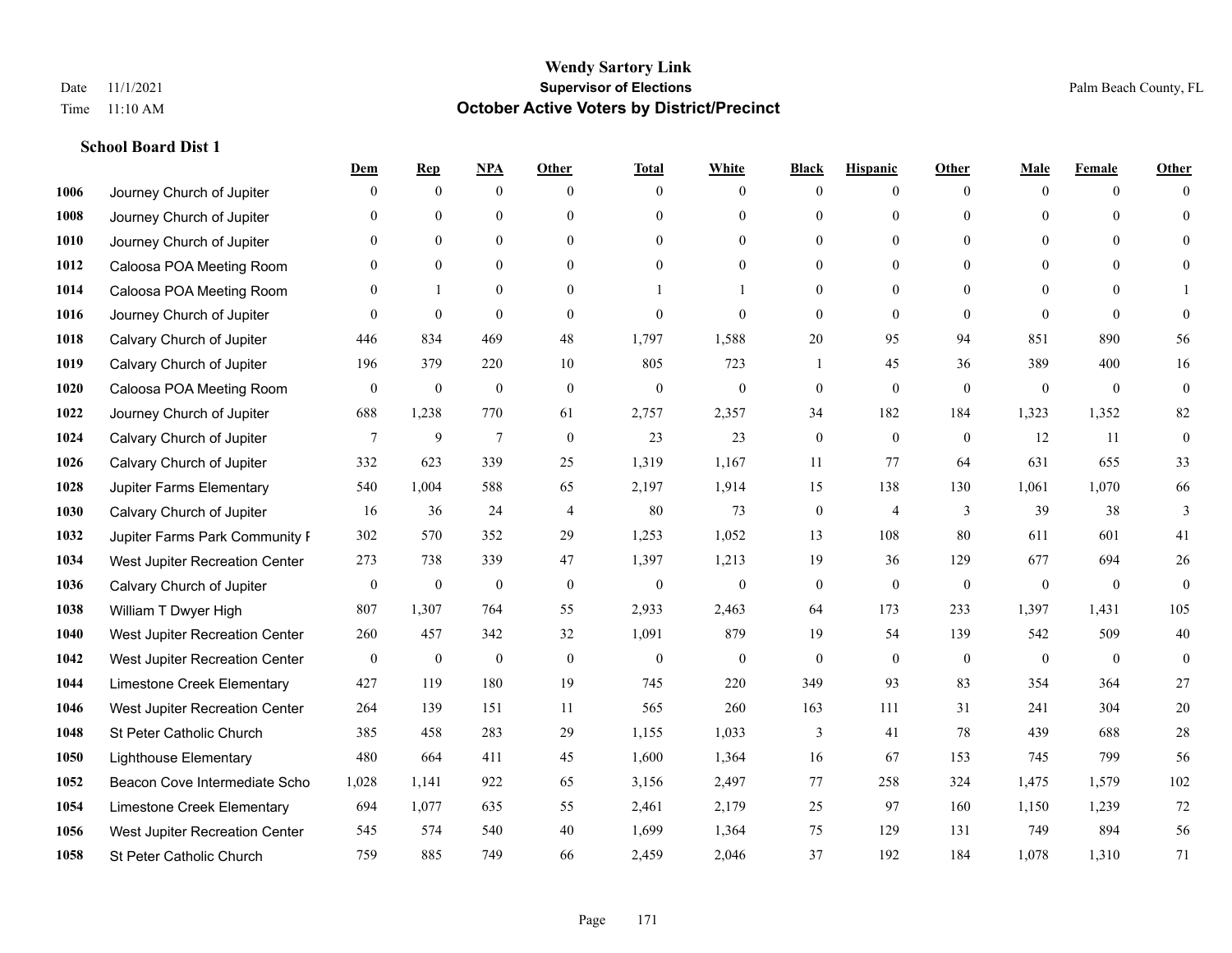# Wendy Sartory Link
## Supervisor of Elections
## October Active Voters by District/Precinct

Date 11/1/2021
Time 11:10 AM

Palm Beach County, FL

### School Board Dist 1

| | | Dem | Rep | NPA | Other | Total | White | Black | Hispanic | Other | Male | Female | Other |
|---|---|---|---|---|---|---|---|---|---|---|---|---|---|
| 1006 | Journey Church of Jupiter | 0 | 0 | 0 | 0 | 0 | 0 | 0 | 0 | 0 | 0 | 0 | 0 |
| 1008 | Journey Church of Jupiter | 0 | 0 | 0 | 0 | 0 | 0 | 0 | 0 | 0 | 0 | 0 | 0 |
| 1010 | Journey Church of Jupiter | 0 | 0 | 0 | 0 | 0 | 0 | 0 | 0 | 0 | 0 | 0 | 0 |
| 1012 | Caloosa POA Meeting Room | 0 | 0 | 0 | 0 | 0 | 0 | 0 | 0 | 0 | 0 | 0 | 0 |
| 1014 | Caloosa POA Meeting Room | 0 | 1 | 0 | 0 | 1 | 1 | 0 | 0 | 0 | 0 | 0 | 1 |
| 1016 | Journey Church of Jupiter | 0 | 0 | 0 | 0 | 0 | 0 | 0 | 0 | 0 | 0 | 0 | 0 |
| 1018 | Calvary Church of Jupiter | 446 | 834 | 469 | 48 | 1,797 | 1,588 | 20 | 95 | 94 | 851 | 890 | 56 |
| 1019 | Calvary Church of Jupiter | 196 | 379 | 220 | 10 | 805 | 723 | 1 | 45 | 36 | 389 | 400 | 16 |
| 1020 | Caloosa POA Meeting Room | 0 | 0 | 0 | 0 | 0 | 0 | 0 | 0 | 0 | 0 | 0 | 0 |
| 1022 | Journey Church of Jupiter | 688 | 1,238 | 770 | 61 | 2,757 | 2,357 | 34 | 182 | 184 | 1,323 | 1,352 | 82 |
| 1024 | Calvary Church of Jupiter | 7 | 9 | 7 | 0 | 23 | 23 | 0 | 0 | 0 | 12 | 11 | 0 |
| 1026 | Calvary Church of Jupiter | 332 | 623 | 339 | 25 | 1,319 | 1,167 | 11 | 77 | 64 | 631 | 655 | 33 |
| 1028 | Jupiter Farms Elementary | 540 | 1,004 | 588 | 65 | 2,197 | 1,914 | 15 | 138 | 130 | 1,061 | 1,070 | 66 |
| 1030 | Calvary Church of Jupiter | 16 | 36 | 24 | 4 | 80 | 73 | 0 | 4 | 3 | 39 | 38 | 3 |
| 1032 | Jupiter Farms Park Community F | 302 | 570 | 352 | 29 | 1,253 | 1,052 | 13 | 108 | 80 | 611 | 601 | 41 |
| 1034 | West Jupiter Recreation Center | 273 | 738 | 339 | 47 | 1,397 | 1,213 | 19 | 36 | 129 | 677 | 694 | 26 |
| 1036 | Calvary Church of Jupiter | 0 | 0 | 0 | 0 | 0 | 0 | 0 | 0 | 0 | 0 | 0 | 0 |
| 1038 | William T Dwyer High | 807 | 1,307 | 764 | 55 | 2,933 | 2,463 | 64 | 173 | 233 | 1,397 | 1,431 | 105 |
| 1040 | West Jupiter Recreation Center | 260 | 457 | 342 | 32 | 1,091 | 879 | 19 | 54 | 139 | 542 | 509 | 40 |
| 1042 | West Jupiter Recreation Center | 0 | 0 | 0 | 0 | 0 | 0 | 0 | 0 | 0 | 0 | 0 | 0 |
| 1044 | Limestone Creek Elementary | 427 | 119 | 180 | 19 | 745 | 220 | 349 | 93 | 83 | 354 | 364 | 27 |
| 1046 | West Jupiter Recreation Center | 264 | 139 | 151 | 11 | 565 | 260 | 163 | 111 | 31 | 241 | 304 | 20 |
| 1048 | St Peter Catholic Church | 385 | 458 | 283 | 29 | 1,155 | 1,033 | 3 | 41 | 78 | 439 | 688 | 28 |
| 1050 | Lighthouse Elementary | 480 | 664 | 411 | 45 | 1,600 | 1,364 | 16 | 67 | 153 | 745 | 799 | 56 |
| 1052 | Beacon Cove Intermediate Scho | 1,028 | 1,141 | 922 | 65 | 3,156 | 2,497 | 77 | 258 | 324 | 1,475 | 1,579 | 102 |
| 1054 | Limestone Creek Elementary | 694 | 1,077 | 635 | 55 | 2,461 | 2,179 | 25 | 97 | 160 | 1,150 | 1,239 | 72 |
| 1056 | West Jupiter Recreation Center | 545 | 574 | 540 | 40 | 1,699 | 1,364 | 75 | 129 | 131 | 749 | 894 | 56 |
| 1058 | St Peter Catholic Church | 759 | 885 | 749 | 66 | 2,459 | 2,046 | 37 | 192 | 184 | 1,078 | 1,310 | 71 |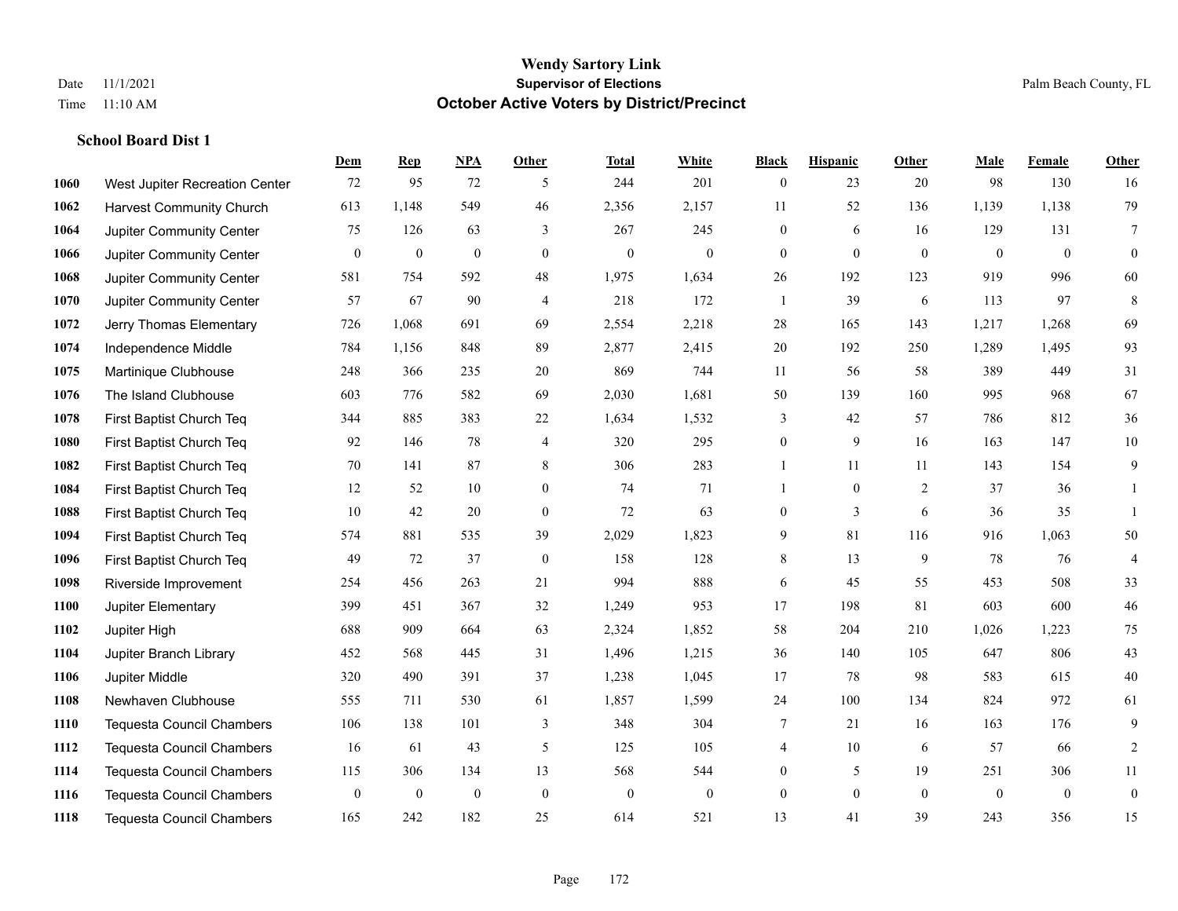# Wendy Sartory Link
## Supervisor of Elections
## October Active Voters by District/Precinct

Date 11/1/2021
Time 11:10 AM

Palm Beach County, FL

### School Board Dist 1

| | | Dem | Rep | NPA | Other | Total | White | Black | Hispanic | Other | Male | Female | Other |
|---|---|---|---|---|---|---|---|---|---|---|---|---|---|
| 1060 | West Jupiter Recreation Center | 72 | 95 | 72 | 5 | 244 | 201 | 0 | 23 | 20 | 98 | 130 | 16 |
| 1062 | Harvest Community Church | 613 | 1,148 | 549 | 46 | 2,356 | 2,157 | 11 | 52 | 136 | 1,139 | 1,138 | 79 |
| 1064 | Jupiter Community Center | 75 | 126 | 63 | 3 | 267 | 245 | 0 | 6 | 16 | 129 | 131 | 7 |
| 1066 | Jupiter Community Center | 0 | 0 | 0 | 0 | 0 | 0 | 0 | 0 | 0 | 0 | 0 | 0 |
| 1068 | Jupiter Community Center | 581 | 754 | 592 | 48 | 1,975 | 1,634 | 26 | 192 | 123 | 919 | 996 | 60 |
| 1070 | Jupiter Community Center | 57 | 67 | 90 | 4 | 218 | 172 | 1 | 39 | 6 | 113 | 97 | 8 |
| 1072 | Jerry Thomas Elementary | 726 | 1,068 | 691 | 69 | 2,554 | 2,218 | 28 | 165 | 143 | 1,217 | 1,268 | 69 |
| 1074 | Independence Middle | 784 | 1,156 | 848 | 89 | 2,877 | 2,415 | 20 | 192 | 250 | 1,289 | 1,495 | 93 |
| 1075 | Martinique Clubhouse | 248 | 366 | 235 | 20 | 869 | 744 | 11 | 56 | 58 | 389 | 449 | 31 |
| 1076 | The Island Clubhouse | 603 | 776 | 582 | 69 | 2,030 | 1,681 | 50 | 139 | 160 | 995 | 968 | 67 |
| 1078 | First Baptist Church Teq | 344 | 885 | 383 | 22 | 1,634 | 1,532 | 3 | 42 | 57 | 786 | 812 | 36 |
| 1080 | First Baptist Church Teq | 92 | 146 | 78 | 4 | 320 | 295 | 0 | 9 | 16 | 163 | 147 | 10 |
| 1082 | First Baptist Church Teq | 70 | 141 | 87 | 8 | 306 | 283 | 1 | 11 | 11 | 143 | 154 | 9 |
| 1084 | First Baptist Church Teq | 12 | 52 | 10 | 0 | 74 | 71 | 1 | 0 | 2 | 37 | 36 | 1 |
| 1088 | First Baptist Church Teq | 10 | 42 | 20 | 0 | 72 | 63 | 0 | 3 | 6 | 36 | 35 | 1 |
| 1094 | First Baptist Church Teq | 574 | 881 | 535 | 39 | 2,029 | 1,823 | 9 | 81 | 116 | 916 | 1,063 | 50 |
| 1096 | First Baptist Church Teq | 49 | 72 | 37 | 0 | 158 | 128 | 8 | 13 | 9 | 78 | 76 | 4 |
| 1098 | Riverside Improvement | 254 | 456 | 263 | 21 | 994 | 888 | 6 | 45 | 55 | 453 | 508 | 33 |
| 1100 | Jupiter Elementary | 399 | 451 | 367 | 32 | 1,249 | 953 | 17 | 198 | 81 | 603 | 600 | 46 |
| 1102 | Jupiter High | 688 | 909 | 664 | 63 | 2,324 | 1,852 | 58 | 204 | 210 | 1,026 | 1,223 | 75 |
| 1104 | Jupiter Branch Library | 452 | 568 | 445 | 31 | 1,496 | 1,215 | 36 | 140 | 105 | 647 | 806 | 43 |
| 1106 | Jupiter Middle | 320 | 490 | 391 | 37 | 1,238 | 1,045 | 17 | 78 | 98 | 583 | 615 | 40 |
| 1108 | Newhaven Clubhouse | 555 | 711 | 530 | 61 | 1,857 | 1,599 | 24 | 100 | 134 | 824 | 972 | 61 |
| 1110 | Tequesta Council Chambers | 106 | 138 | 101 | 3 | 348 | 304 | 7 | 21 | 16 | 163 | 176 | 9 |
| 1112 | Tequesta Council Chambers | 16 | 61 | 43 | 5 | 125 | 105 | 4 | 10 | 6 | 57 | 66 | 2 |
| 1114 | Tequesta Council Chambers | 115 | 306 | 134 | 13 | 568 | 544 | 0 | 5 | 19 | 251 | 306 | 11 |
| 1116 | Tequesta Council Chambers | 0 | 0 | 0 | 0 | 0 | 0 | 0 | 0 | 0 | 0 | 0 | 0 |
| 1118 | Tequesta Council Chambers | 165 | 242 | 182 | 25 | 614 | 521 | 13 | 41 | 39 | 243 | 356 | 15 |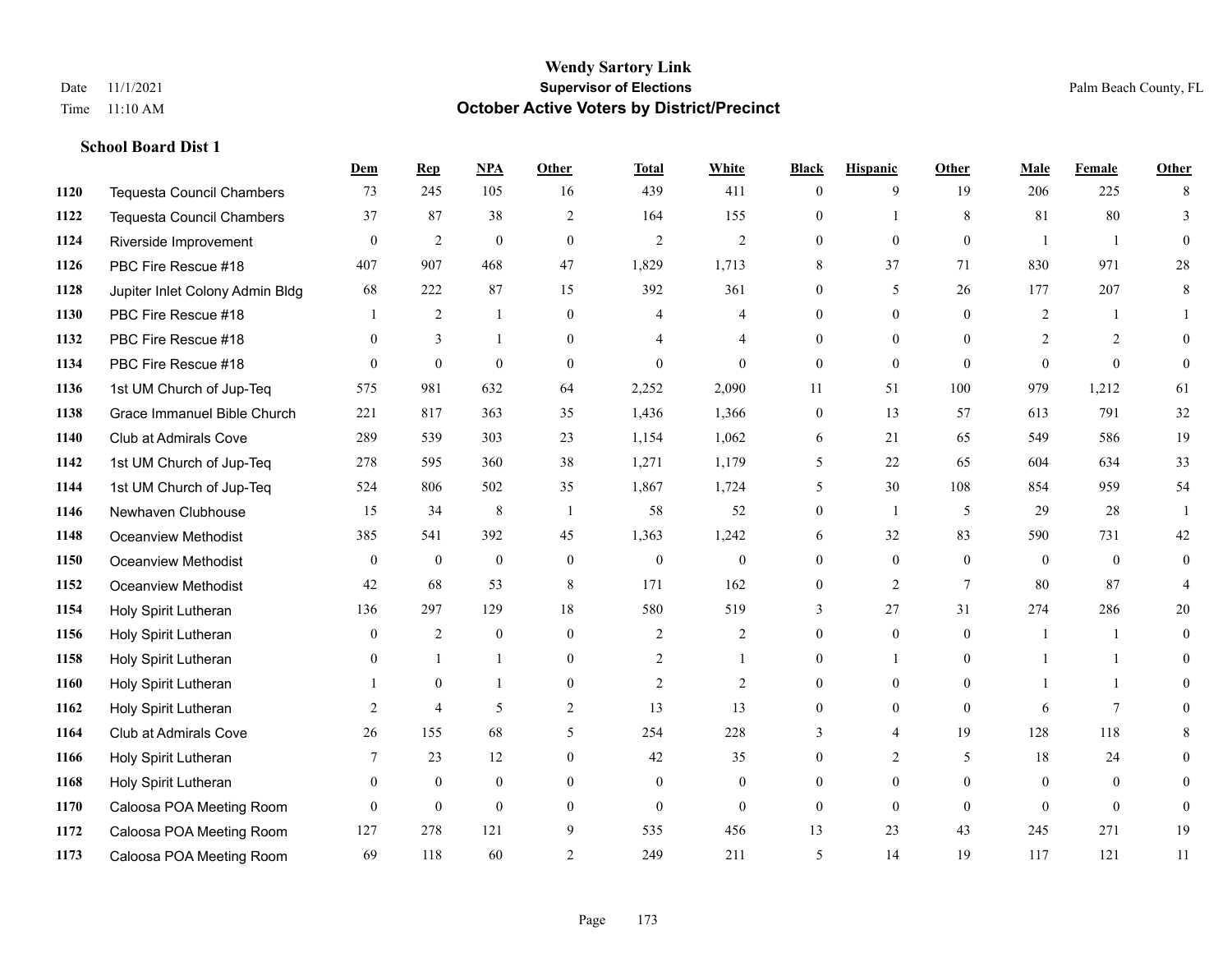# Wendy Sartory Link
## Supervisor of Elections
## October Active Voters by District/Precinct

Date 11/1/2021
Time 11:10 AM

Palm Beach County, FL

### School Board Dist 1

| | | Dem | Rep | NPA | Other | Total | White | Black | Hispanic | Other | Male | Female | Other |
|---|---|---|---|---|---|---|---|---|---|---|---|---|---|
| 1120 | Tequesta Council Chambers | 73 | 245 | 105 | 16 | 439 | 411 | 0 | 9 | 19 | 206 | 225 | 8 |
| 1122 | Tequesta Council Chambers | 37 | 87 | 38 | 2 | 164 | 155 | 0 | 1 | 8 | 81 | 80 | 3 |
| 1124 | Riverside Improvement | 0 | 2 | 0 | 0 | 2 | 2 | 0 | 0 | 0 | 1 | 1 | 0 |
| 1126 | PBC Fire Rescue #18 | 407 | 907 | 468 | 47 | 1,829 | 1,713 | 8 | 37 | 71 | 830 | 971 | 28 |
| 1128 | Jupiter Inlet Colony Admin Bldg | 68 | 222 | 87 | 15 | 392 | 361 | 0 | 5 | 26 | 177 | 207 | 8 |
| 1130 | PBC Fire Rescue #18 | 1 | 2 | 1 | 0 | 4 | 4 | 0 | 0 | 0 | 2 | 1 | 1 |
| 1132 | PBC Fire Rescue #18 | 0 | 3 | 1 | 0 | 4 | 4 | 0 | 0 | 0 | 2 | 2 | 0 |
| 1134 | PBC Fire Rescue #18 | 0 | 0 | 0 | 0 | 0 | 0 | 0 | 0 | 0 | 0 | 0 | 0 |
| 1136 | 1st UM Church of Jup-Teq | 575 | 981 | 632 | 64 | 2,252 | 2,090 | 11 | 51 | 100 | 979 | 1,212 | 61 |
| 1138 | Grace Immanuel Bible Church | 221 | 817 | 363 | 35 | 1,436 | 1,366 | 0 | 13 | 57 | 613 | 791 | 32 |
| 1140 | Club at Admirals Cove | 289 | 539 | 303 | 23 | 1,154 | 1,062 | 6 | 21 | 65 | 549 | 586 | 19 |
| 1142 | 1st UM Church of Jup-Teq | 278 | 595 | 360 | 38 | 1,271 | 1,179 | 5 | 22 | 65 | 604 | 634 | 33 |
| 1144 | 1st UM Church of Jup-Teq | 524 | 806 | 502 | 35 | 1,867 | 1,724 | 5 | 30 | 108 | 854 | 959 | 54 |
| 1146 | Newhaven Clubhouse | 15 | 34 | 8 | 1 | 58 | 52 | 0 | 1 | 5 | 29 | 28 | 1 |
| 1148 | Oceanview Methodist | 385 | 541 | 392 | 45 | 1,363 | 1,242 | 6 | 32 | 83 | 590 | 731 | 42 |
| 1150 | Oceanview Methodist | 0 | 0 | 0 | 0 | 0 | 0 | 0 | 0 | 0 | 0 | 0 | 0 |
| 1152 | Oceanview Methodist | 42 | 68 | 53 | 8 | 171 | 162 | 0 | 2 | 7 | 80 | 87 | 4 |
| 1154 | Holy Spirit Lutheran | 136 | 297 | 129 | 18 | 580 | 519 | 3 | 27 | 31 | 274 | 286 | 20 |
| 1156 | Holy Spirit Lutheran | 0 | 2 | 0 | 0 | 2 | 2 | 0 | 0 | 0 | 1 | 1 | 0 |
| 1158 | Holy Spirit Lutheran | 0 | 1 | 1 | 0 | 2 | 1 | 0 | 1 | 0 | 1 | 1 | 0 |
| 1160 | Holy Spirit Lutheran | 1 | 0 | 1 | 0 | 2 | 2 | 0 | 0 | 0 | 1 | 1 | 0 |
| 1162 | Holy Spirit Lutheran | 2 | 4 | 5 | 2 | 13 | 13 | 0 | 0 | 0 | 6 | 7 | 0 |
| 1164 | Club at Admirals Cove | 26 | 155 | 68 | 5 | 254 | 228 | 3 | 4 | 19 | 128 | 118 | 8 |
| 1166 | Holy Spirit Lutheran | 7 | 23 | 12 | 0 | 42 | 35 | 0 | 2 | 5 | 18 | 24 | 0 |
| 1168 | Holy Spirit Lutheran | 0 | 0 | 0 | 0 | 0 | 0 | 0 | 0 | 0 | 0 | 0 | 0 |
| 1170 | Caloosa POA Meeting Room | 0 | 0 | 0 | 0 | 0 | 0 | 0 | 0 | 0 | 0 | 0 | 0 |
| 1172 | Caloosa POA Meeting Room | 127 | 278 | 121 | 9 | 535 | 456 | 13 | 23 | 43 | 245 | 271 | 19 |
| 1173 | Caloosa POA Meeting Room | 69 | 118 | 60 | 2 | 249 | 211 | 5 | 14 | 19 | 117 | 121 | 11 |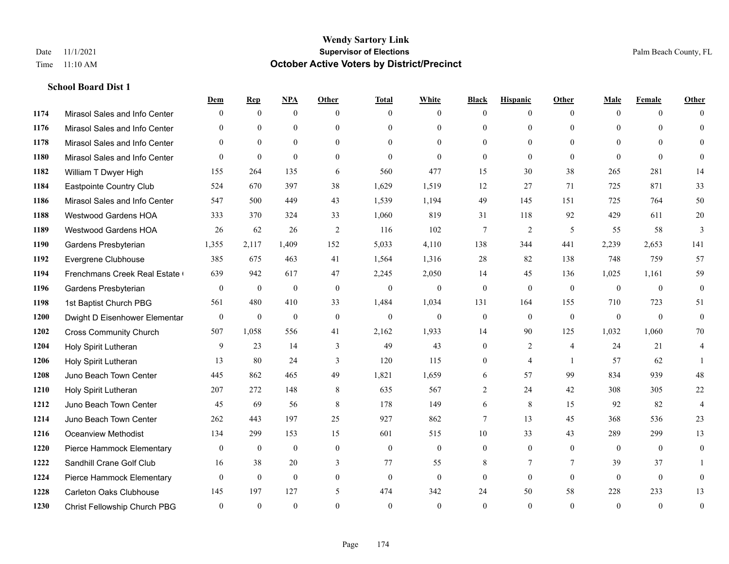# Wendy Sartory Link

**Supervisor of Elections**

**October Active Voters by District/Precinct**

Date 11/1/2021
Time 11:10 AM

Palm Beach County, FL

### School Board Dist 1

| | | Dem | Rep | NPA | Other | Total | White | Black | Hispanic | Other | Male | Female | Other |
|---|---|---|---|---|---|---|---|---|---|---|---|---|---|
| 1174 | Mirasol Sales and Info Center | 0 | 0 | 0 | 0 | 0 | 0 | 0 | 0 | 0 | 0 | 0 | 0 |
| 1176 | Mirasol Sales and Info Center | 0 | 0 | 0 | 0 | 0 | 0 | 0 | 0 | 0 | 0 | 0 | 0 |
| 1178 | Mirasol Sales and Info Center | 0 | 0 | 0 | 0 | 0 | 0 | 0 | 0 | 0 | 0 | 0 | 0 |
| 1180 | Mirasol Sales and Info Center | 0 | 0 | 0 | 0 | 0 | 0 | 0 | 0 | 0 | 0 | 0 | 0 |
| 1182 | William T Dwyer High | 155 | 264 | 135 | 6 | 560 | 477 | 15 | 30 | 38 | 265 | 281 | 14 |
| 1184 | Eastpointe Country Club | 524 | 670 | 397 | 38 | 1,629 | 1,519 | 12 | 27 | 71 | 725 | 871 | 33 |
| 1186 | Mirasol Sales and Info Center | 547 | 500 | 449 | 43 | 1,539 | 1,194 | 49 | 145 | 151 | 725 | 764 | 50 |
| 1188 | Westwood Gardens HOA | 333 | 370 | 324 | 33 | 1,060 | 819 | 31 | 118 | 92 | 429 | 611 | 20 |
| 1189 | Westwood Gardens HOA | 26 | 62 | 26 | 2 | 116 | 102 | 7 | 2 | 5 | 55 | 58 | 3 |
| 1190 | Gardens Presbyterian | 1,355 | 2,117 | 1,409 | 152 | 5,033 | 4,110 | 138 | 344 | 441 | 2,239 | 2,653 | 141 |
| 1192 | Evergrene Clubhouse | 385 | 675 | 463 | 41 | 1,564 | 1,316 | 28 | 82 | 138 | 748 | 759 | 57 |
| 1194 | Frenchmans Creek Real Estate ( | 639 | 942 | 617 | 47 | 2,245 | 2,050 | 14 | 45 | 136 | 1,025 | 1,161 | 59 |
| 1196 | Gardens Presbyterian | 0 | 0 | 0 | 0 | 0 | 0 | 0 | 0 | 0 | 0 | 0 | 0 |
| 1198 | 1st Baptist Church PBG | 561 | 480 | 410 | 33 | 1,484 | 1,034 | 131 | 164 | 155 | 710 | 723 | 51 |
| 1200 | Dwight D Eisenhower Elementar | 0 | 0 | 0 | 0 | 0 | 0 | 0 | 0 | 0 | 0 | 0 | 0 |
| 1202 | Cross Community Church | 507 | 1,058 | 556 | 41 | 2,162 | 1,933 | 14 | 90 | 125 | 1,032 | 1,060 | 70 |
| 1204 | Holy Spirit Lutheran | 9 | 23 | 14 | 3 | 49 | 43 | 0 | 2 | 4 | 24 | 21 | 4 |
| 1206 | Holy Spirit Lutheran | 13 | 80 | 24 | 3 | 120 | 115 | 0 | 4 | 1 | 57 | 62 | 1 |
| 1208 | Juno Beach Town Center | 445 | 862 | 465 | 49 | 1,821 | 1,659 | 6 | 57 | 99 | 834 | 939 | 48 |
| 1210 | Holy Spirit Lutheran | 207 | 272 | 148 | 8 | 635 | 567 | 2 | 24 | 42 | 308 | 305 | 22 |
| 1212 | Juno Beach Town Center | 45 | 69 | 56 | 8 | 178 | 149 | 6 | 8 | 15 | 92 | 82 | 4 |
| 1214 | Juno Beach Town Center | 262 | 443 | 197 | 25 | 927 | 862 | 7 | 13 | 45 | 368 | 536 | 23 |
| 1216 | Oceanview Methodist | 134 | 299 | 153 | 15 | 601 | 515 | 10 | 33 | 43 | 289 | 299 | 13 |
| 1220 | Pierce Hammock Elementary | 0 | 0 | 0 | 0 | 0 | 0 | 0 | 0 | 0 | 0 | 0 | 0 |
| 1222 | Sandhill Crane Golf Club | 16 | 38 | 20 | 3 | 77 | 55 | 8 | 7 | 7 | 39 | 37 | 1 |
| 1224 | Pierce Hammock Elementary | 0 | 0 | 0 | 0 | 0 | 0 | 0 | 0 | 0 | 0 | 0 | 0 |
| 1228 | Carleton Oaks Clubhouse | 145 | 197 | 127 | 5 | 474 | 342 | 24 | 50 | 58 | 228 | 233 | 13 |
| 1230 | Christ Fellowship Church PBG | 0 | 0 | 0 | 0 | 0 | 0 | 0 | 0 | 0 | 0 | 0 | 0 |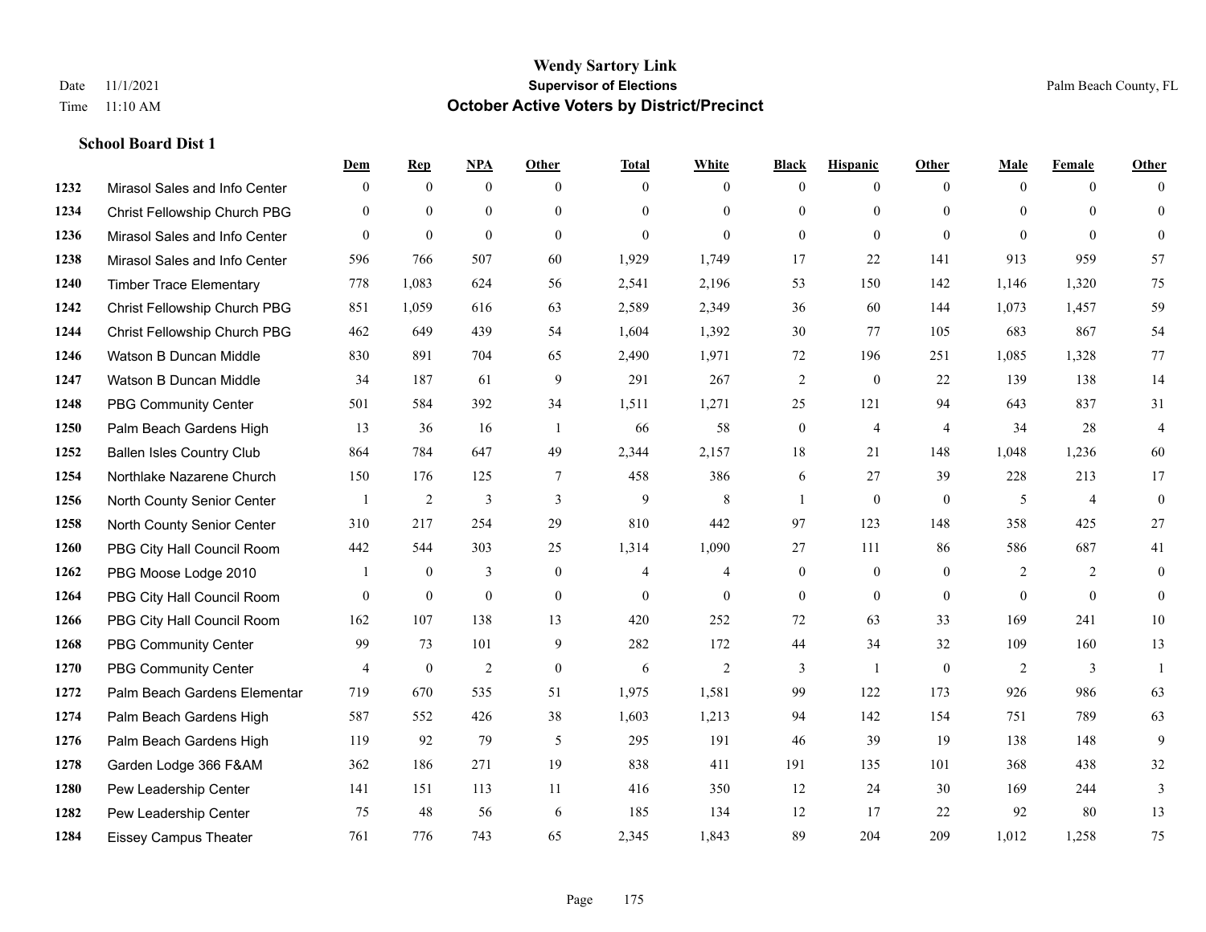# Wendy Sartory Link

**Supervisor of Elections**

**October Active Voters by District/Precinct**

Date 11/1/2021
Time 11:10 AM

Palm Beach County, FL

### School Board Dist 1

| | | Dem | Rep | NPA | Other | Total | White | Black | Hispanic | Other | Male | Female | Other |
|---|---|---|---|---|---|---|---|---|---|---|---|---|---|
| 1232 | Mirasol Sales and Info Center | 0 | 0 | 0 | 0 | 0 | 0 | 0 | 0 | 0 | 0 | 0 | 0 |
| 1234 | Christ Fellowship Church PBG | 0 | 0 | 0 | 0 | 0 | 0 | 0 | 0 | 0 | 0 | 0 | 0 |
| 1236 | Mirasol Sales and Info Center | 0 | 0 | 0 | 0 | 0 | 0 | 0 | 0 | 0 | 0 | 0 | 0 |
| 1238 | Mirasol Sales and Info Center | 596 | 766 | 507 | 60 | 1,929 | 1,749 | 17 | 22 | 141 | 913 | 959 | 57 |
| 1240 | Timber Trace Elementary | 778 | 1,083 | 624 | 56 | 2,541 | 2,196 | 53 | 150 | 142 | 1,146 | 1,320 | 75 |
| 1242 | Christ Fellowship Church PBG | 851 | 1,059 | 616 | 63 | 2,589 | 2,349 | 36 | 60 | 144 | 1,073 | 1,457 | 59 |
| 1244 | Christ Fellowship Church PBG | 462 | 649 | 439 | 54 | 1,604 | 1,392 | 30 | 77 | 105 | 683 | 867 | 54 |
| 1246 | Watson B Duncan Middle | 830 | 891 | 704 | 65 | 2,490 | 1,971 | 72 | 196 | 251 | 1,085 | 1,328 | 77 |
| 1247 | Watson B Duncan Middle | 34 | 187 | 61 | 9 | 291 | 267 | 2 | 0 | 22 | 139 | 138 | 14 |
| 1248 | PBG Community Center | 501 | 584 | 392 | 34 | 1,511 | 1,271 | 25 | 121 | 94 | 643 | 837 | 31 |
| 1250 | Palm Beach Gardens High | 13 | 36 | 16 | 1 | 66 | 58 | 0 | 4 | 4 | 34 | 28 | 4 |
| 1252 | Ballen Isles Country Club | 864 | 784 | 647 | 49 | 2,344 | 2,157 | 18 | 21 | 148 | 1,048 | 1,236 | 60 |
| 1254 | Northlake Nazarene Church | 150 | 176 | 125 | 7 | 458 | 386 | 6 | 27 | 39 | 228 | 213 | 17 |
| 1256 | North County Senior Center | 1 | 2 | 3 | 3 | 9 | 8 | 1 | 0 | 0 | 5 | 4 | 0 |
| 1258 | North County Senior Center | 310 | 217 | 254 | 29 | 810 | 442 | 97 | 123 | 148 | 358 | 425 | 27 |
| 1260 | PBG City Hall Council Room | 442 | 544 | 303 | 25 | 1,314 | 1,090 | 27 | 111 | 86 | 586 | 687 | 41 |
| 1262 | PBG Moose Lodge 2010 | 1 | 0 | 3 | 0 | 4 | 4 | 0 | 0 | 0 | 2 | 2 | 0 |
| 1264 | PBG City Hall Council Room | 0 | 0 | 0 | 0 | 0 | 0 | 0 | 0 | 0 | 0 | 0 | 0 |
| 1266 | PBG City Hall Council Room | 162 | 107 | 138 | 13 | 420 | 252 | 72 | 63 | 33 | 169 | 241 | 10 |
| 1268 | PBG Community Center | 99 | 73 | 101 | 9 | 282 | 172 | 44 | 34 | 32 | 109 | 160 | 13 |
| 1270 | PBG Community Center | 4 | 0 | 2 | 0 | 6 | 2 | 3 | 1 | 0 | 2 | 3 | 1 |
| 1272 | Palm Beach Gardens Elementar | 719 | 670 | 535 | 51 | 1,975 | 1,581 | 99 | 122 | 173 | 926 | 986 | 63 |
| 1274 | Palm Beach Gardens High | 587 | 552 | 426 | 38 | 1,603 | 1,213 | 94 | 142 | 154 | 751 | 789 | 63 |
| 1276 | Palm Beach Gardens High | 119 | 92 | 79 | 5 | 295 | 191 | 46 | 39 | 19 | 138 | 148 | 9 |
| 1278 | Garden Lodge 366 F&AM | 362 | 186 | 271 | 19 | 838 | 411 | 191 | 135 | 101 | 368 | 438 | 32 |
| 1280 | Pew Leadership Center | 141 | 151 | 113 | 11 | 416 | 350 | 12 | 24 | 30 | 169 | 244 | 3 |
| 1282 | Pew Leadership Center | 75 | 48 | 56 | 6 | 185 | 134 | 12 | 17 | 22 | 92 | 80 | 13 |
| 1284 | Eissey Campus Theater | 761 | 776 | 743 | 65 | 2,345 | 1,843 | 89 | 204 | 209 | 1,012 | 1,258 | 75 |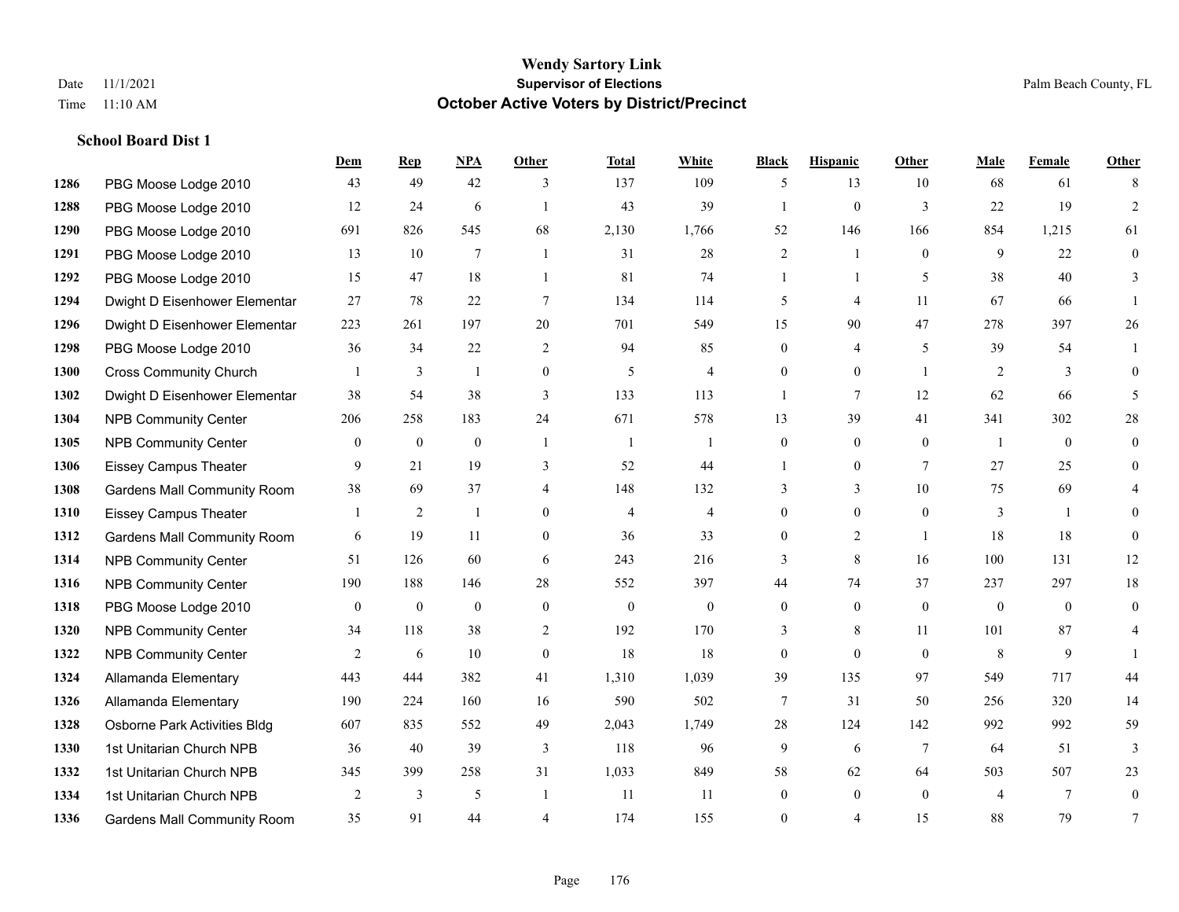# Wendy Sartory Link
## Supervisor of Elections
## October Active Voters by District/Precinct

Date 11/1/2021
Time 11:10 AM

Palm Beach County, FL

### School Board Dist 1

| | | Dem | Rep | NPA | Other | Total | White | Black | Hispanic | Other | Male | Female | Other |
|---|---|---|---|---|---|---|---|---|---|---|---|---|---|
| 1286 | PBG Moose Lodge 2010 | 43 | 49 | 42 | 3 | 137 | 109 | 5 | 13 | 10 | 68 | 61 | 8 |
| 1288 | PBG Moose Lodge 2010 | 12 | 24 | 6 | 1 | 43 | 39 | 1 | 0 | 3 | 22 | 19 | 2 |
| 1290 | PBG Moose Lodge 2010 | 691 | 826 | 545 | 68 | 2,130 | 1,766 | 52 | 146 | 166 | 854 | 1,215 | 61 |
| 1291 | PBG Moose Lodge 2010 | 13 | 10 | 7 | 1 | 31 | 28 | 2 | 1 | 0 | 9 | 22 | 0 |
| 1292 | PBG Moose Lodge 2010 | 15 | 47 | 18 | 1 | 81 | 74 | 1 | 1 | 5 | 38 | 40 | 3 |
| 1294 | Dwight D Eisenhower Elementar | 27 | 78 | 22 | 7 | 134 | 114 | 5 | 4 | 11 | 67 | 66 | 1 |
| 1296 | Dwight D Eisenhower Elementar | 223 | 261 | 197 | 20 | 701 | 549 | 15 | 90 | 47 | 278 | 397 | 26 |
| 1298 | PBG Moose Lodge 2010 | 36 | 34 | 22 | 2 | 94 | 85 | 0 | 4 | 5 | 39 | 54 | 1 |
| 1300 | Cross Community Church | 1 | 3 | 1 | 0 | 5 | 4 | 0 | 0 | 1 | 2 | 3 | 0 |
| 1302 | Dwight D Eisenhower Elementar | 38 | 54 | 38 | 3 | 133 | 113 | 1 | 7 | 12 | 62 | 66 | 5 |
| 1304 | NPB Community Center | 206 | 258 | 183 | 24 | 671 | 578 | 13 | 39 | 41 | 341 | 302 | 28 |
| 1305 | NPB Community Center | 0 | 0 | 0 | 1 | 1 | 1 | 0 | 0 | 0 | 1 | 0 | 0 |
| 1306 | Eissey Campus Theater | 9 | 21 | 19 | 3 | 52 | 44 | 1 | 0 | 7 | 27 | 25 | 0 |
| 1308 | Gardens Mall Community Room | 38 | 69 | 37 | 4 | 148 | 132 | 3 | 3 | 10 | 75 | 69 | 4 |
| 1310 | Eissey Campus Theater | 1 | 2 | 1 | 0 | 4 | 4 | 0 | 0 | 0 | 3 | 1 | 0 |
| 1312 | Gardens Mall Community Room | 6 | 19 | 11 | 0 | 36 | 33 | 0 | 2 | 1 | 18 | 18 | 0 |
| 1314 | NPB Community Center | 51 | 126 | 60 | 6 | 243 | 216 | 3 | 8 | 16 | 100 | 131 | 12 |
| 1316 | NPB Community Center | 190 | 188 | 146 | 28 | 552 | 397 | 44 | 74 | 37 | 237 | 297 | 18 |
| 1318 | PBG Moose Lodge 2010 | 0 | 0 | 0 | 0 | 0 | 0 | 0 | 0 | 0 | 0 | 0 | 0 |
| 1320 | NPB Community Center | 34 | 118 | 38 | 2 | 192 | 170 | 3 | 8 | 11 | 101 | 87 | 4 |
| 1322 | NPB Community Center | 2 | 6 | 10 | 0 | 18 | 18 | 0 | 0 | 0 | 8 | 9 | 1 |
| 1324 | Allamanda Elementary | 443 | 444 | 382 | 41 | 1,310 | 1,039 | 39 | 135 | 97 | 549 | 717 | 44 |
| 1326 | Allamanda Elementary | 190 | 224 | 160 | 16 | 590 | 502 | 7 | 31 | 50 | 256 | 320 | 14 |
| 1328 | Osborne Park Activities Bldg | 607 | 835 | 552 | 49 | 2,043 | 1,749 | 28 | 124 | 142 | 992 | 992 | 59 |
| 1330 | 1st Unitarian Church NPB | 36 | 40 | 39 | 3 | 118 | 96 | 9 | 6 | 7 | 64 | 51 | 3 |
| 1332 | 1st Unitarian Church NPB | 345 | 399 | 258 | 31 | 1,033 | 849 | 58 | 62 | 64 | 503 | 507 | 23 |
| 1334 | 1st Unitarian Church NPB | 2 | 3 | 5 | 1 | 11 | 11 | 0 | 0 | 0 | 4 | 7 | 0 |
| 1336 | Gardens Mall Community Room | 35 | 91 | 44 | 4 | 174 | 155 | 0 | 4 | 15 | 88 | 79 | 7 |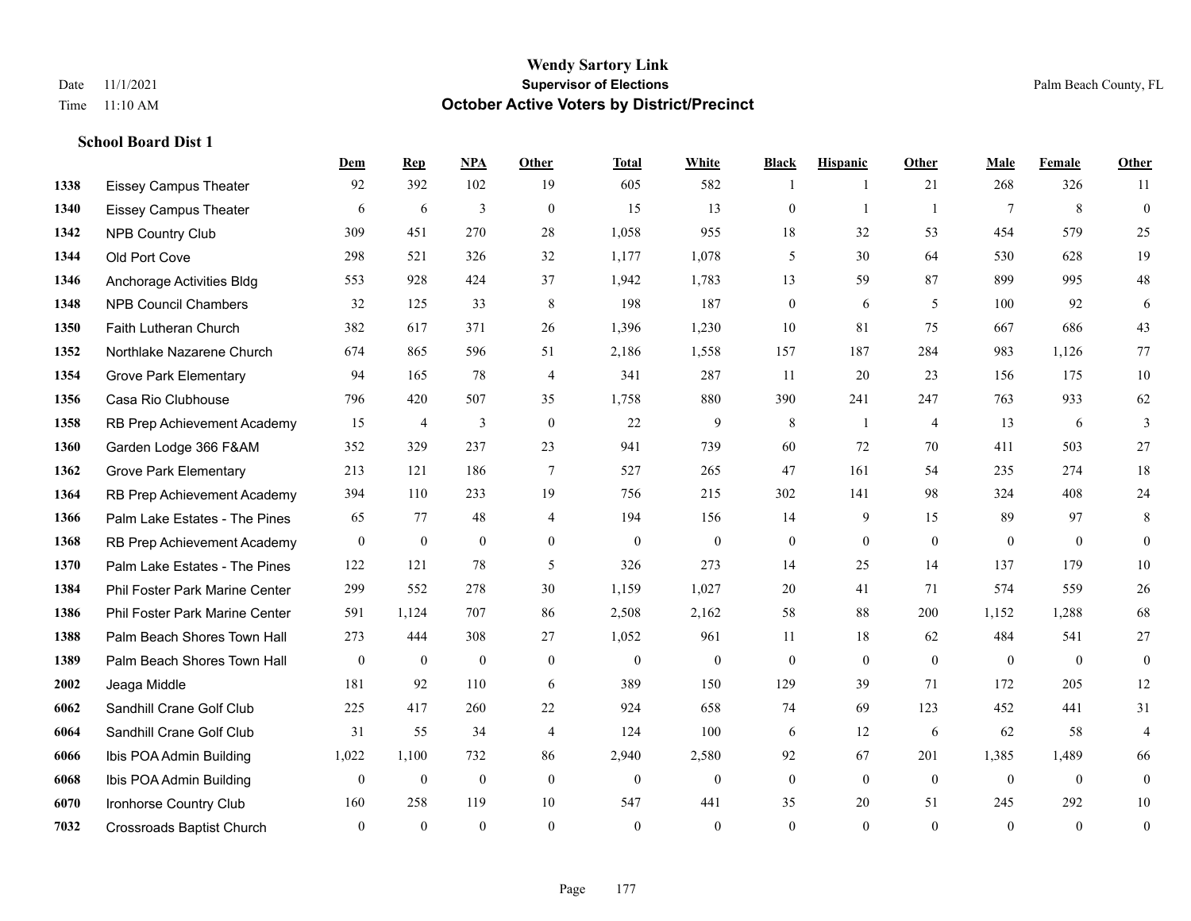# Wendy Sartory Link

**Supervisor of Elections**

**October Active Voters by District/Precinct**

Date 11/1/2021
Time 11:10 AM

Palm Beach County, FL

### School Board Dist 1

| | | Dem | Rep | NPA | Other | Total | White | Black | Hispanic | Other | Male | Female | Other |
|---|---|---|---|---|---|---|---|---|---|---|---|---|---|
| 1338 | Eissey Campus Theater | 92 | 392 | 102 | 19 | 605 | 582 | 1 | 1 | 21 | 268 | 326 | 11 |
| 1340 | Eissey Campus Theater | 6 | 6 | 3 | 0 | 15 | 13 | 0 | 1 | 1 | 7 | 8 | 0 |
| 1342 | NPB Country Club | 309 | 451 | 270 | 28 | 1,058 | 955 | 18 | 32 | 53 | 454 | 579 | 25 |
| 1344 | Old Port Cove | 298 | 521 | 326 | 32 | 1,177 | 1,078 | 5 | 30 | 64 | 530 | 628 | 19 |
| 1346 | Anchorage Activities Bldg | 553 | 928 | 424 | 37 | 1,942 | 1,783 | 13 | 59 | 87 | 899 | 995 | 48 |
| 1348 | NPB Council Chambers | 32 | 125 | 33 | 8 | 198 | 187 | 0 | 6 | 5 | 100 | 92 | 6 |
| 1350 | Faith Lutheran Church | 382 | 617 | 371 | 26 | 1,396 | 1,230 | 10 | 81 | 75 | 667 | 686 | 43 |
| 1352 | Northlake Nazarene Church | 674 | 865 | 596 | 51 | 2,186 | 1,558 | 157 | 187 | 284 | 983 | 1,126 | 77 |
| 1354 | Grove Park Elementary | 94 | 165 | 78 | 4 | 341 | 287 | 11 | 20 | 23 | 156 | 175 | 10 |
| 1356 | Casa Rio Clubhouse | 796 | 420 | 507 | 35 | 1,758 | 880 | 390 | 241 | 247 | 763 | 933 | 62 |
| 1358 | RB Prep Achievement Academy | 15 | 4 | 3 | 0 | 22 | 9 | 8 | 1 | 4 | 13 | 6 | 3 |
| 1360 | Garden Lodge 366 F&AM | 352 | 329 | 237 | 23 | 941 | 739 | 60 | 72 | 70 | 411 | 503 | 27 |
| 1362 | Grove Park Elementary | 213 | 121 | 186 | 7 | 527 | 265 | 47 | 161 | 54 | 235 | 274 | 18 |
| 1364 | RB Prep Achievement Academy | 394 | 110 | 233 | 19 | 756 | 215 | 302 | 141 | 98 | 324 | 408 | 24 |
| 1366 | Palm Lake Estates - The Pines | 65 | 77 | 48 | 4 | 194 | 156 | 14 | 9 | 15 | 89 | 97 | 8 |
| 1368 | RB Prep Achievement Academy | 0 | 0 | 0 | 0 | 0 | 0 | 0 | 0 | 0 | 0 | 0 | 0 |
| 1370 | Palm Lake Estates - The Pines | 122 | 121 | 78 | 5 | 326 | 273 | 14 | 25 | 14 | 137 | 179 | 10 |
| 1384 | Phil Foster Park Marine Center | 299 | 552 | 278 | 30 | 1,159 | 1,027 | 20 | 41 | 71 | 574 | 559 | 26 |
| 1386 | Phil Foster Park Marine Center | 591 | 1,124 | 707 | 86 | 2,508 | 2,162 | 58 | 88 | 200 | 1,152 | 1,288 | 68 |
| 1388 | Palm Beach Shores Town Hall | 273 | 444 | 308 | 27 | 1,052 | 961 | 11 | 18 | 62 | 484 | 541 | 27 |
| 1389 | Palm Beach Shores Town Hall | 0 | 0 | 0 | 0 | 0 | 0 | 0 | 0 | 0 | 0 | 0 | 0 |
| 2002 | Jeaga Middle | 181 | 92 | 110 | 6 | 389 | 150 | 129 | 39 | 71 | 172 | 205 | 12 |
| 6062 | Sandhill Crane Golf Club | 225 | 417 | 260 | 22 | 924 | 658 | 74 | 69 | 123 | 452 | 441 | 31 |
| 6064 | Sandhill Crane Golf Club | 31 | 55 | 34 | 4 | 124 | 100 | 6 | 12 | 6 | 62 | 58 | 4 |
| 6066 | Ibis POA Admin Building | 1,022 | 1,100 | 732 | 86 | 2,940 | 2,580 | 92 | 67 | 201 | 1,385 | 1,489 | 66 |
| 6068 | Ibis POA Admin Building | 0 | 0 | 0 | 0 | 0 | 0 | 0 | 0 | 0 | 0 | 0 | 0 |
| 6070 | Ironhorse Country Club | 160 | 258 | 119 | 10 | 547 | 441 | 35 | 20 | 51 | 245 | 292 | 10 |
| 7032 | Crossroads Baptist Church | 0 | 0 | 0 | 0 | 0 | 0 | 0 | 0 | 0 | 0 | 0 | 0 |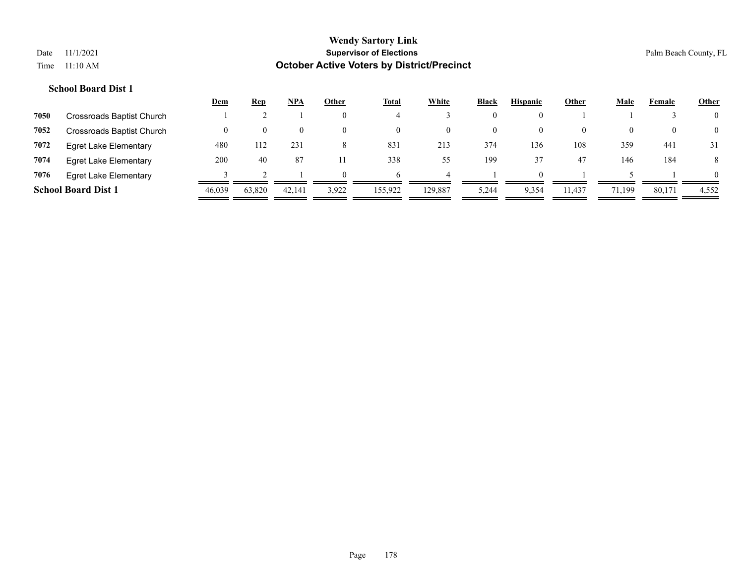# Wendy Sartory Link
## Supervisor of Elections
## October Active Voters by District/Precinct

Date 11/1/2021
Time 11:10 AM

Palm Beach County, FL

### School Board Dist 1

| | | Dem | Rep | NPA | Other | Total | White | Black | Hispanic | Other | Male | Female | Other |
|---|---|---|---|---|---|---|---|---|---|---|---|---|---|
| 7050 | Crossroads Baptist Church | 1 | 2 | 1 | 0 | 4 | 3 | 0 | 0 | 1 | 1 | 3 | 0 |
| 7052 | Crossroads Baptist Church | 0 | 0 | 0 | 0 | 0 | 0 | 0 | 0 | 0 | 0 | 0 | 0 |
| 7072 | Egret Lake Elementary | 480 | 112 | 231 | 8 | 831 | 213 | 374 | 136 | 108 | 359 | 441 | 31 |
| 7074 | Egret Lake Elementary | 200 | 40 | 87 | 11 | 338 | 55 | 199 | 37 | 47 | 146 | 184 | 8 |
| 7076 | Egret Lake Elementary | 3 | 2 | 1 | 0 | 6 | 4 | 1 | 0 | 1 | 5 | 1 | 0 |
| **School Board Dist 1** | | 46,039 | 63,820 | 42,141 | 3,922 | 155,922 | 129,887 | 5,244 | 9,354 | 11,437 | 71,199 | 80,171 | 4,552 |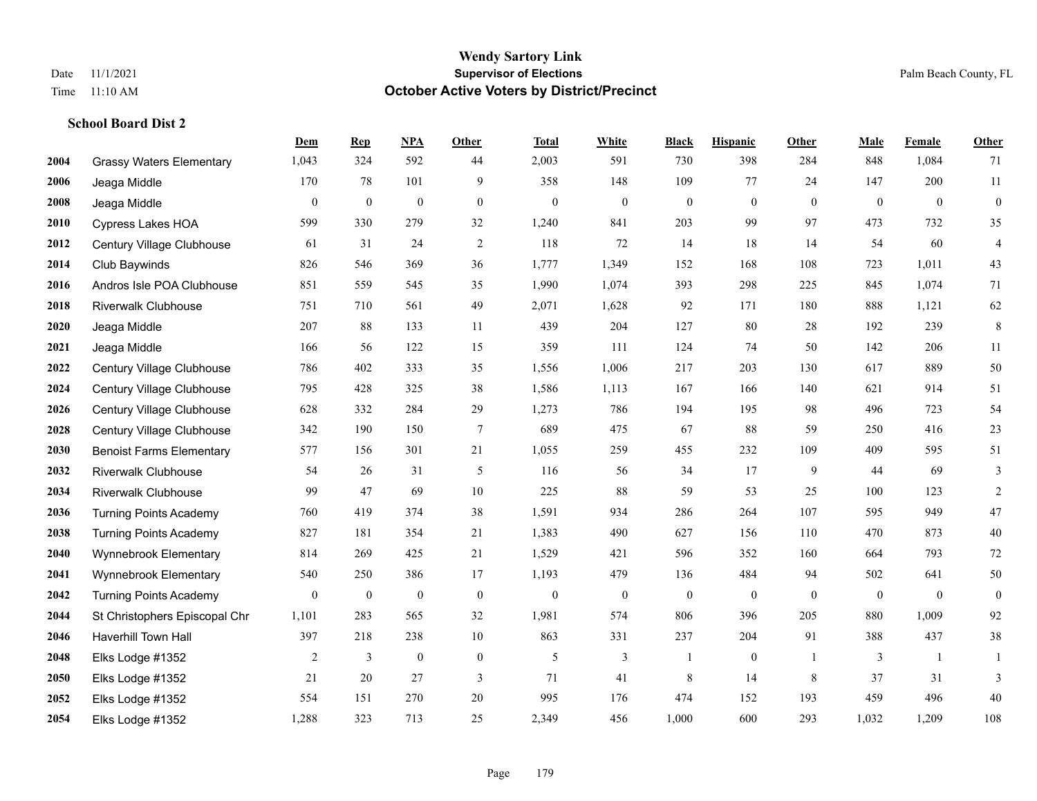# Wendy Sartory Link
## Supervisor of Elections
## October Active Voters by District/Precinct

Date 11/1/2021
Time 11:10 AM

Palm Beach County, FL

### School Board Dist 2

| | | Dem | Rep | NPA | Other | Total | White | Black | Hispanic | Other | Male | Female | Other |
|---|---|---|---|---|---|---|---|---|---|---|---|---|---|
| 2004 | Grassy Waters Elementary | 1,043 | 324 | 592 | 44 | 2,003 | 591 | 730 | 398 | 284 | 848 | 1,084 | 71 |
| 2006 | Jeaga Middle | 170 | 78 | 101 | 9 | 358 | 148 | 109 | 77 | 24 | 147 | 200 | 11 |
| 2008 | Jeaga Middle | 0 | 0 | 0 | 0 | 0 | 0 | 0 | 0 | 0 | 0 | 0 | 0 |
| 2010 | Cypress Lakes HOA | 599 | 330 | 279 | 32 | 1,240 | 841 | 203 | 99 | 97 | 473 | 732 | 35 |
| 2012 | Century Village Clubhouse | 61 | 31 | 24 | 2 | 118 | 72 | 14 | 18 | 14 | 54 | 60 | 4 |
| 2014 | Club Baywinds | 826 | 546 | 369 | 36 | 1,777 | 1,349 | 152 | 168 | 108 | 723 | 1,011 | 43 |
| 2016 | Andros Isle POA Clubhouse | 851 | 559 | 545 | 35 | 1,990 | 1,074 | 393 | 298 | 225 | 845 | 1,074 | 71 |
| 2018 | Riverwalk Clubhouse | 751 | 710 | 561 | 49 | 2,071 | 1,628 | 92 | 171 | 180 | 888 | 1,121 | 62 |
| 2020 | Jeaga Middle | 207 | 88 | 133 | 11 | 439 | 204 | 127 | 80 | 28 | 192 | 239 | 8 |
| 2021 | Jeaga Middle | 166 | 56 | 122 | 15 | 359 | 111 | 124 | 74 | 50 | 142 | 206 | 11 |
| 2022 | Century Village Clubhouse | 786 | 402 | 333 | 35 | 1,556 | 1,006 | 217 | 203 | 130 | 617 | 889 | 50 |
| 2024 | Century Village Clubhouse | 795 | 428 | 325 | 38 | 1,586 | 1,113 | 167 | 166 | 140 | 621 | 914 | 51 |
| 2026 | Century Village Clubhouse | 628 | 332 | 284 | 29 | 1,273 | 786 | 194 | 195 | 98 | 496 | 723 | 54 |
| 2028 | Century Village Clubhouse | 342 | 190 | 150 | 7 | 689 | 475 | 67 | 88 | 59 | 250 | 416 | 23 |
| 2030 | Benoist Farms Elementary | 577 | 156 | 301 | 21 | 1,055 | 259 | 455 | 232 | 109 | 409 | 595 | 51 |
| 2032 | Riverwalk Clubhouse | 54 | 26 | 31 | 5 | 116 | 56 | 34 | 17 | 9 | 44 | 69 | 3 |
| 2034 | Riverwalk Clubhouse | 99 | 47 | 69 | 10 | 225 | 88 | 59 | 53 | 25 | 100 | 123 | 2 |
| 2036 | Turning Points Academy | 760 | 419 | 374 | 38 | 1,591 | 934 | 286 | 264 | 107 | 595 | 949 | 47 |
| 2038 | Turning Points Academy | 827 | 181 | 354 | 21 | 1,383 | 490 | 627 | 156 | 110 | 470 | 873 | 40 |
| 2040 | Wynnebrook Elementary | 814 | 269 | 425 | 21 | 1,529 | 421 | 596 | 352 | 160 | 664 | 793 | 72 |
| 2041 | Wynnebrook Elementary | 540 | 250 | 386 | 17 | 1,193 | 479 | 136 | 484 | 94 | 502 | 641 | 50 |
| 2042 | Turning Points Academy | 0 | 0 | 0 | 0 | 0 | 0 | 0 | 0 | 0 | 0 | 0 | 0 |
| 2044 | St Christophers Episcopal Chr | 1,101 | 283 | 565 | 32 | 1,981 | 574 | 806 | 396 | 205 | 880 | 1,009 | 92 |
| 2046 | Haverhill Town Hall | 397 | 218 | 238 | 10 | 863 | 331 | 237 | 204 | 91 | 388 | 437 | 38 |
| 2048 | Elks Lodge #1352 | 2 | 3 | 0 | 0 | 5 | 3 | 1 | 0 | 1 | 3 | 1 | 1 |
| 2050 | Elks Lodge #1352 | 21 | 20 | 27 | 3 | 71 | 41 | 8 | 14 | 8 | 37 | 31 | 3 |
| 2052 | Elks Lodge #1352 | 554 | 151 | 270 | 20 | 995 | 176 | 474 | 152 | 193 | 459 | 496 | 40 |
| 2054 | Elks Lodge #1352 | 1,288 | 323 | 713 | 25 | 2,349 | 456 | 1,000 | 600 | 293 | 1,032 | 1,209 | 108 |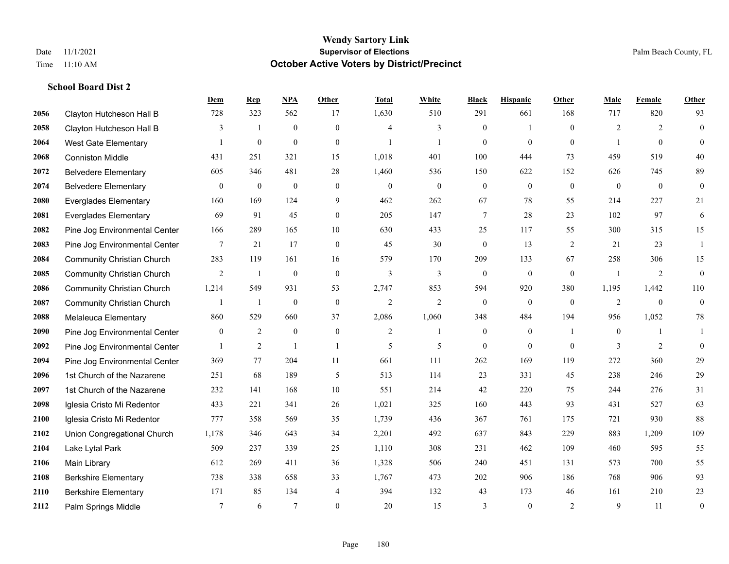# Wendy Sartory Link

**Supervisor of Elections**

**October Active Voters by District/Precinct**

Date 11/1/2021

Time 11:10 AM

Palm Beach County, FL

### School Board Dist 2

| | | Dem | Rep | NPA | Other | Total | White | Black | Hispanic | Other | Male | Female | Other |
|---|---|---|---|---|---|---|---|---|---|---|---|---|---|
| 2056 | Clayton Hutcheson Hall B | 728 | 323 | 562 | 17 | 1,630 | 510 | 291 | 661 | 168 | 717 | 820 | 93 |
| 2058 | Clayton Hutcheson Hall B | 3 | 1 | 0 | 0 | 4 | 3 | 0 | 1 | 0 | 2 | 2 | 0 |
| 2064 | West Gate Elementary | 1 | 0 | 0 | 0 | 1 | 1 | 0 | 0 | 0 | 1 | 0 | 0 |
| 2068 | Conniston Middle | 431 | 251 | 321 | 15 | 1,018 | 401 | 100 | 444 | 73 | 459 | 519 | 40 |
| 2072 | Belvedere Elementary | 605 | 346 | 481 | 28 | 1,460 | 536 | 150 | 622 | 152 | 626 | 745 | 89 |
| 2074 | Belvedere Elementary | 0 | 0 | 0 | 0 | 0 | 0 | 0 | 0 | 0 | 0 | 0 | 0 |
| 2080 | Everglades Elementary | 160 | 169 | 124 | 9 | 462 | 262 | 67 | 78 | 55 | 214 | 227 | 21 |
| 2081 | Everglades Elementary | 69 | 91 | 45 | 0 | 205 | 147 | 7 | 28 | 23 | 102 | 97 | 6 |
| 2082 | Pine Jog Environmental Center | 166 | 289 | 165 | 10 | 630 | 433 | 25 | 117 | 55 | 300 | 315 | 15 |
| 2083 | Pine Jog Environmental Center | 7 | 21 | 17 | 0 | 45 | 30 | 0 | 13 | 2 | 21 | 23 | 1 |
| 2084 | Community Christian Church | 283 | 119 | 161 | 16 | 579 | 170 | 209 | 133 | 67 | 258 | 306 | 15 |
| 2085 | Community Christian Church | 2 | 1 | 0 | 0 | 3 | 3 | 0 | 0 | 0 | 1 | 2 | 0 |
| 2086 | Community Christian Church | 1,214 | 549 | 931 | 53 | 2,747 | 853 | 594 | 920 | 380 | 1,195 | 1,442 | 110 |
| 2087 | Community Christian Church | 1 | 1 | 0 | 0 | 2 | 2 | 0 | 0 | 0 | 2 | 0 | 0 |
| 2088 | Melaleuca Elementary | 860 | 529 | 660 | 37 | 2,086 | 1,060 | 348 | 484 | 194 | 956 | 1,052 | 78 |
| 2090 | Pine Jog Environmental Center | 0 | 2 | 0 | 0 | 2 | 1 | 0 | 0 | 1 | 0 | 1 | 1 |
| 2092 | Pine Jog Environmental Center | 1 | 2 | 1 | 1 | 5 | 5 | 0 | 0 | 0 | 3 | 2 | 0 |
| 2094 | Pine Jog Environmental Center | 369 | 77 | 204 | 11 | 661 | 111 | 262 | 169 | 119 | 272 | 360 | 29 |
| 2096 | 1st Church of the Nazarene | 251 | 68 | 189 | 5 | 513 | 114 | 23 | 331 | 45 | 238 | 246 | 29 |
| 2097 | 1st Church of the Nazarene | 232 | 141 | 168 | 10 | 551 | 214 | 42 | 220 | 75 | 244 | 276 | 31 |
| 2098 | Iglesia Cristo Mi Redentor | 433 | 221 | 341 | 26 | 1,021 | 325 | 160 | 443 | 93 | 431 | 527 | 63 |
| 2100 | Iglesia Cristo Mi Redentor | 777 | 358 | 569 | 35 | 1,739 | 436 | 367 | 761 | 175 | 721 | 930 | 88 |
| 2102 | Union Congregational Church | 1,178 | 346 | 643 | 34 | 2,201 | 492 | 637 | 843 | 229 | 883 | 1,209 | 109 |
| 2104 | Lake Lytal Park | 509 | 237 | 339 | 25 | 1,110 | 308 | 231 | 462 | 109 | 460 | 595 | 55 |
| 2106 | Main Library | 612 | 269 | 411 | 36 | 1,328 | 506 | 240 | 451 | 131 | 573 | 700 | 55 |
| 2108 | Berkshire Elementary | 738 | 338 | 658 | 33 | 1,767 | 473 | 202 | 906 | 186 | 768 | 906 | 93 |
| 2110 | Berkshire Elementary | 171 | 85 | 134 | 4 | 394 | 132 | 43 | 173 | 46 | 161 | 210 | 23 |
| 2112 | Palm Springs Middle | 7 | 6 | 7 | 0 | 20 | 15 | 3 | 0 | 2 | 9 | 11 | 0 |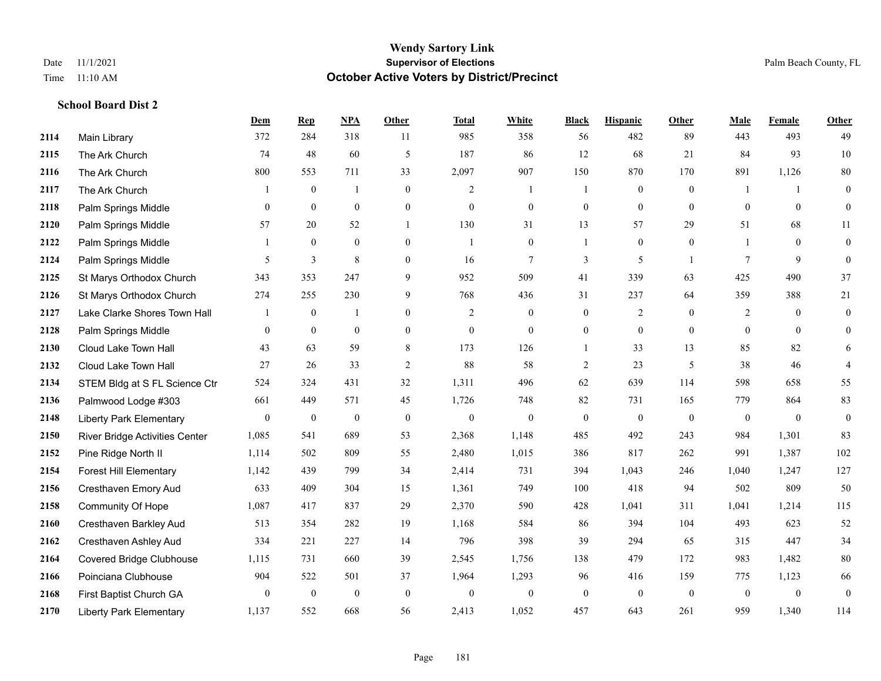# Wendy Sartory Link
## Supervisor of Elections
## October Active Voters by District/Precinct

Date 11/1/2021
Time 11:10 AM

Palm Beach County, FL

### School Board Dist 2

| | | Dem | Rep | NPA | Other | Total | White | Black | Hispanic | Other | Male | Female | Other |
|---|---|---|---|---|---|---|---|---|---|---|---|---|---|
| 2114 | Main Library | 372 | 284 | 318 | 11 | 985 | 358 | 56 | 482 | 89 | 443 | 493 | 49 |
| 2115 | The Ark Church | 74 | 48 | 60 | 5 | 187 | 86 | 12 | 68 | 21 | 84 | 93 | 10 |
| 2116 | The Ark Church | 800 | 553 | 711 | 33 | 2,097 | 907 | 150 | 870 | 170 | 891 | 1,126 | 80 |
| 2117 | The Ark Church | 1 | 0 | 1 | 0 | 2 | 1 | 1 | 0 | 0 | 1 | 1 | 0 |
| 2118 | Palm Springs Middle | 0 | 0 | 0 | 0 | 0 | 0 | 0 | 0 | 0 | 0 | 0 | 0 |
| 2120 | Palm Springs Middle | 57 | 20 | 52 | 1 | 130 | 31 | 13 | 57 | 29 | 51 | 68 | 11 |
| 2122 | Palm Springs Middle | 1 | 0 | 0 | 0 | 1 | 0 | 1 | 0 | 0 | 1 | 0 | 0 |
| 2124 | Palm Springs Middle | 5 | 3 | 8 | 0 | 16 | 7 | 3 | 5 | 1 | 7 | 9 | 0 |
| 2125 | St Marys Orthodox Church | 343 | 353 | 247 | 9 | 952 | 509 | 41 | 339 | 63 | 425 | 490 | 37 |
| 2126 | St Marys Orthodox Church | 274 | 255 | 230 | 9 | 768 | 436 | 31 | 237 | 64 | 359 | 388 | 21 |
| 2127 | Lake Clarke Shores Town Hall | 1 | 0 | 1 | 0 | 2 | 0 | 0 | 2 | 0 | 2 | 0 | 0 |
| 2128 | Palm Springs Middle | 0 | 0 | 0 | 0 | 0 | 0 | 0 | 0 | 0 | 0 | 0 | 0 |
| 2130 | Cloud Lake Town Hall | 43 | 63 | 59 | 8 | 173 | 126 | 1 | 33 | 13 | 85 | 82 | 6 |
| 2132 | Cloud Lake Town Hall | 27 | 26 | 33 | 2 | 88 | 58 | 2 | 23 | 5 | 38 | 46 | 4 |
| 2134 | STEM Bldg at S FL Science Ctr | 524 | 324 | 431 | 32 | 1,311 | 496 | 62 | 639 | 114 | 598 | 658 | 55 |
| 2136 | Palmwood Lodge #303 | 661 | 449 | 571 | 45 | 1,726 | 748 | 82 | 731 | 165 | 779 | 864 | 83 |
| 2148 | Liberty Park Elementary | 0 | 0 | 0 | 0 | 0 | 0 | 0 | 0 | 0 | 0 | 0 | 0 |
| 2150 | River Bridge Activities Center | 1,085 | 541 | 689 | 53 | 2,368 | 1,148 | 485 | 492 | 243 | 984 | 1,301 | 83 |
| 2152 | Pine Ridge North II | 1,114 | 502 | 809 | 55 | 2,480 | 1,015 | 386 | 817 | 262 | 991 | 1,387 | 102 |
| 2154 | Forest Hill Elementary | 1,142 | 439 | 799 | 34 | 2,414 | 731 | 394 | 1,043 | 246 | 1,040 | 1,247 | 127 |
| 2156 | Cresthaven Emory Aud | 633 | 409 | 304 | 15 | 1,361 | 749 | 100 | 418 | 94 | 502 | 809 | 50 |
| 2158 | Community Of Hope | 1,087 | 417 | 837 | 29 | 2,370 | 590 | 428 | 1,041 | 311 | 1,041 | 1,214 | 115 |
| 2160 | Cresthaven Barkley Aud | 513 | 354 | 282 | 19 | 1,168 | 584 | 86 | 394 | 104 | 493 | 623 | 52 |
| 2162 | Cresthaven Ashley Aud | 334 | 221 | 227 | 14 | 796 | 398 | 39 | 294 | 65 | 315 | 447 | 34 |
| 2164 | Covered Bridge Clubhouse | 1,115 | 731 | 660 | 39 | 2,545 | 1,756 | 138 | 479 | 172 | 983 | 1,482 | 80 |
| 2166 | Poinciana Clubhouse | 904 | 522 | 501 | 37 | 1,964 | 1,293 | 96 | 416 | 159 | 775 | 1,123 | 66 |
| 2168 | First Baptist Church GA | 0 | 0 | 0 | 0 | 0 | 0 | 0 | 0 | 0 | 0 | 0 | 0 |
| 2170 | Liberty Park Elementary | 1,137 | 552 | 668 | 56 | 2,413 | 1,052 | 457 | 643 | 261 | 959 | 1,340 | 114 |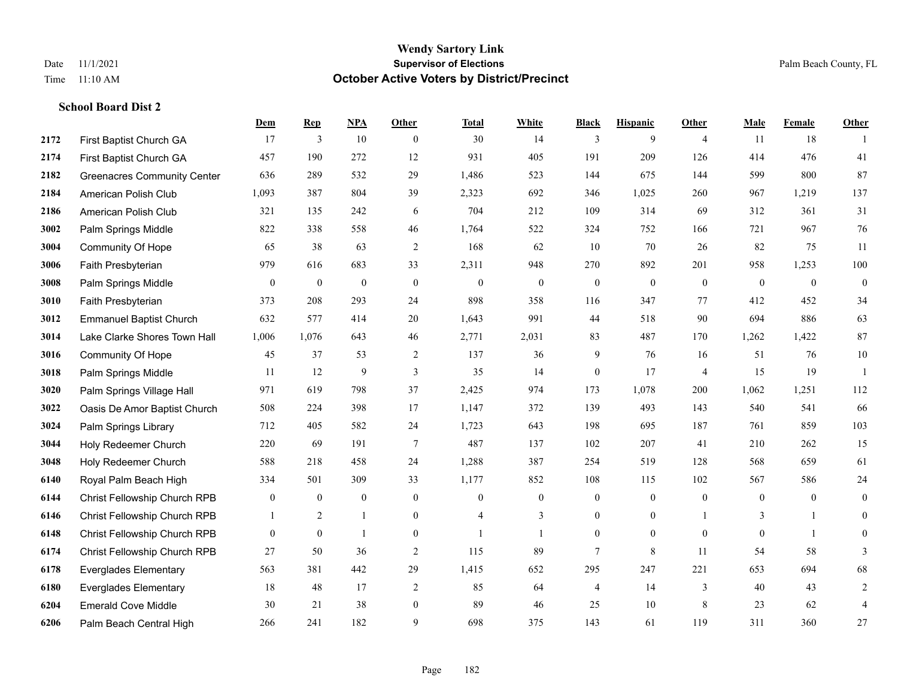**Wendy Sartory Link**
**Supervisor of Elections**
**October Active Voters by District/Precinct**

Date 11/1/2021
Time 11:10 AM

Palm Beach County, FL

**School Board Dist 2**

| | | Dem | Rep | NPA | Other | Total | White | Black | Hispanic | Other | Male | Female | Other |
|---|---|---|---|---|---|---|---|---|---|---|---|---|---|
| 2172 | First Baptist Church GA | 17 | 3 | 10 | 0 | 30 | 14 | 3 | 9 | 4 | 11 | 18 | 1 |
| 2174 | First Baptist Church GA | 457 | 190 | 272 | 12 | 931 | 405 | 191 | 209 | 126 | 414 | 476 | 41 |
| 2182 | Greenacres Community Center | 636 | 289 | 532 | 29 | 1,486 | 523 | 144 | 675 | 144 | 599 | 800 | 87 |
| 2184 | American Polish Club | 1,093 | 387 | 804 | 39 | 2,323 | 692 | 346 | 1,025 | 260 | 967 | 1,219 | 137 |
| 2186 | American Polish Club | 321 | 135 | 242 | 6 | 704 | 212 | 109 | 314 | 69 | 312 | 361 | 31 |
| 3002 | Palm Springs Middle | 822 | 338 | 558 | 46 | 1,764 | 522 | 324 | 752 | 166 | 721 | 967 | 76 |
| 3004 | Community Of Hope | 65 | 38 | 63 | 2 | 168 | 62 | 10 | 70 | 26 | 82 | 75 | 11 |
| 3006 | Faith Presbyterian | 979 | 616 | 683 | 33 | 2,311 | 948 | 270 | 892 | 201 | 958 | 1,253 | 100 |
| 3008 | Palm Springs Middle | 0 | 0 | 0 | 0 | 0 | 0 | 0 | 0 | 0 | 0 | 0 | 0 |
| 3010 | Faith Presbyterian | 373 | 208 | 293 | 24 | 898 | 358 | 116 | 347 | 77 | 412 | 452 | 34 |
| 3012 | Emmanuel Baptist Church | 632 | 577 | 414 | 20 | 1,643 | 991 | 44 | 518 | 90 | 694 | 886 | 63 |
| 3014 | Lake Clarke Shores Town Hall | 1,006 | 1,076 | 643 | 46 | 2,771 | 2,031 | 83 | 487 | 170 | 1,262 | 1,422 | 87 |
| 3016 | Community Of Hope | 45 | 37 | 53 | 2 | 137 | 36 | 9 | 76 | 16 | 51 | 76 | 10 |
| 3018 | Palm Springs Middle | 11 | 12 | 9 | 3 | 35 | 14 | 0 | 17 | 4 | 15 | 19 | 1 |
| 3020 | Palm Springs Village Hall | 971 | 619 | 798 | 37 | 2,425 | 974 | 173 | 1,078 | 200 | 1,062 | 1,251 | 112 |
| 3022 | Oasis De Amor Baptist Church | 508 | 224 | 398 | 17 | 1,147 | 372 | 139 | 493 | 143 | 540 | 541 | 66 |
| 3024 | Palm Springs Library | 712 | 405 | 582 | 24 | 1,723 | 643 | 198 | 695 | 187 | 761 | 859 | 103 |
| 3044 | Holy Redeemer Church | 220 | 69 | 191 | 7 | 487 | 137 | 102 | 207 | 41 | 210 | 262 | 15 |
| 3048 | Holy Redeemer Church | 588 | 218 | 458 | 24 | 1,288 | 387 | 254 | 519 | 128 | 568 | 659 | 61 |
| 6140 | Royal Palm Beach High | 334 | 501 | 309 | 33 | 1,177 | 852 | 108 | 115 | 102 | 567 | 586 | 24 |
| 6144 | Christ Fellowship Church RPB | 0 | 0 | 0 | 0 | 0 | 0 | 0 | 0 | 0 | 0 | 0 | 0 |
| 6146 | Christ Fellowship Church RPB | 1 | 2 | 1 | 0 | 4 | 3 | 0 | 0 | 1 | 3 | 1 | 0 |
| 6148 | Christ Fellowship Church RPB | 0 | 0 | 1 | 0 | 1 | 1 | 0 | 0 | 0 | 0 | 1 | 0 |
| 6174 | Christ Fellowship Church RPB | 27 | 50 | 36 | 2 | 115 | 89 | 7 | 8 | 11 | 54 | 58 | 3 |
| 6178 | Everglades Elementary | 563 | 381 | 442 | 29 | 1,415 | 652 | 295 | 247 | 221 | 653 | 694 | 68 |
| 6180 | Everglades Elementary | 18 | 48 | 17 | 2 | 85 | 64 | 4 | 14 | 3 | 40 | 43 | 2 |
| 6204 | Emerald Cove Middle | 30 | 21 | 38 | 0 | 89 | 46 | 25 | 10 | 8 | 23 | 62 | 4 |
| 6206 | Palm Beach Central High | 266 | 241 | 182 | 9 | 698 | 375 | 143 | 61 | 119 | 311 | 360 | 27 |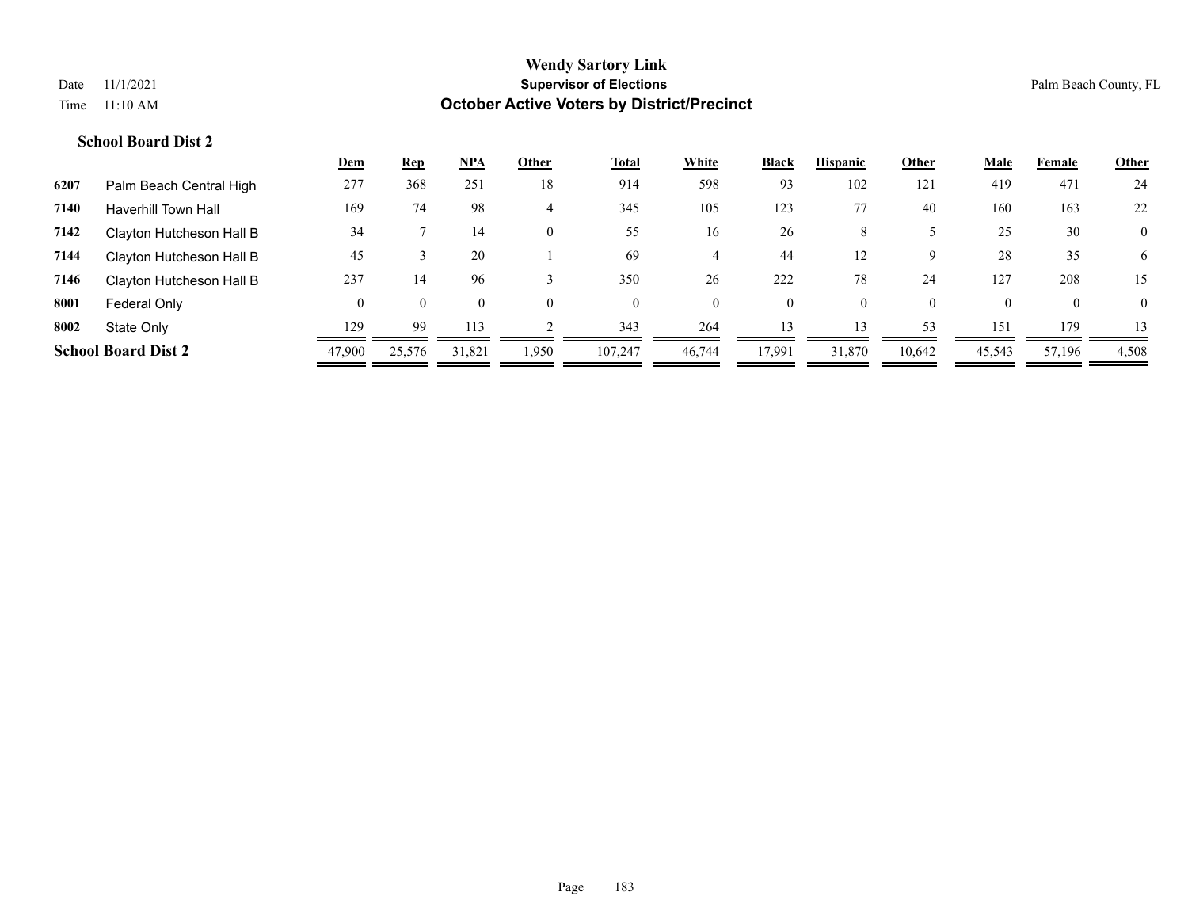**Wendy Sartory Link**

**Supervisor of Elections**

**October Active Voters by District/Precinct**

Date 11/1/2021

Time 11:10 AM

Palm Beach County, FL

### School Board Dist 2

| | | Dem | Rep | NPA | Other | Total | White | Black | Hispanic | Other | Male | Female | Other |
|---|---|---|---|---|---|---|---|---|---|---|---|---|---|
| 6207 | Palm Beach Central High | 277 | 368 | 251 | 18 | 914 | 598 | 93 | 102 | 121 | 419 | 471 | 24 |
| 7140 | Haverhill Town Hall | 169 | 74 | 98 | 4 | 345 | 105 | 123 | 77 | 40 | 160 | 163 | 22 |
| 7142 | Clayton Hutcheson Hall B | 34 | 7 | 14 | 0 | 55 | 16 | 26 | 8 | 5 | 25 | 30 | 0 |
| 7144 | Clayton Hutcheson Hall B | 45 | 3 | 20 | 1 | 69 | 4 | 44 | 12 | 9 | 28 | 35 | 6 |
| 7146 | Clayton Hutcheson Hall B | 237 | 14 | 96 | 3 | 350 | 26 | 222 | 78 | 24 | 127 | 208 | 15 |
| 8001 | Federal Only | 0 | 0 | 0 | 0 | 0 | 0 | 0 | 0 | 0 | 0 | 0 | 0 |
| 8002 | State Only | 129 | 99 | 113 | 2 | 343 | 264 | 13 | 13 | 53 | 151 | 179 | 13 |
| **School Board Dist 2** | | 47,900 | 25,576 | 31,821 | 1,950 | 107,247 | 46,744 | 17,991 | 31,870 | 10,642 | 45,543 | 57,196 | 4,508 |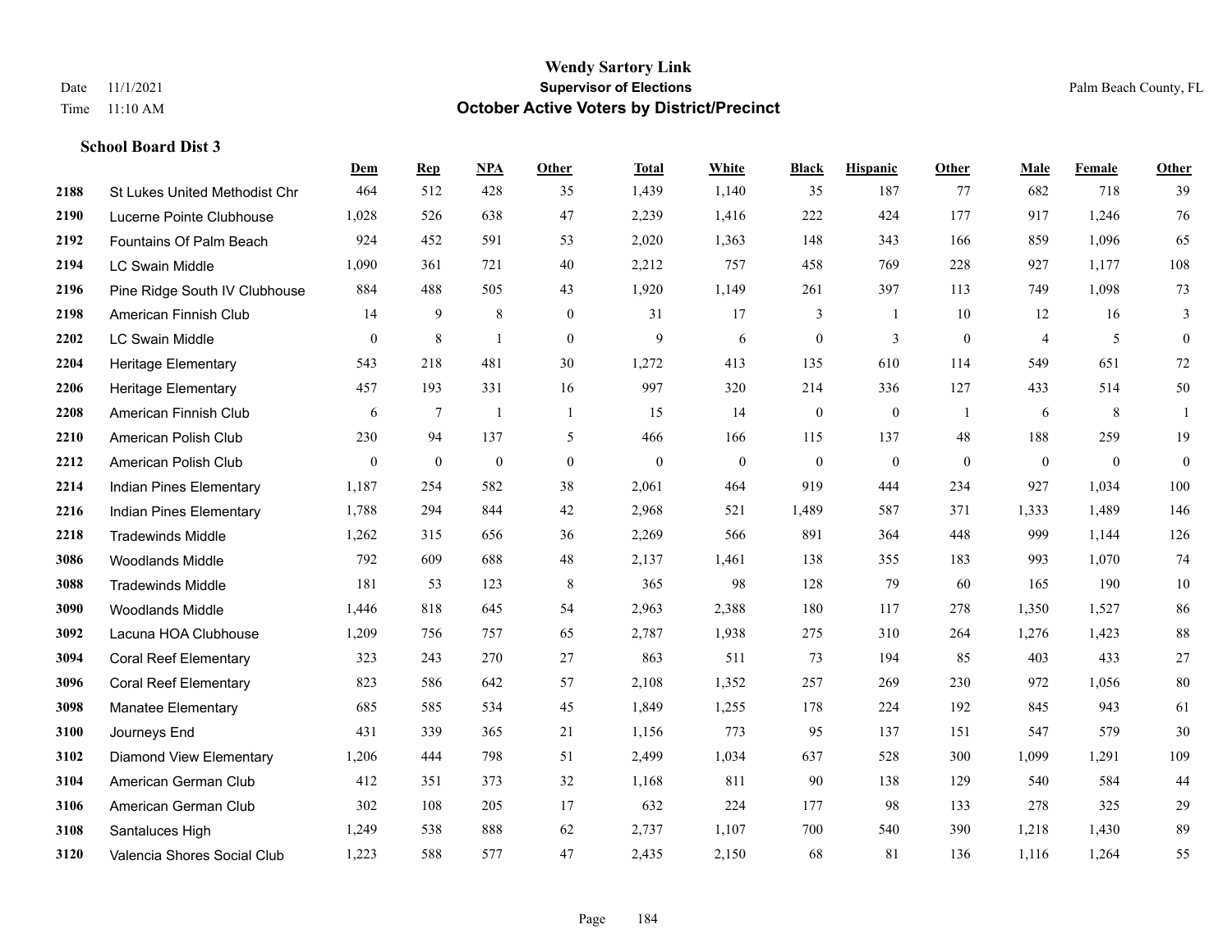# Wendy Sartory Link
## Supervisor of Elections
## October Active Voters by District/Precinct

Date 11/1/2021
Time 11:10 AM

Palm Beach County, FL

### School Board Dist 3

| | | Dem | Rep | NPA | Other | Total | White | Black | Hispanic | Other | Male | Female | Other |
|---|---|---|---|---|---|---|---|---|---|---|---|---|---|
| 2188 | St Lukes United Methodist Chr | 464 | 512 | 428 | 35 | 1,439 | 1,140 | 35 | 187 | 77 | 682 | 718 | 39 |
| 2190 | Lucerne Pointe Clubhouse | 1,028 | 526 | 638 | 47 | 2,239 | 1,416 | 222 | 424 | 177 | 917 | 1,246 | 76 |
| 2192 | Fountains Of Palm Beach | 924 | 452 | 591 | 53 | 2,020 | 1,363 | 148 | 343 | 166 | 859 | 1,096 | 65 |
| 2194 | LC Swain Middle | 1,090 | 361 | 721 | 40 | 2,212 | 757 | 458 | 769 | 228 | 927 | 1,177 | 108 |
| 2196 | Pine Ridge South IV Clubhouse | 884 | 488 | 505 | 43 | 1,920 | 1,149 | 261 | 397 | 113 | 749 | 1,098 | 73 |
| 2198 | American Finnish Club | 14 | 9 | 8 | 0 | 31 | 17 | 3 | 1 | 10 | 12 | 16 | 3 |
| 2202 | LC Swain Middle | 0 | 8 | 1 | 0 | 9 | 6 | 0 | 3 | 0 | 4 | 5 | 0 |
| 2204 | Heritage Elementary | 543 | 218 | 481 | 30 | 1,272 | 413 | 135 | 610 | 114 | 549 | 651 | 72 |
| 2206 | Heritage Elementary | 457 | 193 | 331 | 16 | 997 | 320 | 214 | 336 | 127 | 433 | 514 | 50 |
| 2208 | American Finnish Club | 6 | 7 | 1 | 1 | 15 | 14 | 0 | 0 | 1 | 6 | 8 | 1 |
| 2210 | American Polish Club | 230 | 94 | 137 | 5 | 466 | 166 | 115 | 137 | 48 | 188 | 259 | 19 |
| 2212 | American Polish Club | 0 | 0 | 0 | 0 | 0 | 0 | 0 | 0 | 0 | 0 | 0 | 0 |
| 2214 | Indian Pines Elementary | 1,187 | 254 | 582 | 38 | 2,061 | 464 | 919 | 444 | 234 | 927 | 1,034 | 100 |
| 2216 | Indian Pines Elementary | 1,788 | 294 | 844 | 42 | 2,968 | 521 | 1,489 | 587 | 371 | 1,333 | 1,489 | 146 |
| 2218 | Tradewinds Middle | 1,262 | 315 | 656 | 36 | 2,269 | 566 | 891 | 364 | 448 | 999 | 1,144 | 126 |
| 3086 | Woodlands Middle | 792 | 609 | 688 | 48 | 2,137 | 1,461 | 138 | 355 | 183 | 993 | 1,070 | 74 |
| 3088 | Tradewinds Middle | 181 | 53 | 123 | 8 | 365 | 98 | 128 | 79 | 60 | 165 | 190 | 10 |
| 3090 | Woodlands Middle | 1,446 | 818 | 645 | 54 | 2,963 | 2,388 | 180 | 117 | 278 | 1,350 | 1,527 | 86 |
| 3092 | Lacuna HOA Clubhouse | 1,209 | 756 | 757 | 65 | 2,787 | 1,938 | 275 | 310 | 264 | 1,276 | 1,423 | 88 |
| 3094 | Coral Reef Elementary | 323 | 243 | 270 | 27 | 863 | 511 | 73 | 194 | 85 | 403 | 433 | 27 |
| 3096 | Coral Reef Elementary | 823 | 586 | 642 | 57 | 2,108 | 1,352 | 257 | 269 | 230 | 972 | 1,056 | 80 |
| 3098 | Manatee Elementary | 685 | 585 | 534 | 45 | 1,849 | 1,255 | 178 | 224 | 192 | 845 | 943 | 61 |
| 3100 | Journeys End | 431 | 339 | 365 | 21 | 1,156 | 773 | 95 | 137 | 151 | 547 | 579 | 30 |
| 3102 | Diamond View Elementary | 1,206 | 444 | 798 | 51 | 2,499 | 1,034 | 637 | 528 | 300 | 1,099 | 1,291 | 109 |
| 3104 | American German Club | 412 | 351 | 373 | 32 | 1,168 | 811 | 90 | 138 | 129 | 540 | 584 | 44 |
| 3106 | American German Club | 302 | 108 | 205 | 17 | 632 | 224 | 177 | 98 | 133 | 278 | 325 | 29 |
| 3108 | Santaluces High | 1,249 | 538 | 888 | 62 | 2,737 | 1,107 | 700 | 540 | 390 | 1,218 | 1,430 | 89 |
| 3120 | Valencia Shores Social Club | 1,223 | 588 | 577 | 47 | 2,435 | 2,150 | 68 | 81 | 136 | 1,116 | 1,264 | 55 |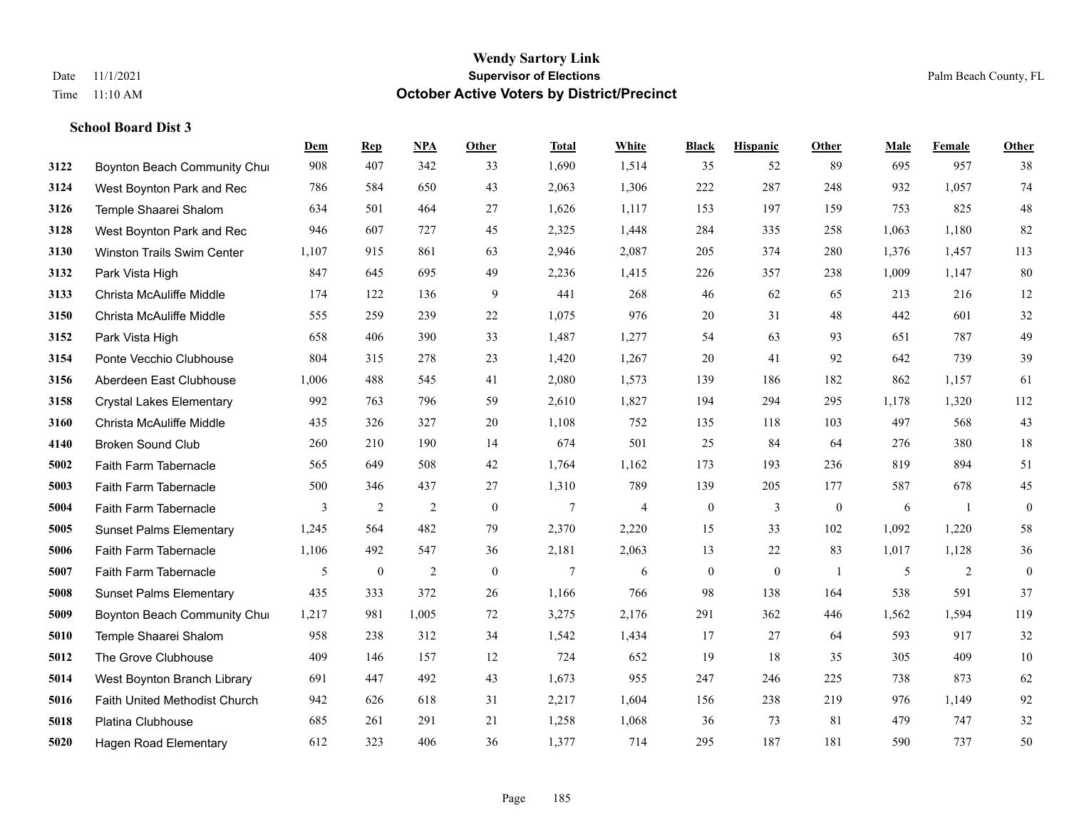**Wendy Sartory Link**
**Supervisor of Elections**
**October Active Voters by District/Precinct**

Date 11/1/2021
Time 11:10 AM

Palm Beach County, FL

### School Board Dist 3

| | | Dem | Rep | NPA | Other | Total | White | Black | Hispanic | Other | Male | Female | Other |
|---|---|---|---|---|---|---|---|---|---|---|---|---|---|
| 3122 | Boynton Beach Community Chu | 908 | 407 | 342 | 33 | 1,690 | 1,514 | 35 | 52 | 89 | 695 | 957 | 38 |
| 3124 | West Boynton Park and Rec | 786 | 584 | 650 | 43 | 2,063 | 1,306 | 222 | 287 | 248 | 932 | 1,057 | 74 |
| 3126 | Temple Shaarei Shalom | 634 | 501 | 464 | 27 | 1,626 | 1,117 | 153 | 197 | 159 | 753 | 825 | 48 |
| 3128 | West Boynton Park and Rec | 946 | 607 | 727 | 45 | 2,325 | 1,448 | 284 | 335 | 258 | 1,063 | 1,180 | 82 |
| 3130 | Winston Trails Swim Center | 1,107 | 915 | 861 | 63 | 2,946 | 2,087 | 205 | 374 | 280 | 1,376 | 1,457 | 113 |
| 3132 | Park Vista High | 847 | 645 | 695 | 49 | 2,236 | 1,415 | 226 | 357 | 238 | 1,009 | 1,147 | 80 |
| 3133 | Christa McAuliffe Middle | 174 | 122 | 136 | 9 | 441 | 268 | 46 | 62 | 65 | 213 | 216 | 12 |
| 3150 | Christa McAuliffe Middle | 555 | 259 | 239 | 22 | 1,075 | 976 | 20 | 31 | 48 | 442 | 601 | 32 |
| 3152 | Park Vista High | 658 | 406 | 390 | 33 | 1,487 | 1,277 | 54 | 63 | 93 | 651 | 787 | 49 |
| 3154 | Ponte Vecchio Clubhouse | 804 | 315 | 278 | 23 | 1,420 | 1,267 | 20 | 41 | 92 | 642 | 739 | 39 |
| 3156 | Aberdeen East Clubhouse | 1,006 | 488 | 545 | 41 | 2,080 | 1,573 | 139 | 186 | 182 | 862 | 1,157 | 61 |
| 3158 | Crystal Lakes Elementary | 992 | 763 | 796 | 59 | 2,610 | 1,827 | 194 | 294 | 295 | 1,178 | 1,320 | 112 |
| 3160 | Christa McAuliffe Middle | 435 | 326 | 327 | 20 | 1,108 | 752 | 135 | 118 | 103 | 497 | 568 | 43 |
| 4140 | Broken Sound Club | 260 | 210 | 190 | 14 | 674 | 501 | 25 | 84 | 64 | 276 | 380 | 18 |
| 5002 | Faith Farm Tabernacle | 565 | 649 | 508 | 42 | 1,764 | 1,162 | 173 | 193 | 236 | 819 | 894 | 51 |
| 5003 | Faith Farm Tabernacle | 500 | 346 | 437 | 27 | 1,310 | 789 | 139 | 205 | 177 | 587 | 678 | 45 |
| 5004 | Faith Farm Tabernacle | 3 | 2 | 2 | 0 | 7 | 4 | 0 | 3 | 0 | 6 | 1 | 0 |
| 5005 | Sunset Palms Elementary | 1,245 | 564 | 482 | 79 | 2,370 | 2,220 | 15 | 33 | 102 | 1,092 | 1,220 | 58 |
| 5006 | Faith Farm Tabernacle | 1,106 | 492 | 547 | 36 | 2,181 | 2,063 | 13 | 22 | 83 | 1,017 | 1,128 | 36 |
| 5007 | Faith Farm Tabernacle | 5 | 0 | 2 | 0 | 7 | 6 | 0 | 0 | 1 | 5 | 2 | 0 |
| 5008 | Sunset Palms Elementary | 435 | 333 | 372 | 26 | 1,166 | 766 | 98 | 138 | 164 | 538 | 591 | 37 |
| 5009 | Boynton Beach Community Chu | 1,217 | 981 | 1,005 | 72 | 3,275 | 2,176 | 291 | 362 | 446 | 1,562 | 1,594 | 119 |
| 5010 | Temple Shaarei Shalom | 958 | 238 | 312 | 34 | 1,542 | 1,434 | 17 | 27 | 64 | 593 | 917 | 32 |
| 5012 | The Grove Clubhouse | 409 | 146 | 157 | 12 | 724 | 652 | 19 | 18 | 35 | 305 | 409 | 10 |
| 5014 | West Boynton Branch Library | 691 | 447 | 492 | 43 | 1,673 | 955 | 247 | 246 | 225 | 738 | 873 | 62 |
| 5016 | Faith United Methodist Church | 942 | 626 | 618 | 31 | 2,217 | 1,604 | 156 | 238 | 219 | 976 | 1,149 | 92 |
| 5018 | Platina Clubhouse | 685 | 261 | 291 | 21 | 1,258 | 1,068 | 36 | 73 | 81 | 479 | 747 | 32 |
| 5020 | Hagen Road Elementary | 612 | 323 | 406 | 36 | 1,377 | 714 | 295 | 187 | 181 | 590 | 737 | 50 |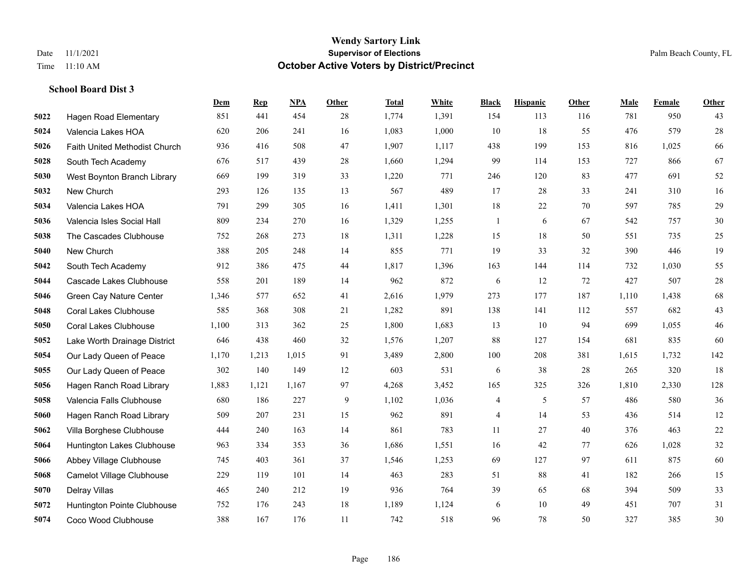# Wendy Sartory Link
## Supervisor of Elections
## October Active Voters by District/Precinct

Date 11/1/2021
Time 11:10 AM

Palm Beach County, FL

**School Board Dist 3**

| | | Dem | Rep | NPA | Other | Total | White | Black | Hispanic | Other | Male | Female | Other |
|---|---|---|---|---|---|---|---|---|---|---|---|---|---|
| 5022 | Hagen Road Elementary | 851 | 441 | 454 | 28 | 1,774 | 1,391 | 154 | 113 | 116 | 781 | 950 | 43 |
| 5024 | Valencia Lakes HOA | 620 | 206 | 241 | 16 | 1,083 | 1,000 | 10 | 18 | 55 | 476 | 579 | 28 |
| 5026 | Faith United Methodist Church | 936 | 416 | 508 | 47 | 1,907 | 1,117 | 438 | 199 | 153 | 816 | 1,025 | 66 |
| 5028 | South Tech Academy | 676 | 517 | 439 | 28 | 1,660 | 1,294 | 99 | 114 | 153 | 727 | 866 | 67 |
| 5030 | West Boynton Branch Library | 669 | 199 | 319 | 33 | 1,220 | 771 | 246 | 120 | 83 | 477 | 691 | 52 |
| 5032 | New Church | 293 | 126 | 135 | 13 | 567 | 489 | 17 | 28 | 33 | 241 | 310 | 16 |
| 5034 | Valencia Lakes HOA | 791 | 299 | 305 | 16 | 1,411 | 1,301 | 18 | 22 | 70 | 597 | 785 | 29 |
| 5036 | Valencia Isles Social Hall | 809 | 234 | 270 | 16 | 1,329 | 1,255 | 1 | 6 | 67 | 542 | 757 | 30 |
| 5038 | The Cascades Clubhouse | 752 | 268 | 273 | 18 | 1,311 | 1,228 | 15 | 18 | 50 | 551 | 735 | 25 |
| 5040 | New Church | 388 | 205 | 248 | 14 | 855 | 771 | 19 | 33 | 32 | 390 | 446 | 19 |
| 5042 | South Tech Academy | 912 | 386 | 475 | 44 | 1,817 | 1,396 | 163 | 144 | 114 | 732 | 1,030 | 55 |
| 5044 | Cascade Lakes Clubhouse | 558 | 201 | 189 | 14 | 962 | 872 | 6 | 12 | 72 | 427 | 507 | 28 |
| 5046 | Green Cay Nature Center | 1,346 | 577 | 652 | 41 | 2,616 | 1,979 | 273 | 177 | 187 | 1,110 | 1,438 | 68 |
| 5048 | Coral Lakes Clubhouse | 585 | 368 | 308 | 21 | 1,282 | 891 | 138 | 141 | 112 | 557 | 682 | 43 |
| 5050 | Coral Lakes Clubhouse | 1,100 | 313 | 362 | 25 | 1,800 | 1,683 | 13 | 10 | 94 | 699 | 1,055 | 46 |
| 5052 | Lake Worth Drainage District | 646 | 438 | 460 | 32 | 1,576 | 1,207 | 88 | 127 | 154 | 681 | 835 | 60 |
| 5054 | Our Lady Queen of Peace | 1,170 | 1,213 | 1,015 | 91 | 3,489 | 2,800 | 100 | 208 | 381 | 1,615 | 1,732 | 142 |
| 5055 | Our Lady Queen of Peace | 302 | 140 | 149 | 12 | 603 | 531 | 6 | 38 | 28 | 265 | 320 | 18 |
| 5056 | Hagen Ranch Road Library | 1,883 | 1,121 | 1,167 | 97 | 4,268 | 3,452 | 165 | 325 | 326 | 1,810 | 2,330 | 128 |
| 5058 | Valencia Falls Clubhouse | 680 | 186 | 227 | 9 | 1,102 | 1,036 | 4 | 5 | 57 | 486 | 580 | 36 |
| 5060 | Hagen Ranch Road Library | 509 | 207 | 231 | 15 | 962 | 891 | 4 | 14 | 53 | 436 | 514 | 12 |
| 5062 | Villa Borghese Clubhouse | 444 | 240 | 163 | 14 | 861 | 783 | 11 | 27 | 40 | 376 | 463 | 22 |
| 5064 | Huntington Lakes Clubhouse | 963 | 334 | 353 | 36 | 1,686 | 1,551 | 16 | 42 | 77 | 626 | 1,028 | 32 |
| 5066 | Abbey Village Clubhouse | 745 | 403 | 361 | 37 | 1,546 | 1,253 | 69 | 127 | 97 | 611 | 875 | 60 |
| 5068 | Camelot Village Clubhouse | 229 | 119 | 101 | 14 | 463 | 283 | 51 | 88 | 41 | 182 | 266 | 15 |
| 5070 | Delray Villas | 465 | 240 | 212 | 19 | 936 | 764 | 39 | 65 | 68 | 394 | 509 | 33 |
| 5072 | Huntington Pointe Clubhouse | 752 | 176 | 243 | 18 | 1,189 | 1,124 | 6 | 10 | 49 | 451 | 707 | 31 |
| 5074 | Coco Wood Clubhouse | 388 | 167 | 176 | 11 | 742 | 518 | 96 | 78 | 50 | 327 | 385 | 30 |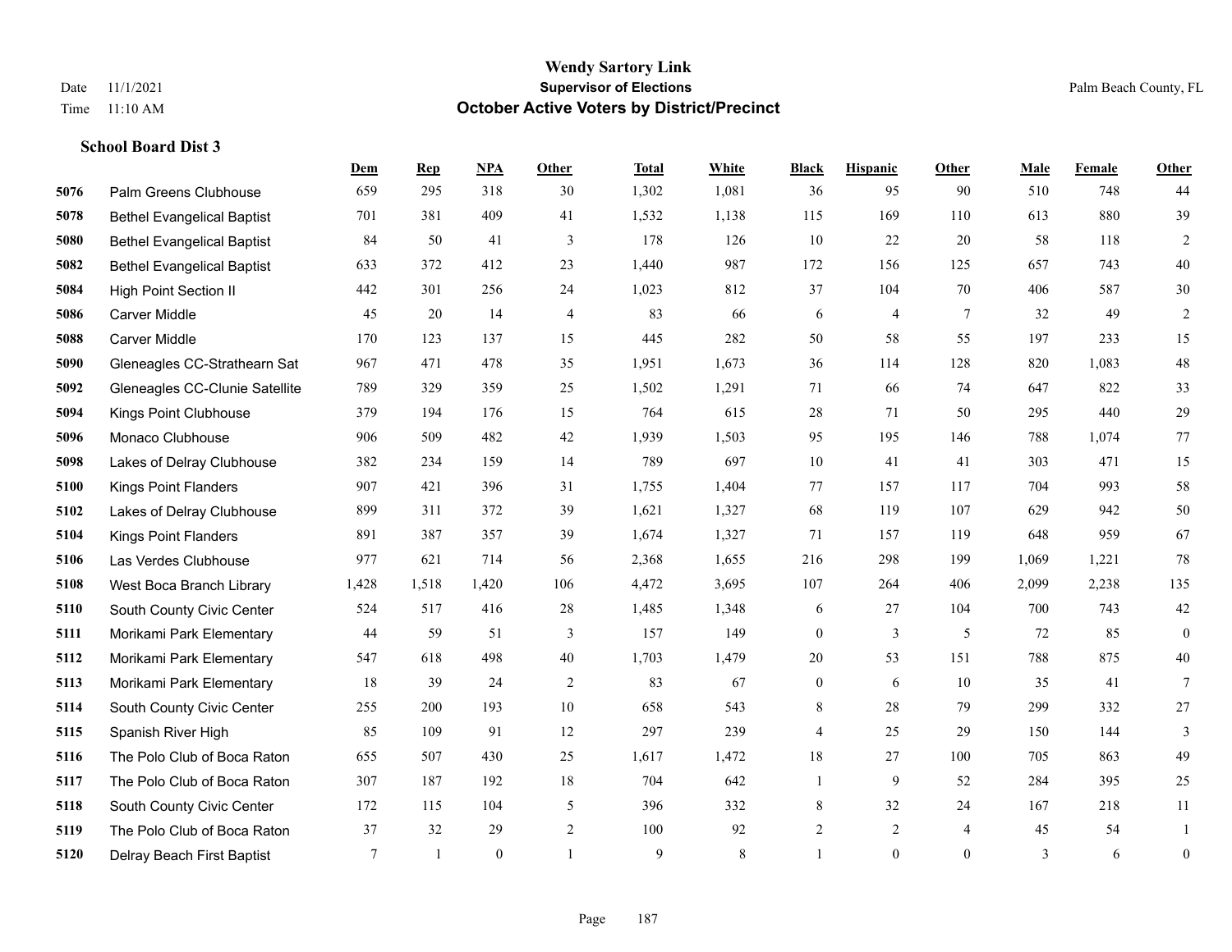# Wendy Sartory Link
## Supervisor of Elections
## October Active Voters by District/Precinct

Date 11/1/2021
Time 11:10 AM

Palm Beach County, FL

**School Board Dist 3**

| | | Dem | Rep | NPA | Other | Total | White | Black | Hispanic | Other | Male | Female | Other |
|---|---|---|---|---|---|---|---|---|---|---|---|---|---|
| 5076 | Palm Greens Clubhouse | 659 | 295 | 318 | 30 | 1,302 | 1,081 | 36 | 95 | 90 | 510 | 748 | 44 |
| 5078 | Bethel Evangelical Baptist | 701 | 381 | 409 | 41 | 1,532 | 1,138 | 115 | 169 | 110 | 613 | 880 | 39 |
| 5080 | Bethel Evangelical Baptist | 84 | 50 | 41 | 3 | 178 | 126 | 10 | 22 | 20 | 58 | 118 | 2 |
| 5082 | Bethel Evangelical Baptist | 633 | 372 | 412 | 23 | 1,440 | 987 | 172 | 156 | 125 | 657 | 743 | 40 |
| 5084 | High Point Section II | 442 | 301 | 256 | 24 | 1,023 | 812 | 37 | 104 | 70 | 406 | 587 | 30 |
| 5086 | Carver Middle | 45 | 20 | 14 | 4 | 83 | 66 | 6 | 4 | 7 | 32 | 49 | 2 |
| 5088 | Carver Middle | 170 | 123 | 137 | 15 | 445 | 282 | 50 | 58 | 55 | 197 | 233 | 15 |
| 5090 | Gleneagles CC-Strathearn Sat | 967 | 471 | 478 | 35 | 1,951 | 1,673 | 36 | 114 | 128 | 820 | 1,083 | 48 |
| 5092 | Gleneagles CC-Clunie Satellite | 789 | 329 | 359 | 25 | 1,502 | 1,291 | 71 | 66 | 74 | 647 | 822 | 33 |
| 5094 | Kings Point Clubhouse | 379 | 194 | 176 | 15 | 764 | 615 | 28 | 71 | 50 | 295 | 440 | 29 |
| 5096 | Monaco Clubhouse | 906 | 509 | 482 | 42 | 1,939 | 1,503 | 95 | 195 | 146 | 788 | 1,074 | 77 |
| 5098 | Lakes of Delray Clubhouse | 382 | 234 | 159 | 14 | 789 | 697 | 10 | 41 | 41 | 303 | 471 | 15 |
| 5100 | Kings Point Flanders | 907 | 421 | 396 | 31 | 1,755 | 1,404 | 77 | 157 | 117 | 704 | 993 | 58 |
| 5102 | Lakes of Delray Clubhouse | 899 | 311 | 372 | 39 | 1,621 | 1,327 | 68 | 119 | 107 | 629 | 942 | 50 |
| 5104 | Kings Point Flanders | 891 | 387 | 357 | 39 | 1,674 | 1,327 | 71 | 157 | 119 | 648 | 959 | 67 |
| 5106 | Las Verdes Clubhouse | 977 | 621 | 714 | 56 | 2,368 | 1,655 | 216 | 298 | 199 | 1,069 | 1,221 | 78 |
| 5108 | West Boca Branch Library | 1,428 | 1,518 | 1,420 | 106 | 4,472 | 3,695 | 107 | 264 | 406 | 2,099 | 2,238 | 135 |
| 5110 | South County Civic Center | 524 | 517 | 416 | 28 | 1,485 | 1,348 | 6 | 27 | 104 | 700 | 743 | 42 |
| 5111 | Morikami Park Elementary | 44 | 59 | 51 | 3 | 157 | 149 | 0 | 3 | 5 | 72 | 85 | 0 |
| 5112 | Morikami Park Elementary | 547 | 618 | 498 | 40 | 1,703 | 1,479 | 20 | 53 | 151 | 788 | 875 | 40 |
| 5113 | Morikami Park Elementary | 18 | 39 | 24 | 2 | 83 | 67 | 0 | 6 | 10 | 35 | 41 | 7 |
| 5114 | South County Civic Center | 255 | 200 | 193 | 10 | 658 | 543 | 8 | 28 | 79 | 299 | 332 | 27 |
| 5115 | Spanish River High | 85 | 109 | 91 | 12 | 297 | 239 | 4 | 25 | 29 | 150 | 144 | 3 |
| 5116 | The Polo Club of Boca Raton | 655 | 507 | 430 | 25 | 1,617 | 1,472 | 18 | 27 | 100 | 705 | 863 | 49 |
| 5117 | The Polo Club of Boca Raton | 307 | 187 | 192 | 18 | 704 | 642 | 1 | 9 | 52 | 284 | 395 | 25 |
| 5118 | South County Civic Center | 172 | 115 | 104 | 5 | 396 | 332 | 8 | 32 | 24 | 167 | 218 | 11 |
| 5119 | The Polo Club of Boca Raton | 37 | 32 | 29 | 2 | 100 | 92 | 2 | 2 | 4 | 45 | 54 | 1 |
| 5120 | Delray Beach First Baptist | 7 | 1 | 0 | 1 | 9 | 8 | 1 | 0 | 0 | 3 | 6 | 0 |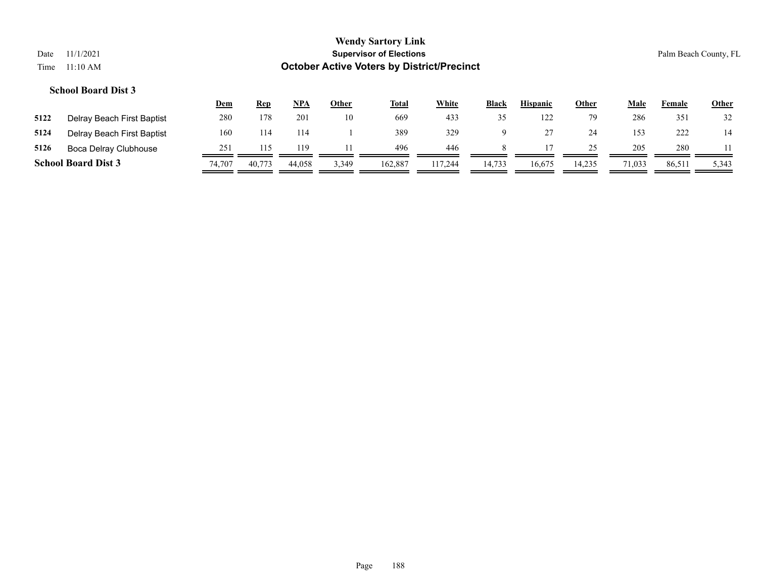### School Board Dist 3

| | | Dem | Rep | NPA | Other | Total | White | Black | Hispanic | Other | Male | Female | Other |
|---|---|---|---|---|---|---|---|---|---|---|---|---|---|
| 5122 | Delray Beach First Baptist | 280 | 178 | 201 | 10 | 669 | 433 | 35 | 122 | 79 | 286 | 351 | 32 |
| 5124 | Delray Beach First Baptist | 160 | 114 | 114 | 1 | 389 | 329 | 9 | 27 | 24 | 153 | 222 | 14 |
| 5126 | Boca Delray Clubhouse | 251 | 115 | 119 | 11 | 496 | 446 | 8 | 17 | 25 | 205 | 280 | 11 |
| **School Board Dist 3** | | 74,707 | 40,773 | 44,058 | 3,349 | 162,887 | 117,244 | 14,733 | 16,675 | 14,235 | 71,033 | 86,511 | 5,343 |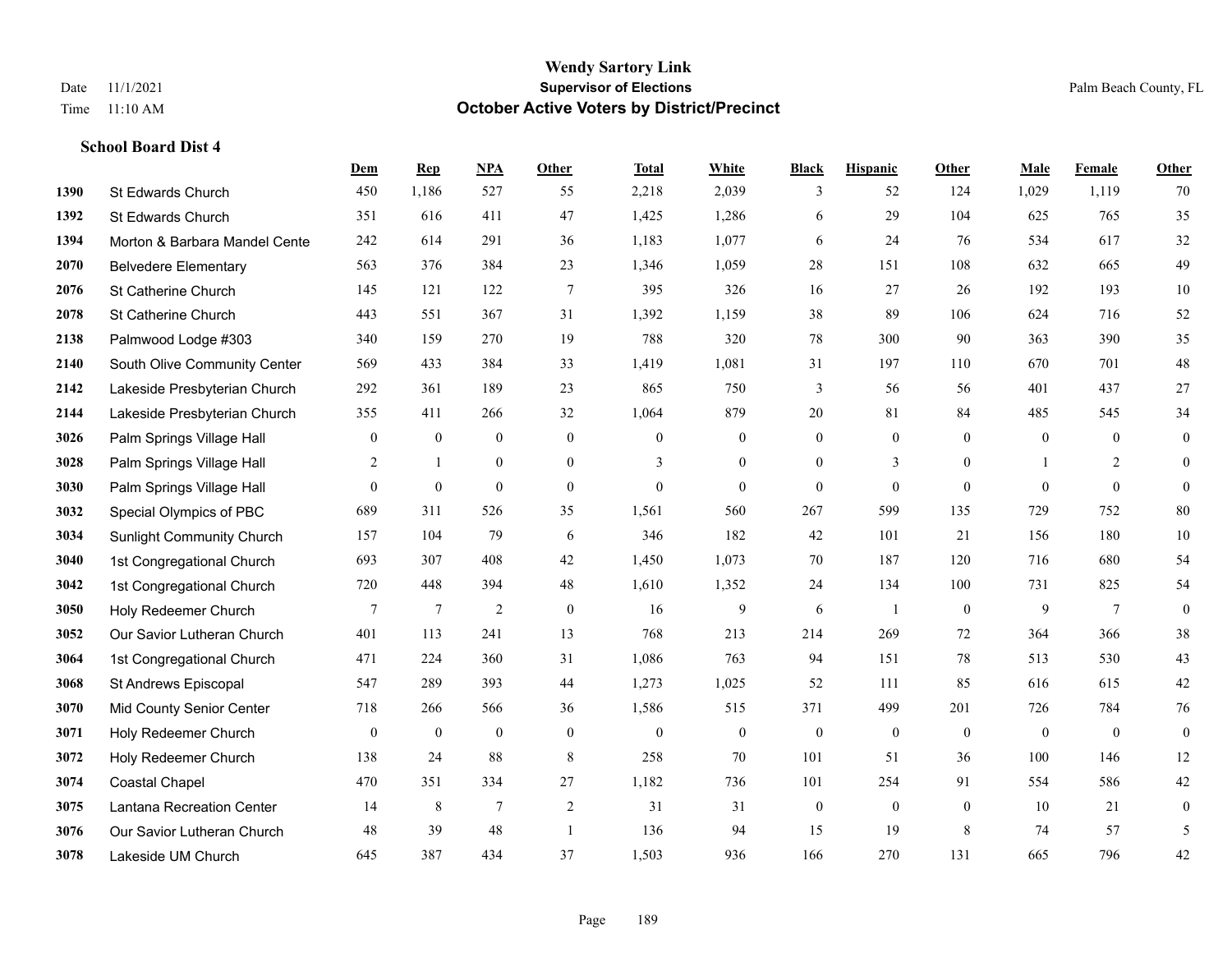**Wendy Sartory Link**

**Supervisor of Elections**

**October Active Voters by District/Precinct**

Date 11/1/2021

Time 11:10 AM

Palm Beach County, FL

### School Board Dist 4

| | | Dem | Rep | NPA | Other | Total | White | Black | Hispanic | Other | Male | Female | Other |
|---|---|---|---|---|---|---|---|---|---|---|---|---|---|
| 1390 | St Edwards Church | 450 | 1,186 | 527 | 55 | 2,218 | 2,039 | 3 | 52 | 124 | 1,029 | 1,119 | 70 |
| 1392 | St Edwards Church | 351 | 616 | 411 | 47 | 1,425 | 1,286 | 6 | 29 | 104 | 625 | 765 | 35 |
| 1394 | Morton & Barbara Mandel Cente | 242 | 614 | 291 | 36 | 1,183 | 1,077 | 6 | 24 | 76 | 534 | 617 | 32 |
| 2070 | Belvedere Elementary | 563 | 376 | 384 | 23 | 1,346 | 1,059 | 28 | 151 | 108 | 632 | 665 | 49 |
| 2076 | St Catherine Church | 145 | 121 | 122 | 7 | 395 | 326 | 16 | 27 | 26 | 192 | 193 | 10 |
| 2078 | St Catherine Church | 443 | 551 | 367 | 31 | 1,392 | 1,159 | 38 | 89 | 106 | 624 | 716 | 52 |
| 2138 | Palmwood Lodge #303 | 340 | 159 | 270 | 19 | 788 | 320 | 78 | 300 | 90 | 363 | 390 | 35 |
| 2140 | South Olive Community Center | 569 | 433 | 384 | 33 | 1,419 | 1,081 | 31 | 197 | 110 | 670 | 701 | 48 |
| 2142 | Lakeside Presbyterian Church | 292 | 361 | 189 | 23 | 865 | 750 | 3 | 56 | 56 | 401 | 437 | 27 |
| 2144 | Lakeside Presbyterian Church | 355 | 411 | 266 | 32 | 1,064 | 879 | 20 | 81 | 84 | 485 | 545 | 34 |
| 3026 | Palm Springs Village Hall | 0 | 0 | 0 | 0 | 0 | 0 | 0 | 0 | 0 | 0 | 0 | 0 |
| 3028 | Palm Springs Village Hall | 2 | 1 | 0 | 0 | 3 | 0 | 0 | 3 | 0 | 1 | 2 | 0 |
| 3030 | Palm Springs Village Hall | 0 | 0 | 0 | 0 | 0 | 0 | 0 | 0 | 0 | 0 | 0 | 0 |
| 3032 | Special Olympics of PBC | 689 | 311 | 526 | 35 | 1,561 | 560 | 267 | 599 | 135 | 729 | 752 | 80 |
| 3034 | Sunlight Community Church | 157 | 104 | 79 | 6 | 346 | 182 | 42 | 101 | 21 | 156 | 180 | 10 |
| 3040 | 1st Congregational Church | 693 | 307 | 408 | 42 | 1,450 | 1,073 | 70 | 187 | 120 | 716 | 680 | 54 |
| 3042 | 1st Congregational Church | 720 | 448 | 394 | 48 | 1,610 | 1,352 | 24 | 134 | 100 | 731 | 825 | 54 |
| 3050 | Holy Redeemer Church | 7 | 7 | 2 | 0 | 16 | 9 | 6 | 1 | 0 | 9 | 7 | 0 |
| 3052 | Our Savior Lutheran Church | 401 | 113 | 241 | 13 | 768 | 213 | 214 | 269 | 72 | 364 | 366 | 38 |
| 3064 | 1st Congregational Church | 471 | 224 | 360 | 31 | 1,086 | 763 | 94 | 151 | 78 | 513 | 530 | 43 |
| 3068 | St Andrews Episcopal | 547 | 289 | 393 | 44 | 1,273 | 1,025 | 52 | 111 | 85 | 616 | 615 | 42 |
| 3070 | Mid County Senior Center | 718 | 266 | 566 | 36 | 1,586 | 515 | 371 | 499 | 201 | 726 | 784 | 76 |
| 3071 | Holy Redeemer Church | 0 | 0 | 0 | 0 | 0 | 0 | 0 | 0 | 0 | 0 | 0 | 0 |
| 3072 | Holy Redeemer Church | 138 | 24 | 88 | 8 | 258 | 70 | 101 | 51 | 36 | 100 | 146 | 12 |
| 3074 | Coastal Chapel | 470 | 351 | 334 | 27 | 1,182 | 736 | 101 | 254 | 91 | 554 | 586 | 42 |
| 3075 | Lantana Recreation Center | 14 | 8 | 7 | 2 | 31 | 31 | 0 | 0 | 0 | 10 | 21 | 0 |
| 3076 | Our Savior Lutheran Church | 48 | 39 | 48 | 1 | 136 | 94 | 15 | 19 | 8 | 74 | 57 | 5 |
| 3078 | Lakeside UM Church | 645 | 387 | 434 | 37 | 1,503 | 936 | 166 | 270 | 131 | 665 | 796 | 42 |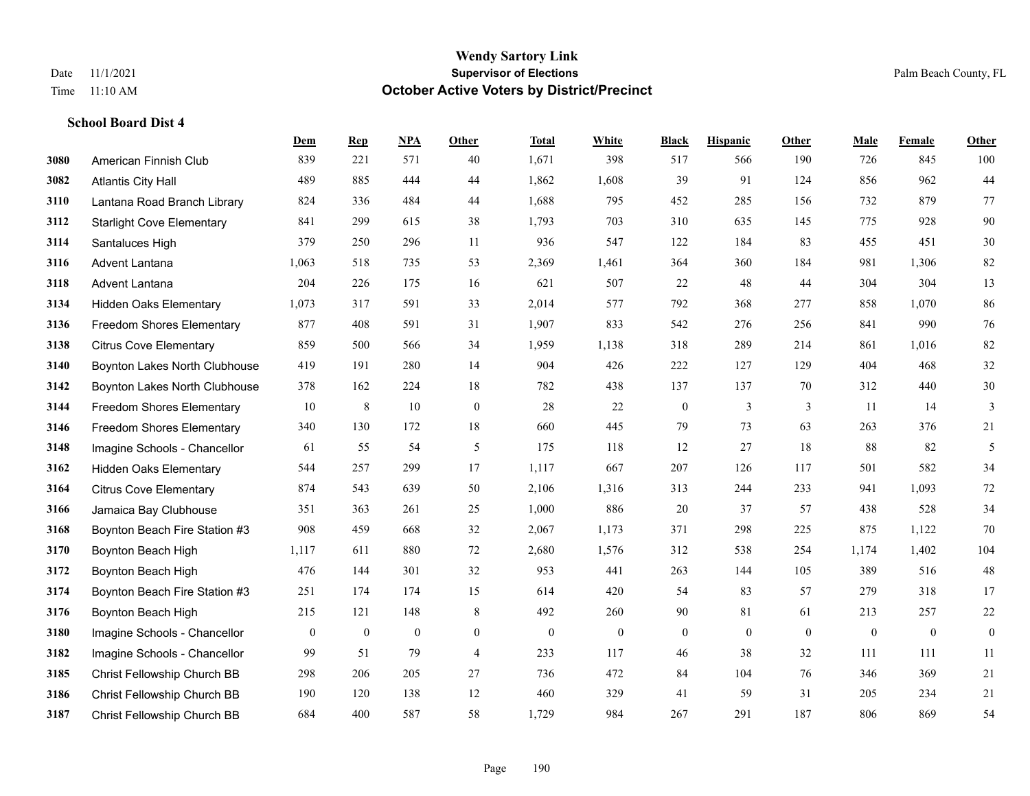**Wendy Sartory Link**
**Supervisor of Elections**
**October Active Voters by District/Precinct**

Date 11/1/2021
Time 11:10 AM

Palm Beach County, FL

### School Board Dist 4

| | | Dem | Rep | NPA | Other | Total | White | Black | Hispanic | Other | Male | Female | Other |
|---|---|---|---|---|---|---|---|---|---|---|---|---|---|
| 3080 | American Finnish Club | 839 | 221 | 571 | 40 | 1,671 | 398 | 517 | 566 | 190 | 726 | 845 | 100 |
| 3082 | Atlantis City Hall | 489 | 885 | 444 | 44 | 1,862 | 1,608 | 39 | 91 | 124 | 856 | 962 | 44 |
| 3110 | Lantana Road Branch Library | 824 | 336 | 484 | 44 | 1,688 | 795 | 452 | 285 | 156 | 732 | 879 | 77 |
| 3112 | Starlight Cove Elementary | 841 | 299 | 615 | 38 | 1,793 | 703 | 310 | 635 | 145 | 775 | 928 | 90 |
| 3114 | Santaluces High | 379 | 250 | 296 | 11 | 936 | 547 | 122 | 184 | 83 | 455 | 451 | 30 |
| 3116 | Advent Lantana | 1,063 | 518 | 735 | 53 | 2,369 | 1,461 | 364 | 360 | 184 | 981 | 1,306 | 82 |
| 3118 | Advent Lantana | 204 | 226 | 175 | 16 | 621 | 507 | 22 | 48 | 44 | 304 | 304 | 13 |
| 3134 | Hidden Oaks Elementary | 1,073 | 317 | 591 | 33 | 2,014 | 577 | 792 | 368 | 277 | 858 | 1,070 | 86 |
| 3136 | Freedom Shores Elementary | 877 | 408 | 591 | 31 | 1,907 | 833 | 542 | 276 | 256 | 841 | 990 | 76 |
| 3138 | Citrus Cove Elementary | 859 | 500 | 566 | 34 | 1,959 | 1,138 | 318 | 289 | 214 | 861 | 1,016 | 82 |
| 3140 | Boynton Lakes North Clubhouse | 419 | 191 | 280 | 14 | 904 | 426 | 222 | 127 | 129 | 404 | 468 | 32 |
| 3142 | Boynton Lakes North Clubhouse | 378 | 162 | 224 | 18 | 782 | 438 | 137 | 137 | 70 | 312 | 440 | 30 |
| 3144 | Freedom Shores Elementary | 10 | 8 | 10 | 0 | 28 | 22 | 0 | 3 | 3 | 11 | 14 | 3 |
| 3146 | Freedom Shores Elementary | 340 | 130 | 172 | 18 | 660 | 445 | 79 | 73 | 63 | 263 | 376 | 21 |
| 3148 | Imagine Schools - Chancellor | 61 | 55 | 54 | 5 | 175 | 118 | 12 | 27 | 18 | 88 | 82 | 5 |
| 3162 | Hidden Oaks Elementary | 544 | 257 | 299 | 17 | 1,117 | 667 | 207 | 126 | 117 | 501 | 582 | 34 |
| 3164 | Citrus Cove Elementary | 874 | 543 | 639 | 50 | 2,106 | 1,316 | 313 | 244 | 233 | 941 | 1,093 | 72 |
| 3166 | Jamaica Bay Clubhouse | 351 | 363 | 261 | 25 | 1,000 | 886 | 20 | 37 | 57 | 438 | 528 | 34 |
| 3168 | Boynton Beach Fire Station #3 | 908 | 459 | 668 | 32 | 2,067 | 1,173 | 371 | 298 | 225 | 875 | 1,122 | 70 |
| 3170 | Boynton Beach High | 1,117 | 611 | 880 | 72 | 2,680 | 1,576 | 312 | 538 | 254 | 1,174 | 1,402 | 104 |
| 3172 | Boynton Beach High | 476 | 144 | 301 | 32 | 953 | 441 | 263 | 144 | 105 | 389 | 516 | 48 |
| 3174 | Boynton Beach Fire Station #3 | 251 | 174 | 174 | 15 | 614 | 420 | 54 | 83 | 57 | 279 | 318 | 17 |
| 3176 | Boynton Beach High | 215 | 121 | 148 | 8 | 492 | 260 | 90 | 81 | 61 | 213 | 257 | 22 |
| 3180 | Imagine Schools - Chancellor | 0 | 0 | 0 | 0 | 0 | 0 | 0 | 0 | 0 | 0 | 0 | 0 |
| 3182 | Imagine Schools - Chancellor | 99 | 51 | 79 | 4 | 233 | 117 | 46 | 38 | 32 | 111 | 111 | 11 |
| 3185 | Christ Fellowship Church BB | 298 | 206 | 205 | 27 | 736 | 472 | 84 | 104 | 76 | 346 | 369 | 21 |
| 3186 | Christ Fellowship Church BB | 190 | 120 | 138 | 12 | 460 | 329 | 41 | 59 | 31 | 205 | 234 | 21 |
| 3187 | Christ Fellowship Church BB | 684 | 400 | 587 | 58 | 1,729 | 984 | 267 | 291 | 187 | 806 | 869 | 54 |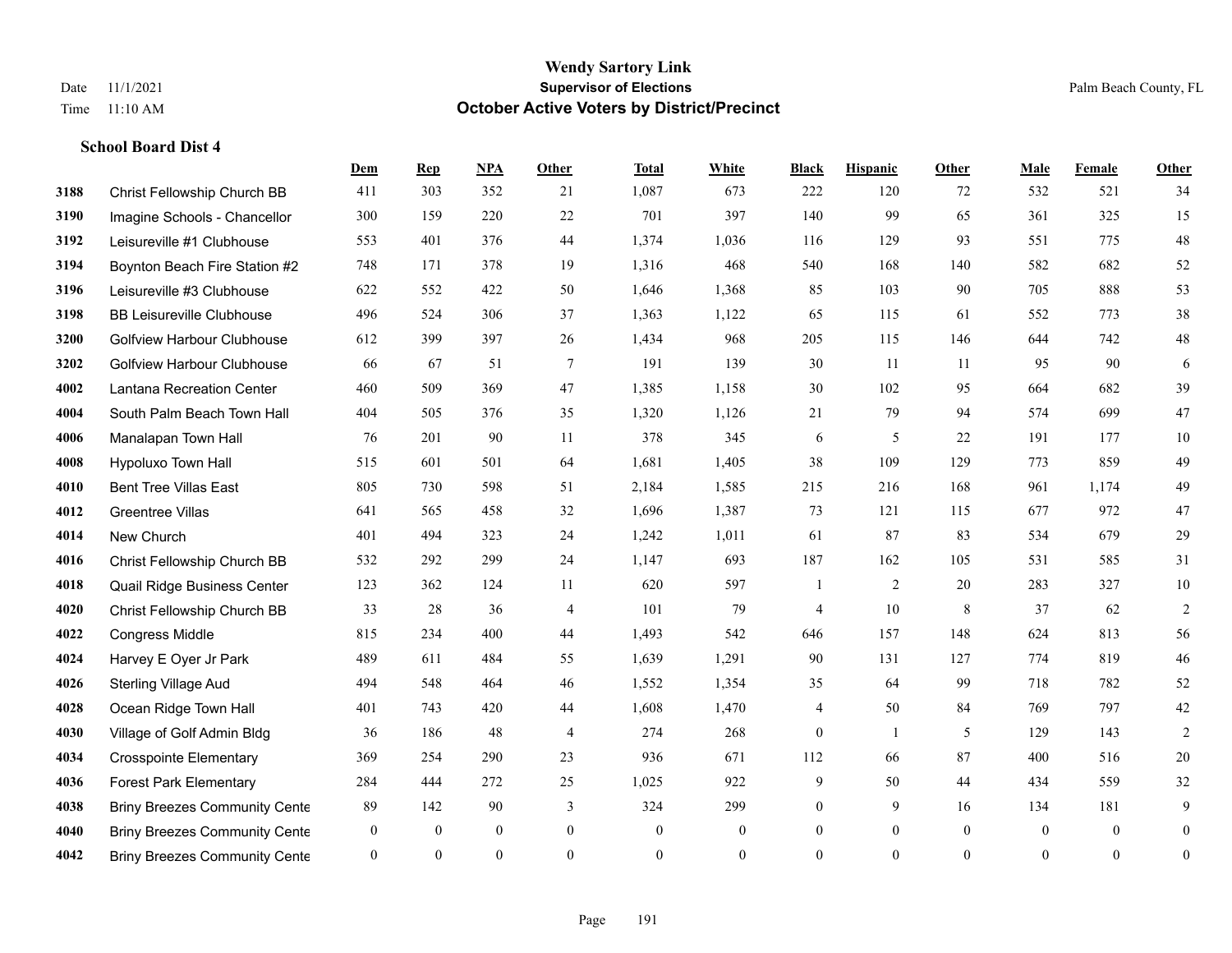# Wendy Sartory Link

## Supervisor of Elections

## October Active Voters by District/Precinct

Date 11/1/2021

Time 11:10 AM

Palm Beach County, FL

### School Board Dist 4

| | | Dem | Rep | NPA | Other | Total | White | Black | Hispanic | Other | Male | Female | Other |
|---|---|---|---|---|---|---|---|---|---|---|---|---|---|
| 3188 | Christ Fellowship Church BB | 411 | 303 | 352 | 21 | 1,087 | 673 | 222 | 120 | 72 | 532 | 521 | 34 |
| 3190 | Imagine Schools - Chancellor | 300 | 159 | 220 | 22 | 701 | 397 | 140 | 99 | 65 | 361 | 325 | 15 |
| 3192 | Leisureville #1 Clubhouse | 553 | 401 | 376 | 44 | 1,374 | 1,036 | 116 | 129 | 93 | 551 | 775 | 48 |
| 3194 | Boynton Beach Fire Station #2 | 748 | 171 | 378 | 19 | 1,316 | 468 | 540 | 168 | 140 | 582 | 682 | 52 |
| 3196 | Leisureville #3 Clubhouse | 622 | 552 | 422 | 50 | 1,646 | 1,368 | 85 | 103 | 90 | 705 | 888 | 53 |
| 3198 | BB Leisureville Clubhouse | 496 | 524 | 306 | 37 | 1,363 | 1,122 | 65 | 115 | 61 | 552 | 773 | 38 |
| 3200 | Golfview Harbour Clubhouse | 612 | 399 | 397 | 26 | 1,434 | 968 | 205 | 115 | 146 | 644 | 742 | 48 |
| 3202 | Golfview Harbour Clubhouse | 66 | 67 | 51 | 7 | 191 | 139 | 30 | 11 | 11 | 95 | 90 | 6 |
| 4002 | Lantana Recreation Center | 460 | 509 | 369 | 47 | 1,385 | 1,158 | 30 | 102 | 95 | 664 | 682 | 39 |
| 4004 | South Palm Beach Town Hall | 404 | 505 | 376 | 35 | 1,320 | 1,126 | 21 | 79 | 94 | 574 | 699 | 47 |
| 4006 | Manalapan Town Hall | 76 | 201 | 90 | 11 | 378 | 345 | 6 | 5 | 22 | 191 | 177 | 10 |
| 4008 | Hypoluxo Town Hall | 515 | 601 | 501 | 64 | 1,681 | 1,405 | 38 | 109 | 129 | 773 | 859 | 49 |
| 4010 | Bent Tree Villas East | 805 | 730 | 598 | 51 | 2,184 | 1,585 | 215 | 216 | 168 | 961 | 1,174 | 49 |
| 4012 | Greentree Villas | 641 | 565 | 458 | 32 | 1,696 | 1,387 | 73 | 121 | 115 | 677 | 972 | 47 |
| 4014 | New Church | 401 | 494 | 323 | 24 | 1,242 | 1,011 | 61 | 87 | 83 | 534 | 679 | 29 |
| 4016 | Christ Fellowship Church BB | 532 | 292 | 299 | 24 | 1,147 | 693 | 187 | 162 | 105 | 531 | 585 | 31 |
| 4018 | Quail Ridge Business Center | 123 | 362 | 124 | 11 | 620 | 597 | 1 | 2 | 20 | 283 | 327 | 10 |
| 4020 | Christ Fellowship Church BB | 33 | 28 | 36 | 4 | 101 | 79 | 4 | 10 | 8 | 37 | 62 | 2 |
| 4022 | Congress Middle | 815 | 234 | 400 | 44 | 1,493 | 542 | 646 | 157 | 148 | 624 | 813 | 56 |
| 4024 | Harvey E Oyer Jr Park | 489 | 611 | 484 | 55 | 1,639 | 1,291 | 90 | 131 | 127 | 774 | 819 | 46 |
| 4026 | Sterling Village Aud | 494 | 548 | 464 | 46 | 1,552 | 1,354 | 35 | 64 | 99 | 718 | 782 | 52 |
| 4028 | Ocean Ridge Town Hall | 401 | 743 | 420 | 44 | 1,608 | 1,470 | 4 | 50 | 84 | 769 | 797 | 42 |
| 4030 | Village of Golf Admin Bldg | 36 | 186 | 48 | 4 | 274 | 268 | 0 | 1 | 5 | 129 | 143 | 2 |
| 4034 | Crosspointe Elementary | 369 | 254 | 290 | 23 | 936 | 671 | 112 | 66 | 87 | 400 | 516 | 20 |
| 4036 | Forest Park Elementary | 284 | 444 | 272 | 25 | 1,025 | 922 | 9 | 50 | 44 | 434 | 559 | 32 |
| 4038 | Briny Breezes Community Cente | 89 | 142 | 90 | 3 | 324 | 299 | 0 | 9 | 16 | 134 | 181 | 9 |
| 4040 | Briny Breezes Community Cente | 0 | 0 | 0 | 0 | 0 | 0 | 0 | 0 | 0 | 0 | 0 | 0 |
| 4042 | Briny Breezes Community Cente | 0 | 0 | 0 | 0 | 0 | 0 | 0 | 0 | 0 | 0 | 0 | 0 |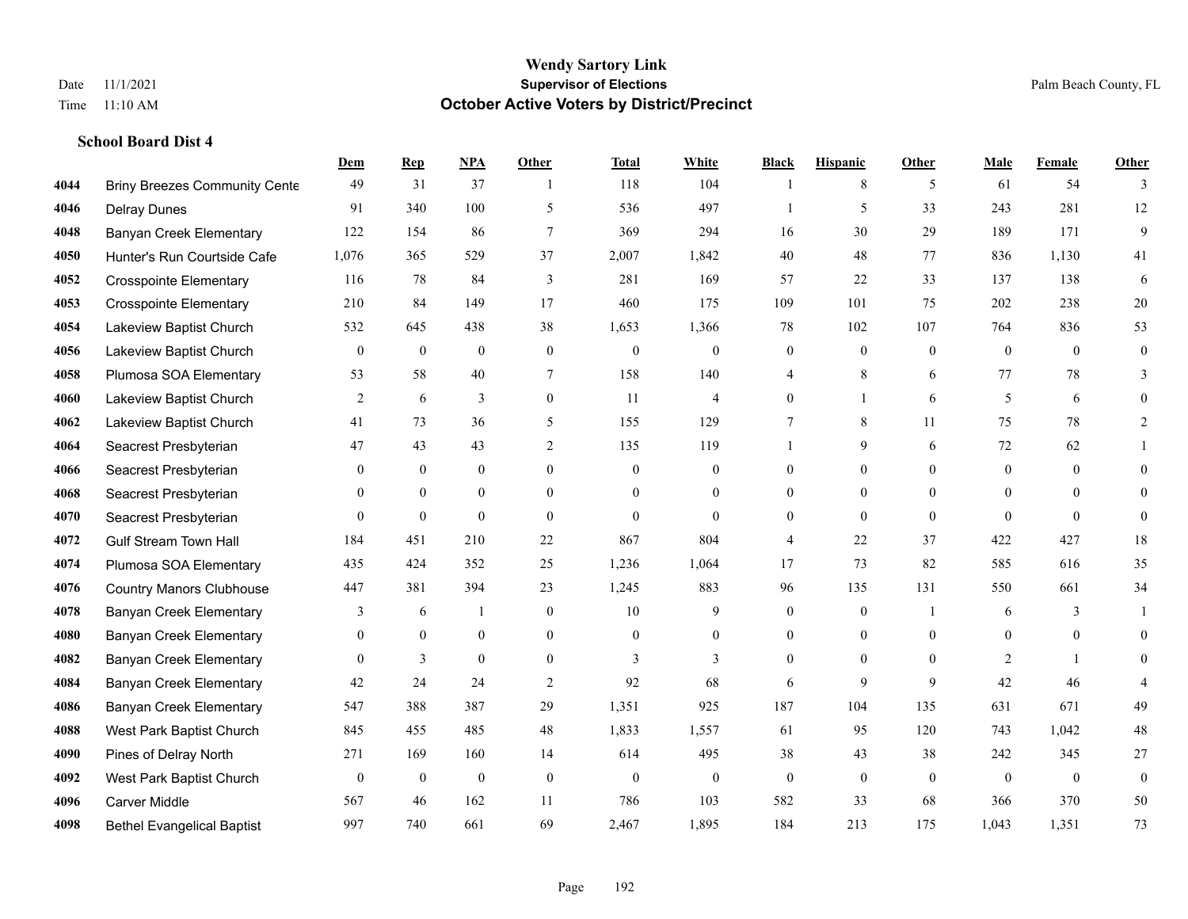**Wendy Sartory Link**
**Supervisor of Elections**
**October Active Voters by District/Precinct**

Date 11/1/2021
Time 11:10 AM

Palm Beach County, FL

### School Board Dist 4

| | | Dem | Rep | NPA | Other | Total | White | Black | Hispanic | Other | Male | Female | Other |
|---|---|---|---|---|---|---|---|---|---|---|---|---|---|
| 4044 | Briny Breezes Community Cente | 49 | 31 | 37 | 1 | 118 | 104 | 1 | 8 | 5 | 61 | 54 | 3 |
| 4046 | Delray Dunes | 91 | 340 | 100 | 5 | 536 | 497 | 1 | 5 | 33 | 243 | 281 | 12 |
| 4048 | Banyan Creek Elementary | 122 | 154 | 86 | 7 | 369 | 294 | 16 | 30 | 29 | 189 | 171 | 9 |
| 4050 | Hunter's Run Courtside Cafe | 1,076 | 365 | 529 | 37 | 2,007 | 1,842 | 40 | 48 | 77 | 836 | 1,130 | 41 |
| 4052 | Crosspointe Elementary | 116 | 78 | 84 | 3 | 281 | 169 | 57 | 22 | 33 | 137 | 138 | 6 |
| 4053 | Crosspointe Elementary | 210 | 84 | 149 | 17 | 460 | 175 | 109 | 101 | 75 | 202 | 238 | 20 |
| 4054 | Lakeview Baptist Church | 532 | 645 | 438 | 38 | 1,653 | 1,366 | 78 | 102 | 107 | 764 | 836 | 53 |
| 4056 | Lakeview Baptist Church | 0 | 0 | 0 | 0 | 0 | 0 | 0 | 0 | 0 | 0 | 0 | 0 |
| 4058 | Plumosa SOA Elementary | 53 | 58 | 40 | 7 | 158 | 140 | 4 | 8 | 6 | 77 | 78 | 3 |
| 4060 | Lakeview Baptist Church | 2 | 6 | 3 | 0 | 11 | 4 | 0 | 1 | 6 | 5 | 6 | 0 |
| 4062 | Lakeview Baptist Church | 41 | 73 | 36 | 5 | 155 | 129 | 7 | 8 | 11 | 75 | 78 | 2 |
| 4064 | Seacrest Presbyterian | 47 | 43 | 43 | 2 | 135 | 119 | 1 | 9 | 6 | 72 | 62 | 1 |
| 4066 | Seacrest Presbyterian | 0 | 0 | 0 | 0 | 0 | 0 | 0 | 0 | 0 | 0 | 0 | 0 |
| 4068 | Seacrest Presbyterian | 0 | 0 | 0 | 0 | 0 | 0 | 0 | 0 | 0 | 0 | 0 | 0 |
| 4070 | Seacrest Presbyterian | 0 | 0 | 0 | 0 | 0 | 0 | 0 | 0 | 0 | 0 | 0 | 0 |
| 4072 | Gulf Stream Town Hall | 184 | 451 | 210 | 22 | 867 | 804 | 4 | 22 | 37 | 422 | 427 | 18 |
| 4074 | Plumosa SOA Elementary | 435 | 424 | 352 | 25 | 1,236 | 1,064 | 17 | 73 | 82 | 585 | 616 | 35 |
| 4076 | Country Manors Clubhouse | 447 | 381 | 394 | 23 | 1,245 | 883 | 96 | 135 | 131 | 550 | 661 | 34 |
| 4078 | Banyan Creek Elementary | 3 | 6 | 1 | 0 | 10 | 9 | 0 | 0 | 1 | 6 | 3 | 1 |
| 4080 | Banyan Creek Elementary | 0 | 0 | 0 | 0 | 0 | 0 | 0 | 0 | 0 | 0 | 0 | 0 |
| 4082 | Banyan Creek Elementary | 0 | 3 | 0 | 0 | 3 | 3 | 0 | 0 | 0 | 2 | 1 | 0 |
| 4084 | Banyan Creek Elementary | 42 | 24 | 24 | 2 | 92 | 68 | 6 | 9 | 9 | 42 | 46 | 4 |
| 4086 | Banyan Creek Elementary | 547 | 388 | 387 | 29 | 1,351 | 925 | 187 | 104 | 135 | 631 | 671 | 49 |
| 4088 | West Park Baptist Church | 845 | 455 | 485 | 48 | 1,833 | 1,557 | 61 | 95 | 120 | 743 | 1,042 | 48 |
| 4090 | Pines of Delray North | 271 | 169 | 160 | 14 | 614 | 495 | 38 | 43 | 38 | 242 | 345 | 27 |
| 4092 | West Park Baptist Church | 0 | 0 | 0 | 0 | 0 | 0 | 0 | 0 | 0 | 0 | 0 | 0 |
| 4096 | Carver Middle | 567 | 46 | 162 | 11 | 786 | 103 | 582 | 33 | 68 | 366 | 370 | 50 |
| 4098 | Bethel Evangelical Baptist | 997 | 740 | 661 | 69 | 2,467 | 1,895 | 184 | 213 | 175 | 1,043 | 1,351 | 73 |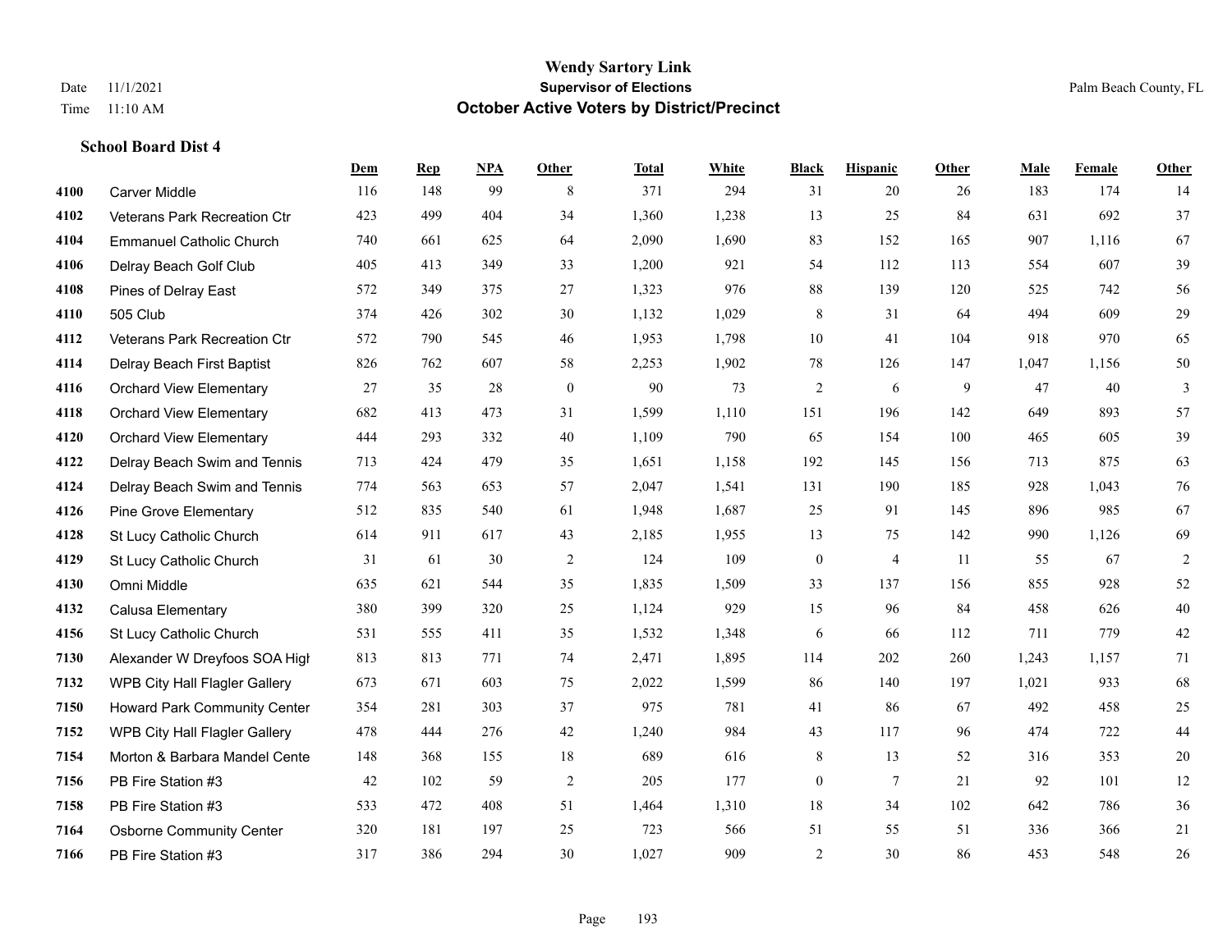# Wendy Sartory Link
## Supervisor of Elections
## October Active Voters by District/Precinct

Date 11/1/2021
Time 11:10 AM

Palm Beach County, FL

**School Board Dist 4**

| | | Dem | Rep | NPA | Other | Total | White | Black | Hispanic | Other | Male | Female | Other |
|---|---|---|---|---|---|---|---|---|---|---|---|---|---|
| 4100 | Carver Middle | 116 | 148 | 99 | 8 | 371 | 294 | 31 | 20 | 26 | 183 | 174 | 14 |
| 4102 | Veterans Park Recreation Ctr | 423 | 499 | 404 | 34 | 1,360 | 1,238 | 13 | 25 | 84 | 631 | 692 | 37 |
| 4104 | Emmanuel Catholic Church | 740 | 661 | 625 | 64 | 2,090 | 1,690 | 83 | 152 | 165 | 907 | 1,116 | 67 |
| 4106 | Delray Beach Golf Club | 405 | 413 | 349 | 33 | 1,200 | 921 | 54 | 112 | 113 | 554 | 607 | 39 |
| 4108 | Pines of Delray East | 572 | 349 | 375 | 27 | 1,323 | 976 | 88 | 139 | 120 | 525 | 742 | 56 |
| 4110 | 505 Club | 374 | 426 | 302 | 30 | 1,132 | 1,029 | 8 | 31 | 64 | 494 | 609 | 29 |
| 4112 | Veterans Park Recreation Ctr | 572 | 790 | 545 | 46 | 1,953 | 1,798 | 10 | 41 | 104 | 918 | 970 | 65 |
| 4114 | Delray Beach First Baptist | 826 | 762 | 607 | 58 | 2,253 | 1,902 | 78 | 126 | 147 | 1,047 | 1,156 | 50 |
| 4116 | Orchard View Elementary | 27 | 35 | 28 | 0 | 90 | 73 | 2 | 6 | 9 | 47 | 40 | 3 |
| 4118 | Orchard View Elementary | 682 | 413 | 473 | 31 | 1,599 | 1,110 | 151 | 196 | 142 | 649 | 893 | 57 |
| 4120 | Orchard View Elementary | 444 | 293 | 332 | 40 | 1,109 | 790 | 65 | 154 | 100 | 465 | 605 | 39 |
| 4122 | Delray Beach Swim and Tennis | 713 | 424 | 479 | 35 | 1,651 | 1,158 | 192 | 145 | 156 | 713 | 875 | 63 |
| 4124 | Delray Beach Swim and Tennis | 774 | 563 | 653 | 57 | 2,047 | 1,541 | 131 | 190 | 185 | 928 | 1,043 | 76 |
| 4126 | Pine Grove Elementary | 512 | 835 | 540 | 61 | 1,948 | 1,687 | 25 | 91 | 145 | 896 | 985 | 67 |
| 4128 | St Lucy Catholic Church | 614 | 911 | 617 | 43 | 2,185 | 1,955 | 13 | 75 | 142 | 990 | 1,126 | 69 |
| 4129 | St Lucy Catholic Church | 31 | 61 | 30 | 2 | 124 | 109 | 0 | 4 | 11 | 55 | 67 | 2 |
| 4130 | Omni Middle | 635 | 621 | 544 | 35 | 1,835 | 1,509 | 33 | 137 | 156 | 855 | 928 | 52 |
| 4132 | Calusa Elementary | 380 | 399 | 320 | 25 | 1,124 | 929 | 15 | 96 | 84 | 458 | 626 | 40 |
| 4156 | St Lucy Catholic Church | 531 | 555 | 411 | 35 | 1,532 | 1,348 | 6 | 66 | 112 | 711 | 779 | 42 |
| 7130 | Alexander W Dreyfoos SOA High | 813 | 813 | 771 | 74 | 2,471 | 1,895 | 114 | 202 | 260 | 1,243 | 1,157 | 71 |
| 7132 | WPB City Hall Flagler Gallery | 673 | 671 | 603 | 75 | 2,022 | 1,599 | 86 | 140 | 197 | 1,021 | 933 | 68 |
| 7150 | Howard Park Community Center | 354 | 281 | 303 | 37 | 975 | 781 | 41 | 86 | 67 | 492 | 458 | 25 |
| 7152 | WPB City Hall Flagler Gallery | 478 | 444 | 276 | 42 | 1,240 | 984 | 43 | 117 | 96 | 474 | 722 | 44 |
| 7154 | Morton & Barbara Mandel Cente | 148 | 368 | 155 | 18 | 689 | 616 | 8 | 13 | 52 | 316 | 353 | 20 |
| 7156 | PB Fire Station #3 | 42 | 102 | 59 | 2 | 205 | 177 | 0 | 7 | 21 | 92 | 101 | 12 |
| 7158 | PB Fire Station #3 | 533 | 472 | 408 | 51 | 1,464 | 1,310 | 18 | 34 | 102 | 642 | 786 | 36 |
| 7164 | Osborne Community Center | 320 | 181 | 197 | 25 | 723 | 566 | 51 | 55 | 51 | 336 | 366 | 21 |
| 7166 | PB Fire Station #3 | 317 | 386 | 294 | 30 | 1,027 | 909 | 2 | 30 | 86 | 453 | 548 | 26 |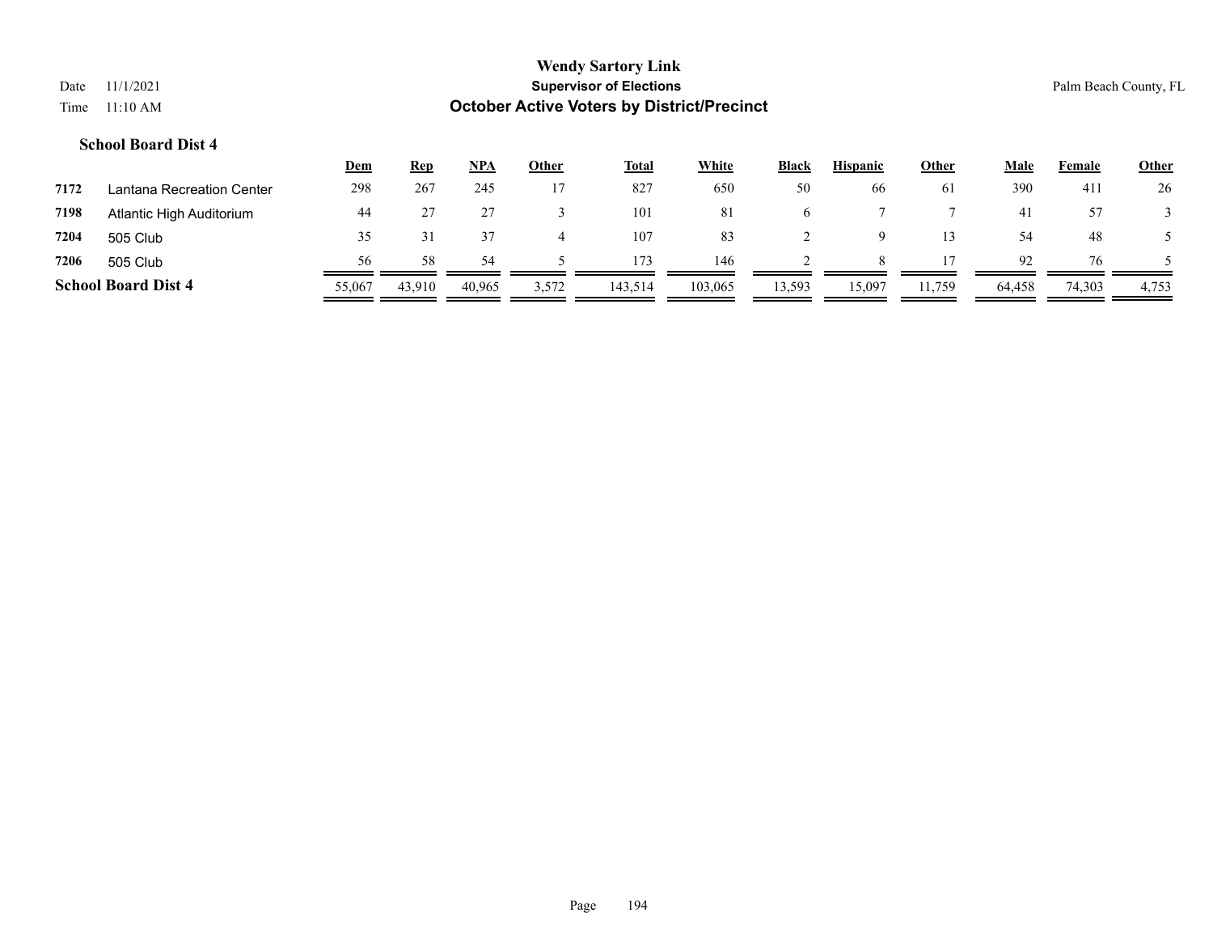# Wendy Sartory Link

## Supervisor of Elections

## October Active Voters by District/Precinct

Date 11/1/2021

Time 11:10 AM

Palm Beach County, FL

### School Board Dist 4

| | | Dem | Rep | NPA | Other | Total | White | Black | Hispanic | Other | Male | Female | Other |
|---|---|---|---|---|---|---|---|---|---|---|---|---|---|
| 7172 | Lantana Recreation Center | 298 | 267 | 245 | 17 | 827 | 650 | 50 | 66 | 61 | 390 | 411 | 26 |
| 7198 | Atlantic High Auditorium | 44 | 27 | 27 | 3 | 101 | 81 | 6 | 7 | 7 | 41 | 57 | 3 |
| 7204 | 505 Club | 35 | 31 | 37 | 4 | 107 | 83 | 2 | 9 | 13 | 54 | 48 | 5 |
| 7206 | 505 Club | 56 | 58 | 54 | 5 | 173 | 146 | 2 | 8 | 17 | 92 | 76 | 5 |
| **School Board Dist 4** | | 55,067 | 43,910 | 40,965 | 3,572 | 143,514 | 103,065 | 13,593 | 15,097 | 11,759 | 64,458 | 74,303 | 4,753 |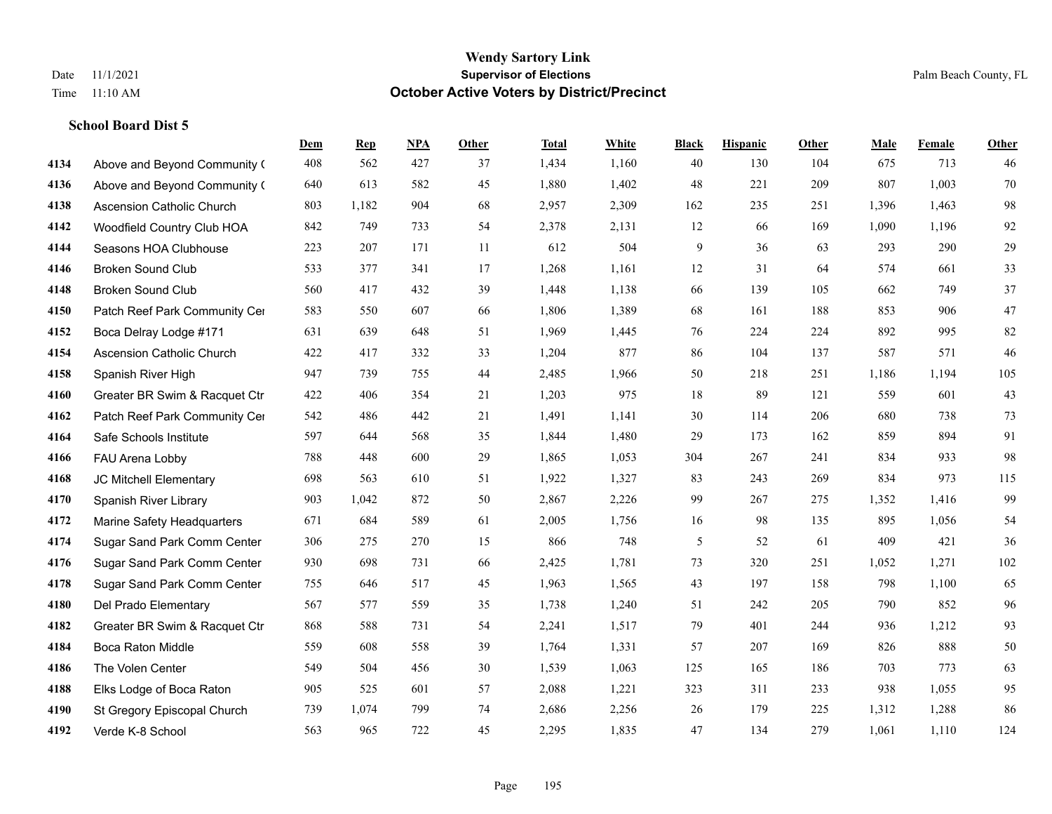**Wendy Sartory Link**
**Supervisor of Elections**
**October Active Voters by District/Precinct**

Date 11/1/2021
Time 11:10 AM

Palm Beach County, FL

**School Board Dist 5**

| | | Dem | Rep | NPA | Other | Total | White | Black | Hispanic | Other | Male | Female | Other |
|---|---|---|---|---|---|---|---|---|---|---|---|---|---|
| 4134 | Above and Beyond Community ( | 408 | 562 | 427 | 37 | 1,434 | 1,160 | 40 | 130 | 104 | 675 | 713 | 46 |
| 4136 | Above and Beyond Community ( | 640 | 613 | 582 | 45 | 1,880 | 1,402 | 48 | 221 | 209 | 807 | 1,003 | 70 |
| 4138 | Ascension Catholic Church | 803 | 1,182 | 904 | 68 | 2,957 | 2,309 | 162 | 235 | 251 | 1,396 | 1,463 | 98 |
| 4142 | Woodfield Country Club HOA | 842 | 749 | 733 | 54 | 2,378 | 2,131 | 12 | 66 | 169 | 1,090 | 1,196 | 92 |
| 4144 | Seasons HOA Clubhouse | 223 | 207 | 171 | 11 | 612 | 504 | 9 | 36 | 63 | 293 | 290 | 29 |
| 4146 | Broken Sound Club | 533 | 377 | 341 | 17 | 1,268 | 1,161 | 12 | 31 | 64 | 574 | 661 | 33 |
| 4148 | Broken Sound Club | 560 | 417 | 432 | 39 | 1,448 | 1,138 | 66 | 139 | 105 | 662 | 749 | 37 |
| 4150 | Patch Reef Park Community Cer | 583 | 550 | 607 | 66 | 1,806 | 1,389 | 68 | 161 | 188 | 853 | 906 | 47 |
| 4152 | Boca Delray Lodge #171 | 631 | 639 | 648 | 51 | 1,969 | 1,445 | 76 | 224 | 224 | 892 | 995 | 82 |
| 4154 | Ascension Catholic Church | 422 | 417 | 332 | 33 | 1,204 | 877 | 86 | 104 | 137 | 587 | 571 | 46 |
| 4158 | Spanish River High | 947 | 739 | 755 | 44 | 2,485 | 1,966 | 50 | 218 | 251 | 1,186 | 1,194 | 105 |
| 4160 | Greater BR Swim & Racquet Ctr | 422 | 406 | 354 | 21 | 1,203 | 975 | 18 | 89 | 121 | 559 | 601 | 43 |
| 4162 | Patch Reef Park Community Cer | 542 | 486 | 442 | 21 | 1,491 | 1,141 | 30 | 114 | 206 | 680 | 738 | 73 |
| 4164 | Safe Schools Institute | 597 | 644 | 568 | 35 | 1,844 | 1,480 | 29 | 173 | 162 | 859 | 894 | 91 |
| 4166 | FAU Arena Lobby | 788 | 448 | 600 | 29 | 1,865 | 1,053 | 304 | 267 | 241 | 834 | 933 | 98 |
| 4168 | JC Mitchell Elementary | 698 | 563 | 610 | 51 | 1,922 | 1,327 | 83 | 243 | 269 | 834 | 973 | 115 |
| 4170 | Spanish River Library | 903 | 1,042 | 872 | 50 | 2,867 | 2,226 | 99 | 267 | 275 | 1,352 | 1,416 | 99 |
| 4172 | Marine Safety Headquarters | 671 | 684 | 589 | 61 | 2,005 | 1,756 | 16 | 98 | 135 | 895 | 1,056 | 54 |
| 4174 | Sugar Sand Park Comm Center | 306 | 275 | 270 | 15 | 866 | 748 | 5 | 52 | 61 | 409 | 421 | 36 |
| 4176 | Sugar Sand Park Comm Center | 930 | 698 | 731 | 66 | 2,425 | 1,781 | 73 | 320 | 251 | 1,052 | 1,271 | 102 |
| 4178 | Sugar Sand Park Comm Center | 755 | 646 | 517 | 45 | 1,963 | 1,565 | 43 | 197 | 158 | 798 | 1,100 | 65 |
| 4180 | Del Prado Elementary | 567 | 577 | 559 | 35 | 1,738 | 1,240 | 51 | 242 | 205 | 790 | 852 | 96 |
| 4182 | Greater BR Swim & Racquet Ctr | 868 | 588 | 731 | 54 | 2,241 | 1,517 | 79 | 401 | 244 | 936 | 1,212 | 93 |
| 4184 | Boca Raton Middle | 559 | 608 | 558 | 39 | 1,764 | 1,331 | 57 | 207 | 169 | 826 | 888 | 50 |
| 4186 | The Volen Center | 549 | 504 | 456 | 30 | 1,539 | 1,063 | 125 | 165 | 186 | 703 | 773 | 63 |
| 4188 | Elks Lodge of Boca Raton | 905 | 525 | 601 | 57 | 2,088 | 1,221 | 323 | 311 | 233 | 938 | 1,055 | 95 |
| 4190 | St Gregory Episcopal Church | 739 | 1,074 | 799 | 74 | 2,686 | 2,256 | 26 | 179 | 225 | 1,312 | 1,288 | 86 |
| 4192 | Verde K-8 School | 563 | 965 | 722 | 45 | 2,295 | 1,835 | 47 | 134 | 279 | 1,061 | 1,110 | 124 |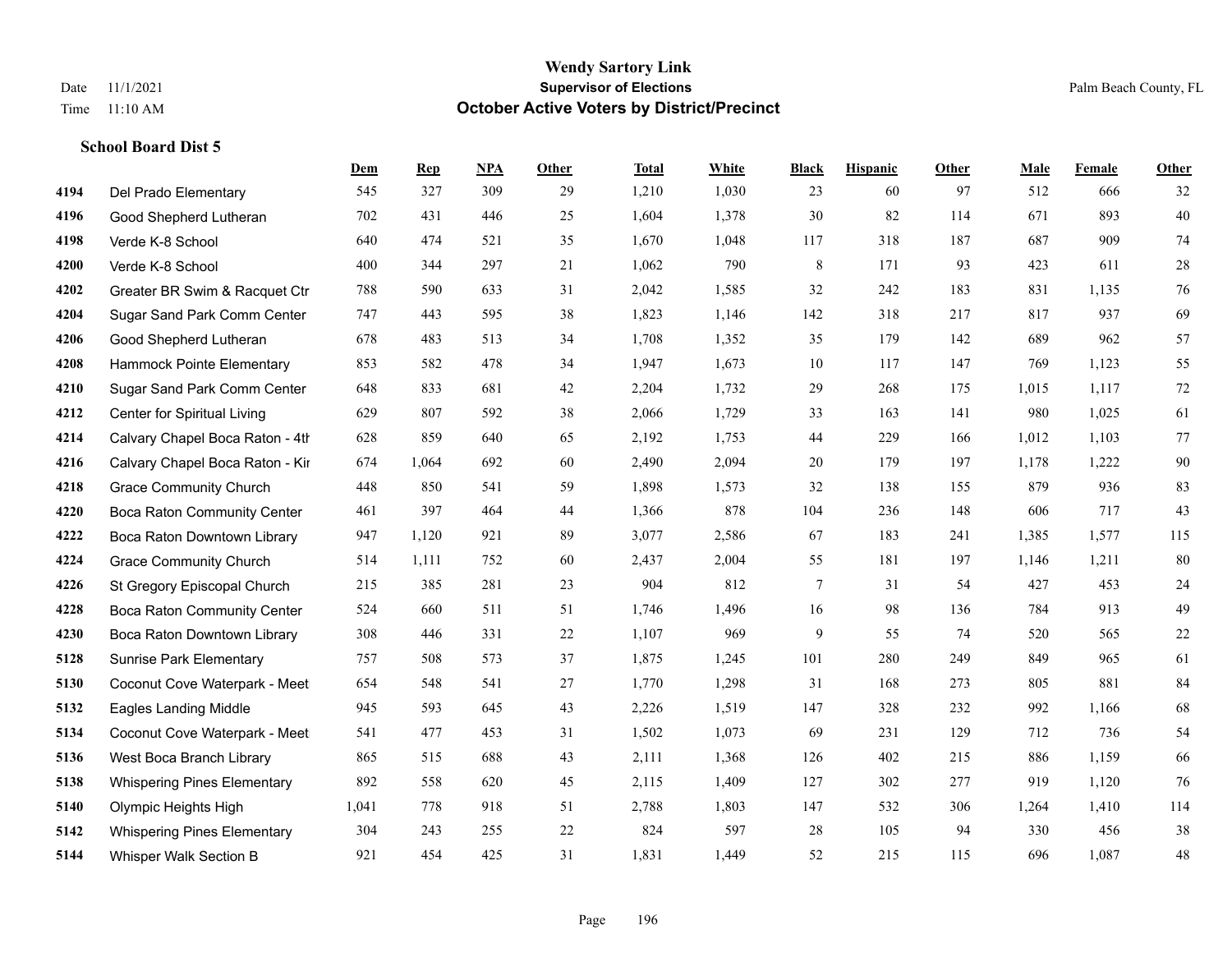# Wendy Sartory Link
## Supervisor of Elections
## October Active Voters by District/Precinct

Date 11/1/2021
Time 11:10 AM

Palm Beach County, FL

**School Board Dist 5**

| | | Dem | Rep | NPA | Other | Total | White | Black | Hispanic | Other | Male | Female | Other |
|---|---|---|---|---|---|---|---|---|---|---|---|---|---|
| 4194 | Del Prado Elementary | 545 | 327 | 309 | 29 | 1,210 | 1,030 | 23 | 60 | 97 | 512 | 666 | 32 |
| 4196 | Good Shepherd Lutheran | 702 | 431 | 446 | 25 | 1,604 | 1,378 | 30 | 82 | 114 | 671 | 893 | 40 |
| 4198 | Verde K-8 School | 640 | 474 | 521 | 35 | 1,670 | 1,048 | 117 | 318 | 187 | 687 | 909 | 74 |
| 4200 | Verde K-8 School | 400 | 344 | 297 | 21 | 1,062 | 790 | 8 | 171 | 93 | 423 | 611 | 28 |
| 4202 | Greater BR Swim & Racquet Ctr | 788 | 590 | 633 | 31 | 2,042 | 1,585 | 32 | 242 | 183 | 831 | 1,135 | 76 |
| 4204 | Sugar Sand Park Comm Center | 747 | 443 | 595 | 38 | 1,823 | 1,146 | 142 | 318 | 217 | 817 | 937 | 69 |
| 4206 | Good Shepherd Lutheran | 678 | 483 | 513 | 34 | 1,708 | 1,352 | 35 | 179 | 142 | 689 | 962 | 57 |
| 4208 | Hammock Pointe Elementary | 853 | 582 | 478 | 34 | 1,947 | 1,673 | 10 | 117 | 147 | 769 | 1,123 | 55 |
| 4210 | Sugar Sand Park Comm Center | 648 | 833 | 681 | 42 | 2,204 | 1,732 | 29 | 268 | 175 | 1,015 | 1,117 | 72 |
| 4212 | Center for Spiritual Living | 629 | 807 | 592 | 38 | 2,066 | 1,729 | 33 | 163 | 141 | 980 | 1,025 | 61 |
| 4214 | Calvary Chapel Boca Raton - 4th | 628 | 859 | 640 | 65 | 2,192 | 1,753 | 44 | 229 | 166 | 1,012 | 1,103 | 77 |
| 4216 | Calvary Chapel Boca Raton - Kir | 674 | 1,064 | 692 | 60 | 2,490 | 2,094 | 20 | 179 | 197 | 1,178 | 1,222 | 90 |
| 4218 | Grace Community Church | 448 | 850 | 541 | 59 | 1,898 | 1,573 | 32 | 138 | 155 | 879 | 936 | 83 |
| 4220 | Boca Raton Community Center | 461 | 397 | 464 | 44 | 1,366 | 878 | 104 | 236 | 148 | 606 | 717 | 43 |
| 4222 | Boca Raton Downtown Library | 947 | 1,120 | 921 | 89 | 3,077 | 2,586 | 67 | 183 | 241 | 1,385 | 1,577 | 115 |
| 4224 | Grace Community Church | 514 | 1,111 | 752 | 60 | 2,437 | 2,004 | 55 | 181 | 197 | 1,146 | 1,211 | 80 |
| 4226 | St Gregory Episcopal Church | 215 | 385 | 281 | 23 | 904 | 812 | 7 | 31 | 54 | 427 | 453 | 24 |
| 4228 | Boca Raton Community Center | 524 | 660 | 511 | 51 | 1,746 | 1,496 | 16 | 98 | 136 | 784 | 913 | 49 |
| 4230 | Boca Raton Downtown Library | 308 | 446 | 331 | 22 | 1,107 | 969 | 9 | 55 | 74 | 520 | 565 | 22 |
| 5128 | Sunrise Park Elementary | 757 | 508 | 573 | 37 | 1,875 | 1,245 | 101 | 280 | 249 | 849 | 965 | 61 |
| 5130 | Coconut Cove Waterpark - Meet | 654 | 548 | 541 | 27 | 1,770 | 1,298 | 31 | 168 | 273 | 805 | 881 | 84 |
| 5132 | Eagles Landing Middle | 945 | 593 | 645 | 43 | 2,226 | 1,519 | 147 | 328 | 232 | 992 | 1,166 | 68 |
| 5134 | Coconut Cove Waterpark - Meet | 541 | 477 | 453 | 31 | 1,502 | 1,073 | 69 | 231 | 129 | 712 | 736 | 54 |
| 5136 | West Boca Branch Library | 865 | 515 | 688 | 43 | 2,111 | 1,368 | 126 | 402 | 215 | 886 | 1,159 | 66 |
| 5138 | Whispering Pines Elementary | 892 | 558 | 620 | 45 | 2,115 | 1,409 | 127 | 302 | 277 | 919 | 1,120 | 76 |
| 5140 | Olympic Heights High | 1,041 | 778 | 918 | 51 | 2,788 | 1,803 | 147 | 532 | 306 | 1,264 | 1,410 | 114 |
| 5142 | Whispering Pines Elementary | 304 | 243 | 255 | 22 | 824 | 597 | 28 | 105 | 94 | 330 | 456 | 38 |
| 5144 | Whisper Walk Section B | 921 | 454 | 425 | 31 | 1,831 | 1,449 | 52 | 215 | 115 | 696 | 1,087 | 48 |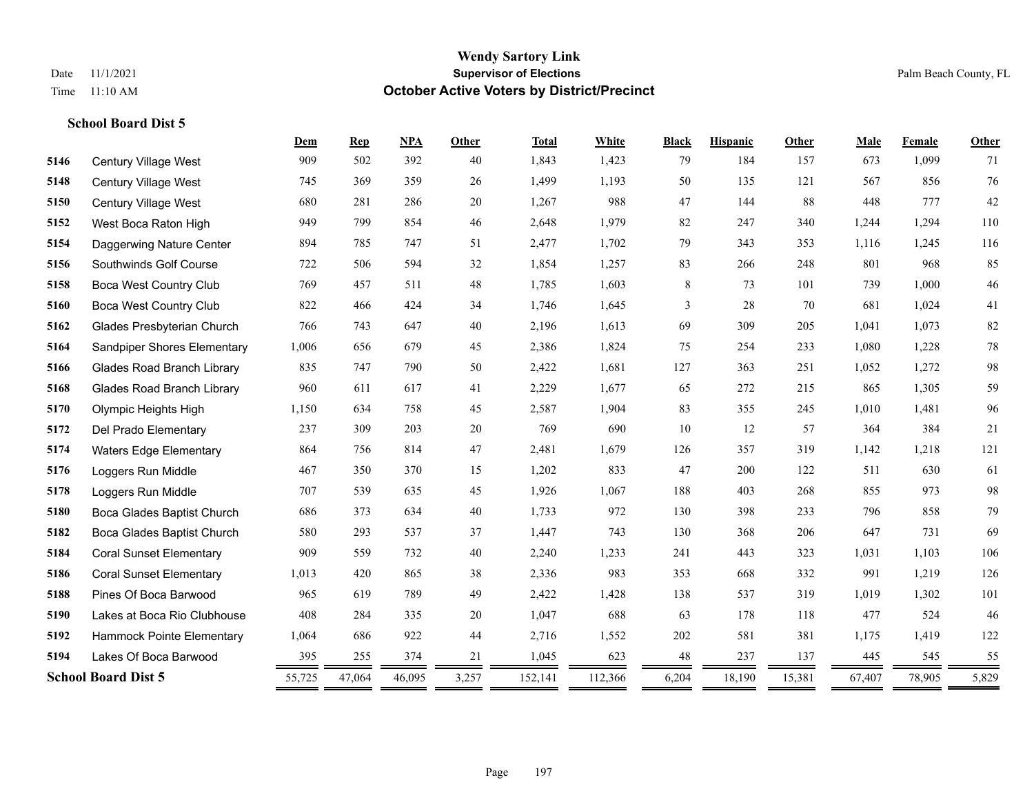# Wendy Sartory Link
## Supervisor of Elections
## October Active Voters by District/Precinct

Date 11/1/2021
Time 11:10 AM

Palm Beach County, FL

**School Board Dist 5**

| | | Dem | Rep | NPA | Other | Total | White | Black | Hispanic | Other | Male | Female | Other |
|---|---|---|---|---|---|---|---|---|---|---|---|---|---|
| 5146 | Century Village West | 909 | 502 | 392 | 40 | 1,843 | 1,423 | 79 | 184 | 157 | 673 | 1,099 | 71 |
| 5148 | Century Village West | 745 | 369 | 359 | 26 | 1,499 | 1,193 | 50 | 135 | 121 | 567 | 856 | 76 |
| 5150 | Century Village West | 680 | 281 | 286 | 20 | 1,267 | 988 | 47 | 144 | 88 | 448 | 777 | 42 |
| 5152 | West Boca Raton High | 949 | 799 | 854 | 46 | 2,648 | 1,979 | 82 | 247 | 340 | 1,244 | 1,294 | 110 |
| 5154 | Daggerwing Nature Center | 894 | 785 | 747 | 51 | 2,477 | 1,702 | 79 | 343 | 353 | 1,116 | 1,245 | 116 |
| 5156 | Southwinds Golf Course | 722 | 506 | 594 | 32 | 1,854 | 1,257 | 83 | 266 | 248 | 801 | 968 | 85 |
| 5158 | Boca West Country Club | 769 | 457 | 511 | 48 | 1,785 | 1,603 | 8 | 73 | 101 | 739 | 1,000 | 46 |
| 5160 | Boca West Country Club | 822 | 466 | 424 | 34 | 1,746 | 1,645 | 3 | 28 | 70 | 681 | 1,024 | 41 |
| 5162 | Glades Presbyterian Church | 766 | 743 | 647 | 40 | 2,196 | 1,613 | 69 | 309 | 205 | 1,041 | 1,073 | 82 |
| 5164 | Sandpiper Shores Elementary | 1,006 | 656 | 679 | 45 | 2,386 | 1,824 | 75 | 254 | 233 | 1,080 | 1,228 | 78 |
| 5166 | Glades Road Branch Library | 835 | 747 | 790 | 50 | 2,422 | 1,681 | 127 | 363 | 251 | 1,052 | 1,272 | 98 |
| 5168 | Glades Road Branch Library | 960 | 611 | 617 | 41 | 2,229 | 1,677 | 65 | 272 | 215 | 865 | 1,305 | 59 |
| 5170 | Olympic Heights High | 1,150 | 634 | 758 | 45 | 2,587 | 1,904 | 83 | 355 | 245 | 1,010 | 1,481 | 96 |
| 5172 | Del Prado Elementary | 237 | 309 | 203 | 20 | 769 | 690 | 10 | 12 | 57 | 364 | 384 | 21 |
| 5174 | Waters Edge Elementary | 864 | 756 | 814 | 47 | 2,481 | 1,679 | 126 | 357 | 319 | 1,142 | 1,218 | 121 |
| 5176 | Loggers Run Middle | 467 | 350 | 370 | 15 | 1,202 | 833 | 47 | 200 | 122 | 511 | 630 | 61 |
| 5178 | Loggers Run Middle | 707 | 539 | 635 | 45 | 1,926 | 1,067 | 188 | 403 | 268 | 855 | 973 | 98 |
| 5180 | Boca Glades Baptist Church | 686 | 373 | 634 | 40 | 1,733 | 972 | 130 | 398 | 233 | 796 | 858 | 79 |
| 5182 | Boca Glades Baptist Church | 580 | 293 | 537 | 37 | 1,447 | 743 | 130 | 368 | 206 | 647 | 731 | 69 |
| 5184 | Coral Sunset Elementary | 909 | 559 | 732 | 40 | 2,240 | 1,233 | 241 | 443 | 323 | 1,031 | 1,103 | 106 |
| 5186 | Coral Sunset Elementary | 1,013 | 420 | 865 | 38 | 2,336 | 983 | 353 | 668 | 332 | 991 | 1,219 | 126 |
| 5188 | Pines Of Boca Barwood | 965 | 619 | 789 | 49 | 2,422 | 1,428 | 138 | 537 | 319 | 1,019 | 1,302 | 101 |
| 5190 | Lakes at Boca Rio Clubhouse | 408 | 284 | 335 | 20 | 1,047 | 688 | 63 | 178 | 118 | 477 | 524 | 46 |
| 5192 | Hammock Pointe Elementary | 1,064 | 686 | 922 | 44 | 2,716 | 1,552 | 202 | 581 | 381 | 1,175 | 1,419 | 122 |
| 5194 | Lakes Of Boca Barwood | 395 | 255 | 374 | 21 | 1,045 | 623 | 48 | 237 | 137 | 445 | 545 | 55 |
| **School Board Dist 5** | | 55,725 | 47,064 | 46,095 | 3,257 | 152,141 | 112,366 | 6,204 | 18,190 | 15,381 | 67,407 | 78,905 | 5,829 |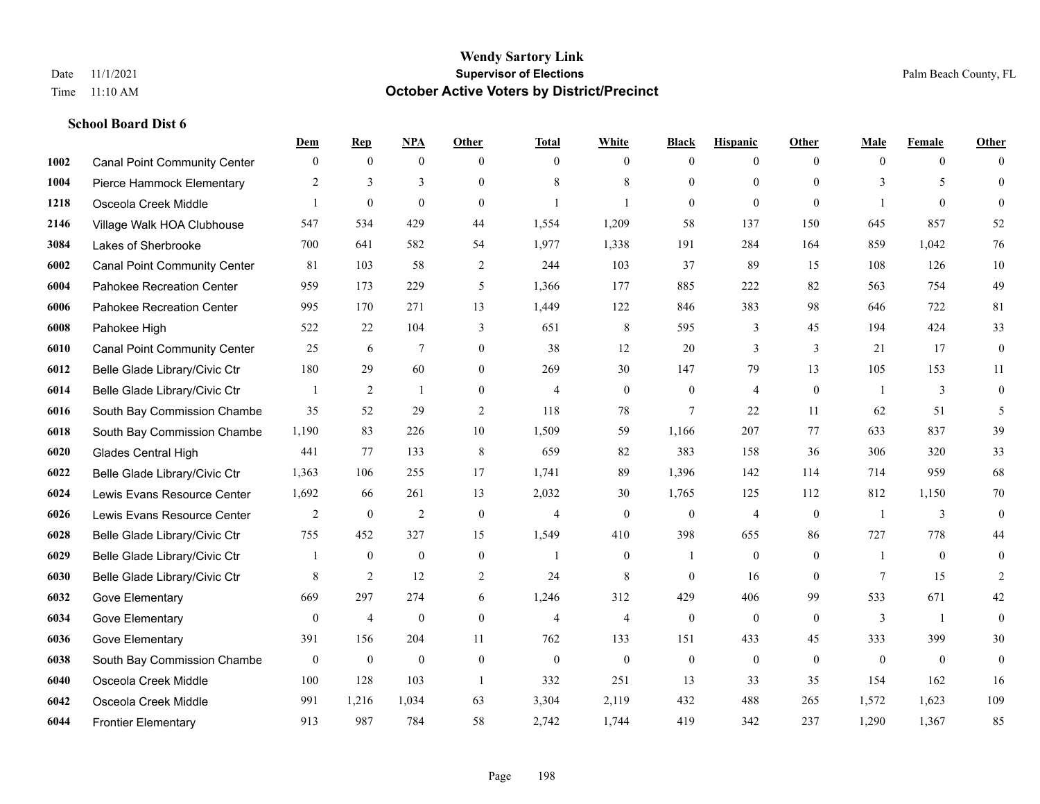**Wendy Sartory Link**

Date 11/1/2021 **Supervisor of Elections** Palm Beach County, FL

Time 11:10 AM **October Active Voters by District/Precinct**

**School Board Dist 6**

| | | Dem | Rep | NPA | Other | Total | White | Black | Hispanic | Other | Male | Female | Other |
|---|---|---|---|---|---|---|---|---|---|---|---|---|---|
| 1002 | Canal Point Community Center | 0 | 0 | 0 | 0 | 0 | 0 | 0 | 0 | 0 | 0 | 0 | 0 |
| 1004 | Pierce Hammock Elementary | 2 | 3 | 3 | 0 | 8 | 8 | 0 | 0 | 0 | 3 | 5 | 0 |
| 1218 | Osceola Creek Middle | 1 | 0 | 0 | 0 | 1 | 1 | 0 | 0 | 0 | 1 | 0 | 0 |
| 2146 | Village Walk HOA Clubhouse | 547 | 534 | 429 | 44 | 1,554 | 1,209 | 58 | 137 | 150 | 645 | 857 | 52 |
| 3084 | Lakes of Sherbrooke | 700 | 641 | 582 | 54 | 1,977 | 1,338 | 191 | 284 | 164 | 859 | 1,042 | 76 |
| 6002 | Canal Point Community Center | 81 | 103 | 58 | 2 | 244 | 103 | 37 | 89 | 15 | 108 | 126 | 10 |
| 6004 | Pahokee Recreation Center | 959 | 173 | 229 | 5 | 1,366 | 177 | 885 | 222 | 82 | 563 | 754 | 49 |
| 6006 | Pahokee Recreation Center | 995 | 170 | 271 | 13 | 1,449 | 122 | 846 | 383 | 98 | 646 | 722 | 81 |
| 6008 | Pahokee High | 522 | 22 | 104 | 3 | 651 | 8 | 595 | 3 | 45 | 194 | 424 | 33 |
| 6010 | Canal Point Community Center | 25 | 6 | 7 | 0 | 38 | 12 | 20 | 3 | 3 | 21 | 17 | 0 |
| 6012 | Belle Glade Library/Civic Ctr | 180 | 29 | 60 | 0 | 269 | 30 | 147 | 79 | 13 | 105 | 153 | 11 |
| 6014 | Belle Glade Library/Civic Ctr | 1 | 2 | 1 | 0 | 4 | 0 | 0 | 4 | 0 | 1 | 3 | 0 |
| 6016 | South Bay Commission Chambe | 35 | 52 | 29 | 2 | 118 | 78 | 7 | 22 | 11 | 62 | 51 | 5 |
| 6018 | South Bay Commission Chambe | 1,190 | 83 | 226 | 10 | 1,509 | 59 | 1,166 | 207 | 77 | 633 | 837 | 39 |
| 6020 | Glades Central High | 441 | 77 | 133 | 8 | 659 | 82 | 383 | 158 | 36 | 306 | 320 | 33 |
| 6022 | Belle Glade Library/Civic Ctr | 1,363 | 106 | 255 | 17 | 1,741 | 89 | 1,396 | 142 | 114 | 714 | 959 | 68 |
| 6024 | Lewis Evans Resource Center | 1,692 | 66 | 261 | 13 | 2,032 | 30 | 1,765 | 125 | 112 | 812 | 1,150 | 70 |
| 6026 | Lewis Evans Resource Center | 2 | 0 | 2 | 0 | 4 | 0 | 0 | 4 | 0 | 1 | 3 | 0 |
| 6028 | Belle Glade Library/Civic Ctr | 755 | 452 | 327 | 15 | 1,549 | 410 | 398 | 655 | 86 | 727 | 778 | 44 |
| 6029 | Belle Glade Library/Civic Ctr | 1 | 0 | 0 | 0 | 1 | 0 | 1 | 0 | 0 | 1 | 0 | 0 |
| 6030 | Belle Glade Library/Civic Ctr | 8 | 2 | 12 | 2 | 24 | 8 | 0 | 16 | 0 | 7 | 15 | 2 |
| 6032 | Gove Elementary | 669 | 297 | 274 | 6 | 1,246 | 312 | 429 | 406 | 99 | 533 | 671 | 42 |
| 6034 | Gove Elementary | 0 | 4 | 0 | 0 | 4 | 4 | 0 | 0 | 0 | 3 | 1 | 0 |
| 6036 | Gove Elementary | 391 | 156 | 204 | 11 | 762 | 133 | 151 | 433 | 45 | 333 | 399 | 30 |
| 6038 | South Bay Commission Chambe | 0 | 0 | 0 | 0 | 0 | 0 | 0 | 0 | 0 | 0 | 0 | 0 |
| 6040 | Osceola Creek Middle | 100 | 128 | 103 | 1 | 332 | 251 | 13 | 33 | 35 | 154 | 162 | 16 |
| 6042 | Osceola Creek Middle | 991 | 1,216 | 1,034 | 63 | 3,304 | 2,119 | 432 | 488 | 265 | 1,572 | 1,623 | 109 |
| 6044 | Frontier Elementary | 913 | 987 | 784 | 58 | 2,742 | 1,744 | 419 | 342 | 237 | 1,290 | 1,367 | 85 |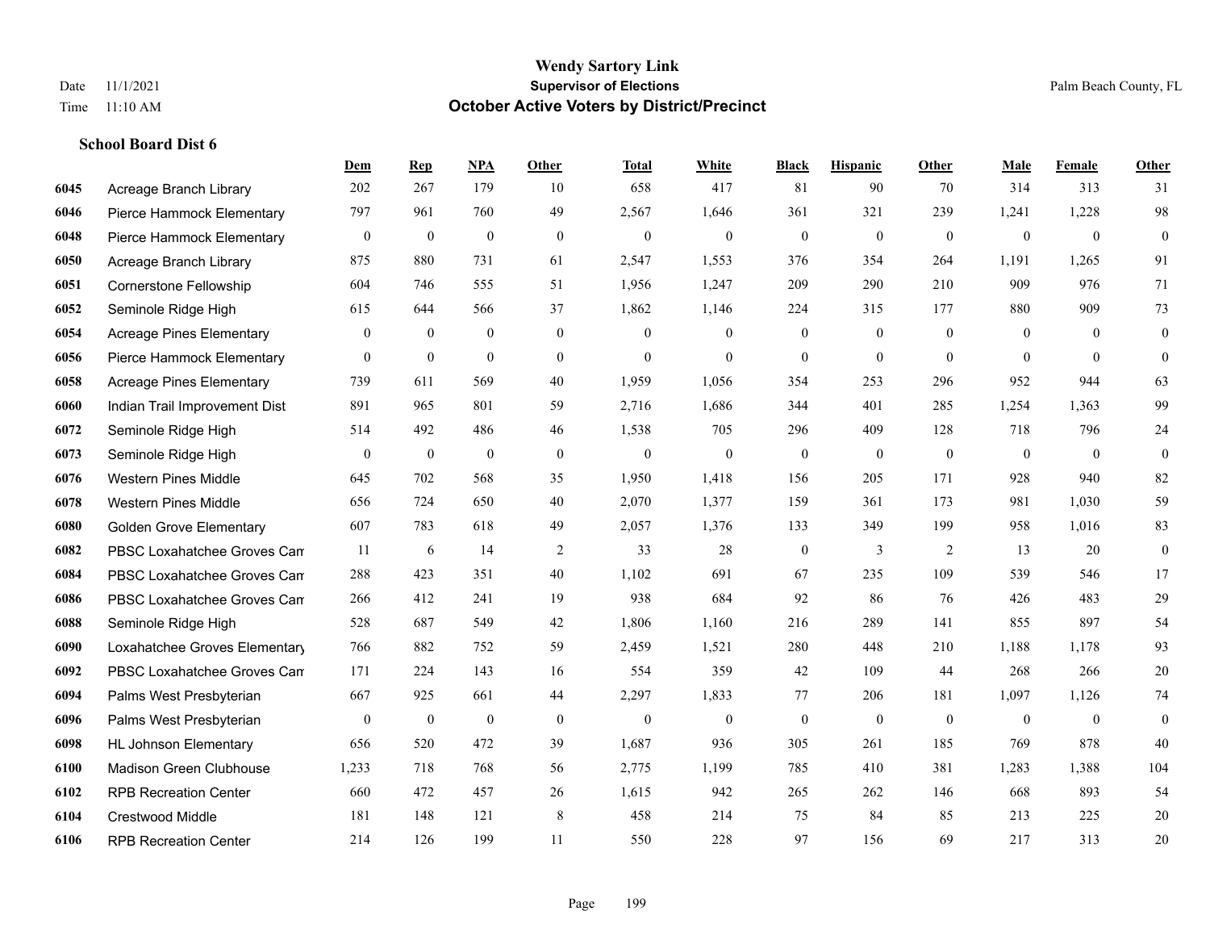# Wendy Sartory Link
## Supervisor of Elections
## October Active Voters by District/Precinct

Date 11/1/2021
Time 11:10 AM

Palm Beach County, FL

### School Board Dist 6

| | | Dem | Rep | NPA | Other | Total | White | Black | Hispanic | Other | Male | Female | Other |
|---|---|---|---|---|---|---|---|---|---|---|---|---|---|
| 6045 | Acreage Branch Library | 202 | 267 | 179 | 10 | 658 | 417 | 81 | 90 | 70 | 314 | 313 | 31 |
| 6046 | Pierce Hammock Elementary | 797 | 961 | 760 | 49 | 2,567 | 1,646 | 361 | 321 | 239 | 1,241 | 1,228 | 98 |
| 6048 | Pierce Hammock Elementary | 0 | 0 | 0 | 0 | 0 | 0 | 0 | 0 | 0 | 0 | 0 | 0 |
| 6050 | Acreage Branch Library | 875 | 880 | 731 | 61 | 2,547 | 1,553 | 376 | 354 | 264 | 1,191 | 1,265 | 91 |
| 6051 | Cornerstone Fellowship | 604 | 746 | 555 | 51 | 1,956 | 1,247 | 209 | 290 | 210 | 909 | 976 | 71 |
| 6052 | Seminole Ridge High | 615 | 644 | 566 | 37 | 1,862 | 1,146 | 224 | 315 | 177 | 880 | 909 | 73 |
| 6054 | Acreage Pines Elementary | 0 | 0 | 0 | 0 | 0 | 0 | 0 | 0 | 0 | 0 | 0 | 0 |
| 6056 | Pierce Hammock Elementary | 0 | 0 | 0 | 0 | 0 | 0 | 0 | 0 | 0 | 0 | 0 | 0 |
| 6058 | Acreage Pines Elementary | 739 | 611 | 569 | 40 | 1,959 | 1,056 | 354 | 253 | 296 | 952 | 944 | 63 |
| 6060 | Indian Trail Improvement Dist | 891 | 965 | 801 | 59 | 2,716 | 1,686 | 344 | 401 | 285 | 1,254 | 1,363 | 99 |
| 6072 | Seminole Ridge High | 514 | 492 | 486 | 46 | 1,538 | 705 | 296 | 409 | 128 | 718 | 796 | 24 |
| 6073 | Seminole Ridge High | 0 | 0 | 0 | 0 | 0 | 0 | 0 | 0 | 0 | 0 | 0 | 0 |
| 6076 | Western Pines Middle | 645 | 702 | 568 | 35 | 1,950 | 1,418 | 156 | 205 | 171 | 928 | 940 | 82 |
| 6078 | Western Pines Middle | 656 | 724 | 650 | 40 | 2,070 | 1,377 | 159 | 361 | 173 | 981 | 1,030 | 59 |
| 6080 | Golden Grove Elementary | 607 | 783 | 618 | 49 | 2,057 | 1,376 | 133 | 349 | 199 | 958 | 1,016 | 83 |
| 6082 | PBSC Loxahatchee Groves Can | 11 | 6 | 14 | 2 | 33 | 28 | 0 | 3 | 2 | 13 | 20 | 0 |
| 6084 | PBSC Loxahatchee Groves Can | 288 | 423 | 351 | 40 | 1,102 | 691 | 67 | 235 | 109 | 539 | 546 | 17 |
| 6086 | PBSC Loxahatchee Groves Can | 266 | 412 | 241 | 19 | 938 | 684 | 92 | 86 | 76 | 426 | 483 | 29 |
| 6088 | Seminole Ridge High | 528 | 687 | 549 | 42 | 1,806 | 1,160 | 216 | 289 | 141 | 855 | 897 | 54 |
| 6090 | Loxahatchee Groves Elementary | 766 | 882 | 752 | 59 | 2,459 | 1,521 | 280 | 448 | 210 | 1,188 | 1,178 | 93 |
| 6092 | PBSC Loxahatchee Groves Can | 171 | 224 | 143 | 16 | 554 | 359 | 42 | 109 | 44 | 268 | 266 | 20 |
| 6094 | Palms West Presbyterian | 667 | 925 | 661 | 44 | 2,297 | 1,833 | 77 | 206 | 181 | 1,097 | 1,126 | 74 |
| 6096 | Palms West Presbyterian | 0 | 0 | 0 | 0 | 0 | 0 | 0 | 0 | 0 | 0 | 0 | 0 |
| 6098 | HL Johnson Elementary | 656 | 520 | 472 | 39 | 1,687 | 936 | 305 | 261 | 185 | 769 | 878 | 40 |
| 6100 | Madison Green Clubhouse | 1,233 | 718 | 768 | 56 | 2,775 | 1,199 | 785 | 410 | 381 | 1,283 | 1,388 | 104 |
| 6102 | RPB Recreation Center | 660 | 472 | 457 | 26 | 1,615 | 942 | 265 | 262 | 146 | 668 | 893 | 54 |
| 6104 | Crestwood Middle | 181 | 148 | 121 | 8 | 458 | 214 | 75 | 84 | 85 | 213 | 225 | 20 |
| 6106 | RPB Recreation Center | 214 | 126 | 199 | 11 | 550 | 228 | 97 | 156 | 69 | 217 | 313 | 20 |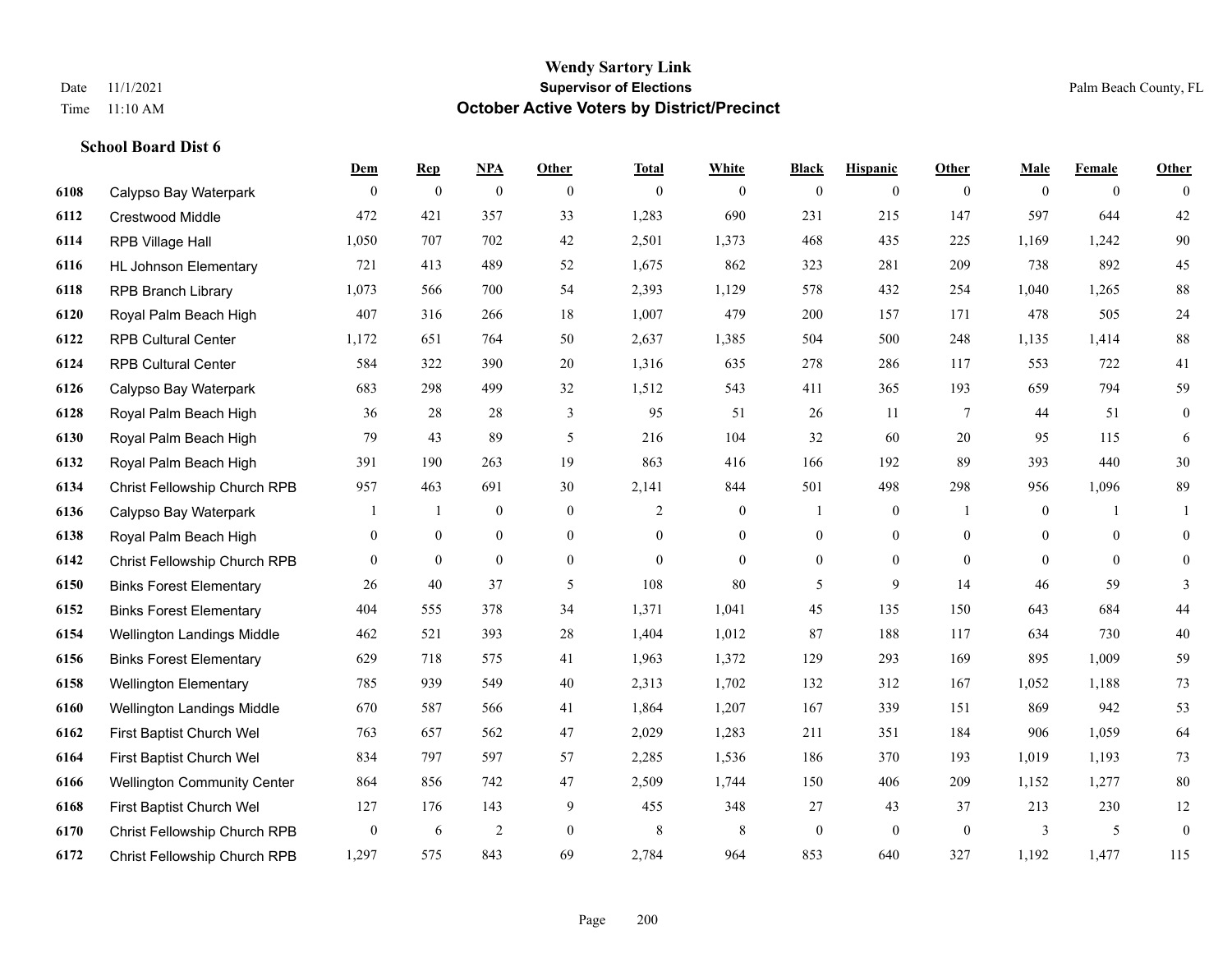# Wendy Sartory Link
## Supervisor of Elections
## October Active Voters by District/Precinct

Date 11/1/2021
Time 11:10 AM

Palm Beach County, FL

### School Board Dist 6

| | | Dem | Rep | NPA | Other | Total | White | Black | Hispanic | Other | Male | Female | Other |
|---|---|---|---|---|---|---|---|---|---|---|---|---|---|
| 6108 | Calypso Bay Waterpark | 0 | 0 | 0 | 0 | 0 | 0 | 0 | 0 | 0 | 0 | 0 | 0 |
| 6112 | Crestwood Middle | 472 | 421 | 357 | 33 | 1,283 | 690 | 231 | 215 | 147 | 597 | 644 | 42 |
| 6114 | RPB Village Hall | 1,050 | 707 | 702 | 42 | 2,501 | 1,373 | 468 | 435 | 225 | 1,169 | 1,242 | 90 |
| 6116 | HL Johnson Elementary | 721 | 413 | 489 | 52 | 1,675 | 862 | 323 | 281 | 209 | 738 | 892 | 45 |
| 6118 | RPB Branch Library | 1,073 | 566 | 700 | 54 | 2,393 | 1,129 | 578 | 432 | 254 | 1,040 | 1,265 | 88 |
| 6120 | Royal Palm Beach High | 407 | 316 | 266 | 18 | 1,007 | 479 | 200 | 157 | 171 | 478 | 505 | 24 |
| 6122 | RPB Cultural Center | 1,172 | 651 | 764 | 50 | 2,637 | 1,385 | 504 | 500 | 248 | 1,135 | 1,414 | 88 |
| 6124 | RPB Cultural Center | 584 | 322 | 390 | 20 | 1,316 | 635 | 278 | 286 | 117 | 553 | 722 | 41 |
| 6126 | Calypso Bay Waterpark | 683 | 298 | 499 | 32 | 1,512 | 543 | 411 | 365 | 193 | 659 | 794 | 59 |
| 6128 | Royal Palm Beach High | 36 | 28 | 28 | 3 | 95 | 51 | 26 | 11 | 7 | 44 | 51 | 0 |
| 6130 | Royal Palm Beach High | 79 | 43 | 89 | 5 | 216 | 104 | 32 | 60 | 20 | 95 | 115 | 6 |
| 6132 | Royal Palm Beach High | 391 | 190 | 263 | 19 | 863 | 416 | 166 | 192 | 89 | 393 | 440 | 30 |
| 6134 | Christ Fellowship Church RPB | 957 | 463 | 691 | 30 | 2,141 | 844 | 501 | 498 | 298 | 956 | 1,096 | 89 |
| 6136 | Calypso Bay Waterpark | 1 | 1 | 0 | 0 | 2 | 0 | 1 | 0 | 1 | 0 | 1 | 1 |
| 6138 | Royal Palm Beach High | 0 | 0 | 0 | 0 | 0 | 0 | 0 | 0 | 0 | 0 | 0 | 0 |
| 6142 | Christ Fellowship Church RPB | 0 | 0 | 0 | 0 | 0 | 0 | 0 | 0 | 0 | 0 | 0 | 0 |
| 6150 | Binks Forest Elementary | 26 | 40 | 37 | 5 | 108 | 80 | 5 | 9 | 14 | 46 | 59 | 3 |
| 6152 | Binks Forest Elementary | 404 | 555 | 378 | 34 | 1,371 | 1,041 | 45 | 135 | 150 | 643 | 684 | 44 |
| 6154 | Wellington Landings Middle | 462 | 521 | 393 | 28 | 1,404 | 1,012 | 87 | 188 | 117 | 634 | 730 | 40 |
| 6156 | Binks Forest Elementary | 629 | 718 | 575 | 41 | 1,963 | 1,372 | 129 | 293 | 169 | 895 | 1,009 | 59 |
| 6158 | Wellington Elementary | 785 | 939 | 549 | 40 | 2,313 | 1,702 | 132 | 312 | 167 | 1,052 | 1,188 | 73 |
| 6160 | Wellington Landings Middle | 670 | 587 | 566 | 41 | 1,864 | 1,207 | 167 | 339 | 151 | 869 | 942 | 53 |
| 6162 | First Baptist Church Wel | 763 | 657 | 562 | 47 | 2,029 | 1,283 | 211 | 351 | 184 | 906 | 1,059 | 64 |
| 6164 | First Baptist Church Wel | 834 | 797 | 597 | 57 | 2,285 | 1,536 | 186 | 370 | 193 | 1,019 | 1,193 | 73 |
| 6166 | Wellington Community Center | 864 | 856 | 742 | 47 | 2,509 | 1,744 | 150 | 406 | 209 | 1,152 | 1,277 | 80 |
| 6168 | First Baptist Church Wel | 127 | 176 | 143 | 9 | 455 | 348 | 27 | 43 | 37 | 213 | 230 | 12 |
| 6170 | Christ Fellowship Church RPB | 0 | 6 | 2 | 0 | 8 | 8 | 0 | 0 | 0 | 3 | 5 | 0 |
| 6172 | Christ Fellowship Church RPB | 1,297 | 575 | 843 | 69 | 2,784 | 964 | 853 | 640 | 327 | 1,192 | 1,477 | 115 |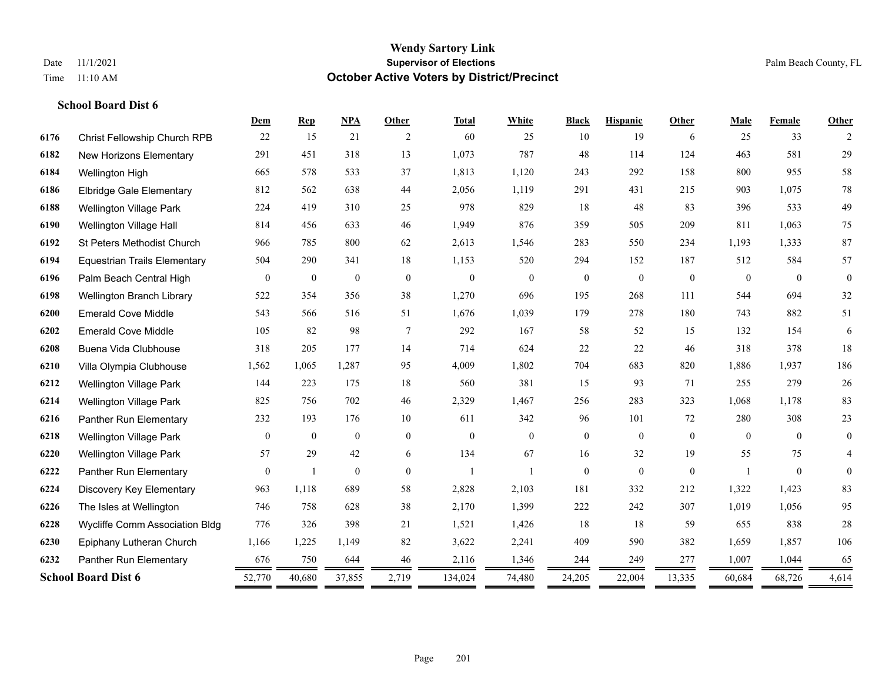# Wendy Sartory Link

**Supervisor of Elections**

**October Active Voters by District/Precinct**

Date 11/1/2021

Time 11:10 AM

Palm Beach County, FL

### School Board Dist 6

| | | Dem | Rep | NPA | Other | Total | White | Black | Hispanic | Other | Male | Female | Other |
|---|---|---|---|---|---|---|---|---|---|---|---|---|---|
| 6176 | Christ Fellowship Church RPB | 22 | 15 | 21 | 2 | 60 | 25 | 10 | 19 | 6 | 25 | 33 | 2 |
| 6182 | New Horizons Elementary | 291 | 451 | 318 | 13 | 1,073 | 787 | 48 | 114 | 124 | 463 | 581 | 29 |
| 6184 | Wellington High | 665 | 578 | 533 | 37 | 1,813 | 1,120 | 243 | 292 | 158 | 800 | 955 | 58 |
| 6186 | Elbridge Gale Elementary | 812 | 562 | 638 | 44 | 2,056 | 1,119 | 291 | 431 | 215 | 903 | 1,075 | 78 |
| 6188 | Wellington Village Park | 224 | 419 | 310 | 25 | 978 | 829 | 18 | 48 | 83 | 396 | 533 | 49 |
| 6190 | Wellington Village Hall | 814 | 456 | 633 | 46 | 1,949 | 876 | 359 | 505 | 209 | 811 | 1,063 | 75 |
| 6192 | St Peters Methodist Church | 966 | 785 | 800 | 62 | 2,613 | 1,546 | 283 | 550 | 234 | 1,193 | 1,333 | 87 |
| 6194 | Equestrian Trails Elementary | 504 | 290 | 341 | 18 | 1,153 | 520 | 294 | 152 | 187 | 512 | 584 | 57 |
| 6196 | Palm Beach Central High | 0 | 0 | 0 | 0 | 0 | 0 | 0 | 0 | 0 | 0 | 0 | 0 |
| 6198 | Wellington Branch Library | 522 | 354 | 356 | 38 | 1,270 | 696 | 195 | 268 | 111 | 544 | 694 | 32 |
| 6200 | Emerald Cove Middle | 543 | 566 | 516 | 51 | 1,676 | 1,039 | 179 | 278 | 180 | 743 | 882 | 51 |
| 6202 | Emerald Cove Middle | 105 | 82 | 98 | 7 | 292 | 167 | 58 | 52 | 15 | 132 | 154 | 6 |
| 6208 | Buena Vida Clubhouse | 318 | 205 | 177 | 14 | 714 | 624 | 22 | 22 | 46 | 318 | 378 | 18 |
| 6210 | Villa Olympia Clubhouse | 1,562 | 1,065 | 1,287 | 95 | 4,009 | 1,802 | 704 | 683 | 820 | 1,886 | 1,937 | 186 |
| 6212 | Wellington Village Park | 144 | 223 | 175 | 18 | 560 | 381 | 15 | 93 | 71 | 255 | 279 | 26 |
| 6214 | Wellington Village Park | 825 | 756 | 702 | 46 | 2,329 | 1,467 | 256 | 283 | 323 | 1,068 | 1,178 | 83 |
| 6216 | Panther Run Elementary | 232 | 193 | 176 | 10 | 611 | 342 | 96 | 101 | 72 | 280 | 308 | 23 |
| 6218 | Wellington Village Park | 0 | 0 | 0 | 0 | 0 | 0 | 0 | 0 | 0 | 0 | 0 | 0 |
| 6220 | Wellington Village Park | 57 | 29 | 42 | 6 | 134 | 67 | 16 | 32 | 19 | 55 | 75 | 4 |
| 6222 | Panther Run Elementary | 0 | 1 | 0 | 0 | 1 | 1 | 0 | 0 | 0 | 1 | 0 | 0 |
| 6224 | Discovery Key Elementary | 963 | 1,118 | 689 | 58 | 2,828 | 2,103 | 181 | 332 | 212 | 1,322 | 1,423 | 83 |
| 6226 | The Isles at Wellington | 746 | 758 | 628 | 38 | 2,170 | 1,399 | 222 | 242 | 307 | 1,019 | 1,056 | 95 |
| 6228 | Wycliffe Comm Association Bldg | 776 | 326 | 398 | 21 | 1,521 | 1,426 | 18 | 18 | 59 | 655 | 838 | 28 |
| 6230 | Epiphany Lutheran Church | 1,166 | 1,225 | 1,149 | 82 | 3,622 | 2,241 | 409 | 590 | 382 | 1,659 | 1,857 | 106 |
| 6232 | Panther Run Elementary | 676 | 750 | 644 | 46 | 2,116 | 1,346 | 244 | 249 | 277 | 1,007 | 1,044 | 65 |
| **School Board Dist 6** | | 52,770 | 40,680 | 37,855 | 2,719 | 134,024 | 74,480 | 24,205 | 22,004 | 13,335 | 60,684 | 68,726 | 4,614 |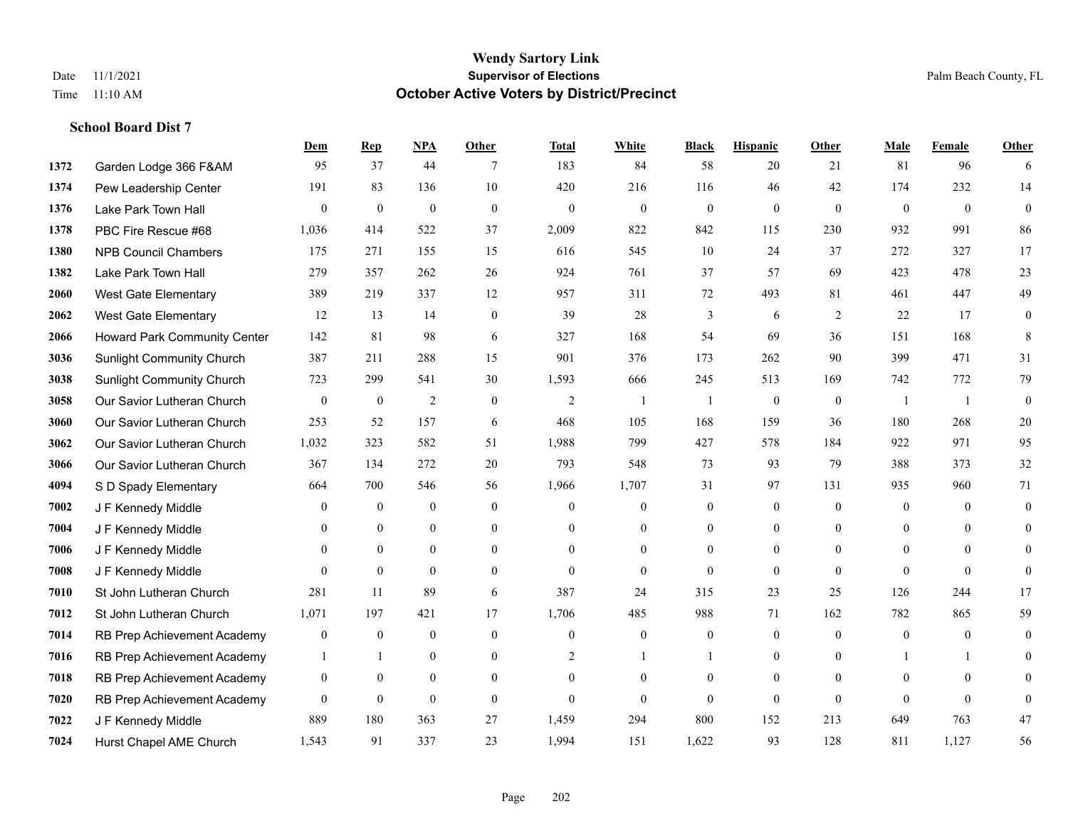# Wendy Sartory Link
## Supervisor of Elections
## October Active Voters by District/Precinct

Date 11/1/2021
Time 11:10 AM

Palm Beach County, FL

**School Board Dist 7**

| | | Dem | Rep | NPA | Other | Total | White | Black | Hispanic | Other | Male | Female | Other |
|---|---|---|---|---|---|---|---|---|---|---|---|---|---|
| 1372 | Garden Lodge 366 F&AM | 95 | 37 | 44 | 7 | 183 | 84 | 58 | 20 | 21 | 81 | 96 | 6 |
| 1374 | Pew Leadership Center | 191 | 83 | 136 | 10 | 420 | 216 | 116 | 46 | 42 | 174 | 232 | 14 |
| 1376 | Lake Park Town Hall | 0 | 0 | 0 | 0 | 0 | 0 | 0 | 0 | 0 | 0 | 0 | 0 |
| 1378 | PBC Fire Rescue #68 | 1,036 | 414 | 522 | 37 | 2,009 | 822 | 842 | 115 | 230 | 932 | 991 | 86 |
| 1380 | NPB Council Chambers | 175 | 271 | 155 | 15 | 616 | 545 | 10 | 24 | 37 | 272 | 327 | 17 |
| 1382 | Lake Park Town Hall | 279 | 357 | 262 | 26 | 924 | 761 | 37 | 57 | 69 | 423 | 478 | 23 |
| 2060 | West Gate Elementary | 389 | 219 | 337 | 12 | 957 | 311 | 72 | 493 | 81 | 461 | 447 | 49 |
| 2062 | West Gate Elementary | 12 | 13 | 14 | 0 | 39 | 28 | 3 | 6 | 2 | 22 | 17 | 0 |
| 2066 | Howard Park Community Center | 142 | 81 | 98 | 6 | 327 | 168 | 54 | 69 | 36 | 151 | 168 | 8 |
| 3036 | Sunlight Community Church | 387 | 211 | 288 | 15 | 901 | 376 | 173 | 262 | 90 | 399 | 471 | 31 |
| 3038 | Sunlight Community Church | 723 | 299 | 541 | 30 | 1,593 | 666 | 245 | 513 | 169 | 742 | 772 | 79 |
| 3058 | Our Savior Lutheran Church | 0 | 0 | 2 | 0 | 2 | 1 | 1 | 0 | 0 | 1 | 1 | 0 |
| 3060 | Our Savior Lutheran Church | 253 | 52 | 157 | 6 | 468 | 105 | 168 | 159 | 36 | 180 | 268 | 20 |
| 3062 | Our Savior Lutheran Church | 1,032 | 323 | 582 | 51 | 1,988 | 799 | 427 | 578 | 184 | 922 | 971 | 95 |
| 3066 | Our Savior Lutheran Church | 367 | 134 | 272 | 20 | 793 | 548 | 73 | 93 | 79 | 388 | 373 | 32 |
| 4094 | S D Spady Elementary | 664 | 700 | 546 | 56 | 1,966 | 1,707 | 31 | 97 | 131 | 935 | 960 | 71 |
| 7002 | J F Kennedy Middle | 0 | 0 | 0 | 0 | 0 | 0 | 0 | 0 | 0 | 0 | 0 | 0 |
| 7004 | J F Kennedy Middle | 0 | 0 | 0 | 0 | 0 | 0 | 0 | 0 | 0 | 0 | 0 | 0 |
| 7006 | J F Kennedy Middle | 0 | 0 | 0 | 0 | 0 | 0 | 0 | 0 | 0 | 0 | 0 | 0 |
| 7008 | J F Kennedy Middle | 0 | 0 | 0 | 0 | 0 | 0 | 0 | 0 | 0 | 0 | 0 | 0 |
| 7010 | St John Lutheran Church | 281 | 11 | 89 | 6 | 387 | 24 | 315 | 23 | 25 | 126 | 244 | 17 |
| 7012 | St John Lutheran Church | 1,071 | 197 | 421 | 17 | 1,706 | 485 | 988 | 71 | 162 | 782 | 865 | 59 |
| 7014 | RB Prep Achievement Academy | 0 | 0 | 0 | 0 | 0 | 0 | 0 | 0 | 0 | 0 | 0 | 0 |
| 7016 | RB Prep Achievement Academy | 1 | 1 | 0 | 0 | 2 | 1 | 1 | 0 | 0 | 1 | 1 | 0 |
| 7018 | RB Prep Achievement Academy | 0 | 0 | 0 | 0 | 0 | 0 | 0 | 0 | 0 | 0 | 0 | 0 |
| 7020 | RB Prep Achievement Academy | 0 | 0 | 0 | 0 | 0 | 0 | 0 | 0 | 0 | 0 | 0 | 0 |
| 7022 | J F Kennedy Middle | 889 | 180 | 363 | 27 | 1,459 | 294 | 800 | 152 | 213 | 649 | 763 | 47 |
| 7024 | Hurst Chapel AME Church | 1,543 | 91 | 337 | 23 | 1,994 | 151 | 1,622 | 93 | 128 | 811 | 1,127 | 56 |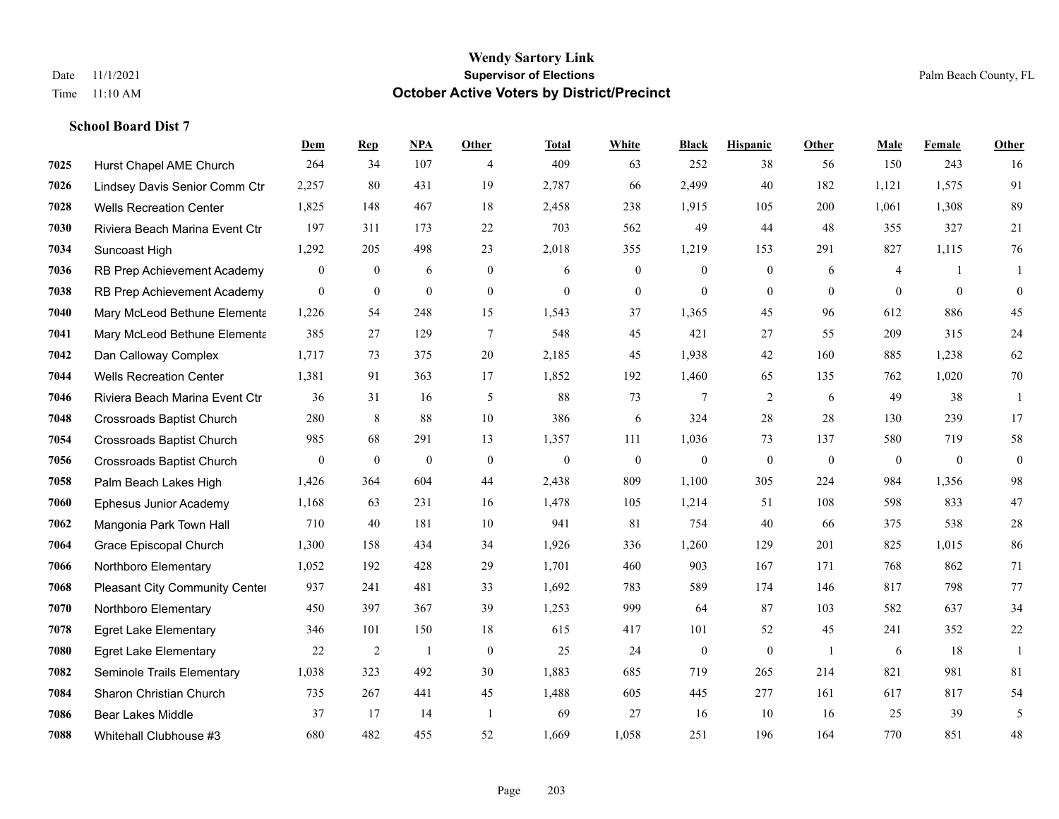# Wendy Sartory Link

**Supervisor of Elections**

**October Active Voters by District/Precinct**

Date 11/1/2021
Time 11:10 AM

Palm Beach County, FL

### School Board Dist 7

| | | Dem | Rep | NPA | Other | Total | White | Black | Hispanic | Other | Male | Female | Other |
|---|---|---|---|---|---|---|---|---|---|---|---|---|---|
| 7025 | Hurst Chapel AME Church | 264 | 34 | 107 | 4 | 409 | 63 | 252 | 38 | 56 | 150 | 243 | 16 |
| 7026 | Lindsey Davis Senior Comm Ctr | 2,257 | 80 | 431 | 19 | 2,787 | 66 | 2,499 | 40 | 182 | 1,121 | 1,575 | 91 |
| 7028 | Wells Recreation Center | 1,825 | 148 | 467 | 18 | 2,458 | 238 | 1,915 | 105 | 200 | 1,061 | 1,308 | 89 |
| 7030 | Riviera Beach Marina Event Ctr | 197 | 311 | 173 | 22 | 703 | 562 | 49 | 44 | 48 | 355 | 327 | 21 |
| 7034 | Suncoast High | 1,292 | 205 | 498 | 23 | 2,018 | 355 | 1,219 | 153 | 291 | 827 | 1,115 | 76 |
| 7036 | RB Prep Achievement Academy | 0 | 0 | 6 | 0 | 6 | 0 | 0 | 0 | 6 | 4 | 1 | 1 |
| 7038 | RB Prep Achievement Academy | 0 | 0 | 0 | 0 | 0 | 0 | 0 | 0 | 0 | 0 | 0 | 0 |
| 7040 | Mary McLeod Bethune Elementa | 1,226 | 54 | 248 | 15 | 1,543 | 37 | 1,365 | 45 | 96 | 612 | 886 | 45 |
| 7041 | Mary McLeod Bethune Elementa | 385 | 27 | 129 | 7 | 548 | 45 | 421 | 27 | 55 | 209 | 315 | 24 |
| 7042 | Dan Calloway Complex | 1,717 | 73 | 375 | 20 | 2,185 | 45 | 1,938 | 42 | 160 | 885 | 1,238 | 62 |
| 7044 | Wells Recreation Center | 1,381 | 91 | 363 | 17 | 1,852 | 192 | 1,460 | 65 | 135 | 762 | 1,020 | 70 |
| 7046 | Riviera Beach Marina Event Ctr | 36 | 31 | 16 | 5 | 88 | 73 | 7 | 2 | 6 | 49 | 38 | 1 |
| 7048 | Crossroads Baptist Church | 280 | 8 | 88 | 10 | 386 | 6 | 324 | 28 | 28 | 130 | 239 | 17 |
| 7054 | Crossroads Baptist Church | 985 | 68 | 291 | 13 | 1,357 | 111 | 1,036 | 73 | 137 | 580 | 719 | 58 |
| 7056 | Crossroads Baptist Church | 0 | 0 | 0 | 0 | 0 | 0 | 0 | 0 | 0 | 0 | 0 | 0 |
| 7058 | Palm Beach Lakes High | 1,426 | 364 | 604 | 44 | 2,438 | 809 | 1,100 | 305 | 224 | 984 | 1,356 | 98 |
| 7060 | Ephesus Junior Academy | 1,168 | 63 | 231 | 16 | 1,478 | 105 | 1,214 | 51 | 108 | 598 | 833 | 47 |
| 7062 | Mangonia Park Town Hall | 710 | 40 | 181 | 10 | 941 | 81 | 754 | 40 | 66 | 375 | 538 | 28 |
| 7064 | Grace Episcopal Church | 1,300 | 158 | 434 | 34 | 1,926 | 336 | 1,260 | 129 | 201 | 825 | 1,015 | 86 |
| 7066 | Northboro Elementary | 1,052 | 192 | 428 | 29 | 1,701 | 460 | 903 | 167 | 171 | 768 | 862 | 71 |
| 7068 | Pleasant City Community Center | 937 | 241 | 481 | 33 | 1,692 | 783 | 589 | 174 | 146 | 817 | 798 | 77 |
| 7070 | Northboro Elementary | 450 | 397 | 367 | 39 | 1,253 | 999 | 64 | 87 | 103 | 582 | 637 | 34 |
| 7078 | Egret Lake Elementary | 346 | 101 | 150 | 18 | 615 | 417 | 101 | 52 | 45 | 241 | 352 | 22 |
| 7080 | Egret Lake Elementary | 22 | 2 | 1 | 0 | 25 | 24 | 0 | 0 | 1 | 6 | 18 | 1 |
| 7082 | Seminole Trails Elementary | 1,038 | 323 | 492 | 30 | 1,883 | 685 | 719 | 265 | 214 | 821 | 981 | 81 |
| 7084 | Sharon Christian Church | 735 | 267 | 441 | 45 | 1,488 | 605 | 445 | 277 | 161 | 617 | 817 | 54 |
| 7086 | Bear Lakes Middle | 37 | 17 | 14 | 1 | 69 | 27 | 16 | 10 | 16 | 25 | 39 | 5 |
| 7088 | Whitehall Clubhouse #3 | 680 | 482 | 455 | 52 | 1,669 | 1,058 | 251 | 196 | 164 | 770 | 851 | 48 |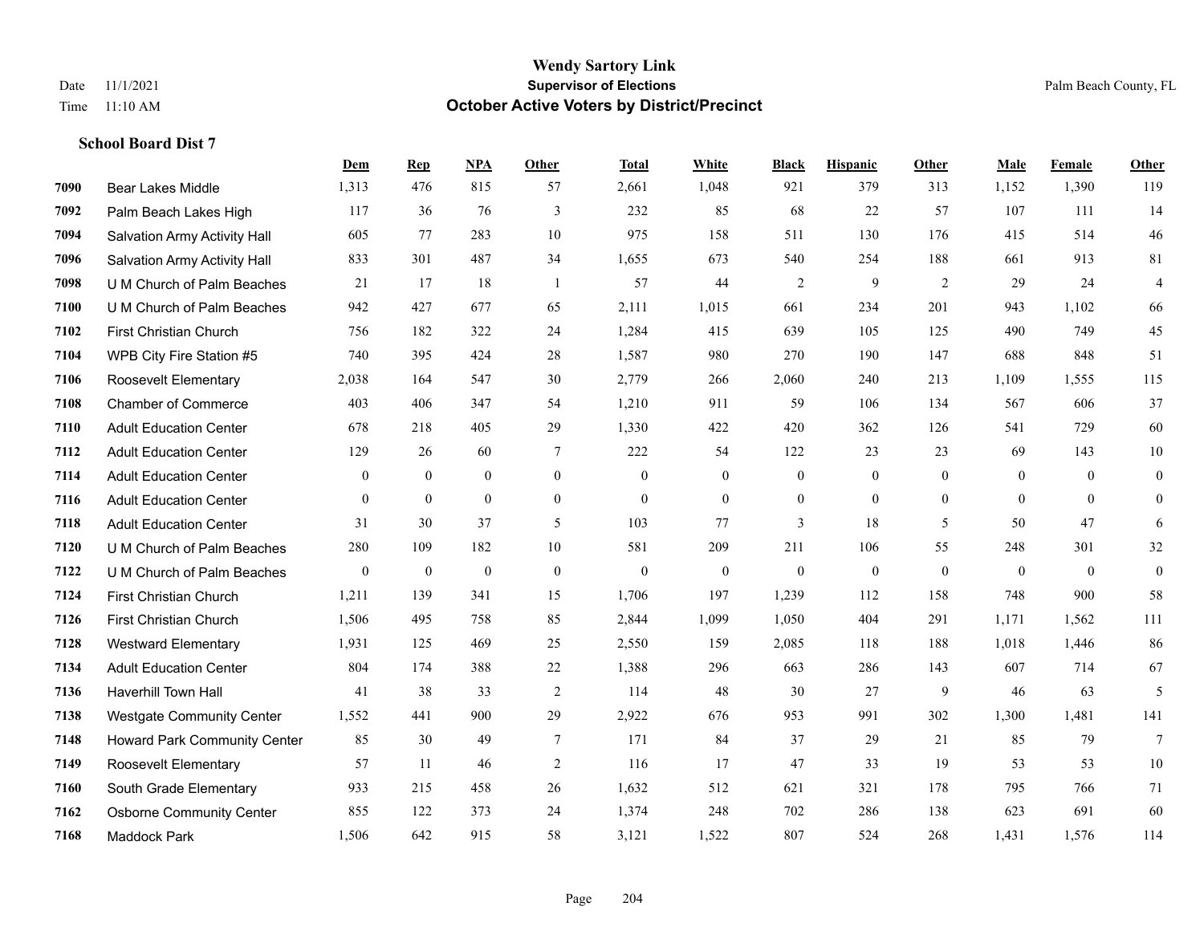# Wendy Sartory Link
## Supervisor of Elections
## October Active Voters by District/Precinct

Date 11/1/2021
Time 11:10 AM

Palm Beach County, FL

### School Board Dist 7

| | | Dem | Rep | NPA | Other | Total | White | Black | Hispanic | Other | Male | Female | Other |
|---|---|---|---|---|---|---|---|---|---|---|---|---|---|
| 7090 | Bear Lakes Middle | 1,313 | 476 | 815 | 57 | 2,661 | 1,048 | 921 | 379 | 313 | 1,152 | 1,390 | 119 |
| 7092 | Palm Beach Lakes High | 117 | 36 | 76 | 3 | 232 | 85 | 68 | 22 | 57 | 107 | 111 | 14 |
| 7094 | Salvation Army Activity Hall | 605 | 77 | 283 | 10 | 975 | 158 | 511 | 130 | 176 | 415 | 514 | 46 |
| 7096 | Salvation Army Activity Hall | 833 | 301 | 487 | 34 | 1,655 | 673 | 540 | 254 | 188 | 661 | 913 | 81 |
| 7098 | U M Church of Palm Beaches | 21 | 17 | 18 | 1 | 57 | 44 | 2 | 9 | 2 | 29 | 24 | 4 |
| 7100 | U M Church of Palm Beaches | 942 | 427 | 677 | 65 | 2,111 | 1,015 | 661 | 234 | 201 | 943 | 1,102 | 66 |
| 7102 | First Christian Church | 756 | 182 | 322 | 24 | 1,284 | 415 | 639 | 105 | 125 | 490 | 749 | 45 |
| 7104 | WPB City Fire Station #5 | 740 | 395 | 424 | 28 | 1,587 | 980 | 270 | 190 | 147 | 688 | 848 | 51 |
| 7106 | Roosevelt Elementary | 2,038 | 164 | 547 | 30 | 2,779 | 266 | 2,060 | 240 | 213 | 1,109 | 1,555 | 115 |
| 7108 | Chamber of Commerce | 403 | 406 | 347 | 54 | 1,210 | 911 | 59 | 106 | 134 | 567 | 606 | 37 |
| 7110 | Adult Education Center | 678 | 218 | 405 | 29 | 1,330 | 422 | 420 | 362 | 126 | 541 | 729 | 60 |
| 7112 | Adult Education Center | 129 | 26 | 60 | 7 | 222 | 54 | 122 | 23 | 23 | 69 | 143 | 10 |
| 7114 | Adult Education Center | 0 | 0 | 0 | 0 | 0 | 0 | 0 | 0 | 0 | 0 | 0 | 0 |
| 7116 | Adult Education Center | 0 | 0 | 0 | 0 | 0 | 0 | 0 | 0 | 0 | 0 | 0 | 0 |
| 7118 | Adult Education Center | 31 | 30 | 37 | 5 | 103 | 77 | 3 | 18 | 5 | 50 | 47 | 6 |
| 7120 | U M Church of Palm Beaches | 280 | 109 | 182 | 10 | 581 | 209 | 211 | 106 | 55 | 248 | 301 | 32 |
| 7122 | U M Church of Palm Beaches | 0 | 0 | 0 | 0 | 0 | 0 | 0 | 0 | 0 | 0 | 0 | 0 |
| 7124 | First Christian Church | 1,211 | 139 | 341 | 15 | 1,706 | 197 | 1,239 | 112 | 158 | 748 | 900 | 58 |
| 7126 | First Christian Church | 1,506 | 495 | 758 | 85 | 2,844 | 1,099 | 1,050 | 404 | 291 | 1,171 | 1,562 | 111 |
| 7128 | Westward Elementary | 1,931 | 125 | 469 | 25 | 2,550 | 159 | 2,085 | 118 | 188 | 1,018 | 1,446 | 86 |
| 7134 | Adult Education Center | 804 | 174 | 388 | 22 | 1,388 | 296 | 663 | 286 | 143 | 607 | 714 | 67 |
| 7136 | Haverhill Town Hall | 41 | 38 | 33 | 2 | 114 | 48 | 30 | 27 | 9 | 46 | 63 | 5 |
| 7138 | Westgate Community Center | 1,552 | 441 | 900 | 29 | 2,922 | 676 | 953 | 991 | 302 | 1,300 | 1,481 | 141 |
| 7148 | Howard Park Community Center | 85 | 30 | 49 | 7 | 171 | 84 | 37 | 29 | 21 | 85 | 79 | 7 |
| 7149 | Roosevelt Elementary | 57 | 11 | 46 | 2 | 116 | 17 | 47 | 33 | 19 | 53 | 53 | 10 |
| 7160 | South Grade Elementary | 933 | 215 | 458 | 26 | 1,632 | 512 | 621 | 321 | 178 | 795 | 766 | 71 |
| 7162 | Osborne Community Center | 855 | 122 | 373 | 24 | 1,374 | 248 | 702 | 286 | 138 | 623 | 691 | 60 |
| 7168 | Maddock Park | 1,506 | 642 | 915 | 58 | 3,121 | 1,522 | 807 | 524 | 268 | 1,431 | 1,576 | 114 |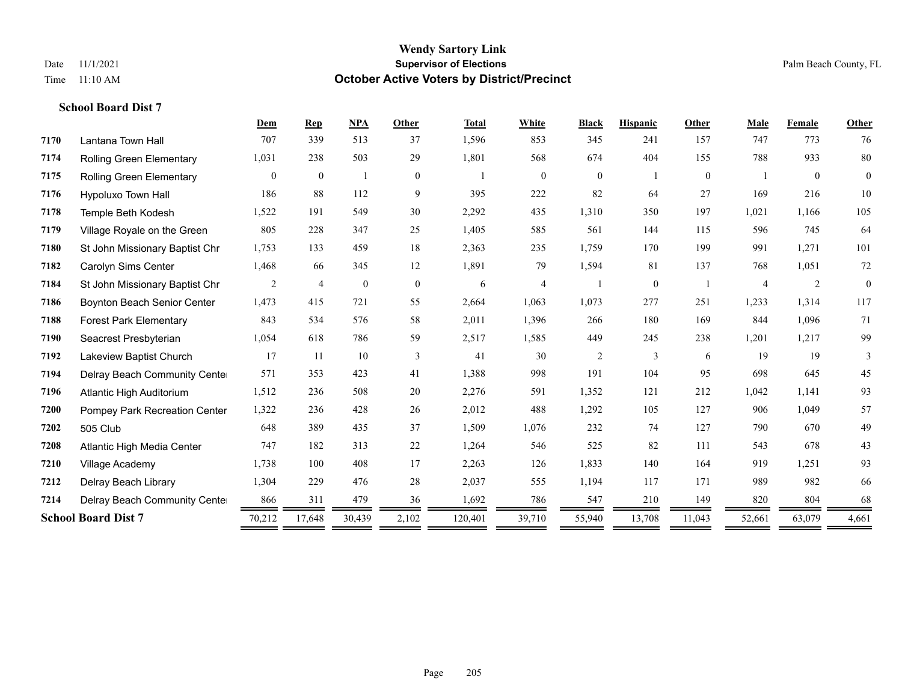**Wendy Sartory Link**
**Supervisor of Elections**
**October Active Voters by District/Precinct**

Date 11/1/2021
Time 11:10 AM

Palm Beach County, FL

**School Board Dist 7**

| | | Dem | Rep | NPA | Other | Total | White | Black | Hispanic | Other | Male | Female | Other |
|---|---|---|---|---|---|---|---|---|---|---|---|---|---|
| 7170 | Lantana Town Hall | 707 | 339 | 513 | 37 | 1,596 | 853 | 345 | 241 | 157 | 747 | 773 | 76 |
| 7174 | Rolling Green Elementary | 1,031 | 238 | 503 | 29 | 1,801 | 568 | 674 | 404 | 155 | 788 | 933 | 80 |
| 7175 | Rolling Green Elementary | 0 | 0 | 1 | 0 | 1 | 0 | 0 | 1 | 0 | 1 | 0 | 0 |
| 7176 | Hypoluxo Town Hall | 186 | 88 | 112 | 9 | 395 | 222 | 82 | 64 | 27 | 169 | 216 | 10 |
| 7178 | Temple Beth Kodesh | 1,522 | 191 | 549 | 30 | 2,292 | 435 | 1,310 | 350 | 197 | 1,021 | 1,166 | 105 |
| 7179 | Village Royale on the Green | 805 | 228 | 347 | 25 | 1,405 | 585 | 561 | 144 | 115 | 596 | 745 | 64 |
| 7180 | St John Missionary Baptist Chr | 1,753 | 133 | 459 | 18 | 2,363 | 235 | 1,759 | 170 | 199 | 991 | 1,271 | 101 |
| 7182 | Carolyn Sims Center | 1,468 | 66 | 345 | 12 | 1,891 | 79 | 1,594 | 81 | 137 | 768 | 1,051 | 72 |
| 7184 | St John Missionary Baptist Chr | 2 | 4 | 0 | 0 | 6 | 4 | 1 | 0 | 1 | 4 | 2 | 0 |
| 7186 | Boynton Beach Senior Center | 1,473 | 415 | 721 | 55 | 2,664 | 1,063 | 1,073 | 277 | 251 | 1,233 | 1,314 | 117 |
| 7188 | Forest Park Elementary | 843 | 534 | 576 | 58 | 2,011 | 1,396 | 266 | 180 | 169 | 844 | 1,096 | 71 |
| 7190 | Seacrest Presbyterian | 1,054 | 618 | 786 | 59 | 2,517 | 1,585 | 449 | 245 | 238 | 1,201 | 1,217 | 99 |
| 7192 | Lakeview Baptist Church | 17 | 11 | 10 | 3 | 41 | 30 | 2 | 3 | 6 | 19 | 19 | 3 |
| 7194 | Delray Beach Community Cente | 571 | 353 | 423 | 41 | 1,388 | 998 | 191 | 104 | 95 | 698 | 645 | 45 |
| 7196 | Atlantic High Auditorium | 1,512 | 236 | 508 | 20 | 2,276 | 591 | 1,352 | 121 | 212 | 1,042 | 1,141 | 93 |
| 7200 | Pompey Park Recreation Center | 1,322 | 236 | 428 | 26 | 2,012 | 488 | 1,292 | 105 | 127 | 906 | 1,049 | 57 |
| 7202 | 505 Club | 648 | 389 | 435 | 37 | 1,509 | 1,076 | 232 | 74 | 127 | 790 | 670 | 49 |
| 7208 | Atlantic High Media Center | 747 | 182 | 313 | 22 | 1,264 | 546 | 525 | 82 | 111 | 543 | 678 | 43 |
| 7210 | Village Academy | 1,738 | 100 | 408 | 17 | 2,263 | 126 | 1,833 | 140 | 164 | 919 | 1,251 | 93 |
| 7212 | Delray Beach Library | 1,304 | 229 | 476 | 28 | 2,037 | 555 | 1,194 | 117 | 171 | 989 | 982 | 66 |
| 7214 | Delray Beach Community Cente | 866 | 311 | 479 | 36 | 1,692 | 786 | 547 | 210 | 149 | 820 | 804 | 68 |
| **School Board Dist 7** | | 70,212 | 17,648 | 30,439 | 2,102 | 120,401 | 39,710 | 55,940 | 13,708 | 11,043 | 52,661 | 63,079 | 4,661 |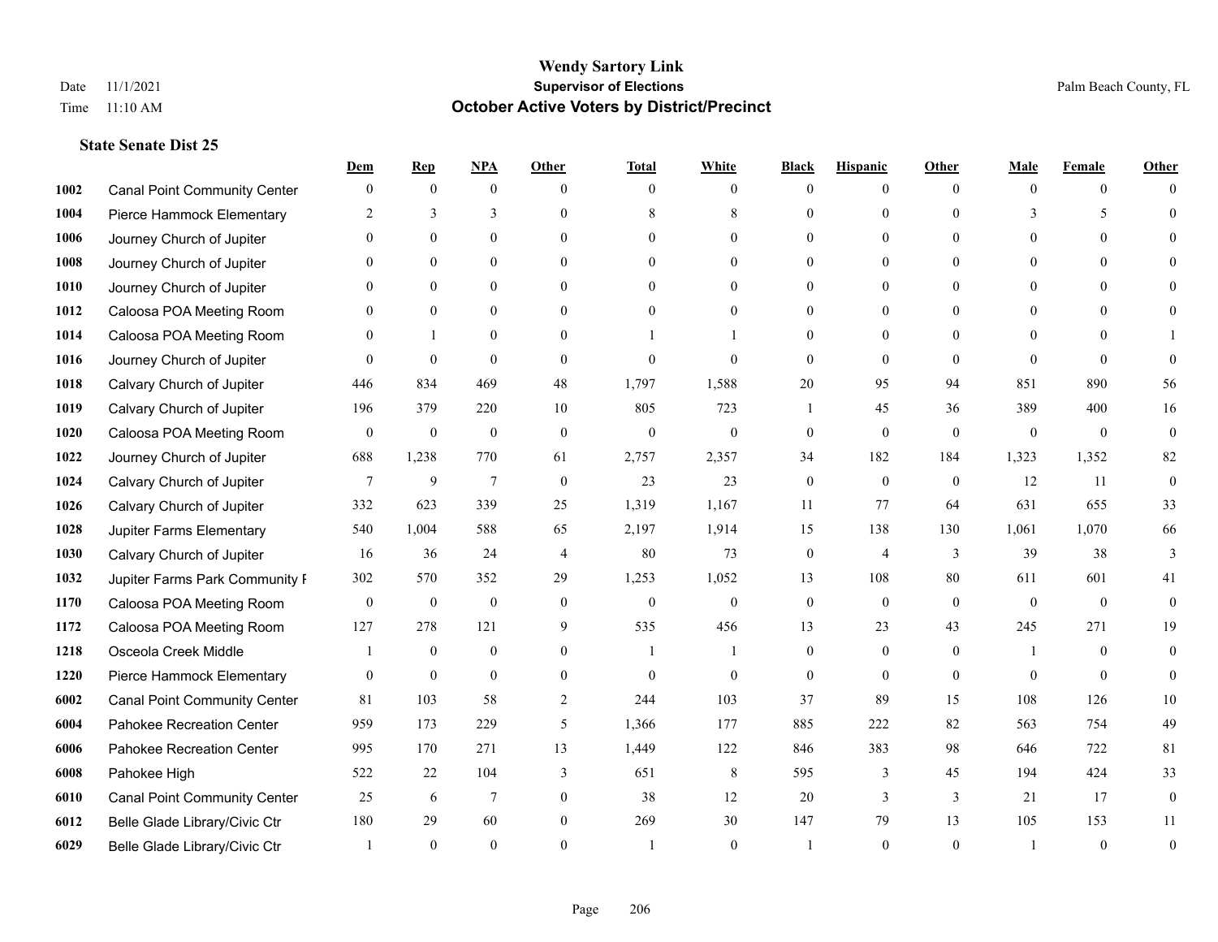# Wendy Sartory Link
## Supervisor of Elections
## October Active Voters by District/Precinct

Date 11/1/2021
Time 11:10 AM

Palm Beach County, FL

### State Senate Dist 25

| | | Dem | Rep | NPA | Other | Total | White | Black | Hispanic | Other | Male | Female | Other |
|---|---|---|---|---|---|---|---|---|---|---|---|---|---|
| 1002 | Canal Point Community Center | 0 | 0 | 0 | 0 | 0 | 0 | 0 | 0 | 0 | 0 | 0 | 0 |
| 1004 | Pierce Hammock Elementary | 2 | 3 | 3 | 0 | 8 | 8 | 0 | 0 | 0 | 3 | 5 | 0 |
| 1006 | Journey Church of Jupiter | 0 | 0 | 0 | 0 | 0 | 0 | 0 | 0 | 0 | 0 | 0 | 0 |
| 1008 | Journey Church of Jupiter | 0 | 0 | 0 | 0 | 0 | 0 | 0 | 0 | 0 | 0 | 0 | 0 |
| 1010 | Journey Church of Jupiter | 0 | 0 | 0 | 0 | 0 | 0 | 0 | 0 | 0 | 0 | 0 | 0 |
| 1012 | Caloosa POA Meeting Room | 0 | 0 | 0 | 0 | 0 | 0 | 0 | 0 | 0 | 0 | 0 | 0 |
| 1014 | Caloosa POA Meeting Room | 0 | 1 | 0 | 0 | 1 | 1 | 0 | 0 | 0 | 0 | 0 | 1 |
| 1016 | Journey Church of Jupiter | 0 | 0 | 0 | 0 | 0 | 0 | 0 | 0 | 0 | 0 | 0 | 0 |
| 1018 | Calvary Church of Jupiter | 446 | 834 | 469 | 48 | 1,797 | 1,588 | 20 | 95 | 94 | 851 | 890 | 56 |
| 1019 | Calvary Church of Jupiter | 196 | 379 | 220 | 10 | 805 | 723 | 1 | 45 | 36 | 389 | 400 | 16 |
| 1020 | Caloosa POA Meeting Room | 0 | 0 | 0 | 0 | 0 | 0 | 0 | 0 | 0 | 0 | 0 | 0 |
| 1022 | Journey Church of Jupiter | 688 | 1,238 | 770 | 61 | 2,757 | 2,357 | 34 | 182 | 184 | 1,323 | 1,352 | 82 |
| 1024 | Calvary Church of Jupiter | 7 | 9 | 7 | 0 | 23 | 23 | 0 | 0 | 0 | 12 | 11 | 0 |
| 1026 | Calvary Church of Jupiter | 332 | 623 | 339 | 25 | 1,319 | 1,167 | 11 | 77 | 64 | 631 | 655 | 33 |
| 1028 | Jupiter Farms Elementary | 540 | 1,004 | 588 | 65 | 2,197 | 1,914 | 15 | 138 | 130 | 1,061 | 1,070 | 66 |
| 1030 | Calvary Church of Jupiter | 16 | 36 | 24 | 4 | 80 | 73 | 0 | 4 | 3 | 39 | 38 | 3 |
| 1032 | Jupiter Farms Park Community F | 302 | 570 | 352 | 29 | 1,253 | 1,052 | 13 | 108 | 80 | 611 | 601 | 41 |
| 1170 | Caloosa POA Meeting Room | 0 | 0 | 0 | 0 | 0 | 0 | 0 | 0 | 0 | 0 | 0 | 0 |
| 1172 | Caloosa POA Meeting Room | 127 | 278 | 121 | 9 | 535 | 456 | 13 | 23 | 43 | 245 | 271 | 19 |
| 1218 | Osceola Creek Middle | 1 | 0 | 0 | 0 | 1 | 1 | 0 | 0 | 0 | 1 | 0 | 0 |
| 1220 | Pierce Hammock Elementary | 0 | 0 | 0 | 0 | 0 | 0 | 0 | 0 | 0 | 0 | 0 | 0 |
| 6002 | Canal Point Community Center | 81 | 103 | 58 | 2 | 244 | 103 | 37 | 89 | 15 | 108 | 126 | 10 |
| 6004 | Pahokee Recreation Center | 959 | 173 | 229 | 5 | 1,366 | 177 | 885 | 222 | 82 | 563 | 754 | 49 |
| 6006 | Pahokee Recreation Center | 995 | 170 | 271 | 13 | 1,449 | 122 | 846 | 383 | 98 | 646 | 722 | 81 |
| 6008 | Pahokee High | 522 | 22 | 104 | 3 | 651 | 8 | 595 | 3 | 45 | 194 | 424 | 33 |
| 6010 | Canal Point Community Center | 25 | 6 | 7 | 0 | 38 | 12 | 20 | 3 | 3 | 21 | 17 | 0 |
| 6012 | Belle Glade Library/Civic Ctr | 180 | 29 | 60 | 0 | 269 | 30 | 147 | 79 | 13 | 105 | 153 | 11 |
| 6029 | Belle Glade Library/Civic Ctr | 1 | 0 | 0 | 0 | 1 | 0 | 1 | 0 | 0 | 1 | 0 | 0 |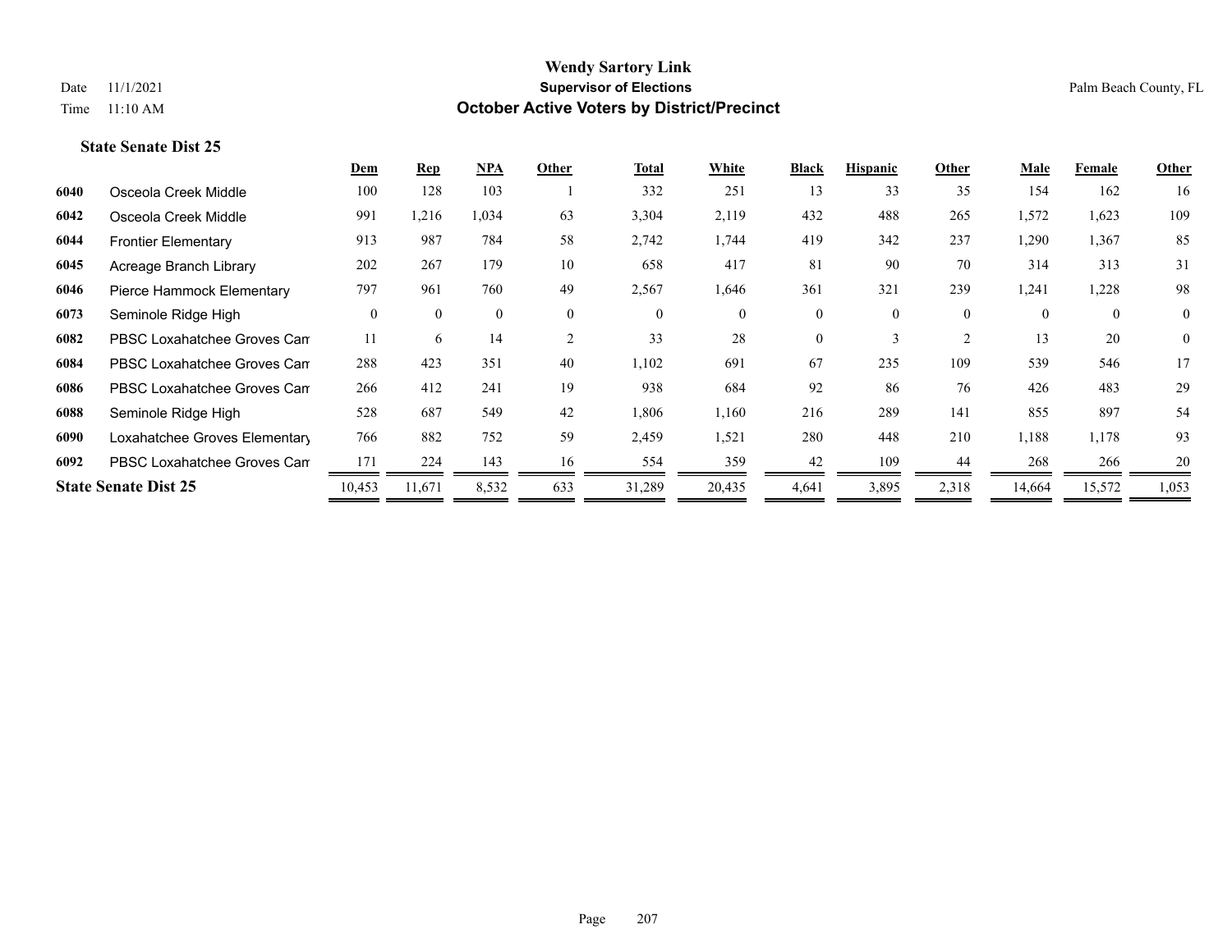# Wendy Sartory Link

## Supervisor of Elections

## October Active Voters by District/Precinct

Date 11/1/2021

Time 11:10 AM

Palm Beach County, FL

### State Senate Dist 25

| | | Dem | Rep | NPA | Other | Total | White | Black | Hispanic | Other | Male | Female | Other |
|---|---|---|---|---|---|---|---|---|---|---|---|---|---|
| 6040 | Osceola Creek Middle | 100 | 128 | 103 | 1 | 332 | 251 | 13 | 33 | 35 | 154 | 162 | 16 |
| 6042 | Osceola Creek Middle | 991 | 1,216 | 1,034 | 63 | 3,304 | 2,119 | 432 | 488 | 265 | 1,572 | 1,623 | 109 |
| 6044 | Frontier Elementary | 913 | 987 | 784 | 58 | 2,742 | 1,744 | 419 | 342 | 237 | 1,290 | 1,367 | 85 |
| 6045 | Acreage Branch Library | 202 | 267 | 179 | 10 | 658 | 417 | 81 | 90 | 70 | 314 | 313 | 31 |
| 6046 | Pierce Hammock Elementary | 797 | 961 | 760 | 49 | 2,567 | 1,646 | 361 | 321 | 239 | 1,241 | 1,228 | 98 |
| 6073 | Seminole Ridge High | 0 | 0 | 0 | 0 | 0 | 0 | 0 | 0 | 0 | 0 | 0 | 0 |
| 6082 | PBSC Loxahatchee Groves Cam | 11 | 6 | 14 | 2 | 33 | 28 | 0 | 3 | 2 | 13 | 20 | 0 |
| 6084 | PBSC Loxahatchee Groves Cam | 288 | 423 | 351 | 40 | 1,102 | 691 | 67 | 235 | 109 | 539 | 546 | 17 |
| 6086 | PBSC Loxahatchee Groves Cam | 266 | 412 | 241 | 19 | 938 | 684 | 92 | 86 | 76 | 426 | 483 | 29 |
| 6088 | Seminole Ridge High | 528 | 687 | 549 | 42 | 1,806 | 1,160 | 216 | 289 | 141 | 855 | 897 | 54 |
| 6090 | Loxahatchee Groves Elementary | 766 | 882 | 752 | 59 | 2,459 | 1,521 | 280 | 448 | 210 | 1,188 | 1,178 | 93 |
| 6092 | PBSC Loxahatchee Groves Cam | 171 | 224 | 143 | 16 | 554 | 359 | 42 | 109 | 44 | 268 | 266 | 20 |
| **State Senate Dist 25** | | 10,453 | 11,671 | 8,532 | 633 | 31,289 | 20,435 | 4,641 | 3,895 | 2,318 | 14,664 | 15,572 | 1,053 |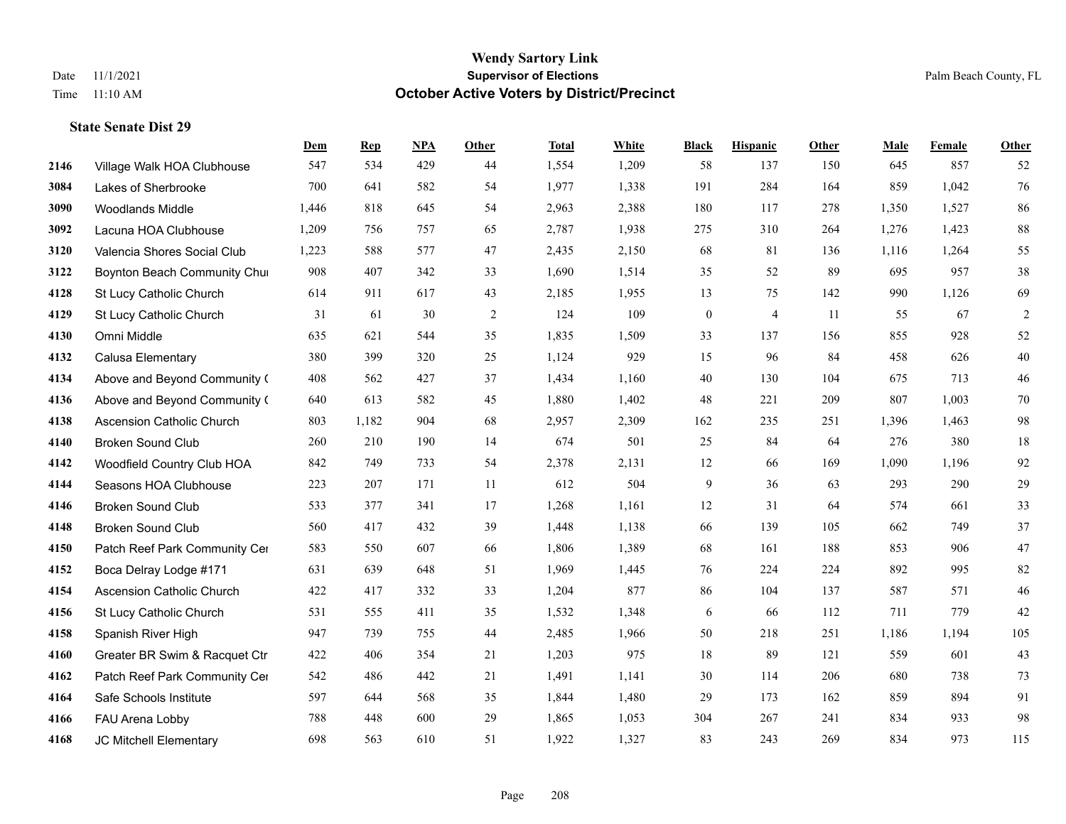# Wendy Sartory Link

**Supervisor of Elections**

**October Active Voters by District/Precinct**

Date 11/1/2021
Time 11:10 AM

Palm Beach County, FL

### State Senate Dist 29

| | | Dem | Rep | NPA | Other | Total | White | Black | Hispanic | Other | Male | Female | Other |
|---|---|---|---|---|---|---|---|---|---|---|---|---|---|
| 2146 | Village Walk HOA Clubhouse | 547 | 534 | 429 | 44 | 1,554 | 1,209 | 58 | 137 | 150 | 645 | 857 | 52 |
| 3084 | Lakes of Sherbrooke | 700 | 641 | 582 | 54 | 1,977 | 1,338 | 191 | 284 | 164 | 859 | 1,042 | 76 |
| 3090 | Woodlands Middle | 1,446 | 818 | 645 | 54 | 2,963 | 2,388 | 180 | 117 | 278 | 1,350 | 1,527 | 86 |
| 3092 | Lacuna HOA Clubhouse | 1,209 | 756 | 757 | 65 | 2,787 | 1,938 | 275 | 310 | 264 | 1,276 | 1,423 | 88 |
| 3120 | Valencia Shores Social Club | 1,223 | 588 | 577 | 47 | 2,435 | 2,150 | 68 | 81 | 136 | 1,116 | 1,264 | 55 |
| 3122 | Boynton Beach Community Chur | 908 | 407 | 342 | 33 | 1,690 | 1,514 | 35 | 52 | 89 | 695 | 957 | 38 |
| 4128 | St Lucy Catholic Church | 614 | 911 | 617 | 43 | 2,185 | 1,955 | 13 | 75 | 142 | 990 | 1,126 | 69 |
| 4129 | St Lucy Catholic Church | 31 | 61 | 30 | 2 | 124 | 109 | 0 | 4 | 11 | 55 | 67 | 2 |
| 4130 | Omni Middle | 635 | 621 | 544 | 35 | 1,835 | 1,509 | 33 | 137 | 156 | 855 | 928 | 52 |
| 4132 | Calusa Elementary | 380 | 399 | 320 | 25 | 1,124 | 929 | 15 | 96 | 84 | 458 | 626 | 40 |
| 4134 | Above and Beyond Community ( | 408 | 562 | 427 | 37 | 1,434 | 1,160 | 40 | 130 | 104 | 675 | 713 | 46 |
| 4136 | Above and Beyond Community ( | 640 | 613 | 582 | 45 | 1,880 | 1,402 | 48 | 221 | 209 | 807 | 1,003 | 70 |
| 4138 | Ascension Catholic Church | 803 | 1,182 | 904 | 68 | 2,957 | 2,309 | 162 | 235 | 251 | 1,396 | 1,463 | 98 |
| 4140 | Broken Sound Club | 260 | 210 | 190 | 14 | 674 | 501 | 25 | 84 | 64 | 276 | 380 | 18 |
| 4142 | Woodfield Country Club HOA | 842 | 749 | 733 | 54 | 2,378 | 2,131 | 12 | 66 | 169 | 1,090 | 1,196 | 92 |
| 4144 | Seasons HOA Clubhouse | 223 | 207 | 171 | 11 | 612 | 504 | 9 | 36 | 63 | 293 | 290 | 29 |
| 4146 | Broken Sound Club | 533 | 377 | 341 | 17 | 1,268 | 1,161 | 12 | 31 | 64 | 574 | 661 | 33 |
| 4148 | Broken Sound Club | 560 | 417 | 432 | 39 | 1,448 | 1,138 | 66 | 139 | 105 | 662 | 749 | 37 |
| 4150 | Patch Reef Park Community Cer | 583 | 550 | 607 | 66 | 1,806 | 1,389 | 68 | 161 | 188 | 853 | 906 | 47 |
| 4152 | Boca Delray Lodge #171 | 631 | 639 | 648 | 51 | 1,969 | 1,445 | 76 | 224 | 224 | 892 | 995 | 82 |
| 4154 | Ascension Catholic Church | 422 | 417 | 332 | 33 | 1,204 | 877 | 86 | 104 | 137 | 587 | 571 | 46 |
| 4156 | St Lucy Catholic Church | 531 | 555 | 411 | 35 | 1,532 | 1,348 | 6 | 66 | 112 | 711 | 779 | 42 |
| 4158 | Spanish River High | 947 | 739 | 755 | 44 | 2,485 | 1,966 | 50 | 218 | 251 | 1,186 | 1,194 | 105 |
| 4160 | Greater BR Swim & Racquet Ctr | 422 | 406 | 354 | 21 | 1,203 | 975 | 18 | 89 | 121 | 559 | 601 | 43 |
| 4162 | Patch Reef Park Community Cer | 542 | 486 | 442 | 21 | 1,491 | 1,141 | 30 | 114 | 206 | 680 | 738 | 73 |
| 4164 | Safe Schools Institute | 597 | 644 | 568 | 35 | 1,844 | 1,480 | 29 | 173 | 162 | 859 | 894 | 91 |
| 4166 | FAU Arena Lobby | 788 | 448 | 600 | 29 | 1,865 | 1,053 | 304 | 267 | 241 | 834 | 933 | 98 |
| 4168 | JC Mitchell Elementary | 698 | 563 | 610 | 51 | 1,922 | 1,327 | 83 | 243 | 269 | 834 | 973 | 115 |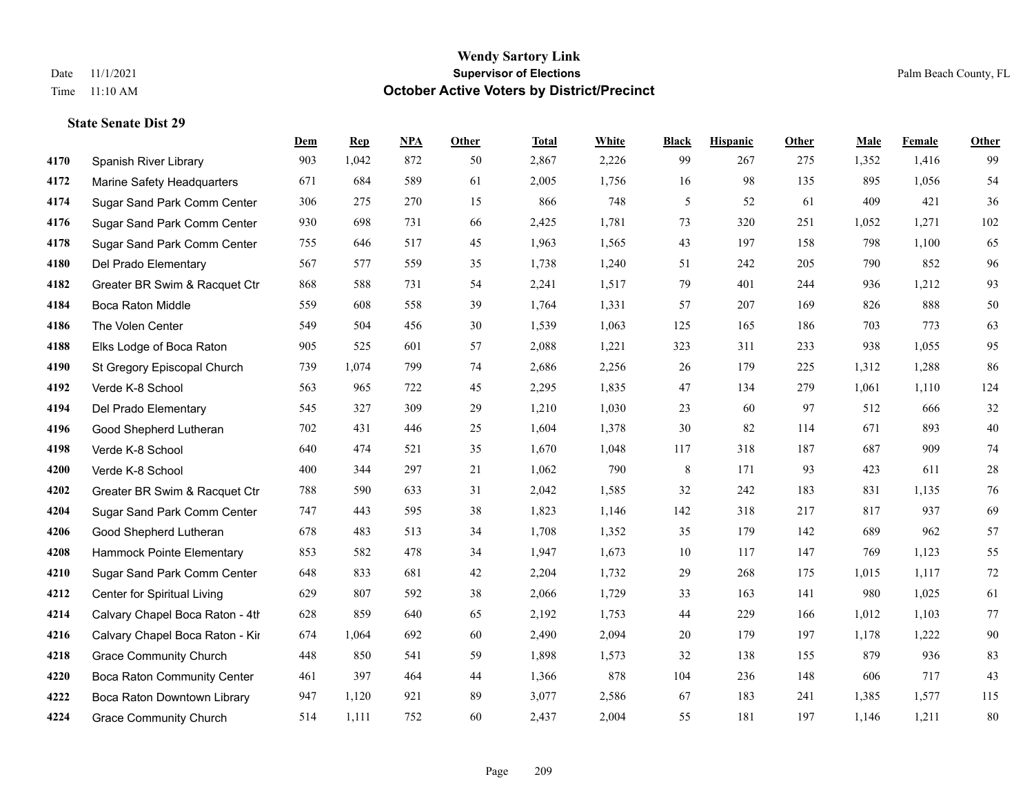# Wendy Sartory Link
## Supervisor of Elections
## October Active Voters by District/Precinct

Date 11/1/2021
Time 11:10 AM

Palm Beach County, FL

### State Senate Dist 29

| | | Dem | Rep | NPA | Other | Total | White | Black | Hispanic | Other | Male | Female | Other |
|---|---|---|---|---|---|---|---|---|---|---|---|---|---|
| 4170 | Spanish River Library | 903 | 1,042 | 872 | 50 | 2,867 | 2,226 | 99 | 267 | 275 | 1,352 | 1,416 | 99 |
| 4172 | Marine Safety Headquarters | 671 | 684 | 589 | 61 | 2,005 | 1,756 | 16 | 98 | 135 | 895 | 1,056 | 54 |
| 4174 | Sugar Sand Park Comm Center | 306 | 275 | 270 | 15 | 866 | 748 | 5 | 52 | 61 | 409 | 421 | 36 |
| 4176 | Sugar Sand Park Comm Center | 930 | 698 | 731 | 66 | 2,425 | 1,781 | 73 | 320 | 251 | 1,052 | 1,271 | 102 |
| 4178 | Sugar Sand Park Comm Center | 755 | 646 | 517 | 45 | 1,963 | 1,565 | 43 | 197 | 158 | 798 | 1,100 | 65 |
| 4180 | Del Prado Elementary | 567 | 577 | 559 | 35 | 1,738 | 1,240 | 51 | 242 | 205 | 790 | 852 | 96 |
| 4182 | Greater BR Swim & Racquet Ctr | 868 | 588 | 731 | 54 | 2,241 | 1,517 | 79 | 401 | 244 | 936 | 1,212 | 93 |
| 4184 | Boca Raton Middle | 559 | 608 | 558 | 39 | 1,764 | 1,331 | 57 | 207 | 169 | 826 | 888 | 50 |
| 4186 | The Volen Center | 549 | 504 | 456 | 30 | 1,539 | 1,063 | 125 | 165 | 186 | 703 | 773 | 63 |
| 4188 | Elks Lodge of Boca Raton | 905 | 525 | 601 | 57 | 2,088 | 1,221 | 323 | 311 | 233 | 938 | 1,055 | 95 |
| 4190 | St Gregory Episcopal Church | 739 | 1,074 | 799 | 74 | 2,686 | 2,256 | 26 | 179 | 225 | 1,312 | 1,288 | 86 |
| 4192 | Verde K-8 School | 563 | 965 | 722 | 45 | 2,295 | 1,835 | 47 | 134 | 279 | 1,061 | 1,110 | 124 |
| 4194 | Del Prado Elementary | 545 | 327 | 309 | 29 | 1,210 | 1,030 | 23 | 60 | 97 | 512 | 666 | 32 |
| 4196 | Good Shepherd Lutheran | 702 | 431 | 446 | 25 | 1,604 | 1,378 | 30 | 82 | 114 | 671 | 893 | 40 |
| 4198 | Verde K-8 School | 640 | 474 | 521 | 35 | 1,670 | 1,048 | 117 | 318 | 187 | 687 | 909 | 74 |
| 4200 | Verde K-8 School | 400 | 344 | 297 | 21 | 1,062 | 790 | 8 | 171 | 93 | 423 | 611 | 28 |
| 4202 | Greater BR Swim & Racquet Ctr | 788 | 590 | 633 | 31 | 2,042 | 1,585 | 32 | 242 | 183 | 831 | 1,135 | 76 |
| 4204 | Sugar Sand Park Comm Center | 747 | 443 | 595 | 38 | 1,823 | 1,146 | 142 | 318 | 217 | 817 | 937 | 69 |
| 4206 | Good Shepherd Lutheran | 678 | 483 | 513 | 34 | 1,708 | 1,352 | 35 | 179 | 142 | 689 | 962 | 57 |
| 4208 | Hammock Pointe Elementary | 853 | 582 | 478 | 34 | 1,947 | 1,673 | 10 | 117 | 147 | 769 | 1,123 | 55 |
| 4210 | Sugar Sand Park Comm Center | 648 | 833 | 681 | 42 | 2,204 | 1,732 | 29 | 268 | 175 | 1,015 | 1,117 | 72 |
| 4212 | Center for Spiritual Living | 629 | 807 | 592 | 38 | 2,066 | 1,729 | 33 | 163 | 141 | 980 | 1,025 | 61 |
| 4214 | Calvary Chapel Boca Raton - 4th | 628 | 859 | 640 | 65 | 2,192 | 1,753 | 44 | 229 | 166 | 1,012 | 1,103 | 77 |
| 4216 | Calvary Chapel Boca Raton - Kir | 674 | 1,064 | 692 | 60 | 2,490 | 2,094 | 20 | 179 | 197 | 1,178 | 1,222 | 90 |
| 4218 | Grace Community Church | 448 | 850 | 541 | 59 | 1,898 | 1,573 | 32 | 138 | 155 | 879 | 936 | 83 |
| 4220 | Boca Raton Community Center | 461 | 397 | 464 | 44 | 1,366 | 878 | 104 | 236 | 148 | 606 | 717 | 43 |
| 4222 | Boca Raton Downtown Library | 947 | 1,120 | 921 | 89 | 3,077 | 2,586 | 67 | 183 | 241 | 1,385 | 1,577 | 115 |
| 4224 | Grace Community Church | 514 | 1,111 | 752 | 60 | 2,437 | 2,004 | 55 | 181 | 197 | 1,146 | 1,211 | 80 |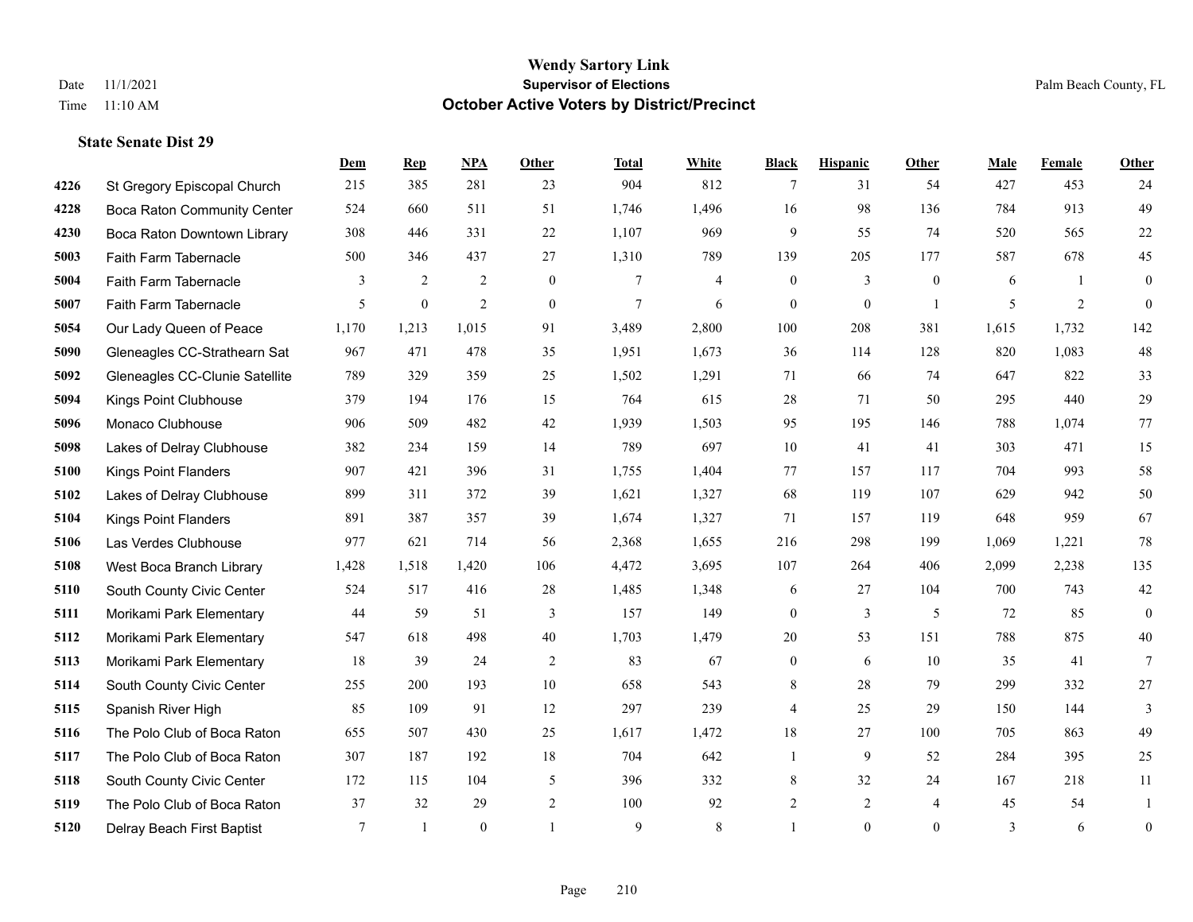**Wendy Sartory Link**
**Supervisor of Elections**
**October Active Voters by District/Precinct**

Date 11/1/2021
Time 11:10 AM

Palm Beach County, FL

### State Senate Dist 29

| | | Dem | Rep | NPA | Other | Total | White | Black | Hispanic | Other | Male | Female | Other |
|---|---|---|---|---|---|---|---|---|---|---|---|---|---|
| 4226 | St Gregory Episcopal Church | 215 | 385 | 281 | 23 | 904 | 812 | 7 | 31 | 54 | 427 | 453 | 24 |
| 4228 | Boca Raton Community Center | 524 | 660 | 511 | 51 | 1,746 | 1,496 | 16 | 98 | 136 | 784 | 913 | 49 |
| 4230 | Boca Raton Downtown Library | 308 | 446 | 331 | 22 | 1,107 | 969 | 9 | 55 | 74 | 520 | 565 | 22 |
| 5003 | Faith Farm Tabernacle | 500 | 346 | 437 | 27 | 1,310 | 789 | 139 | 205 | 177 | 587 | 678 | 45 |
| 5004 | Faith Farm Tabernacle | 3 | 2 | 2 | 0 | 7 | 4 | 0 | 3 | 0 | 6 | 1 | 0 |
| 5007 | Faith Farm Tabernacle | 5 | 0 | 2 | 0 | 7 | 6 | 0 | 0 | 1 | 5 | 2 | 0 |
| 5054 | Our Lady Queen of Peace | 1,170 | 1,213 | 1,015 | 91 | 3,489 | 2,800 | 100 | 208 | 381 | 1,615 | 1,732 | 142 |
| 5090 | Gleneagles CC-Strathearn Sat | 967 | 471 | 478 | 35 | 1,951 | 1,673 | 36 | 114 | 128 | 820 | 1,083 | 48 |
| 5092 | Gleneagles CC-Clunie Satellite | 789 | 329 | 359 | 25 | 1,502 | 1,291 | 71 | 66 | 74 | 647 | 822 | 33 |
| 5094 | Kings Point Clubhouse | 379 | 194 | 176 | 15 | 764 | 615 | 28 | 71 | 50 | 295 | 440 | 29 |
| 5096 | Monaco Clubhouse | 906 | 509 | 482 | 42 | 1,939 | 1,503 | 95 | 195 | 146 | 788 | 1,074 | 77 |
| 5098 | Lakes of Delray Clubhouse | 382 | 234 | 159 | 14 | 789 | 697 | 10 | 41 | 41 | 303 | 471 | 15 |
| 5100 | Kings Point Flanders | 907 | 421 | 396 | 31 | 1,755 | 1,404 | 77 | 157 | 117 | 704 | 993 | 58 |
| 5102 | Lakes of Delray Clubhouse | 899 | 311 | 372 | 39 | 1,621 | 1,327 | 68 | 119 | 107 | 629 | 942 | 50 |
| 5104 | Kings Point Flanders | 891 | 387 | 357 | 39 | 1,674 | 1,327 | 71 | 157 | 119 | 648 | 959 | 67 |
| 5106 | Las Verdes Clubhouse | 977 | 621 | 714 | 56 | 2,368 | 1,655 | 216 | 298 | 199 | 1,069 | 1,221 | 78 |
| 5108 | West Boca Branch Library | 1,428 | 1,518 | 1,420 | 106 | 4,472 | 3,695 | 107 | 264 | 406 | 2,099 | 2,238 | 135 |
| 5110 | South County Civic Center | 524 | 517 | 416 | 28 | 1,485 | 1,348 | 6 | 27 | 104 | 700 | 743 | 42 |
| 5111 | Morikami Park Elementary | 44 | 59 | 51 | 3 | 157 | 149 | 0 | 3 | 5 | 72 | 85 | 0 |
| 5112 | Morikami Park Elementary | 547 | 618 | 498 | 40 | 1,703 | 1,479 | 20 | 53 | 151 | 788 | 875 | 40 |
| 5113 | Morikami Park Elementary | 18 | 39 | 24 | 2 | 83 | 67 | 0 | 6 | 10 | 35 | 41 | 7 |
| 5114 | South County Civic Center | 255 | 200 | 193 | 10 | 658 | 543 | 8 | 28 | 79 | 299 | 332 | 27 |
| 5115 | Spanish River High | 85 | 109 | 91 | 12 | 297 | 239 | 4 | 25 | 29 | 150 | 144 | 3 |
| 5116 | The Polo Club of Boca Raton | 655 | 507 | 430 | 25 | 1,617 | 1,472 | 18 | 27 | 100 | 705 | 863 | 49 |
| 5117 | The Polo Club of Boca Raton | 307 | 187 | 192 | 18 | 704 | 642 | 1 | 9 | 52 | 284 | 395 | 25 |
| 5118 | South County Civic Center | 172 | 115 | 104 | 5 | 396 | 332 | 8 | 32 | 24 | 167 | 218 | 11 |
| 5119 | The Polo Club of Boca Raton | 37 | 32 | 29 | 2 | 100 | 92 | 2 | 2 | 4 | 45 | 54 | 1 |
| 5120 | Delray Beach First Baptist | 7 | 1 | 0 | 1 | 9 | 8 | 1 | 0 | 0 | 3 | 6 | 0 |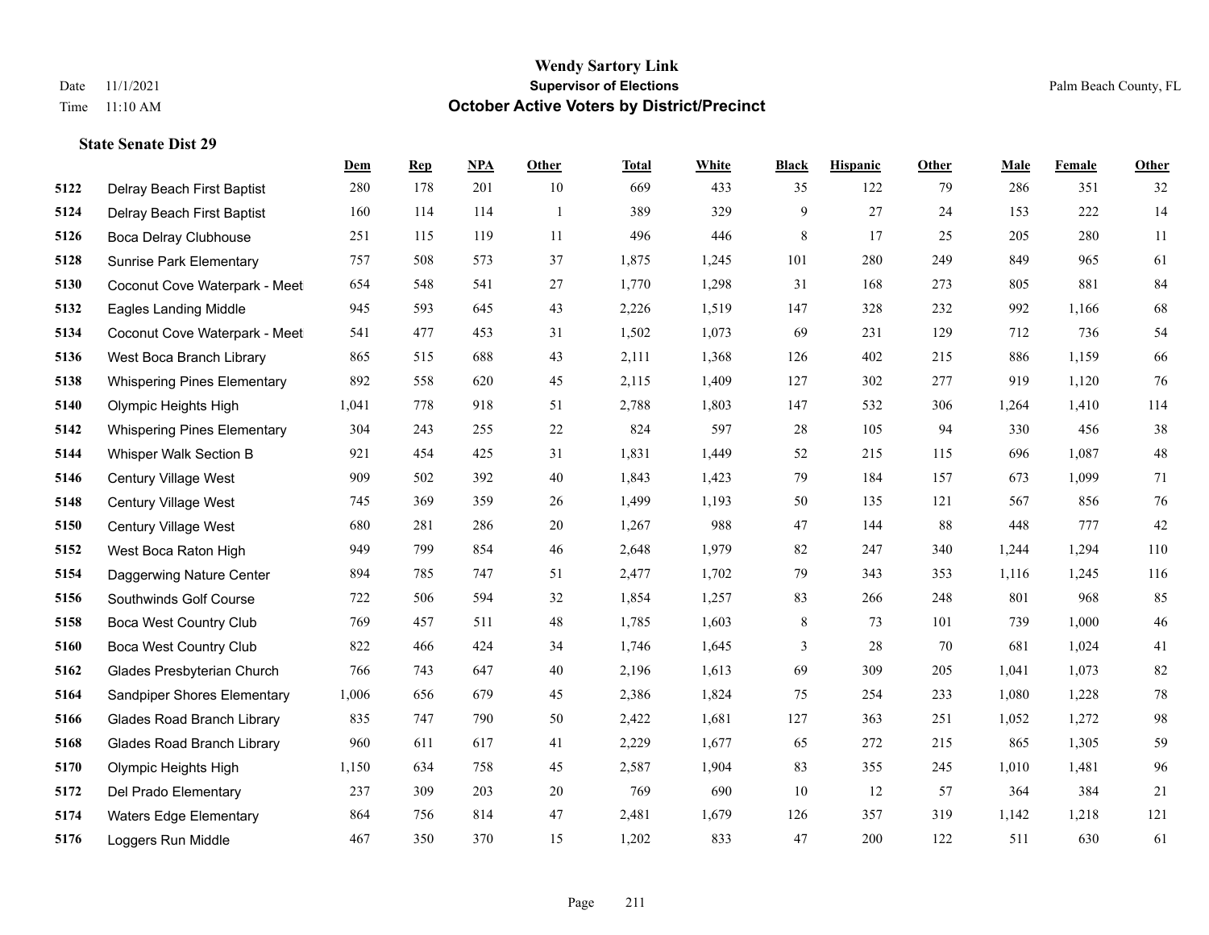# Wendy Sartory Link

## Supervisor of Elections

## October Active Voters by District/Precinct

Date 11/1/2021
Time 11:10 AM

Palm Beach County, FL

### State Senate Dist 29

| | | Dem | Rep | NPA | Other | Total | White | Black | Hispanic | Other | Male | Female | Other |
|---|---|---|---|---|---|---|---|---|---|---|---|---|---|
| 5122 | Delray Beach First Baptist | 280 | 178 | 201 | 10 | 669 | 433 | 35 | 122 | 79 | 286 | 351 | 32 |
| 5124 | Delray Beach First Baptist | 160 | 114 | 114 | 1 | 389 | 329 | 9 | 27 | 24 | 153 | 222 | 14 |
| 5126 | Boca Delray Clubhouse | 251 | 115 | 119 | 11 | 496 | 446 | 8 | 17 | 25 | 205 | 280 | 11 |
| 5128 | Sunrise Park Elementary | 757 | 508 | 573 | 37 | 1,875 | 1,245 | 101 | 280 | 249 | 849 | 965 | 61 |
| 5130 | Coconut Cove Waterpark - Meet | 654 | 548 | 541 | 27 | 1,770 | 1,298 | 31 | 168 | 273 | 805 | 881 | 84 |
| 5132 | Eagles Landing Middle | 945 | 593 | 645 | 43 | 2,226 | 1,519 | 147 | 328 | 232 | 992 | 1,166 | 68 |
| 5134 | Coconut Cove Waterpark - Meet | 541 | 477 | 453 | 31 | 1,502 | 1,073 | 69 | 231 | 129 | 712 | 736 | 54 |
| 5136 | West Boca Branch Library | 865 | 515 | 688 | 43 | 2,111 | 1,368 | 126 | 402 | 215 | 886 | 1,159 | 66 |
| 5138 | Whispering Pines Elementary | 892 | 558 | 620 | 45 | 2,115 | 1,409 | 127 | 302 | 277 | 919 | 1,120 | 76 |
| 5140 | Olympic Heights High | 1,041 | 778 | 918 | 51 | 2,788 | 1,803 | 147 | 532 | 306 | 1,264 | 1,410 | 114 |
| 5142 | Whispering Pines Elementary | 304 | 243 | 255 | 22 | 824 | 597 | 28 | 105 | 94 | 330 | 456 | 38 |
| 5144 | Whisper Walk Section B | 921 | 454 | 425 | 31 | 1,831 | 1,449 | 52 | 215 | 115 | 696 | 1,087 | 48 |
| 5146 | Century Village West | 909 | 502 | 392 | 40 | 1,843 | 1,423 | 79 | 184 | 157 | 673 | 1,099 | 71 |
| 5148 | Century Village West | 745 | 369 | 359 | 26 | 1,499 | 1,193 | 50 | 135 | 121 | 567 | 856 | 76 |
| 5150 | Century Village West | 680 | 281 | 286 | 20 | 1,267 | 988 | 47 | 144 | 88 | 448 | 777 | 42 |
| 5152 | West Boca Raton High | 949 | 799 | 854 | 46 | 2,648 | 1,979 | 82 | 247 | 340 | 1,244 | 1,294 | 110 |
| 5154 | Daggerwing Nature Center | 894 | 785 | 747 | 51 | 2,477 | 1,702 | 79 | 343 | 353 | 1,116 | 1,245 | 116 |
| 5156 | Southwinds Golf Course | 722 | 506 | 594 | 32 | 1,854 | 1,257 | 83 | 266 | 248 | 801 | 968 | 85 |
| 5158 | Boca West Country Club | 769 | 457 | 511 | 48 | 1,785 | 1,603 | 8 | 73 | 101 | 739 | 1,000 | 46 |
| 5160 | Boca West Country Club | 822 | 466 | 424 | 34 | 1,746 | 1,645 | 3 | 28 | 70 | 681 | 1,024 | 41 |
| 5162 | Glades Presbyterian Church | 766 | 743 | 647 | 40 | 2,196 | 1,613 | 69 | 309 | 205 | 1,041 | 1,073 | 82 |
| 5164 | Sandpiper Shores Elementary | 1,006 | 656 | 679 | 45 | 2,386 | 1,824 | 75 | 254 | 233 | 1,080 | 1,228 | 78 |
| 5166 | Glades Road Branch Library | 835 | 747 | 790 | 50 | 2,422 | 1,681 | 127 | 363 | 251 | 1,052 | 1,272 | 98 |
| 5168 | Glades Road Branch Library | 960 | 611 | 617 | 41 | 2,229 | 1,677 | 65 | 272 | 215 | 865 | 1,305 | 59 |
| 5170 | Olympic Heights High | 1,150 | 634 | 758 | 45 | 2,587 | 1,904 | 83 | 355 | 245 | 1,010 | 1,481 | 96 |
| 5172 | Del Prado Elementary | 237 | 309 | 203 | 20 | 769 | 690 | 10 | 12 | 57 | 364 | 384 | 21 |
| 5174 | Waters Edge Elementary | 864 | 756 | 814 | 47 | 2,481 | 1,679 | 126 | 357 | 319 | 1,142 | 1,218 | 121 |
| 5176 | Loggers Run Middle | 467 | 350 | 370 | 15 | 1,202 | 833 | 47 | 200 | 122 | 511 | 630 | 61 |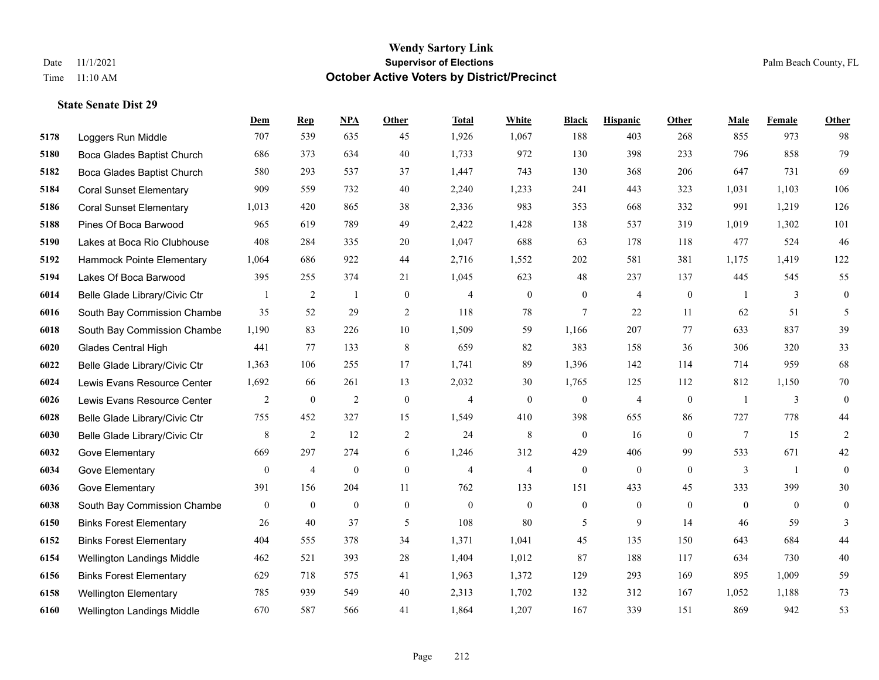# Wendy Sartory Link
## Supervisor of Elections
## October Active Voters by District/Precinct

Date 11/1/2021
Time 11:10 AM

Palm Beach County, FL

### State Senate Dist 29

| | | Dem | Rep | NPA | Other | Total | White | Black | Hispanic | Other | Male | Female | Other |
|---|---|---|---|---|---|---|---|---|---|---|---|---|---|
| 5178 | Loggers Run Middle | 707 | 539 | 635 | 45 | 1,926 | 1,067 | 188 | 403 | 268 | 855 | 973 | 98 |
| 5180 | Boca Glades Baptist Church | 686 | 373 | 634 | 40 | 1,733 | 972 | 130 | 398 | 233 | 796 | 858 | 79 |
| 5182 | Boca Glades Baptist Church | 580 | 293 | 537 | 37 | 1,447 | 743 | 130 | 368 | 206 | 647 | 731 | 69 |
| 5184 | Coral Sunset Elementary | 909 | 559 | 732 | 40 | 2,240 | 1,233 | 241 | 443 | 323 | 1,031 | 1,103 | 106 |
| 5186 | Coral Sunset Elementary | 1,013 | 420 | 865 | 38 | 2,336 | 983 | 353 | 668 | 332 | 991 | 1,219 | 126 |
| 5188 | Pines Of Boca Barwood | 965 | 619 | 789 | 49 | 2,422 | 1,428 | 138 | 537 | 319 | 1,019 | 1,302 | 101 |
| 5190 | Lakes at Boca Rio Clubhouse | 408 | 284 | 335 | 20 | 1,047 | 688 | 63 | 178 | 118 | 477 | 524 | 46 |
| 5192 | Hammock Pointe Elementary | 1,064 | 686 | 922 | 44 | 2,716 | 1,552 | 202 | 581 | 381 | 1,175 | 1,419 | 122 |
| 5194 | Lakes Of Boca Barwood | 395 | 255 | 374 | 21 | 1,045 | 623 | 48 | 237 | 137 | 445 | 545 | 55 |
| 6014 | Belle Glade Library/Civic Ctr | 1 | 2 | 1 | 0 | 4 | 0 | 0 | 4 | 0 | 1 | 3 | 0 |
| 6016 | South Bay Commission Chambe | 35 | 52 | 29 | 2 | 118 | 78 | 7 | 22 | 11 | 62 | 51 | 5 |
| 6018 | South Bay Commission Chambe | 1,190 | 83 | 226 | 10 | 1,509 | 59 | 1,166 | 207 | 77 | 633 | 837 | 39 |
| 6020 | Glades Central High | 441 | 77 | 133 | 8 | 659 | 82 | 383 | 158 | 36 | 306 | 320 | 33 |
| 6022 | Belle Glade Library/Civic Ctr | 1,363 | 106 | 255 | 17 | 1,741 | 89 | 1,396 | 142 | 114 | 714 | 959 | 68 |
| 6024 | Lewis Evans Resource Center | 1,692 | 66 | 261 | 13 | 2,032 | 30 | 1,765 | 125 | 112 | 812 | 1,150 | 70 |
| 6026 | Lewis Evans Resource Center | 2 | 0 | 2 | 0 | 4 | 0 | 0 | 4 | 0 | 1 | 3 | 0 |
| 6028 | Belle Glade Library/Civic Ctr | 755 | 452 | 327 | 15 | 1,549 | 410 | 398 | 655 | 86 | 727 | 778 | 44 |
| 6030 | Belle Glade Library/Civic Ctr | 8 | 2 | 12 | 2 | 24 | 8 | 0 | 16 | 0 | 7 | 15 | 2 |
| 6032 | Gove Elementary | 669 | 297 | 274 | 6 | 1,246 | 312 | 429 | 406 | 99 | 533 | 671 | 42 |
| 6034 | Gove Elementary | 0 | 4 | 0 | 0 | 4 | 4 | 0 | 0 | 0 | 3 | 1 | 0 |
| 6036 | Gove Elementary | 391 | 156 | 204 | 11 | 762 | 133 | 151 | 433 | 45 | 333 | 399 | 30 |
| 6038 | South Bay Commission Chambe | 0 | 0 | 0 | 0 | 0 | 0 | 0 | 0 | 0 | 0 | 0 | 0 |
| 6150 | Binks Forest Elementary | 26 | 40 | 37 | 5 | 108 | 80 | 5 | 9 | 14 | 46 | 59 | 3 |
| 6152 | Binks Forest Elementary | 404 | 555 | 378 | 34 | 1,371 | 1,041 | 45 | 135 | 150 | 643 | 684 | 44 |
| 6154 | Wellington Landings Middle | 462 | 521 | 393 | 28 | 1,404 | 1,012 | 87 | 188 | 117 | 634 | 730 | 40 |
| 6156 | Binks Forest Elementary | 629 | 718 | 575 | 41 | 1,963 | 1,372 | 129 | 293 | 169 | 895 | 1,009 | 59 |
| 6158 | Wellington Elementary | 785 | 939 | 549 | 40 | 2,313 | 1,702 | 132 | 312 | 167 | 1,052 | 1,188 | 73 |
| 6160 | Wellington Landings Middle | 670 | 587 | 566 | 41 | 1,864 | 1,207 | 167 | 339 | 151 | 869 | 942 | 53 |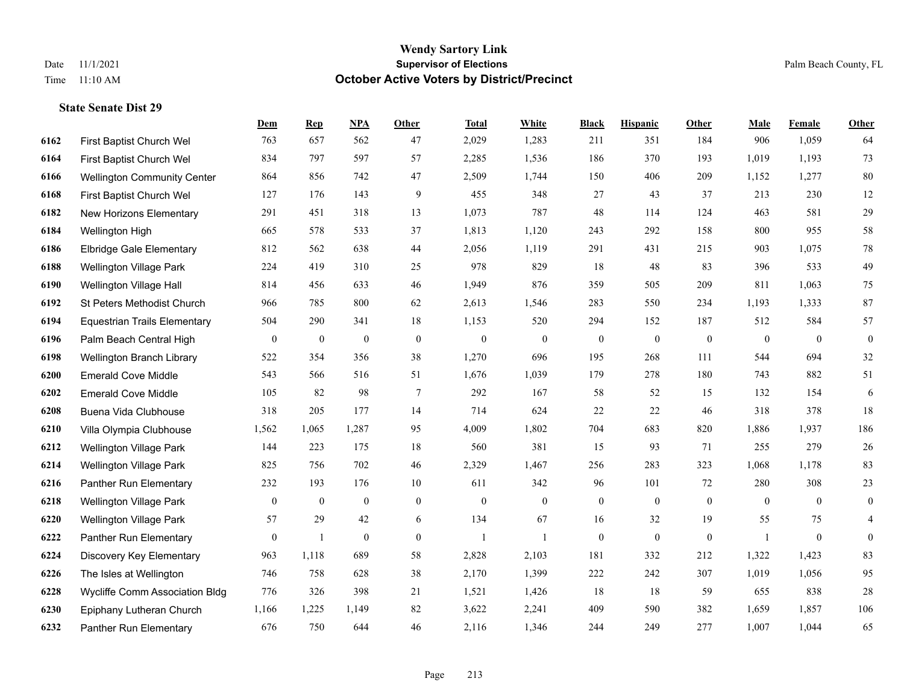# Wendy Sartory Link

**Supervisor of Elections**

**October Active Voters by District/Precinct**

Date 11/1/2021
Time 11:10 AM

Palm Beach County, FL

### State Senate Dist 29

| | | Dem | Rep | NPA | Other | Total | White | Black | Hispanic | Other | Male | Female | Other |
|---|---|---|---|---|---|---|---|---|---|---|---|---|---|
| 6162 | First Baptist Church Wel | 763 | 657 | 562 | 47 | 2,029 | 1,283 | 211 | 351 | 184 | 906 | 1,059 | 64 |
| 6164 | First Baptist Church Wel | 834 | 797 | 597 | 57 | 2,285 | 1,536 | 186 | 370 | 193 | 1,019 | 1,193 | 73 |
| 6166 | Wellington Community Center | 864 | 856 | 742 | 47 | 2,509 | 1,744 | 150 | 406 | 209 | 1,152 | 1,277 | 80 |
| 6168 | First Baptist Church Wel | 127 | 176 | 143 | 9 | 455 | 348 | 27 | 43 | 37 | 213 | 230 | 12 |
| 6182 | New Horizons Elementary | 291 | 451 | 318 | 13 | 1,073 | 787 | 48 | 114 | 124 | 463 | 581 | 29 |
| 6184 | Wellington High | 665 | 578 | 533 | 37 | 1,813 | 1,120 | 243 | 292 | 158 | 800 | 955 | 58 |
| 6186 | Elbridge Gale Elementary | 812 | 562 | 638 | 44 | 2,056 | 1,119 | 291 | 431 | 215 | 903 | 1,075 | 78 |
| 6188 | Wellington Village Park | 224 | 419 | 310 | 25 | 978 | 829 | 18 | 48 | 83 | 396 | 533 | 49 |
| 6190 | Wellington Village Hall | 814 | 456 | 633 | 46 | 1,949 | 876 | 359 | 505 | 209 | 811 | 1,063 | 75 |
| 6192 | St Peters Methodist Church | 966 | 785 | 800 | 62 | 2,613 | 1,546 | 283 | 550 | 234 | 1,193 | 1,333 | 87 |
| 6194 | Equestrian Trails Elementary | 504 | 290 | 341 | 18 | 1,153 | 520 | 294 | 152 | 187 | 512 | 584 | 57 |
| 6196 | Palm Beach Central High | 0 | 0 | 0 | 0 | 0 | 0 | 0 | 0 | 0 | 0 | 0 | 0 |
| 6198 | Wellington Branch Library | 522 | 354 | 356 | 38 | 1,270 | 696 | 195 | 268 | 111 | 544 | 694 | 32 |
| 6200 | Emerald Cove Middle | 543 | 566 | 516 | 51 | 1,676 | 1,039 | 179 | 278 | 180 | 743 | 882 | 51 |
| 6202 | Emerald Cove Middle | 105 | 82 | 98 | 7 | 292 | 167 | 58 | 52 | 15 | 132 | 154 | 6 |
| 6208 | Buena Vida Clubhouse | 318 | 205 | 177 | 14 | 714 | 624 | 22 | 22 | 46 | 318 | 378 | 18 |
| 6210 | Villa Olympia Clubhouse | 1,562 | 1,065 | 1,287 | 95 | 4,009 | 1,802 | 704 | 683 | 820 | 1,886 | 1,937 | 186 |
| 6212 | Wellington Village Park | 144 | 223 | 175 | 18 | 560 | 381 | 15 | 93 | 71 | 255 | 279 | 26 |
| 6214 | Wellington Village Park | 825 | 756 | 702 | 46 | 2,329 | 1,467 | 256 | 283 | 323 | 1,068 | 1,178 | 83 |
| 6216 | Panther Run Elementary | 232 | 193 | 176 | 10 | 611 | 342 | 96 | 101 | 72 | 280 | 308 | 23 |
| 6218 | Wellington Village Park | 0 | 0 | 0 | 0 | 0 | 0 | 0 | 0 | 0 | 0 | 0 | 0 |
| 6220 | Wellington Village Park | 57 | 29 | 42 | 6 | 134 | 67 | 16 | 32 | 19 | 55 | 75 | 4 |
| 6222 | Panther Run Elementary | 0 | 1 | 0 | 0 | 1 | 1 | 0 | 0 | 0 | 1 | 0 | 0 |
| 6224 | Discovery Key Elementary | 963 | 1,118 | 689 | 58 | 2,828 | 2,103 | 181 | 332 | 212 | 1,322 | 1,423 | 83 |
| 6226 | The Isles at Wellington | 746 | 758 | 628 | 38 | 2,170 | 1,399 | 222 | 242 | 307 | 1,019 | 1,056 | 95 |
| 6228 | Wycliffe Comm Association Bldg | 776 | 326 | 398 | 21 | 1,521 | 1,426 | 18 | 18 | 59 | 655 | 838 | 28 |
| 6230 | Epiphany Lutheran Church | 1,166 | 1,225 | 1,149 | 82 | 3,622 | 2,241 | 409 | 590 | 382 | 1,659 | 1,857 | 106 |
| 6232 | Panther Run Elementary | 676 | 750 | 644 | 46 | 2,116 | 1,346 | 244 | 249 | 277 | 1,007 | 1,044 | 65 |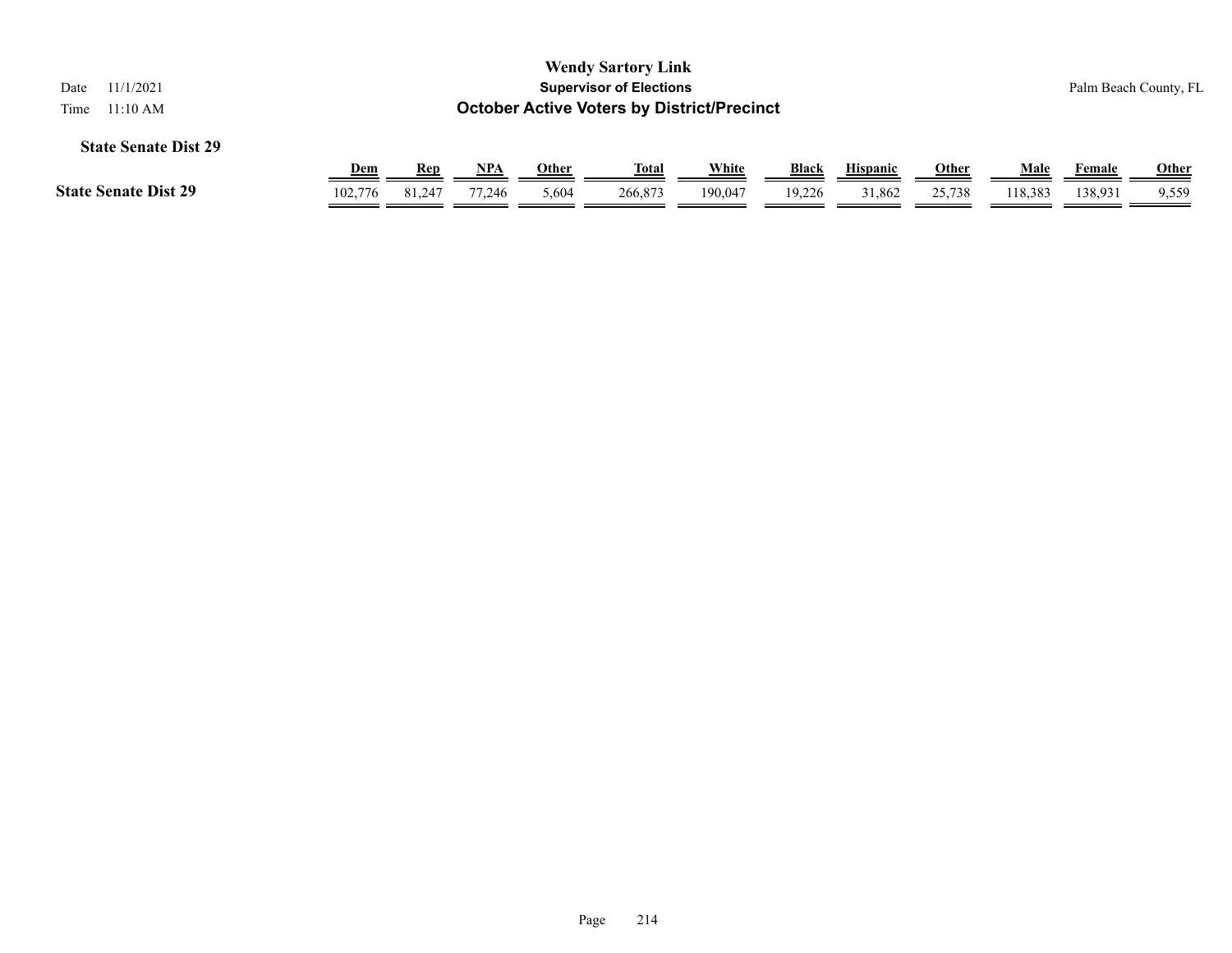**Wendy Sartory Link**
**Supervisor of Elections**
**October Active Voters by District/Precinct**

Date 11/1/2021
Time 11:10 AM

Palm Beach County, FL

### State Senate Dist 29

| | Dem | Rep | NPA | Other | Total | White | Black | Hispanic | Other | Male | Female | Other |
|---|---|---|---|---|---|---|---|---|---|---|---|---|
| **State Senate Dist 29** | 102,776 | 81,247 | 77,246 | 5,604 | 266,873 | 190,047 | 19,226 | 31,862 | 25,738 | 118,383 | 138,931 | 9,559 |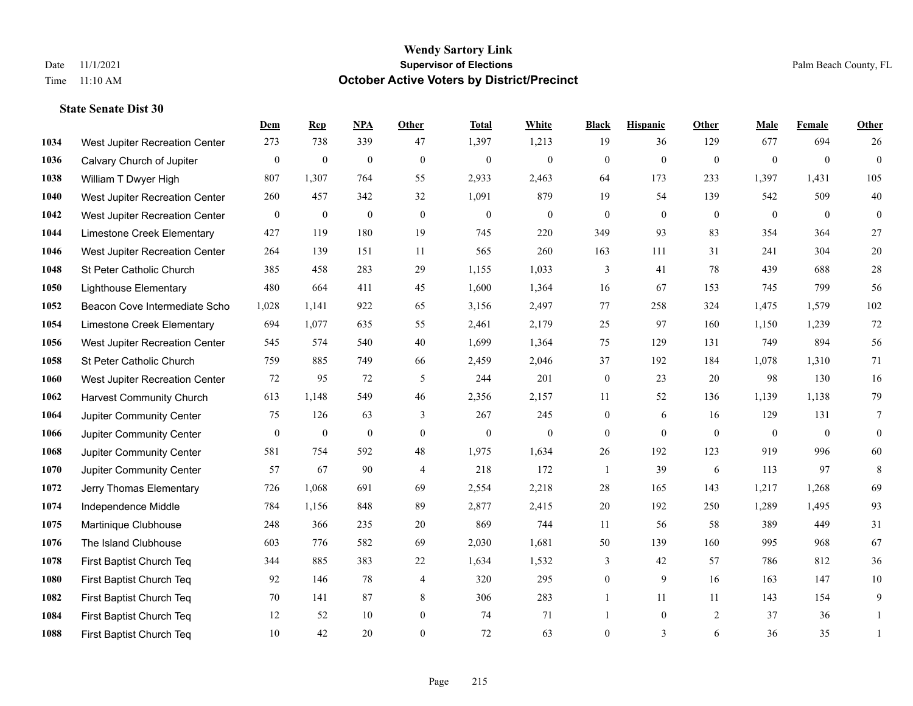# Wendy Sartory Link
## Supervisor of Elections
## October Active Voters by District/Precinct

Date 11/1/2021
Time 11:10 AM

Palm Beach County, FL

### State Senate Dist 30

| | | Dem | Rep | NPA | Other | Total | White | Black | Hispanic | Other | Male | Female | Other |
|---|---|---|---|---|---|---|---|---|---|---|---|---|---|
| 1034 | West Jupiter Recreation Center | 273 | 738 | 339 | 47 | 1,397 | 1,213 | 19 | 36 | 129 | 677 | 694 | 26 |
| 1036 | Calvary Church of Jupiter | 0 | 0 | 0 | 0 | 0 | 0 | 0 | 0 | 0 | 0 | 0 | 0 |
| 1038 | William T Dwyer High | 807 | 1,307 | 764 | 55 | 2,933 | 2,463 | 64 | 173 | 233 | 1,397 | 1,431 | 105 |
| 1040 | West Jupiter Recreation Center | 260 | 457 | 342 | 32 | 1,091 | 879 | 19 | 54 | 139 | 542 | 509 | 40 |
| 1042 | West Jupiter Recreation Center | 0 | 0 | 0 | 0 | 0 | 0 | 0 | 0 | 0 | 0 | 0 | 0 |
| 1044 | Limestone Creek Elementary | 427 | 119 | 180 | 19 | 745 | 220 | 349 | 93 | 83 | 354 | 364 | 27 |
| 1046 | West Jupiter Recreation Center | 264 | 139 | 151 | 11 | 565 | 260 | 163 | 111 | 31 | 241 | 304 | 20 |
| 1048 | St Peter Catholic Church | 385 | 458 | 283 | 29 | 1,155 | 1,033 | 3 | 41 | 78 | 439 | 688 | 28 |
| 1050 | Lighthouse Elementary | 480 | 664 | 411 | 45 | 1,600 | 1,364 | 16 | 67 | 153 | 745 | 799 | 56 |
| 1052 | Beacon Cove Intermediate Scho | 1,028 | 1,141 | 922 | 65 | 3,156 | 2,497 | 77 | 258 | 324 | 1,475 | 1,579 | 102 |
| 1054 | Limestone Creek Elementary | 694 | 1,077 | 635 | 55 | 2,461 | 2,179 | 25 | 97 | 160 | 1,150 | 1,239 | 72 |
| 1056 | West Jupiter Recreation Center | 545 | 574 | 540 | 40 | 1,699 | 1,364 | 75 | 129 | 131 | 749 | 894 | 56 |
| 1058 | St Peter Catholic Church | 759 | 885 | 749 | 66 | 2,459 | 2,046 | 37 | 192 | 184 | 1,078 | 1,310 | 71 |
| 1060 | West Jupiter Recreation Center | 72 | 95 | 72 | 5 | 244 | 201 | 0 | 23 | 20 | 98 | 130 | 16 |
| 1062 | Harvest Community Church | 613 | 1,148 | 549 | 46 | 2,356 | 2,157 | 11 | 52 | 136 | 1,139 | 1,138 | 79 |
| 1064 | Jupiter Community Center | 75 | 126 | 63 | 3 | 267 | 245 | 0 | 6 | 16 | 129 | 131 | 7 |
| 1066 | Jupiter Community Center | 0 | 0 | 0 | 0 | 0 | 0 | 0 | 0 | 0 | 0 | 0 | 0 |
| 1068 | Jupiter Community Center | 581 | 754 | 592 | 48 | 1,975 | 1,634 | 26 | 192 | 123 | 919 | 996 | 60 |
| 1070 | Jupiter Community Center | 57 | 67 | 90 | 4 | 218 | 172 | 1 | 39 | 6 | 113 | 97 | 8 |
| 1072 | Jerry Thomas Elementary | 726 | 1,068 | 691 | 69 | 2,554 | 2,218 | 28 | 165 | 143 | 1,217 | 1,268 | 69 |
| 1074 | Independence Middle | 784 | 1,156 | 848 | 89 | 2,877 | 2,415 | 20 | 192 | 250 | 1,289 | 1,495 | 93 |
| 1075 | Martinique Clubhouse | 248 | 366 | 235 | 20 | 869 | 744 | 11 | 56 | 58 | 389 | 449 | 31 |
| 1076 | The Island Clubhouse | 603 | 776 | 582 | 69 | 2,030 | 1,681 | 50 | 139 | 160 | 995 | 968 | 67 |
| 1078 | First Baptist Church Teq | 344 | 885 | 383 | 22 | 1,634 | 1,532 | 3 | 42 | 57 | 786 | 812 | 36 |
| 1080 | First Baptist Church Teq | 92 | 146 | 78 | 4 | 320 | 295 | 0 | 9 | 16 | 163 | 147 | 10 |
| 1082 | First Baptist Church Teq | 70 | 141 | 87 | 8 | 306 | 283 | 1 | 11 | 11 | 143 | 154 | 9 |
| 1084 | First Baptist Church Teq | 12 | 52 | 10 | 0 | 74 | 71 | 1 | 0 | 2 | 37 | 36 | 1 |
| 1088 | First Baptist Church Teq | 10 | 42 | 20 | 0 | 72 | 63 | 0 | 3 | 6 | 36 | 35 | 1 |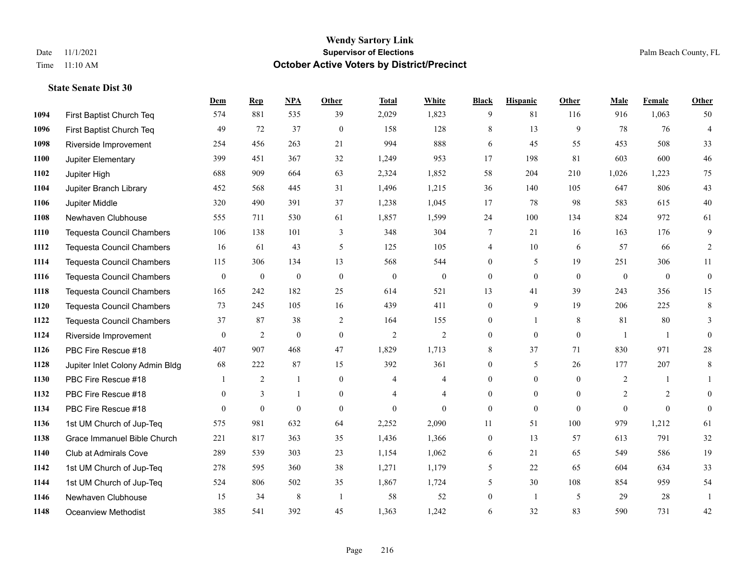# Wendy Sartory Link

**Supervisor of Elections**

**October Active Voters by District/Precinct**

Date 11/1/2021

Time 11:10 AM

Palm Beach County, FL

### State Senate Dist 30

| | | Dem | Rep | NPA | Other | Total | White | Black | Hispanic | Other | Male | Female | Other |
|---|---|---|---|---|---|---|---|---|---|---|---|---|---|
| 1094 | First Baptist Church Teq | 574 | 881 | 535 | 39 | 2,029 | 1,823 | 9 | 81 | 116 | 916 | 1,063 | 50 |
| 1096 | First Baptist Church Teq | 49 | 72 | 37 | 0 | 158 | 128 | 8 | 13 | 9 | 78 | 76 | 4 |
| 1098 | Riverside Improvement | 254 | 456 | 263 | 21 | 994 | 888 | 6 | 45 | 55 | 453 | 508 | 33 |
| 1100 | Jupiter Elementary | 399 | 451 | 367 | 32 | 1,249 | 953 | 17 | 198 | 81 | 603 | 600 | 46 |
| 1102 | Jupiter High | 688 | 909 | 664 | 63 | 2,324 | 1,852 | 58 | 204 | 210 | 1,026 | 1,223 | 75 |
| 1104 | Jupiter Branch Library | 452 | 568 | 445 | 31 | 1,496 | 1,215 | 36 | 140 | 105 | 647 | 806 | 43 |
| 1106 | Jupiter Middle | 320 | 490 | 391 | 37 | 1,238 | 1,045 | 17 | 78 | 98 | 583 | 615 | 40 |
| 1108 | Newhaven Clubhouse | 555 | 711 | 530 | 61 | 1,857 | 1,599 | 24 | 100 | 134 | 824 | 972 | 61 |
| 1110 | Tequesta Council Chambers | 106 | 138 | 101 | 3 | 348 | 304 | 7 | 21 | 16 | 163 | 176 | 9 |
| 1112 | Tequesta Council Chambers | 16 | 61 | 43 | 5 | 125 | 105 | 4 | 10 | 6 | 57 | 66 | 2 |
| 1114 | Tequesta Council Chambers | 115 | 306 | 134 | 13 | 568 | 544 | 0 | 5 | 19 | 251 | 306 | 11 |
| 1116 | Tequesta Council Chambers | 0 | 0 | 0 | 0 | 0 | 0 | 0 | 0 | 0 | 0 | 0 | 0 |
| 1118 | Tequesta Council Chambers | 165 | 242 | 182 | 25 | 614 | 521 | 13 | 41 | 39 | 243 | 356 | 15 |
| 1120 | Tequesta Council Chambers | 73 | 245 | 105 | 16 | 439 | 411 | 0 | 9 | 19 | 206 | 225 | 8 |
| 1122 | Tequesta Council Chambers | 37 | 87 | 38 | 2 | 164 | 155 | 0 | 1 | 8 | 81 | 80 | 3 |
| 1124 | Riverside Improvement | 0 | 2 | 0 | 0 | 2 | 2 | 0 | 0 | 0 | 1 | 1 | 0 |
| 1126 | PBC Fire Rescue #18 | 407 | 907 | 468 | 47 | 1,829 | 1,713 | 8 | 37 | 71 | 830 | 971 | 28 |
| 1128 | Jupiter Inlet Colony Admin Bldg | 68 | 222 | 87 | 15 | 392 | 361 | 0 | 5 | 26 | 177 | 207 | 8 |
| 1130 | PBC Fire Rescue #18 | 1 | 2 | 1 | 0 | 4 | 4 | 0 | 0 | 0 | 2 | 1 | 1 |
| 1132 | PBC Fire Rescue #18 | 0 | 3 | 1 | 0 | 4 | 4 | 0 | 0 | 0 | 2 | 2 | 0 |
| 1134 | PBC Fire Rescue #18 | 0 | 0 | 0 | 0 | 0 | 0 | 0 | 0 | 0 | 0 | 0 | 0 |
| 1136 | 1st UM Church of Jup-Teq | 575 | 981 | 632 | 64 | 2,252 | 2,090 | 11 | 51 | 100 | 979 | 1,212 | 61 |
| 1138 | Grace Immanuel Bible Church | 221 | 817 | 363 | 35 | 1,436 | 1,366 | 0 | 13 | 57 | 613 | 791 | 32 |
| 1140 | Club at Admirals Cove | 289 | 539 | 303 | 23 | 1,154 | 1,062 | 6 | 21 | 65 | 549 | 586 | 19 |
| 1142 | 1st UM Church of Jup-Teq | 278 | 595 | 360 | 38 | 1,271 | 1,179 | 5 | 22 | 65 | 604 | 634 | 33 |
| 1144 | 1st UM Church of Jup-Teq | 524 | 806 | 502 | 35 | 1,867 | 1,724 | 5 | 30 | 108 | 854 | 959 | 54 |
| 1146 | Newhaven Clubhouse | 15 | 34 | 8 | 1 | 58 | 52 | 0 | 1 | 5 | 29 | 28 | 1 |
| 1148 | Oceanview Methodist | 385 | 541 | 392 | 45 | 1,363 | 1,242 | 6 | 32 | 83 | 590 | 731 | 42 |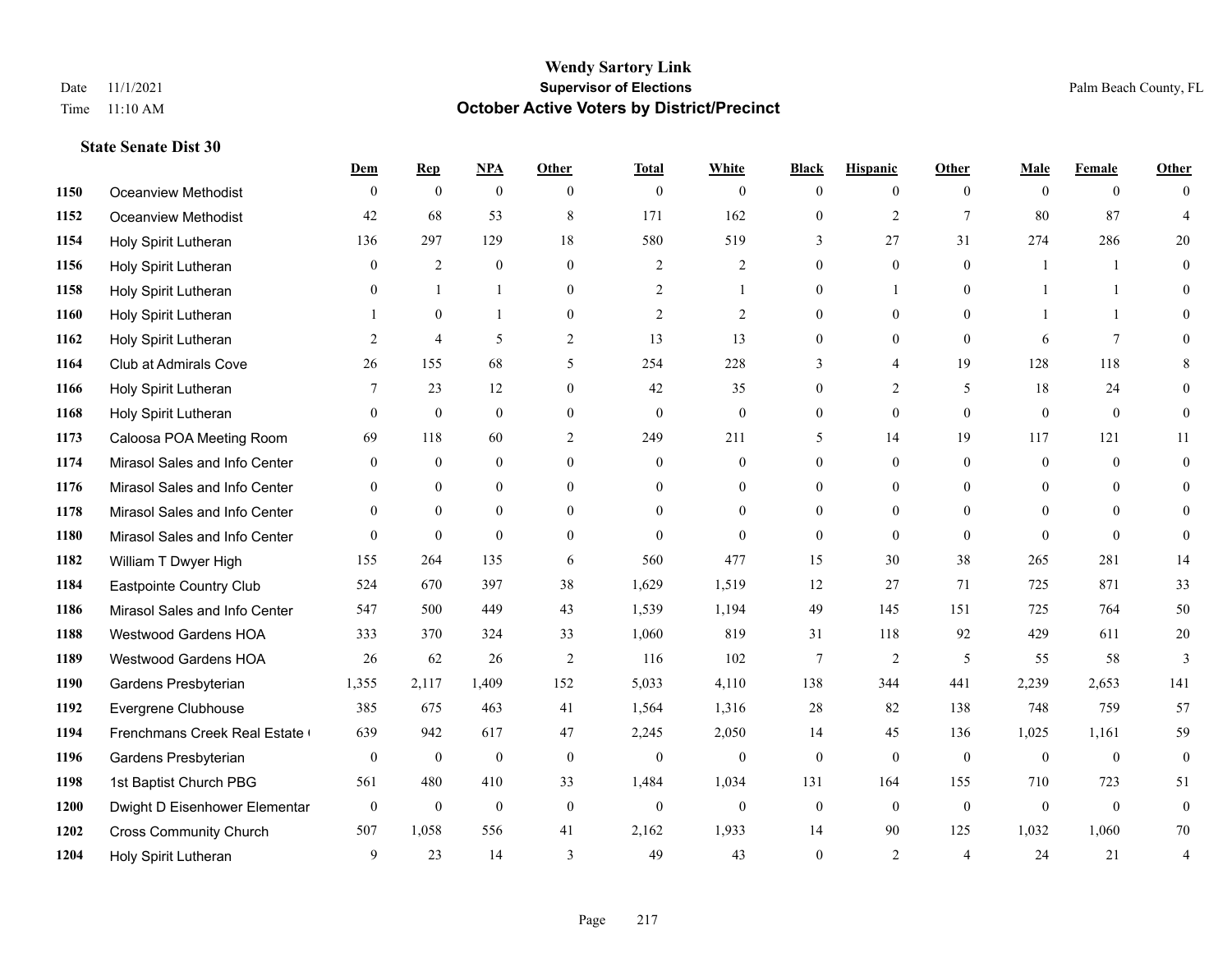# Wendy Sartory Link
## Supervisor of Elections
## October Active Voters by District/Precinct

Date 11/1/2021
Time 11:10 AM

Palm Beach County, FL

### State Senate Dist 30

| | | Dem | Rep | NPA | Other | Total | White | Black | Hispanic | Other | Male | Female | Other |
|---|---|---|---|---|---|---|---|---|---|---|---|---|---|
| 1150 | Oceanview Methodist | 0 | 0 | 0 | 0 | 0 | 0 | 0 | 0 | 0 | 0 | 0 | 0 |
| 1152 | Oceanview Methodist | 42 | 68 | 53 | 8 | 171 | 162 | 0 | 2 | 7 | 80 | 87 | 4 |
| 1154 | Holy Spirit Lutheran | 136 | 297 | 129 | 18 | 580 | 519 | 3 | 27 | 31 | 274 | 286 | 20 |
| 1156 | Holy Spirit Lutheran | 0 | 2 | 0 | 0 | 2 | 2 | 0 | 0 | 0 | 1 | 1 | 0 |
| 1158 | Holy Spirit Lutheran | 0 | 1 | 1 | 0 | 2 | 1 | 0 | 1 | 0 | 1 | 1 | 0 |
| 1160 | Holy Spirit Lutheran | 1 | 0 | 1 | 0 | 2 | 2 | 0 | 0 | 0 | 1 | 1 | 0 |
| 1162 | Holy Spirit Lutheran | 2 | 4 | 5 | 2 | 13 | 13 | 0 | 0 | 0 | 6 | 7 | 0 |
| 1164 | Club at Admirals Cove | 26 | 155 | 68 | 5 | 254 | 228 | 3 | 4 | 19 | 128 | 118 | 8 |
| 1166 | Holy Spirit Lutheran | 7 | 23 | 12 | 0 | 42 | 35 | 0 | 2 | 5 | 18 | 24 | 0 |
| 1168 | Holy Spirit Lutheran | 0 | 0 | 0 | 0 | 0 | 0 | 0 | 0 | 0 | 0 | 0 | 0 |
| 1173 | Caloosa POA Meeting Room | 69 | 118 | 60 | 2 | 249 | 211 | 5 | 14 | 19 | 117 | 121 | 11 |
| 1174 | Mirasol Sales and Info Center | 0 | 0 | 0 | 0 | 0 | 0 | 0 | 0 | 0 | 0 | 0 | 0 |
| 1176 | Mirasol Sales and Info Center | 0 | 0 | 0 | 0 | 0 | 0 | 0 | 0 | 0 | 0 | 0 | 0 |
| 1178 | Mirasol Sales and Info Center | 0 | 0 | 0 | 0 | 0 | 0 | 0 | 0 | 0 | 0 | 0 | 0 |
| 1180 | Mirasol Sales and Info Center | 0 | 0 | 0 | 0 | 0 | 0 | 0 | 0 | 0 | 0 | 0 | 0 |
| 1182 | William T Dwyer High | 155 | 264 | 135 | 6 | 560 | 477 | 15 | 30 | 38 | 265 | 281 | 14 |
| 1184 | Eastpointe Country Club | 524 | 670 | 397 | 38 | 1,629 | 1,519 | 12 | 27 | 71 | 725 | 871 | 33 |
| 1186 | Mirasol Sales and Info Center | 547 | 500 | 449 | 43 | 1,539 | 1,194 | 49 | 145 | 151 | 725 | 764 | 50 |
| 1188 | Westwood Gardens HOA | 333 | 370 | 324 | 33 | 1,060 | 819 | 31 | 118 | 92 | 429 | 611 | 20 |
| 1189 | Westwood Gardens HOA | 26 | 62 | 26 | 2 | 116 | 102 | 7 | 2 | 5 | 55 | 58 | 3 |
| 1190 | Gardens Presbyterian | 1,355 | 2,117 | 1,409 | 152 | 5,033 | 4,110 | 138 | 344 | 441 | 2,239 | 2,653 | 141 |
| 1192 | Evergrene Clubhouse | 385 | 675 | 463 | 41 | 1,564 | 1,316 | 28 | 82 | 138 | 748 | 759 | 57 |
| 1194 | Frenchmans Creek Real Estate ( | 639 | 942 | 617 | 47 | 2,245 | 2,050 | 14 | 45 | 136 | 1,025 | 1,161 | 59 |
| 1196 | Gardens Presbyterian | 0 | 0 | 0 | 0 | 0 | 0 | 0 | 0 | 0 | 0 | 0 | 0 |
| 1198 | 1st Baptist Church PBG | 561 | 480 | 410 | 33 | 1,484 | 1,034 | 131 | 164 | 155 | 710 | 723 | 51 |
| 1200 | Dwight D Eisenhower Elementar | 0 | 0 | 0 | 0 | 0 | 0 | 0 | 0 | 0 | 0 | 0 | 0 |
| 1202 | Cross Community Church | 507 | 1,058 | 556 | 41 | 2,162 | 1,933 | 14 | 90 | 125 | 1,032 | 1,060 | 70 |
| 1204 | Holy Spirit Lutheran | 9 | 23 | 14 | 3 | 49 | 43 | 0 | 2 | 4 | 24 | 21 | 4 |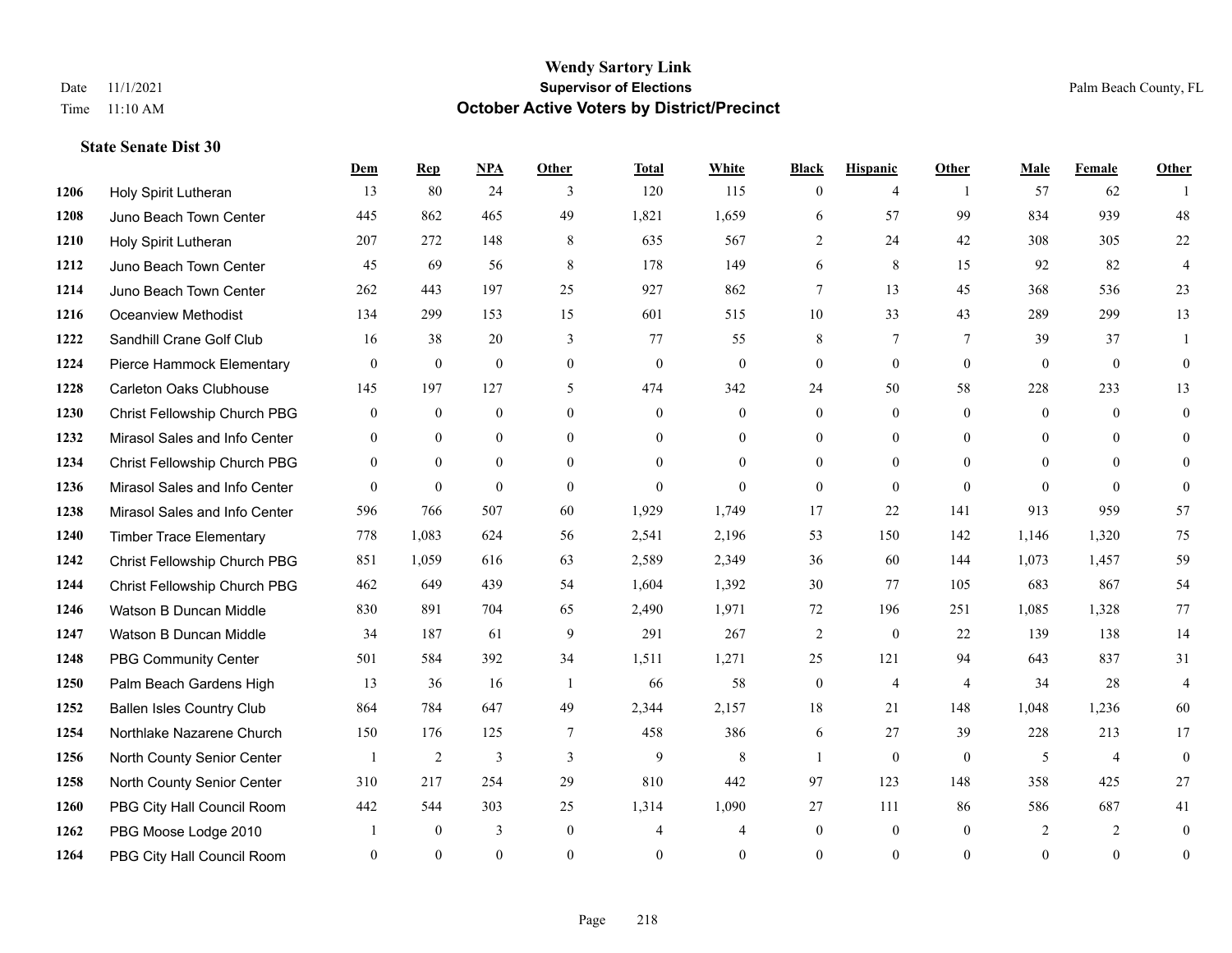# Wendy Sartory Link
## Supervisor of Elections
## October Active Voters by District/Precinct

Date 11/1/2021
Time 11:10 AM

Palm Beach County, FL

### State Senate Dist 30

| | | Dem | Rep | NPA | Other | Total | White | Black | Hispanic | Other | Male | Female | Other |
|---|---|---|---|---|---|---|---|---|---|---|---|---|---|
| 1206 | Holy Spirit Lutheran | 13 | 80 | 24 | 3 | 120 | 115 | 0 | 4 | 1 | 57 | 62 | 1 |
| 1208 | Juno Beach Town Center | 445 | 862 | 465 | 49 | 1,821 | 1,659 | 6 | 57 | 99 | 834 | 939 | 48 |
| 1210 | Holy Spirit Lutheran | 207 | 272 | 148 | 8 | 635 | 567 | 2 | 24 | 42 | 308 | 305 | 22 |
| 1212 | Juno Beach Town Center | 45 | 69 | 56 | 8 | 178 | 149 | 6 | 8 | 15 | 92 | 82 | 4 |
| 1214 | Juno Beach Town Center | 262 | 443 | 197 | 25 | 927 | 862 | 7 | 13 | 45 | 368 | 536 | 23 |
| 1216 | Oceanview Methodist | 134 | 299 | 153 | 15 | 601 | 515 | 10 | 33 | 43 | 289 | 299 | 13 |
| 1222 | Sandhill Crane Golf Club | 16 | 38 | 20 | 3 | 77 | 55 | 8 | 7 | 7 | 39 | 37 | 1 |
| 1224 | Pierce Hammock Elementary | 0 | 0 | 0 | 0 | 0 | 0 | 0 | 0 | 0 | 0 | 0 | 0 |
| 1228 | Carleton Oaks Clubhouse | 145 | 197 | 127 | 5 | 474 | 342 | 24 | 50 | 58 | 228 | 233 | 13 |
| 1230 | Christ Fellowship Church PBG | 0 | 0 | 0 | 0 | 0 | 0 | 0 | 0 | 0 | 0 | 0 | 0 |
| 1232 | Mirasol Sales and Info Center | 0 | 0 | 0 | 0 | 0 | 0 | 0 | 0 | 0 | 0 | 0 | 0 |
| 1234 | Christ Fellowship Church PBG | 0 | 0 | 0 | 0 | 0 | 0 | 0 | 0 | 0 | 0 | 0 | 0 |
| 1236 | Mirasol Sales and Info Center | 0 | 0 | 0 | 0 | 0 | 0 | 0 | 0 | 0 | 0 | 0 | 0 |
| 1238 | Mirasol Sales and Info Center | 596 | 766 | 507 | 60 | 1,929 | 1,749 | 17 | 22 | 141 | 913 | 959 | 57 |
| 1240 | Timber Trace Elementary | 778 | 1,083 | 624 | 56 | 2,541 | 2,196 | 53 | 150 | 142 | 1,146 | 1,320 | 75 |
| 1242 | Christ Fellowship Church PBG | 851 | 1,059 | 616 | 63 | 2,589 | 2,349 | 36 | 60 | 144 | 1,073 | 1,457 | 59 |
| 1244 | Christ Fellowship Church PBG | 462 | 649 | 439 | 54 | 1,604 | 1,392 | 30 | 77 | 105 | 683 | 867 | 54 |
| 1246 | Watson B Duncan Middle | 830 | 891 | 704 | 65 | 2,490 | 1,971 | 72 | 196 | 251 | 1,085 | 1,328 | 77 |
| 1247 | Watson B Duncan Middle | 34 | 187 | 61 | 9 | 291 | 267 | 2 | 0 | 22 | 139 | 138 | 14 |
| 1248 | PBG Community Center | 501 | 584 | 392 | 34 | 1,511 | 1,271 | 25 | 121 | 94 | 643 | 837 | 31 |
| 1250 | Palm Beach Gardens High | 13 | 36 | 16 | 1 | 66 | 58 | 0 | 4 | 4 | 34 | 28 | 4 |
| 1252 | Ballen Isles Country Club | 864 | 784 | 647 | 49 | 2,344 | 2,157 | 18 | 21 | 148 | 1,048 | 1,236 | 60 |
| 1254 | Northlake Nazarene Church | 150 | 176 | 125 | 7 | 458 | 386 | 6 | 27 | 39 | 228 | 213 | 17 |
| 1256 | North County Senior Center | 1 | 2 | 3 | 3 | 9 | 8 | 1 | 0 | 0 | 5 | 4 | 0 |
| 1258 | North County Senior Center | 310 | 217 | 254 | 29 | 810 | 442 | 97 | 123 | 148 | 358 | 425 | 27 |
| 1260 | PBG City Hall Council Room | 442 | 544 | 303 | 25 | 1,314 | 1,090 | 27 | 111 | 86 | 586 | 687 | 41 |
| 1262 | PBG Moose Lodge 2010 | 1 | 0 | 3 | 0 | 4 | 4 | 0 | 0 | 0 | 2 | 2 | 0 |
| 1264 | PBG City Hall Council Room | 0 | 0 | 0 | 0 | 0 | 0 | 0 | 0 | 0 | 0 | 0 | 0 |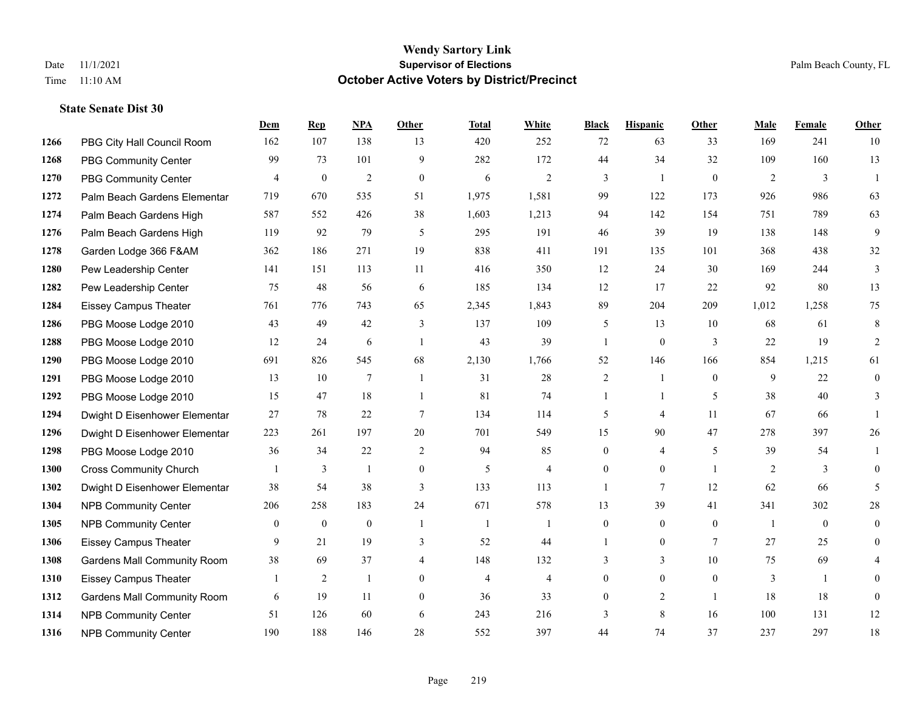# Wendy Sartory Link

**Supervisor of Elections**

**October Active Voters by District/Precinct**

Date 11/1/2021

Time 11:10 AM

Palm Beach County, FL

### State Senate Dist 30

| | | Dem | Rep | NPA | Other | Total | White | Black | Hispanic | Other | Male | Female | Other |
|---|---|---|---|---|---|---|---|---|---|---|---|---|---|
| 1266 | PBG City Hall Council Room | 162 | 107 | 138 | 13 | 420 | 252 | 72 | 63 | 33 | 169 | 241 | 10 |
| 1268 | PBG Community Center | 99 | 73 | 101 | 9 | 282 | 172 | 44 | 34 | 32 | 109 | 160 | 13 |
| 1270 | PBG Community Center | 4 | 0 | 2 | 0 | 6 | 2 | 3 | 1 | 0 | 2 | 3 | 1 |
| 1272 | Palm Beach Gardens Elementar | 719 | 670 | 535 | 51 | 1,975 | 1,581 | 99 | 122 | 173 | 926 | 986 | 63 |
| 1274 | Palm Beach Gardens High | 587 | 552 | 426 | 38 | 1,603 | 1,213 | 94 | 142 | 154 | 751 | 789 | 63 |
| 1276 | Palm Beach Gardens High | 119 | 92 | 79 | 5 | 295 | 191 | 46 | 39 | 19 | 138 | 148 | 9 |
| 1278 | Garden Lodge 366 F&AM | 362 | 186 | 271 | 19 | 838 | 411 | 191 | 135 | 101 | 368 | 438 | 32 |
| 1280 | Pew Leadership Center | 141 | 151 | 113 | 11 | 416 | 350 | 12 | 24 | 30 | 169 | 244 | 3 |
| 1282 | Pew Leadership Center | 75 | 48 | 56 | 6 | 185 | 134 | 12 | 17 | 22 | 92 | 80 | 13 |
| 1284 | Eissey Campus Theater | 761 | 776 | 743 | 65 | 2,345 | 1,843 | 89 | 204 | 209 | 1,012 | 1,258 | 75 |
| 1286 | PBG Moose Lodge 2010 | 43 | 49 | 42 | 3 | 137 | 109 | 5 | 13 | 10 | 68 | 61 | 8 |
| 1288 | PBG Moose Lodge 2010 | 12 | 24 | 6 | 1 | 43 | 39 | 1 | 0 | 3 | 22 | 19 | 2 |
| 1290 | PBG Moose Lodge 2010 | 691 | 826 | 545 | 68 | 2,130 | 1,766 | 52 | 146 | 166 | 854 | 1,215 | 61 |
| 1291 | PBG Moose Lodge 2010 | 13 | 10 | 7 | 1 | 31 | 28 | 2 | 1 | 0 | 9 | 22 | 0 |
| 1292 | PBG Moose Lodge 2010 | 15 | 47 | 18 | 1 | 81 | 74 | 1 | 1 | 5 | 38 | 40 | 3 |
| 1294 | Dwight D Eisenhower Elementar | 27 | 78 | 22 | 7 | 134 | 114 | 5 | 4 | 11 | 67 | 66 | 1 |
| 1296 | Dwight D Eisenhower Elementar | 223 | 261 | 197 | 20 | 701 | 549 | 15 | 90 | 47 | 278 | 397 | 26 |
| 1298 | PBG Moose Lodge 2010 | 36 | 34 | 22 | 2 | 94 | 85 | 0 | 4 | 5 | 39 | 54 | 1 |
| 1300 | Cross Community Church | 1 | 3 | 1 | 0 | 5 | 4 | 0 | 0 | 1 | 2 | 3 | 0 |
| 1302 | Dwight D Eisenhower Elementar | 38 | 54 | 38 | 3 | 133 | 113 | 1 | 7 | 12 | 62 | 66 | 5 |
| 1304 | NPB Community Center | 206 | 258 | 183 | 24 | 671 | 578 | 13 | 39 | 41 | 341 | 302 | 28 |
| 1305 | NPB Community Center | 0 | 0 | 0 | 1 | 1 | 1 | 0 | 0 | 0 | 1 | 0 | 0 |
| 1306 | Eissey Campus Theater | 9 | 21 | 19 | 3 | 52 | 44 | 1 | 0 | 7 | 27 | 25 | 0 |
| 1308 | Gardens Mall Community Room | 38 | 69 | 37 | 4 | 148 | 132 | 3 | 3 | 10 | 75 | 69 | 4 |
| 1310 | Eissey Campus Theater | 1 | 2 | 1 | 0 | 4 | 4 | 0 | 0 | 0 | 3 | 1 | 0 |
| 1312 | Gardens Mall Community Room | 6 | 19 | 11 | 0 | 36 | 33 | 0 | 2 | 1 | 18 | 18 | 0 |
| 1314 | NPB Community Center | 51 | 126 | 60 | 6 | 243 | 216 | 3 | 8 | 16 | 100 | 131 | 12 |
| 1316 | NPB Community Center | 190 | 188 | 146 | 28 | 552 | 397 | 44 | 74 | 37 | 237 | 297 | 18 |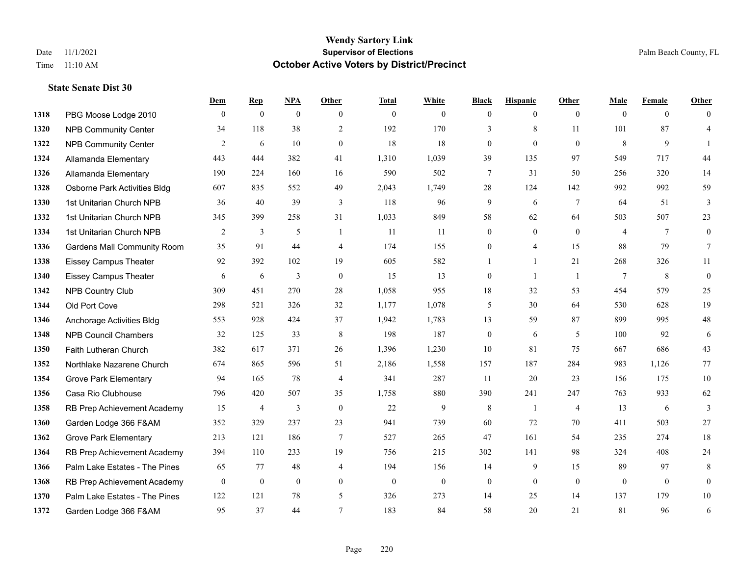# Wendy Sartory Link
## Supervisor of Elections
## October Active Voters by District/Precinct

Date 11/1/2021
Time 11:10 AM

Palm Beach County, FL

### State Senate Dist 30

| | | Dem | Rep | NPA | Other | Total | White | Black | Hispanic | Other | Male | Female | Other |
|---|---|---|---|---|---|---|---|---|---|---|---|---|---|
| 1318 | PBG Moose Lodge 2010 | 0 | 0 | 0 | 0 | 0 | 0 | 0 | 0 | 0 | 0 | 0 | 0 |
| 1320 | NPB Community Center | 34 | 118 | 38 | 2 | 192 | 170 | 3 | 8 | 11 | 101 | 87 | 4 |
| 1322 | NPB Community Center | 2 | 6 | 10 | 0 | 18 | 18 | 0 | 0 | 0 | 8 | 9 | 1 |
| 1324 | Allamanda Elementary | 443 | 444 | 382 | 41 | 1,310 | 1,039 | 39 | 135 | 97 | 549 | 717 | 44 |
| 1326 | Allamanda Elementary | 190 | 224 | 160 | 16 | 590 | 502 | 7 | 31 | 50 | 256 | 320 | 14 |
| 1328 | Osborne Park Activities Bldg | 607 | 835 | 552 | 49 | 2,043 | 1,749 | 28 | 124 | 142 | 992 | 992 | 59 |
| 1330 | 1st Unitarian Church NPB | 36 | 40 | 39 | 3 | 118 | 96 | 9 | 6 | 7 | 64 | 51 | 3 |
| 1332 | 1st Unitarian Church NPB | 345 | 399 | 258 | 31 | 1,033 | 849 | 58 | 62 | 64 | 503 | 507 | 23 |
| 1334 | 1st Unitarian Church NPB | 2 | 3 | 5 | 1 | 11 | 11 | 0 | 0 | 0 | 4 | 7 | 0 |
| 1336 | Gardens Mall Community Room | 35 | 91 | 44 | 4 | 174 | 155 | 0 | 4 | 15 | 88 | 79 | 7 |
| 1338 | Eissey Campus Theater | 92 | 392 | 102 | 19 | 605 | 582 | 1 | 1 | 21 | 268 | 326 | 11 |
| 1340 | Eissey Campus Theater | 6 | 6 | 3 | 0 | 15 | 13 | 0 | 1 | 1 | 7 | 8 | 0 |
| 1342 | NPB Country Club | 309 | 451 | 270 | 28 | 1,058 | 955 | 18 | 32 | 53 | 454 | 579 | 25 |
| 1344 | Old Port Cove | 298 | 521 | 326 | 32 | 1,177 | 1,078 | 5 | 30 | 64 | 530 | 628 | 19 |
| 1346 | Anchorage Activities Bldg | 553 | 928 | 424 | 37 | 1,942 | 1,783 | 13 | 59 | 87 | 899 | 995 | 48 |
| 1348 | NPB Council Chambers | 32 | 125 | 33 | 8 | 198 | 187 | 0 | 6 | 5 | 100 | 92 | 6 |
| 1350 | Faith Lutheran Church | 382 | 617 | 371 | 26 | 1,396 | 1,230 | 10 | 81 | 75 | 667 | 686 | 43 |
| 1352 | Northlake Nazarene Church | 674 | 865 | 596 | 51 | 2,186 | 1,558 | 157 | 187 | 284 | 983 | 1,126 | 77 |
| 1354 | Grove Park Elementary | 94 | 165 | 78 | 4 | 341 | 287 | 11 | 20 | 23 | 156 | 175 | 10 |
| 1356 | Casa Rio Clubhouse | 796 | 420 | 507 | 35 | 1,758 | 880 | 390 | 241 | 247 | 763 | 933 | 62 |
| 1358 | RB Prep Achievement Academy | 15 | 4 | 3 | 0 | 22 | 9 | 8 | 1 | 4 | 13 | 6 | 3 |
| 1360 | Garden Lodge 366 F&AM | 352 | 329 | 237 | 23 | 941 | 739 | 60 | 72 | 70 | 411 | 503 | 27 |
| 1362 | Grove Park Elementary | 213 | 121 | 186 | 7 | 527 | 265 | 47 | 161 | 54 | 235 | 274 | 18 |
| 1364 | RB Prep Achievement Academy | 394 | 110 | 233 | 19 | 756 | 215 | 302 | 141 | 98 | 324 | 408 | 24 |
| 1366 | Palm Lake Estates - The Pines | 65 | 77 | 48 | 4 | 194 | 156 | 14 | 9 | 15 | 89 | 97 | 8 |
| 1368 | RB Prep Achievement Academy | 0 | 0 | 0 | 0 | 0 | 0 | 0 | 0 | 0 | 0 | 0 | 0 |
| 1370 | Palm Lake Estates - The Pines | 122 | 121 | 78 | 5 | 326 | 273 | 14 | 25 | 14 | 137 | 179 | 10 |
| 1372 | Garden Lodge 366 F&AM | 95 | 37 | 44 | 7 | 183 | 84 | 58 | 20 | 21 | 81 | 96 | 6 |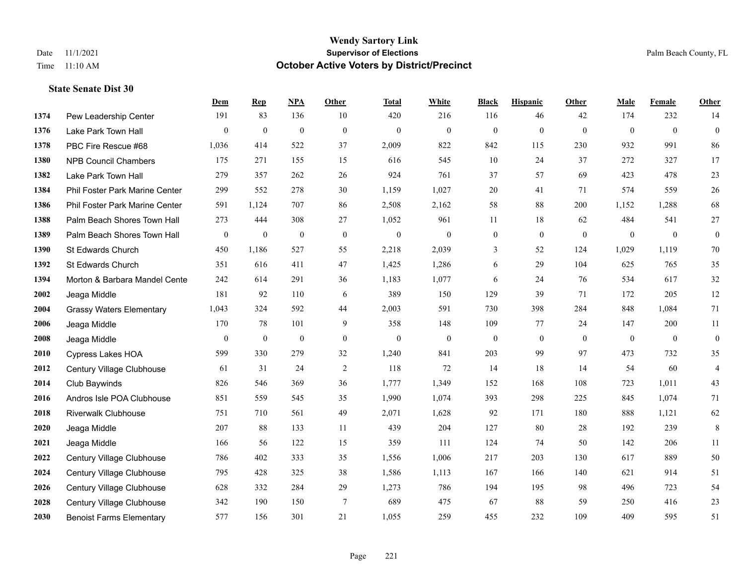# Wendy Sartory Link

**Supervisor of Elections**

**October Active Voters by District/Precinct**

Date 11/1/2021
Time 11:10 AM

Palm Beach County, FL

### State Senate Dist 30

| | | Dem | Rep | NPA | Other | Total | White | Black | Hispanic | Other | Male | Female | Other |
|---|---|---|---|---|---|---|---|---|---|---|---|---|---|
| 1374 | Pew Leadership Center | 191 | 83 | 136 | 10 | 420 | 216 | 116 | 46 | 42 | 174 | 232 | 14 |
| 1376 | Lake Park Town Hall | 0 | 0 | 0 | 0 | 0 | 0 | 0 | 0 | 0 | 0 | 0 | 0 |
| 1378 | PBC Fire Rescue #68 | 1,036 | 414 | 522 | 37 | 2,009 | 822 | 842 | 115 | 230 | 932 | 991 | 86 |
| 1380 | NPB Council Chambers | 175 | 271 | 155 | 15 | 616 | 545 | 10 | 24 | 37 | 272 | 327 | 17 |
| 1382 | Lake Park Town Hall | 279 | 357 | 262 | 26 | 924 | 761 | 37 | 57 | 69 | 423 | 478 | 23 |
| 1384 | Phil Foster Park Marine Center | 299 | 552 | 278 | 30 | 1,159 | 1,027 | 20 | 41 | 71 | 574 | 559 | 26 |
| 1386 | Phil Foster Park Marine Center | 591 | 1,124 | 707 | 86 | 2,508 | 2,162 | 58 | 88 | 200 | 1,152 | 1,288 | 68 |
| 1388 | Palm Beach Shores Town Hall | 273 | 444 | 308 | 27 | 1,052 | 961 | 11 | 18 | 62 | 484 | 541 | 27 |
| 1389 | Palm Beach Shores Town Hall | 0 | 0 | 0 | 0 | 0 | 0 | 0 | 0 | 0 | 0 | 0 | 0 |
| 1390 | St Edwards Church | 450 | 1,186 | 527 | 55 | 2,218 | 2,039 | 3 | 52 | 124 | 1,029 | 1,119 | 70 |
| 1392 | St Edwards Church | 351 | 616 | 411 | 47 | 1,425 | 1,286 | 6 | 29 | 104 | 625 | 765 | 35 |
| 1394 | Morton & Barbara Mandel Cente | 242 | 614 | 291 | 36 | 1,183 | 1,077 | 6 | 24 | 76 | 534 | 617 | 32 |
| 2002 | Jeaga Middle | 181 | 92 | 110 | 6 | 389 | 150 | 129 | 39 | 71 | 172 | 205 | 12 |
| 2004 | Grassy Waters Elementary | 1,043 | 324 | 592 | 44 | 2,003 | 591 | 730 | 398 | 284 | 848 | 1,084 | 71 |
| 2006 | Jeaga Middle | 170 | 78 | 101 | 9 | 358 | 148 | 109 | 77 | 24 | 147 | 200 | 11 |
| 2008 | Jeaga Middle | 0 | 0 | 0 | 0 | 0 | 0 | 0 | 0 | 0 | 0 | 0 | 0 |
| 2010 | Cypress Lakes HOA | 599 | 330 | 279 | 32 | 1,240 | 841 | 203 | 99 | 97 | 473 | 732 | 35 |
| 2012 | Century Village Clubhouse | 61 | 31 | 24 | 2 | 118 | 72 | 14 | 18 | 14 | 54 | 60 | 4 |
| 2014 | Club Baywinds | 826 | 546 | 369 | 36 | 1,777 | 1,349 | 152 | 168 | 108 | 723 | 1,011 | 43 |
| 2016 | Andros Isle POA Clubhouse | 851 | 559 | 545 | 35 | 1,990 | 1,074 | 393 | 298 | 225 | 845 | 1,074 | 71 |
| 2018 | Riverwalk Clubhouse | 751 | 710 | 561 | 49 | 2,071 | 1,628 | 92 | 171 | 180 | 888 | 1,121 | 62 |
| 2020 | Jeaga Middle | 207 | 88 | 133 | 11 | 439 | 204 | 127 | 80 | 28 | 192 | 239 | 8 |
| 2021 | Jeaga Middle | 166 | 56 | 122 | 15 | 359 | 111 | 124 | 74 | 50 | 142 | 206 | 11 |
| 2022 | Century Village Clubhouse | 786 | 402 | 333 | 35 | 1,556 | 1,006 | 217 | 203 | 130 | 617 | 889 | 50 |
| 2024 | Century Village Clubhouse | 795 | 428 | 325 | 38 | 1,586 | 1,113 | 167 | 166 | 140 | 621 | 914 | 51 |
| 2026 | Century Village Clubhouse | 628 | 332 | 284 | 29 | 1,273 | 786 | 194 | 195 | 98 | 496 | 723 | 54 |
| 2028 | Century Village Clubhouse | 342 | 190 | 150 | 7 | 689 | 475 | 67 | 88 | 59 | 250 | 416 | 23 |
| 2030 | Benoist Farms Elementary | 577 | 156 | 301 | 21 | 1,055 | 259 | 455 | 232 | 109 | 409 | 595 | 51 |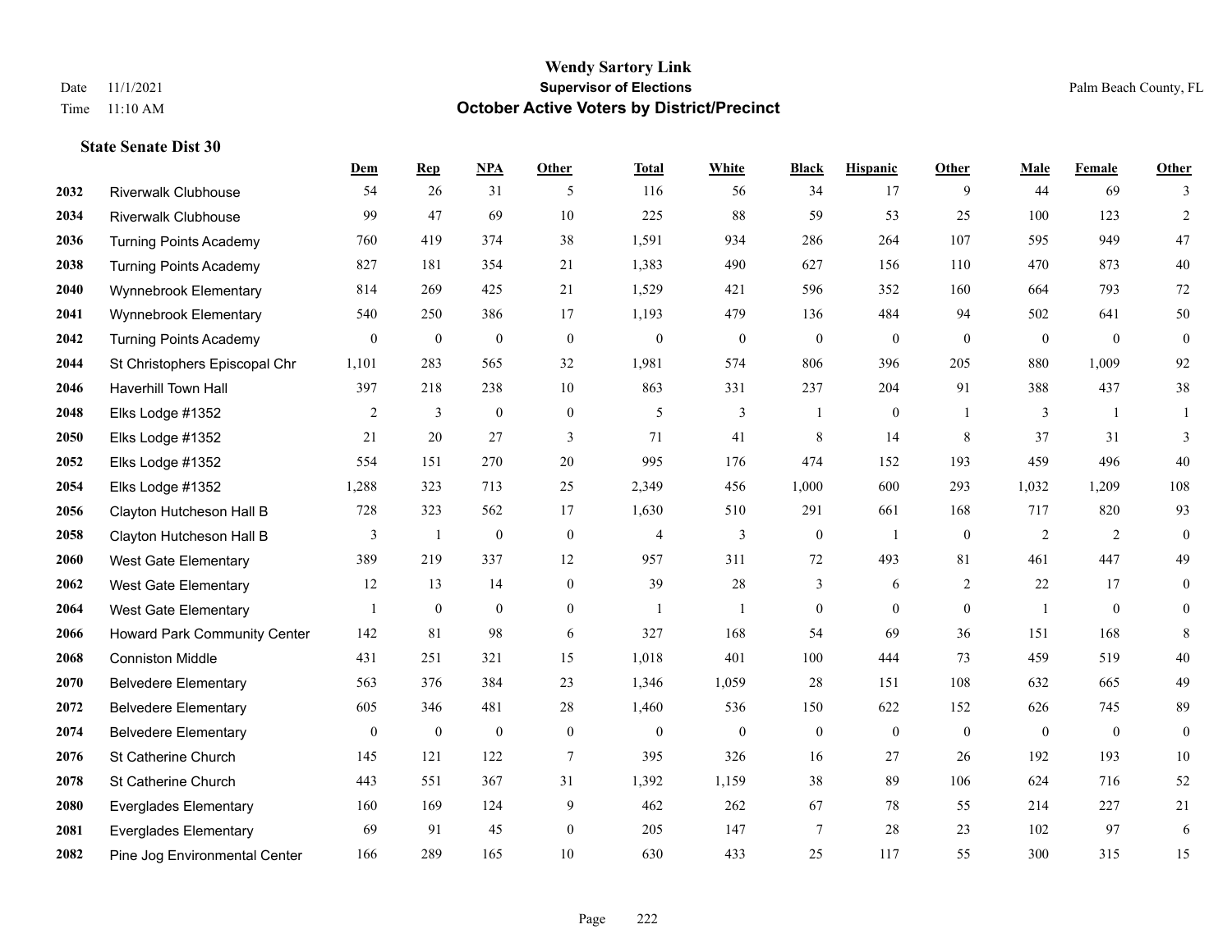# Wendy Sartory Link
## Supervisor of Elections
## October Active Voters by District/Precinct

Date 11/1/2021
Time 11:10 AM

Palm Beach County, FL

**State Senate Dist 30**

| | | Dem | Rep | NPA | Other | Total | White | Black | Hispanic | Other | Male | Female | Other |
|---|---|---|---|---|---|---|---|---|---|---|---|---|---|
| 2032 | Riverwalk Clubhouse | 54 | 26 | 31 | 5 | 116 | 56 | 34 | 17 | 9 | 44 | 69 | 3 |
| 2034 | Riverwalk Clubhouse | 99 | 47 | 69 | 10 | 225 | 88 | 59 | 53 | 25 | 100 | 123 | 2 |
| 2036 | Turning Points Academy | 760 | 419 | 374 | 38 | 1,591 | 934 | 286 | 264 | 107 | 595 | 949 | 47 |
| 2038 | Turning Points Academy | 827 | 181 | 354 | 21 | 1,383 | 490 | 627 | 156 | 110 | 470 | 873 | 40 |
| 2040 | Wynnebrook Elementary | 814 | 269 | 425 | 21 | 1,529 | 421 | 596 | 352 | 160 | 664 | 793 | 72 |
| 2041 | Wynnebrook Elementary | 540 | 250 | 386 | 17 | 1,193 | 479 | 136 | 484 | 94 | 502 | 641 | 50 |
| 2042 | Turning Points Academy | 0 | 0 | 0 | 0 | 0 | 0 | 0 | 0 | 0 | 0 | 0 | 0 |
| 2044 | St Christophers Episcopal Chr | 1,101 | 283 | 565 | 32 | 1,981 | 574 | 806 | 396 | 205 | 880 | 1,009 | 92 |
| 2046 | Haverhill Town Hall | 397 | 218 | 238 | 10 | 863 | 331 | 237 | 204 | 91 | 388 | 437 | 38 |
| 2048 | Elks Lodge #1352 | 2 | 3 | 0 | 0 | 5 | 3 | 1 | 0 | 1 | 3 | 1 | 1 |
| 2050 | Elks Lodge #1352 | 21 | 20 | 27 | 3 | 71 | 41 | 8 | 14 | 8 | 37 | 31 | 3 |
| 2052 | Elks Lodge #1352 | 554 | 151 | 270 | 20 | 995 | 176 | 474 | 152 | 193 | 459 | 496 | 40 |
| 2054 | Elks Lodge #1352 | 1,288 | 323 | 713 | 25 | 2,349 | 456 | 1,000 | 600 | 293 | 1,032 | 1,209 | 108 |
| 2056 | Clayton Hutcheson Hall B | 728 | 323 | 562 | 17 | 1,630 | 510 | 291 | 661 | 168 | 717 | 820 | 93 |
| 2058 | Clayton Hutcheson Hall B | 3 | 1 | 0 | 0 | 4 | 3 | 0 | 1 | 0 | 2 | 2 | 0 |
| 2060 | West Gate Elementary | 389 | 219 | 337 | 12 | 957 | 311 | 72 | 493 | 81 | 461 | 447 | 49 |
| 2062 | West Gate Elementary | 12 | 13 | 14 | 0 | 39 | 28 | 3 | 6 | 2 | 22 | 17 | 0 |
| 2064 | West Gate Elementary | 1 | 0 | 0 | 0 | 1 | 1 | 0 | 0 | 0 | 1 | 0 | 0 |
| 2066 | Howard Park Community Center | 142 | 81 | 98 | 6 | 327 | 168 | 54 | 69 | 36 | 151 | 168 | 8 |
| 2068 | Conniston Middle | 431 | 251 | 321 | 15 | 1,018 | 401 | 100 | 444 | 73 | 459 | 519 | 40 |
| 2070 | Belvedere Elementary | 563 | 376 | 384 | 23 | 1,346 | 1,059 | 28 | 151 | 108 | 632 | 665 | 49 |
| 2072 | Belvedere Elementary | 605 | 346 | 481 | 28 | 1,460 | 536 | 150 | 622 | 152 | 626 | 745 | 89 |
| 2074 | Belvedere Elementary | 0 | 0 | 0 | 0 | 0 | 0 | 0 | 0 | 0 | 0 | 0 | 0 |
| 2076 | St Catherine Church | 145 | 121 | 122 | 7 | 395 | 326 | 16 | 27 | 26 | 192 | 193 | 10 |
| 2078 | St Catherine Church | 443 | 551 | 367 | 31 | 1,392 | 1,159 | 38 | 89 | 106 | 624 | 716 | 52 |
| 2080 | Everglades Elementary | 160 | 169 | 124 | 9 | 462 | 262 | 67 | 78 | 55 | 214 | 227 | 21 |
| 2081 | Everglades Elementary | 69 | 91 | 45 | 0 | 205 | 147 | 7 | 28 | 23 | 102 | 97 | 6 |
| 2082 | Pine Jog Environmental Center | 166 | 289 | 165 | 10 | 630 | 433 | 25 | 117 | 55 | 300 | 315 | 15 |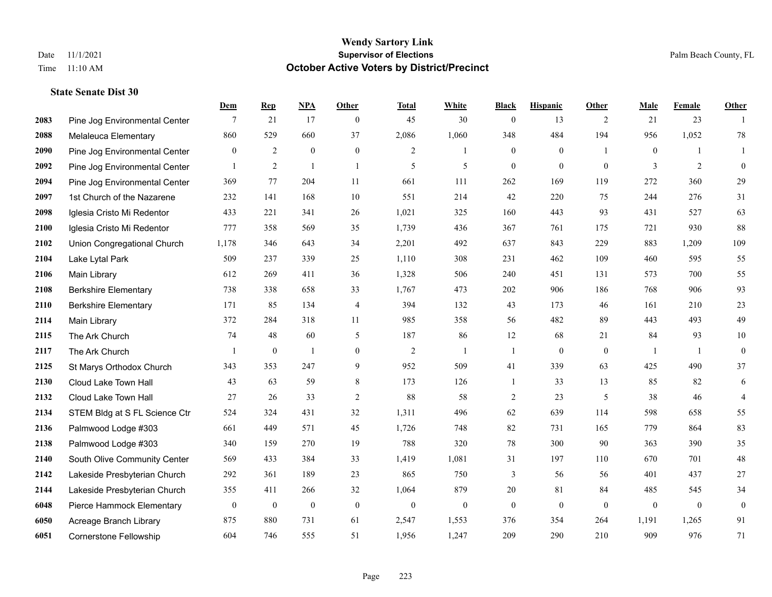# Wendy Sartory Link

**Supervisor of Elections**

**October Active Voters by District/Precinct**

Date 11/1/2021
Time 11:10 AM

Palm Beach County, FL

### State Senate Dist 30

| | | Dem | Rep | NPA | Other | Total | White | Black | Hispanic | Other | Male | Female | Other |
|---|---|---|---|---|---|---|---|---|---|---|---|---|---|
| 2083 | Pine Jog Environmental Center | 7 | 21 | 17 | 0 | 45 | 30 | 0 | 13 | 2 | 21 | 23 | 1 |
| 2088 | Melaleuca Elementary | 860 | 529 | 660 | 37 | 2,086 | 1,060 | 348 | 484 | 194 | 956 | 1,052 | 78 |
| 2090 | Pine Jog Environmental Center | 0 | 2 | 0 | 0 | 2 | 1 | 0 | 0 | 1 | 0 | 1 | 1 |
| 2092 | Pine Jog Environmental Center | 1 | 2 | 1 | 1 | 5 | 5 | 0 | 0 | 0 | 3 | 2 | 0 |
| 2094 | Pine Jog Environmental Center | 369 | 77 | 204 | 11 | 661 | 111 | 262 | 169 | 119 | 272 | 360 | 29 |
| 2097 | 1st Church of the Nazarene | 232 | 141 | 168 | 10 | 551 | 214 | 42 | 220 | 75 | 244 | 276 | 31 |
| 2098 | Iglesia Cristo Mi Redentor | 433 | 221 | 341 | 26 | 1,021 | 325 | 160 | 443 | 93 | 431 | 527 | 63 |
| 2100 | Iglesia Cristo Mi Redentor | 777 | 358 | 569 | 35 | 1,739 | 436 | 367 | 761 | 175 | 721 | 930 | 88 |
| 2102 | Union Congregational Church | 1,178 | 346 | 643 | 34 | 2,201 | 492 | 637 | 843 | 229 | 883 | 1,209 | 109 |
| 2104 | Lake Lytal Park | 509 | 237 | 339 | 25 | 1,110 | 308 | 231 | 462 | 109 | 460 | 595 | 55 |
| 2106 | Main Library | 612 | 269 | 411 | 36 | 1,328 | 506 | 240 | 451 | 131 | 573 | 700 | 55 |
| 2108 | Berkshire Elementary | 738 | 338 | 658 | 33 | 1,767 | 473 | 202 | 906 | 186 | 768 | 906 | 93 |
| 2110 | Berkshire Elementary | 171 | 85 | 134 | 4 | 394 | 132 | 43 | 173 | 46 | 161 | 210 | 23 |
| 2114 | Main Library | 372 | 284 | 318 | 11 | 985 | 358 | 56 | 482 | 89 | 443 | 493 | 49 |
| 2115 | The Ark Church | 74 | 48 | 60 | 5 | 187 | 86 | 12 | 68 | 21 | 84 | 93 | 10 |
| 2117 | The Ark Church | 1 | 0 | 1 | 0 | 2 | 1 | 1 | 0 | 0 | 1 | 1 | 0 |
| 2125 | St Marys Orthodox Church | 343 | 353 | 247 | 9 | 952 | 509 | 41 | 339 | 63 | 425 | 490 | 37 |
| 2130 | Cloud Lake Town Hall | 43 | 63 | 59 | 8 | 173 | 126 | 1 | 33 | 13 | 85 | 82 | 6 |
| 2132 | Cloud Lake Town Hall | 27 | 26 | 33 | 2 | 88 | 58 | 2 | 23 | 5 | 38 | 46 | 4 |
| 2134 | STEM Bldg at S FL Science Ctr | 524 | 324 | 431 | 32 | 1,311 | 496 | 62 | 639 | 114 | 598 | 658 | 55 |
| 2136 | Palmwood Lodge #303 | 661 | 449 | 571 | 45 | 1,726 | 748 | 82 | 731 | 165 | 779 | 864 | 83 |
| 2138 | Palmwood Lodge #303 | 340 | 159 | 270 | 19 | 788 | 320 | 78 | 300 | 90 | 363 | 390 | 35 |
| 2140 | South Olive Community Center | 569 | 433 | 384 | 33 | 1,419 | 1,081 | 31 | 197 | 110 | 670 | 701 | 48 |
| 2142 | Lakeside Presbyterian Church | 292 | 361 | 189 | 23 | 865 | 750 | 3 | 56 | 56 | 401 | 437 | 27 |
| 2144 | Lakeside Presbyterian Church | 355 | 411 | 266 | 32 | 1,064 | 879 | 20 | 81 | 84 | 485 | 545 | 34 |
| 6048 | Pierce Hammock Elementary | 0 | 0 | 0 | 0 | 0 | 0 | 0 | 0 | 0 | 0 | 0 | 0 |
| 6050 | Acreage Branch Library | 875 | 880 | 731 | 61 | 2,547 | 1,553 | 376 | 354 | 264 | 1,191 | 1,265 | 91 |
| 6051 | Cornerstone Fellowship | 604 | 746 | 555 | 51 | 1,956 | 1,247 | 209 | 290 | 210 | 909 | 976 | 71 |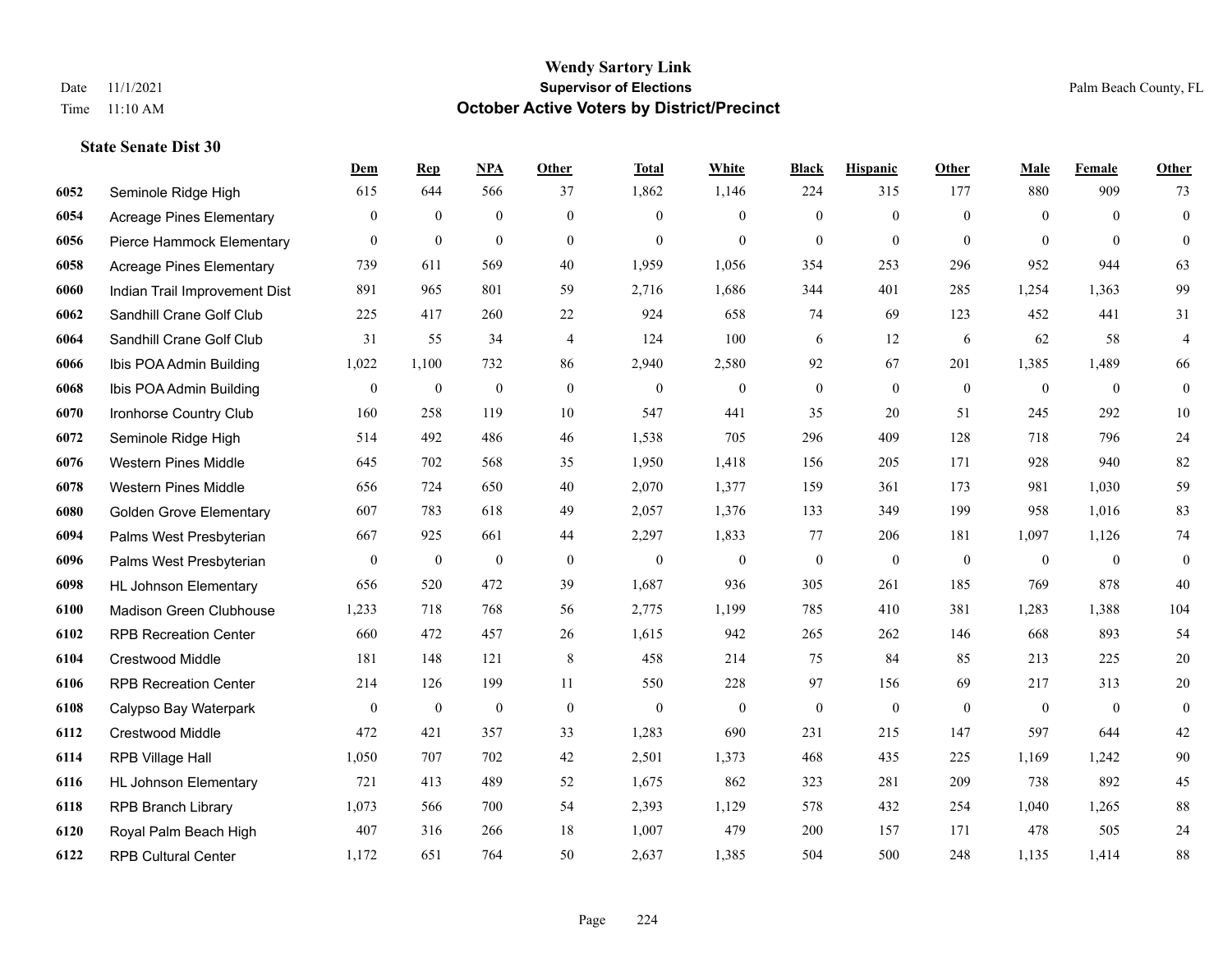# Wendy Sartory Link

**Supervisor of Elections**

**October Active Voters by District/Precinct**

Date 11/1/2021

Time 11:10 AM

Palm Beach County, FL

### State Senate Dist 30

| | | Dem | Rep | NPA | Other | Total | White | Black | Hispanic | Other | Male | Female | Other |
|---|---|---|---|---|---|---|---|---|---|---|---|---|---|
| 6052 | Seminole Ridge High | 615 | 644 | 566 | 37 | 1,862 | 1,146 | 224 | 315 | 177 | 880 | 909 | 73 |
| 6054 | Acreage Pines Elementary | 0 | 0 | 0 | 0 | 0 | 0 | 0 | 0 | 0 | 0 | 0 | 0 |
| 6056 | Pierce Hammock Elementary | 0 | 0 | 0 | 0 | 0 | 0 | 0 | 0 | 0 | 0 | 0 | 0 |
| 6058 | Acreage Pines Elementary | 739 | 611 | 569 | 40 | 1,959 | 1,056 | 354 | 253 | 296 | 952 | 944 | 63 |
| 6060 | Indian Trail Improvement Dist | 891 | 965 | 801 | 59 | 2,716 | 1,686 | 344 | 401 | 285 | 1,254 | 1,363 | 99 |
| 6062 | Sandhill Crane Golf Club | 225 | 417 | 260 | 22 | 924 | 658 | 74 | 69 | 123 | 452 | 441 | 31 |
| 6064 | Sandhill Crane Golf Club | 31 | 55 | 34 | 4 | 124 | 100 | 6 | 12 | 6 | 62 | 58 | 4 |
| 6066 | Ibis POA Admin Building | 1,022 | 1,100 | 732 | 86 | 2,940 | 2,580 | 92 | 67 | 201 | 1,385 | 1,489 | 66 |
| 6068 | Ibis POA Admin Building | 0 | 0 | 0 | 0 | 0 | 0 | 0 | 0 | 0 | 0 | 0 | 0 |
| 6070 | Ironhorse Country Club | 160 | 258 | 119 | 10 | 547 | 441 | 35 | 20 | 51 | 245 | 292 | 10 |
| 6072 | Seminole Ridge High | 514 | 492 | 486 | 46 | 1,538 | 705 | 296 | 409 | 128 | 718 | 796 | 24 |
| 6076 | Western Pines Middle | 645 | 702 | 568 | 35 | 1,950 | 1,418 | 156 | 205 | 171 | 928 | 940 | 82 |
| 6078 | Western Pines Middle | 656 | 724 | 650 | 40 | 2,070 | 1,377 | 159 | 361 | 173 | 981 | 1,030 | 59 |
| 6080 | Golden Grove Elementary | 607 | 783 | 618 | 49 | 2,057 | 1,376 | 133 | 349 | 199 | 958 | 1,016 | 83 |
| 6094 | Palms West Presbyterian | 667 | 925 | 661 | 44 | 2,297 | 1,833 | 77 | 206 | 181 | 1,097 | 1,126 | 74 |
| 6096 | Palms West Presbyterian | 0 | 0 | 0 | 0 | 0 | 0 | 0 | 0 | 0 | 0 | 0 | 0 |
| 6098 | HL Johnson Elementary | 656 | 520 | 472 | 39 | 1,687 | 936 | 305 | 261 | 185 | 769 | 878 | 40 |
| 6100 | Madison Green Clubhouse | 1,233 | 718 | 768 | 56 | 2,775 | 1,199 | 785 | 410 | 381 | 1,283 | 1,388 | 104 |
| 6102 | RPB Recreation Center | 660 | 472 | 457 | 26 | 1,615 | 942 | 265 | 262 | 146 | 668 | 893 | 54 |
| 6104 | Crestwood Middle | 181 | 148 | 121 | 8 | 458 | 214 | 75 | 84 | 85 | 213 | 225 | 20 |
| 6106 | RPB Recreation Center | 214 | 126 | 199 | 11 | 550 | 228 | 97 | 156 | 69 | 217 | 313 | 20 |
| 6108 | Calypso Bay Waterpark | 0 | 0 | 0 | 0 | 0 | 0 | 0 | 0 | 0 | 0 | 0 | 0 |
| 6112 | Crestwood Middle | 472 | 421 | 357 | 33 | 1,283 | 690 | 231 | 215 | 147 | 597 | 644 | 42 |
| 6114 | RPB Village Hall | 1,050 | 707 | 702 | 42 | 2,501 | 1,373 | 468 | 435 | 225 | 1,169 | 1,242 | 90 |
| 6116 | HL Johnson Elementary | 721 | 413 | 489 | 52 | 1,675 | 862 | 323 | 281 | 209 | 738 | 892 | 45 |
| 6118 | RPB Branch Library | 1,073 | 566 | 700 | 54 | 2,393 | 1,129 | 578 | 432 | 254 | 1,040 | 1,265 | 88 |
| 6120 | Royal Palm Beach High | 407 | 316 | 266 | 18 | 1,007 | 479 | 200 | 157 | 171 | 478 | 505 | 24 |
| 6122 | RPB Cultural Center | 1,172 | 651 | 764 | 50 | 2,637 | 1,385 | 504 | 500 | 248 | 1,135 | 1,414 | 88 |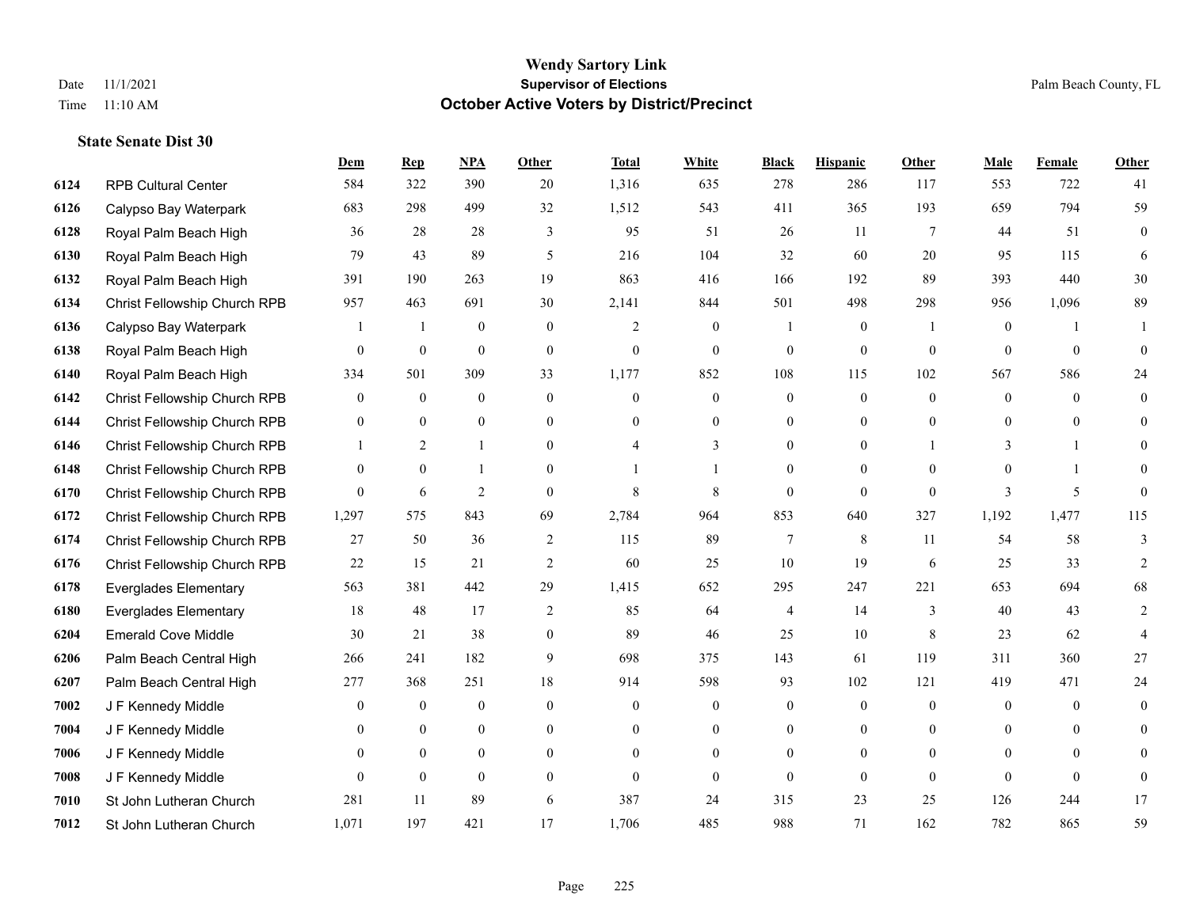# Wendy Sartory Link
## Supervisor of Elections
## October Active Voters by District/Precinct

Date 11/1/2021
Time 11:10 AM

Palm Beach County, FL

### State Senate Dist 30

| | | Dem | Rep | NPA | Other | Total | White | Black | Hispanic | Other | Male | Female | Other |
|---|---|---|---|---|---|---|---|---|---|---|---|---|---|
| 6124 | RPB Cultural Center | 584 | 322 | 390 | 20 | 1,316 | 635 | 278 | 286 | 117 | 553 | 722 | 41 |
| 6126 | Calypso Bay Waterpark | 683 | 298 | 499 | 32 | 1,512 | 543 | 411 | 365 | 193 | 659 | 794 | 59 |
| 6128 | Royal Palm Beach High | 36 | 28 | 28 | 3 | 95 | 51 | 26 | 11 | 7 | 44 | 51 | 0 |
| 6130 | Royal Palm Beach High | 79 | 43 | 89 | 5 | 216 | 104 | 32 | 60 | 20 | 95 | 115 | 6 |
| 6132 | Royal Palm Beach High | 391 | 190 | 263 | 19 | 863 | 416 | 166 | 192 | 89 | 393 | 440 | 30 |
| 6134 | Christ Fellowship Church RPB | 957 | 463 | 691 | 30 | 2,141 | 844 | 501 | 498 | 298 | 956 | 1,096 | 89 |
| 6136 | Calypso Bay Waterpark | 1 | 1 | 0 | 0 | 2 | 0 | 1 | 0 | 1 | 0 | 1 | 1 |
| 6138 | Royal Palm Beach High | 0 | 0 | 0 | 0 | 0 | 0 | 0 | 0 | 0 | 0 | 0 | 0 |
| 6140 | Royal Palm Beach High | 334 | 501 | 309 | 33 | 1,177 | 852 | 108 | 115 | 102 | 567 | 586 | 24 |
| 6142 | Christ Fellowship Church RPB | 0 | 0 | 0 | 0 | 0 | 0 | 0 | 0 | 0 | 0 | 0 | 0 |
| 6144 | Christ Fellowship Church RPB | 0 | 0 | 0 | 0 | 0 | 0 | 0 | 0 | 0 | 0 | 0 | 0 |
| 6146 | Christ Fellowship Church RPB | 1 | 2 | 1 | 0 | 4 | 3 | 0 | 0 | 1 | 3 | 1 | 0 |
| 6148 | Christ Fellowship Church RPB | 0 | 0 | 1 | 0 | 1 | 1 | 0 | 0 | 0 | 0 | 1 | 0 |
| 6170 | Christ Fellowship Church RPB | 0 | 6 | 2 | 0 | 8 | 8 | 0 | 0 | 0 | 3 | 5 | 0 |
| 6172 | Christ Fellowship Church RPB | 1,297 | 575 | 843 | 69 | 2,784 | 964 | 853 | 640 | 327 | 1,192 | 1,477 | 115 |
| 6174 | Christ Fellowship Church RPB | 27 | 50 | 36 | 2 | 115 | 89 | 7 | 8 | 11 | 54 | 58 | 3 |
| 6176 | Christ Fellowship Church RPB | 22 | 15 | 21 | 2 | 60 | 25 | 10 | 19 | 6 | 25 | 33 | 2 |
| 6178 | Everglades Elementary | 563 | 381 | 442 | 29 | 1,415 | 652 | 295 | 247 | 221 | 653 | 694 | 68 |
| 6180 | Everglades Elementary | 18 | 48 | 17 | 2 | 85 | 64 | 4 | 14 | 3 | 40 | 43 | 2 |
| 6204 | Emerald Cove Middle | 30 | 21 | 38 | 0 | 89 | 46 | 25 | 10 | 8 | 23 | 62 | 4 |
| 6206 | Palm Beach Central High | 266 | 241 | 182 | 9 | 698 | 375 | 143 | 61 | 119 | 311 | 360 | 27 |
| 6207 | Palm Beach Central High | 277 | 368 | 251 | 18 | 914 | 598 | 93 | 102 | 121 | 419 | 471 | 24 |
| 7002 | J F Kennedy Middle | 0 | 0 | 0 | 0 | 0 | 0 | 0 | 0 | 0 | 0 | 0 | 0 |
| 7004 | J F Kennedy Middle | 0 | 0 | 0 | 0 | 0 | 0 | 0 | 0 | 0 | 0 | 0 | 0 |
| 7006 | J F Kennedy Middle | 0 | 0 | 0 | 0 | 0 | 0 | 0 | 0 | 0 | 0 | 0 | 0 |
| 7008 | J F Kennedy Middle | 0 | 0 | 0 | 0 | 0 | 0 | 0 | 0 | 0 | 0 | 0 | 0 |
| 7010 | St John Lutheran Church | 281 | 11 | 89 | 6 | 387 | 24 | 315 | 23 | 25 | 126 | 244 | 17 |
| 7012 | St John Lutheran Church | 1,071 | 197 | 421 | 17 | 1,706 | 485 | 988 | 71 | 162 | 782 | 865 | 59 |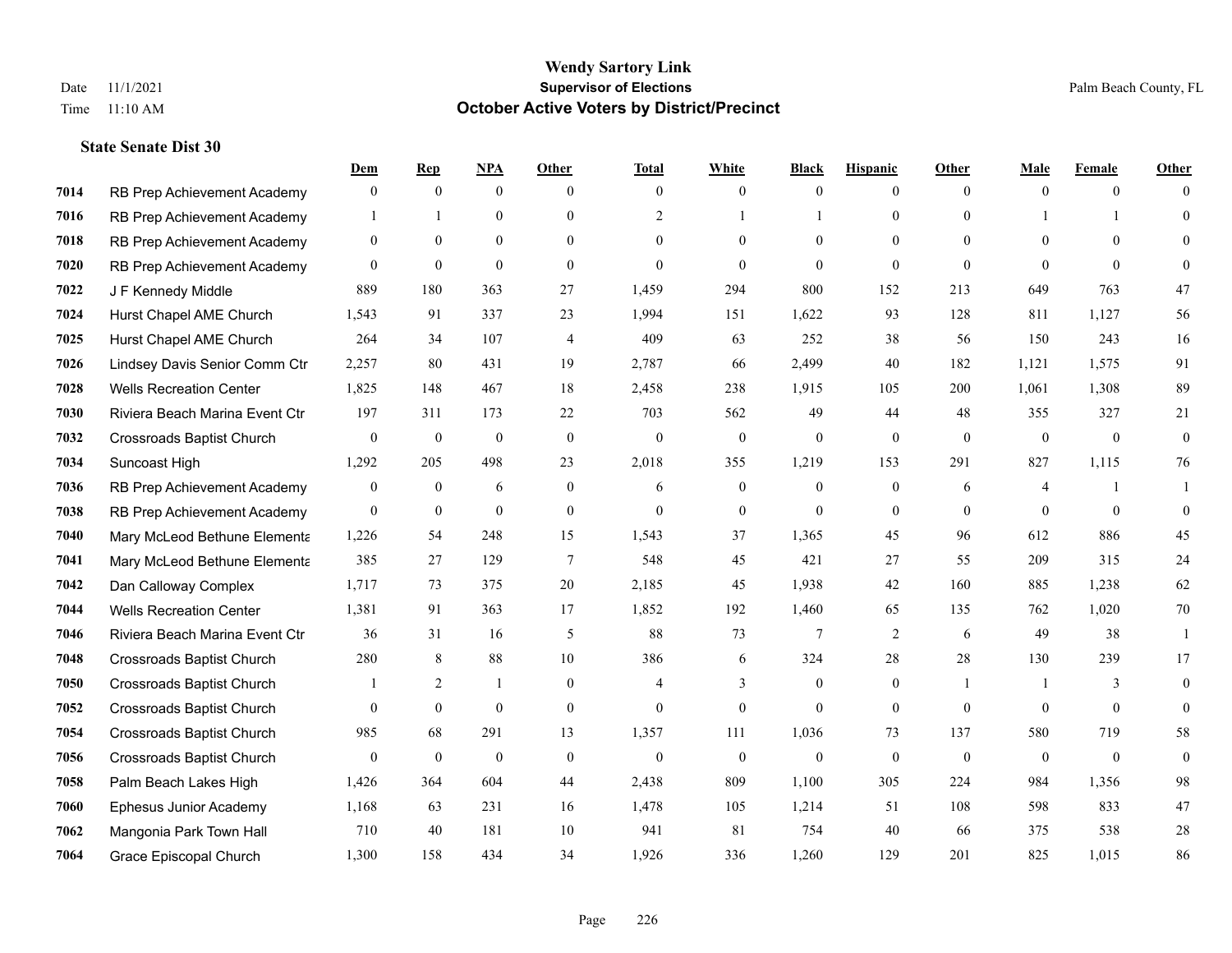# Wendy Sartory Link
## Supervisor of Elections
## October Active Voters by District/Precinct

Date 11/1/2021
Time 11:10 AM

Palm Beach County, FL

### State Senate Dist 30

| | | Dem | Rep | NPA | Other | Total | White | Black | Hispanic | Other | Male | Female | Other |
|---|---|---|---|---|---|---|---|---|---|---|---|---|---|
| 7014 | RB Prep Achievement Academy | 0 | 0 | 0 | 0 | 0 | 0 | 0 | 0 | 0 | 0 | 0 | 0 |
| 7016 | RB Prep Achievement Academy | 1 | 1 | 0 | 0 | 2 | 1 | 1 | 0 | 0 | 1 | 1 | 0 |
| 7018 | RB Prep Achievement Academy | 0 | 0 | 0 | 0 | 0 | 0 | 0 | 0 | 0 | 0 | 0 | 0 |
| 7020 | RB Prep Achievement Academy | 0 | 0 | 0 | 0 | 0 | 0 | 0 | 0 | 0 | 0 | 0 | 0 |
| 7022 | J F Kennedy Middle | 889 | 180 | 363 | 27 | 1,459 | 294 | 800 | 152 | 213 | 649 | 763 | 47 |
| 7024 | Hurst Chapel AME Church | 1,543 | 91 | 337 | 23 | 1,994 | 151 | 1,622 | 93 | 128 | 811 | 1,127 | 56 |
| 7025 | Hurst Chapel AME Church | 264 | 34 | 107 | 4 | 409 | 63 | 252 | 38 | 56 | 150 | 243 | 16 |
| 7026 | Lindsey Davis Senior Comm Ctr | 2,257 | 80 | 431 | 19 | 2,787 | 66 | 2,499 | 40 | 182 | 1,121 | 1,575 | 91 |
| 7028 | Wells Recreation Center | 1,825 | 148 | 467 | 18 | 2,458 | 238 | 1,915 | 105 | 200 | 1,061 | 1,308 | 89 |
| 7030 | Riviera Beach Marina Event Ctr | 197 | 311 | 173 | 22 | 703 | 562 | 49 | 44 | 48 | 355 | 327 | 21 |
| 7032 | Crossroads Baptist Church | 0 | 0 | 0 | 0 | 0 | 0 | 0 | 0 | 0 | 0 | 0 | 0 |
| 7034 | Suncoast High | 1,292 | 205 | 498 | 23 | 2,018 | 355 | 1,219 | 153 | 291 | 827 | 1,115 | 76 |
| 7036 | RB Prep Achievement Academy | 0 | 0 | 6 | 0 | 6 | 0 | 0 | 0 | 6 | 4 | 1 | 1 |
| 7038 | RB Prep Achievement Academy | 0 | 0 | 0 | 0 | 0 | 0 | 0 | 0 | 0 | 0 | 0 | 0 |
| 7040 | Mary McLeod Bethune Elementa | 1,226 | 54 | 248 | 15 | 1,543 | 37 | 1,365 | 45 | 96 | 612 | 886 | 45 |
| 7041 | Mary McLeod Bethune Elementa | 385 | 27 | 129 | 7 | 548 | 45 | 421 | 27 | 55 | 209 | 315 | 24 |
| 7042 | Dan Calloway Complex | 1,717 | 73 | 375 | 20 | 2,185 | 45 | 1,938 | 42 | 160 | 885 | 1,238 | 62 |
| 7044 | Wells Recreation Center | 1,381 | 91 | 363 | 17 | 1,852 | 192 | 1,460 | 65 | 135 | 762 | 1,020 | 70 |
| 7046 | Riviera Beach Marina Event Ctr | 36 | 31 | 16 | 5 | 88 | 73 | 7 | 2 | 6 | 49 | 38 | 1 |
| 7048 | Crossroads Baptist Church | 280 | 8 | 88 | 10 | 386 | 6 | 324 | 28 | 28 | 130 | 239 | 17 |
| 7050 | Crossroads Baptist Church | 1 | 2 | 1 | 0 | 4 | 3 | 0 | 0 | 1 | 1 | 3 | 0 |
| 7052 | Crossroads Baptist Church | 0 | 0 | 0 | 0 | 0 | 0 | 0 | 0 | 0 | 0 | 0 | 0 |
| 7054 | Crossroads Baptist Church | 985 | 68 | 291 | 13 | 1,357 | 111 | 1,036 | 73 | 137 | 580 | 719 | 58 |
| 7056 | Crossroads Baptist Church | 0 | 0 | 0 | 0 | 0 | 0 | 0 | 0 | 0 | 0 | 0 | 0 |
| 7058 | Palm Beach Lakes High | 1,426 | 364 | 604 | 44 | 2,438 | 809 | 1,100 | 305 | 224 | 984 | 1,356 | 98 |
| 7060 | Ephesus Junior Academy | 1,168 | 63 | 231 | 16 | 1,478 | 105 | 1,214 | 51 | 108 | 598 | 833 | 47 |
| 7062 | Mangonia Park Town Hall | 710 | 40 | 181 | 10 | 941 | 81 | 754 | 40 | 66 | 375 | 538 | 28 |
| 7064 | Grace Episcopal Church | 1,300 | 158 | 434 | 34 | 1,926 | 336 | 1,260 | 129 | 201 | 825 | 1,015 | 86 |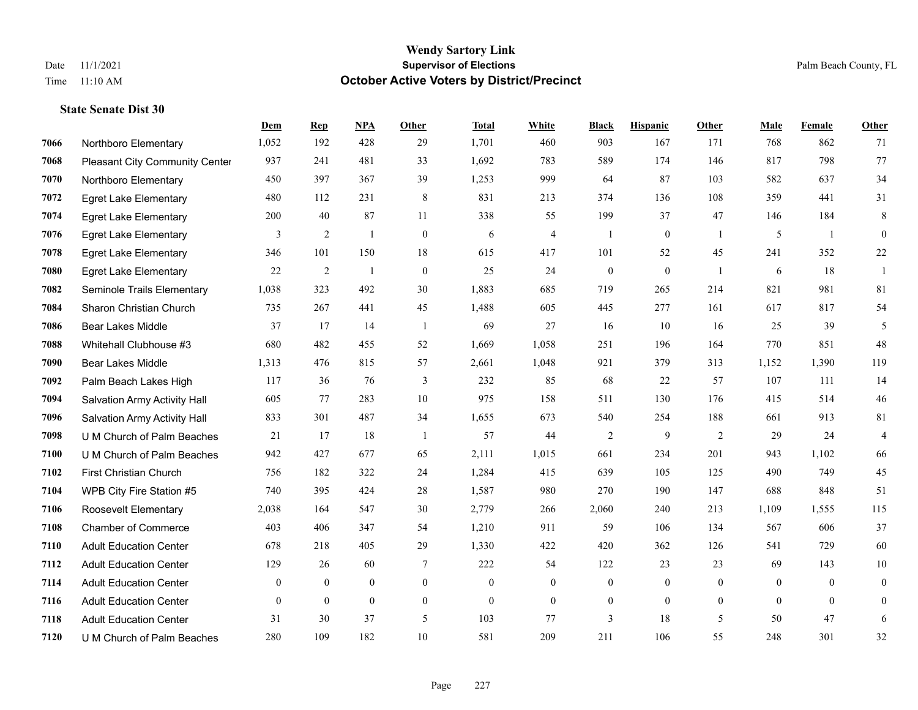# Wendy Sartory Link
## Supervisor of Elections
## October Active Voters by District/Precinct

Date 11/1/2021
Time 11:10 AM

Palm Beach County, FL

### State Senate Dist 30

| | | Dem | Rep | NPA | Other | Total | White | Black | Hispanic | Other | Male | Female | Other |
|---|---|---|---|---|---|---|---|---|---|---|---|---|---|
| 7066 | Northboro Elementary | 1,052 | 192 | 428 | 29 | 1,701 | 460 | 903 | 167 | 171 | 768 | 862 | 71 |
| 7068 | Pleasant City Community Center | 937 | 241 | 481 | 33 | 1,692 | 783 | 589 | 174 | 146 | 817 | 798 | 77 |
| 7070 | Northboro Elementary | 450 | 397 | 367 | 39 | 1,253 | 999 | 64 | 87 | 103 | 582 | 637 | 34 |
| 7072 | Egret Lake Elementary | 480 | 112 | 231 | 8 | 831 | 213 | 374 | 136 | 108 | 359 | 441 | 31 |
| 7074 | Egret Lake Elementary | 200 | 40 | 87 | 11 | 338 | 55 | 199 | 37 | 47 | 146 | 184 | 8 |
| 7076 | Egret Lake Elementary | 3 | 2 | 1 | 0 | 6 | 4 | 1 | 0 | 1 | 5 | 1 | 0 |
| 7078 | Egret Lake Elementary | 346 | 101 | 150 | 18 | 615 | 417 | 101 | 52 | 45 | 241 | 352 | 22 |
| 7080 | Egret Lake Elementary | 22 | 2 | 1 | 0 | 25 | 24 | 0 | 0 | 1 | 6 | 18 | 1 |
| 7082 | Seminole Trails Elementary | 1,038 | 323 | 492 | 30 | 1,883 | 685 | 719 | 265 | 214 | 821 | 981 | 81 |
| 7084 | Sharon Christian Church | 735 | 267 | 441 | 45 | 1,488 | 605 | 445 | 277 | 161 | 617 | 817 | 54 |
| 7086 | Bear Lakes Middle | 37 | 17 | 14 | 1 | 69 | 27 | 16 | 10 | 16 | 25 | 39 | 5 |
| 7088 | Whitehall Clubhouse #3 | 680 | 482 | 455 | 52 | 1,669 | 1,058 | 251 | 196 | 164 | 770 | 851 | 48 |
| 7090 | Bear Lakes Middle | 1,313 | 476 | 815 | 57 | 2,661 | 1,048 | 921 | 379 | 313 | 1,152 | 1,390 | 119 |
| 7092 | Palm Beach Lakes High | 117 | 36 | 76 | 3 | 232 | 85 | 68 | 22 | 57 | 107 | 111 | 14 |
| 7094 | Salvation Army Activity Hall | 605 | 77 | 283 | 10 | 975 | 158 | 511 | 130 | 176 | 415 | 514 | 46 |
| 7096 | Salvation Army Activity Hall | 833 | 301 | 487 | 34 | 1,655 | 673 | 540 | 254 | 188 | 661 | 913 | 81 |
| 7098 | U M Church of Palm Beaches | 21 | 17 | 18 | 1 | 57 | 44 | 2 | 9 | 2 | 29 | 24 | 4 |
| 7100 | U M Church of Palm Beaches | 942 | 427 | 677 | 65 | 2,111 | 1,015 | 661 | 234 | 201 | 943 | 1,102 | 66 |
| 7102 | First Christian Church | 756 | 182 | 322 | 24 | 1,284 | 415 | 639 | 105 | 125 | 490 | 749 | 45 |
| 7104 | WPB City Fire Station #5 | 740 | 395 | 424 | 28 | 1,587 | 980 | 270 | 190 | 147 | 688 | 848 | 51 |
| 7106 | Roosevelt Elementary | 2,038 | 164 | 547 | 30 | 2,779 | 266 | 2,060 | 240 | 213 | 1,109 | 1,555 | 115 |
| 7108 | Chamber of Commerce | 403 | 406 | 347 | 54 | 1,210 | 911 | 59 | 106 | 134 | 567 | 606 | 37 |
| 7110 | Adult Education Center | 678 | 218 | 405 | 29 | 1,330 | 422 | 420 | 362 | 126 | 541 | 729 | 60 |
| 7112 | Adult Education Center | 129 | 26 | 60 | 7 | 222 | 54 | 122 | 23 | 23 | 69 | 143 | 10 |
| 7114 | Adult Education Center | 0 | 0 | 0 | 0 | 0 | 0 | 0 | 0 | 0 | 0 | 0 | 0 |
| 7116 | Adult Education Center | 0 | 0 | 0 | 0 | 0 | 0 | 0 | 0 | 0 | 0 | 0 | 0 |
| 7118 | Adult Education Center | 31 | 30 | 37 | 5 | 103 | 77 | 3 | 18 | 5 | 50 | 47 | 6 |
| 7120 | U M Church of Palm Beaches | 280 | 109 | 182 | 10 | 581 | 209 | 211 | 106 | 55 | 248 | 301 | 32 |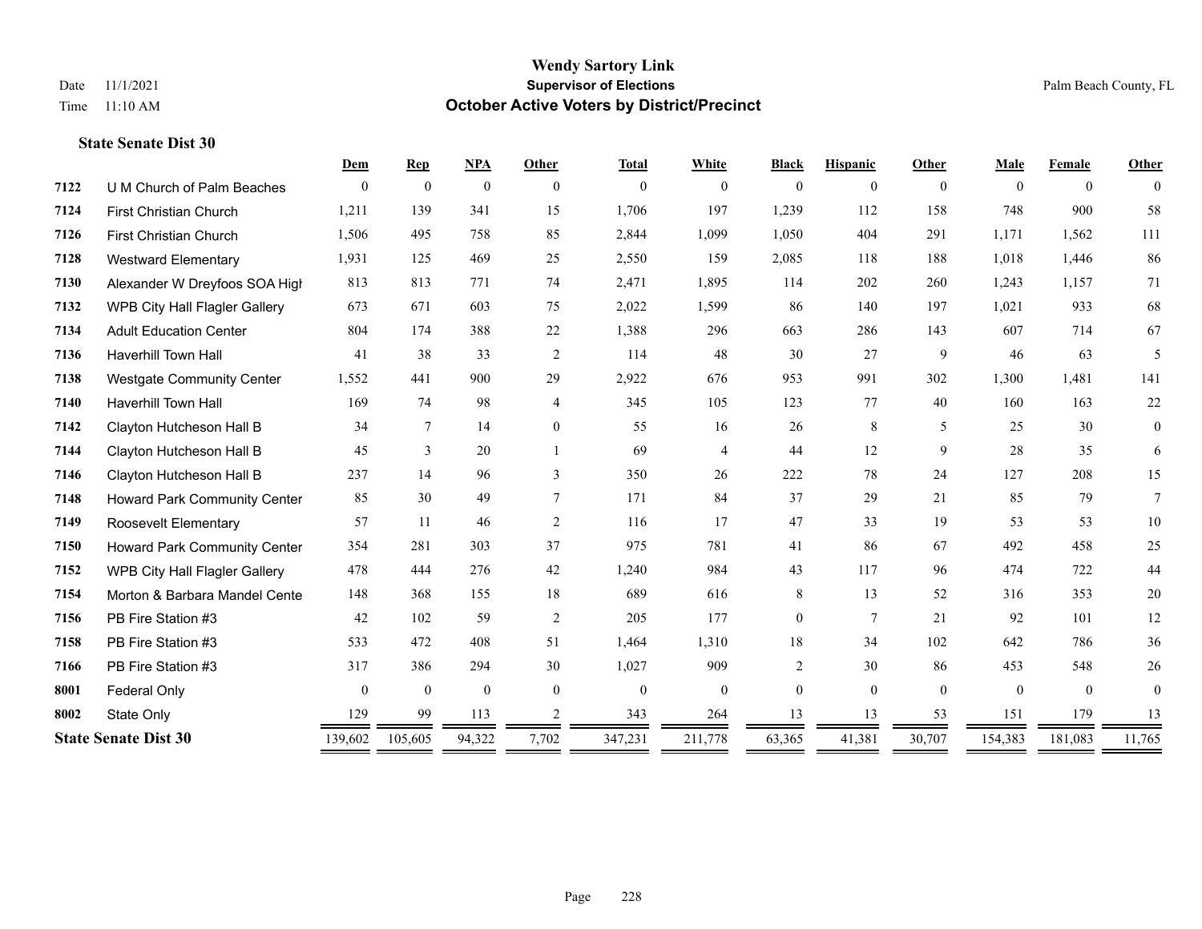# Wendy Sartory Link

**Supervisor of Elections**

**October Active Voters by District/Precinct**

Date 11/1/2021
Time 11:10 AM

Palm Beach County, FL

### State Senate Dist 30

| | | Dem | Rep | NPA | Other | Total | White | Black | Hispanic | Other | Male | Female | Other |
|---|---|---|---|---|---|---|---|---|---|---|---|---|---|
| 7122 | U M Church of Palm Beaches | 0 | 0 | 0 | 0 | 0 | 0 | 0 | 0 | 0 | 0 | 0 | 0 |
| 7124 | First Christian Church | 1,211 | 139 | 341 | 15 | 1,706 | 197 | 1,239 | 112 | 158 | 748 | 900 | 58 |
| 7126 | First Christian Church | 1,506 | 495 | 758 | 85 | 2,844 | 1,099 | 1,050 | 404 | 291 | 1,171 | 1,562 | 111 |
| 7128 | Westward Elementary | 1,931 | 125 | 469 | 25 | 2,550 | 159 | 2,085 | 118 | 188 | 1,018 | 1,446 | 86 |
| 7130 | Alexander W Dreyfoos SOA High | 813 | 813 | 771 | 74 | 2,471 | 1,895 | 114 | 202 | 260 | 1,243 | 1,157 | 71 |
| 7132 | WPB City Hall Flagler Gallery | 673 | 671 | 603 | 75 | 2,022 | 1,599 | 86 | 140 | 197 | 1,021 | 933 | 68 |
| 7134 | Adult Education Center | 804 | 174 | 388 | 22 | 1,388 | 296 | 663 | 286 | 143 | 607 | 714 | 67 |
| 7136 | Haverhill Town Hall | 41 | 38 | 33 | 2 | 114 | 48 | 30 | 27 | 9 | 46 | 63 | 5 |
| 7138 | Westgate Community Center | 1,552 | 441 | 900 | 29 | 2,922 | 676 | 953 | 991 | 302 | 1,300 | 1,481 | 141 |
| 7140 | Haverhill Town Hall | 169 | 74 | 98 | 4 | 345 | 105 | 123 | 77 | 40 | 160 | 163 | 22 |
| 7142 | Clayton Hutcheson Hall B | 34 | 7 | 14 | 0 | 55 | 16 | 26 | 8 | 5 | 25 | 30 | 0 |
| 7144 | Clayton Hutcheson Hall B | 45 | 3 | 20 | 1 | 69 | 4 | 44 | 12 | 9 | 28 | 35 | 6 |
| 7146 | Clayton Hutcheson Hall B | 237 | 14 | 96 | 3 | 350 | 26 | 222 | 78 | 24 | 127 | 208 | 15 |
| 7148 | Howard Park Community Center | 85 | 30 | 49 | 7 | 171 | 84 | 37 | 29 | 21 | 85 | 79 | 7 |
| 7149 | Roosevelt Elementary | 57 | 11 | 46 | 2 | 116 | 17 | 47 | 33 | 19 | 53 | 53 | 10 |
| 7150 | Howard Park Community Center | 354 | 281 | 303 | 37 | 975 | 781 | 41 | 86 | 67 | 492 | 458 | 25 |
| 7152 | WPB City Hall Flagler Gallery | 478 | 444 | 276 | 42 | 1,240 | 984 | 43 | 117 | 96 | 474 | 722 | 44 |
| 7154 | Morton & Barbara Mandel Cente | 148 | 368 | 155 | 18 | 689 | 616 | 8 | 13 | 52 | 316 | 353 | 20 |
| 7156 | PB Fire Station #3 | 42 | 102 | 59 | 2 | 205 | 177 | 0 | 7 | 21 | 92 | 101 | 12 |
| 7158 | PB Fire Station #3 | 533 | 472 | 408 | 51 | 1,464 | 1,310 | 18 | 34 | 102 | 642 | 786 | 36 |
| 7166 | PB Fire Station #3 | 317 | 386 | 294 | 30 | 1,027 | 909 | 2 | 30 | 86 | 453 | 548 | 26 |
| 8001 | Federal Only | 0 | 0 | 0 | 0 | 0 | 0 | 0 | 0 | 0 | 0 | 0 | 0 |
| 8002 | State Only | 129 | 99 | 113 | 2 | 343 | 264 | 13 | 13 | 53 | 151 | 179 | 13 |
| **State Senate Dist 30** | | 139,602 | 105,605 | 94,322 | 7,702 | 347,231 | 211,778 | 63,365 | 41,381 | 30,707 | 154,383 | 181,083 | 11,765 |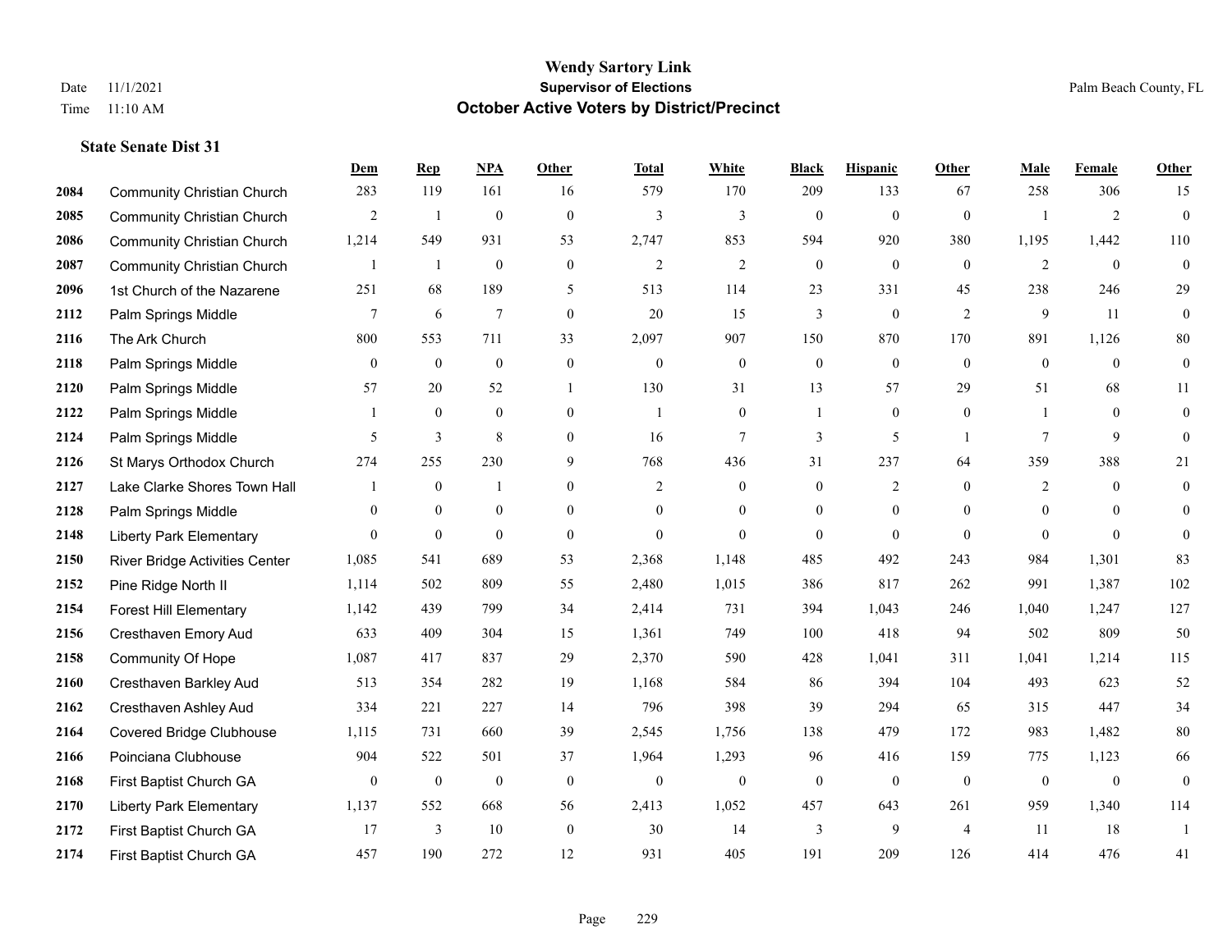# Wendy Sartory Link
## Supervisor of Elections
## October Active Voters by District/Precinct

Date 11/1/2021
Time 11:10 AM

Palm Beach County, FL

### State Senate Dist 31

| | | Dem | Rep | NPA | Other | Total | White | Black | Hispanic | Other | Male | Female | Other |
|---|---|---|---|---|---|---|---|---|---|---|---|---|---|
| 2084 | Community Christian Church | 283 | 119 | 161 | 16 | 579 | 170 | 209 | 133 | 67 | 258 | 306 | 15 |
| 2085 | Community Christian Church | 2 | 1 | 0 | 0 | 3 | 3 | 0 | 0 | 0 | 1 | 2 | 0 |
| 2086 | Community Christian Church | 1,214 | 549 | 931 | 53 | 2,747 | 853 | 594 | 920 | 380 | 1,195 | 1,442 | 110 |
| 2087 | Community Christian Church | 1 | 1 | 0 | 0 | 2 | 2 | 0 | 0 | 0 | 2 | 0 | 0 |
| 2096 | 1st Church of the Nazarene | 251 | 68 | 189 | 5 | 513 | 114 | 23 | 331 | 45 | 238 | 246 | 29 |
| 2112 | Palm Springs Middle | 7 | 6 | 7 | 0 | 20 | 15 | 3 | 0 | 2 | 9 | 11 | 0 |
| 2116 | The Ark Church | 800 | 553 | 711 | 33 | 2,097 | 907 | 150 | 870 | 170 | 891 | 1,126 | 80 |
| 2118 | Palm Springs Middle | 0 | 0 | 0 | 0 | 0 | 0 | 0 | 0 | 0 | 0 | 0 | 0 |
| 2120 | Palm Springs Middle | 57 | 20 | 52 | 1 | 130 | 31 | 13 | 57 | 29 | 51 | 68 | 11 |
| 2122 | Palm Springs Middle | 1 | 0 | 0 | 0 | 1 | 0 | 1 | 0 | 0 | 1 | 0 | 0 |
| 2124 | Palm Springs Middle | 5 | 3 | 8 | 0 | 16 | 7 | 3 | 5 | 1 | 7 | 9 | 0 |
| 2126 | St Marys Orthodox Church | 274 | 255 | 230 | 9 | 768 | 436 | 31 | 237 | 64 | 359 | 388 | 21 |
| 2127 | Lake Clarke Shores Town Hall | 1 | 0 | 1 | 0 | 2 | 0 | 0 | 2 | 0 | 2 | 0 | 0 |
| 2128 | Palm Springs Middle | 0 | 0 | 0 | 0 | 0 | 0 | 0 | 0 | 0 | 0 | 0 | 0 |
| 2148 | Liberty Park Elementary | 0 | 0 | 0 | 0 | 0 | 0 | 0 | 0 | 0 | 0 | 0 | 0 |
| 2150 | River Bridge Activities Center | 1,085 | 541 | 689 | 53 | 2,368 | 1,148 | 485 | 492 | 243 | 984 | 1,301 | 83 |
| 2152 | Pine Ridge North II | 1,114 | 502 | 809 | 55 | 2,480 | 1,015 | 386 | 817 | 262 | 991 | 1,387 | 102 |
| 2154 | Forest Hill Elementary | 1,142 | 439 | 799 | 34 | 2,414 | 731 | 394 | 1,043 | 246 | 1,040 | 1,247 | 127 |
| 2156 | Cresthaven Emory Aud | 633 | 409 | 304 | 15 | 1,361 | 749 | 100 | 418 | 94 | 502 | 809 | 50 |
| 2158 | Community Of Hope | 1,087 | 417 | 837 | 29 | 2,370 | 590 | 428 | 1,041 | 311 | 1,041 | 1,214 | 115 |
| 2160 | Cresthaven Barkley Aud | 513 | 354 | 282 | 19 | 1,168 | 584 | 86 | 394 | 104 | 493 | 623 | 52 |
| 2162 | Cresthaven Ashley Aud | 334 | 221 | 227 | 14 | 796 | 398 | 39 | 294 | 65 | 315 | 447 | 34 |
| 2164 | Covered Bridge Clubhouse | 1,115 | 731 | 660 | 39 | 2,545 | 1,756 | 138 | 479 | 172 | 983 | 1,482 | 80 |
| 2166 | Poinciana Clubhouse | 904 | 522 | 501 | 37 | 1,964 | 1,293 | 96 | 416 | 159 | 775 | 1,123 | 66 |
| 2168 | First Baptist Church GA | 0 | 0 | 0 | 0 | 0 | 0 | 0 | 0 | 0 | 0 | 0 | 0 |
| 2170 | Liberty Park Elementary | 1,137 | 552 | 668 | 56 | 2,413 | 1,052 | 457 | 643 | 261 | 959 | 1,340 | 114 |
| 2172 | First Baptist Church GA | 17 | 3 | 10 | 0 | 30 | 14 | 3 | 9 | 4 | 11 | 18 | 1 |
| 2174 | First Baptist Church GA | 457 | 190 | 272 | 12 | 931 | 405 | 191 | 209 | 126 | 414 | 476 | 41 |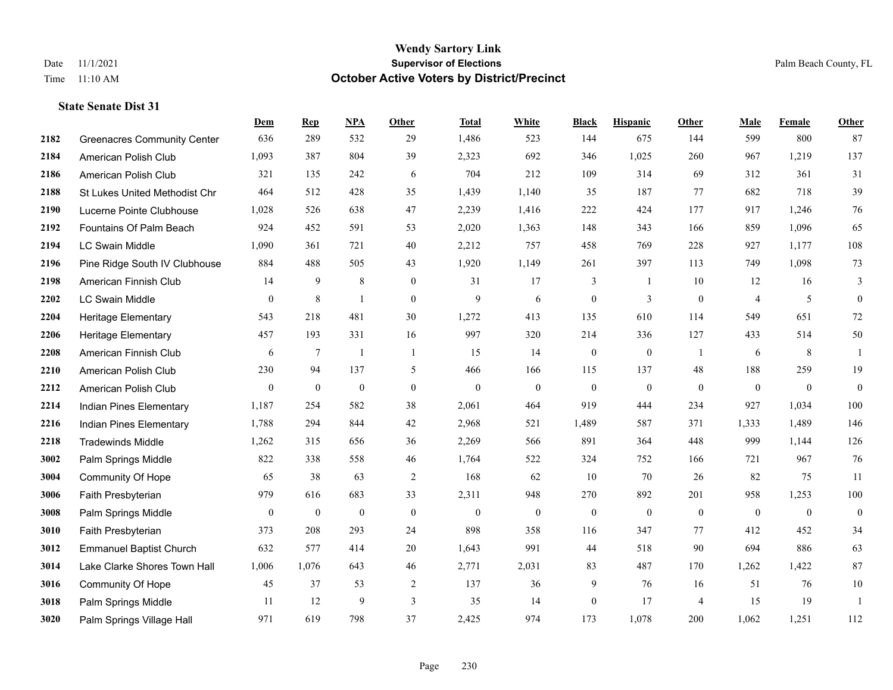# Wendy Sartory Link
## Supervisor of Elections
## October Active Voters by District/Precinct

Date 11/1/2021
Time 11:10 AM

Palm Beach County, FL

### State Senate Dist 31

| | | Dem | Rep | NPA | Other | Total | White | Black | Hispanic | Other | Male | Female | Other |
|---|---|---|---|---|---|---|---|---|---|---|---|---|---|
| 2182 | Greenacres Community Center | 636 | 289 | 532 | 29 | 1,486 | 523 | 144 | 675 | 144 | 599 | 800 | 87 |
| 2184 | American Polish Club | 1,093 | 387 | 804 | 39 | 2,323 | 692 | 346 | 1,025 | 260 | 967 | 1,219 | 137 |
| 2186 | American Polish Club | 321 | 135 | 242 | 6 | 704 | 212 | 109 | 314 | 69 | 312 | 361 | 31 |
| 2188 | St Lukes United Methodist Chr | 464 | 512 | 428 | 35 | 1,439 | 1,140 | 35 | 187 | 77 | 682 | 718 | 39 |
| 2190 | Lucerne Pointe Clubhouse | 1,028 | 526 | 638 | 47 | 2,239 | 1,416 | 222 | 424 | 177 | 917 | 1,246 | 76 |
| 2192 | Fountains Of Palm Beach | 924 | 452 | 591 | 53 | 2,020 | 1,363 | 148 | 343 | 166 | 859 | 1,096 | 65 |
| 2194 | LC Swain Middle | 1,090 | 361 | 721 | 40 | 2,212 | 757 | 458 | 769 | 228 | 927 | 1,177 | 108 |
| 2196 | Pine Ridge South IV Clubhouse | 884 | 488 | 505 | 43 | 1,920 | 1,149 | 261 | 397 | 113 | 749 | 1,098 | 73 |
| 2198 | American Finnish Club | 14 | 9 | 8 | 0 | 31 | 17 | 3 | 1 | 10 | 12 | 16 | 3 |
| 2202 | LC Swain Middle | 0 | 8 | 1 | 0 | 9 | 6 | 0 | 3 | 0 | 4 | 5 | 0 |
| 2204 | Heritage Elementary | 543 | 218 | 481 | 30 | 1,272 | 413 | 135 | 610 | 114 | 549 | 651 | 72 |
| 2206 | Heritage Elementary | 457 | 193 | 331 | 16 | 997 | 320 | 214 | 336 | 127 | 433 | 514 | 50 |
| 2208 | American Finnish Club | 6 | 7 | 1 | 1 | 15 | 14 | 0 | 0 | 1 | 6 | 8 | 1 |
| 2210 | American Polish Club | 230 | 94 | 137 | 5 | 466 | 166 | 115 | 137 | 48 | 188 | 259 | 19 |
| 2212 | American Polish Club | 0 | 0 | 0 | 0 | 0 | 0 | 0 | 0 | 0 | 0 | 0 | 0 |
| 2214 | Indian Pines Elementary | 1,187 | 254 | 582 | 38 | 2,061 | 464 | 919 | 444 | 234 | 927 | 1,034 | 100 |
| 2216 | Indian Pines Elementary | 1,788 | 294 | 844 | 42 | 2,968 | 521 | 1,489 | 587 | 371 | 1,333 | 1,489 | 146 |
| 2218 | Tradewinds Middle | 1,262 | 315 | 656 | 36 | 2,269 | 566 | 891 | 364 | 448 | 999 | 1,144 | 126 |
| 3002 | Palm Springs Middle | 822 | 338 | 558 | 46 | 1,764 | 522 | 324 | 752 | 166 | 721 | 967 | 76 |
| 3004 | Community Of Hope | 65 | 38 | 63 | 2 | 168 | 62 | 10 | 70 | 26 | 82 | 75 | 11 |
| 3006 | Faith Presbyterian | 979 | 616 | 683 | 33 | 2,311 | 948 | 270 | 892 | 201 | 958 | 1,253 | 100 |
| 3008 | Palm Springs Middle | 0 | 0 | 0 | 0 | 0 | 0 | 0 | 0 | 0 | 0 | 0 | 0 |
| 3010 | Faith Presbyterian | 373 | 208 | 293 | 24 | 898 | 358 | 116 | 347 | 77 | 412 | 452 | 34 |
| 3012 | Emmanuel Baptist Church | 632 | 577 | 414 | 20 | 1,643 | 991 | 44 | 518 | 90 | 694 | 886 | 63 |
| 3014 | Lake Clarke Shores Town Hall | 1,006 | 1,076 | 643 | 46 | 2,771 | 2,031 | 83 | 487 | 170 | 1,262 | 1,422 | 87 |
| 3016 | Community Of Hope | 45 | 37 | 53 | 2 | 137 | 36 | 9 | 76 | 16 | 51 | 76 | 10 |
| 3018 | Palm Springs Middle | 11 | 12 | 9 | 3 | 35 | 14 | 0 | 17 | 4 | 15 | 19 | 1 |
| 3020 | Palm Springs Village Hall | 971 | 619 | 798 | 37 | 2,425 | 974 | 173 | 1,078 | 200 | 1,062 | 1,251 | 112 |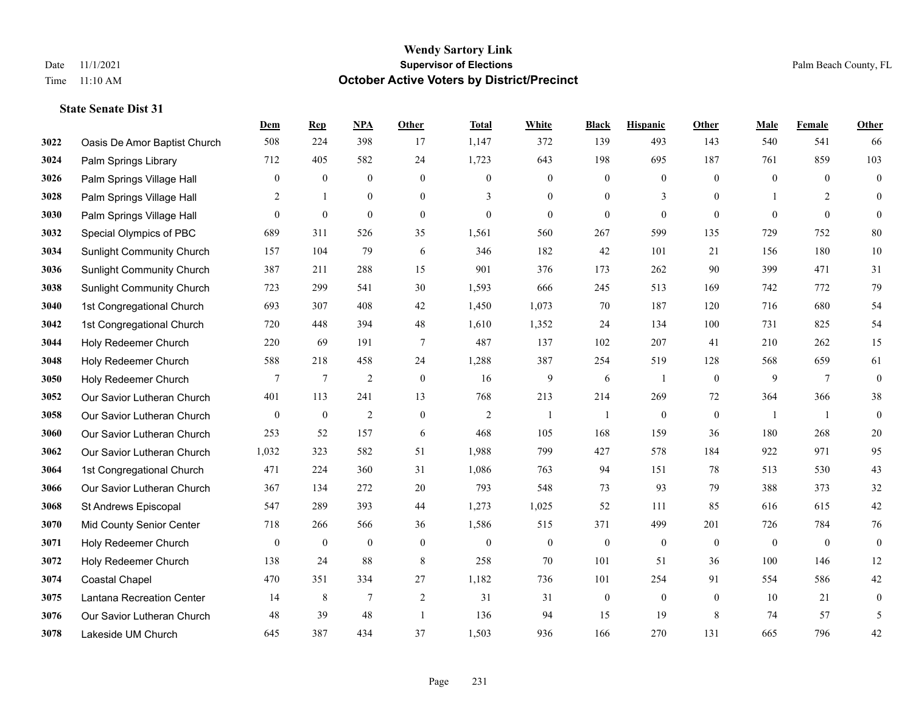# Wendy Sartory Link
## Supervisor of Elections
## October Active Voters by District/Precinct

Date 11/1/2021
Time 11:10 AM

Palm Beach County, FL

### State Senate Dist 31

| | | Dem | Rep | NPA | Other | Total | White | Black | Hispanic | Other | Male | Female | Other |
|---|---|---|---|---|---|---|---|---|---|---|---|---|---|
| 3022 | Oasis De Amor Baptist Church | 508 | 224 | 398 | 17 | 1,147 | 372 | 139 | 493 | 143 | 540 | 541 | 66 |
| 3024 | Palm Springs Library | 712 | 405 | 582 | 24 | 1,723 | 643 | 198 | 695 | 187 | 761 | 859 | 103 |
| 3026 | Palm Springs Village Hall | 0 | 0 | 0 | 0 | 0 | 0 | 0 | 0 | 0 | 0 | 0 | 0 |
| 3028 | Palm Springs Village Hall | 2 | 1 | 0 | 0 | 3 | 0 | 0 | 3 | 0 | 1 | 2 | 0 |
| 3030 | Palm Springs Village Hall | 0 | 0 | 0 | 0 | 0 | 0 | 0 | 0 | 0 | 0 | 0 | 0 |
| 3032 | Special Olympics of PBC | 689 | 311 | 526 | 35 | 1,561 | 560 | 267 | 599 | 135 | 729 | 752 | 80 |
| 3034 | Sunlight Community Church | 157 | 104 | 79 | 6 | 346 | 182 | 42 | 101 | 21 | 156 | 180 | 10 |
| 3036 | Sunlight Community Church | 387 | 211 | 288 | 15 | 901 | 376 | 173 | 262 | 90 | 399 | 471 | 31 |
| 3038 | Sunlight Community Church | 723 | 299 | 541 | 30 | 1,593 | 666 | 245 | 513 | 169 | 742 | 772 | 79 |
| 3040 | 1st Congregational Church | 693 | 307 | 408 | 42 | 1,450 | 1,073 | 70 | 187 | 120 | 716 | 680 | 54 |
| 3042 | 1st Congregational Church | 720 | 448 | 394 | 48 | 1,610 | 1,352 | 24 | 134 | 100 | 731 | 825 | 54 |
| 3044 | Holy Redeemer Church | 220 | 69 | 191 | 7 | 487 | 137 | 102 | 207 | 41 | 210 | 262 | 15 |
| 3048 | Holy Redeemer Church | 588 | 218 | 458 | 24 | 1,288 | 387 | 254 | 519 | 128 | 568 | 659 | 61 |
| 3050 | Holy Redeemer Church | 7 | 7 | 2 | 0 | 16 | 9 | 6 | 1 | 0 | 9 | 7 | 0 |
| 3052 | Our Savior Lutheran Church | 401 | 113 | 241 | 13 | 768 | 213 | 214 | 269 | 72 | 364 | 366 | 38 |
| 3058 | Our Savior Lutheran Church | 0 | 0 | 2 | 0 | 2 | 1 | 1 | 0 | 0 | 1 | 1 | 0 |
| 3060 | Our Savior Lutheran Church | 253 | 52 | 157 | 6 | 468 | 105 | 168 | 159 | 36 | 180 | 268 | 20 |
| 3062 | Our Savior Lutheran Church | 1,032 | 323 | 582 | 51 | 1,988 | 799 | 427 | 578 | 184 | 922 | 971 | 95 |
| 3064 | 1st Congregational Church | 471 | 224 | 360 | 31 | 1,086 | 763 | 94 | 151 | 78 | 513 | 530 | 43 |
| 3066 | Our Savior Lutheran Church | 367 | 134 | 272 | 20 | 793 | 548 | 73 | 93 | 79 | 388 | 373 | 32 |
| 3068 | St Andrews Episcopal | 547 | 289 | 393 | 44 | 1,273 | 1,025 | 52 | 111 | 85 | 616 | 615 | 42 |
| 3070 | Mid County Senior Center | 718 | 266 | 566 | 36 | 1,586 | 515 | 371 | 499 | 201 | 726 | 784 | 76 |
| 3071 | Holy Redeemer Church | 0 | 0 | 0 | 0 | 0 | 0 | 0 | 0 | 0 | 0 | 0 | 0 |
| 3072 | Holy Redeemer Church | 138 | 24 | 88 | 8 | 258 | 70 | 101 | 51 | 36 | 100 | 146 | 12 |
| 3074 | Coastal Chapel | 470 | 351 | 334 | 27 | 1,182 | 736 | 101 | 254 | 91 | 554 | 586 | 42 |
| 3075 | Lantana Recreation Center | 14 | 8 | 7 | 2 | 31 | 31 | 0 | 0 | 0 | 10 | 21 | 0 |
| 3076 | Our Savior Lutheran Church | 48 | 39 | 48 | 1 | 136 | 94 | 15 | 19 | 8 | 74 | 57 | 5 |
| 3078 | Lakeside UM Church | 645 | 387 | 434 | 37 | 1,503 | 936 | 166 | 270 | 131 | 665 | 796 | 42 |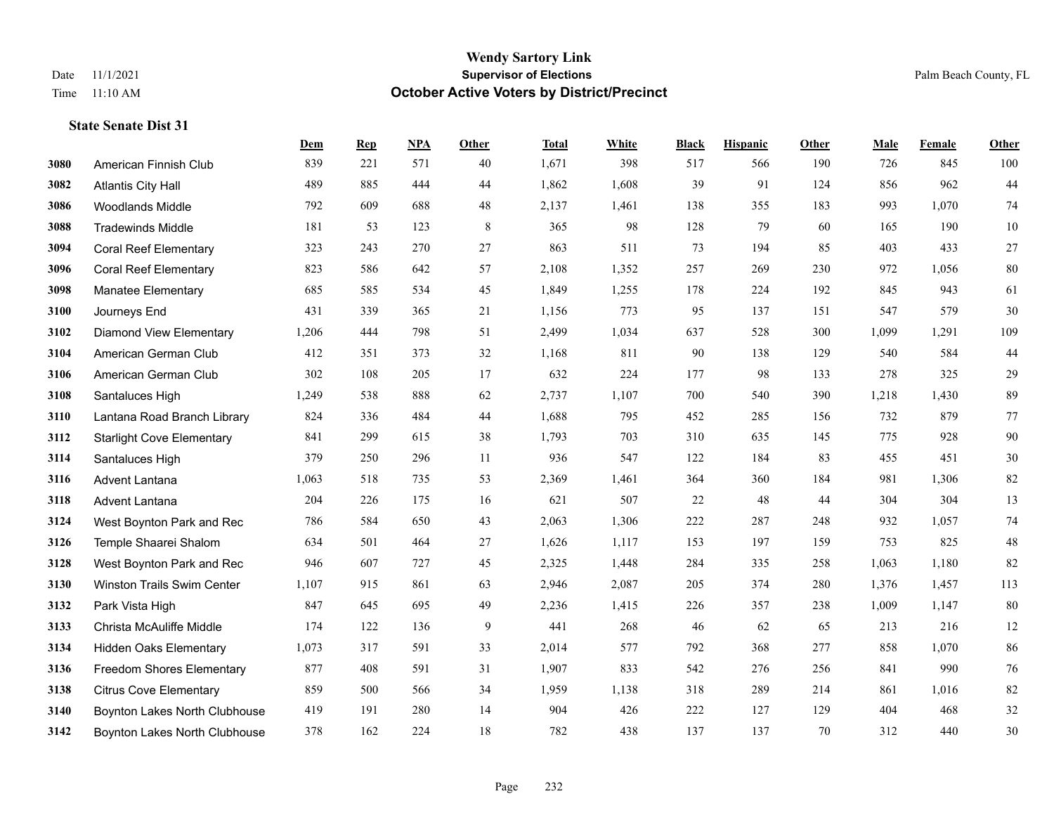# Wendy Sartory Link

**Supervisor of Elections**

**October Active Voters by District/Precinct**

Date 11/1/2021

Time 11:10 AM

Palm Beach County, FL

### State Senate Dist 31

| | | Dem | Rep | NPA | Other | Total | White | Black | Hispanic | Other | Male | Female | Other |
|---|---|---|---|---|---|---|---|---|---|---|---|---|---|
| 3080 | American Finnish Club | 839 | 221 | 571 | 40 | 1,671 | 398 | 517 | 566 | 190 | 726 | 845 | 100 |
| 3082 | Atlantis City Hall | 489 | 885 | 444 | 44 | 1,862 | 1,608 | 39 | 91 | 124 | 856 | 962 | 44 |
| 3086 | Woodlands Middle | 792 | 609 | 688 | 48 | 2,137 | 1,461 | 138 | 355 | 183 | 993 | 1,070 | 74 |
| 3088 | Tradewinds Middle | 181 | 53 | 123 | 8 | 365 | 98 | 128 | 79 | 60 | 165 | 190 | 10 |
| 3094 | Coral Reef Elementary | 323 | 243 | 270 | 27 | 863 | 511 | 73 | 194 | 85 | 403 | 433 | 27 |
| 3096 | Coral Reef Elementary | 823 | 586 | 642 | 57 | 2,108 | 1,352 | 257 | 269 | 230 | 972 | 1,056 | 80 |
| 3098 | Manatee Elementary | 685 | 585 | 534 | 45 | 1,849 | 1,255 | 178 | 224 | 192 | 845 | 943 | 61 |
| 3100 | Journeys End | 431 | 339 | 365 | 21 | 1,156 | 773 | 95 | 137 | 151 | 547 | 579 | 30 |
| 3102 | Diamond View Elementary | 1,206 | 444 | 798 | 51 | 2,499 | 1,034 | 637 | 528 | 300 | 1,099 | 1,291 | 109 |
| 3104 | American German Club | 412 | 351 | 373 | 32 | 1,168 | 811 | 90 | 138 | 129 | 540 | 584 | 44 |
| 3106 | American German Club | 302 | 108 | 205 | 17 | 632 | 224 | 177 | 98 | 133 | 278 | 325 | 29 |
| 3108 | Santaluces High | 1,249 | 538 | 888 | 62 | 2,737 | 1,107 | 700 | 540 | 390 | 1,218 | 1,430 | 89 |
| 3110 | Lantana Road Branch Library | 824 | 336 | 484 | 44 | 1,688 | 795 | 452 | 285 | 156 | 732 | 879 | 77 |
| 3112 | Starlight Cove Elementary | 841 | 299 | 615 | 38 | 1,793 | 703 | 310 | 635 | 145 | 775 | 928 | 90 |
| 3114 | Santaluces High | 379 | 250 | 296 | 11 | 936 | 547 | 122 | 184 | 83 | 455 | 451 | 30 |
| 3116 | Advent Lantana | 1,063 | 518 | 735 | 53 | 2,369 | 1,461 | 364 | 360 | 184 | 981 | 1,306 | 82 |
| 3118 | Advent Lantana | 204 | 226 | 175 | 16 | 621 | 507 | 22 | 48 | 44 | 304 | 304 | 13 |
| 3124 | West Boynton Park and Rec | 786 | 584 | 650 | 43 | 2,063 | 1,306 | 222 | 287 | 248 | 932 | 1,057 | 74 |
| 3126 | Temple Shaarei Shalom | 634 | 501 | 464 | 27 | 1,626 | 1,117 | 153 | 197 | 159 | 753 | 825 | 48 |
| 3128 | West Boynton Park and Rec | 946 | 607 | 727 | 45 | 2,325 | 1,448 | 284 | 335 | 258 | 1,063 | 1,180 | 82 |
| 3130 | Winston Trails Swim Center | 1,107 | 915 | 861 | 63 | 2,946 | 2,087 | 205 | 374 | 280 | 1,376 | 1,457 | 113 |
| 3132 | Park Vista High | 847 | 645 | 695 | 49 | 2,236 | 1,415 | 226 | 357 | 238 | 1,009 | 1,147 | 80 |
| 3133 | Christa McAuliffe Middle | 174 | 122 | 136 | 9 | 441 | 268 | 46 | 62 | 65 | 213 | 216 | 12 |
| 3134 | Hidden Oaks Elementary | 1,073 | 317 | 591 | 33 | 2,014 | 577 | 792 | 368 | 277 | 858 | 1,070 | 86 |
| 3136 | Freedom Shores Elementary | 877 | 408 | 591 | 31 | 1,907 | 833 | 542 | 276 | 256 | 841 | 990 | 76 |
| 3138 | Citrus Cove Elementary | 859 | 500 | 566 | 34 | 1,959 | 1,138 | 318 | 289 | 214 | 861 | 1,016 | 82 |
| 3140 | Boynton Lakes North Clubhouse | 419 | 191 | 280 | 14 | 904 | 426 | 222 | 127 | 129 | 404 | 468 | 32 |
| 3142 | Boynton Lakes North Clubhouse | 378 | 162 | 224 | 18 | 782 | 438 | 137 | 137 | 70 | 312 | 440 | 30 |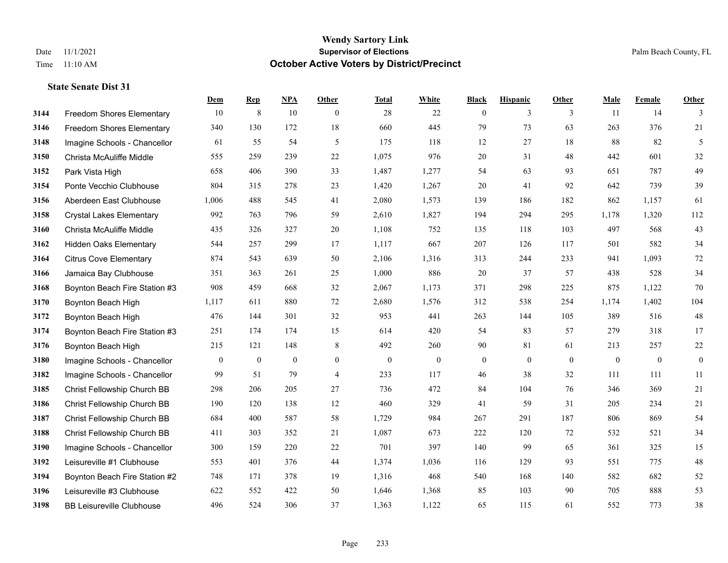# Wendy Sartory Link
## Supervisor of Elections
## October Active Voters by District/Precinct

Date 11/1/2021
Time 11:10 AM

Palm Beach County, FL

### State Senate Dist 31

| | | Dem | Rep | NPA | Other | Total | White | Black | Hispanic | Other | Male | Female | Other |
|---|---|---|---|---|---|---|---|---|---|---|---|---|---|
| 3144 | Freedom Shores Elementary | 10 | 8 | 10 | 0 | 28 | 22 | 0 | 3 | 3 | 11 | 14 | 3 |
| 3146 | Freedom Shores Elementary | 340 | 130 | 172 | 18 | 660 | 445 | 79 | 73 | 63 | 263 | 376 | 21 |
| 3148 | Imagine Schools - Chancellor | 61 | 55 | 54 | 5 | 175 | 118 | 12 | 27 | 18 | 88 | 82 | 5 |
| 3150 | Christa McAuliffe Middle | 555 | 259 | 239 | 22 | 1,075 | 976 | 20 | 31 | 48 | 442 | 601 | 32 |
| 3152 | Park Vista High | 658 | 406 | 390 | 33 | 1,487 | 1,277 | 54 | 63 | 93 | 651 | 787 | 49 |
| 3154 | Ponte Vecchio Clubhouse | 804 | 315 | 278 | 23 | 1,420 | 1,267 | 20 | 41 | 92 | 642 | 739 | 39 |
| 3156 | Aberdeen East Clubhouse | 1,006 | 488 | 545 | 41 | 2,080 | 1,573 | 139 | 186 | 182 | 862 | 1,157 | 61 |
| 3158 | Crystal Lakes Elementary | 992 | 763 | 796 | 59 | 2,610 | 1,827 | 194 | 294 | 295 | 1,178 | 1,320 | 112 |
| 3160 | Christa McAuliffe Middle | 435 | 326 | 327 | 20 | 1,108 | 752 | 135 | 118 | 103 | 497 | 568 | 43 |
| 3162 | Hidden Oaks Elementary | 544 | 257 | 299 | 17 | 1,117 | 667 | 207 | 126 | 117 | 501 | 582 | 34 |
| 3164 | Citrus Cove Elementary | 874 | 543 | 639 | 50 | 2,106 | 1,316 | 313 | 244 | 233 | 941 | 1,093 | 72 |
| 3166 | Jamaica Bay Clubhouse | 351 | 363 | 261 | 25 | 1,000 | 886 | 20 | 37 | 57 | 438 | 528 | 34 |
| 3168 | Boynton Beach Fire Station #3 | 908 | 459 | 668 | 32 | 2,067 | 1,173 | 371 | 298 | 225 | 875 | 1,122 | 70 |
| 3170 | Boynton Beach High | 1,117 | 611 | 880 | 72 | 2,680 | 1,576 | 312 | 538 | 254 | 1,174 | 1,402 | 104 |
| 3172 | Boynton Beach High | 476 | 144 | 301 | 32 | 953 | 441 | 263 | 144 | 105 | 389 | 516 | 48 |
| 3174 | Boynton Beach Fire Station #3 | 251 | 174 | 174 | 15 | 614 | 420 | 54 | 83 | 57 | 279 | 318 | 17 |
| 3176 | Boynton Beach High | 215 | 121 | 148 | 8 | 492 | 260 | 90 | 81 | 61 | 213 | 257 | 22 |
| 3180 | Imagine Schools - Chancellor | 0 | 0 | 0 | 0 | 0 | 0 | 0 | 0 | 0 | 0 | 0 | 0 |
| 3182 | Imagine Schools - Chancellor | 99 | 51 | 79 | 4 | 233 | 117 | 46 | 38 | 32 | 111 | 111 | 11 |
| 3185 | Christ Fellowship Church BB | 298 | 206 | 205 | 27 | 736 | 472 | 84 | 104 | 76 | 346 | 369 | 21 |
| 3186 | Christ Fellowship Church BB | 190 | 120 | 138 | 12 | 460 | 329 | 41 | 59 | 31 | 205 | 234 | 21 |
| 3187 | Christ Fellowship Church BB | 684 | 400 | 587 | 58 | 1,729 | 984 | 267 | 291 | 187 | 806 | 869 | 54 |
| 3188 | Christ Fellowship Church BB | 411 | 303 | 352 | 21 | 1,087 | 673 | 222 | 120 | 72 | 532 | 521 | 34 |
| 3190 | Imagine Schools - Chancellor | 300 | 159 | 220 | 22 | 701 | 397 | 140 | 99 | 65 | 361 | 325 | 15 |
| 3192 | Leisureville #1 Clubhouse | 553 | 401 | 376 | 44 | 1,374 | 1,036 | 116 | 129 | 93 | 551 | 775 | 48 |
| 3194 | Boynton Beach Fire Station #2 | 748 | 171 | 378 | 19 | 1,316 | 468 | 540 | 168 | 140 | 582 | 682 | 52 |
| 3196 | Leisureville #3 Clubhouse | 622 | 552 | 422 | 50 | 1,646 | 1,368 | 85 | 103 | 90 | 705 | 888 | 53 |
| 3198 | BB Leisureville Clubhouse | 496 | 524 | 306 | 37 | 1,363 | 1,122 | 65 | 115 | 61 | 552 | 773 | 38 |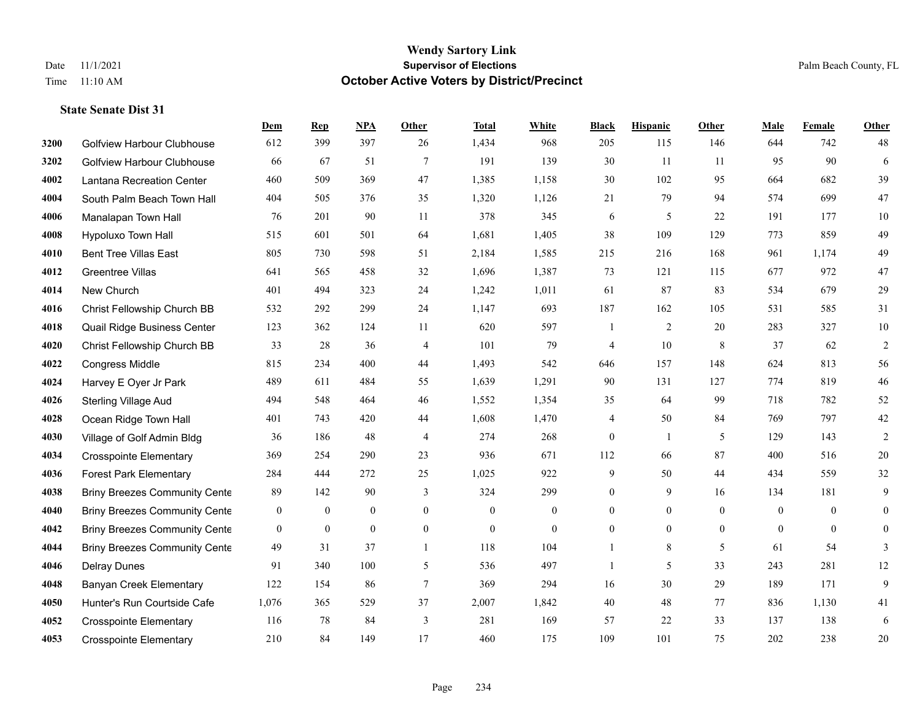# Wendy Sartory Link

**Supervisor of Elections**

**October Active Voters by District/Precinct**

Date 11/1/2021
Time 11:10 AM

Palm Beach County, FL

### State Senate Dist 31

| | | Dem | Rep | NPA | Other | Total | White | Black | Hispanic | Other | Male | Female | Other |
|---|---|---|---|---|---|---|---|---|---|---|---|---|---|
| 3200 | Golfview Harbour Clubhouse | 612 | 399 | 397 | 26 | 1,434 | 968 | 205 | 115 | 146 | 644 | 742 | 48 |
| 3202 | Golfview Harbour Clubhouse | 66 | 67 | 51 | 7 | 191 | 139 | 30 | 11 | 11 | 95 | 90 | 6 |
| 4002 | Lantana Recreation Center | 460 | 509 | 369 | 47 | 1,385 | 1,158 | 30 | 102 | 95 | 664 | 682 | 39 |
| 4004 | South Palm Beach Town Hall | 404 | 505 | 376 | 35 | 1,320 | 1,126 | 21 | 79 | 94 | 574 | 699 | 47 |
| 4006 | Manalapan Town Hall | 76 | 201 | 90 | 11 | 378 | 345 | 6 | 5 | 22 | 191 | 177 | 10 |
| 4008 | Hypoluxo Town Hall | 515 | 601 | 501 | 64 | 1,681 | 1,405 | 38 | 109 | 129 | 773 | 859 | 49 |
| 4010 | Bent Tree Villas East | 805 | 730 | 598 | 51 | 2,184 | 1,585 | 215 | 216 | 168 | 961 | 1,174 | 49 |
| 4012 | Greentree Villas | 641 | 565 | 458 | 32 | 1,696 | 1,387 | 73 | 121 | 115 | 677 | 972 | 47 |
| 4014 | New Church | 401 | 494 | 323 | 24 | 1,242 | 1,011 | 61 | 87 | 83 | 534 | 679 | 29 |
| 4016 | Christ Fellowship Church BB | 532 | 292 | 299 | 24 | 1,147 | 693 | 187 | 162 | 105 | 531 | 585 | 31 |
| 4018 | Quail Ridge Business Center | 123 | 362 | 124 | 11 | 620 | 597 | 1 | 2 | 20 | 283 | 327 | 10 |
| 4020 | Christ Fellowship Church BB | 33 | 28 | 36 | 4 | 101 | 79 | 4 | 10 | 8 | 37 | 62 | 2 |
| 4022 | Congress Middle | 815 | 234 | 400 | 44 | 1,493 | 542 | 646 | 157 | 148 | 624 | 813 | 56 |
| 4024 | Harvey E Oyer Jr Park | 489 | 611 | 484 | 55 | 1,639 | 1,291 | 90 | 131 | 127 | 774 | 819 | 46 |
| 4026 | Sterling Village Aud | 494 | 548 | 464 | 46 | 1,552 | 1,354 | 35 | 64 | 99 | 718 | 782 | 52 |
| 4028 | Ocean Ridge Town Hall | 401 | 743 | 420 | 44 | 1,608 | 1,470 | 4 | 50 | 84 | 769 | 797 | 42 |
| 4030 | Village of Golf Admin Bldg | 36 | 186 | 48 | 4 | 274 | 268 | 0 | 1 | 5 | 129 | 143 | 2 |
| 4034 | Crosspointe Elementary | 369 | 254 | 290 | 23 | 936 | 671 | 112 | 66 | 87 | 400 | 516 | 20 |
| 4036 | Forest Park Elementary | 284 | 444 | 272 | 25 | 1,025 | 922 | 9 | 50 | 44 | 434 | 559 | 32 |
| 4038 | Briny Breezes Community Cente | 89 | 142 | 90 | 3 | 324 | 299 | 0 | 9 | 16 | 134 | 181 | 9 |
| 4040 | Briny Breezes Community Cente | 0 | 0 | 0 | 0 | 0 | 0 | 0 | 0 | 0 | 0 | 0 | 0 |
| 4042 | Briny Breezes Community Cente | 0 | 0 | 0 | 0 | 0 | 0 | 0 | 0 | 0 | 0 | 0 | 0 |
| 4044 | Briny Breezes Community Cente | 49 | 31 | 37 | 1 | 118 | 104 | 1 | 8 | 5 | 61 | 54 | 3 |
| 4046 | Delray Dunes | 91 | 340 | 100 | 5 | 536 | 497 | 1 | 5 | 33 | 243 | 281 | 12 |
| 4048 | Banyan Creek Elementary | 122 | 154 | 86 | 7 | 369 | 294 | 16 | 30 | 29 | 189 | 171 | 9 |
| 4050 | Hunter's Run Courtside Cafe | 1,076 | 365 | 529 | 37 | 2,007 | 1,842 | 40 | 48 | 77 | 836 | 1,130 | 41 |
| 4052 | Crosspointe Elementary | 116 | 78 | 84 | 3 | 281 | 169 | 57 | 22 | 33 | 137 | 138 | 6 |
| 4053 | Crosspointe Elementary | 210 | 84 | 149 | 17 | 460 | 175 | 109 | 101 | 75 | 202 | 238 | 20 |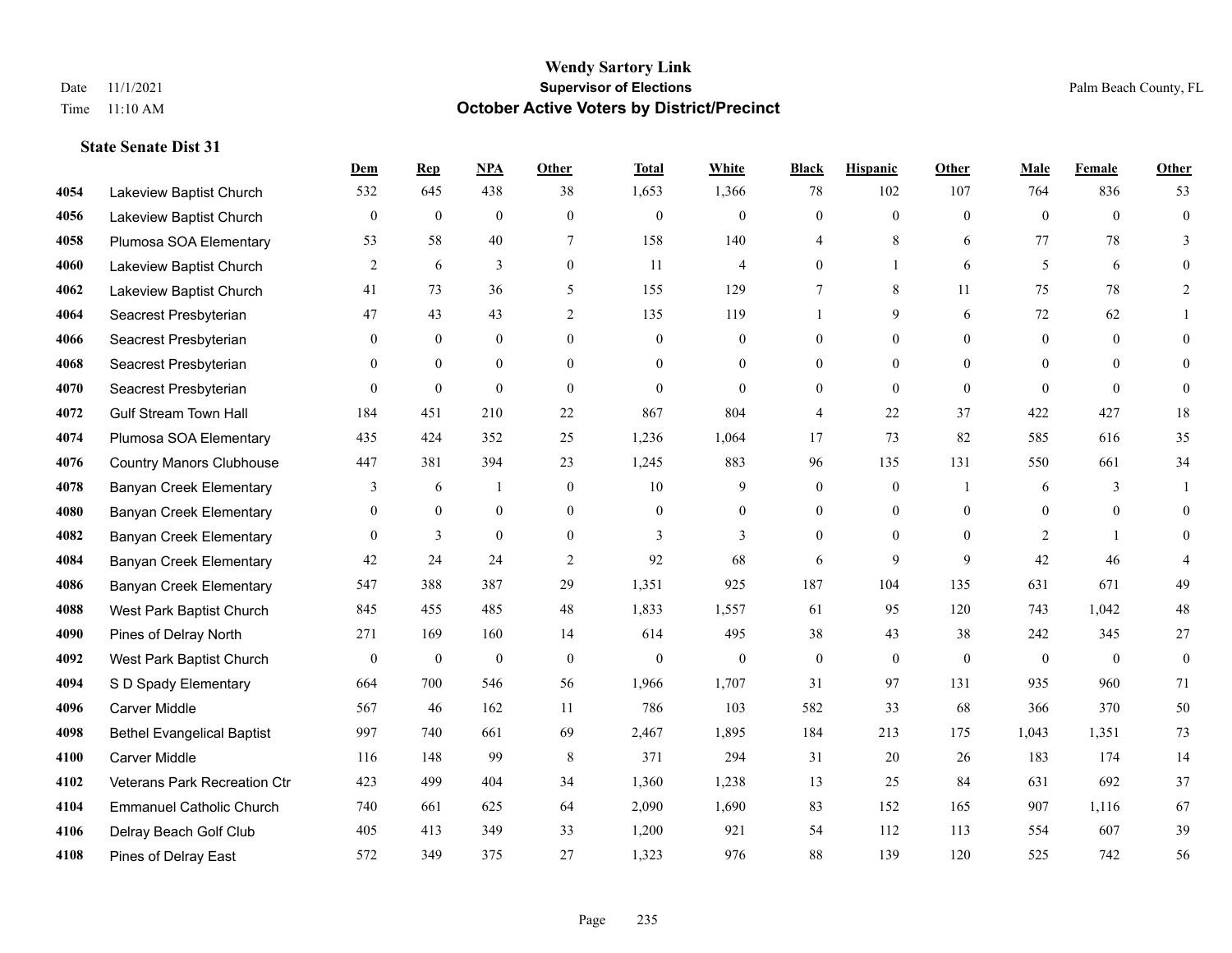# Wendy Sartory Link

**Supervisor of Elections**

**October Active Voters by District/Precinct**

Date 11/1/2021
Time 11:10 AM

Palm Beach County, FL

### State Senate Dist 31

| | | Dem | Rep | NPA | Other | Total | White | Black | Hispanic | Other | Male | Female | Other |
|---|---|---|---|---|---|---|---|---|---|---|---|---|---|
| 4054 | Lakeview Baptist Church | 532 | 645 | 438 | 38 | 1,653 | 1,366 | 78 | 102 | 107 | 764 | 836 | 53 |
| 4056 | Lakeview Baptist Church | 0 | 0 | 0 | 0 | 0 | 0 | 0 | 0 | 0 | 0 | 0 | 0 |
| 4058 | Plumosa SOA Elementary | 53 | 58 | 40 | 7 | 158 | 140 | 4 | 8 | 6 | 77 | 78 | 3 |
| 4060 | Lakeview Baptist Church | 2 | 6 | 3 | 0 | 11 | 4 | 0 | 1 | 6 | 5 | 6 | 0 |
| 4062 | Lakeview Baptist Church | 41 | 73 | 36 | 5 | 155 | 129 | 7 | 8 | 11 | 75 | 78 | 2 |
| 4064 | Seacrest Presbyterian | 47 | 43 | 43 | 2 | 135 | 119 | 1 | 9 | 6 | 72 | 62 | 1 |
| 4066 | Seacrest Presbyterian | 0 | 0 | 0 | 0 | 0 | 0 | 0 | 0 | 0 | 0 | 0 | 0 |
| 4068 | Seacrest Presbyterian | 0 | 0 | 0 | 0 | 0 | 0 | 0 | 0 | 0 | 0 | 0 | 0 |
| 4070 | Seacrest Presbyterian | 0 | 0 | 0 | 0 | 0 | 0 | 0 | 0 | 0 | 0 | 0 | 0 |
| 4072 | Gulf Stream Town Hall | 184 | 451 | 210 | 22 | 867 | 804 | 4 | 22 | 37 | 422 | 427 | 18 |
| 4074 | Plumosa SOA Elementary | 435 | 424 | 352 | 25 | 1,236 | 1,064 | 17 | 73 | 82 | 585 | 616 | 35 |
| 4076 | Country Manors Clubhouse | 447 | 381 | 394 | 23 | 1,245 | 883 | 96 | 135 | 131 | 550 | 661 | 34 |
| 4078 | Banyan Creek Elementary | 3 | 6 | 1 | 0 | 10 | 9 | 0 | 0 | 1 | 6 | 3 | 1 |
| 4080 | Banyan Creek Elementary | 0 | 0 | 0 | 0 | 0 | 0 | 0 | 0 | 0 | 0 | 0 | 0 |
| 4082 | Banyan Creek Elementary | 0 | 3 | 0 | 0 | 3 | 3 | 0 | 0 | 0 | 2 | 1 | 0 |
| 4084 | Banyan Creek Elementary | 42 | 24 | 24 | 2 | 92 | 68 | 6 | 9 | 9 | 42 | 46 | 4 |
| 4086 | Banyan Creek Elementary | 547 | 388 | 387 | 29 | 1,351 | 925 | 187 | 104 | 135 | 631 | 671 | 49 |
| 4088 | West Park Baptist Church | 845 | 455 | 485 | 48 | 1,833 | 1,557 | 61 | 95 | 120 | 743 | 1,042 | 48 |
| 4090 | Pines of Delray North | 271 | 169 | 160 | 14 | 614 | 495 | 38 | 43 | 38 | 242 | 345 | 27 |
| 4092 | West Park Baptist Church | 0 | 0 | 0 | 0 | 0 | 0 | 0 | 0 | 0 | 0 | 0 | 0 |
| 4094 | S D Spady Elementary | 664 | 700 | 546 | 56 | 1,966 | 1,707 | 31 | 97 | 131 | 935 | 960 | 71 |
| 4096 | Carver Middle | 567 | 46 | 162 | 11 | 786 | 103 | 582 | 33 | 68 | 366 | 370 | 50 |
| 4098 | Bethel Evangelical Baptist | 997 | 740 | 661 | 69 | 2,467 | 1,895 | 184 | 213 | 175 | 1,043 | 1,351 | 73 |
| 4100 | Carver Middle | 116 | 148 | 99 | 8 | 371 | 294 | 31 | 20 | 26 | 183 | 174 | 14 |
| 4102 | Veterans Park Recreation Ctr | 423 | 499 | 404 | 34 | 1,360 | 1,238 | 13 | 25 | 84 | 631 | 692 | 37 |
| 4104 | Emmanuel Catholic Church | 740 | 661 | 625 | 64 | 2,090 | 1,690 | 83 | 152 | 165 | 907 | 1,116 | 67 |
| 4106 | Delray Beach Golf Club | 405 | 413 | 349 | 33 | 1,200 | 921 | 54 | 112 | 113 | 554 | 607 | 39 |
| 4108 | Pines of Delray East | 572 | 349 | 375 | 27 | 1,323 | 976 | 88 | 139 | 120 | 525 | 742 | 56 |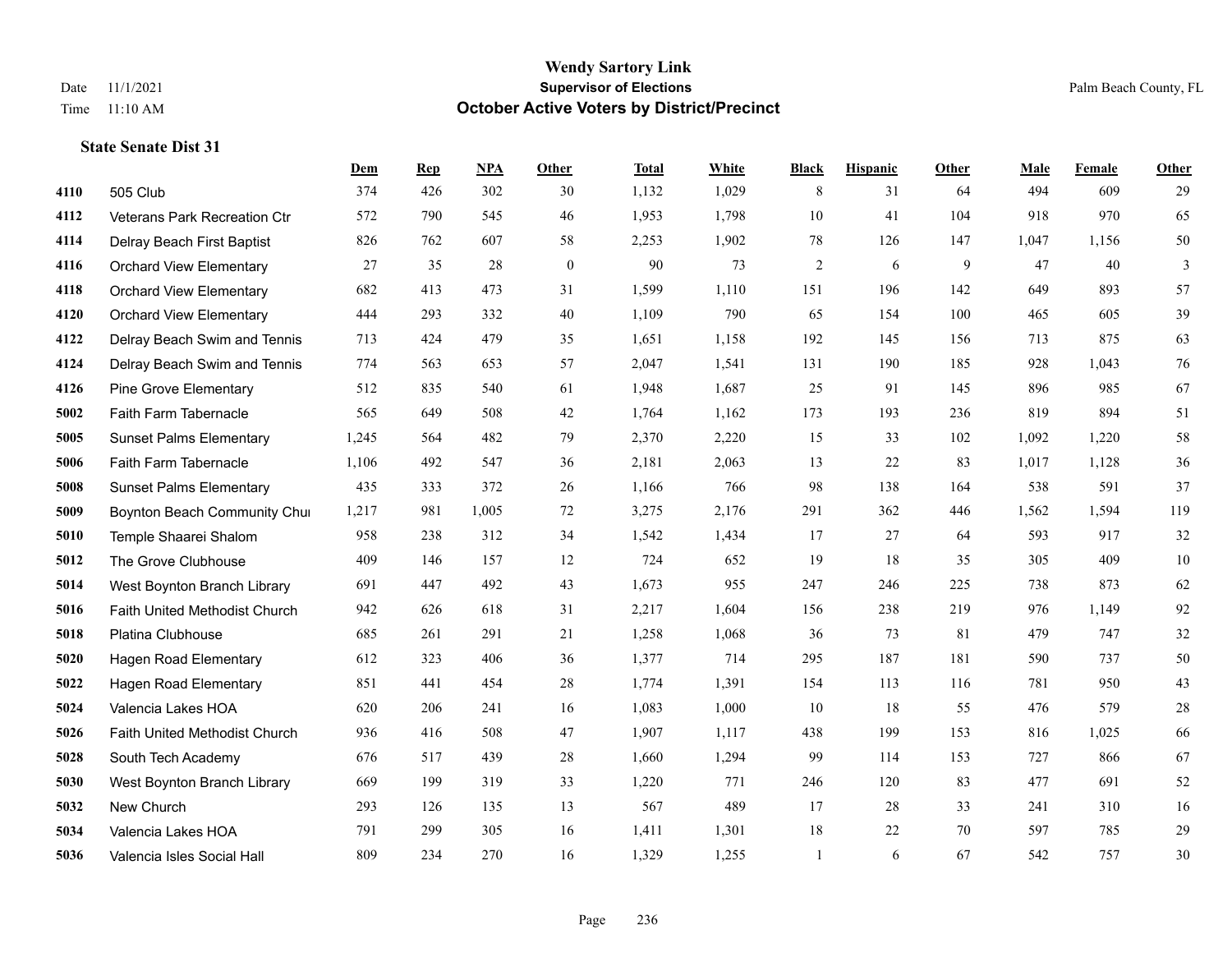**Wendy Sartory Link**
**Supervisor of Elections**
**October Active Voters by District/Precinct**

Date 11/1/2021
Time 11:10 AM

Palm Beach County, FL

### State Senate Dist 31

| | | Dem | Rep | NPA | Other | Total | White | Black | Hispanic | Other | Male | Female | Other |
|---|---|---|---|---|---|---|---|---|---|---|---|---|---|
| 4110 | 505 Club | 374 | 426 | 302 | 30 | 1,132 | 1,029 | 8 | 31 | 64 | 494 | 609 | 29 |
| 4112 | Veterans Park Recreation Ctr | 572 | 790 | 545 | 46 | 1,953 | 1,798 | 10 | 41 | 104 | 918 | 970 | 65 |
| 4114 | Delray Beach First Baptist | 826 | 762 | 607 | 58 | 2,253 | 1,902 | 78 | 126 | 147 | 1,047 | 1,156 | 50 |
| 4116 | Orchard View Elementary | 27 | 35 | 28 | 0 | 90 | 73 | 2 | 6 | 9 | 47 | 40 | 3 |
| 4118 | Orchard View Elementary | 682 | 413 | 473 | 31 | 1,599 | 1,110 | 151 | 196 | 142 | 649 | 893 | 57 |
| 4120 | Orchard View Elementary | 444 | 293 | 332 | 40 | 1,109 | 790 | 65 | 154 | 100 | 465 | 605 | 39 |
| 4122 | Delray Beach Swim and Tennis | 713 | 424 | 479 | 35 | 1,651 | 1,158 | 192 | 145 | 156 | 713 | 875 | 63 |
| 4124 | Delray Beach Swim and Tennis | 774 | 563 | 653 | 57 | 2,047 | 1,541 | 131 | 190 | 185 | 928 | 1,043 | 76 |
| 4126 | Pine Grove Elementary | 512 | 835 | 540 | 61 | 1,948 | 1,687 | 25 | 91 | 145 | 896 | 985 | 67 |
| 5002 | Faith Farm Tabernacle | 565 | 649 | 508 | 42 | 1,764 | 1,162 | 173 | 193 | 236 | 819 | 894 | 51 |
| 5005 | Sunset Palms Elementary | 1,245 | 564 | 482 | 79 | 2,370 | 2,220 | 15 | 33 | 102 | 1,092 | 1,220 | 58 |
| 5006 | Faith Farm Tabernacle | 1,106 | 492 | 547 | 36 | 2,181 | 2,063 | 13 | 22 | 83 | 1,017 | 1,128 | 36 |
| 5008 | Sunset Palms Elementary | 435 | 333 | 372 | 26 | 1,166 | 766 | 98 | 138 | 164 | 538 | 591 | 37 |
| 5009 | Boynton Beach Community Chu | 1,217 | 981 | 1,005 | 72 | 3,275 | 2,176 | 291 | 362 | 446 | 1,562 | 1,594 | 119 |
| 5010 | Temple Shaarei Shalom | 958 | 238 | 312 | 34 | 1,542 | 1,434 | 17 | 27 | 64 | 593 | 917 | 32 |
| 5012 | The Grove Clubhouse | 409 | 146 | 157 | 12 | 724 | 652 | 19 | 18 | 35 | 305 | 409 | 10 |
| 5014 | West Boynton Branch Library | 691 | 447 | 492 | 43 | 1,673 | 955 | 247 | 246 | 225 | 738 | 873 | 62 |
| 5016 | Faith United Methodist Church | 942 | 626 | 618 | 31 | 2,217 | 1,604 | 156 | 238 | 219 | 976 | 1,149 | 92 |
| 5018 | Platina Clubhouse | 685 | 261 | 291 | 21 | 1,258 | 1,068 | 36 | 73 | 81 | 479 | 747 | 32 |
| 5020 | Hagen Road Elementary | 612 | 323 | 406 | 36 | 1,377 | 714 | 295 | 187 | 181 | 590 | 737 | 50 |
| 5022 | Hagen Road Elementary | 851 | 441 | 454 | 28 | 1,774 | 1,391 | 154 | 113 | 116 | 781 | 950 | 43 |
| 5024 | Valencia Lakes HOA | 620 | 206 | 241 | 16 | 1,083 | 1,000 | 10 | 18 | 55 | 476 | 579 | 28 |
| 5026 | Faith United Methodist Church | 936 | 416 | 508 | 47 | 1,907 | 1,117 | 438 | 199 | 153 | 816 | 1,025 | 66 |
| 5028 | South Tech Academy | 676 | 517 | 439 | 28 | 1,660 | 1,294 | 99 | 114 | 153 | 727 | 866 | 67 |
| 5030 | West Boynton Branch Library | 669 | 199 | 319 | 33 | 1,220 | 771 | 246 | 120 | 83 | 477 | 691 | 52 |
| 5032 | New Church | 293 | 126 | 135 | 13 | 567 | 489 | 17 | 28 | 33 | 241 | 310 | 16 |
| 5034 | Valencia Lakes HOA | 791 | 299 | 305 | 16 | 1,411 | 1,301 | 18 | 22 | 70 | 597 | 785 | 29 |
| 5036 | Valencia Isles Social Hall | 809 | 234 | 270 | 16 | 1,329 | 1,255 | 1 | 6 | 67 | 542 | 757 | 30 |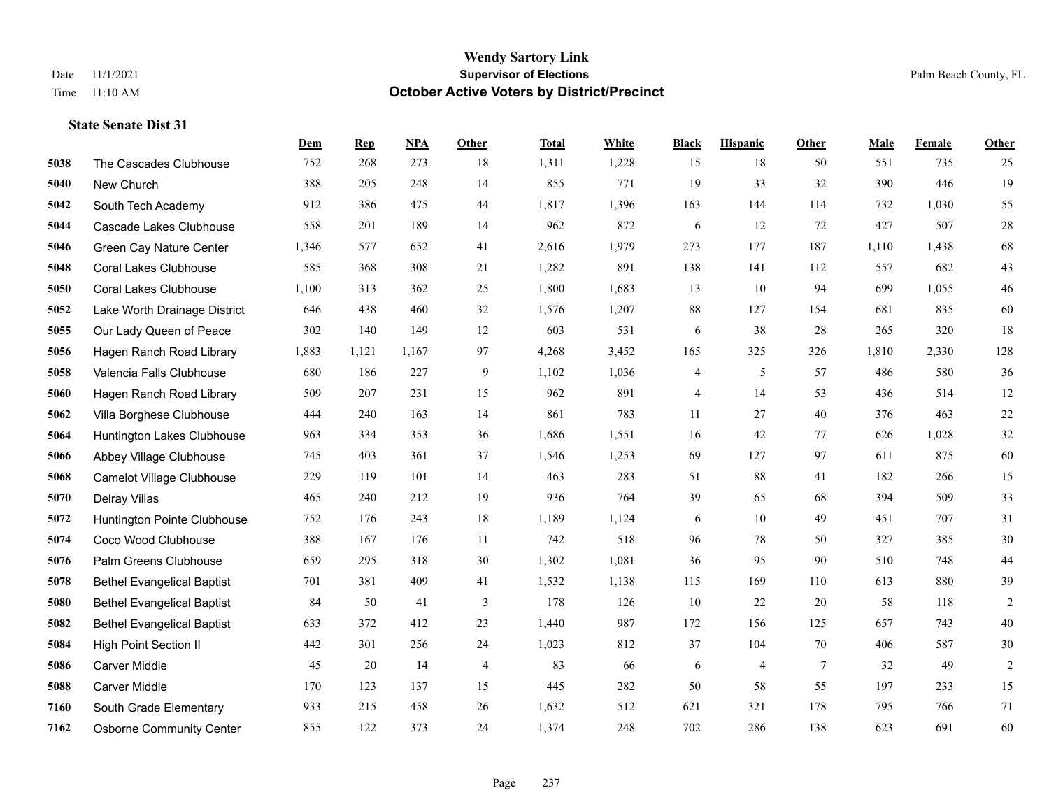# Wendy Sartory Link

**Supervisor of Elections**

**October Active Voters by District/Precinct**

Date 11/1/2021

Time 11:10 AM

Palm Beach County, FL

### State Senate Dist 31

| | | Dem | Rep | NPA | Other | Total | White | Black | Hispanic | Other | Male | Female | Other |
|---|---|---|---|---|---|---|---|---|---|---|---|---|---|
| 5038 | The Cascades Clubhouse | 752 | 268 | 273 | 18 | 1,311 | 1,228 | 15 | 18 | 50 | 551 | 735 | 25 |
| 5040 | New Church | 388 | 205 | 248 | 14 | 855 | 771 | 19 | 33 | 32 | 390 | 446 | 19 |
| 5042 | South Tech Academy | 912 | 386 | 475 | 44 | 1,817 | 1,396 | 163 | 144 | 114 | 732 | 1,030 | 55 |
| 5044 | Cascade Lakes Clubhouse | 558 | 201 | 189 | 14 | 962 | 872 | 6 | 12 | 72 | 427 | 507 | 28 |
| 5046 | Green Cay Nature Center | 1,346 | 577 | 652 | 41 | 2,616 | 1,979 | 273 | 177 | 187 | 1,110 | 1,438 | 68 |
| 5048 | Coral Lakes Clubhouse | 585 | 368 | 308 | 21 | 1,282 | 891 | 138 | 141 | 112 | 557 | 682 | 43 |
| 5050 | Coral Lakes Clubhouse | 1,100 | 313 | 362 | 25 | 1,800 | 1,683 | 13 | 10 | 94 | 699 | 1,055 | 46 |
| 5052 | Lake Worth Drainage District | 646 | 438 | 460 | 32 | 1,576 | 1,207 | 88 | 127 | 154 | 681 | 835 | 60 |
| 5055 | Our Lady Queen of Peace | 302 | 140 | 149 | 12 | 603 | 531 | 6 | 38 | 28 | 265 | 320 | 18 |
| 5056 | Hagen Ranch Road Library | 1,883 | 1,121 | 1,167 | 97 | 4,268 | 3,452 | 165 | 325 | 326 | 1,810 | 2,330 | 128 |
| 5058 | Valencia Falls Clubhouse | 680 | 186 | 227 | 9 | 1,102 | 1,036 | 4 | 5 | 57 | 486 | 580 | 36 |
| 5060 | Hagen Ranch Road Library | 509 | 207 | 231 | 15 | 962 | 891 | 4 | 14 | 53 | 436 | 514 | 12 |
| 5062 | Villa Borghese Clubhouse | 444 | 240 | 163 | 14 | 861 | 783 | 11 | 27 | 40 | 376 | 463 | 22 |
| 5064 | Huntington Lakes Clubhouse | 963 | 334 | 353 | 36 | 1,686 | 1,551 | 16 | 42 | 77 | 626 | 1,028 | 32 |
| 5066 | Abbey Village Clubhouse | 745 | 403 | 361 | 37 | 1,546 | 1,253 | 69 | 127 | 97 | 611 | 875 | 60 |
| 5068 | Camelot Village Clubhouse | 229 | 119 | 101 | 14 | 463 | 283 | 51 | 88 | 41 | 182 | 266 | 15 |
| 5070 | Delray Villas | 465 | 240 | 212 | 19 | 936 | 764 | 39 | 65 | 68 | 394 | 509 | 33 |
| 5072 | Huntington Pointe Clubhouse | 752 | 176 | 243 | 18 | 1,189 | 1,124 | 6 | 10 | 49 | 451 | 707 | 31 |
| 5074 | Coco Wood Clubhouse | 388 | 167 | 176 | 11 | 742 | 518 | 96 | 78 | 50 | 327 | 385 | 30 |
| 5076 | Palm Greens Clubhouse | 659 | 295 | 318 | 30 | 1,302 | 1,081 | 36 | 95 | 90 | 510 | 748 | 44 |
| 5078 | Bethel Evangelical Baptist | 701 | 381 | 409 | 41 | 1,532 | 1,138 | 115 | 169 | 110 | 613 | 880 | 39 |
| 5080 | Bethel Evangelical Baptist | 84 | 50 | 41 | 3 | 178 | 126 | 10 | 22 | 20 | 58 | 118 | 2 |
| 5082 | Bethel Evangelical Baptist | 633 | 372 | 412 | 23 | 1,440 | 987 | 172 | 156 | 125 | 657 | 743 | 40 |
| 5084 | High Point Section II | 442 | 301 | 256 | 24 | 1,023 | 812 | 37 | 104 | 70 | 406 | 587 | 30 |
| 5086 | Carver Middle | 45 | 20 | 14 | 4 | 83 | 66 | 6 | 4 | 7 | 32 | 49 | 2 |
| 5088 | Carver Middle | 170 | 123 | 137 | 15 | 445 | 282 | 50 | 58 | 55 | 197 | 233 | 15 |
| 7160 | South Grade Elementary | 933 | 215 | 458 | 26 | 1,632 | 512 | 621 | 321 | 178 | 795 | 766 | 71 |
| 7162 | Osborne Community Center | 855 | 122 | 373 | 24 | 1,374 | 248 | 702 | 286 | 138 | 623 | 691 | 60 |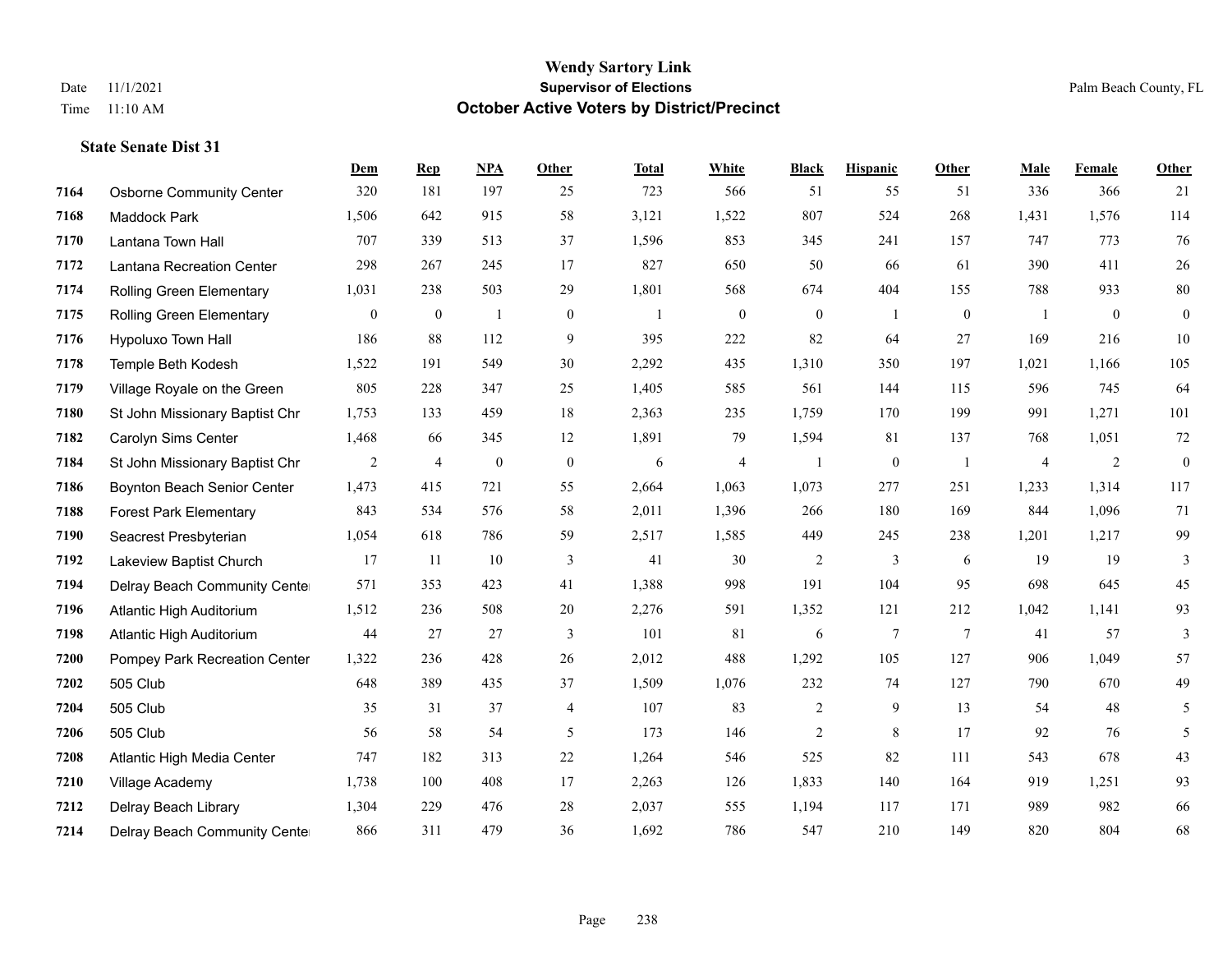**Wendy Sartory Link**
**Supervisor of Elections**
**October Active Voters by District/Precinct**

Date 11/1/2021
Time 11:10 AM

Palm Beach County, FL

### State Senate Dist 31

| | | Dem | Rep | NPA | Other | Total | White | Black | Hispanic | Other | Male | Female | Other |
|---|---|---|---|---|---|---|---|---|---|---|---|---|---|
| 7164 | Osborne Community Center | 320 | 181 | 197 | 25 | 723 | 566 | 51 | 55 | 51 | 336 | 366 | 21 |
| 7168 | Maddock Park | 1,506 | 642 | 915 | 58 | 3,121 | 1,522 | 807 | 524 | 268 | 1,431 | 1,576 | 114 |
| 7170 | Lantana Town Hall | 707 | 339 | 513 | 37 | 1,596 | 853 | 345 | 241 | 157 | 747 | 773 | 76 |
| 7172 | Lantana Recreation Center | 298 | 267 | 245 | 17 | 827 | 650 | 50 | 66 | 61 | 390 | 411 | 26 |
| 7174 | Rolling Green Elementary | 1,031 | 238 | 503 | 29 | 1,801 | 568 | 674 | 404 | 155 | 788 | 933 | 80 |
| 7175 | Rolling Green Elementary | 0 | 0 | 1 | 0 | 1 | 0 | 0 | 1 | 0 | 1 | 0 | 0 |
| 7176 | Hypoluxo Town Hall | 186 | 88 | 112 | 9 | 395 | 222 | 82 | 64 | 27 | 169 | 216 | 10 |
| 7178 | Temple Beth Kodesh | 1,522 | 191 | 549 | 30 | 2,292 | 435 | 1,310 | 350 | 197 | 1,021 | 1,166 | 105 |
| 7179 | Village Royale on the Green | 805 | 228 | 347 | 25 | 1,405 | 585 | 561 | 144 | 115 | 596 | 745 | 64 |
| 7180 | St John Missionary Baptist Chr | 1,753 | 133 | 459 | 18 | 2,363 | 235 | 1,759 | 170 | 199 | 991 | 1,271 | 101 |
| 7182 | Carolyn Sims Center | 1,468 | 66 | 345 | 12 | 1,891 | 79 | 1,594 | 81 | 137 | 768 | 1,051 | 72 |
| 7184 | St John Missionary Baptist Chr | 2 | 4 | 0 | 0 | 6 | 4 | 1 | 0 | 1 | 4 | 2 | 0 |
| 7186 | Boynton Beach Senior Center | 1,473 | 415 | 721 | 55 | 2,664 | 1,063 | 1,073 | 277 | 251 | 1,233 | 1,314 | 117 |
| 7188 | Forest Park Elementary | 843 | 534 | 576 | 58 | 2,011 | 1,396 | 266 | 180 | 169 | 844 | 1,096 | 71 |
| 7190 | Seacrest Presbyterian | 1,054 | 618 | 786 | 59 | 2,517 | 1,585 | 449 | 245 | 238 | 1,201 | 1,217 | 99 |
| 7192 | Lakeview Baptist Church | 17 | 11 | 10 | 3 | 41 | 30 | 2 | 3 | 6 | 19 | 19 | 3 |
| 7194 | Delray Beach Community Center | 571 | 353 | 423 | 41 | 1,388 | 998 | 191 | 104 | 95 | 698 | 645 | 45 |
| 7196 | Atlantic High Auditorium | 1,512 | 236 | 508 | 20 | 2,276 | 591 | 1,352 | 121 | 212 | 1,042 | 1,141 | 93 |
| 7198 | Atlantic High Auditorium | 44 | 27 | 27 | 3 | 101 | 81 | 6 | 7 | 7 | 41 | 57 | 3 |
| 7200 | Pompey Park Recreation Center | 1,322 | 236 | 428 | 26 | 2,012 | 488 | 1,292 | 105 | 127 | 906 | 1,049 | 57 |
| 7202 | 505 Club | 648 | 389 | 435 | 37 | 1,509 | 1,076 | 232 | 74 | 127 | 790 | 670 | 49 |
| 7204 | 505 Club | 35 | 31 | 37 | 4 | 107 | 83 | 2 | 9 | 13 | 54 | 48 | 5 |
| 7206 | 505 Club | 56 | 58 | 54 | 5 | 173 | 146 | 2 | 8 | 17 | 92 | 76 | 5 |
| 7208 | Atlantic High Media Center | 747 | 182 | 313 | 22 | 1,264 | 546 | 525 | 82 | 111 | 543 | 678 | 43 |
| 7210 | Village Academy | 1,738 | 100 | 408 | 17 | 2,263 | 126 | 1,833 | 140 | 164 | 919 | 1,251 | 93 |
| 7212 | Delray Beach Library | 1,304 | 229 | 476 | 28 | 2,037 | 555 | 1,194 | 117 | 171 | 989 | 982 | 66 |
| 7214 | Delray Beach Community Center | 866 | 311 | 479 | 36 | 1,692 | 786 | 547 | 210 | 149 | 820 | 804 | 68 |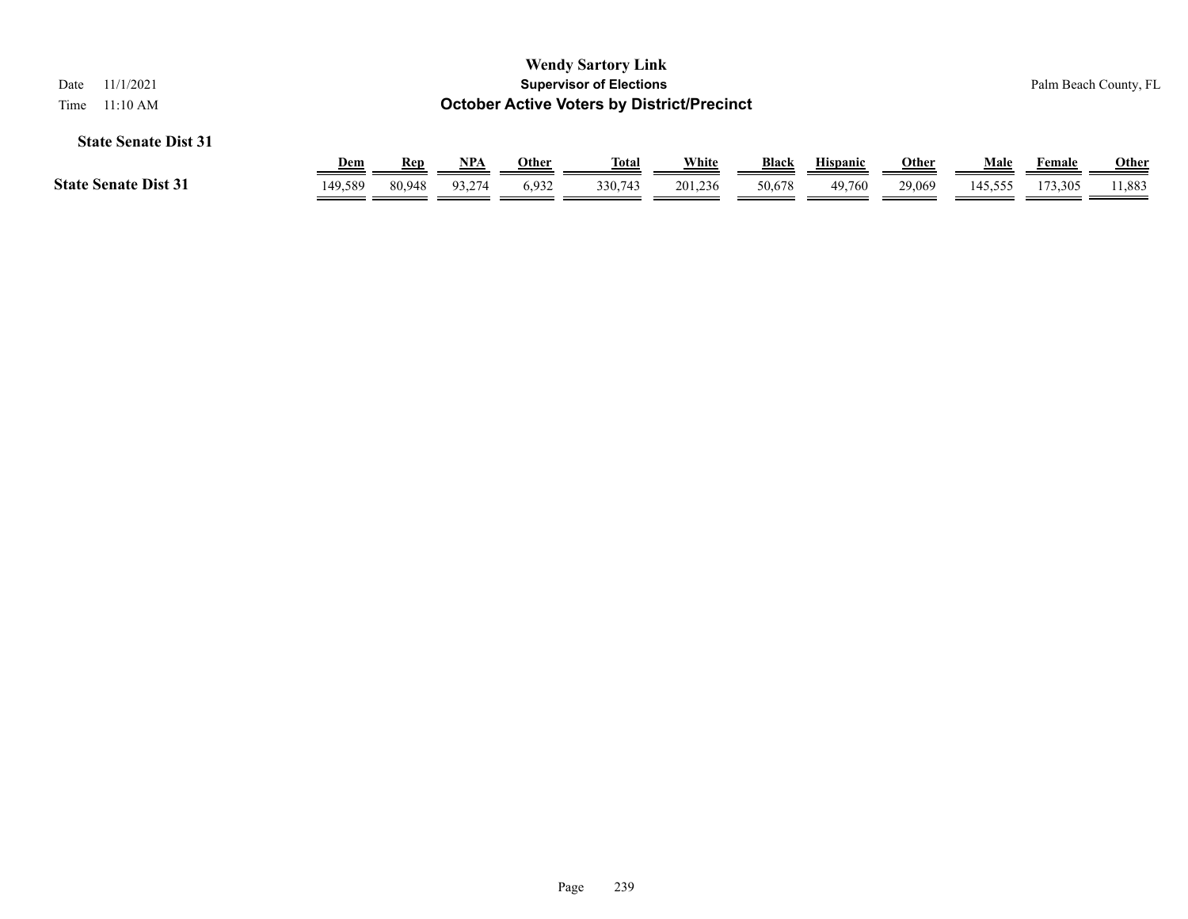**Wendy Sartory Link**
**Supervisor of Elections**
**October Active Voters by District/Precinct**

Date 11/1/2021
Time 11:10 AM

Palm Beach County, FL

**State Senate Dist 31**

| | Dem | Rep | NPA | Other | Total | White | Black | Hispanic | Other | Male | Female | Other |
|---|---|---|---|---|---|---|---|---|---|---|---|---|
| **State Senate Dist 31** | 149,589 | 80,948 | 93,274 | 6,932 | 330,743 | 201,236 | 50,678 | 49,760 | 29,069 | 145,555 | 173,305 | 11,883 |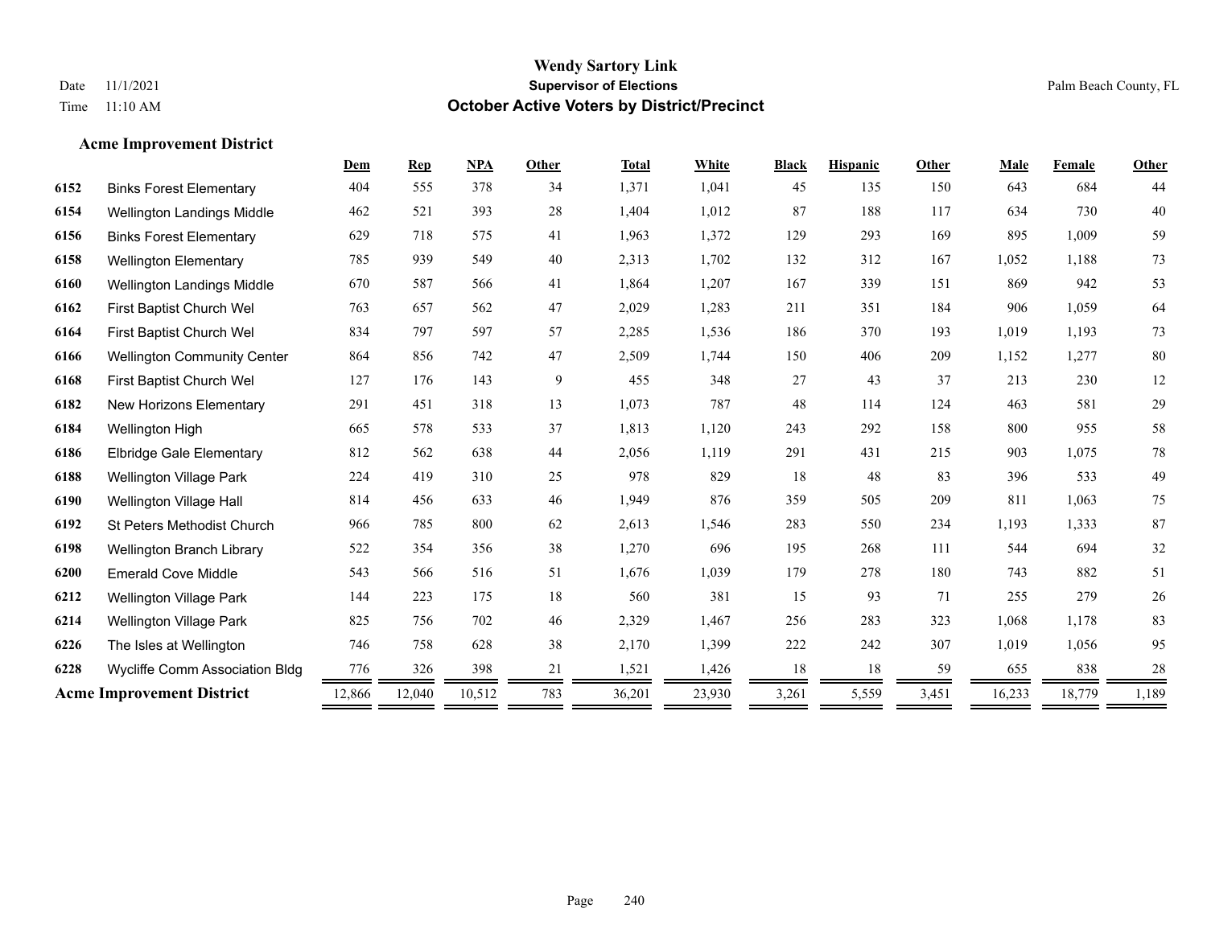# Wendy Sartory Link
## Supervisor of Elections
## October Active Voters by District/Precinct

Date 11/1/2021
Time 11:10 AM

Palm Beach County, FL

### Acme Improvement District

| | | Dem | Rep | NPA | Other | Total | White | Black | Hispanic | Other | Male | Female | Other |
|---|---|---|---|---|---|---|---|---|---|---|---|---|---|
| 6152 | Binks Forest Elementary | 404 | 555 | 378 | 34 | 1,371 | 1,041 | 45 | 135 | 150 | 643 | 684 | 44 |
| 6154 | Wellington Landings Middle | 462 | 521 | 393 | 28 | 1,404 | 1,012 | 87 | 188 | 117 | 634 | 730 | 40 |
| 6156 | Binks Forest Elementary | 629 | 718 | 575 | 41 | 1,963 | 1,372 | 129 | 293 | 169 | 895 | 1,009 | 59 |
| 6158 | Wellington Elementary | 785 | 939 | 549 | 40 | 2,313 | 1,702 | 132 | 312 | 167 | 1,052 | 1,188 | 73 |
| 6160 | Wellington Landings Middle | 670 | 587 | 566 | 41 | 1,864 | 1,207 | 167 | 339 | 151 | 869 | 942 | 53 |
| 6162 | First Baptist Church Wel | 763 | 657 | 562 | 47 | 2,029 | 1,283 | 211 | 351 | 184 | 906 | 1,059 | 64 |
| 6164 | First Baptist Church Wel | 834 | 797 | 597 | 57 | 2,285 | 1,536 | 186 | 370 | 193 | 1,019 | 1,193 | 73 |
| 6166 | Wellington Community Center | 864 | 856 | 742 | 47 | 2,509 | 1,744 | 150 | 406 | 209 | 1,152 | 1,277 | 80 |
| 6168 | First Baptist Church Wel | 127 | 176 | 143 | 9 | 455 | 348 | 27 | 43 | 37 | 213 | 230 | 12 |
| 6182 | New Horizons Elementary | 291 | 451 | 318 | 13 | 1,073 | 787 | 48 | 114 | 124 | 463 | 581 | 29 |
| 6184 | Wellington High | 665 | 578 | 533 | 37 | 1,813 | 1,120 | 243 | 292 | 158 | 800 | 955 | 58 |
| 6186 | Elbridge Gale Elementary | 812 | 562 | 638 | 44 | 2,056 | 1,119 | 291 | 431 | 215 | 903 | 1,075 | 78 |
| 6188 | Wellington Village Park | 224 | 419 | 310 | 25 | 978 | 829 | 18 | 48 | 83 | 396 | 533 | 49 |
| 6190 | Wellington Village Hall | 814 | 456 | 633 | 46 | 1,949 | 876 | 359 | 505 | 209 | 811 | 1,063 | 75 |
| 6192 | St Peters Methodist Church | 966 | 785 | 800 | 62 | 2,613 | 1,546 | 283 | 550 | 234 | 1,193 | 1,333 | 87 |
| 6198 | Wellington Branch Library | 522 | 354 | 356 | 38 | 1,270 | 696 | 195 | 268 | 111 | 544 | 694 | 32 |
| 6200 | Emerald Cove Middle | 543 | 566 | 516 | 51 | 1,676 | 1,039 | 179 | 278 | 180 | 743 | 882 | 51 |
| 6212 | Wellington Village Park | 144 | 223 | 175 | 18 | 560 | 381 | 15 | 93 | 71 | 255 | 279 | 26 |
| 6214 | Wellington Village Park | 825 | 756 | 702 | 46 | 2,329 | 1,467 | 256 | 283 | 323 | 1,068 | 1,178 | 83 |
| 6226 | The Isles at Wellington | 746 | 758 | 628 | 38 | 2,170 | 1,399 | 222 | 242 | 307 | 1,019 | 1,056 | 95 |
| 6228 | Wycliffe Comm Association Bldg | 776 | 326 | 398 | 21 | 1,521 | 1,426 | 18 | 18 | 59 | 655 | 838 | 28 |
| **Acme Improvement District** | | 12,866 | 12,040 | 10,512 | 783 | 36,201 | 23,930 | 3,261 | 5,559 | 3,451 | 16,233 | 18,779 | 1,189 |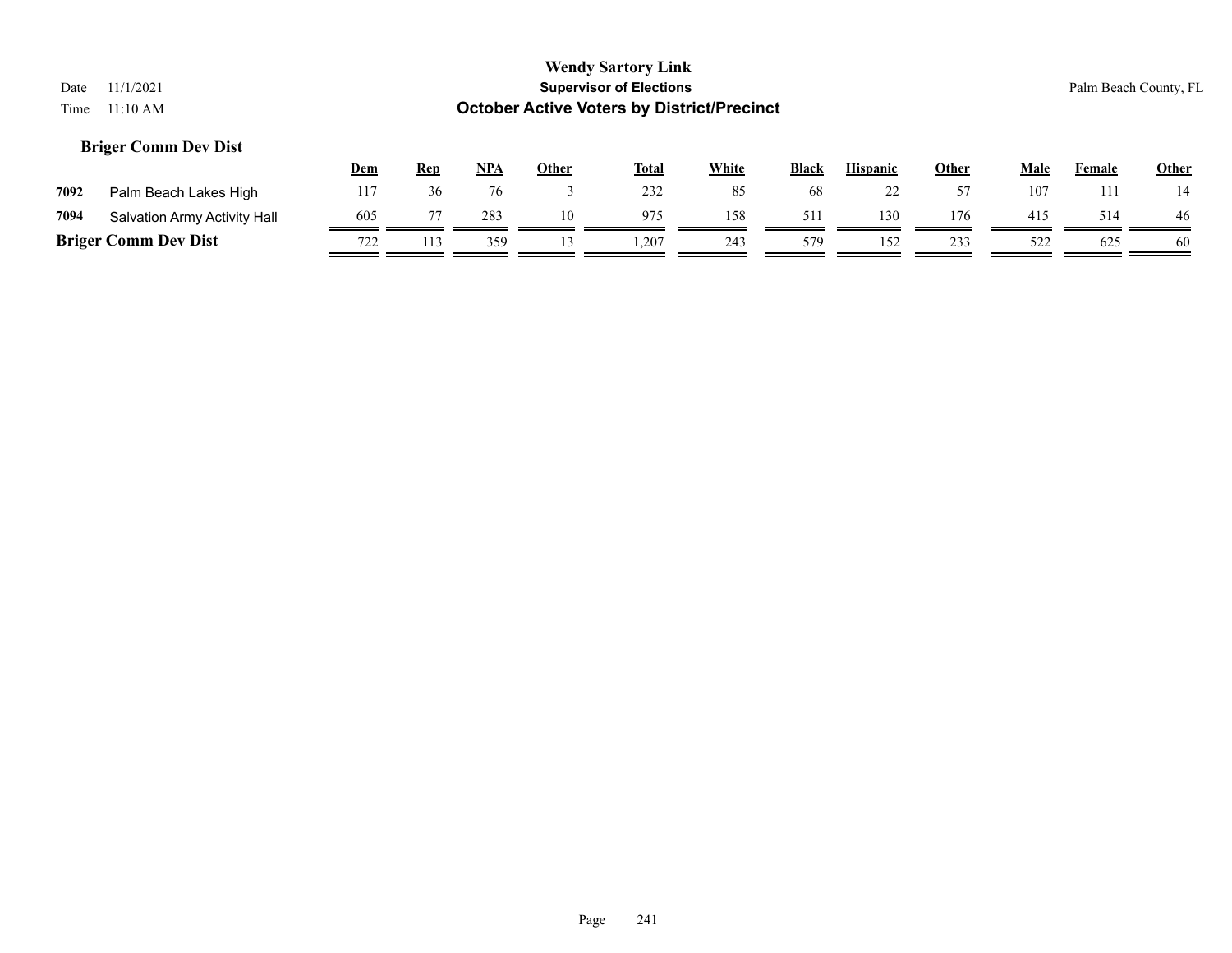## Briger Comm Dev Dist

| | | Dem | Rep | NPA | Other | Total | White | Black | Hispanic | Other | Male | Female | Other |
|---|---|---|---|---|---|---|---|---|---|---|---|---|---|
| 7092 | Palm Beach Lakes High | 117 | 36 | 76 | 3 | 232 | 85 | 68 | 22 | 57 | 107 | 111 | 14 |
| 7094 | Salvation Army Activity Hall | 605 | 77 | 283 | 10 | 975 | 158 | 511 | 130 | 176 | 415 | 514 | 46 |
| **Briger Comm Dev Dist** | | 722 | 113 | 359 | 13 | 1,207 | 243 | 579 | 152 | 233 | 522 | 625 | 60 |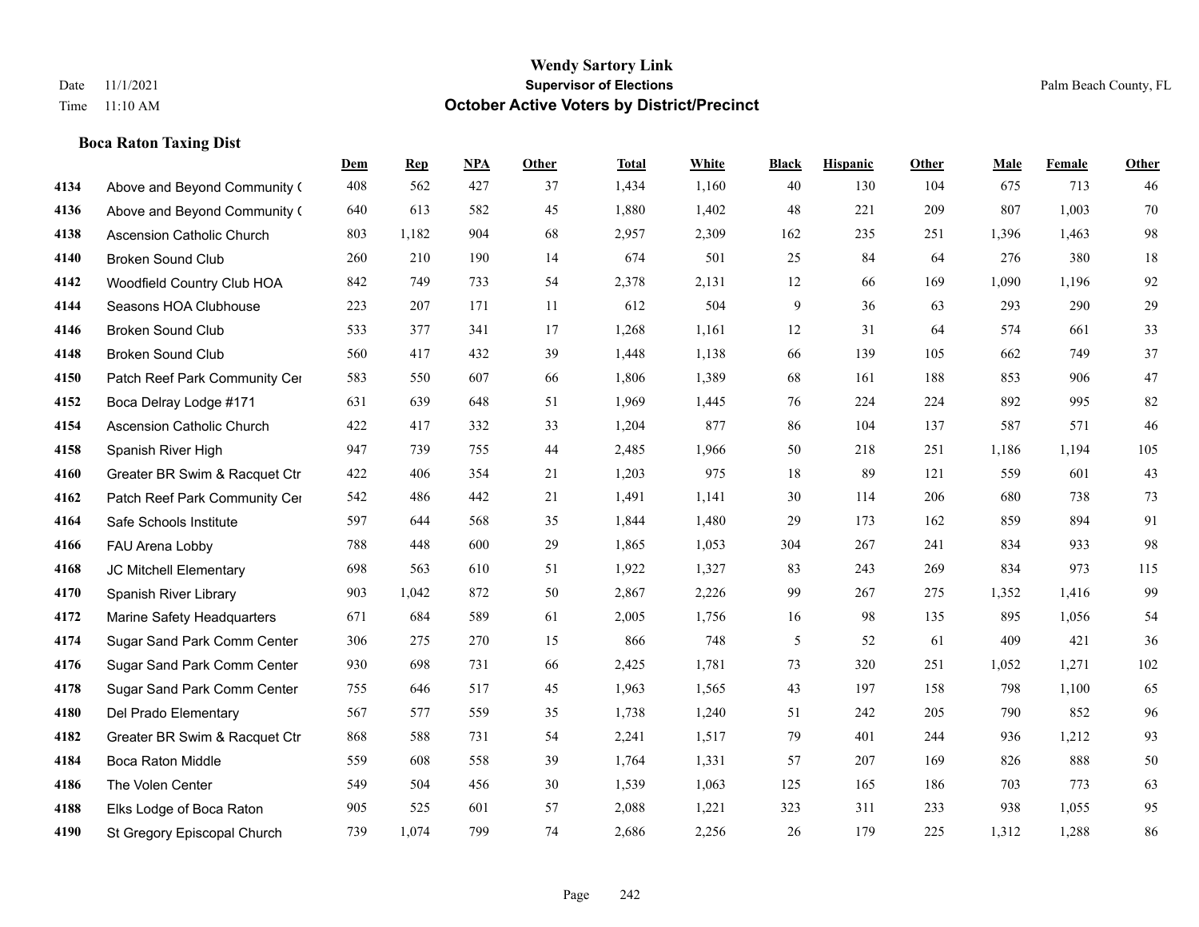# Wendy Sartory Link
## Supervisor of Elections
## October Active Voters by District/Precinct

Date 11/1/2021
Time 11:10 AM

Palm Beach County, FL

### Boca Raton Taxing Dist

| | | Dem | Rep | NPA | Other | Total | White | Black | Hispanic | Other | Male | Female | Other |
|---|---|---|---|---|---|---|---|---|---|---|---|---|---|
| 4134 | Above and Beyond Community ( | 408 | 562 | 427 | 37 | 1,434 | 1,160 | 40 | 130 | 104 | 675 | 713 | 46 |
| 4136 | Above and Beyond Community ( | 640 | 613 | 582 | 45 | 1,880 | 1,402 | 48 | 221 | 209 | 807 | 1,003 | 70 |
| 4138 | Ascension Catholic Church | 803 | 1,182 | 904 | 68 | 2,957 | 2,309 | 162 | 235 | 251 | 1,396 | 1,463 | 98 |
| 4140 | Broken Sound Club | 260 | 210 | 190 | 14 | 674 | 501 | 25 | 84 | 64 | 276 | 380 | 18 |
| 4142 | Woodfield Country Club HOA | 842 | 749 | 733 | 54 | 2,378 | 2,131 | 12 | 66 | 169 | 1,090 | 1,196 | 92 |
| 4144 | Seasons HOA Clubhouse | 223 | 207 | 171 | 11 | 612 | 504 | 9 | 36 | 63 | 293 | 290 | 29 |
| 4146 | Broken Sound Club | 533 | 377 | 341 | 17 | 1,268 | 1,161 | 12 | 31 | 64 | 574 | 661 | 33 |
| 4148 | Broken Sound Club | 560 | 417 | 432 | 39 | 1,448 | 1,138 | 66 | 139 | 105 | 662 | 749 | 37 |
| 4150 | Patch Reef Park Community Cer | 583 | 550 | 607 | 66 | 1,806 | 1,389 | 68 | 161 | 188 | 853 | 906 | 47 |
| 4152 | Boca Delray Lodge #171 | 631 | 639 | 648 | 51 | 1,969 | 1,445 | 76 | 224 | 224 | 892 | 995 | 82 |
| 4154 | Ascension Catholic Church | 422 | 417 | 332 | 33 | 1,204 | 877 | 86 | 104 | 137 | 587 | 571 | 46 |
| 4158 | Spanish River High | 947 | 739 | 755 | 44 | 2,485 | 1,966 | 50 | 218 | 251 | 1,186 | 1,194 | 105 |
| 4160 | Greater BR Swim & Racquet Ctr | 422 | 406 | 354 | 21 | 1,203 | 975 | 18 | 89 | 121 | 559 | 601 | 43 |
| 4162 | Patch Reef Park Community Cer | 542 | 486 | 442 | 21 | 1,491 | 1,141 | 30 | 114 | 206 | 680 | 738 | 73 |
| 4164 | Safe Schools Institute | 597 | 644 | 568 | 35 | 1,844 | 1,480 | 29 | 173 | 162 | 859 | 894 | 91 |
| 4166 | FAU Arena Lobby | 788 | 448 | 600 | 29 | 1,865 | 1,053 | 304 | 267 | 241 | 834 | 933 | 98 |
| 4168 | JC Mitchell Elementary | 698 | 563 | 610 | 51 | 1,922 | 1,327 | 83 | 243 | 269 | 834 | 973 | 115 |
| 4170 | Spanish River Library | 903 | 1,042 | 872 | 50 | 2,867 | 2,226 | 99 | 267 | 275 | 1,352 | 1,416 | 99 |
| 4172 | Marine Safety Headquarters | 671 | 684 | 589 | 61 | 2,005 | 1,756 | 16 | 98 | 135 | 895 | 1,056 | 54 |
| 4174 | Sugar Sand Park Comm Center | 306 | 275 | 270 | 15 | 866 | 748 | 5 | 52 | 61 | 409 | 421 | 36 |
| 4176 | Sugar Sand Park Comm Center | 930 | 698 | 731 | 66 | 2,425 | 1,781 | 73 | 320 | 251 | 1,052 | 1,271 | 102 |
| 4178 | Sugar Sand Park Comm Center | 755 | 646 | 517 | 45 | 1,963 | 1,565 | 43 | 197 | 158 | 798 | 1,100 | 65 |
| 4180 | Del Prado Elementary | 567 | 577 | 559 | 35 | 1,738 | 1,240 | 51 | 242 | 205 | 790 | 852 | 96 |
| 4182 | Greater BR Swim & Racquet Ctr | 868 | 588 | 731 | 54 | 2,241 | 1,517 | 79 | 401 | 244 | 936 | 1,212 | 93 |
| 4184 | Boca Raton Middle | 559 | 608 | 558 | 39 | 1,764 | 1,331 | 57 | 207 | 169 | 826 | 888 | 50 |
| 4186 | The Volen Center | 549 | 504 | 456 | 30 | 1,539 | 1,063 | 125 | 165 | 186 | 703 | 773 | 63 |
| 4188 | Elks Lodge of Boca Raton | 905 | 525 | 601 | 57 | 2,088 | 1,221 | 323 | 311 | 233 | 938 | 1,055 | 95 |
| 4190 | St Gregory Episcopal Church | 739 | 1,074 | 799 | 74 | 2,686 | 2,256 | 26 | 179 | 225 | 1,312 | 1,288 | 86 |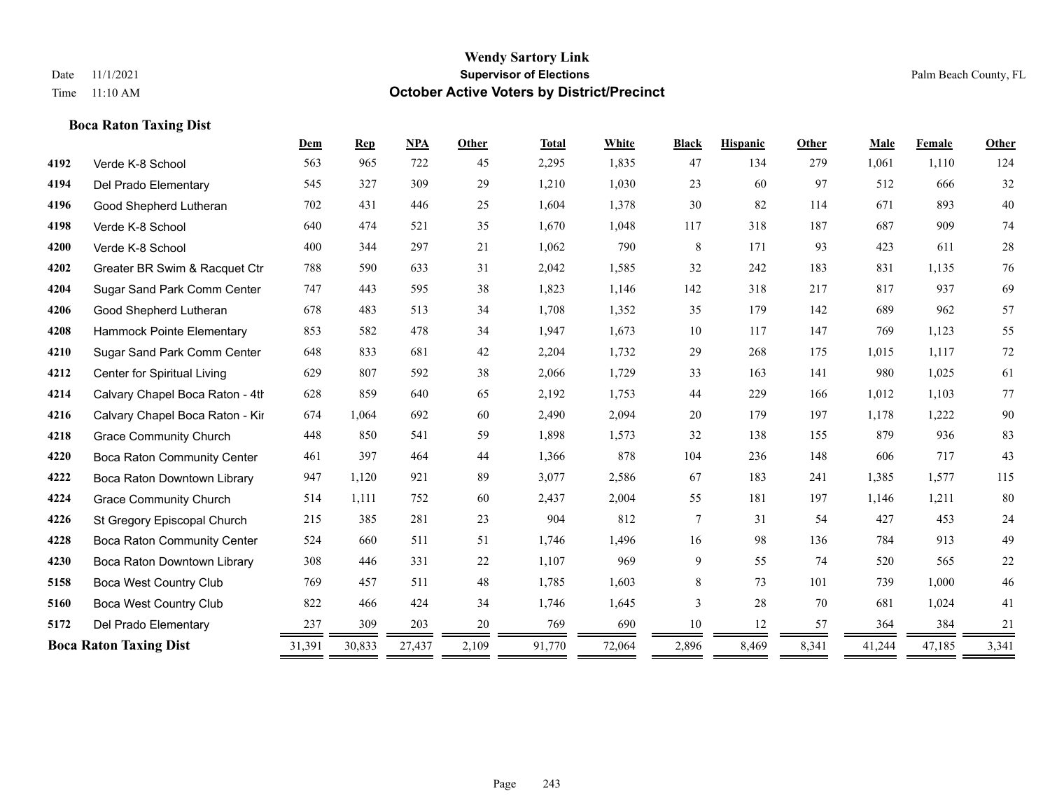# Wendy Sartory Link
## Supervisor of Elections
## October Active Voters by District/Precinct

Date 11/1/2021
Time 11:10 AM

Palm Beach County, FL

### Boca Raton Taxing Dist

| | | Dem | Rep | NPA | Other | Total | White | Black | Hispanic | Other | Male | Female | Other |
|---|---|---|---|---|---|---|---|---|---|---|---|---|---|
| 4192 | Verde K-8 School | 563 | 965 | 722 | 45 | 2,295 | 1,835 | 47 | 134 | 279 | 1,061 | 1,110 | 124 |
| 4194 | Del Prado Elementary | 545 | 327 | 309 | 29 | 1,210 | 1,030 | 23 | 60 | 97 | 512 | 666 | 32 |
| 4196 | Good Shepherd Lutheran | 702 | 431 | 446 | 25 | 1,604 | 1,378 | 30 | 82 | 114 | 671 | 893 | 40 |
| 4198 | Verde K-8 School | 640 | 474 | 521 | 35 | 1,670 | 1,048 | 117 | 318 | 187 | 687 | 909 | 74 |
| 4200 | Verde K-8 School | 400 | 344 | 297 | 21 | 1,062 | 790 | 8 | 171 | 93 | 423 | 611 | 28 |
| 4202 | Greater BR Swim & Racquet Ctr | 788 | 590 | 633 | 31 | 2,042 | 1,585 | 32 | 242 | 183 | 831 | 1,135 | 76 |
| 4204 | Sugar Sand Park Comm Center | 747 | 443 | 595 | 38 | 1,823 | 1,146 | 142 | 318 | 217 | 817 | 937 | 69 |
| 4206 | Good Shepherd Lutheran | 678 | 483 | 513 | 34 | 1,708 | 1,352 | 35 | 179 | 142 | 689 | 962 | 57 |
| 4208 | Hammock Pointe Elementary | 853 | 582 | 478 | 34 | 1,947 | 1,673 | 10 | 117 | 147 | 769 | 1,123 | 55 |
| 4210 | Sugar Sand Park Comm Center | 648 | 833 | 681 | 42 | 2,204 | 1,732 | 29 | 268 | 175 | 1,015 | 1,117 | 72 |
| 4212 | Center for Spiritual Living | 629 | 807 | 592 | 38 | 2,066 | 1,729 | 33 | 163 | 141 | 980 | 1,025 | 61 |
| 4214 | Calvary Chapel Boca Raton - 4th | 628 | 859 | 640 | 65 | 2,192 | 1,753 | 44 | 229 | 166 | 1,012 | 1,103 | 77 |
| 4216 | Calvary Chapel Boca Raton - Kir | 674 | 1,064 | 692 | 60 | 2,490 | 2,094 | 20 | 179 | 197 | 1,178 | 1,222 | 90 |
| 4218 | Grace Community Church | 448 | 850 | 541 | 59 | 1,898 | 1,573 | 32 | 138 | 155 | 879 | 936 | 83 |
| 4220 | Boca Raton Community Center | 461 | 397 | 464 | 44 | 1,366 | 878 | 104 | 236 | 148 | 606 | 717 | 43 |
| 4222 | Boca Raton Downtown Library | 947 | 1,120 | 921 | 89 | 3,077 | 2,586 | 67 | 183 | 241 | 1,385 | 1,577 | 115 |
| 4224 | Grace Community Church | 514 | 1,111 | 752 | 60 | 2,437 | 2,004 | 55 | 181 | 197 | 1,146 | 1,211 | 80 |
| 4226 | St Gregory Episcopal Church | 215 | 385 | 281 | 23 | 904 | 812 | 7 | 31 | 54 | 427 | 453 | 24 |
| 4228 | Boca Raton Community Center | 524 | 660 | 511 | 51 | 1,746 | 1,496 | 16 | 98 | 136 | 784 | 913 | 49 |
| 4230 | Boca Raton Downtown Library | 308 | 446 | 331 | 22 | 1,107 | 969 | 9 | 55 | 74 | 520 | 565 | 22 |
| 5158 | Boca West Country Club | 769 | 457 | 511 | 48 | 1,785 | 1,603 | 8 | 73 | 101 | 739 | 1,000 | 46 |
| 5160 | Boca West Country Club | 822 | 466 | 424 | 34 | 1,746 | 1,645 | 3 | 28 | 70 | 681 | 1,024 | 41 |
| 5172 | Del Prado Elementary | 237 | 309 | 203 | 20 | 769 | 690 | 10 | 12 | 57 | 364 | 384 | 21 |
| **Boca Raton Taxing Dist** | | 31,391 | 30,833 | 27,437 | 2,109 | 91,770 | 72,064 | 2,896 | 8,469 | 8,341 | 41,244 | 47,185 | 3,341 |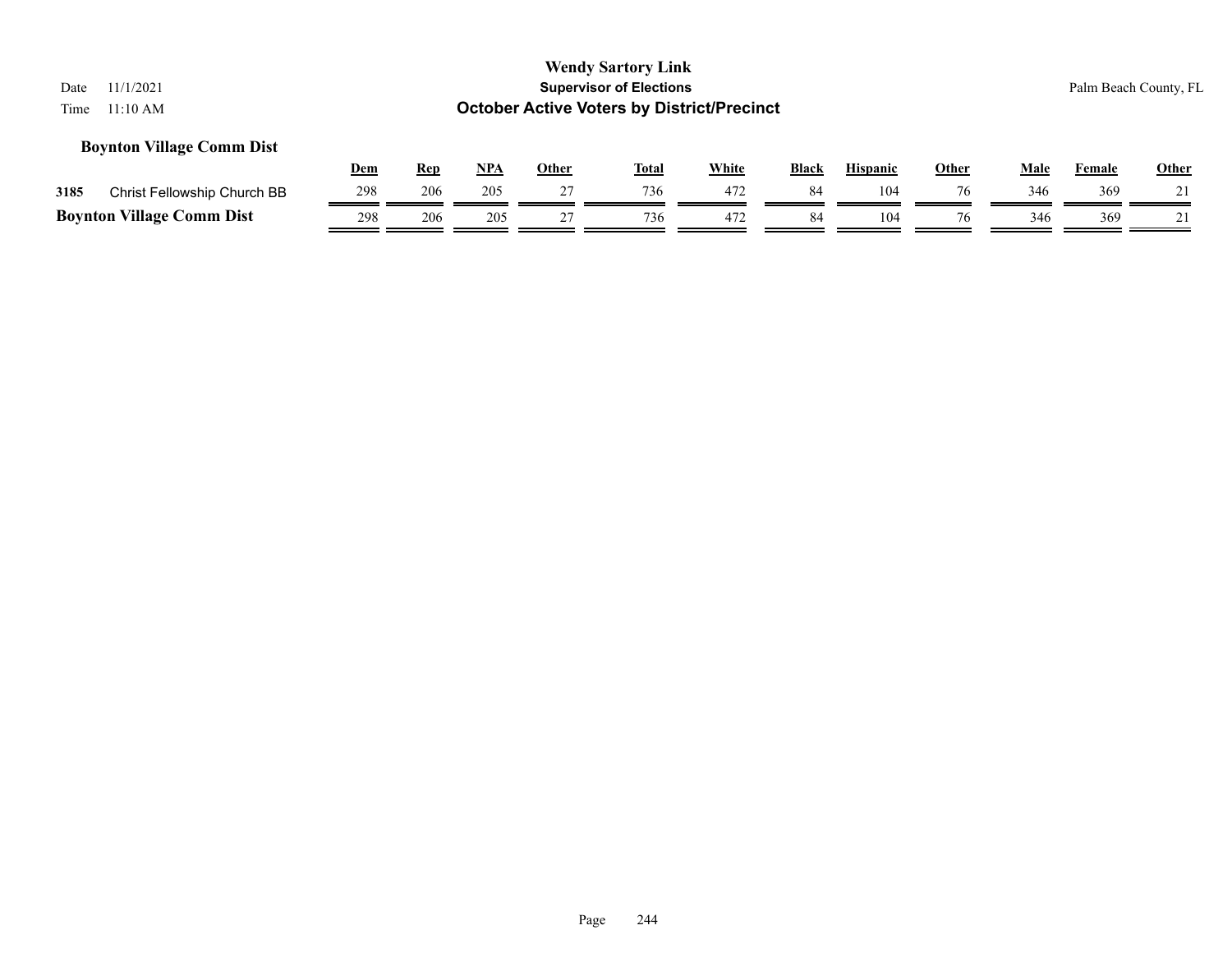# Wendy Sartory Link

**Supervisor of Elections**

**October Active Voters by District/Precinct**

Date 11/1/2021
Time 11:10 AM

Palm Beach County, FL

### Boynton Village Comm Dist

| | | Dem | Rep | NPA | Other | Total | White | Black | Hispanic | Other | Male | Female | Other |
|---|---|---|---|---|---|---|---|---|---|---|---|---|---|
| 3185 | Christ Fellowship Church BB | 298 | 206 | 205 | 27 | 736 | 472 | 84 | 104 | 76 | 346 | 369 | 21 |
| **Boynton Village Comm Dist** | | 298 | 206 | 205 | 27 | 736 | 472 | 84 | 104 | 76 | 346 | 369 | 21 |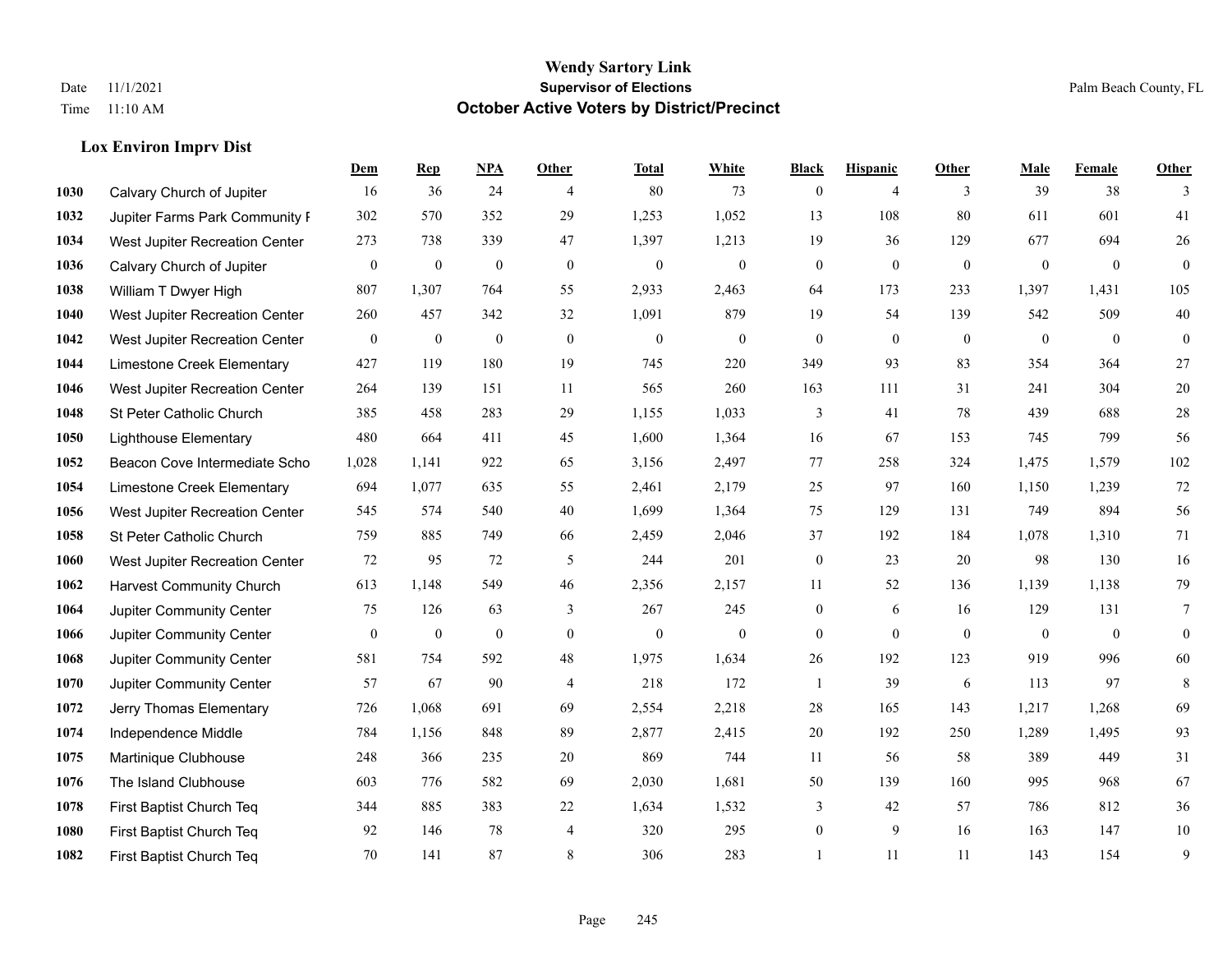**Wendy Sartory Link**
**Supervisor of Elections**
**October Active Voters by District/Precinct**

Date 11/1/2021
Time 11:10 AM
Palm Beach County, FL

### Lox Environ Imprv Dist

| | | Dem | Rep | NPA | Other | Total | White | Black | Hispanic | Other | Male | Female | Other |
|---|---|---|---|---|---|---|---|---|---|---|---|---|---|
| 1030 | Calvary Church of Jupiter | 16 | 36 | 24 | 4 | 80 | 73 | 0 | 4 | 3 | 39 | 38 | 3 |
| 1032 | Jupiter Farms Park Community F | 302 | 570 | 352 | 29 | 1,253 | 1,052 | 13 | 108 | 80 | 611 | 601 | 41 |
| 1034 | West Jupiter Recreation Center | 273 | 738 | 339 | 47 | 1,397 | 1,213 | 19 | 36 | 129 | 677 | 694 | 26 |
| 1036 | Calvary Church of Jupiter | 0 | 0 | 0 | 0 | 0 | 0 | 0 | 0 | 0 | 0 | 0 | 0 |
| 1038 | William T Dwyer High | 807 | 1,307 | 764 | 55 | 2,933 | 2,463 | 64 | 173 | 233 | 1,397 | 1,431 | 105 |
| 1040 | West Jupiter Recreation Center | 260 | 457 | 342 | 32 | 1,091 | 879 | 19 | 54 | 139 | 542 | 509 | 40 |
| 1042 | West Jupiter Recreation Center | 0 | 0 | 0 | 0 | 0 | 0 | 0 | 0 | 0 | 0 | 0 | 0 |
| 1044 | Limestone Creek Elementary | 427 | 119 | 180 | 19 | 745 | 220 | 349 | 93 | 83 | 354 | 364 | 27 |
| 1046 | West Jupiter Recreation Center | 264 | 139 | 151 | 11 | 565 | 260 | 163 | 111 | 31 | 241 | 304 | 20 |
| 1048 | St Peter Catholic Church | 385 | 458 | 283 | 29 | 1,155 | 1,033 | 3 | 41 | 78 | 439 | 688 | 28 |
| 1050 | Lighthouse Elementary | 480 | 664 | 411 | 45 | 1,600 | 1,364 | 16 | 67 | 153 | 745 | 799 | 56 |
| 1052 | Beacon Cove Intermediate Scho | 1,028 | 1,141 | 922 | 65 | 3,156 | 2,497 | 77 | 258 | 324 | 1,475 | 1,579 | 102 |
| 1054 | Limestone Creek Elementary | 694 | 1,077 | 635 | 55 | 2,461 | 2,179 | 25 | 97 | 160 | 1,150 | 1,239 | 72 |
| 1056 | West Jupiter Recreation Center | 545 | 574 | 540 | 40 | 1,699 | 1,364 | 75 | 129 | 131 | 749 | 894 | 56 |
| 1058 | St Peter Catholic Church | 759 | 885 | 749 | 66 | 2,459 | 2,046 | 37 | 192 | 184 | 1,078 | 1,310 | 71 |
| 1060 | West Jupiter Recreation Center | 72 | 95 | 72 | 5 | 244 | 201 | 0 | 23 | 20 | 98 | 130 | 16 |
| 1062 | Harvest Community Church | 613 | 1,148 | 549 | 46 | 2,356 | 2,157 | 11 | 52 | 136 | 1,139 | 1,138 | 79 |
| 1064 | Jupiter Community Center | 75 | 126 | 63 | 3 | 267 | 245 | 0 | 6 | 16 | 129 | 131 | 7 |
| 1066 | Jupiter Community Center | 0 | 0 | 0 | 0 | 0 | 0 | 0 | 0 | 0 | 0 | 0 | 0 |
| 1068 | Jupiter Community Center | 581 | 754 | 592 | 48 | 1,975 | 1,634 | 26 | 192 | 123 | 919 | 996 | 60 |
| 1070 | Jupiter Community Center | 57 | 67 | 90 | 4 | 218 | 172 | 1 | 39 | 6 | 113 | 97 | 8 |
| 1072 | Jerry Thomas Elementary | 726 | 1,068 | 691 | 69 | 2,554 | 2,218 | 28 | 165 | 143 | 1,217 | 1,268 | 69 |
| 1074 | Independence Middle | 784 | 1,156 | 848 | 89 | 2,877 | 2,415 | 20 | 192 | 250 | 1,289 | 1,495 | 93 |
| 1075 | Martinique Clubhouse | 248 | 366 | 235 | 20 | 869 | 744 | 11 | 56 | 58 | 389 | 449 | 31 |
| 1076 | The Island Clubhouse | 603 | 776 | 582 | 69 | 2,030 | 1,681 | 50 | 139 | 160 | 995 | 968 | 67 |
| 1078 | First Baptist Church Teq | 344 | 885 | 383 | 22 | 1,634 | 1,532 | 3 | 42 | 57 | 786 | 812 | 36 |
| 1080 | First Baptist Church Teq | 92 | 146 | 78 | 4 | 320 | 295 | 0 | 9 | 16 | 163 | 147 | 10 |
| 1082 | First Baptist Church Teq | 70 | 141 | 87 | 8 | 306 | 283 | 1 | 11 | 11 | 143 | 154 | 9 |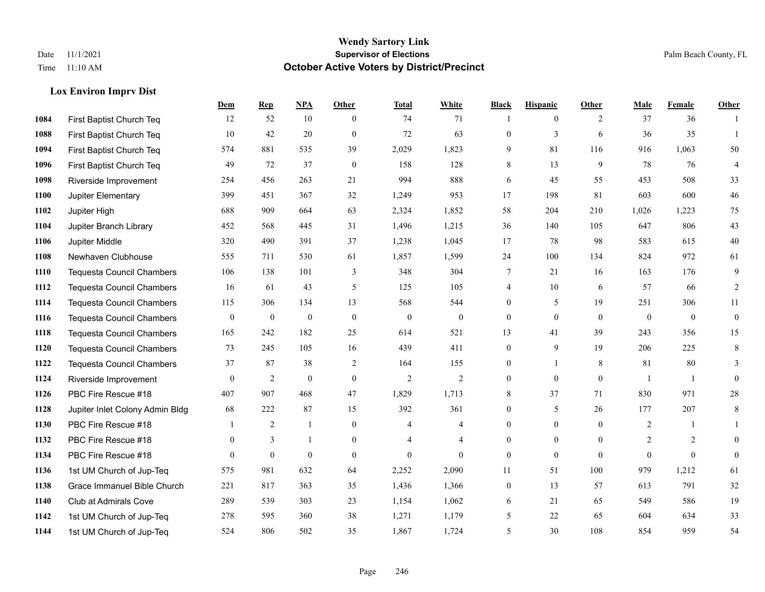**Wendy Sartory Link**
**Supervisor of Elections**
**October Active Voters by District/Precinct**

Date 11/1/2021
Time 11:10 AM

Palm Beach County, FL

### Lox Environ Imprv Dist

| | | Dem | Rep | NPA | Other | Total | White | Black | Hispanic | Other | Male | Female | Other |
|---|---|---|---|---|---|---|---|---|---|---|---|---|---|
| 1084 | First Baptist Church Teq | 12 | 52 | 10 | 0 | 74 | 71 | 1 | 0 | 2 | 37 | 36 | 1 |
| 1088 | First Baptist Church Teq | 10 | 42 | 20 | 0 | 72 | 63 | 0 | 3 | 6 | 36 | 35 | 1 |
| 1094 | First Baptist Church Teq | 574 | 881 | 535 | 39 | 2,029 | 1,823 | 9 | 81 | 116 | 916 | 1,063 | 50 |
| 1096 | First Baptist Church Teq | 49 | 72 | 37 | 0 | 158 | 128 | 8 | 13 | 9 | 78 | 76 | 4 |
| 1098 | Riverside Improvement | 254 | 456 | 263 | 21 | 994 | 888 | 6 | 45 | 55 | 453 | 508 | 33 |
| 1100 | Jupiter Elementary | 399 | 451 | 367 | 32 | 1,249 | 953 | 17 | 198 | 81 | 603 | 600 | 46 |
| 1102 | Jupiter High | 688 | 909 | 664 | 63 | 2,324 | 1,852 | 58 | 204 | 210 | 1,026 | 1,223 | 75 |
| 1104 | Jupiter Branch Library | 452 | 568 | 445 | 31 | 1,496 | 1,215 | 36 | 140 | 105 | 647 | 806 | 43 |
| 1106 | Jupiter Middle | 320 | 490 | 391 | 37 | 1,238 | 1,045 | 17 | 78 | 98 | 583 | 615 | 40 |
| 1108 | Newhaven Clubhouse | 555 | 711 | 530 | 61 | 1,857 | 1,599 | 24 | 100 | 134 | 824 | 972 | 61 |
| 1110 | Tequesta Council Chambers | 106 | 138 | 101 | 3 | 348 | 304 | 7 | 21 | 16 | 163 | 176 | 9 |
| 1112 | Tequesta Council Chambers | 16 | 61 | 43 | 5 | 125 | 105 | 4 | 10 | 6 | 57 | 66 | 2 |
| 1114 | Tequesta Council Chambers | 115 | 306 | 134 | 13 | 568 | 544 | 0 | 5 | 19 | 251 | 306 | 11 |
| 1116 | Tequesta Council Chambers | 0 | 0 | 0 | 0 | 0 | 0 | 0 | 0 | 0 | 0 | 0 | 0 |
| 1118 | Tequesta Council Chambers | 165 | 242 | 182 | 25 | 614 | 521 | 13 | 41 | 39 | 243 | 356 | 15 |
| 1120 | Tequesta Council Chambers | 73 | 245 | 105 | 16 | 439 | 411 | 0 | 9 | 19 | 206 | 225 | 8 |
| 1122 | Tequesta Council Chambers | 37 | 87 | 38 | 2 | 164 | 155 | 0 | 1 | 8 | 81 | 80 | 3 |
| 1124 | Riverside Improvement | 0 | 2 | 0 | 0 | 2 | 2 | 0 | 0 | 0 | 1 | 1 | 0 |
| 1126 | PBC Fire Rescue #18 | 407 | 907 | 468 | 47 | 1,829 | 1,713 | 8 | 37 | 71 | 830 | 971 | 28 |
| 1128 | Jupiter Inlet Colony Admin Bldg | 68 | 222 | 87 | 15 | 392 | 361 | 0 | 5 | 26 | 177 | 207 | 8 |
| 1130 | PBC Fire Rescue #18 | 1 | 2 | 1 | 0 | 4 | 4 | 0 | 0 | 0 | 2 | 1 | 1 |
| 1132 | PBC Fire Rescue #18 | 0 | 3 | 1 | 0 | 4 | 4 | 0 | 0 | 0 | 2 | 2 | 0 |
| 1134 | PBC Fire Rescue #18 | 0 | 0 | 0 | 0 | 0 | 0 | 0 | 0 | 0 | 0 | 0 | 0 |
| 1136 | 1st UM Church of Jup-Teq | 575 | 981 | 632 | 64 | 2,252 | 2,090 | 11 | 51 | 100 | 979 | 1,212 | 61 |
| 1138 | Grace Immanuel Bible Church | 221 | 817 | 363 | 35 | 1,436 | 1,366 | 0 | 13 | 57 | 613 | 791 | 32 |
| 1140 | Club at Admirals Cove | 289 | 539 | 303 | 23 | 1,154 | 1,062 | 6 | 21 | 65 | 549 | 586 | 19 |
| 1142 | 1st UM Church of Jup-Teq | 278 | 595 | 360 | 38 | 1,271 | 1,179 | 5 | 22 | 65 | 604 | 634 | 33 |
| 1144 | 1st UM Church of Jup-Teq | 524 | 806 | 502 | 35 | 1,867 | 1,724 | 5 | 30 | 108 | 854 | 959 | 54 |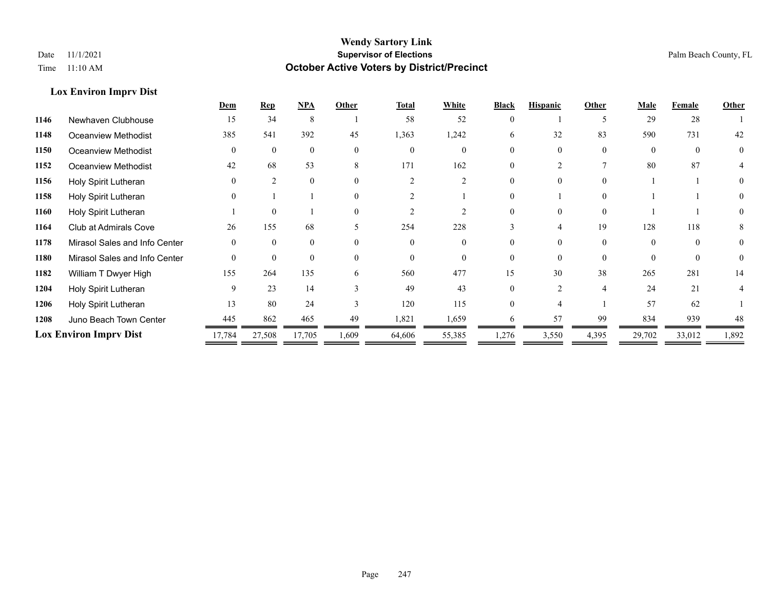# Wendy Sartory Link
## Supervisor of Elections
## October Active Voters by District/Precinct

Date 11/1/2021
Time 11:10 AM

Palm Beach County, FL

### Lox Environ Imprv Dist

| | | Dem | Rep | NPA | Other | Total | White | Black | Hispanic | Other | Male | Female | Other |
|---|---|---|---|---|---|---|---|---|---|---|---|---|---|
| 1146 | Newhaven Clubhouse | 15 | 34 | 8 | 1 | 58 | 52 | 0 | 1 | 5 | 29 | 28 | 1 |
| 1148 | Oceanview Methodist | 385 | 541 | 392 | 45 | 1,363 | 1,242 | 6 | 32 | 83 | 590 | 731 | 42 |
| 1150 | Oceanview Methodist | 0 | 0 | 0 | 0 | 0 | 0 | 0 | 0 | 0 | 0 | 0 | 0 |
| 1152 | Oceanview Methodist | 42 | 68 | 53 | 8 | 171 | 162 | 0 | 2 | 7 | 80 | 87 | 4 |
| 1156 | Holy Spirit Lutheran | 0 | 2 | 0 | 0 | 2 | 2 | 0 | 0 | 0 | 1 | 1 | 0 |
| 1158 | Holy Spirit Lutheran | 0 | 1 | 1 | 0 | 2 | 1 | 0 | 1 | 0 | 1 | 1 | 0 |
| 1160 | Holy Spirit Lutheran | 1 | 0 | 1 | 0 | 2 | 2 | 0 | 0 | 0 | 1 | 1 | 0 |
| 1164 | Club at Admirals Cove | 26 | 155 | 68 | 5 | 254 | 228 | 3 | 4 | 19 | 128 | 118 | 8 |
| 1178 | Mirasol Sales and Info Center | 0 | 0 | 0 | 0 | 0 | 0 | 0 | 0 | 0 | 0 | 0 | 0 |
| 1180 | Mirasol Sales and Info Center | 0 | 0 | 0 | 0 | 0 | 0 | 0 | 0 | 0 | 0 | 0 | 0 |
| 1182 | William T Dwyer High | 155 | 264 | 135 | 6 | 560 | 477 | 15 | 30 | 38 | 265 | 281 | 14 |
| 1204 | Holy Spirit Lutheran | 9 | 23 | 14 | 3 | 49 | 43 | 0 | 2 | 4 | 24 | 21 | 4 |
| 1206 | Holy Spirit Lutheran | 13 | 80 | 24 | 3 | 120 | 115 | 0 | 4 | 1 | 57 | 62 | 1 |
| 1208 | Juno Beach Town Center | 445 | 862 | 465 | 49 | 1,821 | 1,659 | 6 | 57 | 99 | 834 | 939 | 48 |
| **Lox Environ Imprv Dist** | | 17,784 | 27,508 | 17,705 | 1,609 | 64,606 | 55,385 | 1,276 | 3,550 | 4,395 | 29,702 | 33,012 | 1,892 |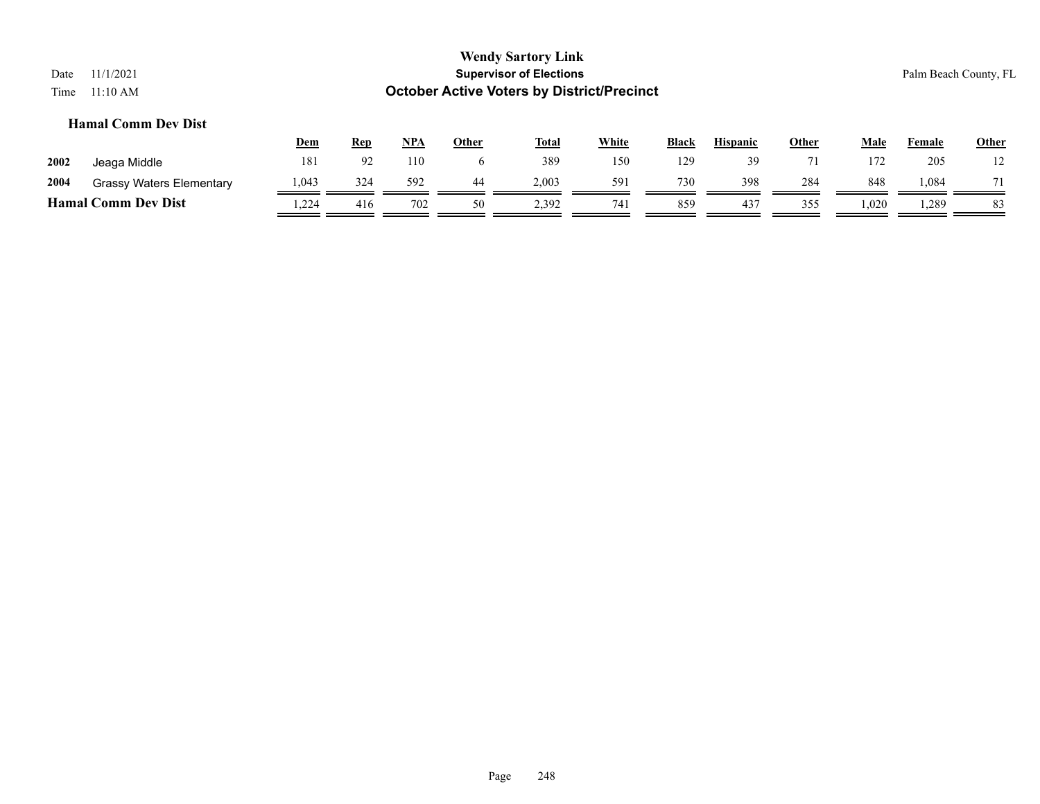# Wendy Sartory Link

**Supervisor of Elections**

**October Active Voters by District/Precinct**

Date 11/1/2021

Time 11:10 AM

Palm Beach County, FL

### Hamal Comm Dev Dist

| | | Dem | Rep | NPA | Other | Total | White | Black | Hispanic | Other | Male | Female | Other |
|---|---|---|---|---|---|---|---|---|---|---|---|---|---|
| 2002 | Jeaga Middle | 181 | 92 | 110 | 6 | 389 | 150 | 129 | 39 | 71 | 172 | 205 | 12 |
| 2004 | Grassy Waters Elementary | 1,043 | 324 | 592 | 44 | 2,003 | 591 | 730 | 398 | 284 | 848 | 1,084 | 71 |
| **Hamal Comm Dev Dist** | | 1,224 | 416 | 702 | 50 | 2,392 | 741 | 859 | 437 | 355 | 1,020 | 1,289 | 83 |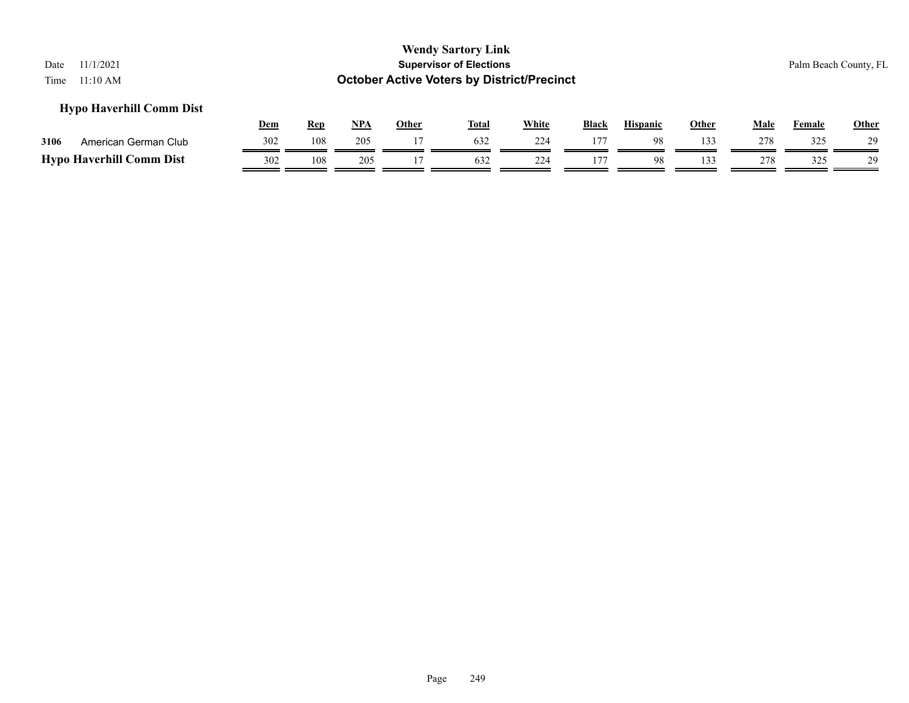**Wendy Sartory Link**
**Supervisor of Elections**
**October Active Voters by District/Precinct**

Date 11/1/2021
Time 11:10 AM

Palm Beach County, FL

### Hypo Haverhill Comm Dist

| | | Dem | Rep | NPA | Other | Total | White | Black | Hispanic | Other | Male | Female | Other |
|---|---|---|---|---|---|---|---|---|---|---|---|---|---|
| 3106 | American German Club | 302 | 108 | 205 | 17 | 632 | 224 | 177 | 98 | 133 | 278 | 325 | 29 |
| **Hypo Haverhill Comm Dist** | | 302 | 108 | 205 | 17 | 632 | 224 | 177 | 98 | 133 | 278 | 325 | 29 |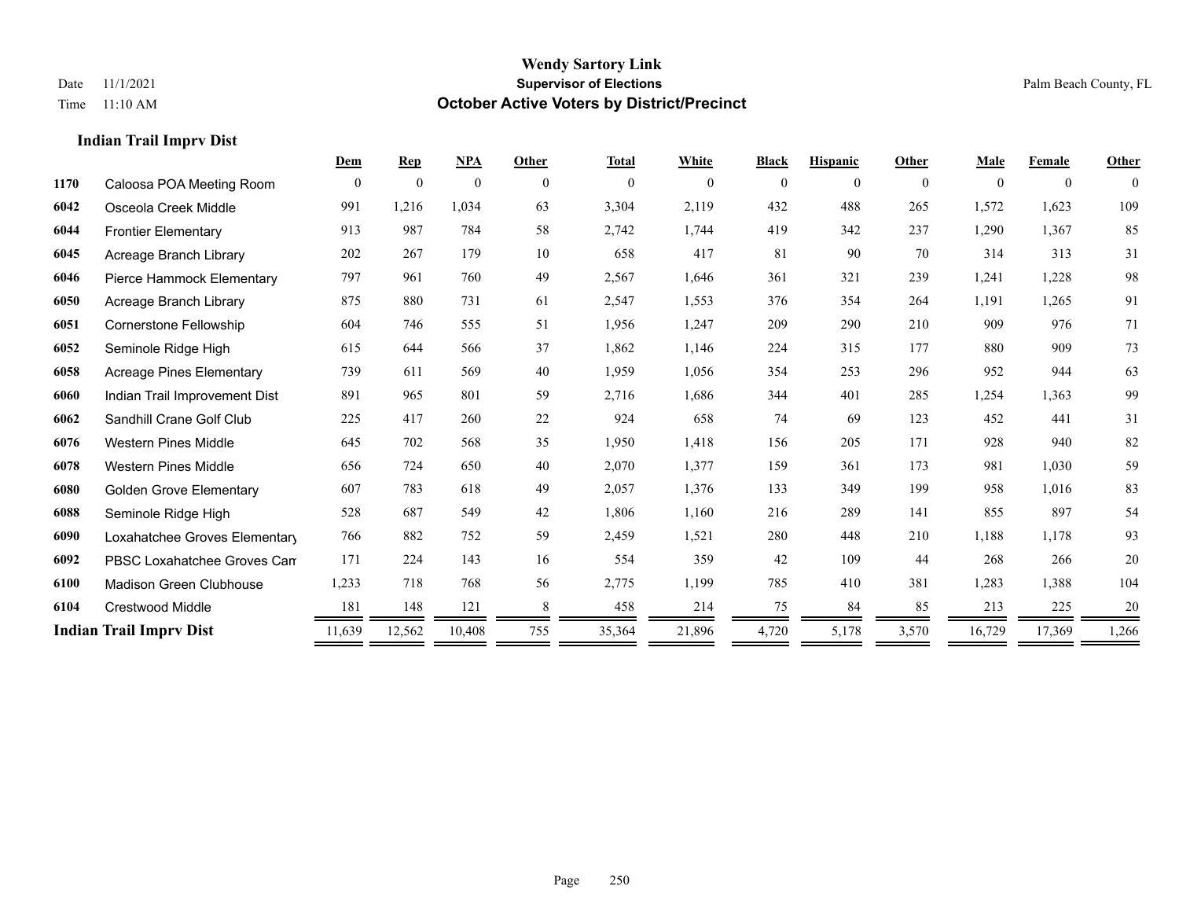# Wendy Sartory Link

**Supervisor of Elections**

**October Active Voters by District/Precinct**

Date 11/1/2021

Time 11:10 AM

Palm Beach County, FL

### Indian Trail Imprv Dist

| | | Dem | Rep | NPA | Other | Total | White | Black | Hispanic | Other | Male | Female | Other |
|---|---|---|---|---|---|---|---|---|---|---|---|---|---|
| 1170 | Caloosa POA Meeting Room | 0 | 0 | 0 | 0 | 0 | 0 | 0 | 0 | 0 | 0 | 0 | 0 |
| 6042 | Osceola Creek Middle | 991 | 1,216 | 1,034 | 63 | 3,304 | 2,119 | 432 | 488 | 265 | 1,572 | 1,623 | 109 |
| 6044 | Frontier Elementary | 913 | 987 | 784 | 58 | 2,742 | 1,744 | 419 | 342 | 237 | 1,290 | 1,367 | 85 |
| 6045 | Acreage Branch Library | 202 | 267 | 179 | 10 | 658 | 417 | 81 | 90 | 70 | 314 | 313 | 31 |
| 6046 | Pierce Hammock Elementary | 797 | 961 | 760 | 49 | 2,567 | 1,646 | 361 | 321 | 239 | 1,241 | 1,228 | 98 |
| 6050 | Acreage Branch Library | 875 | 880 | 731 | 61 | 2,547 | 1,553 | 376 | 354 | 264 | 1,191 | 1,265 | 91 |
| 6051 | Cornerstone Fellowship | 604 | 746 | 555 | 51 | 1,956 | 1,247 | 209 | 290 | 210 | 909 | 976 | 71 |
| 6052 | Seminole Ridge High | 615 | 644 | 566 | 37 | 1,862 | 1,146 | 224 | 315 | 177 | 880 | 909 | 73 |
| 6058 | Acreage Pines Elementary | 739 | 611 | 569 | 40 | 1,959 | 1,056 | 354 | 253 | 296 | 952 | 944 | 63 |
| 6060 | Indian Trail Improvement Dist | 891 | 965 | 801 | 59 | 2,716 | 1,686 | 344 | 401 | 285 | 1,254 | 1,363 | 99 |
| 6062 | Sandhill Crane Golf Club | 225 | 417 | 260 | 22 | 924 | 658 | 74 | 69 | 123 | 452 | 441 | 31 |
| 6076 | Western Pines Middle | 645 | 702 | 568 | 35 | 1,950 | 1,418 | 156 | 205 | 171 | 928 | 940 | 82 |
| 6078 | Western Pines Middle | 656 | 724 | 650 | 40 | 2,070 | 1,377 | 159 | 361 | 173 | 981 | 1,030 | 59 |
| 6080 | Golden Grove Elementary | 607 | 783 | 618 | 49 | 2,057 | 1,376 | 133 | 349 | 199 | 958 | 1,016 | 83 |
| 6088 | Seminole Ridge High | 528 | 687 | 549 | 42 | 1,806 | 1,160 | 216 | 289 | 141 | 855 | 897 | 54 |
| 6090 | Loxahatchee Groves Elementary | 766 | 882 | 752 | 59 | 2,459 | 1,521 | 280 | 448 | 210 | 1,188 | 1,178 | 93 |
| 6092 | PBSC Loxahatchee Groves Cam | 171 | 224 | 143 | 16 | 554 | 359 | 42 | 109 | 44 | 268 | 266 | 20 |
| 6100 | Madison Green Clubhouse | 1,233 | 718 | 768 | 56 | 2,775 | 1,199 | 785 | 410 | 381 | 1,283 | 1,388 | 104 |
| 6104 | Crestwood Middle | 181 | 148 | 121 | 8 | 458 | 214 | 75 | 84 | 85 | 213 | 225 | 20 |
| **Indian Trail Imprv Dist** | | 11,639 | 12,562 | 10,408 | 755 | 35,364 | 21,896 | 4,720 | 5,178 | 3,570 | 16,729 | 17,369 | 1,266 |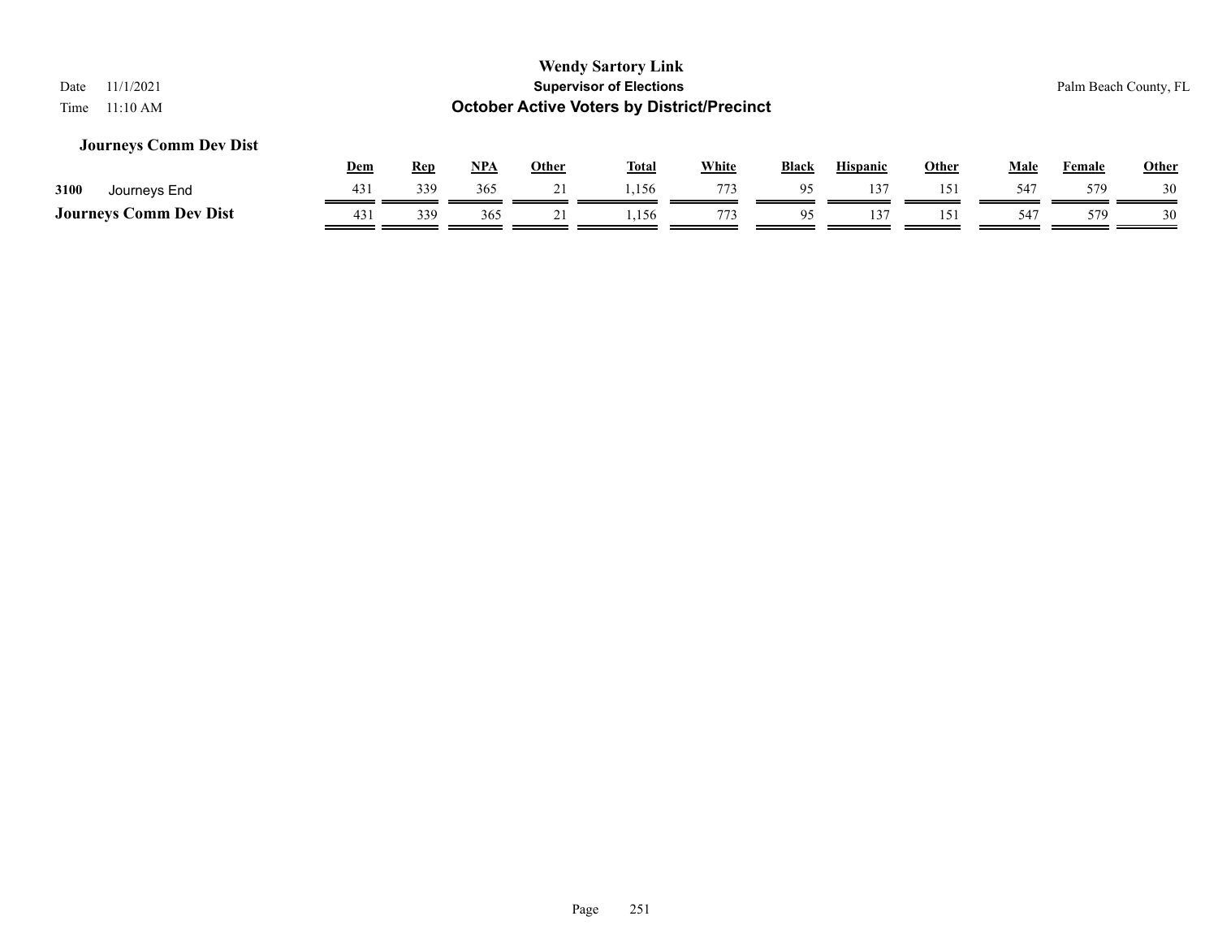**Wendy Sartory Link**
**Supervisor of Elections**
**October Active Voters by District/Precinct**

Date 11/1/2021
Time 11:10 AM

Palm Beach County, FL

### Journeys Comm Dev Dist

| | | Dem | Rep | NPA | Other | Total | White | Black | Hispanic | Other | Male | Female | Other |
|---|---|---|---|---|---|---|---|---|---|---|---|---|---|
| 3100 | Journeys End | 431 | 339 | 365 | 21 | 1,156 | 773 | 95 | 137 | 151 | 547 | 579 | 30 |
| **Journeys Comm Dev Dist** | | 431 | 339 | 365 | 21 | 1,156 | 773 | 95 | 137 | 151 | 547 | 579 | 30 |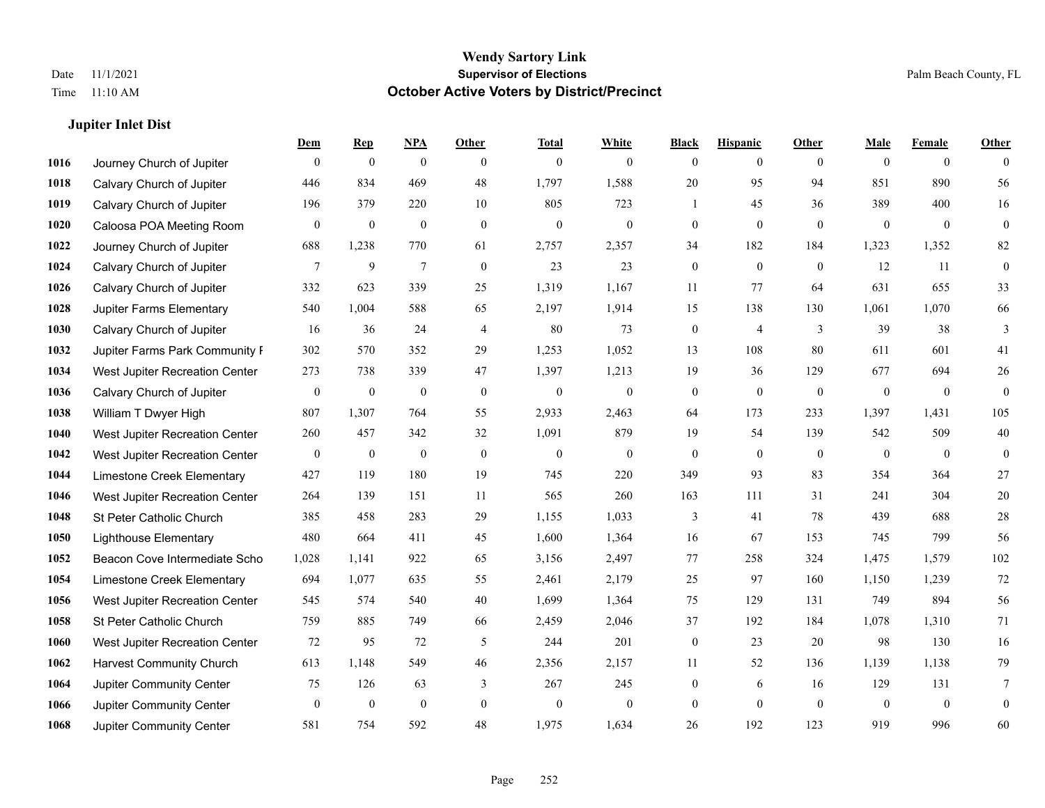**Wendy Sartory Link**
**Supervisor of Elections**
**October Active Voters by District/Precinct**

Date 11/1/2021
Time 11:10 AM

Palm Beach County, FL

### Jupiter Inlet Dist

| | | Dem | Rep | NPA | Other | Total | White | Black | Hispanic | Other | Male | Female | Other |
|---|---|---|---|---|---|---|---|---|---|---|---|---|---|
| 1016 | Journey Church of Jupiter | 0 | 0 | 0 | 0 | 0 | 0 | 0 | 0 | 0 | 0 | 0 | 0 |
| 1018 | Calvary Church of Jupiter | 446 | 834 | 469 | 48 | 1,797 | 1,588 | 20 | 95 | 94 | 851 | 890 | 56 |
| 1019 | Calvary Church of Jupiter | 196 | 379 | 220 | 10 | 805 | 723 | 1 | 45 | 36 | 389 | 400 | 16 |
| 1020 | Caloosa POA Meeting Room | 0 | 0 | 0 | 0 | 0 | 0 | 0 | 0 | 0 | 0 | 0 | 0 |
| 1022 | Journey Church of Jupiter | 688 | 1,238 | 770 | 61 | 2,757 | 2,357 | 34 | 182 | 184 | 1,323 | 1,352 | 82 |
| 1024 | Calvary Church of Jupiter | 7 | 9 | 7 | 0 | 23 | 23 | 0 | 0 | 0 | 12 | 11 | 0 |
| 1026 | Calvary Church of Jupiter | 332 | 623 | 339 | 25 | 1,319 | 1,167 | 11 | 77 | 64 | 631 | 655 | 33 |
| 1028 | Jupiter Farms Elementary | 540 | 1,004 | 588 | 65 | 2,197 | 1,914 | 15 | 138 | 130 | 1,061 | 1,070 | 66 |
| 1030 | Calvary Church of Jupiter | 16 | 36 | 24 | 4 | 80 | 73 | 0 | 4 | 3 | 39 | 38 | 3 |
| 1032 | Jupiter Farms Park Community F | 302 | 570 | 352 | 29 | 1,253 | 1,052 | 13 | 108 | 80 | 611 | 601 | 41 |
| 1034 | West Jupiter Recreation Center | 273 | 738 | 339 | 47 | 1,397 | 1,213 | 19 | 36 | 129 | 677 | 694 | 26 |
| 1036 | Calvary Church of Jupiter | 0 | 0 | 0 | 0 | 0 | 0 | 0 | 0 | 0 | 0 | 0 | 0 |
| 1038 | William T Dwyer High | 807 | 1,307 | 764 | 55 | 2,933 | 2,463 | 64 | 173 | 233 | 1,397 | 1,431 | 105 |
| 1040 | West Jupiter Recreation Center | 260 | 457 | 342 | 32 | 1,091 | 879 | 19 | 54 | 139 | 542 | 509 | 40 |
| 1042 | West Jupiter Recreation Center | 0 | 0 | 0 | 0 | 0 | 0 | 0 | 0 | 0 | 0 | 0 | 0 |
| 1044 | Limestone Creek Elementary | 427 | 119 | 180 | 19 | 745 | 220 | 349 | 93 | 83 | 354 | 364 | 27 |
| 1046 | West Jupiter Recreation Center | 264 | 139 | 151 | 11 | 565 | 260 | 163 | 111 | 31 | 241 | 304 | 20 |
| 1048 | St Peter Catholic Church | 385 | 458 | 283 | 29 | 1,155 | 1,033 | 3 | 41 | 78 | 439 | 688 | 28 |
| 1050 | Lighthouse Elementary | 480 | 664 | 411 | 45 | 1,600 | 1,364 | 16 | 67 | 153 | 745 | 799 | 56 |
| 1052 | Beacon Cove Intermediate Scho | 1,028 | 1,141 | 922 | 65 | 3,156 | 2,497 | 77 | 258 | 324 | 1,475 | 1,579 | 102 |
| 1054 | Limestone Creek Elementary | 694 | 1,077 | 635 | 55 | 2,461 | 2,179 | 25 | 97 | 160 | 1,150 | 1,239 | 72 |
| 1056 | West Jupiter Recreation Center | 545 | 574 | 540 | 40 | 1,699 | 1,364 | 75 | 129 | 131 | 749 | 894 | 56 |
| 1058 | St Peter Catholic Church | 759 | 885 | 749 | 66 | 2,459 | 2,046 | 37 | 192 | 184 | 1,078 | 1,310 | 71 |
| 1060 | West Jupiter Recreation Center | 72 | 95 | 72 | 5 | 244 | 201 | 0 | 23 | 20 | 98 | 130 | 16 |
| 1062 | Harvest Community Church | 613 | 1,148 | 549 | 46 | 2,356 | 2,157 | 11 | 52 | 136 | 1,139 | 1,138 | 79 |
| 1064 | Jupiter Community Center | 75 | 126 | 63 | 3 | 267 | 245 | 0 | 6 | 16 | 129 | 131 | 7 |
| 1066 | Jupiter Community Center | 0 | 0 | 0 | 0 | 0 | 0 | 0 | 0 | 0 | 0 | 0 | 0 |
| 1068 | Jupiter Community Center | 581 | 754 | 592 | 48 | 1,975 | 1,634 | 26 | 192 | 123 | 919 | 996 | 60 |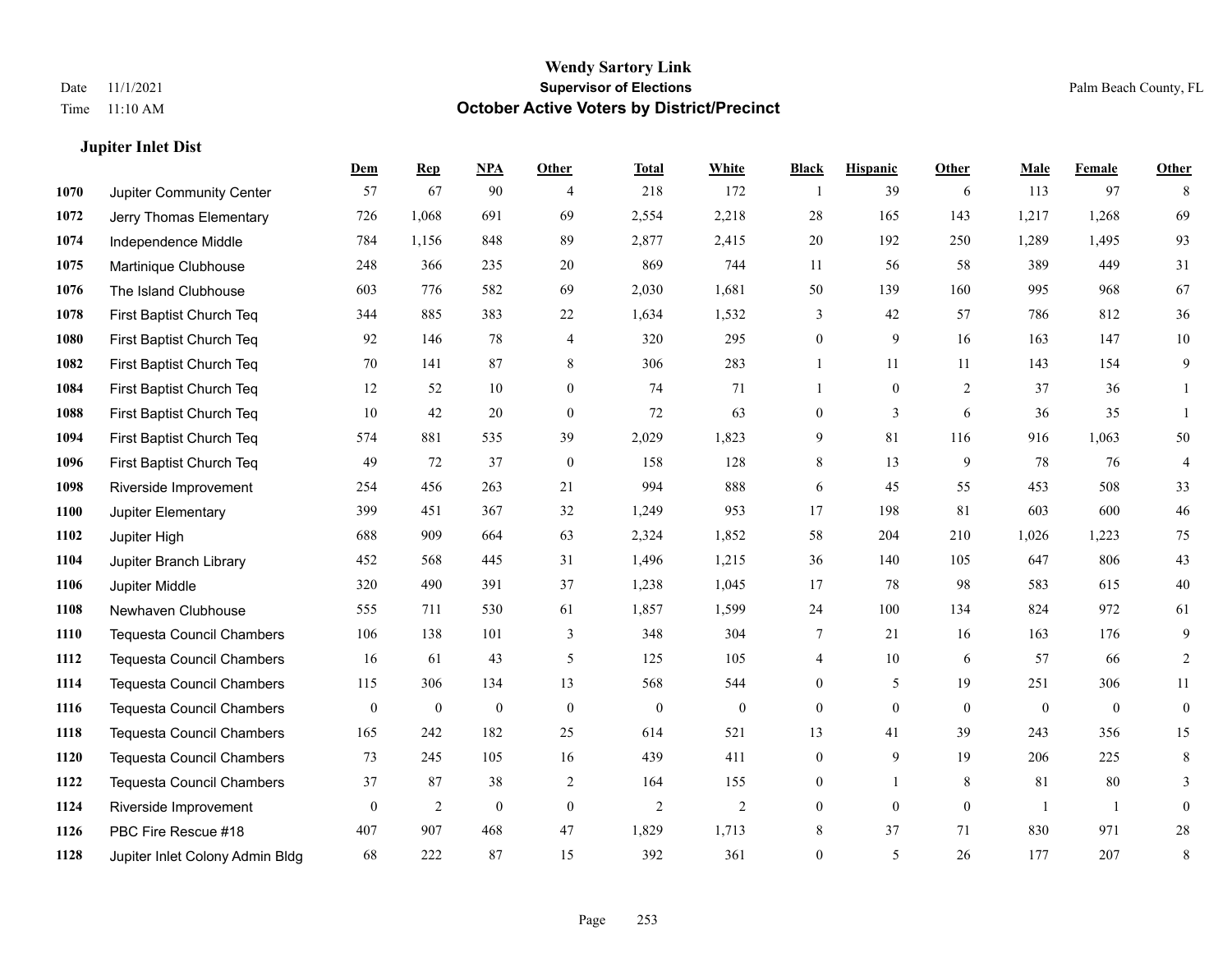# Wendy Sartory Link

**Supervisor of Elections**

**October Active Voters by District/Precinct**

Date 11/1/2021
Time 11:10 AM

Palm Beach County, FL

### Jupiter Inlet Dist

| | | Dem | Rep | NPA | Other | Total | White | Black | Hispanic | Other | Male | Female | Other |
|---|---|---|---|---|---|---|---|---|---|---|---|---|---|
| 1070 | Jupiter Community Center | 57 | 67 | 90 | 4 | 218 | 172 | 1 | 39 | 6 | 113 | 97 | 8 |
| 1072 | Jerry Thomas Elementary | 726 | 1,068 | 691 | 69 | 2,554 | 2,218 | 28 | 165 | 143 | 1,217 | 1,268 | 69 |
| 1074 | Independence Middle | 784 | 1,156 | 848 | 89 | 2,877 | 2,415 | 20 | 192 | 250 | 1,289 | 1,495 | 93 |
| 1075 | Martinique Clubhouse | 248 | 366 | 235 | 20 | 869 | 744 | 11 | 56 | 58 | 389 | 449 | 31 |
| 1076 | The Island Clubhouse | 603 | 776 | 582 | 69 | 2,030 | 1,681 | 50 | 139 | 160 | 995 | 968 | 67 |
| 1078 | First Baptist Church Teq | 344 | 885 | 383 | 22 | 1,634 | 1,532 | 3 | 42 | 57 | 786 | 812 | 36 |
| 1080 | First Baptist Church Teq | 92 | 146 | 78 | 4 | 320 | 295 | 0 | 9 | 16 | 163 | 147 | 10 |
| 1082 | First Baptist Church Teq | 70 | 141 | 87 | 8 | 306 | 283 | 1 | 11 | 11 | 143 | 154 | 9 |
| 1084 | First Baptist Church Teq | 12 | 52 | 10 | 0 | 74 | 71 | 1 | 0 | 2 | 37 | 36 | 1 |
| 1088 | First Baptist Church Teq | 10 | 42 | 20 | 0 | 72 | 63 | 0 | 3 | 6 | 36 | 35 | 1 |
| 1094 | First Baptist Church Teq | 574 | 881 | 535 | 39 | 2,029 | 1,823 | 9 | 81 | 116 | 916 | 1,063 | 50 |
| 1096 | First Baptist Church Teq | 49 | 72 | 37 | 0 | 158 | 128 | 8 | 13 | 9 | 78 | 76 | 4 |
| 1098 | Riverside Improvement | 254 | 456 | 263 | 21 | 994 | 888 | 6 | 45 | 55 | 453 | 508 | 33 |
| 1100 | Jupiter Elementary | 399 | 451 | 367 | 32 | 1,249 | 953 | 17 | 198 | 81 | 603 | 600 | 46 |
| 1102 | Jupiter High | 688 | 909 | 664 | 63 | 2,324 | 1,852 | 58 | 204 | 210 | 1,026 | 1,223 | 75 |
| 1104 | Jupiter Branch Library | 452 | 568 | 445 | 31 | 1,496 | 1,215 | 36 | 140 | 105 | 647 | 806 | 43 |
| 1106 | Jupiter Middle | 320 | 490 | 391 | 37 | 1,238 | 1,045 | 17 | 78 | 98 | 583 | 615 | 40 |
| 1108 | Newhaven Clubhouse | 555 | 711 | 530 | 61 | 1,857 | 1,599 | 24 | 100 | 134 | 824 | 972 | 61 |
| 1110 | Tequesta Council Chambers | 106 | 138 | 101 | 3 | 348 | 304 | 7 | 21 | 16 | 163 | 176 | 9 |
| 1112 | Tequesta Council Chambers | 16 | 61 | 43 | 5 | 125 | 105 | 4 | 10 | 6 | 57 | 66 | 2 |
| 1114 | Tequesta Council Chambers | 115 | 306 | 134 | 13 | 568 | 544 | 0 | 5 | 19 | 251 | 306 | 11 |
| 1116 | Tequesta Council Chambers | 0 | 0 | 0 | 0 | 0 | 0 | 0 | 0 | 0 | 0 | 0 | 0 |
| 1118 | Tequesta Council Chambers | 165 | 242 | 182 | 25 | 614 | 521 | 13 | 41 | 39 | 243 | 356 | 15 |
| 1120 | Tequesta Council Chambers | 73 | 245 | 105 | 16 | 439 | 411 | 0 | 9 | 19 | 206 | 225 | 8 |
| 1122 | Tequesta Council Chambers | 37 | 87 | 38 | 2 | 164 | 155 | 0 | 1 | 8 | 81 | 80 | 3 |
| 1124 | Riverside Improvement | 0 | 2 | 0 | 0 | 2 | 2 | 0 | 0 | 0 | 1 | 1 | 0 |
| 1126 | PBC Fire Rescue #18 | 407 | 907 | 468 | 47 | 1,829 | 1,713 | 8 | 37 | 71 | 830 | 971 | 28 |
| 1128 | Jupiter Inlet Colony Admin Bldg | 68 | 222 | 87 | 15 | 392 | 361 | 0 | 5 | 26 | 177 | 207 | 8 |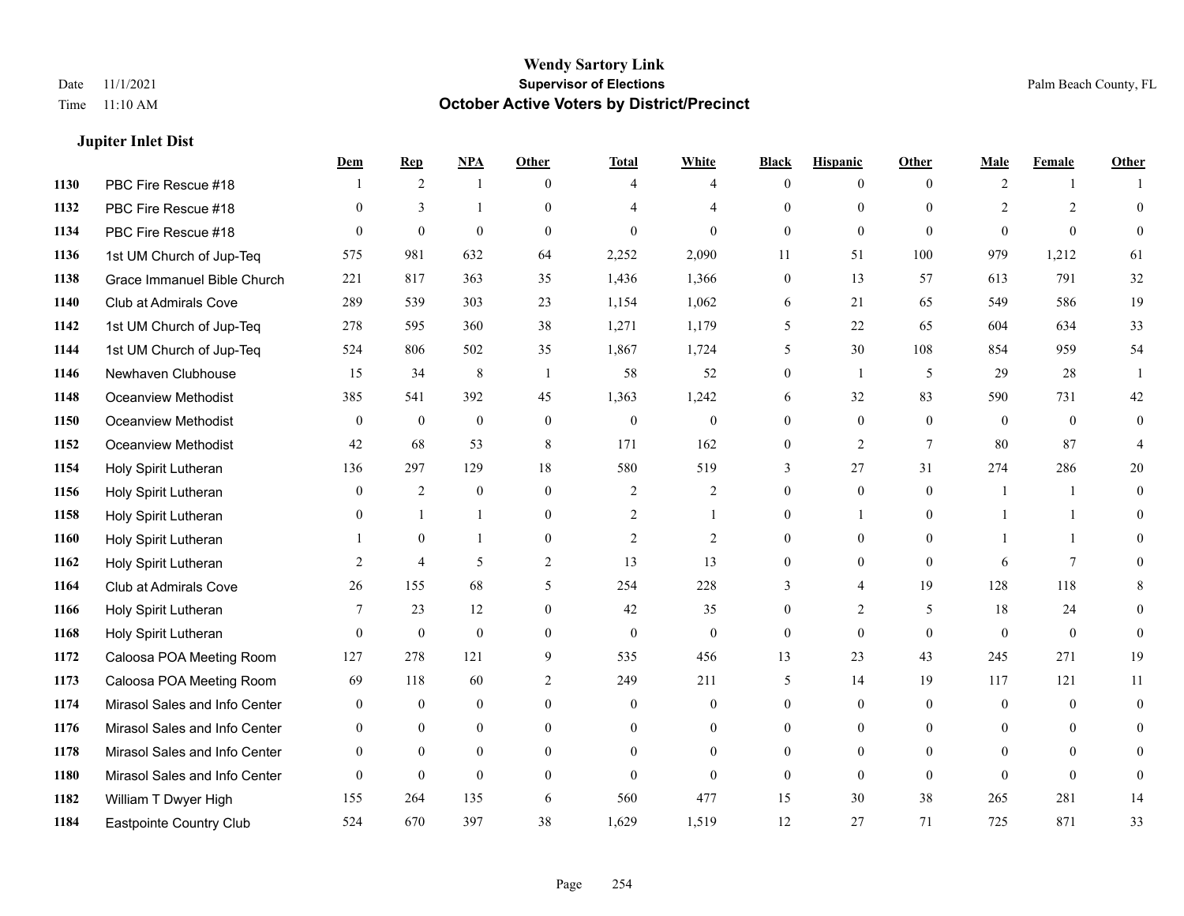# Wendy Sartory Link
## Supervisor of Elections
## October Active Voters by District/Precinct

Date 11/1/2021
Time 11:10 AM

Palm Beach County, FL

### Jupiter Inlet Dist

| | | Dem | Rep | NPA | Other | Total | White | Black | Hispanic | Other | Male | Female | Other |
|---|---|---|---|---|---|---|---|---|---|---|---|---|---|
| 1130 | PBC Fire Rescue #18 | 1 | 2 | 1 | 0 | 4 | 4 | 0 | 0 | 0 | 2 | 1 | 1 |
| 1132 | PBC Fire Rescue #18 | 0 | 3 | 1 | 0 | 4 | 4 | 0 | 0 | 0 | 2 | 2 | 0 |
| 1134 | PBC Fire Rescue #18 | 0 | 0 | 0 | 0 | 0 | 0 | 0 | 0 | 0 | 0 | 0 | 0 |
| 1136 | 1st UM Church of Jup-Teq | 575 | 981 | 632 | 64 | 2,252 | 2,090 | 11 | 51 | 100 | 979 | 1,212 | 61 |
| 1138 | Grace Immanuel Bible Church | 221 | 817 | 363 | 35 | 1,436 | 1,366 | 0 | 13 | 57 | 613 | 791 | 32 |
| 1140 | Club at Admirals Cove | 289 | 539 | 303 | 23 | 1,154 | 1,062 | 6 | 21 | 65 | 549 | 586 | 19 |
| 1142 | 1st UM Church of Jup-Teq | 278 | 595 | 360 | 38 | 1,271 | 1,179 | 5 | 22 | 65 | 604 | 634 | 33 |
| 1144 | 1st UM Church of Jup-Teq | 524 | 806 | 502 | 35 | 1,867 | 1,724 | 5 | 30 | 108 | 854 | 959 | 54 |
| 1146 | Newhaven Clubhouse | 15 | 34 | 8 | 1 | 58 | 52 | 0 | 1 | 5 | 29 | 28 | 1 |
| 1148 | Oceanview Methodist | 385 | 541 | 392 | 45 | 1,363 | 1,242 | 6 | 32 | 83 | 590 | 731 | 42 |
| 1150 | Oceanview Methodist | 0 | 0 | 0 | 0 | 0 | 0 | 0 | 0 | 0 | 0 | 0 | 0 |
| 1152 | Oceanview Methodist | 42 | 68 | 53 | 8 | 171 | 162 | 0 | 2 | 7 | 80 | 87 | 4 |
| 1154 | Holy Spirit Lutheran | 136 | 297 | 129 | 18 | 580 | 519 | 3 | 27 | 31 | 274 | 286 | 20 |
| 1156 | Holy Spirit Lutheran | 0 | 2 | 0 | 0 | 2 | 2 | 0 | 0 | 0 | 1 | 1 | 0 |
| 1158 | Holy Spirit Lutheran | 0 | 1 | 1 | 0 | 2 | 1 | 0 | 1 | 0 | 1 | 1 | 0 |
| 1160 | Holy Spirit Lutheran | 1 | 0 | 1 | 0 | 2 | 2 | 0 | 0 | 0 | 1 | 1 | 0 |
| 1162 | Holy Spirit Lutheran | 2 | 4 | 5 | 2 | 13 | 13 | 0 | 0 | 0 | 6 | 7 | 0 |
| 1164 | Club at Admirals Cove | 26 | 155 | 68 | 5 | 254 | 228 | 3 | 4 | 19 | 128 | 118 | 8 |
| 1166 | Holy Spirit Lutheran | 7 | 23 | 12 | 0 | 42 | 35 | 0 | 2 | 5 | 18 | 24 | 0 |
| 1168 | Holy Spirit Lutheran | 0 | 0 | 0 | 0 | 0 | 0 | 0 | 0 | 0 | 0 | 0 | 0 |
| 1172 | Caloosa POA Meeting Room | 127 | 278 | 121 | 9 | 535 | 456 | 13 | 23 | 43 | 245 | 271 | 19 |
| 1173 | Caloosa POA Meeting Room | 69 | 118 | 60 | 2 | 249 | 211 | 5 | 14 | 19 | 117 | 121 | 11 |
| 1174 | Mirasol Sales and Info Center | 0 | 0 | 0 | 0 | 0 | 0 | 0 | 0 | 0 | 0 | 0 | 0 |
| 1176 | Mirasol Sales and Info Center | 0 | 0 | 0 | 0 | 0 | 0 | 0 | 0 | 0 | 0 | 0 | 0 |
| 1178 | Mirasol Sales and Info Center | 0 | 0 | 0 | 0 | 0 | 0 | 0 | 0 | 0 | 0 | 0 | 0 |
| 1180 | Mirasol Sales and Info Center | 0 | 0 | 0 | 0 | 0 | 0 | 0 | 0 | 0 | 0 | 0 | 0 |
| 1182 | William T Dwyer High | 155 | 264 | 135 | 6 | 560 | 477 | 15 | 30 | 38 | 265 | 281 | 14 |
| 1184 | Eastpointe Country Club | 524 | 670 | 397 | 38 | 1,629 | 1,519 | 12 | 27 | 71 | 725 | 871 | 33 |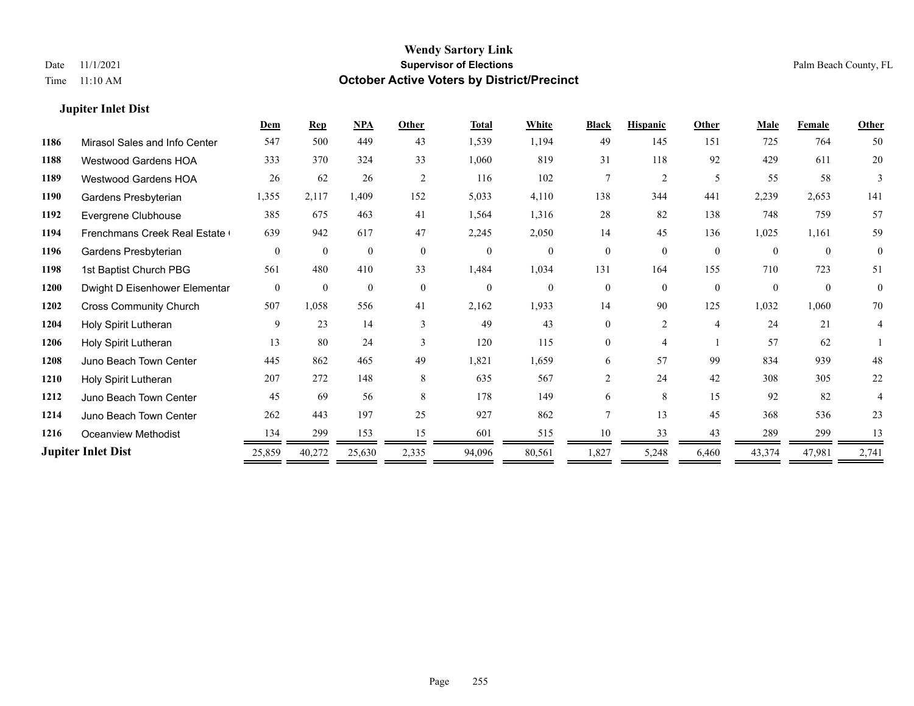# Wendy Sartory Link

**Supervisor of Elections**

**October Active Voters by District/Precinct**

Date 11/1/2021

Time 11:10 AM

Palm Beach County, FL

### Jupiter Inlet Dist

| | | Dem | Rep | NPA | Other | Total | White | Black | Hispanic | Other | Male | Female | Other |
|---|---|---|---|---|---|---|---|---|---|---|---|---|---|
| 1186 | Mirasol Sales and Info Center | 547 | 500 | 449 | 43 | 1,539 | 1,194 | 49 | 145 | 151 | 725 | 764 | 50 |
| 1188 | Westwood Gardens HOA | 333 | 370 | 324 | 33 | 1,060 | 819 | 31 | 118 | 92 | 429 | 611 | 20 |
| 1189 | Westwood Gardens HOA | 26 | 62 | 26 | 2 | 116 | 102 | 7 | 2 | 5 | 55 | 58 | 3 |
| 1190 | Gardens Presbyterian | 1,355 | 2,117 | 1,409 | 152 | 5,033 | 4,110 | 138 | 344 | 441 | 2,239 | 2,653 | 141 |
| 1192 | Evergrene Clubhouse | 385 | 675 | 463 | 41 | 1,564 | 1,316 | 28 | 82 | 138 | 748 | 759 | 57 |
| 1194 | Frenchmans Creek Real Estate ( | 639 | 942 | 617 | 47 | 2,245 | 2,050 | 14 | 45 | 136 | 1,025 | 1,161 | 59 |
| 1196 | Gardens Presbyterian | 0 | 0 | 0 | 0 | 0 | 0 | 0 | 0 | 0 | 0 | 0 | 0 |
| 1198 | 1st Baptist Church PBG | 561 | 480 | 410 | 33 | 1,484 | 1,034 | 131 | 164 | 155 | 710 | 723 | 51 |
| 1200 | Dwight D Eisenhower Elementar | 0 | 0 | 0 | 0 | 0 | 0 | 0 | 0 | 0 | 0 | 0 | 0 |
| 1202 | Cross Community Church | 507 | 1,058 | 556 | 41 | 2,162 | 1,933 | 14 | 90 | 125 | 1,032 | 1,060 | 70 |
| 1204 | Holy Spirit Lutheran | 9 | 23 | 14 | 3 | 49 | 43 | 0 | 2 | 4 | 24 | 21 | 4 |
| 1206 | Holy Spirit Lutheran | 13 | 80 | 24 | 3 | 120 | 115 | 0 | 4 | 1 | 57 | 62 | 1 |
| 1208 | Juno Beach Town Center | 445 | 862 | 465 | 49 | 1,821 | 1,659 | 6 | 57 | 99 | 834 | 939 | 48 |
| 1210 | Holy Spirit Lutheran | 207 | 272 | 148 | 8 | 635 | 567 | 2 | 24 | 42 | 308 | 305 | 22 |
| 1212 | Juno Beach Town Center | 45 | 69 | 56 | 8 | 178 | 149 | 6 | 8 | 15 | 92 | 82 | 4 |
| 1214 | Juno Beach Town Center | 262 | 443 | 197 | 25 | 927 | 862 | 7 | 13 | 45 | 368 | 536 | 23 |
| 1216 | Oceanview Methodist | 134 | 299 | 153 | 15 | 601 | 515 | 10 | 33 | 43 | 289 | 299 | 13 |
| **Jupiter Inlet Dist** | | 25,859 | 40,272 | 25,630 | 2,335 | 94,096 | 80,561 | 1,827 | 5,248 | 6,460 | 43,374 | 47,981 | 2,741 |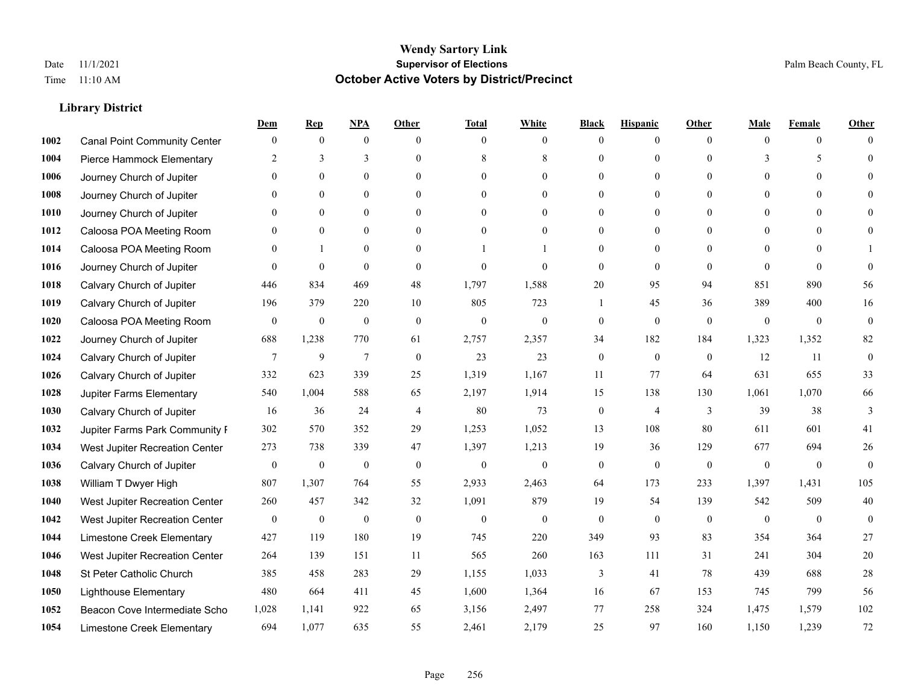# Wendy Sartory Link
## Supervisor of Elections
## October Active Voters by District/Precinct

Date 11/1/2021
Time 11:10 AM

Palm Beach County, FL

### Library District

| | | Dem | Rep | NPA | Other | Total | White | Black | Hispanic | Other | Male | Female | Other |
|---|---|---|---|---|---|---|---|---|---|---|---|---|---|
| 1002 | Canal Point Community Center | 0 | 0 | 0 | 0 | 0 | 0 | 0 | 0 | 0 | 0 | 0 | 0 |
| 1004 | Pierce Hammock Elementary | 2 | 3 | 3 | 0 | 8 | 8 | 0 | 0 | 0 | 3 | 5 | 0 |
| 1006 | Journey Church of Jupiter | 0 | 0 | 0 | 0 | 0 | 0 | 0 | 0 | 0 | 0 | 0 | 0 |
| 1008 | Journey Church of Jupiter | 0 | 0 | 0 | 0 | 0 | 0 | 0 | 0 | 0 | 0 | 0 | 0 |
| 1010 | Journey Church of Jupiter | 0 | 0 | 0 | 0 | 0 | 0 | 0 | 0 | 0 | 0 | 0 | 0 |
| 1012 | Caloosa POA Meeting Room | 0 | 0 | 0 | 0 | 0 | 0 | 0 | 0 | 0 | 0 | 0 | 0 |
| 1014 | Caloosa POA Meeting Room | 0 | 1 | 0 | 0 | 1 | 1 | 0 | 0 | 0 | 0 | 0 | 1 |
| 1016 | Journey Church of Jupiter | 0 | 0 | 0 | 0 | 0 | 0 | 0 | 0 | 0 | 0 | 0 | 0 |
| 1018 | Calvary Church of Jupiter | 446 | 834 | 469 | 48 | 1,797 | 1,588 | 20 | 95 | 94 | 851 | 890 | 56 |
| 1019 | Calvary Church of Jupiter | 196 | 379 | 220 | 10 | 805 | 723 | 1 | 45 | 36 | 389 | 400 | 16 |
| 1020 | Caloosa POA Meeting Room | 0 | 0 | 0 | 0 | 0 | 0 | 0 | 0 | 0 | 0 | 0 | 0 |
| 1022 | Journey Church of Jupiter | 688 | 1,238 | 770 | 61 | 2,757 | 2,357 | 34 | 182 | 184 | 1,323 | 1,352 | 82 |
| 1024 | Calvary Church of Jupiter | 7 | 9 | 7 | 0 | 23 | 23 | 0 | 0 | 0 | 12 | 11 | 0 |
| 1026 | Calvary Church of Jupiter | 332 | 623 | 339 | 25 | 1,319 | 1,167 | 11 | 77 | 64 | 631 | 655 | 33 |
| 1028 | Jupiter Farms Elementary | 540 | 1,004 | 588 | 65 | 2,197 | 1,914 | 15 | 138 | 130 | 1,061 | 1,070 | 66 |
| 1030 | Calvary Church of Jupiter | 16 | 36 | 24 | 4 | 80 | 73 | 0 | 4 | 3 | 39 | 38 | 3 |
| 1032 | Jupiter Farms Park Community F | 302 | 570 | 352 | 29 | 1,253 | 1,052 | 13 | 108 | 80 | 611 | 601 | 41 |
| 1034 | West Jupiter Recreation Center | 273 | 738 | 339 | 47 | 1,397 | 1,213 | 19 | 36 | 129 | 677 | 694 | 26 |
| 1036 | Calvary Church of Jupiter | 0 | 0 | 0 | 0 | 0 | 0 | 0 | 0 | 0 | 0 | 0 | 0 |
| 1038 | William T Dwyer High | 807 | 1,307 | 764 | 55 | 2,933 | 2,463 | 64 | 173 | 233 | 1,397 | 1,431 | 105 |
| 1040 | West Jupiter Recreation Center | 260 | 457 | 342 | 32 | 1,091 | 879 | 19 | 54 | 139 | 542 | 509 | 40 |
| 1042 | West Jupiter Recreation Center | 0 | 0 | 0 | 0 | 0 | 0 | 0 | 0 | 0 | 0 | 0 | 0 |
| 1044 | Limestone Creek Elementary | 427 | 119 | 180 | 19 | 745 | 220 | 349 | 93 | 83 | 354 | 364 | 27 |
| 1046 | West Jupiter Recreation Center | 264 | 139 | 151 | 11 | 565 | 260 | 163 | 111 | 31 | 241 | 304 | 20 |
| 1048 | St Peter Catholic Church | 385 | 458 | 283 | 29 | 1,155 | 1,033 | 3 | 41 | 78 | 439 | 688 | 28 |
| 1050 | Lighthouse Elementary | 480 | 664 | 411 | 45 | 1,600 | 1,364 | 16 | 67 | 153 | 745 | 799 | 56 |
| 1052 | Beacon Cove Intermediate Scho | 1,028 | 1,141 | 922 | 65 | 3,156 | 2,497 | 77 | 258 | 324 | 1,475 | 1,579 | 102 |
| 1054 | Limestone Creek Elementary | 694 | 1,077 | 635 | 55 | 2,461 | 2,179 | 25 | 97 | 160 | 1,150 | 1,239 | 72 |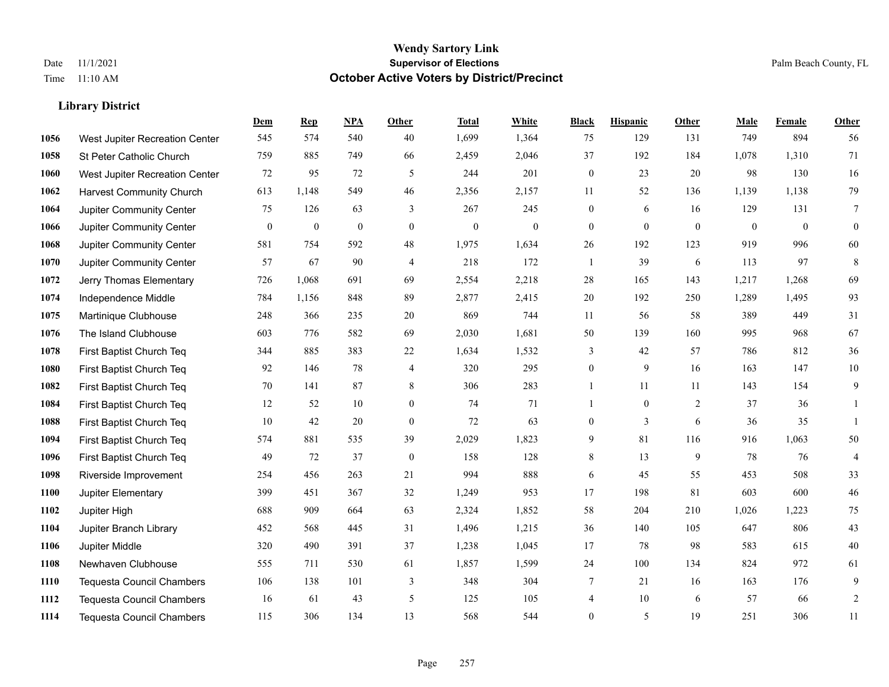**Wendy Sartory Link**

**Supervisor of Elections**

**October Active Voters by District/Precinct**

Date 11/1/2021
Time 11:10 AM

Palm Beach County, FL

## Library District

| | | Dem | Rep | NPA | Other | Total | White | Black | Hispanic | Other | Male | Female | Other |
|---|---|---|---|---|---|---|---|---|---|---|---|---|---|
| 1056 | West Jupiter Recreation Center | 545 | 574 | 540 | 40 | 1,699 | 1,364 | 75 | 129 | 131 | 749 | 894 | 56 |
| 1058 | St Peter Catholic Church | 759 | 885 | 749 | 66 | 2,459 | 2,046 | 37 | 192 | 184 | 1,078 | 1,310 | 71 |
| 1060 | West Jupiter Recreation Center | 72 | 95 | 72 | 5 | 244 | 201 | 0 | 23 | 20 | 98 | 130 | 16 |
| 1062 | Harvest Community Church | 613 | 1,148 | 549 | 46 | 2,356 | 2,157 | 11 | 52 | 136 | 1,139 | 1,138 | 79 |
| 1064 | Jupiter Community Center | 75 | 126 | 63 | 3 | 267 | 245 | 0 | 6 | 16 | 129 | 131 | 7 |
| 1066 | Jupiter Community Center | 0 | 0 | 0 | 0 | 0 | 0 | 0 | 0 | 0 | 0 | 0 | 0 |
| 1068 | Jupiter Community Center | 581 | 754 | 592 | 48 | 1,975 | 1,634 | 26 | 192 | 123 | 919 | 996 | 60 |
| 1070 | Jupiter Community Center | 57 | 67 | 90 | 4 | 218 | 172 | 1 | 39 | 6 | 113 | 97 | 8 |
| 1072 | Jerry Thomas Elementary | 726 | 1,068 | 691 | 69 | 2,554 | 2,218 | 28 | 165 | 143 | 1,217 | 1,268 | 69 |
| 1074 | Independence Middle | 784 | 1,156 | 848 | 89 | 2,877 | 2,415 | 20 | 192 | 250 | 1,289 | 1,495 | 93 |
| 1075 | Martinique Clubhouse | 248 | 366 | 235 | 20 | 869 | 744 | 11 | 56 | 58 | 389 | 449 | 31 |
| 1076 | The Island Clubhouse | 603 | 776 | 582 | 69 | 2,030 | 1,681 | 50 | 139 | 160 | 995 | 968 | 67 |
| 1078 | First Baptist Church Teq | 344 | 885 | 383 | 22 | 1,634 | 1,532 | 3 | 42 | 57 | 786 | 812 | 36 |
| 1080 | First Baptist Church Teq | 92 | 146 | 78 | 4 | 320 | 295 | 0 | 9 | 16 | 163 | 147 | 10 |
| 1082 | First Baptist Church Teq | 70 | 141 | 87 | 8 | 306 | 283 | 1 | 11 | 11 | 143 | 154 | 9 |
| 1084 | First Baptist Church Teq | 12 | 52 | 10 | 0 | 74 | 71 | 1 | 0 | 2 | 37 | 36 | 1 |
| 1088 | First Baptist Church Teq | 10 | 42 | 20 | 0 | 72 | 63 | 0 | 3 | 6 | 36 | 35 | 1 |
| 1094 | First Baptist Church Teq | 574 | 881 | 535 | 39 | 2,029 | 1,823 | 9 | 81 | 116 | 916 | 1,063 | 50 |
| 1096 | First Baptist Church Teq | 49 | 72 | 37 | 0 | 158 | 128 | 8 | 13 | 9 | 78 | 76 | 4 |
| 1098 | Riverside Improvement | 254 | 456 | 263 | 21 | 994 | 888 | 6 | 45 | 55 | 453 | 508 | 33 |
| 1100 | Jupiter Elementary | 399 | 451 | 367 | 32 | 1,249 | 953 | 17 | 198 | 81 | 603 | 600 | 46 |
| 1102 | Jupiter High | 688 | 909 | 664 | 63 | 2,324 | 1,852 | 58 | 204 | 210 | 1,026 | 1,223 | 75 |
| 1104 | Jupiter Branch Library | 452 | 568 | 445 | 31 | 1,496 | 1,215 | 36 | 140 | 105 | 647 | 806 | 43 |
| 1106 | Jupiter Middle | 320 | 490 | 391 | 37 | 1,238 | 1,045 | 17 | 78 | 98 | 583 | 615 | 40 |
| 1108 | Newhaven Clubhouse | 555 | 711 | 530 | 61 | 1,857 | 1,599 | 24 | 100 | 134 | 824 | 972 | 61 |
| 1110 | Tequesta Council Chambers | 106 | 138 | 101 | 3 | 348 | 304 | 7 | 21 | 16 | 163 | 176 | 9 |
| 1112 | Tequesta Council Chambers | 16 | 61 | 43 | 5 | 125 | 105 | 4 | 10 | 6 | 57 | 66 | 2 |
| 1114 | Tequesta Council Chambers | 115 | 306 | 134 | 13 | 568 | 544 | 0 | 5 | 19 | 251 | 306 | 11 |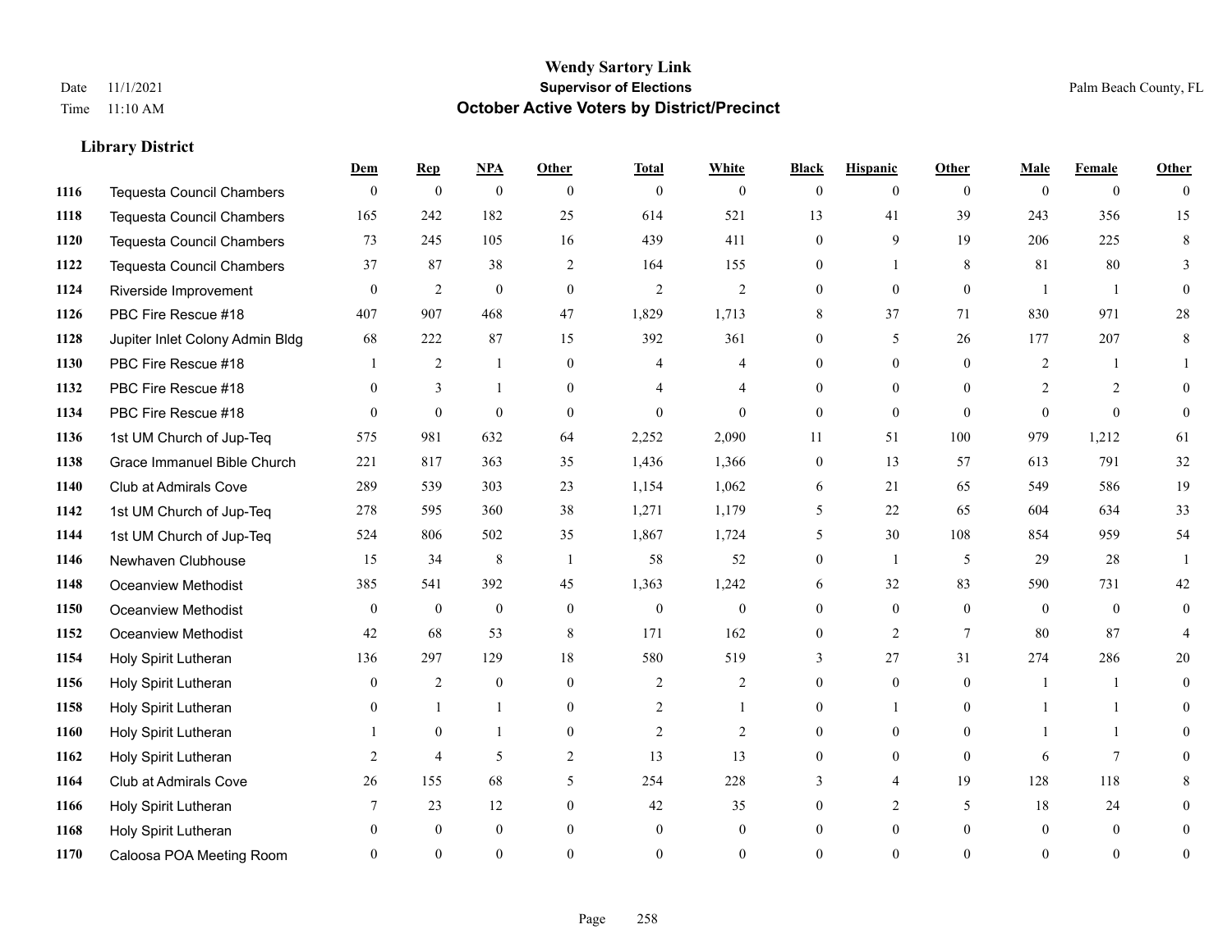**Wendy Sartory Link**
**Supervisor of Elections**
**October Active Voters by District/Precinct**

Date 11/1/2021
Time 11:10 AM

Palm Beach County, FL

### Library District

| | | Dem | Rep | NPA | Other | Total | White | Black | Hispanic | Other | Male | Female | Other |
|---|---|---|---|---|---|---|---|---|---|---|---|---|---|
| 1116 | Tequesta Council Chambers | 0 | 0 | 0 | 0 | 0 | 0 | 0 | 0 | 0 | 0 | 0 | 0 |
| 1118 | Tequesta Council Chambers | 165 | 242 | 182 | 25 | 614 | 521 | 13 | 41 | 39 | 243 | 356 | 15 |
| 1120 | Tequesta Council Chambers | 73 | 245 | 105 | 16 | 439 | 411 | 0 | 9 | 19 | 206 | 225 | 8 |
| 1122 | Tequesta Council Chambers | 37 | 87 | 38 | 2 | 164 | 155 | 0 | 1 | 8 | 81 | 80 | 3 |
| 1124 | Riverside Improvement | 0 | 2 | 0 | 0 | 2 | 2 | 0 | 0 | 0 | 1 | 1 | 0 |
| 1126 | PBC Fire Rescue #18 | 407 | 907 | 468 | 47 | 1,829 | 1,713 | 8 | 37 | 71 | 830 | 971 | 28 |
| 1128 | Jupiter Inlet Colony Admin Bldg | 68 | 222 | 87 | 15 | 392 | 361 | 0 | 5 | 26 | 177 | 207 | 8 |
| 1130 | PBC Fire Rescue #18 | 1 | 2 | 1 | 0 | 4 | 4 | 0 | 0 | 0 | 2 | 1 | 1 |
| 1132 | PBC Fire Rescue #18 | 0 | 3 | 1 | 0 | 4 | 4 | 0 | 0 | 0 | 2 | 2 | 0 |
| 1134 | PBC Fire Rescue #18 | 0 | 0 | 0 | 0 | 0 | 0 | 0 | 0 | 0 | 0 | 0 | 0 |
| 1136 | 1st UM Church of Jup-Teq | 575 | 981 | 632 | 64 | 2,252 | 2,090 | 11 | 51 | 100 | 979 | 1,212 | 61 |
| 1138 | Grace Immanuel Bible Church | 221 | 817 | 363 | 35 | 1,436 | 1,366 | 0 | 13 | 57 | 613 | 791 | 32 |
| 1140 | Club at Admirals Cove | 289 | 539 | 303 | 23 | 1,154 | 1,062 | 6 | 21 | 65 | 549 | 586 | 19 |
| 1142 | 1st UM Church of Jup-Teq | 278 | 595 | 360 | 38 | 1,271 | 1,179 | 5 | 22 | 65 | 604 | 634 | 33 |
| 1144 | 1st UM Church of Jup-Teq | 524 | 806 | 502 | 35 | 1,867 | 1,724 | 5 | 30 | 108 | 854 | 959 | 54 |
| 1146 | Newhaven Clubhouse | 15 | 34 | 8 | 1 | 58 | 52 | 0 | 1 | 5 | 29 | 28 | 1 |
| 1148 | Oceanview Methodist | 385 | 541 | 392 | 45 | 1,363 | 1,242 | 6 | 32 | 83 | 590 | 731 | 42 |
| 1150 | Oceanview Methodist | 0 | 0 | 0 | 0 | 0 | 0 | 0 | 0 | 0 | 0 | 0 | 0 |
| 1152 | Oceanview Methodist | 42 | 68 | 53 | 8 | 171 | 162 | 0 | 2 | 7 | 80 | 87 | 4 |
| 1154 | Holy Spirit Lutheran | 136 | 297 | 129 | 18 | 580 | 519 | 3 | 27 | 31 | 274 | 286 | 20 |
| 1156 | Holy Spirit Lutheran | 0 | 2 | 0 | 0 | 2 | 2 | 0 | 0 | 0 | 1 | 1 | 0 |
| 1158 | Holy Spirit Lutheran | 0 | 1 | 1 | 0 | 2 | 1 | 0 | 1 | 0 | 1 | 1 | 0 |
| 1160 | Holy Spirit Lutheran | 1 | 0 | 1 | 0 | 2 | 2 | 0 | 0 | 0 | 1 | 1 | 0 |
| 1162 | Holy Spirit Lutheran | 2 | 4 | 5 | 2 | 13 | 13 | 0 | 0 | 0 | 6 | 7 | 0 |
| 1164 | Club at Admirals Cove | 26 | 155 | 68 | 5 | 254 | 228 | 3 | 4 | 19 | 128 | 118 | 8 |
| 1166 | Holy Spirit Lutheran | 7 | 23 | 12 | 0 | 42 | 35 | 0 | 2 | 5 | 18 | 24 | 0 |
| 1168 | Holy Spirit Lutheran | 0 | 0 | 0 | 0 | 0 | 0 | 0 | 0 | 0 | 0 | 0 | 0 |
| 1170 | Caloosa POA Meeting Room | 0 | 0 | 0 | 0 | 0 | 0 | 0 | 0 | 0 | 0 | 0 | 0 |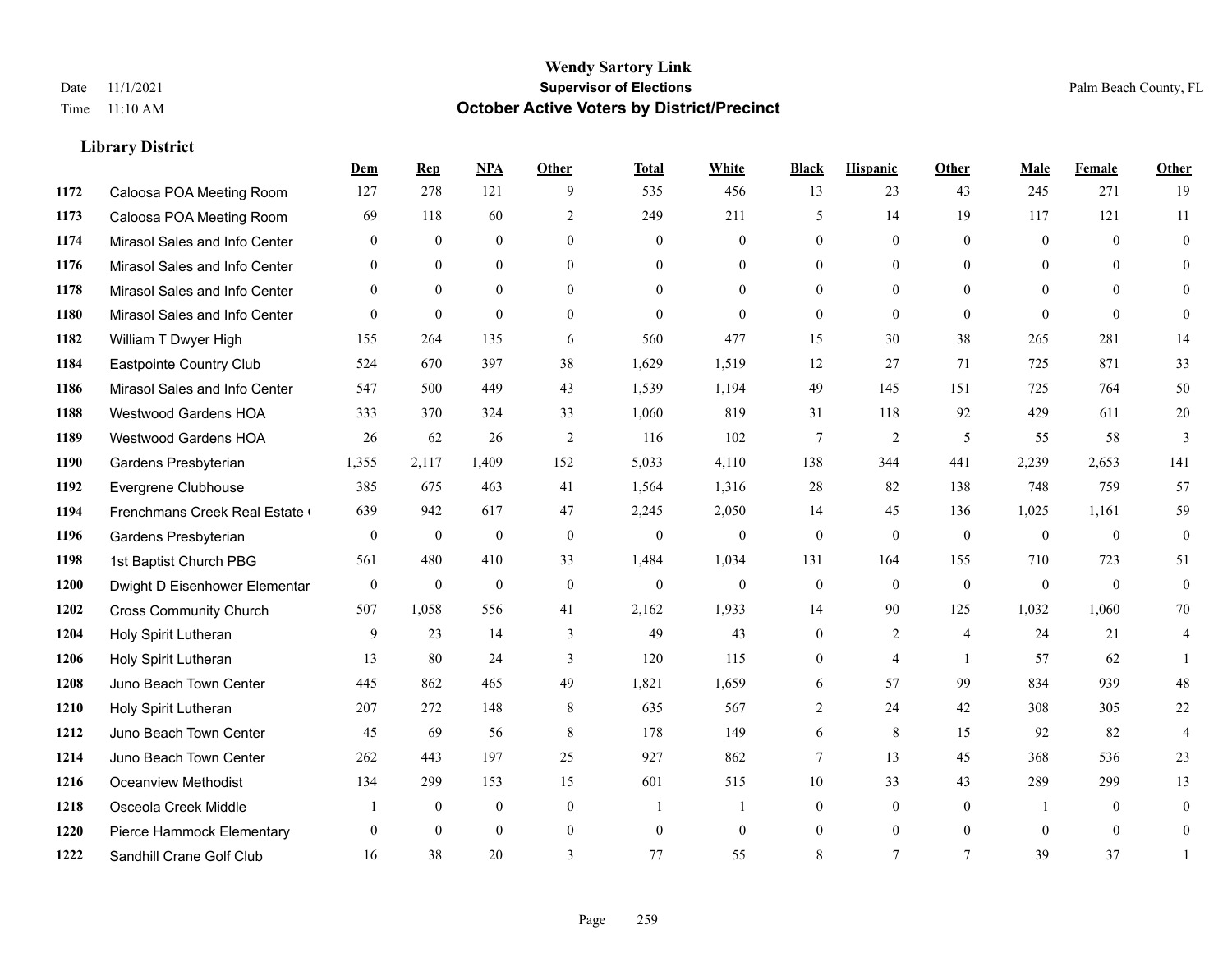# Wendy Sartory Link
## Supervisor of Elections
## October Active Voters by District/Precinct

Date 11/1/2021
Time 11:10 AM
Palm Beach County, FL

### Library District

| | | Dem | Rep | NPA | Other | Total | White | Black | Hispanic | Other | Male | Female | Other |
|---|---|---|---|---|---|---|---|---|---|---|---|---|---|
| 1172 | Caloosa POA Meeting Room | 127 | 278 | 121 | 9 | 535 | 456 | 13 | 23 | 43 | 245 | 271 | 19 |
| 1173 | Caloosa POA Meeting Room | 69 | 118 | 60 | 2 | 249 | 211 | 5 | 14 | 19 | 117 | 121 | 11 |
| 1174 | Mirasol Sales and Info Center | 0 | 0 | 0 | 0 | 0 | 0 | 0 | 0 | 0 | 0 | 0 | 0 |
| 1176 | Mirasol Sales and Info Center | 0 | 0 | 0 | 0 | 0 | 0 | 0 | 0 | 0 | 0 | 0 | 0 |
| 1178 | Mirasol Sales and Info Center | 0 | 0 | 0 | 0 | 0 | 0 | 0 | 0 | 0 | 0 | 0 | 0 |
| 1180 | Mirasol Sales and Info Center | 0 | 0 | 0 | 0 | 0 | 0 | 0 | 0 | 0 | 0 | 0 | 0 |
| 1182 | William T Dwyer High | 155 | 264 | 135 | 6 | 560 | 477 | 15 | 30 | 38 | 265 | 281 | 14 |
| 1184 | Eastpointe Country Club | 524 | 670 | 397 | 38 | 1,629 | 1,519 | 12 | 27 | 71 | 725 | 871 | 33 |
| 1186 | Mirasol Sales and Info Center | 547 | 500 | 449 | 43 | 1,539 | 1,194 | 49 | 145 | 151 | 725 | 764 | 50 |
| 1188 | Westwood Gardens HOA | 333 | 370 | 324 | 33 | 1,060 | 819 | 31 | 118 | 92 | 429 | 611 | 20 |
| 1189 | Westwood Gardens HOA | 26 | 62 | 26 | 2 | 116 | 102 | 7 | 2 | 5 | 55 | 58 | 3 |
| 1190 | Gardens Presbyterian | 1,355 | 2,117 | 1,409 | 152 | 5,033 | 4,110 | 138 | 344 | 441 | 2,239 | 2,653 | 141 |
| 1192 | Evergrene Clubhouse | 385 | 675 | 463 | 41 | 1,564 | 1,316 | 28 | 82 | 138 | 748 | 759 | 57 |
| 1194 | Frenchmans Creek Real Estate ( | 639 | 942 | 617 | 47 | 2,245 | 2,050 | 14 | 45 | 136 | 1,025 | 1,161 | 59 |
| 1196 | Gardens Presbyterian | 0 | 0 | 0 | 0 | 0 | 0 | 0 | 0 | 0 | 0 | 0 | 0 |
| 1198 | 1st Baptist Church PBG | 561 | 480 | 410 | 33 | 1,484 | 1,034 | 131 | 164 | 155 | 710 | 723 | 51 |
| 1200 | Dwight D Eisenhower Elementar | 0 | 0 | 0 | 0 | 0 | 0 | 0 | 0 | 0 | 0 | 0 | 0 |
| 1202 | Cross Community Church | 507 | 1,058 | 556 | 41 | 2,162 | 1,933 | 14 | 90 | 125 | 1,032 | 1,060 | 70 |
| 1204 | Holy Spirit Lutheran | 9 | 23 | 14 | 3 | 49 | 43 | 0 | 2 | 4 | 24 | 21 | 4 |
| 1206 | Holy Spirit Lutheran | 13 | 80 | 24 | 3 | 120 | 115 | 0 | 4 | 1 | 57 | 62 | 1 |
| 1208 | Juno Beach Town Center | 445 | 862 | 465 | 49 | 1,821 | 1,659 | 6 | 57 | 99 | 834 | 939 | 48 |
| 1210 | Holy Spirit Lutheran | 207 | 272 | 148 | 8 | 635 | 567 | 2 | 24 | 42 | 308 | 305 | 22 |
| 1212 | Juno Beach Town Center | 45 | 69 | 56 | 8 | 178 | 149 | 6 | 8 | 15 | 92 | 82 | 4 |
| 1214 | Juno Beach Town Center | 262 | 443 | 197 | 25 | 927 | 862 | 7 | 13 | 45 | 368 | 536 | 23 |
| 1216 | Oceanview Methodist | 134 | 299 | 153 | 15 | 601 | 515 | 10 | 33 | 43 | 289 | 299 | 13 |
| 1218 | Osceola Creek Middle | 1 | 0 | 0 | 0 | 1 | 1 | 0 | 0 | 0 | 1 | 0 | 0 |
| 1220 | Pierce Hammock Elementary | 0 | 0 | 0 | 0 | 0 | 0 | 0 | 0 | 0 | 0 | 0 | 0 |
| 1222 | Sandhill Crane Golf Club | 16 | 38 | 20 | 3 | 77 | 55 | 8 | 7 | 7 | 39 | 37 | 1 |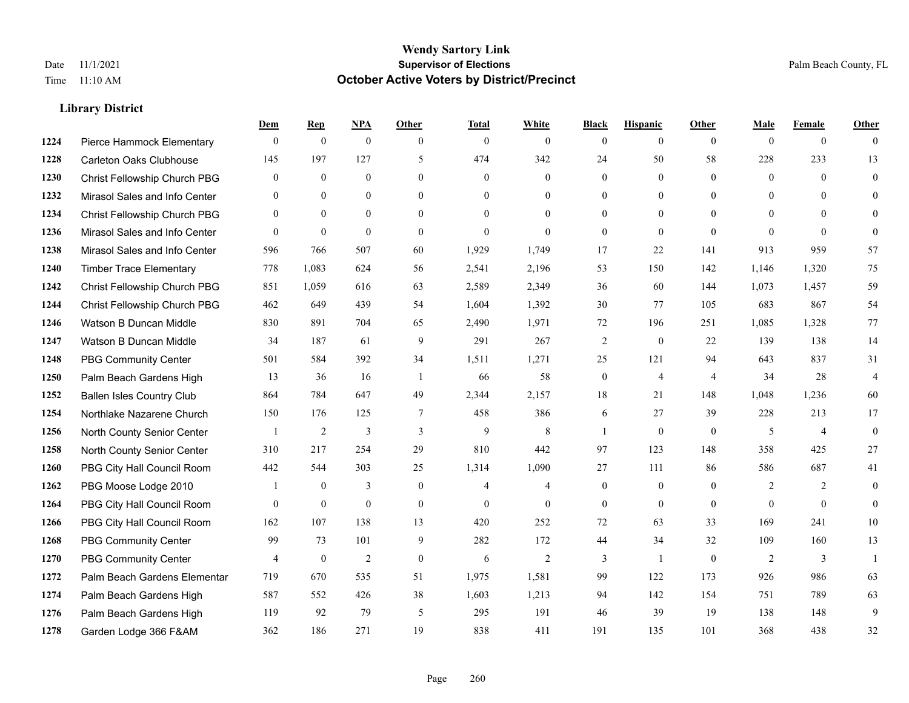# Wendy Sartory Link
## Supervisor of Elections
## October Active Voters by District/Precinct

Date 11/1/2021
Time 11:10 AM

Palm Beach County, FL

### Library District

| | | Dem | Rep | NPA | Other | Total | White | Black | Hispanic | Other | Male | Female | Other |
|---|---|---|---|---|---|---|---|---|---|---|---|---|---|
| 1224 | Pierce Hammock Elementary | 0 | 0 | 0 | 0 | 0 | 0 | 0 | 0 | 0 | 0 | 0 | 0 |
| 1228 | Carleton Oaks Clubhouse | 145 | 197 | 127 | 5 | 474 | 342 | 24 | 50 | 58 | 228 | 233 | 13 |
| 1230 | Christ Fellowship Church PBG | 0 | 0 | 0 | 0 | 0 | 0 | 0 | 0 | 0 | 0 | 0 | 0 |
| 1232 | Mirasol Sales and Info Center | 0 | 0 | 0 | 0 | 0 | 0 | 0 | 0 | 0 | 0 | 0 | 0 |
| 1234 | Christ Fellowship Church PBG | 0 | 0 | 0 | 0 | 0 | 0 | 0 | 0 | 0 | 0 | 0 | 0 |
| 1236 | Mirasol Sales and Info Center | 0 | 0 | 0 | 0 | 0 | 0 | 0 | 0 | 0 | 0 | 0 | 0 |
| 1238 | Mirasol Sales and Info Center | 596 | 766 | 507 | 60 | 1,929 | 1,749 | 17 | 22 | 141 | 913 | 959 | 57 |
| 1240 | Timber Trace Elementary | 778 | 1,083 | 624 | 56 | 2,541 | 2,196 | 53 | 150 | 142 | 1,146 | 1,320 | 75 |
| 1242 | Christ Fellowship Church PBG | 851 | 1,059 | 616 | 63 | 2,589 | 2,349 | 36 | 60 | 144 | 1,073 | 1,457 | 59 |
| 1244 | Christ Fellowship Church PBG | 462 | 649 | 439 | 54 | 1,604 | 1,392 | 30 | 77 | 105 | 683 | 867 | 54 |
| 1246 | Watson B Duncan Middle | 830 | 891 | 704 | 65 | 2,490 | 1,971 | 72 | 196 | 251 | 1,085 | 1,328 | 77 |
| 1247 | Watson B Duncan Middle | 34 | 187 | 61 | 9 | 291 | 267 | 2 | 0 | 22 | 139 | 138 | 14 |
| 1248 | PBG Community Center | 501 | 584 | 392 | 34 | 1,511 | 1,271 | 25 | 121 | 94 | 643 | 837 | 31 |
| 1250 | Palm Beach Gardens High | 13 | 36 | 16 | 1 | 66 | 58 | 0 | 4 | 4 | 34 | 28 | 4 |
| 1252 | Ballen Isles Country Club | 864 | 784 | 647 | 49 | 2,344 | 2,157 | 18 | 21 | 148 | 1,048 | 1,236 | 60 |
| 1254 | Northlake Nazarene Church | 150 | 176 | 125 | 7 | 458 | 386 | 6 | 27 | 39 | 228 | 213 | 17 |
| 1256 | North County Senior Center | 1 | 2 | 3 | 3 | 9 | 8 | 1 | 0 | 0 | 5 | 4 | 0 |
| 1258 | North County Senior Center | 310 | 217 | 254 | 29 | 810 | 442 | 97 | 123 | 148 | 358 | 425 | 27 |
| 1260 | PBG City Hall Council Room | 442 | 544 | 303 | 25 | 1,314 | 1,090 | 27 | 111 | 86 | 586 | 687 | 41 |
| 1262 | PBG Moose Lodge 2010 | 1 | 0 | 3 | 0 | 4 | 4 | 0 | 0 | 0 | 2 | 2 | 0 |
| 1264 | PBG City Hall Council Room | 0 | 0 | 0 | 0 | 0 | 0 | 0 | 0 | 0 | 0 | 0 | 0 |
| 1266 | PBG City Hall Council Room | 162 | 107 | 138 | 13 | 420 | 252 | 72 | 63 | 33 | 169 | 241 | 10 |
| 1268 | PBG Community Center | 99 | 73 | 101 | 9 | 282 | 172 | 44 | 34 | 32 | 109 | 160 | 13 |
| 1270 | PBG Community Center | 4 | 0 | 2 | 0 | 6 | 2 | 3 | 1 | 0 | 2 | 3 | 1 |
| 1272 | Palm Beach Gardens Elementar | 719 | 670 | 535 | 51 | 1,975 | 1,581 | 99 | 122 | 173 | 926 | 986 | 63 |
| 1274 | Palm Beach Gardens High | 587 | 552 | 426 | 38 | 1,603 | 1,213 | 94 | 142 | 154 | 751 | 789 | 63 |
| 1276 | Palm Beach Gardens High | 119 | 92 | 79 | 5 | 295 | 191 | 46 | 39 | 19 | 138 | 148 | 9 |
| 1278 | Garden Lodge 366 F&AM | 362 | 186 | 271 | 19 | 838 | 411 | 191 | 135 | 101 | 368 | 438 | 32 |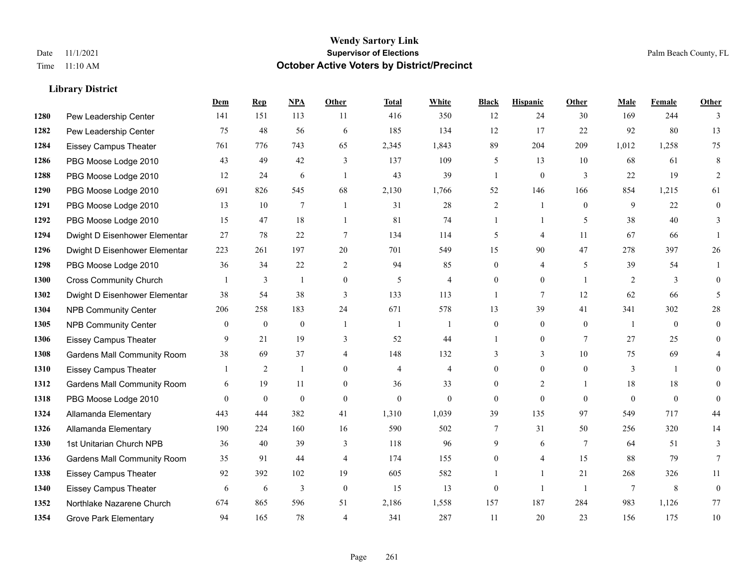# Wendy Sartory Link

**Supervisor of Elections**

**October Active Voters by District/Precinct**

Date 11/1/2021
Time 11:10 AM

Palm Beach County, FL

### Library District

| | | Dem | Rep | NPA | Other | Total | White | Black | Hispanic | Other | Male | Female | Other |
|---|---|---|---|---|---|---|---|---|---|---|---|---|---|
| 1280 | Pew Leadership Center | 141 | 151 | 113 | 11 | 416 | 350 | 12 | 24 | 30 | 169 | 244 | 3 |
| 1282 | Pew Leadership Center | 75 | 48 | 56 | 6 | 185 | 134 | 12 | 17 | 22 | 92 | 80 | 13 |
| 1284 | Eissey Campus Theater | 761 | 776 | 743 | 65 | 2,345 | 1,843 | 89 | 204 | 209 | 1,012 | 1,258 | 75 |
| 1286 | PBG Moose Lodge 2010 | 43 | 49 | 42 | 3 | 137 | 109 | 5 | 13 | 10 | 68 | 61 | 8 |
| 1288 | PBG Moose Lodge 2010 | 12 | 24 | 6 | 1 | 43 | 39 | 1 | 0 | 3 | 22 | 19 | 2 |
| 1290 | PBG Moose Lodge 2010 | 691 | 826 | 545 | 68 | 2,130 | 1,766 | 52 | 146 | 166 | 854 | 1,215 | 61 |
| 1291 | PBG Moose Lodge 2010 | 13 | 10 | 7 | 1 | 31 | 28 | 2 | 1 | 0 | 9 | 22 | 0 |
| 1292 | PBG Moose Lodge 2010 | 15 | 47 | 18 | 1 | 81 | 74 | 1 | 1 | 5 | 38 | 40 | 3 |
| 1294 | Dwight D Eisenhower Elementar | 27 | 78 | 22 | 7 | 134 | 114 | 5 | 4 | 11 | 67 | 66 | 1 |
| 1296 | Dwight D Eisenhower Elementar | 223 | 261 | 197 | 20 | 701 | 549 | 15 | 90 | 47 | 278 | 397 | 26 |
| 1298 | PBG Moose Lodge 2010 | 36 | 34 | 22 | 2 | 94 | 85 | 0 | 4 | 5 | 39 | 54 | 1 |
| 1300 | Cross Community Church | 1 | 3 | 1 | 0 | 5 | 4 | 0 | 0 | 1 | 2 | 3 | 0 |
| 1302 | Dwight D Eisenhower Elementar | 38 | 54 | 38 | 3 | 133 | 113 | 1 | 7 | 12 | 62 | 66 | 5 |
| 1304 | NPB Community Center | 206 | 258 | 183 | 24 | 671 | 578 | 13 | 39 | 41 | 341 | 302 | 28 |
| 1305 | NPB Community Center | 0 | 0 | 0 | 1 | 1 | 1 | 0 | 0 | 0 | 1 | 0 | 0 |
| 1306 | Eissey Campus Theater | 9 | 21 | 19 | 3 | 52 | 44 | 1 | 0 | 7 | 27 | 25 | 0 |
| 1308 | Gardens Mall Community Room | 38 | 69 | 37 | 4 | 148 | 132 | 3 | 3 | 10 | 75 | 69 | 4 |
| 1310 | Eissey Campus Theater | 1 | 2 | 1 | 0 | 4 | 4 | 0 | 0 | 0 | 3 | 1 | 0 |
| 1312 | Gardens Mall Community Room | 6 | 19 | 11 | 0 | 36 | 33 | 0 | 2 | 1 | 18 | 18 | 0 |
| 1318 | PBG Moose Lodge 2010 | 0 | 0 | 0 | 0 | 0 | 0 | 0 | 0 | 0 | 0 | 0 | 0 |
| 1324 | Allamanda Elementary | 443 | 444 | 382 | 41 | 1,310 | 1,039 | 39 | 135 | 97 | 549 | 717 | 44 |
| 1326 | Allamanda Elementary | 190 | 224 | 160 | 16 | 590 | 502 | 7 | 31 | 50 | 256 | 320 | 14 |
| 1330 | 1st Unitarian Church NPB | 36 | 40 | 39 | 3 | 118 | 96 | 9 | 6 | 7 | 64 | 51 | 3 |
| 1336 | Gardens Mall Community Room | 35 | 91 | 44 | 4 | 174 | 155 | 0 | 4 | 15 | 88 | 79 | 7 |
| 1338 | Eissey Campus Theater | 92 | 392 | 102 | 19 | 605 | 582 | 1 | 1 | 21 | 268 | 326 | 11 |
| 1340 | Eissey Campus Theater | 6 | 6 | 3 | 0 | 15 | 13 | 0 | 1 | 1 | 7 | 8 | 0 |
| 1352 | Northlake Nazarene Church | 674 | 865 | 596 | 51 | 2,186 | 1,558 | 157 | 187 | 284 | 983 | 1,126 | 77 |
| 1354 | Grove Park Elementary | 94 | 165 | 78 | 4 | 341 | 287 | 11 | 20 | 23 | 156 | 175 | 10 |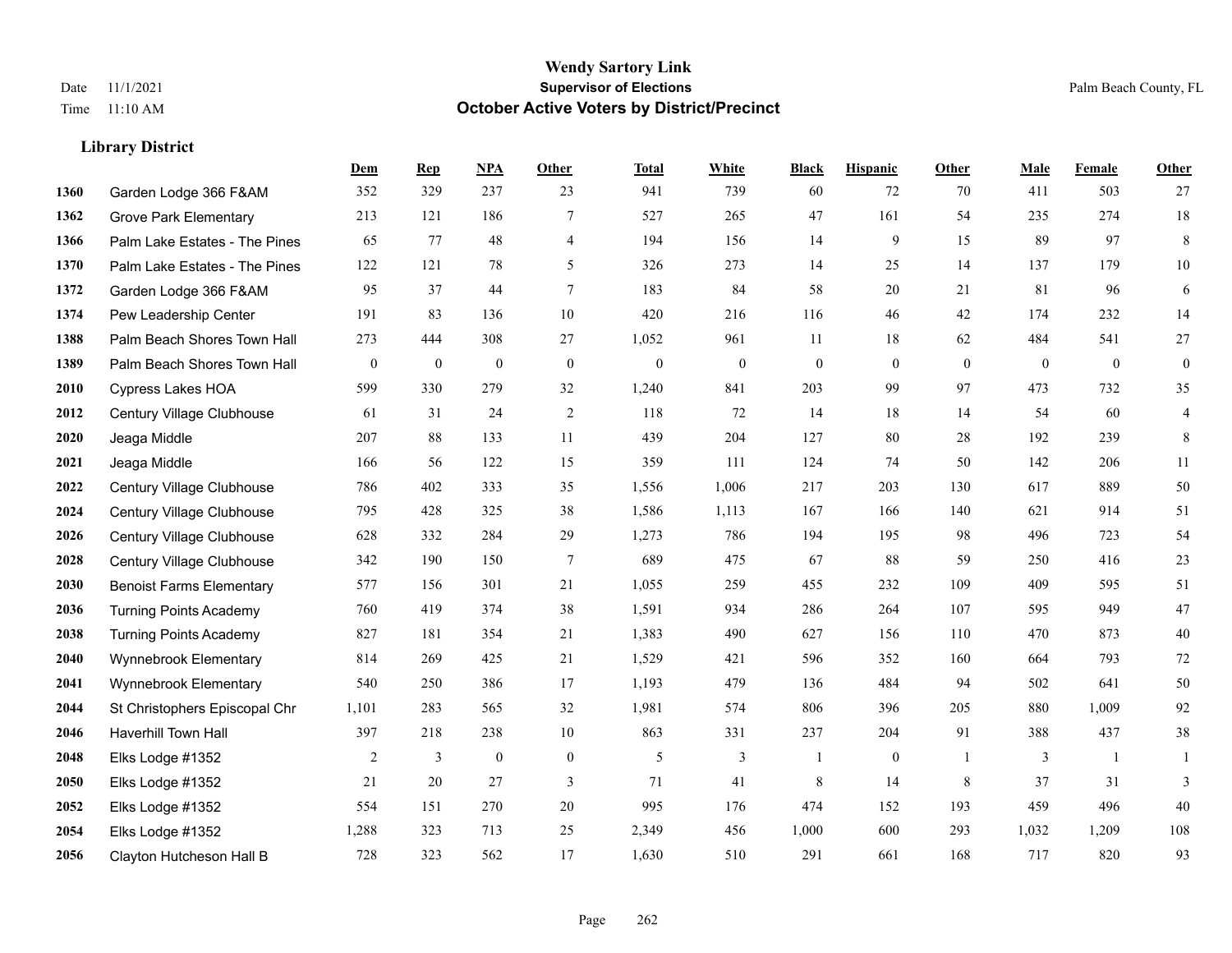# Wendy Sartory Link
## Supervisor of Elections
## October Active Voters by District/Precinct

Date 11/1/2021
Time 11:10 AM

Palm Beach County, FL

### Library District

| | | Dem | Rep | NPA | Other | Total | White | Black | Hispanic | Other | Male | Female | Other |
|---|---|---|---|---|---|---|---|---|---|---|---|---|---|
| 1360 | Garden Lodge 366 F&AM | 352 | 329 | 237 | 23 | 941 | 739 | 60 | 72 | 70 | 411 | 503 | 27 |
| 1362 | Grove Park Elementary | 213 | 121 | 186 | 7 | 527 | 265 | 47 | 161 | 54 | 235 | 274 | 18 |
| 1366 | Palm Lake Estates - The Pines | 65 | 77 | 48 | 4 | 194 | 156 | 14 | 9 | 15 | 89 | 97 | 8 |
| 1370 | Palm Lake Estates - The Pines | 122 | 121 | 78 | 5 | 326 | 273 | 14 | 25 | 14 | 137 | 179 | 10 |
| 1372 | Garden Lodge 366 F&AM | 95 | 37 | 44 | 7 | 183 | 84 | 58 | 20 | 21 | 81 | 96 | 6 |
| 1374 | Pew Leadership Center | 191 | 83 | 136 | 10 | 420 | 216 | 116 | 46 | 42 | 174 | 232 | 14 |
| 1388 | Palm Beach Shores Town Hall | 273 | 444 | 308 | 27 | 1,052 | 961 | 11 | 18 | 62 | 484 | 541 | 27 |
| 1389 | Palm Beach Shores Town Hall | 0 | 0 | 0 | 0 | 0 | 0 | 0 | 0 | 0 | 0 | 0 | 0 |
| 2010 | Cypress Lakes HOA | 599 | 330 | 279 | 32 | 1,240 | 841 | 203 | 99 | 97 | 473 | 732 | 35 |
| 2012 | Century Village Clubhouse | 61 | 31 | 24 | 2 | 118 | 72 | 14 | 18 | 14 | 54 | 60 | 4 |
| 2020 | Jeaga Middle | 207 | 88 | 133 | 11 | 439 | 204 | 127 | 80 | 28 | 192 | 239 | 8 |
| 2021 | Jeaga Middle | 166 | 56 | 122 | 15 | 359 | 111 | 124 | 74 | 50 | 142 | 206 | 11 |
| 2022 | Century Village Clubhouse | 786 | 402 | 333 | 35 | 1,556 | 1,006 | 217 | 203 | 130 | 617 | 889 | 50 |
| 2024 | Century Village Clubhouse | 795 | 428 | 325 | 38 | 1,586 | 1,113 | 167 | 166 | 140 | 621 | 914 | 51 |
| 2026 | Century Village Clubhouse | 628 | 332 | 284 | 29 | 1,273 | 786 | 194 | 195 | 98 | 496 | 723 | 54 |
| 2028 | Century Village Clubhouse | 342 | 190 | 150 | 7 | 689 | 475 | 67 | 88 | 59 | 250 | 416 | 23 |
| 2030 | Benoist Farms Elementary | 577 | 156 | 301 | 21 | 1,055 | 259 | 455 | 232 | 109 | 409 | 595 | 51 |
| 2036 | Turning Points Academy | 760 | 419 | 374 | 38 | 1,591 | 934 | 286 | 264 | 107 | 595 | 949 | 47 |
| 2038 | Turning Points Academy | 827 | 181 | 354 | 21 | 1,383 | 490 | 627 | 156 | 110 | 470 | 873 | 40 |
| 2040 | Wynnebrook Elementary | 814 | 269 | 425 | 21 | 1,529 | 421 | 596 | 352 | 160 | 664 | 793 | 72 |
| 2041 | Wynnebrook Elementary | 540 | 250 | 386 | 17 | 1,193 | 479 | 136 | 484 | 94 | 502 | 641 | 50 |
| 2044 | St Christophers Episcopal Chr | 1,101 | 283 | 565 | 32 | 1,981 | 574 | 806 | 396 | 205 | 880 | 1,009 | 92 |
| 2046 | Haverhill Town Hall | 397 | 218 | 238 | 10 | 863 | 331 | 237 | 204 | 91 | 388 | 437 | 38 |
| 2048 | Elks Lodge #1352 | 2 | 3 | 0 | 0 | 5 | 3 | 1 | 0 | 1 | 3 | 1 | 1 |
| 2050 | Elks Lodge #1352 | 21 | 20 | 27 | 3 | 71 | 41 | 8 | 14 | 8 | 37 | 31 | 3 |
| 2052 | Elks Lodge #1352 | 554 | 151 | 270 | 20 | 995 | 176 | 474 | 152 | 193 | 459 | 496 | 40 |
| 2054 | Elks Lodge #1352 | 1,288 | 323 | 713 | 25 | 2,349 | 456 | 1,000 | 600 | 293 | 1,032 | 1,209 | 108 |
| 2056 | Clayton Hutcheson Hall B | 728 | 323 | 562 | 17 | 1,630 | 510 | 291 | 661 | 168 | 717 | 820 | 93 |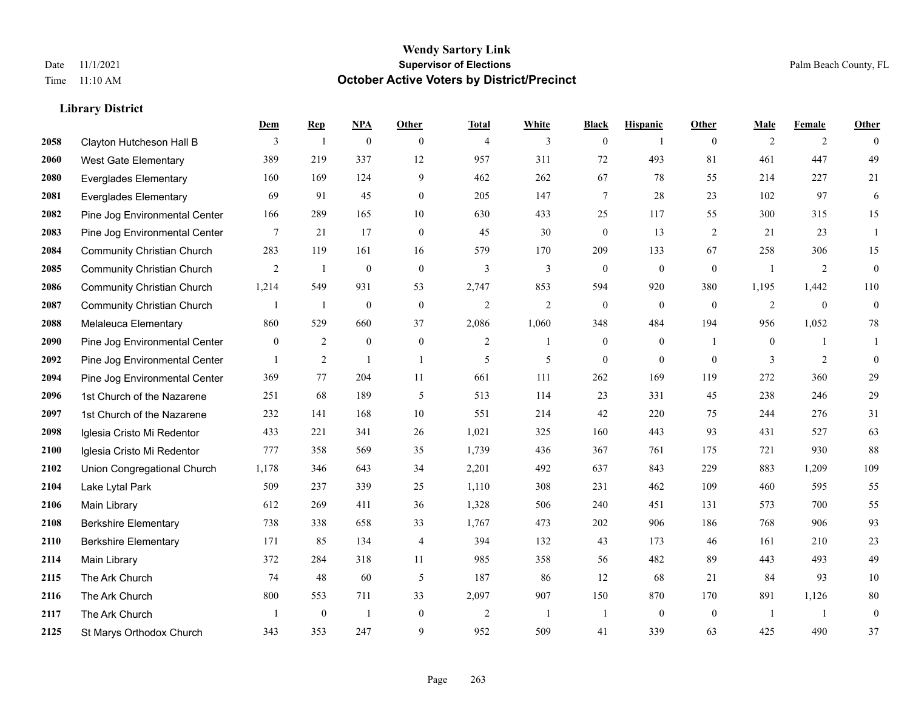# Wendy Sartory Link
## Supervisor of Elections
## October Active Voters by District/Precinct

Date 11/1/2021
Time 11:10 AM

Palm Beach County, FL

### Library District

| | | Dem | Rep | NPA | Other | Total | White | Black | Hispanic | Other | Male | Female | Other |
|---|---|---|---|---|---|---|---|---|---|---|---|---|---|
| 2058 | Clayton Hutcheson Hall B | 3 | 1 | 0 | 0 | 4 | 3 | 0 | 1 | 0 | 2 | 2 | 0 |
| 2060 | West Gate Elementary | 389 | 219 | 337 | 12 | 957 | 311 | 72 | 493 | 81 | 461 | 447 | 49 |
| 2080 | Everglades Elementary | 160 | 169 | 124 | 9 | 462 | 262 | 67 | 78 | 55 | 214 | 227 | 21 |
| 2081 | Everglades Elementary | 69 | 91 | 45 | 0 | 205 | 147 | 7 | 28 | 23 | 102 | 97 | 6 |
| 2082 | Pine Jog Environmental Center | 166 | 289 | 165 | 10 | 630 | 433 | 25 | 117 | 55 | 300 | 315 | 15 |
| 2083 | Pine Jog Environmental Center | 7 | 21 | 17 | 0 | 45 | 30 | 0 | 13 | 2 | 21 | 23 | 1 |
| 2084 | Community Christian Church | 283 | 119 | 161 | 16 | 579 | 170 | 209 | 133 | 67 | 258 | 306 | 15 |
| 2085 | Community Christian Church | 2 | 1 | 0 | 0 | 3 | 3 | 0 | 0 | 0 | 1 | 2 | 0 |
| 2086 | Community Christian Church | 1,214 | 549 | 931 | 53 | 2,747 | 853 | 594 | 920 | 380 | 1,195 | 1,442 | 110 |
| 2087 | Community Christian Church | 1 | 1 | 0 | 0 | 2 | 2 | 0 | 0 | 0 | 2 | 0 | 0 |
| 2088 | Melaleuca Elementary | 860 | 529 | 660 | 37 | 2,086 | 1,060 | 348 | 484 | 194 | 956 | 1,052 | 78 |
| 2090 | Pine Jog Environmental Center | 0 | 2 | 0 | 0 | 2 | 1 | 0 | 0 | 1 | 0 | 1 | 1 |
| 2092 | Pine Jog Environmental Center | 1 | 2 | 1 | 1 | 5 | 5 | 0 | 0 | 0 | 3 | 2 | 0 |
| 2094 | Pine Jog Environmental Center | 369 | 77 | 204 | 11 | 661 | 111 | 262 | 169 | 119 | 272 | 360 | 29 |
| 2096 | 1st Church of the Nazarene | 251 | 68 | 189 | 5 | 513 | 114 | 23 | 331 | 45 | 238 | 246 | 29 |
| 2097 | 1st Church of the Nazarene | 232 | 141 | 168 | 10 | 551 | 214 | 42 | 220 | 75 | 244 | 276 | 31 |
| 2098 | Iglesia Cristo Mi Redentor | 433 | 221 | 341 | 26 | 1,021 | 325 | 160 | 443 | 93 | 431 | 527 | 63 |
| 2100 | Iglesia Cristo Mi Redentor | 777 | 358 | 569 | 35 | 1,739 | 436 | 367 | 761 | 175 | 721 | 930 | 88 |
| 2102 | Union Congregational Church | 1,178 | 346 | 643 | 34 | 2,201 | 492 | 637 | 843 | 229 | 883 | 1,209 | 109 |
| 2104 | Lake Lytal Park | 509 | 237 | 339 | 25 | 1,110 | 308 | 231 | 462 | 109 | 460 | 595 | 55 |
| 2106 | Main Library | 612 | 269 | 411 | 36 | 1,328 | 506 | 240 | 451 | 131 | 573 | 700 | 55 |
| 2108 | Berkshire Elementary | 738 | 338 | 658 | 33 | 1,767 | 473 | 202 | 906 | 186 | 768 | 906 | 93 |
| 2110 | Berkshire Elementary | 171 | 85 | 134 | 4 | 394 | 132 | 43 | 173 | 46 | 161 | 210 | 23 |
| 2114 | Main Library | 372 | 284 | 318 | 11 | 985 | 358 | 56 | 482 | 89 | 443 | 493 | 49 |
| 2115 | The Ark Church | 74 | 48 | 60 | 5 | 187 | 86 | 12 | 68 | 21 | 84 | 93 | 10 |
| 2116 | The Ark Church | 800 | 553 | 711 | 33 | 2,097 | 907 | 150 | 870 | 170 | 891 | 1,126 | 80 |
| 2117 | The Ark Church | 1 | 0 | 1 | 0 | 2 | 1 | 1 | 0 | 0 | 1 | 1 | 0 |
| 2125 | St Marys Orthodox Church | 343 | 353 | 247 | 9 | 952 | 509 | 41 | 339 | 63 | 425 | 490 | 37 |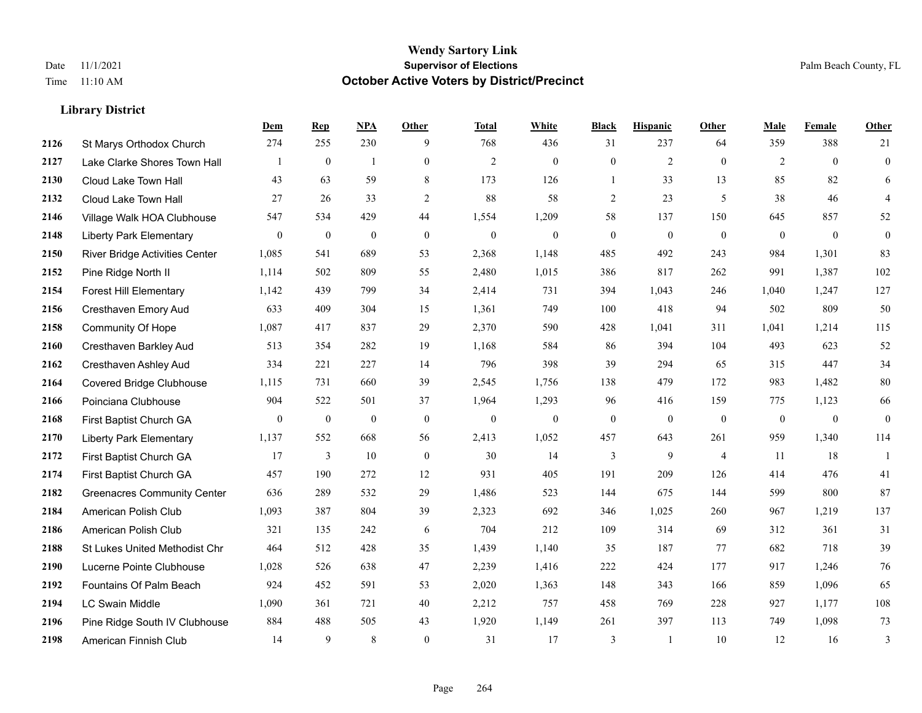# Wendy Sartory Link

Date 11/1/2021 | **Supervisor of Elections** | Palm Beach County, FL

Time 11:10 AM | **October Active Voters by District/Precinct**

### Library District

| | | Dem | Rep | NPA | Other | Total | White | Black | Hispanic | Other | Male | Female | Other |
|---|---|---|---|---|---|---|---|---|---|---|---|---|---|
| 2126 | St Marys Orthodox Church | 274 | 255 | 230 | 9 | 768 | 436 | 31 | 237 | 64 | 359 | 388 | 21 |
| 2127 | Lake Clarke Shores Town Hall | 1 | 0 | 1 | 0 | 2 | 0 | 0 | 2 | 0 | 2 | 0 | 0 |
| 2130 | Cloud Lake Town Hall | 43 | 63 | 59 | 8 | 173 | 126 | 1 | 33 | 13 | 85 | 82 | 6 |
| 2132 | Cloud Lake Town Hall | 27 | 26 | 33 | 2 | 88 | 58 | 2 | 23 | 5 | 38 | 46 | 4 |
| 2146 | Village Walk HOA Clubhouse | 547 | 534 | 429 | 44 | 1,554 | 1,209 | 58 | 137 | 150 | 645 | 857 | 52 |
| 2148 | Liberty Park Elementary | 0 | 0 | 0 | 0 | 0 | 0 | 0 | 0 | 0 | 0 | 0 | 0 |
| 2150 | River Bridge Activities Center | 1,085 | 541 | 689 | 53 | 2,368 | 1,148 | 485 | 492 | 243 | 984 | 1,301 | 83 |
| 2152 | Pine Ridge North II | 1,114 | 502 | 809 | 55 | 2,480 | 1,015 | 386 | 817 | 262 | 991 | 1,387 | 102 |
| 2154 | Forest Hill Elementary | 1,142 | 439 | 799 | 34 | 2,414 | 731 | 394 | 1,043 | 246 | 1,040 | 1,247 | 127 |
| 2156 | Cresthaven Emory Aud | 633 | 409 | 304 | 15 | 1,361 | 749 | 100 | 418 | 94 | 502 | 809 | 50 |
| 2158 | Community Of Hope | 1,087 | 417 | 837 | 29 | 2,370 | 590 | 428 | 1,041 | 311 | 1,041 | 1,214 | 115 |
| 2160 | Cresthaven Barkley Aud | 513 | 354 | 282 | 19 | 1,168 | 584 | 86 | 394 | 104 | 493 | 623 | 52 |
| 2162 | Cresthaven Ashley Aud | 334 | 221 | 227 | 14 | 796 | 398 | 39 | 294 | 65 | 315 | 447 | 34 |
| 2164 | Covered Bridge Clubhouse | 1,115 | 731 | 660 | 39 | 2,545 | 1,756 | 138 | 479 | 172 | 983 | 1,482 | 80 |
| 2166 | Poinciana Clubhouse | 904 | 522 | 501 | 37 | 1,964 | 1,293 | 96 | 416 | 159 | 775 | 1,123 | 66 |
| 2168 | First Baptist Church GA | 0 | 0 | 0 | 0 | 0 | 0 | 0 | 0 | 0 | 0 | 0 | 0 |
| 2170 | Liberty Park Elementary | 1,137 | 552 | 668 | 56 | 2,413 | 1,052 | 457 | 643 | 261 | 959 | 1,340 | 114 |
| 2172 | First Baptist Church GA | 17 | 3 | 10 | 0 | 30 | 14 | 3 | 9 | 4 | 11 | 18 | 1 |
| 2174 | First Baptist Church GA | 457 | 190 | 272 | 12 | 931 | 405 | 191 | 209 | 126 | 414 | 476 | 41 |
| 2182 | Greenacres Community Center | 636 | 289 | 532 | 29 | 1,486 | 523 | 144 | 675 | 144 | 599 | 800 | 87 |
| 2184 | American Polish Club | 1,093 | 387 | 804 | 39 | 2,323 | 692 | 346 | 1,025 | 260 | 967 | 1,219 | 137 |
| 2186 | American Polish Club | 321 | 135 | 242 | 6 | 704 | 212 | 109 | 314 | 69 | 312 | 361 | 31 |
| 2188 | St Lukes United Methodist Chr | 464 | 512 | 428 | 35 | 1,439 | 1,140 | 35 | 187 | 77 | 682 | 718 | 39 |
| 2190 | Lucerne Pointe Clubhouse | 1,028 | 526 | 638 | 47 | 2,239 | 1,416 | 222 | 424 | 177 | 917 | 1,246 | 76 |
| 2192 | Fountains Of Palm Beach | 924 | 452 | 591 | 53 | 2,020 | 1,363 | 148 | 343 | 166 | 859 | 1,096 | 65 |
| 2194 | LC Swain Middle | 1,090 | 361 | 721 | 40 | 2,212 | 757 | 458 | 769 | 228 | 927 | 1,177 | 108 |
| 2196 | Pine Ridge South IV Clubhouse | 884 | 488 | 505 | 43 | 1,920 | 1,149 | 261 | 397 | 113 | 749 | 1,098 | 73 |
| 2198 | American Finnish Club | 14 | 9 | 8 | 0 | 31 | 17 | 3 | 1 | 10 | 12 | 16 | 3 |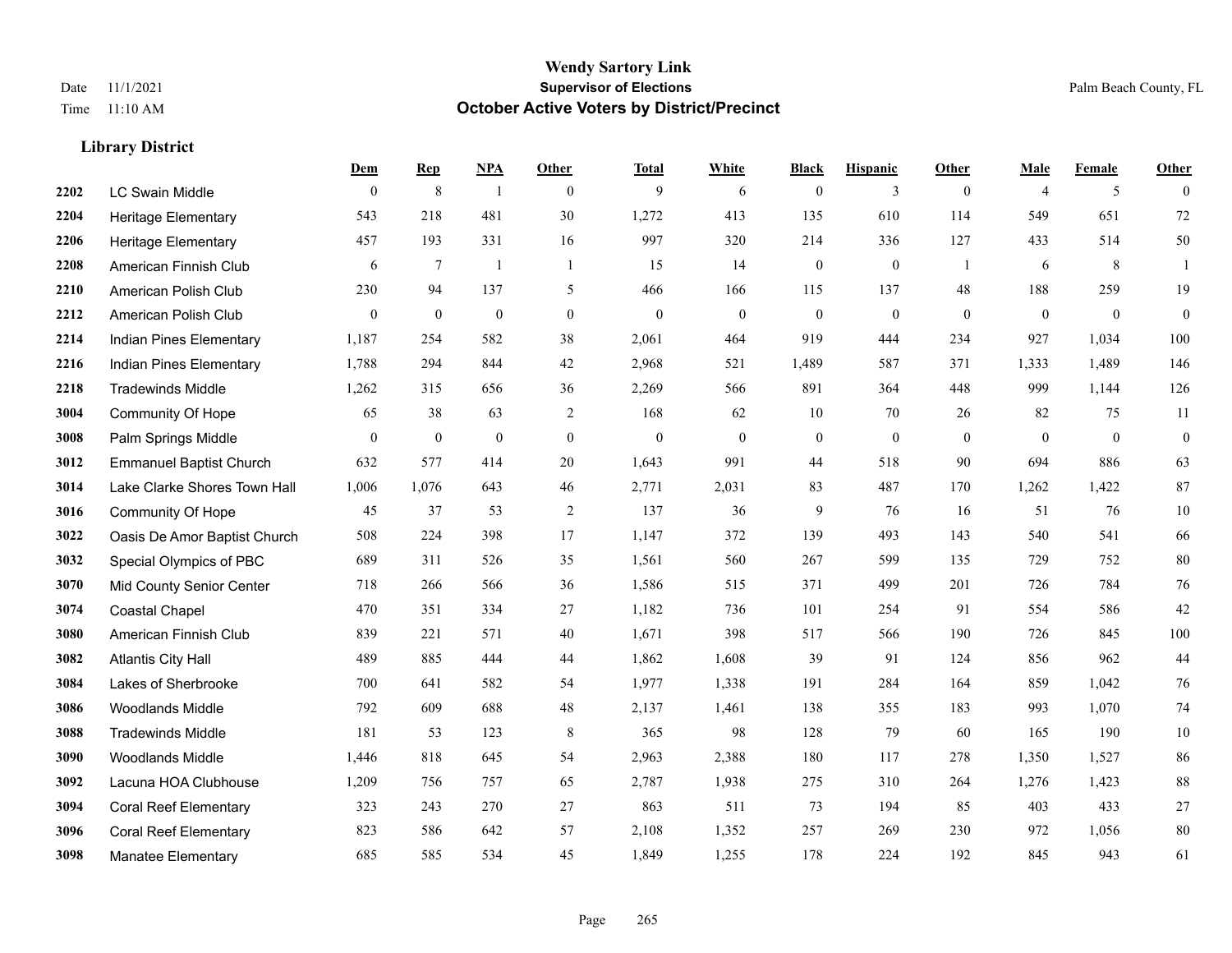**Wendy Sartory Link**
**Supervisor of Elections**
**October Active Voters by District/Precinct**

Date 11/1/2021
Time 11:10 AM

Palm Beach County, FL

### Library District

| | | Dem | Rep | NPA | Other | Total | White | Black | Hispanic | Other | Male | Female | Other |
|---|---|---|---|---|---|---|---|---|---|---|---|---|---|
| 2202 | LC Swain Middle | 0 | 8 | 1 | 0 | 9 | 6 | 0 | 3 | 0 | 4 | 5 | 0 |
| 2204 | Heritage Elementary | 543 | 218 | 481 | 30 | 1,272 | 413 | 135 | 610 | 114 | 549 | 651 | 72 |
| 2206 | Heritage Elementary | 457 | 193 | 331 | 16 | 997 | 320 | 214 | 336 | 127 | 433 | 514 | 50 |
| 2208 | American Finnish Club | 6 | 7 | 1 | 1 | 15 | 14 | 0 | 0 | 1 | 6 | 8 | 1 |
| 2210 | American Polish Club | 230 | 94 | 137 | 5 | 466 | 166 | 115 | 137 | 48 | 188 | 259 | 19 |
| 2212 | American Polish Club | 0 | 0 | 0 | 0 | 0 | 0 | 0 | 0 | 0 | 0 | 0 | 0 |
| 2214 | Indian Pines Elementary | 1,187 | 254 | 582 | 38 | 2,061 | 464 | 919 | 444 | 234 | 927 | 1,034 | 100 |
| 2216 | Indian Pines Elementary | 1,788 | 294 | 844 | 42 | 2,968 | 521 | 1,489 | 587 | 371 | 1,333 | 1,489 | 146 |
| 2218 | Tradewinds Middle | 1,262 | 315 | 656 | 36 | 2,269 | 566 | 891 | 364 | 448 | 999 | 1,144 | 126 |
| 3004 | Community Of Hope | 65 | 38 | 63 | 2 | 168 | 62 | 10 | 70 | 26 | 82 | 75 | 11 |
| 3008 | Palm Springs Middle | 0 | 0 | 0 | 0 | 0 | 0 | 0 | 0 | 0 | 0 | 0 | 0 |
| 3012 | Emmanuel Baptist Church | 632 | 577 | 414 | 20 | 1,643 | 991 | 44 | 518 | 90 | 694 | 886 | 63 |
| 3014 | Lake Clarke Shores Town Hall | 1,006 | 1,076 | 643 | 46 | 2,771 | 2,031 | 83 | 487 | 170 | 1,262 | 1,422 | 87 |
| 3016 | Community Of Hope | 45 | 37 | 53 | 2 | 137 | 36 | 9 | 76 | 16 | 51 | 76 | 10 |
| 3022 | Oasis De Amor Baptist Church | 508 | 224 | 398 | 17 | 1,147 | 372 | 139 | 493 | 143 | 540 | 541 | 66 |
| 3032 | Special Olympics of PBC | 689 | 311 | 526 | 35 | 1,561 | 560 | 267 | 599 | 135 | 729 | 752 | 80 |
| 3070 | Mid County Senior Center | 718 | 266 | 566 | 36 | 1,586 | 515 | 371 | 499 | 201 | 726 | 784 | 76 |
| 3074 | Coastal Chapel | 470 | 351 | 334 | 27 | 1,182 | 736 | 101 | 254 | 91 | 554 | 586 | 42 |
| 3080 | American Finnish Club | 839 | 221 | 571 | 40 | 1,671 | 398 | 517 | 566 | 190 | 726 | 845 | 100 |
| 3082 | Atlantis City Hall | 489 | 885 | 444 | 44 | 1,862 | 1,608 | 39 | 91 | 124 | 856 | 962 | 44 |
| 3084 | Lakes of Sherbrooke | 700 | 641 | 582 | 54 | 1,977 | 1,338 | 191 | 284 | 164 | 859 | 1,042 | 76 |
| 3086 | Woodlands Middle | 792 | 609 | 688 | 48 | 2,137 | 1,461 | 138 | 355 | 183 | 993 | 1,070 | 74 |
| 3088 | Tradewinds Middle | 181 | 53 | 123 | 8 | 365 | 98 | 128 | 79 | 60 | 165 | 190 | 10 |
| 3090 | Woodlands Middle | 1,446 | 818 | 645 | 54 | 2,963 | 2,388 | 180 | 117 | 278 | 1,350 | 1,527 | 86 |
| 3092 | Lacuna HOA Clubhouse | 1,209 | 756 | 757 | 65 | 2,787 | 1,938 | 275 | 310 | 264 | 1,276 | 1,423 | 88 |
| 3094 | Coral Reef Elementary | 323 | 243 | 270 | 27 | 863 | 511 | 73 | 194 | 85 | 403 | 433 | 27 |
| 3096 | Coral Reef Elementary | 823 | 586 | 642 | 57 | 2,108 | 1,352 | 257 | 269 | 230 | 972 | 1,056 | 80 |
| 3098 | Manatee Elementary | 685 | 585 | 534 | 45 | 1,849 | 1,255 | 178 | 224 | 192 | 845 | 943 | 61 |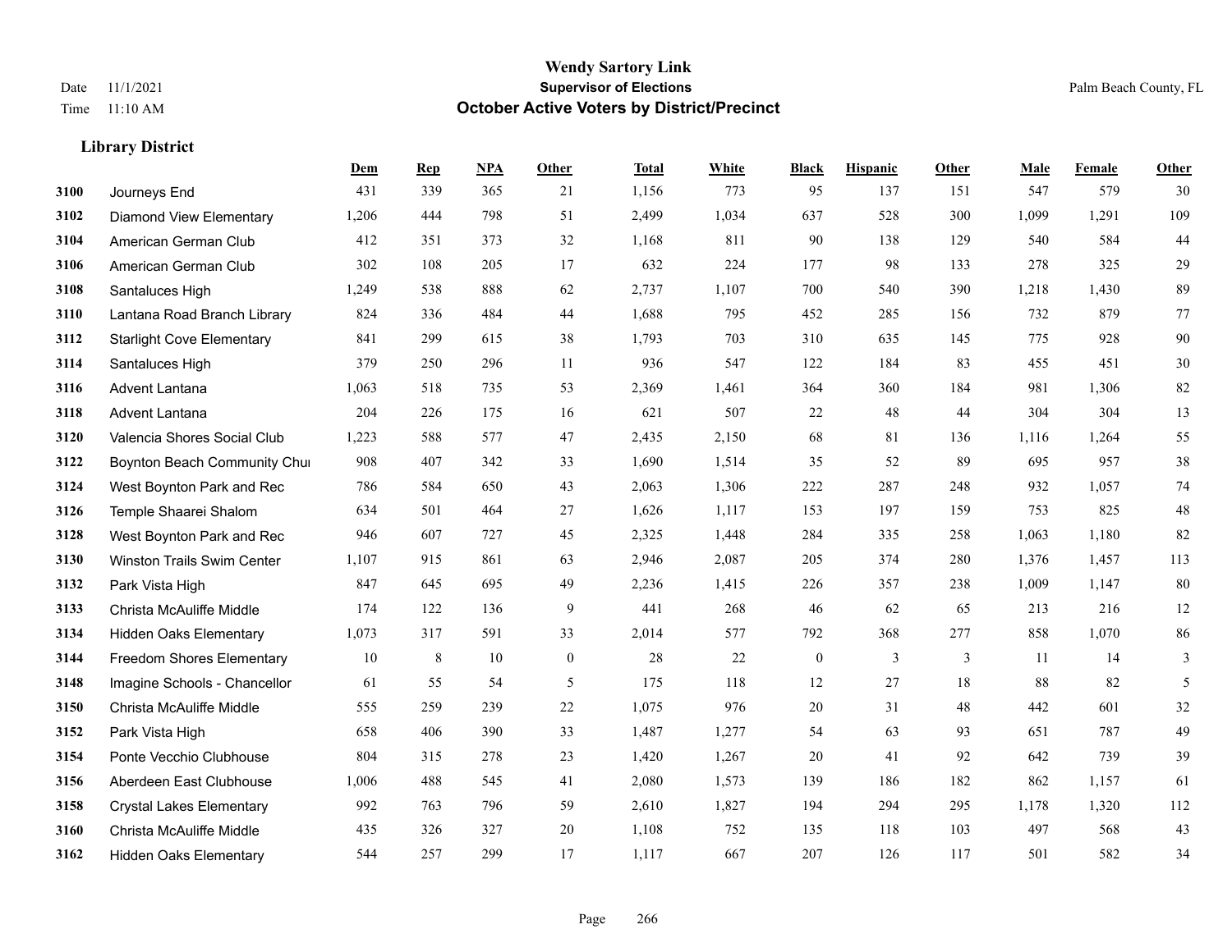# Wendy Sartory Link
## Supervisor of Elections
## October Active Voters by District/Precinct

Date 11/1/2021
Time 11:10 AM

Palm Beach County, FL

### Library District

| | | Dem | Rep | NPA | Other | Total | White | Black | Hispanic | Other | Male | Female | Other |
|---|---|---|---|---|---|---|---|---|---|---|---|---|---|
| 3100 | Journeys End | 431 | 339 | 365 | 21 | 1,156 | 773 | 95 | 137 | 151 | 547 | 579 | 30 |
| 3102 | Diamond View Elementary | 1,206 | 444 | 798 | 51 | 2,499 | 1,034 | 637 | 528 | 300 | 1,099 | 1,291 | 109 |
| 3104 | American German Club | 412 | 351 | 373 | 32 | 1,168 | 811 | 90 | 138 | 129 | 540 | 584 | 44 |
| 3106 | American German Club | 302 | 108 | 205 | 17 | 632 | 224 | 177 | 98 | 133 | 278 | 325 | 29 |
| 3108 | Santaluces High | 1,249 | 538 | 888 | 62 | 2,737 | 1,107 | 700 | 540 | 390 | 1,218 | 1,430 | 89 |
| 3110 | Lantana Road Branch Library | 824 | 336 | 484 | 44 | 1,688 | 795 | 452 | 285 | 156 | 732 | 879 | 77 |
| 3112 | Starlight Cove Elementary | 841 | 299 | 615 | 38 | 1,793 | 703 | 310 | 635 | 145 | 775 | 928 | 90 |
| 3114 | Santaluces High | 379 | 250 | 296 | 11 | 936 | 547 | 122 | 184 | 83 | 455 | 451 | 30 |
| 3116 | Advent Lantana | 1,063 | 518 | 735 | 53 | 2,369 | 1,461 | 364 | 360 | 184 | 981 | 1,306 | 82 |
| 3118 | Advent Lantana | 204 | 226 | 175 | 16 | 621 | 507 | 22 | 48 | 44 | 304 | 304 | 13 |
| 3120 | Valencia Shores Social Club | 1,223 | 588 | 577 | 47 | 2,435 | 2,150 | 68 | 81 | 136 | 1,116 | 1,264 | 55 |
| 3122 | Boynton Beach Community Chu | 908 | 407 | 342 | 33 | 1,690 | 1,514 | 35 | 52 | 89 | 695 | 957 | 38 |
| 3124 | West Boynton Park and Rec | 786 | 584 | 650 | 43 | 2,063 | 1,306 | 222 | 287 | 248 | 932 | 1,057 | 74 |
| 3126 | Temple Shaarei Shalom | 634 | 501 | 464 | 27 | 1,626 | 1,117 | 153 | 197 | 159 | 753 | 825 | 48 |
| 3128 | West Boynton Park and Rec | 946 | 607 | 727 | 45 | 2,325 | 1,448 | 284 | 335 | 258 | 1,063 | 1,180 | 82 |
| 3130 | Winston Trails Swim Center | 1,107 | 915 | 861 | 63 | 2,946 | 2,087 | 205 | 374 | 280 | 1,376 | 1,457 | 113 |
| 3132 | Park Vista High | 847 | 645 | 695 | 49 | 2,236 | 1,415 | 226 | 357 | 238 | 1,009 | 1,147 | 80 |
| 3133 | Christa McAuliffe Middle | 174 | 122 | 136 | 9 | 441 | 268 | 46 | 62 | 65 | 213 | 216 | 12 |
| 3134 | Hidden Oaks Elementary | 1,073 | 317 | 591 | 33 | 2,014 | 577 | 792 | 368 | 277 | 858 | 1,070 | 86 |
| 3144 | Freedom Shores Elementary | 10 | 8 | 10 | 0 | 28 | 22 | 0 | 3 | 3 | 11 | 14 | 3 |
| 3148 | Imagine Schools - Chancellor | 61 | 55 | 54 | 5 | 175 | 118 | 12 | 27 | 18 | 88 | 82 | 5 |
| 3150 | Christa McAuliffe Middle | 555 | 259 | 239 | 22 | 1,075 | 976 | 20 | 31 | 48 | 442 | 601 | 32 |
| 3152 | Park Vista High | 658 | 406 | 390 | 33 | 1,487 | 1,277 | 54 | 63 | 93 | 651 | 787 | 49 |
| 3154 | Ponte Vecchio Clubhouse | 804 | 315 | 278 | 23 | 1,420 | 1,267 | 20 | 41 | 92 | 642 | 739 | 39 |
| 3156 | Aberdeen East Clubhouse | 1,006 | 488 | 545 | 41 | 2,080 | 1,573 | 139 | 186 | 182 | 862 | 1,157 | 61 |
| 3158 | Crystal Lakes Elementary | 992 | 763 | 796 | 59 | 2,610 | 1,827 | 194 | 294 | 295 | 1,178 | 1,320 | 112 |
| 3160 | Christa McAuliffe Middle | 435 | 326 | 327 | 20 | 1,108 | 752 | 135 | 118 | 103 | 497 | 568 | 43 |
| 3162 | Hidden Oaks Elementary | 544 | 257 | 299 | 17 | 1,117 | 667 | 207 | 126 | 117 | 501 | 582 | 34 |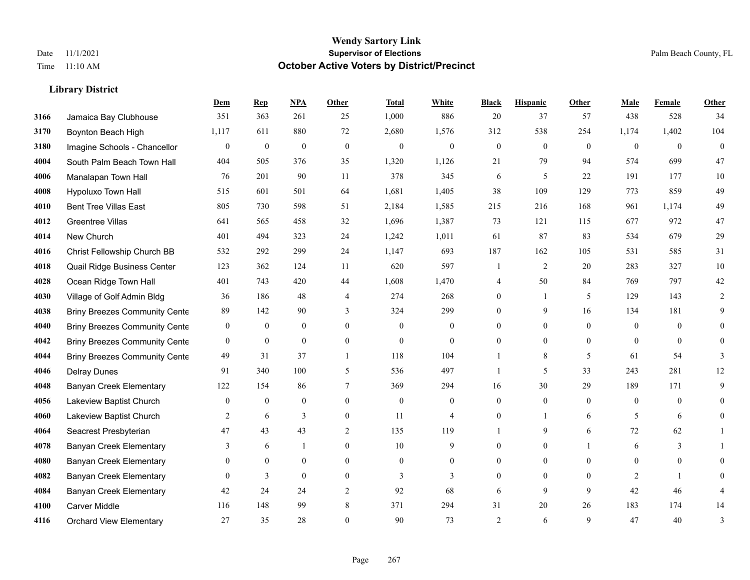# Wendy Sartory Link
## Supervisor of Elections
## October Active Voters by District/Precinct

Date 11/1/2021
Time 11:10 AM

Palm Beach County, FL

### Library District

| | | Dem | Rep | NPA | Other | Total | White | Black | Hispanic | Other | Male | Female | Other |
|---|---|---|---|---|---|---|---|---|---|---|---|---|---|
| 3166 | Jamaica Bay Clubhouse | 351 | 363 | 261 | 25 | 1,000 | 886 | 20 | 37 | 57 | 438 | 528 | 34 |
| 3170 | Boynton Beach High | 1,117 | 611 | 880 | 72 | 2,680 | 1,576 | 312 | 538 | 254 | 1,174 | 1,402 | 104 |
| 3180 | Imagine Schools - Chancellor | 0 | 0 | 0 | 0 | 0 | 0 | 0 | 0 | 0 | 0 | 0 | 0 |
| 4004 | South Palm Beach Town Hall | 404 | 505 | 376 | 35 | 1,320 | 1,126 | 21 | 79 | 94 | 574 | 699 | 47 |
| 4006 | Manalapan Town Hall | 76 | 201 | 90 | 11 | 378 | 345 | 6 | 5 | 22 | 191 | 177 | 10 |
| 4008 | Hypoluxo Town Hall | 515 | 601 | 501 | 64 | 1,681 | 1,405 | 38 | 109 | 129 | 773 | 859 | 49 |
| 4010 | Bent Tree Villas East | 805 | 730 | 598 | 51 | 2,184 | 1,585 | 215 | 216 | 168 | 961 | 1,174 | 49 |
| 4012 | Greentree Villas | 641 | 565 | 458 | 32 | 1,696 | 1,387 | 73 | 121 | 115 | 677 | 972 | 47 |
| 4014 | New Church | 401 | 494 | 323 | 24 | 1,242 | 1,011 | 61 | 87 | 83 | 534 | 679 | 29 |
| 4016 | Christ Fellowship Church BB | 532 | 292 | 299 | 24 | 1,147 | 693 | 187 | 162 | 105 | 531 | 585 | 31 |
| 4018 | Quail Ridge Business Center | 123 | 362 | 124 | 11 | 620 | 597 | 1 | 2 | 20 | 283 | 327 | 10 |
| 4028 | Ocean Ridge Town Hall | 401 | 743 | 420 | 44 | 1,608 | 1,470 | 4 | 50 | 84 | 769 | 797 | 42 |
| 4030 | Village of Golf Admin Bldg | 36 | 186 | 48 | 4 | 274 | 268 | 0 | 1 | 5 | 129 | 143 | 2 |
| 4038 | Briny Breezes Community Cente | 89 | 142 | 90 | 3 | 324 | 299 | 0 | 9 | 16 | 134 | 181 | 9 |
| 4040 | Briny Breezes Community Cente | 0 | 0 | 0 | 0 | 0 | 0 | 0 | 0 | 0 | 0 | 0 | 0 |
| 4042 | Briny Breezes Community Cente | 0 | 0 | 0 | 0 | 0 | 0 | 0 | 0 | 0 | 0 | 0 | 0 |
| 4044 | Briny Breezes Community Cente | 49 | 31 | 37 | 1 | 118 | 104 | 1 | 8 | 5 | 61 | 54 | 3 |
| 4046 | Delray Dunes | 91 | 340 | 100 | 5 | 536 | 497 | 1 | 5 | 33 | 243 | 281 | 12 |
| 4048 | Banyan Creek Elementary | 122 | 154 | 86 | 7 | 369 | 294 | 16 | 30 | 29 | 189 | 171 | 9 |
| 4056 | Lakeview Baptist Church | 0 | 0 | 0 | 0 | 0 | 0 | 0 | 0 | 0 | 0 | 0 | 0 |
| 4060 | Lakeview Baptist Church | 2 | 6 | 3 | 0 | 11 | 4 | 0 | 1 | 6 | 5 | 6 | 0 |
| 4064 | Seacrest Presbyterian | 47 | 43 | 43 | 2 | 135 | 119 | 1 | 9 | 6 | 72 | 62 | 1 |
| 4078 | Banyan Creek Elementary | 3 | 6 | 1 | 0 | 10 | 9 | 0 | 0 | 1 | 6 | 3 | 1 |
| 4080 | Banyan Creek Elementary | 0 | 0 | 0 | 0 | 0 | 0 | 0 | 0 | 0 | 0 | 0 | 0 |
| 4082 | Banyan Creek Elementary | 0 | 3 | 0 | 0 | 3 | 3 | 0 | 0 | 0 | 2 | 1 | 0 |
| 4084 | Banyan Creek Elementary | 42 | 24 | 24 | 2 | 92 | 68 | 6 | 9 | 9 | 42 | 46 | 4 |
| 4100 | Carver Middle | 116 | 148 | 99 | 8 | 371 | 294 | 31 | 20 | 26 | 183 | 174 | 14 |
| 4116 | Orchard View Elementary | 27 | 35 | 28 | 0 | 90 | 73 | 2 | 6 | 9 | 47 | 40 | 3 |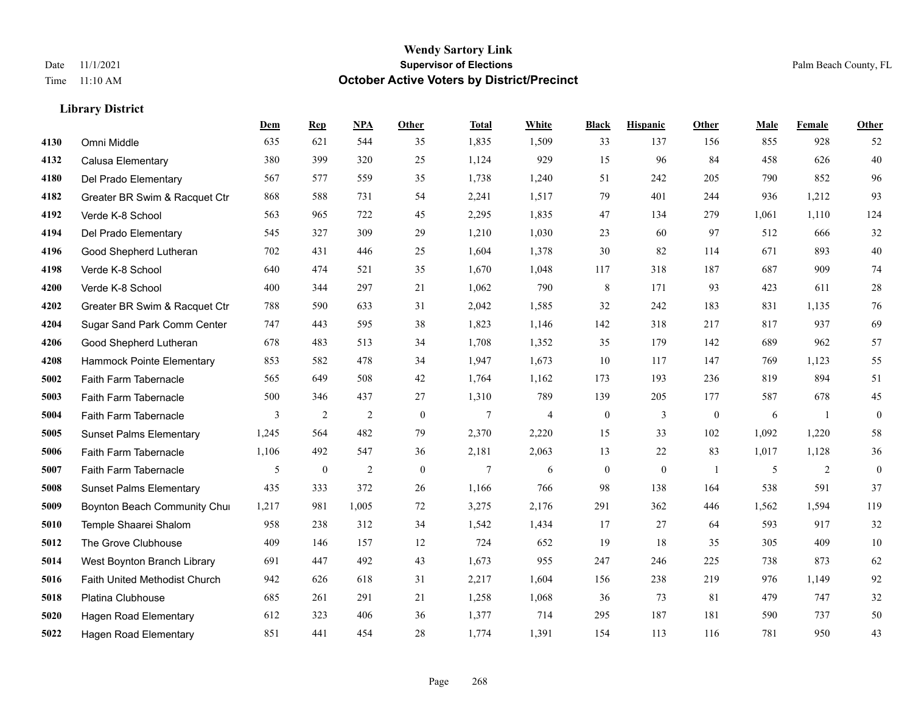# Wendy Sartory Link
## Supervisor of Elections
## October Active Voters by District/Precinct

Date 11/1/2021
Time 11:10 AM

Palm Beach County, FL

### Library District

| | | Dem | Rep | NPA | Other | Total | White | Black | Hispanic | Other | Male | Female | Other |
|---|---|---|---|---|---|---|---|---|---|---|---|---|---|
| 4130 | Omni Middle | 635 | 621 | 544 | 35 | 1,835 | 1,509 | 33 | 137 | 156 | 855 | 928 | 52 |
| 4132 | Calusa Elementary | 380 | 399 | 320 | 25 | 1,124 | 929 | 15 | 96 | 84 | 458 | 626 | 40 |
| 4180 | Del Prado Elementary | 567 | 577 | 559 | 35 | 1,738 | 1,240 | 51 | 242 | 205 | 790 | 852 | 96 |
| 4182 | Greater BR Swim & Racquet Ctr | 868 | 588 | 731 | 54 | 2,241 | 1,517 | 79 | 401 | 244 | 936 | 1,212 | 93 |
| 4192 | Verde K-8 School | 563 | 965 | 722 | 45 | 2,295 | 1,835 | 47 | 134 | 279 | 1,061 | 1,110 | 124 |
| 4194 | Del Prado Elementary | 545 | 327 | 309 | 29 | 1,210 | 1,030 | 23 | 60 | 97 | 512 | 666 | 32 |
| 4196 | Good Shepherd Lutheran | 702 | 431 | 446 | 25 | 1,604 | 1,378 | 30 | 82 | 114 | 671 | 893 | 40 |
| 4198 | Verde K-8 School | 640 | 474 | 521 | 35 | 1,670 | 1,048 | 117 | 318 | 187 | 687 | 909 | 74 |
| 4200 | Verde K-8 School | 400 | 344 | 297 | 21 | 1,062 | 790 | 8 | 171 | 93 | 423 | 611 | 28 |
| 4202 | Greater BR Swim & Racquet Ctr | 788 | 590 | 633 | 31 | 2,042 | 1,585 | 32 | 242 | 183 | 831 | 1,135 | 76 |
| 4204 | Sugar Sand Park Comm Center | 747 | 443 | 595 | 38 | 1,823 | 1,146 | 142 | 318 | 217 | 817 | 937 | 69 |
| 4206 | Good Shepherd Lutheran | 678 | 483 | 513 | 34 | 1,708 | 1,352 | 35 | 179 | 142 | 689 | 962 | 57 |
| 4208 | Hammock Pointe Elementary | 853 | 582 | 478 | 34 | 1,947 | 1,673 | 10 | 117 | 147 | 769 | 1,123 | 55 |
| 5002 | Faith Farm Tabernacle | 565 | 649 | 508 | 42 | 1,764 | 1,162 | 173 | 193 | 236 | 819 | 894 | 51 |
| 5003 | Faith Farm Tabernacle | 500 | 346 | 437 | 27 | 1,310 | 789 | 139 | 205 | 177 | 587 | 678 | 45 |
| 5004 | Faith Farm Tabernacle | 3 | 2 | 2 | 0 | 7 | 4 | 0 | 3 | 0 | 6 | 1 | 0 |
| 5005 | Sunset Palms Elementary | 1,245 | 564 | 482 | 79 | 2,370 | 2,220 | 15 | 33 | 102 | 1,092 | 1,220 | 58 |
| 5006 | Faith Farm Tabernacle | 1,106 | 492 | 547 | 36 | 2,181 | 2,063 | 13 | 22 | 83 | 1,017 | 1,128 | 36 |
| 5007 | Faith Farm Tabernacle | 5 | 0 | 2 | 0 | 7 | 6 | 0 | 0 | 1 | 5 | 2 | 0 |
| 5008 | Sunset Palms Elementary | 435 | 333 | 372 | 26 | 1,166 | 766 | 98 | 138 | 164 | 538 | 591 | 37 |
| 5009 | Boynton Beach Community Chur | 1,217 | 981 | 1,005 | 72 | 3,275 | 2,176 | 291 | 362 | 446 | 1,562 | 1,594 | 119 |
| 5010 | Temple Shaarei Shalom | 958 | 238 | 312 | 34 | 1,542 | 1,434 | 17 | 27 | 64 | 593 | 917 | 32 |
| 5012 | The Grove Clubhouse | 409 | 146 | 157 | 12 | 724 | 652 | 19 | 18 | 35 | 305 | 409 | 10 |
| 5014 | West Boynton Branch Library | 691 | 447 | 492 | 43 | 1,673 | 955 | 247 | 246 | 225 | 738 | 873 | 62 |
| 5016 | Faith United Methodist Church | 942 | 626 | 618 | 31 | 2,217 | 1,604 | 156 | 238 | 219 | 976 | 1,149 | 92 |
| 5018 | Platina Clubhouse | 685 | 261 | 291 | 21 | 1,258 | 1,068 | 36 | 73 | 81 | 479 | 747 | 32 |
| 5020 | Hagen Road Elementary | 612 | 323 | 406 | 36 | 1,377 | 714 | 295 | 187 | 181 | 590 | 737 | 50 |
| 5022 | Hagen Road Elementary | 851 | 441 | 454 | 28 | 1,774 | 1,391 | 154 | 113 | 116 | 781 | 950 | 43 |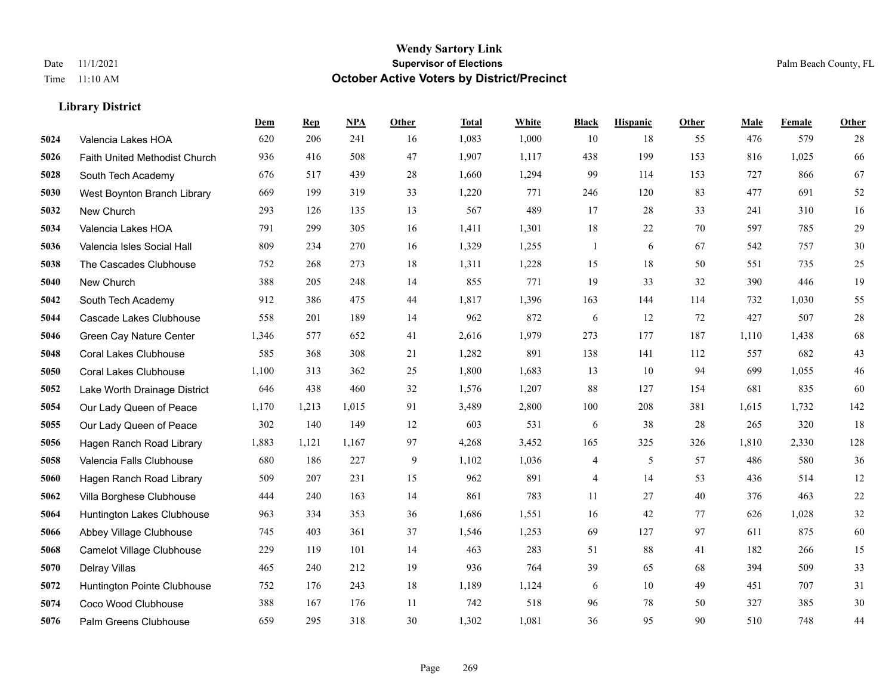# Wendy Sartory Link
## Supervisor of Elections
## October Active Voters by District/Precinct

Date 11/1/2021
Time 11:10 AM

Palm Beach County, FL

### Library District

| | | Dem | Rep | NPA | Other | Total | White | Black | Hispanic | Other | Male | Female | Other |
|---|---|---|---|---|---|---|---|---|---|---|---|---|---|
| 5024 | Valencia Lakes HOA | 620 | 206 | 241 | 16 | 1,083 | 1,000 | 10 | 18 | 55 | 476 | 579 | 28 |
| 5026 | Faith United Methodist Church | 936 | 416 | 508 | 47 | 1,907 | 1,117 | 438 | 199 | 153 | 816 | 1,025 | 66 |
| 5028 | South Tech Academy | 676 | 517 | 439 | 28 | 1,660 | 1,294 | 99 | 114 | 153 | 727 | 866 | 67 |
| 5030 | West Boynton Branch Library | 669 | 199 | 319 | 33 | 1,220 | 771 | 246 | 120 | 83 | 477 | 691 | 52 |
| 5032 | New Church | 293 | 126 | 135 | 13 | 567 | 489 | 17 | 28 | 33 | 241 | 310 | 16 |
| 5034 | Valencia Lakes HOA | 791 | 299 | 305 | 16 | 1,411 | 1,301 | 18 | 22 | 70 | 597 | 785 | 29 |
| 5036 | Valencia Isles Social Hall | 809 | 234 | 270 | 16 | 1,329 | 1,255 | 1 | 6 | 67 | 542 | 757 | 30 |
| 5038 | The Cascades Clubhouse | 752 | 268 | 273 | 18 | 1,311 | 1,228 | 15 | 18 | 50 | 551 | 735 | 25 |
| 5040 | New Church | 388 | 205 | 248 | 14 | 855 | 771 | 19 | 33 | 32 | 390 | 446 | 19 |
| 5042 | South Tech Academy | 912 | 386 | 475 | 44 | 1,817 | 1,396 | 163 | 144 | 114 | 732 | 1,030 | 55 |
| 5044 | Cascade Lakes Clubhouse | 558 | 201 | 189 | 14 | 962 | 872 | 6 | 12 | 72 | 427 | 507 | 28 |
| 5046 | Green Cay Nature Center | 1,346 | 577 | 652 | 41 | 2,616 | 1,979 | 273 | 177 | 187 | 1,110 | 1,438 | 68 |
| 5048 | Coral Lakes Clubhouse | 585 | 368 | 308 | 21 | 1,282 | 891 | 138 | 141 | 112 | 557 | 682 | 43 |
| 5050 | Coral Lakes Clubhouse | 1,100 | 313 | 362 | 25 | 1,800 | 1,683 | 13 | 10 | 94 | 699 | 1,055 | 46 |
| 5052 | Lake Worth Drainage District | 646 | 438 | 460 | 32 | 1,576 | 1,207 | 88 | 127 | 154 | 681 | 835 | 60 |
| 5054 | Our Lady Queen of Peace | 1,170 | 1,213 | 1,015 | 91 | 3,489 | 2,800 | 100 | 208 | 381 | 1,615 | 1,732 | 142 |
| 5055 | Our Lady Queen of Peace | 302 | 140 | 149 | 12 | 603 | 531 | 6 | 38 | 28 | 265 | 320 | 18 |
| 5056 | Hagen Ranch Road Library | 1,883 | 1,121 | 1,167 | 97 | 4,268 | 3,452 | 165 | 325 | 326 | 1,810 | 2,330 | 128 |
| 5058 | Valencia Falls Clubhouse | 680 | 186 | 227 | 9 | 1,102 | 1,036 | 4 | 5 | 57 | 486 | 580 | 36 |
| 5060 | Hagen Ranch Road Library | 509 | 207 | 231 | 15 | 962 | 891 | 4 | 14 | 53 | 436 | 514 | 12 |
| 5062 | Villa Borghese Clubhouse | 444 | 240 | 163 | 14 | 861 | 783 | 11 | 27 | 40 | 376 | 463 | 22 |
| 5064 | Huntington Lakes Clubhouse | 963 | 334 | 353 | 36 | 1,686 | 1,551 | 16 | 42 | 77 | 626 | 1,028 | 32 |
| 5066 | Abbey Village Clubhouse | 745 | 403 | 361 | 37 | 1,546 | 1,253 | 69 | 127 | 97 | 611 | 875 | 60 |
| 5068 | Camelot Village Clubhouse | 229 | 119 | 101 | 14 | 463 | 283 | 51 | 88 | 41 | 182 | 266 | 15 |
| 5070 | Delray Villas | 465 | 240 | 212 | 19 | 936 | 764 | 39 | 65 | 68 | 394 | 509 | 33 |
| 5072 | Huntington Pointe Clubhouse | 752 | 176 | 243 | 18 | 1,189 | 1,124 | 6 | 10 | 49 | 451 | 707 | 31 |
| 5074 | Coco Wood Clubhouse | 388 | 167 | 176 | 11 | 742 | 518 | 96 | 78 | 50 | 327 | 385 | 30 |
| 5076 | Palm Greens Clubhouse | 659 | 295 | 318 | 30 | 1,302 | 1,081 | 36 | 95 | 90 | 510 | 748 | 44 |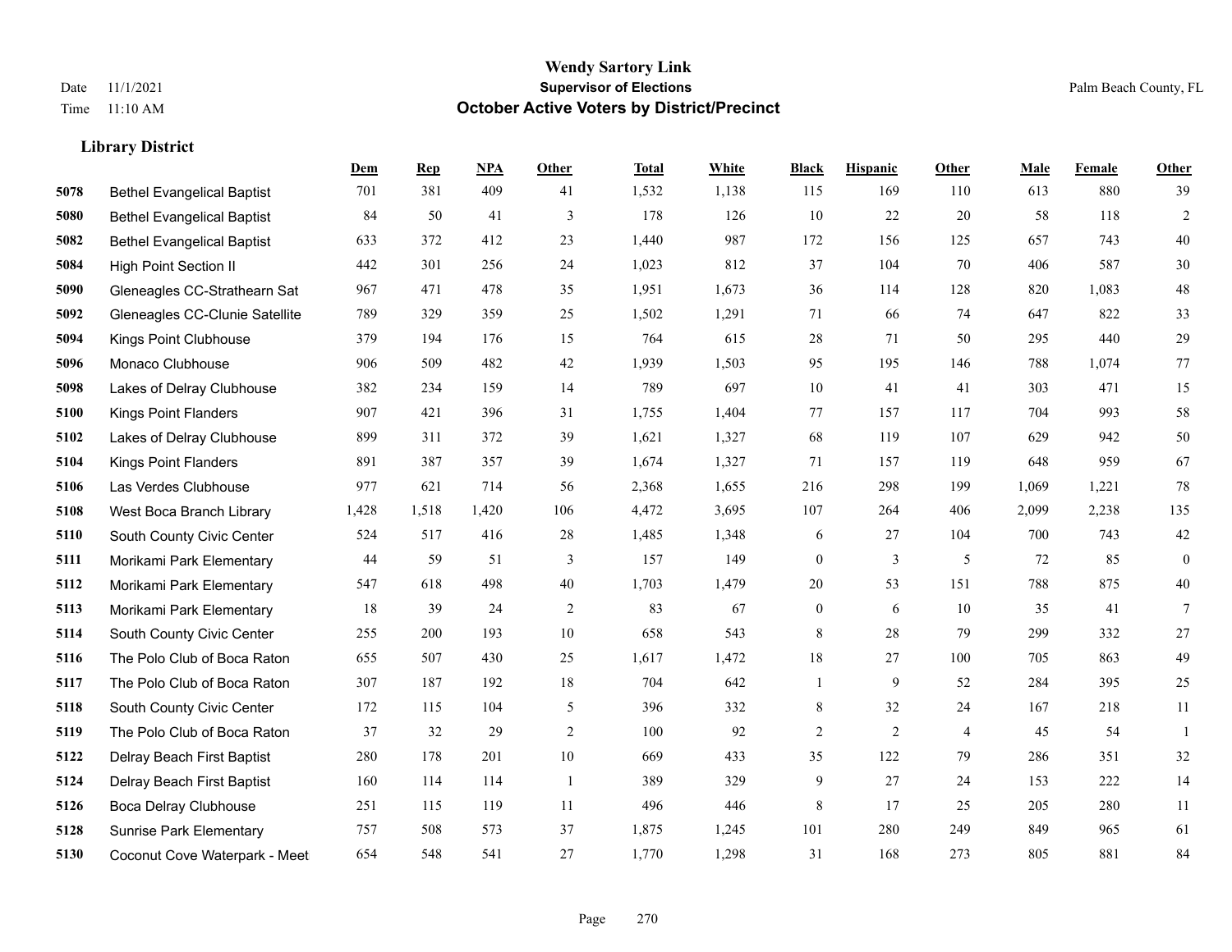**Wendy Sartory Link**
**Supervisor of Elections**
**October Active Voters by District/Precinct**

Date 11/1/2021
Time 11:10 AM

Palm Beach County, FL

### Library District

| | | Dem | Rep | NPA | Other | Total | White | Black | Hispanic | Other | Male | Female | Other |
|---|---|---|---|---|---|---|---|---|---|---|---|---|---|
| 5078 | Bethel Evangelical Baptist | 701 | 381 | 409 | 41 | 1,532 | 1,138 | 115 | 169 | 110 | 613 | 880 | 39 |
| 5080 | Bethel Evangelical Baptist | 84 | 50 | 41 | 3 | 178 | 126 | 10 | 22 | 20 | 58 | 118 | 2 |
| 5082 | Bethel Evangelical Baptist | 633 | 372 | 412 | 23 | 1,440 | 987 | 172 | 156 | 125 | 657 | 743 | 40 |
| 5084 | High Point Section II | 442 | 301 | 256 | 24 | 1,023 | 812 | 37 | 104 | 70 | 406 | 587 | 30 |
| 5090 | Gleneagles CC-Strathearn Sat | 967 | 471 | 478 | 35 | 1,951 | 1,673 | 36 | 114 | 128 | 820 | 1,083 | 48 |
| 5092 | Gleneagles CC-Clunie Satellite | 789 | 329 | 359 | 25 | 1,502 | 1,291 | 71 | 66 | 74 | 647 | 822 | 33 |
| 5094 | Kings Point Clubhouse | 379 | 194 | 176 | 15 | 764 | 615 | 28 | 71 | 50 | 295 | 440 | 29 |
| 5096 | Monaco Clubhouse | 906 | 509 | 482 | 42 | 1,939 | 1,503 | 95 | 195 | 146 | 788 | 1,074 | 77 |
| 5098 | Lakes of Delray Clubhouse | 382 | 234 | 159 | 14 | 789 | 697 | 10 | 41 | 41 | 303 | 471 | 15 |
| 5100 | Kings Point Flanders | 907 | 421 | 396 | 31 | 1,755 | 1,404 | 77 | 157 | 117 | 704 | 993 | 58 |
| 5102 | Lakes of Delray Clubhouse | 899 | 311 | 372 | 39 | 1,621 | 1,327 | 68 | 119 | 107 | 629 | 942 | 50 |
| 5104 | Kings Point Flanders | 891 | 387 | 357 | 39 | 1,674 | 1,327 | 71 | 157 | 119 | 648 | 959 | 67 |
| 5106 | Las Verdes Clubhouse | 977 | 621 | 714 | 56 | 2,368 | 1,655 | 216 | 298 | 199 | 1,069 | 1,221 | 78 |
| 5108 | West Boca Branch Library | 1,428 | 1,518 | 1,420 | 106 | 4,472 | 3,695 | 107 | 264 | 406 | 2,099 | 2,238 | 135 |
| 5110 | South County Civic Center | 524 | 517 | 416 | 28 | 1,485 | 1,348 | 6 | 27 | 104 | 700 | 743 | 42 |
| 5111 | Morikami Park Elementary | 44 | 59 | 51 | 3 | 157 | 149 | 0 | 3 | 5 | 72 | 85 | 0 |
| 5112 | Morikami Park Elementary | 547 | 618 | 498 | 40 | 1,703 | 1,479 | 20 | 53 | 151 | 788 | 875 | 40 |
| 5113 | Morikami Park Elementary | 18 | 39 | 24 | 2 | 83 | 67 | 0 | 6 | 10 | 35 | 41 | 7 |
| 5114 | South County Civic Center | 255 | 200 | 193 | 10 | 658 | 543 | 8 | 28 | 79 | 299 | 332 | 27 |
| 5116 | The Polo Club of Boca Raton | 655 | 507 | 430 | 25 | 1,617 | 1,472 | 18 | 27 | 100 | 705 | 863 | 49 |
| 5117 | The Polo Club of Boca Raton | 307 | 187 | 192 | 18 | 704 | 642 | 1 | 9 | 52 | 284 | 395 | 25 |
| 5118 | South County Civic Center | 172 | 115 | 104 | 5 | 396 | 332 | 8 | 32 | 24 | 167 | 218 | 11 |
| 5119 | The Polo Club of Boca Raton | 37 | 32 | 29 | 2 | 100 | 92 | 2 | 2 | 4 | 45 | 54 | 1 |
| 5122 | Delray Beach First Baptist | 280 | 178 | 201 | 10 | 669 | 433 | 35 | 122 | 79 | 286 | 351 | 32 |
| 5124 | Delray Beach First Baptist | 160 | 114 | 114 | 1 | 389 | 329 | 9 | 27 | 24 | 153 | 222 | 14 |
| 5126 | Boca Delray Clubhouse | 251 | 115 | 119 | 11 | 496 | 446 | 8 | 17 | 25 | 205 | 280 | 11 |
| 5128 | Sunrise Park Elementary | 757 | 508 | 573 | 37 | 1,875 | 1,245 | 101 | 280 | 249 | 849 | 965 | 61 |
| 5130 | Coconut Cove Waterpark - Meet | 654 | 548 | 541 | 27 | 1,770 | 1,298 | 31 | 168 | 273 | 805 | 881 | 84 |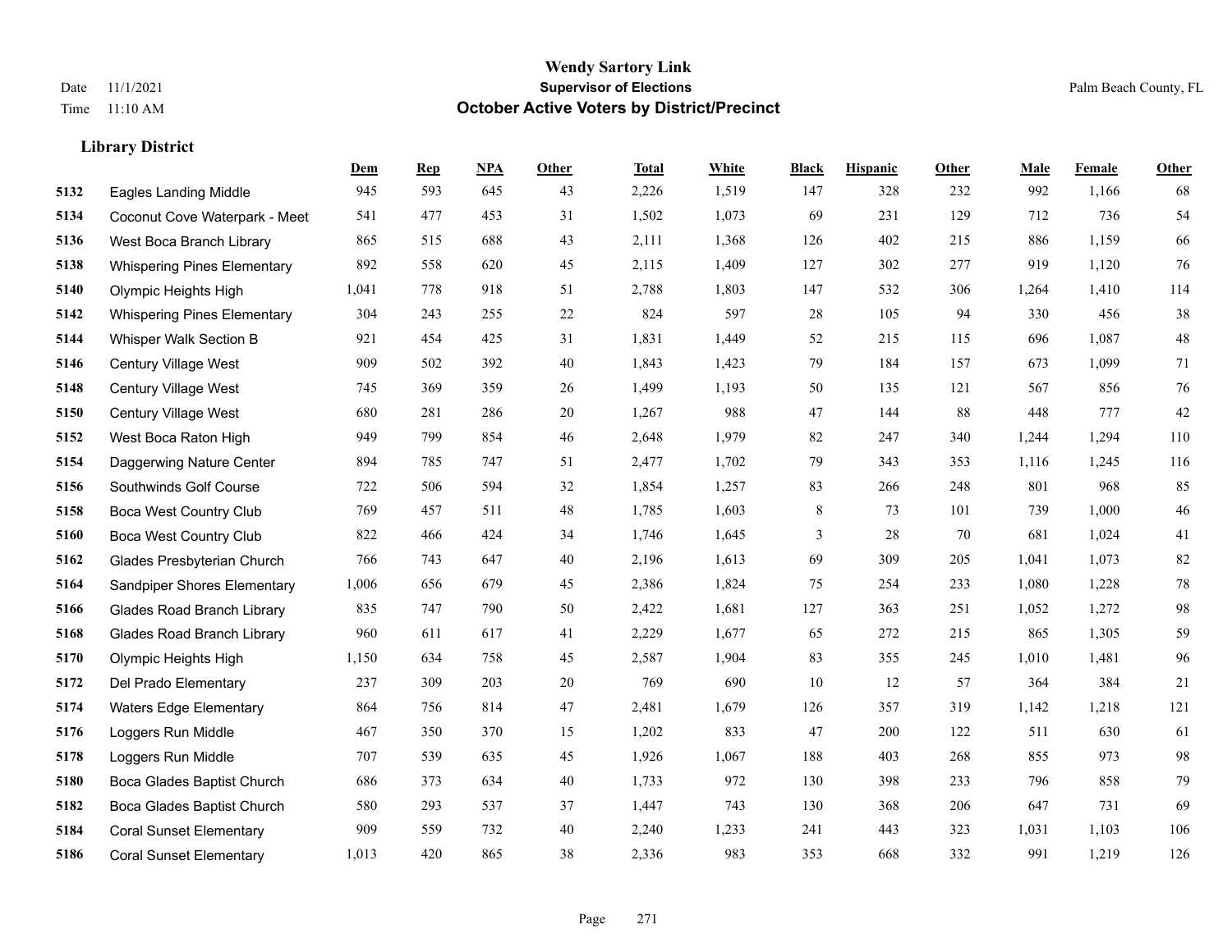**Wendy Sartory Link**
**Supervisor of Elections**
**October Active Voters by District/Precinct**

Date 11/1/2021
Time 11:10 AM

Palm Beach County, FL

### Library District

| | | Dem | Rep | NPA | Other | Total | White | Black | Hispanic | Other | Male | Female | Other |
|---|---|---|---|---|---|---|---|---|---|---|---|---|---|
| 5132 | Eagles Landing Middle | 945 | 593 | 645 | 43 | 2,226 | 1,519 | 147 | 328 | 232 | 992 | 1,166 | 68 |
| 5134 | Coconut Cove Waterpark - Meet | 541 | 477 | 453 | 31 | 1,502 | 1,073 | 69 | 231 | 129 | 712 | 736 | 54 |
| 5136 | West Boca Branch Library | 865 | 515 | 688 | 43 | 2,111 | 1,368 | 126 | 402 | 215 | 886 | 1,159 | 66 |
| 5138 | Whispering Pines Elementary | 892 | 558 | 620 | 45 | 2,115 | 1,409 | 127 | 302 | 277 | 919 | 1,120 | 76 |
| 5140 | Olympic Heights High | 1,041 | 778 | 918 | 51 | 2,788 | 1,803 | 147 | 532 | 306 | 1,264 | 1,410 | 114 |
| 5142 | Whispering Pines Elementary | 304 | 243 | 255 | 22 | 824 | 597 | 28 | 105 | 94 | 330 | 456 | 38 |
| 5144 | Whisper Walk Section B | 921 | 454 | 425 | 31 | 1,831 | 1,449 | 52 | 215 | 115 | 696 | 1,087 | 48 |
| 5146 | Century Village West | 909 | 502 | 392 | 40 | 1,843 | 1,423 | 79 | 184 | 157 | 673 | 1,099 | 71 |
| 5148 | Century Village West | 745 | 369 | 359 | 26 | 1,499 | 1,193 | 50 | 135 | 121 | 567 | 856 | 76 |
| 5150 | Century Village West | 680 | 281 | 286 | 20 | 1,267 | 988 | 47 | 144 | 88 | 448 | 777 | 42 |
| 5152 | West Boca Raton High | 949 | 799 | 854 | 46 | 2,648 | 1,979 | 82 | 247 | 340 | 1,244 | 1,294 | 110 |
| 5154 | Daggerwing Nature Center | 894 | 785 | 747 | 51 | 2,477 | 1,702 | 79 | 343 | 353 | 1,116 | 1,245 | 116 |
| 5156 | Southwinds Golf Course | 722 | 506 | 594 | 32 | 1,854 | 1,257 | 83 | 266 | 248 | 801 | 968 | 85 |
| 5158 | Boca West Country Club | 769 | 457 | 511 | 48 | 1,785 | 1,603 | 8 | 73 | 101 | 739 | 1,000 | 46 |
| 5160 | Boca West Country Club | 822 | 466 | 424 | 34 | 1,746 | 1,645 | 3 | 28 | 70 | 681 | 1,024 | 41 |
| 5162 | Glades Presbyterian Church | 766 | 743 | 647 | 40 | 2,196 | 1,613 | 69 | 309 | 205 | 1,041 | 1,073 | 82 |
| 5164 | Sandpiper Shores Elementary | 1,006 | 656 | 679 | 45 | 2,386 | 1,824 | 75 | 254 | 233 | 1,080 | 1,228 | 78 |
| 5166 | Glades Road Branch Library | 835 | 747 | 790 | 50 | 2,422 | 1,681 | 127 | 363 | 251 | 1,052 | 1,272 | 98 |
| 5168 | Glades Road Branch Library | 960 | 611 | 617 | 41 | 2,229 | 1,677 | 65 | 272 | 215 | 865 | 1,305 | 59 |
| 5170 | Olympic Heights High | 1,150 | 634 | 758 | 45 | 2,587 | 1,904 | 83 | 355 | 245 | 1,010 | 1,481 | 96 |
| 5172 | Del Prado Elementary | 237 | 309 | 203 | 20 | 769 | 690 | 10 | 12 | 57 | 364 | 384 | 21 |
| 5174 | Waters Edge Elementary | 864 | 756 | 814 | 47 | 2,481 | 1,679 | 126 | 357 | 319 | 1,142 | 1,218 | 121 |
| 5176 | Loggers Run Middle | 467 | 350 | 370 | 15 | 1,202 | 833 | 47 | 200 | 122 | 511 | 630 | 61 |
| 5178 | Loggers Run Middle | 707 | 539 | 635 | 45 | 1,926 | 1,067 | 188 | 403 | 268 | 855 | 973 | 98 |
| 5180 | Boca Glades Baptist Church | 686 | 373 | 634 | 40 | 1,733 | 972 | 130 | 398 | 233 | 796 | 858 | 79 |
| 5182 | Boca Glades Baptist Church | 580 | 293 | 537 | 37 | 1,447 | 743 | 130 | 368 | 206 | 647 | 731 | 69 |
| 5184 | Coral Sunset Elementary | 909 | 559 | 732 | 40 | 2,240 | 1,233 | 241 | 443 | 323 | 1,031 | 1,103 | 106 |
| 5186 | Coral Sunset Elementary | 1,013 | 420 | 865 | 38 | 2,336 | 983 | 353 | 668 | 332 | 991 | 1,219 | 126 |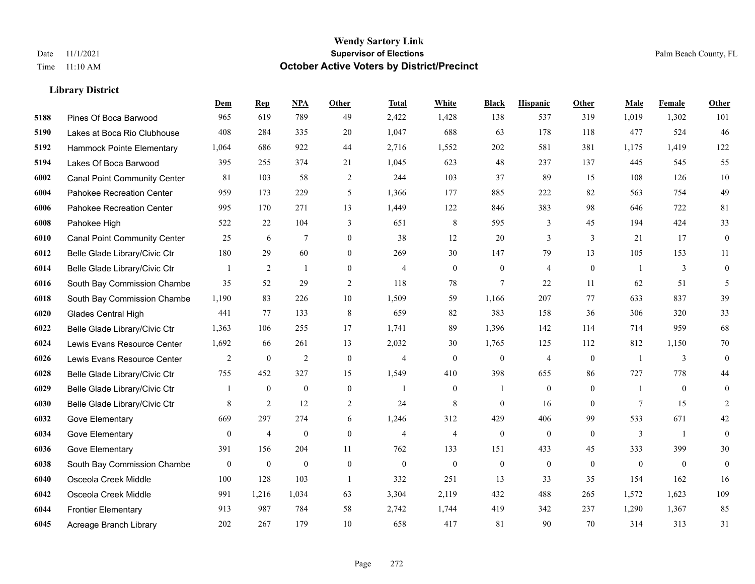# Wendy Sartory Link
## Supervisor of Elections
## October Active Voters by District/Precinct

Date 11/1/2021
Time 11:10 AM

Palm Beach County, FL

### Library District

| | | Dem | Rep | NPA | Other | Total | White | Black | Hispanic | Other | Male | Female | Other |
|---|---|---|---|---|---|---|---|---|---|---|---|---|---|
| 5188 | Pines Of Boca Barwood | 965 | 619 | 789 | 49 | 2,422 | 1,428 | 138 | 537 | 319 | 1,019 | 1,302 | 101 |
| 5190 | Lakes at Boca Rio Clubhouse | 408 | 284 | 335 | 20 | 1,047 | 688 | 63 | 178 | 118 | 477 | 524 | 46 |
| 5192 | Hammock Pointe Elementary | 1,064 | 686 | 922 | 44 | 2,716 | 1,552 | 202 | 581 | 381 | 1,175 | 1,419 | 122 |
| 5194 | Lakes Of Boca Barwood | 395 | 255 | 374 | 21 | 1,045 | 623 | 48 | 237 | 137 | 445 | 545 | 55 |
| 6002 | Canal Point Community Center | 81 | 103 | 58 | 2 | 244 | 103 | 37 | 89 | 15 | 108 | 126 | 10 |
| 6004 | Pahokee Recreation Center | 959 | 173 | 229 | 5 | 1,366 | 177 | 885 | 222 | 82 | 563 | 754 | 49 |
| 6006 | Pahokee Recreation Center | 995 | 170 | 271 | 13 | 1,449 | 122 | 846 | 383 | 98 | 646 | 722 | 81 |
| 6008 | Pahokee High | 522 | 22 | 104 | 3 | 651 | 8 | 595 | 3 | 45 | 194 | 424 | 33 |
| 6010 | Canal Point Community Center | 25 | 6 | 7 | 0 | 38 | 12 | 20 | 3 | 3 | 21 | 17 | 0 |
| 6012 | Belle Glade Library/Civic Ctr | 180 | 29 | 60 | 0 | 269 | 30 | 147 | 79 | 13 | 105 | 153 | 11 |
| 6014 | Belle Glade Library/Civic Ctr | 1 | 2 | 1 | 0 | 4 | 0 | 0 | 4 | 0 | 1 | 3 | 0 |
| 6016 | South Bay Commission Chambe | 35 | 52 | 29 | 2 | 118 | 78 | 7 | 22 | 11 | 62 | 51 | 5 |
| 6018 | South Bay Commission Chambe | 1,190 | 83 | 226 | 10 | 1,509 | 59 | 1,166 | 207 | 77 | 633 | 837 | 39 |
| 6020 | Glades Central High | 441 | 77 | 133 | 8 | 659 | 82 | 383 | 158 | 36 | 306 | 320 | 33 |
| 6022 | Belle Glade Library/Civic Ctr | 1,363 | 106 | 255 | 17 | 1,741 | 89 | 1,396 | 142 | 114 | 714 | 959 | 68 |
| 6024 | Lewis Evans Resource Center | 1,692 | 66 | 261 | 13 | 2,032 | 30 | 1,765 | 125 | 112 | 812 | 1,150 | 70 |
| 6026 | Lewis Evans Resource Center | 2 | 0 | 2 | 0 | 4 | 0 | 0 | 4 | 0 | 1 | 3 | 0 |
| 6028 | Belle Glade Library/Civic Ctr | 755 | 452 | 327 | 15 | 1,549 | 410 | 398 | 655 | 86 | 727 | 778 | 44 |
| 6029 | Belle Glade Library/Civic Ctr | 1 | 0 | 0 | 0 | 1 | 0 | 1 | 0 | 0 | 1 | 0 | 0 |
| 6030 | Belle Glade Library/Civic Ctr | 8 | 2 | 12 | 2 | 24 | 8 | 0 | 16 | 0 | 7 | 15 | 2 |
| 6032 | Gove Elementary | 669 | 297 | 274 | 6 | 1,246 | 312 | 429 | 406 | 99 | 533 | 671 | 42 |
| 6034 | Gove Elementary | 0 | 4 | 0 | 0 | 4 | 4 | 0 | 0 | 0 | 3 | 1 | 0 |
| 6036 | Gove Elementary | 391 | 156 | 204 | 11 | 762 | 133 | 151 | 433 | 45 | 333 | 399 | 30 |
| 6038 | South Bay Commission Chambe | 0 | 0 | 0 | 0 | 0 | 0 | 0 | 0 | 0 | 0 | 0 | 0 |
| 6040 | Osceola Creek Middle | 100 | 128 | 103 | 1 | 332 | 251 | 13 | 33 | 35 | 154 | 162 | 16 |
| 6042 | Osceola Creek Middle | 991 | 1,216 | 1,034 | 63 | 3,304 | 2,119 | 432 | 488 | 265 | 1,572 | 1,623 | 109 |
| 6044 | Frontier Elementary | 913 | 987 | 784 | 58 | 2,742 | 1,744 | 419 | 342 | 237 | 1,290 | 1,367 | 85 |
| 6045 | Acreage Branch Library | 202 | 267 | 179 | 10 | 658 | 417 | 81 | 90 | 70 | 314 | 313 | 31 |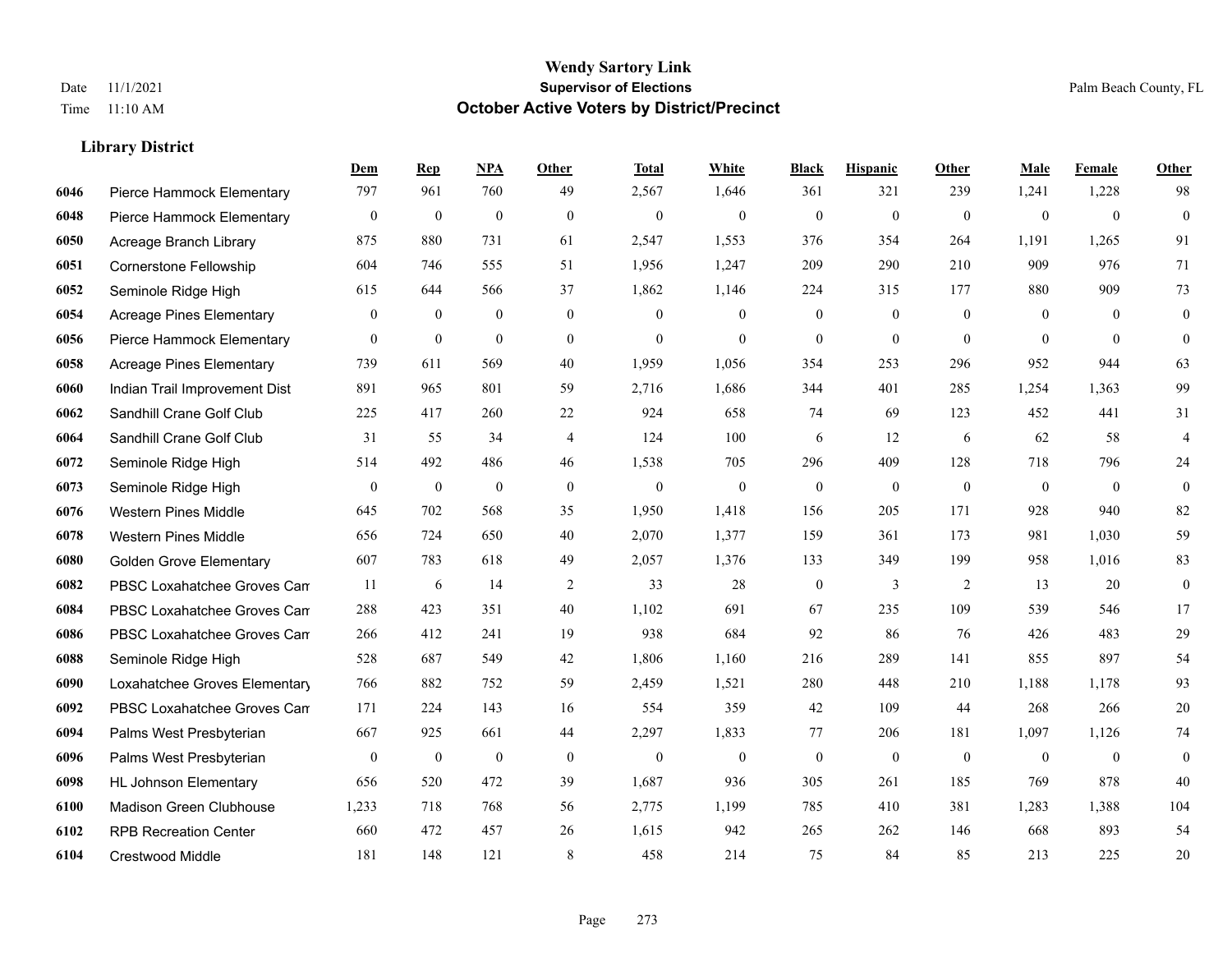# Wendy Sartory Link
## Supervisor of Elections
## October Active Voters by District/Precinct

Date 11/1/2021
Time 11:10 AM

Palm Beach County, FL

### Library District

| | | Dem | Rep | NPA | Other | Total | White | Black | Hispanic | Other | Male | Female | Other |
|---|---|---|---|---|---|---|---|---|---|---|---|---|---|
| 6046 | Pierce Hammock Elementary | 797 | 961 | 760 | 49 | 2,567 | 1,646 | 361 | 321 | 239 | 1,241 | 1,228 | 98 |
| 6048 | Pierce Hammock Elementary | 0 | 0 | 0 | 0 | 0 | 0 | 0 | 0 | 0 | 0 | 0 | 0 |
| 6050 | Acreage Branch Library | 875 | 880 | 731 | 61 | 2,547 | 1,553 | 376 | 354 | 264 | 1,191 | 1,265 | 91 |
| 6051 | Cornerstone Fellowship | 604 | 746 | 555 | 51 | 1,956 | 1,247 | 209 | 290 | 210 | 909 | 976 | 71 |
| 6052 | Seminole Ridge High | 615 | 644 | 566 | 37 | 1,862 | 1,146 | 224 | 315 | 177 | 880 | 909 | 73 |
| 6054 | Acreage Pines Elementary | 0 | 0 | 0 | 0 | 0 | 0 | 0 | 0 | 0 | 0 | 0 | 0 |
| 6056 | Pierce Hammock Elementary | 0 | 0 | 0 | 0 | 0 | 0 | 0 | 0 | 0 | 0 | 0 | 0 |
| 6058 | Acreage Pines Elementary | 739 | 611 | 569 | 40 | 1,959 | 1,056 | 354 | 253 | 296 | 952 | 944 | 63 |
| 6060 | Indian Trail Improvement Dist | 891 | 965 | 801 | 59 | 2,716 | 1,686 | 344 | 401 | 285 | 1,254 | 1,363 | 99 |
| 6062 | Sandhill Crane Golf Club | 225 | 417 | 260 | 22 | 924 | 658 | 74 | 69 | 123 | 452 | 441 | 31 |
| 6064 | Sandhill Crane Golf Club | 31 | 55 | 34 | 4 | 124 | 100 | 6 | 12 | 6 | 62 | 58 | 4 |
| 6072 | Seminole Ridge High | 514 | 492 | 486 | 46 | 1,538 | 705 | 296 | 409 | 128 | 718 | 796 | 24 |
| 6073 | Seminole Ridge High | 0 | 0 | 0 | 0 | 0 | 0 | 0 | 0 | 0 | 0 | 0 | 0 |
| 6076 | Western Pines Middle | 645 | 702 | 568 | 35 | 1,950 | 1,418 | 156 | 205 | 171 | 928 | 940 | 82 |
| 6078 | Western Pines Middle | 656 | 724 | 650 | 40 | 2,070 | 1,377 | 159 | 361 | 173 | 981 | 1,030 | 59 |
| 6080 | Golden Grove Elementary | 607 | 783 | 618 | 49 | 2,057 | 1,376 | 133 | 349 | 199 | 958 | 1,016 | 83 |
| 6082 | PBSC Loxahatchee Groves Can | 11 | 6 | 14 | 2 | 33 | 28 | 0 | 3 | 2 | 13 | 20 | 0 |
| 6084 | PBSC Loxahatchee Groves Can | 288 | 423 | 351 | 40 | 1,102 | 691 | 67 | 235 | 109 | 539 | 546 | 17 |
| 6086 | PBSC Loxahatchee Groves Can | 266 | 412 | 241 | 19 | 938 | 684 | 92 | 86 | 76 | 426 | 483 | 29 |
| 6088 | Seminole Ridge High | 528 | 687 | 549 | 42 | 1,806 | 1,160 | 216 | 289 | 141 | 855 | 897 | 54 |
| 6090 | Loxahatchee Groves Elementary | 766 | 882 | 752 | 59 | 2,459 | 1,521 | 280 | 448 | 210 | 1,188 | 1,178 | 93 |
| 6092 | PBSC Loxahatchee Groves Can | 171 | 224 | 143 | 16 | 554 | 359 | 42 | 109 | 44 | 268 | 266 | 20 |
| 6094 | Palms West Presbyterian | 667 | 925 | 661 | 44 | 2,297 | 1,833 | 77 | 206 | 181 | 1,097 | 1,126 | 74 |
| 6096 | Palms West Presbyterian | 0 | 0 | 0 | 0 | 0 | 0 | 0 | 0 | 0 | 0 | 0 | 0 |
| 6098 | HL Johnson Elementary | 656 | 520 | 472 | 39 | 1,687 | 936 | 305 | 261 | 185 | 769 | 878 | 40 |
| 6100 | Madison Green Clubhouse | 1,233 | 718 | 768 | 56 | 2,775 | 1,199 | 785 | 410 | 381 | 1,283 | 1,388 | 104 |
| 6102 | RPB Recreation Center | 660 | 472 | 457 | 26 | 1,615 | 942 | 265 | 262 | 146 | 668 | 893 | 54 |
| 6104 | Crestwood Middle | 181 | 148 | 121 | 8 | 458 | 214 | 75 | 84 | 85 | 213 | 225 | 20 |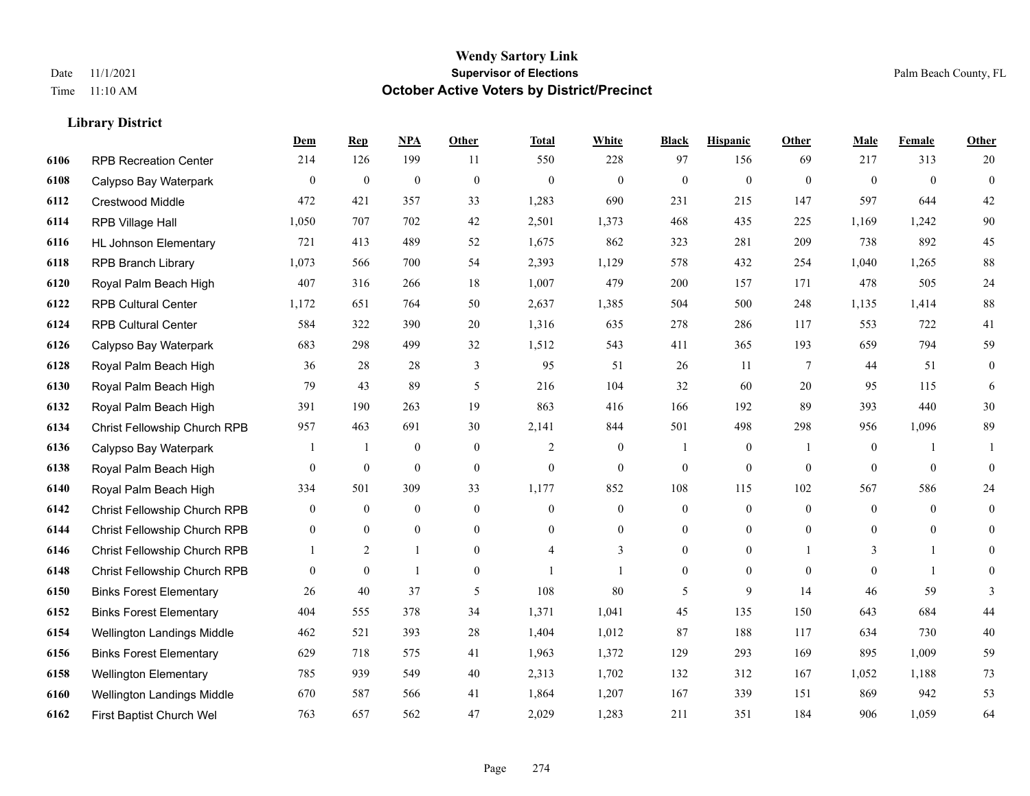# Wendy Sartory Link

## Supervisor of Elections

## October Active Voters by District/Precinct

Date 11/1/2021
Time 11:10 AM

Palm Beach County, FL

### Library District

| | | Dem | Rep | NPA | Other | Total | White | Black | Hispanic | Other | Male | Female | Other |
|---|---|---|---|---|---|---|---|---|---|---|---|---|---|
| 6106 | RPB Recreation Center | 214 | 126 | 199 | 11 | 550 | 228 | 97 | 156 | 69 | 217 | 313 | 20 |
| 6108 | Calypso Bay Waterpark | 0 | 0 | 0 | 0 | 0 | 0 | 0 | 0 | 0 | 0 | 0 | 0 |
| 6112 | Crestwood Middle | 472 | 421 | 357 | 33 | 1,283 | 690 | 231 | 215 | 147 | 597 | 644 | 42 |
| 6114 | RPB Village Hall | 1,050 | 707 | 702 | 42 | 2,501 | 1,373 | 468 | 435 | 225 | 1,169 | 1,242 | 90 |
| 6116 | HL Johnson Elementary | 721 | 413 | 489 | 52 | 1,675 | 862 | 323 | 281 | 209 | 738 | 892 | 45 |
| 6118 | RPB Branch Library | 1,073 | 566 | 700 | 54 | 2,393 | 1,129 | 578 | 432 | 254 | 1,040 | 1,265 | 88 |
| 6120 | Royal Palm Beach High | 407 | 316 | 266 | 18 | 1,007 | 479 | 200 | 157 | 171 | 478 | 505 | 24 |
| 6122 | RPB Cultural Center | 1,172 | 651 | 764 | 50 | 2,637 | 1,385 | 504 | 500 | 248 | 1,135 | 1,414 | 88 |
| 6124 | RPB Cultural Center | 584 | 322 | 390 | 20 | 1,316 | 635 | 278 | 286 | 117 | 553 | 722 | 41 |
| 6126 | Calypso Bay Waterpark | 683 | 298 | 499 | 32 | 1,512 | 543 | 411 | 365 | 193 | 659 | 794 | 59 |
| 6128 | Royal Palm Beach High | 36 | 28 | 28 | 3 | 95 | 51 | 26 | 11 | 7 | 44 | 51 | 0 |
| 6130 | Royal Palm Beach High | 79 | 43 | 89 | 5 | 216 | 104 | 32 | 60 | 20 | 95 | 115 | 6 |
| 6132 | Royal Palm Beach High | 391 | 190 | 263 | 19 | 863 | 416 | 166 | 192 | 89 | 393 | 440 | 30 |
| 6134 | Christ Fellowship Church RPB | 957 | 463 | 691 | 30 | 2,141 | 844 | 501 | 498 | 298 | 956 | 1,096 | 89 |
| 6136 | Calypso Bay Waterpark | 1 | 1 | 0 | 0 | 2 | 0 | 1 | 0 | 1 | 0 | 1 | 1 |
| 6138 | Royal Palm Beach High | 0 | 0 | 0 | 0 | 0 | 0 | 0 | 0 | 0 | 0 | 0 | 0 |
| 6140 | Royal Palm Beach High | 334 | 501 | 309 | 33 | 1,177 | 852 | 108 | 115 | 102 | 567 | 586 | 24 |
| 6142 | Christ Fellowship Church RPB | 0 | 0 | 0 | 0 | 0 | 0 | 0 | 0 | 0 | 0 | 0 | 0 |
| 6144 | Christ Fellowship Church RPB | 0 | 0 | 0 | 0 | 0 | 0 | 0 | 0 | 0 | 0 | 0 | 0 |
| 6146 | Christ Fellowship Church RPB | 1 | 2 | 1 | 0 | 4 | 3 | 0 | 0 | 1 | 3 | 1 | 0 |
| 6148 | Christ Fellowship Church RPB | 0 | 0 | 1 | 0 | 1 | 1 | 0 | 0 | 0 | 0 | 1 | 0 |
| 6150 | Binks Forest Elementary | 26 | 40 | 37 | 5 | 108 | 80 | 5 | 9 | 14 | 46 | 59 | 3 |
| 6152 | Binks Forest Elementary | 404 | 555 | 378 | 34 | 1,371 | 1,041 | 45 | 135 | 150 | 643 | 684 | 44 |
| 6154 | Wellington Landings Middle | 462 | 521 | 393 | 28 | 1,404 | 1,012 | 87 | 188 | 117 | 634 | 730 | 40 |
| 6156 | Binks Forest Elementary | 629 | 718 | 575 | 41 | 1,963 | 1,372 | 129 | 293 | 169 | 895 | 1,009 | 59 |
| 6158 | Wellington Elementary | 785 | 939 | 549 | 40 | 2,313 | 1,702 | 132 | 312 | 167 | 1,052 | 1,188 | 73 |
| 6160 | Wellington Landings Middle | 670 | 587 | 566 | 41 | 1,864 | 1,207 | 167 | 339 | 151 | 869 | 942 | 53 |
| 6162 | First Baptist Church Wel | 763 | 657 | 562 | 47 | 2,029 | 1,283 | 211 | 351 | 184 | 906 | 1,059 | 64 |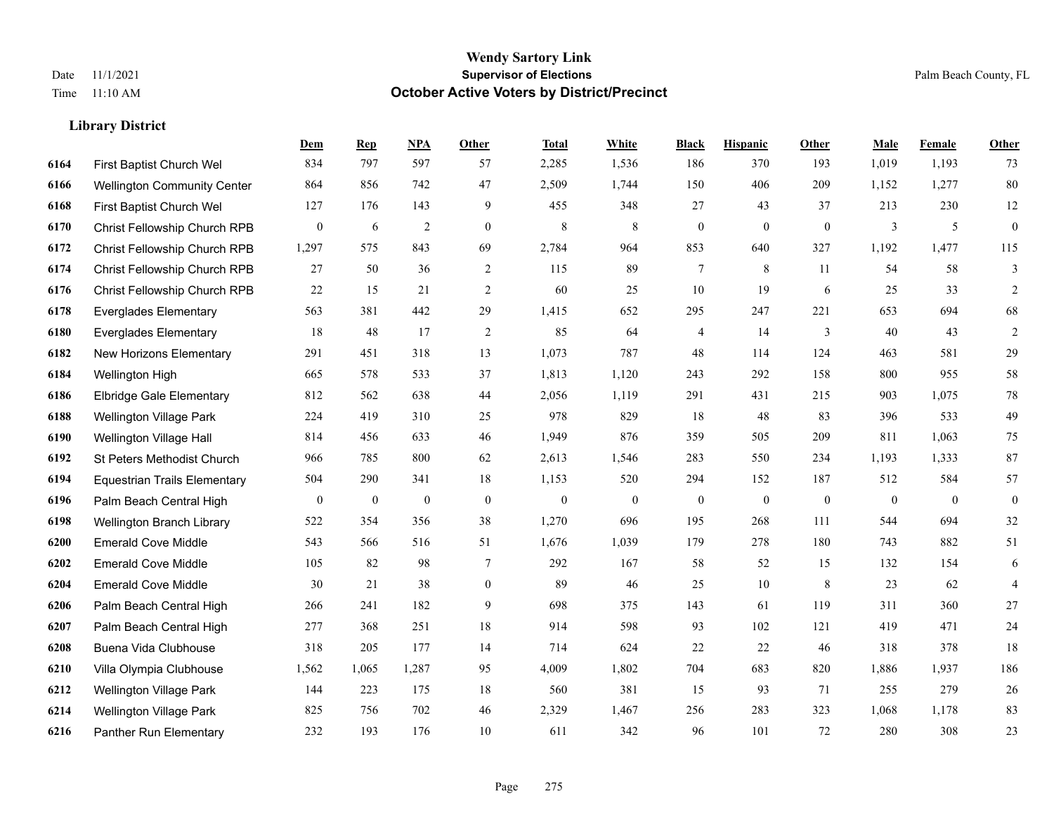# Wendy Sartory Link

## Supervisor of Elections

## October Active Voters by District/Precinct

Date 11/1/2021
Time 11:10 AM

Palm Beach County, FL

### Library District

| | | Dem | Rep | NPA | Other | Total | White | Black | Hispanic | Other | Male | Female | Other |
|---|---|---|---|---|---|---|---|---|---|---|---|---|---|
| 6164 | First Baptist Church Wel | 834 | 797 | 597 | 57 | 2,285 | 1,536 | 186 | 370 | 193 | 1,019 | 1,193 | 73 |
| 6166 | Wellington Community Center | 864 | 856 | 742 | 47 | 2,509 | 1,744 | 150 | 406 | 209 | 1,152 | 1,277 | 80 |
| 6168 | First Baptist Church Wel | 127 | 176 | 143 | 9 | 455 | 348 | 27 | 43 | 37 | 213 | 230 | 12 |
| 6170 | Christ Fellowship Church RPB | 0 | 6 | 2 | 0 | 8 | 8 | 0 | 0 | 0 | 3 | 5 | 0 |
| 6172 | Christ Fellowship Church RPB | 1,297 | 575 | 843 | 69 | 2,784 | 964 | 853 | 640 | 327 | 1,192 | 1,477 | 115 |
| 6174 | Christ Fellowship Church RPB | 27 | 50 | 36 | 2 | 115 | 89 | 7 | 8 | 11 | 54 | 58 | 3 |
| 6176 | Christ Fellowship Church RPB | 22 | 15 | 21 | 2 | 60 | 25 | 10 | 19 | 6 | 25 | 33 | 2 |
| 6178 | Everglades Elementary | 563 | 381 | 442 | 29 | 1,415 | 652 | 295 | 247 | 221 | 653 | 694 | 68 |
| 6180 | Everglades Elementary | 18 | 48 | 17 | 2 | 85 | 64 | 4 | 14 | 3 | 40 | 43 | 2 |
| 6182 | New Horizons Elementary | 291 | 451 | 318 | 13 | 1,073 | 787 | 48 | 114 | 124 | 463 | 581 | 29 |
| 6184 | Wellington High | 665 | 578 | 533 | 37 | 1,813 | 1,120 | 243 | 292 | 158 | 800 | 955 | 58 |
| 6186 | Elbridge Gale Elementary | 812 | 562 | 638 | 44 | 2,056 | 1,119 | 291 | 431 | 215 | 903 | 1,075 | 78 |
| 6188 | Wellington Village Park | 224 | 419 | 310 | 25 | 978 | 829 | 18 | 48 | 83 | 396 | 533 | 49 |
| 6190 | Wellington Village Hall | 814 | 456 | 633 | 46 | 1,949 | 876 | 359 | 505 | 209 | 811 | 1,063 | 75 |
| 6192 | St Peters Methodist Church | 966 | 785 | 800 | 62 | 2,613 | 1,546 | 283 | 550 | 234 | 1,193 | 1,333 | 87 |
| 6194 | Equestrian Trails Elementary | 504 | 290 | 341 | 18 | 1,153 | 520 | 294 | 152 | 187 | 512 | 584 | 57 |
| 6196 | Palm Beach Central High | 0 | 0 | 0 | 0 | 0 | 0 | 0 | 0 | 0 | 0 | 0 | 0 |
| 6198 | Wellington Branch Library | 522 | 354 | 356 | 38 | 1,270 | 696 | 195 | 268 | 111 | 544 | 694 | 32 |
| 6200 | Emerald Cove Middle | 543 | 566 | 516 | 51 | 1,676 | 1,039 | 179 | 278 | 180 | 743 | 882 | 51 |
| 6202 | Emerald Cove Middle | 105 | 82 | 98 | 7 | 292 | 167 | 58 | 52 | 15 | 132 | 154 | 6 |
| 6204 | Emerald Cove Middle | 30 | 21 | 38 | 0 | 89 | 46 | 25 | 10 | 8 | 23 | 62 | 4 |
| 6206 | Palm Beach Central High | 266 | 241 | 182 | 9 | 698 | 375 | 143 | 61 | 119 | 311 | 360 | 27 |
| 6207 | Palm Beach Central High | 277 | 368 | 251 | 18 | 914 | 598 | 93 | 102 | 121 | 419 | 471 | 24 |
| 6208 | Buena Vida Clubhouse | 318 | 205 | 177 | 14 | 714 | 624 | 22 | 22 | 46 | 318 | 378 | 18 |
| 6210 | Villa Olympia Clubhouse | 1,562 | 1,065 | 1,287 | 95 | 4,009 | 1,802 | 704 | 683 | 820 | 1,886 | 1,937 | 186 |
| 6212 | Wellington Village Park | 144 | 223 | 175 | 18 | 560 | 381 | 15 | 93 | 71 | 255 | 279 | 26 |
| 6214 | Wellington Village Park | 825 | 756 | 702 | 46 | 2,329 | 1,467 | 256 | 283 | 323 | 1,068 | 1,178 | 83 |
| 6216 | Panther Run Elementary | 232 | 193 | 176 | 10 | 611 | 342 | 96 | 101 | 72 | 280 | 308 | 23 |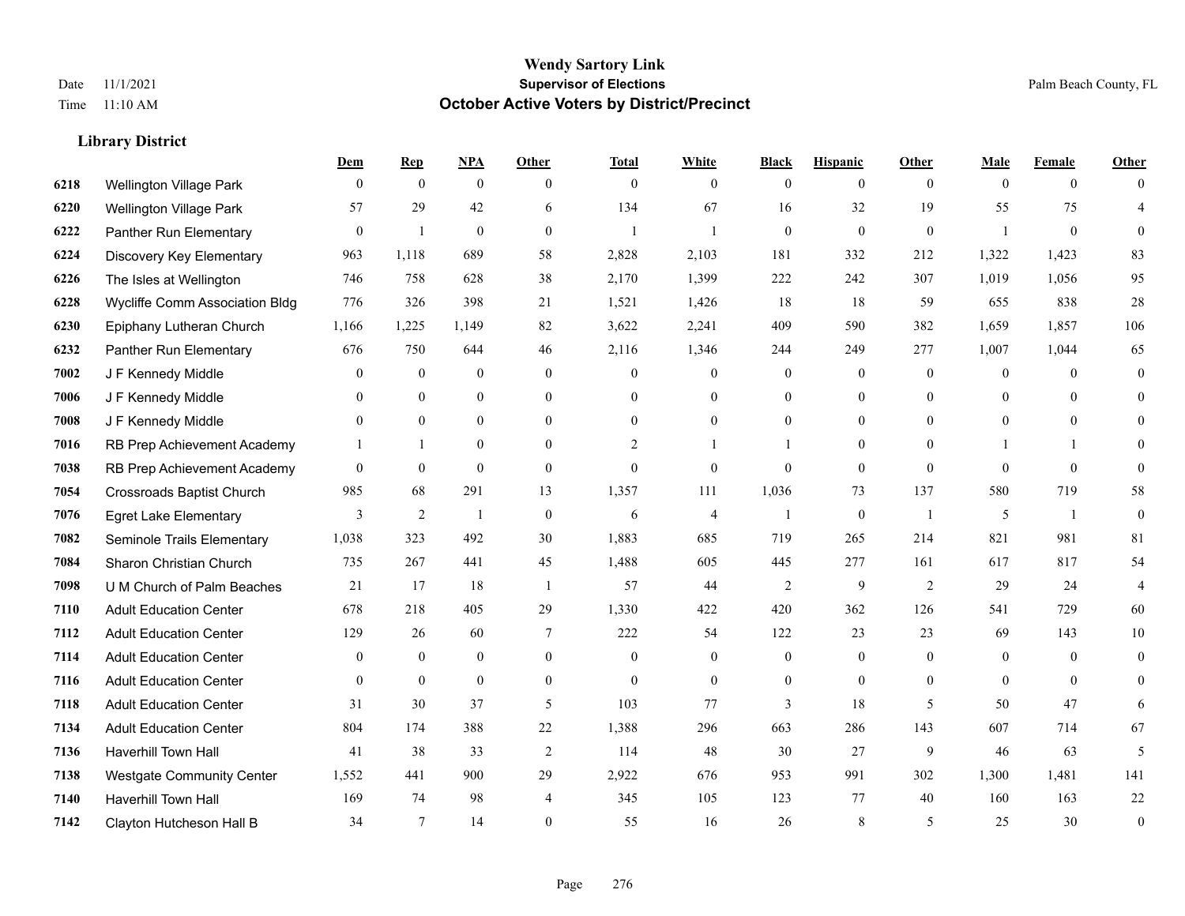# Wendy Sartory Link

## Supervisor of Elections

## October Active Voters by District/Precinct

Date 11/1/2021
Time 11:10 AM

Palm Beach County, FL

### Library District

| | | Dem | Rep | NPA | Other | Total | White | Black | Hispanic | Other | Male | Female | Other |
|---|---|---|---|---|---|---|---|---|---|---|---|---|---|
| 6218 | Wellington Village Park | 0 | 0 | 0 | 0 | 0 | 0 | 0 | 0 | 0 | 0 | 0 | 0 |
| 6220 | Wellington Village Park | 57 | 29 | 42 | 6 | 134 | 67 | 16 | 32 | 19 | 55 | 75 | 4 |
| 6222 | Panther Run Elementary | 0 | 1 | 0 | 0 | 1 | 1 | 0 | 0 | 0 | 1 | 0 | 0 |
| 6224 | Discovery Key Elementary | 963 | 1,118 | 689 | 58 | 2,828 | 2,103 | 181 | 332 | 212 | 1,322 | 1,423 | 83 |
| 6226 | The Isles at Wellington | 746 | 758 | 628 | 38 | 2,170 | 1,399 | 222 | 242 | 307 | 1,019 | 1,056 | 95 |
| 6228 | Wycliffe Comm Association Bldg | 776 | 326 | 398 | 21 | 1,521 | 1,426 | 18 | 18 | 59 | 655 | 838 | 28 |
| 6230 | Epiphany Lutheran Church | 1,166 | 1,225 | 1,149 | 82 | 3,622 | 2,241 | 409 | 590 | 382 | 1,659 | 1,857 | 106 |
| 6232 | Panther Run Elementary | 676 | 750 | 644 | 46 | 2,116 | 1,346 | 244 | 249 | 277 | 1,007 | 1,044 | 65 |
| 7002 | J F Kennedy Middle | 0 | 0 | 0 | 0 | 0 | 0 | 0 | 0 | 0 | 0 | 0 | 0 |
| 7006 | J F Kennedy Middle | 0 | 0 | 0 | 0 | 0 | 0 | 0 | 0 | 0 | 0 | 0 | 0 |
| 7008 | J F Kennedy Middle | 0 | 0 | 0 | 0 | 0 | 0 | 0 | 0 | 0 | 0 | 0 | 0 |
| 7016 | RB Prep Achievement Academy | 1 | 1 | 0 | 0 | 2 | 1 | 1 | 0 | 0 | 1 | 1 | 0 |
| 7038 | RB Prep Achievement Academy | 0 | 0 | 0 | 0 | 0 | 0 | 0 | 0 | 0 | 0 | 0 | 0 |
| 7054 | Crossroads Baptist Church | 985 | 68 | 291 | 13 | 1,357 | 111 | 1,036 | 73 | 137 | 580 | 719 | 58 |
| 7076 | Egret Lake Elementary | 3 | 2 | 1 | 0 | 6 | 4 | 1 | 0 | 1 | 5 | 1 | 0 |
| 7082 | Seminole Trails Elementary | 1,038 | 323 | 492 | 30 | 1,883 | 685 | 719 | 265 | 214 | 821 | 981 | 81 |
| 7084 | Sharon Christian Church | 735 | 267 | 441 | 45 | 1,488 | 605 | 445 | 277 | 161 | 617 | 817 | 54 |
| 7098 | U M Church of Palm Beaches | 21 | 17 | 18 | 1 | 57 | 44 | 2 | 9 | 2 | 29 | 24 | 4 |
| 7110 | Adult Education Center | 678 | 218 | 405 | 29 | 1,330 | 422 | 420 | 362 | 126 | 541 | 729 | 60 |
| 7112 | Adult Education Center | 129 | 26 | 60 | 7 | 222 | 54 | 122 | 23 | 23 | 69 | 143 | 10 |
| 7114 | Adult Education Center | 0 | 0 | 0 | 0 | 0 | 0 | 0 | 0 | 0 | 0 | 0 | 0 |
| 7116 | Adult Education Center | 0 | 0 | 0 | 0 | 0 | 0 | 0 | 0 | 0 | 0 | 0 | 0 |
| 7118 | Adult Education Center | 31 | 30 | 37 | 5 | 103 | 77 | 3 | 18 | 5 | 50 | 47 | 6 |
| 7134 | Adult Education Center | 804 | 174 | 388 | 22 | 1,388 | 296 | 663 | 286 | 143 | 607 | 714 | 67 |
| 7136 | Haverhill Town Hall | 41 | 38 | 33 | 2 | 114 | 48 | 30 | 27 | 9 | 46 | 63 | 5 |
| 7138 | Westgate Community Center | 1,552 | 441 | 900 | 29 | 2,922 | 676 | 953 | 991 | 302 | 1,300 | 1,481 | 141 |
| 7140 | Haverhill Town Hall | 169 | 74 | 98 | 4 | 345 | 105 | 123 | 77 | 40 | 160 | 163 | 22 |
| 7142 | Clayton Hutcheson Hall B | 34 | 7 | 14 | 0 | 55 | 16 | 26 | 8 | 5 | 25 | 30 | 0 |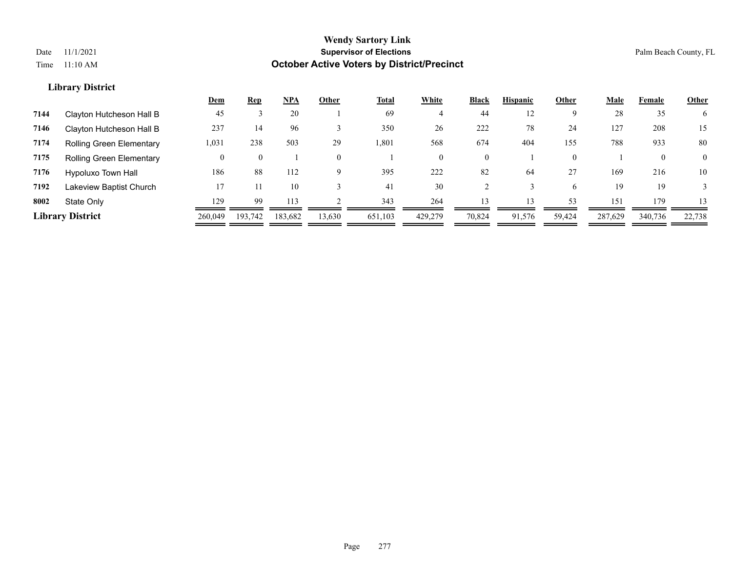**Wendy Sartory Link**
**Supervisor of Elections**
**October Active Voters by District/Precinct**

Date 11/1/2021
Time 11:10 AM

Palm Beach County, FL

## Library District

| | | Dem | Rep | NPA | Other | Total | White | Black | Hispanic | Other | Male | Female | Other |
|---|---|---|---|---|---|---|---|---|---|---|---|---|---|
| 7144 | Clayton Hutcheson Hall B | 45 | 3 | 20 | 1 | 69 | 4 | 44 | 12 | 9 | 28 | 35 | 6 |
| 7146 | Clayton Hutcheson Hall B | 237 | 14 | 96 | 3 | 350 | 26 | 222 | 78 | 24 | 127 | 208 | 15 |
| 7174 | Rolling Green Elementary | 1,031 | 238 | 503 | 29 | 1,801 | 568 | 674 | 404 | 155 | 788 | 933 | 80 |
| 7175 | Rolling Green Elementary | 0 | 0 | 1 | 0 | 1 | 0 | 0 | 1 | 0 | 1 | 0 | 0 |
| 7176 | Hypoluxo Town Hall | 186 | 88 | 112 | 9 | 395 | 222 | 82 | 64 | 27 | 169 | 216 | 10 |
| 7192 | Lakeview Baptist Church | 17 | 11 | 10 | 3 | 41 | 30 | 2 | 3 | 6 | 19 | 19 | 3 |
| 8002 | State Only | 129 | 99 | 113 | 2 | 343 | 264 | 13 | 13 | 53 | 151 | 179 | 13 |
| **Library District** | | 260,049 | 193,742 | 183,682 | 13,630 | 651,103 | 429,279 | 70,824 | 91,576 | 59,424 | 287,629 | 340,736 | 22,738 |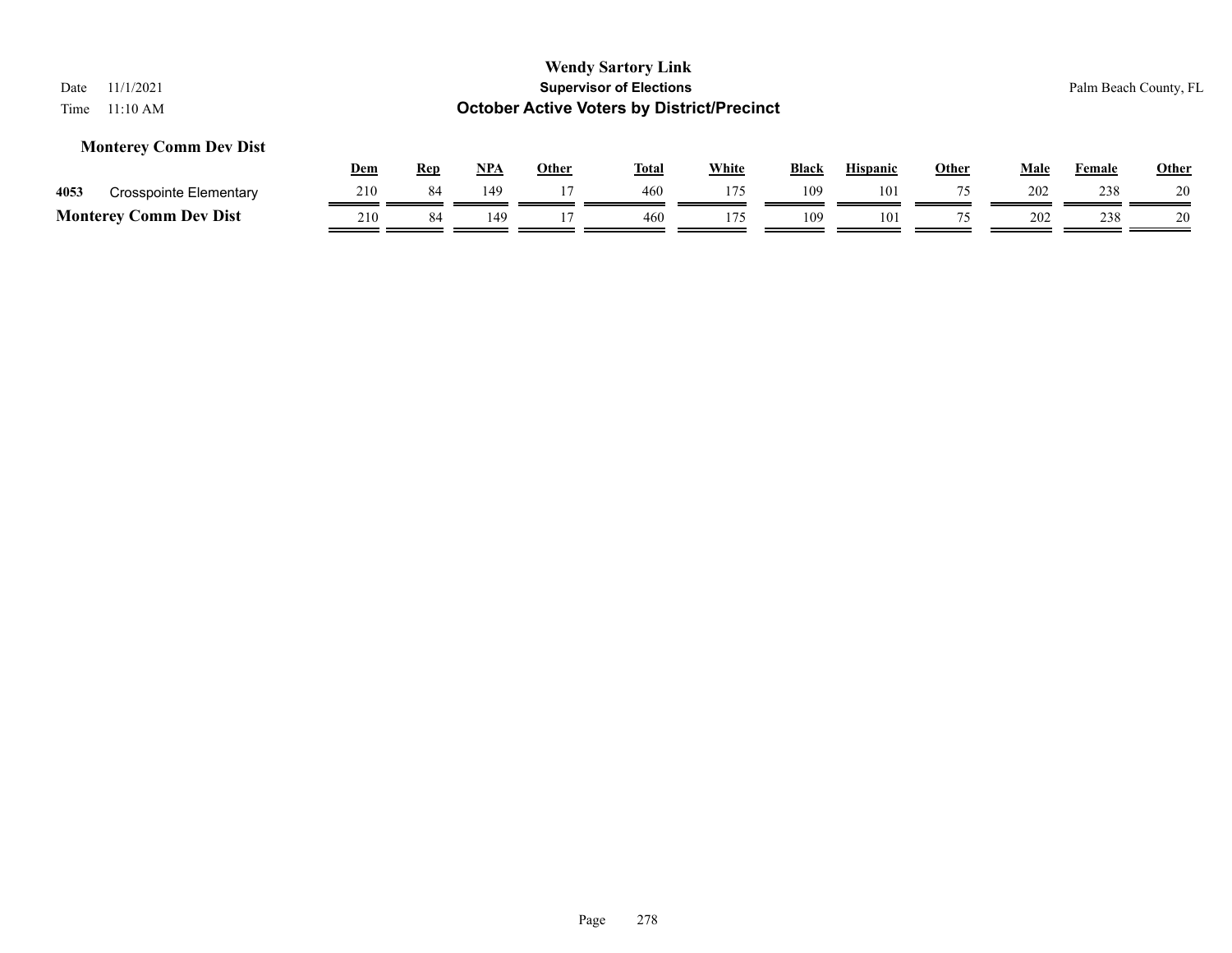**Wendy Sartory Link**
**Supervisor of Elections**
**October Active Voters by District/Precinct**

Date 11/1/2021
Time 11:10 AM

Palm Beach County, FL

### Monterey Comm Dev Dist

| | | Dem | Rep | NPA | Other | Total | White | Black | Hispanic | Other | Male | Female | Other |
|---|---|---|---|---|---|---|---|---|---|---|---|---|---|
| 4053 | Crosspointe Elementary | 210 | 84 | 149 | 17 | 460 | 175 | 109 | 101 | 75 | 202 | 238 | 20 |
| **Monterey Comm Dev Dist** | | 210 | 84 | 149 | 17 | 460 | 175 | 109 | 101 | 75 | 202 | 238 | 20 |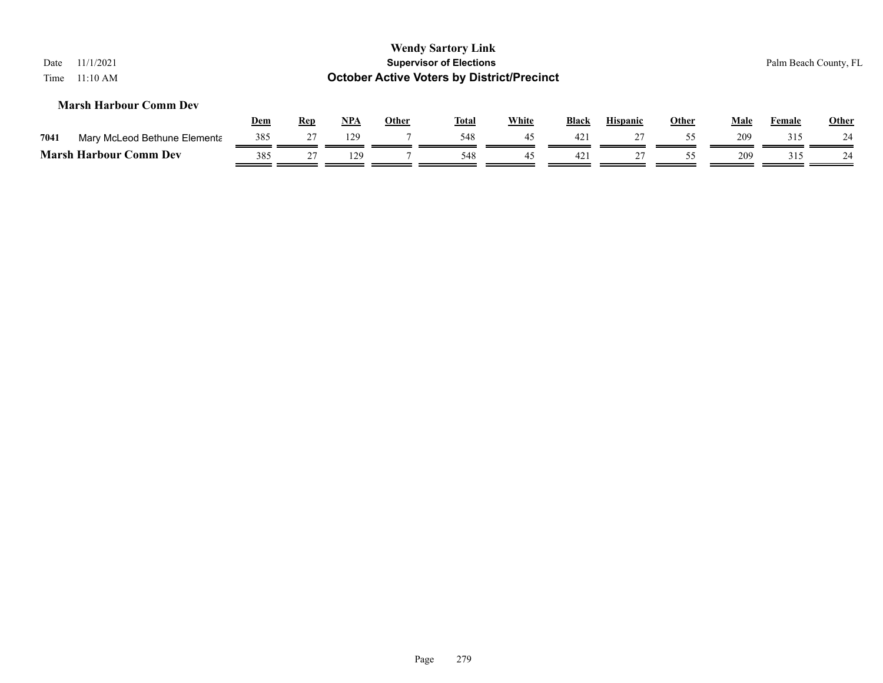**Marsh Harbour Comm Dev**

| | | Dem | Rep | NPA | Other | Total | White | Black | Hispanic | Other | Male | Female | Other |
|---|---|---|---|---|---|---|---|---|---|---|---|---|---|
| 7041 | Mary McLeod Bethune Elementa | 385 | 27 | 129 | 7 | 548 | 45 | 421 | 27 | 55 | 209 | 315 | 24 |
| **Marsh Harbour Comm Dev** | | 385 | 27 | 129 | 7 | 548 | 45 | 421 | 27 | 55 | 209 | 315 | 24 |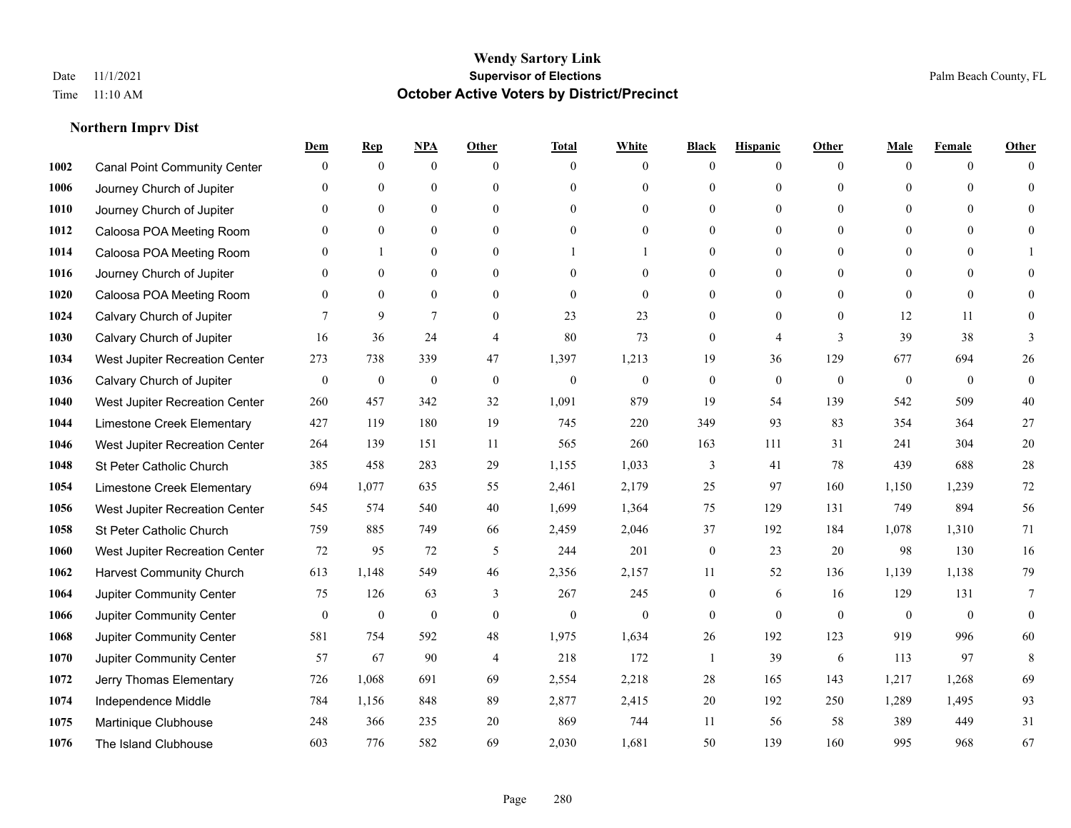# Wendy Sartory Link
## Supervisor of Elections
## October Active Voters by District/Precinct

Date 11/1/2021
Time 11:10 AM

Palm Beach County, FL

### Northern Imprv Dist

| | | Dem | Rep | NPA | Other | Total | White | Black | Hispanic | Other | Male | Female | Other |
|---|---|---|---|---|---|---|---|---|---|---|---|---|---|
| 1002 | Canal Point Community Center | 0 | 0 | 0 | 0 | 0 | 0 | 0 | 0 | 0 | 0 | 0 | 0 |
| 1006 | Journey Church of Jupiter | 0 | 0 | 0 | 0 | 0 | 0 | 0 | 0 | 0 | 0 | 0 | 0 |
| 1010 | Journey Church of Jupiter | 0 | 0 | 0 | 0 | 0 | 0 | 0 | 0 | 0 | 0 | 0 | 0 |
| 1012 | Caloosa POA Meeting Room | 0 | 0 | 0 | 0 | 0 | 0 | 0 | 0 | 0 | 0 | 0 | 0 |
| 1014 | Caloosa POA Meeting Room | 0 | 1 | 0 | 0 | 1 | 1 | 0 | 0 | 0 | 0 | 0 | 1 |
| 1016 | Journey Church of Jupiter | 0 | 0 | 0 | 0 | 0 | 0 | 0 | 0 | 0 | 0 | 0 | 0 |
| 1020 | Caloosa POA Meeting Room | 0 | 0 | 0 | 0 | 0 | 0 | 0 | 0 | 0 | 0 | 0 | 0 |
| 1024 | Calvary Church of Jupiter | 7 | 9 | 7 | 0 | 23 | 23 | 0 | 0 | 0 | 12 | 11 | 0 |
| 1030 | Calvary Church of Jupiter | 16 | 36 | 24 | 4 | 80 | 73 | 0 | 4 | 3 | 39 | 38 | 3 |
| 1034 | West Jupiter Recreation Center | 273 | 738 | 339 | 47 | 1,397 | 1,213 | 19 | 36 | 129 | 677 | 694 | 26 |
| 1036 | Calvary Church of Jupiter | 0 | 0 | 0 | 0 | 0 | 0 | 0 | 0 | 0 | 0 | 0 | 0 |
| 1040 | West Jupiter Recreation Center | 260 | 457 | 342 | 32 | 1,091 | 879 | 19 | 54 | 139 | 542 | 509 | 40 |
| 1044 | Limestone Creek Elementary | 427 | 119 | 180 | 19 | 745 | 220 | 349 | 93 | 83 | 354 | 364 | 27 |
| 1046 | West Jupiter Recreation Center | 264 | 139 | 151 | 11 | 565 | 260 | 163 | 111 | 31 | 241 | 304 | 20 |
| 1048 | St Peter Catholic Church | 385 | 458 | 283 | 29 | 1,155 | 1,033 | 3 | 41 | 78 | 439 | 688 | 28 |
| 1054 | Limestone Creek Elementary | 694 | 1,077 | 635 | 55 | 2,461 | 2,179 | 25 | 97 | 160 | 1,150 | 1,239 | 72 |
| 1056 | West Jupiter Recreation Center | 545 | 574 | 540 | 40 | 1,699 | 1,364 | 75 | 129 | 131 | 749 | 894 | 56 |
| 1058 | St Peter Catholic Church | 759 | 885 | 749 | 66 | 2,459 | 2,046 | 37 | 192 | 184 | 1,078 | 1,310 | 71 |
| 1060 | West Jupiter Recreation Center | 72 | 95 | 72 | 5 | 244 | 201 | 0 | 23 | 20 | 98 | 130 | 16 |
| 1062 | Harvest Community Church | 613 | 1,148 | 549 | 46 | 2,356 | 2,157 | 11 | 52 | 136 | 1,139 | 1,138 | 79 |
| 1064 | Jupiter Community Center | 75 | 126 | 63 | 3 | 267 | 245 | 0 | 6 | 16 | 129 | 131 | 7 |
| 1066 | Jupiter Community Center | 0 | 0 | 0 | 0 | 0 | 0 | 0 | 0 | 0 | 0 | 0 | 0 |
| 1068 | Jupiter Community Center | 581 | 754 | 592 | 48 | 1,975 | 1,634 | 26 | 192 | 123 | 919 | 996 | 60 |
| 1070 | Jupiter Community Center | 57 | 67 | 90 | 4 | 218 | 172 | 1 | 39 | 6 | 113 | 97 | 8 |
| 1072 | Jerry Thomas Elementary | 726 | 1,068 | 691 | 69 | 2,554 | 2,218 | 28 | 165 | 143 | 1,217 | 1,268 | 69 |
| 1074 | Independence Middle | 784 | 1,156 | 848 | 89 | 2,877 | 2,415 | 20 | 192 | 250 | 1,289 | 1,495 | 93 |
| 1075 | Martinique Clubhouse | 248 | 366 | 235 | 20 | 869 | 744 | 11 | 56 | 58 | 389 | 449 | 31 |
| 1076 | The Island Clubhouse | 603 | 776 | 582 | 69 | 2,030 | 1,681 | 50 | 139 | 160 | 995 | 968 | 67 |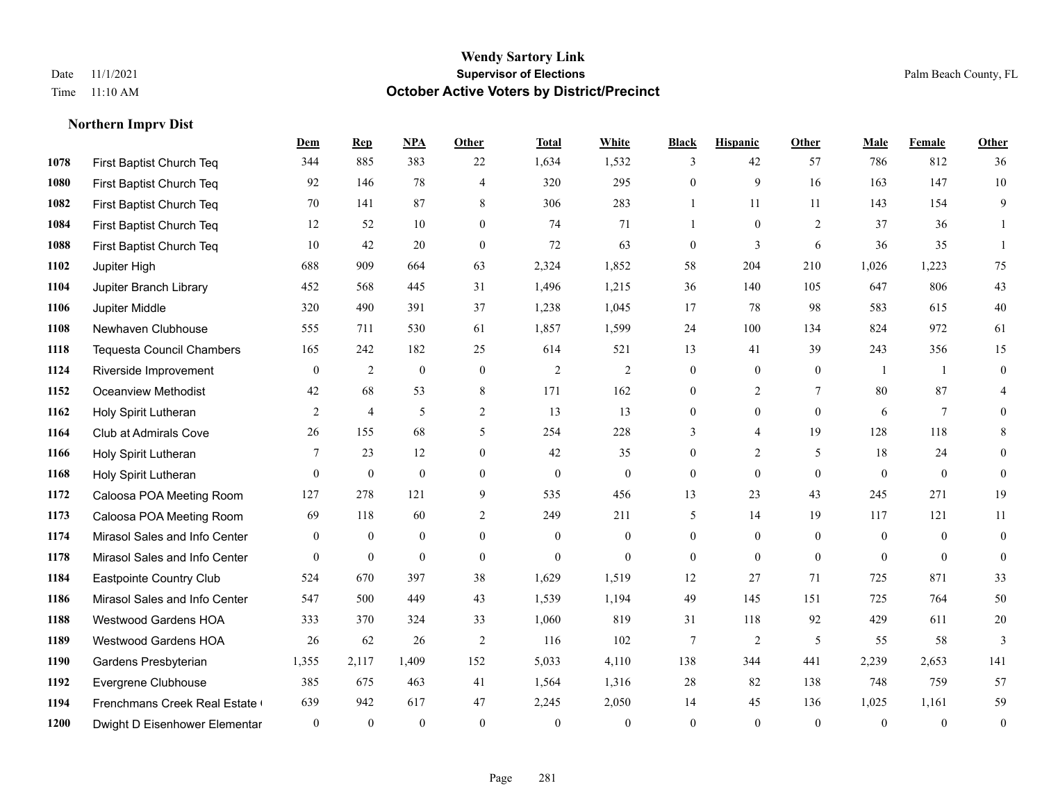**Wendy Sartory Link**

**Supervisor of Elections**

**October Active Voters by District/Precinct**

Date 11/1/2021

Time 11:10 AM

Palm Beach County, FL

### Northern Imprv Dist

| | | Dem | Rep | NPA | Other | Total | White | Black | Hispanic | Other | Male | Female | Other |
|---|---|---|---|---|---|---|---|---|---|---|---|---|---|
| 1078 | First Baptist Church Teq | 344 | 885 | 383 | 22 | 1,634 | 1,532 | 3 | 42 | 57 | 786 | 812 | 36 |
| 1080 | First Baptist Church Teq | 92 | 146 | 78 | 4 | 320 | 295 | 0 | 9 | 16 | 163 | 147 | 10 |
| 1082 | First Baptist Church Teq | 70 | 141 | 87 | 8 | 306 | 283 | 1 | 11 | 11 | 143 | 154 | 9 |
| 1084 | First Baptist Church Teq | 12 | 52 | 10 | 0 | 74 | 71 | 1 | 0 | 2 | 37 | 36 | 1 |
| 1088 | First Baptist Church Teq | 10 | 42 | 20 | 0 | 72 | 63 | 0 | 3 | 6 | 36 | 35 | 1 |
| 1102 | Jupiter High | 688 | 909 | 664 | 63 | 2,324 | 1,852 | 58 | 204 | 210 | 1,026 | 1,223 | 75 |
| 1104 | Jupiter Branch Library | 452 | 568 | 445 | 31 | 1,496 | 1,215 | 36 | 140 | 105 | 647 | 806 | 43 |
| 1106 | Jupiter Middle | 320 | 490 | 391 | 37 | 1,238 | 1,045 | 17 | 78 | 98 | 583 | 615 | 40 |
| 1108 | Newhaven Clubhouse | 555 | 711 | 530 | 61 | 1,857 | 1,599 | 24 | 100 | 134 | 824 | 972 | 61 |
| 1118 | Tequesta Council Chambers | 165 | 242 | 182 | 25 | 614 | 521 | 13 | 41 | 39 | 243 | 356 | 15 |
| 1124 | Riverside Improvement | 0 | 2 | 0 | 0 | 2 | 2 | 0 | 0 | 0 | 1 | 1 | 0 |
| 1152 | Oceanview Methodist | 42 | 68 | 53 | 8 | 171 | 162 | 0 | 2 | 7 | 80 | 87 | 4 |
| 1162 | Holy Spirit Lutheran | 2 | 4 | 5 | 2 | 13 | 13 | 0 | 0 | 0 | 6 | 7 | 0 |
| 1164 | Club at Admirals Cove | 26 | 155 | 68 | 5 | 254 | 228 | 3 | 4 | 19 | 128 | 118 | 8 |
| 1166 | Holy Spirit Lutheran | 7 | 23 | 12 | 0 | 42 | 35 | 0 | 2 | 5 | 18 | 24 | 0 |
| 1168 | Holy Spirit Lutheran | 0 | 0 | 0 | 0 | 0 | 0 | 0 | 0 | 0 | 0 | 0 | 0 |
| 1172 | Caloosa POA Meeting Room | 127 | 278 | 121 | 9 | 535 | 456 | 13 | 23 | 43 | 245 | 271 | 19 |
| 1173 | Caloosa POA Meeting Room | 69 | 118 | 60 | 2 | 249 | 211 | 5 | 14 | 19 | 117 | 121 | 11 |
| 1174 | Mirasol Sales and Info Center | 0 | 0 | 0 | 0 | 0 | 0 | 0 | 0 | 0 | 0 | 0 | 0 |
| 1178 | Mirasol Sales and Info Center | 0 | 0 | 0 | 0 | 0 | 0 | 0 | 0 | 0 | 0 | 0 | 0 |
| 1184 | Eastpointe Country Club | 524 | 670 | 397 | 38 | 1,629 | 1,519 | 12 | 27 | 71 | 725 | 871 | 33 |
| 1186 | Mirasol Sales and Info Center | 547 | 500 | 449 | 43 | 1,539 | 1,194 | 49 | 145 | 151 | 725 | 764 | 50 |
| 1188 | Westwood Gardens HOA | 333 | 370 | 324 | 33 | 1,060 | 819 | 31 | 118 | 92 | 429 | 611 | 20 |
| 1189 | Westwood Gardens HOA | 26 | 62 | 26 | 2 | 116 | 102 | 7 | 2 | 5 | 55 | 58 | 3 |
| 1190 | Gardens Presbyterian | 1,355 | 2,117 | 1,409 | 152 | 5,033 | 4,110 | 138 | 344 | 441 | 2,239 | 2,653 | 141 |
| 1192 | Evergrene Clubhouse | 385 | 675 | 463 | 41 | 1,564 | 1,316 | 28 | 82 | 138 | 748 | 759 | 57 |
| 1194 | Frenchmans Creek Real Estate ( | 639 | 942 | 617 | 47 | 2,245 | 2,050 | 14 | 45 | 136 | 1,025 | 1,161 | 59 |
| 1200 | Dwight D Eisenhower Elementar | 0 | 0 | 0 | 0 | 0 | 0 | 0 | 0 | 0 | 0 | 0 | 0 |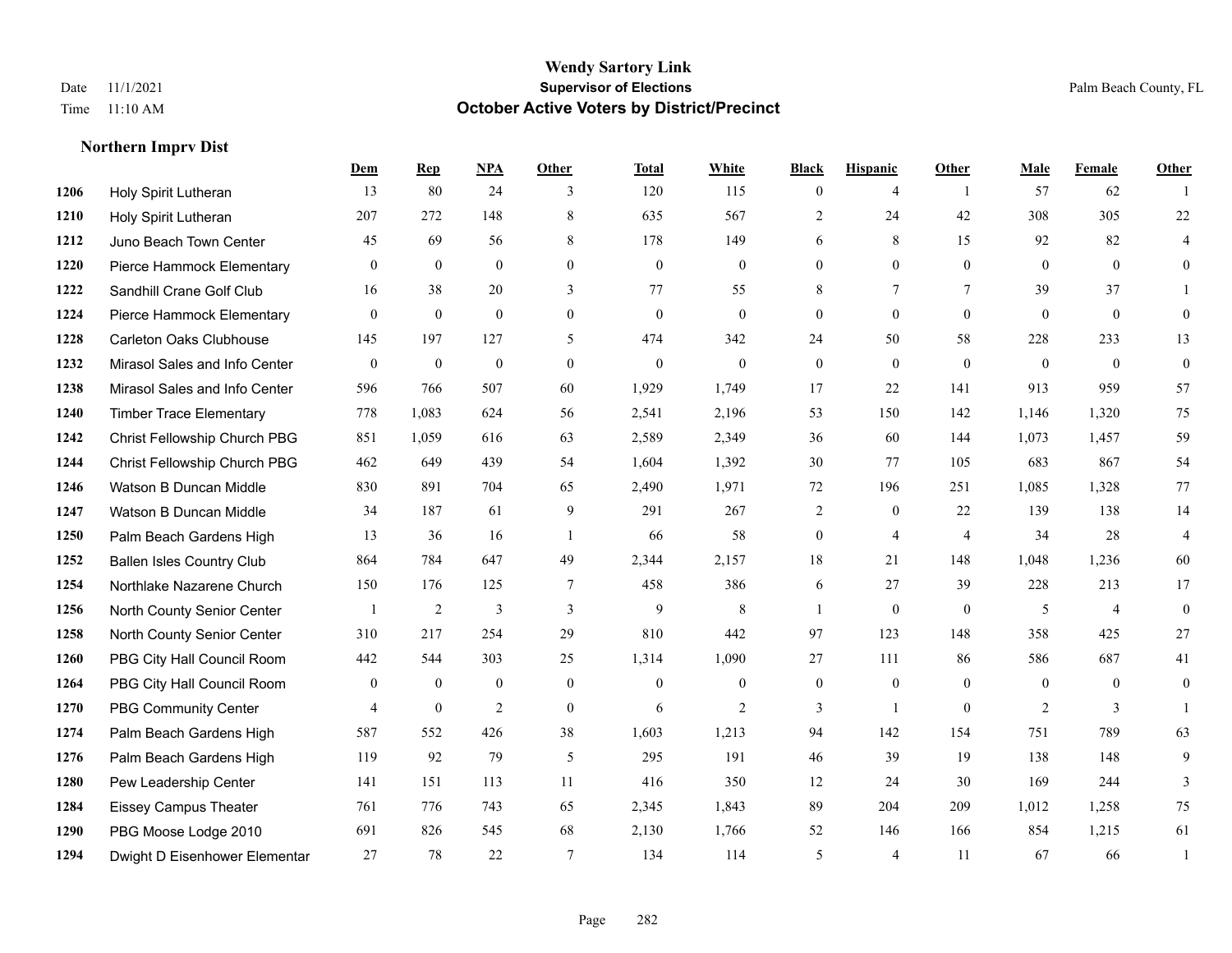# Wendy Sartory Link
## Supervisor of Elections
## October Active Voters by District/Precinct

Date 11/1/2021
Time 11:10 AM

Palm Beach County, FL

### Northern Imprv Dist

| | | Dem | Rep | NPA | Other | Total | White | Black | Hispanic | Other | Male | Female | Other |
|---|---|---|---|---|---|---|---|---|---|---|---|---|---|
| 1206 | Holy Spirit Lutheran | 13 | 80 | 24 | 3 | 120 | 115 | 0 | 4 | 1 | 57 | 62 | 1 |
| 1210 | Holy Spirit Lutheran | 207 | 272 | 148 | 8 | 635 | 567 | 2 | 24 | 42 | 308 | 305 | 22 |
| 1212 | Juno Beach Town Center | 45 | 69 | 56 | 8 | 178 | 149 | 6 | 8 | 15 | 92 | 82 | 4 |
| 1220 | Pierce Hammock Elementary | 0 | 0 | 0 | 0 | 0 | 0 | 0 | 0 | 0 | 0 | 0 | 0 |
| 1222 | Sandhill Crane Golf Club | 16 | 38 | 20 | 3 | 77 | 55 | 8 | 7 | 7 | 39 | 37 | 1 |
| 1224 | Pierce Hammock Elementary | 0 | 0 | 0 | 0 | 0 | 0 | 0 | 0 | 0 | 0 | 0 | 0 |
| 1228 | Carleton Oaks Clubhouse | 145 | 197 | 127 | 5 | 474 | 342 | 24 | 50 | 58 | 228 | 233 | 13 |
| 1232 | Mirasol Sales and Info Center | 0 | 0 | 0 | 0 | 0 | 0 | 0 | 0 | 0 | 0 | 0 | 0 |
| 1238 | Mirasol Sales and Info Center | 596 | 766 | 507 | 60 | 1,929 | 1,749 | 17 | 22 | 141 | 913 | 959 | 57 |
| 1240 | Timber Trace Elementary | 778 | 1,083 | 624 | 56 | 2,541 | 2,196 | 53 | 150 | 142 | 1,146 | 1,320 | 75 |
| 1242 | Christ Fellowship Church PBG | 851 | 1,059 | 616 | 63 | 2,589 | 2,349 | 36 | 60 | 144 | 1,073 | 1,457 | 59 |
| 1244 | Christ Fellowship Church PBG | 462 | 649 | 439 | 54 | 1,604 | 1,392 | 30 | 77 | 105 | 683 | 867 | 54 |
| 1246 | Watson B Duncan Middle | 830 | 891 | 704 | 65 | 2,490 | 1,971 | 72 | 196 | 251 | 1,085 | 1,328 | 77 |
| 1247 | Watson B Duncan Middle | 34 | 187 | 61 | 9 | 291 | 267 | 2 | 0 | 22 | 139 | 138 | 14 |
| 1250 | Palm Beach Gardens High | 13 | 36 | 16 | 1 | 66 | 58 | 0 | 4 | 4 | 34 | 28 | 4 |
| 1252 | Ballen Isles Country Club | 864 | 784 | 647 | 49 | 2,344 | 2,157 | 18 | 21 | 148 | 1,048 | 1,236 | 60 |
| 1254 | Northlake Nazarene Church | 150 | 176 | 125 | 7 | 458 | 386 | 6 | 27 | 39 | 228 | 213 | 17 |
| 1256 | North County Senior Center | 1 | 2 | 3 | 3 | 9 | 8 | 1 | 0 | 0 | 5 | 4 | 0 |
| 1258 | North County Senior Center | 310 | 217 | 254 | 29 | 810 | 442 | 97 | 123 | 148 | 358 | 425 | 27 |
| 1260 | PBG City Hall Council Room | 442 | 544 | 303 | 25 | 1,314 | 1,090 | 27 | 111 | 86 | 586 | 687 | 41 |
| 1264 | PBG City Hall Council Room | 0 | 0 | 0 | 0 | 0 | 0 | 0 | 0 | 0 | 0 | 0 | 0 |
| 1270 | PBG Community Center | 4 | 0 | 2 | 0 | 6 | 2 | 3 | 1 | 0 | 2 | 3 | 1 |
| 1274 | Palm Beach Gardens High | 587 | 552 | 426 | 38 | 1,603 | 1,213 | 94 | 142 | 154 | 751 | 789 | 63 |
| 1276 | Palm Beach Gardens High | 119 | 92 | 79 | 5 | 295 | 191 | 46 | 39 | 19 | 138 | 148 | 9 |
| 1280 | Pew Leadership Center | 141 | 151 | 113 | 11 | 416 | 350 | 12 | 24 | 30 | 169 | 244 | 3 |
| 1284 | Eissey Campus Theater | 761 | 776 | 743 | 65 | 2,345 | 1,843 | 89 | 204 | 209 | 1,012 | 1,258 | 75 |
| 1290 | PBG Moose Lodge 2010 | 691 | 826 | 545 | 68 | 2,130 | 1,766 | 52 | 146 | 166 | 854 | 1,215 | 61 |
| 1294 | Dwight D Eisenhower Elementar | 27 | 78 | 22 | 7 | 134 | 114 | 5 | 4 | 11 | 67 | 66 | 1 |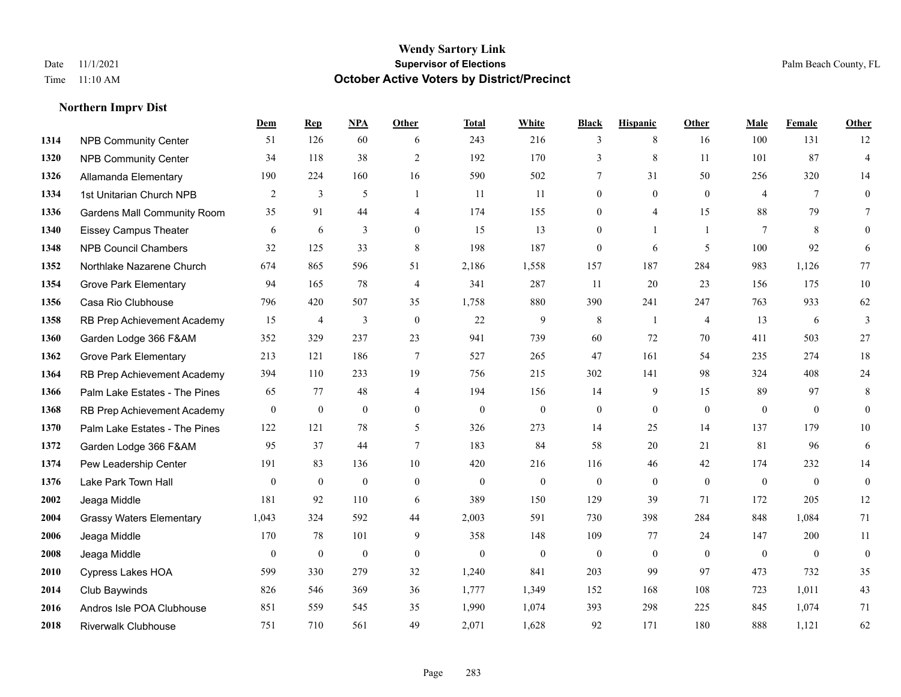# Wendy Sartory Link

## Supervisor of Elections

Date 11/1/2021 Palm Beach County, FL

Time 11:10 AM

## October Active Voters by District/Precinct

### Northern Imprv Dist

| | | Dem | Rep | NPA | Other | Total | White | Black | Hispanic | Other | Male | Female | Other |
|---|---|---|---|---|---|---|---|---|---|---|---|---|---|
| 1314 | NPB Community Center | 51 | 126 | 60 | 6 | 243 | 216 | 3 | 8 | 16 | 100 | 131 | 12 |
| 1320 | NPB Community Center | 34 | 118 | 38 | 2 | 192 | 170 | 3 | 8 | 11 | 101 | 87 | 4 |
| 1326 | Allamanda Elementary | 190 | 224 | 160 | 16 | 590 | 502 | 7 | 31 | 50 | 256 | 320 | 14 |
| 1334 | 1st Unitarian Church NPB | 2 | 3 | 5 | 1 | 11 | 11 | 0 | 0 | 0 | 4 | 7 | 0 |
| 1336 | Gardens Mall Community Room | 35 | 91 | 44 | 4 | 174 | 155 | 0 | 4 | 15 | 88 | 79 | 7 |
| 1340 | Eissey Campus Theater | 6 | 6 | 3 | 0 | 15 | 13 | 0 | 1 | 1 | 7 | 8 | 0 |
| 1348 | NPB Council Chambers | 32 | 125 | 33 | 8 | 198 | 187 | 0 | 6 | 5 | 100 | 92 | 6 |
| 1352 | Northlake Nazarene Church | 674 | 865 | 596 | 51 | 2,186 | 1,558 | 157 | 187 | 284 | 983 | 1,126 | 77 |
| 1354 | Grove Park Elementary | 94 | 165 | 78 | 4 | 341 | 287 | 11 | 20 | 23 | 156 | 175 | 10 |
| 1356 | Casa Rio Clubhouse | 796 | 420 | 507 | 35 | 1,758 | 880 | 390 | 241 | 247 | 763 | 933 | 62 |
| 1358 | RB Prep Achievement Academy | 15 | 4 | 3 | 0 | 22 | 9 | 8 | 1 | 4 | 13 | 6 | 3 |
| 1360 | Garden Lodge 366 F&AM | 352 | 329 | 237 | 23 | 941 | 739 | 60 | 72 | 70 | 411 | 503 | 27 |
| 1362 | Grove Park Elementary | 213 | 121 | 186 | 7 | 527 | 265 | 47 | 161 | 54 | 235 | 274 | 18 |
| 1364 | RB Prep Achievement Academy | 394 | 110 | 233 | 19 | 756 | 215 | 302 | 141 | 98 | 324 | 408 | 24 |
| 1366 | Palm Lake Estates - The Pines | 65 | 77 | 48 | 4 | 194 | 156 | 14 | 9 | 15 | 89 | 97 | 8 |
| 1368 | RB Prep Achievement Academy | 0 | 0 | 0 | 0 | 0 | 0 | 0 | 0 | 0 | 0 | 0 | 0 |
| 1370 | Palm Lake Estates - The Pines | 122 | 121 | 78 | 5 | 326 | 273 | 14 | 25 | 14 | 137 | 179 | 10 |
| 1372 | Garden Lodge 366 F&AM | 95 | 37 | 44 | 7 | 183 | 84 | 58 | 20 | 21 | 81 | 96 | 6 |
| 1374 | Pew Leadership Center | 191 | 83 | 136 | 10 | 420 | 216 | 116 | 46 | 42 | 174 | 232 | 14 |
| 1376 | Lake Park Town Hall | 0 | 0 | 0 | 0 | 0 | 0 | 0 | 0 | 0 | 0 | 0 | 0 |
| 2002 | Jeaga Middle | 181 | 92 | 110 | 6 | 389 | 150 | 129 | 39 | 71 | 172 | 205 | 12 |
| 2004 | Grassy Waters Elementary | 1,043 | 324 | 592 | 44 | 2,003 | 591 | 730 | 398 | 284 | 848 | 1,084 | 71 |
| 2006 | Jeaga Middle | 170 | 78 | 101 | 9 | 358 | 148 | 109 | 77 | 24 | 147 | 200 | 11 |
| 2008 | Jeaga Middle | 0 | 0 | 0 | 0 | 0 | 0 | 0 | 0 | 0 | 0 | 0 | 0 |
| 2010 | Cypress Lakes HOA | 599 | 330 | 279 | 32 | 1,240 | 841 | 203 | 99 | 97 | 473 | 732 | 35 |
| 2014 | Club Baywinds | 826 | 546 | 369 | 36 | 1,777 | 1,349 | 152 | 168 | 108 | 723 | 1,011 | 43 |
| 2016 | Andros Isle POA Clubhouse | 851 | 559 | 545 | 35 | 1,990 | 1,074 | 393 | 298 | 225 | 845 | 1,074 | 71 |
| 2018 | Riverwalk Clubhouse | 751 | 710 | 561 | 49 | 2,071 | 1,628 | 92 | 171 | 180 | 888 | 1,121 | 62 |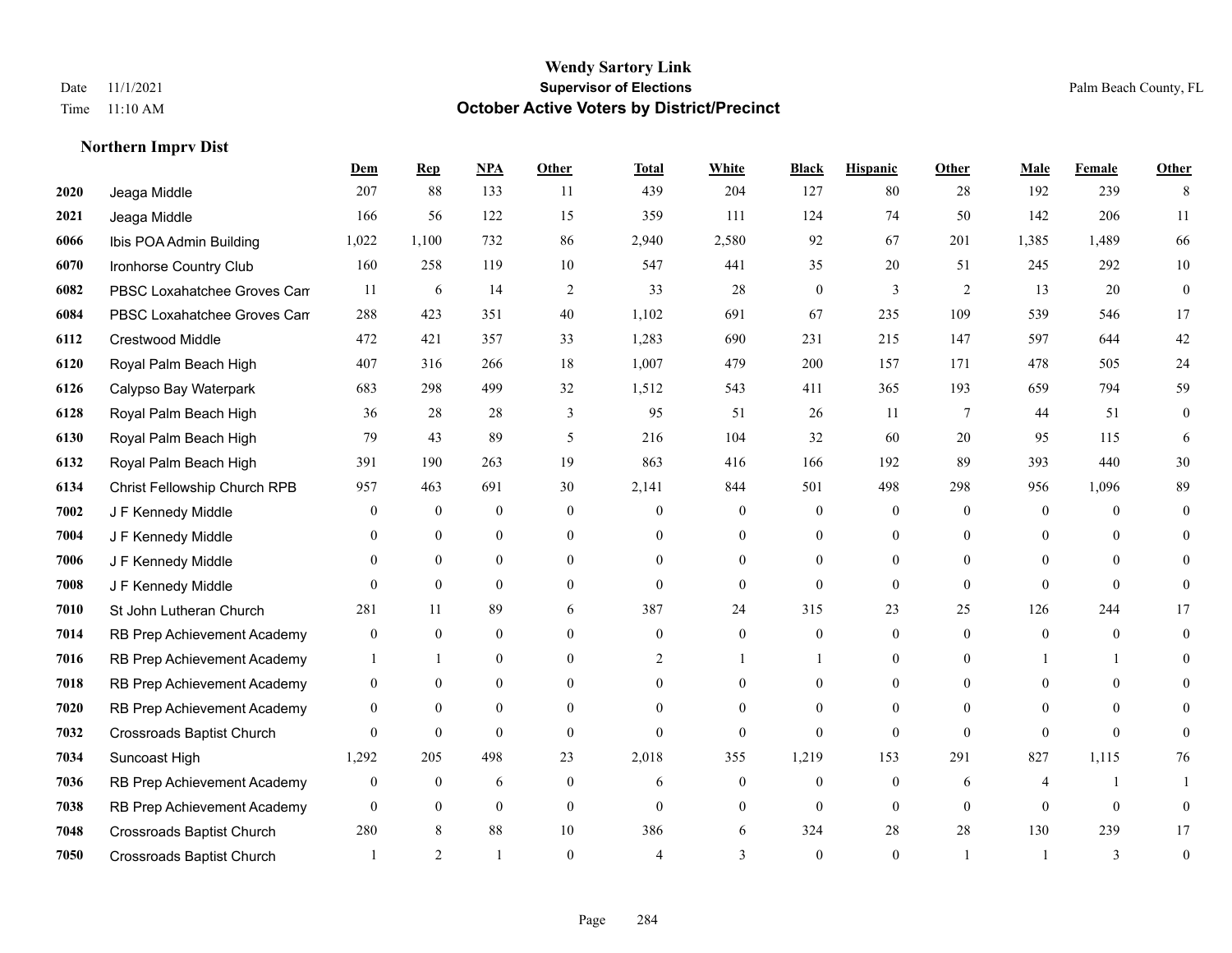# Wendy Sartory Link
## Supervisor of Elections
## October Active Voters by District/Precinct

Date 11/1/2021
Time 11:10 AM

Palm Beach County, FL

### Northern Imprv Dist

| | | Dem | Rep | NPA | Other | Total | White | Black | Hispanic | Other | Male | Female | Other |
|---|---|---|---|---|---|---|---|---|---|---|---|---|---|
| 2020 | Jeaga Middle | 207 | 88 | 133 | 11 | 439 | 204 | 127 | 80 | 28 | 192 | 239 | 8 |
| 2021 | Jeaga Middle | 166 | 56 | 122 | 15 | 359 | 111 | 124 | 74 | 50 | 142 | 206 | 11 |
| 6066 | Ibis POA Admin Building | 1,022 | 1,100 | 732 | 86 | 2,940 | 2,580 | 92 | 67 | 201 | 1,385 | 1,489 | 66 |
| 6070 | Ironhorse Country Club | 160 | 258 | 119 | 10 | 547 | 441 | 35 | 20 | 51 | 245 | 292 | 10 |
| 6082 | PBSC Loxahatchee Groves Cam | 11 | 6 | 14 | 2 | 33 | 28 | 0 | 3 | 2 | 13 | 20 | 0 |
| 6084 | PBSC Loxahatchee Groves Cam | 288 | 423 | 351 | 40 | 1,102 | 691 | 67 | 235 | 109 | 539 | 546 | 17 |
| 6112 | Crestwood Middle | 472 | 421 | 357 | 33 | 1,283 | 690 | 231 | 215 | 147 | 597 | 644 | 42 |
| 6120 | Royal Palm Beach High | 407 | 316 | 266 | 18 | 1,007 | 479 | 200 | 157 | 171 | 478 | 505 | 24 |
| 6126 | Calypso Bay Waterpark | 683 | 298 | 499 | 32 | 1,512 | 543 | 411 | 365 | 193 | 659 | 794 | 59 |
| 6128 | Royal Palm Beach High | 36 | 28 | 28 | 3 | 95 | 51 | 26 | 11 | 7 | 44 | 51 | 0 |
| 6130 | Royal Palm Beach High | 79 | 43 | 89 | 5 | 216 | 104 | 32 | 60 | 20 | 95 | 115 | 6 |
| 6132 | Royal Palm Beach High | 391 | 190 | 263 | 19 | 863 | 416 | 166 | 192 | 89 | 393 | 440 | 30 |
| 6134 | Christ Fellowship Church RPB | 957 | 463 | 691 | 30 | 2,141 | 844 | 501 | 498 | 298 | 956 | 1,096 | 89 |
| 7002 | J F Kennedy Middle | 0 | 0 | 0 | 0 | 0 | 0 | 0 | 0 | 0 | 0 | 0 | 0 |
| 7004 | J F Kennedy Middle | 0 | 0 | 0 | 0 | 0 | 0 | 0 | 0 | 0 | 0 | 0 | 0 |
| 7006 | J F Kennedy Middle | 0 | 0 | 0 | 0 | 0 | 0 | 0 | 0 | 0 | 0 | 0 | 0 |
| 7008 | J F Kennedy Middle | 0 | 0 | 0 | 0 | 0 | 0 | 0 | 0 | 0 | 0 | 0 | 0 |
| 7010 | St John Lutheran Church | 281 | 11 | 89 | 6 | 387 | 24 | 315 | 23 | 25 | 126 | 244 | 17 |
| 7014 | RB Prep Achievement Academy | 0 | 0 | 0 | 0 | 0 | 0 | 0 | 0 | 0 | 0 | 0 | 0 |
| 7016 | RB Prep Achievement Academy | 1 | 1 | 0 | 0 | 2 | 1 | 1 | 0 | 0 | 1 | 1 | 0 |
| 7018 | RB Prep Achievement Academy | 0 | 0 | 0 | 0 | 0 | 0 | 0 | 0 | 0 | 0 | 0 | 0 |
| 7020 | RB Prep Achievement Academy | 0 | 0 | 0 | 0 | 0 | 0 | 0 | 0 | 0 | 0 | 0 | 0 |
| 7032 | Crossroads Baptist Church | 0 | 0 | 0 | 0 | 0 | 0 | 0 | 0 | 0 | 0 | 0 | 0 |
| 7034 | Suncoast High | 1,292 | 205 | 498 | 23 | 2,018 | 355 | 1,219 | 153 | 291 | 827 | 1,115 | 76 |
| 7036 | RB Prep Achievement Academy | 0 | 0 | 6 | 0 | 6 | 0 | 0 | 0 | 6 | 4 | 1 | 1 |
| 7038 | RB Prep Achievement Academy | 0 | 0 | 0 | 0 | 0 | 0 | 0 | 0 | 0 | 0 | 0 | 0 |
| 7048 | Crossroads Baptist Church | 280 | 8 | 88 | 10 | 386 | 6 | 324 | 28 | 28 | 130 | 239 | 17 |
| 7050 | Crossroads Baptist Church | 1 | 2 | 1 | 0 | 4 | 3 | 0 | 0 | 1 | 1 | 3 | 0 |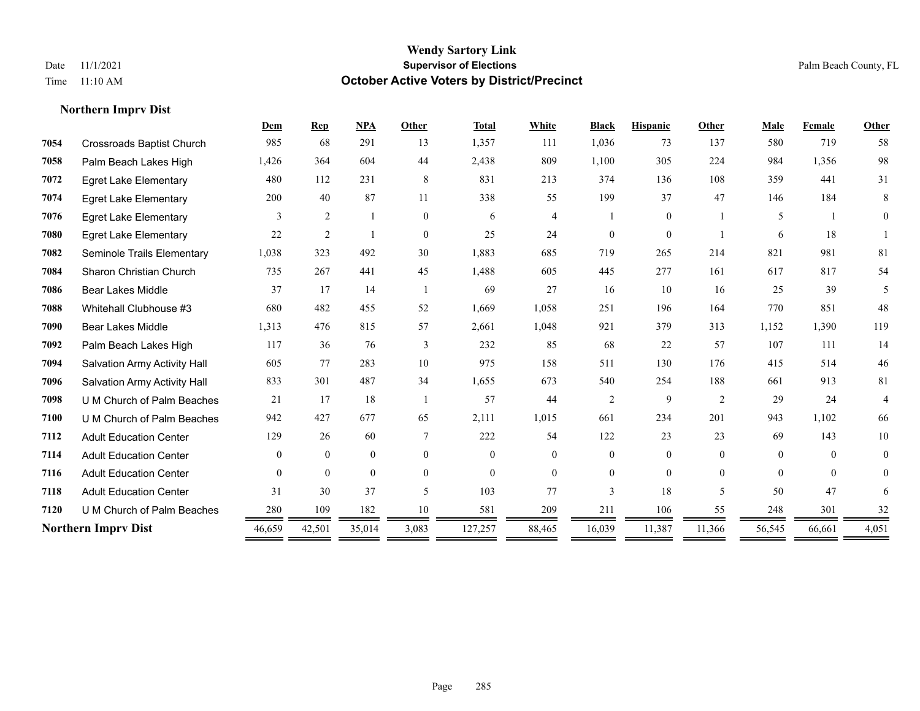# Wendy Sartory Link
## Supervisor of Elections
## October Active Voters by District/Precinct

Date 11/1/2021
Time 11:10 AM

Palm Beach County, FL

### Northern Imprv Dist

| | | Dem | Rep | NPA | Other | Total | White | Black | Hispanic | Other | Male | Female | Other |
|---|---|---|---|---|---|---|---|---|---|---|---|---|---|
| 7054 | Crossroads Baptist Church | 985 | 68 | 291 | 13 | 1,357 | 111 | 1,036 | 73 | 137 | 580 | 719 | 58 |
| 7058 | Palm Beach Lakes High | 1,426 | 364 | 604 | 44 | 2,438 | 809 | 1,100 | 305 | 224 | 984 | 1,356 | 98 |
| 7072 | Egret Lake Elementary | 480 | 112 | 231 | 8 | 831 | 213 | 374 | 136 | 108 | 359 | 441 | 31 |
| 7074 | Egret Lake Elementary | 200 | 40 | 87 | 11 | 338 | 55 | 199 | 37 | 47 | 146 | 184 | 8 |
| 7076 | Egret Lake Elementary | 3 | 2 | 1 | 0 | 6 | 4 | 1 | 0 | 1 | 5 | 1 | 0 |
| 7080 | Egret Lake Elementary | 22 | 2 | 1 | 0 | 25 | 24 | 0 | 0 | 1 | 6 | 18 | 1 |
| 7082 | Seminole Trails Elementary | 1,038 | 323 | 492 | 30 | 1,883 | 685 | 719 | 265 | 214 | 821 | 981 | 81 |
| 7084 | Sharon Christian Church | 735 | 267 | 441 | 45 | 1,488 | 605 | 445 | 277 | 161 | 617 | 817 | 54 |
| 7086 | Bear Lakes Middle | 37 | 17 | 14 | 1 | 69 | 27 | 16 | 10 | 16 | 25 | 39 | 5 |
| 7088 | Whitehall Clubhouse #3 | 680 | 482 | 455 | 52 | 1,669 | 1,058 | 251 | 196 | 164 | 770 | 851 | 48 |
| 7090 | Bear Lakes Middle | 1,313 | 476 | 815 | 57 | 2,661 | 1,048 | 921 | 379 | 313 | 1,152 | 1,390 | 119 |
| 7092 | Palm Beach Lakes High | 117 | 36 | 76 | 3 | 232 | 85 | 68 | 22 | 57 | 107 | 111 | 14 |
| 7094 | Salvation Army Activity Hall | 605 | 77 | 283 | 10 | 975 | 158 | 511 | 130 | 176 | 415 | 514 | 46 |
| 7096 | Salvation Army Activity Hall | 833 | 301 | 487 | 34 | 1,655 | 673 | 540 | 254 | 188 | 661 | 913 | 81 |
| 7098 | U M Church of Palm Beaches | 21 | 17 | 18 | 1 | 57 | 44 | 2 | 9 | 2 | 29 | 24 | 4 |
| 7100 | U M Church of Palm Beaches | 942 | 427 | 677 | 65 | 2,111 | 1,015 | 661 | 234 | 201 | 943 | 1,102 | 66 |
| 7112 | Adult Education Center | 129 | 26 | 60 | 7 | 222 | 54 | 122 | 23 | 23 | 69 | 143 | 10 |
| 7114 | Adult Education Center | 0 | 0 | 0 | 0 | 0 | 0 | 0 | 0 | 0 | 0 | 0 | 0 |
| 7116 | Adult Education Center | 0 | 0 | 0 | 0 | 0 | 0 | 0 | 0 | 0 | 0 | 0 | 0 |
| 7118 | Adult Education Center | 31 | 30 | 37 | 5 | 103 | 77 | 3 | 18 | 5 | 50 | 47 | 6 |
| 7120 | U M Church of Palm Beaches | 280 | 109 | 182 | 10 | 581 | 209 | 211 | 106 | 55 | 248 | 301 | 32 |
| **Northern Imprv Dist** | | 46,659 | 42,501 | 35,014 | 3,083 | 127,257 | 88,465 | 16,039 | 11,387 | 11,366 | 56,545 | 66,661 | 4,051 |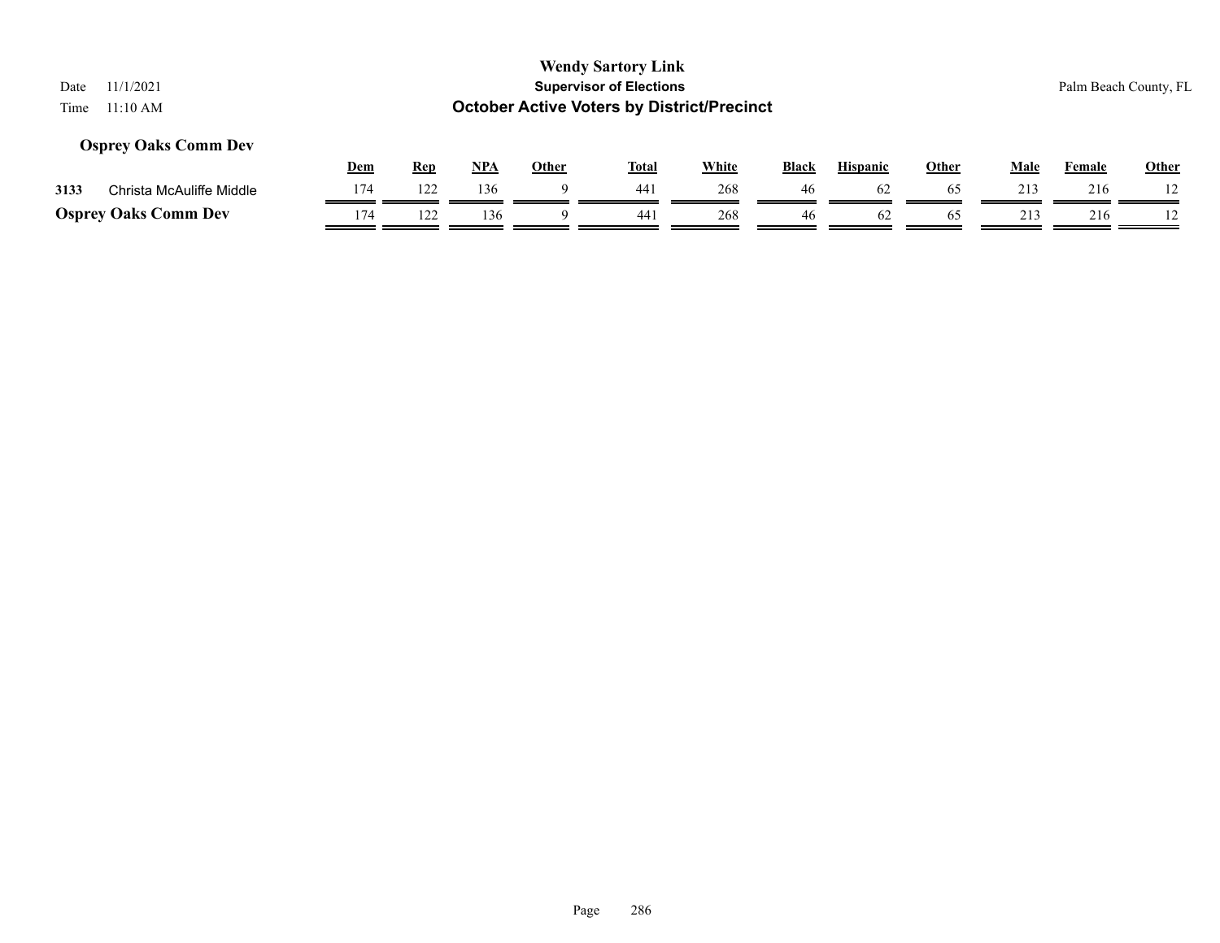# Wendy Sartory Link

## Supervisor of Elections

## October Active Voters by District/Precinct

Date 11/1/2021
Time 11:10 AM

Palm Beach County, FL

### Osprey Oaks Comm Dev

| | | Dem | Rep | NPA | Other | Total | White | Black | Hispanic | Other | Male | Female | Other |
|---|---|---|---|---|---|---|---|---|---|---|---|---|---|
| 3133 | Christa McAuliffe Middle | 174 | 122 | 136 | 9 | 441 | 268 | 46 | 62 | 65 | 213 | 216 | 12 |
| **Osprey Oaks Comm Dev** | | 174 | 122 | 136 | 9 | 441 | 268 | 46 | 62 | 65 | 213 | 216 | 12 |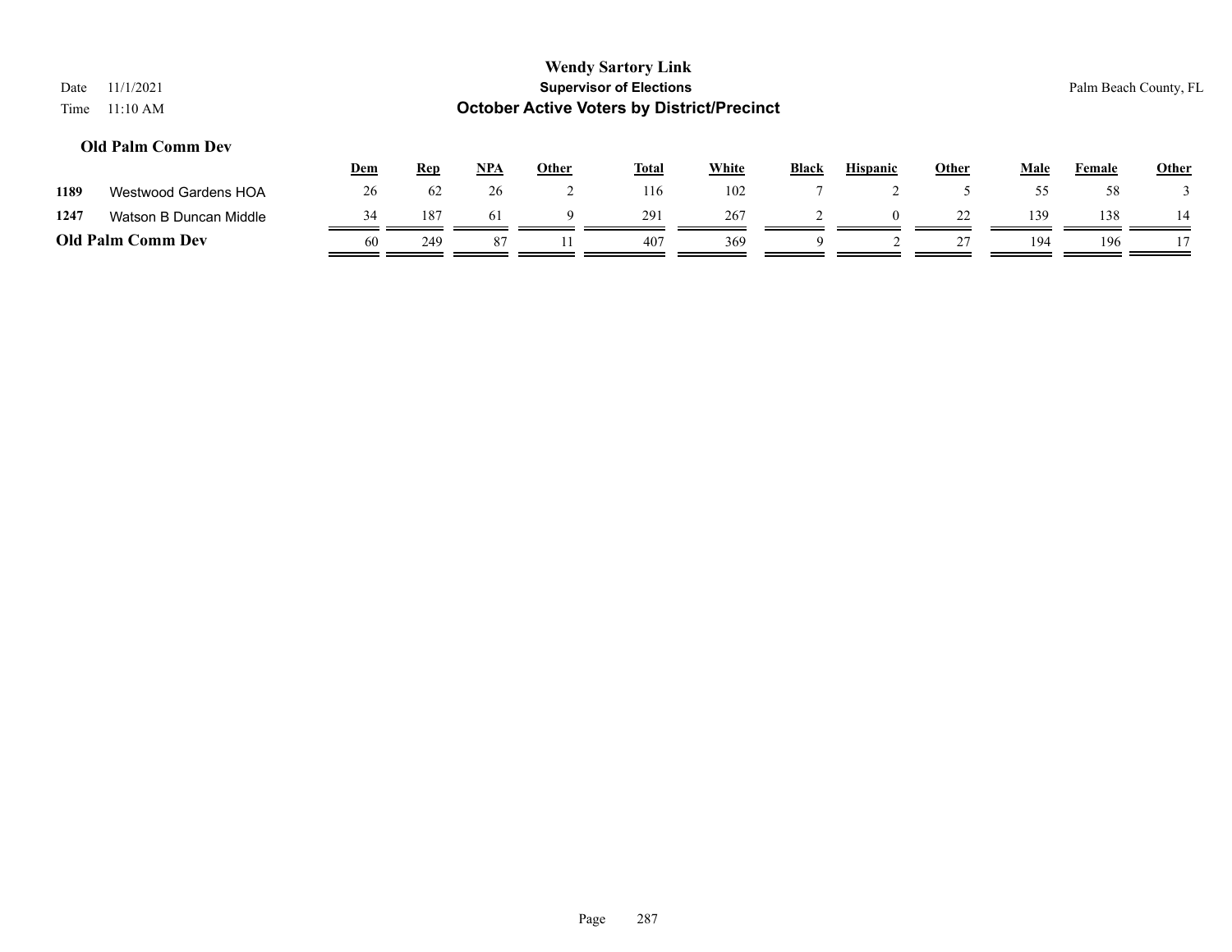# Wendy Sartory Link

**Supervisor of Elections**

**October Active Voters by District/Precinct**

Date 11/1/2021

Time 11:10 AM

Palm Beach County, FL

### Old Palm Comm Dev

| | | Dem | Rep | NPA | Other | Total | White | Black | Hispanic | Other | Male | Female | Other |
|---|---|---|---|---|---|---|---|---|---|---|---|---|---|
| 1189 | Westwood Gardens HOA | 26 | 62 | 26 | 2 | 116 | 102 | 7 | 2 | 5 | 55 | 58 | 3 |
| 1247 | Watson B Duncan Middle | 34 | 187 | 61 | 9 | 291 | 267 | 2 | 0 | 22 | 139 | 138 | 14 |
| **Old Palm Comm Dev** | | 60 | 249 | 87 | 11 | 407 | 369 | 9 | 2 | 27 | 194 | 196 | 17 |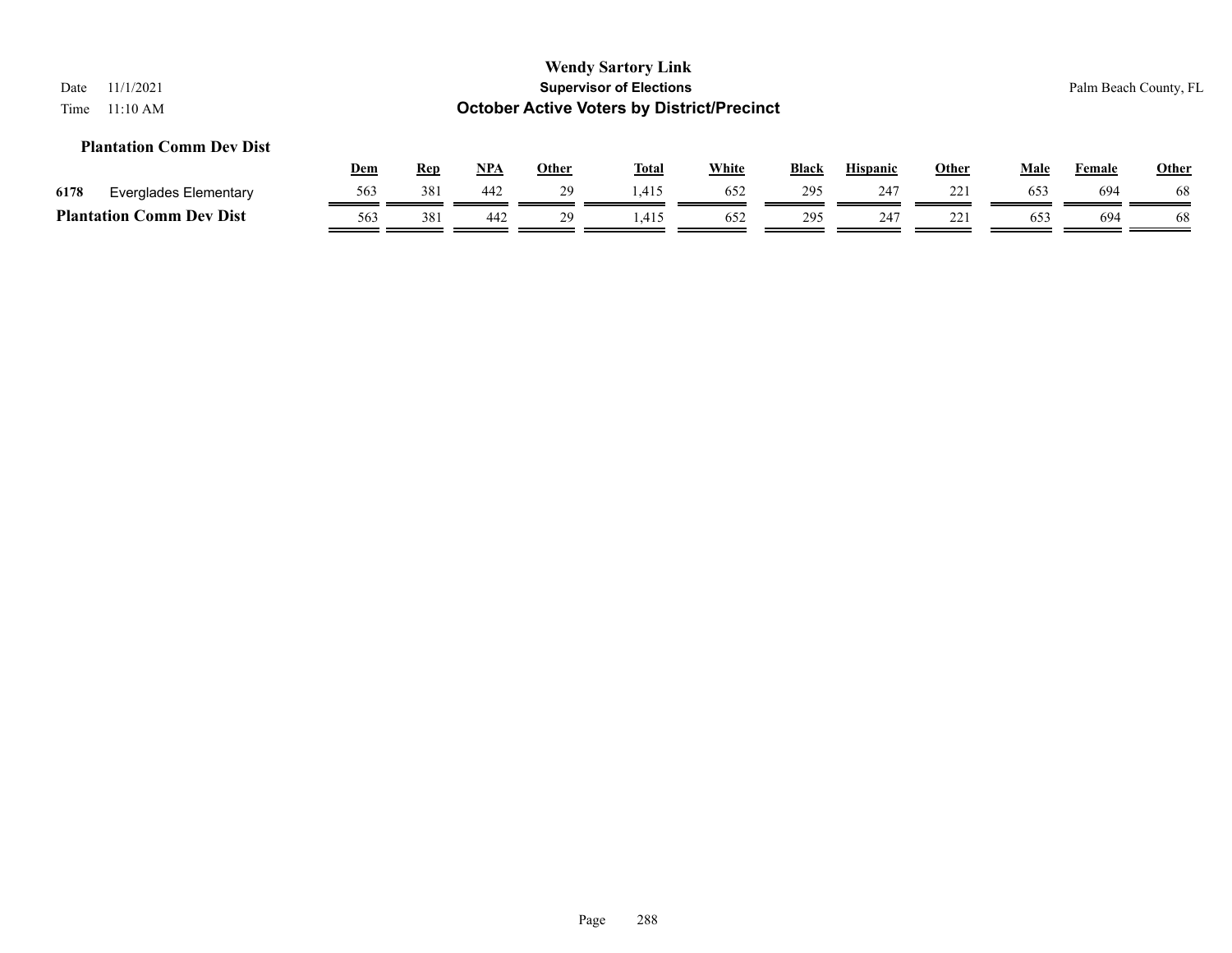# Wendy Sartory Link
## Supervisor of Elections
## October Active Voters by District/Precinct

Date 11/1/2021
Time 11:10 AM

Palm Beach County, FL

### Plantation Comm Dev Dist

| | | Dem | Rep | NPA | Other | Total | White | Black | Hispanic | Other | Male | Female | Other |
|---|---|---|---|---|---|---|---|---|---|---|---|---|---|
| 6178 | Everglades Elementary | 563 | 381 | 442 | 29 | 1,415 | 652 | 295 | 247 | 221 | 653 | 694 | 68 |
| **Plantation Comm Dev Dist** | | 563 | 381 | 442 | 29 | 1,415 | 652 | 295 | 247 | 221 | 653 | 694 | 68 |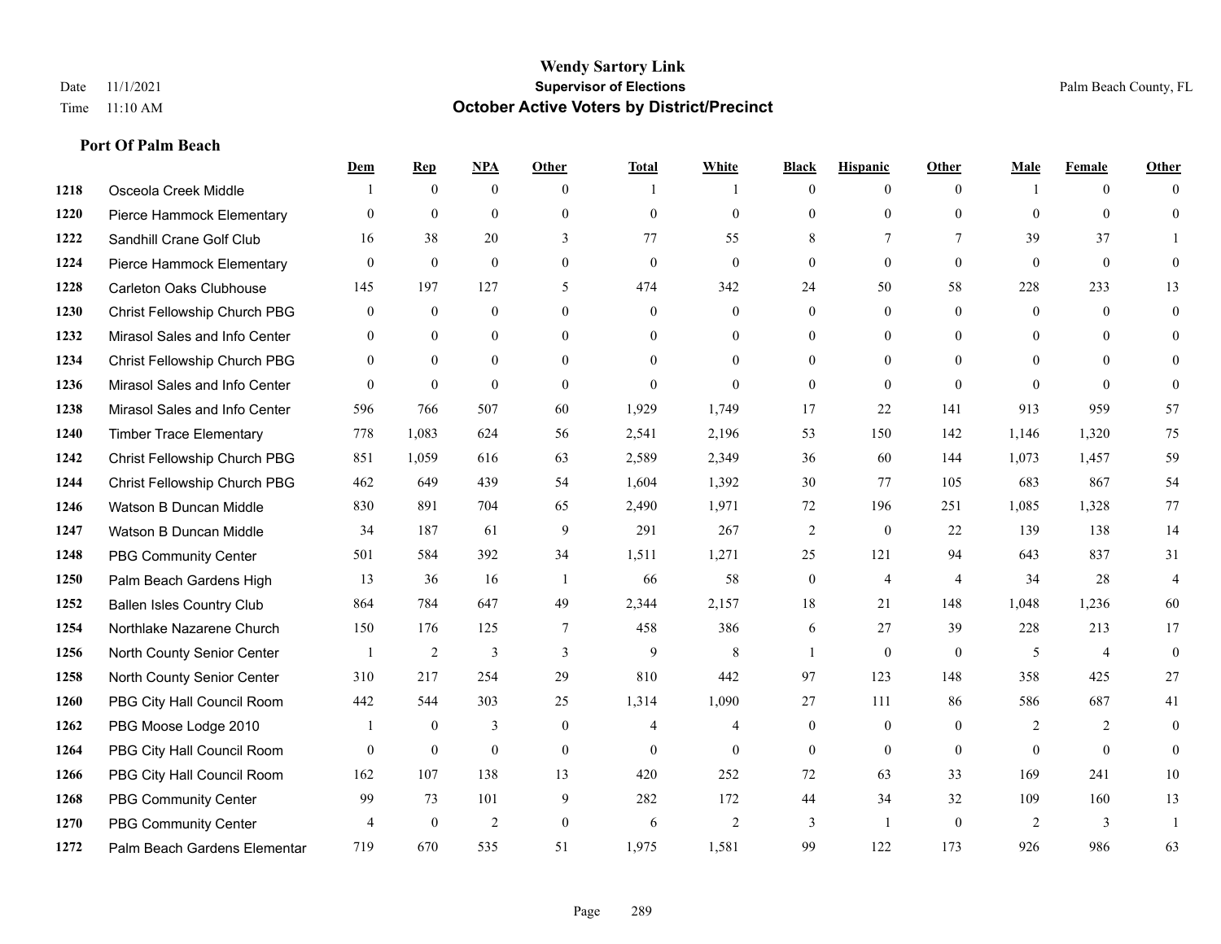# Wendy Sartory Link

**Supervisor of Elections**

**October Active Voters by District/Precinct**

Date 11/1/2021

Time 11:10 AM

Palm Beach County, FL

### Port Of Palm Beach

| | | Dem | Rep | NPA | Other | Total | White | Black | Hispanic | Other | Male | Female | Other |
|---|---|---|---|---|---|---|---|---|---|---|---|---|---|
| 1218 | Osceola Creek Middle | 1 | 0 | 0 | 0 | 1 | 1 | 0 | 0 | 0 | 1 | 0 | 0 |
| 1220 | Pierce Hammock Elementary | 0 | 0 | 0 | 0 | 0 | 0 | 0 | 0 | 0 | 0 | 0 | 0 |
| 1222 | Sandhill Crane Golf Club | 16 | 38 | 20 | 3 | 77 | 55 | 8 | 7 | 7 | 39 | 37 | 1 |
| 1224 | Pierce Hammock Elementary | 0 | 0 | 0 | 0 | 0 | 0 | 0 | 0 | 0 | 0 | 0 | 0 |
| 1228 | Carleton Oaks Clubhouse | 145 | 197 | 127 | 5 | 474 | 342 | 24 | 50 | 58 | 228 | 233 | 13 |
| 1230 | Christ Fellowship Church PBG | 0 | 0 | 0 | 0 | 0 | 0 | 0 | 0 | 0 | 0 | 0 | 0 |
| 1232 | Mirasol Sales and Info Center | 0 | 0 | 0 | 0 | 0 | 0 | 0 | 0 | 0 | 0 | 0 | 0 |
| 1234 | Christ Fellowship Church PBG | 0 | 0 | 0 | 0 | 0 | 0 | 0 | 0 | 0 | 0 | 0 | 0 |
| 1236 | Mirasol Sales and Info Center | 0 | 0 | 0 | 0 | 0 | 0 | 0 | 0 | 0 | 0 | 0 | 0 |
| 1238 | Mirasol Sales and Info Center | 596 | 766 | 507 | 60 | 1,929 | 1,749 | 17 | 22 | 141 | 913 | 959 | 57 |
| 1240 | Timber Trace Elementary | 778 | 1,083 | 624 | 56 | 2,541 | 2,196 | 53 | 150 | 142 | 1,146 | 1,320 | 75 |
| 1242 | Christ Fellowship Church PBG | 851 | 1,059 | 616 | 63 | 2,589 | 2,349 | 36 | 60 | 144 | 1,073 | 1,457 | 59 |
| 1244 | Christ Fellowship Church PBG | 462 | 649 | 439 | 54 | 1,604 | 1,392 | 30 | 77 | 105 | 683 | 867 | 54 |
| 1246 | Watson B Duncan Middle | 830 | 891 | 704 | 65 | 2,490 | 1,971 | 72 | 196 | 251 | 1,085 | 1,328 | 77 |
| 1247 | Watson B Duncan Middle | 34 | 187 | 61 | 9 | 291 | 267 | 2 | 0 | 22 | 139 | 138 | 14 |
| 1248 | PBG Community Center | 501 | 584 | 392 | 34 | 1,511 | 1,271 | 25 | 121 | 94 | 643 | 837 | 31 |
| 1250 | Palm Beach Gardens High | 13 | 36 | 16 | 1 | 66 | 58 | 0 | 4 | 4 | 34 | 28 | 4 |
| 1252 | Ballen Isles Country Club | 864 | 784 | 647 | 49 | 2,344 | 2,157 | 18 | 21 | 148 | 1,048 | 1,236 | 60 |
| 1254 | Northlake Nazarene Church | 150 | 176 | 125 | 7 | 458 | 386 | 6 | 27 | 39 | 228 | 213 | 17 |
| 1256 | North County Senior Center | 1 | 2 | 3 | 3 | 9 | 8 | 1 | 0 | 0 | 5 | 4 | 0 |
| 1258 | North County Senior Center | 310 | 217 | 254 | 29 | 810 | 442 | 97 | 123 | 148 | 358 | 425 | 27 |
| 1260 | PBG City Hall Council Room | 442 | 544 | 303 | 25 | 1,314 | 1,090 | 27 | 111 | 86 | 586 | 687 | 41 |
| 1262 | PBG Moose Lodge 2010 | 1 | 0 | 3 | 0 | 4 | 4 | 0 | 0 | 0 | 2 | 2 | 0 |
| 1264 | PBG City Hall Council Room | 0 | 0 | 0 | 0 | 0 | 0 | 0 | 0 | 0 | 0 | 0 | 0 |
| 1266 | PBG City Hall Council Room | 162 | 107 | 138 | 13 | 420 | 252 | 72 | 63 | 33 | 169 | 241 | 10 |
| 1268 | PBG Community Center | 99 | 73 | 101 | 9 | 282 | 172 | 44 | 34 | 32 | 109 | 160 | 13 |
| 1270 | PBG Community Center | 4 | 0 | 2 | 0 | 6 | 2 | 3 | 1 | 0 | 2 | 3 | 1 |
| 1272 | Palm Beach Gardens Elementar | 719 | 670 | 535 | 51 | 1,975 | 1,581 | 99 | 122 | 173 | 926 | 986 | 63 |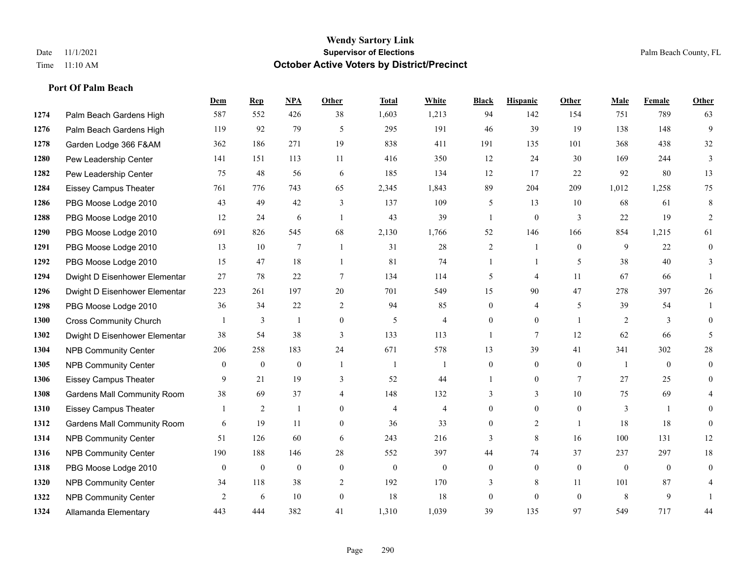# Wendy Sartory Link
## Supervisor of Elections
## October Active Voters by District/Precinct

Date 11/1/2021
Time 11:10 AM

Palm Beach County, FL

### Port Of Palm Beach

| | | Dem | Rep | NPA | Other | Total | White | Black | Hispanic | Other | Male | Female | Other |
|---|---|---|---|---|---|---|---|---|---|---|---|---|---|
| 1274 | Palm Beach Gardens High | 587 | 552 | 426 | 38 | 1,603 | 1,213 | 94 | 142 | 154 | 751 | 789 | 63 |
| 1276 | Palm Beach Gardens High | 119 | 92 | 79 | 5 | 295 | 191 | 46 | 39 | 19 | 138 | 148 | 9 |
| 1278 | Garden Lodge 366 F&AM | 362 | 186 | 271 | 19 | 838 | 411 | 191 | 135 | 101 | 368 | 438 | 32 |
| 1280 | Pew Leadership Center | 141 | 151 | 113 | 11 | 416 | 350 | 12 | 24 | 30 | 169 | 244 | 3 |
| 1282 | Pew Leadership Center | 75 | 48 | 56 | 6 | 185 | 134 | 12 | 17 | 22 | 92 | 80 | 13 |
| 1284 | Eissey Campus Theater | 761 | 776 | 743 | 65 | 2,345 | 1,843 | 89 | 204 | 209 | 1,012 | 1,258 | 75 |
| 1286 | PBG Moose Lodge 2010 | 43 | 49 | 42 | 3 | 137 | 109 | 5 | 13 | 10 | 68 | 61 | 8 |
| 1288 | PBG Moose Lodge 2010 | 12 | 24 | 6 | 1 | 43 | 39 | 1 | 0 | 3 | 22 | 19 | 2 |
| 1290 | PBG Moose Lodge 2010 | 691 | 826 | 545 | 68 | 2,130 | 1,766 | 52 | 146 | 166 | 854 | 1,215 | 61 |
| 1291 | PBG Moose Lodge 2010 | 13 | 10 | 7 | 1 | 31 | 28 | 2 | 1 | 0 | 9 | 22 | 0 |
| 1292 | PBG Moose Lodge 2010 | 15 | 47 | 18 | 1 | 81 | 74 | 1 | 1 | 5 | 38 | 40 | 3 |
| 1294 | Dwight D Eisenhower Elementar | 27 | 78 | 22 | 7 | 134 | 114 | 5 | 4 | 11 | 67 | 66 | 1 |
| 1296 | Dwight D Eisenhower Elementar | 223 | 261 | 197 | 20 | 701 | 549 | 15 | 90 | 47 | 278 | 397 | 26 |
| 1298 | PBG Moose Lodge 2010 | 36 | 34 | 22 | 2 | 94 | 85 | 0 | 4 | 5 | 39 | 54 | 1 |
| 1300 | Cross Community Church | 1 | 3 | 1 | 0 | 5 | 4 | 0 | 0 | 1 | 2 | 3 | 0 |
| 1302 | Dwight D Eisenhower Elementar | 38 | 54 | 38 | 3 | 133 | 113 | 1 | 7 | 12 | 62 | 66 | 5 |
| 1304 | NPB Community Center | 206 | 258 | 183 | 24 | 671 | 578 | 13 | 39 | 41 | 341 | 302 | 28 |
| 1305 | NPB Community Center | 0 | 0 | 0 | 1 | 1 | 1 | 0 | 0 | 0 | 1 | 0 | 0 |
| 1306 | Eissey Campus Theater | 9 | 21 | 19 | 3 | 52 | 44 | 1 | 0 | 7 | 27 | 25 | 0 |
| 1308 | Gardens Mall Community Room | 38 | 69 | 37 | 4 | 148 | 132 | 3 | 3 | 10 | 75 | 69 | 4 |
| 1310 | Eissey Campus Theater | 1 | 2 | 1 | 0 | 4 | 4 | 0 | 0 | 0 | 3 | 1 | 0 |
| 1312 | Gardens Mall Community Room | 6 | 19 | 11 | 0 | 36 | 33 | 0 | 2 | 1 | 18 | 18 | 0 |
| 1314 | NPB Community Center | 51 | 126 | 60 | 6 | 243 | 216 | 3 | 8 | 16 | 100 | 131 | 12 |
| 1316 | NPB Community Center | 190 | 188 | 146 | 28 | 552 | 397 | 44 | 74 | 37 | 237 | 297 | 18 |
| 1318 | PBG Moose Lodge 2010 | 0 | 0 | 0 | 0 | 0 | 0 | 0 | 0 | 0 | 0 | 0 | 0 |
| 1320 | NPB Community Center | 34 | 118 | 38 | 2 | 192 | 170 | 3 | 8 | 11 | 101 | 87 | 4 |
| 1322 | NPB Community Center | 2 | 6 | 10 | 0 | 18 | 18 | 0 | 0 | 0 | 8 | 9 | 1 |
| 1324 | Allamanda Elementary | 443 | 444 | 382 | 41 | 1,310 | 1,039 | 39 | 135 | 97 | 549 | 717 | 44 |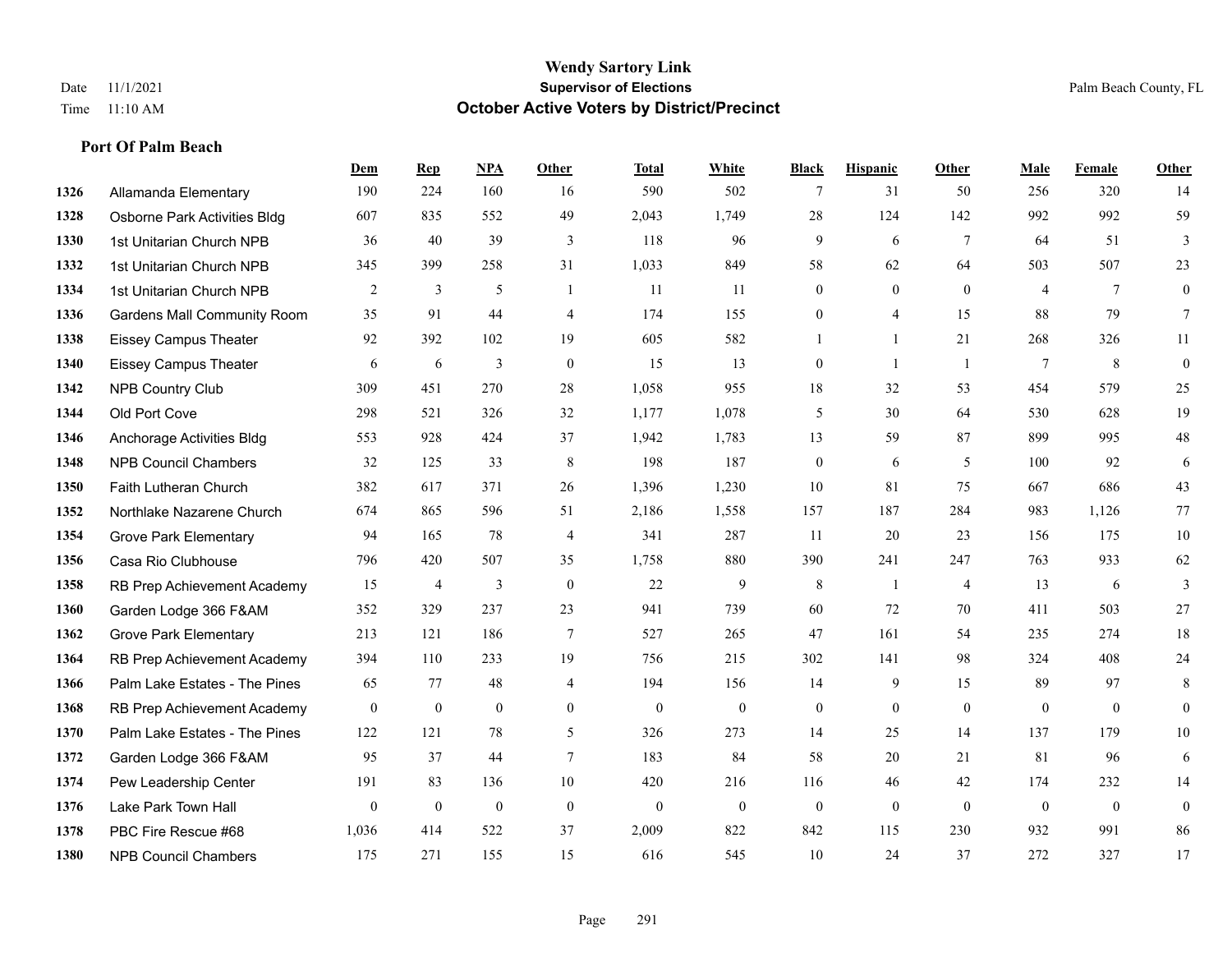# Wendy Sartory Link
## Supervisor of Elections
## October Active Voters by District/Precinct

Date 11/1/2021
Time 11:10 AM

Palm Beach County, FL

### Port Of Palm Beach

| | | Dem | Rep | NPA | Other | Total | White | Black | Hispanic | Other | Male | Female | Other |
|---|---|---|---|---|---|---|---|---|---|---|---|---|---|
| 1326 | Allamanda Elementary | 190 | 224 | 160 | 16 | 590 | 502 | 7 | 31 | 50 | 256 | 320 | 14 |
| 1328 | Osborne Park Activities Bldg | 607 | 835 | 552 | 49 | 2,043 | 1,749 | 28 | 124 | 142 | 992 | 992 | 59 |
| 1330 | 1st Unitarian Church NPB | 36 | 40 | 39 | 3 | 118 | 96 | 9 | 6 | 7 | 64 | 51 | 3 |
| 1332 | 1st Unitarian Church NPB | 345 | 399 | 258 | 31 | 1,033 | 849 | 58 | 62 | 64 | 503 | 507 | 23 |
| 1334 | 1st Unitarian Church NPB | 2 | 3 | 5 | 1 | 11 | 11 | 0 | 0 | 0 | 4 | 7 | 0 |
| 1336 | Gardens Mall Community Room | 35 | 91 | 44 | 4 | 174 | 155 | 0 | 4 | 15 | 88 | 79 | 7 |
| 1338 | Eissey Campus Theater | 92 | 392 | 102 | 19 | 605 | 582 | 1 | 1 | 21 | 268 | 326 | 11 |
| 1340 | Eissey Campus Theater | 6 | 6 | 3 | 0 | 15 | 13 | 0 | 1 | 1 | 7 | 8 | 0 |
| 1342 | NPB Country Club | 309 | 451 | 270 | 28 | 1,058 | 955 | 18 | 32 | 53 | 454 | 579 | 25 |
| 1344 | Old Port Cove | 298 | 521 | 326 | 32 | 1,177 | 1,078 | 5 | 30 | 64 | 530 | 628 | 19 |
| 1346 | Anchorage Activities Bldg | 553 | 928 | 424 | 37 | 1,942 | 1,783 | 13 | 59 | 87 | 899 | 995 | 48 |
| 1348 | NPB Council Chambers | 32 | 125 | 33 | 8 | 198 | 187 | 0 | 6 | 5 | 100 | 92 | 6 |
| 1350 | Faith Lutheran Church | 382 | 617 | 371 | 26 | 1,396 | 1,230 | 10 | 81 | 75 | 667 | 686 | 43 |
| 1352 | Northlake Nazarene Church | 674 | 865 | 596 | 51 | 2,186 | 1,558 | 157 | 187 | 284 | 983 | 1,126 | 77 |
| 1354 | Grove Park Elementary | 94 | 165 | 78 | 4 | 341 | 287 | 11 | 20 | 23 | 156 | 175 | 10 |
| 1356 | Casa Rio Clubhouse | 796 | 420 | 507 | 35 | 1,758 | 880 | 390 | 241 | 247 | 763 | 933 | 62 |
| 1358 | RB Prep Achievement Academy | 15 | 4 | 3 | 0 | 22 | 9 | 8 | 1 | 4 | 13 | 6 | 3 |
| 1360 | Garden Lodge 366 F&AM | 352 | 329 | 237 | 23 | 941 | 739 | 60 | 72 | 70 | 411 | 503 | 27 |
| 1362 | Grove Park Elementary | 213 | 121 | 186 | 7 | 527 | 265 | 47 | 161 | 54 | 235 | 274 | 18 |
| 1364 | RB Prep Achievement Academy | 394 | 110 | 233 | 19 | 756 | 215 | 302 | 141 | 98 | 324 | 408 | 24 |
| 1366 | Palm Lake Estates - The Pines | 65 | 77 | 48 | 4 | 194 | 156 | 14 | 9 | 15 | 89 | 97 | 8 |
| 1368 | RB Prep Achievement Academy | 0 | 0 | 0 | 0 | 0 | 0 | 0 | 0 | 0 | 0 | 0 | 0 |
| 1370 | Palm Lake Estates - The Pines | 122 | 121 | 78 | 5 | 326 | 273 | 14 | 25 | 14 | 137 | 179 | 10 |
| 1372 | Garden Lodge 366 F&AM | 95 | 37 | 44 | 7 | 183 | 84 | 58 | 20 | 21 | 81 | 96 | 6 |
| 1374 | Pew Leadership Center | 191 | 83 | 136 | 10 | 420 | 216 | 116 | 46 | 42 | 174 | 232 | 14 |
| 1376 | Lake Park Town Hall | 0 | 0 | 0 | 0 | 0 | 0 | 0 | 0 | 0 | 0 | 0 | 0 |
| 1378 | PBC Fire Rescue #68 | 1,036 | 414 | 522 | 37 | 2,009 | 822 | 842 | 115 | 230 | 932 | 991 | 86 |
| 1380 | NPB Council Chambers | 175 | 271 | 155 | 15 | 616 | 545 | 10 | 24 | 37 | 272 | 327 | 17 |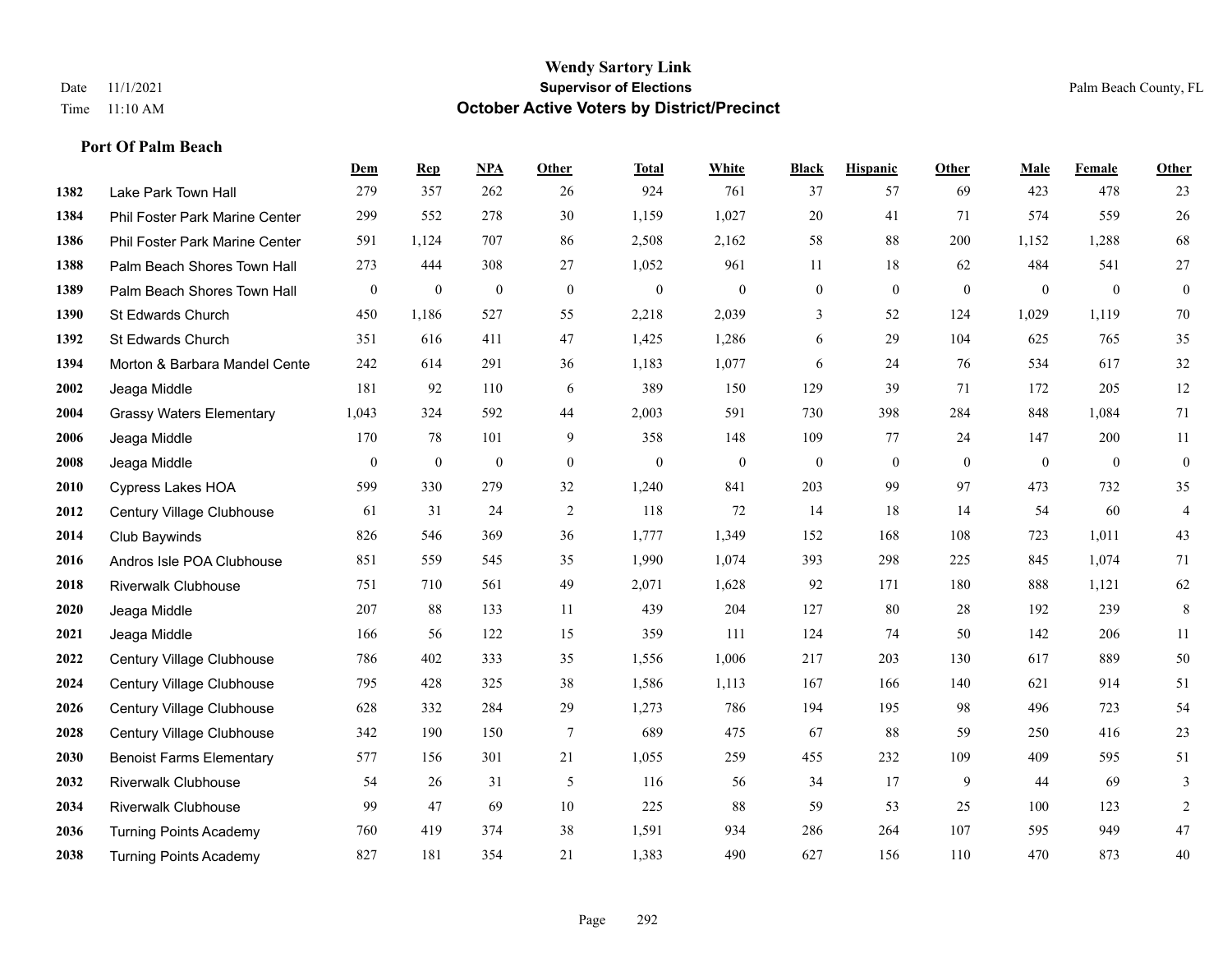# Wendy Sartory Link

**Supervisor of Elections**

**October Active Voters by District/Precinct**

Date 11/1/2021

Time 11:10 AM

Palm Beach County, FL

### Port Of Palm Beach

| | | Dem | Rep | NPA | Other | Total | White | Black | Hispanic | Other | Male | Female | Other |
|---|---|---|---|---|---|---|---|---|---|---|---|---|---|
| 1382 | Lake Park Town Hall | 279 | 357 | 262 | 26 | 924 | 761 | 37 | 57 | 69 | 423 | 478 | 23 |
| 1384 | Phil Foster Park Marine Center | 299 | 552 | 278 | 30 | 1,159 | 1,027 | 20 | 41 | 71 | 574 | 559 | 26 |
| 1386 | Phil Foster Park Marine Center | 591 | 1,124 | 707 | 86 | 2,508 | 2,162 | 58 | 88 | 200 | 1,152 | 1,288 | 68 |
| 1388 | Palm Beach Shores Town Hall | 273 | 444 | 308 | 27 | 1,052 | 961 | 11 | 18 | 62 | 484 | 541 | 27 |
| 1389 | Palm Beach Shores Town Hall | 0 | 0 | 0 | 0 | 0 | 0 | 0 | 0 | 0 | 0 | 0 | 0 |
| 1390 | St Edwards Church | 450 | 1,186 | 527 | 55 | 2,218 | 2,039 | 3 | 52 | 124 | 1,029 | 1,119 | 70 |
| 1392 | St Edwards Church | 351 | 616 | 411 | 47 | 1,425 | 1,286 | 6 | 29 | 104 | 625 | 765 | 35 |
| 1394 | Morton & Barbara Mandel Cente | 242 | 614 | 291 | 36 | 1,183 | 1,077 | 6 | 24 | 76 | 534 | 617 | 32 |
| 2002 | Jeaga Middle | 181 | 92 | 110 | 6 | 389 | 150 | 129 | 39 | 71 | 172 | 205 | 12 |
| 2004 | Grassy Waters Elementary | 1,043 | 324 | 592 | 44 | 2,003 | 591 | 730 | 398 | 284 | 848 | 1,084 | 71 |
| 2006 | Jeaga Middle | 170 | 78 | 101 | 9 | 358 | 148 | 109 | 77 | 24 | 147 | 200 | 11 |
| 2008 | Jeaga Middle | 0 | 0 | 0 | 0 | 0 | 0 | 0 | 0 | 0 | 0 | 0 | 0 |
| 2010 | Cypress Lakes HOA | 599 | 330 | 279 | 32 | 1,240 | 841 | 203 | 99 | 97 | 473 | 732 | 35 |
| 2012 | Century Village Clubhouse | 61 | 31 | 24 | 2 | 118 | 72 | 14 | 18 | 14 | 54 | 60 | 4 |
| 2014 | Club Baywinds | 826 | 546 | 369 | 36 | 1,777 | 1,349 | 152 | 168 | 108 | 723 | 1,011 | 43 |
| 2016 | Andros Isle POA Clubhouse | 851 | 559 | 545 | 35 | 1,990 | 1,074 | 393 | 298 | 225 | 845 | 1,074 | 71 |
| 2018 | Riverwalk Clubhouse | 751 | 710 | 561 | 49 | 2,071 | 1,628 | 92 | 171 | 180 | 888 | 1,121 | 62 |
| 2020 | Jeaga Middle | 207 | 88 | 133 | 11 | 439 | 204 | 127 | 80 | 28 | 192 | 239 | 8 |
| 2021 | Jeaga Middle | 166 | 56 | 122 | 15 | 359 | 111 | 124 | 74 | 50 | 142 | 206 | 11 |
| 2022 | Century Village Clubhouse | 786 | 402 | 333 | 35 | 1,556 | 1,006 | 217 | 203 | 130 | 617 | 889 | 50 |
| 2024 | Century Village Clubhouse | 795 | 428 | 325 | 38 | 1,586 | 1,113 | 167 | 166 | 140 | 621 | 914 | 51 |
| 2026 | Century Village Clubhouse | 628 | 332 | 284 | 29 | 1,273 | 786 | 194 | 195 | 98 | 496 | 723 | 54 |
| 2028 | Century Village Clubhouse | 342 | 190 | 150 | 7 | 689 | 475 | 67 | 88 | 59 | 250 | 416 | 23 |
| 2030 | Benoist Farms Elementary | 577 | 156 | 301 | 21 | 1,055 | 259 | 455 | 232 | 109 | 409 | 595 | 51 |
| 2032 | Riverwalk Clubhouse | 54 | 26 | 31 | 5 | 116 | 56 | 34 | 17 | 9 | 44 | 69 | 3 |
| 2034 | Riverwalk Clubhouse | 99 | 47 | 69 | 10 | 225 | 88 | 59 | 53 | 25 | 100 | 123 | 2 |
| 2036 | Turning Points Academy | 760 | 419 | 374 | 38 | 1,591 | 934 | 286 | 264 | 107 | 595 | 949 | 47 |
| 2038 | Turning Points Academy | 827 | 181 | 354 | 21 | 1,383 | 490 | 627 | 156 | 110 | 470 | 873 | 40 |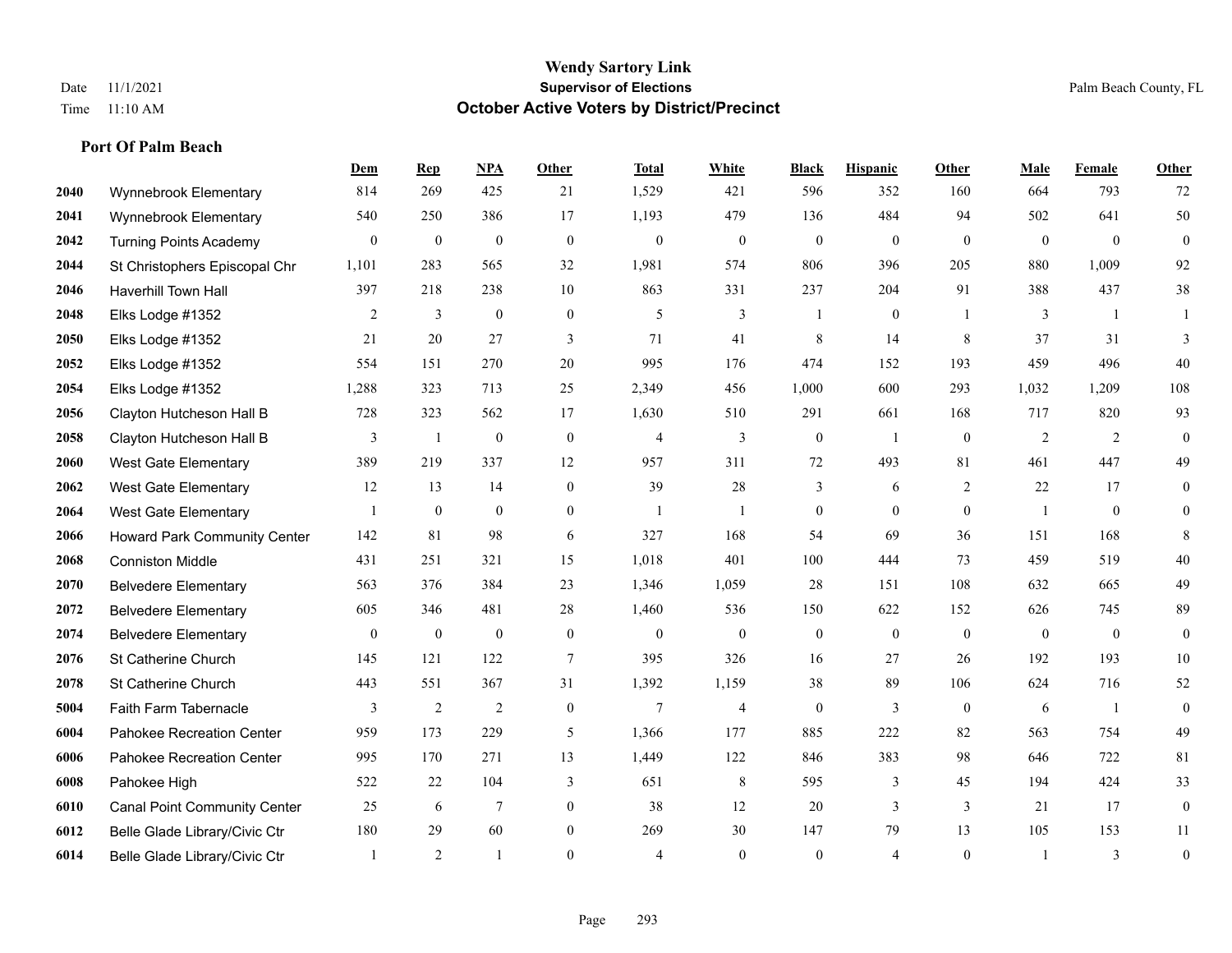**Wendy Sartory Link**
**Supervisor of Elections**
**October Active Voters by District/Precinct**

Date 11/1/2021
Time 11:10 AM

Palm Beach County, FL

### Port Of Palm Beach

| | | Dem | Rep | NPA | Other | Total | White | Black | Hispanic | Other | Male | Female | Other |
|---|---|---|---|---|---|---|---|---|---|---|---|---|---|
| 2040 | Wynnebrook Elementary | 814 | 269 | 425 | 21 | 1,529 | 421 | 596 | 352 | 160 | 664 | 793 | 72 |
| 2041 | Wynnebrook Elementary | 540 | 250 | 386 | 17 | 1,193 | 479 | 136 | 484 | 94 | 502 | 641 | 50 |
| 2042 | Turning Points Academy | 0 | 0 | 0 | 0 | 0 | 0 | 0 | 0 | 0 | 0 | 0 | 0 |
| 2044 | St Christophers Episcopal Chr | 1,101 | 283 | 565 | 32 | 1,981 | 574 | 806 | 396 | 205 | 880 | 1,009 | 92 |
| 2046 | Haverhill Town Hall | 397 | 218 | 238 | 10 | 863 | 331 | 237 | 204 | 91 | 388 | 437 | 38 |
| 2048 | Elks Lodge #1352 | 2 | 3 | 0 | 0 | 5 | 3 | 1 | 0 | 1 | 3 | 1 | 1 |
| 2050 | Elks Lodge #1352 | 21 | 20 | 27 | 3 | 71 | 41 | 8 | 14 | 8 | 37 | 31 | 3 |
| 2052 | Elks Lodge #1352 | 554 | 151 | 270 | 20 | 995 | 176 | 474 | 152 | 193 | 459 | 496 | 40 |
| 2054 | Elks Lodge #1352 | 1,288 | 323 | 713 | 25 | 2,349 | 456 | 1,000 | 600 | 293 | 1,032 | 1,209 | 108 |
| 2056 | Clayton Hutcheson Hall B | 728 | 323 | 562 | 17 | 1,630 | 510 | 291 | 661 | 168 | 717 | 820 | 93 |
| 2058 | Clayton Hutcheson Hall B | 3 | 1 | 0 | 0 | 4 | 3 | 0 | 1 | 0 | 2 | 2 | 0 |
| 2060 | West Gate Elementary | 389 | 219 | 337 | 12 | 957 | 311 | 72 | 493 | 81 | 461 | 447 | 49 |
| 2062 | West Gate Elementary | 12 | 13 | 14 | 0 | 39 | 28 | 3 | 6 | 2 | 22 | 17 | 0 |
| 2064 | West Gate Elementary | 1 | 0 | 0 | 0 | 1 | 1 | 0 | 0 | 0 | 1 | 0 | 0 |
| 2066 | Howard Park Community Center | 142 | 81 | 98 | 6 | 327 | 168 | 54 | 69 | 36 | 151 | 168 | 8 |
| 2068 | Conniston Middle | 431 | 251 | 321 | 15 | 1,018 | 401 | 100 | 444 | 73 | 459 | 519 | 40 |
| 2070 | Belvedere Elementary | 563 | 376 | 384 | 23 | 1,346 | 1,059 | 28 | 151 | 108 | 632 | 665 | 49 |
| 2072 | Belvedere Elementary | 605 | 346 | 481 | 28 | 1,460 | 536 | 150 | 622 | 152 | 626 | 745 | 89 |
| 2074 | Belvedere Elementary | 0 | 0 | 0 | 0 | 0 | 0 | 0 | 0 | 0 | 0 | 0 | 0 |
| 2076 | St Catherine Church | 145 | 121 | 122 | 7 | 395 | 326 | 16 | 27 | 26 | 192 | 193 | 10 |
| 2078 | St Catherine Church | 443 | 551 | 367 | 31 | 1,392 | 1,159 | 38 | 89 | 106 | 624 | 716 | 52 |
| 5004 | Faith Farm Tabernacle | 3 | 2 | 2 | 0 | 7 | 4 | 0 | 3 | 0 | 6 | 1 | 0 |
| 6004 | Pahokee Recreation Center | 959 | 173 | 229 | 5 | 1,366 | 177 | 885 | 222 | 82 | 563 | 754 | 49 |
| 6006 | Pahokee Recreation Center | 995 | 170 | 271 | 13 | 1,449 | 122 | 846 | 383 | 98 | 646 | 722 | 81 |
| 6008 | Pahokee High | 522 | 22 | 104 | 3 | 651 | 8 | 595 | 3 | 45 | 194 | 424 | 33 |
| 6010 | Canal Point Community Center | 25 | 6 | 7 | 0 | 38 | 12 | 20 | 3 | 3 | 21 | 17 | 0 |
| 6012 | Belle Glade Library/Civic Ctr | 180 | 29 | 60 | 0 | 269 | 30 | 147 | 79 | 13 | 105 | 153 | 11 |
| 6014 | Belle Glade Library/Civic Ctr | 1 | 2 | 1 | 0 | 4 | 0 | 0 | 4 | 0 | 1 | 3 | 0 |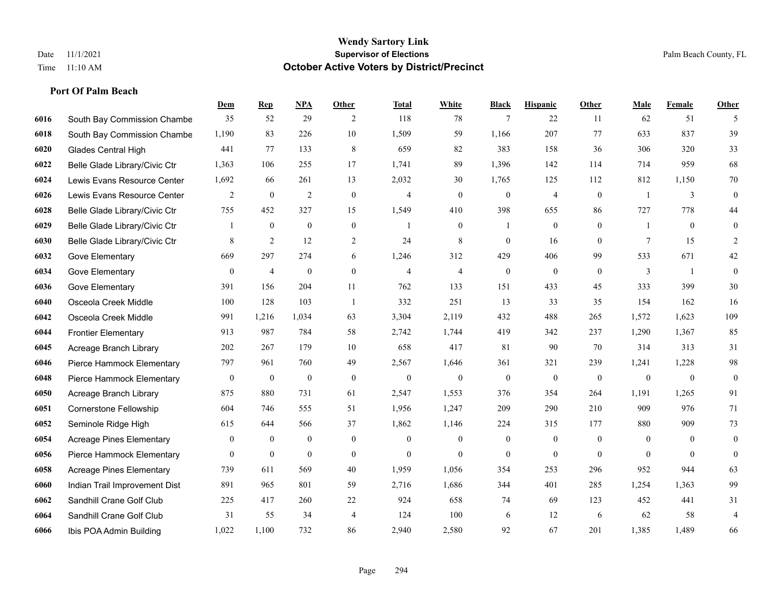# Wendy Sartory Link
## Supervisor of Elections
## October Active Voters by District/Precinct

Date 11/1/2021
Time 11:10 AM

Palm Beach County, FL

### Port Of Palm Beach

| | | Dem | Rep | NPA | Other | Total | White | Black | Hispanic | Other | Male | Female | Other |
|---|---|---|---|---|---|---|---|---|---|---|---|---|---|
| 6016 | South Bay Commission Chambe | 35 | 52 | 29 | 2 | 118 | 78 | 7 | 22 | 11 | 62 | 51 | 5 |
| 6018 | South Bay Commission Chambe | 1,190 | 83 | 226 | 10 | 1,509 | 59 | 1,166 | 207 | 77 | 633 | 837 | 39 |
| 6020 | Glades Central High | 441 | 77 | 133 | 8 | 659 | 82 | 383 | 158 | 36 | 306 | 320 | 33 |
| 6022 | Belle Glade Library/Civic Ctr | 1,363 | 106 | 255 | 17 | 1,741 | 89 | 1,396 | 142 | 114 | 714 | 959 | 68 |
| 6024 | Lewis Evans Resource Center | 1,692 | 66 | 261 | 13 | 2,032 | 30 | 1,765 | 125 | 112 | 812 | 1,150 | 70 |
| 6026 | Lewis Evans Resource Center | 2 | 0 | 2 | 0 | 4 | 0 | 0 | 4 | 0 | 1 | 3 | 0 |
| 6028 | Belle Glade Library/Civic Ctr | 755 | 452 | 327 | 15 | 1,549 | 410 | 398 | 655 | 86 | 727 | 778 | 44 |
| 6029 | Belle Glade Library/Civic Ctr | 1 | 0 | 0 | 0 | 1 | 0 | 1 | 0 | 0 | 1 | 0 | 0 |
| 6030 | Belle Glade Library/Civic Ctr | 8 | 2 | 12 | 2 | 24 | 8 | 0 | 16 | 0 | 7 | 15 | 2 |
| 6032 | Gove Elementary | 669 | 297 | 274 | 6 | 1,246 | 312 | 429 | 406 | 99 | 533 | 671 | 42 |
| 6034 | Gove Elementary | 0 | 4 | 0 | 0 | 4 | 4 | 0 | 0 | 0 | 3 | 1 | 0 |
| 6036 | Gove Elementary | 391 | 156 | 204 | 11 | 762 | 133 | 151 | 433 | 45 | 333 | 399 | 30 |
| 6040 | Osceola Creek Middle | 100 | 128 | 103 | 1 | 332 | 251 | 13 | 33 | 35 | 154 | 162 | 16 |
| 6042 | Osceola Creek Middle | 991 | 1,216 | 1,034 | 63 | 3,304 | 2,119 | 432 | 488 | 265 | 1,572 | 1,623 | 109 |
| 6044 | Frontier Elementary | 913 | 987 | 784 | 58 | 2,742 | 1,744 | 419 | 342 | 237 | 1,290 | 1,367 | 85 |
| 6045 | Acreage Branch Library | 202 | 267 | 179 | 10 | 658 | 417 | 81 | 90 | 70 | 314 | 313 | 31 |
| 6046 | Pierce Hammock Elementary | 797 | 961 | 760 | 49 | 2,567 | 1,646 | 361 | 321 | 239 | 1,241 | 1,228 | 98 |
| 6048 | Pierce Hammock Elementary | 0 | 0 | 0 | 0 | 0 | 0 | 0 | 0 | 0 | 0 | 0 | 0 |
| 6050 | Acreage Branch Library | 875 | 880 | 731 | 61 | 2,547 | 1,553 | 376 | 354 | 264 | 1,191 | 1,265 | 91 |
| 6051 | Cornerstone Fellowship | 604 | 746 | 555 | 51 | 1,956 | 1,247 | 209 | 290 | 210 | 909 | 976 | 71 |
| 6052 | Seminole Ridge High | 615 | 644 | 566 | 37 | 1,862 | 1,146 | 224 | 315 | 177 | 880 | 909 | 73 |
| 6054 | Acreage Pines Elementary | 0 | 0 | 0 | 0 | 0 | 0 | 0 | 0 | 0 | 0 | 0 | 0 |
| 6056 | Pierce Hammock Elementary | 0 | 0 | 0 | 0 | 0 | 0 | 0 | 0 | 0 | 0 | 0 | 0 |
| 6058 | Acreage Pines Elementary | 739 | 611 | 569 | 40 | 1,959 | 1,056 | 354 | 253 | 296 | 952 | 944 | 63 |
| 6060 | Indian Trail Improvement Dist | 891 | 965 | 801 | 59 | 2,716 | 1,686 | 344 | 401 | 285 | 1,254 | 1,363 | 99 |
| 6062 | Sandhill Crane Golf Club | 225 | 417 | 260 | 22 | 924 | 658 | 74 | 69 | 123 | 452 | 441 | 31 |
| 6064 | Sandhill Crane Golf Club | 31 | 55 | 34 | 4 | 124 | 100 | 6 | 12 | 6 | 62 | 58 | 4 |
| 6066 | Ibis POA Admin Building | 1,022 | 1,100 | 732 | 86 | 2,940 | 2,580 | 92 | 67 | 201 | 1,385 | 1,489 | 66 |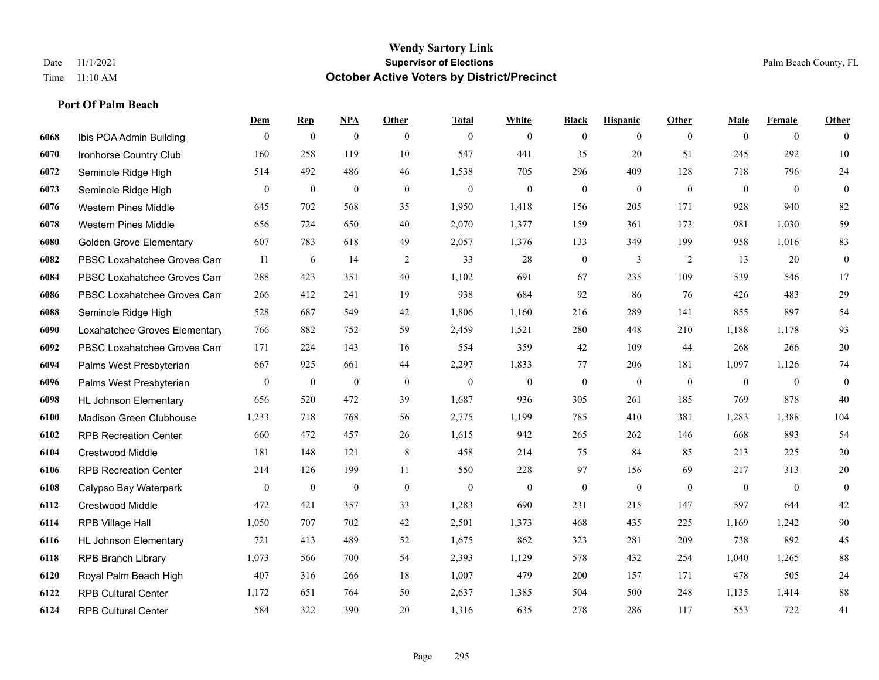**Wendy Sartory Link**
**Supervisor of Elections**
**October Active Voters by District/Precinct**

Date 11/1/2021
Time 11:10 AM

Palm Beach County, FL

### Port Of Palm Beach

| | | Dem | Rep | NPA | Other | Total | White | Black | Hispanic | Other | Male | Female | Other |
|---|---|---|---|---|---|---|---|---|---|---|---|---|---|
| 6068 | Ibis POA Admin Building | 0 | 0 | 0 | 0 | 0 | 0 | 0 | 0 | 0 | 0 | 0 | 0 |
| 6070 | Ironhorse Country Club | 160 | 258 | 119 | 10 | 547 | 441 | 35 | 20 | 51 | 245 | 292 | 10 |
| 6072 | Seminole Ridge High | 514 | 492 | 486 | 46 | 1,538 | 705 | 296 | 409 | 128 | 718 | 796 | 24 |
| 6073 | Seminole Ridge High | 0 | 0 | 0 | 0 | 0 | 0 | 0 | 0 | 0 | 0 | 0 | 0 |
| 6076 | Western Pines Middle | 645 | 702 | 568 | 35 | 1,950 | 1,418 | 156 | 205 | 171 | 928 | 940 | 82 |
| 6078 | Western Pines Middle | 656 | 724 | 650 | 40 | 2,070 | 1,377 | 159 | 361 | 173 | 981 | 1,030 | 59 |
| 6080 | Golden Grove Elementary | 607 | 783 | 618 | 49 | 2,057 | 1,376 | 133 | 349 | 199 | 958 | 1,016 | 83 |
| 6082 | PBSC Loxahatchee Groves Cam | 11 | 6 | 14 | 2 | 33 | 28 | 0 | 3 | 2 | 13 | 20 | 0 |
| 6084 | PBSC Loxahatchee Groves Cam | 288 | 423 | 351 | 40 | 1,102 | 691 | 67 | 235 | 109 | 539 | 546 | 17 |
| 6086 | PBSC Loxahatchee Groves Cam | 266 | 412 | 241 | 19 | 938 | 684 | 92 | 86 | 76 | 426 | 483 | 29 |
| 6088 | Seminole Ridge High | 528 | 687 | 549 | 42 | 1,806 | 1,160 | 216 | 289 | 141 | 855 | 897 | 54 |
| 6090 | Loxahatchee Groves Elementary | 766 | 882 | 752 | 59 | 2,459 | 1,521 | 280 | 448 | 210 | 1,188 | 1,178 | 93 |
| 6092 | PBSC Loxahatchee Groves Cam | 171 | 224 | 143 | 16 | 554 | 359 | 42 | 109 | 44 | 268 | 266 | 20 |
| 6094 | Palms West Presbyterian | 667 | 925 | 661 | 44 | 2,297 | 1,833 | 77 | 206 | 181 | 1,097 | 1,126 | 74 |
| 6096 | Palms West Presbyterian | 0 | 0 | 0 | 0 | 0 | 0 | 0 | 0 | 0 | 0 | 0 | 0 |
| 6098 | HL Johnson Elementary | 656 | 520 | 472 | 39 | 1,687 | 936 | 305 | 261 | 185 | 769 | 878 | 40 |
| 6100 | Madison Green Clubhouse | 1,233 | 718 | 768 | 56 | 2,775 | 1,199 | 785 | 410 | 381 | 1,283 | 1,388 | 104 |
| 6102 | RPB Recreation Center | 660 | 472 | 457 | 26 | 1,615 | 942 | 265 | 262 | 146 | 668 | 893 | 54 |
| 6104 | Crestwood Middle | 181 | 148 | 121 | 8 | 458 | 214 | 75 | 84 | 85 | 213 | 225 | 20 |
| 6106 | RPB Recreation Center | 214 | 126 | 199 | 11 | 550 | 228 | 97 | 156 | 69 | 217 | 313 | 20 |
| 6108 | Calypso Bay Waterpark | 0 | 0 | 0 | 0 | 0 | 0 | 0 | 0 | 0 | 0 | 0 | 0 |
| 6112 | Crestwood Middle | 472 | 421 | 357 | 33 | 1,283 | 690 | 231 | 215 | 147 | 597 | 644 | 42 |
| 6114 | RPB Village Hall | 1,050 | 707 | 702 | 42 | 2,501 | 1,373 | 468 | 435 | 225 | 1,169 | 1,242 | 90 |
| 6116 | HL Johnson Elementary | 721 | 413 | 489 | 52 | 1,675 | 862 | 323 | 281 | 209 | 738 | 892 | 45 |
| 6118 | RPB Branch Library | 1,073 | 566 | 700 | 54 | 2,393 | 1,129 | 578 | 432 | 254 | 1,040 | 1,265 | 88 |
| 6120 | Royal Palm Beach High | 407 | 316 | 266 | 18 | 1,007 | 479 | 200 | 157 | 171 | 478 | 505 | 24 |
| 6122 | RPB Cultural Center | 1,172 | 651 | 764 | 50 | 2,637 | 1,385 | 504 | 500 | 248 | 1,135 | 1,414 | 88 |
| 6124 | RPB Cultural Center | 584 | 322 | 390 | 20 | 1,316 | 635 | 278 | 286 | 117 | 553 | 722 | 41 |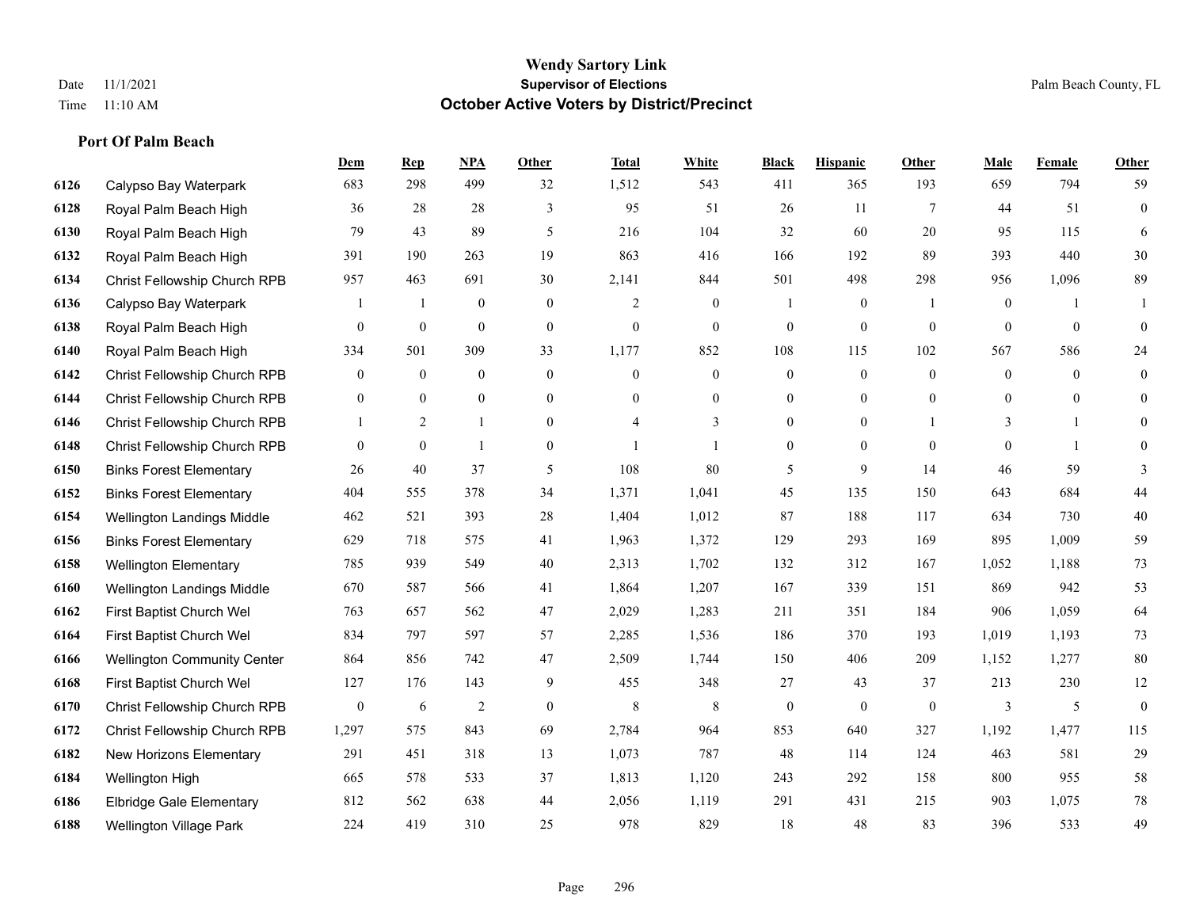# Wendy Sartory Link

**Supervisor of Elections**

**October Active Voters by District/Precinct**

Date 11/1/2021
Time 11:10 AM

Palm Beach County, FL

### Port Of Palm Beach

| | | Dem | Rep | NPA | Other | Total | White | Black | Hispanic | Other | Male | Female | Other |
|---|---|---|---|---|---|---|---|---|---|---|---|---|---|
| 6126 | Calypso Bay Waterpark | 683 | 298 | 499 | 32 | 1,512 | 543 | 411 | 365 | 193 | 659 | 794 | 59 |
| 6128 | Royal Palm Beach High | 36 | 28 | 28 | 3 | 95 | 51 | 26 | 11 | 7 | 44 | 51 | 0 |
| 6130 | Royal Palm Beach High | 79 | 43 | 89 | 5 | 216 | 104 | 32 | 60 | 20 | 95 | 115 | 6 |
| 6132 | Royal Palm Beach High | 391 | 190 | 263 | 19 | 863 | 416 | 166 | 192 | 89 | 393 | 440 | 30 |
| 6134 | Christ Fellowship Church RPB | 957 | 463 | 691 | 30 | 2,141 | 844 | 501 | 498 | 298 | 956 | 1,096 | 89 |
| 6136 | Calypso Bay Waterpark | 1 | 1 | 0 | 0 | 2 | 0 | 1 | 0 | 1 | 0 | 1 | 1 |
| 6138 | Royal Palm Beach High | 0 | 0 | 0 | 0 | 0 | 0 | 0 | 0 | 0 | 0 | 0 | 0 |
| 6140 | Royal Palm Beach High | 334 | 501 | 309 | 33 | 1,177 | 852 | 108 | 115 | 102 | 567 | 586 | 24 |
| 6142 | Christ Fellowship Church RPB | 0 | 0 | 0 | 0 | 0 | 0 | 0 | 0 | 0 | 0 | 0 | 0 |
| 6144 | Christ Fellowship Church RPB | 0 | 0 | 0 | 0 | 0 | 0 | 0 | 0 | 0 | 0 | 0 | 0 |
| 6146 | Christ Fellowship Church RPB | 1 | 2 | 1 | 0 | 4 | 3 | 0 | 0 | 1 | 3 | 1 | 0 |
| 6148 | Christ Fellowship Church RPB | 0 | 0 | 1 | 0 | 1 | 1 | 0 | 0 | 0 | 0 | 1 | 0 |
| 6150 | Binks Forest Elementary | 26 | 40 | 37 | 5 | 108 | 80 | 5 | 9 | 14 | 46 | 59 | 3 |
| 6152 | Binks Forest Elementary | 404 | 555 | 378 | 34 | 1,371 | 1,041 | 45 | 135 | 150 | 643 | 684 | 44 |
| 6154 | Wellington Landings Middle | 462 | 521 | 393 | 28 | 1,404 | 1,012 | 87 | 188 | 117 | 634 | 730 | 40 |
| 6156 | Binks Forest Elementary | 629 | 718 | 575 | 41 | 1,963 | 1,372 | 129 | 293 | 169 | 895 | 1,009 | 59 |
| 6158 | Wellington Elementary | 785 | 939 | 549 | 40 | 2,313 | 1,702 | 132 | 312 | 167 | 1,052 | 1,188 | 73 |
| 6160 | Wellington Landings Middle | 670 | 587 | 566 | 41 | 1,864 | 1,207 | 167 | 339 | 151 | 869 | 942 | 53 |
| 6162 | First Baptist Church Wel | 763 | 657 | 562 | 47 | 2,029 | 1,283 | 211 | 351 | 184 | 906 | 1,059 | 64 |
| 6164 | First Baptist Church Wel | 834 | 797 | 597 | 57 | 2,285 | 1,536 | 186 | 370 | 193 | 1,019 | 1,193 | 73 |
| 6166 | Wellington Community Center | 864 | 856 | 742 | 47 | 2,509 | 1,744 | 150 | 406 | 209 | 1,152 | 1,277 | 80 |
| 6168 | First Baptist Church Wel | 127 | 176 | 143 | 9 | 455 | 348 | 27 | 43 | 37 | 213 | 230 | 12 |
| 6170 | Christ Fellowship Church RPB | 0 | 6 | 2 | 0 | 8 | 8 | 0 | 0 | 0 | 3 | 5 | 0 |
| 6172 | Christ Fellowship Church RPB | 1,297 | 575 | 843 | 69 | 2,784 | 964 | 853 | 640 | 327 | 1,192 | 1,477 | 115 |
| 6182 | New Horizons Elementary | 291 | 451 | 318 | 13 | 1,073 | 787 | 48 | 114 | 124 | 463 | 581 | 29 |
| 6184 | Wellington High | 665 | 578 | 533 | 37 | 1,813 | 1,120 | 243 | 292 | 158 | 800 | 955 | 58 |
| 6186 | Elbridge Gale Elementary | 812 | 562 | 638 | 44 | 2,056 | 1,119 | 291 | 431 | 215 | 903 | 1,075 | 78 |
| 6188 | Wellington Village Park | 224 | 419 | 310 | 25 | 978 | 829 | 18 | 48 | 83 | 396 | 533 | 49 |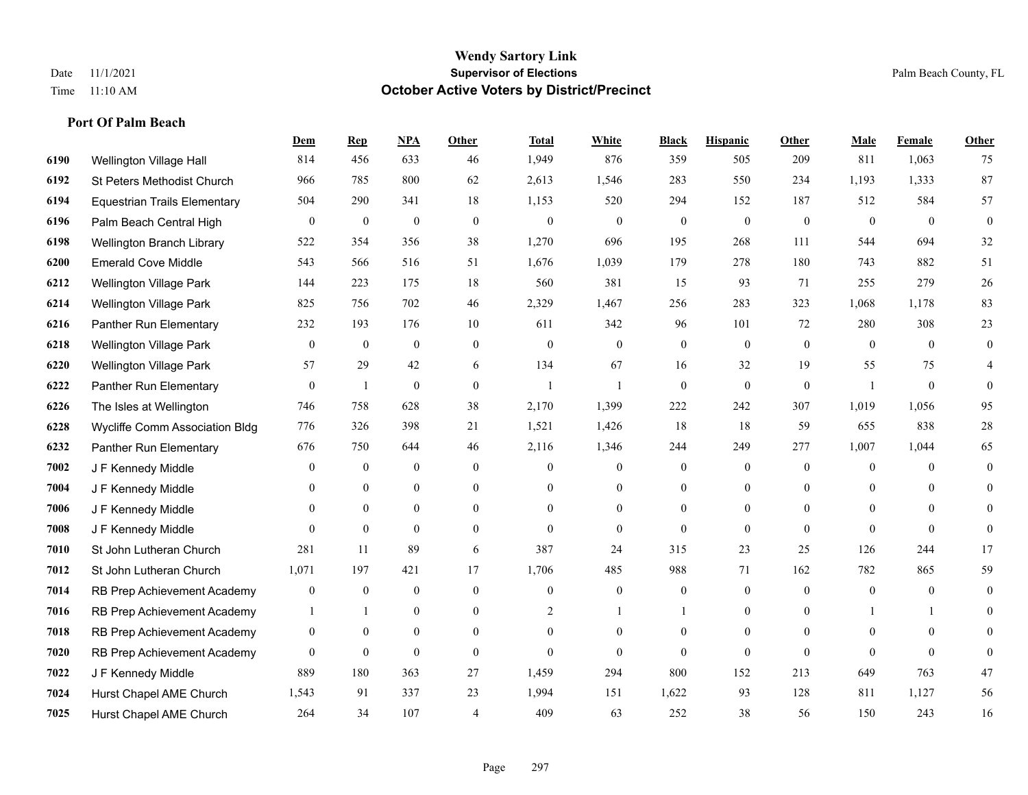**Wendy Sartory Link**
**Supervisor of Elections**
**October Active Voters by District/Precinct**

Date 11/1/2021
Time 11:10 AM

Palm Beach County, FL

**Port Of Palm Beach**

| | | Dem | Rep | NPA | Other | Total | White | Black | Hispanic | Other | Male | Female | Other |
|---|---|---|---|---|---|---|---|---|---|---|---|---|---|
| 6190 | Wellington Village Hall | 814 | 456 | 633 | 46 | 1,949 | 876 | 359 | 505 | 209 | 811 | 1,063 | 75 |
| 6192 | St Peters Methodist Church | 966 | 785 | 800 | 62 | 2,613 | 1,546 | 283 | 550 | 234 | 1,193 | 1,333 | 87 |
| 6194 | Equestrian Trails Elementary | 504 | 290 | 341 | 18 | 1,153 | 520 | 294 | 152 | 187 | 512 | 584 | 57 |
| 6196 | Palm Beach Central High | 0 | 0 | 0 | 0 | 0 | 0 | 0 | 0 | 0 | 0 | 0 | 0 |
| 6198 | Wellington Branch Library | 522 | 354 | 356 | 38 | 1,270 | 696 | 195 | 268 | 111 | 544 | 694 | 32 |
| 6200 | Emerald Cove Middle | 543 | 566 | 516 | 51 | 1,676 | 1,039 | 179 | 278 | 180 | 743 | 882 | 51 |
| 6212 | Wellington Village Park | 144 | 223 | 175 | 18 | 560 | 381 | 15 | 93 | 71 | 255 | 279 | 26 |
| 6214 | Wellington Village Park | 825 | 756 | 702 | 46 | 2,329 | 1,467 | 256 | 283 | 323 | 1,068 | 1,178 | 83 |
| 6216 | Panther Run Elementary | 232 | 193 | 176 | 10 | 611 | 342 | 96 | 101 | 72 | 280 | 308 | 23 |
| 6218 | Wellington Village Park | 0 | 0 | 0 | 0 | 0 | 0 | 0 | 0 | 0 | 0 | 0 | 0 |
| 6220 | Wellington Village Park | 57 | 29 | 42 | 6 | 134 | 67 | 16 | 32 | 19 | 55 | 75 | 4 |
| 6222 | Panther Run Elementary | 0 | 1 | 0 | 0 | 1 | 1 | 0 | 0 | 0 | 1 | 0 | 0 |
| 6226 | The Isles at Wellington | 746 | 758 | 628 | 38 | 2,170 | 1,399 | 222 | 242 | 307 | 1,019 | 1,056 | 95 |
| 6228 | Wycliffe Comm Association Bldg | 776 | 326 | 398 | 21 | 1,521 | 1,426 | 18 | 18 | 59 | 655 | 838 | 28 |
| 6232 | Panther Run Elementary | 676 | 750 | 644 | 46 | 2,116 | 1,346 | 244 | 249 | 277 | 1,007 | 1,044 | 65 |
| 7002 | J F Kennedy Middle | 0 | 0 | 0 | 0 | 0 | 0 | 0 | 0 | 0 | 0 | 0 | 0 |
| 7004 | J F Kennedy Middle | 0 | 0 | 0 | 0 | 0 | 0 | 0 | 0 | 0 | 0 | 0 | 0 |
| 7006 | J F Kennedy Middle | 0 | 0 | 0 | 0 | 0 | 0 | 0 | 0 | 0 | 0 | 0 | 0 |
| 7008 | J F Kennedy Middle | 0 | 0 | 0 | 0 | 0 | 0 | 0 | 0 | 0 | 0 | 0 | 0 |
| 7010 | St John Lutheran Church | 281 | 11 | 89 | 6 | 387 | 24 | 315 | 23 | 25 | 126 | 244 | 17 |
| 7012 | St John Lutheran Church | 1,071 | 197 | 421 | 17 | 1,706 | 485 | 988 | 71 | 162 | 782 | 865 | 59 |
| 7014 | RB Prep Achievement Academy | 0 | 0 | 0 | 0 | 0 | 0 | 0 | 0 | 0 | 0 | 0 | 0 |
| 7016 | RB Prep Achievement Academy | 1 | 1 | 0 | 0 | 2 | 1 | 1 | 0 | 0 | 1 | 1 | 0 |
| 7018 | RB Prep Achievement Academy | 0 | 0 | 0 | 0 | 0 | 0 | 0 | 0 | 0 | 0 | 0 | 0 |
| 7020 | RB Prep Achievement Academy | 0 | 0 | 0 | 0 | 0 | 0 | 0 | 0 | 0 | 0 | 0 | 0 |
| 7022 | J F Kennedy Middle | 889 | 180 | 363 | 27 | 1,459 | 294 | 800 | 152 | 213 | 649 | 763 | 47 |
| 7024 | Hurst Chapel AME Church | 1,543 | 91 | 337 | 23 | 1,994 | 151 | 1,622 | 93 | 128 | 811 | 1,127 | 56 |
| 7025 | Hurst Chapel AME Church | 264 | 34 | 107 | 4 | 409 | 63 | 252 | 38 | 56 | 150 | 243 | 16 |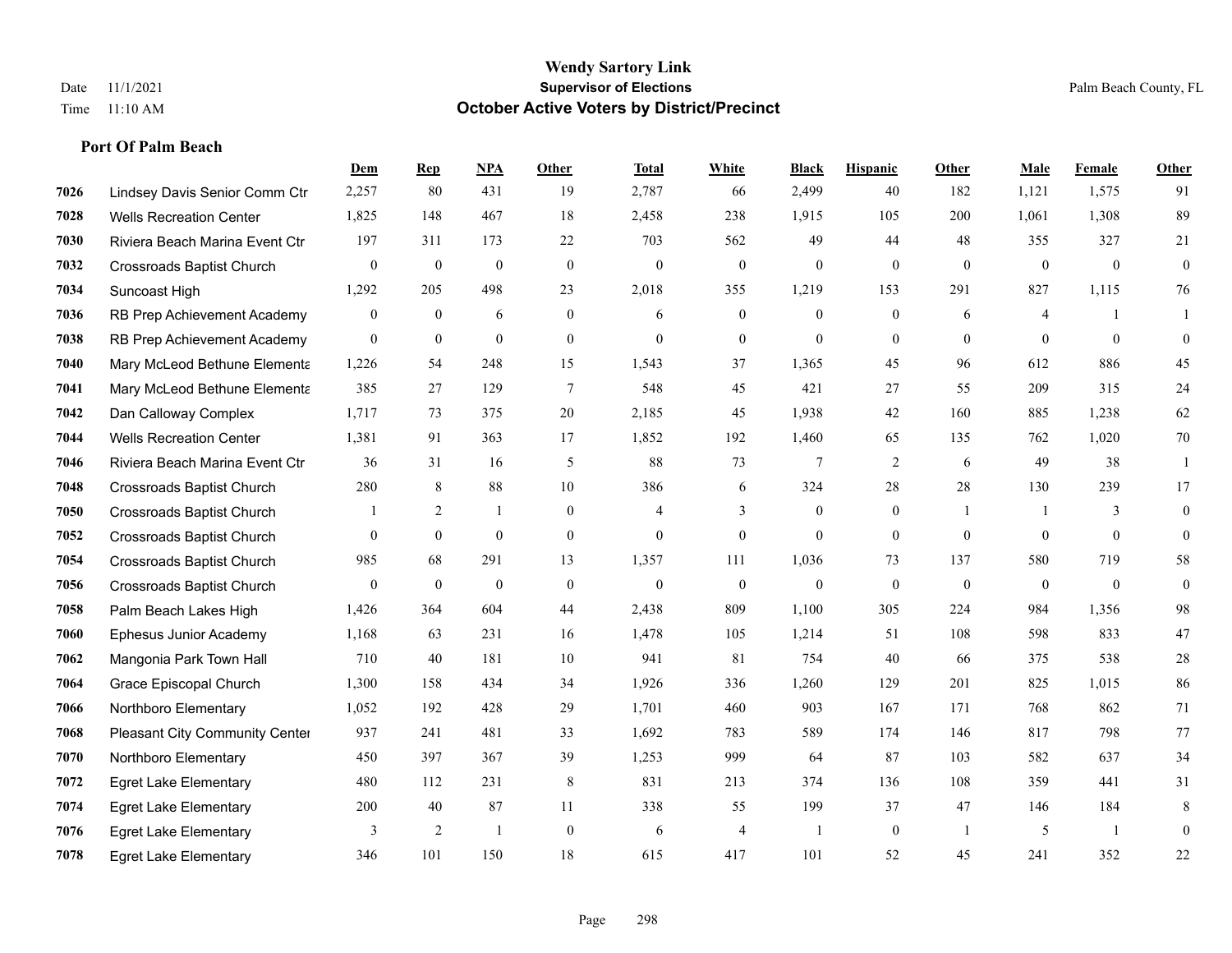**Wendy Sartory Link**
**Supervisor of Elections**
**October Active Voters by District/Precinct**

Date 11/1/2021
Time 11:10 AM

Palm Beach County, FL

### Port Of Palm Beach

| | | Dem | Rep | NPA | Other | Total | White | Black | Hispanic | Other | Male | Female | Other |
|---|---|---|---|---|---|---|---|---|---|---|---|---|---|
| 7026 | Lindsey Davis Senior Comm Ctr | 2,257 | 80 | 431 | 19 | 2,787 | 66 | 2,499 | 40 | 182 | 1,121 | 1,575 | 91 |
| 7028 | Wells Recreation Center | 1,825 | 148 | 467 | 18 | 2,458 | 238 | 1,915 | 105 | 200 | 1,061 | 1,308 | 89 |
| 7030 | Riviera Beach Marina Event Ctr | 197 | 311 | 173 | 22 | 703 | 562 | 49 | 44 | 48 | 355 | 327 | 21 |
| 7032 | Crossroads Baptist Church | 0 | 0 | 0 | 0 | 0 | 0 | 0 | 0 | 0 | 0 | 0 | 0 |
| 7034 | Suncoast High | 1,292 | 205 | 498 | 23 | 2,018 | 355 | 1,219 | 153 | 291 | 827 | 1,115 | 76 |
| 7036 | RB Prep Achievement Academy | 0 | 0 | 6 | 0 | 6 | 0 | 0 | 0 | 6 | 4 | 1 | 1 |
| 7038 | RB Prep Achievement Academy | 0 | 0 | 0 | 0 | 0 | 0 | 0 | 0 | 0 | 0 | 0 | 0 |
| 7040 | Mary McLeod Bethune Elementa | 1,226 | 54 | 248 | 15 | 1,543 | 37 | 1,365 | 45 | 96 | 612 | 886 | 45 |
| 7041 | Mary McLeod Bethune Elementa | 385 | 27 | 129 | 7 | 548 | 45 | 421 | 27 | 55 | 209 | 315 | 24 |
| 7042 | Dan Calloway Complex | 1,717 | 73 | 375 | 20 | 2,185 | 45 | 1,938 | 42 | 160 | 885 | 1,238 | 62 |
| 7044 | Wells Recreation Center | 1,381 | 91 | 363 | 17 | 1,852 | 192 | 1,460 | 65 | 135 | 762 | 1,020 | 70 |
| 7046 | Riviera Beach Marina Event Ctr | 36 | 31 | 16 | 5 | 88 | 73 | 7 | 2 | 6 | 49 | 38 | 1 |
| 7048 | Crossroads Baptist Church | 280 | 8 | 88 | 10 | 386 | 6 | 324 | 28 | 28 | 130 | 239 | 17 |
| 7050 | Crossroads Baptist Church | 1 | 2 | 1 | 0 | 4 | 3 | 0 | 0 | 1 | 1 | 3 | 0 |
| 7052 | Crossroads Baptist Church | 0 | 0 | 0 | 0 | 0 | 0 | 0 | 0 | 0 | 0 | 0 | 0 |
| 7054 | Crossroads Baptist Church | 985 | 68 | 291 | 13 | 1,357 | 111 | 1,036 | 73 | 137 | 580 | 719 | 58 |
| 7056 | Crossroads Baptist Church | 0 | 0 | 0 | 0 | 0 | 0 | 0 | 0 | 0 | 0 | 0 | 0 |
| 7058 | Palm Beach Lakes High | 1,426 | 364 | 604 | 44 | 2,438 | 809 | 1,100 | 305 | 224 | 984 | 1,356 | 98 |
| 7060 | Ephesus Junior Academy | 1,168 | 63 | 231 | 16 | 1,478 | 105 | 1,214 | 51 | 108 | 598 | 833 | 47 |
| 7062 | Mangonia Park Town Hall | 710 | 40 | 181 | 10 | 941 | 81 | 754 | 40 | 66 | 375 | 538 | 28 |
| 7064 | Grace Episcopal Church | 1,300 | 158 | 434 | 34 | 1,926 | 336 | 1,260 | 129 | 201 | 825 | 1,015 | 86 |
| 7066 | Northboro Elementary | 1,052 | 192 | 428 | 29 | 1,701 | 460 | 903 | 167 | 171 | 768 | 862 | 71 |
| 7068 | Pleasant City Community Center | 937 | 241 | 481 | 33 | 1,692 | 783 | 589 | 174 | 146 | 817 | 798 | 77 |
| 7070 | Northboro Elementary | 450 | 397 | 367 | 39 | 1,253 | 999 | 64 | 87 | 103 | 582 | 637 | 34 |
| 7072 | Egret Lake Elementary | 480 | 112 | 231 | 8 | 831 | 213 | 374 | 136 | 108 | 359 | 441 | 31 |
| 7074 | Egret Lake Elementary | 200 | 40 | 87 | 11 | 338 | 55 | 199 | 37 | 47 | 146 | 184 | 8 |
| 7076 | Egret Lake Elementary | 3 | 2 | 1 | 0 | 6 | 4 | 1 | 0 | 1 | 5 | 1 | 0 |
| 7078 | Egret Lake Elementary | 346 | 101 | 150 | 18 | 615 | 417 | 101 | 52 | 45 | 241 | 352 | 22 |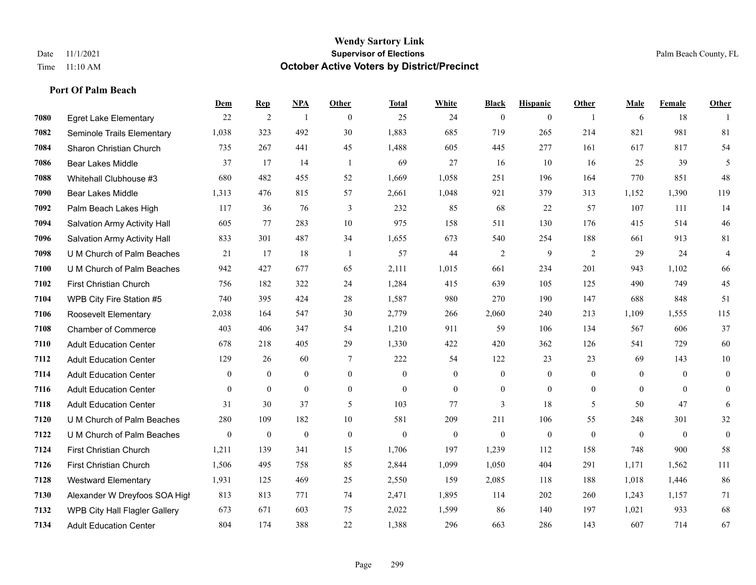**Wendy Sartory Link**

**Supervisor of Elections**

**October Active Voters by District/Precinct**

Date 11/1/2021

Time 11:10 AM

Palm Beach County, FL

### Port Of Palm Beach

| | | Dem | Rep | NPA | Other | Total | White | Black | Hispanic | Other | Male | Female | Other |
|---|---|---|---|---|---|---|---|---|---|---|---|---|---|
| 7080 | Egret Lake Elementary | 22 | 2 | 1 | 0 | 25 | 24 | 0 | 0 | 1 | 6 | 18 | 1 |
| 7082 | Seminole Trails Elementary | 1,038 | 323 | 492 | 30 | 1,883 | 685 | 719 | 265 | 214 | 821 | 981 | 81 |
| 7084 | Sharon Christian Church | 735 | 267 | 441 | 45 | 1,488 | 605 | 445 | 277 | 161 | 617 | 817 | 54 |
| 7086 | Bear Lakes Middle | 37 | 17 | 14 | 1 | 69 | 27 | 16 | 10 | 16 | 25 | 39 | 5 |
| 7088 | Whitehall Clubhouse #3 | 680 | 482 | 455 | 52 | 1,669 | 1,058 | 251 | 196 | 164 | 770 | 851 | 48 |
| 7090 | Bear Lakes Middle | 1,313 | 476 | 815 | 57 | 2,661 | 1,048 | 921 | 379 | 313 | 1,152 | 1,390 | 119 |
| 7092 | Palm Beach Lakes High | 117 | 36 | 76 | 3 | 232 | 85 | 68 | 22 | 57 | 107 | 111 | 14 |
| 7094 | Salvation Army Activity Hall | 605 | 77 | 283 | 10 | 975 | 158 | 511 | 130 | 176 | 415 | 514 | 46 |
| 7096 | Salvation Army Activity Hall | 833 | 301 | 487 | 34 | 1,655 | 673 | 540 | 254 | 188 | 661 | 913 | 81 |
| 7098 | U M Church of Palm Beaches | 21 | 17 | 18 | 1 | 57 | 44 | 2 | 9 | 2 | 29 | 24 | 4 |
| 7100 | U M Church of Palm Beaches | 942 | 427 | 677 | 65 | 2,111 | 1,015 | 661 | 234 | 201 | 943 | 1,102 | 66 |
| 7102 | First Christian Church | 756 | 182 | 322 | 24 | 1,284 | 415 | 639 | 105 | 125 | 490 | 749 | 45 |
| 7104 | WPB City Fire Station #5 | 740 | 395 | 424 | 28 | 1,587 | 980 | 270 | 190 | 147 | 688 | 848 | 51 |
| 7106 | Roosevelt Elementary | 2,038 | 164 | 547 | 30 | 2,779 | 266 | 2,060 | 240 | 213 | 1,109 | 1,555 | 115 |
| 7108 | Chamber of Commerce | 403 | 406 | 347 | 54 | 1,210 | 911 | 59 | 106 | 134 | 567 | 606 | 37 |
| 7110 | Adult Education Center | 678 | 218 | 405 | 29 | 1,330 | 422 | 420 | 362 | 126 | 541 | 729 | 60 |
| 7112 | Adult Education Center | 129 | 26 | 60 | 7 | 222 | 54 | 122 | 23 | 23 | 69 | 143 | 10 |
| 7114 | Adult Education Center | 0 | 0 | 0 | 0 | 0 | 0 | 0 | 0 | 0 | 0 | 0 | 0 |
| 7116 | Adult Education Center | 0 | 0 | 0 | 0 | 0 | 0 | 0 | 0 | 0 | 0 | 0 | 0 |
| 7118 | Adult Education Center | 31 | 30 | 37 | 5 | 103 | 77 | 3 | 18 | 5 | 50 | 47 | 6 |
| 7120 | U M Church of Palm Beaches | 280 | 109 | 182 | 10 | 581 | 209 | 211 | 106 | 55 | 248 | 301 | 32 |
| 7122 | U M Church of Palm Beaches | 0 | 0 | 0 | 0 | 0 | 0 | 0 | 0 | 0 | 0 | 0 | 0 |
| 7124 | First Christian Church | 1,211 | 139 | 341 | 15 | 1,706 | 197 | 1,239 | 112 | 158 | 748 | 900 | 58 |
| 7126 | First Christian Church | 1,506 | 495 | 758 | 85 | 2,844 | 1,099 | 1,050 | 404 | 291 | 1,171 | 1,562 | 111 |
| 7128 | Westward Elementary | 1,931 | 125 | 469 | 25 | 2,550 | 159 | 2,085 | 118 | 188 | 1,018 | 1,446 | 86 |
| 7130 | Alexander W Dreyfoos SOA High | 813 | 813 | 771 | 74 | 2,471 | 1,895 | 114 | 202 | 260 | 1,243 | 1,157 | 71 |
| 7132 | WPB City Hall Flagler Gallery | 673 | 671 | 603 | 75 | 2,022 | 1,599 | 86 | 140 | 197 | 1,021 | 933 | 68 |
| 7134 | Adult Education Center | 804 | 174 | 388 | 22 | 1,388 | 296 | 663 | 286 | 143 | 607 | 714 | 67 |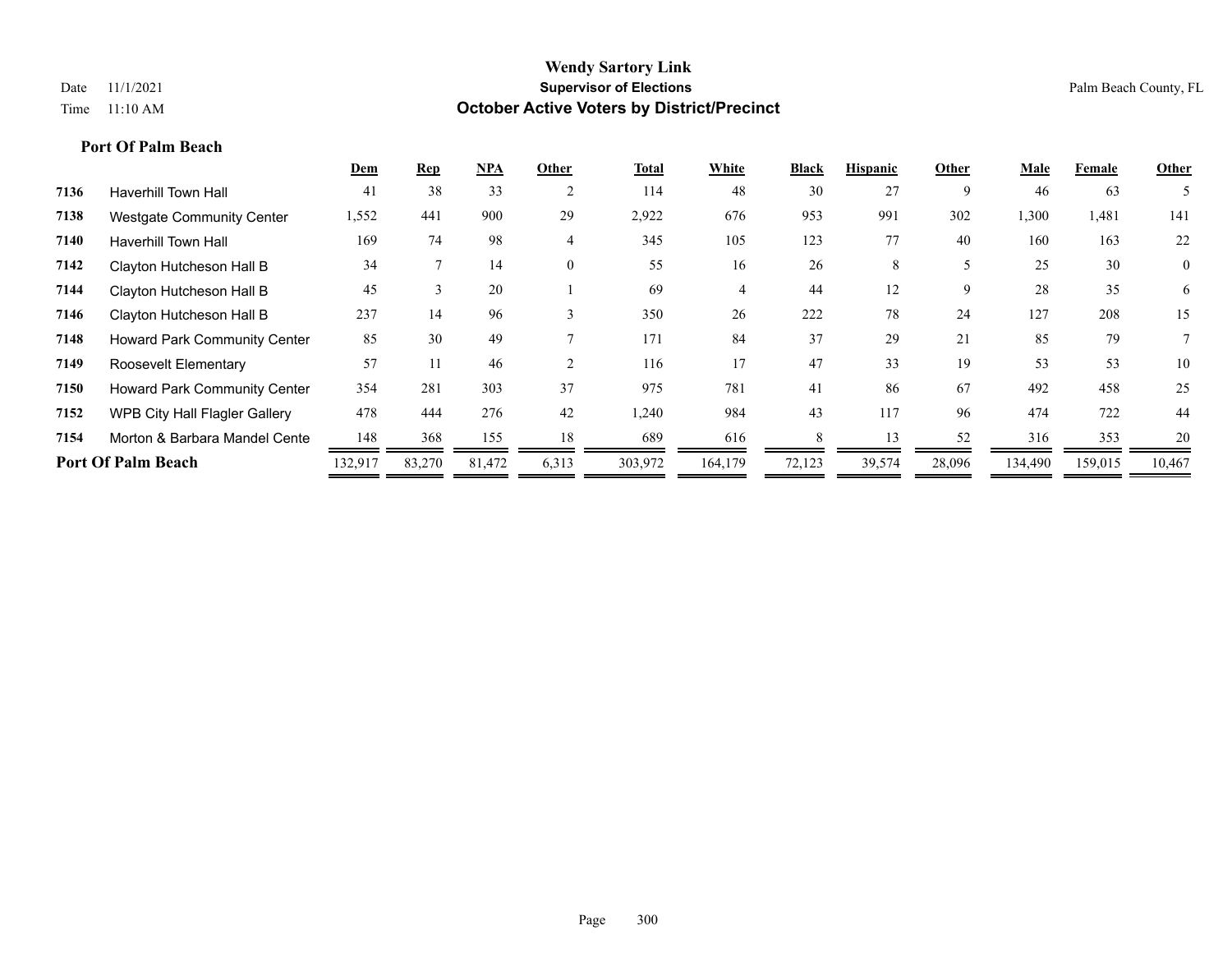## Port Of Palm Beach

| | | Dem | Rep | NPA | Other | Total | White | Black | Hispanic | Other | Male | Female | Other |
|---|---|---|---|---|---|---|---|---|---|---|---|---|---|
| 7136 | Haverhill Town Hall | 41 | 38 | 33 | 2 | 114 | 48 | 30 | 27 | 9 | 46 | 63 | 5 |
| 7138 | Westgate Community Center | 1,552 | 441 | 900 | 29 | 2,922 | 676 | 953 | 991 | 302 | 1,300 | 1,481 | 141 |
| 7140 | Haverhill Town Hall | 169 | 74 | 98 | 4 | 345 | 105 | 123 | 77 | 40 | 160 | 163 | 22 |
| 7142 | Clayton Hutcheson Hall B | 34 | 7 | 14 | 0 | 55 | 16 | 26 | 8 | 5 | 25 | 30 | 0 |
| 7144 | Clayton Hutcheson Hall B | 45 | 3 | 20 | 1 | 69 | 4 | 44 | 12 | 9 | 28 | 35 | 6 |
| 7146 | Clayton Hutcheson Hall B | 237 | 14 | 96 | 3 | 350 | 26 | 222 | 78 | 24 | 127 | 208 | 15 |
| 7148 | Howard Park Community Center | 85 | 30 | 49 | 7 | 171 | 84 | 37 | 29 | 21 | 85 | 79 | 7 |
| 7149 | Roosevelt Elementary | 57 | 11 | 46 | 2 | 116 | 17 | 47 | 33 | 19 | 53 | 53 | 10 |
| 7150 | Howard Park Community Center | 354 | 281 | 303 | 37 | 975 | 781 | 41 | 86 | 67 | 492 | 458 | 25 |
| 7152 | WPB City Hall Flagler Gallery | 478 | 444 | 276 | 42 | 1,240 | 984 | 43 | 117 | 96 | 474 | 722 | 44 |
| 7154 | Morton & Barbara Mandel Cente | 148 | 368 | 155 | 18 | 689 | 616 | 8 | 13 | 52 | 316 | 353 | 20 |
| **Port Of Palm Beach** | | 132,917 | 83,270 | 81,472 | 6,313 | 303,972 | 164,179 | 72,123 | 39,574 | 28,096 | 134,490 | 159,015 | 10,467 |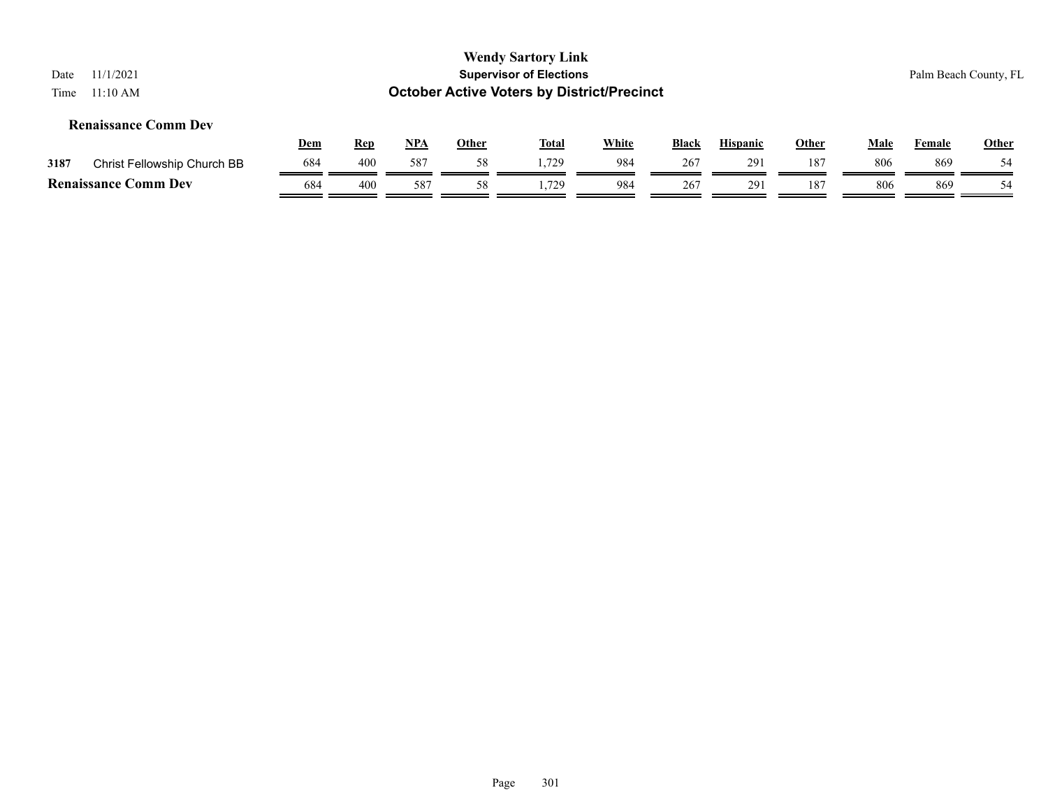**Wendy Sartory Link**
**Supervisor of Elections**
**October Active Voters by District/Precinct**

Date 11/1/2021
Time 11:10 AM

Palm Beach County, FL

### Renaissance Comm Dev

| | | Dem | Rep | NPA | Other | Total | White | Black | Hispanic | Other | Male | Female | Other |
|---|---|---|---|---|---|---|---|---|---|---|---|---|---|
| 3187 | Christ Fellowship Church BB | 684 | 400 | 587 | 58 | 1,729 | 984 | 267 | 291 | 187 | 806 | 869 | 54 |
| **Renaissance Comm Dev** | | 684 | 400 | 587 | 58 | 1,729 | 984 | 267 | 291 | 187 | 806 | 869 | 54 |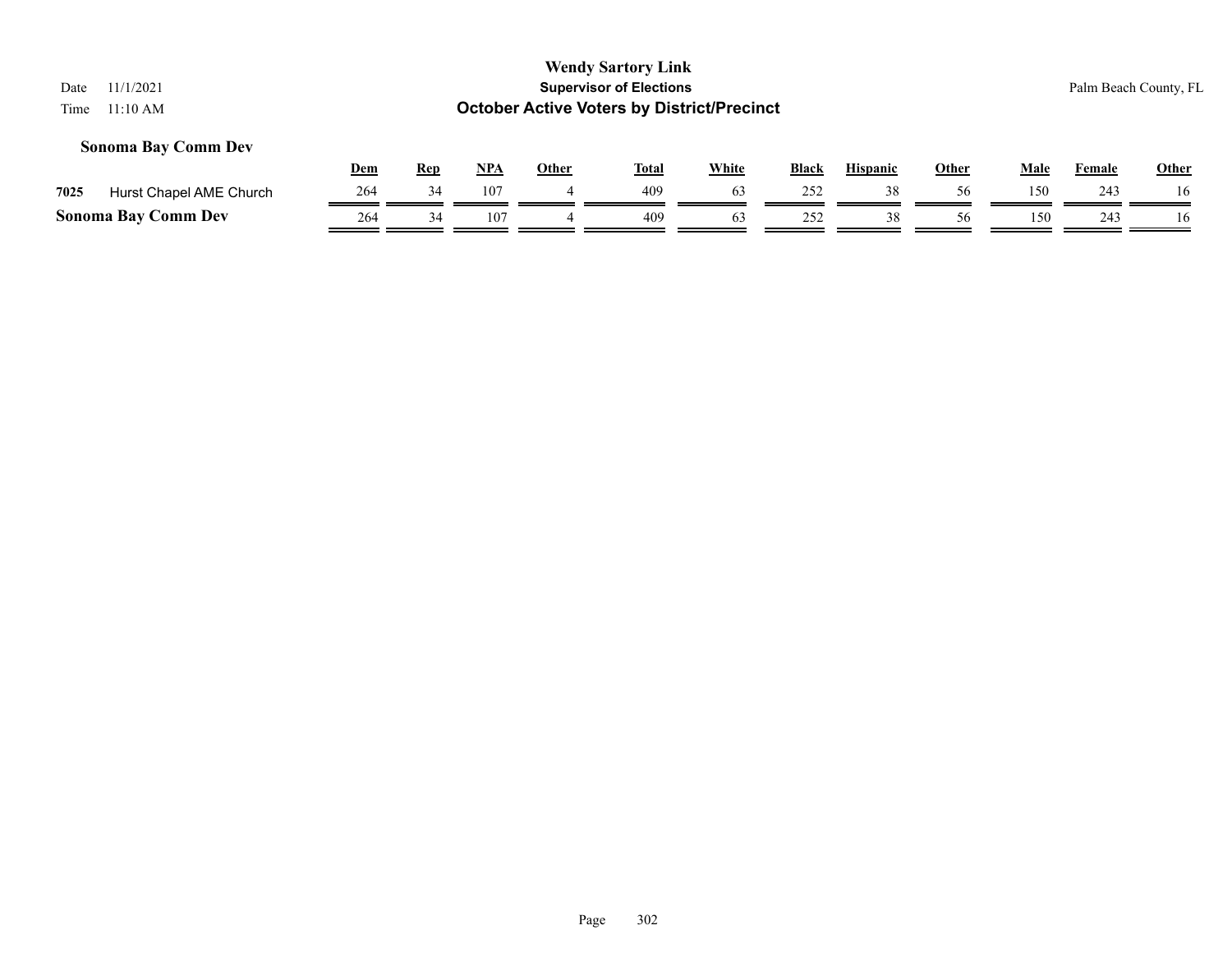# Wendy Sartory Link
## Supervisor of Elections
## October Active Voters by District/Precinct

Date 11/1/2021
Time 11:10 AM

Palm Beach County, FL

### Sonoma Bay Comm Dev

| | | Dem | Rep | NPA | Other | Total | White | Black | Hispanic | Other | Male | Female | Other |
|---|---|---|---|---|---|---|---|---|---|---|---|---|---|
| 7025 | Hurst Chapel AME Church | 264 | 34 | 107 | 4 | 409 | 63 | 252 | 38 | 56 | 150 | 243 | 16 |
| **Sonoma Bay Comm Dev** | | 264 | 34 | 107 | 4 | 409 | 63 | 252 | 38 | 56 | 150 | 243 | 16 |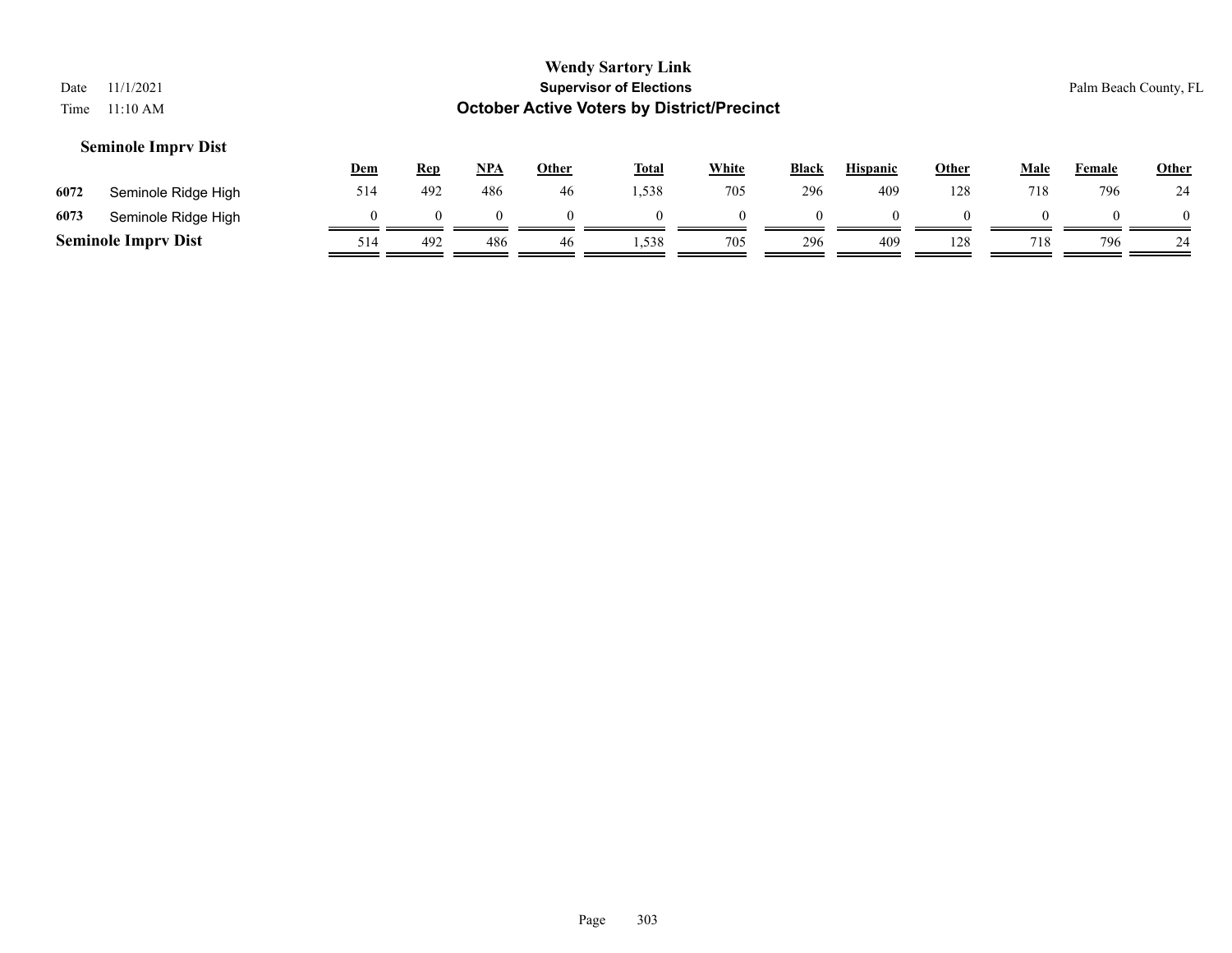# Wendy Sartory Link

**Supervisor of Elections**

**October Active Voters by District/Precinct**

Date 11/1/2021

Time 11:10 AM

Palm Beach County, FL

## Seminole Imprv Dist

| | | Dem | Rep | NPA | Other | Total | White | Black | Hispanic | Other | Male | Female | Other |
|---|---|---|---|---|---|---|---|---|---|---|---|---|---|
| 6072 | Seminole Ridge High | 514 | 492 | 486 | 46 | 1,538 | 705 | 296 | 409 | 128 | 718 | 796 | 24 |
| 6073 | Seminole Ridge High | 0 | 0 | 0 | 0 | 0 | 0 | 0 | 0 | 0 | 0 | 0 | 0 |
| **Seminole Imprv Dist** | | 514 | 492 | 486 | 46 | 1,538 | 705 | 296 | 409 | 128 | 718 | 796 | 24 |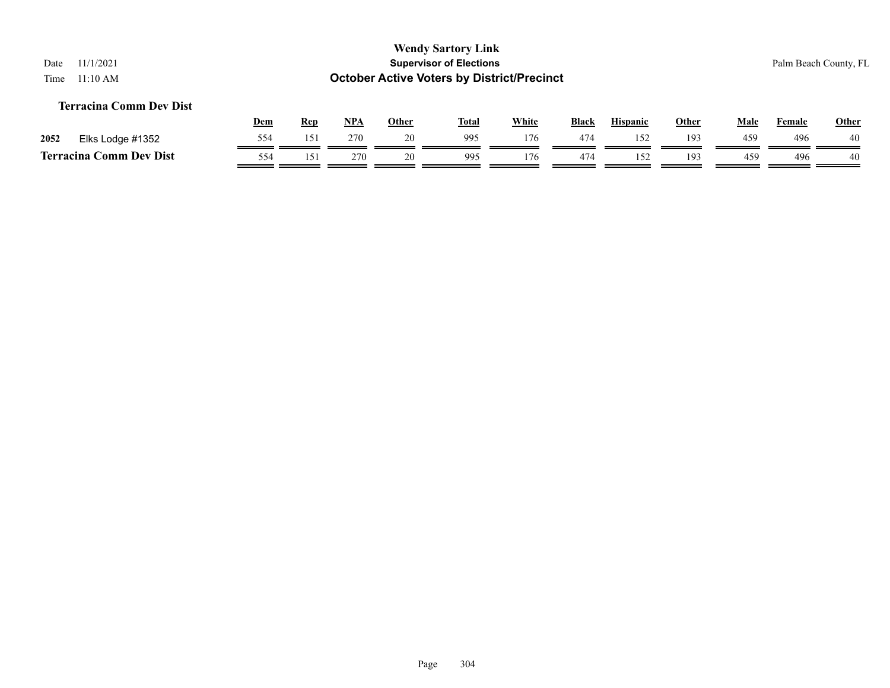Wendy Sartory Link

Supervisor of Elections

Date 11/1/2021

Time 11:10 AM

**October Active Voters by District/Precinct**

Palm Beach County, FL

### Terracina Comm Dev Dist

| | | Dem | Rep | NPA | Other | Total | White | Black | Hispanic | Other | Male | Female | Other |
|---|---|---|---|---|---|---|---|---|---|---|---|---|---|
| 2052 | Elks Lodge #1352 | 554 | 151 | 270 | 20 | 995 | 176 | 474 | 152 | 193 | 459 | 496 | 40 |
| **Terracina Comm Dev Dist** | | 554 | 151 | 270 | 20 | 995 | 176 | 474 | 152 | 193 | 459 | 496 | 40 |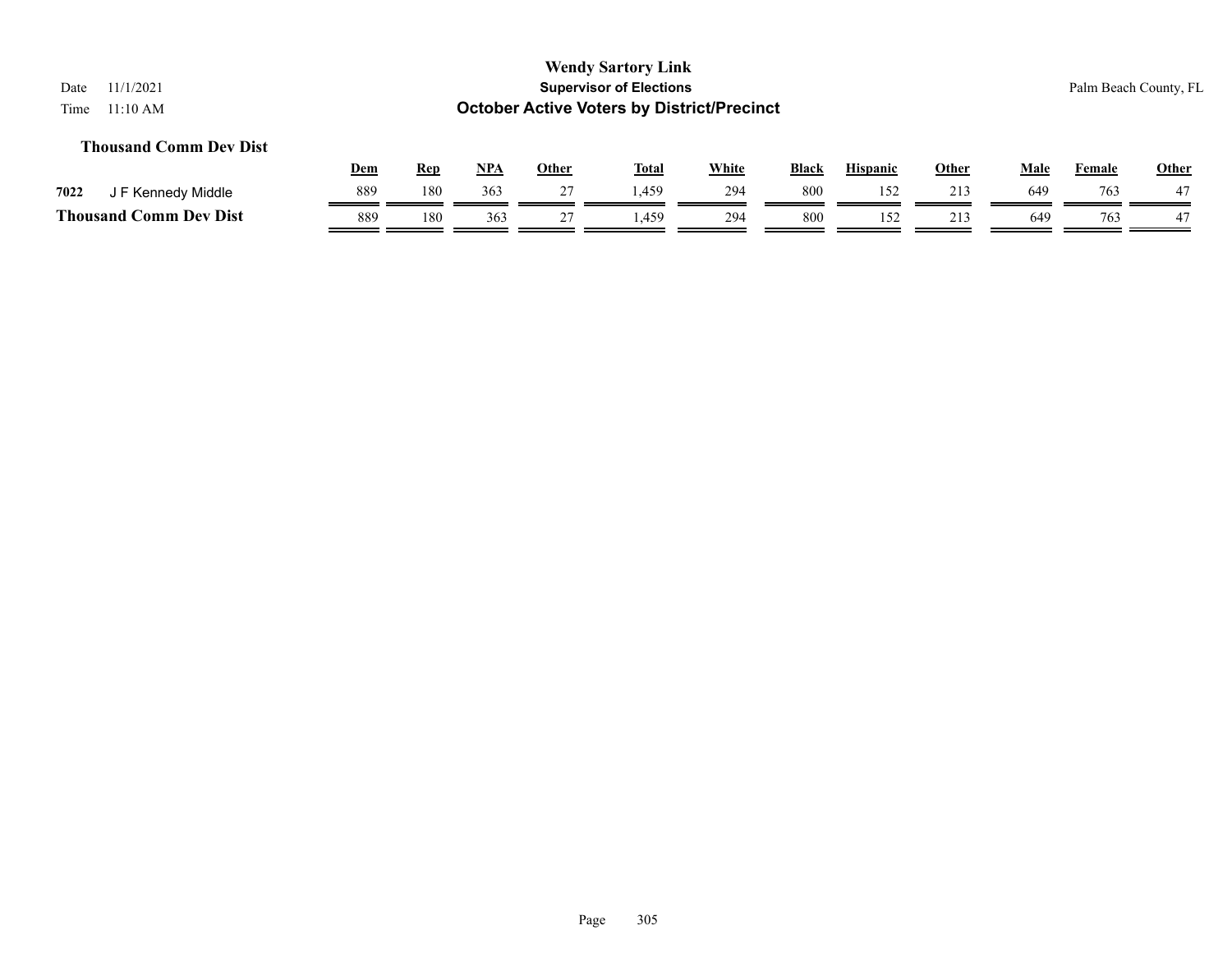**Wendy Sartory Link**
**Supervisor of Elections**
**October Active Voters by District/Precinct**

Date 11/1/2021
Time 11:10 AM

Palm Beach County, FL

### Thousand Comm Dev Dist

| | | Dem | Rep | NPA | Other | Total | White | Black | Hispanic | Other | Male | Female | Other |
|---|---|---|---|---|---|---|---|---|---|---|---|---|---|
| 7022 | J F Kennedy Middle | 889 | 180 | 363 | 27 | 1,459 | 294 | 800 | 152 | 213 | 649 | 763 | 47 |
| **Thousand Comm Dev Dist** | | 889 | 180 | 363 | 27 | 1,459 | 294 | 800 | 152 | 213 | 649 | 763 | 47 |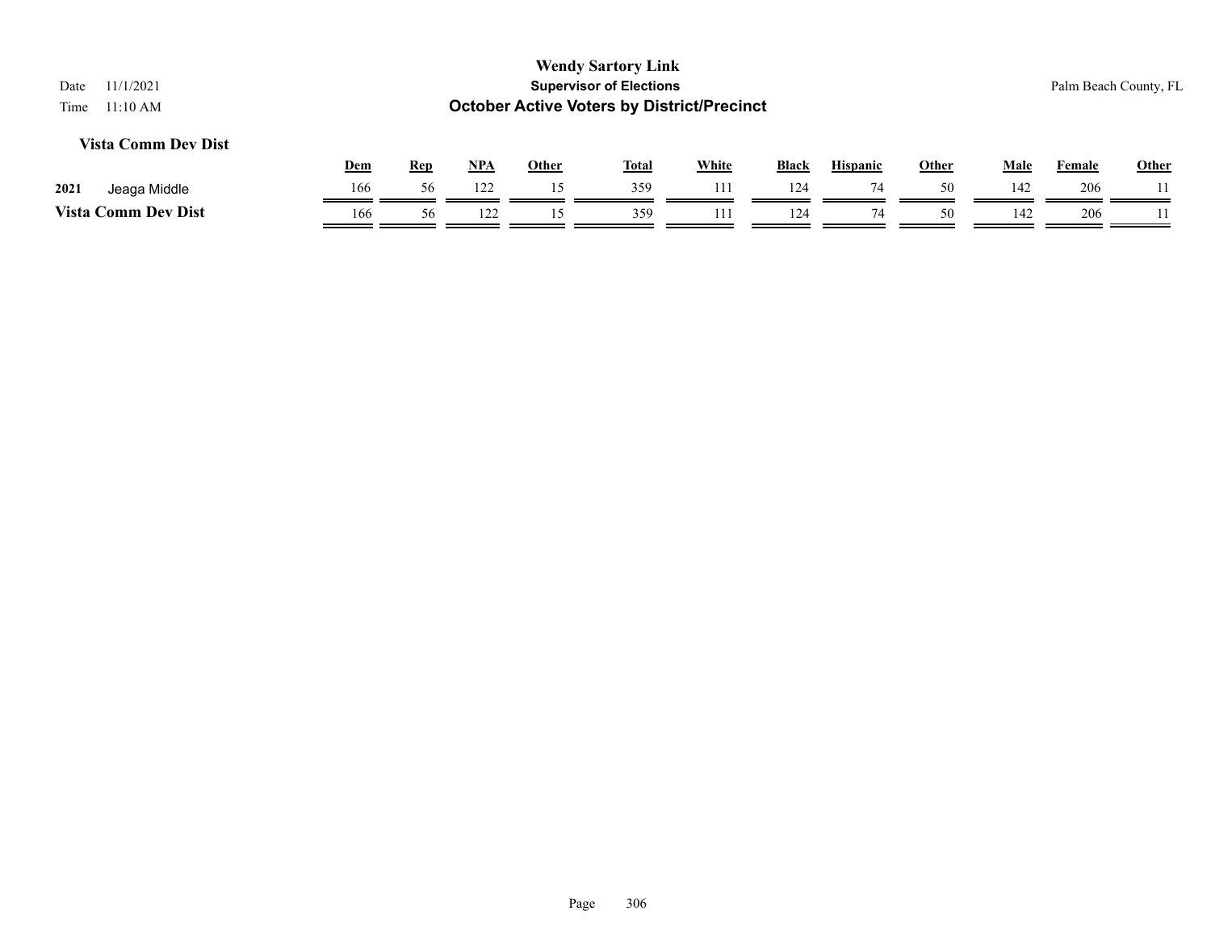**Wendy Sartory Link**
**Supervisor of Elections**
**October Active Voters by District/Precinct**

Date 11/1/2021
Time 11:10 AM

Palm Beach County, FL

### Vista Comm Dev Dist

| | | Dem | Rep | NPA | Other | Total | White | Black | Hispanic | Other | Male | Female | Other |
|---|---|---|---|---|---|---|---|---|---|---|---|---|---|
| 2021 | Jeaga Middle | 166 | 56 | 122 | 15 | 359 | 111 | 124 | 74 | 50 | 142 | 206 | 11 |
| **Vista Comm Dev Dist** | | 166 | 56 | 122 | 15 | 359 | 111 | 124 | 74 | 50 | 142 | 206 | 11 |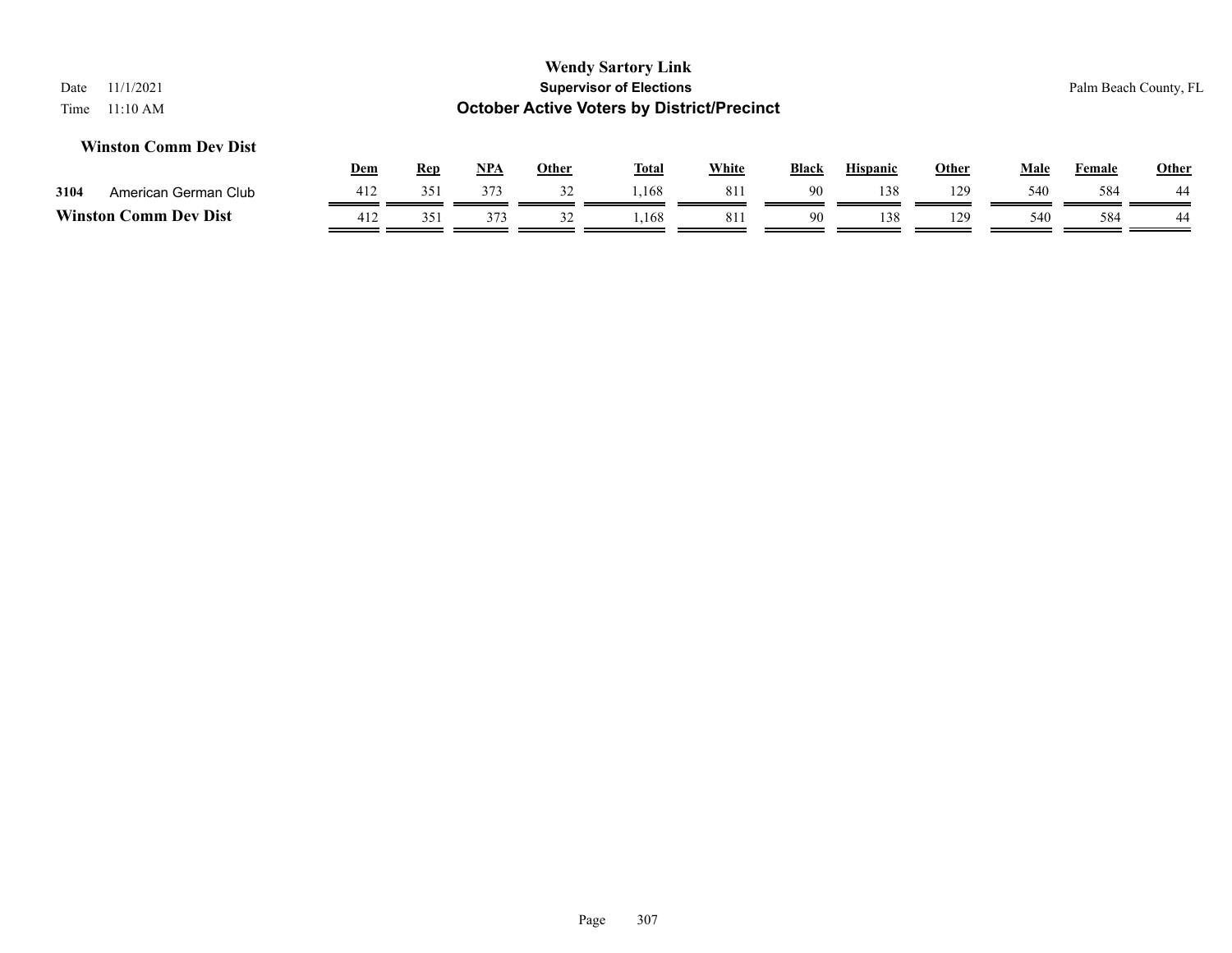# Wendy Sartory Link
## Supervisor of Elections
## October Active Voters by District/Precinct

Date 11/1/2021
Time 11:10 AM

Palm Beach County, FL

### Winston Comm Dev Dist

| | | Dem | Rep | NPA | Other | Total | White | Black | Hispanic | Other | Male | Female | Other |
|---|---|---|---|---|---|---|---|---|---|---|---|---|---|
| 3104 | American German Club | 412 | 351 | 373 | 32 | 1,168 | 811 | 90 | 138 | 129 | 540 | 584 | 44 |
| **Winston Comm Dev Dist** | | 412 | 351 | 373 | 32 | 1,168 | 811 | 90 | 138 | 129 | 540 | 584 | 44 |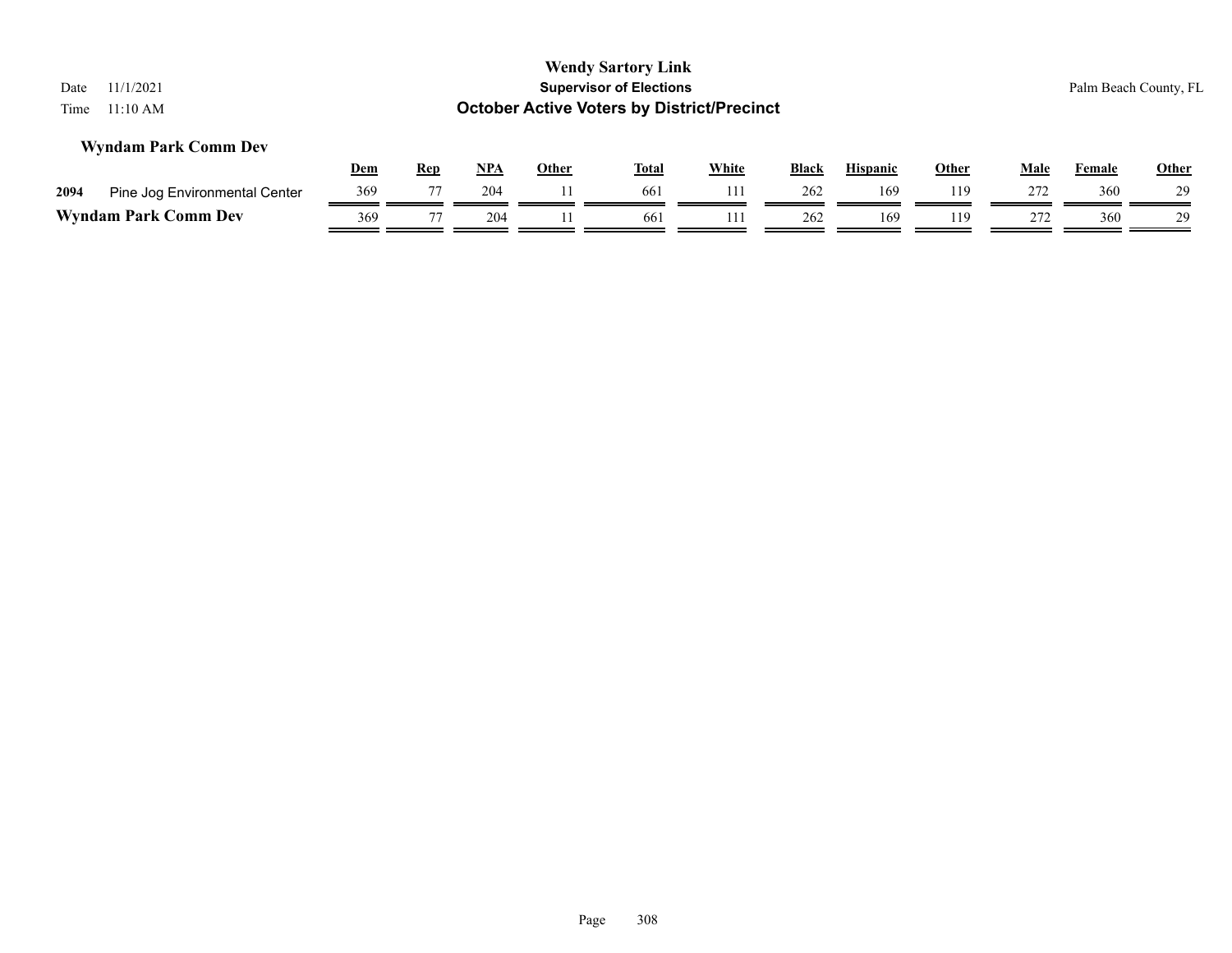# Wendy Sartory Link

## Supervisor of Elections

## October Active Voters by District/Precinct

Date 11/1/2021

Time 11:10 AM

Palm Beach County, FL

### Wyndam Park Comm Dev

| | | Dem | Rep | NPA | Other | Total | White | Black | Hispanic | Other | Male | Female | Other |
|---|---|---|---|---|---|---|---|---|---|---|---|---|---|
| 2094 | Pine Jog Environmental Center | 369 | 77 | 204 | 11 | 661 | 111 | 262 | 169 | 119 | 272 | 360 | 29 |
| **Wyndam Park Comm Dev** | | 369 | 77 | 204 | 11 | 661 | 111 | 262 | 169 | 119 | 272 | 360 | 29 |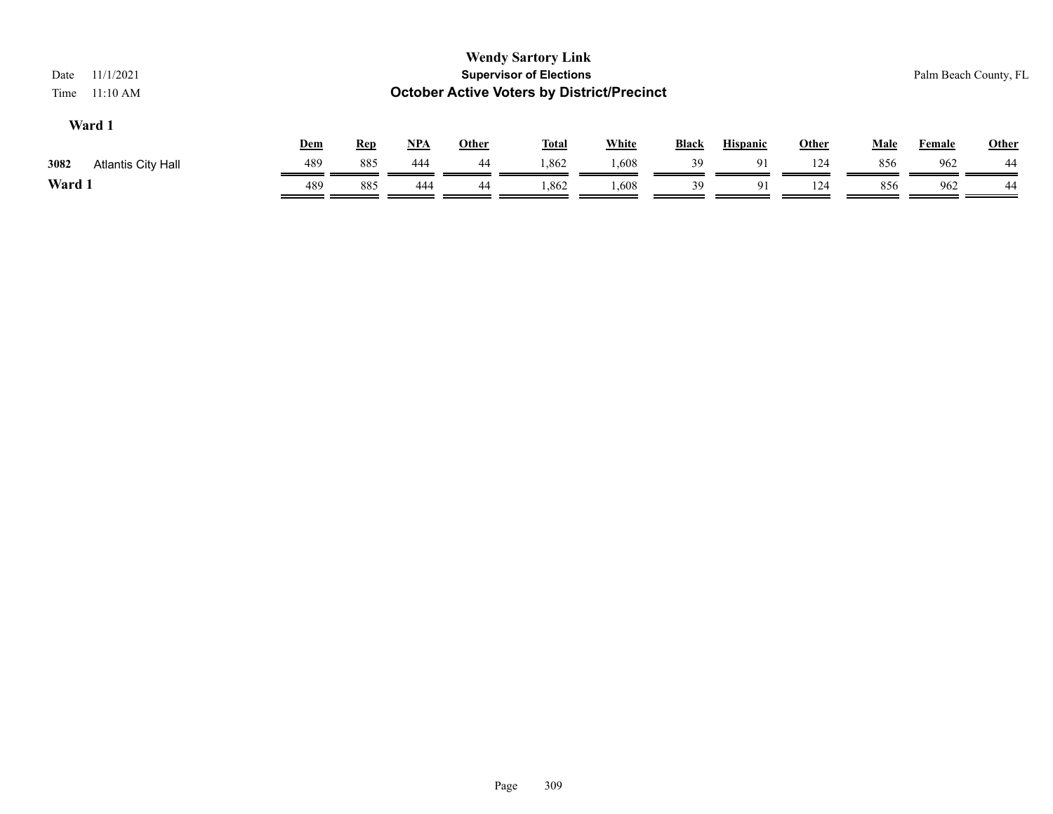**Wendy Sartory Link**
**Supervisor of Elections**
**October Active Voters by District/Precinct**

Date 11/1/2021
Time 11:10 AM

Palm Beach County, FL

### Ward 1

| | | Dem | Rep | NPA | Other | Total | White | Black | Hispanic | Other | Male | Female | Other |
|---|---|---|---|---|---|---|---|---|---|---|---|---|---|
| 3082 | Atlantis City Hall | 489 | 885 | 444 | 44 | 1,862 | 1,608 | 39 | 91 | 124 | 856 | 962 | 44 |
| **Ward 1** | | 489 | 885 | 444 | 44 | 1,862 | 1,608 | 39 | 91 | 124 | 856 | 962 | 44 |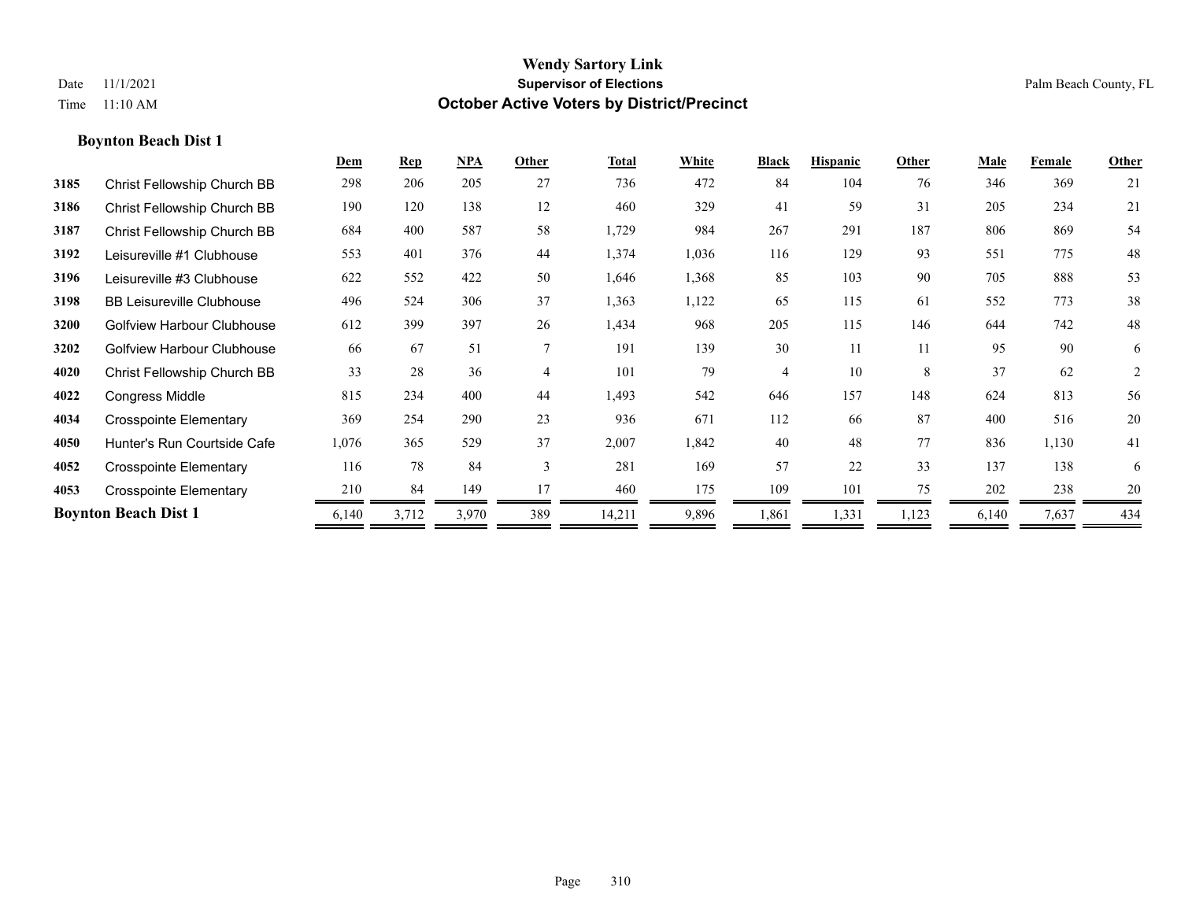# Wendy Sartory Link

**Supervisor of Elections**

**October Active Voters by District/Precinct**

Date 11/1/2021

Time 11:10 AM

Palm Beach County, FL

### Boynton Beach Dist 1

| | | Dem | Rep | NPA | Other | Total | White | Black | Hispanic | Other | Male | Female | Other |
|---|---|---|---|---|---|---|---|---|---|---|---|---|---|
| 3185 | Christ Fellowship Church BB | 298 | 206 | 205 | 27 | 736 | 472 | 84 | 104 | 76 | 346 | 369 | 21 |
| 3186 | Christ Fellowship Church BB | 190 | 120 | 138 | 12 | 460 | 329 | 41 | 59 | 31 | 205 | 234 | 21 |
| 3187 | Christ Fellowship Church BB | 684 | 400 | 587 | 58 | 1,729 | 984 | 267 | 291 | 187 | 806 | 869 | 54 |
| 3192 | Leisureville #1 Clubhouse | 553 | 401 | 376 | 44 | 1,374 | 1,036 | 116 | 129 | 93 | 551 | 775 | 48 |
| 3196 | Leisureville #3 Clubhouse | 622 | 552 | 422 | 50 | 1,646 | 1,368 | 85 | 103 | 90 | 705 | 888 | 53 |
| 3198 | BB Leisureville Clubhouse | 496 | 524 | 306 | 37 | 1,363 | 1,122 | 65 | 115 | 61 | 552 | 773 | 38 |
| 3200 | Golfview Harbour Clubhouse | 612 | 399 | 397 | 26 | 1,434 | 968 | 205 | 115 | 146 | 644 | 742 | 48 |
| 3202 | Golfview Harbour Clubhouse | 66 | 67 | 51 | 7 | 191 | 139 | 30 | 11 | 11 | 95 | 90 | 6 |
| 4020 | Christ Fellowship Church BB | 33 | 28 | 36 | 4 | 101 | 79 | 4 | 10 | 8 | 37 | 62 | 2 |
| 4022 | Congress Middle | 815 | 234 | 400 | 44 | 1,493 | 542 | 646 | 157 | 148 | 624 | 813 | 56 |
| 4034 | Crosspointe Elementary | 369 | 254 | 290 | 23 | 936 | 671 | 112 | 66 | 87 | 400 | 516 | 20 |
| 4050 | Hunter's Run Courtside Cafe | 1,076 | 365 | 529 | 37 | 2,007 | 1,842 | 40 | 48 | 77 | 836 | 1,130 | 41 |
| 4052 | Crosspointe Elementary | 116 | 78 | 84 | 3 | 281 | 169 | 57 | 22 | 33 | 137 | 138 | 6 |
| 4053 | Crosspointe Elementary | 210 | 84 | 149 | 17 | 460 | 175 | 109 | 101 | 75 | 202 | 238 | 20 |
| **Boynton Beach Dist 1** | | 6,140 | 3,712 | 3,970 | 389 | 14,211 | 9,896 | 1,861 | 1,331 | 1,123 | 6,140 | 7,637 | 434 |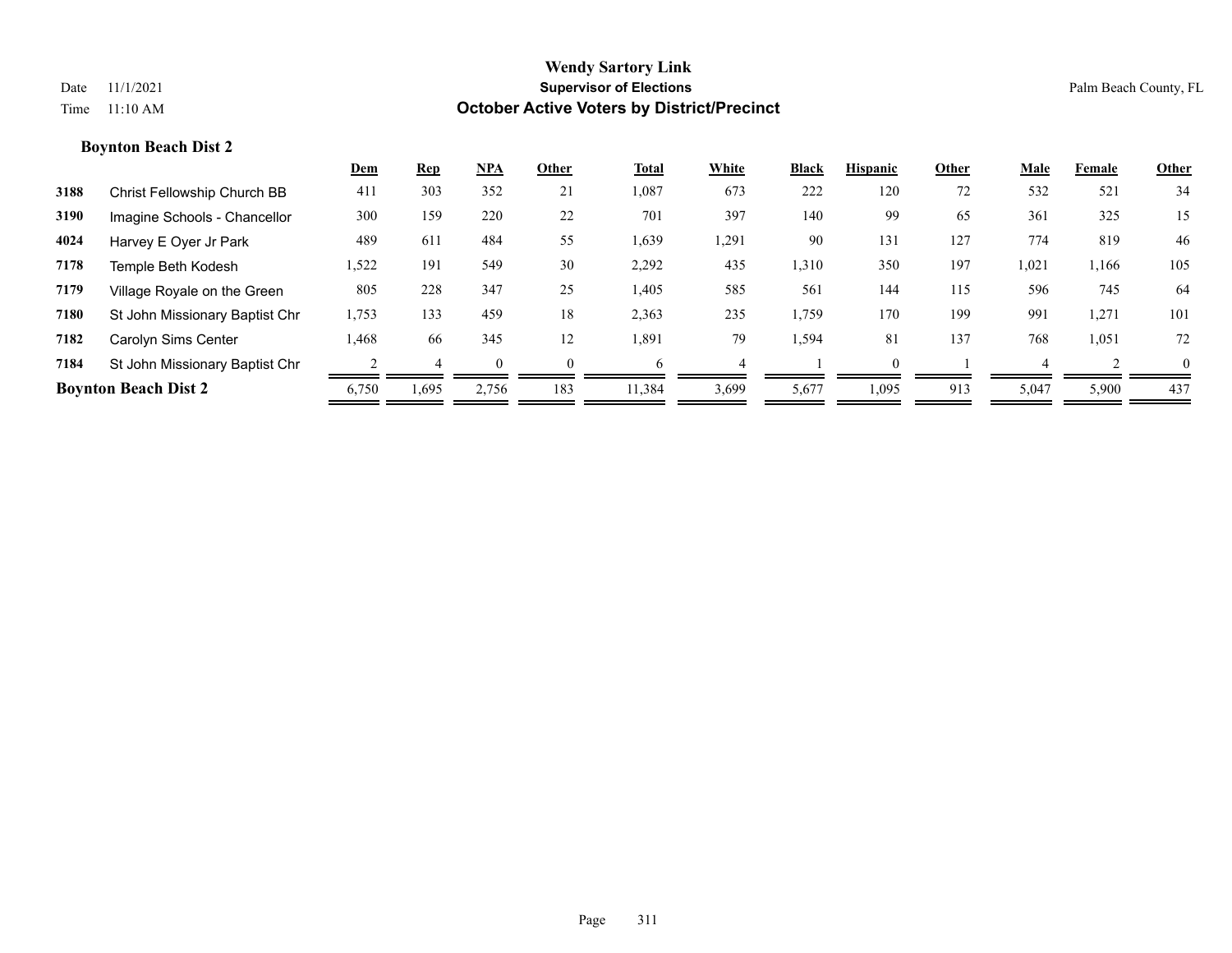# Wendy Sartory Link

Date 11/1/2021

Time 11:10 AM

**Supervisor of Elections**

**October Active Voters by District/Precinct**

Palm Beach County, FL

### Boynton Beach Dist 2

| | | Dem | Rep | NPA | Other | Total | White | Black | Hispanic | Other | Male | Female | Other |
|---|---|---|---|---|---|---|---|---|---|---|---|---|---|
| 3188 | Christ Fellowship Church BB | 411 | 303 | 352 | 21 | 1,087 | 673 | 222 | 120 | 72 | 532 | 521 | 34 |
| 3190 | Imagine Schools - Chancellor | 300 | 159 | 220 | 22 | 701 | 397 | 140 | 99 | 65 | 361 | 325 | 15 |
| 4024 | Harvey E Oyer Jr Park | 489 | 611 | 484 | 55 | 1,639 | 1,291 | 90 | 131 | 127 | 774 | 819 | 46 |
| 7178 | Temple Beth Kodesh | 1,522 | 191 | 549 | 30 | 2,292 | 435 | 1,310 | 350 | 197 | 1,021 | 1,166 | 105 |
| 7179 | Village Royale on the Green | 805 | 228 | 347 | 25 | 1,405 | 585 | 561 | 144 | 115 | 596 | 745 | 64 |
| 7180 | St John Missionary Baptist Chr | 1,753 | 133 | 459 | 18 | 2,363 | 235 | 1,759 | 170 | 199 | 991 | 1,271 | 101 |
| 7182 | Carolyn Sims Center | 1,468 | 66 | 345 | 12 | 1,891 | 79 | 1,594 | 81 | 137 | 768 | 1,051 | 72 |
| 7184 | St John Missionary Baptist Chr | 2 | 4 | 0 | 0 | 6 | 4 | 1 | 0 | 1 | 4 | 2 | 0 |
| **Boynton Beach Dist 2** | | 6,750 | 1,695 | 2,756 | 183 | 11,384 | 3,699 | 5,677 | 1,095 | 913 | 5,047 | 5,900 | 437 |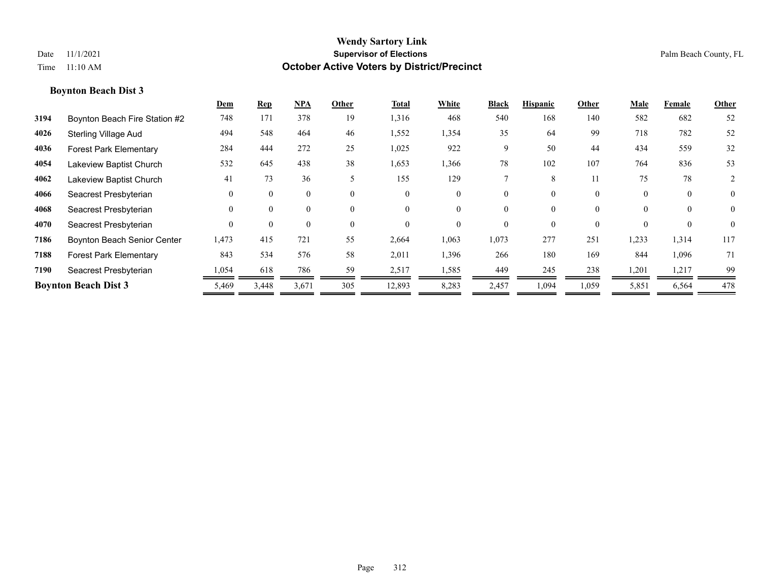# Wendy Sartory Link

## Supervisor of Elections

## October Active Voters by District/Precinct

Date 11/1/2021

Time 11:10 AM

Palm Beach County, FL

### Boynton Beach Dist 3

| | | Dem | Rep | NPA | Other | Total | White | Black | Hispanic | Other | Male | Female | Other |
|---|---|---|---|---|---|---|---|---|---|---|---|---|---|
| 3194 | Boynton Beach Fire Station #2 | 748 | 171 | 378 | 19 | 1,316 | 468 | 540 | 168 | 140 | 582 | 682 | 52 |
| 4026 | Sterling Village Aud | 494 | 548 | 464 | 46 | 1,552 | 1,354 | 35 | 64 | 99 | 718 | 782 | 52 |
| 4036 | Forest Park Elementary | 284 | 444 | 272 | 25 | 1,025 | 922 | 9 | 50 | 44 | 434 | 559 | 32 |
| 4054 | Lakeview Baptist Church | 532 | 645 | 438 | 38 | 1,653 | 1,366 | 78 | 102 | 107 | 764 | 836 | 53 |
| 4062 | Lakeview Baptist Church | 41 | 73 | 36 | 5 | 155 | 129 | 7 | 8 | 11 | 75 | 78 | 2 |
| 4066 | Seacrest Presbyterian | 0 | 0 | 0 | 0 | 0 | 0 | 0 | 0 | 0 | 0 | 0 | 0 |
| 4068 | Seacrest Presbyterian | 0 | 0 | 0 | 0 | 0 | 0 | 0 | 0 | 0 | 0 | 0 | 0 |
| 4070 | Seacrest Presbyterian | 0 | 0 | 0 | 0 | 0 | 0 | 0 | 0 | 0 | 0 | 0 | 0 |
| 7186 | Boynton Beach Senior Center | 1,473 | 415 | 721 | 55 | 2,664 | 1,063 | 1,073 | 277 | 251 | 1,233 | 1,314 | 117 |
| 7188 | Forest Park Elementary | 843 | 534 | 576 | 58 | 2,011 | 1,396 | 266 | 180 | 169 | 844 | 1,096 | 71 |
| 7190 | Seacrest Presbyterian | 1,054 | 618 | 786 | 59 | 2,517 | 1,585 | 449 | 245 | 238 | 1,201 | 1,217 | 99 |
| **Boynton Beach Dist 3** | | 5,469 | 3,448 | 3,671 | 305 | 12,893 | 8,283 | 2,457 | 1,094 | 1,059 | 5,851 | 6,564 | 478 |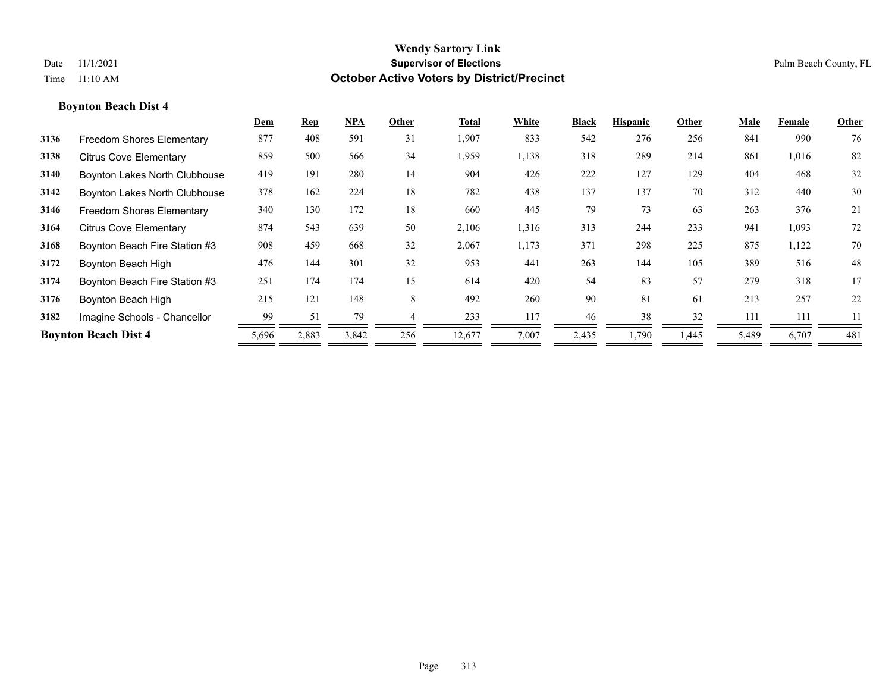# Wendy Sartory Link
## Supervisor of Elections
## October Active Voters by District/Precinct

Date 11/1/2021
Time 11:10 AM

Palm Beach County, FL

### Boynton Beach Dist 4

| | | Dem | Rep | NPA | Other | Total | White | Black | Hispanic | Other | Male | Female | Other |
|---|---|---|---|---|---|---|---|---|---|---|---|---|---|
| 3136 | Freedom Shores Elementary | 877 | 408 | 591 | 31 | 1,907 | 833 | 542 | 276 | 256 | 841 | 990 | 76 |
| 3138 | Citrus Cove Elementary | 859 | 500 | 566 | 34 | 1,959 | 1,138 | 318 | 289 | 214 | 861 | 1,016 | 82 |
| 3140 | Boynton Lakes North Clubhouse | 419 | 191 | 280 | 14 | 904 | 426 | 222 | 127 | 129 | 404 | 468 | 32 |
| 3142 | Boynton Lakes North Clubhouse | 378 | 162 | 224 | 18 | 782 | 438 | 137 | 137 | 70 | 312 | 440 | 30 |
| 3146 | Freedom Shores Elementary | 340 | 130 | 172 | 18 | 660 | 445 | 79 | 73 | 63 | 263 | 376 | 21 |
| 3164 | Citrus Cove Elementary | 874 | 543 | 639 | 50 | 2,106 | 1,316 | 313 | 244 | 233 | 941 | 1,093 | 72 |
| 3168 | Boynton Beach Fire Station #3 | 908 | 459 | 668 | 32 | 2,067 | 1,173 | 371 | 298 | 225 | 875 | 1,122 | 70 |
| 3172 | Boynton Beach High | 476 | 144 | 301 | 32 | 953 | 441 | 263 | 144 | 105 | 389 | 516 | 48 |
| 3174 | Boynton Beach Fire Station #3 | 251 | 174 | 174 | 15 | 614 | 420 | 54 | 83 | 57 | 279 | 318 | 17 |
| 3176 | Boynton Beach High | 215 | 121 | 148 | 8 | 492 | 260 | 90 | 81 | 61 | 213 | 257 | 22 |
| 3182 | Imagine Schools - Chancellor | 99 | 51 | 79 | 4 | 233 | 117 | 46 | 38 | 32 | 111 | 111 | 11 |
| **Boynton Beach Dist 4** | | 5,696 | 2,883 | 3,842 | 256 | 12,677 | 7,007 | 2,435 | 1,790 | 1,445 | 5,489 | 6,707 | 481 |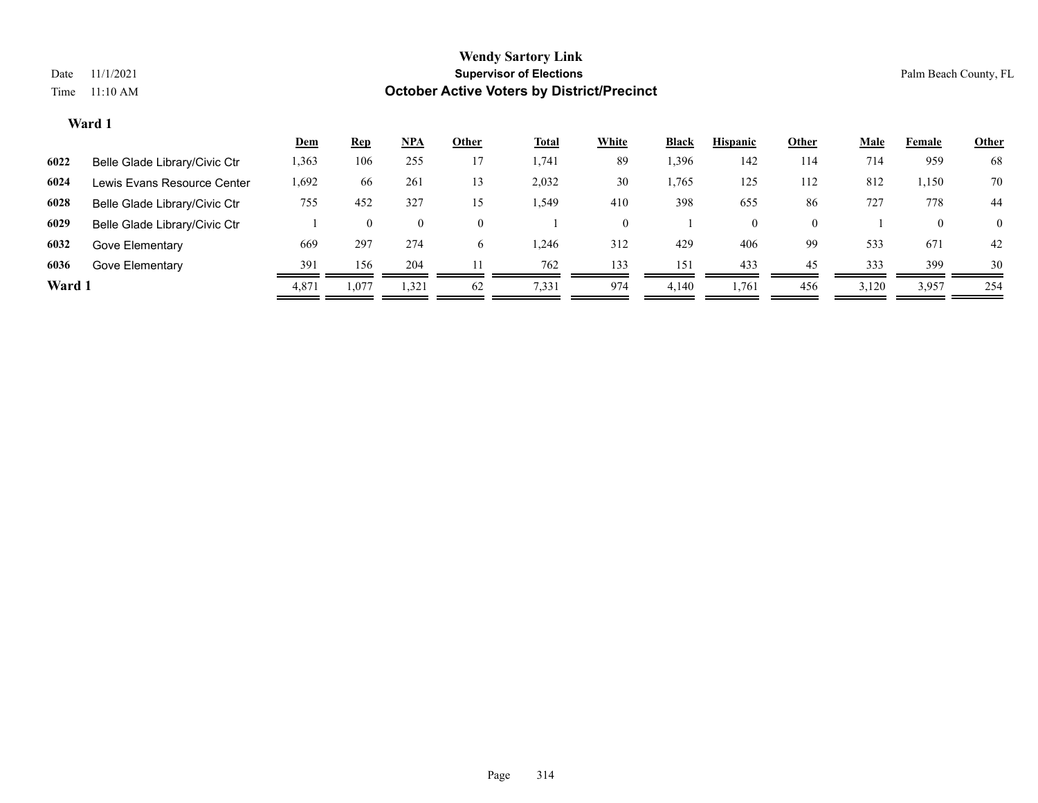**Wendy Sartory Link**
**Supervisor of Elections**
**October Active Voters by District/Precinct**

Date 11/1/2021
Time 11:10 AM

Palm Beach County, FL

## Ward 1

| | | Dem | Rep | NPA | Other | Total | White | Black | Hispanic | Other | Male | Female | Other |
|---|---|---|---|---|---|---|---|---|---|---|---|---|---|
| 6022 | Belle Glade Library/Civic Ctr | 1,363 | 106 | 255 | 17 | 1,741 | 89 | 1,396 | 142 | 114 | 714 | 959 | 68 |
| 6024 | Lewis Evans Resource Center | 1,692 | 66 | 261 | 13 | 2,032 | 30 | 1,765 | 125 | 112 | 812 | 1,150 | 70 |
| 6028 | Belle Glade Library/Civic Ctr | 755 | 452 | 327 | 15 | 1,549 | 410 | 398 | 655 | 86 | 727 | 778 | 44 |
| 6029 | Belle Glade Library/Civic Ctr | 1 | 0 | 0 | 0 | 1 | 0 | 1 | 0 | 0 | 1 | 0 | 0 |
| 6032 | Gove Elementary | 669 | 297 | 274 | 6 | 1,246 | 312 | 429 | 406 | 99 | 533 | 671 | 42 |
| 6036 | Gove Elementary | 391 | 156 | 204 | 11 | 762 | 133 | 151 | 433 | 45 | 333 | 399 | 30 |
| **Ward 1** | | 4,871 | 1,077 | 1,321 | 62 | 7,331 | 974 | 4,140 | 1,761 | 456 | 3,120 | 3,957 | 254 |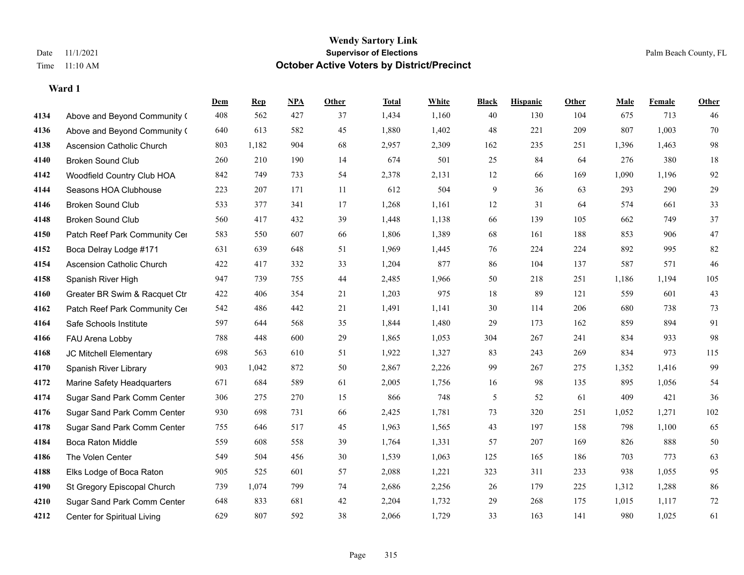# Wendy Sartory Link
## Supervisor of Elections
## October Active Voters by District/Precinct

Date 11/1/2021
Time 11:10 AM

Palm Beach County, FL

### Ward 1

| | | Dem | Rep | NPA | Other | Total | White | Black | Hispanic | Other | Male | Female | Other |
|---|---|---|---|---|---|---|---|---|---|---|---|---|---|
| 4134 | Above and Beyond Community ( | 408 | 562 | 427 | 37 | 1,434 | 1,160 | 40 | 130 | 104 | 675 | 713 | 46 |
| 4136 | Above and Beyond Community ( | 640 | 613 | 582 | 45 | 1,880 | 1,402 | 48 | 221 | 209 | 807 | 1,003 | 70 |
| 4138 | Ascension Catholic Church | 803 | 1,182 | 904 | 68 | 2,957 | 2,309 | 162 | 235 | 251 | 1,396 | 1,463 | 98 |
| 4140 | Broken Sound Club | 260 | 210 | 190 | 14 | 674 | 501 | 25 | 84 | 64 | 276 | 380 | 18 |
| 4142 | Woodfield Country Club HOA | 842 | 749 | 733 | 54 | 2,378 | 2,131 | 12 | 66 | 169 | 1,090 | 1,196 | 92 |
| 4144 | Seasons HOA Clubhouse | 223 | 207 | 171 | 11 | 612 | 504 | 9 | 36 | 63 | 293 | 290 | 29 |
| 4146 | Broken Sound Club | 533 | 377 | 341 | 17 | 1,268 | 1,161 | 12 | 31 | 64 | 574 | 661 | 33 |
| 4148 | Broken Sound Club | 560 | 417 | 432 | 39 | 1,448 | 1,138 | 66 | 139 | 105 | 662 | 749 | 37 |
| 4150 | Patch Reef Park Community Cer | 583 | 550 | 607 | 66 | 1,806 | 1,389 | 68 | 161 | 188 | 853 | 906 | 47 |
| 4152 | Boca Delray Lodge #171 | 631 | 639 | 648 | 51 | 1,969 | 1,445 | 76 | 224 | 224 | 892 | 995 | 82 |
| 4154 | Ascension Catholic Church | 422 | 417 | 332 | 33 | 1,204 | 877 | 86 | 104 | 137 | 587 | 571 | 46 |
| 4158 | Spanish River High | 947 | 739 | 755 | 44 | 2,485 | 1,966 | 50 | 218 | 251 | 1,186 | 1,194 | 105 |
| 4160 | Greater BR Swim & Racquet Ctr | 422 | 406 | 354 | 21 | 1,203 | 975 | 18 | 89 | 121 | 559 | 601 | 43 |
| 4162 | Patch Reef Park Community Cer | 542 | 486 | 442 | 21 | 1,491 | 1,141 | 30 | 114 | 206 | 680 | 738 | 73 |
| 4164 | Safe Schools Institute | 597 | 644 | 568 | 35 | 1,844 | 1,480 | 29 | 173 | 162 | 859 | 894 | 91 |
| 4166 | FAU Arena Lobby | 788 | 448 | 600 | 29 | 1,865 | 1,053 | 304 | 267 | 241 | 834 | 933 | 98 |
| 4168 | JC Mitchell Elementary | 698 | 563 | 610 | 51 | 1,922 | 1,327 | 83 | 243 | 269 | 834 | 973 | 115 |
| 4170 | Spanish River Library | 903 | 1,042 | 872 | 50 | 2,867 | 2,226 | 99 | 267 | 275 | 1,352 | 1,416 | 99 |
| 4172 | Marine Safety Headquarters | 671 | 684 | 589 | 61 | 2,005 | 1,756 | 16 | 98 | 135 | 895 | 1,056 | 54 |
| 4174 | Sugar Sand Park Comm Center | 306 | 275 | 270 | 15 | 866 | 748 | 5 | 52 | 61 | 409 | 421 | 36 |
| 4176 | Sugar Sand Park Comm Center | 930 | 698 | 731 | 66 | 2,425 | 1,781 | 73 | 320 | 251 | 1,052 | 1,271 | 102 |
| 4178 | Sugar Sand Park Comm Center | 755 | 646 | 517 | 45 | 1,963 | 1,565 | 43 | 197 | 158 | 798 | 1,100 | 65 |
| 4184 | Boca Raton Middle | 559 | 608 | 558 | 39 | 1,764 | 1,331 | 57 | 207 | 169 | 826 | 888 | 50 |
| 4186 | The Volen Center | 549 | 504 | 456 | 30 | 1,539 | 1,063 | 125 | 165 | 186 | 703 | 773 | 63 |
| 4188 | Elks Lodge of Boca Raton | 905 | 525 | 601 | 57 | 2,088 | 1,221 | 323 | 311 | 233 | 938 | 1,055 | 95 |
| 4190 | St Gregory Episcopal Church | 739 | 1,074 | 799 | 74 | 2,686 | 2,256 | 26 | 179 | 225 | 1,312 | 1,288 | 86 |
| 4210 | Sugar Sand Park Comm Center | 648 | 833 | 681 | 42 | 2,204 | 1,732 | 29 | 268 | 175 | 1,015 | 1,117 | 72 |
| 4212 | Center for Spiritual Living | 629 | 807 | 592 | 38 | 2,066 | 1,729 | 33 | 163 | 141 | 980 | 1,025 | 61 |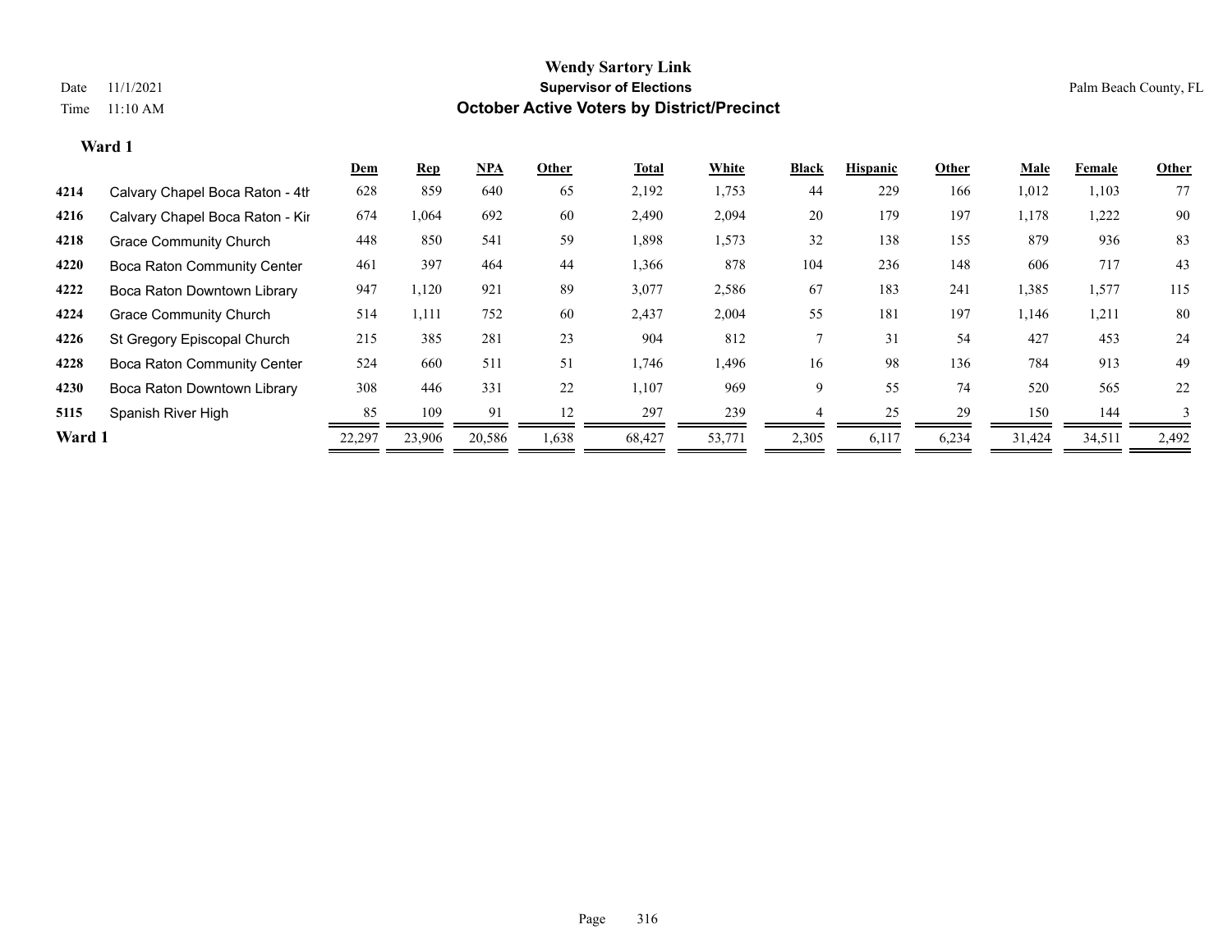# Wendy Sartory Link

**Supervisor of Elections**

**October Active Voters by District/Precinct**

Date 11/1/2021

Time 11:10 AM

Palm Beach County, FL

**Ward 1**

| | | Dem | Rep | NPA | Other | Total | White | Black | Hispanic | Other | Male | Female | Other |
|---|---|---|---|---|---|---|---|---|---|---|---|---|---|
| 4214 | Calvary Chapel Boca Raton - 4th | 628 | 859 | 640 | 65 | 2,192 | 1,753 | 44 | 229 | 166 | 1,012 | 1,103 | 77 |
| 4216 | Calvary Chapel Boca Raton - Kir | 674 | 1,064 | 692 | 60 | 2,490 | 2,094 | 20 | 179 | 197 | 1,178 | 1,222 | 90 |
| 4218 | Grace Community Church | 448 | 850 | 541 | 59 | 1,898 | 1,573 | 32 | 138 | 155 | 879 | 936 | 83 |
| 4220 | Boca Raton Community Center | 461 | 397 | 464 | 44 | 1,366 | 878 | 104 | 236 | 148 | 606 | 717 | 43 |
| 4222 | Boca Raton Downtown Library | 947 | 1,120 | 921 | 89 | 3,077 | 2,586 | 67 | 183 | 241 | 1,385 | 1,577 | 115 |
| 4224 | Grace Community Church | 514 | 1,111 | 752 | 60 | 2,437 | 2,004 | 55 | 181 | 197 | 1,146 | 1,211 | 80 |
| 4226 | St Gregory Episcopal Church | 215 | 385 | 281 | 23 | 904 | 812 | 7 | 31 | 54 | 427 | 453 | 24 |
| 4228 | Boca Raton Community Center | 524 | 660 | 511 | 51 | 1,746 | 1,496 | 16 | 98 | 136 | 784 | 913 | 49 |
| 4230 | Boca Raton Downtown Library | 308 | 446 | 331 | 22 | 1,107 | 969 | 9 | 55 | 74 | 520 | 565 | 22 |
| 5115 | Spanish River High | 85 | 109 | 91 | 12 | 297 | 239 | 4 | 25 | 29 | 150 | 144 | 3 |
| **Ward 1** | | 22,297 | 23,906 | 20,586 | 1,638 | 68,427 | 53,771 | 2,305 | 6,117 | 6,234 | 31,424 | 34,511 | 2,492 |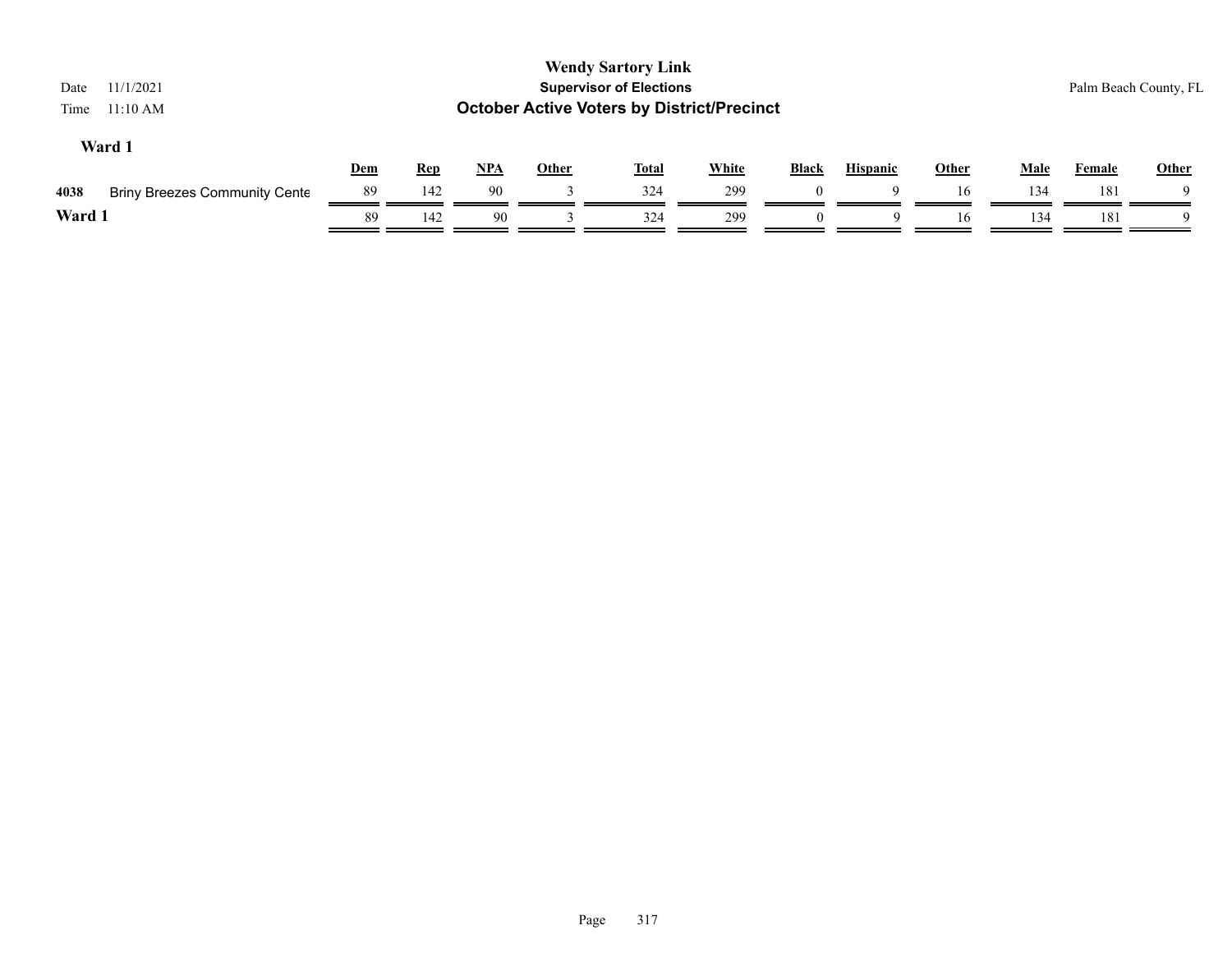# Wendy Sartory Link

## Supervisor of Elections

## October Active Voters by District/Precinct

Date 11/1/2021

Time 11:10 AM

Palm Beach County, FL

### Ward 1

| | | Dem | Rep | NPA | Other | Total | White | Black | Hispanic | Other | Male | Female | Other |
|---|---|---|---|---|---|---|---|---|---|---|---|---|---|
| 4038 | Briny Breezes Community Cente | 89 | 142 | 90 | 3 | 324 | 299 | 0 | 9 | 16 | 134 | 181 | 9 |
| **Ward 1** | | 89 | 142 | 90 | 3 | 324 | 299 | 0 | 9 | 16 | 134 | 181 | 9 |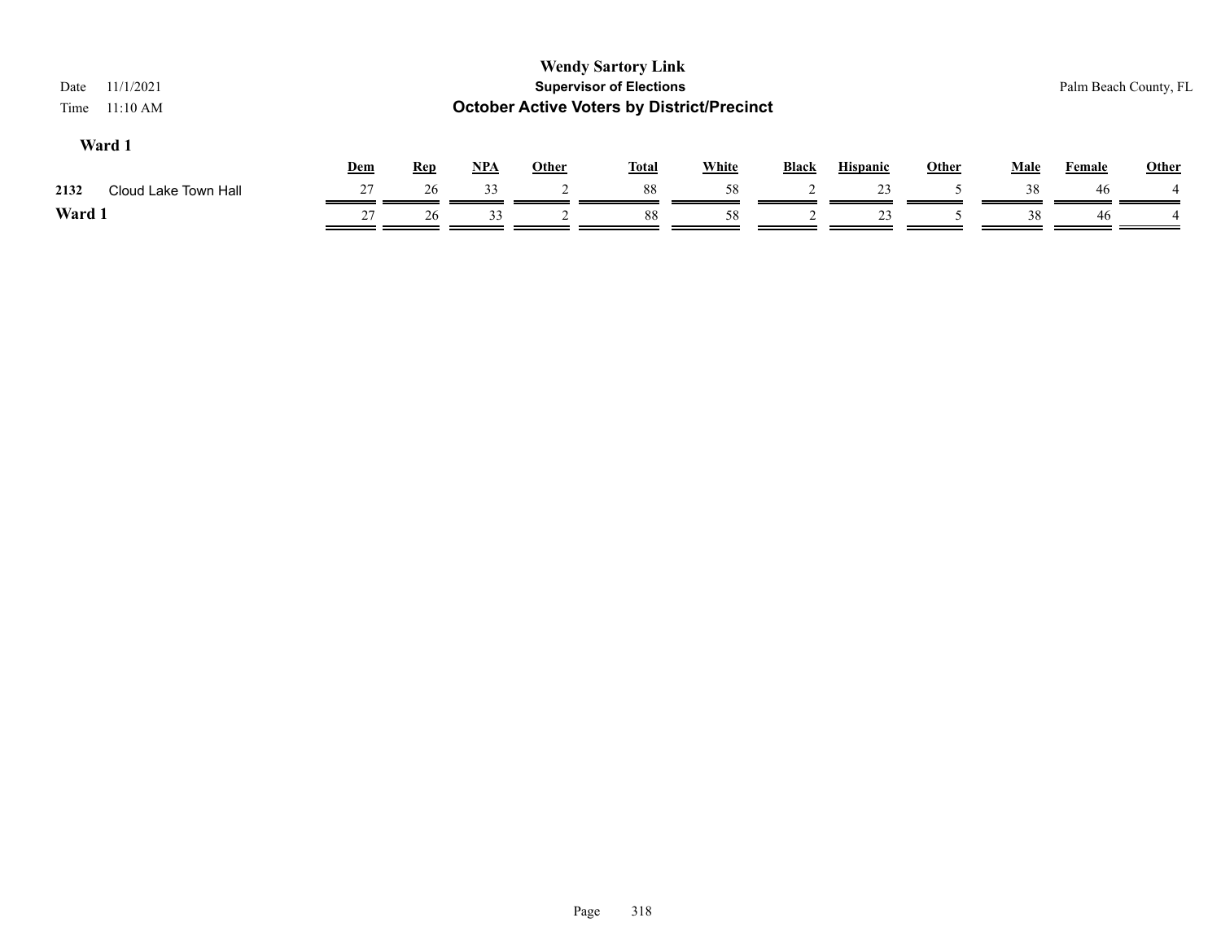# Wendy Sartory Link
## Supervisor of Elections
## October Active Voters by District/Precinct

Date 11/1/2021
Time 11:10 AM

Palm Beach County, FL

### Ward 1

| | | Dem | Rep | NPA | Other | Total | White | Black | Hispanic | Other | Male | Female | Other |
|---|---|---|---|---|---|---|---|---|---|---|---|---|---|
| 2132 | Cloud Lake Town Hall | 27 | 26 | 33 | 2 | 88 | 58 | 2 | 23 | 5 | 38 | 46 | 4 |
| **Ward 1** | | 27 | 26 | 33 | 2 | 88 | 58 | 2 | 23 | 5 | 38 | 46 | 4 |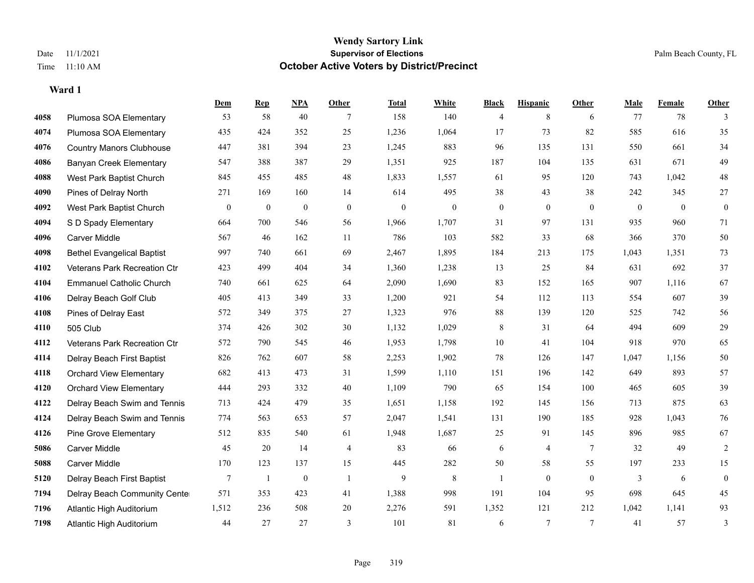# Wendy Sartory Link

## Supervisor of Elections

## October Active Voters by District/Precinct

Date 11/1/2021
Time 11:10 AM

Palm Beach County, FL

### Ward 1

| | | Dem | Rep | NPA | Other | Total | White | Black | Hispanic | Other | Male | Female | Other |
|---|---|---|---|---|---|---|---|---|---|---|---|---|---|
| 4058 | Plumosa SOA Elementary | 53 | 58 | 40 | 7 | 158 | 140 | 4 | 8 | 6 | 77 | 78 | 3 |
| 4074 | Plumosa SOA Elementary | 435 | 424 | 352 | 25 | 1,236 | 1,064 | 17 | 73 | 82 | 585 | 616 | 35 |
| 4076 | Country Manors Clubhouse | 447 | 381 | 394 | 23 | 1,245 | 883 | 96 | 135 | 131 | 550 | 661 | 34 |
| 4086 | Banyan Creek Elementary | 547 | 388 | 387 | 29 | 1,351 | 925 | 187 | 104 | 135 | 631 | 671 | 49 |
| 4088 | West Park Baptist Church | 845 | 455 | 485 | 48 | 1,833 | 1,557 | 61 | 95 | 120 | 743 | 1,042 | 48 |
| 4090 | Pines of Delray North | 271 | 169 | 160 | 14 | 614 | 495 | 38 | 43 | 38 | 242 | 345 | 27 |
| 4092 | West Park Baptist Church | 0 | 0 | 0 | 0 | 0 | 0 | 0 | 0 | 0 | 0 | 0 | 0 |
| 4094 | S D Spady Elementary | 664 | 700 | 546 | 56 | 1,966 | 1,707 | 31 | 97 | 131 | 935 | 960 | 71 |
| 4096 | Carver Middle | 567 | 46 | 162 | 11 | 786 | 103 | 582 | 33 | 68 | 366 | 370 | 50 |
| 4098 | Bethel Evangelical Baptist | 997 | 740 | 661 | 69 | 2,467 | 1,895 | 184 | 213 | 175 | 1,043 | 1,351 | 73 |
| 4102 | Veterans Park Recreation Ctr | 423 | 499 | 404 | 34 | 1,360 | 1,238 | 13 | 25 | 84 | 631 | 692 | 37 |
| 4104 | Emmanuel Catholic Church | 740 | 661 | 625 | 64 | 2,090 | 1,690 | 83 | 152 | 165 | 907 | 1,116 | 67 |
| 4106 | Delray Beach Golf Club | 405 | 413 | 349 | 33 | 1,200 | 921 | 54 | 112 | 113 | 554 | 607 | 39 |
| 4108 | Pines of Delray East | 572 | 349 | 375 | 27 | 1,323 | 976 | 88 | 139 | 120 | 525 | 742 | 56 |
| 4110 | 505 Club | 374 | 426 | 302 | 30 | 1,132 | 1,029 | 8 | 31 | 64 | 494 | 609 | 29 |
| 4112 | Veterans Park Recreation Ctr | 572 | 790 | 545 | 46 | 1,953 | 1,798 | 10 | 41 | 104 | 918 | 970 | 65 |
| 4114 | Delray Beach First Baptist | 826 | 762 | 607 | 58 | 2,253 | 1,902 | 78 | 126 | 147 | 1,047 | 1,156 | 50 |
| 4118 | Orchard View Elementary | 682 | 413 | 473 | 31 | 1,599 | 1,110 | 151 | 196 | 142 | 649 | 893 | 57 |
| 4120 | Orchard View Elementary | 444 | 293 | 332 | 40 | 1,109 | 790 | 65 | 154 | 100 | 465 | 605 | 39 |
| 4122 | Delray Beach Swim and Tennis | 713 | 424 | 479 | 35 | 1,651 | 1,158 | 192 | 145 | 156 | 713 | 875 | 63 |
| 4124 | Delray Beach Swim and Tennis | 774 | 563 | 653 | 57 | 2,047 | 1,541 | 131 | 190 | 185 | 928 | 1,043 | 76 |
| 4126 | Pine Grove Elementary | 512 | 835 | 540 | 61 | 1,948 | 1,687 | 25 | 91 | 145 | 896 | 985 | 67 |
| 5086 | Carver Middle | 45 | 20 | 14 | 4 | 83 | 66 | 6 | 4 | 7 | 32 | 49 | 2 |
| 5088 | Carver Middle | 170 | 123 | 137 | 15 | 445 | 282 | 50 | 58 | 55 | 197 | 233 | 15 |
| 5120 | Delray Beach First Baptist | 7 | 1 | 0 | 1 | 9 | 8 | 1 | 0 | 0 | 3 | 6 | 0 |
| 7194 | Delray Beach Community Center | 571 | 353 | 423 | 41 | 1,388 | 998 | 191 | 104 | 95 | 698 | 645 | 45 |
| 7196 | Atlantic High Auditorium | 1,512 | 236 | 508 | 20 | 2,276 | 591 | 1,352 | 121 | 212 | 1,042 | 1,141 | 93 |
| 7198 | Atlantic High Auditorium | 44 | 27 | 27 | 3 | 101 | 81 | 6 | 7 | 7 | 41 | 57 | 3 |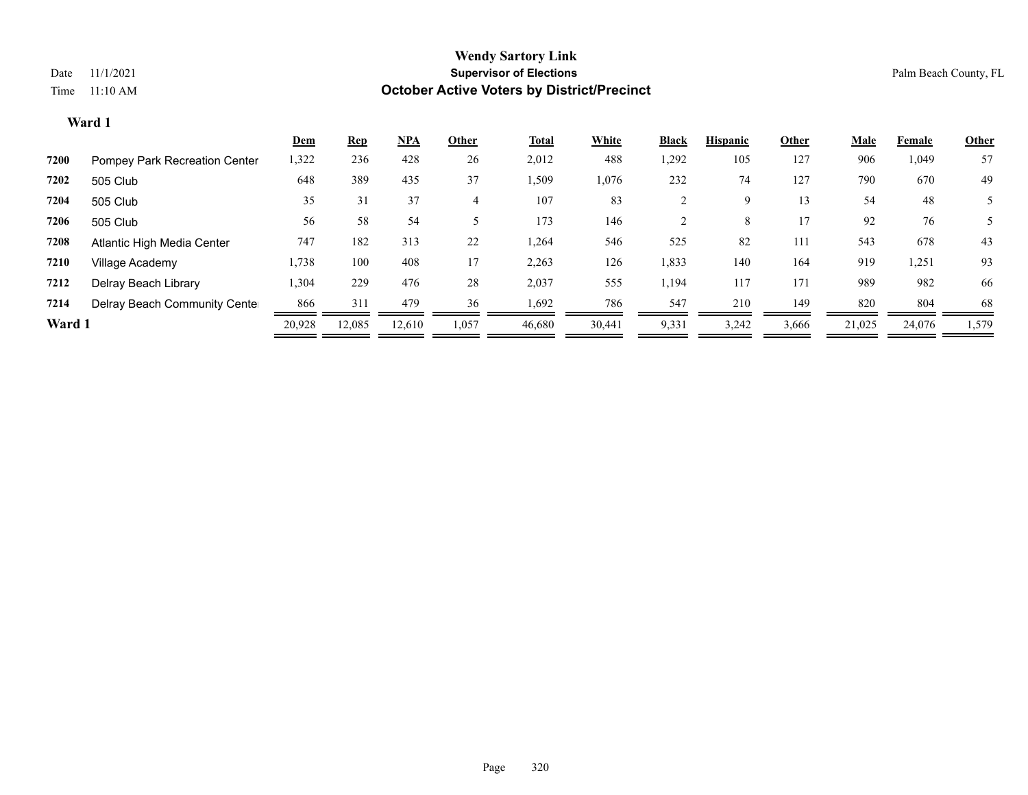# Wendy Sartory Link

## Supervisor of Elections

## October Active Voters by District/Precinct

Date 11/1/2021

Time 11:10 AM

Palm Beach County, FL

### Ward 1

| | | Dem | Rep | NPA | Other | Total | White | Black | Hispanic | Other | Male | Female | Other |
|---|---|---|---|---|---|---|---|---|---|---|---|---|---|
| 7200 | Pompey Park Recreation Center | 1,322 | 236 | 428 | 26 | 2,012 | 488 | 1,292 | 105 | 127 | 906 | 1,049 | 57 |
| 7202 | 505 Club | 648 | 389 | 435 | 37 | 1,509 | 1,076 | 232 | 74 | 127 | 790 | 670 | 49 |
| 7204 | 505 Club | 35 | 31 | 37 | 4 | 107 | 83 | 2 | 9 | 13 | 54 | 48 | 5 |
| 7206 | 505 Club | 56 | 58 | 54 | 5 | 173 | 146 | 2 | 8 | 17 | 92 | 76 | 5 |
| 7208 | Atlantic High Media Center | 747 | 182 | 313 | 22 | 1,264 | 546 | 525 | 82 | 111 | 543 | 678 | 43 |
| 7210 | Village Academy | 1,738 | 100 | 408 | 17 | 2,263 | 126 | 1,833 | 140 | 164 | 919 | 1,251 | 93 |
| 7212 | Delray Beach Library | 1,304 | 229 | 476 | 28 | 2,037 | 555 | 1,194 | 117 | 171 | 989 | 982 | 66 |
| 7214 | Delray Beach Community Center | 866 | 311 | 479 | 36 | 1,692 | 786 | 547 | 210 | 149 | 820 | 804 | 68 |
| **Ward 1** | | 20,928 | 12,085 | 12,610 | 1,057 | 46,680 | 30,441 | 9,331 | 3,242 | 3,666 | 21,025 | 24,076 | 1,579 |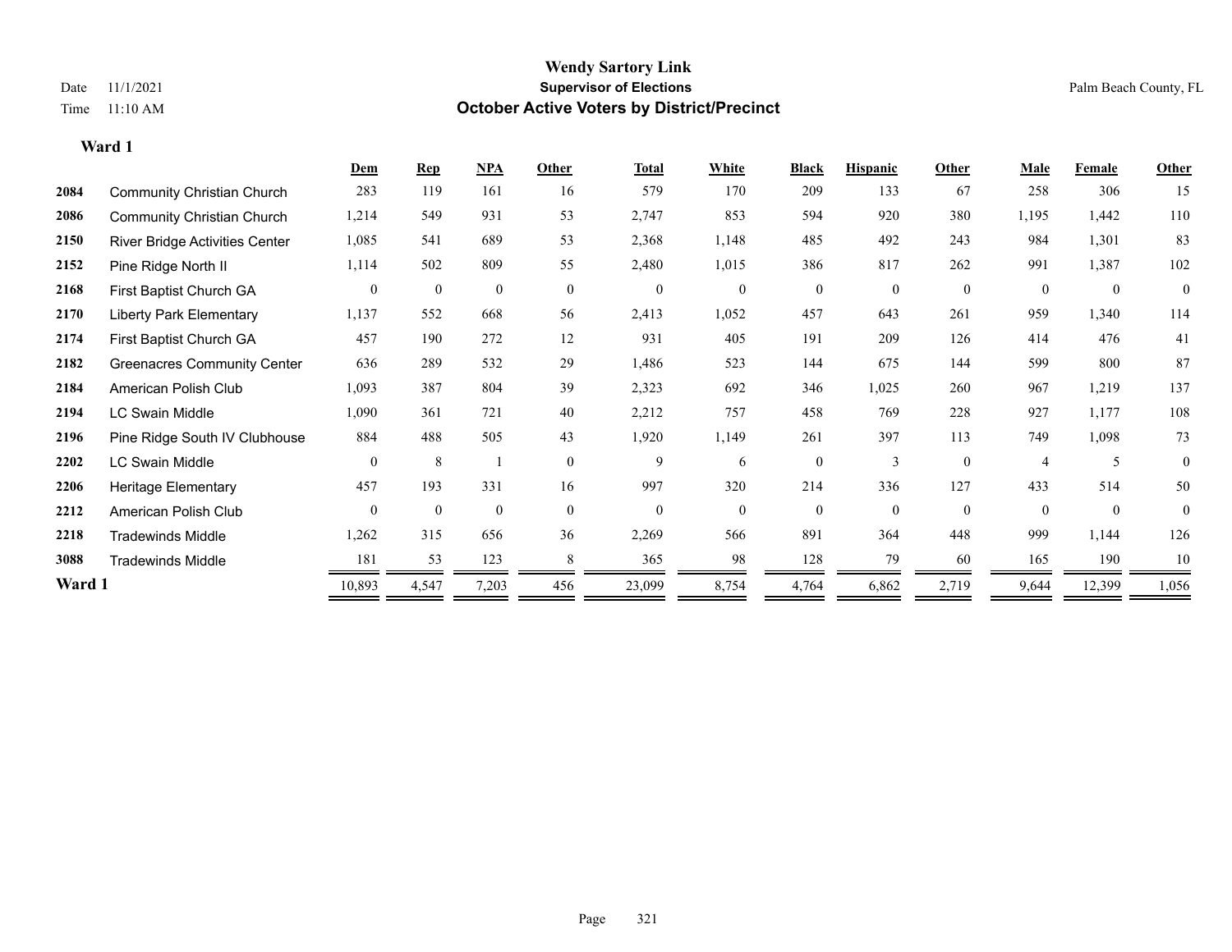# Wendy Sartory Link

## Supervisor of Elections

## October Active Voters by District/Precinct

Date 11/1/2021

Time 11:10 AM

Palm Beach County, FL

### Ward 1

| | | Dem | Rep | NPA | Other | Total | White | Black | Hispanic | Other | Male | Female | Other |
|---|---|---|---|---|---|---|---|---|---|---|---|---|---|
| 2084 | Community Christian Church | 283 | 119 | 161 | 16 | 579 | 170 | 209 | 133 | 67 | 258 | 306 | 15 |
| 2086 | Community Christian Church | 1,214 | 549 | 931 | 53 | 2,747 | 853 | 594 | 920 | 380 | 1,195 | 1,442 | 110 |
| 2150 | River Bridge Activities Center | 1,085 | 541 | 689 | 53 | 2,368 | 1,148 | 485 | 492 | 243 | 984 | 1,301 | 83 |
| 2152 | Pine Ridge North II | 1,114 | 502 | 809 | 55 | 2,480 | 1,015 | 386 | 817 | 262 | 991 | 1,387 | 102 |
| 2168 | First Baptist Church GA | 0 | 0 | 0 | 0 | 0 | 0 | 0 | 0 | 0 | 0 | 0 | 0 |
| 2170 | Liberty Park Elementary | 1,137 | 552 | 668 | 56 | 2,413 | 1,052 | 457 | 643 | 261 | 959 | 1,340 | 114 |
| 2174 | First Baptist Church GA | 457 | 190 | 272 | 12 | 931 | 405 | 191 | 209 | 126 | 414 | 476 | 41 |
| 2182 | Greenacres Community Center | 636 | 289 | 532 | 29 | 1,486 | 523 | 144 | 675 | 144 | 599 | 800 | 87 |
| 2184 | American Polish Club | 1,093 | 387 | 804 | 39 | 2,323 | 692 | 346 | 1,025 | 260 | 967 | 1,219 | 137 |
| 2194 | LC Swain Middle | 1,090 | 361 | 721 | 40 | 2,212 | 757 | 458 | 769 | 228 | 927 | 1,177 | 108 |
| 2196 | Pine Ridge South IV Clubhouse | 884 | 488 | 505 | 43 | 1,920 | 1,149 | 261 | 397 | 113 | 749 | 1,098 | 73 |
| 2202 | LC Swain Middle | 0 | 8 | 1 | 0 | 9 | 6 | 0 | 3 | 0 | 4 | 5 | 0 |
| 2206 | Heritage Elementary | 457 | 193 | 331 | 16 | 997 | 320 | 214 | 336 | 127 | 433 | 514 | 50 |
| 2212 | American Polish Club | 0 | 0 | 0 | 0 | 0 | 0 | 0 | 0 | 0 | 0 | 0 | 0 |
| 2218 | Tradewinds Middle | 1,262 | 315 | 656 | 36 | 2,269 | 566 | 891 | 364 | 448 | 999 | 1,144 | 126 |
| 3088 | Tradewinds Middle | 181 | 53 | 123 | 8 | 365 | 98 | 128 | 79 | 60 | 165 | 190 | 10 |
| **Ward 1** | | 10,893 | 4,547 | 7,203 | 456 | 23,099 | 8,754 | 4,764 | 6,862 | 2,719 | 9,644 | 12,399 | 1,056 |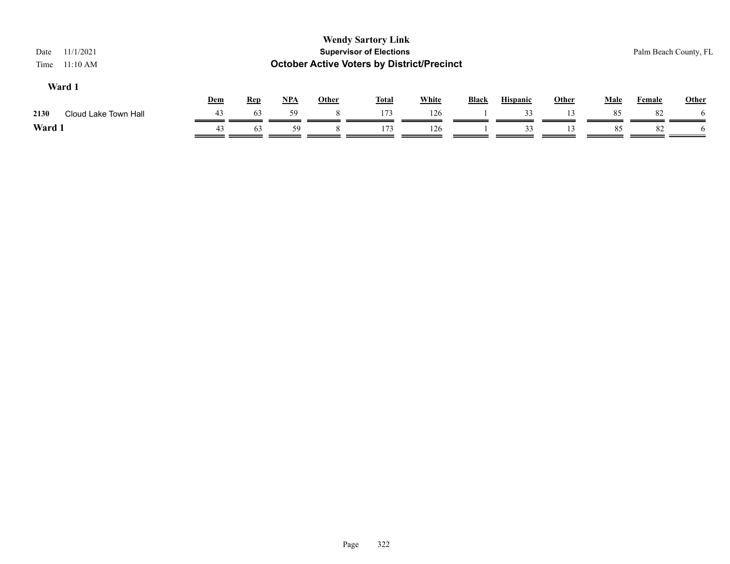**Wendy Sartory Link**
**Supervisor of Elections**
**October Active Voters by District/Precinct**

Date 11/1/2021
Time 11:10 AM

Palm Beach County, FL

### Ward 1

| | | Dem | Rep | NPA | Other | Total | White | Black | Hispanic | Other | Male | Female | Other |
|---|---|---|---|---|---|---|---|---|---|---|---|---|---|
| 2130 | Cloud Lake Town Hall | 43 | 63 | 59 | 8 | 173 | 126 | 1 | 33 | 13 | 85 | 82 | 6 |
| **Ward 1** | | 43 | 63 | 59 | 8 | 173 | 126 | 1 | 33 | 13 | 85 | 82 | 6 |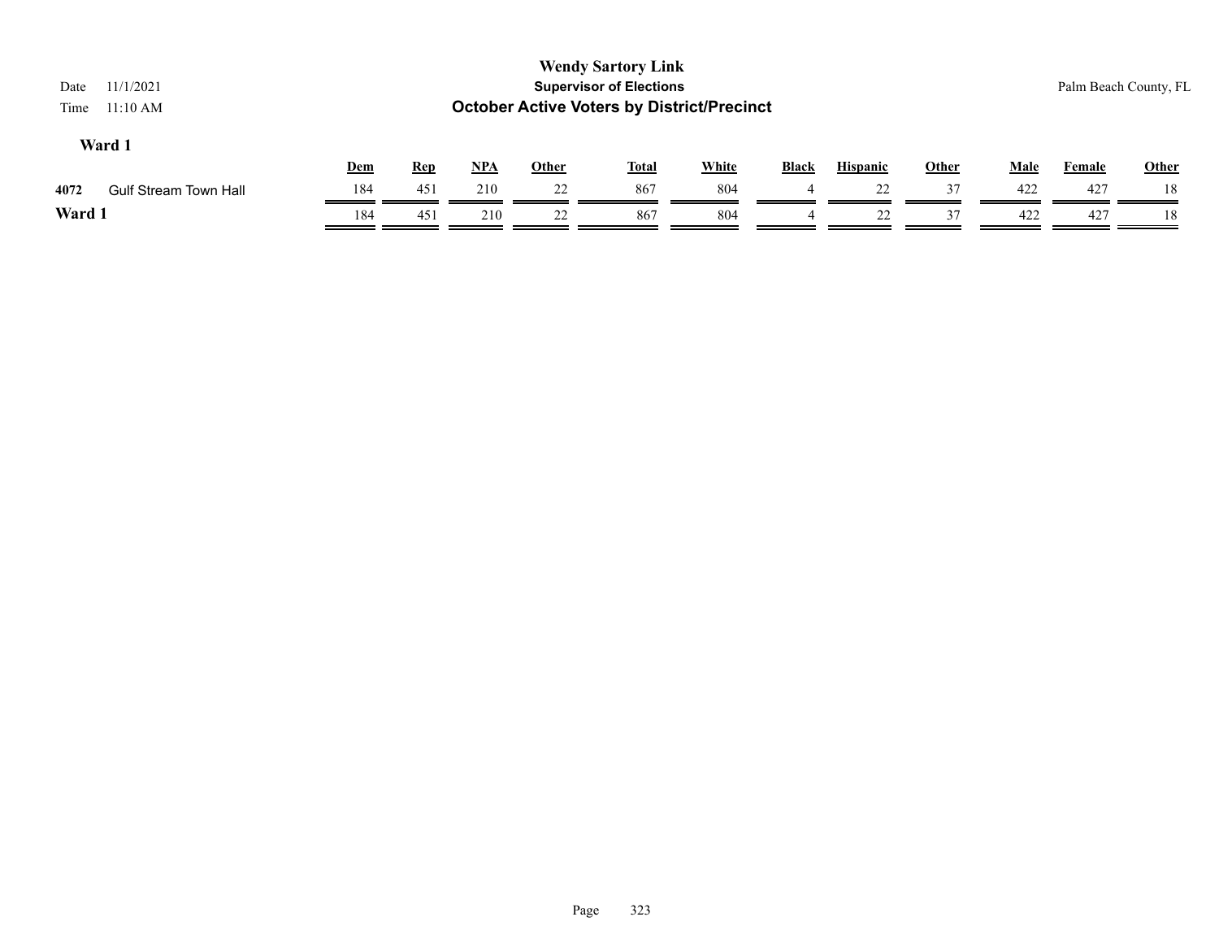# Wendy Sartory Link

## Supervisor of Elections

## October Active Voters by District/Precinct

Date 11/1/2021

Time 11:10 AM

Palm Beach County, FL

### Ward 1

| | | Dem | Rep | NPA | Other | Total | White | Black | Hispanic | Other | Male | Female | Other |
|---|---|---|---|---|---|---|---|---|---|---|---|---|---|
| 4072 | Gulf Stream Town Hall | 184 | 451 | 210 | 22 | 867 | 804 | 4 | 22 | 37 | 422 | 427 | 18 |
| **Ward 1** | | 184 | 451 | 210 | 22 | 867 | 804 | 4 | 22 | 37 | 422 | 427 | 18 |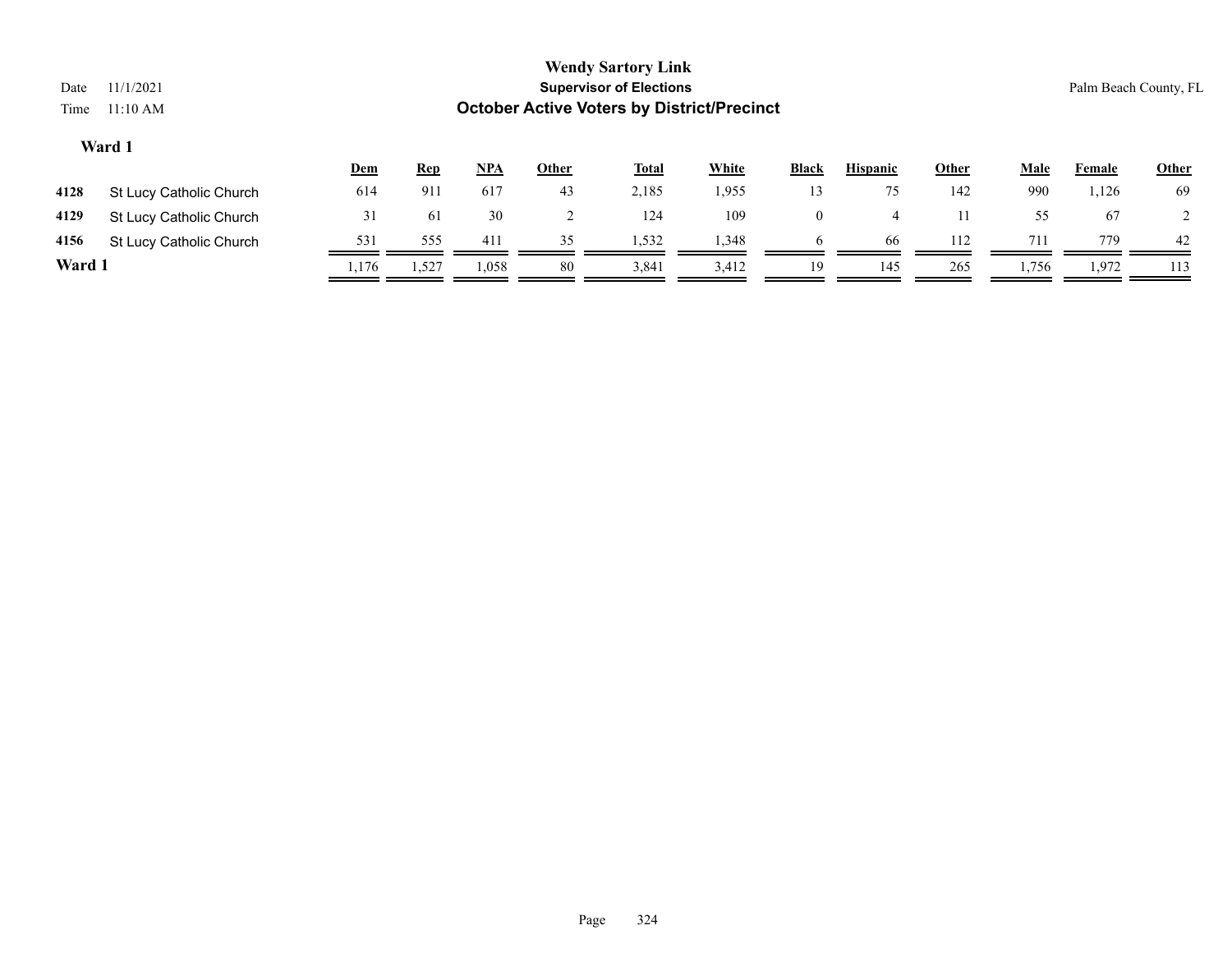# Wendy Sartory Link

## Supervisor of Elections

## October Active Voters by District/Precinct

Date 11/1/2021

Time 11:10 AM

Palm Beach County, FL

### Ward 1

| | | Dem | Rep | NPA | Other | Total | White | Black | Hispanic | Other | Male | Female | Other |
|---|---|---|---|---|---|---|---|---|---|---|---|---|---|
| 4128 | St Lucy Catholic Church | 614 | 911 | 617 | 43 | 2,185 | 1,955 | 13 | 75 | 142 | 990 | 1,126 | 69 |
| 4129 | St Lucy Catholic Church | 31 | 61 | 30 | 2 | 124 | 109 | 0 | 4 | 11 | 55 | 67 | 2 |
| 4156 | St Lucy Catholic Church | 531 | 555 | 411 | 35 | 1,532 | 1,348 | 6 | 66 | 112 | 711 | 779 | 42 |
| **Ward 1** | | 1,176 | 1,527 | 1,058 | 80 | 3,841 | 3,412 | 19 | 145 | 265 | 1,756 | 1,972 | 113 |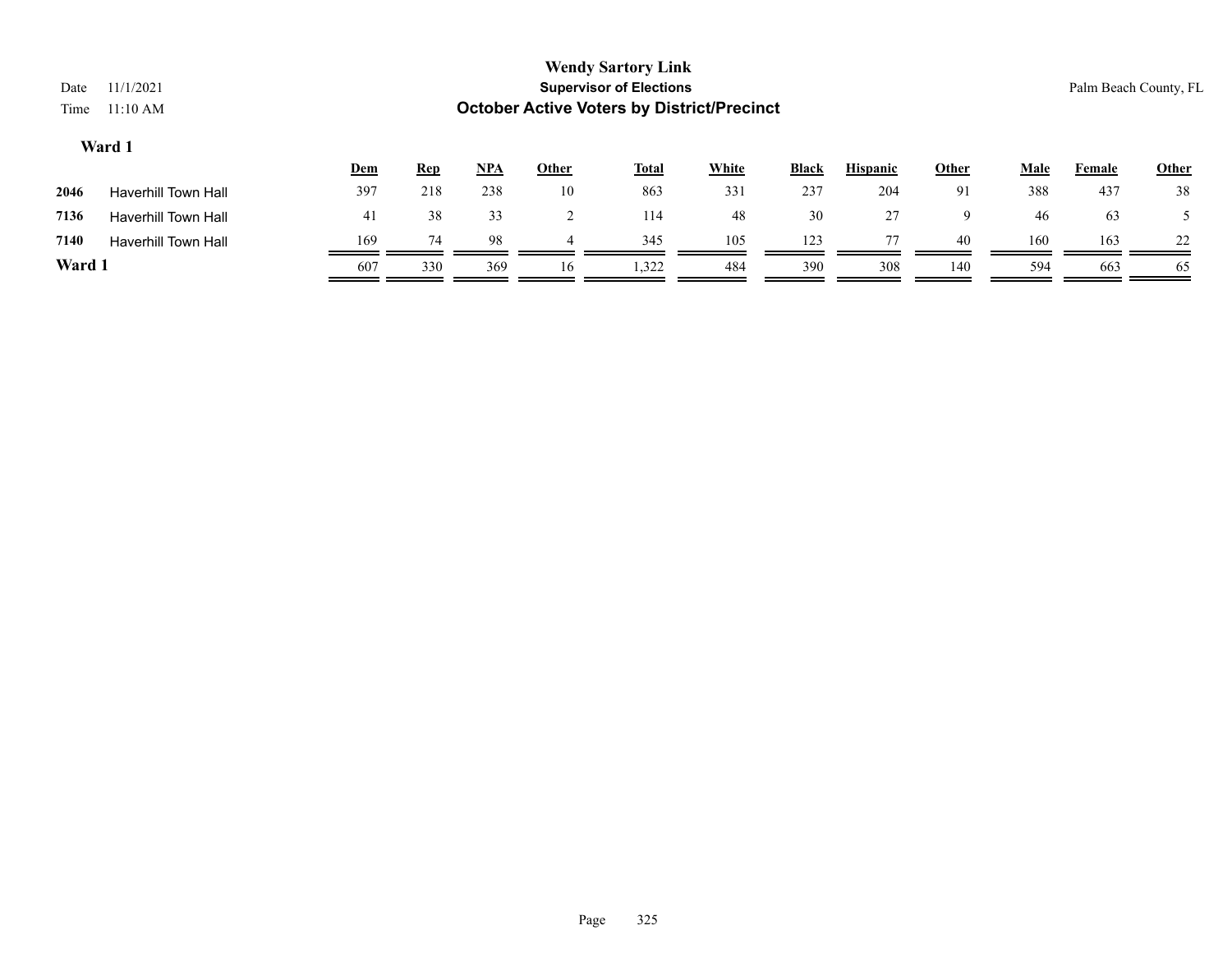# Wendy Sartory Link

## Supervisor of Elections

## October Active Voters by District/Precinct

Date 11/1/2021

Time 11:10 AM

Palm Beach County, FL

### Ward 1

| | | Dem | Rep | NPA | Other | Total | White | Black | Hispanic | Other | Male | Female | Other |
|---|---|---|---|---|---|---|---|---|---|---|---|---|---|
| 2046 | Haverhill Town Hall | 397 | 218 | 238 | 10 | 863 | 331 | 237 | 204 | 91 | 388 | 437 | 38 |
| 7136 | Haverhill Town Hall | 41 | 38 | 33 | 2 | 114 | 48 | 30 | 27 | 9 | 46 | 63 | 5 |
| 7140 | Haverhill Town Hall | 169 | 74 | 98 | 4 | 345 | 105 | 123 | 77 | 40 | 160 | 163 | 22 |
| **Ward 1** | | 607 | 330 | 369 | 16 | 1,322 | 484 | 390 | 308 | 140 | 594 | 663 | 65 |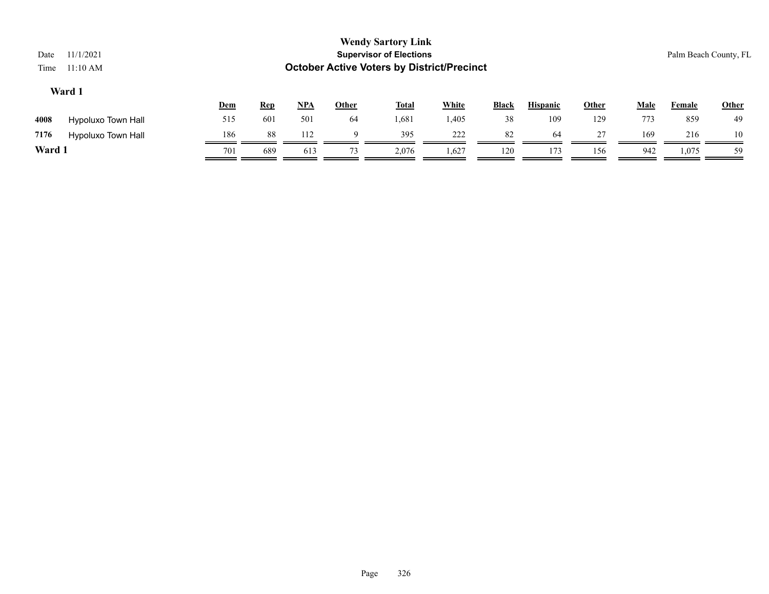**Wendy Sartory Link**
**Supervisor of Elections**
**October Active Voters by District/Precinct**

Date 11/1/2021
Time 11:10 AM

Palm Beach County, FL

### Ward 1

| | | Dem | Rep | NPA | Other | Total | White | Black | Hispanic | Other | Male | Female | Other |
|---|---|---|---|---|---|---|---|---|---|---|---|---|---|
| 4008 | Hypoluxo Town Hall | 515 | 601 | 501 | 64 | 1,681 | 1,405 | 38 | 109 | 129 | 773 | 859 | 49 |
| 7176 | Hypoluxo Town Hall | 186 | 88 | 112 | 9 | 395 | 222 | 82 | 64 | 27 | 169 | 216 | 10 |
| **Ward 1** | | 701 | 689 | 613 | 73 | 2,076 | 1,627 | 120 | 173 | 156 | 942 | 1,075 | 59 |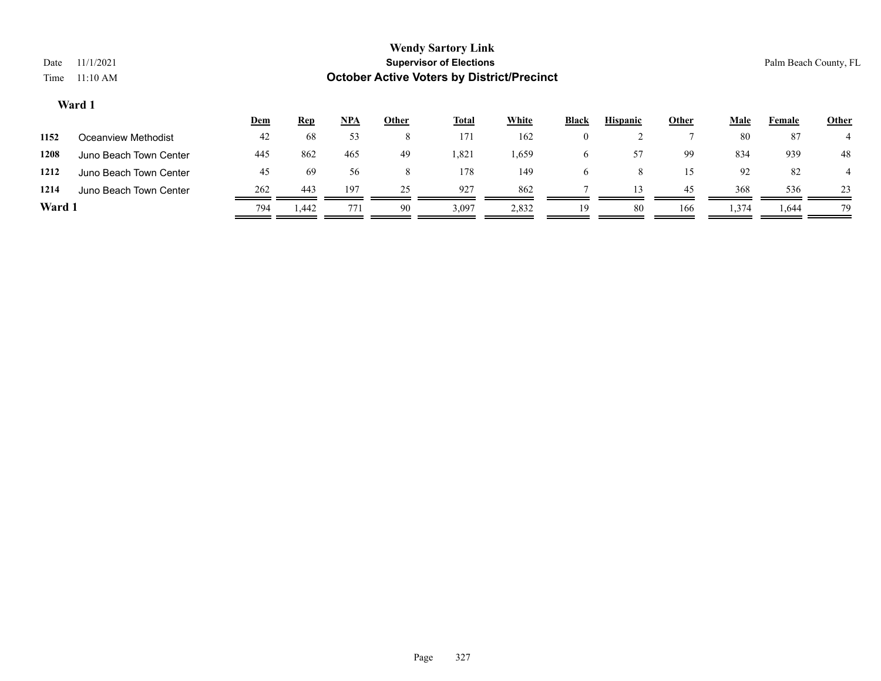# Wendy Sartory Link
## Supervisor of Elections
## October Active Voters by District/Precinct

Date 11/1/2021
Time 11:10 AM

Palm Beach County, FL

### Ward 1

| | | Dem | Rep | NPA | Other | Total | White | Black | Hispanic | Other | Male | Female | Other |
|---|---|---|---|---|---|---|---|---|---|---|---|---|---|
| 1152 | Oceanview Methodist | 42 | 68 | 53 | 8 | 171 | 162 | 0 | 2 | 7 | 80 | 87 | 4 |
| 1208 | Juno Beach Town Center | 445 | 862 | 465 | 49 | 1,821 | 1,659 | 6 | 57 | 99 | 834 | 939 | 48 |
| 1212 | Juno Beach Town Center | 45 | 69 | 56 | 8 | 178 | 149 | 6 | 8 | 15 | 92 | 82 | 4 |
| 1214 | Juno Beach Town Center | 262 | 443 | 197 | 25 | 927 | 862 | 7 | 13 | 45 | 368 | 536 | 23 |
| **Ward 1** | | 794 | 1,442 | 771 | 90 | 3,097 | 2,832 | 19 | 80 | 166 | 1,374 | 1,644 | 79 |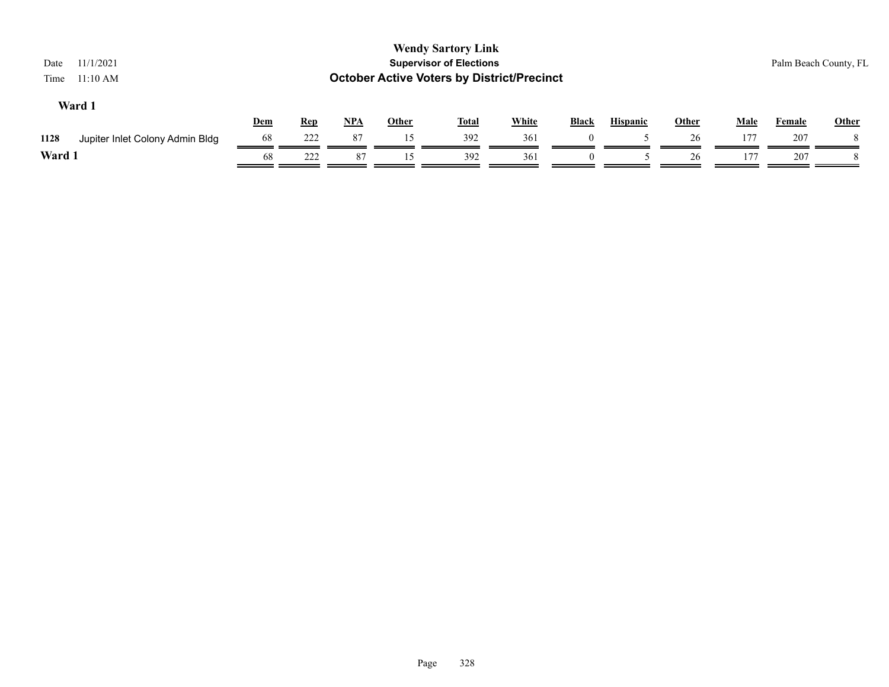# Wendy Sartory Link

## Supervisor of Elections

## October Active Voters by District/Precinct

Date 11/1/2021
Time 11:10 AM

Palm Beach County, FL

### Ward 1

| | | Dem | Rep | NPA | Other | Total | White | Black | Hispanic | Other | Male | Female | Other |
|---|---|---|---|---|---|---|---|---|---|---|---|---|---|
| 1128 | Jupiter Inlet Colony Admin Bldg | 68 | 222 | 87 | 15 | 392 | 361 | 0 | 5 | 26 | 177 | 207 | 8 |
| **Ward 1** | | 68 | 222 | 87 | 15 | 392 | 361 | 0 | 5 | 26 | 177 | 207 | 8 |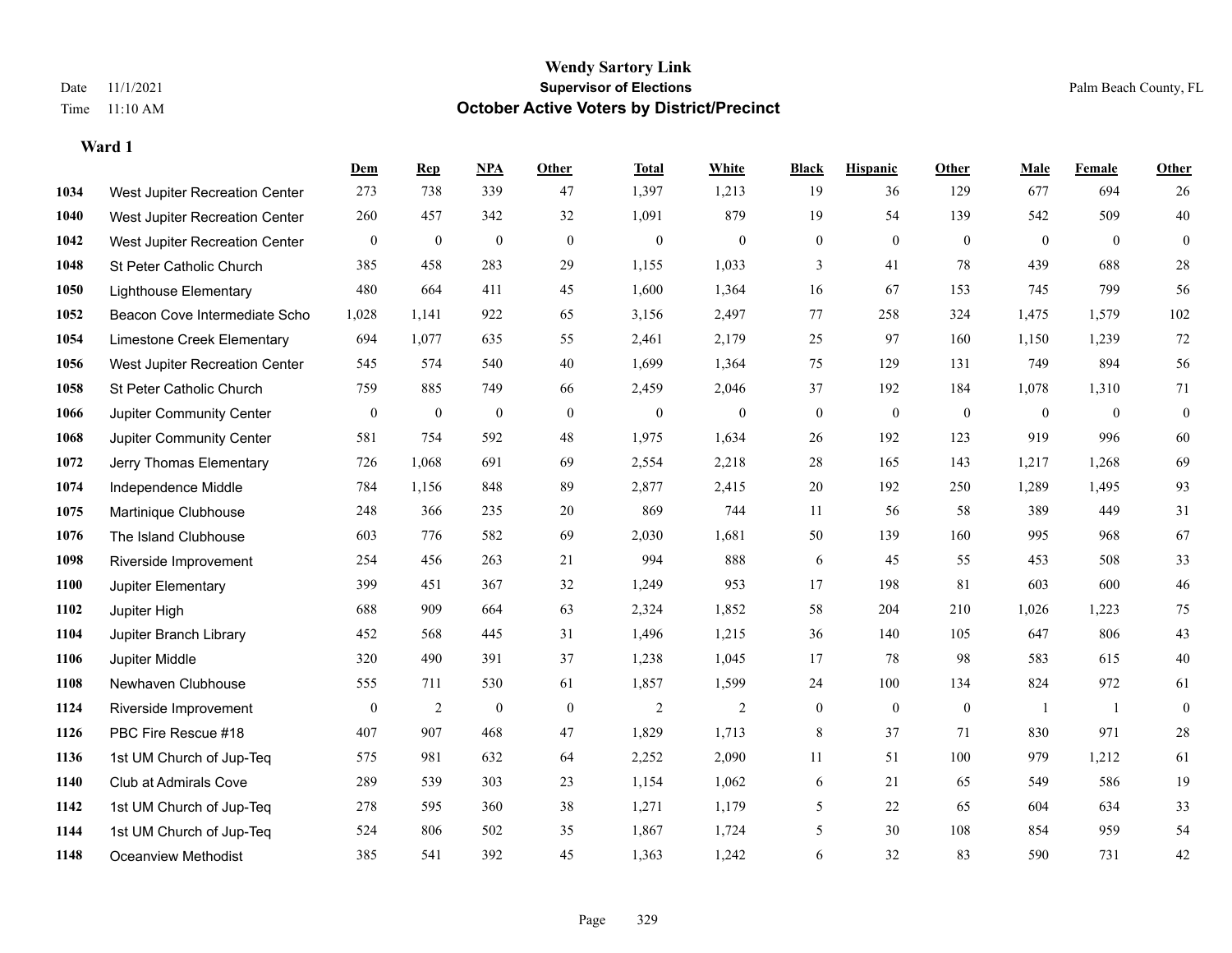# Wendy Sartory Link

**Supervisor of Elections**

**October Active Voters by District/Precinct**

Date 11/1/2021
Time 11:10 AM

Palm Beach County, FL

**Ward 1**

| | | Dem | Rep | NPA | Other | Total | White | Black | Hispanic | Other | Male | Female | Other |
|---|---|---|---|---|---|---|---|---|---|---|---|---|---|
| 1034 | West Jupiter Recreation Center | 273 | 738 | 339 | 47 | 1,397 | 1,213 | 19 | 36 | 129 | 677 | 694 | 26 |
| 1040 | West Jupiter Recreation Center | 260 | 457 | 342 | 32 | 1,091 | 879 | 19 | 54 | 139 | 542 | 509 | 40 |
| 1042 | West Jupiter Recreation Center | 0 | 0 | 0 | 0 | 0 | 0 | 0 | 0 | 0 | 0 | 0 | 0 |
| 1048 | St Peter Catholic Church | 385 | 458 | 283 | 29 | 1,155 | 1,033 | 3 | 41 | 78 | 439 | 688 | 28 |
| 1050 | Lighthouse Elementary | 480 | 664 | 411 | 45 | 1,600 | 1,364 | 16 | 67 | 153 | 745 | 799 | 56 |
| 1052 | Beacon Cove Intermediate Scho | 1,028 | 1,141 | 922 | 65 | 3,156 | 2,497 | 77 | 258 | 324 | 1,475 | 1,579 | 102 |
| 1054 | Limestone Creek Elementary | 694 | 1,077 | 635 | 55 | 2,461 | 2,179 | 25 | 97 | 160 | 1,150 | 1,239 | 72 |
| 1056 | West Jupiter Recreation Center | 545 | 574 | 540 | 40 | 1,699 | 1,364 | 75 | 129 | 131 | 749 | 894 | 56 |
| 1058 | St Peter Catholic Church | 759 | 885 | 749 | 66 | 2,459 | 2,046 | 37 | 192 | 184 | 1,078 | 1,310 | 71 |
| 1066 | Jupiter Community Center | 0 | 0 | 0 | 0 | 0 | 0 | 0 | 0 | 0 | 0 | 0 | 0 |
| 1068 | Jupiter Community Center | 581 | 754 | 592 | 48 | 1,975 | 1,634 | 26 | 192 | 123 | 919 | 996 | 60 |
| 1072 | Jerry Thomas Elementary | 726 | 1,068 | 691 | 69 | 2,554 | 2,218 | 28 | 165 | 143 | 1,217 | 1,268 | 69 |
| 1074 | Independence Middle | 784 | 1,156 | 848 | 89 | 2,877 | 2,415 | 20 | 192 | 250 | 1,289 | 1,495 | 93 |
| 1075 | Martinique Clubhouse | 248 | 366 | 235 | 20 | 869 | 744 | 11 | 56 | 58 | 389 | 449 | 31 |
| 1076 | The Island Clubhouse | 603 | 776 | 582 | 69 | 2,030 | 1,681 | 50 | 139 | 160 | 995 | 968 | 67 |
| 1098 | Riverside Improvement | 254 | 456 | 263 | 21 | 994 | 888 | 6 | 45 | 55 | 453 | 508 | 33 |
| 1100 | Jupiter Elementary | 399 | 451 | 367 | 32 | 1,249 | 953 | 17 | 198 | 81 | 603 | 600 | 46 |
| 1102 | Jupiter High | 688 | 909 | 664 | 63 | 2,324 | 1,852 | 58 | 204 | 210 | 1,026 | 1,223 | 75 |
| 1104 | Jupiter Branch Library | 452 | 568 | 445 | 31 | 1,496 | 1,215 | 36 | 140 | 105 | 647 | 806 | 43 |
| 1106 | Jupiter Middle | 320 | 490 | 391 | 37 | 1,238 | 1,045 | 17 | 78 | 98 | 583 | 615 | 40 |
| 1108 | Newhaven Clubhouse | 555 | 711 | 530 | 61 | 1,857 | 1,599 | 24 | 100 | 134 | 824 | 972 | 61 |
| 1124 | Riverside Improvement | 0 | 2 | 0 | 0 | 2 | 2 | 0 | 0 | 0 | 1 | 1 | 0 |
| 1126 | PBC Fire Rescue #18 | 407 | 907 | 468 | 47 | 1,829 | 1,713 | 8 | 37 | 71 | 830 | 971 | 28 |
| 1136 | 1st UM Church of Jup-Teq | 575 | 981 | 632 | 64 | 2,252 | 2,090 | 11 | 51 | 100 | 979 | 1,212 | 61 |
| 1140 | Club at Admirals Cove | 289 | 539 | 303 | 23 | 1,154 | 1,062 | 6 | 21 | 65 | 549 | 586 | 19 |
| 1142 | 1st UM Church of Jup-Teq | 278 | 595 | 360 | 38 | 1,271 | 1,179 | 5 | 22 | 65 | 604 | 634 | 33 |
| 1144 | 1st UM Church of Jup-Teq | 524 | 806 | 502 | 35 | 1,867 | 1,724 | 5 | 30 | 108 | 854 | 959 | 54 |
| 1148 | Oceanview Methodist | 385 | 541 | 392 | 45 | 1,363 | 1,242 | 6 | 32 | 83 | 590 | 731 | 42 |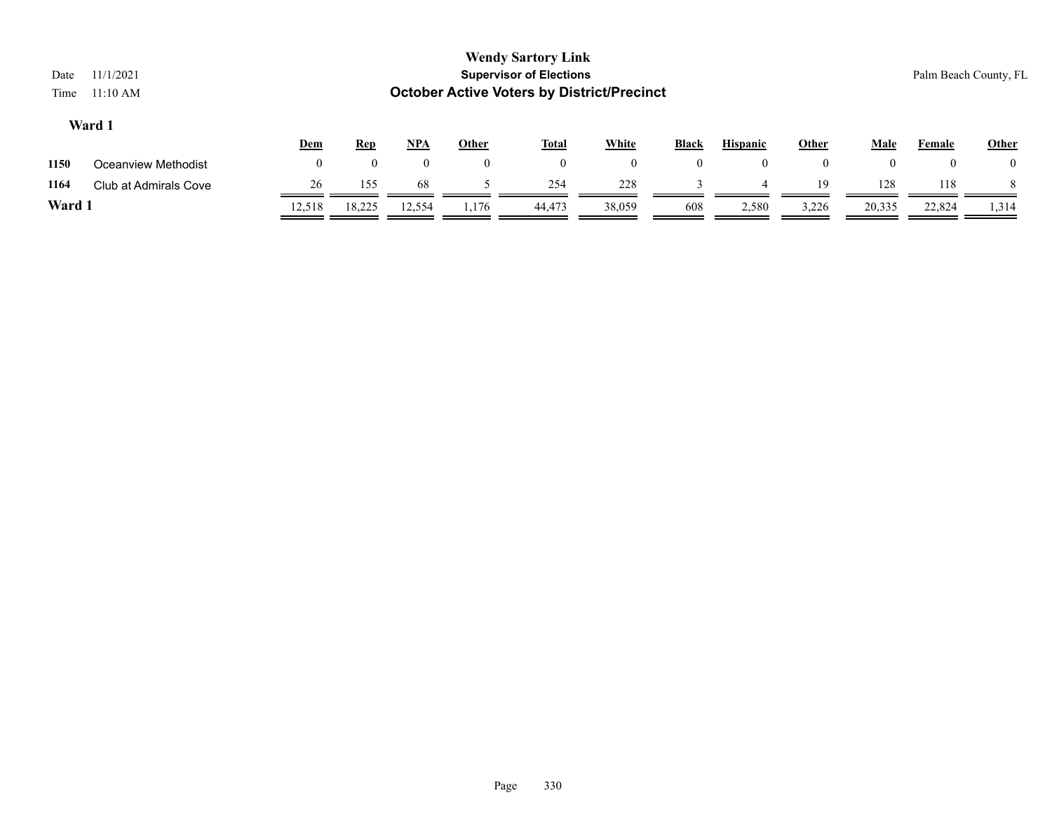# Wendy Sartory Link

**Supervisor of Elections**

**October Active Voters by District/Precinct**

Date 11/1/2021

Time 11:10 AM

Palm Beach County, FL

### Ward 1

| | | Dem | Rep | NPA | Other | Total | White | Black | Hispanic | Other | Male | Female | Other |
|---|---|---|---|---|---|---|---|---|---|---|---|---|---|
| 1150 | Oceanview Methodist | 0 | 0 | 0 | 0 | 0 | 0 | 0 | 0 | 0 | 0 | 0 | 0 |
| 1164 | Club at Admirals Cove | 26 | 155 | 68 | 5 | 254 | 228 | 3 | 4 | 19 | 128 | 118 | 8 |
| **Ward 1** | | 12,518 | 18,225 | 12,554 | 1,176 | 44,473 | 38,059 | 608 | 2,580 | 3,226 | 20,335 | 22,824 | 1,314 |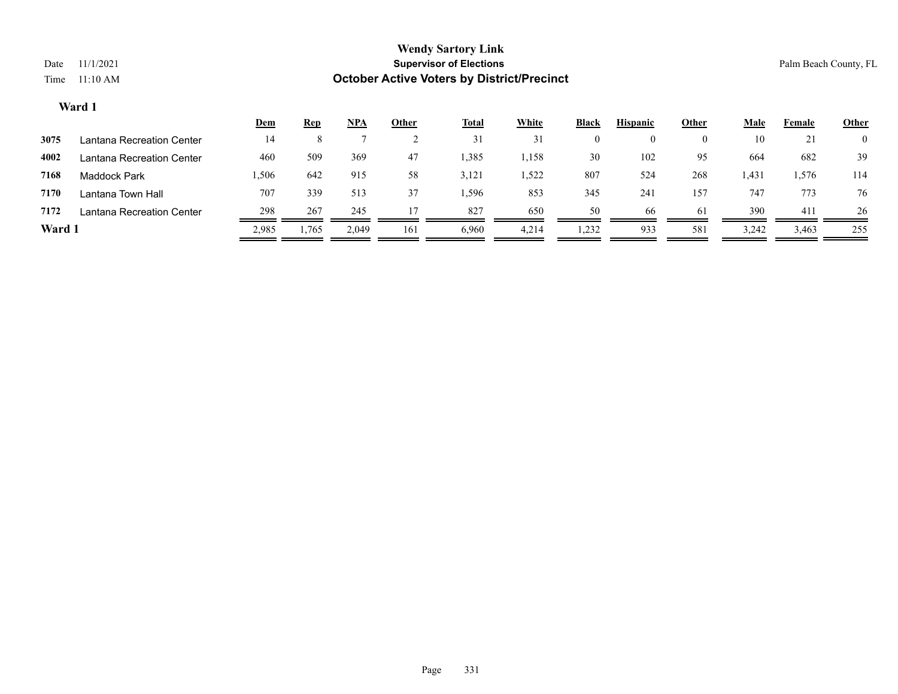# Wendy Sartory Link

**Supervisor of Elections**

**October Active Voters by District/Precinct**

Date 11/1/2021

Time 11:10 AM

Palm Beach County, FL

### Ward 1

| | | Dem | Rep | NPA | Other | Total | White | Black | Hispanic | Other | Male | Female | Other |
|---|---|---|---|---|---|---|---|---|---|---|---|---|---|
| 3075 | Lantana Recreation Center | 14 | 8 | 7 | 2 | 31 | 31 | 0 | 0 | 0 | 10 | 21 | 0 |
| 4002 | Lantana Recreation Center | 460 | 509 | 369 | 47 | 1,385 | 1,158 | 30 | 102 | 95 | 664 | 682 | 39 |
| 7168 | Maddock Park | 1,506 | 642 | 915 | 58 | 3,121 | 1,522 | 807 | 524 | 268 | 1,431 | 1,576 | 114 |
| 7170 | Lantana Town Hall | 707 | 339 | 513 | 37 | 1,596 | 853 | 345 | 241 | 157 | 747 | 773 | 76 |
| 7172 | Lantana Recreation Center | 298 | 267 | 245 | 17 | 827 | 650 | 50 | 66 | 61 | 390 | 411 | 26 |
| **Ward 1** | | 2,985 | 1,765 | 2,049 | 161 | 6,960 | 4,214 | 1,232 | 933 | 581 | 3,242 | 3,463 | 255 |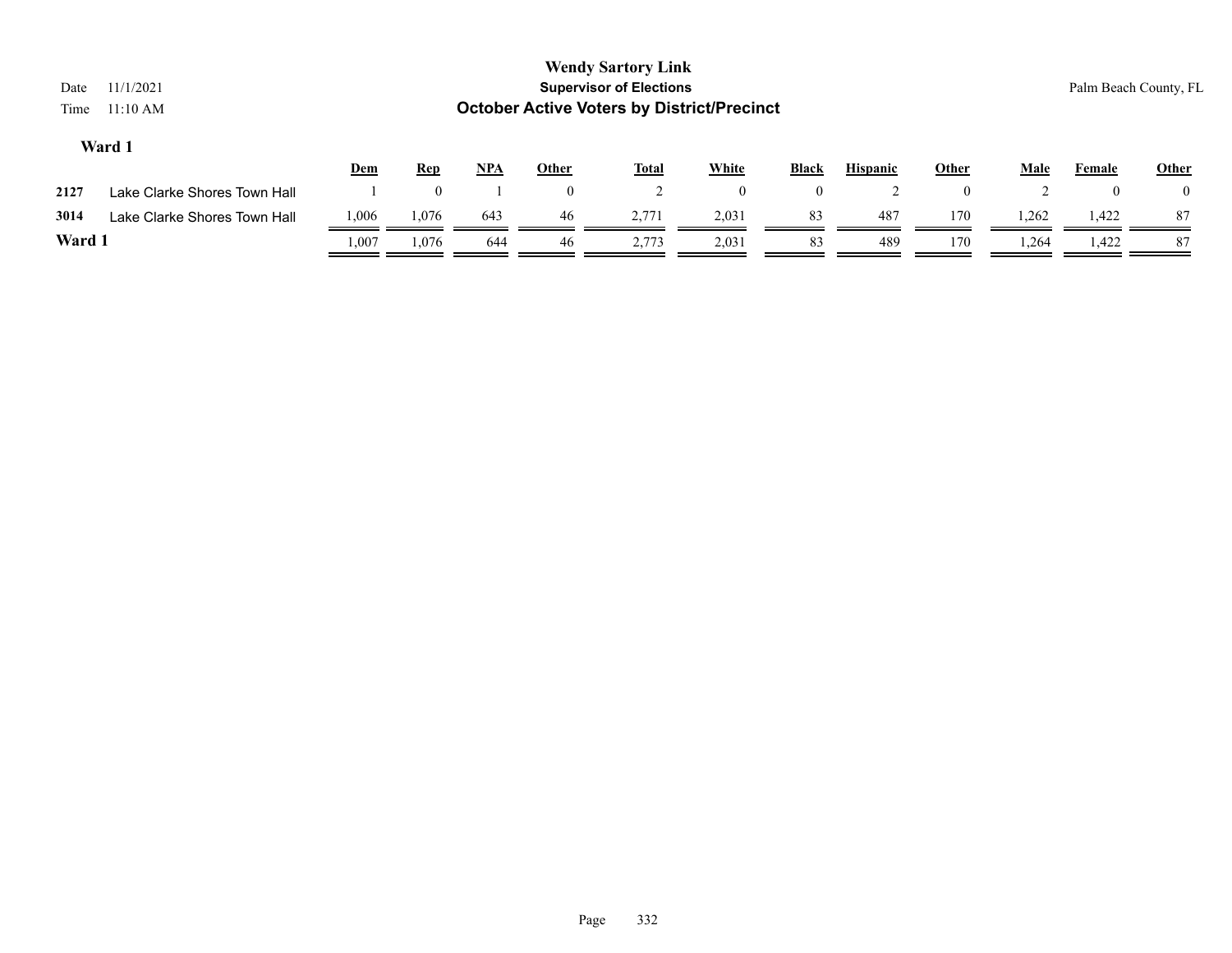**Wendy Sartory Link**

**Supervisor of Elections**

**October Active Voters by District/Precinct**

Date 11/1/2021

Time 11:10 AM

Palm Beach County, FL

## Ward 1

| | | Dem | Rep | NPA | Other | Total | White | Black | Hispanic | Other | Male | Female | Other |
|---|---|---|---|---|---|---|---|---|---|---|---|---|---|
| 2127 | Lake Clarke Shores Town Hall | 1 | 0 | 1 | 0 | 2 | 0 | 0 | 2 | 0 | 2 | 0 | 0 |
| 3014 | Lake Clarke Shores Town Hall | 1,006 | 1,076 | 643 | 46 | 2,771 | 2,031 | 83 | 487 | 170 | 1,262 | 1,422 | 87 |
| **Ward 1** | | 1,007 | 1,076 | 644 | 46 | 2,773 | 2,031 | 83 | 489 | 170 | 1,264 | 1,422 | 87 |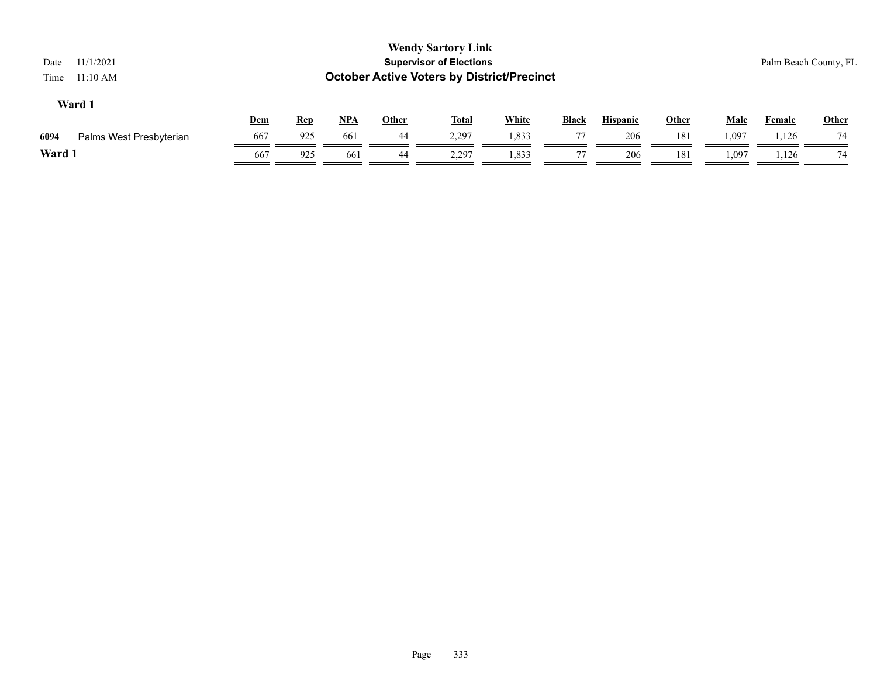# Wendy Sartory Link

## Supervisor of Elections

## October Active Voters by District/Precinct

Date 11/1/2021

Time 11:10 AM

Palm Beach County, FL

### Ward 1

| | | Dem | Rep | NPA | Other | Total | White | Black | Hispanic | Other | Male | Female | Other |
|---|---|---|---|---|---|---|---|---|---|---|---|---|---|
| 6094 | Palms West Presbyterian | 667 | 925 | 661 | 44 | 2,297 | 1,833 | 77 | 206 | 181 | 1,097 | 1,126 | 74 |
| **Ward 1** | | 667 | 925 | 661 | 44 | 2,297 | 1,833 | 77 | 206 | 181 | 1,097 | 1,126 | 74 |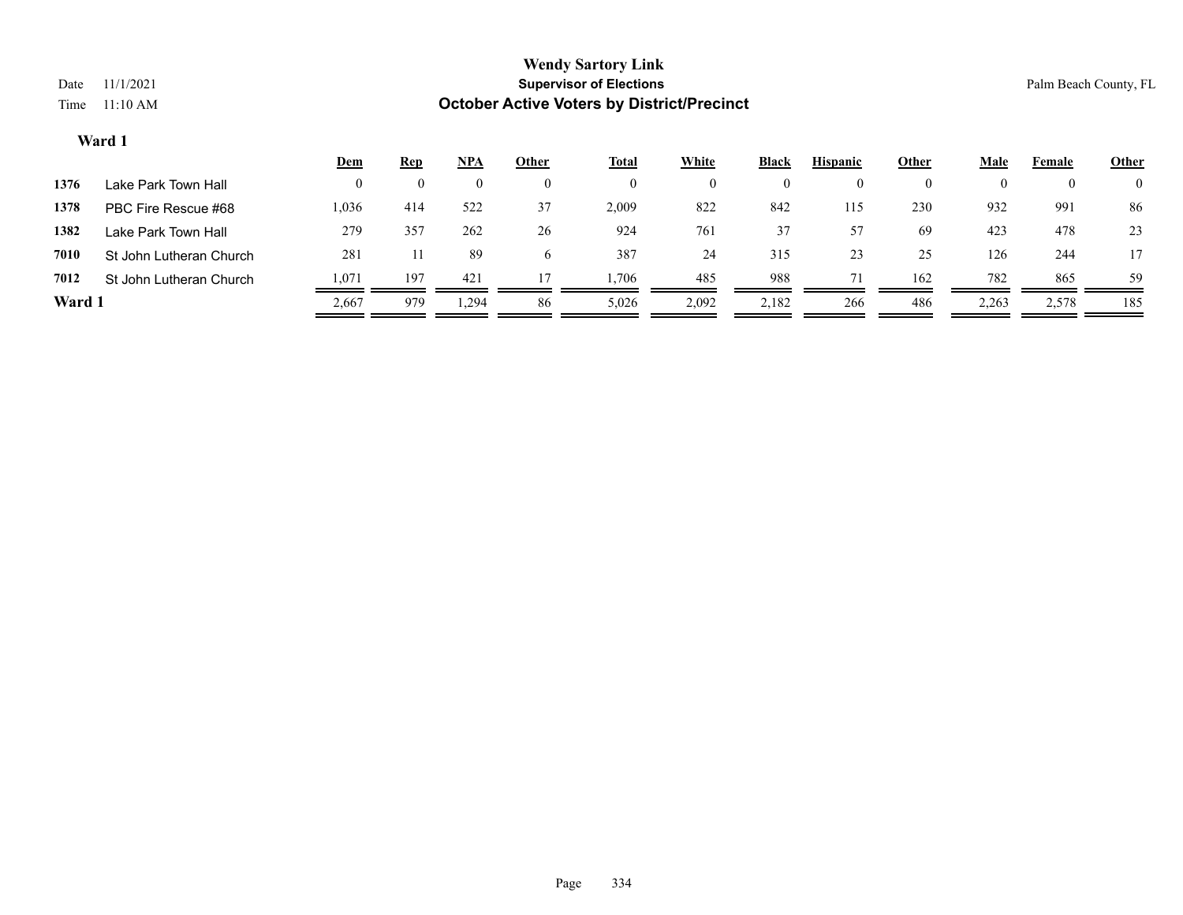# Wendy Sartory Link

**Supervisor of Elections**

**October Active Voters by District/Precinct**

Date 11/1/2021

Time 11:10 AM

Palm Beach County, FL

## Ward 1

| | | Dem | Rep | NPA | Other | Total | White | Black | Hispanic | Other | Male | Female | Other |
|---|---|---|---|---|---|---|---|---|---|---|---|---|---|
| 1376 | Lake Park Town Hall | 0 | 0 | 0 | 0 | 0 | 0 | 0 | 0 | 0 | 0 | 0 | 0 |
| 1378 | PBC Fire Rescue #68 | 1,036 | 414 | 522 | 37 | 2,009 | 822 | 842 | 115 | 230 | 932 | 991 | 86 |
| 1382 | Lake Park Town Hall | 279 | 357 | 262 | 26 | 924 | 761 | 37 | 57 | 69 | 423 | 478 | 23 |
| 7010 | St John Lutheran Church | 281 | 11 | 89 | 6 | 387 | 24 | 315 | 23 | 25 | 126 | 244 | 17 |
| 7012 | St John Lutheran Church | 1,071 | 197 | 421 | 17 | 1,706 | 485 | 988 | 71 | 162 | 782 | 865 | 59 |
| **Ward 1** | | 2,667 | 979 | 1,294 | 86 | 5,026 | 2,092 | 2,182 | 266 | 486 | 2,263 | 2,578 | 185 |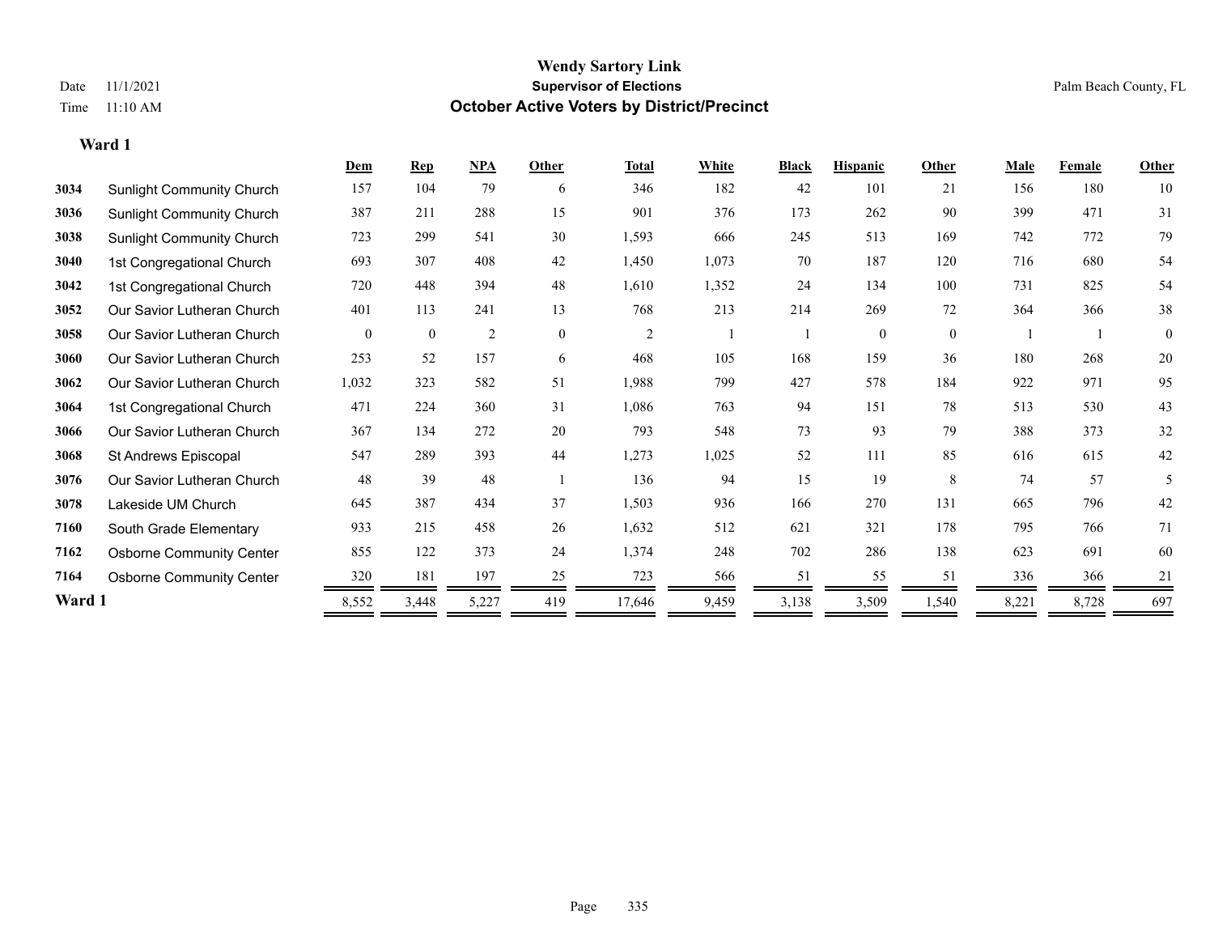# Wendy Sartory Link
## Supervisor of Elections
## October Active Voters by District/Precinct

Date 11/1/2021
Time 11:10 AM

Palm Beach County, FL

### Ward 1

| | | Dem | Rep | NPA | Other | Total | White | Black | Hispanic | Other | Male | Female | Other |
|---|---|---|---|---|---|---|---|---|---|---|---|---|---|
| 3034 | Sunlight Community Church | 157 | 104 | 79 | 6 | 346 | 182 | 42 | 101 | 21 | 156 | 180 | 10 |
| 3036 | Sunlight Community Church | 387 | 211 | 288 | 15 | 901 | 376 | 173 | 262 | 90 | 399 | 471 | 31 |
| 3038 | Sunlight Community Church | 723 | 299 | 541 | 30 | 1,593 | 666 | 245 | 513 | 169 | 742 | 772 | 79 |
| 3040 | 1st Congregational Church | 693 | 307 | 408 | 42 | 1,450 | 1,073 | 70 | 187 | 120 | 716 | 680 | 54 |
| 3042 | 1st Congregational Church | 720 | 448 | 394 | 48 | 1,610 | 1,352 | 24 | 134 | 100 | 731 | 825 | 54 |
| 3052 | Our Savior Lutheran Church | 401 | 113 | 241 | 13 | 768 | 213 | 214 | 269 | 72 | 364 | 366 | 38 |
| 3058 | Our Savior Lutheran Church | 0 | 0 | 2 | 0 | 2 | 1 | 1 | 0 | 0 | 1 | 1 | 0 |
| 3060 | Our Savior Lutheran Church | 253 | 52 | 157 | 6 | 468 | 105 | 168 | 159 | 36 | 180 | 268 | 20 |
| 3062 | Our Savior Lutheran Church | 1,032 | 323 | 582 | 51 | 1,988 | 799 | 427 | 578 | 184 | 922 | 971 | 95 |
| 3064 | 1st Congregational Church | 471 | 224 | 360 | 31 | 1,086 | 763 | 94 | 151 | 78 | 513 | 530 | 43 |
| 3066 | Our Savior Lutheran Church | 367 | 134 | 272 | 20 | 793 | 548 | 73 | 93 | 79 | 388 | 373 | 32 |
| 3068 | St Andrews Episcopal | 547 | 289 | 393 | 44 | 1,273 | 1,025 | 52 | 111 | 85 | 616 | 615 | 42 |
| 3076 | Our Savior Lutheran Church | 48 | 39 | 48 | 1 | 136 | 94 | 15 | 19 | 8 | 74 | 57 | 5 |
| 3078 | Lakeside UM Church | 645 | 387 | 434 | 37 | 1,503 | 936 | 166 | 270 | 131 | 665 | 796 | 42 |
| 7160 | South Grade Elementary | 933 | 215 | 458 | 26 | 1,632 | 512 | 621 | 321 | 178 | 795 | 766 | 71 |
| 7162 | Osborne Community Center | 855 | 122 | 373 | 24 | 1,374 | 248 | 702 | 286 | 138 | 623 | 691 | 60 |
| 7164 | Osborne Community Center | 320 | 181 | 197 | 25 | 723 | 566 | 51 | 55 | 51 | 336 | 366 | 21 |
| **Ward 1** | | 8,552 | 3,448 | 5,227 | 419 | 17,646 | 9,459 | 3,138 | 3,509 | 1,540 | 8,221 | 8,728 | 697 |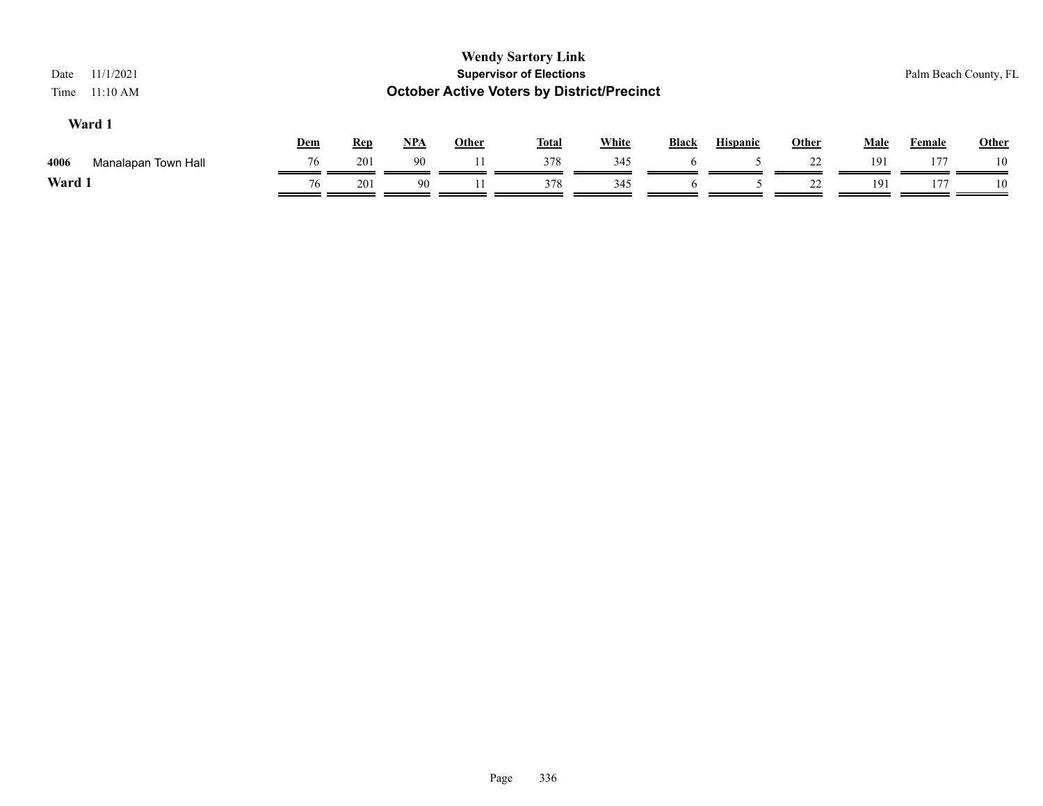# Wendy Sartory Link
## Supervisor of Elections
## October Active Voters by District/Precinct

Date 11/1/2021
Time 11:10 AM

Palm Beach County, FL

### Ward 1

| | | Dem | Rep | NPA | Other | Total | White | Black | Hispanic | Other | Male | Female | Other |
|---|---|---|---|---|---|---|---|---|---|---|---|---|---|
| 4006 | Manalapan Town Hall | 76 | 201 | 90 | 11 | 378 | 345 | 6 | 5 | 22 | 191 | 177 | 10 |
| **Ward 1** | | 76 | 201 | 90 | 11 | 378 | 345 | 6 | 5 | 22 | 191 | 177 | 10 |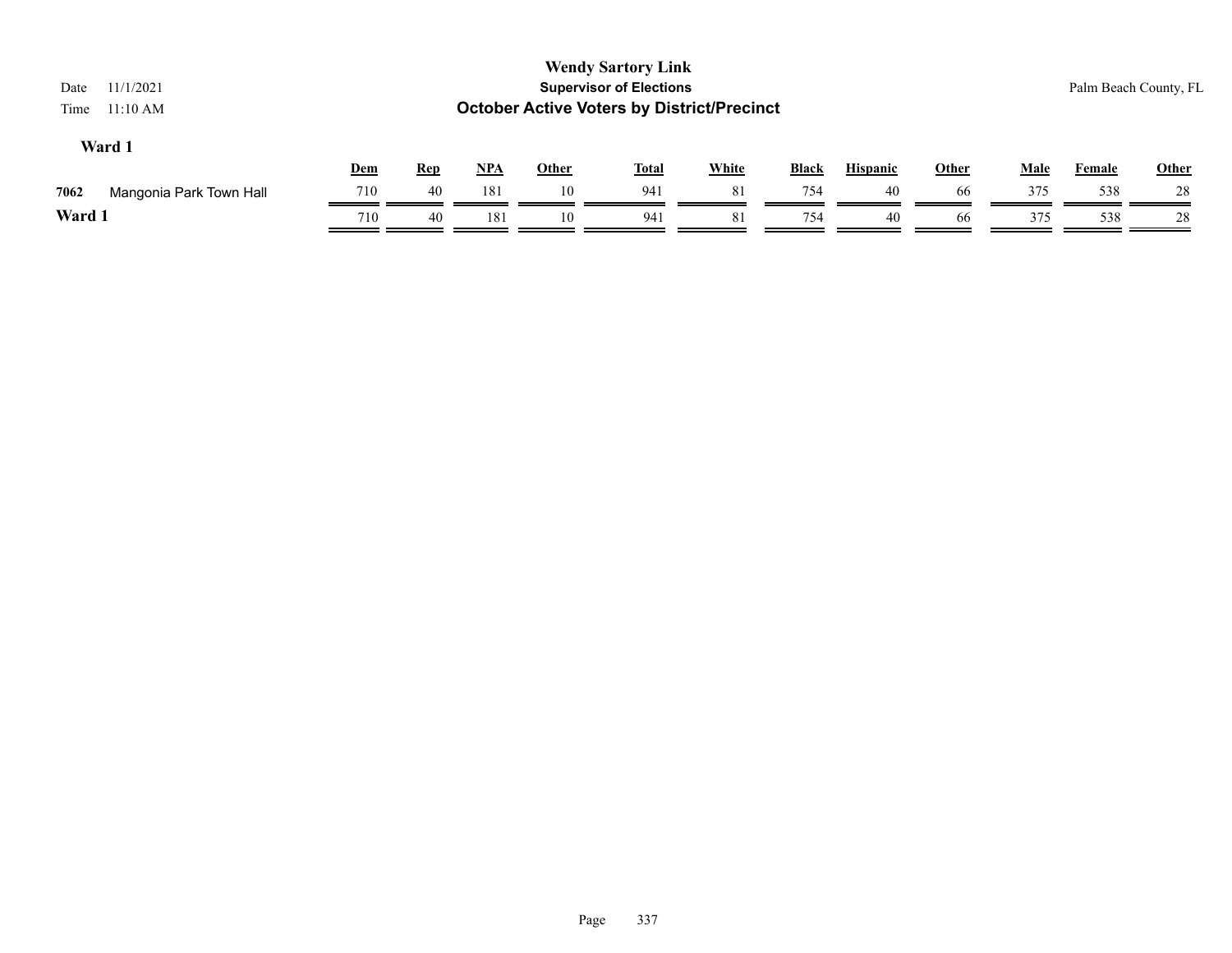**Wendy Sartory Link**
**Supervisor of Elections**
**October Active Voters by District/Precinct**

Date 11/1/2021
Time 11:10 AM

Palm Beach County, FL

### Ward 1

| | | Dem | Rep | NPA | Other | Total | White | Black | Hispanic | Other | Male | Female | Other |
|---|---|---|---|---|---|---|---|---|---|---|---|---|---|
| 7062 | Mangonia Park Town Hall | 710 | 40 | 181 | 10 | 941 | 81 | 754 | 40 | 66 | 375 | 538 | 28 |
| **Ward 1** | | 710 | 40 | 181 | 10 | 941 | 81 | 754 | 40 | 66 | 375 | 538 | 28 |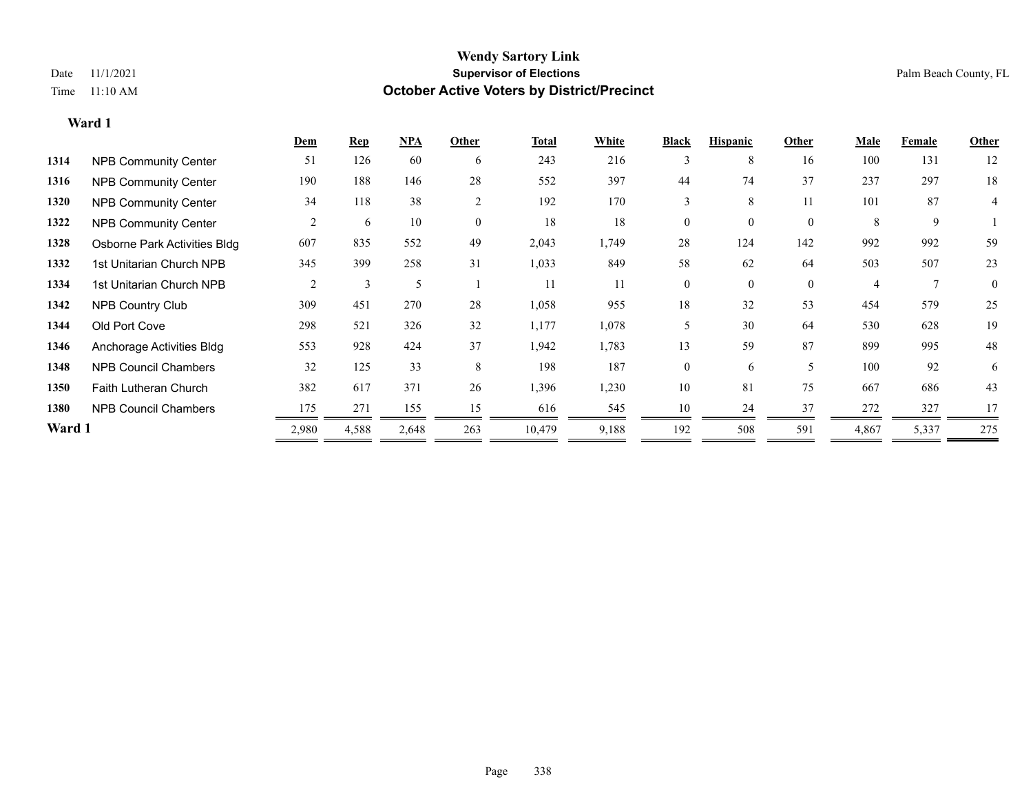**Wendy Sartory Link**
**Supervisor of Elections**
**October Active Voters by District/Precinct**

Date 11/1/2021
Time 11:10 AM

Palm Beach County, FL

**Ward 1**

| | | Dem | Rep | NPA | Other | Total | White | Black | Hispanic | Other | Male | Female | Other |
|---|---|---|---|---|---|---|---|---|---|---|---|---|---|
| 1314 | NPB Community Center | 51 | 126 | 60 | 6 | 243 | 216 | 3 | 8 | 16 | 100 | 131 | 12 |
| 1316 | NPB Community Center | 190 | 188 | 146 | 28 | 552 | 397 | 44 | 74 | 37 | 237 | 297 | 18 |
| 1320 | NPB Community Center | 34 | 118 | 38 | 2 | 192 | 170 | 3 | 8 | 11 | 101 | 87 | 4 |
| 1322 | NPB Community Center | 2 | 6 | 10 | 0 | 18 | 18 | 0 | 0 | 0 | 8 | 9 | 1 |
| 1328 | Osborne Park Activities Bldg | 607 | 835 | 552 | 49 | 2,043 | 1,749 | 28 | 124 | 142 | 992 | 992 | 59 |
| 1332 | 1st Unitarian Church NPB | 345 | 399 | 258 | 31 | 1,033 | 849 | 58 | 62 | 64 | 503 | 507 | 23 |
| 1334 | 1st Unitarian Church NPB | 2 | 3 | 5 | 1 | 11 | 11 | 0 | 0 | 0 | 4 | 7 | 0 |
| 1342 | NPB Country Club | 309 | 451 | 270 | 28 | 1,058 | 955 | 18 | 32 | 53 | 454 | 579 | 25 |
| 1344 | Old Port Cove | 298 | 521 | 326 | 32 | 1,177 | 1,078 | 5 | 30 | 64 | 530 | 628 | 19 |
| 1346 | Anchorage Activities Bldg | 553 | 928 | 424 | 37 | 1,942 | 1,783 | 13 | 59 | 87 | 899 | 995 | 48 |
| 1348 | NPB Council Chambers | 32 | 125 | 33 | 8 | 198 | 187 | 0 | 6 | 5 | 100 | 92 | 6 |
| 1350 | Faith Lutheran Church | 382 | 617 | 371 | 26 | 1,396 | 1,230 | 10 | 81 | 75 | 667 | 686 | 43 |
| 1380 | NPB Council Chambers | 175 | 271 | 155 | 15 | 616 | 545 | 10 | 24 | 37 | 272 | 327 | 17 |
| **Ward 1** | | 2,980 | 4,588 | 2,648 | 263 | 10,479 | 9,188 | 192 | 508 | 591 | 4,867 | 5,337 | 275 |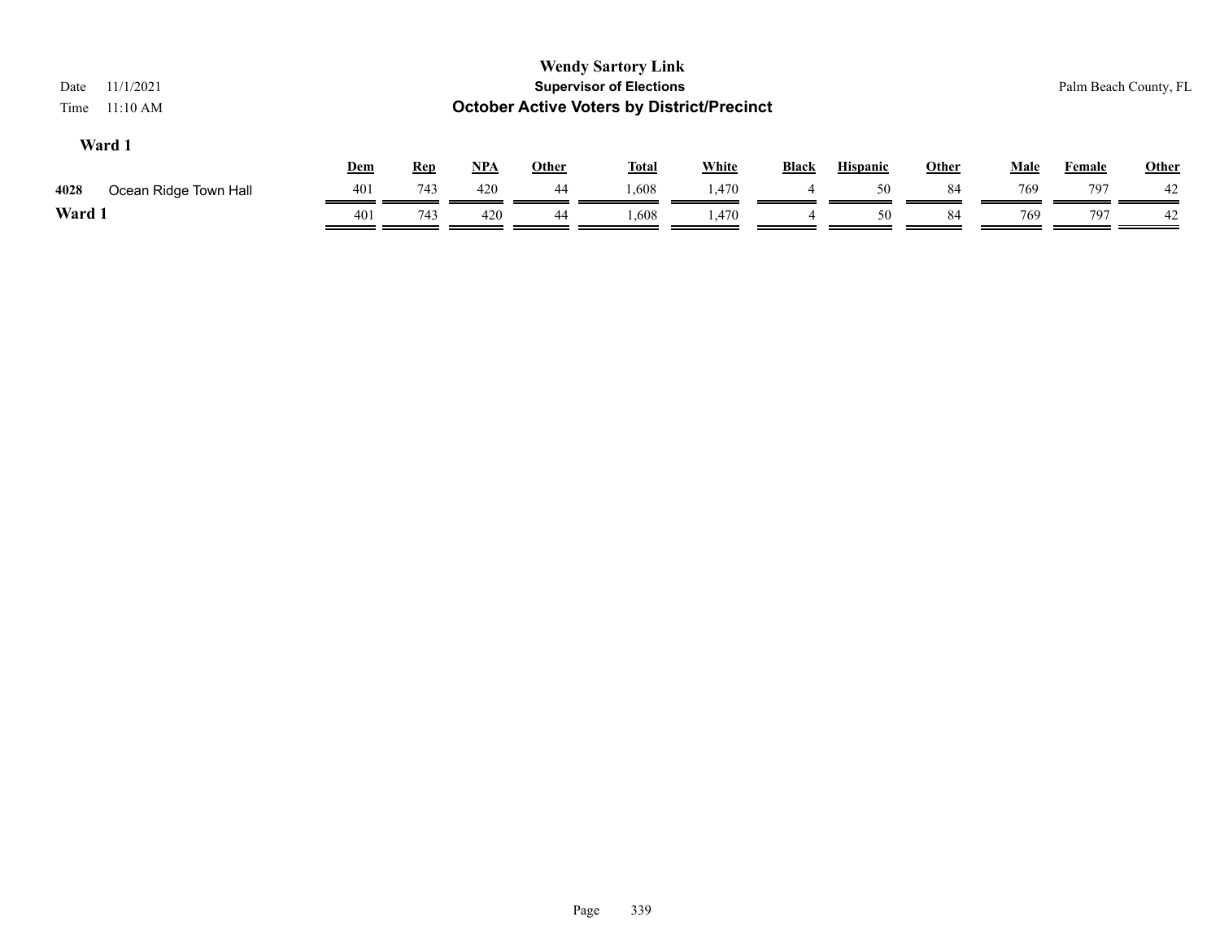**Wendy Sartory Link**
**Supervisor of Elections**
**October Active Voters by District/Precinct**

Date 11/1/2021
Time 11:10 AM

Palm Beach County, FL

### Ward 1

| | | Dem | Rep | NPA | Other | Total | White | Black | Hispanic | Other | Male | Female | Other |
|---|---|---|---|---|---|---|---|---|---|---|---|---|---|
| 4028 | Ocean Ridge Town Hall | 401 | 743 | 420 | 44 | 1,608 | 1,470 | 4 | 50 | 84 | 769 | 797 | 42 |
| **Ward 1** | | 401 | 743 | 420 | 44 | 1,608 | 1,470 | 4 | 50 | 84 | 769 | 797 | 42 |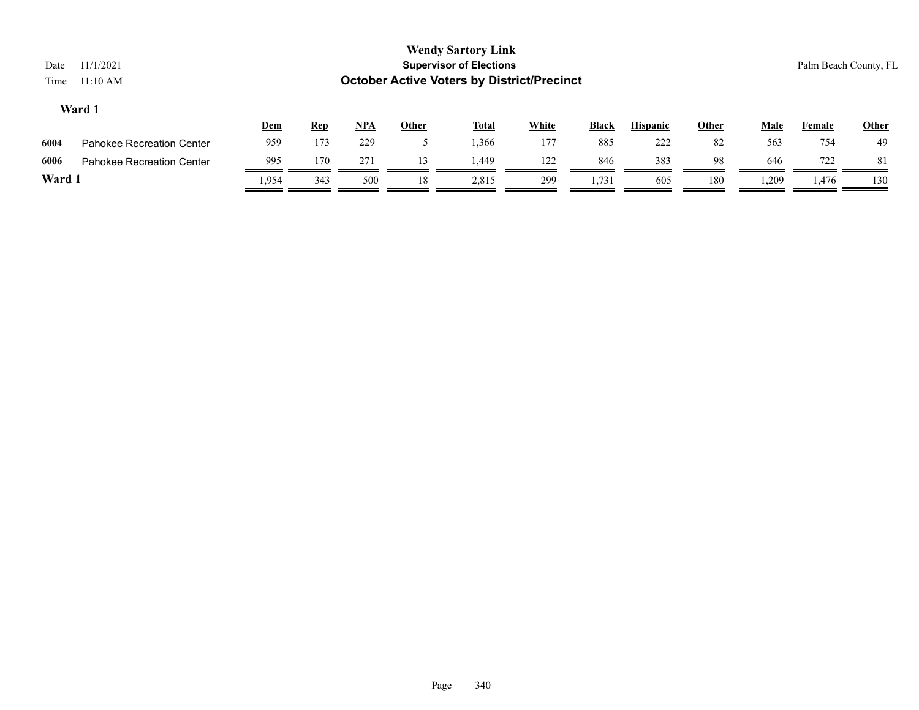**Wendy Sartory Link**
**Supervisor of Elections**
**October Active Voters by District/Precinct**

Date 11/1/2021
Time 11:10 AM

Palm Beach County, FL

### Ward 1

| | | Dem | Rep | NPA | Other | Total | White | Black | Hispanic | Other | Male | Female | Other |
|---|---|---|---|---|---|---|---|---|---|---|---|---|---|
| 6004 | Pahokee Recreation Center | 959 | 173 | 229 | 5 | 1,366 | 177 | 885 | 222 | 82 | 563 | 754 | 49 |
| 6006 | Pahokee Recreation Center | 995 | 170 | 271 | 13 | 1,449 | 122 | 846 | 383 | 98 | 646 | 722 | 81 |
| **Ward 1** | | 1,954 | 343 | 500 | 18 | 2,815 | 299 | 1,731 | 605 | 180 | 1,209 | 1,476 | 130 |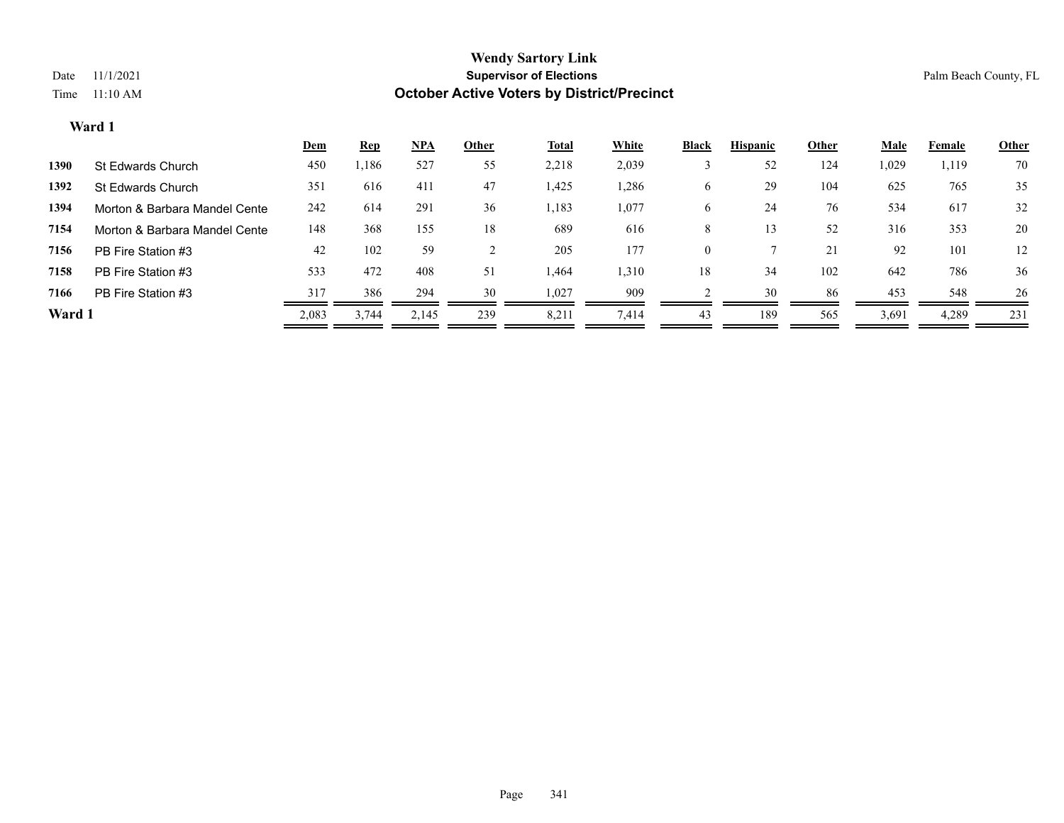# Wendy Sartory Link

**Supervisor of Elections**

**October Active Voters by District/Precinct**

Date 11/1/2021

Time 11:10 AM

Palm Beach County, FL

**Ward 1**

| | | Dem | Rep | NPA | Other | Total | White | Black | Hispanic | Other | Male | Female | Other |
|---|---|---|---|---|---|---|---|---|---|---|---|---|---|
| 1390 | St Edwards Church | 450 | 1,186 | 527 | 55 | 2,218 | 2,039 | 3 | 52 | 124 | 1,029 | 1,119 | 70 |
| 1392 | St Edwards Church | 351 | 616 | 411 | 47 | 1,425 | 1,286 | 6 | 29 | 104 | 625 | 765 | 35 |
| 1394 | Morton & Barbara Mandel Cente | 242 | 614 | 291 | 36 | 1,183 | 1,077 | 6 | 24 | 76 | 534 | 617 | 32 |
| 7154 | Morton & Barbara Mandel Cente | 148 | 368 | 155 | 18 | 689 | 616 | 8 | 13 | 52 | 316 | 353 | 20 |
| 7156 | PB Fire Station #3 | 42 | 102 | 59 | 2 | 205 | 177 | 0 | 7 | 21 | 92 | 101 | 12 |
| 7158 | PB Fire Station #3 | 533 | 472 | 408 | 51 | 1,464 | 1,310 | 18 | 34 | 102 | 642 | 786 | 36 |
| 7166 | PB Fire Station #3 | 317 | 386 | 294 | 30 | 1,027 | 909 | 2 | 30 | 86 | 453 | 548 | 26 |
| **Ward 1** | | 2,083 | 3,744 | 2,145 | 239 | 8,211 | 7,414 | 43 | 189 | 565 | 3,691 | 4,289 | 231 |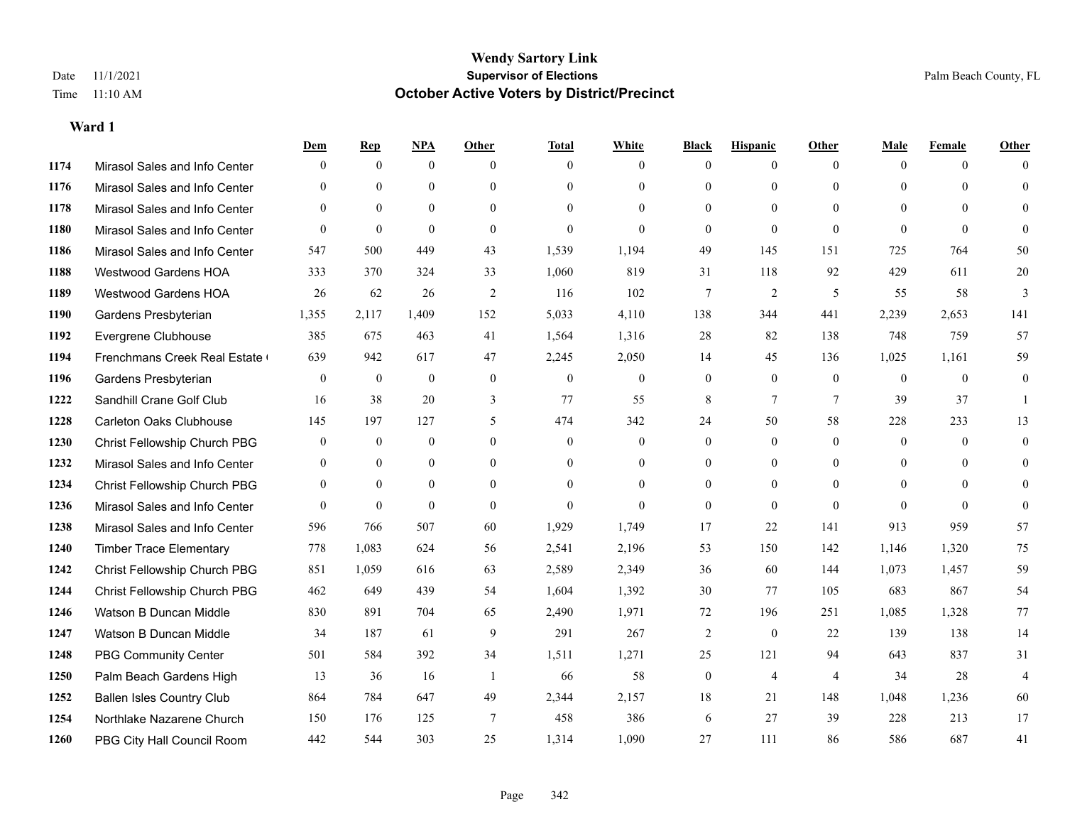# Wendy Sartory Link
## Supervisor of Elections
## October Active Voters by District/Precinct

Date 11/1/2021
Time 11:10 AM

Palm Beach County, FL

### Ward 1

| | | Dem | Rep | NPA | Other | Total | White | Black | Hispanic | Other | Male | Female | Other |
|---|---|---|---|---|---|---|---|---|---|---|---|---|---|
| 1174 | Mirasol Sales and Info Center | 0 | 0 | 0 | 0 | 0 | 0 | 0 | 0 | 0 | 0 | 0 | 0 |
| 1176 | Mirasol Sales and Info Center | 0 | 0 | 0 | 0 | 0 | 0 | 0 | 0 | 0 | 0 | 0 | 0 |
| 1178 | Mirasol Sales and Info Center | 0 | 0 | 0 | 0 | 0 | 0 | 0 | 0 | 0 | 0 | 0 | 0 |
| 1180 | Mirasol Sales and Info Center | 0 | 0 | 0 | 0 | 0 | 0 | 0 | 0 | 0 | 0 | 0 | 0 |
| 1186 | Mirasol Sales and Info Center | 547 | 500 | 449 | 43 | 1,539 | 1,194 | 49 | 145 | 151 | 725 | 764 | 50 |
| 1188 | Westwood Gardens HOA | 333 | 370 | 324 | 33 | 1,060 | 819 | 31 | 118 | 92 | 429 | 611 | 20 |
| 1189 | Westwood Gardens HOA | 26 | 62 | 26 | 2 | 116 | 102 | 7 | 2 | 5 | 55 | 58 | 3 |
| 1190 | Gardens Presbyterian | 1,355 | 2,117 | 1,409 | 152 | 5,033 | 4,110 | 138 | 344 | 441 | 2,239 | 2,653 | 141 |
| 1192 | Evergrene Clubhouse | 385 | 675 | 463 | 41 | 1,564 | 1,316 | 28 | 82 | 138 | 748 | 759 | 57 |
| 1194 | Frenchmans Creek Real Estate ( | 639 | 942 | 617 | 47 | 2,245 | 2,050 | 14 | 45 | 136 | 1,025 | 1,161 | 59 |
| 1196 | Gardens Presbyterian | 0 | 0 | 0 | 0 | 0 | 0 | 0 | 0 | 0 | 0 | 0 | 0 |
| 1222 | Sandhill Crane Golf Club | 16 | 38 | 20 | 3 | 77 | 55 | 8 | 7 | 7 | 39 | 37 | 1 |
| 1228 | Carleton Oaks Clubhouse | 145 | 197 | 127 | 5 | 474 | 342 | 24 | 50 | 58 | 228 | 233 | 13 |
| 1230 | Christ Fellowship Church PBG | 0 | 0 | 0 | 0 | 0 | 0 | 0 | 0 | 0 | 0 | 0 | 0 |
| 1232 | Mirasol Sales and Info Center | 0 | 0 | 0 | 0 | 0 | 0 | 0 | 0 | 0 | 0 | 0 | 0 |
| 1234 | Christ Fellowship Church PBG | 0 | 0 | 0 | 0 | 0 | 0 | 0 | 0 | 0 | 0 | 0 | 0 |
| 1236 | Mirasol Sales and Info Center | 0 | 0 | 0 | 0 | 0 | 0 | 0 | 0 | 0 | 0 | 0 | 0 |
| 1238 | Mirasol Sales and Info Center | 596 | 766 | 507 | 60 | 1,929 | 1,749 | 17 | 22 | 141 | 913 | 959 | 57 |
| 1240 | Timber Trace Elementary | 778 | 1,083 | 624 | 56 | 2,541 | 2,196 | 53 | 150 | 142 | 1,146 | 1,320 | 75 |
| 1242 | Christ Fellowship Church PBG | 851 | 1,059 | 616 | 63 | 2,589 | 2,349 | 36 | 60 | 144 | 1,073 | 1,457 | 59 |
| 1244 | Christ Fellowship Church PBG | 462 | 649 | 439 | 54 | 1,604 | 1,392 | 30 | 77 | 105 | 683 | 867 | 54 |
| 1246 | Watson B Duncan Middle | 830 | 891 | 704 | 65 | 2,490 | 1,971 | 72 | 196 | 251 | 1,085 | 1,328 | 77 |
| 1247 | Watson B Duncan Middle | 34 | 187 | 61 | 9 | 291 | 267 | 2 | 0 | 22 | 139 | 138 | 14 |
| 1248 | PBG Community Center | 501 | 584 | 392 | 34 | 1,511 | 1,271 | 25 | 121 | 94 | 643 | 837 | 31 |
| 1250 | Palm Beach Gardens High | 13 | 36 | 16 | 1 | 66 | 58 | 0 | 4 | 4 | 34 | 28 | 4 |
| 1252 | Ballen Isles Country Club | 864 | 784 | 647 | 49 | 2,344 | 2,157 | 18 | 21 | 148 | 1,048 | 1,236 | 60 |
| 1254 | Northlake Nazarene Church | 150 | 176 | 125 | 7 | 458 | 386 | 6 | 27 | 39 | 228 | 213 | 17 |
| 1260 | PBG City Hall Council Room | 442 | 544 | 303 | 25 | 1,314 | 1,090 | 27 | 111 | 86 | 586 | 687 | 41 |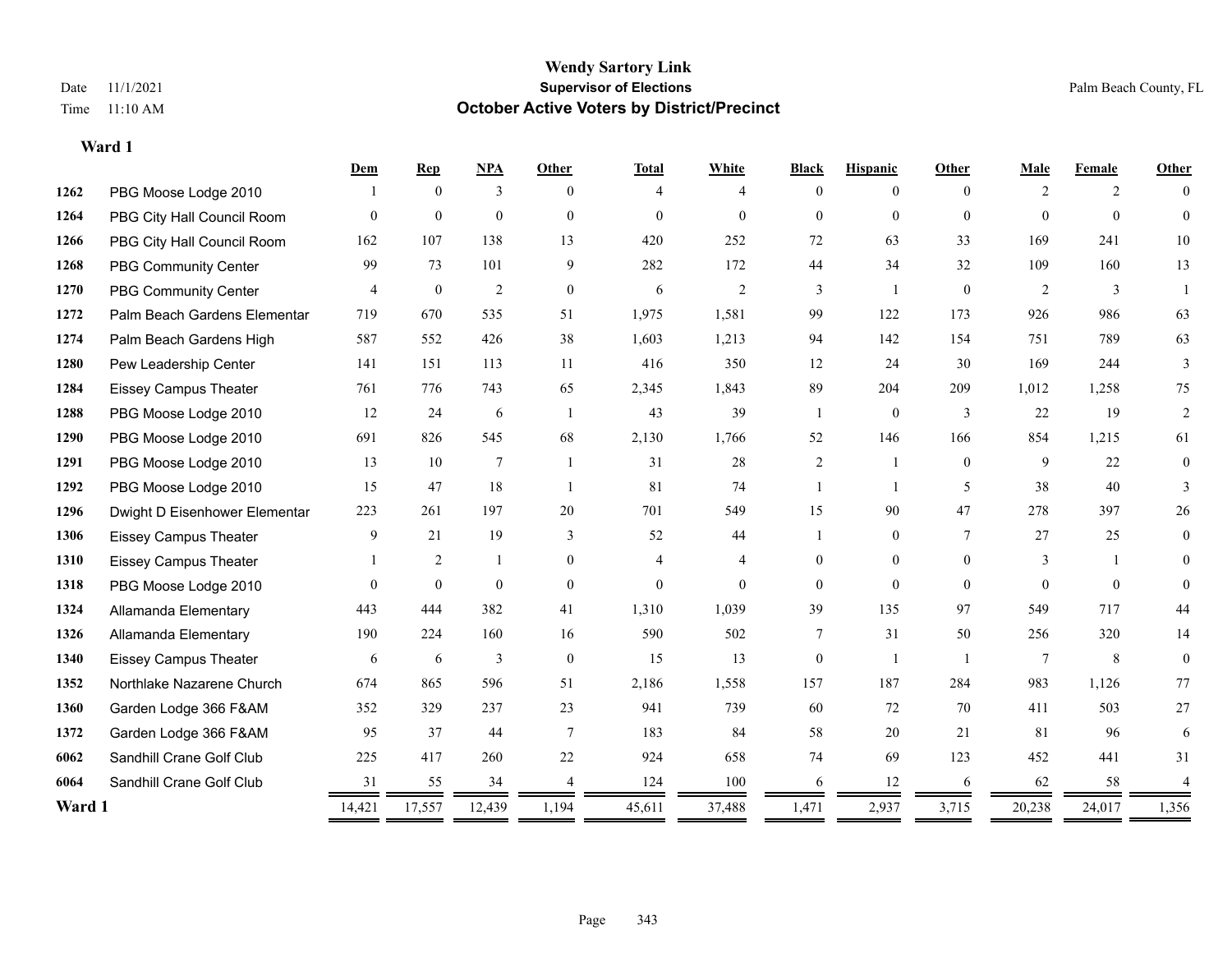# Wendy Sartory Link
## Supervisor of Elections
## October Active Voters by District/Precinct

Date 11/1/2021
Time 11:10 AM

Palm Beach County, FL

**Ward 1**

| | | Dem | Rep | NPA | Other | Total | White | Black | Hispanic | Other | Male | Female | Other |
|---|---|---|---|---|---|---|---|---|---|---|---|---|---|
| 1262 | PBG Moose Lodge 2010 | 1 | 0 | 3 | 0 | 4 | 4 | 0 | 0 | 0 | 2 | 2 | 0 |
| 1264 | PBG City Hall Council Room | 0 | 0 | 0 | 0 | 0 | 0 | 0 | 0 | 0 | 0 | 0 | 0 |
| 1266 | PBG City Hall Council Room | 162 | 107 | 138 | 13 | 420 | 252 | 72 | 63 | 33 | 169 | 241 | 10 |
| 1268 | PBG Community Center | 99 | 73 | 101 | 9 | 282 | 172 | 44 | 34 | 32 | 109 | 160 | 13 |
| 1270 | PBG Community Center | 4 | 0 | 2 | 0 | 6 | 2 | 3 | 1 | 0 | 2 | 3 | 1 |
| 1272 | Palm Beach Gardens Elementar | 719 | 670 | 535 | 51 | 1,975 | 1,581 | 99 | 122 | 173 | 926 | 986 | 63 |
| 1274 | Palm Beach Gardens High | 587 | 552 | 426 | 38 | 1,603 | 1,213 | 94 | 142 | 154 | 751 | 789 | 63 |
| 1280 | Pew Leadership Center | 141 | 151 | 113 | 11 | 416 | 350 | 12 | 24 | 30 | 169 | 244 | 3 |
| 1284 | Eissey Campus Theater | 761 | 776 | 743 | 65 | 2,345 | 1,843 | 89 | 204 | 209 | 1,012 | 1,258 | 75 |
| 1288 | PBG Moose Lodge 2010 | 12 | 24 | 6 | 1 | 43 | 39 | 1 | 0 | 3 | 22 | 19 | 2 |
| 1290 | PBG Moose Lodge 2010 | 691 | 826 | 545 | 68 | 2,130 | 1,766 | 52 | 146 | 166 | 854 | 1,215 | 61 |
| 1291 | PBG Moose Lodge 2010 | 13 | 10 | 7 | 1 | 31 | 28 | 2 | 1 | 0 | 9 | 22 | 0 |
| 1292 | PBG Moose Lodge 2010 | 15 | 47 | 18 | 1 | 81 | 74 | 1 | 1 | 5 | 38 | 40 | 3 |
| 1296 | Dwight D Eisenhower Elementar | 223 | 261 | 197 | 20 | 701 | 549 | 15 | 90 | 47 | 278 | 397 | 26 |
| 1306 | Eissey Campus Theater | 9 | 21 | 19 | 3 | 52 | 44 | 1 | 0 | 7 | 27 | 25 | 0 |
| 1310 | Eissey Campus Theater | 1 | 2 | 1 | 0 | 4 | 4 | 0 | 0 | 0 | 3 | 1 | 0 |
| 1318 | PBG Moose Lodge 2010 | 0 | 0 | 0 | 0 | 0 | 0 | 0 | 0 | 0 | 0 | 0 | 0 |
| 1324 | Allamanda Elementary | 443 | 444 | 382 | 41 | 1,310 | 1,039 | 39 | 135 | 97 | 549 | 717 | 44 |
| 1326 | Allamanda Elementary | 190 | 224 | 160 | 16 | 590 | 502 | 7 | 31 | 50 | 256 | 320 | 14 |
| 1340 | Eissey Campus Theater | 6 | 6 | 3 | 0 | 15 | 13 | 0 | 1 | 1 | 7 | 8 | 0 |
| 1352 | Northlake Nazarene Church | 674 | 865 | 596 | 51 | 2,186 | 1,558 | 157 | 187 | 284 | 983 | 1,126 | 77 |
| 1360 | Garden Lodge 366 F&AM | 352 | 329 | 237 | 23 | 941 | 739 | 60 | 72 | 70 | 411 | 503 | 27 |
| 1372 | Garden Lodge 366 F&AM | 95 | 37 | 44 | 7 | 183 | 84 | 58 | 20 | 21 | 81 | 96 | 6 |
| 6062 | Sandhill Crane Golf Club | 225 | 417 | 260 | 22 | 924 | 658 | 74 | 69 | 123 | 452 | 441 | 31 |
| 6064 | Sandhill Crane Golf Club | 31 | 55 | 34 | 4 | 124 | 100 | 6 | 12 | 6 | 62 | 58 | 4 |
| **Ward 1** | | 14,421 | 17,557 | 12,439 | 1,194 | 45,611 | 37,488 | 1,471 | 2,937 | 3,715 | 20,238 | 24,017 | 1,356 |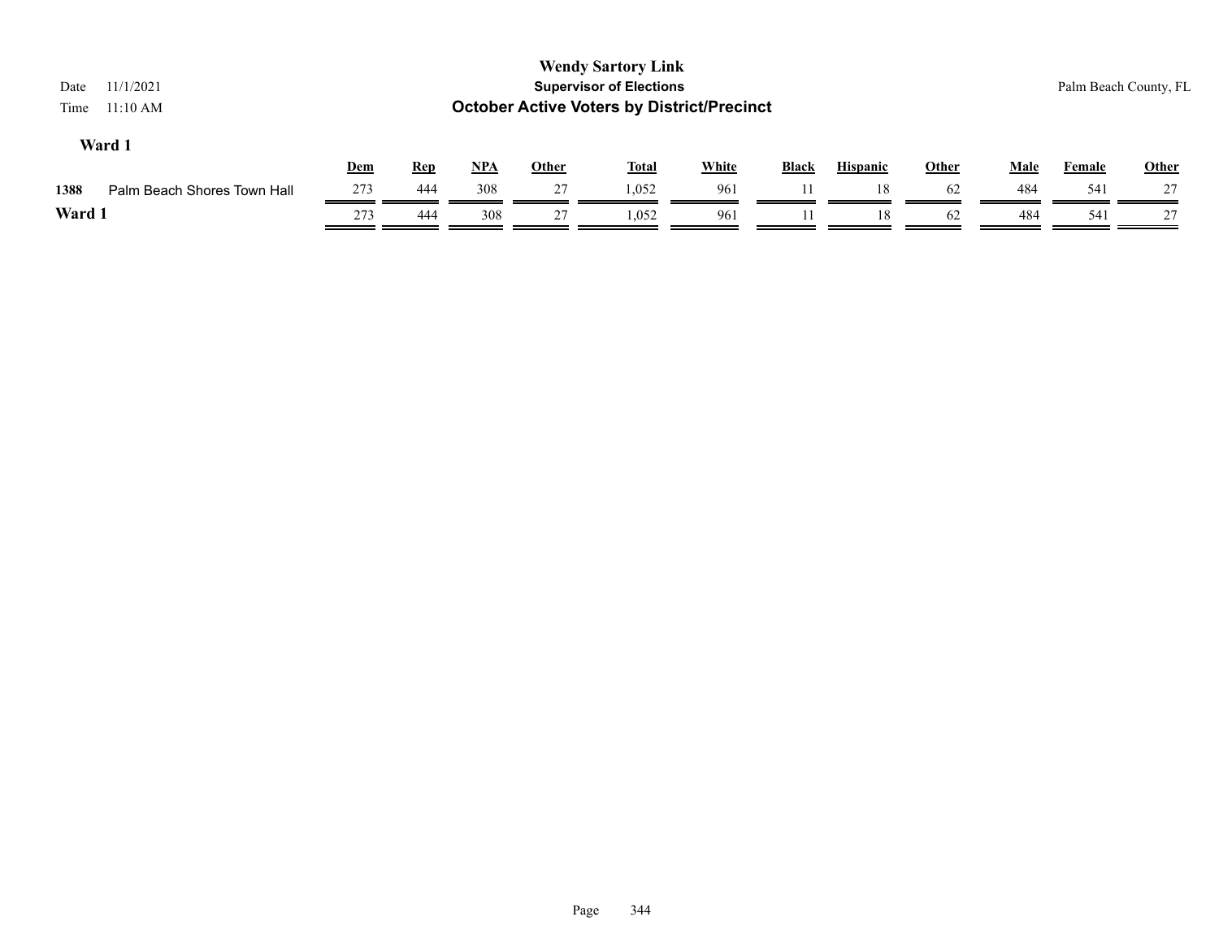Wendy Sartory Link
Supervisor of Elections
**October Active Voters by District/Precinct**

Date 11/1/2021
Time 11:10 AM

Palm Beach County, FL

### Ward 1

| | | Dem | Rep | NPA | Other | Total | White | Black | Hispanic | Other | Male | Female | Other |
|---|---|---|---|---|---|---|---|---|---|---|---|---|---|
| 1388 | Palm Beach Shores Town Hall | 273 | 444 | 308 | 27 | 1,052 | 961 | 11 | 18 | 62 | 484 | 541 | 27 |
| **Ward 1** | | 273 | 444 | 308 | 27 | 1,052 | 961 | 11 | 18 | 62 | 484 | 541 | 27 |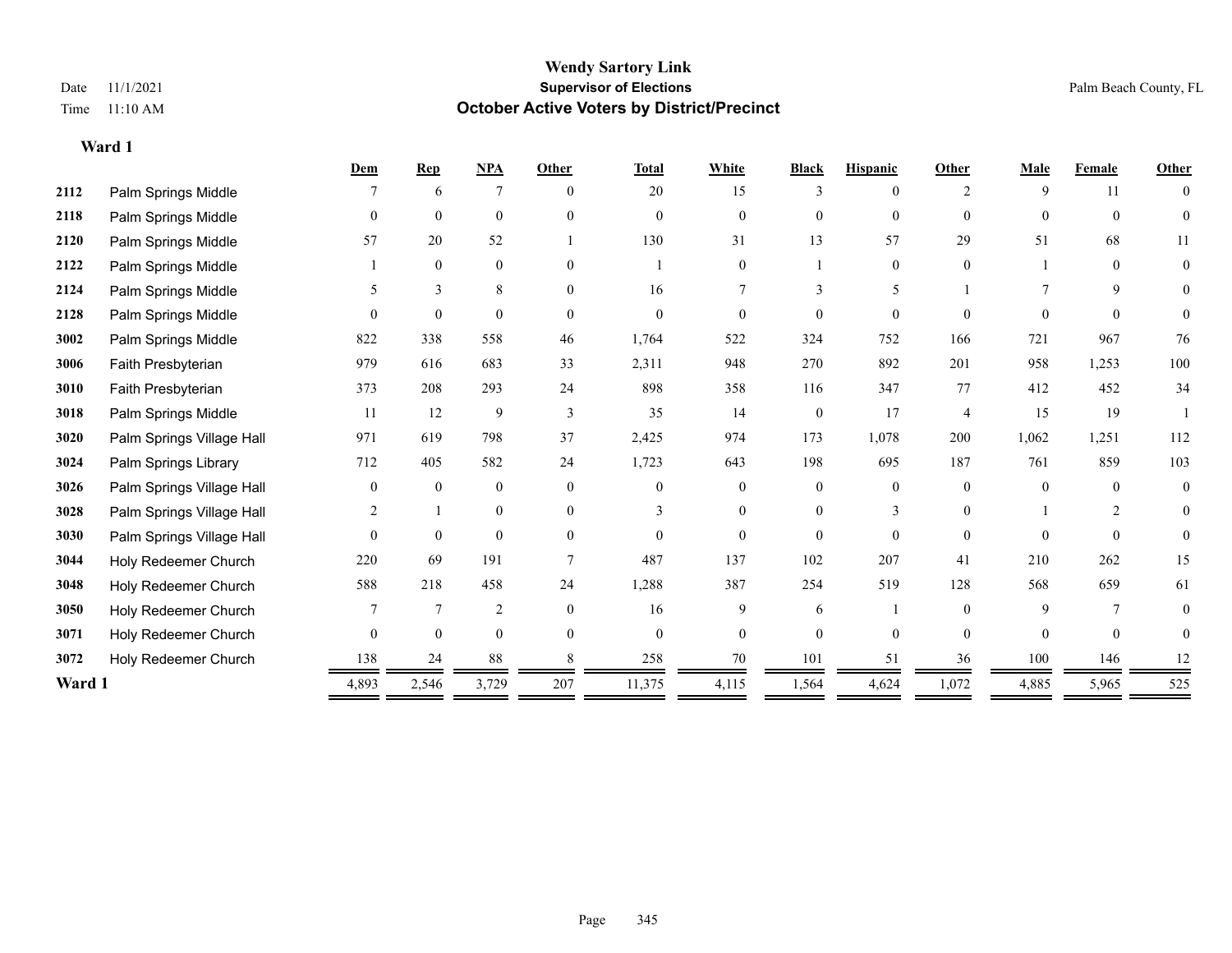**Wendy Sartory Link**
**Supervisor of Elections**
**October Active Voters by District/Precinct**

Date 11/1/2021
Time 11:10 AM

Palm Beach County, FL

### Ward 1

| | | Dem | Rep | NPA | Other | Total | White | Black | Hispanic | Other | Male | Female | Other |
|---|---|---|---|---|---|---|---|---|---|---|---|---|---|
| 2112 | Palm Springs Middle | 7 | 6 | 7 | 0 | 20 | 15 | 3 | 0 | 2 | 9 | 11 | 0 |
| 2118 | Palm Springs Middle | 0 | 0 | 0 | 0 | 0 | 0 | 0 | 0 | 0 | 0 | 0 | 0 |
| 2120 | Palm Springs Middle | 57 | 20 | 52 | 1 | 130 | 31 | 13 | 57 | 29 | 51 | 68 | 11 |
| 2122 | Palm Springs Middle | 1 | 0 | 0 | 0 | 1 | 0 | 1 | 0 | 0 | 1 | 0 | 0 |
| 2124 | Palm Springs Middle | 5 | 3 | 8 | 0 | 16 | 7 | 3 | 5 | 1 | 7 | 9 | 0 |
| 2128 | Palm Springs Middle | 0 | 0 | 0 | 0 | 0 | 0 | 0 | 0 | 0 | 0 | 0 | 0 |
| 3002 | Palm Springs Middle | 822 | 338 | 558 | 46 | 1,764 | 522 | 324 | 752 | 166 | 721 | 967 | 76 |
| 3006 | Faith Presbyterian | 979 | 616 | 683 | 33 | 2,311 | 948 | 270 | 892 | 201 | 958 | 1,253 | 100 |
| 3010 | Faith Presbyterian | 373 | 208 | 293 | 24 | 898 | 358 | 116 | 347 | 77 | 412 | 452 | 34 |
| 3018 | Palm Springs Middle | 11 | 12 | 9 | 3 | 35 | 14 | 0 | 17 | 4 | 15 | 19 | 1 |
| 3020 | Palm Springs Village Hall | 971 | 619 | 798 | 37 | 2,425 | 974 | 173 | 1,078 | 200 | 1,062 | 1,251 | 112 |
| 3024 | Palm Springs Library | 712 | 405 | 582 | 24 | 1,723 | 643 | 198 | 695 | 187 | 761 | 859 | 103 |
| 3026 | Palm Springs Village Hall | 0 | 0 | 0 | 0 | 0 | 0 | 0 | 0 | 0 | 0 | 0 | 0 |
| 3028 | Palm Springs Village Hall | 2 | 1 | 0 | 0 | 3 | 0 | 0 | 3 | 0 | 1 | 2 | 0 |
| 3030 | Palm Springs Village Hall | 0 | 0 | 0 | 0 | 0 | 0 | 0 | 0 | 0 | 0 | 0 | 0 |
| 3044 | Holy Redeemer Church | 220 | 69 | 191 | 7 | 487 | 137 | 102 | 207 | 41 | 210 | 262 | 15 |
| 3048 | Holy Redeemer Church | 588 | 218 | 458 | 24 | 1,288 | 387 | 254 | 519 | 128 | 568 | 659 | 61 |
| 3050 | Holy Redeemer Church | 7 | 7 | 2 | 0 | 16 | 9 | 6 | 1 | 0 | 9 | 7 | 0 |
| 3071 | Holy Redeemer Church | 0 | 0 | 0 | 0 | 0 | 0 | 0 | 0 | 0 | 0 | 0 | 0 |
| 3072 | Holy Redeemer Church | 138 | 24 | 88 | 8 | 258 | 70 | 101 | 51 | 36 | 100 | 146 | 12 |
| **Ward 1** | | 4,893 | 2,546 | 3,729 | 207 | 11,375 | 4,115 | 1,564 | 4,624 | 1,072 | 4,885 | 5,965 | 525 |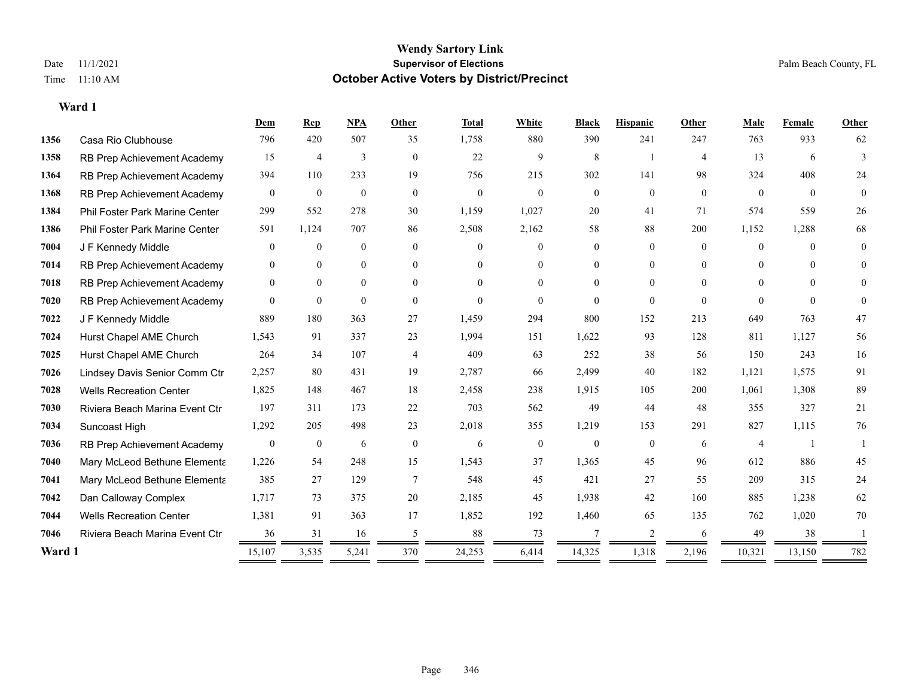# Wendy Sartory Link

**Supervisor of Elections**

**October Active Voters by District/Precinct**

Date 11/1/2021
Time 11:10 AM

Palm Beach County, FL

## Ward 1

| | | Dem | Rep | NPA | Other | Total | White | Black | Hispanic | Other | Male | Female | Other |
|---|---|---|---|---|---|---|---|---|---|---|---|---|---|
| 1356 | Casa Rio Clubhouse | 796 | 420 | 507 | 35 | 1,758 | 880 | 390 | 241 | 247 | 763 | 933 | 62 |
| 1358 | RB Prep Achievement Academy | 15 | 4 | 3 | 0 | 22 | 9 | 8 | 1 | 4 | 13 | 6 | 3 |
| 1364 | RB Prep Achievement Academy | 394 | 110 | 233 | 19 | 756 | 215 | 302 | 141 | 98 | 324 | 408 | 24 |
| 1368 | RB Prep Achievement Academy | 0 | 0 | 0 | 0 | 0 | 0 | 0 | 0 | 0 | 0 | 0 | 0 |
| 1384 | Phil Foster Park Marine Center | 299 | 552 | 278 | 30 | 1,159 | 1,027 | 20 | 41 | 71 | 574 | 559 | 26 |
| 1386 | Phil Foster Park Marine Center | 591 | 1,124 | 707 | 86 | 2,508 | 2,162 | 58 | 88 | 200 | 1,152 | 1,288 | 68 |
| 7004 | J F Kennedy Middle | 0 | 0 | 0 | 0 | 0 | 0 | 0 | 0 | 0 | 0 | 0 | 0 |
| 7014 | RB Prep Achievement Academy | 0 | 0 | 0 | 0 | 0 | 0 | 0 | 0 | 0 | 0 | 0 | 0 |
| 7018 | RB Prep Achievement Academy | 0 | 0 | 0 | 0 | 0 | 0 | 0 | 0 | 0 | 0 | 0 | 0 |
| 7020 | RB Prep Achievement Academy | 0 | 0 | 0 | 0 | 0 | 0 | 0 | 0 | 0 | 0 | 0 | 0 |
| 7022 | J F Kennedy Middle | 889 | 180 | 363 | 27 | 1,459 | 294 | 800 | 152 | 213 | 649 | 763 | 47 |
| 7024 | Hurst Chapel AME Church | 1,543 | 91 | 337 | 23 | 1,994 | 151 | 1,622 | 93 | 128 | 811 | 1,127 | 56 |
| 7025 | Hurst Chapel AME Church | 264 | 34 | 107 | 4 | 409 | 63 | 252 | 38 | 56 | 150 | 243 | 16 |
| 7026 | Lindsey Davis Senior Comm Ctr | 2,257 | 80 | 431 | 19 | 2,787 | 66 | 2,499 | 40 | 182 | 1,121 | 1,575 | 91 |
| 7028 | Wells Recreation Center | 1,825 | 148 | 467 | 18 | 2,458 | 238 | 1,915 | 105 | 200 | 1,061 | 1,308 | 89 |
| 7030 | Riviera Beach Marina Event Ctr | 197 | 311 | 173 | 22 | 703 | 562 | 49 | 44 | 48 | 355 | 327 | 21 |
| 7034 | Suncoast High | 1,292 | 205 | 498 | 23 | 2,018 | 355 | 1,219 | 153 | 291 | 827 | 1,115 | 76 |
| 7036 | RB Prep Achievement Academy | 0 | 0 | 6 | 0 | 6 | 0 | 0 | 0 | 6 | 4 | 1 | 1 |
| 7040 | Mary McLeod Bethune Elementa | 1,226 | 54 | 248 | 15 | 1,543 | 37 | 1,365 | 45 | 96 | 612 | 886 | 45 |
| 7041 | Mary McLeod Bethune Elementa | 385 | 27 | 129 | 7 | 548 | 45 | 421 | 27 | 55 | 209 | 315 | 24 |
| 7042 | Dan Calloway Complex | 1,717 | 73 | 375 | 20 | 2,185 | 45 | 1,938 | 42 | 160 | 885 | 1,238 | 62 |
| 7044 | Wells Recreation Center | 1,381 | 91 | 363 | 17 | 1,852 | 192 | 1,460 | 65 | 135 | 762 | 1,020 | 70 |
| 7046 | Riviera Beach Marina Event Ctr | 36 | 31 | 16 | 5 | 88 | 73 | 7 | 2 | 6 | 49 | 38 | 1 |
| **Ward 1** | | 15,107 | 3,535 | 5,241 | 370 | 24,253 | 6,414 | 14,325 | 1,318 | 2,196 | 10,321 | 13,150 | 782 |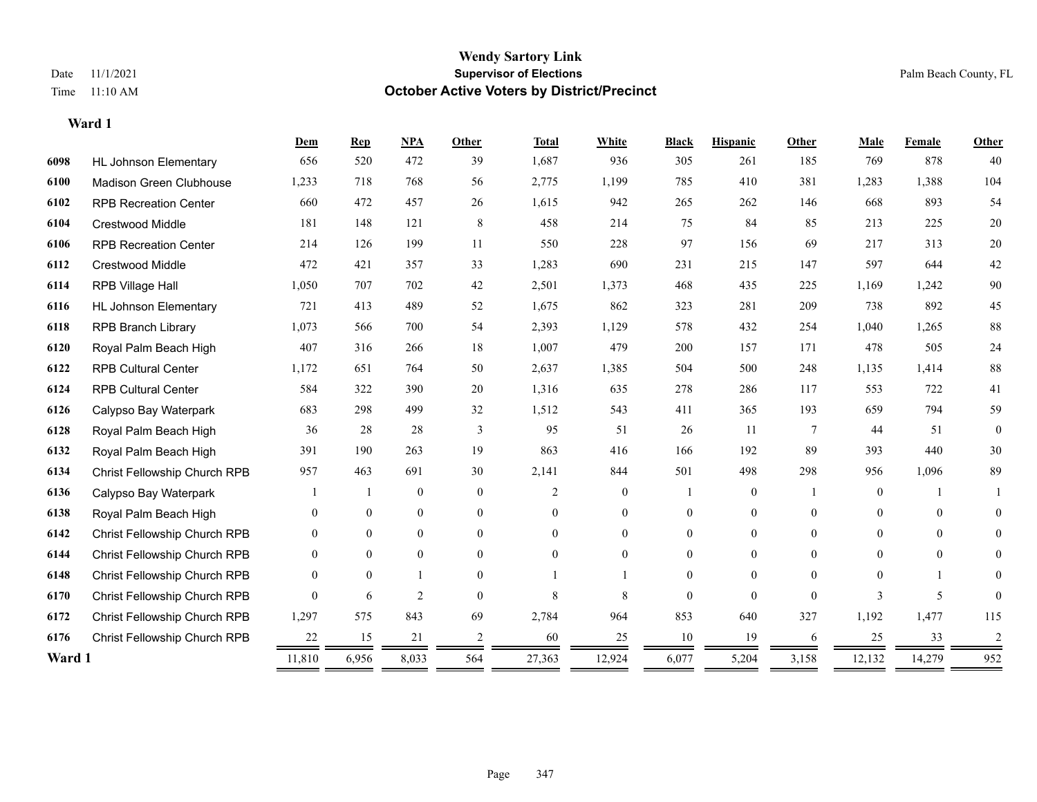# Wendy Sartory Link

## Supervisor of Elections

## October Active Voters by District/Precinct

Date 11/1/2021
Time 11:10 AM

Palm Beach County, FL

### Ward 1

| | | Dem | Rep | NPA | Other | Total | White | Black | Hispanic | Other | Male | Female | Other |
|---|---|---|---|---|---|---|---|---|---|---|---|---|---|
| 6098 | HL Johnson Elementary | 656 | 520 | 472 | 39 | 1,687 | 936 | 305 | 261 | 185 | 769 | 878 | 40 |
| 6100 | Madison Green Clubhouse | 1,233 | 718 | 768 | 56 | 2,775 | 1,199 | 785 | 410 | 381 | 1,283 | 1,388 | 104 |
| 6102 | RPB Recreation Center | 660 | 472 | 457 | 26 | 1,615 | 942 | 265 | 262 | 146 | 668 | 893 | 54 |
| 6104 | Crestwood Middle | 181 | 148 | 121 | 8 | 458 | 214 | 75 | 84 | 85 | 213 | 225 | 20 |
| 6106 | RPB Recreation Center | 214 | 126 | 199 | 11 | 550 | 228 | 97 | 156 | 69 | 217 | 313 | 20 |
| 6112 | Crestwood Middle | 472 | 421 | 357 | 33 | 1,283 | 690 | 231 | 215 | 147 | 597 | 644 | 42 |
| 6114 | RPB Village Hall | 1,050 | 707 | 702 | 42 | 2,501 | 1,373 | 468 | 435 | 225 | 1,169 | 1,242 | 90 |
| 6116 | HL Johnson Elementary | 721 | 413 | 489 | 52 | 1,675 | 862 | 323 | 281 | 209 | 738 | 892 | 45 |
| 6118 | RPB Branch Library | 1,073 | 566 | 700 | 54 | 2,393 | 1,129 | 578 | 432 | 254 | 1,040 | 1,265 | 88 |
| 6120 | Royal Palm Beach High | 407 | 316 | 266 | 18 | 1,007 | 479 | 200 | 157 | 171 | 478 | 505 | 24 |
| 6122 | RPB Cultural Center | 1,172 | 651 | 764 | 50 | 2,637 | 1,385 | 504 | 500 | 248 | 1,135 | 1,414 | 88 |
| 6124 | RPB Cultural Center | 584 | 322 | 390 | 20 | 1,316 | 635 | 278 | 286 | 117 | 553 | 722 | 41 |
| 6126 | Calypso Bay Waterpark | 683 | 298 | 499 | 32 | 1,512 | 543 | 411 | 365 | 193 | 659 | 794 | 59 |
| 6128 | Royal Palm Beach High | 36 | 28 | 28 | 3 | 95 | 51 | 26 | 11 | 7 | 44 | 51 | 0 |
| 6132 | Royal Palm Beach High | 391 | 190 | 263 | 19 | 863 | 416 | 166 | 192 | 89 | 393 | 440 | 30 |
| 6134 | Christ Fellowship Church RPB | 957 | 463 | 691 | 30 | 2,141 | 844 | 501 | 498 | 298 | 956 | 1,096 | 89 |
| 6136 | Calypso Bay Waterpark | 1 | 1 | 0 | 0 | 2 | 0 | 1 | 0 | 1 | 0 | 1 | 1 |
| 6138 | Royal Palm Beach High | 0 | 0 | 0 | 0 | 0 | 0 | 0 | 0 | 0 | 0 | 0 | 0 |
| 6142 | Christ Fellowship Church RPB | 0 | 0 | 0 | 0 | 0 | 0 | 0 | 0 | 0 | 0 | 0 | 0 |
| 6144 | Christ Fellowship Church RPB | 0 | 0 | 0 | 0 | 0 | 0 | 0 | 0 | 0 | 0 | 0 | 0 |
| 6148 | Christ Fellowship Church RPB | 0 | 0 | 1 | 0 | 1 | 1 | 0 | 0 | 0 | 0 | 1 | 0 |
| 6170 | Christ Fellowship Church RPB | 0 | 6 | 2 | 0 | 8 | 8 | 0 | 0 | 0 | 3 | 5 | 0 |
| 6172 | Christ Fellowship Church RPB | 1,297 | 575 | 843 | 69 | 2,784 | 964 | 853 | 640 | 327 | 1,192 | 1,477 | 115 |
| 6176 | Christ Fellowship Church RPB | 22 | 15 | 21 | 2 | 60 | 25 | 10 | 19 | 6 | 25 | 33 | 2 |
| **Ward 1** | | 11,810 | 6,956 | 8,033 | 564 | 27,363 | 12,924 | 6,077 | 5,204 | 3,158 | 12,132 | 14,279 | 952 |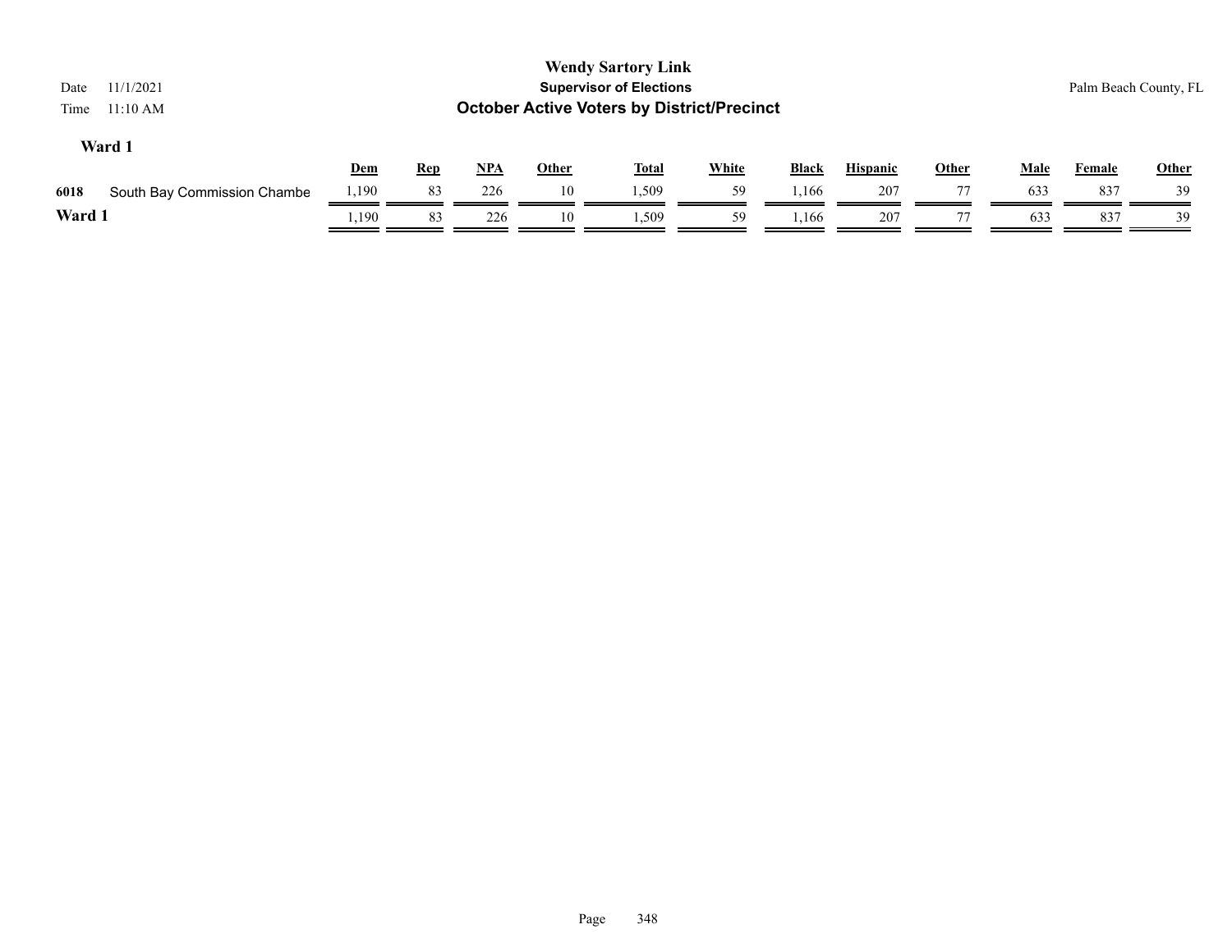**Wendy Sartory Link**
**Supervisor of Elections**
**October Active Voters by District/Precinct**

Date 11/1/2021
Time 11:10 AM

Palm Beach County, FL

## Ward 1

| | | Dem | Rep | NPA | Other | Total | White | Black | Hispanic | Other | Male | Female | Other |
|---|---|---|---|---|---|---|---|---|---|---|---|---|---|
| 6018 | South Bay Commission Chambe | 1,190 | 83 | 226 | 10 | 1,509 | 59 | 1,166 | 207 | 77 | 633 | 837 | 39 |
| **Ward 1** | | 1,190 | 83 | 226 | 10 | 1,509 | 59 | 1,166 | 207 | 77 | 633 | 837 | 39 |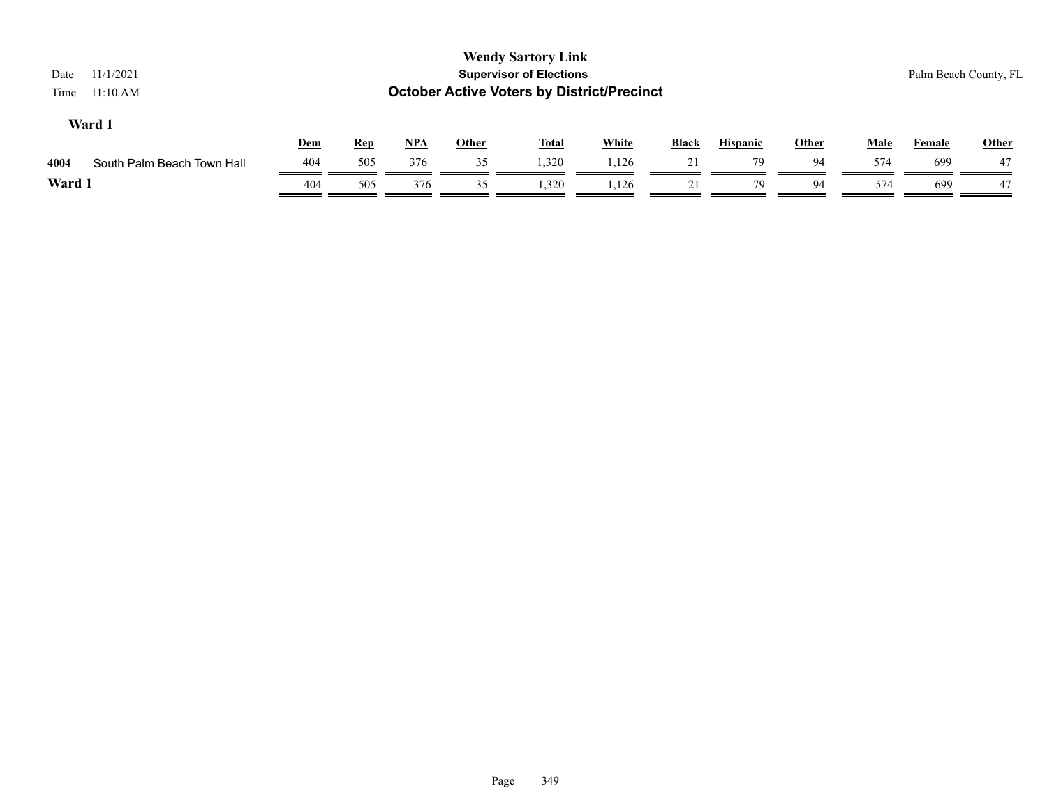**Wendy Sartory Link**

**Supervisor of Elections**

**October Active Voters by District/Precinct**

Date 11/1/2021

Time 11:10 AM

Palm Beach County, FL

### Ward 1

| | | Dem | Rep | NPA | Other | Total | White | Black | Hispanic | Other | Male | Female | Other |
|---|---|---|---|---|---|---|---|---|---|---|---|---|---|
| 4004 | South Palm Beach Town Hall | 404 | 505 | 376 | 35 | 1,320 | 1,126 | 21 | 79 | 94 | 574 | 699 | 47 |
| **Ward 1** | | 404 | 505 | 376 | 35 | 1,320 | 1,126 | 21 | 79 | 94 | 574 | 699 | 47 |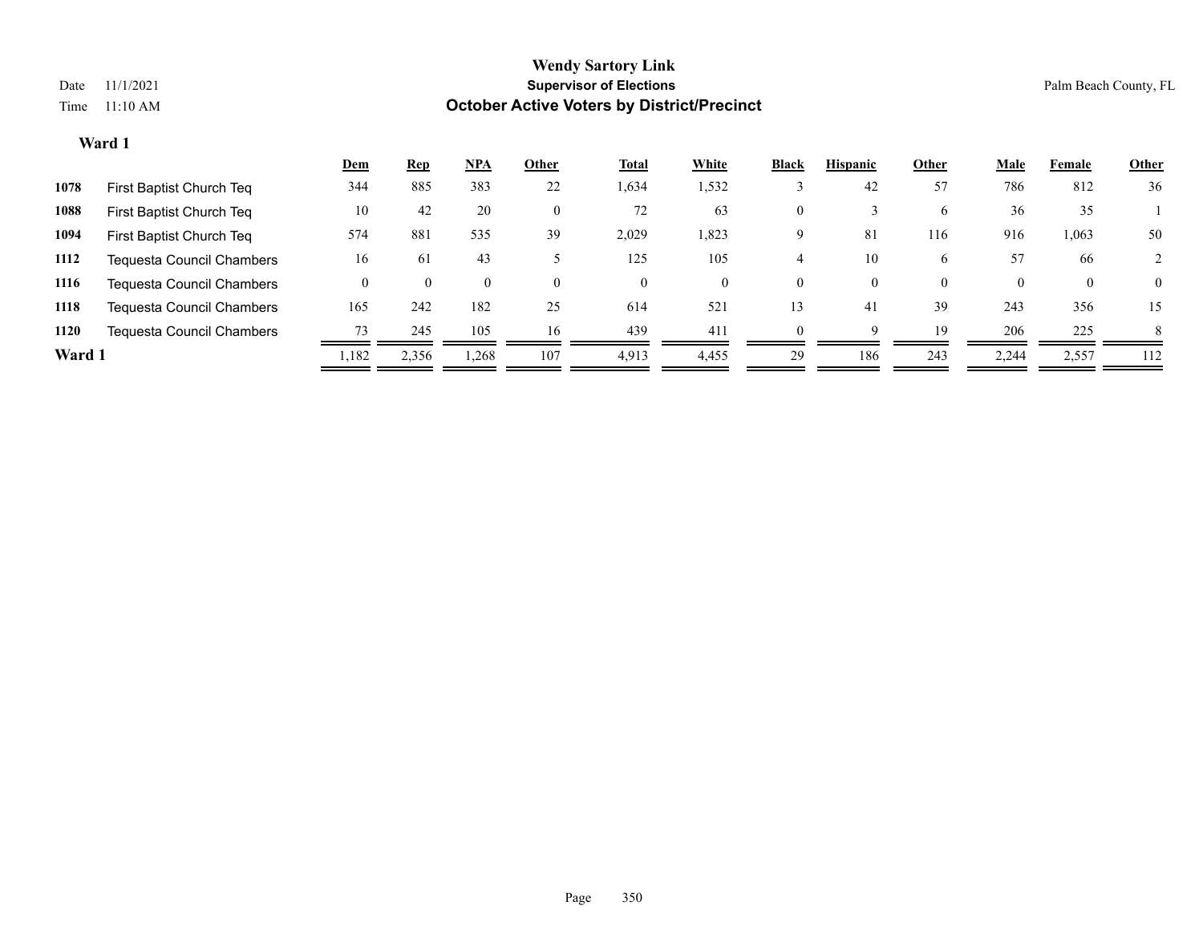# Wendy Sartory Link

## Supervisor of Elections

## October Active Voters by District/Precinct

Date 11/1/2021

Time 11:10 AM

Palm Beach County, FL

### Ward 1

| | | Dem | Rep | NPA | Other | Total | White | Black | Hispanic | Other | Male | Female | Other |
|---|---|---|---|---|---|---|---|---|---|---|---|---|---|
| 1078 | First Baptist Church Teq | 344 | 885 | 383 | 22 | 1,634 | 1,532 | 3 | 42 | 57 | 786 | 812 | 36 |
| 1088 | First Baptist Church Teq | 10 | 42 | 20 | 0 | 72 | 63 | 0 | 3 | 6 | 36 | 35 | 1 |
| 1094 | First Baptist Church Teq | 574 | 881 | 535 | 39 | 2,029 | 1,823 | 9 | 81 | 116 | 916 | 1,063 | 50 |
| 1112 | Tequesta Council Chambers | 16 | 61 | 43 | 5 | 125 | 105 | 4 | 10 | 6 | 57 | 66 | 2 |
| 1116 | Tequesta Council Chambers | 0 | 0 | 0 | 0 | 0 | 0 | 0 | 0 | 0 | 0 | 0 | 0 |
| 1118 | Tequesta Council Chambers | 165 | 242 | 182 | 25 | 614 | 521 | 13 | 41 | 39 | 243 | 356 | 15 |
| 1120 | Tequesta Council Chambers | 73 | 245 | 105 | 16 | 439 | 411 | 0 | 9 | 19 | 206 | 225 | 8 |
| **Ward 1** | | 1,182 | 2,356 | 1,268 | 107 | 4,913 | 4,455 | 29 | 186 | 243 | 2,244 | 2,557 | 112 |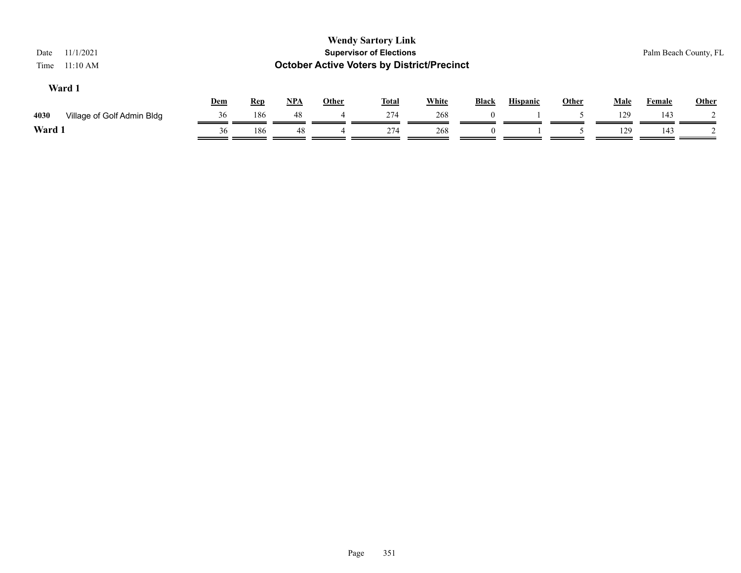**Wendy Sartory Link**
**Supervisor of Elections**
**October Active Voters by District/Precinct**

Date 11/1/2021
Time 11:10 AM

Palm Beach County, FL

### Ward 1

| | | Dem | Rep | NPA | Other | Total | White | Black | Hispanic | Other | Male | Female | Other |
|---|---|---|---|---|---|---|---|---|---|---|---|---|---|
| 4030 | Village of Golf Admin Bldg | 36 | 186 | 48 | 4 | 274 | 268 | 0 | 1 | 5 | 129 | 143 | 2 |
| **Ward 1** | | 36 | 186 | 48 | 4 | 274 | 268 | 0 | 1 | 5 | 129 | 143 | 2 |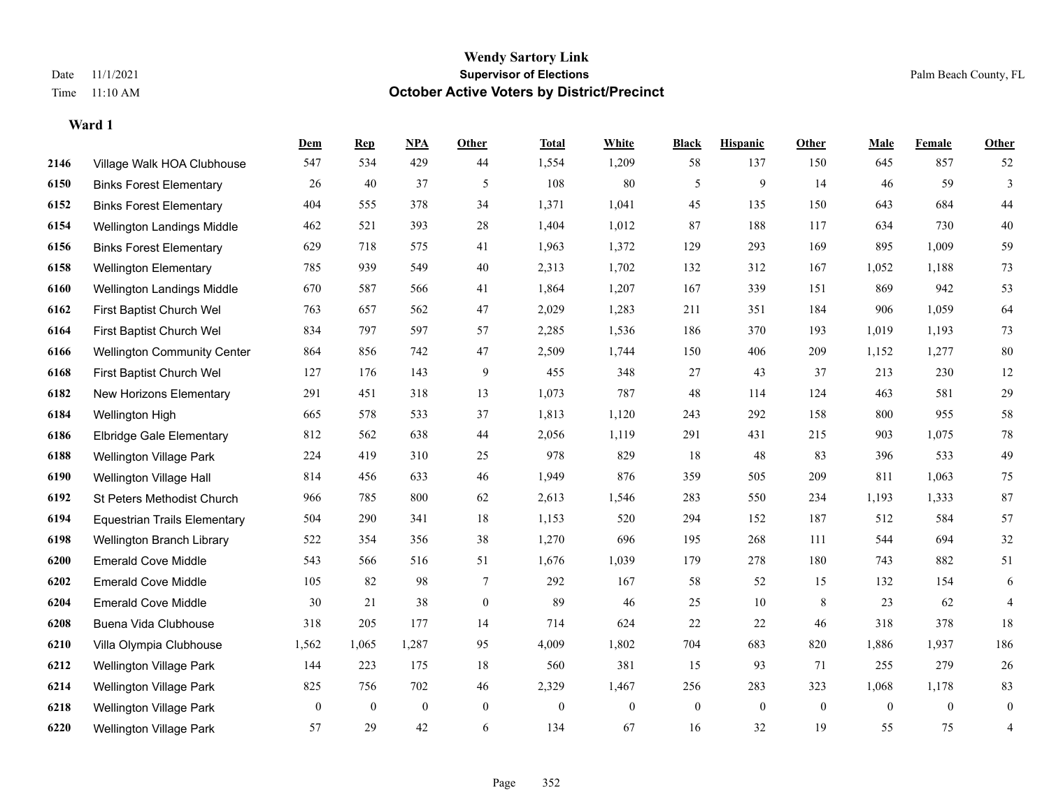# Wendy Sartory Link
## Supervisor of Elections
## October Active Voters by District/Precinct

Date 11/1/2021
Time 11:10 AM

Palm Beach County, FL

### Ward 1

| | | Dem | Rep | NPA | Other | Total | White | Black | Hispanic | Other | Male | Female | Other |
|---|---|---|---|---|---|---|---|---|---|---|---|---|---|
| 2146 | Village Walk HOA Clubhouse | 547 | 534 | 429 | 44 | 1,554 | 1,209 | 58 | 137 | 150 | 645 | 857 | 52 |
| 6150 | Binks Forest Elementary | 26 | 40 | 37 | 5 | 108 | 80 | 5 | 9 | 14 | 46 | 59 | 3 |
| 6152 | Binks Forest Elementary | 404 | 555 | 378 | 34 | 1,371 | 1,041 | 45 | 135 | 150 | 643 | 684 | 44 |
| 6154 | Wellington Landings Middle | 462 | 521 | 393 | 28 | 1,404 | 1,012 | 87 | 188 | 117 | 634 | 730 | 40 |
| 6156 | Binks Forest Elementary | 629 | 718 | 575 | 41 | 1,963 | 1,372 | 129 | 293 | 169 | 895 | 1,009 | 59 |
| 6158 | Wellington Elementary | 785 | 939 | 549 | 40 | 2,313 | 1,702 | 132 | 312 | 167 | 1,052 | 1,188 | 73 |
| 6160 | Wellington Landings Middle | 670 | 587 | 566 | 41 | 1,864 | 1,207 | 167 | 339 | 151 | 869 | 942 | 53 |
| 6162 | First Baptist Church Wel | 763 | 657 | 562 | 47 | 2,029 | 1,283 | 211 | 351 | 184 | 906 | 1,059 | 64 |
| 6164 | First Baptist Church Wel | 834 | 797 | 597 | 57 | 2,285 | 1,536 | 186 | 370 | 193 | 1,019 | 1,193 | 73 |
| 6166 | Wellington Community Center | 864 | 856 | 742 | 47 | 2,509 | 1,744 | 150 | 406 | 209 | 1,152 | 1,277 | 80 |
| 6168 | First Baptist Church Wel | 127 | 176 | 143 | 9 | 455 | 348 | 27 | 43 | 37 | 213 | 230 | 12 |
| 6182 | New Horizons Elementary | 291 | 451 | 318 | 13 | 1,073 | 787 | 48 | 114 | 124 | 463 | 581 | 29 |
| 6184 | Wellington High | 665 | 578 | 533 | 37 | 1,813 | 1,120 | 243 | 292 | 158 | 800 | 955 | 58 |
| 6186 | Elbridge Gale Elementary | 812 | 562 | 638 | 44 | 2,056 | 1,119 | 291 | 431 | 215 | 903 | 1,075 | 78 |
| 6188 | Wellington Village Park | 224 | 419 | 310 | 25 | 978 | 829 | 18 | 48 | 83 | 396 | 533 | 49 |
| 6190 | Wellington Village Hall | 814 | 456 | 633 | 46 | 1,949 | 876 | 359 | 505 | 209 | 811 | 1,063 | 75 |
| 6192 | St Peters Methodist Church | 966 | 785 | 800 | 62 | 2,613 | 1,546 | 283 | 550 | 234 | 1,193 | 1,333 | 87 |
| 6194 | Equestrian Trails Elementary | 504 | 290 | 341 | 18 | 1,153 | 520 | 294 | 152 | 187 | 512 | 584 | 57 |
| 6198 | Wellington Branch Library | 522 | 354 | 356 | 38 | 1,270 | 696 | 195 | 268 | 111 | 544 | 694 | 32 |
| 6200 | Emerald Cove Middle | 543 | 566 | 516 | 51 | 1,676 | 1,039 | 179 | 278 | 180 | 743 | 882 | 51 |
| 6202 | Emerald Cove Middle | 105 | 82 | 98 | 7 | 292 | 167 | 58 | 52 | 15 | 132 | 154 | 6 |
| 6204 | Emerald Cove Middle | 30 | 21 | 38 | 0 | 89 | 46 | 25 | 10 | 8 | 23 | 62 | 4 |
| 6208 | Buena Vida Clubhouse | 318 | 205 | 177 | 14 | 714 | 624 | 22 | 22 | 46 | 318 | 378 | 18 |
| 6210 | Villa Olympia Clubhouse | 1,562 | 1,065 | 1,287 | 95 | 4,009 | 1,802 | 704 | 683 | 820 | 1,886 | 1,937 | 186 |
| 6212 | Wellington Village Park | 144 | 223 | 175 | 18 | 560 | 381 | 15 | 93 | 71 | 255 | 279 | 26 |
| 6214 | Wellington Village Park | 825 | 756 | 702 | 46 | 2,329 | 1,467 | 256 | 283 | 323 | 1,068 | 1,178 | 83 |
| 6218 | Wellington Village Park | 0 | 0 | 0 | 0 | 0 | 0 | 0 | 0 | 0 | 0 | 0 | 0 |
| 6220 | Wellington Village Park | 57 | 29 | 42 | 6 | 134 | 67 | 16 | 32 | 19 | 55 | 75 | 4 |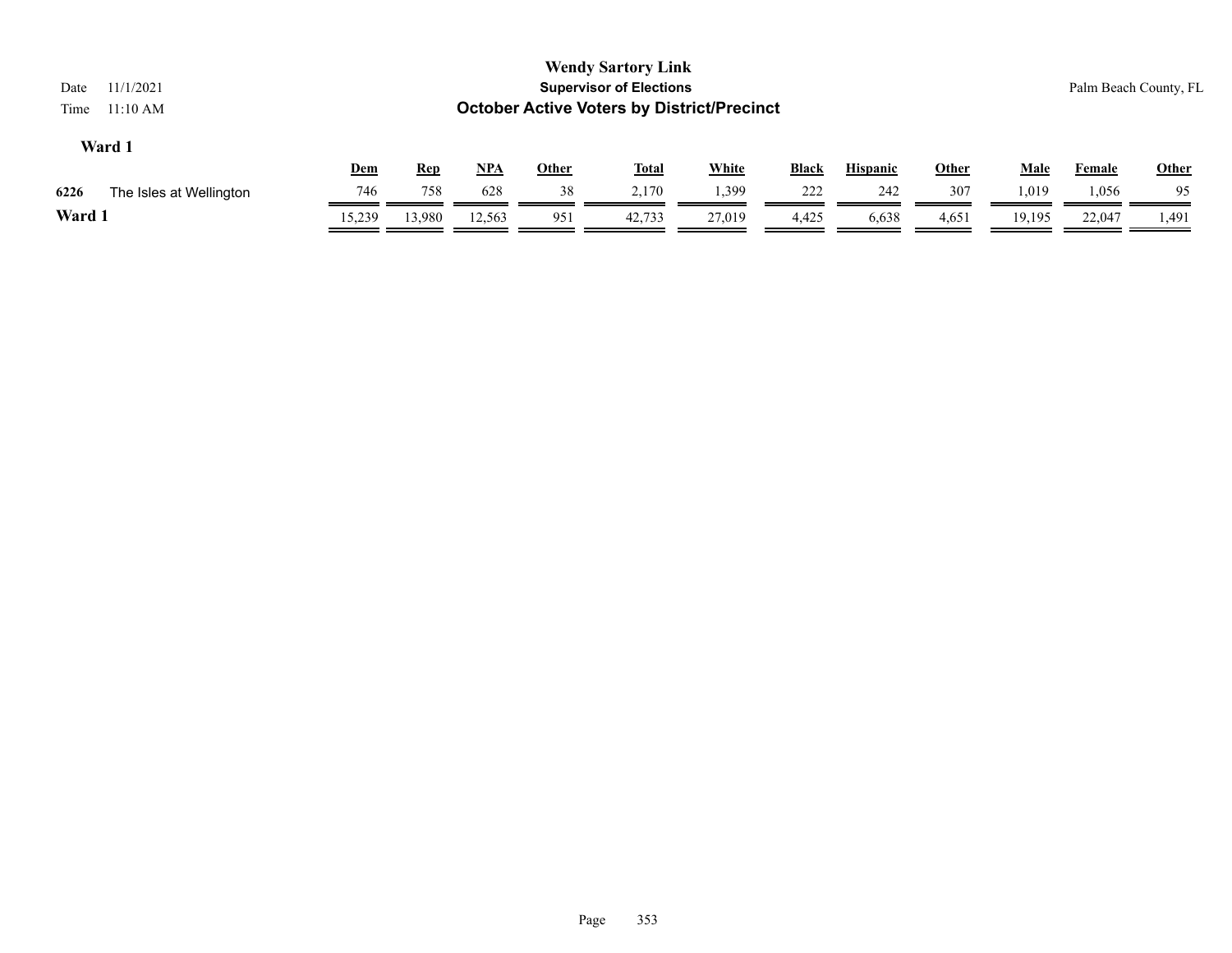# Wendy Sartory Link

## Supervisor of Elections

## October Active Voters by District/Precinct

Date 11/1/2021

Time 11:10 AM

Palm Beach County, FL

### Ward 1

| | | Dem | Rep | NPA | Other | Total | White | Black | Hispanic | Other | Male | Female | Other |
|---|---|---|---|---|---|---|---|---|---|---|---|---|---|
| 6226 | The Isles at Wellington | 746 | 758 | 628 | 38 | 2,170 | 1,399 | 222 | 242 | 307 | 1,019 | 1,056 | 95 |
| **Ward 1** | | 15,239 | 13,980 | 12,563 | 951 | 42,733 | 27,019 | 4,425 | 6,638 | 4,651 | 19,195 | 22,047 | 1,491 |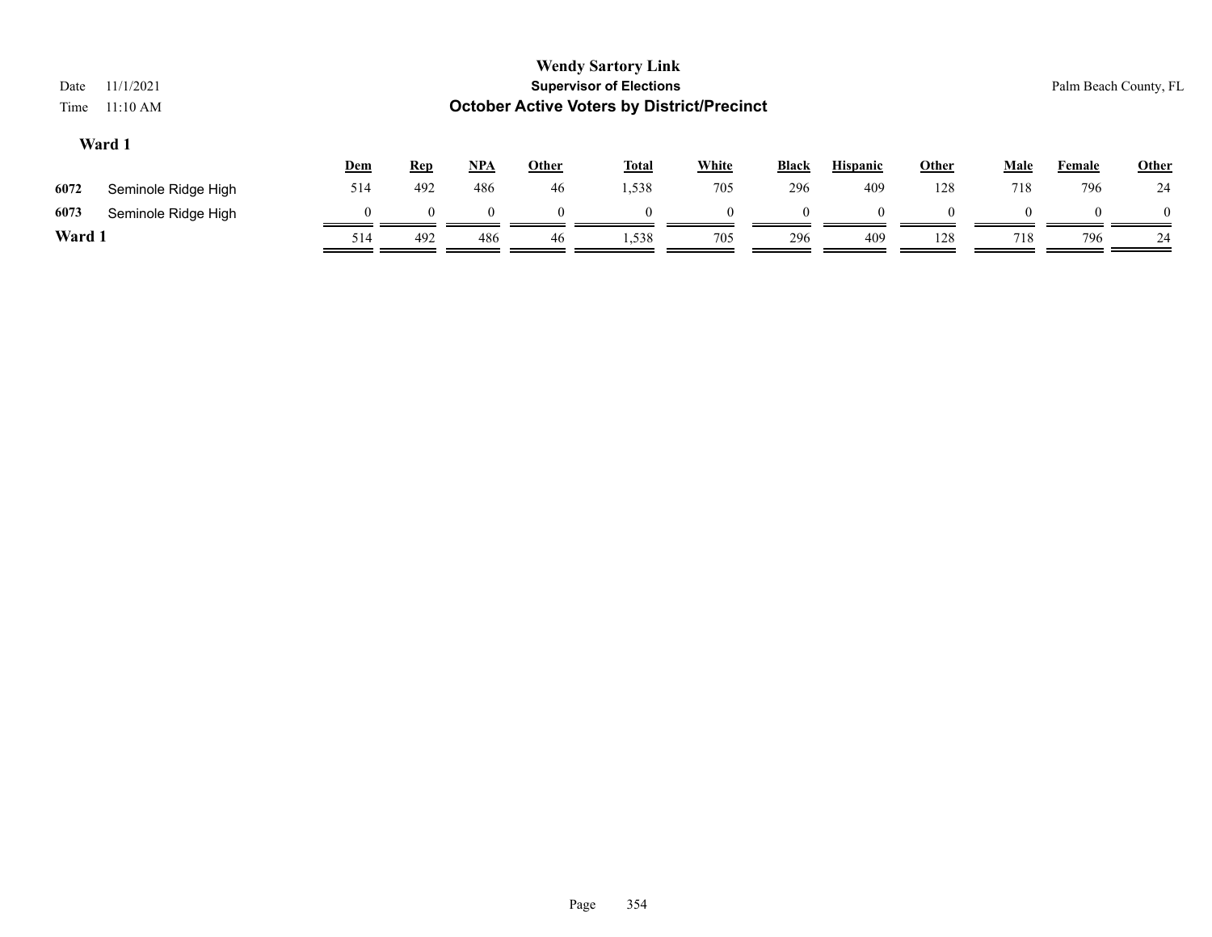# Wendy Sartory Link

## Supervisor of Elections

## October Active Voters by District/Precinct

Date 11/1/2021

Time 11:10 AM

Palm Beach County, FL

### Ward 1

| | | Dem | Rep | NPA | Other | Total | White | Black | Hispanic | Other | Male | Female | Other |
|---|---|---|---|---|---|---|---|---|---|---|---|---|---|
| 6072 | Seminole Ridge High | 514 | 492 | 486 | 46 | 1,538 | 705 | 296 | 409 | 128 | 718 | 796 | 24 |
| 6073 | Seminole Ridge High | 0 | 0 | 0 | 0 | 0 | 0 | 0 | 0 | 0 | 0 | 0 | 0 |
| **Ward 1** | | 514 | 492 | 486 | 46 | 1,538 | 705 | 296 | 409 | 128 | 718 | 796 | 24 |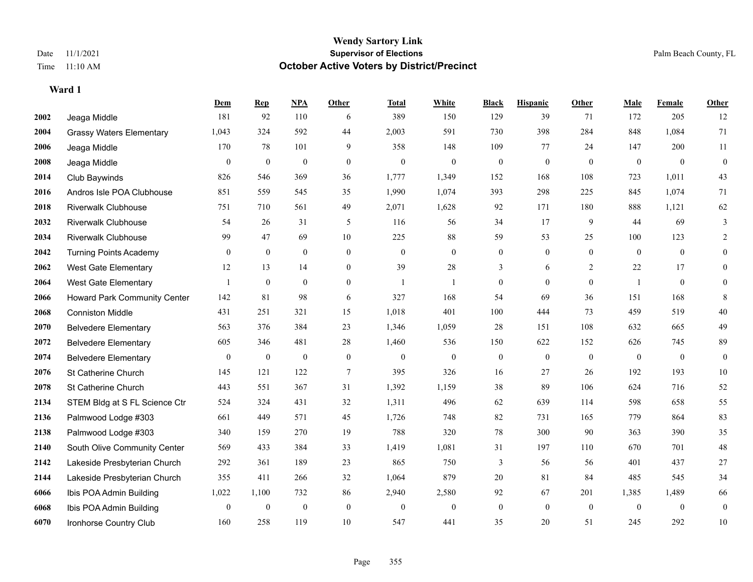# Wendy Sartory Link

**Supervisor of Elections**

**October Active Voters by District/Precinct**

Date 11/1/2021

Time 11:10 AM

Palm Beach County, FL

## Ward 1

| | | Dem | Rep | NPA | Other | Total | White | Black | Hispanic | Other | Male | Female | Other |
|---|---|---|---|---|---|---|---|---|---|---|---|---|---|
| 2002 | Jeaga Middle | 181 | 92 | 110 | 6 | 389 | 150 | 129 | 39 | 71 | 172 | 205 | 12 |
| 2004 | Grassy Waters Elementary | 1,043 | 324 | 592 | 44 | 2,003 | 591 | 730 | 398 | 284 | 848 | 1,084 | 71 |
| 2006 | Jeaga Middle | 170 | 78 | 101 | 9 | 358 | 148 | 109 | 77 | 24 | 147 | 200 | 11 |
| 2008 | Jeaga Middle | 0 | 0 | 0 | 0 | 0 | 0 | 0 | 0 | 0 | 0 | 0 | 0 |
| 2014 | Club Baywinds | 826 | 546 | 369 | 36 | 1,777 | 1,349 | 152 | 168 | 108 | 723 | 1,011 | 43 |
| 2016 | Andros Isle POA Clubhouse | 851 | 559 | 545 | 35 | 1,990 | 1,074 | 393 | 298 | 225 | 845 | 1,074 | 71 |
| 2018 | Riverwalk Clubhouse | 751 | 710 | 561 | 49 | 2,071 | 1,628 | 92 | 171 | 180 | 888 | 1,121 | 62 |
| 2032 | Riverwalk Clubhouse | 54 | 26 | 31 | 5 | 116 | 56 | 34 | 17 | 9 | 44 | 69 | 3 |
| 2034 | Riverwalk Clubhouse | 99 | 47 | 69 | 10 | 225 | 88 | 59 | 53 | 25 | 100 | 123 | 2 |
| 2042 | Turning Points Academy | 0 | 0 | 0 | 0 | 0 | 0 | 0 | 0 | 0 | 0 | 0 | 0 |
| 2062 | West Gate Elementary | 12 | 13 | 14 | 0 | 39 | 28 | 3 | 6 | 2 | 22 | 17 | 0 |
| 2064 | West Gate Elementary | 1 | 0 | 0 | 0 | 1 | 1 | 0 | 0 | 0 | 1 | 0 | 0 |
| 2066 | Howard Park Community Center | 142 | 81 | 98 | 6 | 327 | 168 | 54 | 69 | 36 | 151 | 168 | 8 |
| 2068 | Conniston Middle | 431 | 251 | 321 | 15 | 1,018 | 401 | 100 | 444 | 73 | 459 | 519 | 40 |
| 2070 | Belvedere Elementary | 563 | 376 | 384 | 23 | 1,346 | 1,059 | 28 | 151 | 108 | 632 | 665 | 49 |
| 2072 | Belvedere Elementary | 605 | 346 | 481 | 28 | 1,460 | 536 | 150 | 622 | 152 | 626 | 745 | 89 |
| 2074 | Belvedere Elementary | 0 | 0 | 0 | 0 | 0 | 0 | 0 | 0 | 0 | 0 | 0 | 0 |
| 2076 | St Catherine Church | 145 | 121 | 122 | 7 | 395 | 326 | 16 | 27 | 26 | 192 | 193 | 10 |
| 2078 | St Catherine Church | 443 | 551 | 367 | 31 | 1,392 | 1,159 | 38 | 89 | 106 | 624 | 716 | 52 |
| 2134 | STEM Bldg at S FL Science Ctr | 524 | 324 | 431 | 32 | 1,311 | 496 | 62 | 639 | 114 | 598 | 658 | 55 |
| 2136 | Palmwood Lodge #303 | 661 | 449 | 571 | 45 | 1,726 | 748 | 82 | 731 | 165 | 779 | 864 | 83 |
| 2138 | Palmwood Lodge #303 | 340 | 159 | 270 | 19 | 788 | 320 | 78 | 300 | 90 | 363 | 390 | 35 |
| 2140 | South Olive Community Center | 569 | 433 | 384 | 33 | 1,419 | 1,081 | 31 | 197 | 110 | 670 | 701 | 48 |
| 2142 | Lakeside Presbyterian Church | 292 | 361 | 189 | 23 | 865 | 750 | 3 | 56 | 56 | 401 | 437 | 27 |
| 2144 | Lakeside Presbyterian Church | 355 | 411 | 266 | 32 | 1,064 | 879 | 20 | 81 | 84 | 485 | 545 | 34 |
| 6066 | Ibis POA Admin Building | 1,022 | 1,100 | 732 | 86 | 2,940 | 2,580 | 92 | 67 | 201 | 1,385 | 1,489 | 66 |
| 6068 | Ibis POA Admin Building | 0 | 0 | 0 | 0 | 0 | 0 | 0 | 0 | 0 | 0 | 0 | 0 |
| 6070 | Ironhorse Country Club | 160 | 258 | 119 | 10 | 547 | 441 | 35 | 20 | 51 | 245 | 292 | 10 |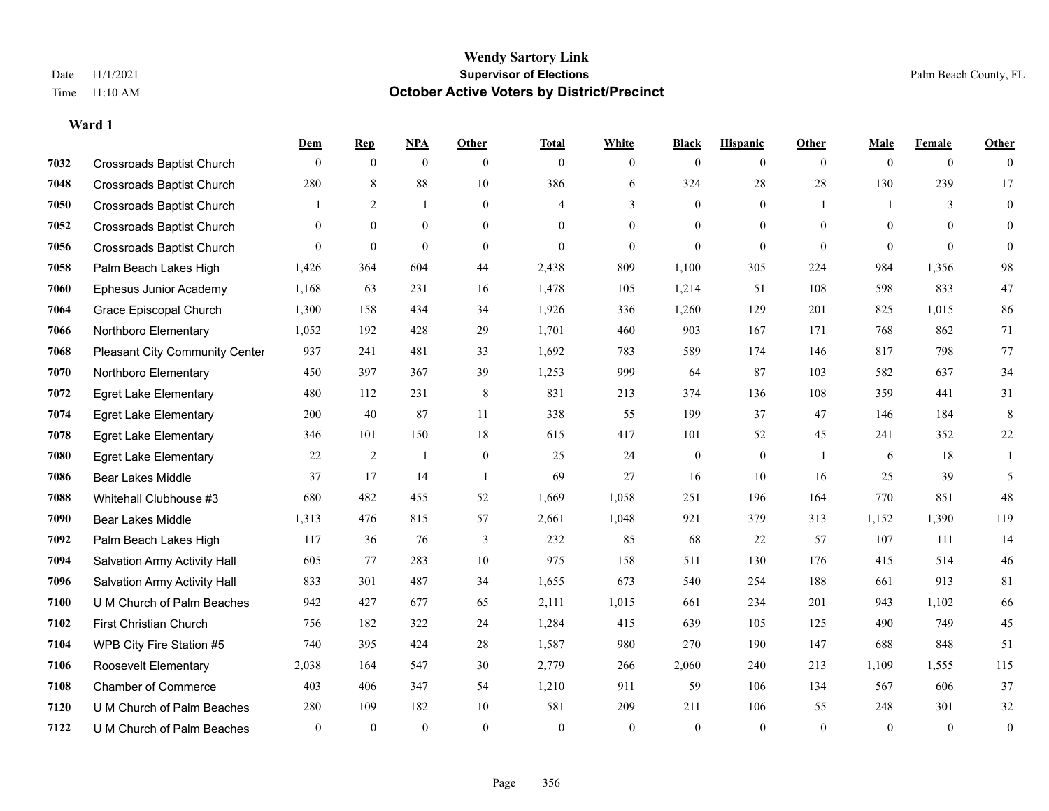# Wendy Sartory Link

**Supervisor of Elections**

**October Active Voters by District/Precinct**

Date 11/1/2021
Time 11:10 AM

Palm Beach County, FL

## Ward 1

| | | Dem | Rep | NPA | Other | Total | White | Black | Hispanic | Other | Male | Female | Other |
|---|---|---|---|---|---|---|---|---|---|---|---|---|---|
| 7032 | Crossroads Baptist Church | 0 | 0 | 0 | 0 | 0 | 0 | 0 | 0 | 0 | 0 | 0 | 0 |
| 7048 | Crossroads Baptist Church | 280 | 8 | 88 | 10 | 386 | 6 | 324 | 28 | 28 | 130 | 239 | 17 |
| 7050 | Crossroads Baptist Church | 1 | 2 | 1 | 0 | 4 | 3 | 0 | 0 | 1 | 1 | 3 | 0 |
| 7052 | Crossroads Baptist Church | 0 | 0 | 0 | 0 | 0 | 0 | 0 | 0 | 0 | 0 | 0 | 0 |
| 7056 | Crossroads Baptist Church | 0 | 0 | 0 | 0 | 0 | 0 | 0 | 0 | 0 | 0 | 0 | 0 |
| 7058 | Palm Beach Lakes High | 1,426 | 364 | 604 | 44 | 2,438 | 809 | 1,100 | 305 | 224 | 984 | 1,356 | 98 |
| 7060 | Ephesus Junior Academy | 1,168 | 63 | 231 | 16 | 1,478 | 105 | 1,214 | 51 | 108 | 598 | 833 | 47 |
| 7064 | Grace Episcopal Church | 1,300 | 158 | 434 | 34 | 1,926 | 336 | 1,260 | 129 | 201 | 825 | 1,015 | 86 |
| 7066 | Northboro Elementary | 1,052 | 192 | 428 | 29 | 1,701 | 460 | 903 | 167 | 171 | 768 | 862 | 71 |
| 7068 | Pleasant City Community Center | 937 | 241 | 481 | 33 | 1,692 | 783 | 589 | 174 | 146 | 817 | 798 | 77 |
| 7070 | Northboro Elementary | 450 | 397 | 367 | 39 | 1,253 | 999 | 64 | 87 | 103 | 582 | 637 | 34 |
| 7072 | Egret Lake Elementary | 480 | 112 | 231 | 8 | 831 | 213 | 374 | 136 | 108 | 359 | 441 | 31 |
| 7074 | Egret Lake Elementary | 200 | 40 | 87 | 11 | 338 | 55 | 199 | 37 | 47 | 146 | 184 | 8 |
| 7078 | Egret Lake Elementary | 346 | 101 | 150 | 18 | 615 | 417 | 101 | 52 | 45 | 241 | 352 | 22 |
| 7080 | Egret Lake Elementary | 22 | 2 | 1 | 0 | 25 | 24 | 0 | 0 | 1 | 6 | 18 | 1 |
| 7086 | Bear Lakes Middle | 37 | 17 | 14 | 1 | 69 | 27 | 16 | 10 | 16 | 25 | 39 | 5 |
| 7088 | Whitehall Clubhouse #3 | 680 | 482 | 455 | 52 | 1,669 | 1,058 | 251 | 196 | 164 | 770 | 851 | 48 |
| 7090 | Bear Lakes Middle | 1,313 | 476 | 815 | 57 | 2,661 | 1,048 | 921 | 379 | 313 | 1,152 | 1,390 | 119 |
| 7092 | Palm Beach Lakes High | 117 | 36 | 76 | 3 | 232 | 85 | 68 | 22 | 57 | 107 | 111 | 14 |
| 7094 | Salvation Army Activity Hall | 605 | 77 | 283 | 10 | 975 | 158 | 511 | 130 | 176 | 415 | 514 | 46 |
| 7096 | Salvation Army Activity Hall | 833 | 301 | 487 | 34 | 1,655 | 673 | 540 | 254 | 188 | 661 | 913 | 81 |
| 7100 | U M Church of Palm Beaches | 942 | 427 | 677 | 65 | 2,111 | 1,015 | 661 | 234 | 201 | 943 | 1,102 | 66 |
| 7102 | First Christian Church | 756 | 182 | 322 | 24 | 1,284 | 415 | 639 | 105 | 125 | 490 | 749 | 45 |
| 7104 | WPB City Fire Station #5 | 740 | 395 | 424 | 28 | 1,587 | 980 | 270 | 190 | 147 | 688 | 848 | 51 |
| 7106 | Roosevelt Elementary | 2,038 | 164 | 547 | 30 | 2,779 | 266 | 2,060 | 240 | 213 | 1,109 | 1,555 | 115 |
| 7108 | Chamber of Commerce | 403 | 406 | 347 | 54 | 1,210 | 911 | 59 | 106 | 134 | 567 | 606 | 37 |
| 7120 | U M Church of Palm Beaches | 280 | 109 | 182 | 10 | 581 | 209 | 211 | 106 | 55 | 248 | 301 | 32 |
| 7122 | U M Church of Palm Beaches | 0 | 0 | 0 | 0 | 0 | 0 | 0 | 0 | 0 | 0 | 0 | 0 |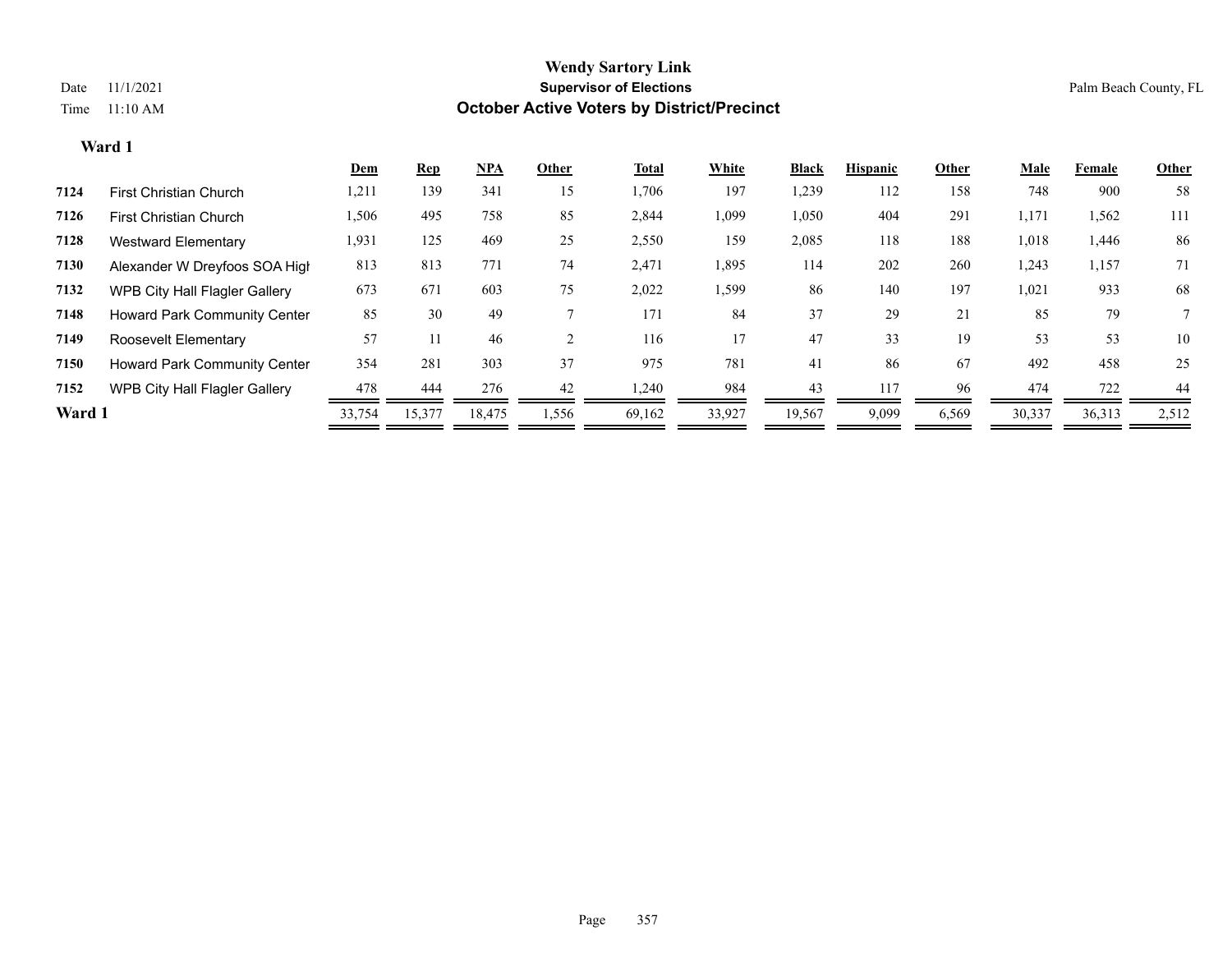# Wendy Sartory Link

**Supervisor of Elections**

**October Active Voters by District/Precinct**

Date 11/1/2021

Time 11:10 AM

Palm Beach County, FL

**Ward 1**

| | | Dem | Rep | NPA | Other | Total | White | Black | Hispanic | Other | Male | Female | Other |
|---|---|---|---|---|---|---|---|---|---|---|---|---|---|
| 7124 | First Christian Church | 1,211 | 139 | 341 | 15 | 1,706 | 197 | 1,239 | 112 | 158 | 748 | 900 | 58 |
| 7126 | First Christian Church | 1,506 | 495 | 758 | 85 | 2,844 | 1,099 | 1,050 | 404 | 291 | 1,171 | 1,562 | 111 |
| 7128 | Westward Elementary | 1,931 | 125 | 469 | 25 | 2,550 | 159 | 2,085 | 118 | 188 | 1,018 | 1,446 | 86 |
| 7130 | Alexander W Dreyfoos SOA High | 813 | 813 | 771 | 74 | 2,471 | 1,895 | 114 | 202 | 260 | 1,243 | 1,157 | 71 |
| 7132 | WPB City Hall Flagler Gallery | 673 | 671 | 603 | 75 | 2,022 | 1,599 | 86 | 140 | 197 | 1,021 | 933 | 68 |
| 7148 | Howard Park Community Center | 85 | 30 | 49 | 7 | 171 | 84 | 37 | 29 | 21 | 85 | 79 | 7 |
| 7149 | Roosevelt Elementary | 57 | 11 | 46 | 2 | 116 | 17 | 47 | 33 | 19 | 53 | 53 | 10 |
| 7150 | Howard Park Community Center | 354 | 281 | 303 | 37 | 975 | 781 | 41 | 86 | 67 | 492 | 458 | 25 |
| 7152 | WPB City Hall Flagler Gallery | 478 | 444 | 276 | 42 | 1,240 | 984 | 43 | 117 | 96 | 474 | 722 | 44 |
| **Ward 1** | | 33,754 | 15,377 | 18,475 | 1,556 | 69,162 | 33,927 | 19,567 | 9,099 | 6,569 | 30,337 | 36,313 | 2,512 |